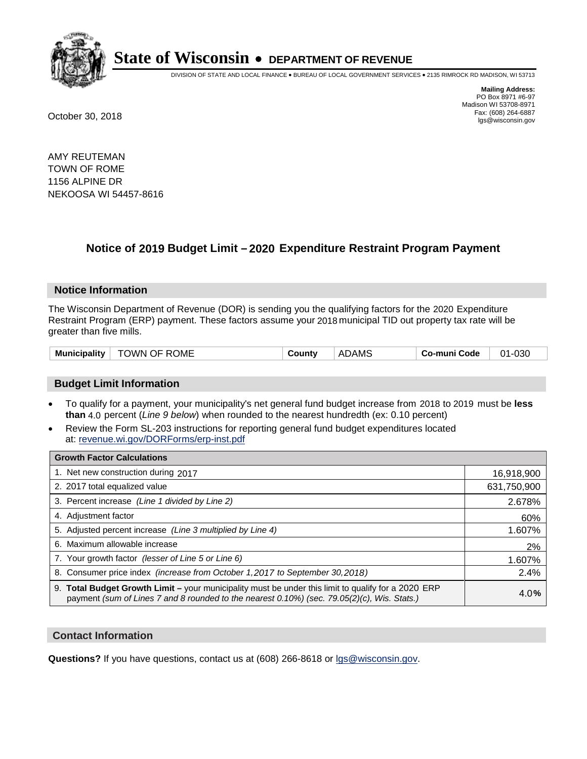# State of Wisconsin • DEPARTMENT OF REVENUE

DIVISION OF STATE AND LOCAL FINANCE • BUREAU OF LOCAL GOVERNMENT SERVICES • 2135 RIMROCK RD MADISON, WI 53713

**Mailing Address:**
PO Box 8971 #6-97
Madison WI 53708-8971
Fax: (608) 264-6887
lgs@wisconsin.gov

October 30, 2018

AMY REUTEMAN
TOWN OF ROME
1156 ALPINE DR
NEKOOSA WI 54457-8616

## Notice of 2019 Budget Limit – 2020 Expenditure Restraint Program Payment

### Notice Information

The Wisconsin Department of Revenue (DOR) is sending you the qualifying factors for the 2020 Expenditure Restraint Program (ERP) payment. These factors assume your 2018 municipal TID out property tax rate will be greater than five mills.

| Municipality | TOWN OF ROME | County | ADAMS | Co-muni Code | 01-030 |
|---|---|---|---|---|---|

### Budget Limit Information

- To qualify for a payment, your municipality's net general fund budget increase from 2018 to 2019 must be **less than** 4.0 percent (*Line 9 below*) when rounded to the nearest hundredth (ex: 0.10 percent)
- Review the Form SL-203 instructions for reporting general fund budget expenditures located at: revenue.wi.gov/DORForms/erp-inst.pdf

| Growth Factor Calculations | |
|---|---|
| 1. Net new construction during 2017 | 16,918,900 |
| 2. 2017 total equalized value | 631,750,900 |
| 3. Percent increase *(Line 1 divided by Line 2)* | 2.678% |
| 4. Adjustment factor | 60% |
| 5. Adjusted percent increase *(Line 3 multiplied by Line 4)* | 1.607% |
| 6. Maximum allowable increase | 2% |
| 7. Your growth factor *(lesser of Line 5 or Line 6)* | 1.607% |
| 8. Consumer price index *(increase from October 1,2017 to September 30,2018)* | 2.4% |
| 9. **Total Budget Growth Limit –** your municipality must be under this limit to qualify for a 2020 ERP payment *(sum of Lines 7 and 8 rounded to the nearest 0.10%) (sec. 79.05(2)(c), Wis. Stats.)* | 4.0% |

### Contact Information

**Questions?** If you have questions, contact us at (608) 266-8618 or lgs@wisconsin.gov.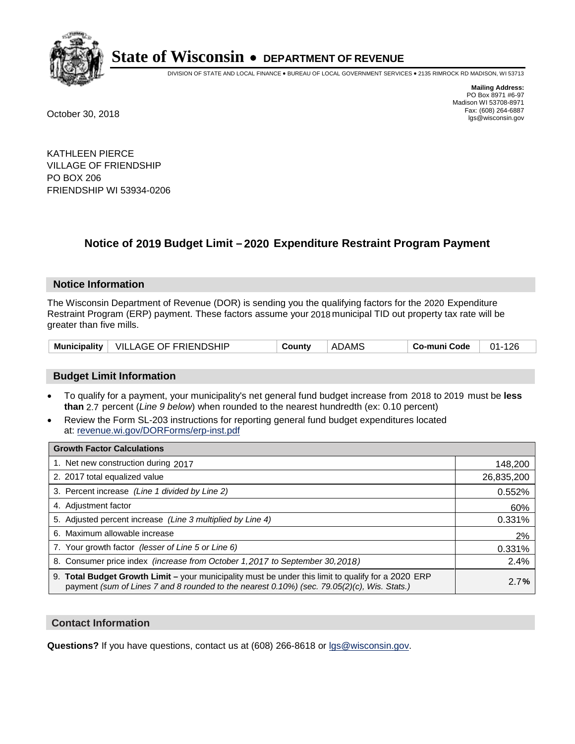# State of Wisconsin • DEPARTMENT OF REVENUE

DIVISION OF STATE AND LOCAL FINANCE • BUREAU OF LOCAL GOVERNMENT SERVICES • 2135 RIMROCK RD MADISON, WI 53713

**Mailing Address:**
PO Box 8971 #6-97
Madison WI 53708-8971
Fax: (608) 264-6887
lgs@wisconsin.gov

October 30, 2018

KATHLEEN PIERCE
VILLAGE OF FRIENDSHIP
PO BOX 206
FRIENDSHIP WI 53934-0206

## Notice of 2019 Budget Limit – 2020 Expenditure Restraint Program Payment

### Notice Information

The Wisconsin Department of Revenue (DOR) is sending you the qualifying factors for the 2020 Expenditure Restraint Program (ERP) payment. These factors assume your 2018 municipal TID out property tax rate will be greater than five mills.

| Municipality | VILLAGE OF FRIENDSHIP | County | ADAMS | Co-muni Code | 01-126 |
|---|---|---|---|---|---|

### Budget Limit Information

- To qualify for a payment, your municipality's net general fund budget increase from 2018 to 2019 must be **less than** 2.7 percent (*Line 9 below*) when rounded to the nearest hundredth (ex: 0.10 percent)
- Review the Form SL-203 instructions for reporting general fund budget expenditures located at: revenue.wi.gov/DORForms/erp-inst.pdf

| Growth Factor Calculations | |
|---|---|
| 1. Net new construction during 2017 | 148,200 |
| 2. 2017 total equalized value | 26,835,200 |
| 3. Percent increase *(Line 1 divided by Line 2)* | 0.552% |
| 4. Adjustment factor | 60% |
| 5. Adjusted percent increase *(Line 3 multiplied by Line 4)* | 0.331% |
| 6. Maximum allowable increase | 2% |
| 7. Your growth factor *(lesser of Line 5 or Line 6)* | 0.331% |
| 8. Consumer price index *(increase from October 1,2017 to September 30,2018)* | 2.4% |
| 9. **Total Budget Growth Limit –** your municipality must be under this limit to qualify for a 2020 ERP payment *(sum of Lines 7 and 8 rounded to the nearest 0.10%) (sec. 79.05(2)(c), Wis. Stats.)* | 2.7**%** |

### Contact Information

**Questions?** If you have questions, contact us at (608) 266-8618 or lgs@wisconsin.gov.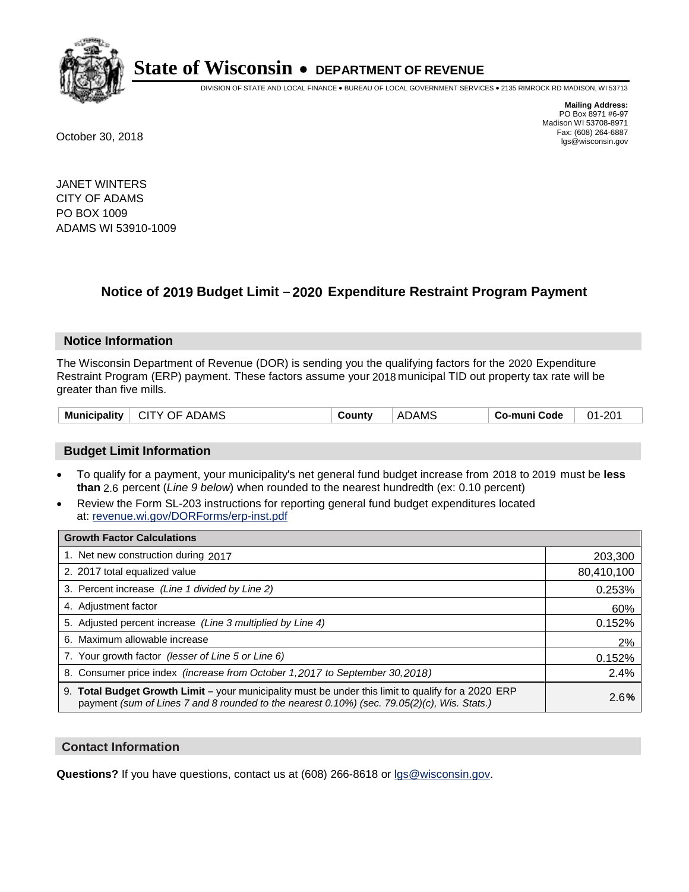# State of Wisconsin • DEPARTMENT OF REVENUE

DIVISION OF STATE AND LOCAL FINANCE • BUREAU OF LOCAL GOVERNMENT SERVICES • 2135 RIMROCK RD MADISON, WI 53713

**Mailing Address:**
PO Box 8971 #6-97
Madison WI 53708-8971
Fax: (608) 264-6887
lgs@wisconsin.gov

October 30, 2018

JANET WINTERS
CITY OF ADAMS
PO BOX 1009
ADAMS WI 53910-1009

## Notice of 2019 Budget Limit – 2020 Expenditure Restraint Program Payment

### Notice Information

The Wisconsin Department of Revenue (DOR) is sending you the qualifying factors for the 2020 Expenditure Restraint Program (ERP) payment. These factors assume your 2018 municipal TID out property tax rate will be greater than five mills.

| Municipality | CITY OF ADAMS | County | ADAMS | Co-muni Code | 01-201 |
|---|---|---|---|---|---|

### Budget Limit Information

- To qualify for a payment, your municipality's net general fund budget increase from 2018 to 2019 must be **less than** 2.6 percent (*Line 9 below*) when rounded to the nearest hundredth (ex: 0.10 percent)
- Review the Form SL-203 instructions for reporting general fund budget expenditures located at: revenue.wi.gov/DORForms/erp-inst.pdf

| Growth Factor Calculations | |
|---|---|
| 1. Net new construction during 2017 | 203,300 |
| 2. 2017 total equalized value | 80,410,100 |
| 3. Percent increase *(Line 1 divided by Line 2)* | 0.253% |
| 4. Adjustment factor | 60% |
| 5. Adjusted percent increase *(Line 3 multiplied by Line 4)* | 0.152% |
| 6. Maximum allowable increase | 2% |
| 7. Your growth factor *(lesser of Line 5 or Line 6)* | 0.152% |
| 8. Consumer price index *(increase from October 1,2017 to September 30,2018)* | 2.4% |
| 9. **Total Budget Growth Limit –** your municipality must be under this limit to qualify for a 2020 ERP payment *(sum of Lines 7 and 8 rounded to the nearest 0.10%) (sec. 79.05(2)(c), Wis. Stats.)* | 2.6**%** |

### Contact Information

**Questions?** If you have questions, contact us at (608) 266-8618 or lgs@wisconsin.gov.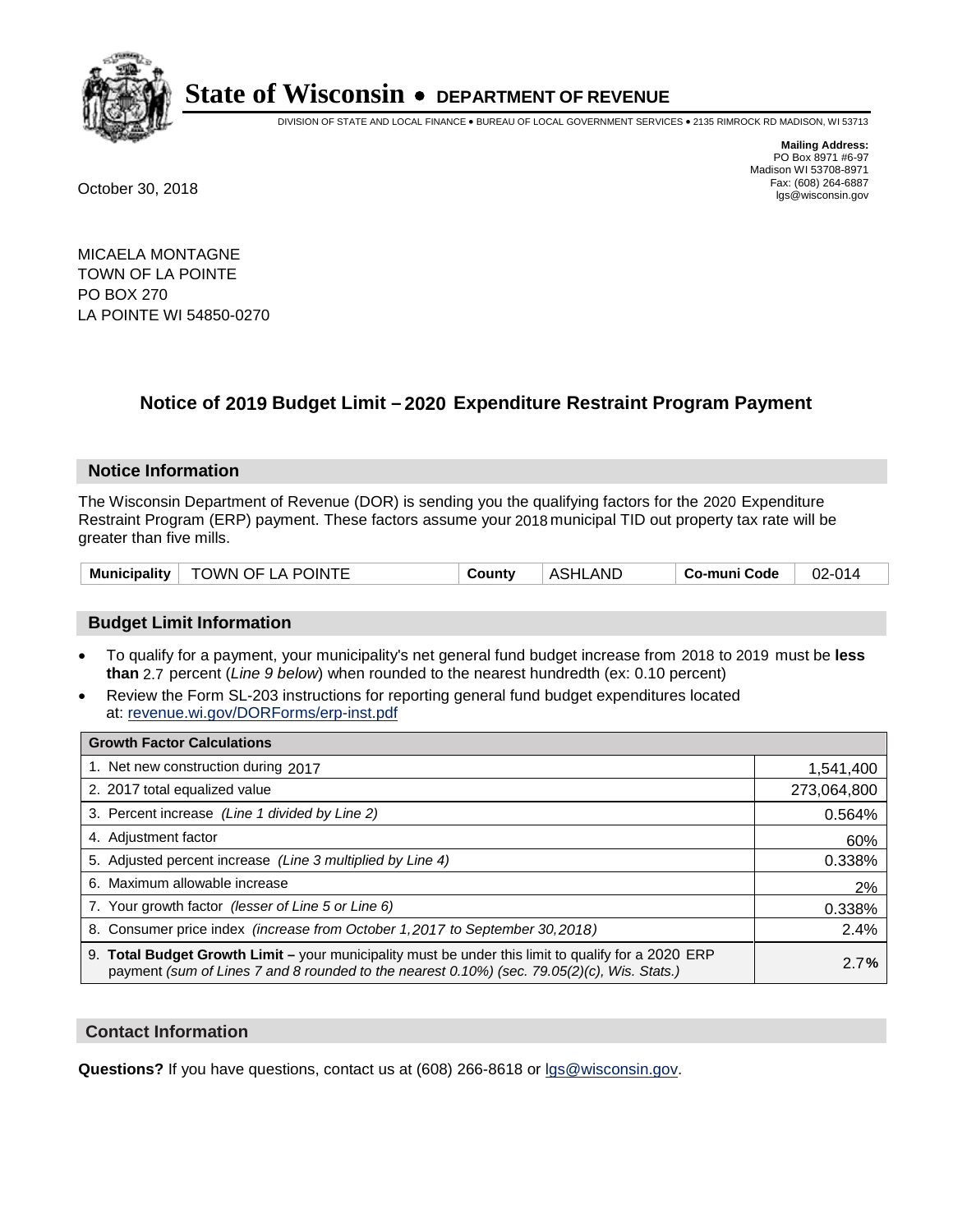# State of Wisconsin • DEPARTMENT OF REVENUE

DIVISION OF STATE AND LOCAL FINANCE • BUREAU OF LOCAL GOVERNMENT SERVICES • 2135 RIMROCK RD MADISON, WI 53713

**Mailing Address:**
PO Box 8971 #6-97
Madison WI 53708-8971
Fax: (608) 264-6887
lgs@wisconsin.gov

October 30, 2018

MICAELA MONTAGNE
TOWN OF LA POINTE
PO BOX 270
LA POINTE WI 54850-0270

## Notice of 2019 Budget Limit – 2020 Expenditure Restraint Program Payment

### Notice Information

The Wisconsin Department of Revenue (DOR) is sending you the qualifying factors for the 2020 Expenditure Restraint Program (ERP) payment. These factors assume your 2018 municipal TID out property tax rate will be greater than five mills.

| Municipality | TOWN OF LA POINTE | County | ASHLAND | Co-muni Code | 02-014 |
|---|---|---|---|---|---|

### Budget Limit Information

- To qualify for a payment, your municipality's net general fund budget increase from 2018 to 2019 must be **less than** 2.7 percent (*Line 9 below*) when rounded to the nearest hundredth (ex: 0.10 percent)
- Review the Form SL-203 instructions for reporting general fund budget expenditures located at: revenue.wi.gov/DORForms/erp-inst.pdf

| Growth Factor Calculations | |
|---|---|
| 1. Net new construction during 2017 | 1,541,400 |
| 2. 2017 total equalized value | 273,064,800 |
| 3. Percent increase *(Line 1 divided by Line 2)* | 0.564% |
| 4. Adjustment factor | 60% |
| 5. Adjusted percent increase *(Line 3 multiplied by Line 4)* | 0.338% |
| 6. Maximum allowable increase | 2% |
| 7. Your growth factor *(lesser of Line 5 or Line 6)* | 0.338% |
| 8. Consumer price index *(increase from October 1,2017 to September 30,2018)* | 2.4% |
| 9. **Total Budget Growth Limit –** your municipality must be under this limit to qualify for a 2020 ERP payment *(sum of Lines 7 and 8 rounded to the nearest 0.10%) (sec. 79.05(2)(c), Wis. Stats.)* | 2.7**%** |

### Contact Information

**Questions?** If you have questions, contact us at (608) 266-8618 or lgs@wisconsin.gov.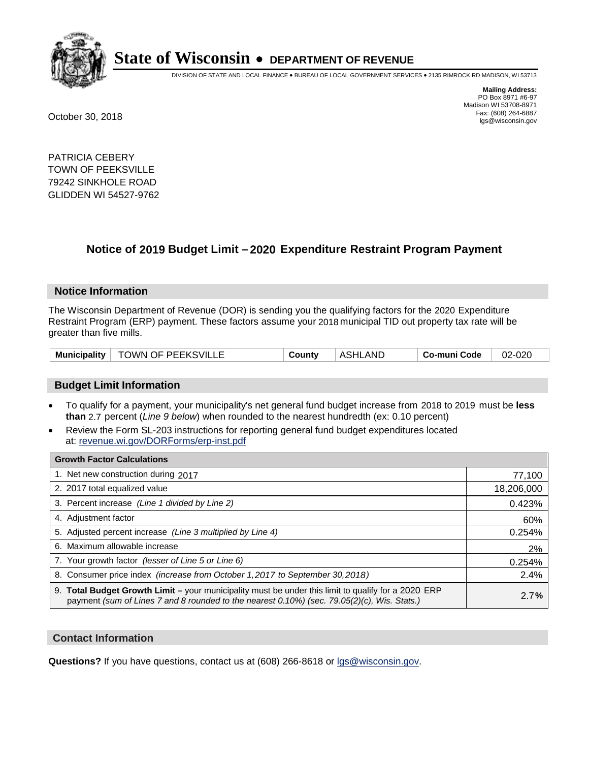# State of Wisconsin • DEPARTMENT OF REVENUE

DIVISION OF STATE AND LOCAL FINANCE • BUREAU OF LOCAL GOVERNMENT SERVICES • 2135 RIMROCK RD MADISON, WI 53713

**Mailing Address:**
PO Box 8971 #6-97
Madison WI 53708-8971
Fax: (608) 264-6887
lgs@wisconsin.gov

October 30, 2018

PATRICIA CEBERY
TOWN OF PEEKSVILLE
79242 SINKHOLE ROAD
GLIDDEN WI 54527-9762

## Notice of 2019 Budget Limit – 2020 Expenditure Restraint Program Payment

### Notice Information

The Wisconsin Department of Revenue (DOR) is sending you the qualifying factors for the 2020 Expenditure Restraint Program (ERP) payment. These factors assume your 2018 municipal TID out property tax rate will be greater than five mills.

| Municipality | TOWN OF PEEKSVILLE | County | ASHLAND | Co-muni Code | 02-020 |
|---|---|---|---|---|---|

### Budget Limit Information

- To qualify for a payment, your municipality's net general fund budget increase from 2018 to 2019 must be **less than** 2.7 percent (*Line 9 below*) when rounded to the nearest hundredth (ex: 0.10 percent)
- Review the Form SL-203 instructions for reporting general fund budget expenditures located at: revenue.wi.gov/DORForms/erp-inst.pdf

| Growth Factor Calculations | |
|---|---|
| 1. Net new construction during 2017 | 77,100 |
| 2. 2017 total equalized value | 18,206,000 |
| 3. Percent increase *(Line 1 divided by Line 2)* | 0.423% |
| 4. Adjustment factor | 60% |
| 5. Adjusted percent increase *(Line 3 multiplied by Line 4)* | 0.254% |
| 6. Maximum allowable increase | 2% |
| 7. Your growth factor *(lesser of Line 5 or Line 6)* | 0.254% |
| 8. Consumer price index *(increase from October 1,2017 to September 30,2018)* | 2.4% |
| 9. **Total Budget Growth Limit –** your municipality must be under this limit to qualify for a 2020 ERP payment *(sum of Lines 7 and 8 rounded to the nearest 0.10%) (sec. 79.05(2)(c), Wis. Stats.)* | 2.7**%** |

### Contact Information

**Questions?** If you have questions, contact us at (608) 266-8618 or lgs@wisconsin.gov.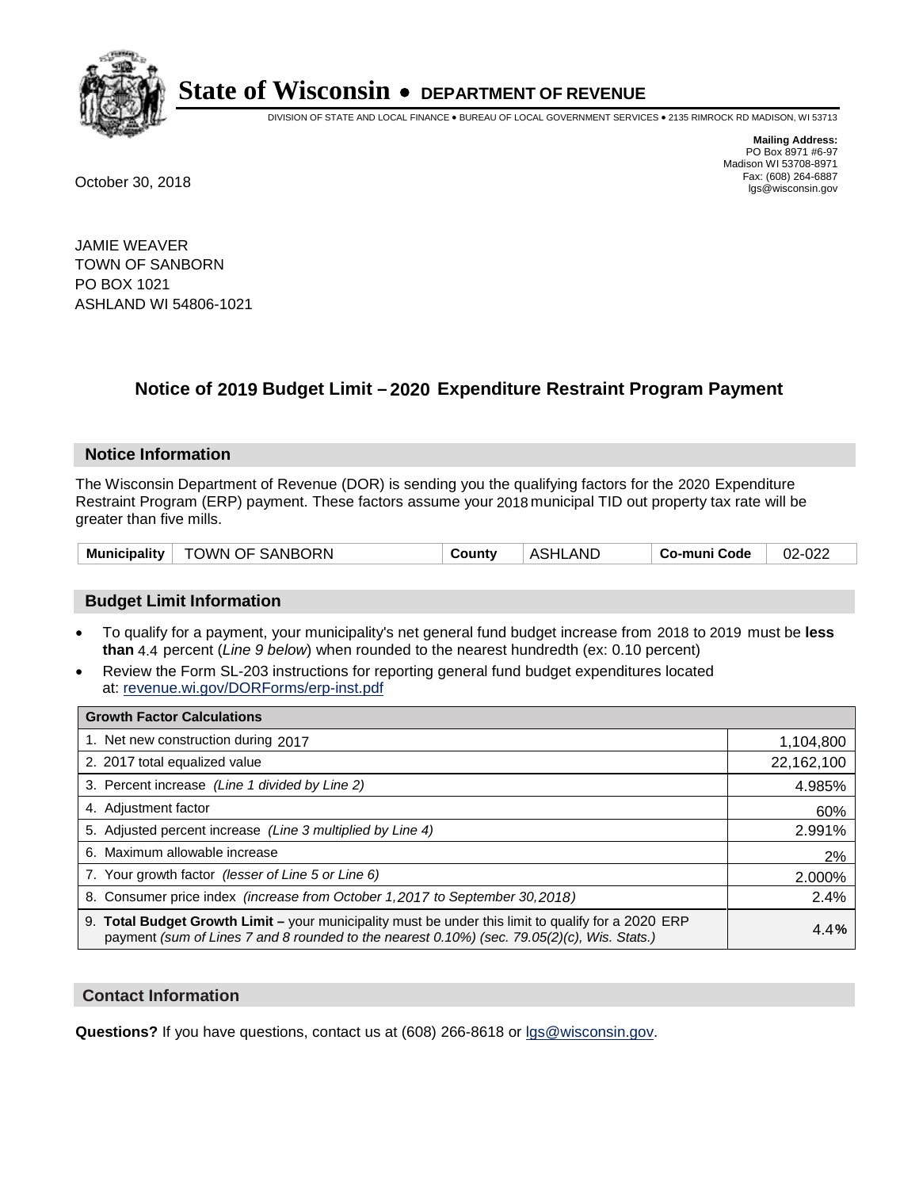# State of Wisconsin • DEPARTMENT OF REVENUE

DIVISION OF STATE AND LOCAL FINANCE • BUREAU OF LOCAL GOVERNMENT SERVICES • 2135 RIMROCK RD MADISON, WI 53713

**Mailing Address:**
PO Box 8971 #6-97
Madison WI 53708-8971
Fax: (608) 264-6887
lgs@wisconsin.gov

October 30, 2018

JAMIE WEAVER
TOWN OF SANBORN
PO BOX 1021
ASHLAND WI 54806-1021

## Notice of 2019 Budget Limit – 2020 Expenditure Restraint Program Payment

### Notice Information

The Wisconsin Department of Revenue (DOR) is sending you the qualifying factors for the 2020 Expenditure Restraint Program (ERP) payment. These factors assume your 2018 municipal TID out property tax rate will be greater than five mills.

| Municipality | TOWN OF SANBORN | County | ASHLAND | Co-muni Code | 02-022 |
|---|---|---|---|---|---|

### Budget Limit Information

- To qualify for a payment, your municipality's net general fund budget increase from 2018 to 2019 must be **less than** 4.4 percent (*Line 9 below*) when rounded to the nearest hundredth (ex: 0.10 percent)
- Review the Form SL-203 instructions for reporting general fund budget expenditures located at: revenue.wi.gov/DORForms/erp-inst.pdf

| Growth Factor Calculations | |
|---|---|
| 1. Net new construction during 2017 | 1,104,800 |
| 2. 2017 total equalized value | 22,162,100 |
| 3. Percent increase *(Line 1 divided by Line 2)* | 4.985% |
| 4. Adjustment factor | 60% |
| 5. Adjusted percent increase *(Line 3 multiplied by Line 4)* | 2.991% |
| 6. Maximum allowable increase | 2% |
| 7. Your growth factor *(lesser of Line 5 or Line 6)* | 2.000% |
| 8. Consumer price index *(increase from October 1,2017 to September 30,2018)* | 2.4% |
| 9. **Total Budget Growth Limit –** your municipality must be under this limit to qualify for a 2020 ERP payment *(sum of Lines 7 and 8 rounded to the nearest 0.10%) (sec. 79.05(2)(c), Wis. Stats.)* | **4.4%** |

### Contact Information

**Questions?** If you have questions, contact us at (608) 266-8618 or lgs@wisconsin.gov.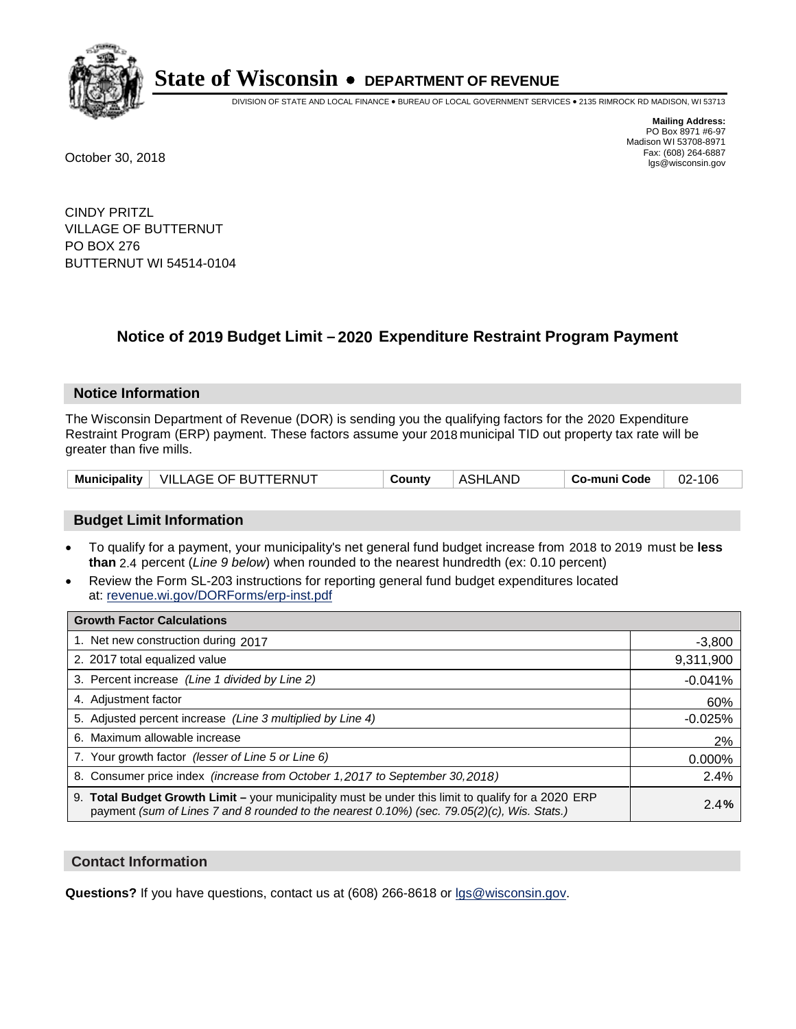# State of Wisconsin • DEPARTMENT OF REVENUE

DIVISION OF STATE AND LOCAL FINANCE • BUREAU OF LOCAL GOVERNMENT SERVICES • 2135 RIMROCK RD MADISON, WI 53713

**Mailing Address:**
PO Box 8971 #6-97
Madison WI 53708-8971
Fax: (608) 264-6887
lgs@wisconsin.gov

October 30, 2018

CINDY PRITZL
VILLAGE OF BUTTERNUT
PO BOX 276
BUTTERNUT WI 54514-0104

## Notice of 2019 Budget Limit – 2020 Expenditure Restraint Program Payment

### Notice Information

The Wisconsin Department of Revenue (DOR) is sending you the qualifying factors for the 2020 Expenditure Restraint Program (ERP) payment. These factors assume your 2018 municipal TID out property tax rate will be greater than five mills.

| Municipality | VILLAGE OF BUTTERNUT | County | ASHLAND | Co-muni Code | 02-106 |
|---|---|---|---|---|---|

### Budget Limit Information

- To qualify for a payment, your municipality's net general fund budget increase from 2018 to 2019 must be **less than** 2.4 percent (*Line 9 below*) when rounded to the nearest hundredth (ex: 0.10 percent)
- Review the Form SL-203 instructions for reporting general fund budget expenditures located at: revenue.wi.gov/DORForms/erp-inst.pdf

| Growth Factor Calculations | |
|---|---|
| 1. Net new construction during 2017 | -3,800 |
| 2. 2017 total equalized value | 9,311,900 |
| 3. Percent increase *(Line 1 divided by Line 2)* | -0.041% |
| 4. Adjustment factor | 60% |
| 5. Adjusted percent increase *(Line 3 multiplied by Line 4)* | -0.025% |
| 6. Maximum allowable increase | 2% |
| 7. Your growth factor *(lesser of Line 5 or Line 6)* | 0.000% |
| 8. Consumer price index *(increase from October 1,2017 to September 30,2018)* | 2.4% |
| 9. **Total Budget Growth Limit –** your municipality must be under this limit to qualify for a 2020 ERP payment *(sum of Lines 7 and 8 rounded to the nearest 0.10%) (sec. 79.05(2)(c), Wis. Stats.)* | 2.4% |

### Contact Information

**Questions?** If you have questions, contact us at (608) 266-8618 or lgs@wisconsin.gov.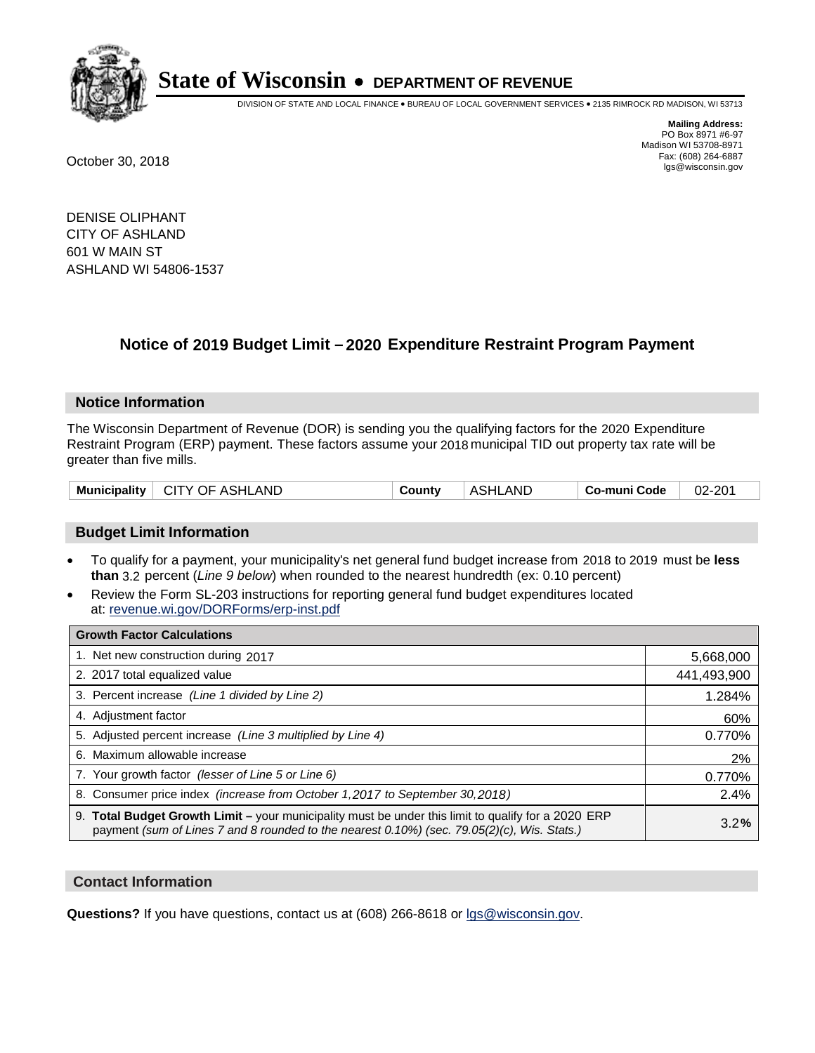# State of Wisconsin • DEPARTMENT OF REVENUE

DIVISION OF STATE AND LOCAL FINANCE • BUREAU OF LOCAL GOVERNMENT SERVICES • 2135 RIMROCK RD MADISON, WI 53713

**Mailing Address:**
PO Box 8971 #6-97
Madison WI 53708-8971
Fax: (608) 264-6887
lgs@wisconsin.gov

October 30, 2018

DENISE OLIPHANT
CITY OF ASHLAND
601 W MAIN ST
ASHLAND WI 54806-1537

## Notice of 2019 Budget Limit – 2020 Expenditure Restraint Program Payment

### Notice Information

The Wisconsin Department of Revenue (DOR) is sending you the qualifying factors for the 2020 Expenditure Restraint Program (ERP) payment. These factors assume your 2018 municipal TID out property tax rate will be greater than five mills.

| Municipality | CITY OF ASHLAND | County | ASHLAND | Co-muni Code | 02-201 |
|---|---|---|---|---|---|

### Budget Limit Information

- To qualify for a payment, your municipality's net general fund budget increase from 2018 to 2019 must be **less than** 3.2 percent (*Line 9 below*) when rounded to the nearest hundredth (ex: 0.10 percent)
- Review the Form SL-203 instructions for reporting general fund budget expenditures located at: revenue.wi.gov/DORForms/erp-inst.pdf

| Growth Factor Calculations | |
|---|---|
| 1. Net new construction during 2017 | 5,668,000 |
| 2. 2017 total equalized value | 441,493,900 |
| 3. Percent increase *(Line 1 divided by Line 2)* | 1.284% |
| 4. Adjustment factor | 60% |
| 5. Adjusted percent increase *(Line 3 multiplied by Line 4)* | 0.770% |
| 6. Maximum allowable increase | 2% |
| 7. Your growth factor *(lesser of Line 5 or Line 6)* | 0.770% |
| 8. Consumer price index *(increase from October 1,2017 to September 30,2018)* | 2.4% |
| 9. **Total Budget Growth Limit –** your municipality must be under this limit to qualify for a 2020 ERP payment *(sum of Lines 7 and 8 rounded to the nearest 0.10%) (sec. 79.05(2)(c), Wis. Stats.)* | 3.2**%** |

### Contact Information

**Questions?** If you have questions, contact us at (608) 266-8618 or lgs@wisconsin.gov.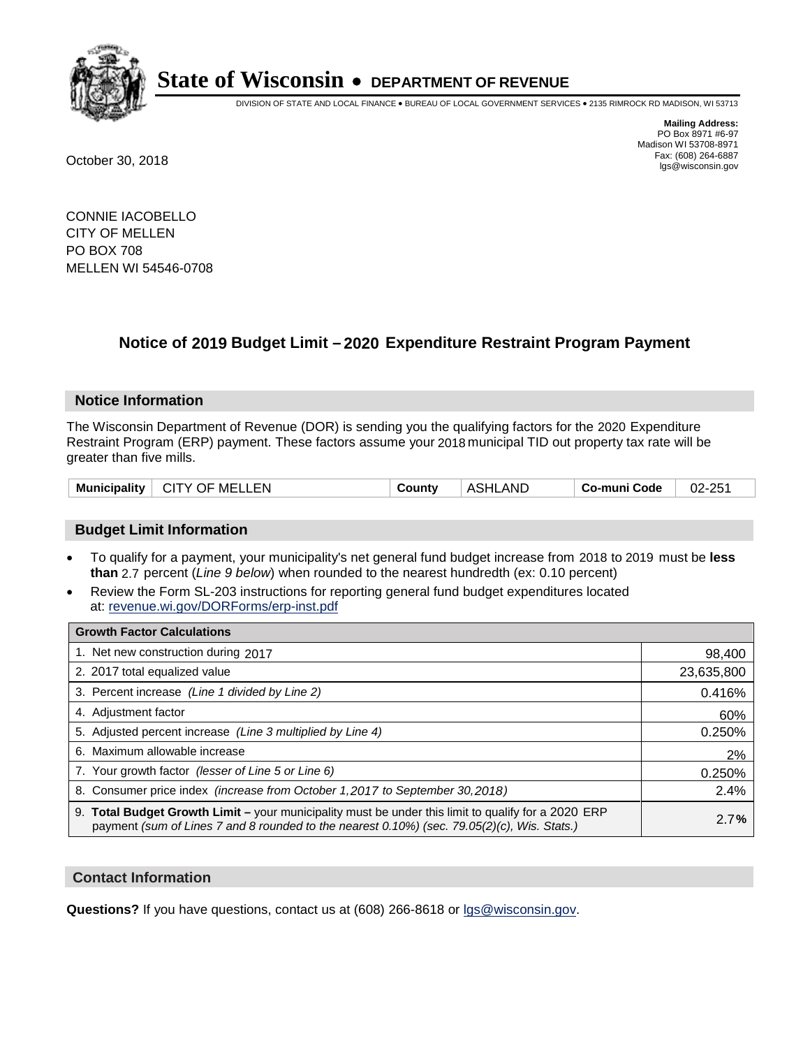# State of Wisconsin • DEPARTMENT OF REVENUE

DIVISION OF STATE AND LOCAL FINANCE • BUREAU OF LOCAL GOVERNMENT SERVICES • 2135 RIMROCK RD MADISON, WI 53713

**Mailing Address:**
PO Box 8971 #6-97
Madison WI 53708-8971
Fax: (608) 264-6887
lgs@wisconsin.gov

October 30, 2018

CONNIE IACOBELLO
CITY OF MELLEN
PO BOX 708
MELLEN WI 54546-0708

## Notice of 2019 Budget Limit – 2020 Expenditure Restraint Program Payment

### Notice Information

The Wisconsin Department of Revenue (DOR) is sending you the qualifying factors for the 2020 Expenditure Restraint Program (ERP) payment. These factors assume your 2018 municipal TID out property tax rate will be greater than five mills.

| Municipality | CITY OF MELLEN | County | ASHLAND | Co-muni Code | 02-251 |
|---|---|---|---|---|---|

### Budget Limit Information

- To qualify for a payment, your municipality's net general fund budget increase from 2018 to 2019 must be **less than** 2.7 percent (*Line 9 below*) when rounded to the nearest hundredth (ex: 0.10 percent)
- Review the Form SL-203 instructions for reporting general fund budget expenditures located at: revenue.wi.gov/DORForms/erp-inst.pdf

| Growth Factor Calculations | |
|---|---|
| 1. Net new construction during 2017 | 98,400 |
| 2. 2017 total equalized value | 23,635,800 |
| 3. Percent increase *(Line 1 divided by Line 2)* | 0.416% |
| 4. Adjustment factor | 60% |
| 5. Adjusted percent increase *(Line 3 multiplied by Line 4)* | 0.250% |
| 6. Maximum allowable increase | 2% |
| 7. Your growth factor *(lesser of Line 5 or Line 6)* | 0.250% |
| 8. Consumer price index *(increase from October 1,2017 to September 30,2018)* | 2.4% |
| 9. **Total Budget Growth Limit –** your municipality must be under this limit to qualify for a 2020 ERP payment *(sum of Lines 7 and 8 rounded to the nearest 0.10%) (sec. 79.05(2)(c), Wis. Stats.)* | 2.7**%** |

### Contact Information

**Questions?** If you have questions, contact us at (608) 266-8618 or lgs@wisconsin.gov.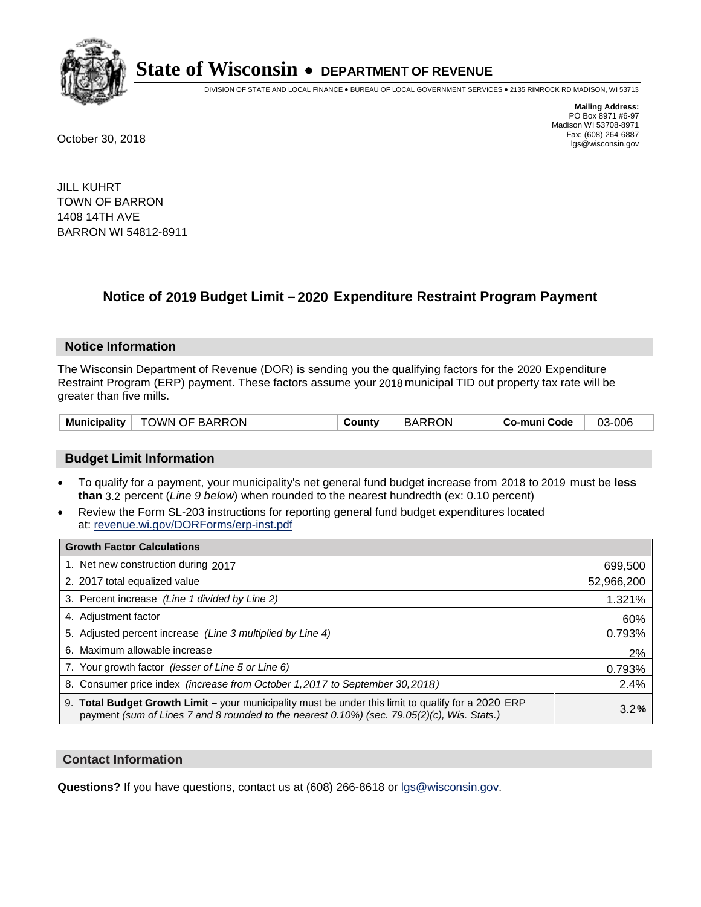# State of Wisconsin • DEPARTMENT OF REVENUE

DIVISION OF STATE AND LOCAL FINANCE • BUREAU OF LOCAL GOVERNMENT SERVICES • 2135 RIMROCK RD MADISON, WI 53713

**Mailing Address:**
PO Box 8971 #6-97
Madison WI 53708-8971
Fax: (608) 264-6887
lgs@wisconsin.gov

October 30, 2018

JILL KUHRT
TOWN OF BARRON
1408 14TH AVE
BARRON WI 54812-8911

## Notice of 2019 Budget Limit – 2020 Expenditure Restraint Program Payment

### Notice Information

The Wisconsin Department of Revenue (DOR) is sending you the qualifying factors for the 2020 Expenditure Restraint Program (ERP) payment. These factors assume your 2018 municipal TID out property tax rate will be greater than five mills.

| Municipality | TOWN OF BARRON | County | BARRON | Co-muni Code | 03-006 |
|---|---|---|---|---|---|

### Budget Limit Information

- To qualify for a payment, your municipality's net general fund budget increase from 2018 to 2019 must be **less than** 3.2 percent (*Line 9 below*) when rounded to the nearest hundredth (ex: 0.10 percent)
- Review the Form SL-203 instructions for reporting general fund budget expenditures located at: revenue.wi.gov/DORForms/erp-inst.pdf

| Growth Factor Calculations | |
|---|---|
| 1. Net new construction during 2017 | 699,500 |
| 2. 2017 total equalized value | 52,966,200 |
| 3. Percent increase *(Line 1 divided by Line 2)* | 1.321% |
| 4. Adjustment factor | 60% |
| 5. Adjusted percent increase *(Line 3 multiplied by Line 4)* | 0.793% |
| 6. Maximum allowable increase | 2% |
| 7. Your growth factor *(lesser of Line 5 or Line 6)* | 0.793% |
| 8. Consumer price index *(increase from October 1,2017 to September 30,2018)* | 2.4% |
| 9. **Total Budget Growth Limit –** your municipality must be under this limit to qualify for a 2020 ERP payment *(sum of Lines 7 and 8 rounded to the nearest 0.10%) (sec. 79.05(2)(c), Wis. Stats.)* | 3.2**%** |

### Contact Information

**Questions?** If you have questions, contact us at (608) 266-8618 or lgs@wisconsin.gov.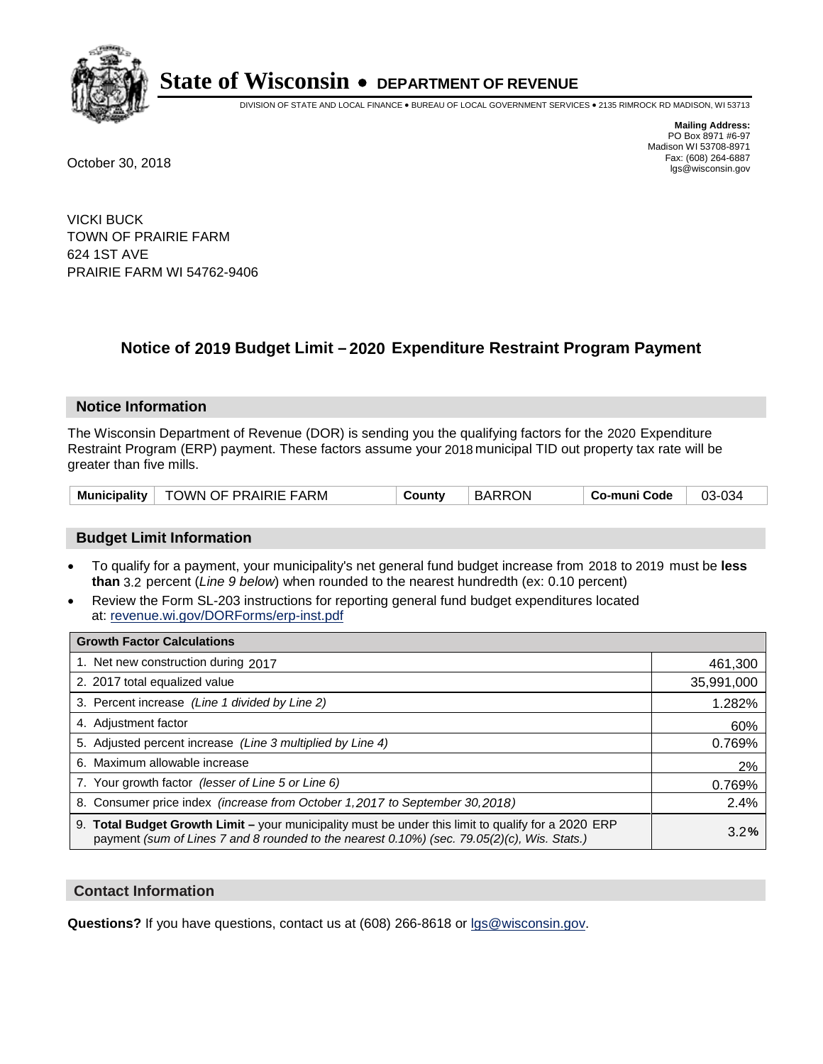# State of Wisconsin • DEPARTMENT OF REVENUE

DIVISION OF STATE AND LOCAL FINANCE • BUREAU OF LOCAL GOVERNMENT SERVICES • 2135 RIMROCK RD MADISON, WI 53713

**Mailing Address:**
PO Box 8971 #6-97
Madison WI 53708-8971
Fax: (608) 264-6887
lgs@wisconsin.gov

October 30, 2018

VICKI BUCK
TOWN OF PRAIRIE FARM
624 1ST AVE
PRAIRIE FARM WI 54762-9406

## Notice of 2019 Budget Limit – 2020 Expenditure Restraint Program Payment

### Notice Information

The Wisconsin Department of Revenue (DOR) is sending you the qualifying factors for the 2020 Expenditure Restraint Program (ERP) payment. These factors assume your 2018 municipal TID out property tax rate will be greater than five mills.

| Municipality | TOWN OF PRAIRIE FARM | County | BARRON | Co-muni Code | 03-034 |
|---|---|---|---|---|---|

### Budget Limit Information

- To qualify for a payment, your municipality's net general fund budget increase from 2018 to 2019 must be **less than** 3.2 percent (*Line 9 below*) when rounded to the nearest hundredth (ex: 0.10 percent)
- Review the Form SL-203 instructions for reporting general fund budget expenditures located at: revenue.wi.gov/DORForms/erp-inst.pdf

| Growth Factor Calculations | |
|---|---|
| 1. Net new construction during 2017 | 461,300 |
| 2. 2017 total equalized value | 35,991,000 |
| 3. Percent increase *(Line 1 divided by Line 2)* | 1.282% |
| 4. Adjustment factor | 60% |
| 5. Adjusted percent increase *(Line 3 multiplied by Line 4)* | 0.769% |
| 6. Maximum allowable increase | 2% |
| 7. Your growth factor *(lesser of Line 5 or Line 6)* | 0.769% |
| 8. Consumer price index *(increase from October 1,2017 to September 30,2018)* | 2.4% |
| 9. **Total Budget Growth Limit** – your municipality must be under this limit to qualify for a 2020 ERP payment *(sum of Lines 7 and 8 rounded to the nearest 0.10%) (sec. 79.05(2)(c), Wis. Stats.)* | 3.2% |

### Contact Information

**Questions?** If you have questions, contact us at (608) 266-8618 or lgs@wisconsin.gov.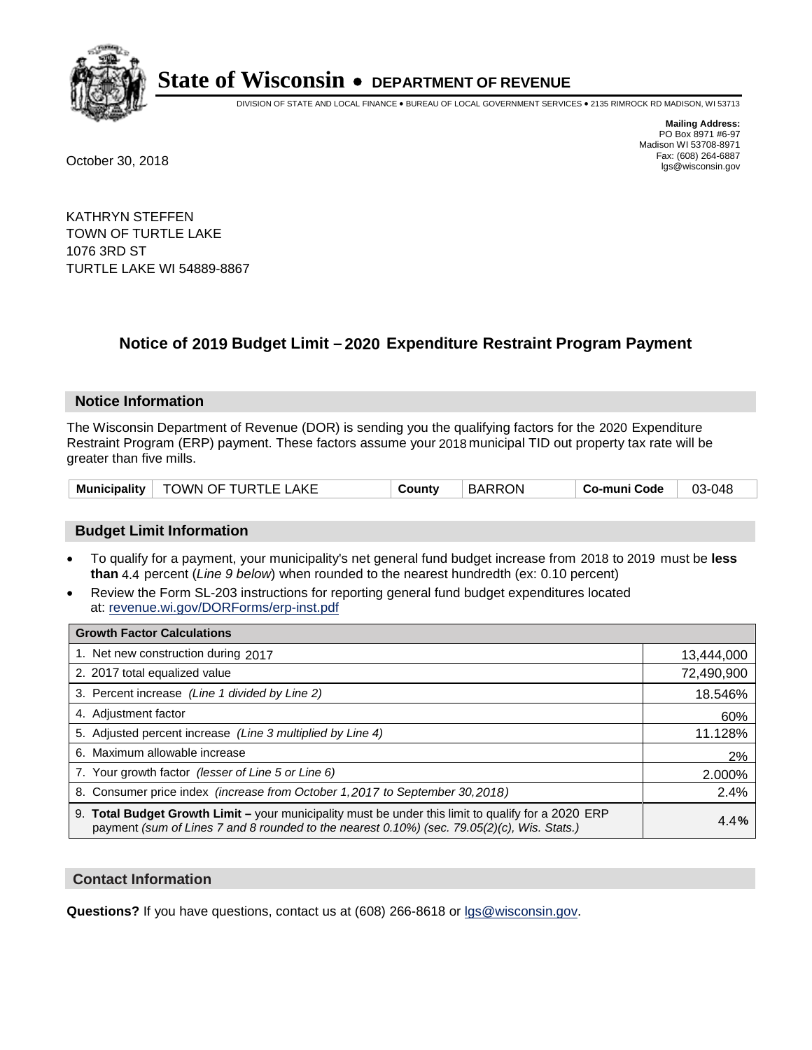# State of Wisconsin • DEPARTMENT OF REVENUE

DIVISION OF STATE AND LOCAL FINANCE • BUREAU OF LOCAL GOVERNMENT SERVICES • 2135 RIMROCK RD MADISON, WI 53713

**Mailing Address:**
PO Box 8971 #6-97
Madison WI 53708-8971
Fax: (608) 264-6887
lgs@wisconsin.gov

October 30, 2018

KATHRYN STEFFEN
TOWN OF TURTLE LAKE
1076 3RD ST
TURTLE LAKE WI 54889-8867

## Notice of 2019 Budget Limit – 2020 Expenditure Restraint Program Payment

### Notice Information

The Wisconsin Department of Revenue (DOR) is sending you the qualifying factors for the 2020 Expenditure Restraint Program (ERP) payment. These factors assume your 2018 municipal TID out property tax rate will be greater than five mills.

| Municipality | TOWN OF TURTLE LAKE | County | BARRON | Co-muni Code | 03-048 |
|---|---|---|---|---|---|

### Budget Limit Information

- To qualify for a payment, your municipality's net general fund budget increase from 2018 to 2019 must be **less than** 4.4 percent (*Line 9 below*) when rounded to the nearest hundredth (ex: 0.10 percent)
- Review the Form SL-203 instructions for reporting general fund budget expenditures located at: revenue.wi.gov/DORForms/erp-inst.pdf

| Growth Factor Calculations | |
|---|---|
| 1. Net new construction during 2017 | 13,444,000 |
| 2. 2017 total equalized value | 72,490,900 |
| 3. Percent increase *(Line 1 divided by Line 2)* | 18.546% |
| 4. Adjustment factor | 60% |
| 5. Adjusted percent increase *(Line 3 multiplied by Line 4)* | 11.128% |
| 6. Maximum allowable increase | 2% |
| 7. Your growth factor *(lesser of Line 5 or Line 6)* | 2.000% |
| 8. Consumer price index *(increase from October 1,2017 to September 30,2018)* | 2.4% |
| 9. **Total Budget Growth Limit –** your municipality must be under this limit to qualify for a 2020 ERP payment *(sum of Lines 7 and 8 rounded to the nearest 0.10%) (sec. 79.05(2)(c), Wis. Stats.)* | **4.4%** |

### Contact Information

**Questions?** If you have questions, contact us at (608) 266-8618 or lgs@wisconsin.gov.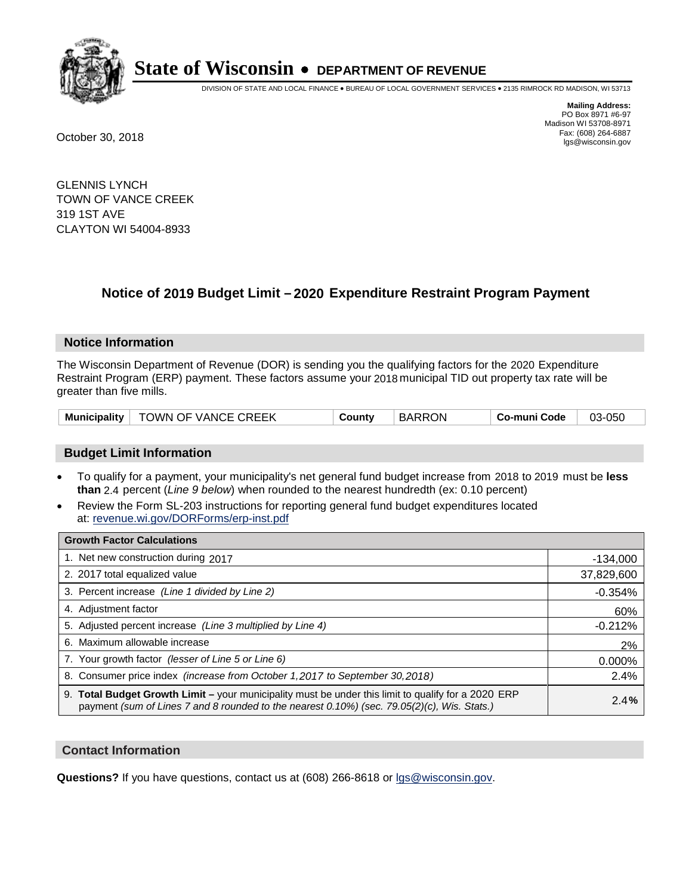# State of Wisconsin • DEPARTMENT OF REVENUE

DIVISION OF STATE AND LOCAL FINANCE • BUREAU OF LOCAL GOVERNMENT SERVICES • 2135 RIMROCK RD MADISON, WI 53713

**Mailing Address:**
PO Box 8971 #6-97
Madison WI 53708-8971
Fax: (608) 264-6887
lgs@wisconsin.gov

October 30, 2018

GLENNIS LYNCH
TOWN OF VANCE CREEK
319 1ST AVE
CLAYTON WI 54004-8933

## Notice of 2019 Budget Limit – 2020 Expenditure Restraint Program Payment

### Notice Information

The Wisconsin Department of Revenue (DOR) is sending you the qualifying factors for the 2020 Expenditure Restraint Program (ERP) payment. These factors assume your 2018 municipal TID out property tax rate will be greater than five mills.

| Municipality | TOWN OF VANCE CREEK | County | BARRON | Co-muni Code | 03-050 |
|---|---|---|---|---|---|

### Budget Limit Information

- To qualify for a payment, your municipality's net general fund budget increase from 2018 to 2019 must be **less than** 2.4 percent (*Line 9 below*) when rounded to the nearest hundredth (ex: 0.10 percent)
- Review the Form SL-203 instructions for reporting general fund budget expenditures located at: revenue.wi.gov/DORForms/erp-inst.pdf

| Growth Factor Calculations | |
|---|---|
| 1. Net new construction during 2017 | -134,000 |
| 2. 2017 total equalized value | 37,829,600 |
| 3. Percent increase *(Line 1 divided by Line 2)* | -0.354% |
| 4. Adjustment factor | 60% |
| 5. Adjusted percent increase *(Line 3 multiplied by Line 4)* | -0.212% |
| 6. Maximum allowable increase | 2% |
| 7. Your growth factor *(lesser of Line 5 or Line 6)* | 0.000% |
| 8. Consumer price index *(increase from October 1,2017 to September 30,2018)* | 2.4% |
| 9. **Total Budget Growth Limit –** your municipality must be under this limit to qualify for a 2020 ERP payment *(sum of Lines 7 and 8 rounded to the nearest 0.10%) (sec. 79.05(2)(c), Wis. Stats.)* | 2.4**%** |

### Contact Information

**Questions?** If you have questions, contact us at (608) 266-8618 or lgs@wisconsin.gov.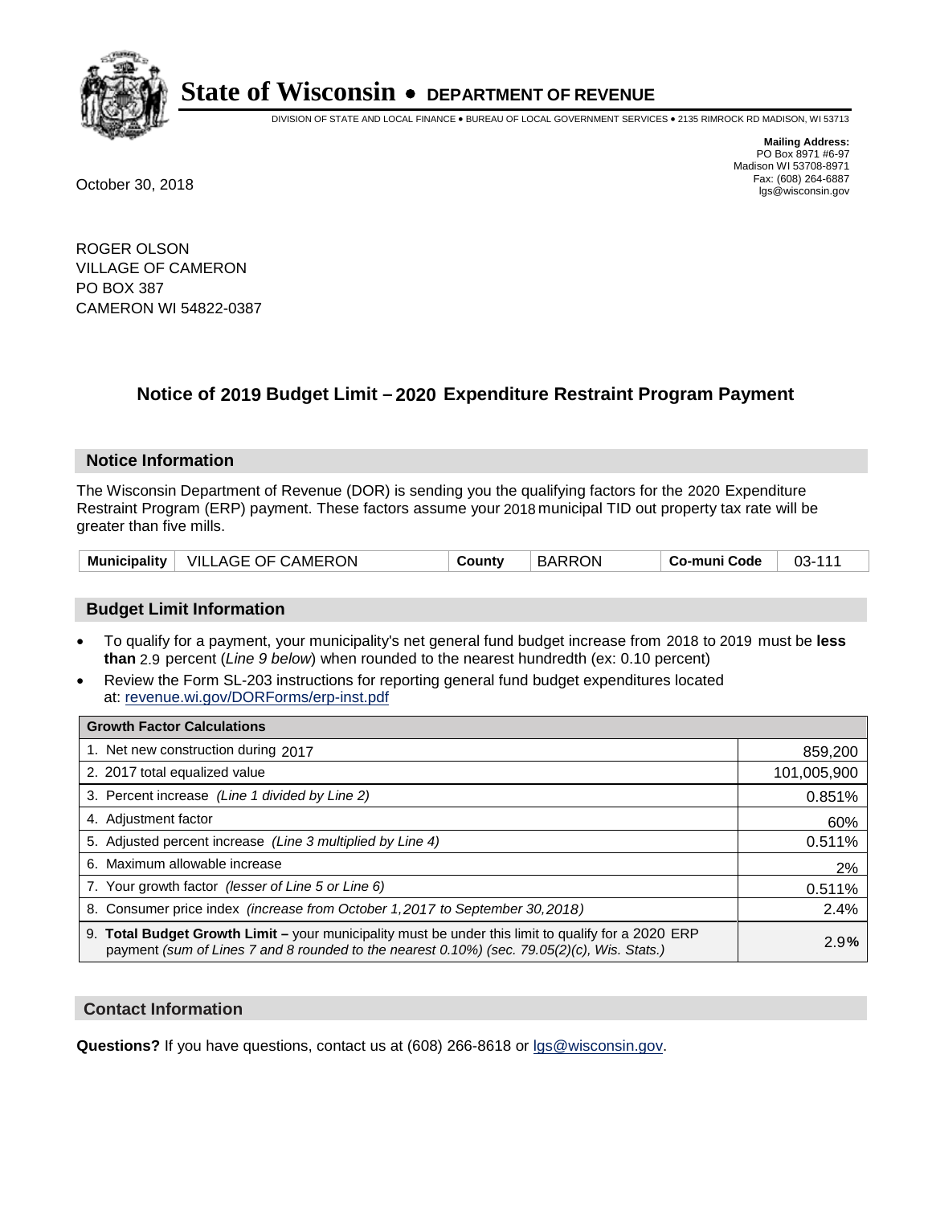# State of Wisconsin • DEPARTMENT OF REVENUE

DIVISION OF STATE AND LOCAL FINANCE • BUREAU OF LOCAL GOVERNMENT SERVICES • 2135 RIMROCK RD MADISON, WI 53713

**Mailing Address:**
PO Box 8971 #6-97
Madison WI 53708-8971
Fax: (608) 264-6887
lgs@wisconsin.gov

October 30, 2018

ROGER OLSON
VILLAGE OF CAMERON
PO BOX 387
CAMERON WI 54822-0387

## Notice of 2019 Budget Limit – 2020 Expenditure Restraint Program Payment

### Notice Information

The Wisconsin Department of Revenue (DOR) is sending you the qualifying factors for the 2020 Expenditure Restraint Program (ERP) payment. These factors assume your 2018 municipal TID out property tax rate will be greater than five mills.

| Municipality | VILLAGE OF CAMERON | County | BARRON | Co-muni Code | 03-111 |
|---|---|---|---|---|---|

### Budget Limit Information

- To qualify for a payment, your municipality's net general fund budget increase from 2018 to 2019 must be **less than** 2.9 percent (*Line 9 below*) when rounded to the nearest hundredth (ex: 0.10 percent)
- Review the Form SL-203 instructions for reporting general fund budget expenditures located at: revenue.wi.gov/DORForms/erp-inst.pdf

| Growth Factor Calculations | |
|---|---|
| 1. Net new construction during 2017 | 859,200 |
| 2. 2017 total equalized value | 101,005,900 |
| 3. Percent increase *(Line 1 divided by Line 2)* | 0.851% |
| 4. Adjustment factor | 60% |
| 5. Adjusted percent increase *(Line 3 multiplied by Line 4)* | 0.511% |
| 6. Maximum allowable increase | 2% |
| 7. Your growth factor *(lesser of Line 5 or Line 6)* | 0.511% |
| 8. Consumer price index *(increase from October 1,2017 to September 30,2018)* | 2.4% |
| 9. **Total Budget Growth Limit –** your municipality must be under this limit to qualify for a 2020 ERP payment *(sum of Lines 7 and 8 rounded to the nearest 0.10%) (sec. 79.05(2)(c), Wis. Stats.)* | 2.9**%** |

### Contact Information

**Questions?** If you have questions, contact us at (608) 266-8618 or lgs@wisconsin.gov.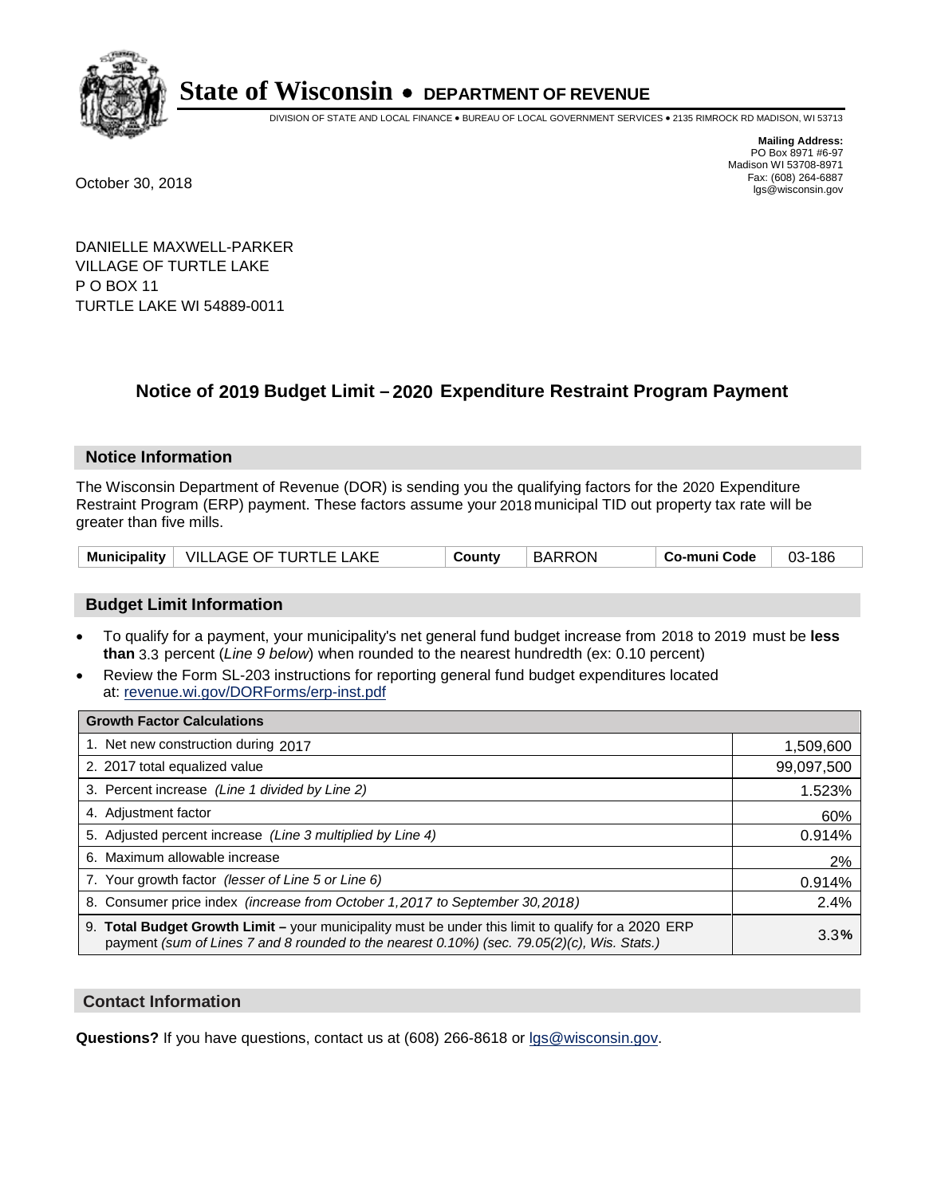# State of Wisconsin • DEPARTMENT OF REVENUE

DIVISION OF STATE AND LOCAL FINANCE • BUREAU OF LOCAL GOVERNMENT SERVICES • 2135 RIMROCK RD MADISON, WI 53713

**Mailing Address:**
PO Box 8971 #6-97
Madison WI 53708-8971
Fax: (608) 264-6887
lgs@wisconsin.gov

October 30, 2018

DANIELLE MAXWELL-PARKER
VILLAGE OF TURTLE LAKE
P O BOX 11
TURTLE LAKE WI 54889-0011

## Notice of 2019 Budget Limit – 2020 Expenditure Restraint Program Payment

### Notice Information

The Wisconsin Department of Revenue (DOR) is sending you the qualifying factors for the 2020 Expenditure Restraint Program (ERP) payment. These factors assume your 2018 municipal TID out property tax rate will be greater than five mills.

| Municipality | VILLAGE OF TURTLE LAKE | County | BARRON | Co-muni Code | 03-186 |
|---|---|---|---|---|---|

### Budget Limit Information

- To qualify for a payment, your municipality's net general fund budget increase from 2018 to 2019 must be **less than** 3.3 percent (*Line 9 below*) when rounded to the nearest hundredth (ex: 0.10 percent)
- Review the Form SL-203 instructions for reporting general fund budget expenditures located at: revenue.wi.gov/DORForms/erp-inst.pdf

| Growth Factor Calculations | |
|---|---|
| 1. Net new construction during 2017 | 1,509,600 |
| 2. 2017 total equalized value | 99,097,500 |
| 3. Percent increase *(Line 1 divided by Line 2)* | 1.523% |
| 4. Adjustment factor | 60% |
| 5. Adjusted percent increase *(Line 3 multiplied by Line 4)* | 0.914% |
| 6. Maximum allowable increase | 2% |
| 7. Your growth factor *(lesser of Line 5 or Line 6)* | 0.914% |
| 8. Consumer price index *(increase from October 1,2017 to September 30,2018)* | 2.4% |
| 9. **Total Budget Growth Limit** – your municipality must be under this limit to qualify for a 2020 ERP payment *(sum of Lines 7 and 8 rounded to the nearest 0.10%) (sec. 79.05(2)(c), Wis. Stats.)* | 3.3% |

### Contact Information

**Questions?** If you have questions, contact us at (608) 266-8618 or lgs@wisconsin.gov.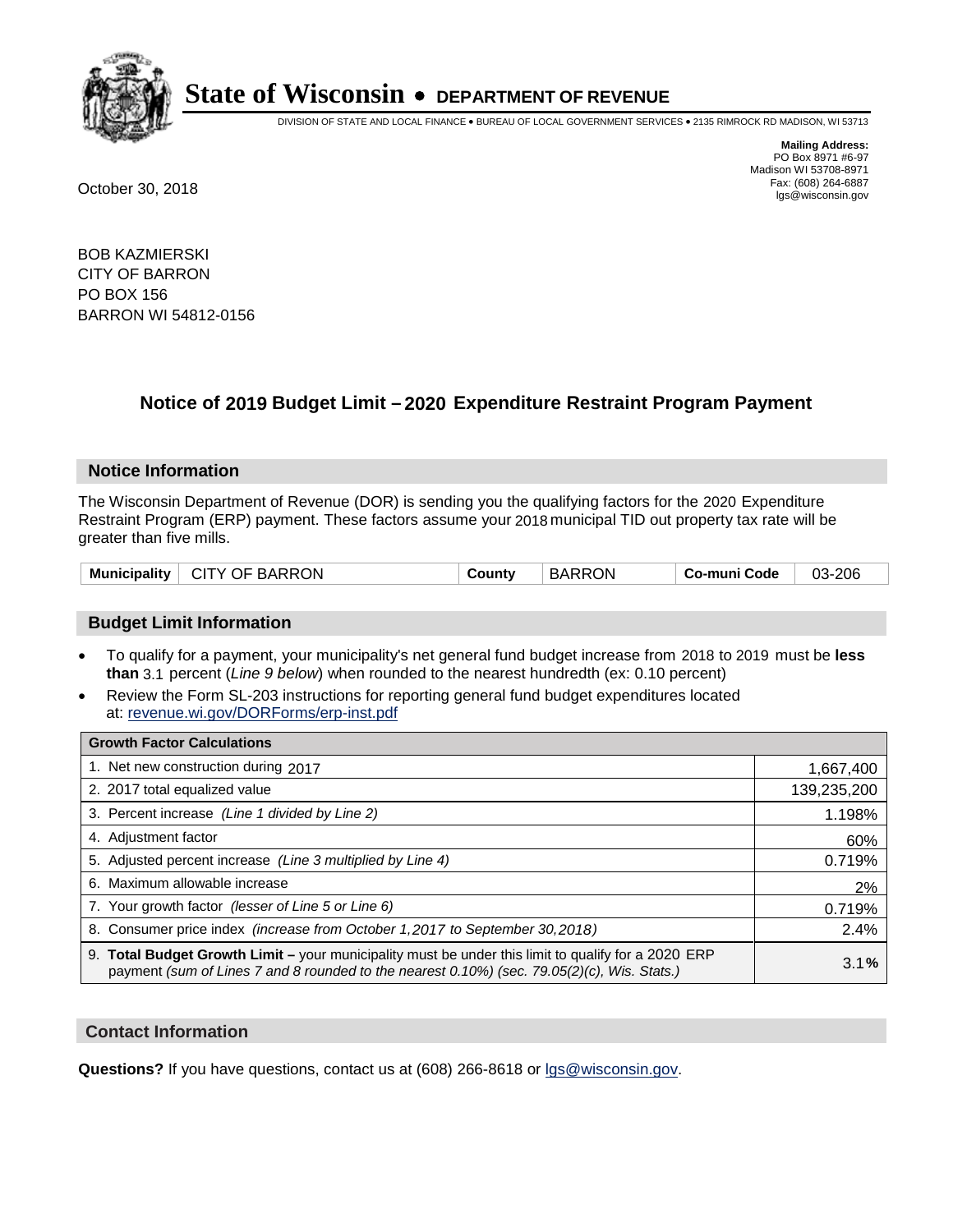# State of Wisconsin • DEPARTMENT OF REVENUE

DIVISION OF STATE AND LOCAL FINANCE • BUREAU OF LOCAL GOVERNMENT SERVICES • 2135 RIMROCK RD MADISON, WI 53713

**Mailing Address:**
PO Box 8971 #6-97
Madison WI 53708-8971
Fax: (608) 264-6887
lgs@wisconsin.gov

October 30, 2018

BOB KAZMIERSKI
CITY OF BARRON
PO BOX 156
BARRON WI 54812-0156

## Notice of 2019 Budget Limit – 2020 Expenditure Restraint Program Payment

### Notice Information

The Wisconsin Department of Revenue (DOR) is sending you the qualifying factors for the 2020 Expenditure Restraint Program (ERP) payment. These factors assume your 2018 municipal TID out property tax rate will be greater than five mills.

| Municipality | CITY OF BARRON | County | BARRON | Co-muni Code | 03-206 |
|---|---|---|---|---|---|

### Budget Limit Information

- To qualify for a payment, your municipality's net general fund budget increase from 2018 to 2019 must be **less than** 3.1 percent (*Line 9 below*) when rounded to the nearest hundredth (ex: 0.10 percent)
- Review the Form SL-203 instructions for reporting general fund budget expenditures located at: revenue.wi.gov/DORForms/erp-inst.pdf

| Growth Factor Calculations | |
|---|---|
| 1. Net new construction during 2017 | 1,667,400 |
| 2. 2017 total equalized value | 139,235,200 |
| 3. Percent increase *(Line 1 divided by Line 2)* | 1.198% |
| 4. Adjustment factor | 60% |
| 5. Adjusted percent increase *(Line 3 multiplied by Line 4)* | 0.719% |
| 6. Maximum allowable increase | 2% |
| 7. Your growth factor *(lesser of Line 5 or Line 6)* | 0.719% |
| 8. Consumer price index *(increase from October 1,2017 to September 30,2018)* | 2.4% |
| 9. **Total Budget Growth Limit –** your municipality must be under this limit to qualify for a 2020 ERP payment *(sum of Lines 7 and 8 rounded to the nearest 0.10%) (sec. 79.05(2)(c), Wis. Stats.)* | 3.1**%** |

### Contact Information

**Questions?** If you have questions, contact us at (608) 266-8618 or lgs@wisconsin.gov.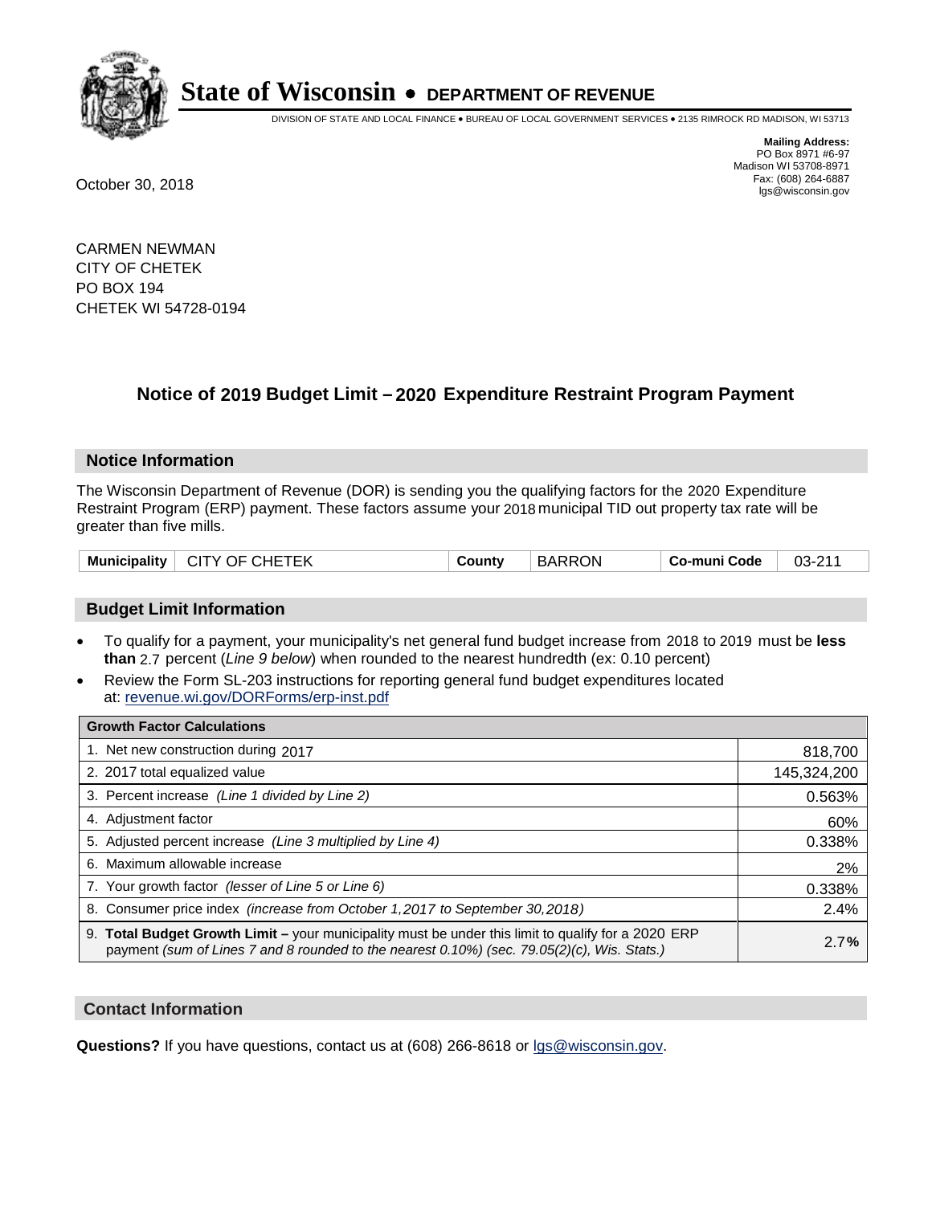# State of Wisconsin • DEPARTMENT OF REVENUE

DIVISION OF STATE AND LOCAL FINANCE • BUREAU OF LOCAL GOVERNMENT SERVICES • 2135 RIMROCK RD MADISON, WI 53713

**Mailing Address:**
PO Box 8971 #6-97
Madison WI 53708-8971
Fax: (608) 264-6887
lgs@wisconsin.gov

October 30, 2018

CARMEN NEWMAN
CITY OF CHETEK
PO BOX 194
CHETEK WI 54728-0194

## Notice of 2019 Budget Limit – 2020 Expenditure Restraint Program Payment

### Notice Information

The Wisconsin Department of Revenue (DOR) is sending you the qualifying factors for the 2020 Expenditure Restraint Program (ERP) payment. These factors assume your 2018 municipal TID out property tax rate will be greater than five mills.

| Municipality | CITY OF CHETEK | County | BARRON | Co-muni Code | 03-211 |
|---|---|---|---|---|---|

### Budget Limit Information

- To qualify for a payment, your municipality's net general fund budget increase from 2018 to 2019 must be **less than** 2.7 percent (*Line 9 below*) when rounded to the nearest hundredth (ex: 0.10 percent)
- Review the Form SL-203 instructions for reporting general fund budget expenditures located at: revenue.wi.gov/DORForms/erp-inst.pdf

| Growth Factor Calculations | |
|---|---|
| 1. Net new construction during 2017 | 818,700 |
| 2. 2017 total equalized value | 145,324,200 |
| 3. Percent increase *(Line 1 divided by Line 2)* | 0.563% |
| 4. Adjustment factor | 60% |
| 5. Adjusted percent increase *(Line 3 multiplied by Line 4)* | 0.338% |
| 6. Maximum allowable increase | 2% |
| 7. Your growth factor *(lesser of Line 5 or Line 6)* | 0.338% |
| 8. Consumer price index *(increase from October 1,2017 to September 30,2018)* | 2.4% |
| 9. **Total Budget Growth Limit –** your municipality must be under this limit to qualify for a 2020 ERP payment *(sum of Lines 7 and 8 rounded to the nearest 0.10%) (sec. 79.05(2)(c), Wis. Stats.)* | 2.7**%** |

### Contact Information

**Questions?** If you have questions, contact us at (608) 266-8618 or lgs@wisconsin.gov.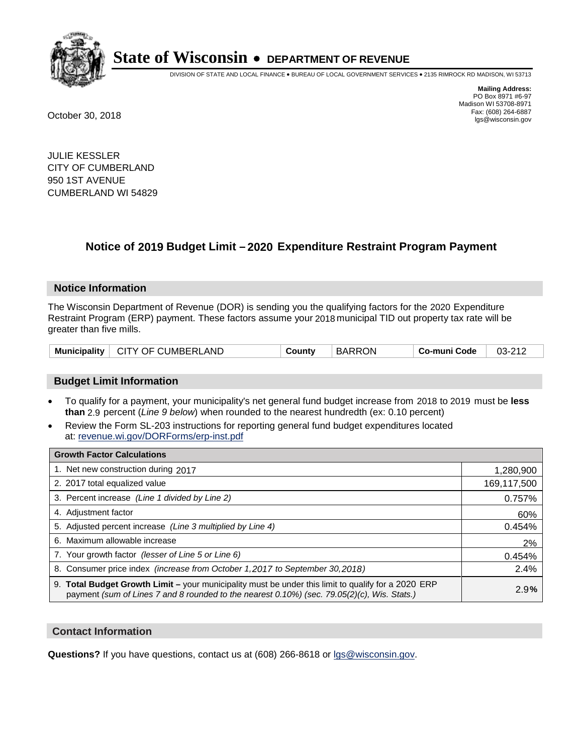# State of Wisconsin • DEPARTMENT OF REVENUE

DIVISION OF STATE AND LOCAL FINANCE • BUREAU OF LOCAL GOVERNMENT SERVICES • 2135 RIMROCK RD MADISON, WI 53713

**Mailing Address:**
PO Box 8971 #6-97
Madison WI 53708-8971
Fax: (608) 264-6887
lgs@wisconsin.gov

October 30, 2018

JULIE KESSLER
CITY OF CUMBERLAND
950 1ST AVENUE
CUMBERLAND WI 54829

## Notice of 2019 Budget Limit – 2020 Expenditure Restraint Program Payment

### Notice Information

The Wisconsin Department of Revenue (DOR) is sending you the qualifying factors for the 2020 Expenditure Restraint Program (ERP) payment. These factors assume your 2018 municipal TID out property tax rate will be greater than five mills.

| Municipality | CITY OF CUMBERLAND | County | BARRON | Co-muni Code | 03-212 |
|---|---|---|---|---|---|

### Budget Limit Information

- To qualify for a payment, your municipality's net general fund budget increase from 2018 to 2019 must be **less than** 2.9 percent (*Line 9 below*) when rounded to the nearest hundredth (ex: 0.10 percent)
- Review the Form SL-203 instructions for reporting general fund budget expenditures located at: revenue.wi.gov/DORForms/erp-inst.pdf

| Growth Factor Calculations | |
|---|---|
| 1. Net new construction during 2017 | 1,280,900 |
| 2. 2017 total equalized value | 169,117,500 |
| 3. Percent increase *(Line 1 divided by Line 2)* | 0.757% |
| 4. Adjustment factor | 60% |
| 5. Adjusted percent increase *(Line 3 multiplied by Line 4)* | 0.454% |
| 6. Maximum allowable increase | 2% |
| 7. Your growth factor *(lesser of Line 5 or Line 6)* | 0.454% |
| 8. Consumer price index *(increase from October 1,2017 to September 30,2018)* | 2.4% |
| 9. **Total Budget Growth Limit –** your municipality must be under this limit to qualify for a 2020 ERP payment *(sum of Lines 7 and 8 rounded to the nearest 0.10%) (sec. 79.05(2)(c), Wis. Stats.)* | 2.9**%** |

### Contact Information

**Questions?** If you have questions, contact us at (608) 266-8618 or lgs@wisconsin.gov.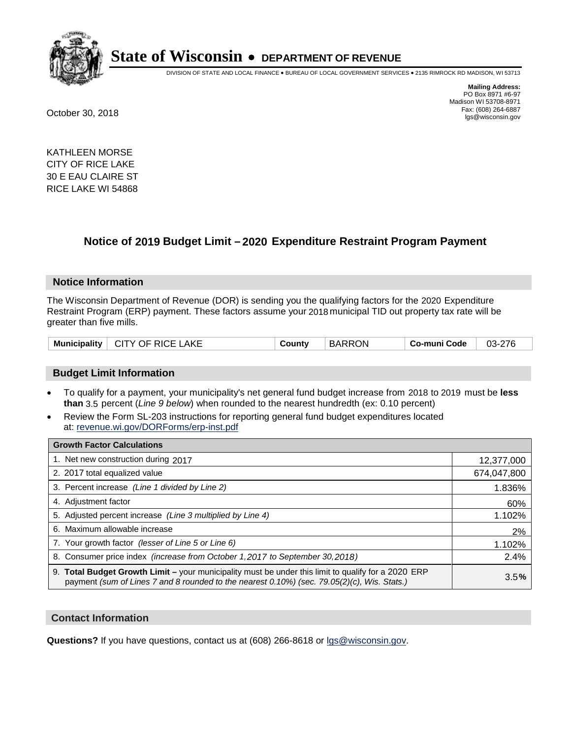# State of Wisconsin • DEPARTMENT OF REVENUE

DIVISION OF STATE AND LOCAL FINANCE • BUREAU OF LOCAL GOVERNMENT SERVICES • 2135 RIMROCK RD MADISON, WI 53713

**Mailing Address:**
PO Box 8971 #6-97
Madison WI 53708-8971
Fax: (608) 264-6887
lgs@wisconsin.gov

October 30, 2018

KATHLEEN MORSE
CITY OF RICE LAKE
30 E EAU CLAIRE ST
RICE LAKE WI 54868

## Notice of 2019 Budget Limit – 2020 Expenditure Restraint Program Payment

### Notice Information

The Wisconsin Department of Revenue (DOR) is sending you the qualifying factors for the 2020 Expenditure Restraint Program (ERP) payment. These factors assume your 2018 municipal TID out property tax rate will be greater than five mills.

| Municipality | CITY OF RICE LAKE | County | BARRON | Co-muni Code | 03-276 |
|---|---|---|---|---|---|

### Budget Limit Information

- To qualify for a payment, your municipality's net general fund budget increase from 2018 to 2019 must be **less than** 3.5 percent (*Line 9 below*) when rounded to the nearest hundredth (ex: 0.10 percent)
- Review the Form SL-203 instructions for reporting general fund budget expenditures located at: revenue.wi.gov/DORForms/erp-inst.pdf

| Growth Factor Calculations | |
|---|---|
| 1. Net new construction during 2017 | 12,377,000 |
| 2. 2017 total equalized value | 674,047,800 |
| 3. Percent increase *(Line 1 divided by Line 2)* | 1.836% |
| 4. Adjustment factor | 60% |
| 5. Adjusted percent increase *(Line 3 multiplied by Line 4)* | 1.102% |
| 6. Maximum allowable increase | 2% |
| 7. Your growth factor *(lesser of Line 5 or Line 6)* | 1.102% |
| 8. Consumer price index *(increase from October 1,2017 to September 30,2018)* | 2.4% |
| 9. **Total Budget Growth Limit –** your municipality must be under this limit to qualify for a 2020 ERP payment *(sum of Lines 7 and 8 rounded to the nearest 0.10%) (sec. 79.05(2)(c), Wis. Stats.)* | 3.5**%** |

### Contact Information

**Questions?** If you have questions, contact us at (608) 266-8618 or lgs@wisconsin.gov.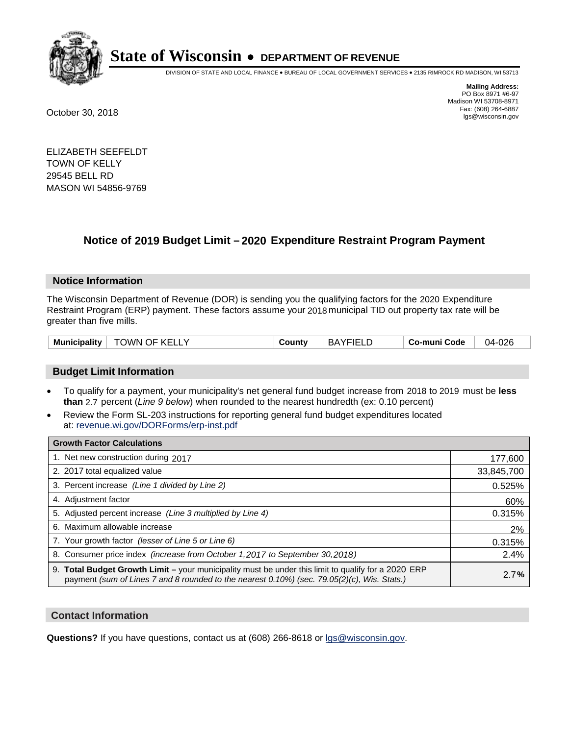# State of Wisconsin • DEPARTMENT OF REVENUE

DIVISION OF STATE AND LOCAL FINANCE • BUREAU OF LOCAL GOVERNMENT SERVICES • 2135 RIMROCK RD MADISON, WI 53713

**Mailing Address:**
PO Box 8971 #6-97
Madison WI 53708-8971
Fax: (608) 264-6887
lgs@wisconsin.gov

October 30, 2018

ELIZABETH SEEFELDT
TOWN OF KELLY
29545 BELL RD
MASON WI 54856-9769

## Notice of 2019 Budget Limit – 2020 Expenditure Restraint Program Payment

### Notice Information

The Wisconsin Department of Revenue (DOR) is sending you the qualifying factors for the 2020 Expenditure Restraint Program (ERP) payment. These factors assume your 2018 municipal TID out property tax rate will be greater than five mills.

| Municipality | TOWN OF KELLY | County | BAYFIELD | Co-muni Code | 04-026 |
|---|---|---|---|---|---|

### Budget Limit Information

- To qualify for a payment, your municipality's net general fund budget increase from 2018 to 2019 must be **less than** 2.7 percent (*Line 9 below*) when rounded to the nearest hundredth (ex: 0.10 percent)
- Review the Form SL-203 instructions for reporting general fund budget expenditures located at: revenue.wi.gov/DORForms/erp-inst.pdf

| Growth Factor Calculations | |
|---|---|
| 1. Net new construction during 2017 | 177,600 |
| 2. 2017 total equalized value | 33,845,700 |
| 3. Percent increase *(Line 1 divided by Line 2)* | 0.525% |
| 4. Adjustment factor | 60% |
| 5. Adjusted percent increase *(Line 3 multiplied by Line 4)* | 0.315% |
| 6. Maximum allowable increase | 2% |
| 7. Your growth factor *(lesser of Line 5 or Line 6)* | 0.315% |
| 8. Consumer price index *(increase from October 1,2017 to September 30,2018)* | 2.4% |
| 9. **Total Budget Growth Limit –** your municipality must be under this limit to qualify for a 2020 ERP payment *(sum of Lines 7 and 8 rounded to the nearest 0.10%) (sec. 79.05(2)(c), Wis. Stats.)* | 2.7**%** |

### Contact Information

**Questions?** If you have questions, contact us at (608) 266-8618 or lgs@wisconsin.gov.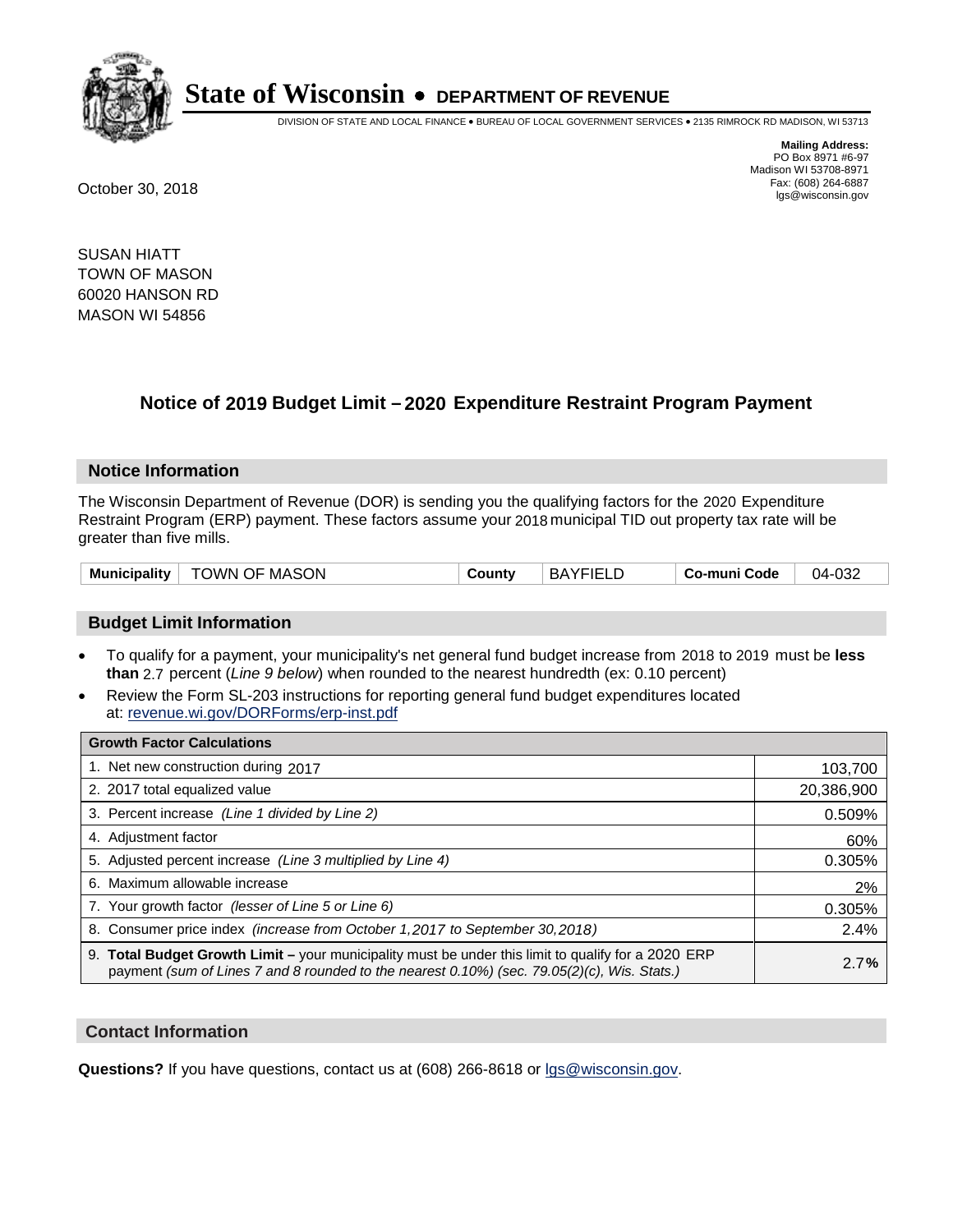# State of Wisconsin • DEPARTMENT OF REVENUE

DIVISION OF STATE AND LOCAL FINANCE • BUREAU OF LOCAL GOVERNMENT SERVICES • 2135 RIMROCK RD MADISON, WI 53713

**Mailing Address:**
PO Box 8971 #6-97
Madison WI 53708-8971
Fax: (608) 264-6887
lgs@wisconsin.gov

October 30, 2018

SUSAN HIATT
TOWN OF MASON
60020 HANSON RD
MASON WI 54856

## Notice of 2019 Budget Limit – 2020 Expenditure Restraint Program Payment

### Notice Information

The Wisconsin Department of Revenue (DOR) is sending you the qualifying factors for the 2020 Expenditure Restraint Program (ERP) payment. These factors assume your 2018 municipal TID out property tax rate will be greater than five mills.

| Municipality | TOWN OF MASON | County | BAYFIELD | Co-muni Code | 04-032 |
|---|---|---|---|---|---|

### Budget Limit Information

- To qualify for a payment, your municipality's net general fund budget increase from 2018 to 2019 must be **less than** 2.7 percent (*Line 9 below*) when rounded to the nearest hundredth (ex: 0.10 percent)
- Review the Form SL-203 instructions for reporting general fund budget expenditures located at: revenue.wi.gov/DORForms/erp-inst.pdf

| Growth Factor Calculations | |
|---|---|
| 1. Net new construction during 2017 | 103,700 |
| 2. 2017 total equalized value | 20,386,900 |
| 3. Percent increase *(Line 1 divided by Line 2)* | 0.509% |
| 4. Adjustment factor | 60% |
| 5. Adjusted percent increase *(Line 3 multiplied by Line 4)* | 0.305% |
| 6. Maximum allowable increase | 2% |
| 7. Your growth factor *(lesser of Line 5 or Line 6)* | 0.305% |
| 8. Consumer price index *(increase from October 1,2017 to September 30,2018)* | 2.4% |
| 9. **Total Budget Growth Limit –** your municipality must be under this limit to qualify for a 2020 ERP payment *(sum of Lines 7 and 8 rounded to the nearest 0.10%) (sec. 79.05(2)(c), Wis. Stats.)* | 2.7**%** |

### Contact Information

**Questions?** If you have questions, contact us at (608) 266-8618 or lgs@wisconsin.gov.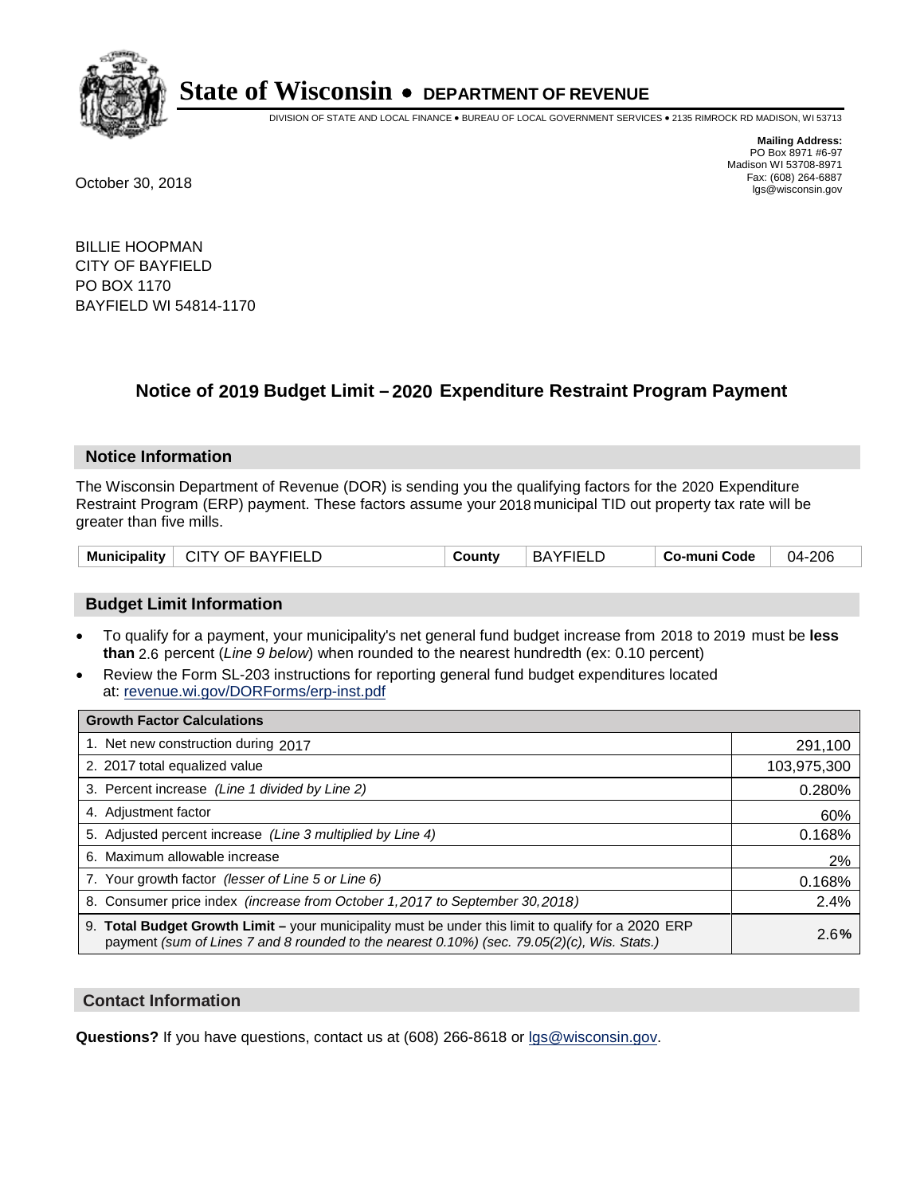# State of Wisconsin • DEPARTMENT OF REVENUE

DIVISION OF STATE AND LOCAL FINANCE • BUREAU OF LOCAL GOVERNMENT SERVICES • 2135 RIMROCK RD MADISON, WI 53713

**Mailing Address:**
PO Box 8971 #6-97
Madison WI 53708-8971
Fax: (608) 264-6887
lgs@wisconsin.gov

October 30, 2018

BILLIE HOOPMAN
CITY OF BAYFIELD
PO BOX 1170
BAYFIELD WI 54814-1170

## Notice of 2019 Budget Limit – 2020 Expenditure Restraint Program Payment

### Notice Information

The Wisconsin Department of Revenue (DOR) is sending you the qualifying factors for the 2020 Expenditure Restraint Program (ERP) payment. These factors assume your 2018 municipal TID out property tax rate will be greater than five mills.

| Municipality | CITY OF BAYFIELD | County | BAYFIELD | Co-muni Code | 04-206 |
|---|---|---|---|---|---|

### Budget Limit Information

- To qualify for a payment, your municipality's net general fund budget increase from 2018 to 2019 must be **less than** 2.6 percent (*Line 9 below*) when rounded to the nearest hundredth (ex: 0.10 percent)
- Review the Form SL-203 instructions for reporting general fund budget expenditures located at: revenue.wi.gov/DORForms/erp-inst.pdf

| Growth Factor Calculations | |
|---|---|
| 1. Net new construction during 2017 | 291,100 |
| 2. 2017 total equalized value | 103,975,300 |
| 3. Percent increase *(Line 1 divided by Line 2)* | 0.280% |
| 4. Adjustment factor | 60% |
| 5. Adjusted percent increase *(Line 3 multiplied by Line 4)* | 0.168% |
| 6. Maximum allowable increase | 2% |
| 7. Your growth factor *(lesser of Line 5 or Line 6)* | 0.168% |
| 8. Consumer price index *(increase from October 1,2017 to September 30,2018)* | 2.4% |
| 9. **Total Budget Growth Limit –** your municipality must be under this limit to qualify for a 2020 ERP payment *(sum of Lines 7 and 8 rounded to the nearest 0.10%) (sec. 79.05(2)(c), Wis. Stats.)* | 2.6**%** |

### Contact Information

**Questions?** If you have questions, contact us at (608) 266-8618 or lgs@wisconsin.gov.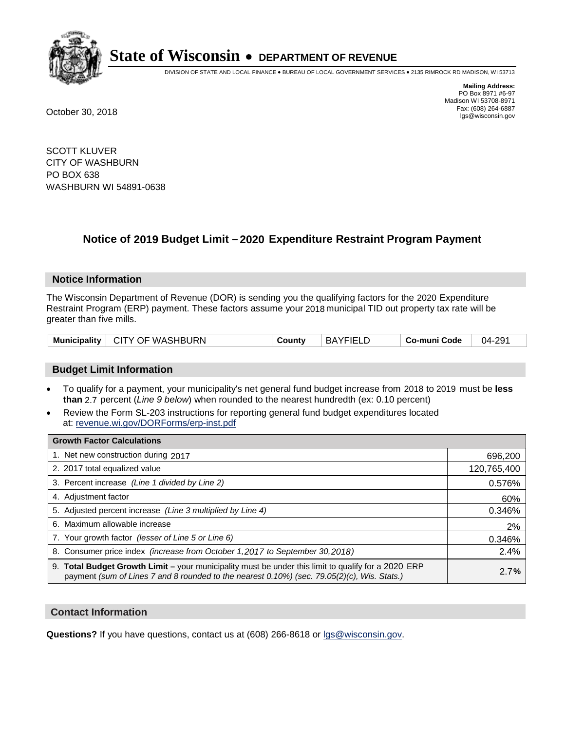# State of Wisconsin • DEPARTMENT OF REVENUE

DIVISION OF STATE AND LOCAL FINANCE • BUREAU OF LOCAL GOVERNMENT SERVICES • 2135 RIMROCK RD MADISON, WI 53713

**Mailing Address:**
PO Box 8971 #6-97
Madison WI 53708-8971
Fax: (608) 264-6887
lgs@wisconsin.gov

October 30, 2018

SCOTT KLUVER
CITY OF WASHBURN
PO BOX 638
WASHBURN WI 54891-0638

## Notice of 2019 Budget Limit – 2020 Expenditure Restraint Program Payment

### Notice Information

The Wisconsin Department of Revenue (DOR) is sending you the qualifying factors for the 2020 Expenditure Restraint Program (ERP) payment. These factors assume your 2018 municipal TID out property tax rate will be greater than five mills.

| Municipality | CITY OF WASHBURN | County | BAYFIELD | Co-muni Code | 04-291 |
|---|---|---|---|---|---|

### Budget Limit Information

- To qualify for a payment, your municipality's net general fund budget increase from 2018 to 2019 must be **less than** 2.7 percent (*Line 9 below*) when rounded to the nearest hundredth (ex: 0.10 percent)
- Review the Form SL-203 instructions for reporting general fund budget expenditures located at: revenue.wi.gov/DORForms/erp-inst.pdf

| Growth Factor Calculations | |
|---|---|
| 1. Net new construction during 2017 | 696,200 |
| 2. 2017 total equalized value | 120,765,400 |
| 3. Percent increase *(Line 1 divided by Line 2)* | 0.576% |
| 4. Adjustment factor | 60% |
| 5. Adjusted percent increase *(Line 3 multiplied by Line 4)* | 0.346% |
| 6. Maximum allowable increase | 2% |
| 7. Your growth factor *(lesser of Line 5 or Line 6)* | 0.346% |
| 8. Consumer price index *(increase from October 1,2017 to September 30,2018)* | 2.4% |
| 9. **Total Budget Growth Limit –** your municipality must be under this limit to qualify for a 2020 ERP payment *(sum of Lines 7 and 8 rounded to the nearest 0.10%) (sec. 79.05(2)(c), Wis. Stats.)* | 2.7**%** |

### Contact Information

**Questions?** If you have questions, contact us at (608) 266-8618 or lgs@wisconsin.gov.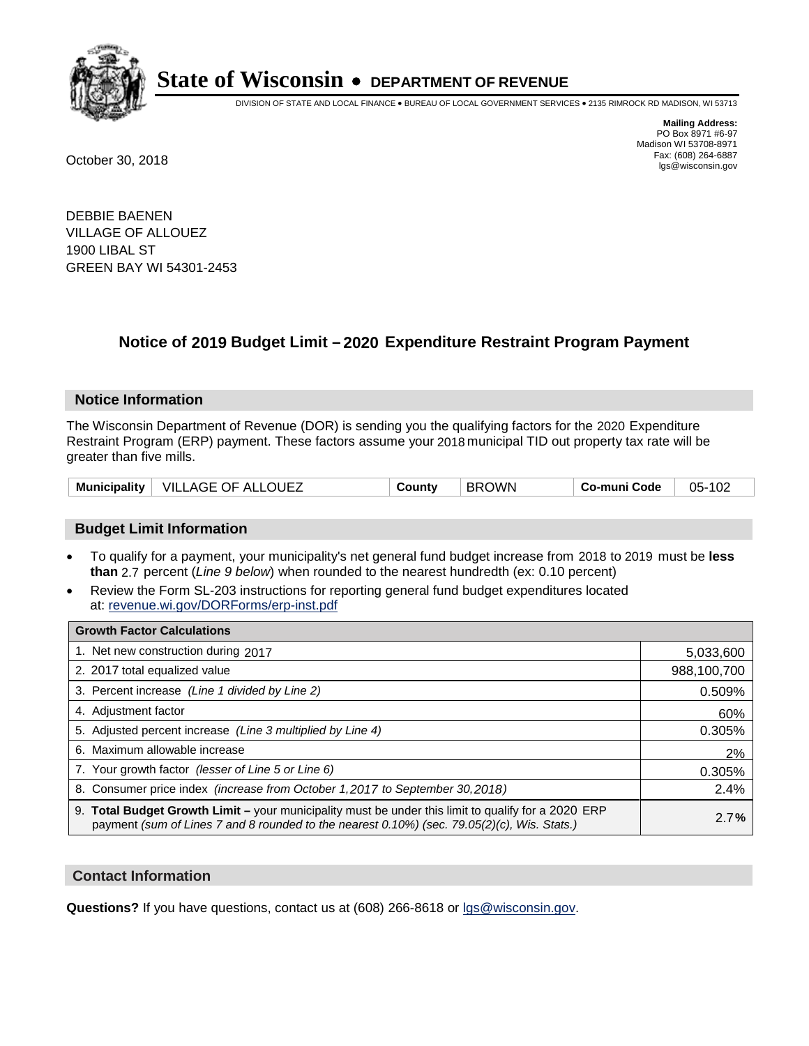# State of Wisconsin • DEPARTMENT OF REVENUE

DIVISION OF STATE AND LOCAL FINANCE • BUREAU OF LOCAL GOVERNMENT SERVICES • 2135 RIMROCK RD MADISON, WI 53713

**Mailing Address:**
PO Box 8971 #6-97
Madison WI 53708-8971
Fax: (608) 264-6887
lgs@wisconsin.gov

October 30, 2018

DEBBIE BAENEN
VILLAGE OF ALLOUEZ
1900 LIBAL ST
GREEN BAY WI 54301-2453

## Notice of 2019 Budget Limit – 2020 Expenditure Restraint Program Payment

### Notice Information

The Wisconsin Department of Revenue (DOR) is sending you the qualifying factors for the 2020 Expenditure Restraint Program (ERP) payment. These factors assume your 2018 municipal TID out property tax rate will be greater than five mills.

| Municipality | VILLAGE OF ALLOUEZ | County | BROWN | Co-muni Code | 05-102 |
|---|---|---|---|---|---|

### Budget Limit Information

- To qualify for a payment, your municipality's net general fund budget increase from 2018 to 2019 must be **less than** 2.7 percent (*Line 9 below*) when rounded to the nearest hundredth (ex: 0.10 percent)
- Review the Form SL-203 instructions for reporting general fund budget expenditures located at: revenue.wi.gov/DORForms/erp-inst.pdf

| Growth Factor Calculations | |
|---|---|
| 1. Net new construction during 2017 | 5,033,600 |
| 2. 2017 total equalized value | 988,100,700 |
| 3. Percent increase *(Line 1 divided by Line 2)* | 0.509% |
| 4. Adjustment factor | 60% |
| 5. Adjusted percent increase *(Line 3 multiplied by Line 4)* | 0.305% |
| 6. Maximum allowable increase | 2% |
| 7. Your growth factor *(lesser of Line 5 or Line 6)* | 0.305% |
| 8. Consumer price index *(increase from October 1,2017 to September 30,2018)* | 2.4% |
| 9. **Total Budget Growth Limit –** your municipality must be under this limit to qualify for a 2020 ERP payment *(sum of Lines 7 and 8 rounded to the nearest 0.10%) (sec. 79.05(2)(c), Wis. Stats.)* | 2.7**%** |

### Contact Information

**Questions?** If you have questions, contact us at (608) 266-8618 or lgs@wisconsin.gov.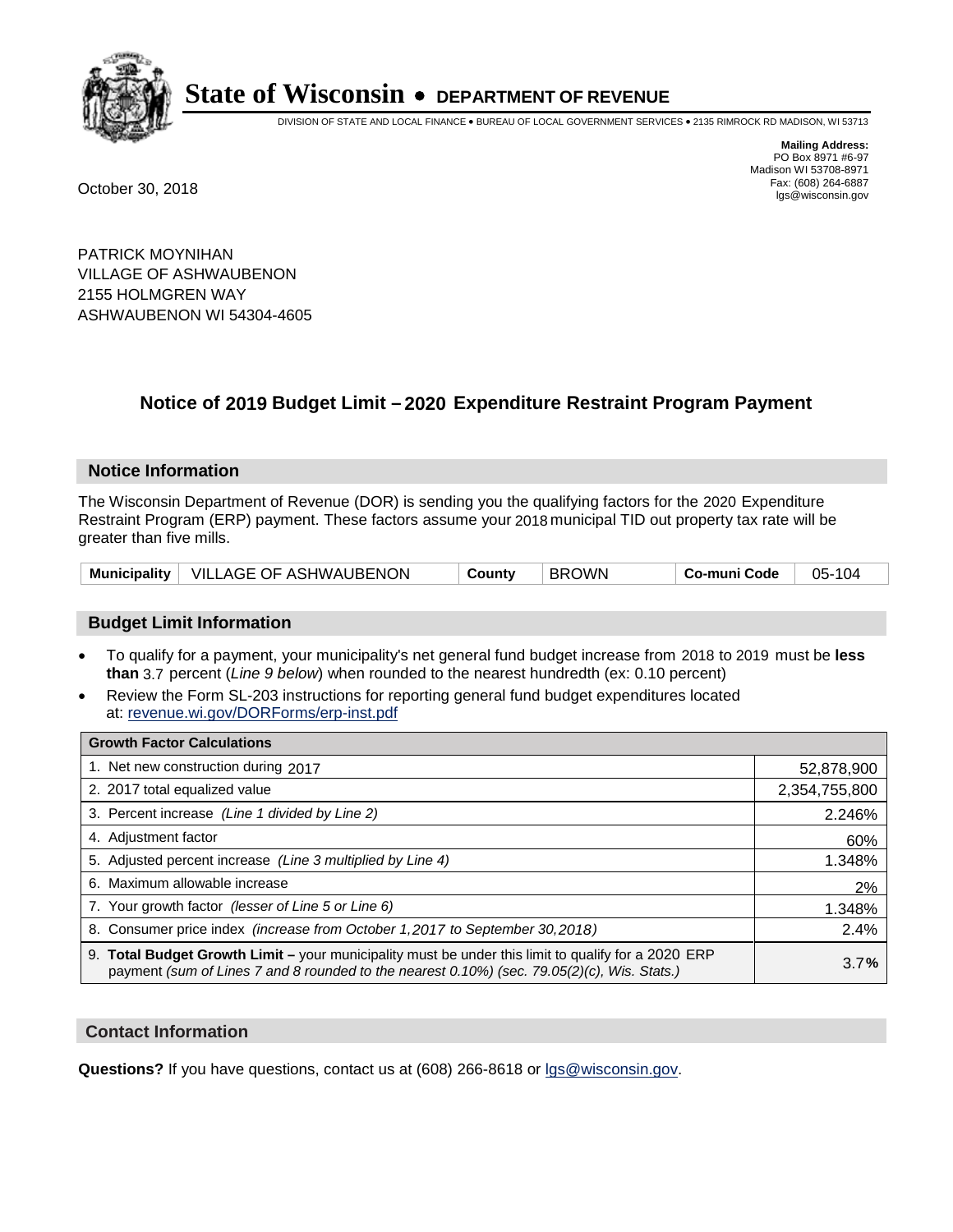# State of Wisconsin • DEPARTMENT OF REVENUE

DIVISION OF STATE AND LOCAL FINANCE • BUREAU OF LOCAL GOVERNMENT SERVICES • 2135 RIMROCK RD MADISON, WI 53713

**Mailing Address:**
PO Box 8971 #6-97
Madison WI 53708-8971
Fax: (608) 264-6887
lgs@wisconsin.gov

October 30, 2018

PATRICK MOYNIHAN
VILLAGE OF ASHWAUBENON
2155 HOLMGREN WAY
ASHWAUBENON WI 54304-4605

## Notice of 2019 Budget Limit – 2020 Expenditure Restraint Program Payment

### Notice Information

The Wisconsin Department of Revenue (DOR) is sending you the qualifying factors for the 2020 Expenditure Restraint Program (ERP) payment. These factors assume your 2018 municipal TID out property tax rate will be greater than five mills.

| Municipality | VILLAGE OF ASHWAUBENON | County | BROWN | Co-muni Code | 05-104 |
|---|---|---|---|---|---|

### Budget Limit Information

- To qualify for a payment, your municipality's net general fund budget increase from 2018 to 2019 must be **less than** 3.7 percent (*Line 9 below*) when rounded to the nearest hundredth (ex: 0.10 percent)
- Review the Form SL-203 instructions for reporting general fund budget expenditures located at: revenue.wi.gov/DORForms/erp-inst.pdf

| Growth Factor Calculations | |
|---|---|
| 1. Net new construction during 2017 | 52,878,900 |
| 2. 2017 total equalized value | 2,354,755,800 |
| 3. Percent increase *(Line 1 divided by Line 2)* | 2.246% |
| 4. Adjustment factor | 60% |
| 5. Adjusted percent increase *(Line 3 multiplied by Line 4)* | 1.348% |
| 6. Maximum allowable increase | 2% |
| 7. Your growth factor *(lesser of Line 5 or Line 6)* | 1.348% |
| 8. Consumer price index *(increase from October 1,2017 to September 30,2018)* | 2.4% |
| 9. **Total Budget Growth Limit –** your municipality must be under this limit to qualify for a 2020 ERP payment *(sum of Lines 7 and 8 rounded to the nearest 0.10%) (sec. 79.05(2)(c), Wis. Stats.)* | 3.7**%** |

### Contact Information

**Questions?** If you have questions, contact us at (608) 266-8618 or lgs@wisconsin.gov.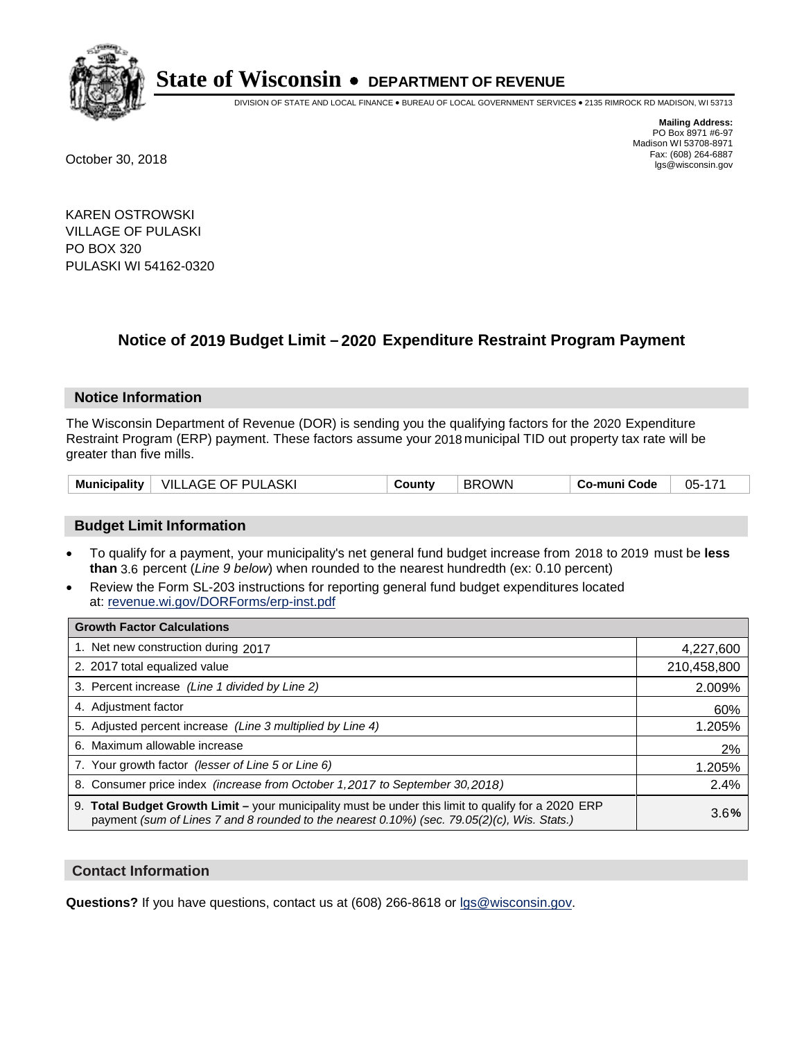# State of Wisconsin • DEPARTMENT OF REVENUE

DIVISION OF STATE AND LOCAL FINANCE • BUREAU OF LOCAL GOVERNMENT SERVICES • 2135 RIMROCK RD MADISON, WI 53713

**Mailing Address:**
PO Box 8971 #6-97
Madison WI 53708-8971
Fax: (608) 264-6887
lgs@wisconsin.gov

October 30, 2018

KAREN OSTROWSKI
VILLAGE OF PULASKI
PO BOX 320
PULASKI WI 54162-0320

## Notice of 2019 Budget Limit – 2020 Expenditure Restraint Program Payment

### Notice Information

The Wisconsin Department of Revenue (DOR) is sending you the qualifying factors for the 2020 Expenditure Restraint Program (ERP) payment. These factors assume your 2018 municipal TID out property tax rate will be greater than five mills.

| Municipality | VILLAGE OF PULASKI | County | BROWN | Co-muni Code | 05-171 |
|---|---|---|---|---|---|

### Budget Limit Information

- To qualify for a payment, your municipality's net general fund budget increase from 2018 to 2019 must be **less than** 3.6 percent (*Line 9 below*) when rounded to the nearest hundredth (ex: 0.10 percent)
- Review the Form SL-203 instructions for reporting general fund budget expenditures located at: revenue.wi.gov/DORForms/erp-inst.pdf

| Growth Factor Calculations | |
|---|---|
| 1. Net new construction during 2017 | 4,227,600 |
| 2. 2017 total equalized value | 210,458,800 |
| 3. Percent increase *(Line 1 divided by Line 2)* | 2.009% |
| 4. Adjustment factor | 60% |
| 5. Adjusted percent increase *(Line 3 multiplied by Line 4)* | 1.205% |
| 6. Maximum allowable increase | 2% |
| 7. Your growth factor *(lesser of Line 5 or Line 6)* | 1.205% |
| 8. Consumer price index *(increase from October 1,2017 to September 30,2018)* | 2.4% |
| 9. **Total Budget Growth Limit –** your municipality must be under this limit to qualify for a 2020 ERP payment *(sum of Lines 7 and 8 rounded to the nearest 0.10%) (sec. 79.05(2)(c), Wis. Stats.)* | 3.6**%** |

### Contact Information

**Questions?** If you have questions, contact us at (608) 266-8618 or lgs@wisconsin.gov.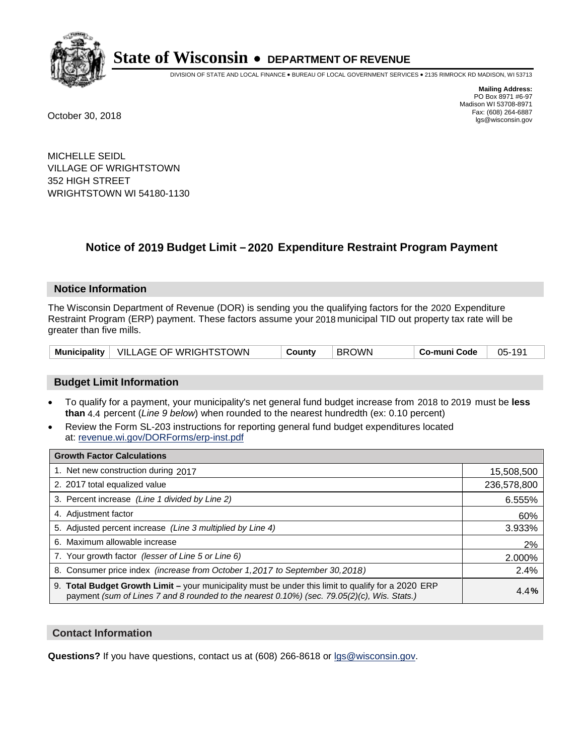# State of Wisconsin • DEPARTMENT OF REVENUE

DIVISION OF STATE AND LOCAL FINANCE • BUREAU OF LOCAL GOVERNMENT SERVICES • 2135 RIMROCK RD MADISON, WI 53713

**Mailing Address:**
PO Box 8971 #6-97
Madison WI 53708-8971
Fax: (608) 264-6887
lgs@wisconsin.gov

October 30, 2018

MICHELLE SEIDL
VILLAGE OF WRIGHTSTOWN
352 HIGH STREET
WRIGHTSTOWN WI 54180-1130

## Notice of 2019 Budget Limit – 2020 Expenditure Restraint Program Payment

### Notice Information

The Wisconsin Department of Revenue (DOR) is sending you the qualifying factors for the 2020 Expenditure Restraint Program (ERP) payment. These factors assume your 2018 municipal TID out property tax rate will be greater than five mills.

| Municipality | VILLAGE OF WRIGHTSTOWN | County | BROWN | Co-muni Code | 05-191 |
|---|---|---|---|---|---|

### Budget Limit Information

- To qualify for a payment, your municipality's net general fund budget increase from 2018 to 2019 must be **less than** 4.4 percent (*Line 9 below*) when rounded to the nearest hundredth (ex: 0.10 percent)
- Review the Form SL-203 instructions for reporting general fund budget expenditures located at: revenue.wi.gov/DORForms/erp-inst.pdf

| Growth Factor Calculations | |
|---|---|
| 1. Net new construction during 2017 | 15,508,500 |
| 2. 2017 total equalized value | 236,578,800 |
| 3. Percent increase *(Line 1 divided by Line 2)* | 6.555% |
| 4. Adjustment factor | 60% |
| 5. Adjusted percent increase *(Line 3 multiplied by Line 4)* | 3.933% |
| 6. Maximum allowable increase | 2% |
| 7. Your growth factor *(lesser of Line 5 or Line 6)* | 2.000% |
| 8. Consumer price index *(increase from October 1,2017 to September 30,2018)* | 2.4% |
| 9. **Total Budget Growth Limit –** your municipality must be under this limit to qualify for a 2020 ERP payment *(sum of Lines 7 and 8 rounded to the nearest 0.10%) (sec. 79.05(2)(c), Wis. Stats.)* | **4.4%** |

### Contact Information

**Questions?** If you have questions, contact us at (608) 266-8618 or lgs@wisconsin.gov.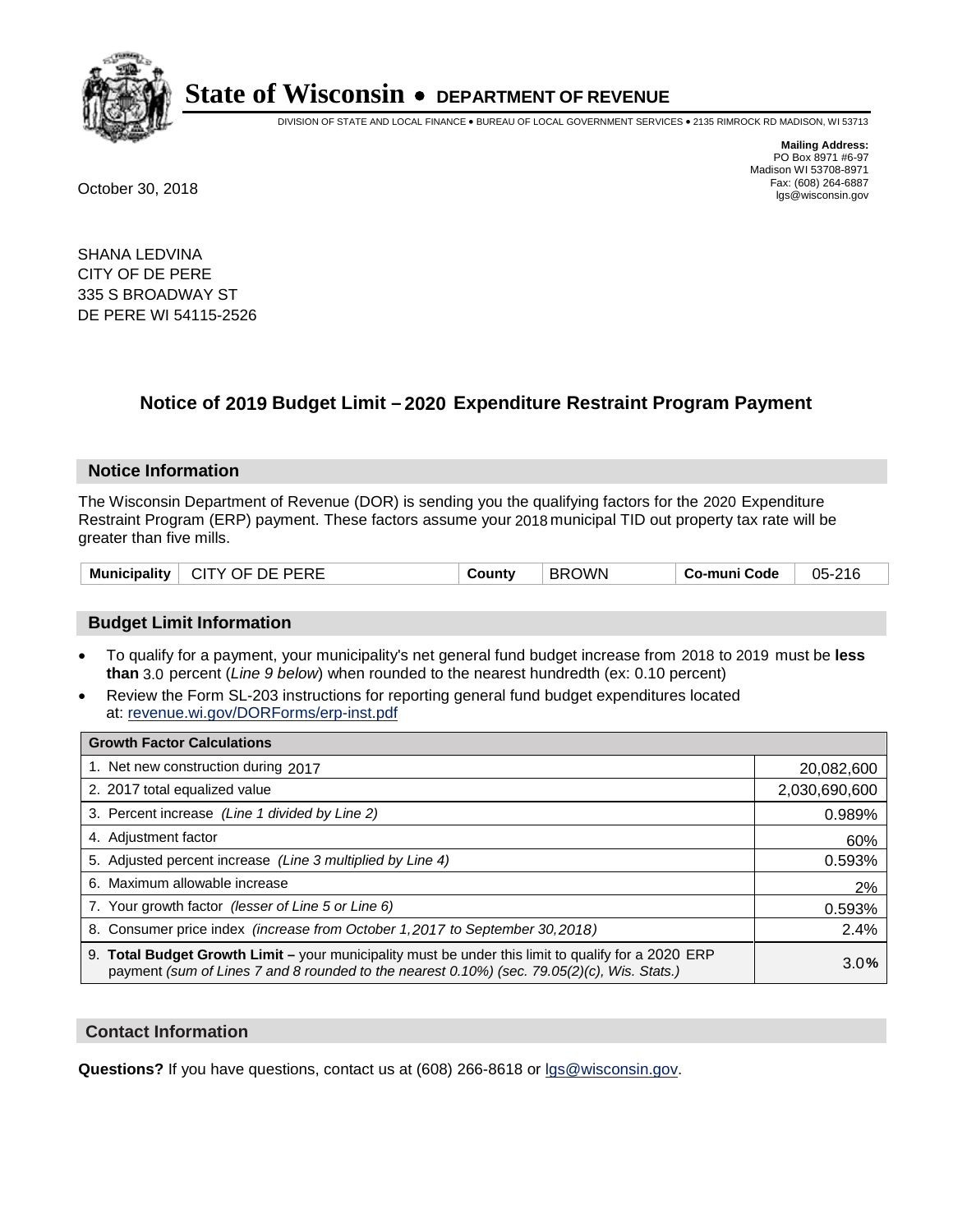# State of Wisconsin • DEPARTMENT OF REVENUE

DIVISION OF STATE AND LOCAL FINANCE • BUREAU OF LOCAL GOVERNMENT SERVICES • 2135 RIMROCK RD MADISON, WI 53713

**Mailing Address:**
PO Box 8971 #6-97
Madison WI 53708-8971
Fax: (608) 264-6887
lgs@wisconsin.gov

October 30, 2018

SHANA LEDVINA
CITY OF DE PERE
335 S BROADWAY ST
DE PERE WI 54115-2526

## Notice of 2019 Budget Limit – 2020 Expenditure Restraint Program Payment

### Notice Information

The Wisconsin Department of Revenue (DOR) is sending you the qualifying factors for the 2020 Expenditure Restraint Program (ERP) payment. These factors assume your 2018 municipal TID out property tax rate will be greater than five mills.

| Municipality | CITY OF DE PERE | County | BROWN | Co-muni Code | 05-216 |
|---|---|---|---|---|---|

### Budget Limit Information

- To qualify for a payment, your municipality's net general fund budget increase from 2018 to 2019 must be **less than** 3.0 percent (*Line 9 below*) when rounded to the nearest hundredth (ex: 0.10 percent)
- Review the Form SL-203 instructions for reporting general fund budget expenditures located at: revenue.wi.gov/DORForms/erp-inst.pdf

| Growth Factor Calculations | |
|---|---|
| 1. Net new construction during 2017 | 20,082,600 |
| 2. 2017 total equalized value | 2,030,690,600 |
| 3. Percent increase *(Line 1 divided by Line 2)* | 0.989% |
| 4. Adjustment factor | 60% |
| 5. Adjusted percent increase *(Line 3 multiplied by Line 4)* | 0.593% |
| 6. Maximum allowable increase | 2% |
| 7. Your growth factor *(lesser of Line 5 or Line 6)* | 0.593% |
| 8. Consumer price index *(increase from October 1,2017 to September 30,2018)* | 2.4% |
| 9. **Total Budget Growth Limit –** your municipality must be under this limit to qualify for a 2020 ERP payment *(sum of Lines 7 and 8 rounded to the nearest 0.10%) (sec. 79.05(2)(c), Wis. Stats.)* | 3.0% |

### Contact Information

**Questions?** If you have questions, contact us at (608) 266-8618 or lgs@wisconsin.gov.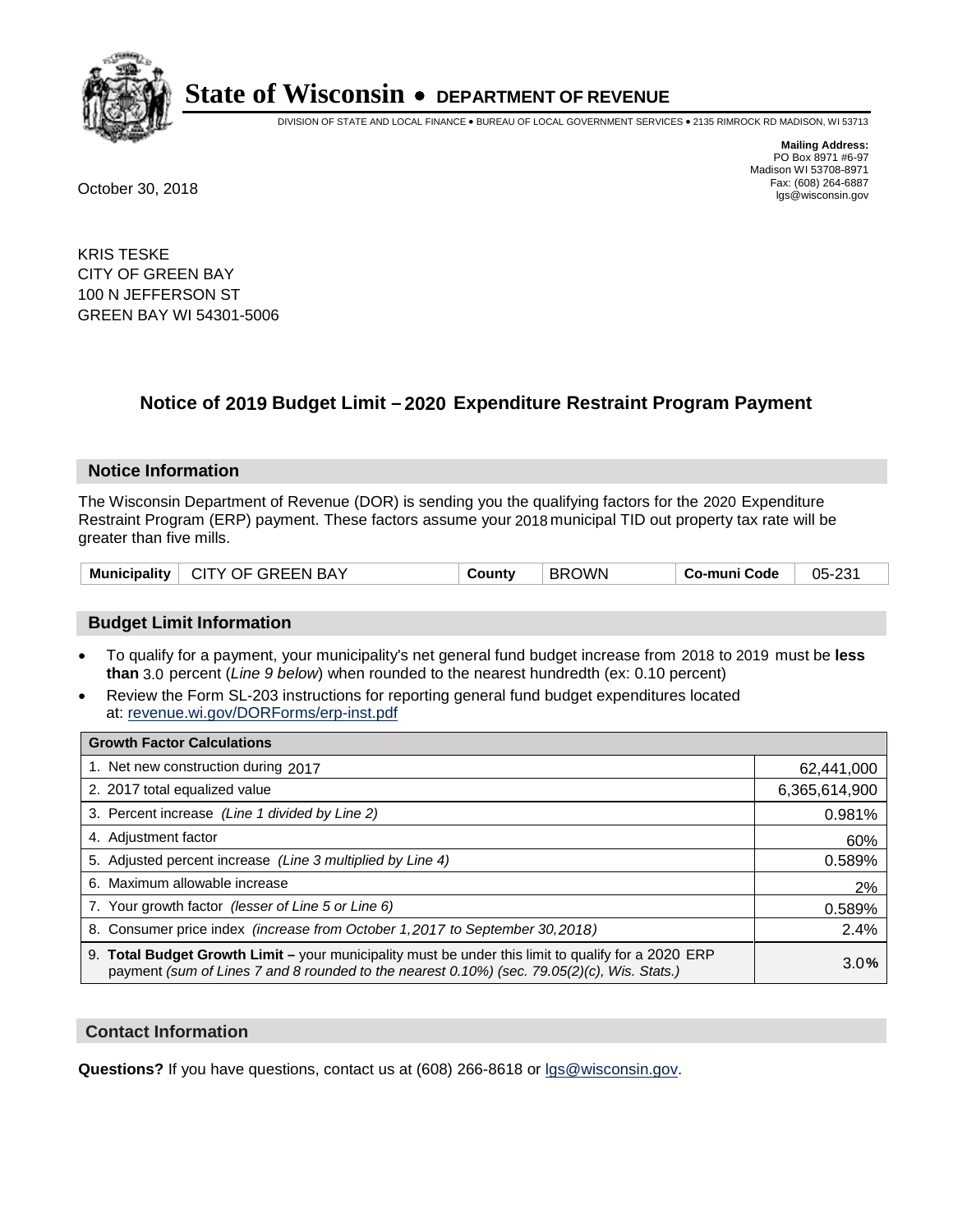# State of Wisconsin • DEPARTMENT OF REVENUE

DIVISION OF STATE AND LOCAL FINANCE • BUREAU OF LOCAL GOVERNMENT SERVICES • 2135 RIMROCK RD MADISON, WI 53713

**Mailing Address:**
PO Box 8971 #6-97
Madison WI 53708-8971
Fax: (608) 264-6887
lgs@wisconsin.gov

October 30, 2018

KRIS TESKE
CITY OF GREEN BAY
100 N JEFFERSON ST
GREEN BAY WI 54301-5006

## Notice of 2019 Budget Limit – 2020 Expenditure Restraint Program Payment

### Notice Information

The Wisconsin Department of Revenue (DOR) is sending you the qualifying factors for the 2020 Expenditure Restraint Program (ERP) payment. These factors assume your 2018 municipal TID out property tax rate will be greater than five mills.

| Municipality | CITY OF GREEN BAY | County | BROWN | Co-muni Code | 05-231 |
|---|---|---|---|---|---|

### Budget Limit Information

- To qualify for a payment, your municipality's net general fund budget increase from 2018 to 2019 must be **less than** 3.0 percent (*Line 9 below*) when rounded to the nearest hundredth (ex: 0.10 percent)
- Review the Form SL-203 instructions for reporting general fund budget expenditures located at: revenue.wi.gov/DORForms/erp-inst.pdf

| Growth Factor Calculations | |
|---|---|
| 1. Net new construction during 2017 | 62,441,000 |
| 2. 2017 total equalized value | 6,365,614,900 |
| 3. Percent increase *(Line 1 divided by Line 2)* | 0.981% |
| 4. Adjustment factor | 60% |
| 5. Adjusted percent increase *(Line 3 multiplied by Line 4)* | 0.589% |
| 6. Maximum allowable increase | 2% |
| 7. Your growth factor *(lesser of Line 5 or Line 6)* | 0.589% |
| 8. Consumer price index *(increase from October 1,2017 to September 30,2018)* | 2.4% |
| 9. **Total Budget Growth Limit –** your municipality must be under this limit to qualify for a 2020 ERP payment *(sum of Lines 7 and 8 rounded to the nearest 0.10%) (sec. 79.05(2)(c), Wis. Stats.)* | 3.0% |

### Contact Information

**Questions?** If you have questions, contact us at (608) 266-8618 or lgs@wisconsin.gov.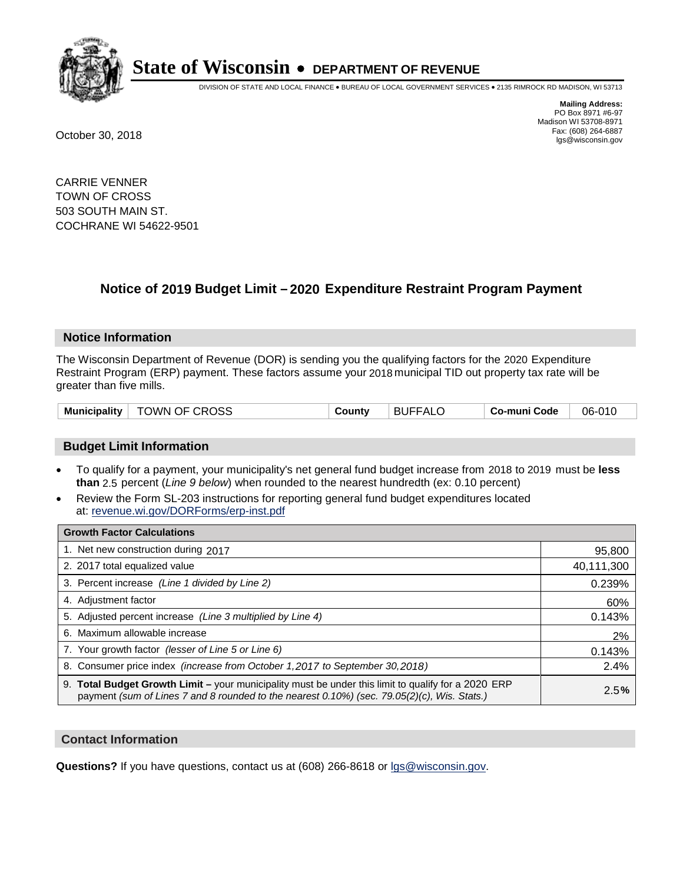# State of Wisconsin • DEPARTMENT OF REVENUE

DIVISION OF STATE AND LOCAL FINANCE • BUREAU OF LOCAL GOVERNMENT SERVICES • 2135 RIMROCK RD MADISON, WI 53713

**Mailing Address:**
PO Box 8971 #6-97
Madison WI 53708-8971
Fax: (608) 264-6887
lgs@wisconsin.gov

October 30, 2018

CARRIE VENNER
TOWN OF CROSS
503 SOUTH MAIN ST.
COCHRANE WI 54622-9501

## Notice of 2019 Budget Limit – 2020 Expenditure Restraint Program Payment

### Notice Information

The Wisconsin Department of Revenue (DOR) is sending you the qualifying factors for the 2020 Expenditure Restraint Program (ERP) payment. These factors assume your 2018 municipal TID out property tax rate will be greater than five mills.

| Municipality | TOWN OF CROSS | County | BUFFALO | Co-muni Code | 06-010 |
|---|---|---|---|---|---|

### Budget Limit Information

- To qualify for a payment, your municipality's net general fund budget increase from 2018 to 2019 must be **less than** 2.5 percent (*Line 9 below*) when rounded to the nearest hundredth (ex: 0.10 percent)
- Review the Form SL-203 instructions for reporting general fund budget expenditures located at: revenue.wi.gov/DORForms/erp-inst.pdf

| Growth Factor Calculations | |
|---|---|
| 1. Net new construction during 2017 | 95,800 |
| 2. 2017 total equalized value | 40,111,300 |
| 3. Percent increase *(Line 1 divided by Line 2)* | 0.239% |
| 4. Adjustment factor | 60% |
| 5. Adjusted percent increase *(Line 3 multiplied by Line 4)* | 0.143% |
| 6. Maximum allowable increase | 2% |
| 7. Your growth factor *(lesser of Line 5 or Line 6)* | 0.143% |
| 8. Consumer price index *(increase from October 1,2017 to September 30,2018)* | 2.4% |
| 9. **Total Budget Growth Limit –** your municipality must be under this limit to qualify for a 2020 ERP payment *(sum of Lines 7 and 8 rounded to the nearest 0.10%) (sec. 79.05(2)(c), Wis. Stats.)* | 2.5**%** |

### Contact Information

**Questions?** If you have questions, contact us at (608) 266-8618 or lgs@wisconsin.gov.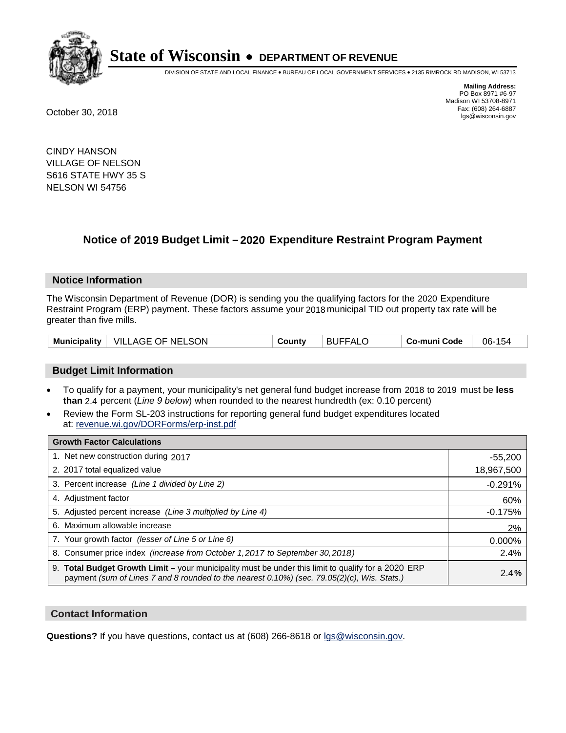# State of Wisconsin • DEPARTMENT OF REVENUE

DIVISION OF STATE AND LOCAL FINANCE • BUREAU OF LOCAL GOVERNMENT SERVICES • 2135 RIMROCK RD MADISON, WI 53713

**Mailing Address:**
PO Box 8971 #6-97
Madison WI 53708-8971
Fax: (608) 264-6887
lgs@wisconsin.gov

October 30, 2018

CINDY HANSON
VILLAGE OF NELSON
S616 STATE HWY 35 S
NELSON WI 54756

## Notice of 2019 Budget Limit – 2020 Expenditure Restraint Program Payment

### Notice Information

The Wisconsin Department of Revenue (DOR) is sending you the qualifying factors for the 2020 Expenditure Restraint Program (ERP) payment. These factors assume your 2018 municipal TID out property tax rate will be greater than five mills.

| Municipality | VILLAGE OF NELSON | County | BUFFALO | Co-muni Code | 06-154 |
|---|---|---|---|---|---|

### Budget Limit Information

- To qualify for a payment, your municipality's net general fund budget increase from 2018 to 2019 must be **less than** 2.4 percent (*Line 9 below*) when rounded to the nearest hundredth (ex: 0.10 percent)
- Review the Form SL-203 instructions for reporting general fund budget expenditures located at: revenue.wi.gov/DORForms/erp-inst.pdf

| Growth Factor Calculations | |
|---|---|
| 1. Net new construction during 2017 | -55,200 |
| 2. 2017 total equalized value | 18,967,500 |
| 3. Percent increase *(Line 1 divided by Line 2)* | -0.291% |
| 4. Adjustment factor | 60% |
| 5. Adjusted percent increase *(Line 3 multiplied by Line 4)* | -0.175% |
| 6. Maximum allowable increase | 2% |
| 7. Your growth factor *(lesser of Line 5 or Line 6)* | 0.000% |
| 8. Consumer price index *(increase from October 1,2017 to September 30,2018)* | 2.4% |
| 9. **Total Budget Growth Limit –** your municipality must be under this limit to qualify for a 2020 ERP payment *(sum of Lines 7 and 8 rounded to the nearest 0.10%) (sec. 79.05(2)(c), Wis. Stats.)* | 2.4% |

### Contact Information

**Questions?** If you have questions, contact us at (608) 266-8618 or lgs@wisconsin.gov.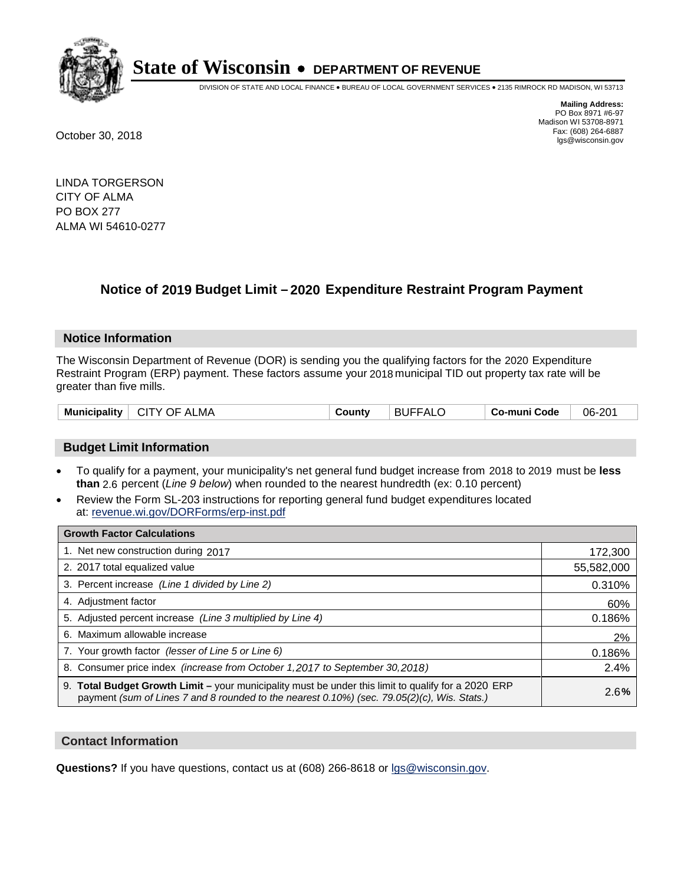# State of Wisconsin • DEPARTMENT OF REVENUE

DIVISION OF STATE AND LOCAL FINANCE • BUREAU OF LOCAL GOVERNMENT SERVICES • 2135 RIMROCK RD MADISON, WI 53713

**Mailing Address:**
PO Box 8971 #6-97
Madison WI 53708-8971
Fax: (608) 264-6887
lgs@wisconsin.gov

October 30, 2018

LINDA TORGERSON
CITY OF ALMA
PO BOX 277
ALMA WI 54610-0277

## Notice of 2019 Budget Limit – 2020 Expenditure Restraint Program Payment

### Notice Information

The Wisconsin Department of Revenue (DOR) is sending you the qualifying factors for the 2020 Expenditure Restraint Program (ERP) payment. These factors assume your 2018 municipal TID out property tax rate will be greater than five mills.

| Municipality | CITY OF ALMA | County | BUFFALO | Co-muni Code | 06-201 |
|---|---|---|---|---|---|

### Budget Limit Information

- To qualify for a payment, your municipality's net general fund budget increase from 2018 to 2019 must be **less than** 2.6 percent (*Line 9 below*) when rounded to the nearest hundredth (ex: 0.10 percent)
- Review the Form SL-203 instructions for reporting general fund budget expenditures located at: revenue.wi.gov/DORForms/erp-inst.pdf

| Growth Factor Calculations | |
|---|---|
| 1. Net new construction during 2017 | 172,300 |
| 2. 2017 total equalized value | 55,582,000 |
| 3. Percent increase *(Line 1 divided by Line 2)* | 0.310% |
| 4. Adjustment factor | 60% |
| 5. Adjusted percent increase *(Line 3 multiplied by Line 4)* | 0.186% |
| 6. Maximum allowable increase | 2% |
| 7. Your growth factor *(lesser of Line 5 or Line 6)* | 0.186% |
| 8. Consumer price index *(increase from October 1,2017 to September 30,2018)* | 2.4% |
| 9. **Total Budget Growth Limit –** your municipality must be under this limit to qualify for a 2020 ERP payment *(sum of Lines 7 and 8 rounded to the nearest 0.10%) (sec. 79.05(2)(c), Wis. Stats.)* | 2.6**%** |

### Contact Information

**Questions?** If you have questions, contact us at (608) 266-8618 or lgs@wisconsin.gov.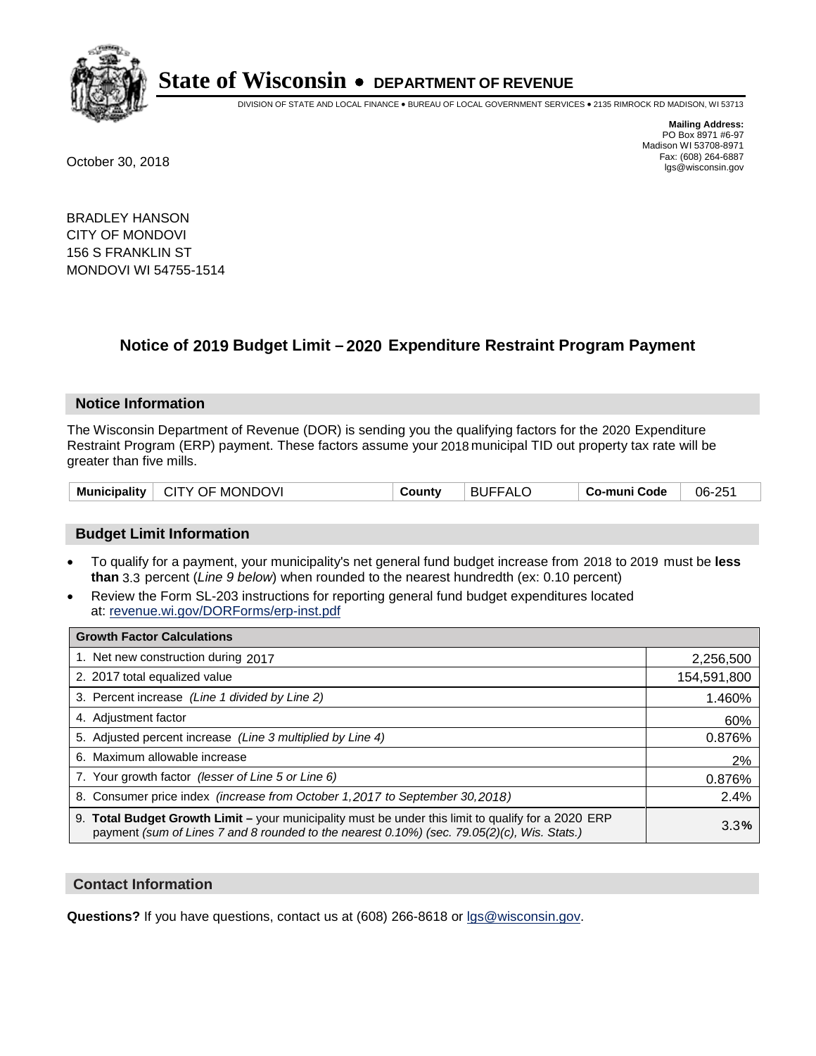# State of Wisconsin • DEPARTMENT OF REVENUE

DIVISION OF STATE AND LOCAL FINANCE • BUREAU OF LOCAL GOVERNMENT SERVICES • 2135 RIMROCK RD MADISON, WI 53713

**Mailing Address:**
PO Box 8971 #6-97
Madison WI 53708-8971
Fax: (608) 264-6887
lgs@wisconsin.gov

October 30, 2018

BRADLEY HANSON
CITY OF MONDOVI
156 S FRANKLIN ST
MONDOVI WI 54755-1514

## Notice of 2019 Budget Limit – 2020 Expenditure Restraint Program Payment

### Notice Information

The Wisconsin Department of Revenue (DOR) is sending you the qualifying factors for the 2020 Expenditure Restraint Program (ERP) payment. These factors assume your 2018 municipal TID out property tax rate will be greater than five mills.

| Municipality | CITY OF MONDOVI | County | BUFFALO | Co-muni Code | 06-251 |
|---|---|---|---|---|---|

### Budget Limit Information

- To qualify for a payment, your municipality's net general fund budget increase from 2018 to 2019 must be **less than** 3.3 percent (*Line 9 below*) when rounded to the nearest hundredth (ex: 0.10 percent)
- Review the Form SL-203 instructions for reporting general fund budget expenditures located at: revenue.wi.gov/DORForms/erp-inst.pdf

| Growth Factor Calculations | |
|---|---|
| 1. Net new construction during 2017 | 2,256,500 |
| 2. 2017 total equalized value | 154,591,800 |
| 3. Percent increase *(Line 1 divided by Line 2)* | 1.460% |
| 4. Adjustment factor | 60% |
| 5. Adjusted percent increase *(Line 3 multiplied by Line 4)* | 0.876% |
| 6. Maximum allowable increase | 2% |
| 7. Your growth factor *(lesser of Line 5 or Line 6)* | 0.876% |
| 8. Consumer price index *(increase from October 1,2017 to September 30,2018)* | 2.4% |
| 9. **Total Budget Growth Limit –** your municipality must be under this limit to qualify for a 2020 ERP payment *(sum of Lines 7 and 8 rounded to the nearest 0.10%) (sec. 79.05(2)(c), Wis. Stats.)* | 3.3**%** |

### Contact Information

**Questions?** If you have questions, contact us at (608) 266-8618 or lgs@wisconsin.gov.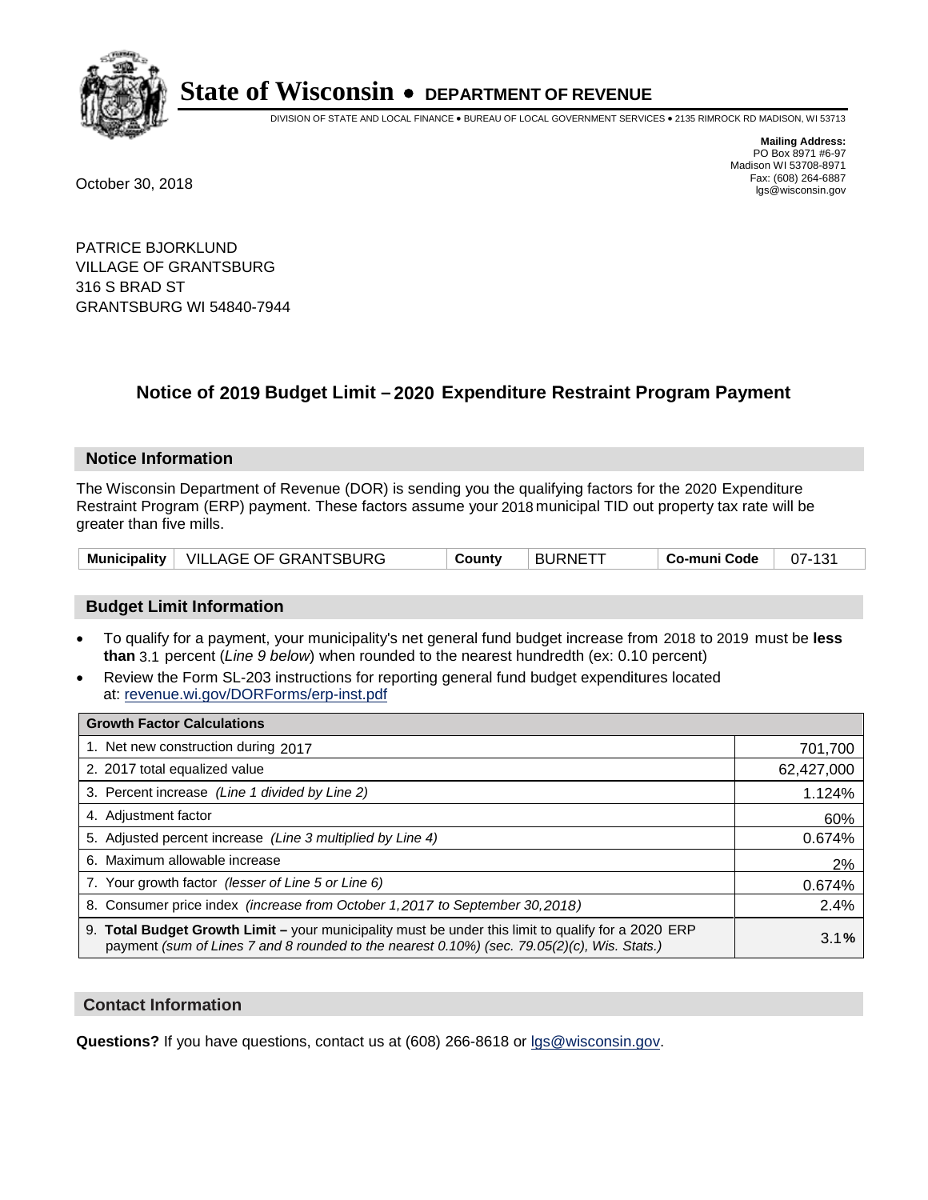# State of Wisconsin • DEPARTMENT OF REVENUE

DIVISION OF STATE AND LOCAL FINANCE • BUREAU OF LOCAL GOVERNMENT SERVICES • 2135 RIMROCK RD MADISON, WI 53713

**Mailing Address:**
PO Box 8971 #6-97
Madison WI 53708-8971
Fax: (608) 264-6887
lgs@wisconsin.gov

October 30, 2018

PATRICE BJORKLUND
VILLAGE OF GRANTSBURG
316 S BRAD ST
GRANTSBURG WI 54840-7944

## Notice of 2019 Budget Limit – 2020 Expenditure Restraint Program Payment

### Notice Information

The Wisconsin Department of Revenue (DOR) is sending you the qualifying factors for the 2020 Expenditure Restraint Program (ERP) payment. These factors assume your 2018 municipal TID out property tax rate will be greater than five mills.

| Municipality | VILLAGE OF GRANTSBURG | County | BURNETT | Co-muni Code | 07-131 |
|---|---|---|---|---|---|

### Budget Limit Information

- To qualify for a payment, your municipality's net general fund budget increase from 2018 to 2019 must be **less than** 3.1 percent (*Line 9 below*) when rounded to the nearest hundredth (ex: 0.10 percent)
- Review the Form SL-203 instructions for reporting general fund budget expenditures located at: revenue.wi.gov/DORForms/erp-inst.pdf

| Growth Factor Calculations | |
|---|---|
| 1. Net new construction during 2017 | 701,700 |
| 2. 2017 total equalized value | 62,427,000 |
| 3. Percent increase *(Line 1 divided by Line 2)* | 1.124% |
| 4. Adjustment factor | 60% |
| 5. Adjusted percent increase *(Line 3 multiplied by Line 4)* | 0.674% |
| 6. Maximum allowable increase | 2% |
| 7. Your growth factor *(lesser of Line 5 or Line 6)* | 0.674% |
| 8. Consumer price index *(increase from October 1,2017 to September 30,2018)* | 2.4% |
| 9. **Total Budget Growth Limit –** your municipality must be under this limit to qualify for a 2020 ERP payment *(sum of Lines 7 and 8 rounded to the nearest 0.10%) (sec. 79.05(2)(c), Wis. Stats.)* | 3.1**%** |

### Contact Information

**Questions?** If you have questions, contact us at (608) 266-8618 or lgs@wisconsin.gov.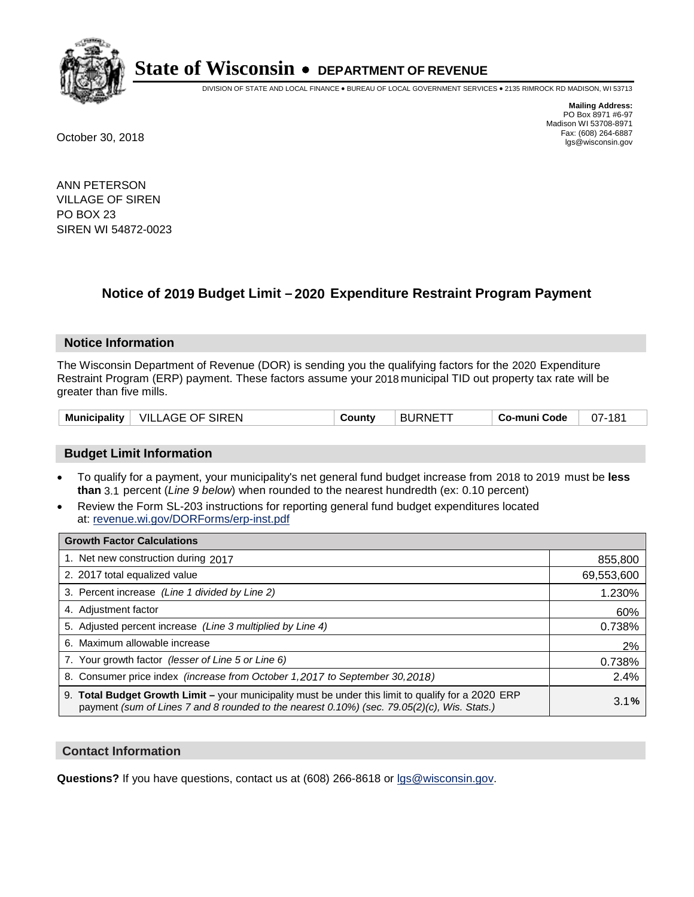# State of Wisconsin • DEPARTMENT OF REVENUE

DIVISION OF STATE AND LOCAL FINANCE • BUREAU OF LOCAL GOVERNMENT SERVICES • 2135 RIMROCK RD MADISON, WI 53713

**Mailing Address:**
PO Box 8971 #6-97
Madison WI 53708-8971
Fax: (608) 264-6887
lgs@wisconsin.gov

October 30, 2018

ANN PETERSON
VILLAGE OF SIREN
PO BOX 23
SIREN WI 54872-0023

## Notice of 2019 Budget Limit – 2020 Expenditure Restraint Program Payment

### Notice Information

The Wisconsin Department of Revenue (DOR) is sending you the qualifying factors for the 2020 Expenditure Restraint Program (ERP) payment. These factors assume your 2018 municipal TID out property tax rate will be greater than five mills.

| Municipality | VILLAGE OF SIREN | County | BURNETT | Co-muni Code | 07-181 |
|---|---|---|---|---|---|

### Budget Limit Information

- To qualify for a payment, your municipality's net general fund budget increase from 2018 to 2019 must be **less than** 3.1 percent (*Line 9 below*) when rounded to the nearest hundredth (ex: 0.10 percent)
- Review the Form SL-203 instructions for reporting general fund budget expenditures located at: revenue.wi.gov/DORForms/erp-inst.pdf

| Growth Factor Calculations | |
|---|---|
| 1. Net new construction during 2017 | 855,800 |
| 2. 2017 total equalized value | 69,553,600 |
| 3. Percent increase *(Line 1 divided by Line 2)* | 1.230% |
| 4. Adjustment factor | 60% |
| 5. Adjusted percent increase *(Line 3 multiplied by Line 4)* | 0.738% |
| 6. Maximum allowable increase | 2% |
| 7. Your growth factor *(lesser of Line 5 or Line 6)* | 0.738% |
| 8. Consumer price index *(increase from October 1,2017 to September 30,2018)* | 2.4% |
| 9. **Total Budget Growth Limit –** your municipality must be under this limit to qualify for a 2020 ERP payment *(sum of Lines 7 and 8 rounded to the nearest 0.10%) (sec. 79.05(2)(c), Wis. Stats.)* | 3.1**%** |

### Contact Information

**Questions?** If you have questions, contact us at (608) 266-8618 or lgs@wisconsin.gov.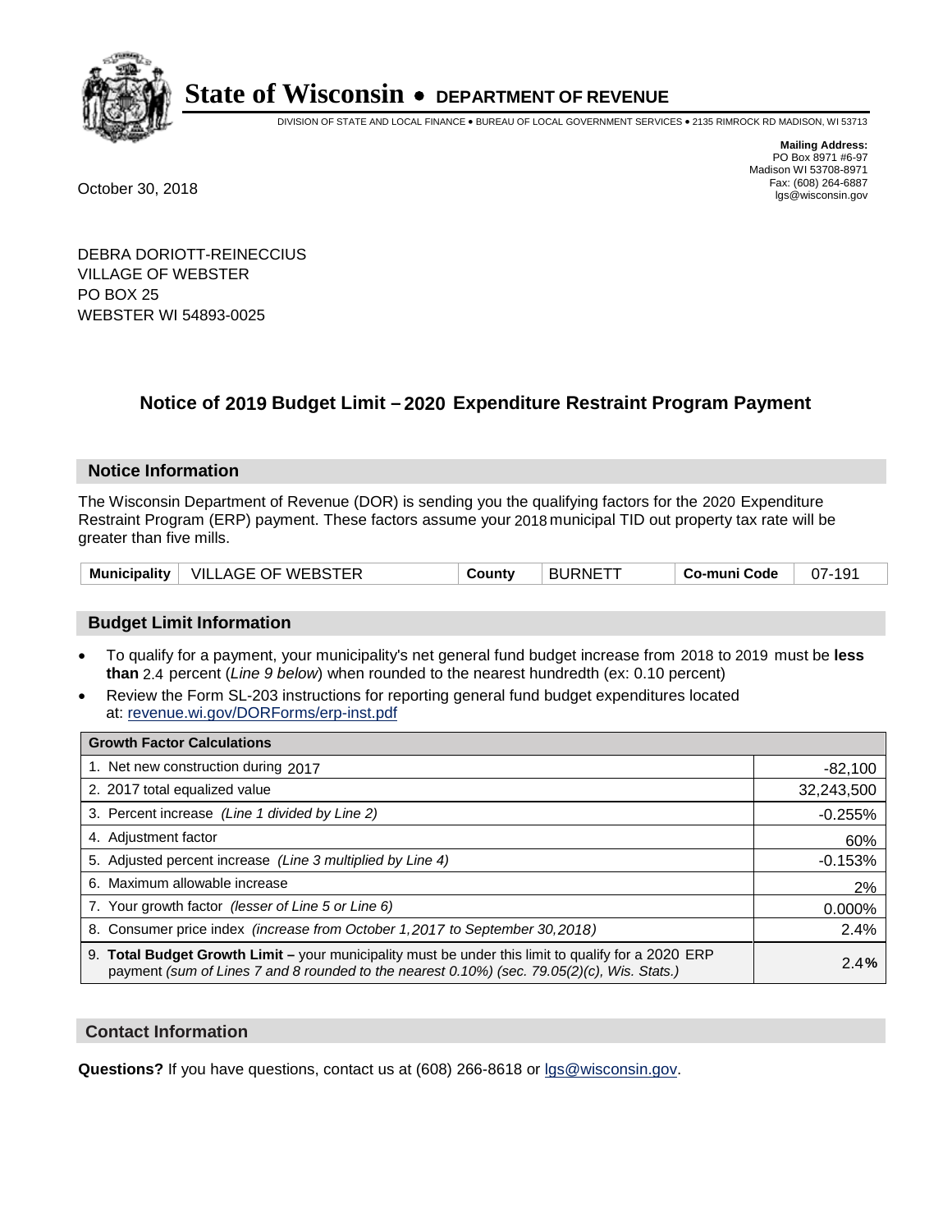# State of Wisconsin • DEPARTMENT OF REVENUE

DIVISION OF STATE AND LOCAL FINANCE • BUREAU OF LOCAL GOVERNMENT SERVICES • 2135 RIMROCK RD MADISON, WI 53713

**Mailing Address:**
PO Box 8971 #6-97
Madison WI 53708-8971
Fax: (608) 264-6887
lgs@wisconsin.gov

October 30, 2018

DEBRA DORIOTT-REINECCIUS
VILLAGE OF WEBSTER
PO BOX 25
WEBSTER WI 54893-0025

## Notice of 2019 Budget Limit – 2020 Expenditure Restraint Program Payment

### Notice Information

The Wisconsin Department of Revenue (DOR) is sending you the qualifying factors for the 2020 Expenditure Restraint Program (ERP) payment. These factors assume your 2018 municipal TID out property tax rate will be greater than five mills.

| Municipality | VILLAGE OF WEBSTER | County | BURNETT | Co-muni Code | 07-191 |
|---|---|---|---|---|---|

### Budget Limit Information

- To qualify for a payment, your municipality's net general fund budget increase from 2018 to 2019 must be **less than** 2.4 percent (*Line 9 below*) when rounded to the nearest hundredth (ex: 0.10 percent)
- Review the Form SL-203 instructions for reporting general fund budget expenditures located at: revenue.wi.gov/DORForms/erp-inst.pdf

| Growth Factor Calculations | |
|---|---|
| 1. Net new construction during 2017 | -82,100 |
| 2. 2017 total equalized value | 32,243,500 |
| 3. Percent increase *(Line 1 divided by Line 2)* | -0.255% |
| 4. Adjustment factor | 60% |
| 5. Adjusted percent increase *(Line 3 multiplied by Line 4)* | -0.153% |
| 6. Maximum allowable increase | 2% |
| 7. Your growth factor *(lesser of Line 5 or Line 6)* | 0.000% |
| 8. Consumer price index *(increase from October 1,2017 to September 30,2018)* | 2.4% |
| 9. **Total Budget Growth Limit –** your municipality must be under this limit to qualify for a 2020 ERP payment *(sum of Lines 7 and 8 rounded to the nearest 0.10%) (sec. 79.05(2)(c), Wis. Stats.)* | **2.4%** |

### Contact Information

**Questions?** If you have questions, contact us at (608) 266-8618 or lgs@wisconsin.gov.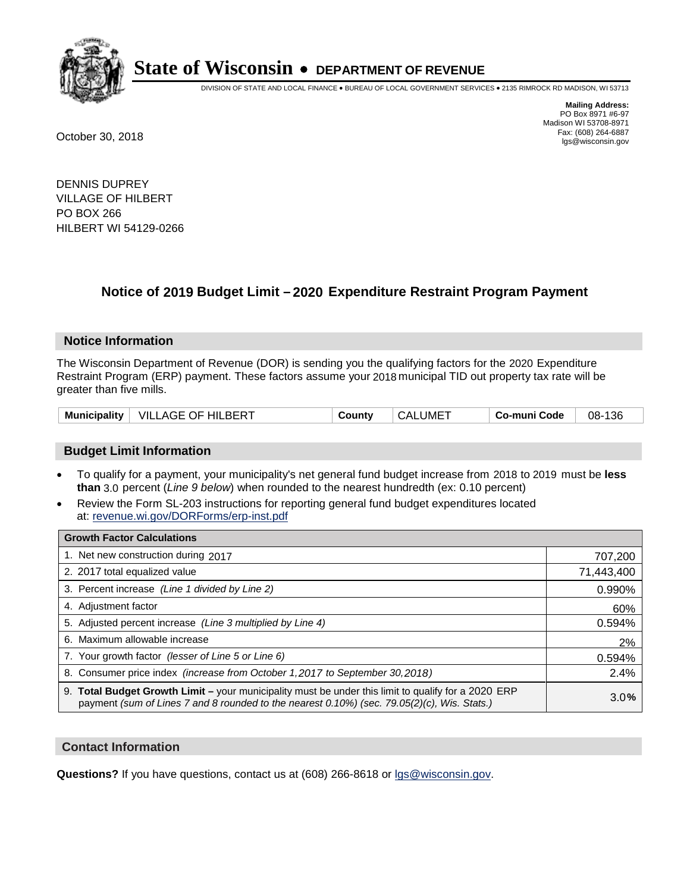# State of Wisconsin • DEPARTMENT OF REVENUE

DIVISION OF STATE AND LOCAL FINANCE • BUREAU OF LOCAL GOVERNMENT SERVICES • 2135 RIMROCK RD MADISON, WI 53713

**Mailing Address:**
PO Box 8971 #6-97
Madison WI 53708-8971
Fax: (608) 264-6887
lgs@wisconsin.gov

October 30, 2018

DENNIS DUPREY
VILLAGE OF HILBERT
PO BOX 266
HILBERT WI 54129-0266

## Notice of 2019 Budget Limit – 2020 Expenditure Restraint Program Payment

### Notice Information

The Wisconsin Department of Revenue (DOR) is sending you the qualifying factors for the 2020 Expenditure Restraint Program (ERP) payment. These factors assume your 2018 municipal TID out property tax rate will be greater than five mills.

| Municipality | VILLAGE OF HILBERT | County | CALUMET | Co-muni Code | 08-136 |
|---|---|---|---|---|---|

### Budget Limit Information

- To qualify for a payment, your municipality's net general fund budget increase from 2018 to 2019 must be **less than** 3.0 percent (*Line 9 below*) when rounded to the nearest hundredth (ex: 0.10 percent)
- Review the Form SL-203 instructions for reporting general fund budget expenditures located at: revenue.wi.gov/DORForms/erp-inst.pdf

| Growth Factor Calculations | |
|---|---|
| 1. Net new construction during 2017 | 707,200 |
| 2. 2017 total equalized value | 71,443,400 |
| 3. Percent increase *(Line 1 divided by Line 2)* | 0.990% |
| 4. Adjustment factor | 60% |
| 5. Adjusted percent increase *(Line 3 multiplied by Line 4)* | 0.594% |
| 6. Maximum allowable increase | 2% |
| 7. Your growth factor *(lesser of Line 5 or Line 6)* | 0.594% |
| 8. Consumer price index *(increase from October 1,2017 to September 30,2018)* | 2.4% |
| 9. **Total Budget Growth Limit –** your municipality must be under this limit to qualify for a 2020 ERP payment *(sum of Lines 7 and 8 rounded to the nearest 0.10%) (sec. 79.05(2)(c), Wis. Stats.)* | 3.0% |

### Contact Information

**Questions?** If you have questions, contact us at (608) 266-8618 or lgs@wisconsin.gov.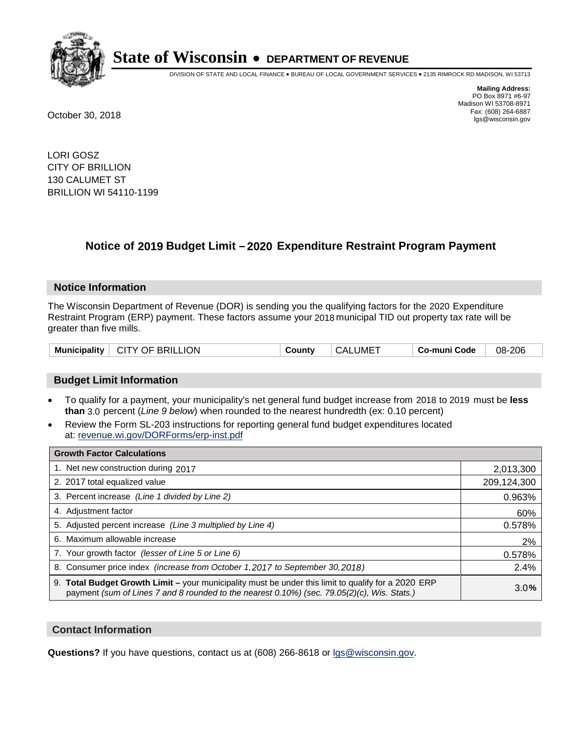# State of Wisconsin • DEPARTMENT OF REVENUE

DIVISION OF STATE AND LOCAL FINANCE • BUREAU OF LOCAL GOVERNMENT SERVICES • 2135 RIMROCK RD MADISON, WI 53713

**Mailing Address:**
PO Box 8971 #6-97
Madison WI 53708-8971
Fax: (608) 264-6887
lgs@wisconsin.gov

October 30, 2018

LORI GOSZ
CITY OF BRILLION
130 CALUMET ST
BRILLION WI 54110-1199

## Notice of 2019 Budget Limit – 2020 Expenditure Restraint Program Payment

### Notice Information

The Wisconsin Department of Revenue (DOR) is sending you the qualifying factors for the 2020 Expenditure Restraint Program (ERP) payment. These factors assume your 2018 municipal TID out property tax rate will be greater than five mills.

| Municipality | CITY OF BRILLION | County | CALUMET | Co-muni Code | 08-206 |
|---|---|---|---|---|---|

### Budget Limit Information

- To qualify for a payment, your municipality's net general fund budget increase from 2018 to 2019 must be **less than** 3.0 percent (*Line 9 below*) when rounded to the nearest hundredth (ex: 0.10 percent)
- Review the Form SL-203 instructions for reporting general fund budget expenditures located at: revenue.wi.gov/DORForms/erp-inst.pdf

| Growth Factor Calculations | |
|---|---|
| 1. Net new construction during 2017 | 2,013,300 |
| 2. 2017 total equalized value | 209,124,300 |
| 3. Percent increase *(Line 1 divided by Line 2)* | 0.963% |
| 4. Adjustment factor | 60% |
| 5. Adjusted percent increase *(Line 3 multiplied by Line 4)* | 0.578% |
| 6. Maximum allowable increase | 2% |
| 7. Your growth factor *(lesser of Line 5 or Line 6)* | 0.578% |
| 8. Consumer price index *(increase from October 1,2017 to September 30,2018)* | 2.4% |
| 9. **Total Budget Growth Limit –** your municipality must be under this limit to qualify for a 2020 ERP payment *(sum of Lines 7 and 8 rounded to the nearest 0.10%) (sec. 79.05(2)(c), Wis. Stats.)* | 3.0**%** |

### Contact Information

**Questions?** If you have questions, contact us at (608) 266-8618 or lgs@wisconsin.gov.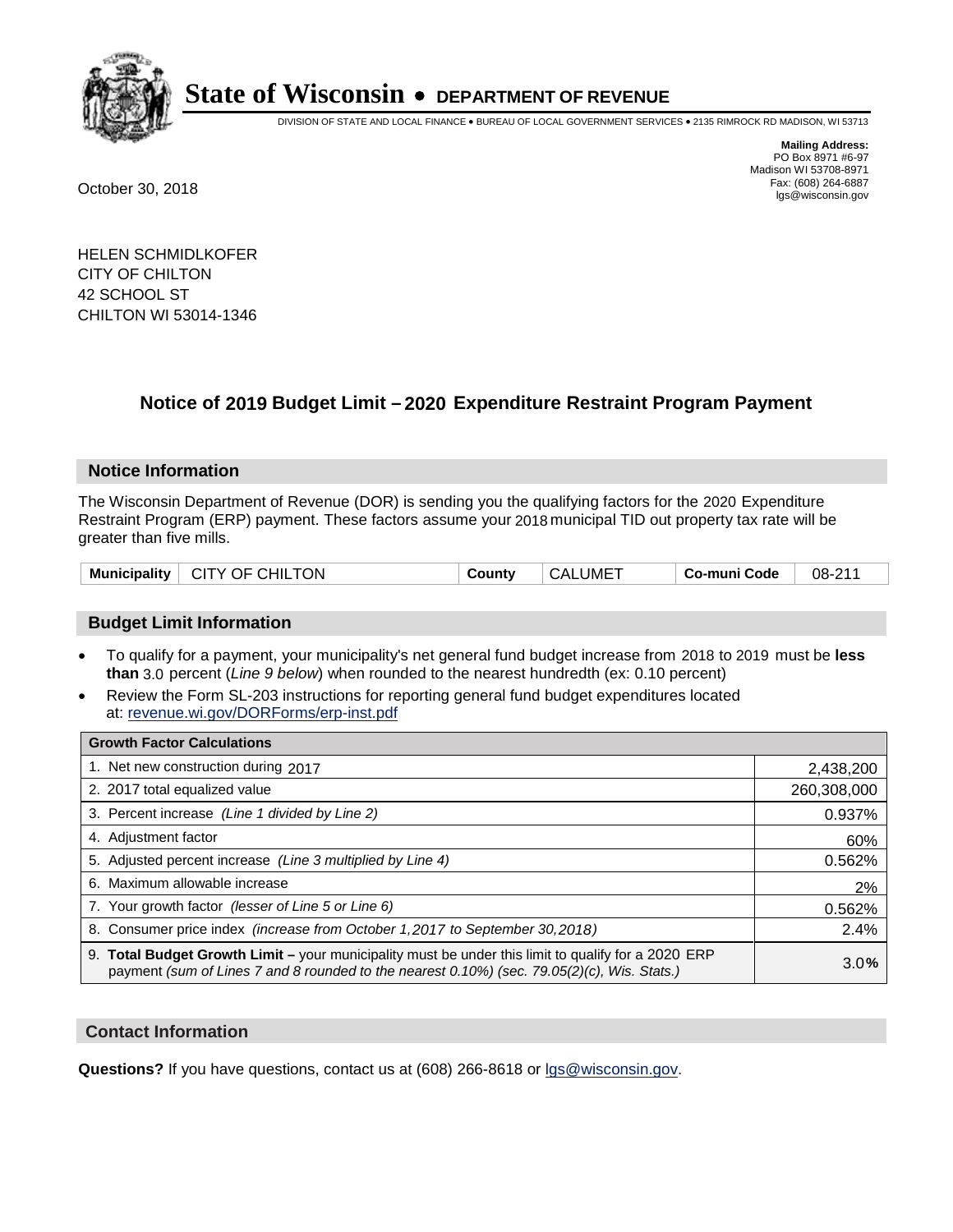# State of Wisconsin • DEPARTMENT OF REVENUE

DIVISION OF STATE AND LOCAL FINANCE • BUREAU OF LOCAL GOVERNMENT SERVICES • 2135 RIMROCK RD MADISON, WI 53713

**Mailing Address:**
PO Box 8971 #6-97
Madison WI 53708-8971
Fax: (608) 264-6887
lgs@wisconsin.gov

October 30, 2018

HELEN SCHMIDLKOFER
CITY OF CHILTON
42 SCHOOL ST
CHILTON WI 53014-1346

## Notice of 2019 Budget Limit – 2020 Expenditure Restraint Program Payment

### Notice Information

The Wisconsin Department of Revenue (DOR) is sending you the qualifying factors for the 2020 Expenditure Restraint Program (ERP) payment. These factors assume your 2018 municipal TID out property tax rate will be greater than five mills.

| Municipality | CITY OF CHILTON | County | CALUMET | Co-muni Code | 08-211 |
|---|---|---|---|---|---|

### Budget Limit Information

- To qualify for a payment, your municipality's net general fund budget increase from 2018 to 2019 must be **less than** 3.0 percent (*Line 9 below*) when rounded to the nearest hundredth (ex: 0.10 percent)
- Review the Form SL-203 instructions for reporting general fund budget expenditures located at: revenue.wi.gov/DORForms/erp-inst.pdf

| Growth Factor Calculations | |
|---|---|
| 1. Net new construction during 2017 | 2,438,200 |
| 2. 2017 total equalized value | 260,308,000 |
| 3. Percent increase *(Line 1 divided by Line 2)* | 0.937% |
| 4. Adjustment factor | 60% |
| 5. Adjusted percent increase *(Line 3 multiplied by Line 4)* | 0.562% |
| 6. Maximum allowable increase | 2% |
| 7. Your growth factor *(lesser of Line 5 or Line 6)* | 0.562% |
| 8. Consumer price index *(increase from October 1,2017 to September 30,2018)* | 2.4% |
| 9. **Total Budget Growth Limit –** your municipality must be under this limit to qualify for a 2020 ERP payment *(sum of Lines 7 and 8 rounded to the nearest 0.10%) (sec. 79.05(2)(c), Wis. Stats.)* | 3.0**%** |

### Contact Information

**Questions?** If you have questions, contact us at (608) 266-8618 or lgs@wisconsin.gov.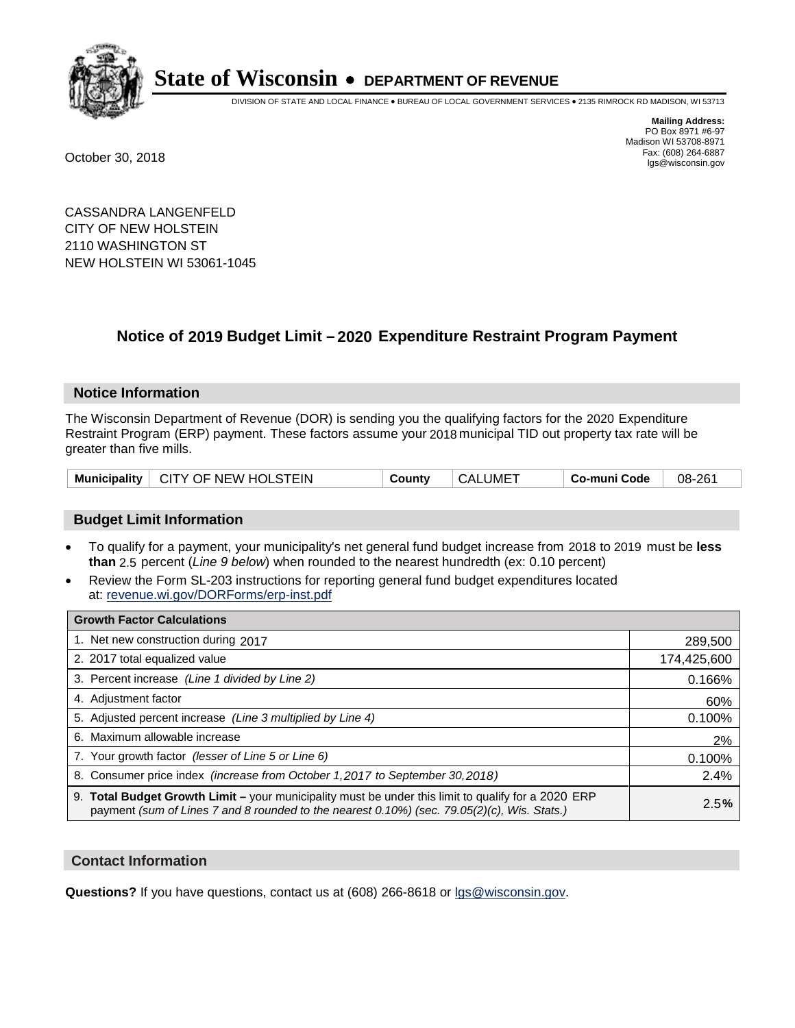# State of Wisconsin • DEPARTMENT OF REVENUE

DIVISION OF STATE AND LOCAL FINANCE • BUREAU OF LOCAL GOVERNMENT SERVICES • 2135 RIMROCK RD MADISON, WI 53713

**Mailing Address:**
PO Box 8971 #6-97
Madison WI 53708-8971
Fax: (608) 264-6887
lgs@wisconsin.gov

October 30, 2018

CASSANDRA LANGENFELD
CITY OF NEW HOLSTEIN
2110 WASHINGTON ST
NEW HOLSTEIN WI 53061-1045

## Notice of 2019 Budget Limit – 2020 Expenditure Restraint Program Payment

### Notice Information

The Wisconsin Department of Revenue (DOR) is sending you the qualifying factors for the 2020 Expenditure Restraint Program (ERP) payment. These factors assume your 2018 municipal TID out property tax rate will be greater than five mills.

| Municipality | CITY OF NEW HOLSTEIN | County | CALUMET | Co-muni Code | 08-261 |
|---|---|---|---|---|---|

### Budget Limit Information

- To qualify for a payment, your municipality's net general fund budget increase from 2018 to 2019 must be **less than** 2.5 percent (*Line 9 below*) when rounded to the nearest hundredth (ex: 0.10 percent)
- Review the Form SL-203 instructions for reporting general fund budget expenditures located at: revenue.wi.gov/DORForms/erp-inst.pdf

| Growth Factor Calculations | |
|---|---|
| 1. Net new construction during 2017 | 289,500 |
| 2. 2017 total equalized value | 174,425,600 |
| 3. Percent increase *(Line 1 divided by Line 2)* | 0.166% |
| 4. Adjustment factor | 60% |
| 5. Adjusted percent increase *(Line 3 multiplied by Line 4)* | 0.100% |
| 6. Maximum allowable increase | 2% |
| 7. Your growth factor *(lesser of Line 5 or Line 6)* | 0.100% |
| 8. Consumer price index *(increase from October 1,2017 to September 30,2018)* | 2.4% |
| 9. **Total Budget Growth Limit –** your municipality must be under this limit to qualify for a 2020 ERP payment *(sum of Lines 7 and 8 rounded to the nearest 0.10%) (sec. 79.05(2)(c), Wis. Stats.)* | 2.5**%** |

### Contact Information

**Questions?** If you have questions, contact us at (608) 266-8618 or lgs@wisconsin.gov.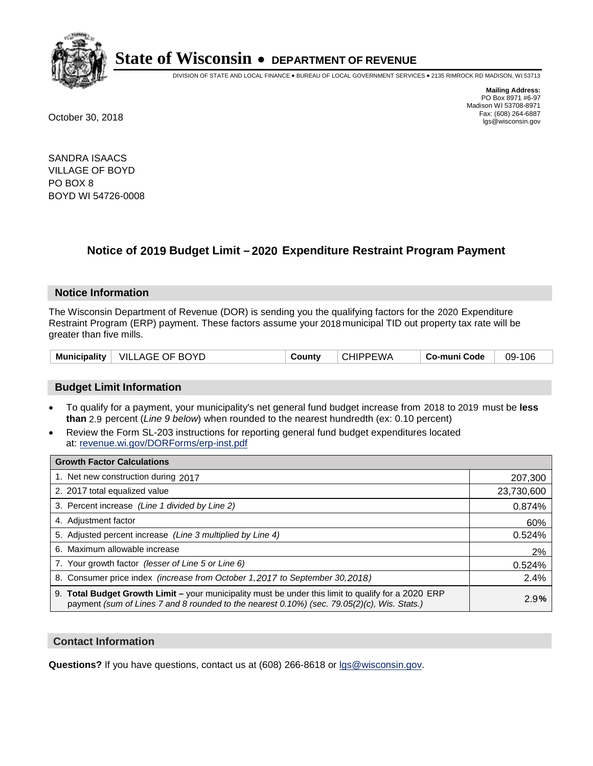# State of Wisconsin • DEPARTMENT OF REVENUE

DIVISION OF STATE AND LOCAL FINANCE • BUREAU OF LOCAL GOVERNMENT SERVICES • 2135 RIMROCK RD MADISON, WI 53713

**Mailing Address:**
PO Box 8971 #6-97
Madison WI 53708-8971
Fax: (608) 264-6887
lgs@wisconsin.gov

October 30, 2018

SANDRA ISAACS
VILLAGE OF BOYD
PO BOX 8
BOYD WI 54726-0008

## Notice of 2019 Budget Limit – 2020 Expenditure Restraint Program Payment

### Notice Information

The Wisconsin Department of Revenue (DOR) is sending you the qualifying factors for the 2020 Expenditure Restraint Program (ERP) payment. These factors assume your 2018 municipal TID out property tax rate will be greater than five mills.

| Municipality | VILLAGE OF BOYD | County | CHIPPEWA | Co-muni Code | 09-106 |
|---|---|---|---|---|---|

### Budget Limit Information

- To qualify for a payment, your municipality's net general fund budget increase from 2018 to 2019 must be **less than** 2.9 percent (*Line 9 below*) when rounded to the nearest hundredth (ex: 0.10 percent)
- Review the Form SL-203 instructions for reporting general fund budget expenditures located at: revenue.wi.gov/DORForms/erp-inst.pdf

| Growth Factor Calculations | |
|---|---|
| 1. Net new construction during 2017 | 207,300 |
| 2. 2017 total equalized value | 23,730,600 |
| 3. Percent increase *(Line 1 divided by Line 2)* | 0.874% |
| 4. Adjustment factor | 60% |
| 5. Adjusted percent increase *(Line 3 multiplied by Line 4)* | 0.524% |
| 6. Maximum allowable increase | 2% |
| 7. Your growth factor *(lesser of Line 5 or Line 6)* | 0.524% |
| 8. Consumer price index *(increase from October 1,2017 to September 30,2018)* | 2.4% |
| 9. **Total Budget Growth Limit –** your municipality must be under this limit to qualify for a 2020 ERP payment *(sum of Lines 7 and 8 rounded to the nearest 0.10%) (sec. 79.05(2)(c), Wis. Stats.)* | 2.9% |

### Contact Information

**Questions?** If you have questions, contact us at (608) 266-8618 or lgs@wisconsin.gov.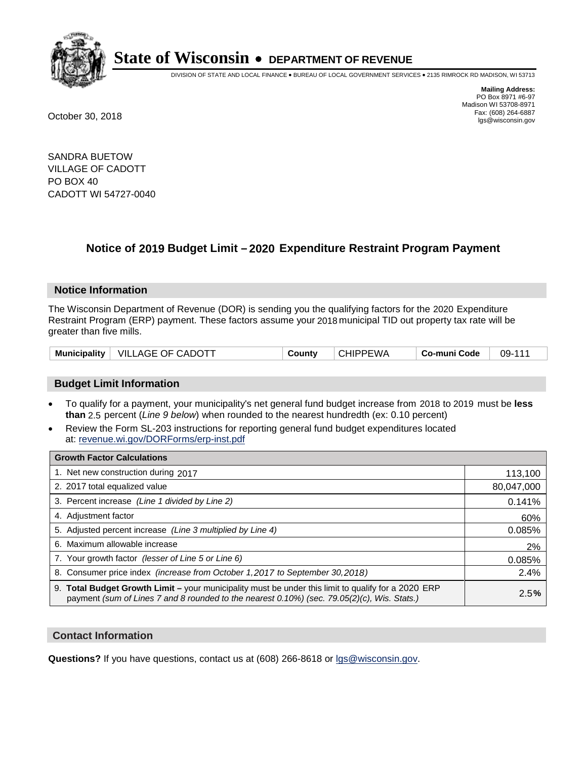# State of Wisconsin • DEPARTMENT OF REVENUE

DIVISION OF STATE AND LOCAL FINANCE • BUREAU OF LOCAL GOVERNMENT SERVICES • 2135 RIMROCK RD MADISON, WI 53713

**Mailing Address:**
PO Box 8971 #6-97
Madison WI 53708-8971
Fax: (608) 264-6887
lgs@wisconsin.gov

October 30, 2018

SANDRA BUETOW
VILLAGE OF CADOTT
PO BOX 40
CADOTT WI 54727-0040

## Notice of 2019 Budget Limit – 2020 Expenditure Restraint Program Payment

### Notice Information

The Wisconsin Department of Revenue (DOR) is sending you the qualifying factors for the 2020 Expenditure Restraint Program (ERP) payment. These factors assume your 2018 municipal TID out property tax rate will be greater than five mills.

| Municipality | VILLAGE OF CADOTT | County | CHIPPEWA | Co-muni Code | 09-111 |
|---|---|---|---|---|---|

### Budget Limit Information

- To qualify for a payment, your municipality's net general fund budget increase from 2018 to 2019 must be **less than** 2.5 percent (*Line 9 below*) when rounded to the nearest hundredth (ex: 0.10 percent)
- Review the Form SL-203 instructions for reporting general fund budget expenditures located at: revenue.wi.gov/DORForms/erp-inst.pdf

| Growth Factor Calculations | |
|---|---|
| 1. Net new construction during 2017 | 113,100 |
| 2. 2017 total equalized value | 80,047,000 |
| 3. Percent increase *(Line 1 divided by Line 2)* | 0.141% |
| 4. Adjustment factor | 60% |
| 5. Adjusted percent increase *(Line 3 multiplied by Line 4)* | 0.085% |
| 6. Maximum allowable increase | 2% |
| 7. Your growth factor *(lesser of Line 5 or Line 6)* | 0.085% |
| 8. Consumer price index *(increase from October 1,2017 to September 30,2018)* | 2.4% |
| 9. **Total Budget Growth Limit –** your municipality must be under this limit to qualify for a 2020 ERP payment *(sum of Lines 7 and 8 rounded to the nearest 0.10%) (sec. 79.05(2)(c), Wis. Stats.)* | 2.5**%** |

### Contact Information

**Questions?** If you have questions, contact us at (608) 266-8618 or lgs@wisconsin.gov.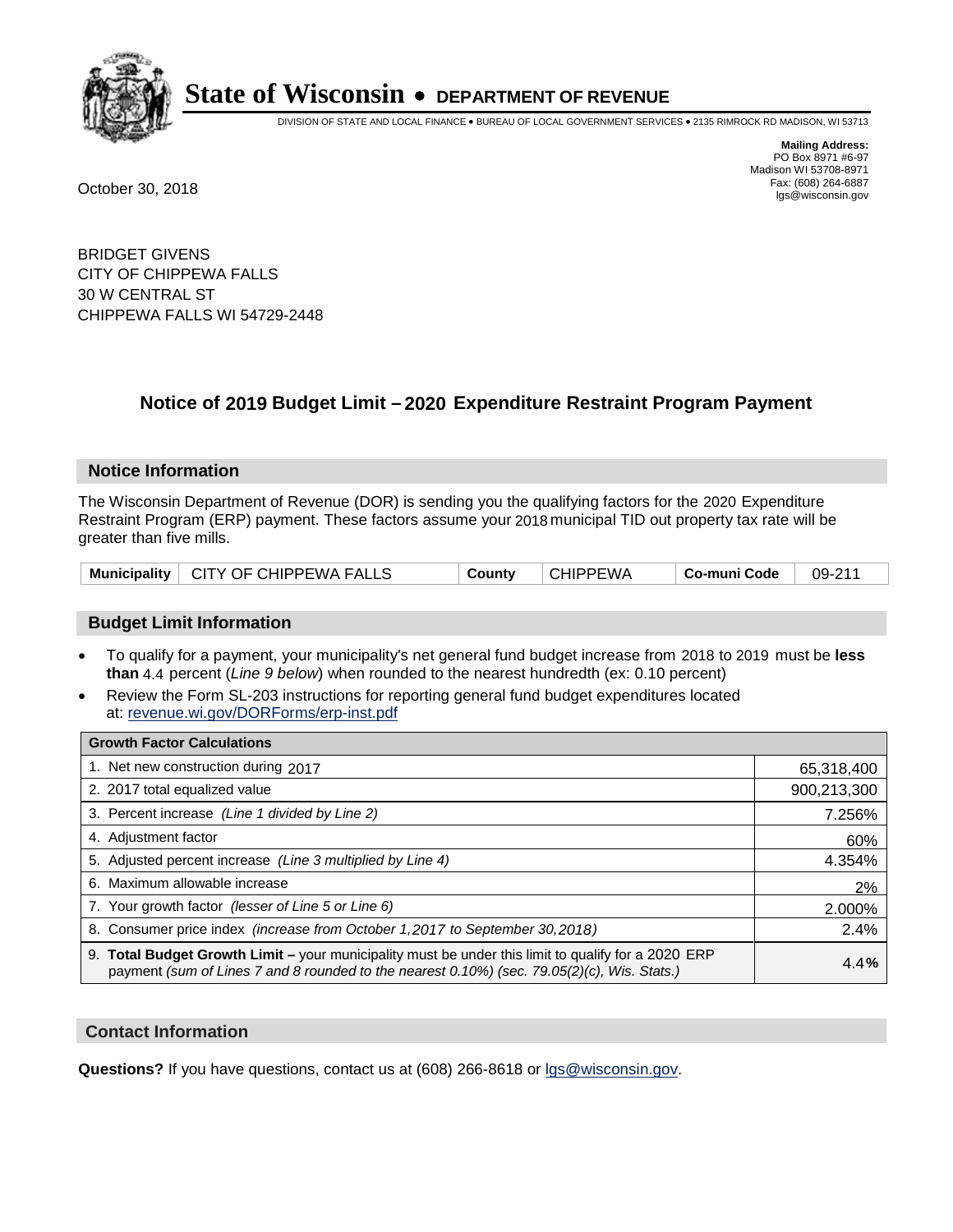# State of Wisconsin • DEPARTMENT OF REVENUE

DIVISION OF STATE AND LOCAL FINANCE • BUREAU OF LOCAL GOVERNMENT SERVICES • 2135 RIMROCK RD MADISON, WI 53713

**Mailing Address:**
PO Box 8971 #6-97
Madison WI 53708-8971
Fax: (608) 264-6887
lgs@wisconsin.gov

October 30, 2018

BRIDGET GIVENS
CITY OF CHIPPEWA FALLS
30 W CENTRAL ST
CHIPPEWA FALLS WI 54729-2448

## Notice of 2019 Budget Limit – 2020 Expenditure Restraint Program Payment

### Notice Information

The Wisconsin Department of Revenue (DOR) is sending you the qualifying factors for the 2020 Expenditure Restraint Program (ERP) payment. These factors assume your 2018 municipal TID out property tax rate will be greater than five mills.

| Municipality | CITY OF CHIPPEWA FALLS | County | CHIPPEWA | Co-muni Code | 09-211 |
|---|---|---|---|---|---|

### Budget Limit Information

- To qualify for a payment, your municipality's net general fund budget increase from 2018 to 2019 must be **less than** 4.4 percent (*Line 9 below*) when rounded to the nearest hundredth (ex: 0.10 percent)
- Review the Form SL-203 instructions for reporting general fund budget expenditures located at: revenue.wi.gov/DORForms/erp-inst.pdf

| Growth Factor Calculations | |
|---|---|
| 1. Net new construction during 2017 | 65,318,400 |
| 2. 2017 total equalized value | 900,213,300 |
| 3. Percent increase *(Line 1 divided by Line 2)* | 7.256% |
| 4. Adjustment factor | 60% |
| 5. Adjusted percent increase *(Line 3 multiplied by Line 4)* | 4.354% |
| 6. Maximum allowable increase | 2% |
| 7. Your growth factor *(lesser of Line 5 or Line 6)* | 2.000% |
| 8. Consumer price index *(increase from October 1,2017 to September 30,2018)* | 2.4% |
| 9. **Total Budget Growth Limit –** your municipality must be under this limit to qualify for a 2020 ERP payment *(sum of Lines 7 and 8 rounded to the nearest 0.10%) (sec. 79.05(2)(c), Wis. Stats.)* | 4.4**%** |

### Contact Information

**Questions?** If you have questions, contact us at (608) 266-8618 or lgs@wisconsin.gov.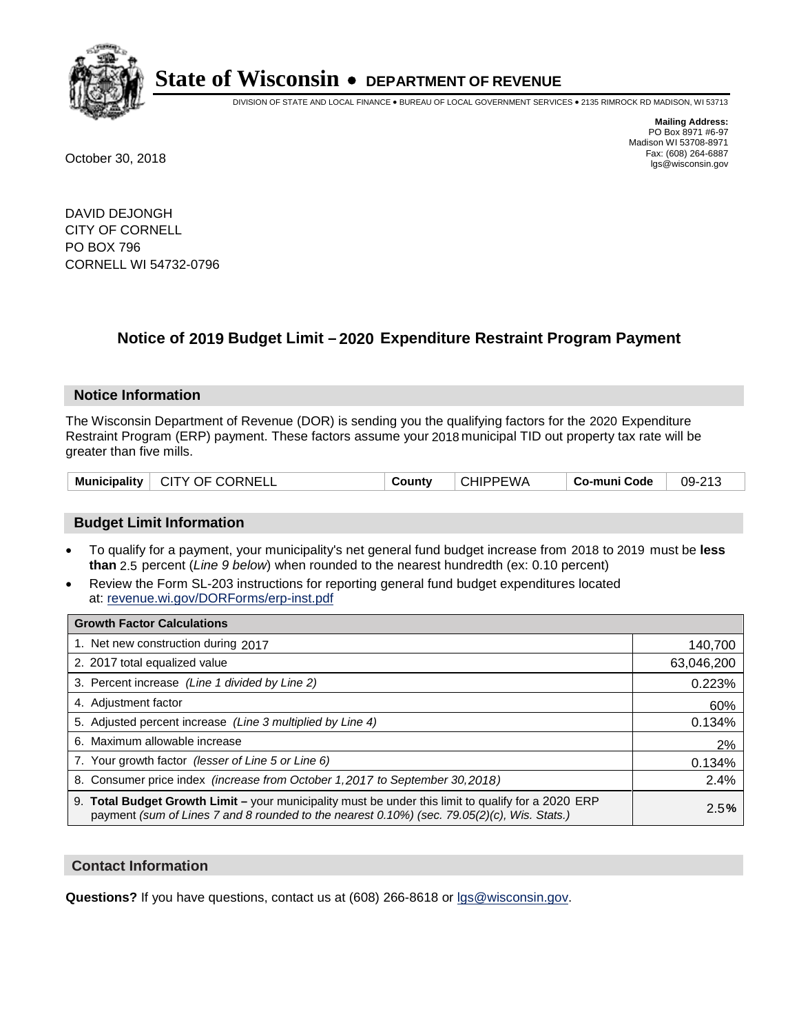# State of Wisconsin • DEPARTMENT OF REVENUE

DIVISION OF STATE AND LOCAL FINANCE • BUREAU OF LOCAL GOVERNMENT SERVICES • 2135 RIMROCK RD MADISON, WI 53713

**Mailing Address:**
PO Box 8971 #6-97
Madison WI 53708-8971
Fax: (608) 264-6887
lgs@wisconsin.gov

October 30, 2018

DAVID DEJONGH
CITY OF CORNELL
PO BOX 796
CORNELL WI 54732-0796

## Notice of 2019 Budget Limit – 2020 Expenditure Restraint Program Payment

### Notice Information

The Wisconsin Department of Revenue (DOR) is sending you the qualifying factors for the 2020 Expenditure Restraint Program (ERP) payment. These factors assume your 2018 municipal TID out property tax rate will be greater than five mills.

| Municipality | CITY OF CORNELL | County | CHIPPEWA | Co-muni Code | 09-213 |
|---|---|---|---|---|---|

### Budget Limit Information

- To qualify for a payment, your municipality's net general fund budget increase from 2018 to 2019 must be **less than** 2.5 percent (*Line 9 below*) when rounded to the nearest hundredth (ex: 0.10 percent)
- Review the Form SL-203 instructions for reporting general fund budget expenditures located at: revenue.wi.gov/DORForms/erp-inst.pdf

| Growth Factor Calculations | |
|---|---|
| 1. Net new construction during 2017 | 140,700 |
| 2. 2017 total equalized value | 63,046,200 |
| 3. Percent increase *(Line 1 divided by Line 2)* | 0.223% |
| 4. Adjustment factor | 60% |
| 5. Adjusted percent increase *(Line 3 multiplied by Line 4)* | 0.134% |
| 6. Maximum allowable increase | 2% |
| 7. Your growth factor *(lesser of Line 5 or Line 6)* | 0.134% |
| 8. Consumer price index *(increase from October 1,2017 to September 30,2018)* | 2.4% |
| 9. **Total Budget Growth Limit –** your municipality must be under this limit to qualify for a 2020 ERP payment *(sum of Lines 7 and 8 rounded to the nearest 0.10%) (sec. 79.05(2)(c), Wis. Stats.)* | 2.5**%** |

### Contact Information

**Questions?** If you have questions, contact us at (608) 266-8618 or lgs@wisconsin.gov.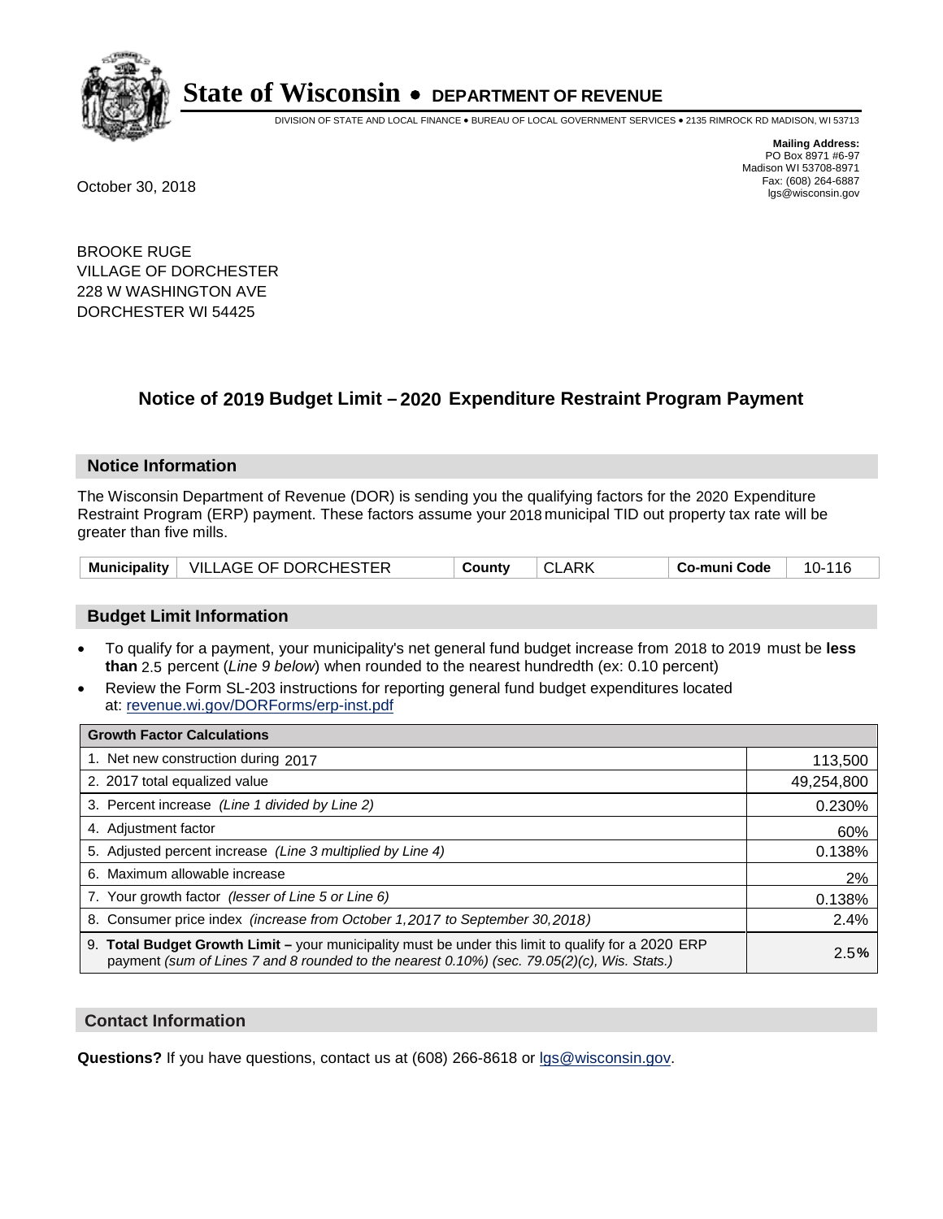# State of Wisconsin • DEPARTMENT OF REVENUE

DIVISION OF STATE AND LOCAL FINANCE • BUREAU OF LOCAL GOVERNMENT SERVICES • 2135 RIMROCK RD MADISON, WI 53713

**Mailing Address:**
PO Box 8971 #6-97
Madison WI 53708-8971
Fax: (608) 264-6887
lgs@wisconsin.gov

October 30, 2018

BROOKE RUGE
VILLAGE OF DORCHESTER
228 W WASHINGTON AVE
DORCHESTER WI 54425

## Notice of 2019 Budget Limit – 2020 Expenditure Restraint Program Payment

### Notice Information

The Wisconsin Department of Revenue (DOR) is sending you the qualifying factors for the 2020 Expenditure Restraint Program (ERP) payment. These factors assume your 2018 municipal TID out property tax rate will be greater than five mills.

| Municipality | VILLAGE OF DORCHESTER | County | CLARK | Co-muni Code | 10-116 |
|---|---|---|---|---|---|

### Budget Limit Information

- To qualify for a payment, your municipality's net general fund budget increase from 2018 to 2019 must be **less than** 2.5 percent (*Line 9 below*) when rounded to the nearest hundredth (ex: 0.10 percent)
- Review the Form SL-203 instructions for reporting general fund budget expenditures located at: revenue.wi.gov/DORForms/erp-inst.pdf

| Growth Factor Calculations | |
|---|---|
| 1. Net new construction during 2017 | 113,500 |
| 2. 2017 total equalized value | 49,254,800 |
| 3. Percent increase *(Line 1 divided by Line 2)* | 0.230% |
| 4. Adjustment factor | 60% |
| 5. Adjusted percent increase *(Line 3 multiplied by Line 4)* | 0.138% |
| 6. Maximum allowable increase | 2% |
| 7. Your growth factor *(lesser of Line 5 or Line 6)* | 0.138% |
| 8. Consumer price index *(increase from October 1,2017 to September 30,2018)* | 2.4% |
| 9. **Total Budget Growth Limit –** your municipality must be under this limit to qualify for a 2020 ERP payment *(sum of Lines 7 and 8 rounded to the nearest 0.10%) (sec. 79.05(2)(c), Wis. Stats.)* | 2.5**%** |

### Contact Information

**Questions?** If you have questions, contact us at (608) 266-8618 or lgs@wisconsin.gov.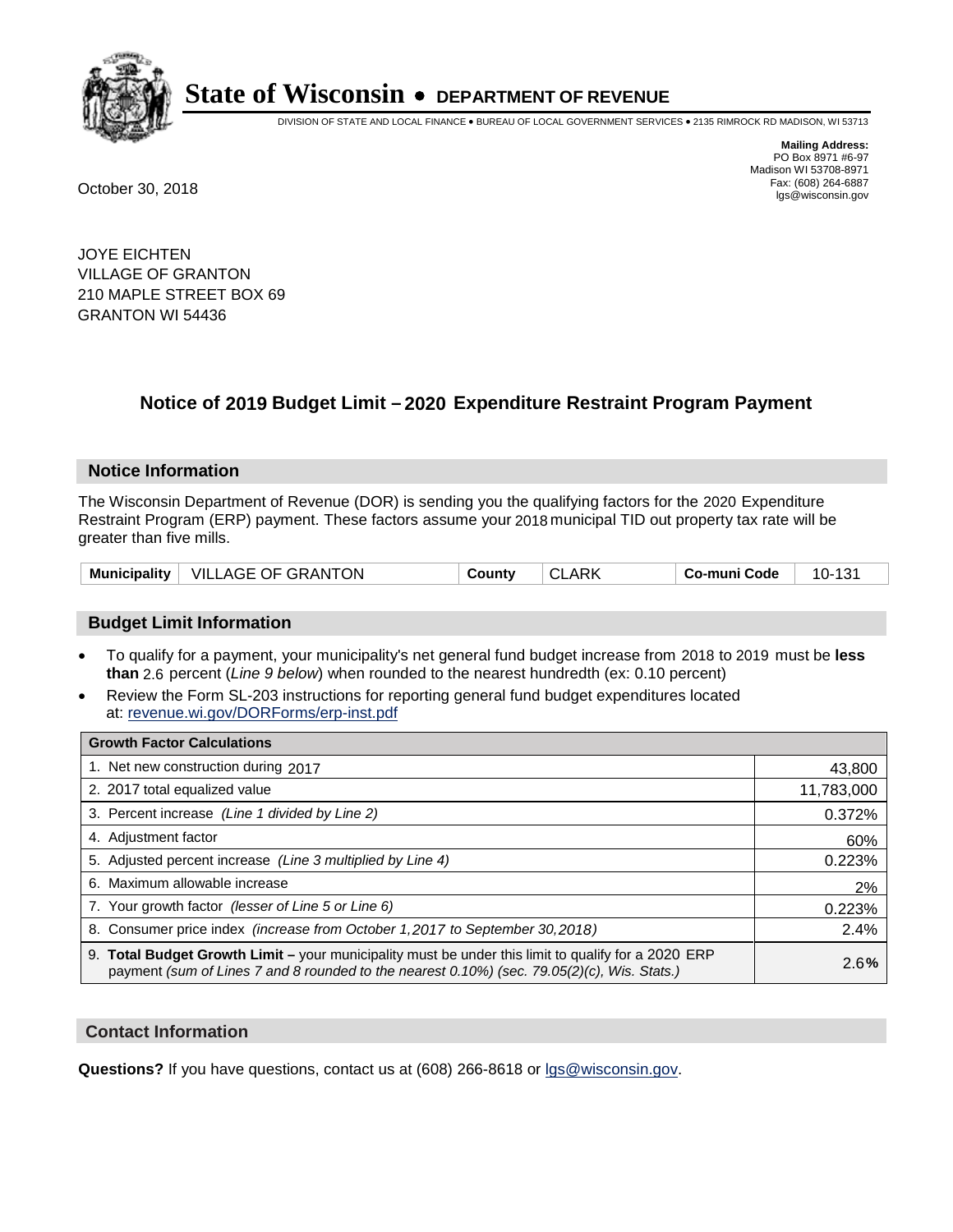# State of Wisconsin • DEPARTMENT OF REVENUE

DIVISION OF STATE AND LOCAL FINANCE • BUREAU OF LOCAL GOVERNMENT SERVICES • 2135 RIMROCK RD MADISON, WI 53713

**Mailing Address:**
PO Box 8971 #6-97
Madison WI 53708-8971
Fax: (608) 264-6887
lgs@wisconsin.gov

October 30, 2018

JOYE EICHTEN
VILLAGE OF GRANTON
210 MAPLE STREET BOX 69
GRANTON WI 54436

## Notice of 2019 Budget Limit – 2020 Expenditure Restraint Program Payment

### Notice Information

The Wisconsin Department of Revenue (DOR) is sending you the qualifying factors for the 2020 Expenditure Restraint Program (ERP) payment. These factors assume your 2018 municipal TID out property tax rate will be greater than five mills.

| Municipality | VILLAGE OF GRANTON | County | CLARK | Co-muni Code | 10-131 |
|---|---|---|---|---|---|

### Budget Limit Information

- To qualify for a payment, your municipality's net general fund budget increase from 2018 to 2019 must be **less than** 2.6 percent (*Line 9 below*) when rounded to the nearest hundredth (ex: 0.10 percent)
- Review the Form SL-203 instructions for reporting general fund budget expenditures located at: revenue.wi.gov/DORForms/erp-inst.pdf

| Growth Factor Calculations | |
|---|---|
| 1. Net new construction during 2017 | 43,800 |
| 2. 2017 total equalized value | 11,783,000 |
| 3. Percent increase *(Line 1 divided by Line 2)* | 0.372% |
| 4. Adjustment factor | 60% |
| 5. Adjusted percent increase *(Line 3 multiplied by Line 4)* | 0.223% |
| 6. Maximum allowable increase | 2% |
| 7. Your growth factor *(lesser of Line 5 or Line 6)* | 0.223% |
| 8. Consumer price index *(increase from October 1,2017 to September 30,2018)* | 2.4% |
| 9. **Total Budget Growth Limit** – your municipality must be under this limit to qualify for a 2020 ERP payment *(sum of Lines 7 and 8 rounded to the nearest 0.10%) (sec. 79.05(2)(c), Wis. Stats.)* | 2.6**%** |

### Contact Information

**Questions?** If you have questions, contact us at (608) 266-8618 or lgs@wisconsin.gov.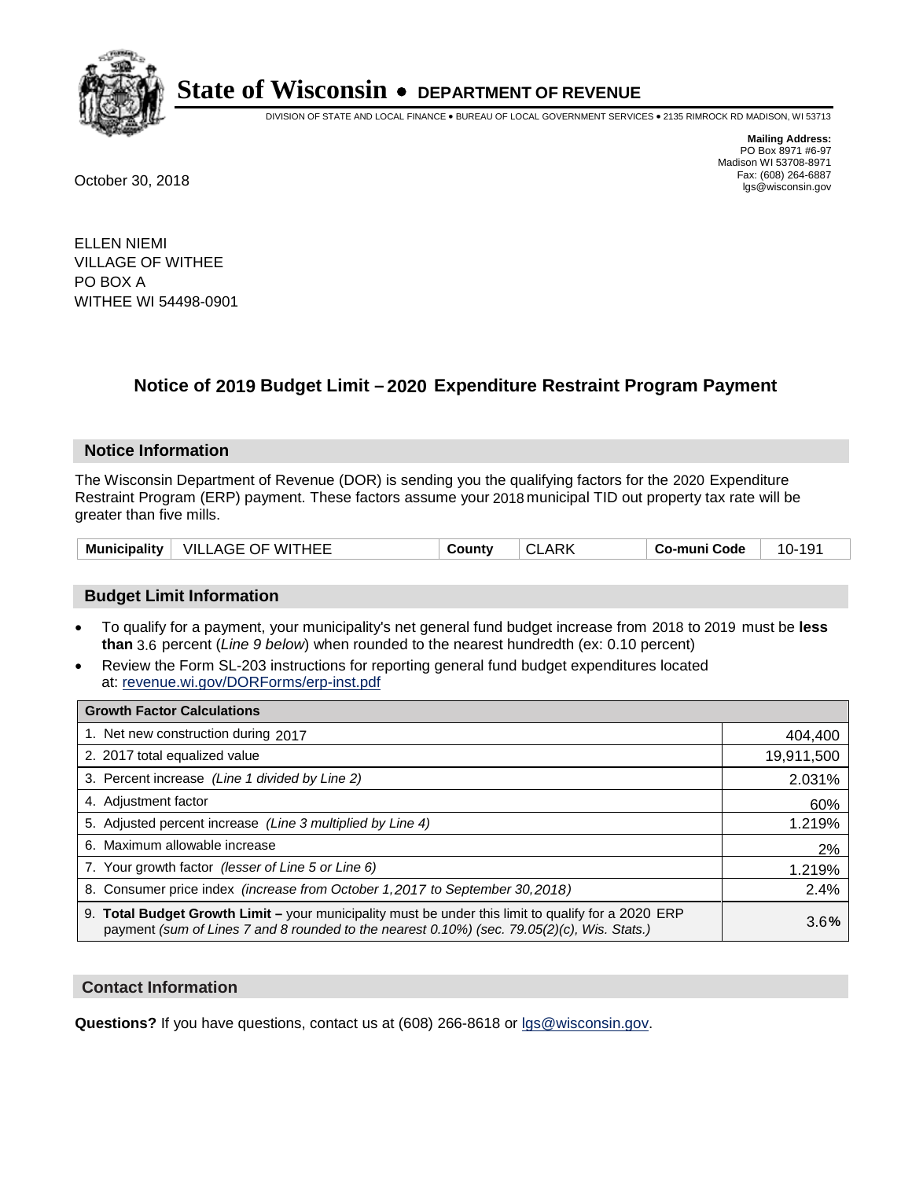# State of Wisconsin • DEPARTMENT OF REVENUE

DIVISION OF STATE AND LOCAL FINANCE • BUREAU OF LOCAL GOVERNMENT SERVICES • 2135 RIMROCK RD MADISON, WI 53713

**Mailing Address:**
PO Box 8971 #6-97
Madison WI 53708-8971
Fax: (608) 264-6887
lgs@wisconsin.gov

October 30, 2018

ELLEN NIEMI
VILLAGE OF WITHEE
PO BOX A
WITHEE WI 54498-0901

## Notice of 2019 Budget Limit – 2020 Expenditure Restraint Program Payment

### Notice Information

The Wisconsin Department of Revenue (DOR) is sending you the qualifying factors for the 2020 Expenditure Restraint Program (ERP) payment. These factors assume your 2018 municipal TID out property tax rate will be greater than five mills.

| Municipality | VILLAGE OF WITHEE | County | CLARK | Co-muni Code | 10-191 |
|---|---|---|---|---|---|

### Budget Limit Information

- To qualify for a payment, your municipality's net general fund budget increase from 2018 to 2019 must be **less than** 3.6 percent (*Line 9 below*) when rounded to the nearest hundredth (ex: 0.10 percent)
- Review the Form SL-203 instructions for reporting general fund budget expenditures located at: revenue.wi.gov/DORForms/erp-inst.pdf

| Growth Factor Calculations | |
|---|---|
| 1. Net new construction during 2017 | 404,400 |
| 2. 2017 total equalized value | 19,911,500 |
| 3. Percent increase *(Line 1 divided by Line 2)* | 2.031% |
| 4. Adjustment factor | 60% |
| 5. Adjusted percent increase *(Line 3 multiplied by Line 4)* | 1.219% |
| 6. Maximum allowable increase | 2% |
| 7. Your growth factor *(lesser of Line 5 or Line 6)* | 1.219% |
| 8. Consumer price index *(increase from October 1,2017 to September 30,2018)* | 2.4% |
| 9. **Total Budget Growth Limit –** your municipality must be under this limit to qualify for a 2020 ERP payment *(sum of Lines 7 and 8 rounded to the nearest 0.10%) (sec. 79.05(2)(c), Wis. Stats.)* | 3.6**%** |

### Contact Information

**Questions?** If you have questions, contact us at (608) 266-8618 or lgs@wisconsin.gov.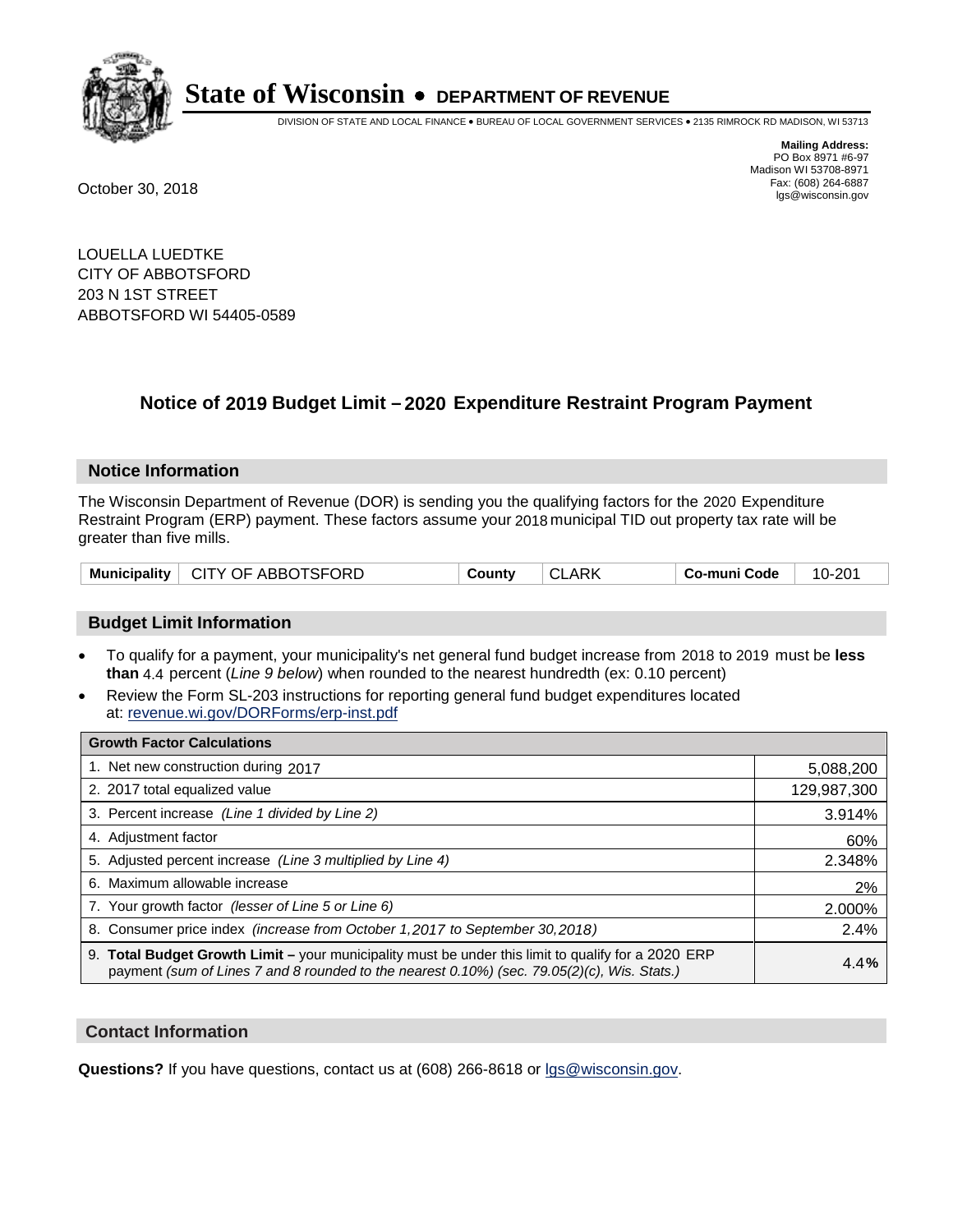# State of Wisconsin • DEPARTMENT OF REVENUE

DIVISION OF STATE AND LOCAL FINANCE • BUREAU OF LOCAL GOVERNMENT SERVICES • 2135 RIMROCK RD MADISON, WI 53713

**Mailing Address:**
PO Box 8971 #6-97
Madison WI 53708-8971
Fax: (608) 264-6887
lgs@wisconsin.gov

October 30, 2018

LOUELLA LUEDTKE
CITY OF ABBOTSFORD
203 N 1ST STREET
ABBOTSFORD WI 54405-0589

## Notice of 2019 Budget Limit – 2020 Expenditure Restraint Program Payment

### Notice Information

The Wisconsin Department of Revenue (DOR) is sending you the qualifying factors for the 2020 Expenditure Restraint Program (ERP) payment. These factors assume your 2018 municipal TID out property tax rate will be greater than five mills.

| Municipality | CITY OF ABBOTSFORD | County | CLARK | Co-muni Code | 10-201 |
|---|---|---|---|---|---|

### Budget Limit Information

- To qualify for a payment, your municipality's net general fund budget increase from 2018 to 2019 must be **less than** 4.4 percent (*Line 9 below*) when rounded to the nearest hundredth (ex: 0.10 percent)
- Review the Form SL-203 instructions for reporting general fund budget expenditures located at: revenue.wi.gov/DORForms/erp-inst.pdf

| Growth Factor Calculations | |
|---|---|
| 1. Net new construction during 2017 | 5,088,200 |
| 2. 2017 total equalized value | 129,987,300 |
| 3. Percent increase *(Line 1 divided by Line 2)* | 3.914% |
| 4. Adjustment factor | 60% |
| 5. Adjusted percent increase *(Line 3 multiplied by Line 4)* | 2.348% |
| 6. Maximum allowable increase | 2% |
| 7. Your growth factor *(lesser of Line 5 or Line 6)* | 2.000% |
| 8. Consumer price index *(increase from October 1,2017 to September 30,2018)* | 2.4% |
| 9. **Total Budget Growth Limit –** your municipality must be under this limit to qualify for a 2020 ERP payment *(sum of Lines 7 and 8 rounded to the nearest 0.10%) (sec. 79.05(2)(c), Wis. Stats.)* | 4.4% |

### Contact Information

**Questions?** If you have questions, contact us at (608) 266-8618 or lgs@wisconsin.gov.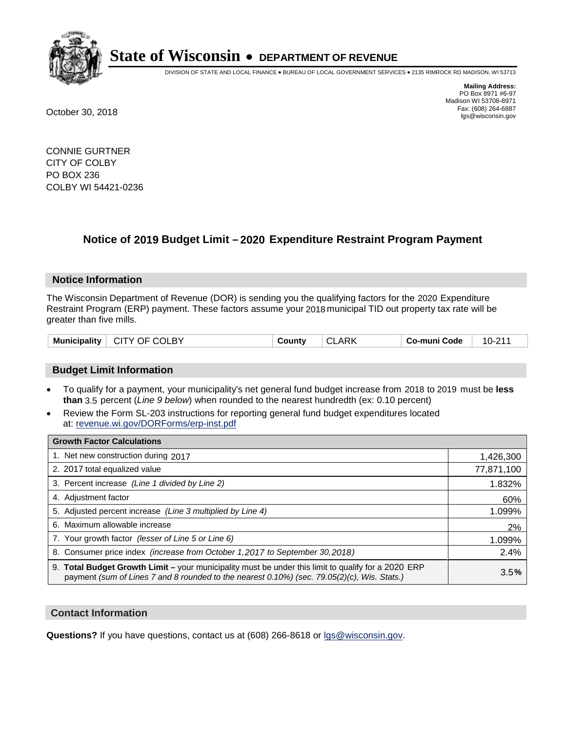# State of Wisconsin • DEPARTMENT OF REVENUE

DIVISION OF STATE AND LOCAL FINANCE • BUREAU OF LOCAL GOVERNMENT SERVICES • 2135 RIMROCK RD MADISON, WI 53713

**Mailing Address:**
PO Box 8971 #6-97
Madison WI 53708-8971
Fax: (608) 264-6887
lgs@wisconsin.gov

October 30, 2018

CONNIE GURTNER
CITY OF COLBY
PO BOX 236
COLBY WI 54421-0236

## Notice of 2019 Budget Limit – 2020 Expenditure Restraint Program Payment

### Notice Information

The Wisconsin Department of Revenue (DOR) is sending you the qualifying factors for the 2020 Expenditure Restraint Program (ERP) payment. These factors assume your 2018 municipal TID out property tax rate will be greater than five mills.

| Municipality | CITY OF COLBY | County | CLARK | Co-muni Code | 10-211 |
|---|---|---|---|---|---|

### Budget Limit Information

- To qualify for a payment, your municipality's net general fund budget increase from 2018 to 2019 must be **less than** 3.5 percent (*Line 9 below*) when rounded to the nearest hundredth (ex: 0.10 percent)
- Review the Form SL-203 instructions for reporting general fund budget expenditures located at: revenue.wi.gov/DORForms/erp-inst.pdf

| Growth Factor Calculations | |
|---|---|
| 1. Net new construction during 2017 | 1,426,300 |
| 2. 2017 total equalized value | 77,871,100 |
| 3. Percent increase *(Line 1 divided by Line 2)* | 1.832% |
| 4. Adjustment factor | 60% |
| 5. Adjusted percent increase *(Line 3 multiplied by Line 4)* | 1.099% |
| 6. Maximum allowable increase | 2% |
| 7. Your growth factor *(lesser of Line 5 or Line 6)* | 1.099% |
| 8. Consumer price index *(increase from October 1,2017 to September 30,2018)* | 2.4% |
| 9. **Total Budget Growth Limit –** your municipality must be under this limit to qualify for a 2020 ERP payment *(sum of Lines 7 and 8 rounded to the nearest 0.10%) (sec. 79.05(2)(c), Wis. Stats.)* | 3.5**%** |

### Contact Information

**Questions?** If you have questions, contact us at (608) 266-8618 or lgs@wisconsin.gov.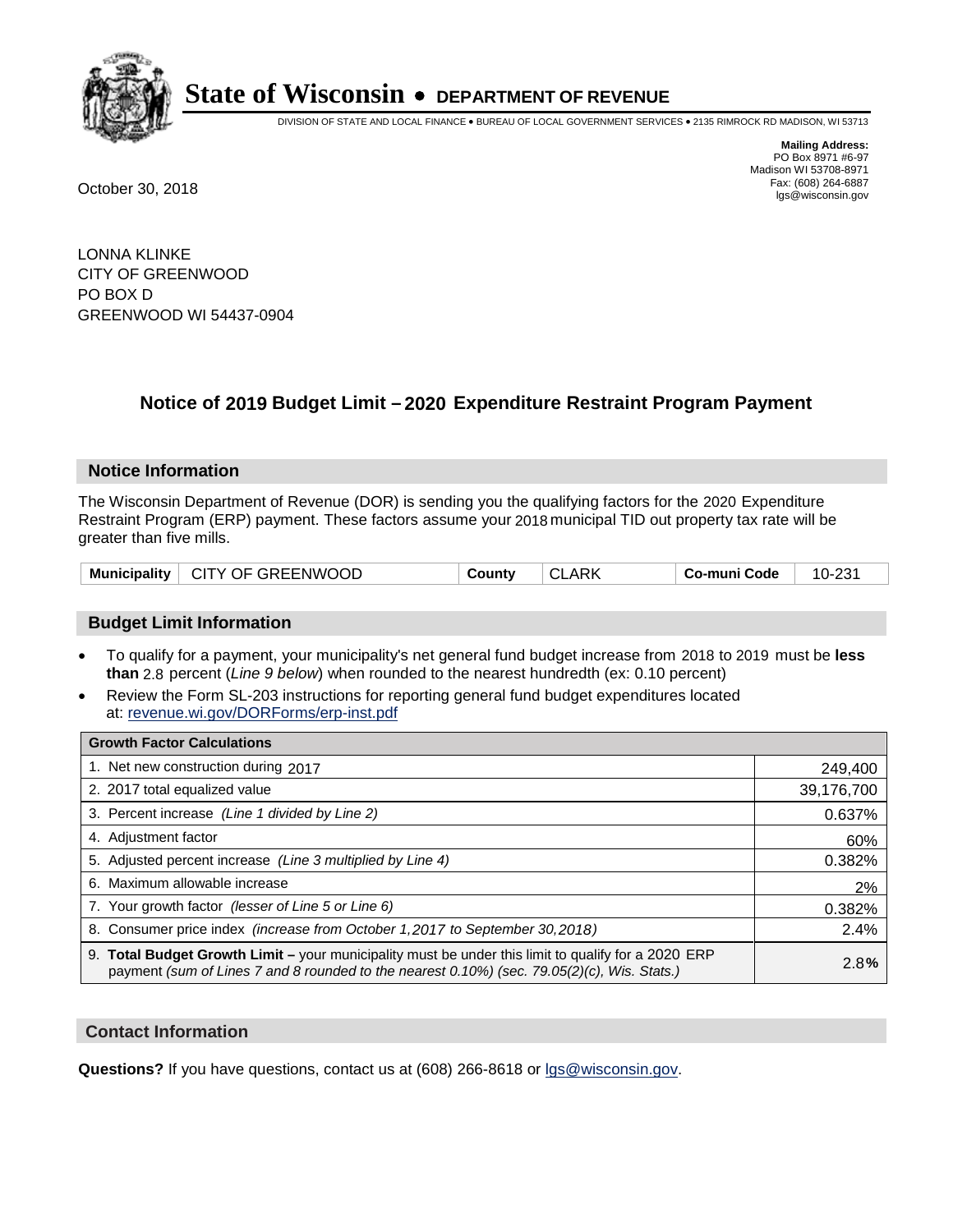# State of Wisconsin • DEPARTMENT OF REVENUE

DIVISION OF STATE AND LOCAL FINANCE • BUREAU OF LOCAL GOVERNMENT SERVICES • 2135 RIMROCK RD MADISON, WI 53713

**Mailing Address:**
PO Box 8971 #6-97
Madison WI 53708-8971
Fax: (608) 264-6887
lgs@wisconsin.gov

October 30, 2018

LONNA KLINKE
CITY OF GREENWOOD
PO BOX D
GREENWOOD WI 54437-0904

## Notice of 2019 Budget Limit – 2020 Expenditure Restraint Program Payment

### Notice Information

The Wisconsin Department of Revenue (DOR) is sending you the qualifying factors for the 2020 Expenditure Restraint Program (ERP) payment. These factors assume your 2018 municipal TID out property tax rate will be greater than five mills.

| Municipality | CITY OF GREENWOOD | County | CLARK | Co-muni Code | 10-231 |
|---|---|---|---|---|---|

### Budget Limit Information

- To qualify for a payment, your municipality's net general fund budget increase from 2018 to 2019 must be **less than** 2.8 percent (*Line 9 below*) when rounded to the nearest hundredth (ex: 0.10 percent)
- Review the Form SL-203 instructions for reporting general fund budget expenditures located at: revenue.wi.gov/DORForms/erp-inst.pdf

| Growth Factor Calculations | |
|---|---|
| 1. Net new construction during 2017 | 249,400 |
| 2. 2017 total equalized value | 39,176,700 |
| 3. Percent increase *(Line 1 divided by Line 2)* | 0.637% |
| 4. Adjustment factor | 60% |
| 5. Adjusted percent increase *(Line 3 multiplied by Line 4)* | 0.382% |
| 6. Maximum allowable increase | 2% |
| 7. Your growth factor *(lesser of Line 5 or Line 6)* | 0.382% |
| 8. Consumer price index *(increase from October 1,2017 to September 30,2018)* | 2.4% |
| 9. **Total Budget Growth Limit –** your municipality must be under this limit to qualify for a 2020 ERP payment *(sum of Lines 7 and 8 rounded to the nearest 0.10%) (sec. 79.05(2)(c), Wis. Stats.)* | 2.8**%** |

### Contact Information

**Questions?** If you have questions, contact us at (608) 266-8618 or lgs@wisconsin.gov.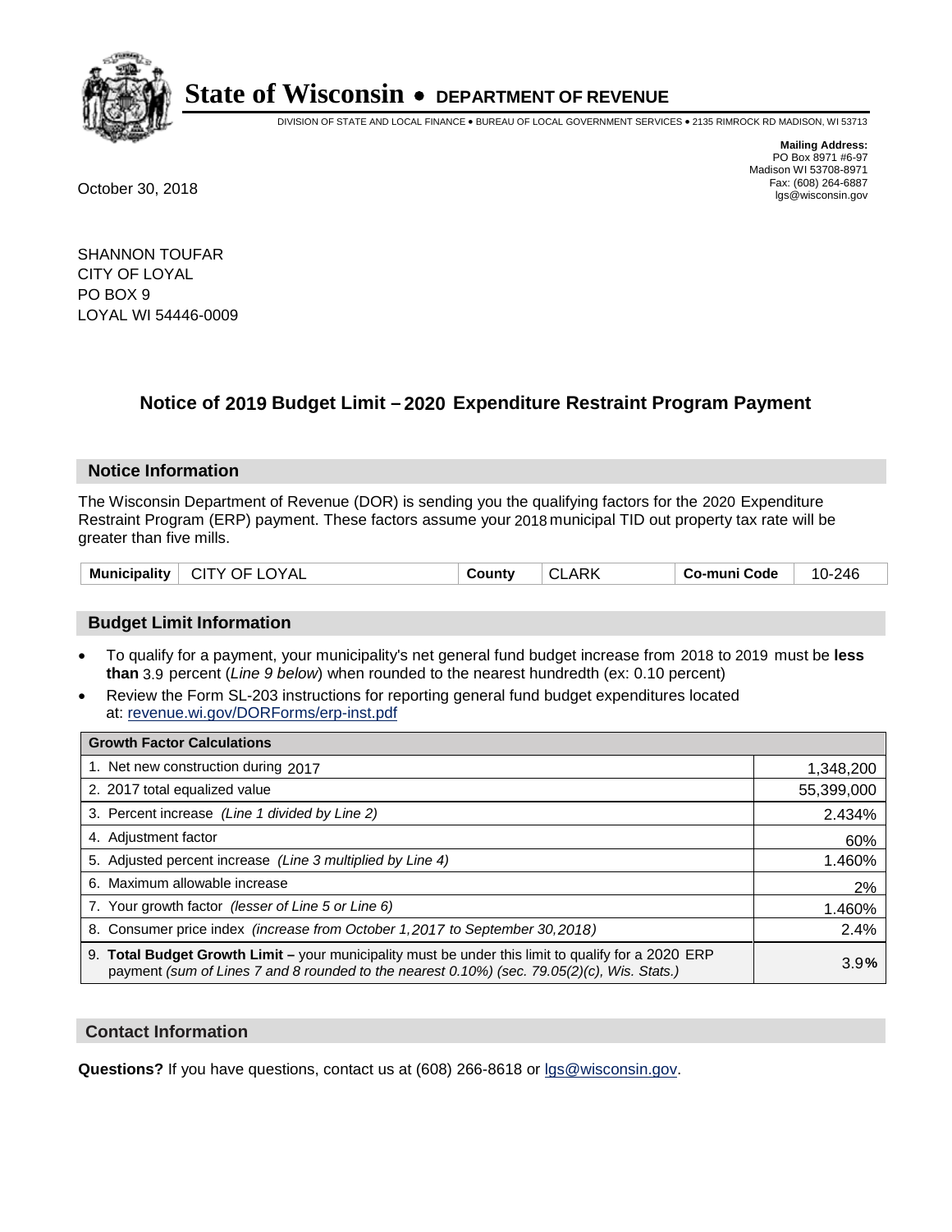# State of Wisconsin • DEPARTMENT OF REVENUE

DIVISION OF STATE AND LOCAL FINANCE • BUREAU OF LOCAL GOVERNMENT SERVICES • 2135 RIMROCK RD MADISON, WI 53713

**Mailing Address:**
PO Box 8971 #6-97
Madison WI 53708-8971
Fax: (608) 264-6887
lgs@wisconsin.gov

October 30, 2018

SHANNON TOUFAR
CITY OF LOYAL
PO BOX 9
LOYAL WI 54446-0009

## Notice of 2019 Budget Limit – 2020 Expenditure Restraint Program Payment

### Notice Information

The Wisconsin Department of Revenue (DOR) is sending you the qualifying factors for the 2020 Expenditure Restraint Program (ERP) payment. These factors assume your 2018 municipal TID out property tax rate will be greater than five mills.

| Municipality | CITY OF LOYAL | County | CLARK | Co-muni Code | 10-246 |
|---|---|---|---|---|---|

### Budget Limit Information

- To qualify for a payment, your municipality's net general fund budget increase from 2018 to 2019 must be **less than** 3.9 percent (*Line 9 below*) when rounded to the nearest hundredth (ex: 0.10 percent)
- Review the Form SL-203 instructions for reporting general fund budget expenditures located at: revenue.wi.gov/DORForms/erp-inst.pdf

| Growth Factor Calculations | |
|---|---|
| 1. Net new construction during 2017 | 1,348,200 |
| 2. 2017 total equalized value | 55,399,000 |
| 3. Percent increase *(Line 1 divided by Line 2)* | 2.434% |
| 4. Adjustment factor | 60% |
| 5. Adjusted percent increase *(Line 3 multiplied by Line 4)* | 1.460% |
| 6. Maximum allowable increase | 2% |
| 7. Your growth factor *(lesser of Line 5 or Line 6)* | 1.460% |
| 8. Consumer price index *(increase from October 1,2017 to September 30,2018)* | 2.4% |
| 9. **Total Budget Growth Limit –** your municipality must be under this limit to qualify for a 2020 ERP payment *(sum of Lines 7 and 8 rounded to the nearest 0.10%) (sec. 79.05(2)(c), Wis. Stats.)* | 3.9% |

### Contact Information

**Questions?** If you have questions, contact us at (608) 266-8618 or lgs@wisconsin.gov.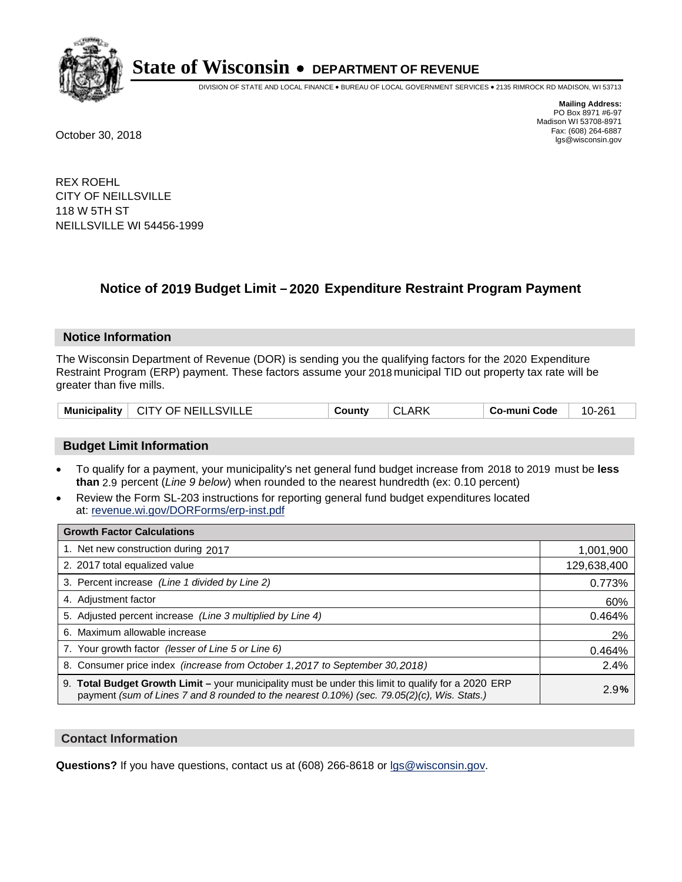# State of Wisconsin • DEPARTMENT OF REVENUE

DIVISION OF STATE AND LOCAL FINANCE • BUREAU OF LOCAL GOVERNMENT SERVICES • 2135 RIMROCK RD MADISON, WI 53713

**Mailing Address:**
PO Box 8971 #6-97
Madison WI 53708-8971
Fax: (608) 264-6887
lgs@wisconsin.gov

October 30, 2018

REX ROEHL
CITY OF NEILLSVILLE
118 W 5TH ST
NEILLSVILLE WI 54456-1999

## Notice of 2019 Budget Limit – 2020 Expenditure Restraint Program Payment

### Notice Information

The Wisconsin Department of Revenue (DOR) is sending you the qualifying factors for the 2020 Expenditure Restraint Program (ERP) payment. These factors assume your 2018 municipal TID out property tax rate will be greater than five mills.

| Municipality | CITY OF NEILLSVILLE | County | CLARK | Co-muni Code | 10-261 |
|---|---|---|---|---|---|

### Budget Limit Information

- To qualify for a payment, your municipality's net general fund budget increase from 2018 to 2019 must be **less than** 2.9 percent (*Line 9 below*) when rounded to the nearest hundredth (ex: 0.10 percent)
- Review the Form SL-203 instructions for reporting general fund budget expenditures located at: revenue.wi.gov/DORForms/erp-inst.pdf

| Growth Factor Calculations | |
|---|---|
| 1. Net new construction during 2017 | 1,001,900 |
| 2. 2017 total equalized value | 129,638,400 |
| 3. Percent increase *(Line 1 divided by Line 2)* | 0.773% |
| 4. Adjustment factor | 60% |
| 5. Adjusted percent increase *(Line 3 multiplied by Line 4)* | 0.464% |
| 6. Maximum allowable increase | 2% |
| 7. Your growth factor *(lesser of Line 5 or Line 6)* | 0.464% |
| 8. Consumer price index *(increase from October 1,2017 to September 30,2018)* | 2.4% |
| 9. **Total Budget Growth Limit –** your municipality must be under this limit to qualify for a 2020 ERP payment *(sum of Lines 7 and 8 rounded to the nearest 0.10%) (sec. 79.05(2)(c), Wis. Stats.)* | 2.9% |

### Contact Information

**Questions?** If you have questions, contact us at (608) 266-8618 or lgs@wisconsin.gov.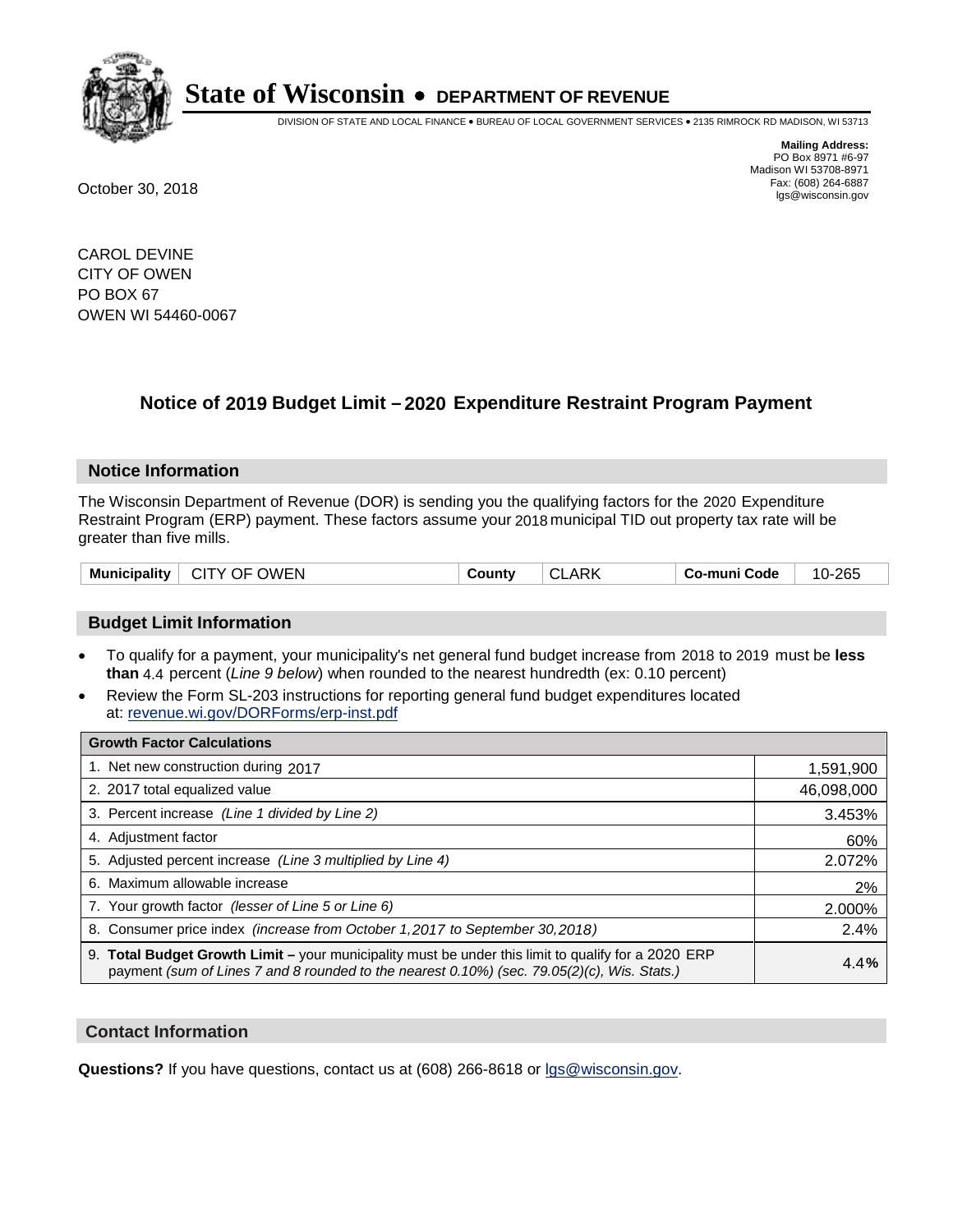# State of Wisconsin • DEPARTMENT OF REVENUE

DIVISION OF STATE AND LOCAL FINANCE • BUREAU OF LOCAL GOVERNMENT SERVICES • 2135 RIMROCK RD MADISON, WI 53713

**Mailing Address:**
PO Box 8971 #6-97
Madison WI 53708-8971
Fax: (608) 264-6887
lgs@wisconsin.gov

October 30, 2018

CAROL DEVINE
CITY OF OWEN
PO BOX 67
OWEN WI 54460-0067

## Notice of 2019 Budget Limit – 2020 Expenditure Restraint Program Payment

### Notice Information

The Wisconsin Department of Revenue (DOR) is sending you the qualifying factors for the 2020 Expenditure Restraint Program (ERP) payment. These factors assume your 2018 municipal TID out property tax rate will be greater than five mills.

| Municipality | CITY OF OWEN | County | CLARK | Co-muni Code | 10-265 |
|---|---|---|---|---|---|

### Budget Limit Information

- To qualify for a payment, your municipality's net general fund budget increase from 2018 to 2019 must be **less than** 4.4 percent (*Line 9 below*) when rounded to the nearest hundredth (ex: 0.10 percent)
- Review the Form SL-203 instructions for reporting general fund budget expenditures located at: revenue.wi.gov/DORForms/erp-inst.pdf

| Growth Factor Calculations | |
|---|---|
| 1. Net new construction during 2017 | 1,591,900 |
| 2. 2017 total equalized value | 46,098,000 |
| 3. Percent increase *(Line 1 divided by Line 2)* | 3.453% |
| 4. Adjustment factor | 60% |
| 5. Adjusted percent increase *(Line 3 multiplied by Line 4)* | 2.072% |
| 6. Maximum allowable increase | 2% |
| 7. Your growth factor *(lesser of Line 5 or Line 6)* | 2.000% |
| 8. Consumer price index *(increase from October 1,2017 to September 30,2018)* | 2.4% |
| 9. **Total Budget Growth Limit –** your municipality must be under this limit to qualify for a 2020 ERP payment *(sum of Lines 7 and 8 rounded to the nearest 0.10%) (sec. 79.05(2)(c), Wis. Stats.)* | 4.4**%** |

### Contact Information

**Questions?** If you have questions, contact us at (608) 266-8618 or lgs@wisconsin.gov.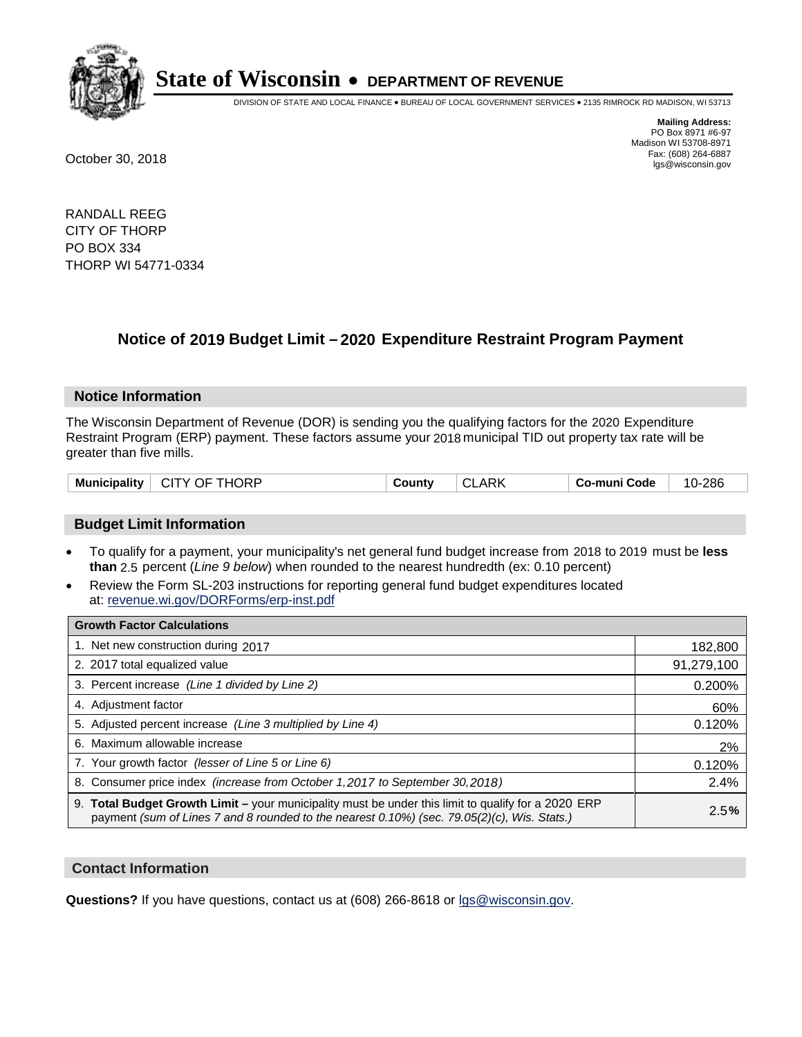# State of Wisconsin • DEPARTMENT OF REVENUE

DIVISION OF STATE AND LOCAL FINANCE • BUREAU OF LOCAL GOVERNMENT SERVICES • 2135 RIMROCK RD MADISON, WI 53713

**Mailing Address:**
PO Box 8971 #6-97
Madison WI 53708-8971
Fax: (608) 264-6887
lgs@wisconsin.gov

October 30, 2018

RANDALL REEG
CITY OF THORP
PO BOX 334
THORP WI 54771-0334

## Notice of 2019 Budget Limit – 2020 Expenditure Restraint Program Payment

### Notice Information

The Wisconsin Department of Revenue (DOR) is sending you the qualifying factors for the 2020 Expenditure Restraint Program (ERP) payment. These factors assume your 2018 municipal TID out property tax rate will be greater than five mills.

| Municipality | CITY OF THORP | County | CLARK | Co-muni Code | 10-286 |
|---|---|---|---|---|---|

### Budget Limit Information

- To qualify for a payment, your municipality's net general fund budget increase from 2018 to 2019 must be **less than** 2.5 percent (*Line 9 below*) when rounded to the nearest hundredth (ex: 0.10 percent)
- Review the Form SL-203 instructions for reporting general fund budget expenditures located at: revenue.wi.gov/DORForms/erp-inst.pdf

| Growth Factor Calculations | |
|---|---|
| 1. Net new construction during 2017 | 182,800 |
| 2. 2017 total equalized value | 91,279,100 |
| 3. Percent increase *(Line 1 divided by Line 2)* | 0.200% |
| 4. Adjustment factor | 60% |
| 5. Adjusted percent increase *(Line 3 multiplied by Line 4)* | 0.120% |
| 6. Maximum allowable increase | 2% |
| 7. Your growth factor *(lesser of Line 5 or Line 6)* | 0.120% |
| 8. Consumer price index *(increase from October 1,2017 to September 30,2018)* | 2.4% |
| 9. **Total Budget Growth Limit –** your municipality must be under this limit to qualify for a 2020 ERP payment *(sum of Lines 7 and 8 rounded to the nearest 0.10%) (sec. 79.05(2)(c), Wis. Stats.)* | 2.5**%** |

### Contact Information

**Questions?** If you have questions, contact us at (608) 266-8618 or lgs@wisconsin.gov.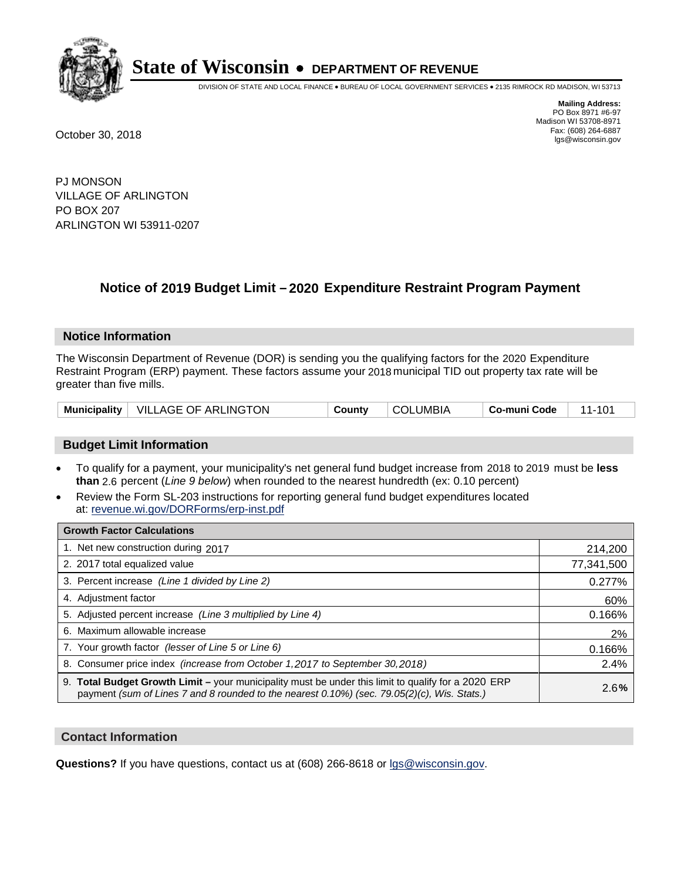# State of Wisconsin • DEPARTMENT OF REVENUE

DIVISION OF STATE AND LOCAL FINANCE • BUREAU OF LOCAL GOVERNMENT SERVICES • 2135 RIMROCK RD MADISON, WI 53713

**Mailing Address:**
PO Box 8971 #6-97
Madison WI 53708-8971
Fax: (608) 264-6887
lgs@wisconsin.gov

October 30, 2018

PJ MONSON
VILLAGE OF ARLINGTON
PO BOX 207
ARLINGTON WI 53911-0207

## Notice of 2019 Budget Limit – 2020 Expenditure Restraint Program Payment

### Notice Information

The Wisconsin Department of Revenue (DOR) is sending you the qualifying factors for the 2020 Expenditure Restraint Program (ERP) payment. These factors assume your 2018 municipal TID out property tax rate will be greater than five mills.

| Municipality | VILLAGE OF ARLINGTON | County | COLUMBIA | Co-muni Code | 11-101 |
|---|---|---|---|---|---|

### Budget Limit Information

- To qualify for a payment, your municipality's net general fund budget increase from 2018 to 2019 must be **less than** 2.6 percent (*Line 9 below*) when rounded to the nearest hundredth (ex: 0.10 percent)
- Review the Form SL-203 instructions for reporting general fund budget expenditures located at: revenue.wi.gov/DORForms/erp-inst.pdf

| Growth Factor Calculations | |
|---|---|
| 1. Net new construction during 2017 | 214,200 |
| 2. 2017 total equalized value | 77,341,500 |
| 3. Percent increase *(Line 1 divided by Line 2)* | 0.277% |
| 4. Adjustment factor | 60% |
| 5. Adjusted percent increase *(Line 3 multiplied by Line 4)* | 0.166% |
| 6. Maximum allowable increase | 2% |
| 7. Your growth factor *(lesser of Line 5 or Line 6)* | 0.166% |
| 8. Consumer price index *(increase from October 1,2017 to September 30,2018)* | 2.4% |
| 9. **Total Budget Growth Limit –** your municipality must be under this limit to qualify for a 2020 ERP payment *(sum of Lines 7 and 8 rounded to the nearest 0.10%) (sec. 79.05(2)(c), Wis. Stats.)* | 2.6**%** |

### Contact Information

**Questions?** If you have questions, contact us at (608) 266-8618 or lgs@wisconsin.gov.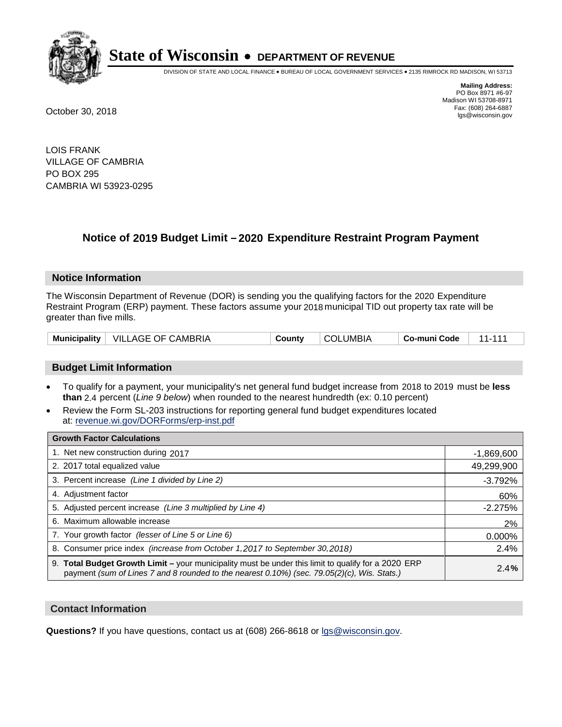**State of Wisconsin • DEPARTMENT OF REVENUE**

DIVISION OF STATE AND LOCAL FINANCE • BUREAU OF LOCAL GOVERNMENT SERVICES • 2135 RIMROCK RD MADISON, WI 53713

**Mailing Address:**
PO Box 8971 #6-97
Madison WI 53708-8971
Fax: (608) 264-6887
lgs@wisconsin.gov

October 30, 2018

LOIS FRANK
VILLAGE OF CAMBRIA
PO BOX 295
CAMBRIA WI 53923-0295

## Notice of 2019 Budget Limit – 2020 Expenditure Restraint Program Payment

### Notice Information

The Wisconsin Department of Revenue (DOR) is sending you the qualifying factors for the 2020 Expenditure Restraint Program (ERP) payment. These factors assume your 2018 municipal TID out property tax rate will be greater than five mills.

| Municipality | VILLAGE OF CAMBRIA | County | COLUMBIA | Co-muni Code | 11-111 |
|---|---|---|---|---|---|

### Budget Limit Information

- To qualify for a payment, your municipality's net general fund budget increase from 2018 to 2019 must be **less than** 2.4 percent (*Line 9 below*) when rounded to the nearest hundredth (ex: 0.10 percent)
- Review the Form SL-203 instructions for reporting general fund budget expenditures located at: revenue.wi.gov/DORForms/erp-inst.pdf

| Growth Factor Calculations | |
|---|---|
| 1. Net new construction during 2017 | -1,869,600 |
| 2. 2017 total equalized value | 49,299,900 |
| 3. Percent increase *(Line 1 divided by Line 2)* | -3.792% |
| 4. Adjustment factor | 60% |
| 5. Adjusted percent increase *(Line 3 multiplied by Line 4)* | -2.275% |
| 6. Maximum allowable increase | 2% |
| 7. Your growth factor *(lesser of Line 5 or Line 6)* | 0.000% |
| 8. Consumer price index *(increase from October 1,2017 to September 30,2018)* | 2.4% |
| 9. **Total Budget Growth Limit –** your municipality must be under this limit to qualify for a 2020 ERP payment *(sum of Lines 7 and 8 rounded to the nearest 0.10%) (sec. 79.05(2)(c), Wis. Stats.)* | **2.4%** |

### Contact Information

**Questions?** If you have questions, contact us at (608) 266-8618 or lgs@wisconsin.gov.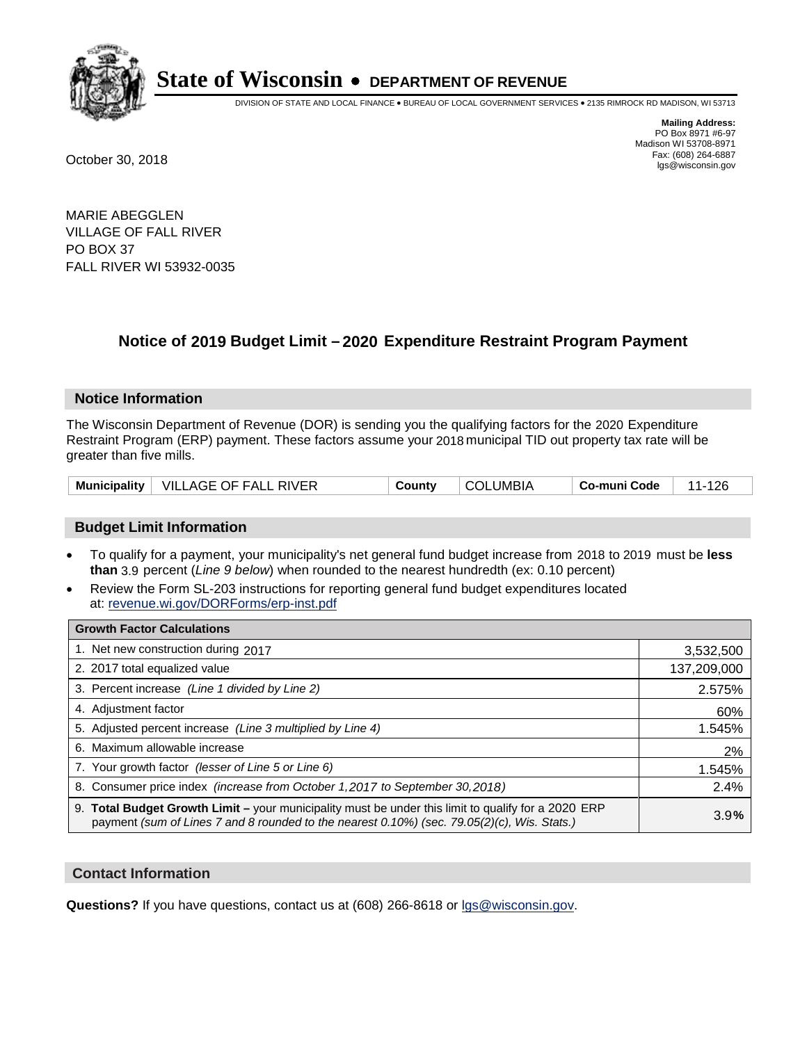# State of Wisconsin • DEPARTMENT OF REVENUE

DIVISION OF STATE AND LOCAL FINANCE • BUREAU OF LOCAL GOVERNMENT SERVICES • 2135 RIMROCK RD MADISON, WI 53713

**Mailing Address:**
PO Box 8971 #6-97
Madison WI 53708-8971
Fax: (608) 264-6887
lgs@wisconsin.gov

October 30, 2018

MARIE ABEGGLEN
VILLAGE OF FALL RIVER
PO BOX 37
FALL RIVER WI 53932-0035

## Notice of 2019 Budget Limit – 2020 Expenditure Restraint Program Payment

### Notice Information

The Wisconsin Department of Revenue (DOR) is sending you the qualifying factors for the 2020 Expenditure Restraint Program (ERP) payment. These factors assume your 2018 municipal TID out property tax rate will be greater than five mills.

| Municipality | VILLAGE OF FALL RIVER | County | COLUMBIA | Co-muni Code | 11-126 |
|---|---|---|---|---|---|

### Budget Limit Information

- To qualify for a payment, your municipality's net general fund budget increase from 2018 to 2019 must be **less than** 3.9 percent (*Line 9 below*) when rounded to the nearest hundredth (ex: 0.10 percent)
- Review the Form SL-203 instructions for reporting general fund budget expenditures located at: revenue.wi.gov/DORForms/erp-inst.pdf

| Growth Factor Calculations | |
|---|---|
| 1. Net new construction during 2017 | 3,532,500 |
| 2. 2017 total equalized value | 137,209,000 |
| 3. Percent increase *(Line 1 divided by Line 2)* | 2.575% |
| 4. Adjustment factor | 60% |
| 5. Adjusted percent increase *(Line 3 multiplied by Line 4)* | 1.545% |
| 6. Maximum allowable increase | 2% |
| 7. Your growth factor *(lesser of Line 5 or Line 6)* | 1.545% |
| 8. Consumer price index *(increase from October 1,2017 to September 30,2018)* | 2.4% |
| 9. **Total Budget Growth Limit –** your municipality must be under this limit to qualify for a 2020 ERP payment *(sum of Lines 7 and 8 rounded to the nearest 0.10%) (sec. 79.05(2)(c), Wis. Stats.)* | 3.9% |

### Contact Information

**Questions?** If you have questions, contact us at (608) 266-8618 or lgs@wisconsin.gov.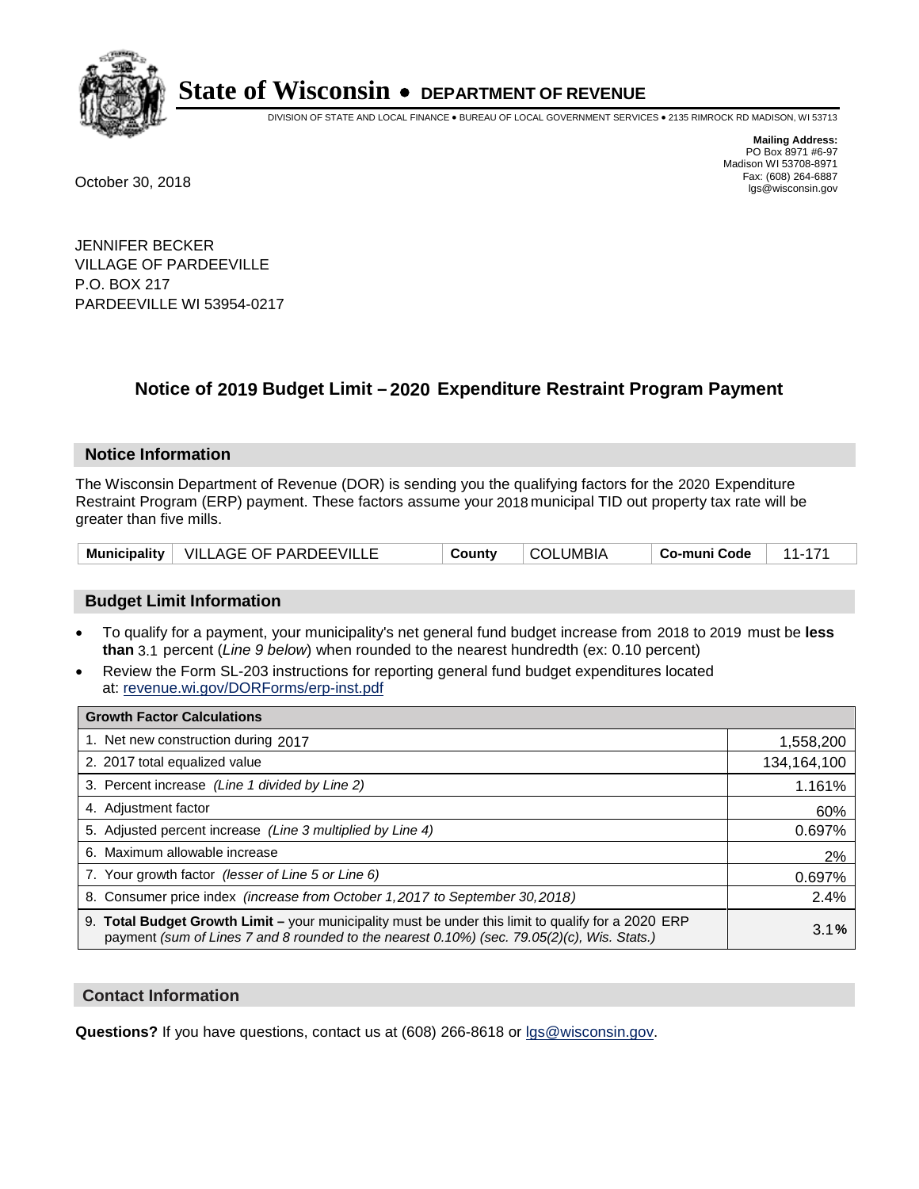# State of Wisconsin • DEPARTMENT OF REVENUE

DIVISION OF STATE AND LOCAL FINANCE • BUREAU OF LOCAL GOVERNMENT SERVICES • 2135 RIMROCK RD MADISON, WI 53713

**Mailing Address:**
PO Box 8971 #6-97
Madison WI 53708-8971
Fax: (608) 264-6887
lgs@wisconsin.gov

October 30, 2018

JENNIFER BECKER
VILLAGE OF PARDEEVILLE
P.O. BOX 217
PARDEEVILLE WI 53954-0217

## Notice of 2019 Budget Limit – 2020 Expenditure Restraint Program Payment

### Notice Information

The Wisconsin Department of Revenue (DOR) is sending you the qualifying factors for the 2020 Expenditure Restraint Program (ERP) payment. These factors assume your 2018 municipal TID out property tax rate will be greater than five mills.

| Municipality | VILLAGE OF PARDEEVILLE | County | COLUMBIA | Co-muni Code | 11-171 |
|---|---|---|---|---|---|

### Budget Limit Information

- To qualify for a payment, your municipality's net general fund budget increase from 2018 to 2019 must be **less than** 3.1 percent (*Line 9 below*) when rounded to the nearest hundredth (ex: 0.10 percent)
- Review the Form SL-203 instructions for reporting general fund budget expenditures located at: revenue.wi.gov/DORForms/erp-inst.pdf

| Growth Factor Calculations | |
|---|---|
| 1. Net new construction during 2017 | 1,558,200 |
| 2. 2017 total equalized value | 134,164,100 |
| 3. Percent increase *(Line 1 divided by Line 2)* | 1.161% |
| 4. Adjustment factor | 60% |
| 5. Adjusted percent increase *(Line 3 multiplied by Line 4)* | 0.697% |
| 6. Maximum allowable increase | 2% |
| 7. Your growth factor *(lesser of Line 5 or Line 6)* | 0.697% |
| 8. Consumer price index *(increase from October 1,2017 to September 30,2018)* | 2.4% |
| 9. **Total Budget Growth Limit –** your municipality must be under this limit to qualify for a 2020 ERP payment *(sum of Lines 7 and 8 rounded to the nearest 0.10%) (sec. 79.05(2)(c), Wis. Stats.)* | 3.1**%** |

### Contact Information

**Questions?** If you have questions, contact us at (608) 266-8618 or lgs@wisconsin.gov.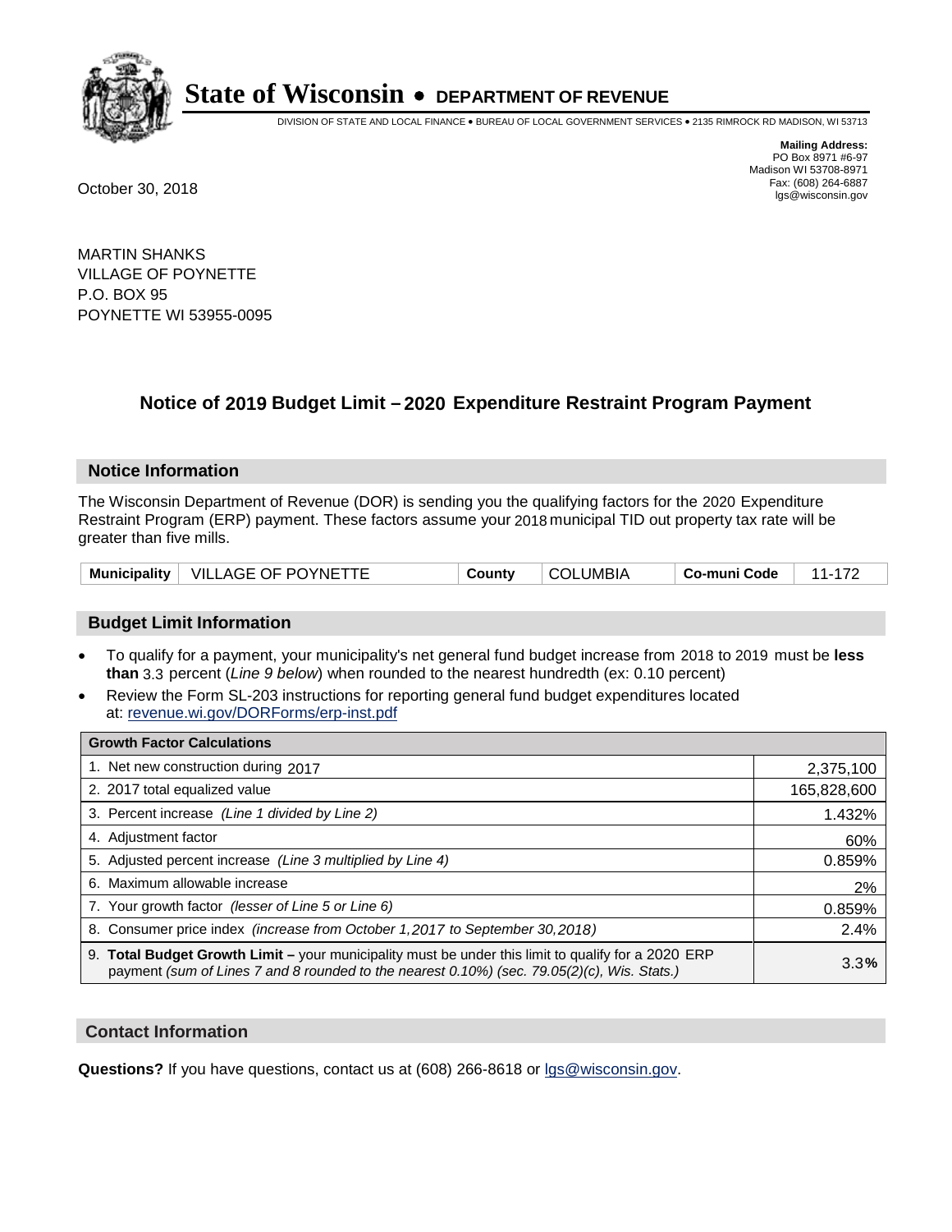# State of Wisconsin • DEPARTMENT OF REVENUE

DIVISION OF STATE AND LOCAL FINANCE • BUREAU OF LOCAL GOVERNMENT SERVICES • 2135 RIMROCK RD MADISON, WI 53713

**Mailing Address:**
PO Box 8971 #6-97
Madison WI 53708-8971
Fax: (608) 264-6887
lgs@wisconsin.gov

October 30, 2018

MARTIN SHANKS
VILLAGE OF POYNETTE
P.O. BOX 95
POYNETTE WI 53955-0095

## Notice of 2019 Budget Limit – 2020 Expenditure Restraint Program Payment

### Notice Information

The Wisconsin Department of Revenue (DOR) is sending you the qualifying factors for the 2020 Expenditure Restraint Program (ERP) payment. These factors assume your 2018 municipal TID out property tax rate will be greater than five mills.

| Municipality | VILLAGE OF POYNETTE | County | COLUMBIA | Co-muni Code | 11-172 |
|---|---|---|---|---|---|

### Budget Limit Information

- To qualify for a payment, your municipality's net general fund budget increase from 2018 to 2019 must be **less than** 3.3 percent (*Line 9 below*) when rounded to the nearest hundredth (ex: 0.10 percent)
- Review the Form SL-203 instructions for reporting general fund budget expenditures located at: revenue.wi.gov/DORForms/erp-inst.pdf

| Growth Factor Calculations | |
|---|---|
| 1. Net new construction during 2017 | 2,375,100 |
| 2. 2017 total equalized value | 165,828,600 |
| 3. Percent increase *(Line 1 divided by Line 2)* | 1.432% |
| 4. Adjustment factor | 60% |
| 5. Adjusted percent increase *(Line 3 multiplied by Line 4)* | 0.859% |
| 6. Maximum allowable increase | 2% |
| 7. Your growth factor *(lesser of Line 5 or Line 6)* | 0.859% |
| 8. Consumer price index *(increase from October 1,2017 to September 30,2018)* | 2.4% |
| 9. **Total Budget Growth Limit –** your municipality must be under this limit to qualify for a 2020 ERP payment *(sum of Lines 7 and 8 rounded to the nearest 0.10%) (sec. 79.05(2)(c), Wis. Stats.)* | 3.3% |

### Contact Information

**Questions?** If you have questions, contact us at (608) 266-8618 or lgs@wisconsin.gov.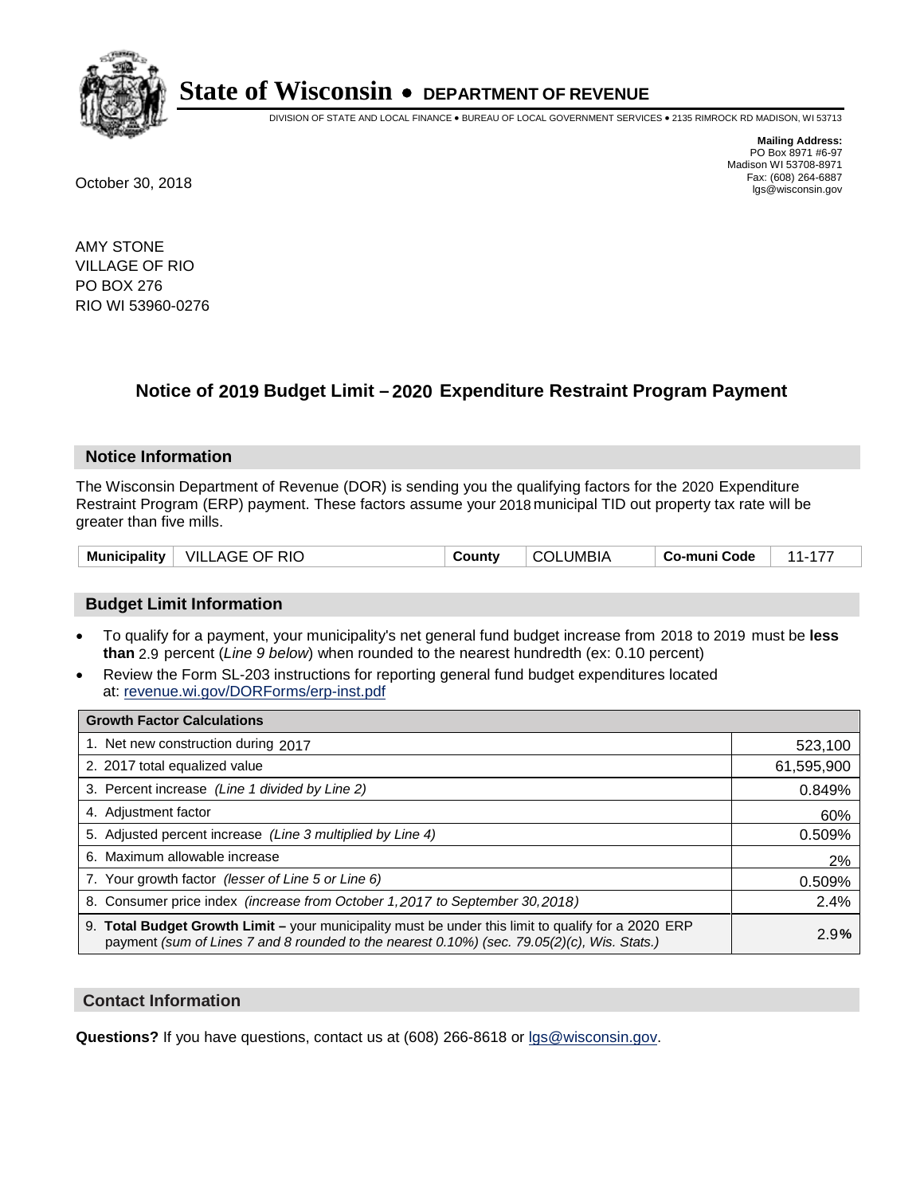# State of Wisconsin • DEPARTMENT OF REVENUE

DIVISION OF STATE AND LOCAL FINANCE • BUREAU OF LOCAL GOVERNMENT SERVICES • 2135 RIMROCK RD MADISON, WI 53713

**Mailing Address:**
PO Box 8971 #6-97
Madison WI 53708-8971
Fax: (608) 264-6887
lgs@wisconsin.gov

October 30, 2018

AMY STONE
VILLAGE OF RIO
PO BOX 276
RIO WI 53960-0276

## Notice of 2019 Budget Limit – 2020 Expenditure Restraint Program Payment

### Notice Information

The Wisconsin Department of Revenue (DOR) is sending you the qualifying factors for the 2020 Expenditure Restraint Program (ERP) payment. These factors assume your 2018 municipal TID out property tax rate will be greater than five mills.

| Municipality | VILLAGE OF RIO | County | COLUMBIA | Co-muni Code | 11-177 |
|---|---|---|---|---|---|

### Budget Limit Information

- To qualify for a payment, your municipality's net general fund budget increase from 2018 to 2019 must be **less than** 2.9 percent (*Line 9 below*) when rounded to the nearest hundredth (ex: 0.10 percent)
- Review the Form SL-203 instructions for reporting general fund budget expenditures located at: revenue.wi.gov/DORForms/erp-inst.pdf

| Growth Factor Calculations | |
|---|---|
| 1. Net new construction during 2017 | 523,100 |
| 2. 2017 total equalized value | 61,595,900 |
| 3. Percent increase *(Line 1 divided by Line 2)* | 0.849% |
| 4. Adjustment factor | 60% |
| 5. Adjusted percent increase *(Line 3 multiplied by Line 4)* | 0.509% |
| 6. Maximum allowable increase | 2% |
| 7. Your growth factor *(lesser of Line 5 or Line 6)* | 0.509% |
| 8. Consumer price index *(increase from October 1,2017 to September 30,2018)* | 2.4% |
| 9. **Total Budget Growth Limit –** your municipality must be under this limit to qualify for a 2020 ERP payment *(sum of Lines 7 and 8 rounded to the nearest 0.10%) (sec. 79.05(2)(c), Wis. Stats.)* | 2.9% |

### Contact Information

**Questions?** If you have questions, contact us at (608) 266-8618 or lgs@wisconsin.gov.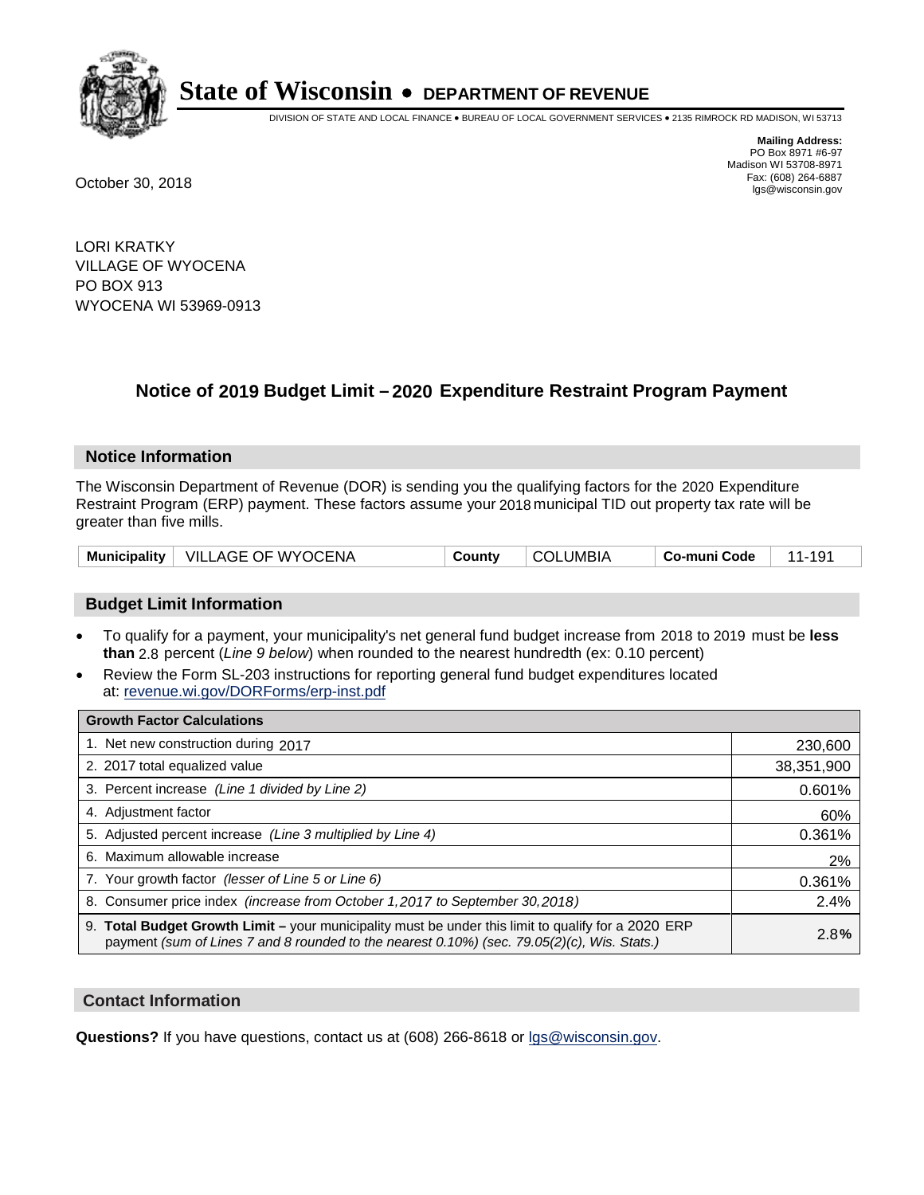# State of Wisconsin • DEPARTMENT OF REVENUE

DIVISION OF STATE AND LOCAL FINANCE • BUREAU OF LOCAL GOVERNMENT SERVICES • 2135 RIMROCK RD MADISON, WI 53713

**Mailing Address:**
PO Box 8971 #6-97
Madison WI 53708-8971
Fax: (608) 264-6887
lgs@wisconsin.gov

October 30, 2018

LORI KRATKY
VILLAGE OF WYOCENA
PO BOX 913
WYOCENA WI 53969-0913

## Notice of 2019 Budget Limit – 2020 Expenditure Restraint Program Payment

### Notice Information

The Wisconsin Department of Revenue (DOR) is sending you the qualifying factors for the 2020 Expenditure Restraint Program (ERP) payment. These factors assume your 2018 municipal TID out property tax rate will be greater than five mills.

| Municipality | VILLAGE OF WYOCENA | County | COLUMBIA | Co-muni Code | 11-191 |
|---|---|---|---|---|---|

### Budget Limit Information

- To qualify for a payment, your municipality's net general fund budget increase from 2018 to 2019 must be **less than** 2.8 percent (*Line 9 below*) when rounded to the nearest hundredth (ex: 0.10 percent)
- Review the Form SL-203 instructions for reporting general fund budget expenditures located at: revenue.wi.gov/DORForms/erp-inst.pdf

| Growth Factor Calculations | |
|---|---|
| 1. Net new construction during 2017 | 230,600 |
| 2. 2017 total equalized value | 38,351,900 |
| 3. Percent increase *(Line 1 divided by Line 2)* | 0.601% |
| 4. Adjustment factor | 60% |
| 5. Adjusted percent increase *(Line 3 multiplied by Line 4)* | 0.361% |
| 6. Maximum allowable increase | 2% |
| 7. Your growth factor *(lesser of Line 5 or Line 6)* | 0.361% |
| 8. Consumer price index *(increase from October 1,2017 to September 30,2018)* | 2.4% |
| 9. **Total Budget Growth Limit –** your municipality must be under this limit to qualify for a 2020 ERP payment *(sum of Lines 7 and 8 rounded to the nearest 0.10%) (sec. 79.05(2)(c), Wis. Stats.)* | 2.8**%** |

### Contact Information

**Questions?** If you have questions, contact us at (608) 266-8618 or lgs@wisconsin.gov.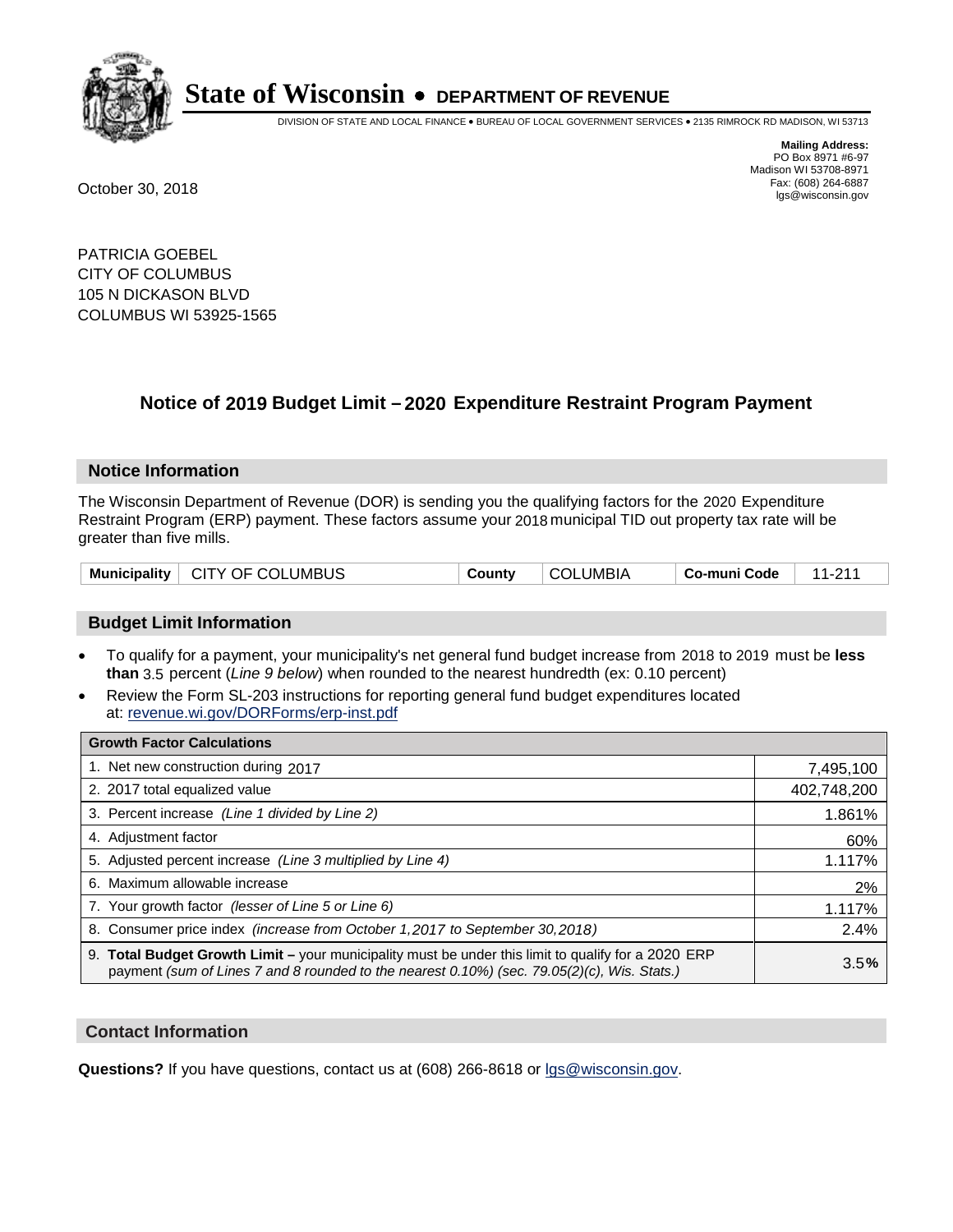# State of Wisconsin • DEPARTMENT OF REVENUE

DIVISION OF STATE AND LOCAL FINANCE • BUREAU OF LOCAL GOVERNMENT SERVICES • 2135 RIMROCK RD MADISON, WI 53713

**Mailing Address:**
PO Box 8971 #6-97
Madison WI 53708-8971
Fax: (608) 264-6887
lgs@wisconsin.gov

October 30, 2018

PATRICIA GOEBEL
CITY OF COLUMBUS
105 N DICKASON BLVD
COLUMBUS WI 53925-1565

## Notice of 2019 Budget Limit – 2020 Expenditure Restraint Program Payment

### Notice Information

The Wisconsin Department of Revenue (DOR) is sending you the qualifying factors for the 2020 Expenditure Restraint Program (ERP) payment. These factors assume your 2018 municipal TID out property tax rate will be greater than five mills.

| **Municipality** | CITY OF COLUMBUS | **County** | COLUMBIA | **Co-muni Code** | 11-211 |
|---|---|---|---|---|---|

### Budget Limit Information

- To qualify for a payment, your municipality's net general fund budget increase from 2018 to 2019 must be **less than** 3.5 percent (*Line 9 below*) when rounded to the nearest hundredth (ex: 0.10 percent)
- Review the Form SL-203 instructions for reporting general fund budget expenditures located at: revenue.wi.gov/DORForms/erp-inst.pdf

| **Growth Factor Calculations** | |
|---|---|
| 1. Net new construction during 2017 | 7,495,100 |
| 2. 2017 total equalized value | 402,748,200 |
| 3. Percent increase *(Line 1 divided by Line 2)* | 1.861% |
| 4. Adjustment factor | 60% |
| 5. Adjusted percent increase *(Line 3 multiplied by Line 4)* | 1.117% |
| 6. Maximum allowable increase | 2% |
| 7. Your growth factor *(lesser of Line 5 or Line 6)* | 1.117% |
| 8. Consumer price index *(increase from October 1,2017 to September 30,2018)* | 2.4% |
| 9. **Total Budget Growth Limit –** your municipality must be under this limit to qualify for a 2020 ERP payment *(sum of Lines 7 and 8 rounded to the nearest 0.10%) (sec. 79.05(2)(c), Wis. Stats.)* | 3.5**%** |

### Contact Information

**Questions?** If you have questions, contact us at (608) 266-8618 or lgs@wisconsin.gov.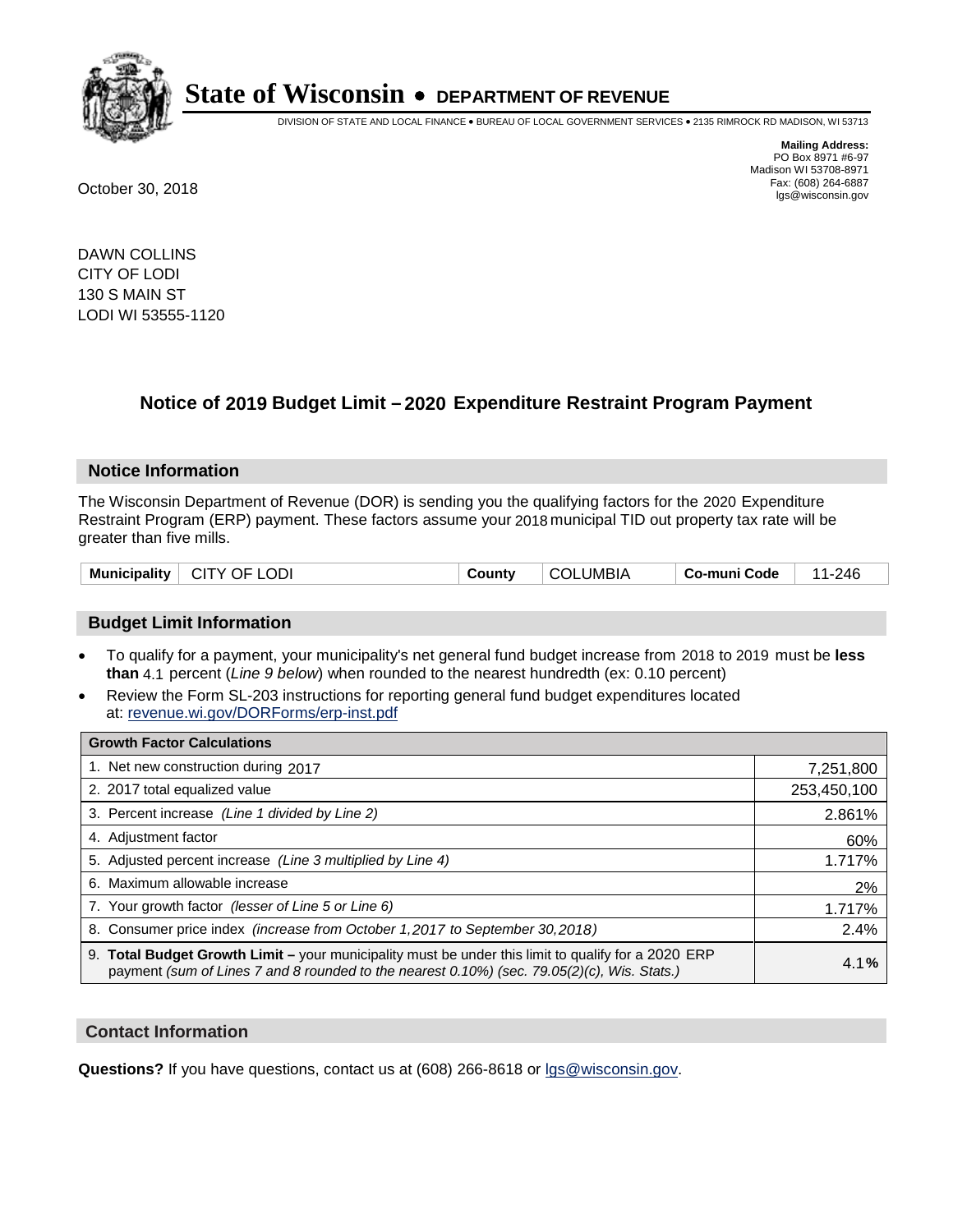# State of Wisconsin • DEPARTMENT OF REVENUE

DIVISION OF STATE AND LOCAL FINANCE • BUREAU OF LOCAL GOVERNMENT SERVICES • 2135 RIMROCK RD MADISON, WI 53713

**Mailing Address:**
PO Box 8971 #6-97
Madison WI 53708-8971
Fax: (608) 264-6887
lgs@wisconsin.gov

October 30, 2018

DAWN COLLINS
CITY OF LODI
130 S MAIN ST
LODI WI 53555-1120

## Notice of 2019 Budget Limit – 2020 Expenditure Restraint Program Payment

### Notice Information

The Wisconsin Department of Revenue (DOR) is sending you the qualifying factors for the 2020 Expenditure Restraint Program (ERP) payment. These factors assume your 2018 municipal TID out property tax rate will be greater than five mills.

| Municipality | CITY OF LODI | County | COLUMBIA | Co-muni Code | 11-246 |
|---|---|---|---|---|---|

### Budget Limit Information

- To qualify for a payment, your municipality's net general fund budget increase from 2018 to 2019 must be **less than** 4.1 percent (*Line 9 below*) when rounded to the nearest hundredth (ex: 0.10 percent)
- Review the Form SL-203 instructions for reporting general fund budget expenditures located at: revenue.wi.gov/DORForms/erp-inst.pdf

| Growth Factor Calculations | |
|---|---|
| 1. Net new construction during 2017 | 7,251,800 |
| 2. 2017 total equalized value | 253,450,100 |
| 3. Percent increase *(Line 1 divided by Line 2)* | 2.861% |
| 4. Adjustment factor | 60% |
| 5. Adjusted percent increase *(Line 3 multiplied by Line 4)* | 1.717% |
| 6. Maximum allowable increase | 2% |
| 7. Your growth factor *(lesser of Line 5 or Line 6)* | 1.717% |
| 8. Consumer price index *(increase from October 1,2017 to September 30,2018)* | 2.4% |
| 9. **Total Budget Growth Limit** – your municipality must be under this limit to qualify for a 2020 ERP payment *(sum of Lines 7 and 8 rounded to the nearest 0.10%) (sec. 79.05(2)(c), Wis. Stats.)* | 4.1**%** |

### Contact Information

**Questions?** If you have questions, contact us at (608) 266-8618 or lgs@wisconsin.gov.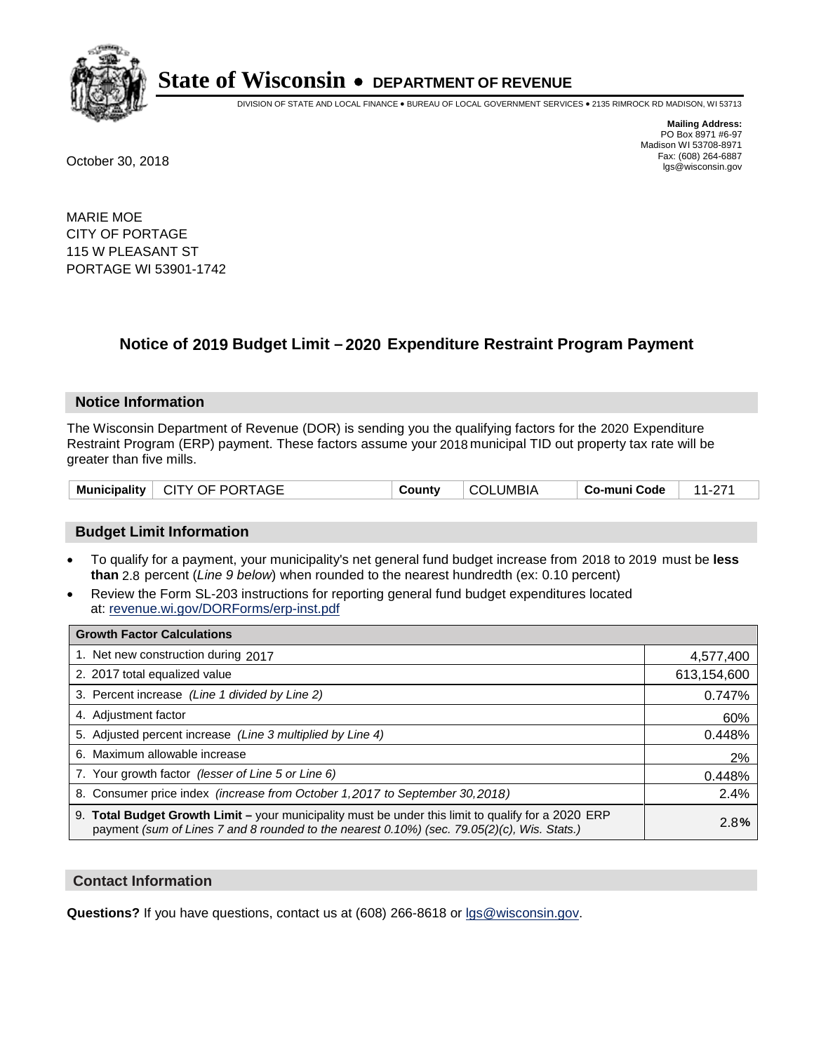# State of Wisconsin • DEPARTMENT OF REVENUE

DIVISION OF STATE AND LOCAL FINANCE • BUREAU OF LOCAL GOVERNMENT SERVICES • 2135 RIMROCK RD MADISON, WI 53713

**Mailing Address:**
PO Box 8971 #6-97
Madison WI 53708-8971
Fax: (608) 264-6887
lgs@wisconsin.gov

October 30, 2018

MARIE MOE
CITY OF PORTAGE
115 W PLEASANT ST
PORTAGE WI 53901-1742

## Notice of 2019 Budget Limit – 2020 Expenditure Restraint Program Payment

### Notice Information

The Wisconsin Department of Revenue (DOR) is sending you the qualifying factors for the 2020 Expenditure Restraint Program (ERP) payment. These factors assume your 2018 municipal TID out property tax rate will be greater than five mills.

| Municipality | CITY OF PORTAGE | County | COLUMBIA | Co-muni Code | 11-271 |
|---|---|---|---|---|---|

### Budget Limit Information

- To qualify for a payment, your municipality's net general fund budget increase from 2018 to 2019 must be **less than** 2.8 percent (*Line 9 below*) when rounded to the nearest hundredth (ex: 0.10 percent)
- Review the Form SL-203 instructions for reporting general fund budget expenditures located at: revenue.wi.gov/DORForms/erp-inst.pdf

| Growth Factor Calculations | |
|---|---|
| 1. Net new construction during 2017 | 4,577,400 |
| 2. 2017 total equalized value | 613,154,600 |
| 3. Percent increase *(Line 1 divided by Line 2)* | 0.747% |
| 4. Adjustment factor | 60% |
| 5. Adjusted percent increase *(Line 3 multiplied by Line 4)* | 0.448% |
| 6. Maximum allowable increase | 2% |
| 7. Your growth factor *(lesser of Line 5 or Line 6)* | 0.448% |
| 8. Consumer price index *(increase from October 1,2017 to September 30,2018)* | 2.4% |
| 9. **Total Budget Growth Limit –** your municipality must be under this limit to qualify for a 2020 ERP payment *(sum of Lines 7 and 8 rounded to the nearest 0.10%) (sec. 79.05(2)(c), Wis. Stats.)* | 2.8**%** |

### Contact Information

**Questions?** If you have questions, contact us at (608) 266-8618 or lgs@wisconsin.gov.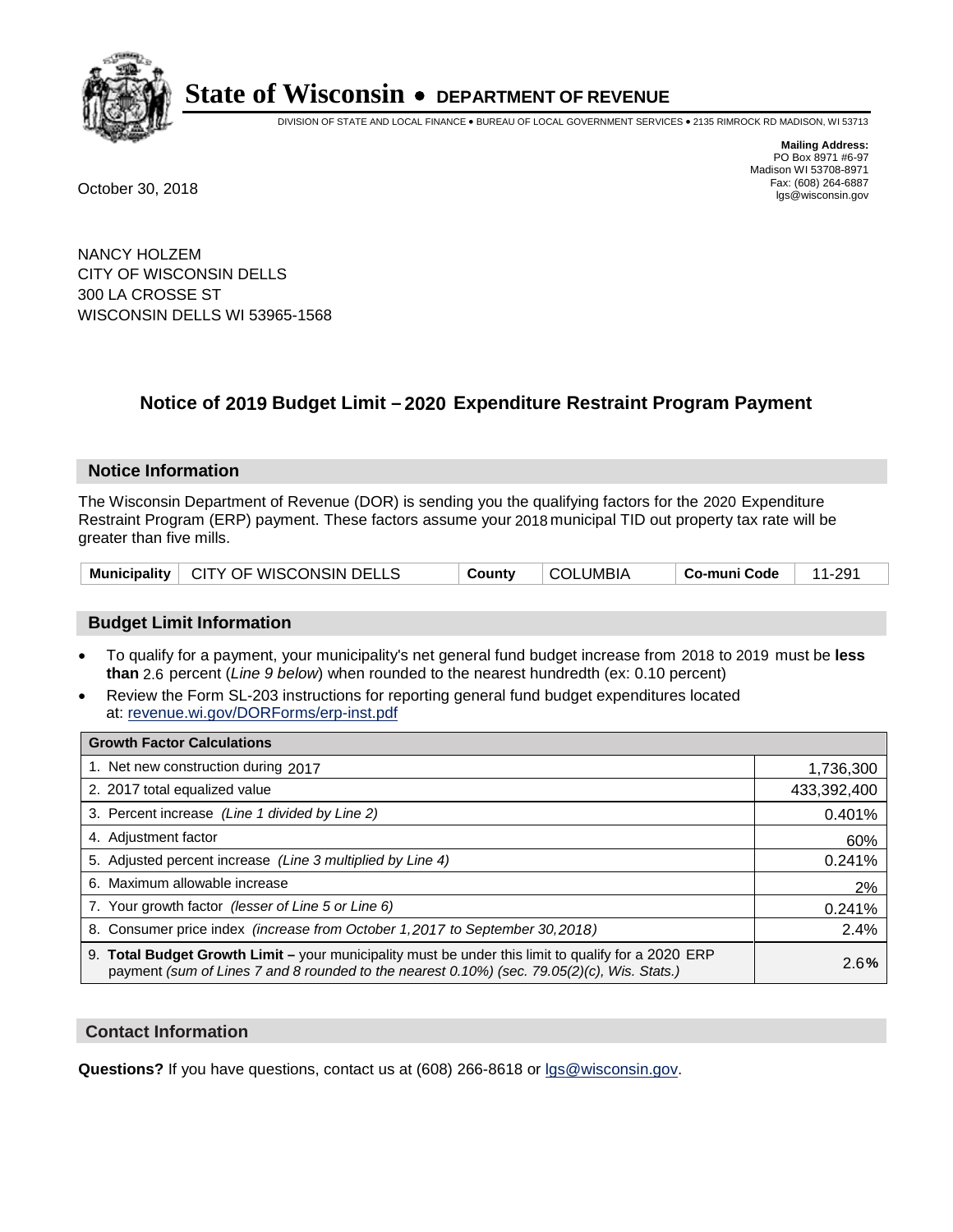# State of Wisconsin • DEPARTMENT OF REVENUE

DIVISION OF STATE AND LOCAL FINANCE • BUREAU OF LOCAL GOVERNMENT SERVICES • 2135 RIMROCK RD MADISON, WI 53713

**Mailing Address:**
PO Box 8971 #6-97
Madison WI 53708-8971
Fax: (608) 264-6887
lgs@wisconsin.gov

October 30, 2018

NANCY HOLZEM
CITY OF WISCONSIN DELLS
300 LA CROSSE ST
WISCONSIN DELLS WI 53965-1568

## Notice of 2019 Budget Limit – 2020 Expenditure Restraint Program Payment

### Notice Information

The Wisconsin Department of Revenue (DOR) is sending you the qualifying factors for the 2020 Expenditure Restraint Program (ERP) payment. These factors assume your 2018 municipal TID out property tax rate will be greater than five mills.

| Municipality | CITY OF WISCONSIN DELLS | County | COLUMBIA | Co-muni Code | 11-291 |
|---|---|---|---|---|---|

### Budget Limit Information

- To qualify for a payment, your municipality's net general fund budget increase from 2018 to 2019 must be **less than** 2.6 percent (*Line 9 below*) when rounded to the nearest hundredth (ex: 0.10 percent)
- Review the Form SL-203 instructions for reporting general fund budget expenditures located at: revenue.wi.gov/DORForms/erp-inst.pdf

| Growth Factor Calculations | |
|---|---|
| 1. Net new construction during 2017 | 1,736,300 |
| 2. 2017 total equalized value | 433,392,400 |
| 3. Percent increase *(Line 1 divided by Line 2)* | 0.401% |
| 4. Adjustment factor | 60% |
| 5. Adjusted percent increase *(Line 3 multiplied by Line 4)* | 0.241% |
| 6. Maximum allowable increase | 2% |
| 7. Your growth factor *(lesser of Line 5 or Line 6)* | 0.241% |
| 8. Consumer price index *(increase from October 1,2017 to September 30,2018)* | 2.4% |
| 9. **Total Budget Growth Limit –** your municipality must be under this limit to qualify for a 2020 ERP payment *(sum of Lines 7 and 8 rounded to the nearest 0.10%) (sec. 79.05(2)(c), Wis. Stats.)* | 2.6**%** |

### Contact Information

**Questions?** If you have questions, contact us at (608) 266-8618 or lgs@wisconsin.gov.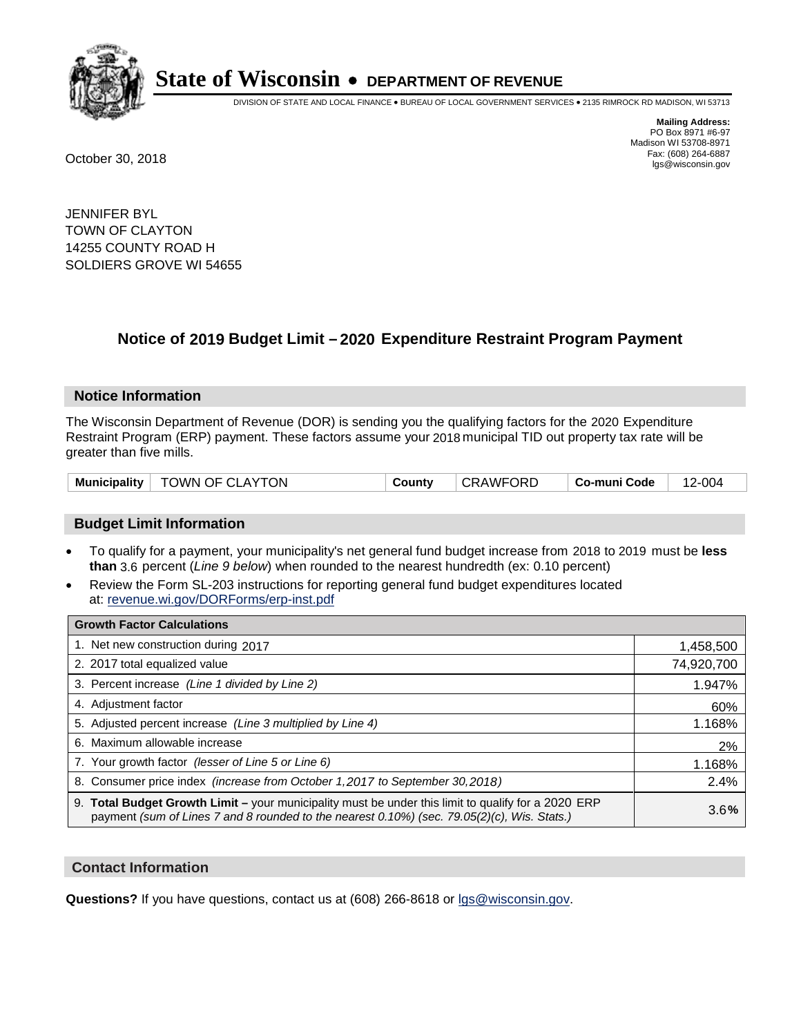# State of Wisconsin • DEPARTMENT OF REVENUE

DIVISION OF STATE AND LOCAL FINANCE • BUREAU OF LOCAL GOVERNMENT SERVICES • 2135 RIMROCK RD MADISON, WI 53713

**Mailing Address:**
PO Box 8971 #6-97
Madison WI 53708-8971
Fax: (608) 264-6887
lgs@wisconsin.gov

October 30, 2018

JENNIFER BYL
TOWN OF CLAYTON
14255 COUNTY ROAD H
SOLDIERS GROVE WI 54655

## Notice of 2019 Budget Limit – 2020 Expenditure Restraint Program Payment

### Notice Information

The Wisconsin Department of Revenue (DOR) is sending you the qualifying factors for the 2020 Expenditure Restraint Program (ERP) payment. These factors assume your 2018 municipal TID out property tax rate will be greater than five mills.

| Municipality | TOWN OF CLAYTON | County | CRAWFORD | Co-muni Code | 12-004 |
|---|---|---|---|---|---|

### Budget Limit Information

- To qualify for a payment, your municipality's net general fund budget increase from 2018 to 2019 must be **less than** 3.6 percent (*Line 9 below*) when rounded to the nearest hundredth (ex: 0.10 percent)
- Review the Form SL-203 instructions for reporting general fund budget expenditures located at: revenue.wi.gov/DORForms/erp-inst.pdf

| Growth Factor Calculations | |
|---|---|
| 1. Net new construction during 2017 | 1,458,500 |
| 2. 2017 total equalized value | 74,920,700 |
| 3. Percent increase *(Line 1 divided by Line 2)* | 1.947% |
| 4. Adjustment factor | 60% |
| 5. Adjusted percent increase *(Line 3 multiplied by Line 4)* | 1.168% |
| 6. Maximum allowable increase | 2% |
| 7. Your growth factor *(lesser of Line 5 or Line 6)* | 1.168% |
| 8. Consumer price index *(increase from October 1,2017 to September 30,2018)* | 2.4% |
| 9. **Total Budget Growth Limit** – your municipality must be under this limit to qualify for a 2020 ERP payment *(sum of Lines 7 and 8 rounded to the nearest 0.10%) (sec. 79.05(2)(c), Wis. Stats.)* | 3.6**%** |

### Contact Information

**Questions?** If you have questions, contact us at (608) 266-8618 or lgs@wisconsin.gov.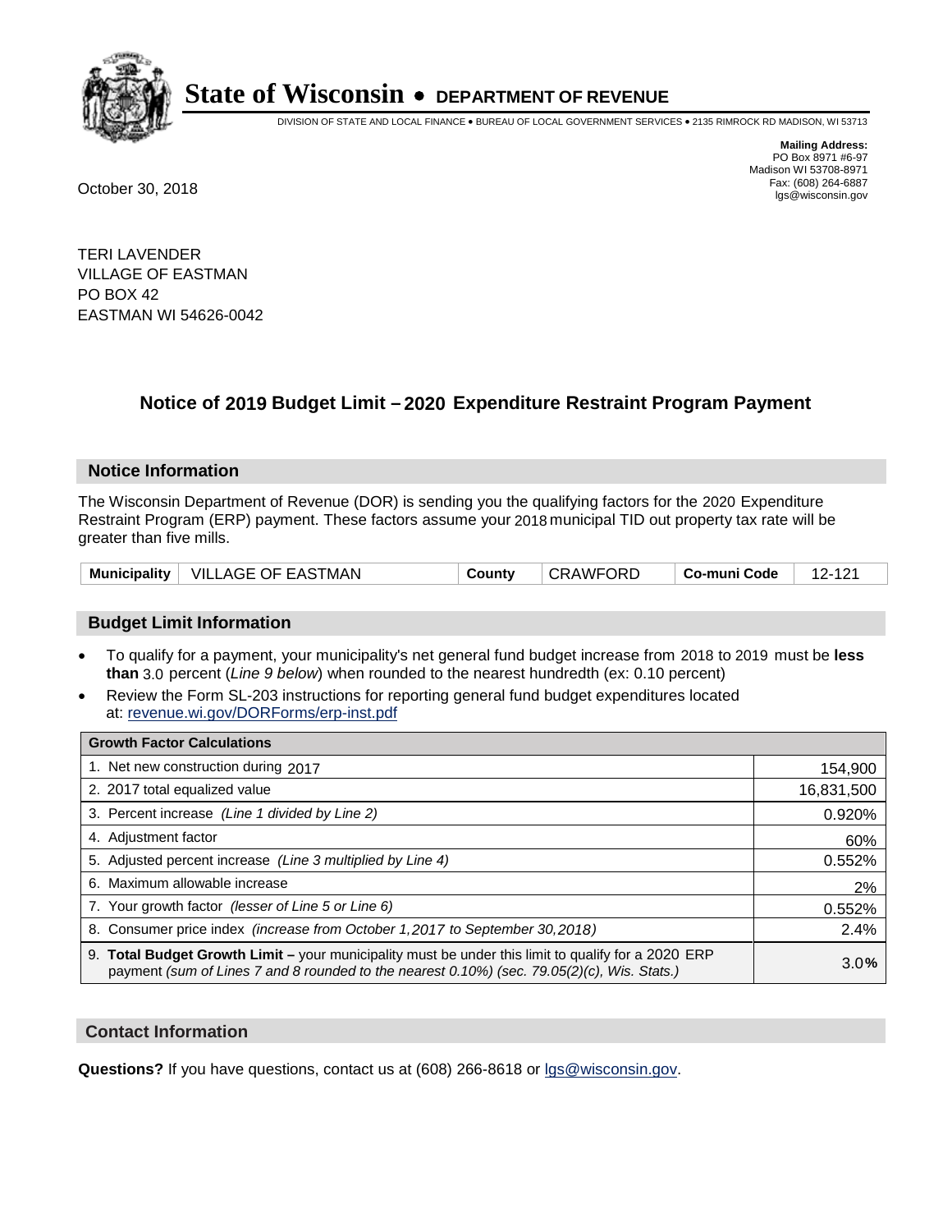# State of Wisconsin • DEPARTMENT OF REVENUE

DIVISION OF STATE AND LOCAL FINANCE • BUREAU OF LOCAL GOVERNMENT SERVICES • 2135 RIMROCK RD MADISON, WI 53713

**Mailing Address:**
PO Box 8971 #6-97
Madison WI 53708-8971
Fax: (608) 264-6887
lgs@wisconsin.gov

October 30, 2018

TERI LAVENDER
VILLAGE OF EASTMAN
PO BOX 42
EASTMAN WI 54626-0042

## Notice of 2019 Budget Limit – 2020 Expenditure Restraint Program Payment

### Notice Information

The Wisconsin Department of Revenue (DOR) is sending you the qualifying factors for the 2020 Expenditure Restraint Program (ERP) payment. These factors assume your 2018 municipal TID out property tax rate will be greater than five mills.

| Municipality | VILLAGE OF EASTMAN | County | CRAWFORD | Co-muni Code | 12-121 |
|---|---|---|---|---|---|

### Budget Limit Information

- To qualify for a payment, your municipality's net general fund budget increase from 2018 to 2019 must be **less than** 3.0 percent (*Line 9 below*) when rounded to the nearest hundredth (ex: 0.10 percent)
- Review the Form SL-203 instructions for reporting general fund budget expenditures located at: revenue.wi.gov/DORForms/erp-inst.pdf

| Growth Factor Calculations | |
|---|---|
| 1. Net new construction during 2017 | 154,900 |
| 2. 2017 total equalized value | 16,831,500 |
| 3. Percent increase *(Line 1 divided by Line 2)* | 0.920% |
| 4. Adjustment factor | 60% |
| 5. Adjusted percent increase *(Line 3 multiplied by Line 4)* | 0.552% |
| 6. Maximum allowable increase | 2% |
| 7. Your growth factor *(lesser of Line 5 or Line 6)* | 0.552% |
| 8. Consumer price index *(increase from October 1,2017 to September 30,2018)* | 2.4% |
| 9. **Total Budget Growth Limit –** your municipality must be under this limit to qualify for a 2020 ERP payment *(sum of Lines 7 and 8 rounded to the nearest 0.10%) (sec. 79.05(2)(c), Wis. Stats.)* | 3.0% |

### Contact Information

**Questions?** If you have questions, contact us at (608) 266-8618 or lgs@wisconsin.gov.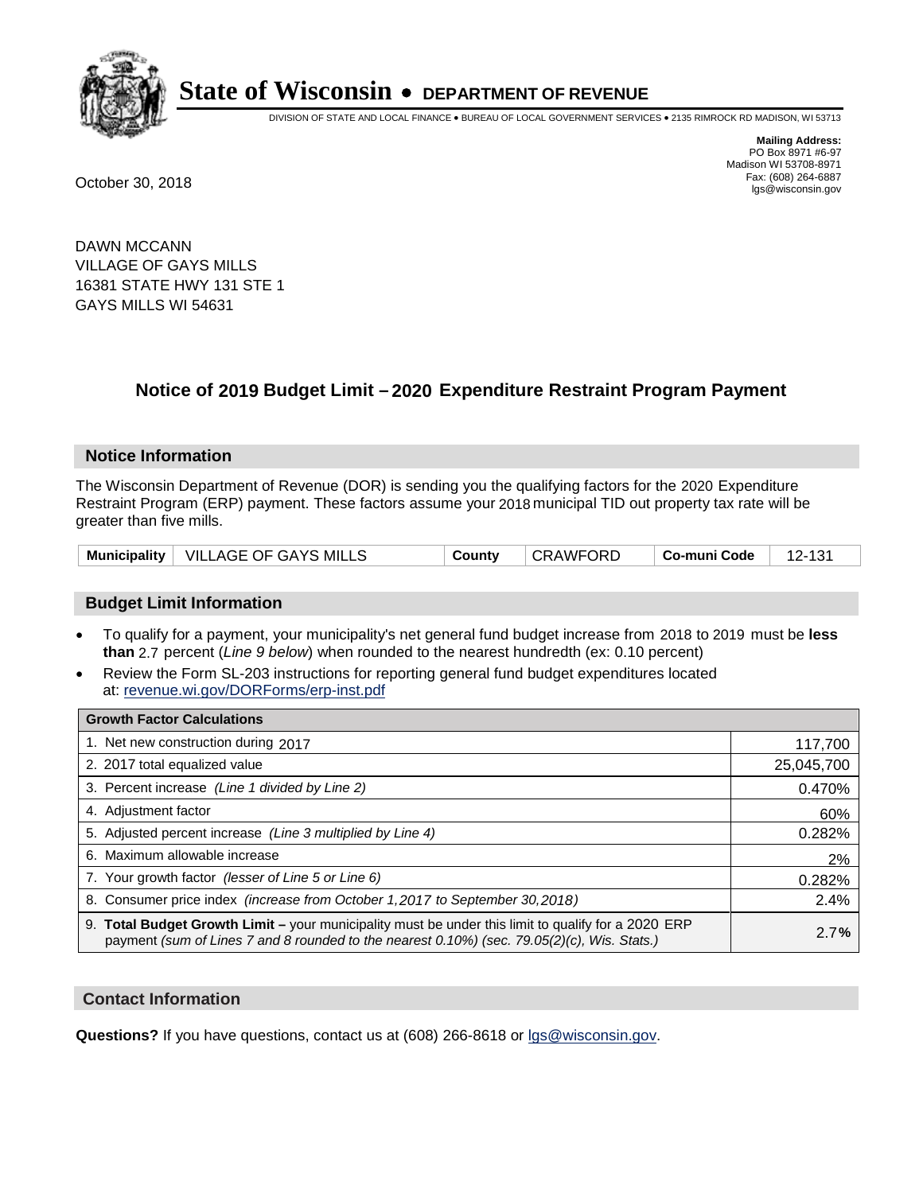# State of Wisconsin • DEPARTMENT OF REVENUE

DIVISION OF STATE AND LOCAL FINANCE • BUREAU OF LOCAL GOVERNMENT SERVICES • 2135 RIMROCK RD MADISON, WI 53713

**Mailing Address:**
PO Box 8971 #6-97
Madison WI 53708-8971
Fax: (608) 264-6887
lgs@wisconsin.gov

October 30, 2018

DAWN MCCANN
VILLAGE OF GAYS MILLS
16381 STATE HWY 131 STE 1
GAYS MILLS WI 54631

## Notice of 2019 Budget Limit – 2020 Expenditure Restraint Program Payment

### Notice Information

The Wisconsin Department of Revenue (DOR) is sending you the qualifying factors for the 2020 Expenditure Restraint Program (ERP) payment. These factors assume your 2018 municipal TID out property tax rate will be greater than five mills.

| Municipality | VILLAGE OF GAYS MILLS | County | CRAWFORD | Co-muni Code | 12-131 |
|---|---|---|---|---|---|

### Budget Limit Information

- To qualify for a payment, your municipality's net general fund budget increase from 2018 to 2019 must be **less than** 2.7 percent (*Line 9 below*) when rounded to the nearest hundredth (ex: 0.10 percent)
- Review the Form SL-203 instructions for reporting general fund budget expenditures located at: revenue.wi.gov/DORForms/erp-inst.pdf

| Growth Factor Calculations | |
|---|---|
| 1. Net new construction during 2017 | 117,700 |
| 2. 2017 total equalized value | 25,045,700 |
| 3. Percent increase *(Line 1 divided by Line 2)* | 0.470% |
| 4. Adjustment factor | 60% |
| 5. Adjusted percent increase *(Line 3 multiplied by Line 4)* | 0.282% |
| 6. Maximum allowable increase | 2% |
| 7. Your growth factor *(lesser of Line 5 or Line 6)* | 0.282% |
| 8. Consumer price index *(increase from October 1,2017 to September 30,2018)* | 2.4% |
| 9. **Total Budget Growth Limit** – your municipality must be under this limit to qualify for a 2020 ERP payment *(sum of Lines 7 and 8 rounded to the nearest 0.10%) (sec. 79.05(2)(c), Wis. Stats.)* | 2.7**%** |

### Contact Information

**Questions?** If you have questions, contact us at (608) 266-8618 or lgs@wisconsin.gov.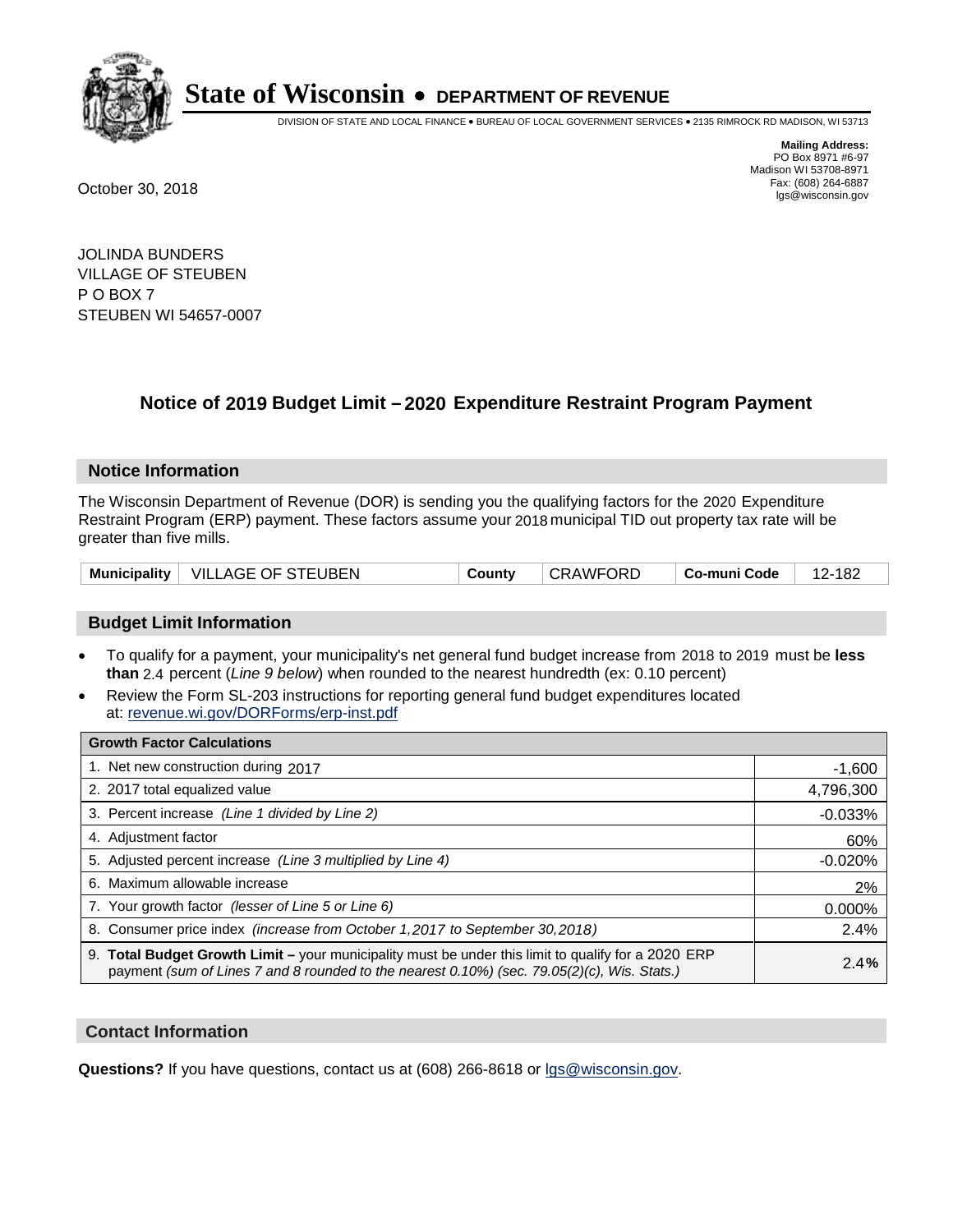# State of Wisconsin • DEPARTMENT OF REVENUE

DIVISION OF STATE AND LOCAL FINANCE • BUREAU OF LOCAL GOVERNMENT SERVICES • 2135 RIMROCK RD MADISON, WI 53713

**Mailing Address:**
PO Box 8971 #6-97
Madison WI 53708-8971
Fax: (608) 264-6887
lgs@wisconsin.gov

October 30, 2018

JOLINDA BUNDERS
VILLAGE OF STEUBEN
P O BOX 7
STEUBEN WI 54657-0007

## Notice of 2019 Budget Limit – 2020 Expenditure Restraint Program Payment

### Notice Information

The Wisconsin Department of Revenue (DOR) is sending you the qualifying factors for the 2020 Expenditure Restraint Program (ERP) payment. These factors assume your 2018 municipal TID out property tax rate will be greater than five mills.

| Municipality | VILLAGE OF STEUBEN | County | CRAWFORD | Co-muni Code | 12-182 |
|---|---|---|---|---|---|

### Budget Limit Information

- To qualify for a payment, your municipality's net general fund budget increase from 2018 to 2019 must be **less than** 2.4 percent (*Line 9 below*) when rounded to the nearest hundredth (ex: 0.10 percent)
- Review the Form SL-203 instructions for reporting general fund budget expenditures located at: revenue.wi.gov/DORForms/erp-inst.pdf

| Growth Factor Calculations | |
|---|---|
| 1. Net new construction during 2017 | -1,600 |
| 2. 2017 total equalized value | 4,796,300 |
| 3. Percent increase *(Line 1 divided by Line 2)* | -0.033% |
| 4. Adjustment factor | 60% |
| 5. Adjusted percent increase *(Line 3 multiplied by Line 4)* | -0.020% |
| 6. Maximum allowable increase | 2% |
| 7. Your growth factor *(lesser of Line 5 or Line 6)* | 0.000% |
| 8. Consumer price index *(increase from October 1,2017 to September 30,2018)* | 2.4% |
| 9. **Total Budget Growth Limit –** your municipality must be under this limit to qualify for a 2020 ERP payment *(sum of Lines 7 and 8 rounded to the nearest 0.10%) (sec. 79.05(2)(c), Wis. Stats.)* | **2.4%** |

### Contact Information

**Questions?** If you have questions, contact us at (608) 266-8618 or lgs@wisconsin.gov.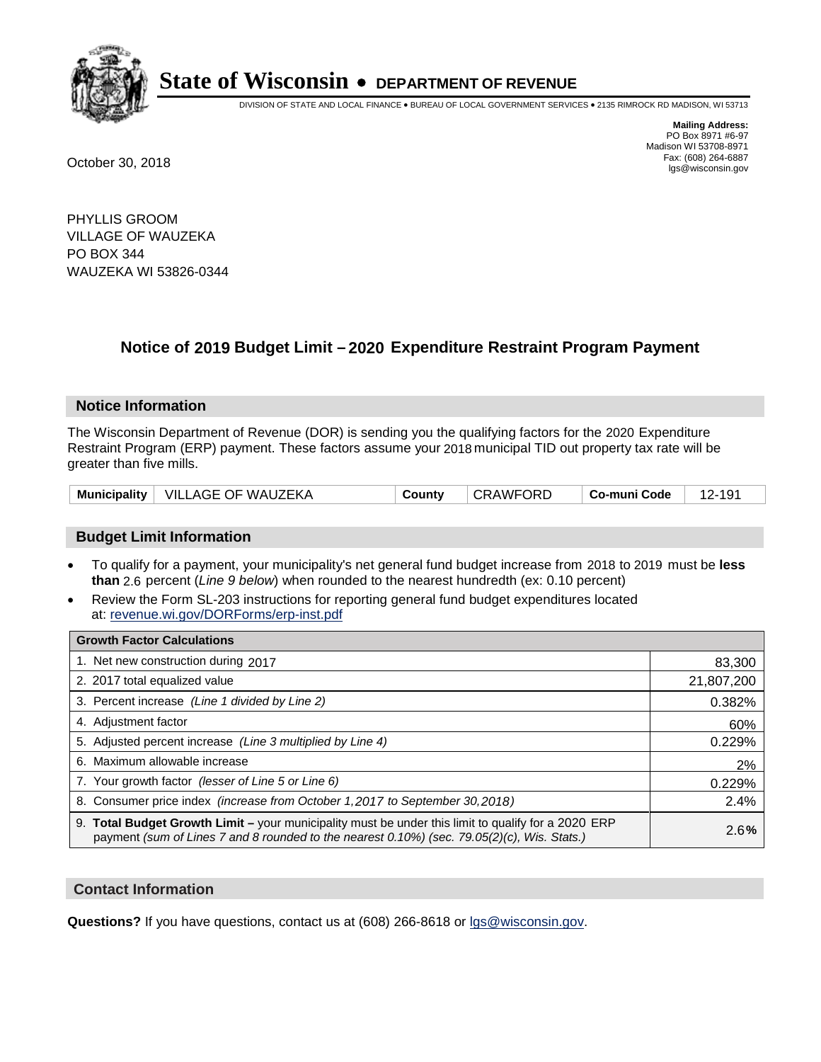# State of Wisconsin • DEPARTMENT OF REVENUE

DIVISION OF STATE AND LOCAL FINANCE • BUREAU OF LOCAL GOVERNMENT SERVICES • 2135 RIMROCK RD MADISON, WI 53713

**Mailing Address:**
PO Box 8971 #6-97
Madison WI 53708-8971
Fax: (608) 264-6887
lgs@wisconsin.gov

October 30, 2018

PHYLLIS GROOM
VILLAGE OF WAUZEKA
PO BOX 344
WAUZEKA WI 53826-0344

## Notice of 2019 Budget Limit – 2020 Expenditure Restraint Program Payment

### Notice Information

The Wisconsin Department of Revenue (DOR) is sending you the qualifying factors for the 2020 Expenditure Restraint Program (ERP) payment. These factors assume your 2018 municipal TID out property tax rate will be greater than five mills.

| Municipality | VILLAGE OF WAUZEKA | County | CRAWFORD | Co-muni Code | 12-191 |
|---|---|---|---|---|---|

### Budget Limit Information

- To qualify for a payment, your municipality's net general fund budget increase from 2018 to 2019 must be **less than** 2.6 percent (*Line 9 below*) when rounded to the nearest hundredth (ex: 0.10 percent)
- Review the Form SL-203 instructions for reporting general fund budget expenditures located at: revenue.wi.gov/DORForms/erp-inst.pdf

| Growth Factor Calculations | |
|---|---|
| 1. Net new construction during 2017 | 83,300 |
| 2. 2017 total equalized value | 21,807,200 |
| 3. Percent increase *(Line 1 divided by Line 2)* | 0.382% |
| 4. Adjustment factor | 60% |
| 5. Adjusted percent increase *(Line 3 multiplied by Line 4)* | 0.229% |
| 6. Maximum allowable increase | 2% |
| 7. Your growth factor *(lesser of Line 5 or Line 6)* | 0.229% |
| 8. Consumer price index *(increase from October 1,2017 to September 30,2018)* | 2.4% |
| 9. **Total Budget Growth Limit –** your municipality must be under this limit to qualify for a 2020 ERP payment *(sum of Lines 7 and 8 rounded to the nearest 0.10%) (sec. 79.05(2)(c), Wis. Stats.)* | 2.6**%** |

### Contact Information

**Questions?** If you have questions, contact us at (608) 266-8618 or lgs@wisconsin.gov.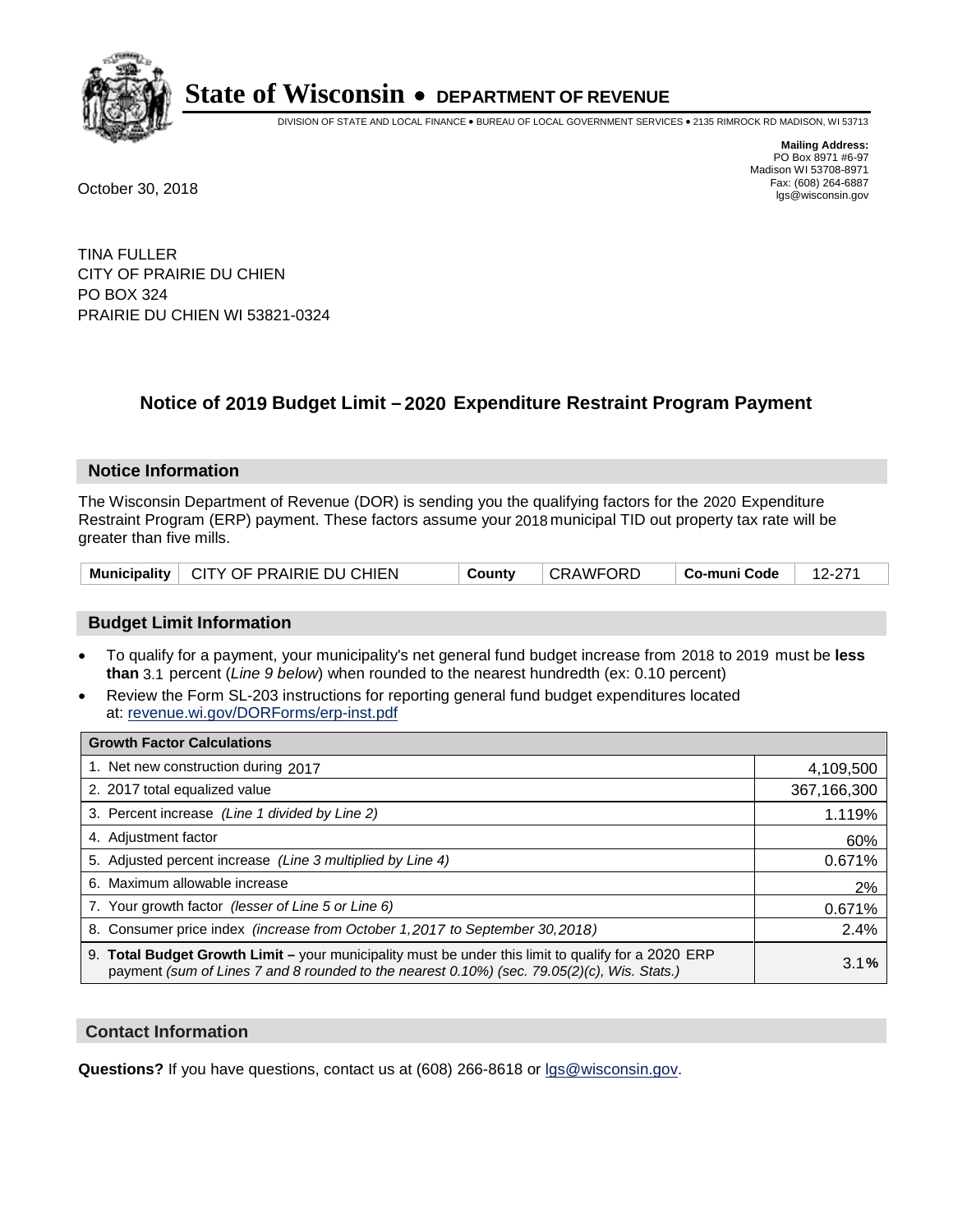# State of Wisconsin • DEPARTMENT OF REVENUE

DIVISION OF STATE AND LOCAL FINANCE • BUREAU OF LOCAL GOVERNMENT SERVICES • 2135 RIMROCK RD MADISON, WI 53713

**Mailing Address:**
PO Box 8971 #6-97
Madison WI 53708-8971
Fax: (608) 264-6887
lgs@wisconsin.gov

October 30, 2018

TINA FULLER
CITY OF PRAIRIE DU CHIEN
PO BOX 324
PRAIRIE DU CHIEN WI 53821-0324

## Notice of 2019 Budget Limit – 2020 Expenditure Restraint Program Payment

### Notice Information

The Wisconsin Department of Revenue (DOR) is sending you the qualifying factors for the 2020 Expenditure Restraint Program (ERP) payment. These factors assume your 2018 municipal TID out property tax rate will be greater than five mills.

| Municipality | CITY OF PRAIRIE DU CHIEN | County | CRAWFORD | Co-muni Code | 12-271 |
|---|---|---|---|---|---|

### Budget Limit Information

- To qualify for a payment, your municipality's net general fund budget increase from 2018 to 2019 must be **less than** 3.1 percent (*Line 9 below*) when rounded to the nearest hundredth (ex: 0.10 percent)
- Review the Form SL-203 instructions for reporting general fund budget expenditures located at: revenue.wi.gov/DORForms/erp-inst.pdf

| Growth Factor Calculations | |
|---|---|
| 1. Net new construction during 2017 | 4,109,500 |
| 2. 2017 total equalized value | 367,166,300 |
| 3. Percent increase *(Line 1 divided by Line 2)* | 1.119% |
| 4. Adjustment factor | 60% |
| 5. Adjusted percent increase *(Line 3 multiplied by Line 4)* | 0.671% |
| 6. Maximum allowable increase | 2% |
| 7. Your growth factor *(lesser of Line 5 or Line 6)* | 0.671% |
| 8. Consumer price index *(increase from October 1,2017 to September 30,2018)* | 2.4% |
| 9. **Total Budget Growth Limit –** your municipality must be under this limit to qualify for a 2020 ERP payment *(sum of Lines 7 and 8 rounded to the nearest 0.10%) (sec. 79.05(2)(c), Wis. Stats.)* | 3.1**%** |

### Contact Information

**Questions?** If you have questions, contact us at (608) 266-8618 or lgs@wisconsin.gov.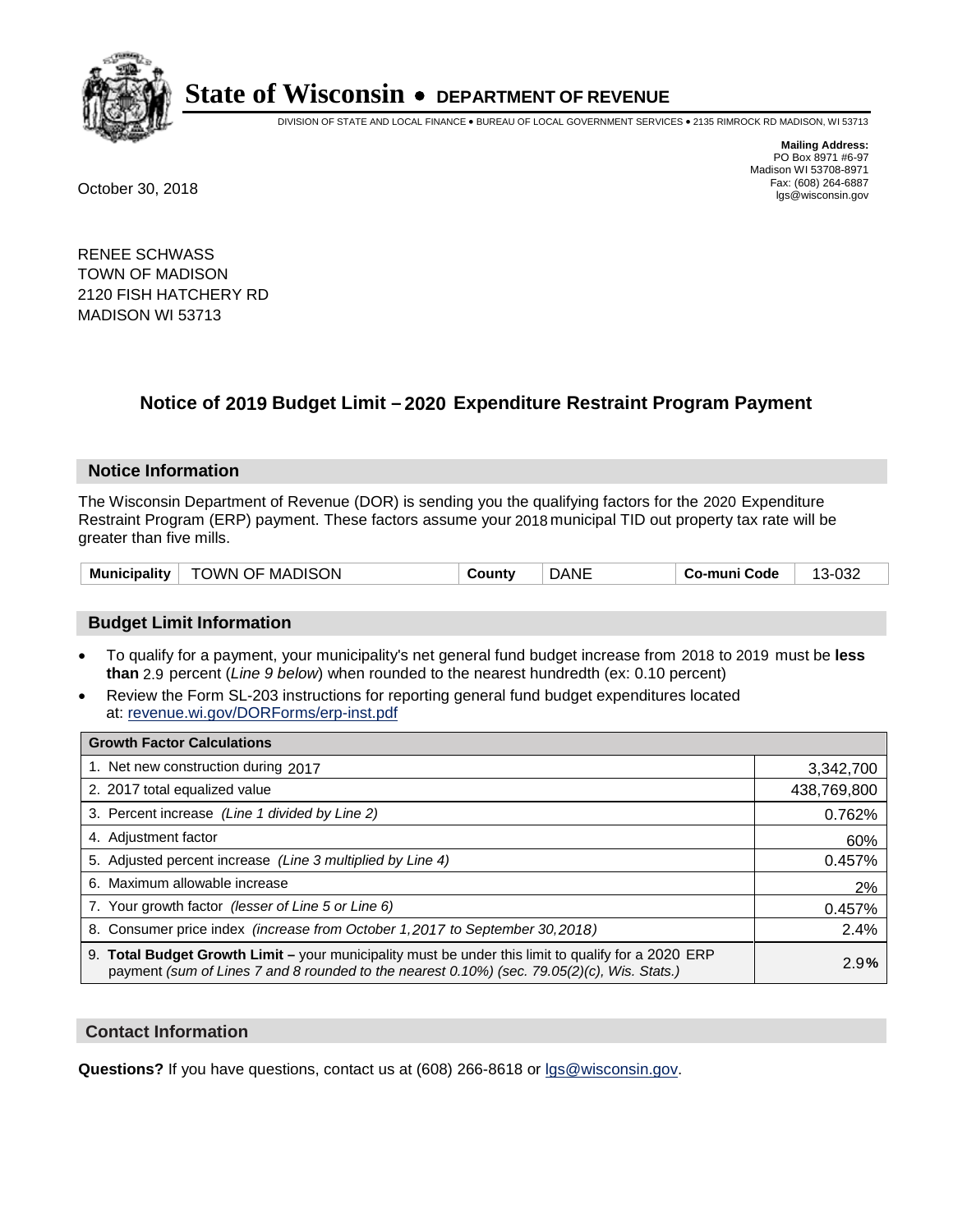# State of Wisconsin • DEPARTMENT OF REVENUE

DIVISION OF STATE AND LOCAL FINANCE • BUREAU OF LOCAL GOVERNMENT SERVICES • 2135 RIMROCK RD MADISON, WI 53713

**Mailing Address:**
PO Box 8971 #6-97
Madison WI 53708-8971
Fax: (608) 264-6887
lgs@wisconsin.gov

October 30, 2018

RENEE SCHWASS
TOWN OF MADISON
2120 FISH HATCHERY RD
MADISON WI 53713

## Notice of 2019 Budget Limit – 2020 Expenditure Restraint Program Payment

### Notice Information

The Wisconsin Department of Revenue (DOR) is sending you the qualifying factors for the 2020 Expenditure Restraint Program (ERP) payment. These factors assume your 2018 municipal TID out property tax rate will be greater than five mills.

| Municipality | TOWN OF MADISON | County | DANE | Co-muni Code | 13-032 |
|---|---|---|---|---|---|

### Budget Limit Information

- To qualify for a payment, your municipality's net general fund budget increase from 2018 to 2019 must be **less than** 2.9 percent (*Line 9 below*) when rounded to the nearest hundredth (ex: 0.10 percent)
- Review the Form SL-203 instructions for reporting general fund budget expenditures located at: revenue.wi.gov/DORForms/erp-inst.pdf

| Growth Factor Calculations | |
|---|---|
| 1. Net new construction during 2017 | 3,342,700 |
| 2. 2017 total equalized value | 438,769,800 |
| 3. Percent increase *(Line 1 divided by Line 2)* | 0.762% |
| 4. Adjustment factor | 60% |
| 5. Adjusted percent increase *(Line 3 multiplied by Line 4)* | 0.457% |
| 6. Maximum allowable increase | 2% |
| 7. Your growth factor *(lesser of Line 5 or Line 6)* | 0.457% |
| 8. Consumer price index *(increase from October 1,2017 to September 30,2018)* | 2.4% |
| 9. **Total Budget Growth Limit –** your municipality must be under this limit to qualify for a 2020 ERP payment *(sum of Lines 7 and 8 rounded to the nearest 0.10%) (sec. 79.05(2)(c), Wis. Stats.)* | 2.9% |

### Contact Information

**Questions?** If you have questions, contact us at (608) 266-8618 or lgs@wisconsin.gov.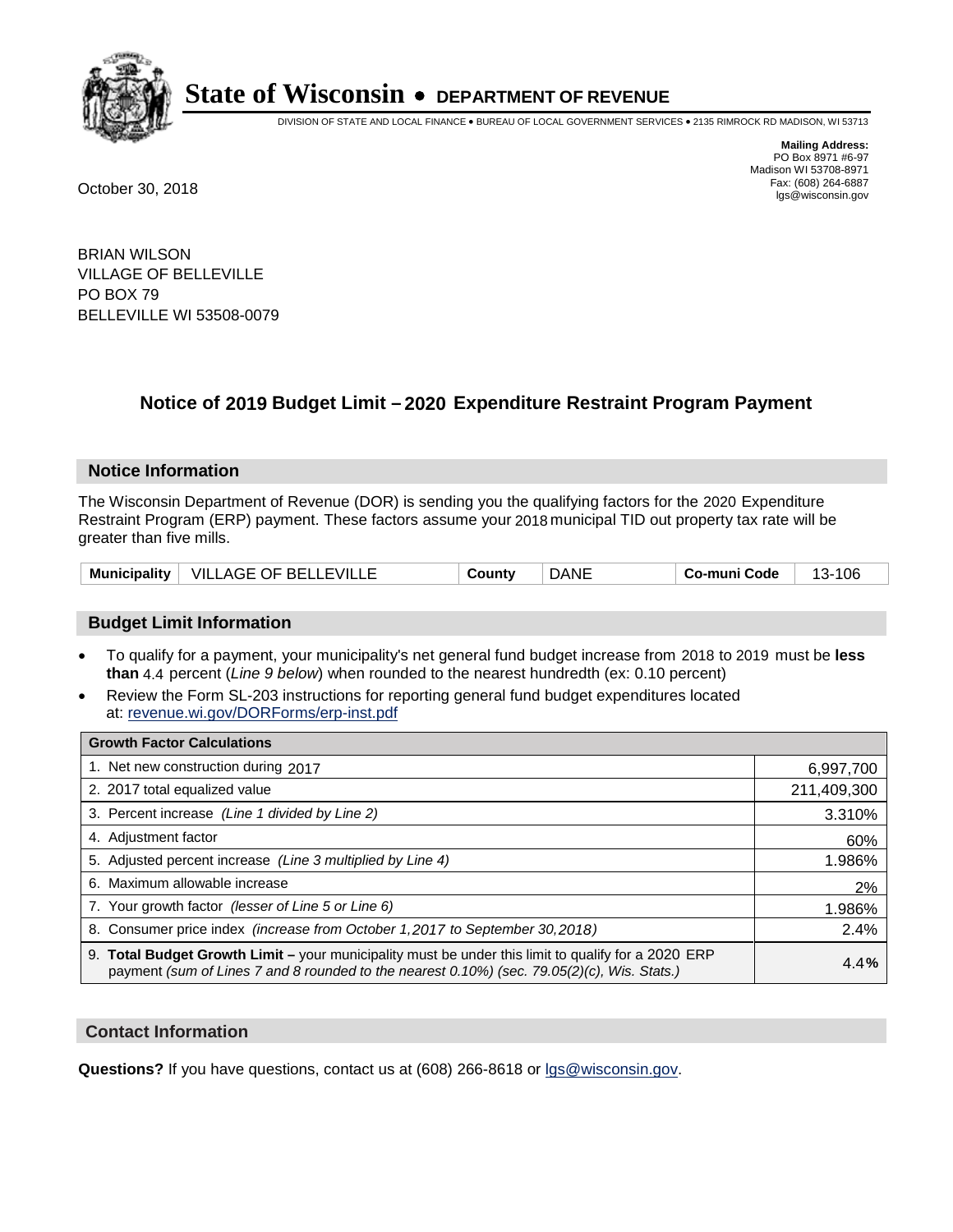# State of Wisconsin • DEPARTMENT OF REVENUE

DIVISION OF STATE AND LOCAL FINANCE • BUREAU OF LOCAL GOVERNMENT SERVICES • 2135 RIMROCK RD MADISON, WI 53713

**Mailing Address:**
PO Box 8971 #6-97
Madison WI 53708-8971
Fax: (608) 264-6887
lgs@wisconsin.gov

October 30, 2018

BRIAN WILSON
VILLAGE OF BELLEVILLE
PO BOX 79
BELLEVILLE WI 53508-0079

## Notice of 2019 Budget Limit – 2020 Expenditure Restraint Program Payment

### Notice Information

The Wisconsin Department of Revenue (DOR) is sending you the qualifying factors for the 2020 Expenditure Restraint Program (ERP) payment. These factors assume your 2018 municipal TID out property tax rate will be greater than five mills.

| Municipality | VILLAGE OF BELLEVILLE | County | DANE | Co-muni Code | 13-106 |
|---|---|---|---|---|---|

### Budget Limit Information

- To qualify for a payment, your municipality's net general fund budget increase from 2018 to 2019 must be **less than** 4.4 percent (*Line 9 below*) when rounded to the nearest hundredth (ex: 0.10 percent)
- Review the Form SL-203 instructions for reporting general fund budget expenditures located at: revenue.wi.gov/DORForms/erp-inst.pdf

| Growth Factor Calculations | |
|---|---|
| 1. Net new construction during 2017 | 6,997,700 |
| 2. 2017 total equalized value | 211,409,300 |
| 3. Percent increase *(Line 1 divided by Line 2)* | 3.310% |
| 4. Adjustment factor | 60% |
| 5. Adjusted percent increase *(Line 3 multiplied by Line 4)* | 1.986% |
| 6. Maximum allowable increase | 2% |
| 7. Your growth factor *(lesser of Line 5 or Line 6)* | 1.986% |
| 8. Consumer price index *(increase from October 1,2017 to September 30,2018)* | 2.4% |
| 9. **Total Budget Growth Limit –** your municipality must be under this limit to qualify for a 2020 ERP payment *(sum of Lines 7 and 8 rounded to the nearest 0.10%) (sec. 79.05(2)(c), Wis. Stats.)* | 4.4**%** |

### Contact Information

**Questions?** If you have questions, contact us at (608) 266-8618 or lgs@wisconsin.gov.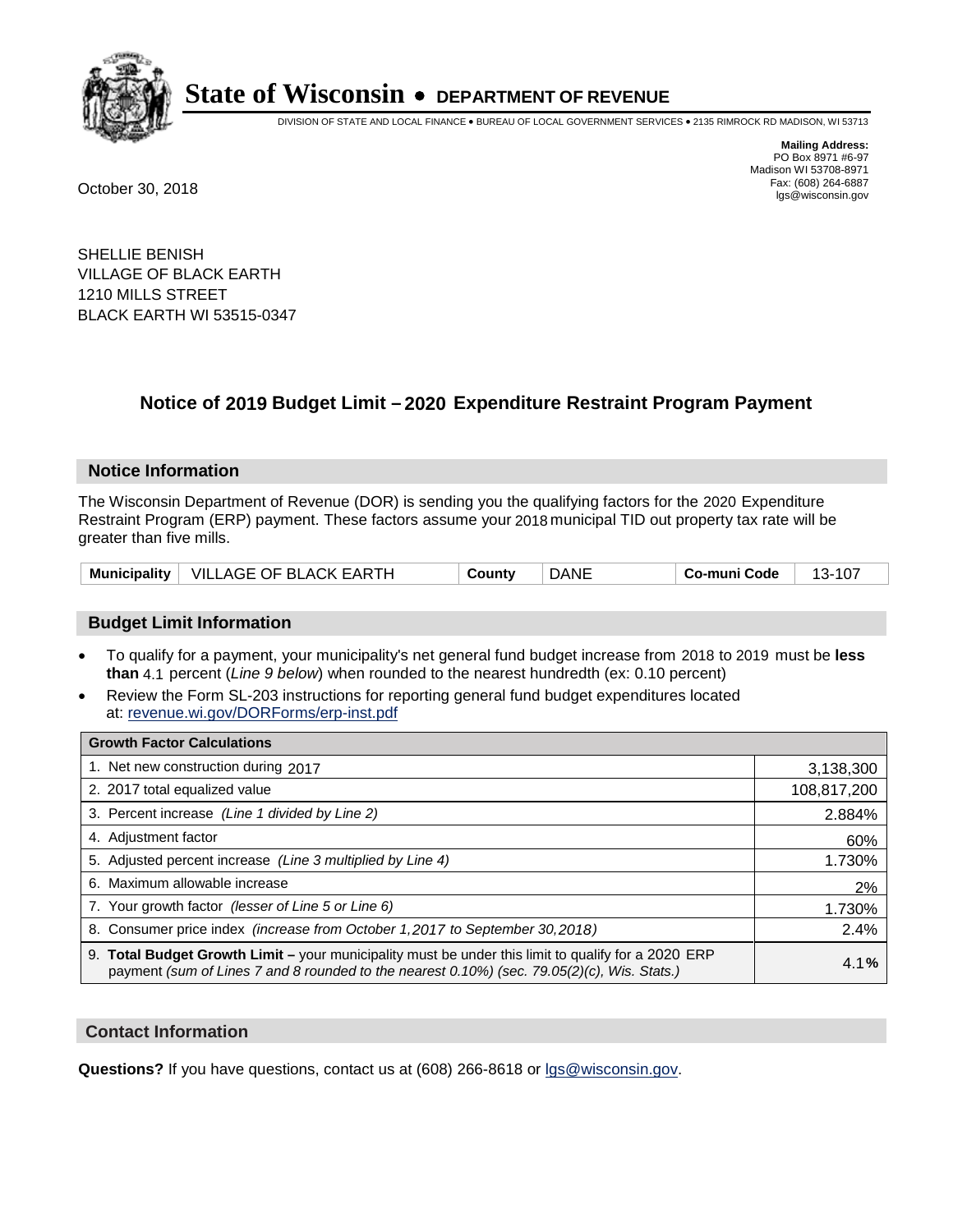# State of Wisconsin • DEPARTMENT OF REVENUE

DIVISION OF STATE AND LOCAL FINANCE • BUREAU OF LOCAL GOVERNMENT SERVICES • 2135 RIMROCK RD MADISON, WI 53713

**Mailing Address:**
PO Box 8971 #6-97
Madison WI 53708-8971
Fax: (608) 264-6887
lgs@wisconsin.gov

October 30, 2018

SHELLIE BENISH
VILLAGE OF BLACK EARTH
1210 MILLS STREET
BLACK EARTH WI 53515-0347

## Notice of 2019 Budget Limit – 2020 Expenditure Restraint Program Payment

### Notice Information

The Wisconsin Department of Revenue (DOR) is sending you the qualifying factors for the 2020 Expenditure Restraint Program (ERP) payment. These factors assume your 2018 municipal TID out property tax rate will be greater than five mills.

| Municipality | VILLAGE OF BLACK EARTH | County | DANE | Co-muni Code | 13-107 |
|---|---|---|---|---|---|

### Budget Limit Information

- To qualify for a payment, your municipality's net general fund budget increase from 2018 to 2019 must be **less than** 4.1 percent (*Line 9 below*) when rounded to the nearest hundredth (ex: 0.10 percent)
- Review the Form SL-203 instructions for reporting general fund budget expenditures located at: revenue.wi.gov/DORForms/erp-inst.pdf

| Growth Factor Calculations | |
|---|---|
| 1. Net new construction during 2017 | 3,138,300 |
| 2. 2017 total equalized value | 108,817,200 |
| 3. Percent increase *(Line 1 divided by Line 2)* | 2.884% |
| 4. Adjustment factor | 60% |
| 5. Adjusted percent increase *(Line 3 multiplied by Line 4)* | 1.730% |
| 6. Maximum allowable increase | 2% |
| 7. Your growth factor *(lesser of Line 5 or Line 6)* | 1.730% |
| 8. Consumer price index *(increase from October 1,2017 to September 30,2018)* | 2.4% |
| 9. **Total Budget Growth Limit –** your municipality must be under this limit to qualify for a 2020 ERP payment *(sum of Lines 7 and 8 rounded to the nearest 0.10%) (sec. 79.05(2)(c), Wis. Stats.)* | 4.1**%** |

### Contact Information

**Questions?** If you have questions, contact us at (608) 266-8618 or lgs@wisconsin.gov.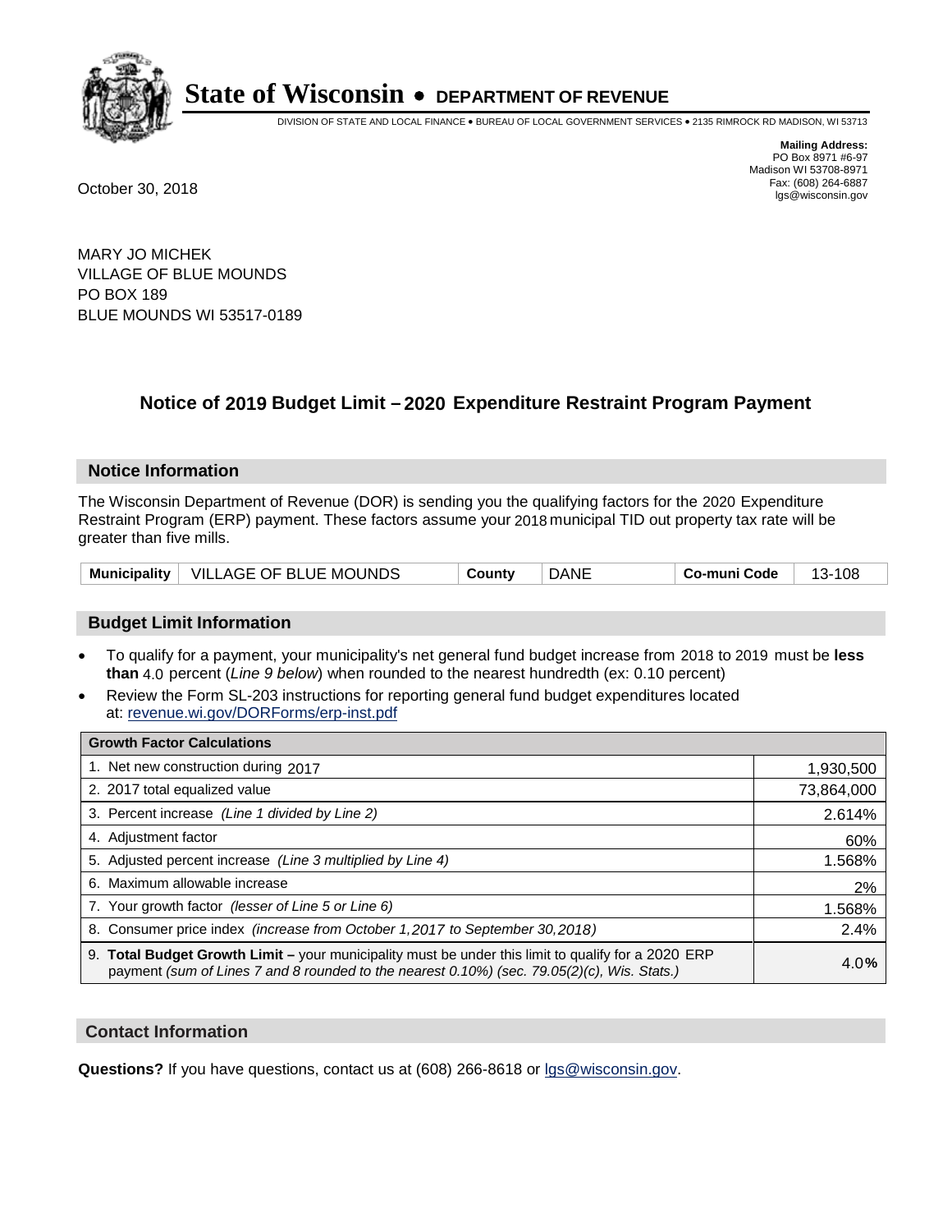# State of Wisconsin • DEPARTMENT OF REVENUE

DIVISION OF STATE AND LOCAL FINANCE • BUREAU OF LOCAL GOVERNMENT SERVICES • 2135 RIMROCK RD MADISON, WI 53713

**Mailing Address:**
PO Box 8971 #6-97
Madison WI 53708-8971
Fax: (608) 264-6887
lgs@wisconsin.gov

October 30, 2018

MARY JO MICHEK
VILLAGE OF BLUE MOUNDS
PO BOX 189
BLUE MOUNDS WI 53517-0189

## Notice of 2019 Budget Limit – 2020 Expenditure Restraint Program Payment

### Notice Information

The Wisconsin Department of Revenue (DOR) is sending you the qualifying factors for the 2020 Expenditure Restraint Program (ERP) payment. These factors assume your 2018 municipal TID out property tax rate will be greater than five mills.

| Municipality | VILLAGE OF BLUE MOUNDS | County | DANE | Co-muni Code | 13-108 |
|---|---|---|---|---|---|

### Budget Limit Information

- To qualify for a payment, your municipality's net general fund budget increase from 2018 to 2019 must be **less than** 4.0 percent (*Line 9 below*) when rounded to the nearest hundredth (ex: 0.10 percent)
- Review the Form SL-203 instructions for reporting general fund budget expenditures located at: revenue.wi.gov/DORForms/erp-inst.pdf

| Growth Factor Calculations | |
|---|---|
| 1. Net new construction during 2017 | 1,930,500 |
| 2. 2017 total equalized value | 73,864,000 |
| 3. Percent increase *(Line 1 divided by Line 2)* | 2.614% |
| 4. Adjustment factor | 60% |
| 5. Adjusted percent increase *(Line 3 multiplied by Line 4)* | 1.568% |
| 6. Maximum allowable increase | 2% |
| 7. Your growth factor *(lesser of Line 5 or Line 6)* | 1.568% |
| 8. Consumer price index *(increase from October 1,2017 to September 30,2018)* | 2.4% |
| 9. **Total Budget Growth Limit –** your municipality must be under this limit to qualify for a 2020 ERP payment *(sum of Lines 7 and 8 rounded to the nearest 0.10%) (sec. 79.05(2)(c), Wis. Stats.)* | 4.0**%** |

### Contact Information

**Questions?** If you have questions, contact us at (608) 266-8618 or lgs@wisconsin.gov.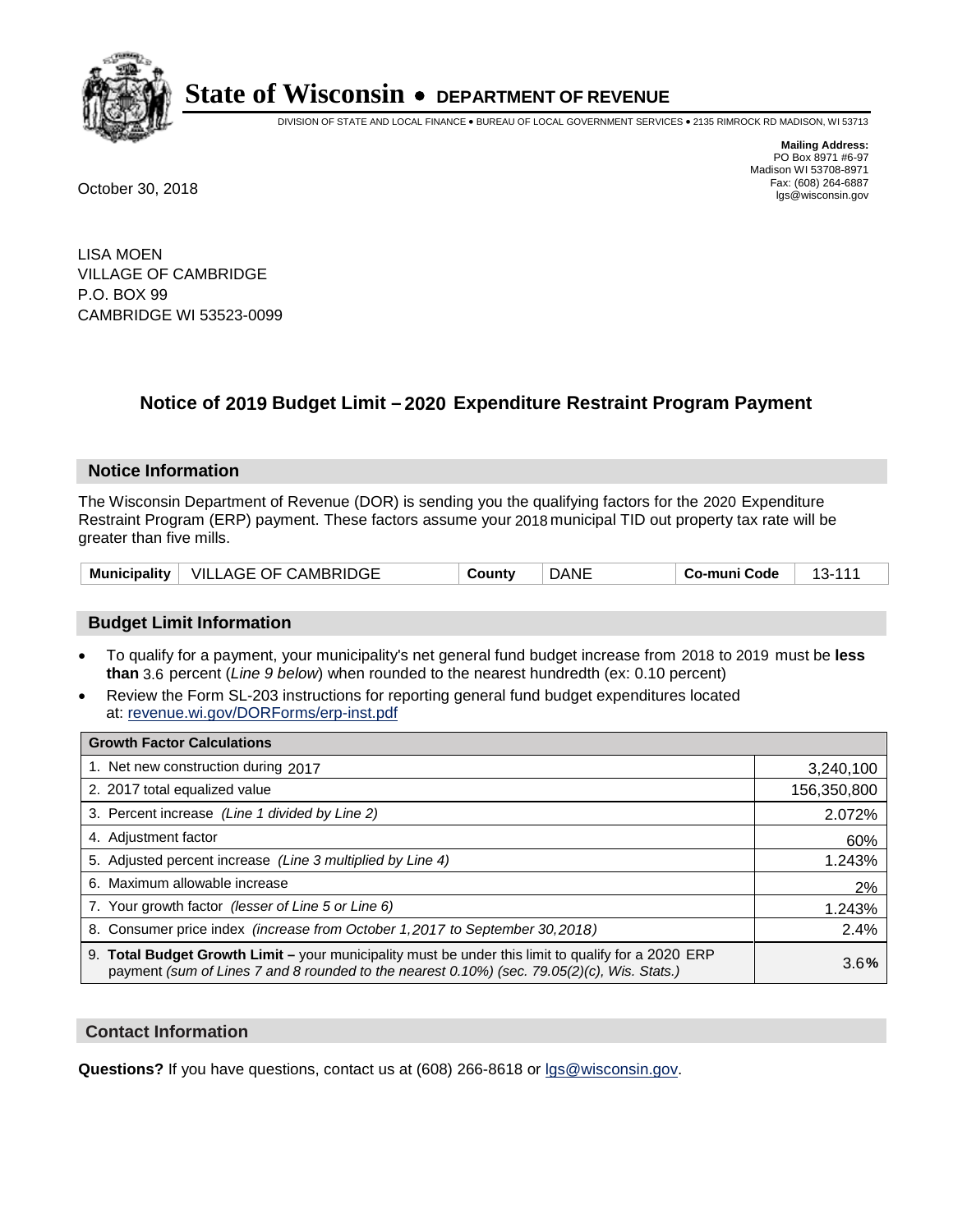# State of Wisconsin • DEPARTMENT OF REVENUE

DIVISION OF STATE AND LOCAL FINANCE • BUREAU OF LOCAL GOVERNMENT SERVICES • 2135 RIMROCK RD MADISON, WI 53713

**Mailing Address:**
PO Box 8971 #6-97
Madison WI 53708-8971
Fax: (608) 264-6887
lgs@wisconsin.gov

October 30, 2018

LISA MOEN
VILLAGE OF CAMBRIDGE
P.O. BOX 99
CAMBRIDGE WI 53523-0099

## Notice of 2019 Budget Limit – 2020 Expenditure Restraint Program Payment

### Notice Information

The Wisconsin Department of Revenue (DOR) is sending you the qualifying factors for the 2020 Expenditure Restraint Program (ERP) payment. These factors assume your 2018 municipal TID out property tax rate will be greater than five mills.

| Municipality | VILLAGE OF CAMBRIDGE | County | DANE | Co-muni Code | 13-111 |
|---|---|---|---|---|---|

### Budget Limit Information

- To qualify for a payment, your municipality's net general fund budget increase from 2018 to 2019 must be **less than** 3.6 percent (*Line 9 below*) when rounded to the nearest hundredth (ex: 0.10 percent)
- Review the Form SL-203 instructions for reporting general fund budget expenditures located at: revenue.wi.gov/DORForms/erp-inst.pdf

| Growth Factor Calculations | |
|---|---|
| 1. Net new construction during 2017 | 3,240,100 |
| 2. 2017 total equalized value | 156,350,800 |
| 3. Percent increase *(Line 1 divided by Line 2)* | 2.072% |
| 4. Adjustment factor | 60% |
| 5. Adjusted percent increase *(Line 3 multiplied by Line 4)* | 1.243% |
| 6. Maximum allowable increase | 2% |
| 7. Your growth factor *(lesser of Line 5 or Line 6)* | 1.243% |
| 8. Consumer price index *(increase from October 1,2017 to September 30,2018)* | 2.4% |
| 9. **Total Budget Growth Limit –** your municipality must be under this limit to qualify for a 2020 ERP payment *(sum of Lines 7 and 8 rounded to the nearest 0.10%) (sec. 79.05(2)(c), Wis. Stats.)* | 3.6**%** |

### Contact Information

**Questions?** If you have questions, contact us at (608) 266-8618 or lgs@wisconsin.gov.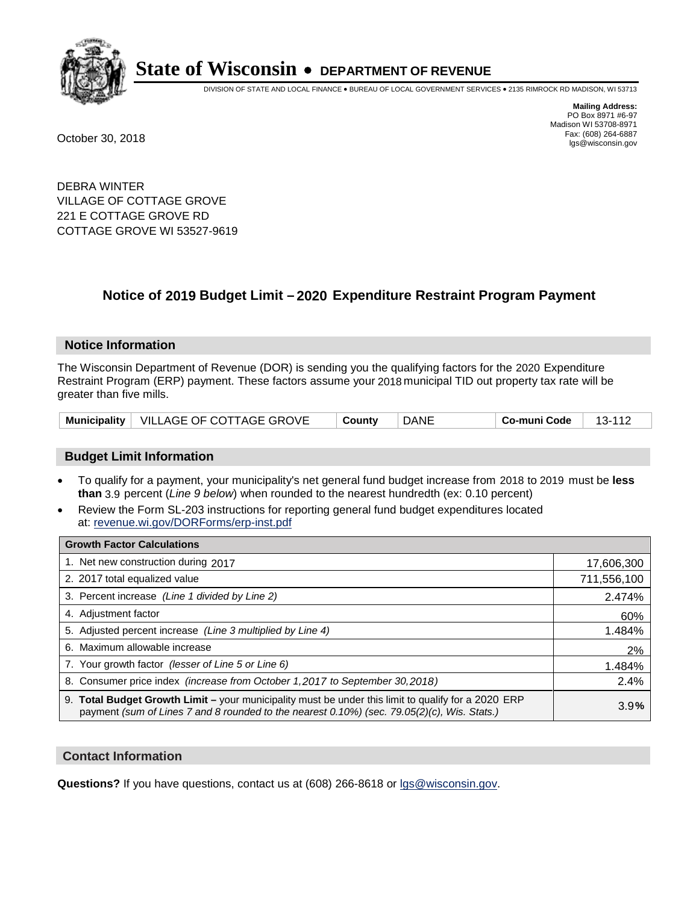# State of Wisconsin • DEPARTMENT OF REVENUE

DIVISION OF STATE AND LOCAL FINANCE • BUREAU OF LOCAL GOVERNMENT SERVICES • 2135 RIMROCK RD MADISON, WI 53713

**Mailing Address:**
PO Box 8971 #6-97
Madison WI 53708-8971
Fax: (608) 264-6887
lgs@wisconsin.gov

October 30, 2018

DEBRA WINTER
VILLAGE OF COTTAGE GROVE
221 E COTTAGE GROVE RD
COTTAGE GROVE WI 53527-9619

## Notice of 2019 Budget Limit – 2020 Expenditure Restraint Program Payment

### Notice Information

The Wisconsin Department of Revenue (DOR) is sending you the qualifying factors for the 2020 Expenditure Restraint Program (ERP) payment. These factors assume your 2018 municipal TID out property tax rate will be greater than five mills.

| Municipality | VILLAGE OF COTTAGE GROVE | County | DANE | Co-muni Code | 13-112 |
|---|---|---|---|---|---|

### Budget Limit Information

- To qualify for a payment, your municipality's net general fund budget increase from 2018 to 2019 must be **less than** 3.9 percent (*Line 9 below*) when rounded to the nearest hundredth (ex: 0.10 percent)
- Review the Form SL-203 instructions for reporting general fund budget expenditures located at: revenue.wi.gov/DORForms/erp-inst.pdf

| Growth Factor Calculations | |
|---|---|
| 1. Net new construction during 2017 | 17,606,300 |
| 2. 2017 total equalized value | 711,556,100 |
| 3. Percent increase *(Line 1 divided by Line 2)* | 2.474% |
| 4. Adjustment factor | 60% |
| 5. Adjusted percent increase *(Line 3 multiplied by Line 4)* | 1.484% |
| 6. Maximum allowable increase | 2% |
| 7. Your growth factor *(lesser of Line 5 or Line 6)* | 1.484% |
| 8. Consumer price index *(increase from October 1,2017 to September 30,2018)* | 2.4% |
| 9. **Total Budget Growth Limit –** your municipality must be under this limit to qualify for a 2020 ERP payment *(sum of Lines 7 and 8 rounded to the nearest 0.10%) (sec. 79.05(2)(c), Wis. Stats.)* | 3.9% |

### Contact Information

**Questions?** If you have questions, contact us at (608) 266-8618 or lgs@wisconsin.gov.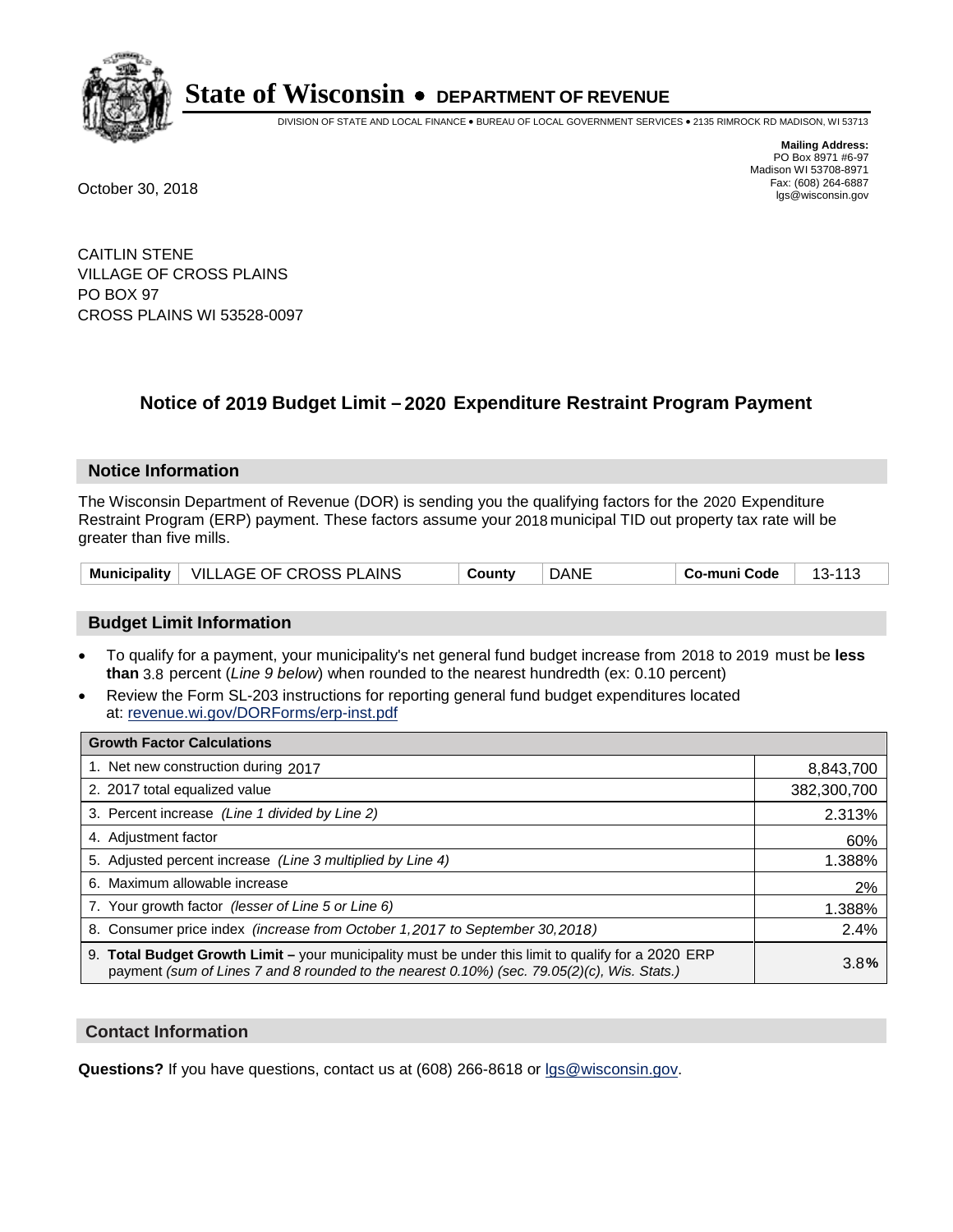# State of Wisconsin • DEPARTMENT OF REVENUE

DIVISION OF STATE AND LOCAL FINANCE • BUREAU OF LOCAL GOVERNMENT SERVICES • 2135 RIMROCK RD MADISON, WI 53713

**Mailing Address:**
PO Box 8971 #6-97
Madison WI 53708-8971
Fax: (608) 264-6887
lgs@wisconsin.gov

October 30, 2018

CAITLIN STENE
VILLAGE OF CROSS PLAINS
PO BOX 97
CROSS PLAINS WI 53528-0097

## Notice of 2019 Budget Limit – 2020 Expenditure Restraint Program Payment

### Notice Information

The Wisconsin Department of Revenue (DOR) is sending you the qualifying factors for the 2020 Expenditure Restraint Program (ERP) payment. These factors assume your 2018 municipal TID out property tax rate will be greater than five mills.

| Municipality | VILLAGE OF CROSS PLAINS | County | DANE | Co-muni Code | 13-113 |
|---|---|---|---|---|---|

### Budget Limit Information

- To qualify for a payment, your municipality's net general fund budget increase from 2018 to 2019 must be **less than** 3.8 percent (*Line 9 below*) when rounded to the nearest hundredth (ex: 0.10 percent)
- Review the Form SL-203 instructions for reporting general fund budget expenditures located at: revenue.wi.gov/DORForms/erp-inst.pdf

| Growth Factor Calculations | |
|---|---|
| 1. Net new construction during 2017 | 8,843,700 |
| 2. 2017 total equalized value | 382,300,700 |
| 3. Percent increase *(Line 1 divided by Line 2)* | 2.313% |
| 4. Adjustment factor | 60% |
| 5. Adjusted percent increase *(Line 3 multiplied by Line 4)* | 1.388% |
| 6. Maximum allowable increase | 2% |
| 7. Your growth factor *(lesser of Line 5 or Line 6)* | 1.388% |
| 8. Consumer price index *(increase from October 1,2017 to September 30,2018)* | 2.4% |
| 9. **Total Budget Growth Limit –** your municipality must be under this limit to qualify for a 2020 ERP payment *(sum of Lines 7 and 8 rounded to the nearest 0.10%) (sec. 79.05(2)(c), Wis. Stats.)* | 3.8**%** |

### Contact Information

**Questions?** If you have questions, contact us at (608) 266-8618 or lgs@wisconsin.gov.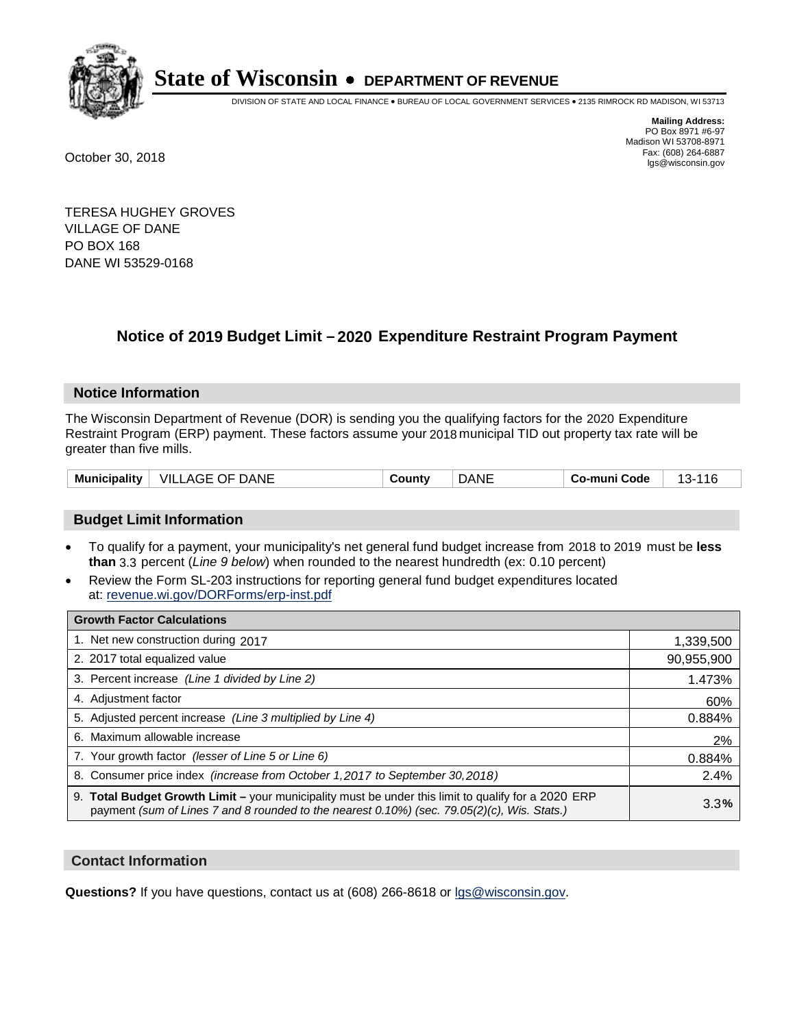# State of Wisconsin • DEPARTMENT OF REVENUE

DIVISION OF STATE AND LOCAL FINANCE • BUREAU OF LOCAL GOVERNMENT SERVICES • 2135 RIMROCK RD MADISON, WI 53713

**Mailing Address:**
PO Box 8971 #6-97
Madison WI 53708-8971
Fax: (608) 264-6887
lgs@wisconsin.gov

October 30, 2018

TERESA HUGHEY GROVES
VILLAGE OF DANE
PO BOX 168
DANE WI 53529-0168

## Notice of 2019 Budget Limit – 2020 Expenditure Restraint Program Payment

### Notice Information

The Wisconsin Department of Revenue (DOR) is sending you the qualifying factors for the 2020 Expenditure Restraint Program (ERP) payment. These factors assume your 2018 municipal TID out property tax rate will be greater than five mills.

| Municipality | VILLAGE OF DANE | County | DANE | Co-muni Code | 13-116 |
|---|---|---|---|---|---|

### Budget Limit Information

- To qualify for a payment, your municipality's net general fund budget increase from 2018 to 2019 must be **less than** 3.3 percent (*Line 9 below*) when rounded to the nearest hundredth (ex: 0.10 percent)
- Review the Form SL-203 instructions for reporting general fund budget expenditures located at: revenue.wi.gov/DORForms/erp-inst.pdf

| Growth Factor Calculations | |
|---|---|
| 1. Net new construction during 2017 | 1,339,500 |
| 2. 2017 total equalized value | 90,955,900 |
| 3. Percent increase *(Line 1 divided by Line 2)* | 1.473% |
| 4. Adjustment factor | 60% |
| 5. Adjusted percent increase *(Line 3 multiplied by Line 4)* | 0.884% |
| 6. Maximum allowable increase | 2% |
| 7. Your growth factor *(lesser of Line 5 or Line 6)* | 0.884% |
| 8. Consumer price index *(increase from October 1,2017 to September 30,2018)* | 2.4% |
| 9. **Total Budget Growth Limit –** your municipality must be under this limit to qualify for a 2020 ERP payment *(sum of Lines 7 and 8 rounded to the nearest 0.10%) (sec. 79.05(2)(c), Wis. Stats.)* | 3.3**%** |

### Contact Information

**Questions?** If you have questions, contact us at (608) 266-8618 or lgs@wisconsin.gov.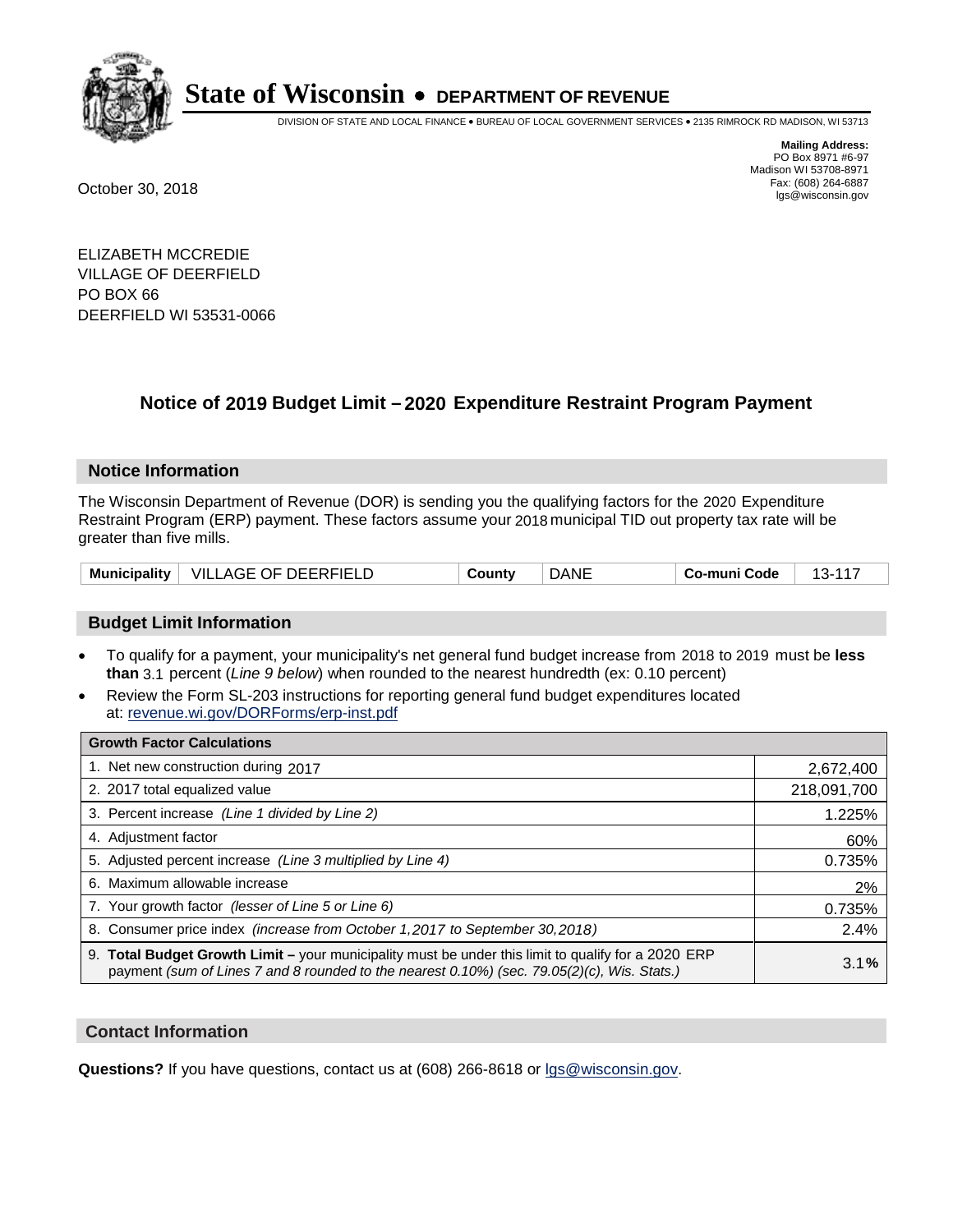# State of Wisconsin • DEPARTMENT OF REVENUE

DIVISION OF STATE AND LOCAL FINANCE • BUREAU OF LOCAL GOVERNMENT SERVICES • 2135 RIMROCK RD MADISON, WI 53713

**Mailing Address:**
PO Box 8971 #6-97
Madison WI 53708-8971
Fax: (608) 264-6887
lgs@wisconsin.gov

October 30, 2018

ELIZABETH MCCREDIE
VILLAGE OF DEERFIELD
PO BOX 66
DEERFIELD WI 53531-0066

## Notice of 2019 Budget Limit – 2020 Expenditure Restraint Program Payment

### Notice Information

The Wisconsin Department of Revenue (DOR) is sending you the qualifying factors for the 2020 Expenditure Restraint Program (ERP) payment. These factors assume your 2018 municipal TID out property tax rate will be greater than five mills.

| Municipality | VILLAGE OF DEERFIELD | County | DANE | Co-muni Code | 13-117 |
|---|---|---|---|---|---|

### Budget Limit Information

- To qualify for a payment, your municipality's net general fund budget increase from 2018 to 2019 must be **less than** 3.1 percent (*Line 9 below*) when rounded to the nearest hundredth (ex: 0.10 percent)
- Review the Form SL-203 instructions for reporting general fund budget expenditures located at: revenue.wi.gov/DORForms/erp-inst.pdf

| Growth Factor Calculations | |
|---|---|
| 1. Net new construction during 2017 | 2,672,400 |
| 2. 2017 total equalized value | 218,091,700 |
| 3. Percent increase *(Line 1 divided by Line 2)* | 1.225% |
| 4. Adjustment factor | 60% |
| 5. Adjusted percent increase *(Line 3 multiplied by Line 4)* | 0.735% |
| 6. Maximum allowable increase | 2% |
| 7. Your growth factor *(lesser of Line 5 or Line 6)* | 0.735% |
| 8. Consumer price index *(increase from October 1,2017 to September 30,2018)* | 2.4% |
| 9. **Total Budget Growth Limit –** your municipality must be under this limit to qualify for a 2020 ERP payment *(sum of Lines 7 and 8 rounded to the nearest 0.10%) (sec. 79.05(2)(c), Wis. Stats.)* | 3.1**%** |

### Contact Information

**Questions?** If you have questions, contact us at (608) 266-8618 or lgs@wisconsin.gov.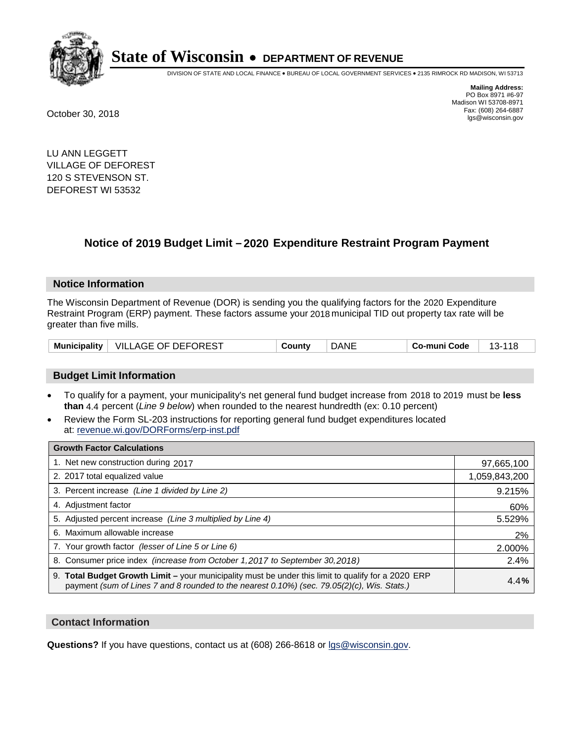# State of Wisconsin • DEPARTMENT OF REVENUE

DIVISION OF STATE AND LOCAL FINANCE • BUREAU OF LOCAL GOVERNMENT SERVICES • 2135 RIMROCK RD MADISON, WI 53713

**Mailing Address:**
PO Box 8971 #6-97
Madison WI 53708-8971
Fax: (608) 264-6887
lgs@wisconsin.gov

October 30, 2018

LU ANN LEGGETT
VILLAGE OF DEFOREST
120 S STEVENSON ST.
DEFOREST WI 53532

## Notice of 2019 Budget Limit – 2020 Expenditure Restraint Program Payment

### Notice Information

The Wisconsin Department of Revenue (DOR) is sending you the qualifying factors for the 2020 Expenditure Restraint Program (ERP) payment. These factors assume your 2018 municipal TID out property tax rate will be greater than five mills.

| Municipality | VILLAGE OF DEFOREST | County | DANE | Co-muni Code | 13-118 |
|---|---|---|---|---|---|

### Budget Limit Information

- To qualify for a payment, your municipality's net general fund budget increase from 2018 to 2019 must be **less than** 4.4 percent (*Line 9 below*) when rounded to the nearest hundredth (ex: 0.10 percent)
- Review the Form SL-203 instructions for reporting general fund budget expenditures located at: revenue.wi.gov/DORForms/erp-inst.pdf

| Growth Factor Calculations | |
|---|---|
| 1. Net new construction during 2017 | 97,665,100 |
| 2. 2017 total equalized value | 1,059,843,200 |
| 3. Percent increase *(Line 1 divided by Line 2)* | 9.215% |
| 4. Adjustment factor | 60% |
| 5. Adjusted percent increase *(Line 3 multiplied by Line 4)* | 5.529% |
| 6. Maximum allowable increase | 2% |
| 7. Your growth factor *(lesser of Line 5 or Line 6)* | 2.000% |
| 8. Consumer price index *(increase from October 1,2017 to September 30,2018)* | 2.4% |
| 9. **Total Budget Growth Limit –** your municipality must be under this limit to qualify for a 2020 ERP payment *(sum of Lines 7 and 8 rounded to the nearest 0.10%) (sec. 79.05(2)(c), Wis. Stats.)* | 4.4**%** |

### Contact Information

**Questions?** If you have questions, contact us at (608) 266-8618 or lgs@wisconsin.gov.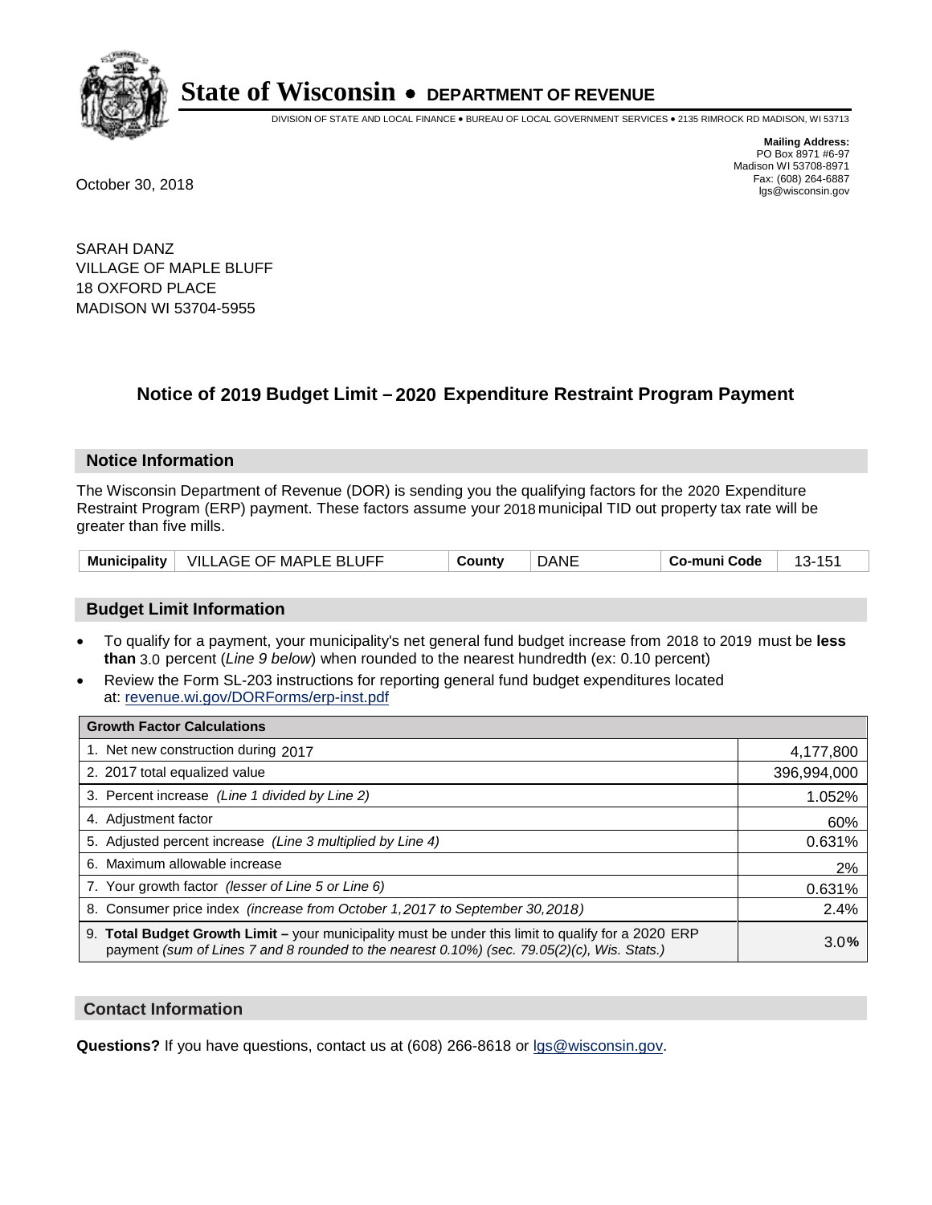# State of Wisconsin • DEPARTMENT OF REVENUE

DIVISION OF STATE AND LOCAL FINANCE • BUREAU OF LOCAL GOVERNMENT SERVICES • 2135 RIMROCK RD MADISON, WI 53713

**Mailing Address:**
PO Box 8971 #6-97
Madison WI 53708-8971
Fax: (608) 264-6887
lgs@wisconsin.gov

October 30, 2018

SARAH DANZ
VILLAGE OF MAPLE BLUFF
18 OXFORD PLACE
MADISON WI 53704-5955

## Notice of 2019 Budget Limit – 2020 Expenditure Restraint Program Payment

### Notice Information

The Wisconsin Department of Revenue (DOR) is sending you the qualifying factors for the 2020 Expenditure Restraint Program (ERP) payment. These factors assume your 2018 municipal TID out property tax rate will be greater than five mills.

| Municipality | VILLAGE OF MAPLE BLUFF | County | DANE | Co-muni Code | 13-151 |
|---|---|---|---|---|---|

### Budget Limit Information

- To qualify for a payment, your municipality's net general fund budget increase from 2018 to 2019 must be **less than** 3.0 percent (*Line 9 below*) when rounded to the nearest hundredth (ex: 0.10 percent)
- Review the Form SL-203 instructions for reporting general fund budget expenditures located at: revenue.wi.gov/DORForms/erp-inst.pdf

| Growth Factor Calculations | |
|---|---|
| 1. Net new construction during 2017 | 4,177,800 |
| 2. 2017 total equalized value | 396,994,000 |
| 3. Percent increase *(Line 1 divided by Line 2)* | 1.052% |
| 4. Adjustment factor | 60% |
| 5. Adjusted percent increase *(Line 3 multiplied by Line 4)* | 0.631% |
| 6. Maximum allowable increase | 2% |
| 7. Your growth factor *(lesser of Line 5 or Line 6)* | 0.631% |
| 8. Consumer price index *(increase from October 1,2017 to September 30,2018)* | 2.4% |
| 9. **Total Budget Growth Limit –** your municipality must be under this limit to qualify for a 2020 ERP payment *(sum of Lines 7 and 8 rounded to the nearest 0.10%) (sec. 79.05(2)(c), Wis. Stats.)* | 3.0**%** |

### Contact Information

**Questions?** If you have questions, contact us at (608) 266-8618 or lgs@wisconsin.gov.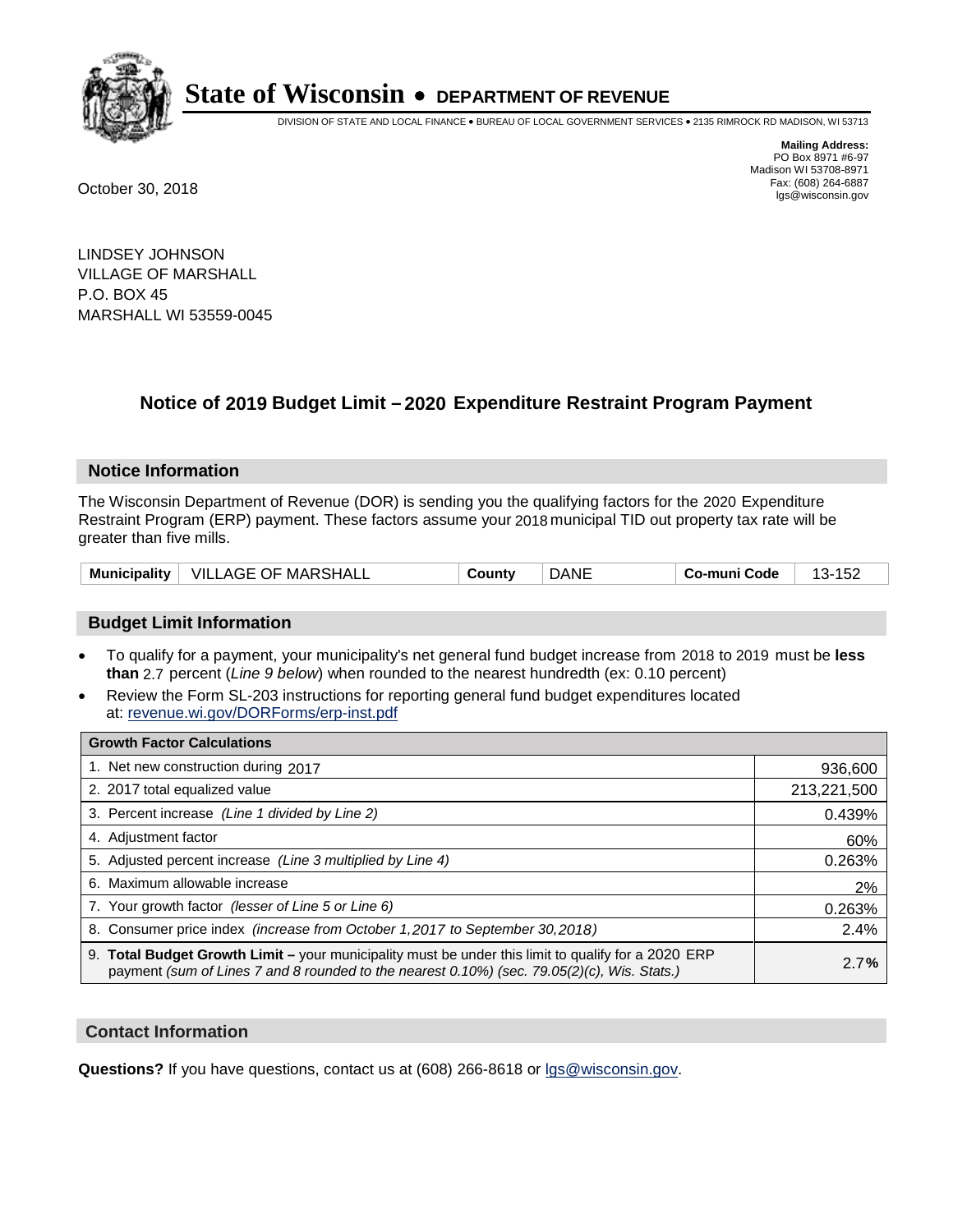# State of Wisconsin • DEPARTMENT OF REVENUE

DIVISION OF STATE AND LOCAL FINANCE • BUREAU OF LOCAL GOVERNMENT SERVICES • 2135 RIMROCK RD MADISON, WI 53713

**Mailing Address:**
PO Box 8971 #6-97
Madison WI 53708-8971
Fax: (608) 264-6887
lgs@wisconsin.gov

October 30, 2018

LINDSEY JOHNSON
VILLAGE OF MARSHALL
P.O. BOX 45
MARSHALL WI 53559-0045

## Notice of 2019 Budget Limit – 2020 Expenditure Restraint Program Payment

### Notice Information

The Wisconsin Department of Revenue (DOR) is sending you the qualifying factors for the 2020 Expenditure Restraint Program (ERP) payment. These factors assume your 2018 municipal TID out property tax rate will be greater than five mills.

| Municipality | VILLAGE OF MARSHALL | County | DANE | Co-muni Code | 13-152 |
|---|---|---|---|---|---|

### Budget Limit Information

- To qualify for a payment, your municipality's net general fund budget increase from 2018 to 2019 must be **less than** 2.7 percent (*Line 9 below*) when rounded to the nearest hundredth (ex: 0.10 percent)
- Review the Form SL-203 instructions for reporting general fund budget expenditures located at: revenue.wi.gov/DORForms/erp-inst.pdf

| Growth Factor Calculations | |
|---|---|
| 1. Net new construction during 2017 | 936,600 |
| 2. 2017 total equalized value | 213,221,500 |
| 3. Percent increase *(Line 1 divided by Line 2)* | 0.439% |
| 4. Adjustment factor | 60% |
| 5. Adjusted percent increase *(Line 3 multiplied by Line 4)* | 0.263% |
| 6. Maximum allowable increase | 2% |
| 7. Your growth factor *(lesser of Line 5 or Line 6)* | 0.263% |
| 8. Consumer price index *(increase from October 1,2017 to September 30,2018)* | 2.4% |
| 9. **Total Budget Growth Limit –** your municipality must be under this limit to qualify for a 2020 ERP payment *(sum of Lines 7 and 8 rounded to the nearest 0.10%) (sec. 79.05(2)(c), Wis. Stats.)* | 2.7**%** |

### Contact Information

**Questions?** If you have questions, contact us at (608) 266-8618 or lgs@wisconsin.gov.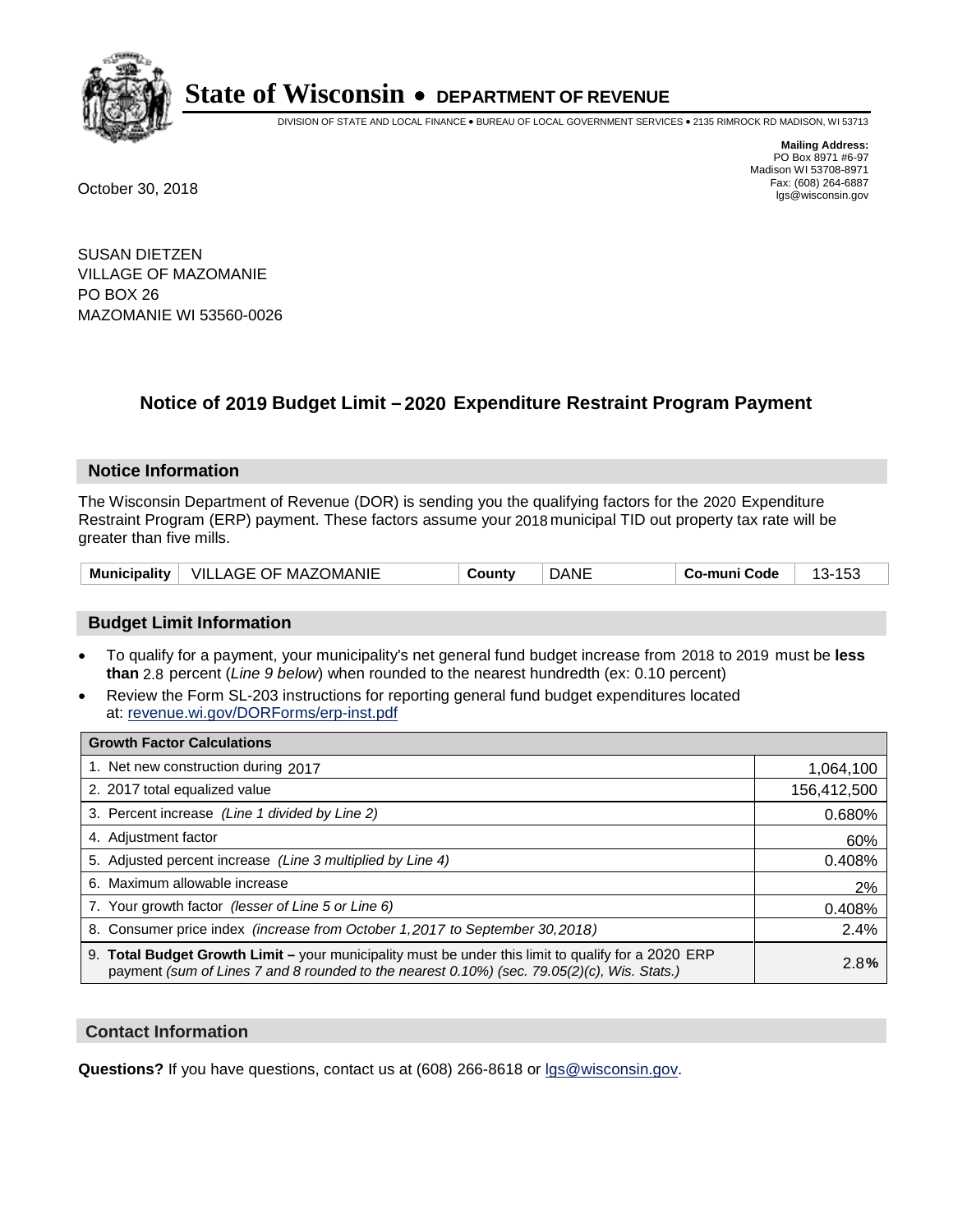# State of Wisconsin • DEPARTMENT OF REVENUE

DIVISION OF STATE AND LOCAL FINANCE • BUREAU OF LOCAL GOVERNMENT SERVICES • 2135 RIMROCK RD MADISON, WI 53713

**Mailing Address:**
PO Box 8971 #6-97
Madison WI 53708-8971
Fax: (608) 264-6887
lgs@wisconsin.gov

October 30, 2018

SUSAN DIETZEN
VILLAGE OF MAZOMANIE
PO BOX 26
MAZOMANIE WI 53560-0026

## Notice of 2019 Budget Limit – 2020 Expenditure Restraint Program Payment

### Notice Information

The Wisconsin Department of Revenue (DOR) is sending you the qualifying factors for the 2020 Expenditure Restraint Program (ERP) payment. These factors assume your 2018 municipal TID out property tax rate will be greater than five mills.

| Municipality | VILLAGE OF MAZOMANIE | County | DANE | Co-muni Code | 13-153 |
|---|---|---|---|---|---|

### Budget Limit Information

- To qualify for a payment, your municipality's net general fund budget increase from 2018 to 2019 must be **less than** 2.8 percent (*Line 9 below*) when rounded to the nearest hundredth (ex: 0.10 percent)
- Review the Form SL-203 instructions for reporting general fund budget expenditures located at: revenue.wi.gov/DORForms/erp-inst.pdf

| Growth Factor Calculations | |
|---|---|
| 1. Net new construction during 2017 | 1,064,100 |
| 2. 2017 total equalized value | 156,412,500 |
| 3. Percent increase *(Line 1 divided by Line 2)* | 0.680% |
| 4. Adjustment factor | 60% |
| 5. Adjusted percent increase *(Line 3 multiplied by Line 4)* | 0.408% |
| 6. Maximum allowable increase | 2% |
| 7. Your growth factor *(lesser of Line 5 or Line 6)* | 0.408% |
| 8. Consumer price index *(increase from October 1,2017 to September 30,2018)* | 2.4% |
| 9. **Total Budget Growth Limit –** your municipality must be under this limit to qualify for a 2020 ERP payment *(sum of Lines 7 and 8 rounded to the nearest 0.10%) (sec. 79.05(2)(c), Wis. Stats.)* | 2.8**%** |

### Contact Information

**Questions?** If you have questions, contact us at (608) 266-8618 or lgs@wisconsin.gov.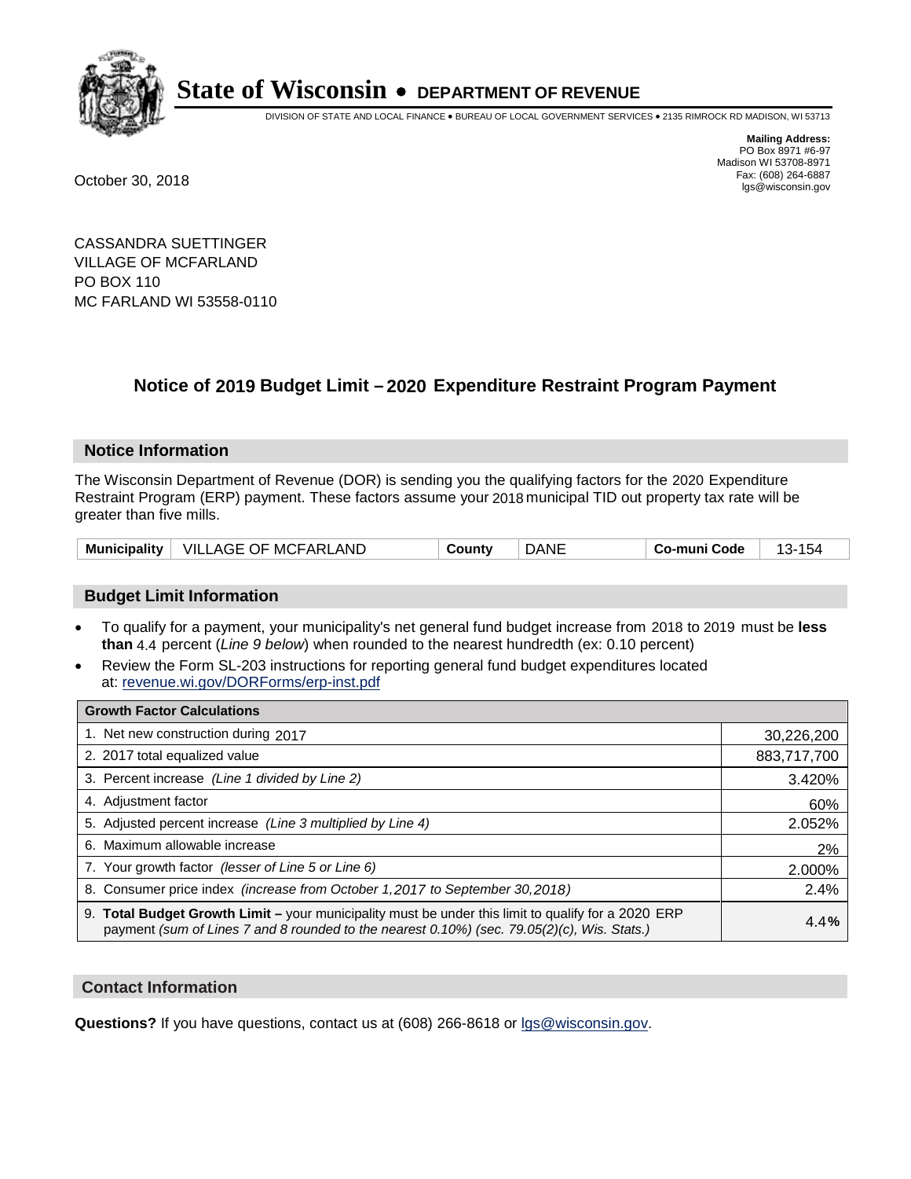# State of Wisconsin • DEPARTMENT OF REVENUE

DIVISION OF STATE AND LOCAL FINANCE • BUREAU OF LOCAL GOVERNMENT SERVICES • 2135 RIMROCK RD MADISON, WI 53713

**Mailing Address:**
PO Box 8971 #6-97
Madison WI 53708-8971
Fax: (608) 264-6887
lgs@wisconsin.gov

October 30, 2018

CASSANDRA SUETTINGER
VILLAGE OF MCFARLAND
PO BOX 110
MC FARLAND WI 53558-0110

## Notice of 2019 Budget Limit – 2020 Expenditure Restraint Program Payment

### Notice Information

The Wisconsin Department of Revenue (DOR) is sending you the qualifying factors for the 2020 Expenditure Restraint Program (ERP) payment. These factors assume your 2018 municipal TID out property tax rate will be greater than five mills.

| Municipality | VILLAGE OF MCFARLAND | County | DANE | Co-muni Code | 13-154 |
|---|---|---|---|---|---|

### Budget Limit Information

- To qualify for a payment, your municipality's net general fund budget increase from 2018 to 2019 must be **less than** 4.4 percent (*Line 9 below*) when rounded to the nearest hundredth (ex: 0.10 percent)
- Review the Form SL-203 instructions for reporting general fund budget expenditures located at: revenue.wi.gov/DORForms/erp-inst.pdf

| Growth Factor Calculations | |
|---|---|
| 1. Net new construction during 2017 | 30,226,200 |
| 2. 2017 total equalized value | 883,717,700 |
| 3. Percent increase *(Line 1 divided by Line 2)* | 3.420% |
| 4. Adjustment factor | 60% |
| 5. Adjusted percent increase *(Line 3 multiplied by Line 4)* | 2.052% |
| 6. Maximum allowable increase | 2% |
| 7. Your growth factor *(lesser of Line 5 or Line 6)* | 2.000% |
| 8. Consumer price index *(increase from October 1,2017 to September 30,2018)* | 2.4% |
| 9. **Total Budget Growth Limit –** your municipality must be under this limit to qualify for a 2020 ERP payment *(sum of Lines 7 and 8 rounded to the nearest 0.10%) (sec. 79.05(2)(c), Wis. Stats.)* | 4.4**%** |

### Contact Information

**Questions?** If you have questions, contact us at (608) 266-8618 or lgs@wisconsin.gov.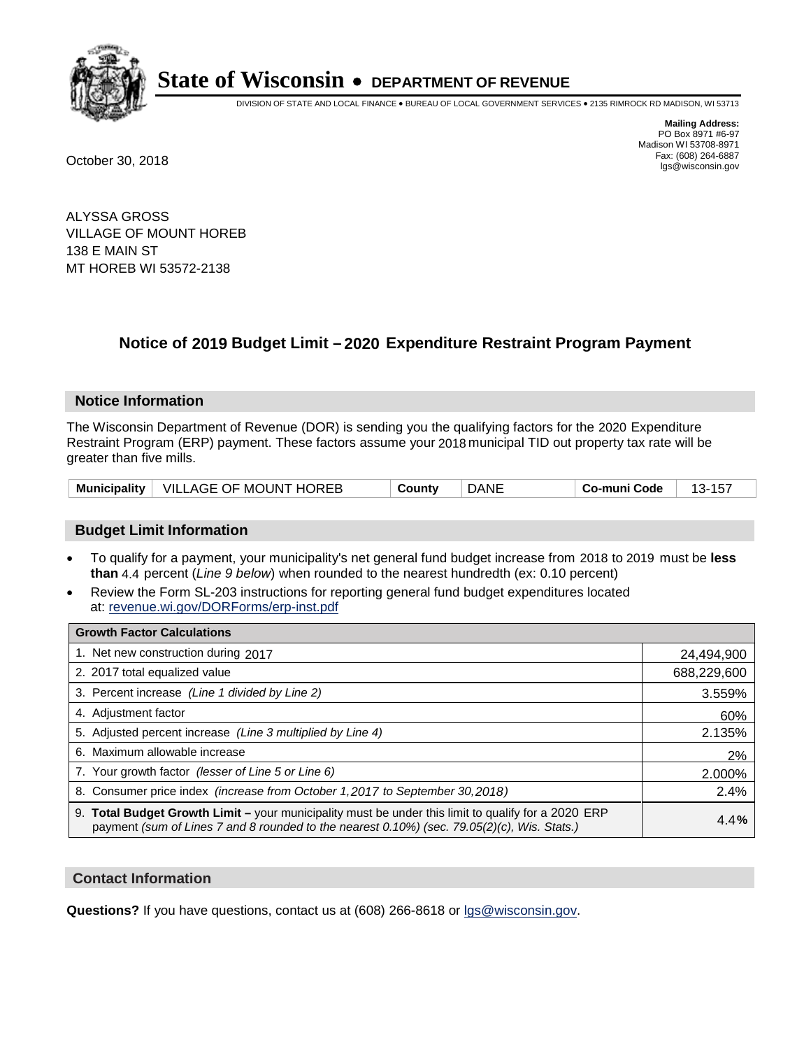# State of Wisconsin • DEPARTMENT OF REVENUE

DIVISION OF STATE AND LOCAL FINANCE • BUREAU OF LOCAL GOVERNMENT SERVICES • 2135 RIMROCK RD MADISON, WI 53713

**Mailing Address:**
PO Box 8971 #6-97
Madison WI 53708-8971
Fax: (608) 264-6887
lgs@wisconsin.gov

October 30, 2018

ALYSSA GROSS
VILLAGE OF MOUNT HOREB
138 E MAIN ST
MT HOREB WI 53572-2138

## Notice of 2019 Budget Limit – 2020 Expenditure Restraint Program Payment

### Notice Information

The Wisconsin Department of Revenue (DOR) is sending you the qualifying factors for the 2020 Expenditure Restraint Program (ERP) payment. These factors assume your 2018 municipal TID out property tax rate will be greater than five mills.

| Municipality | VILLAGE OF MOUNT HOREB | County | DANE | Co-muni Code | 13-157 |
|---|---|---|---|---|---|

### Budget Limit Information

- To qualify for a payment, your municipality's net general fund budget increase from 2018 to 2019 must be **less than** 4.4 percent (*Line 9 below*) when rounded to the nearest hundredth (ex: 0.10 percent)
- Review the Form SL-203 instructions for reporting general fund budget expenditures located at: revenue.wi.gov/DORForms/erp-inst.pdf

| Growth Factor Calculations | |
|---|---|
| 1. Net new construction during 2017 | 24,494,900 |
| 2. 2017 total equalized value | 688,229,600 |
| 3. Percent increase *(Line 1 divided by Line 2)* | 3.559% |
| 4. Adjustment factor | 60% |
| 5. Adjusted percent increase *(Line 3 multiplied by Line 4)* | 2.135% |
| 6. Maximum allowable increase | 2% |
| 7. Your growth factor *(lesser of Line 5 or Line 6)* | 2.000% |
| 8. Consumer price index *(increase from October 1,2017 to September 30,2018)* | 2.4% |
| 9. **Total Budget Growth Limit –** your municipality must be under this limit to qualify for a 2020 ERP payment *(sum of Lines 7 and 8 rounded to the nearest 0.10%) (sec. 79.05(2)(c), Wis. Stats.)* | 4.4**%** |

### Contact Information

**Questions?** If you have questions, contact us at (608) 266-8618 or lgs@wisconsin.gov.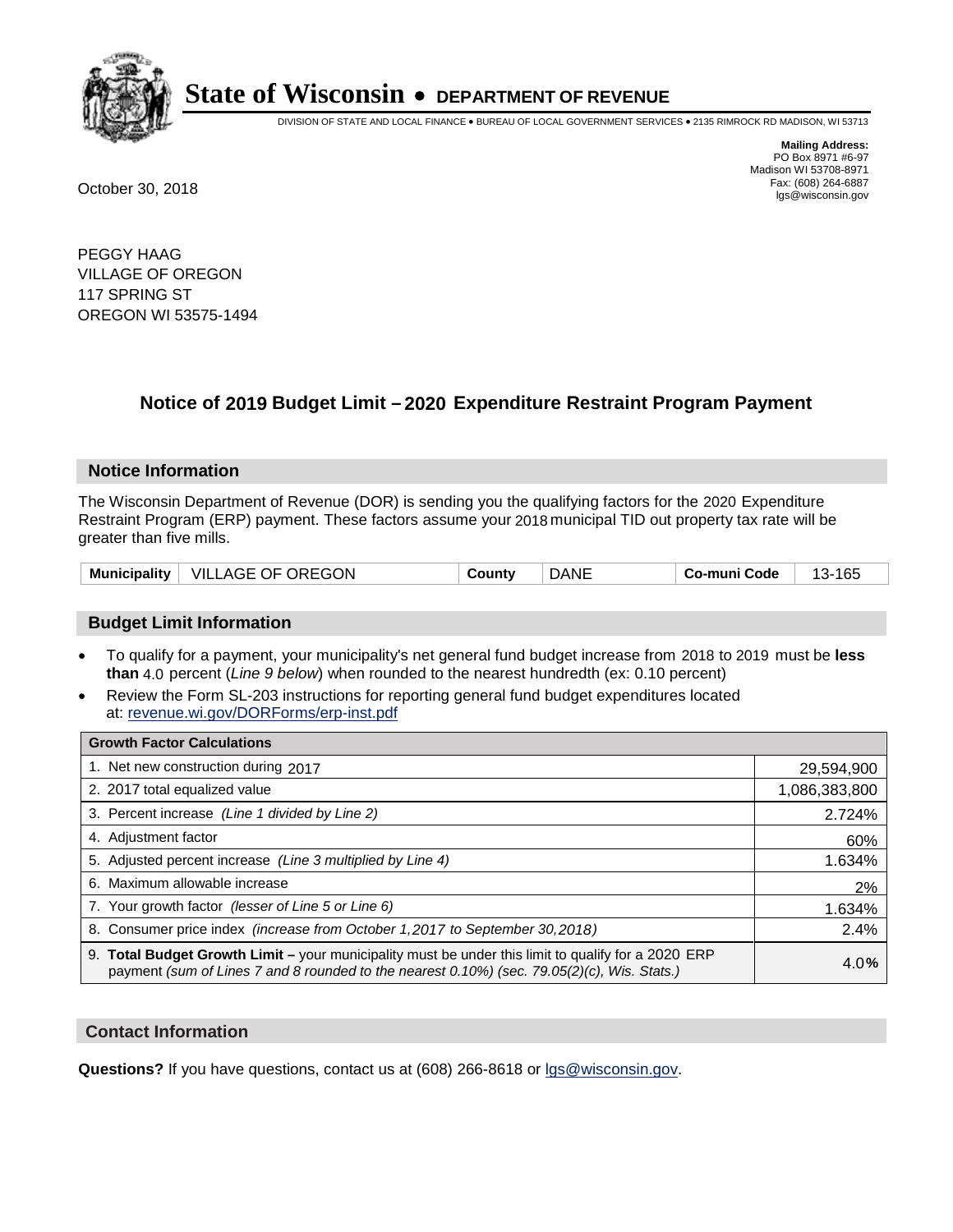# State of Wisconsin • DEPARTMENT OF REVENUE

DIVISION OF STATE AND LOCAL FINANCE • BUREAU OF LOCAL GOVERNMENT SERVICES • 2135 RIMROCK RD MADISON, WI 53713

**Mailing Address:**
PO Box 8971 #6-97
Madison WI 53708-8971
Fax: (608) 264-6887
lgs@wisconsin.gov

October 30, 2018

PEGGY HAAG
VILLAGE OF OREGON
117 SPRING ST
OREGON WI 53575-1494

## Notice of 2019 Budget Limit – 2020 Expenditure Restraint Program Payment

### Notice Information

The Wisconsin Department of Revenue (DOR) is sending you the qualifying factors for the 2020 Expenditure Restraint Program (ERP) payment. These factors assume your 2018 municipal TID out property tax rate will be greater than five mills.

| Municipality | VILLAGE OF OREGON | County | DANE | Co-muni Code | 13-165 |
|---|---|---|---|---|---|

### Budget Limit Information

- To qualify for a payment, your municipality's net general fund budget increase from 2018 to 2019 must be **less than** 4.0 percent (*Line 9 below*) when rounded to the nearest hundredth (ex: 0.10 percent)
- Review the Form SL-203 instructions for reporting general fund budget expenditures located at: revenue.wi.gov/DORForms/erp-inst.pdf

| Growth Factor Calculations | |
|---|---|
| 1. Net new construction during 2017 | 29,594,900 |
| 2. 2017 total equalized value | 1,086,383,800 |
| 3. Percent increase *(Line 1 divided by Line 2)* | 2.724% |
| 4. Adjustment factor | 60% |
| 5. Adjusted percent increase *(Line 3 multiplied by Line 4)* | 1.634% |
| 6. Maximum allowable increase | 2% |
| 7. Your growth factor *(lesser of Line 5 or Line 6)* | 1.634% |
| 8. Consumer price index *(increase from October 1,2017 to September 30,2018)* | 2.4% |
| 9. **Total Budget Growth Limit –** your municipality must be under this limit to qualify for a 2020 ERP payment *(sum of Lines 7 and 8 rounded to the nearest 0.10%) (sec. 79.05(2)(c), Wis. Stats.)* | 4.0% |

### Contact Information

**Questions?** If you have questions, contact us at (608) 266-8618 or lgs@wisconsin.gov.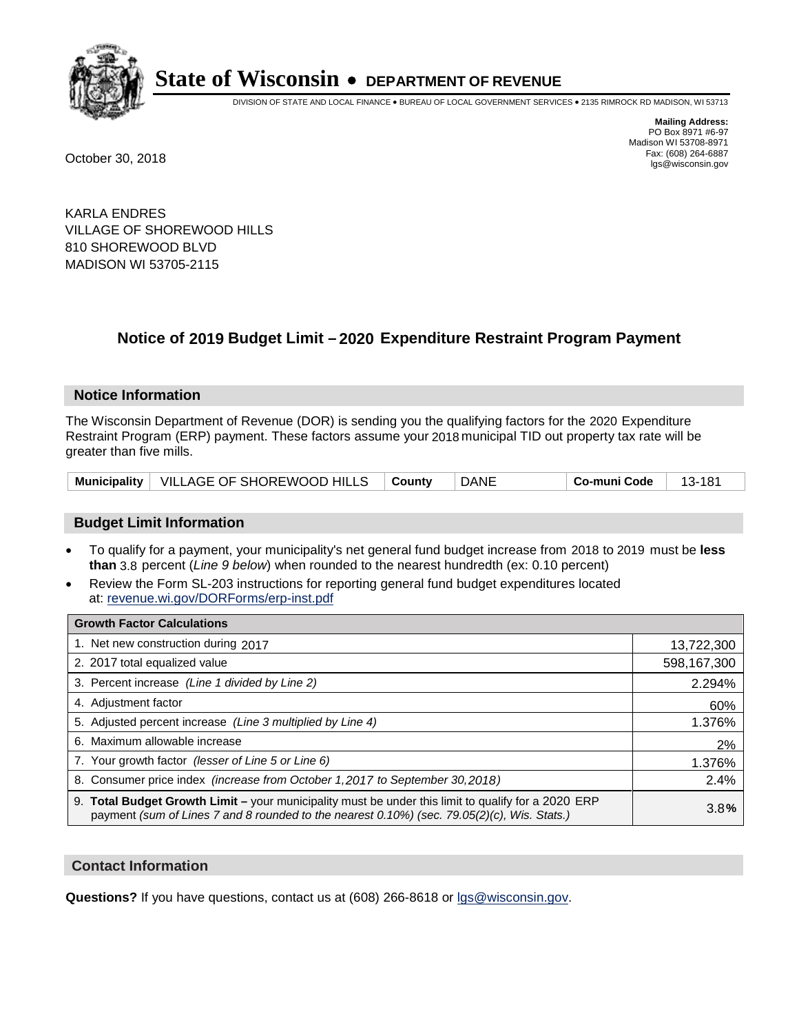# State of Wisconsin • DEPARTMENT OF REVENUE

DIVISION OF STATE AND LOCAL FINANCE • BUREAU OF LOCAL GOVERNMENT SERVICES • 2135 RIMROCK RD MADISON, WI 53713

**Mailing Address:**
PO Box 8971 #6-97
Madison WI 53708-8971
Fax: (608) 264-6887
lgs@wisconsin.gov

October 30, 2018

KARLA ENDRES
VILLAGE OF SHOREWOOD HILLS
810 SHOREWOOD BLVD
MADISON WI 53705-2115

## Notice of 2019 Budget Limit – 2020 Expenditure Restraint Program Payment

### Notice Information

The Wisconsin Department of Revenue (DOR) is sending you the qualifying factors for the 2020 Expenditure Restraint Program (ERP) payment. These factors assume your 2018 municipal TID out property tax rate will be greater than five mills.

| Municipality | VILLAGE OF SHOREWOOD HILLS | County | DANE | Co-muni Code | 13-181 |
|---|---|---|---|---|---|

### Budget Limit Information

- To qualify for a payment, your municipality's net general fund budget increase from 2018 to 2019 must be **less than** 3.8 percent (*Line 9 below*) when rounded to the nearest hundredth (ex: 0.10 percent)
- Review the Form SL-203 instructions for reporting general fund budget expenditures located at: revenue.wi.gov/DORForms/erp-inst.pdf

| Growth Factor Calculations | |
|---|---|
| 1. Net new construction during 2017 | 13,722,300 |
| 2. 2017 total equalized value | 598,167,300 |
| 3. Percent increase *(Line 1 divided by Line 2)* | 2.294% |
| 4. Adjustment factor | 60% |
| 5. Adjusted percent increase *(Line 3 multiplied by Line 4)* | 1.376% |
| 6. Maximum allowable increase | 2% |
| 7. Your growth factor *(lesser of Line 5 or Line 6)* | 1.376% |
| 8. Consumer price index *(increase from October 1,2017 to September 30,2018)* | 2.4% |
| 9. **Total Budget Growth Limit –** your municipality must be under this limit to qualify for a 2020 ERP payment *(sum of Lines 7 and 8 rounded to the nearest 0.10%) (sec. 79.05(2)(c), Wis. Stats.)* | 3.8**%** |

### Contact Information

**Questions?** If you have questions, contact us at (608) 266-8618 or lgs@wisconsin.gov.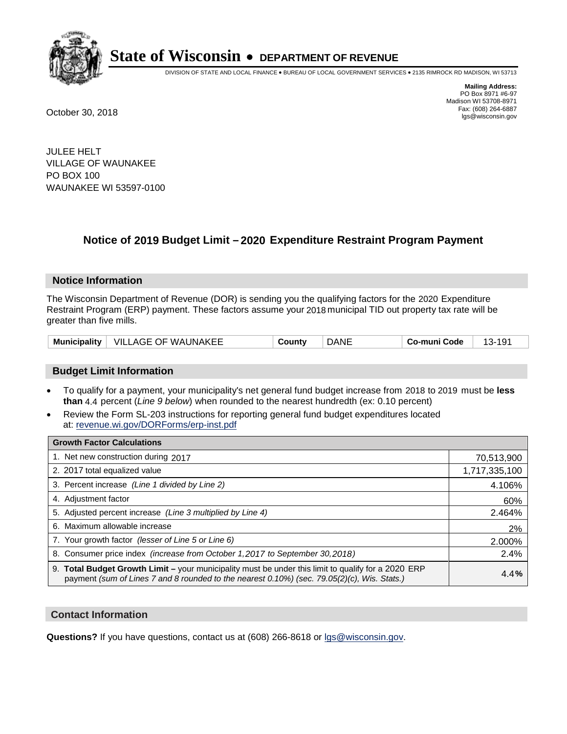# State of Wisconsin • DEPARTMENT OF REVENUE

DIVISION OF STATE AND LOCAL FINANCE • BUREAU OF LOCAL GOVERNMENT SERVICES • 2135 RIMROCK RD MADISON, WI 53713

**Mailing Address:**
PO Box 8971 #6-97
Madison WI 53708-8971
Fax: (608) 264-6887
lgs@wisconsin.gov

October 30, 2018

JULEE HELT
VILLAGE OF WAUNAKEE
PO BOX 100
WAUNAKEE WI 53597-0100

## Notice of 2019 Budget Limit – 2020 Expenditure Restraint Program Payment

### Notice Information

The Wisconsin Department of Revenue (DOR) is sending you the qualifying factors for the 2020 Expenditure Restraint Program (ERP) payment. These factors assume your 2018 municipal TID out property tax rate will be greater than five mills.

| Municipality | VILLAGE OF WAUNAKEE | County | DANE | Co-muni Code | 13-191 |
|---|---|---|---|---|---|

### Budget Limit Information

- To qualify for a payment, your municipality's net general fund budget increase from 2018 to 2019 must be **less than** 4.4 percent (*Line 9 below*) when rounded to the nearest hundredth (ex: 0.10 percent)
- Review the Form SL-203 instructions for reporting general fund budget expenditures located at: revenue.wi.gov/DORForms/erp-inst.pdf

| Growth Factor Calculations | |
|---|---|
| 1. Net new construction during 2017 | 70,513,900 |
| 2. 2017 total equalized value | 1,717,335,100 |
| 3. Percent increase *(Line 1 divided by Line 2)* | 4.106% |
| 4. Adjustment factor | 60% |
| 5. Adjusted percent increase *(Line 3 multiplied by Line 4)* | 2.464% |
| 6. Maximum allowable increase | 2% |
| 7. Your growth factor *(lesser of Line 5 or Line 6)* | 2.000% |
| 8. Consumer price index *(increase from October 1,2017 to September 30,2018)* | 2.4% |
| 9. **Total Budget Growth Limit –** your municipality must be under this limit to qualify for a 2020 ERP payment *(sum of Lines 7 and 8 rounded to the nearest 0.10%) (sec. 79.05(2)(c), Wis. Stats.)* | 4.4**%** |

### Contact Information

**Questions?** If you have questions, contact us at (608) 266-8618 or lgs@wisconsin.gov.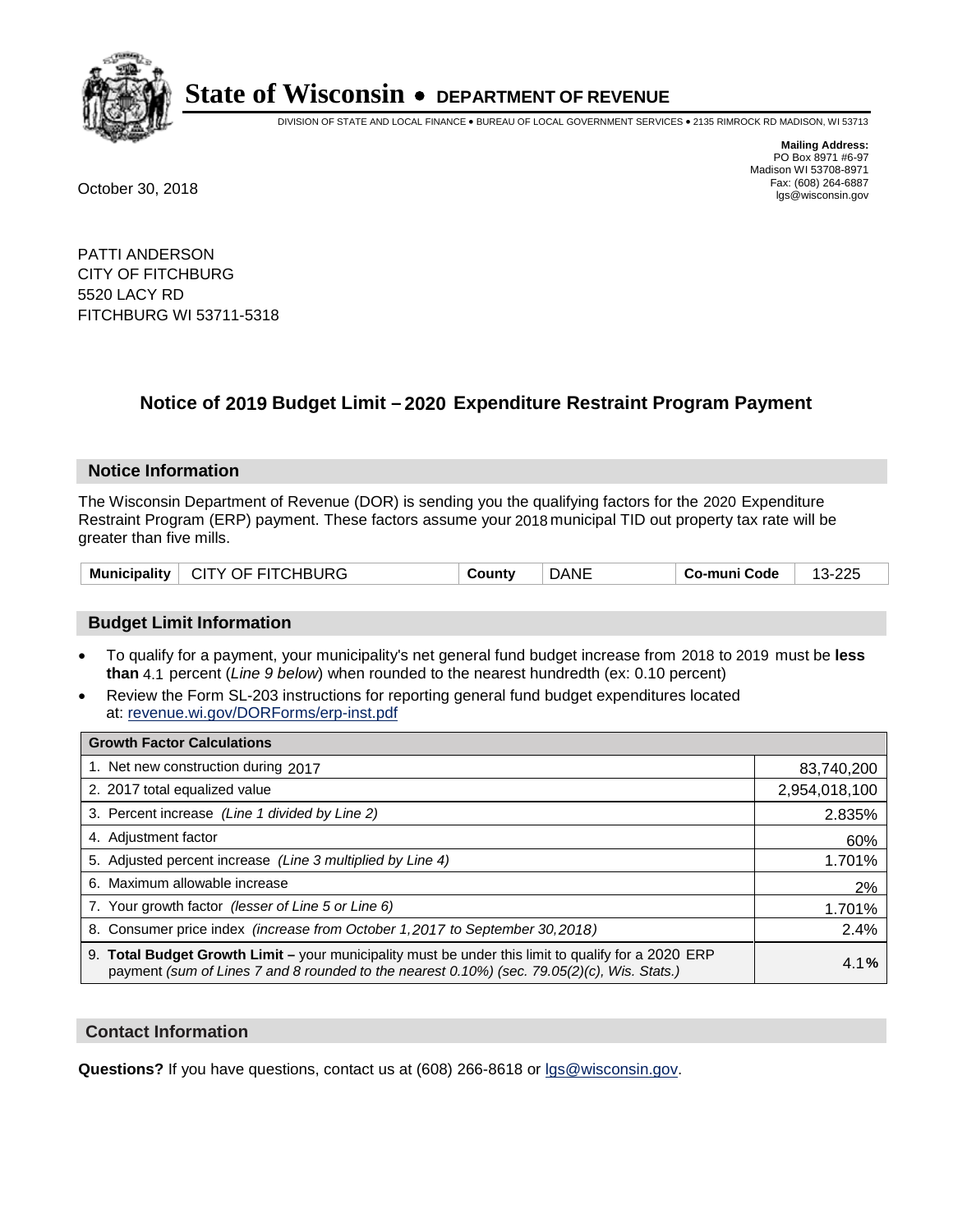# State of Wisconsin • DEPARTMENT OF REVENUE

DIVISION OF STATE AND LOCAL FINANCE • BUREAU OF LOCAL GOVERNMENT SERVICES • 2135 RIMROCK RD MADISON, WI 53713

**Mailing Address:**
PO Box 8971 #6-97
Madison WI 53708-8971
Fax: (608) 264-6887
lgs@wisconsin.gov

October 30, 2018

PATTI ANDERSON
CITY OF FITCHBURG
5520 LACY RD
FITCHBURG WI 53711-5318

## Notice of 2019 Budget Limit – 2020 Expenditure Restraint Program Payment

### Notice Information

The Wisconsin Department of Revenue (DOR) is sending you the qualifying factors for the 2020 Expenditure Restraint Program (ERP) payment. These factors assume your 2018 municipal TID out property tax rate will be greater than five mills.

| Municipality | CITY OF FITCHBURG | County | DANE | Co-muni Code | 13-225 |
|---|---|---|---|---|---|

### Budget Limit Information

- To qualify for a payment, your municipality's net general fund budget increase from 2018 to 2019 must be **less than** 4.1 percent (*Line 9 below*) when rounded to the nearest hundredth (ex: 0.10 percent)
- Review the Form SL-203 instructions for reporting general fund budget expenditures located at: revenue.wi.gov/DORForms/erp-inst.pdf

| Growth Factor Calculations | |
|---|---|
| 1. Net new construction during 2017 | 83,740,200 |
| 2. 2017 total equalized value | 2,954,018,100 |
| 3. Percent increase *(Line 1 divided by Line 2)* | 2.835% |
| 4. Adjustment factor | 60% |
| 5. Adjusted percent increase *(Line 3 multiplied by Line 4)* | 1.701% |
| 6. Maximum allowable increase | 2% |
| 7. Your growth factor *(lesser of Line 5 or Line 6)* | 1.701% |
| 8. Consumer price index *(increase from October 1,2017 to September 30,2018)* | 2.4% |
| 9. **Total Budget Growth Limit –** your municipality must be under this limit to qualify for a 2020 ERP payment *(sum of Lines 7 and 8 rounded to the nearest 0.10%) (sec. 79.05(2)(c), Wis. Stats.)* | 4.1% |

### Contact Information

**Questions?** If you have questions, contact us at (608) 266-8618 or lgs@wisconsin.gov.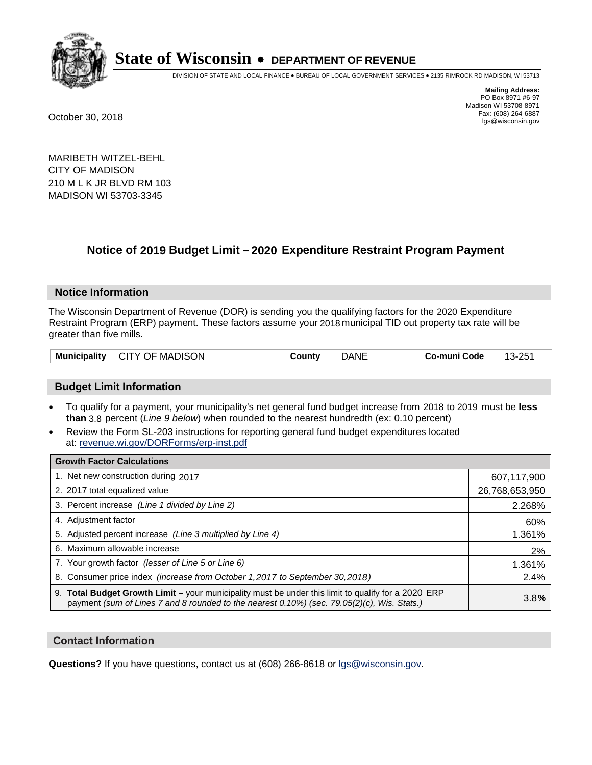# State of Wisconsin • DEPARTMENT OF REVENUE

DIVISION OF STATE AND LOCAL FINANCE • BUREAU OF LOCAL GOVERNMENT SERVICES • 2135 RIMROCK RD MADISON, WI 53713

**Mailing Address:**
PO Box 8971 #6-97
Madison WI 53708-8971
Fax: (608) 264-6887
lgs@wisconsin.gov

October 30, 2018

MARIBETH WITZEL-BEHL
CITY OF MADISON
210 M L K JR BLVD RM 103
MADISON WI 53703-3345

## Notice of 2019 Budget Limit – 2020 Expenditure Restraint Program Payment

### Notice Information

The Wisconsin Department of Revenue (DOR) is sending you the qualifying factors for the 2020 Expenditure Restraint Program (ERP) payment. These factors assume your 2018 municipal TID out property tax rate will be greater than five mills.

| Municipality | CITY OF MADISON | County | DANE | Co-muni Code | 13-251 |
|---|---|---|---|---|---|

### Budget Limit Information

- To qualify for a payment, your municipality's net general fund budget increase from 2018 to 2019 must be **less than** 3.8 percent (*Line 9 below*) when rounded to the nearest hundredth (ex: 0.10 percent)
- Review the Form SL-203 instructions for reporting general fund budget expenditures located at: revenue.wi.gov/DORForms/erp-inst.pdf

| Growth Factor Calculations | |
|---|---|
| 1. Net new construction during 2017 | 607,117,900 |
| 2. 2017 total equalized value | 26,768,653,950 |
| 3. Percent increase *(Line 1 divided by Line 2)* | 2.268% |
| 4. Adjustment factor | 60% |
| 5. Adjusted percent increase *(Line 3 multiplied by Line 4)* | 1.361% |
| 6. Maximum allowable increase | 2% |
| 7. Your growth factor *(lesser of Line 5 or Line 6)* | 1.361% |
| 8. Consumer price index *(increase from October 1,2017 to September 30,2018)* | 2.4% |
| 9. **Total Budget Growth Limit –** your municipality must be under this limit to qualify for a 2020 ERP payment *(sum of Lines 7 and 8 rounded to the nearest 0.10%) (sec. 79.05(2)(c), Wis. Stats.)* | 3.8**%** |

### Contact Information

**Questions?** If you have questions, contact us at (608) 266-8618 or lgs@wisconsin.gov.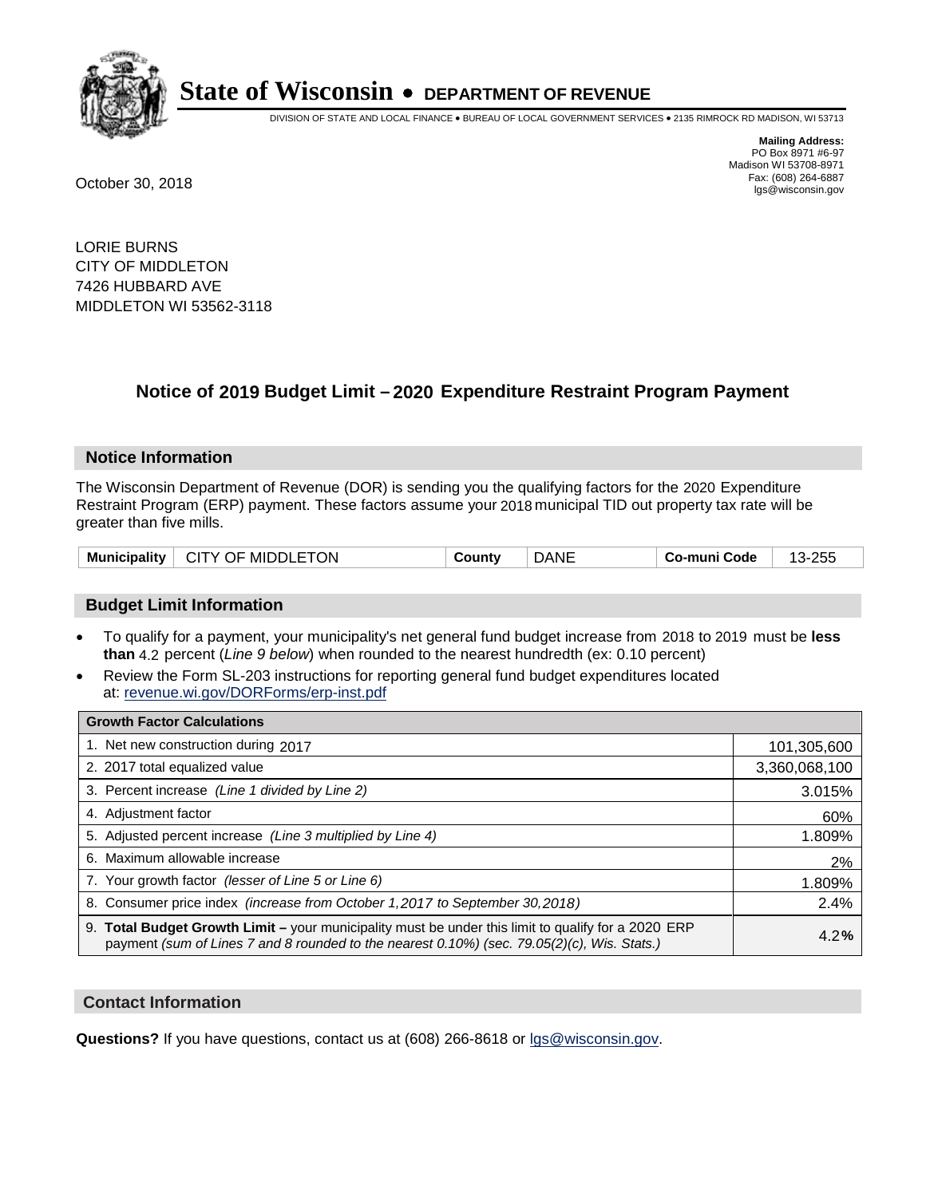# State of Wisconsin • DEPARTMENT OF REVENUE

DIVISION OF STATE AND LOCAL FINANCE • BUREAU OF LOCAL GOVERNMENT SERVICES • 2135 RIMROCK RD MADISON, WI 53713

**Mailing Address:**
PO Box 8971 #6-97
Madison WI 53708-8971
Fax: (608) 264-6887
lgs@wisconsin.gov

October 30, 2018

LORIE BURNS
CITY OF MIDDLETON
7426 HUBBARD AVE
MIDDLETON WI 53562-3118

## Notice of 2019 Budget Limit – 2020 Expenditure Restraint Program Payment

### Notice Information

The Wisconsin Department of Revenue (DOR) is sending you the qualifying factors for the 2020 Expenditure Restraint Program (ERP) payment. These factors assume your 2018 municipal TID out property tax rate will be greater than five mills.

| Municipality | CITY OF MIDDLETON | County | DANE | Co-muni Code | 13-255 |
|---|---|---|---|---|---|

### Budget Limit Information

- To qualify for a payment, your municipality's net general fund budget increase from 2018 to 2019 must be **less than** 4.2 percent (*Line 9 below*) when rounded to the nearest hundredth (ex: 0.10 percent)
- Review the Form SL-203 instructions for reporting general fund budget expenditures located at: revenue.wi.gov/DORForms/erp-inst.pdf

| Growth Factor Calculations | |
|---|---|
| 1. Net new construction during 2017 | 101,305,600 |
| 2. 2017 total equalized value | 3,360,068,100 |
| 3. Percent increase *(Line 1 divided by Line 2)* | 3.015% |
| 4. Adjustment factor | 60% |
| 5. Adjusted percent increase *(Line 3 multiplied by Line 4)* | 1.809% |
| 6. Maximum allowable increase | 2% |
| 7. Your growth factor *(lesser of Line 5 or Line 6)* | 1.809% |
| 8. Consumer price index *(increase from October 1,2017 to September 30,2018)* | 2.4% |
| 9. **Total Budget Growth Limit –** your municipality must be under this limit to qualify for a 2020 ERP payment *(sum of Lines 7 and 8 rounded to the nearest 0.10%) (sec. 79.05(2)(c), Wis. Stats.)* | 4.2**%** |

### Contact Information

**Questions?** If you have questions, contact us at (608) 266-8618 or lgs@wisconsin.gov.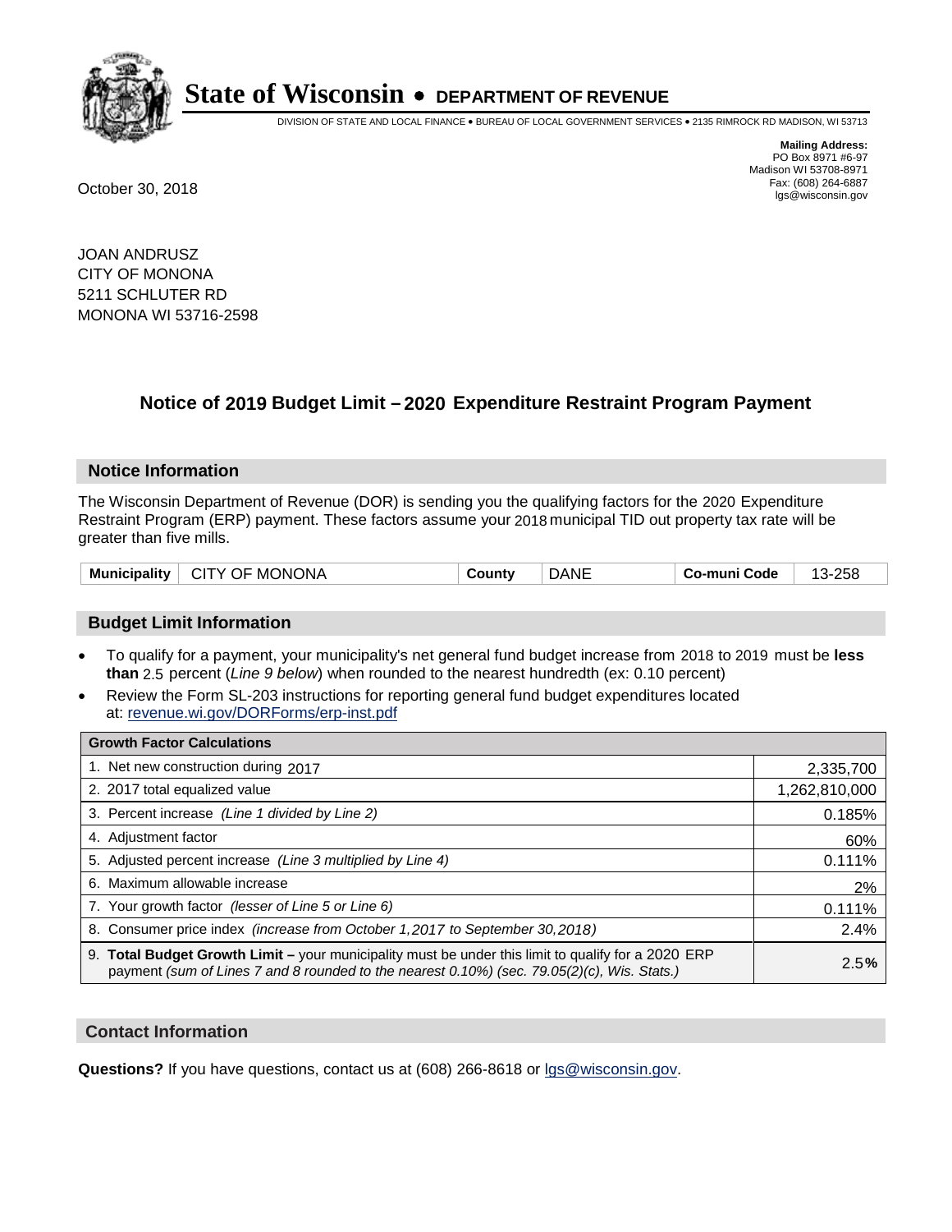# State of Wisconsin • DEPARTMENT OF REVENUE

DIVISION OF STATE AND LOCAL FINANCE • BUREAU OF LOCAL GOVERNMENT SERVICES • 2135 RIMROCK RD MADISON, WI 53713

**Mailing Address:**
PO Box 8971 #6-97
Madison WI 53708-8971
Fax: (608) 264-6887
lgs@wisconsin.gov

October 30, 2018

JOAN ANDRUSZ
CITY OF MONONA
5211 SCHLUTER RD
MONONA WI 53716-2598

## Notice of 2019 Budget Limit – 2020 Expenditure Restraint Program Payment

### Notice Information

The Wisconsin Department of Revenue (DOR) is sending you the qualifying factors for the 2020 Expenditure Restraint Program (ERP) payment. These factors assume your 2018 municipal TID out property tax rate will be greater than five mills.

| Municipality | CITY OF MONONA | County | DANE | Co-muni Code | 13-258 |
|---|---|---|---|---|---|

### Budget Limit Information

- To qualify for a payment, your municipality's net general fund budget increase from 2018 to 2019 must be **less than** 2.5 percent (*Line 9 below*) when rounded to the nearest hundredth (ex: 0.10 percent)
- Review the Form SL-203 instructions for reporting general fund budget expenditures located at: revenue.wi.gov/DORForms/erp-inst.pdf

| Growth Factor Calculations | |
|---|---|
| 1. Net new construction during 2017 | 2,335,700 |
| 2. 2017 total equalized value | 1,262,810,000 |
| 3. Percent increase *(Line 1 divided by Line 2)* | 0.185% |
| 4. Adjustment factor | 60% |
| 5. Adjusted percent increase *(Line 3 multiplied by Line 4)* | 0.111% |
| 6. Maximum allowable increase | 2% |
| 7. Your growth factor *(lesser of Line 5 or Line 6)* | 0.111% |
| 8. Consumer price index *(increase from October 1,2017 to September 30,2018)* | 2.4% |
| 9. **Total Budget Growth Limit –** your municipality must be under this limit to qualify for a 2020 ERP payment *(sum of Lines 7 and 8 rounded to the nearest 0.10%) (sec. 79.05(2)(c), Wis. Stats.)* | 2.5**%** |

### Contact Information

**Questions?** If you have questions, contact us at (608) 266-8618 or lgs@wisconsin.gov.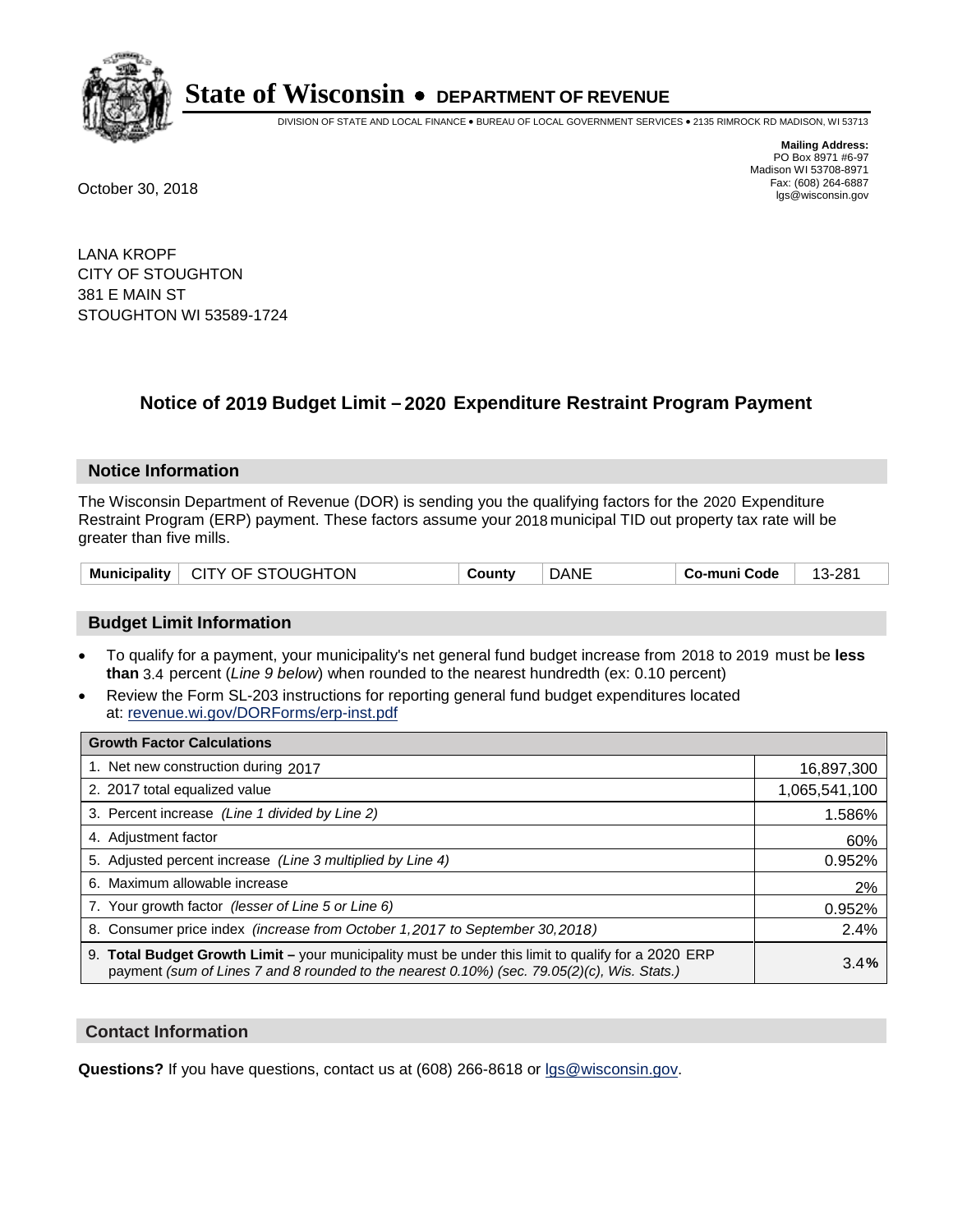# State of Wisconsin • DEPARTMENT OF REVENUE

DIVISION OF STATE AND LOCAL FINANCE • BUREAU OF LOCAL GOVERNMENT SERVICES • 2135 RIMROCK RD MADISON, WI 53713

**Mailing Address:**
PO Box 8971 #6-97
Madison WI 53708-8971
Fax: (608) 264-6887
lgs@wisconsin.gov

October 30, 2018

LANA KROPF
CITY OF STOUGHTON
381 E MAIN ST
STOUGHTON WI 53589-1724

## Notice of 2019 Budget Limit – 2020 Expenditure Restraint Program Payment

### Notice Information

The Wisconsin Department of Revenue (DOR) is sending you the qualifying factors for the 2020 Expenditure Restraint Program (ERP) payment. These factors assume your 2018 municipal TID out property tax rate will be greater than five mills.

| Municipality | CITY OF STOUGHTON | County | DANE | Co-muni Code | 13-281 |
|---|---|---|---|---|---|

### Budget Limit Information

- To qualify for a payment, your municipality's net general fund budget increase from 2018 to 2019 must be **less than** 3.4 percent (*Line 9 below*) when rounded to the nearest hundredth (ex: 0.10 percent)
- Review the Form SL-203 instructions for reporting general fund budget expenditures located at: revenue.wi.gov/DORForms/erp-inst.pdf

| Growth Factor Calculations | |
|---|---|
| 1. Net new construction during 2017 | 16,897,300 |
| 2. 2017 total equalized value | 1,065,541,100 |
| 3. Percent increase *(Line 1 divided by Line 2)* | 1.586% |
| 4. Adjustment factor | 60% |
| 5. Adjusted percent increase *(Line 3 multiplied by Line 4)* | 0.952% |
| 6. Maximum allowable increase | 2% |
| 7. Your growth factor *(lesser of Line 5 or Line 6)* | 0.952% |
| 8. Consumer price index *(increase from October 1,2017 to September 30,2018)* | 2.4% |
| 9. **Total Budget Growth Limit** – your municipality must be under this limit to qualify for a 2020 ERP payment *(sum of Lines 7 and 8 rounded to the nearest 0.10%) (sec. 79.05(2)(c), Wis. Stats.)* | 3.4**%** |

### Contact Information

**Questions?** If you have questions, contact us at (608) 266-8618 or lgs@wisconsin.gov.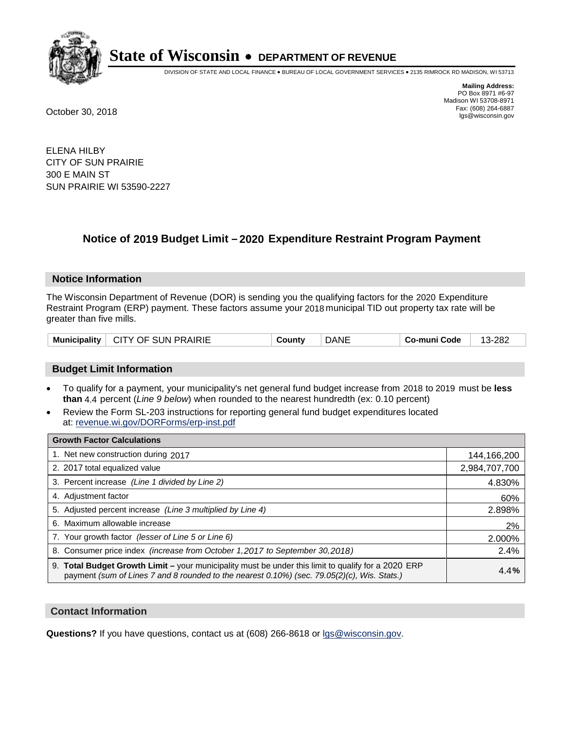# State of Wisconsin • DEPARTMENT OF REVENUE

DIVISION OF STATE AND LOCAL FINANCE • BUREAU OF LOCAL GOVERNMENT SERVICES • 2135 RIMROCK RD MADISON, WI 53713

**Mailing Address:**
PO Box 8971 #6-97
Madison WI 53708-8971
Fax: (608) 264-6887
lgs@wisconsin.gov

October 30, 2018

ELENA HILBY
CITY OF SUN PRAIRIE
300 E MAIN ST
SUN PRAIRIE WI 53590-2227

## Notice of 2019 Budget Limit – 2020 Expenditure Restraint Program Payment

### Notice Information

The Wisconsin Department of Revenue (DOR) is sending you the qualifying factors for the 2020 Expenditure Restraint Program (ERP) payment. These factors assume your 2018 municipal TID out property tax rate will be greater than five mills.

| Municipality | CITY OF SUN PRAIRIE | County | DANE | Co-muni Code | 13-282 |
|---|---|---|---|---|---|

### Budget Limit Information

- To qualify for a payment, your municipality's net general fund budget increase from 2018 to 2019 must be **less than** 4.4 percent (*Line 9 below*) when rounded to the nearest hundredth (ex: 0.10 percent)
- Review the Form SL-203 instructions for reporting general fund budget expenditures located at: revenue.wi.gov/DORForms/erp-inst.pdf

| Growth Factor Calculations | |
|---|---|
| 1. Net new construction during 2017 | 144,166,200 |
| 2. 2017 total equalized value | 2,984,707,700 |
| 3. Percent increase *(Line 1 divided by Line 2)* | 4.830% |
| 4. Adjustment factor | 60% |
| 5. Adjusted percent increase *(Line 3 multiplied by Line 4)* | 2.898% |
| 6. Maximum allowable increase | 2% |
| 7. Your growth factor *(lesser of Line 5 or Line 6)* | 2.000% |
| 8. Consumer price index *(increase from October 1,2017 to September 30,2018)* | 2.4% |
| 9. **Total Budget Growth Limit –** your municipality must be under this limit to qualify for a 2020 ERP payment *(sum of Lines 7 and 8 rounded to the nearest 0.10%) (sec. 79.05(2)(c), Wis. Stats.)* | 4.4**%** |

### Contact Information

**Questions?** If you have questions, contact us at (608) 266-8618 or lgs@wisconsin.gov.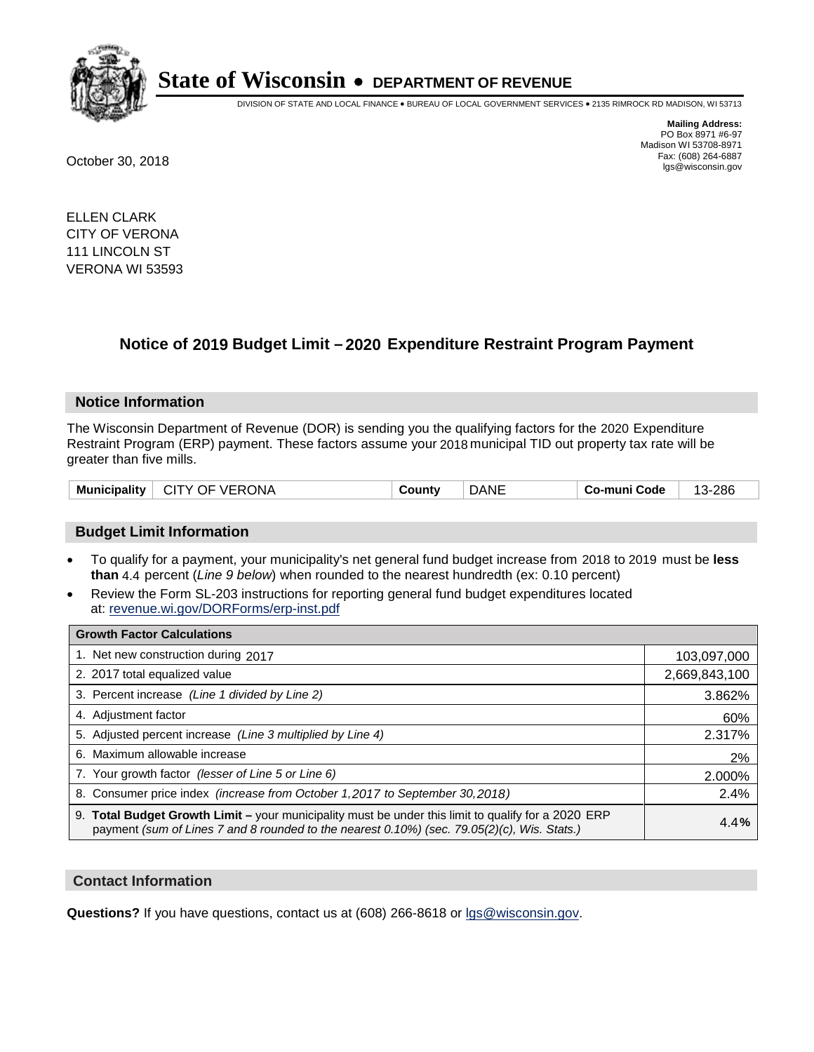# State of Wisconsin • DEPARTMENT OF REVENUE

DIVISION OF STATE AND LOCAL FINANCE • BUREAU OF LOCAL GOVERNMENT SERVICES • 2135 RIMROCK RD MADISON, WI 53713

**Mailing Address:**
PO Box 8971 #6-97
Madison WI 53708-8971
Fax: (608) 264-6887
lgs@wisconsin.gov

October 30, 2018

ELLEN CLARK
CITY OF VERONA
111 LINCOLN ST
VERONA WI 53593

## Notice of 2019 Budget Limit – 2020 Expenditure Restraint Program Payment

### Notice Information

The Wisconsin Department of Revenue (DOR) is sending you the qualifying factors for the 2020 Expenditure Restraint Program (ERP) payment. These factors assume your 2018 municipal TID out property tax rate will be greater than five mills.

| Municipality | CITY OF VERONA | County | DANE | Co-muni Code | 13-286 |
|---|---|---|---|---|---|

### Budget Limit Information

- To qualify for a payment, your municipality's net general fund budget increase from 2018 to 2019 must be **less than** 4.4 percent (*Line 9 below*) when rounded to the nearest hundredth (ex: 0.10 percent)
- Review the Form SL-203 instructions for reporting general fund budget expenditures located at: revenue.wi.gov/DORForms/erp-inst.pdf

| Growth Factor Calculations | |
|---|---|
| 1. Net new construction during 2017 | 103,097,000 |
| 2. 2017 total equalized value | 2,669,843,100 |
| 3. Percent increase *(Line 1 divided by Line 2)* | 3.862% |
| 4. Adjustment factor | 60% |
| 5. Adjusted percent increase *(Line 3 multiplied by Line 4)* | 2.317% |
| 6. Maximum allowable increase | 2% |
| 7. Your growth factor *(lesser of Line 5 or Line 6)* | 2.000% |
| 8. Consumer price index *(increase from October 1,2017 to September 30,2018)* | 2.4% |
| 9. **Total Budget Growth Limit –** your municipality must be under this limit to qualify for a 2020 ERP payment *(sum of Lines 7 and 8 rounded to the nearest 0.10%) (sec. 79.05(2)(c), Wis. Stats.)* | 4.4**%** |

### Contact Information

**Questions?** If you have questions, contact us at (608) 266-8618 or lgs@wisconsin.gov.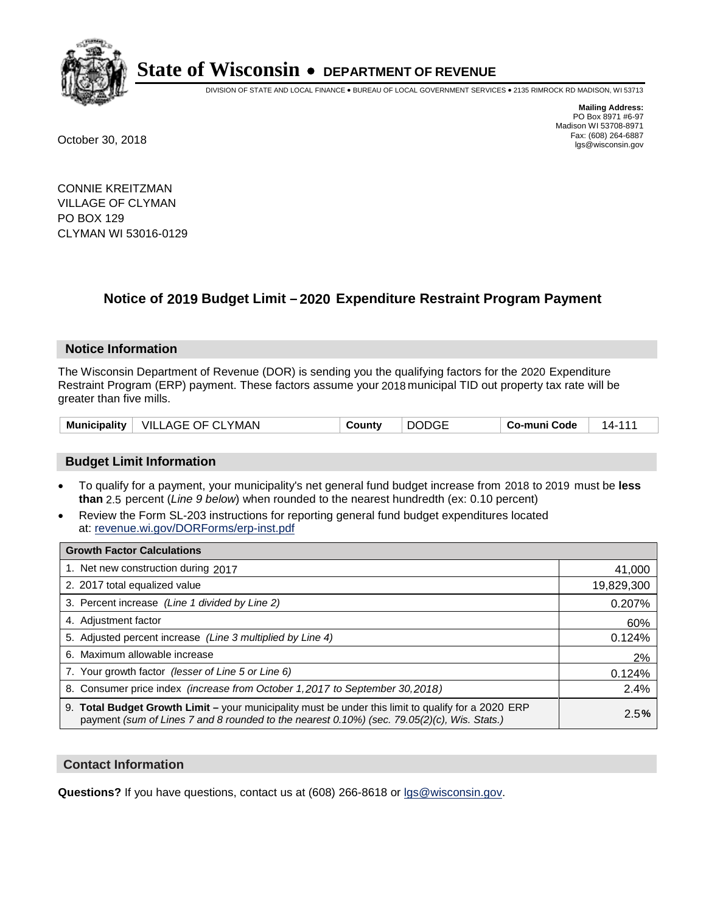# State of Wisconsin • DEPARTMENT OF REVENUE

DIVISION OF STATE AND LOCAL FINANCE • BUREAU OF LOCAL GOVERNMENT SERVICES • 2135 RIMROCK RD MADISON, WI 53713

**Mailing Address:**
PO Box 8971 #6-97
Madison WI 53708-8971
Fax: (608) 264-6887
lgs@wisconsin.gov

October 30, 2018

CONNIE KREITZMAN
VILLAGE OF CLYMAN
PO BOX 129
CLYMAN WI 53016-0129

## Notice of 2019 Budget Limit – 2020 Expenditure Restraint Program Payment

### Notice Information

The Wisconsin Department of Revenue (DOR) is sending you the qualifying factors for the 2020 Expenditure Restraint Program (ERP) payment. These factors assume your 2018 municipal TID out property tax rate will be greater than five mills.

| Municipality | VILLAGE OF CLYMAN | County | DODGE | Co-muni Code | 14-111 |
|---|---|---|---|---|---|

### Budget Limit Information

- To qualify for a payment, your municipality's net general fund budget increase from 2018 to 2019 must be **less than** 2.5 percent (*Line 9 below*) when rounded to the nearest hundredth (ex: 0.10 percent)
- Review the Form SL-203 instructions for reporting general fund budget expenditures located at: revenue.wi.gov/DORForms/erp-inst.pdf

| Growth Factor Calculations | |
|---|---|
| 1. Net new construction during 2017 | 41,000 |
| 2. 2017 total equalized value | 19,829,300 |
| 3. Percent increase *(Line 1 divided by Line 2)* | 0.207% |
| 4. Adjustment factor | 60% |
| 5. Adjusted percent increase *(Line 3 multiplied by Line 4)* | 0.124% |
| 6. Maximum allowable increase | 2% |
| 7. Your growth factor *(lesser of Line 5 or Line 6)* | 0.124% |
| 8. Consumer price index *(increase from October 1,2017 to September 30,2018)* | 2.4% |
| 9. **Total Budget Growth Limit –** your municipality must be under this limit to qualify for a 2020 ERP payment *(sum of Lines 7 and 8 rounded to the nearest 0.10%) (sec. 79.05(2)(c), Wis. Stats.)* | 2.5**%** |

### Contact Information

**Questions?** If you have questions, contact us at (608) 266-8618 or lgs@wisconsin.gov.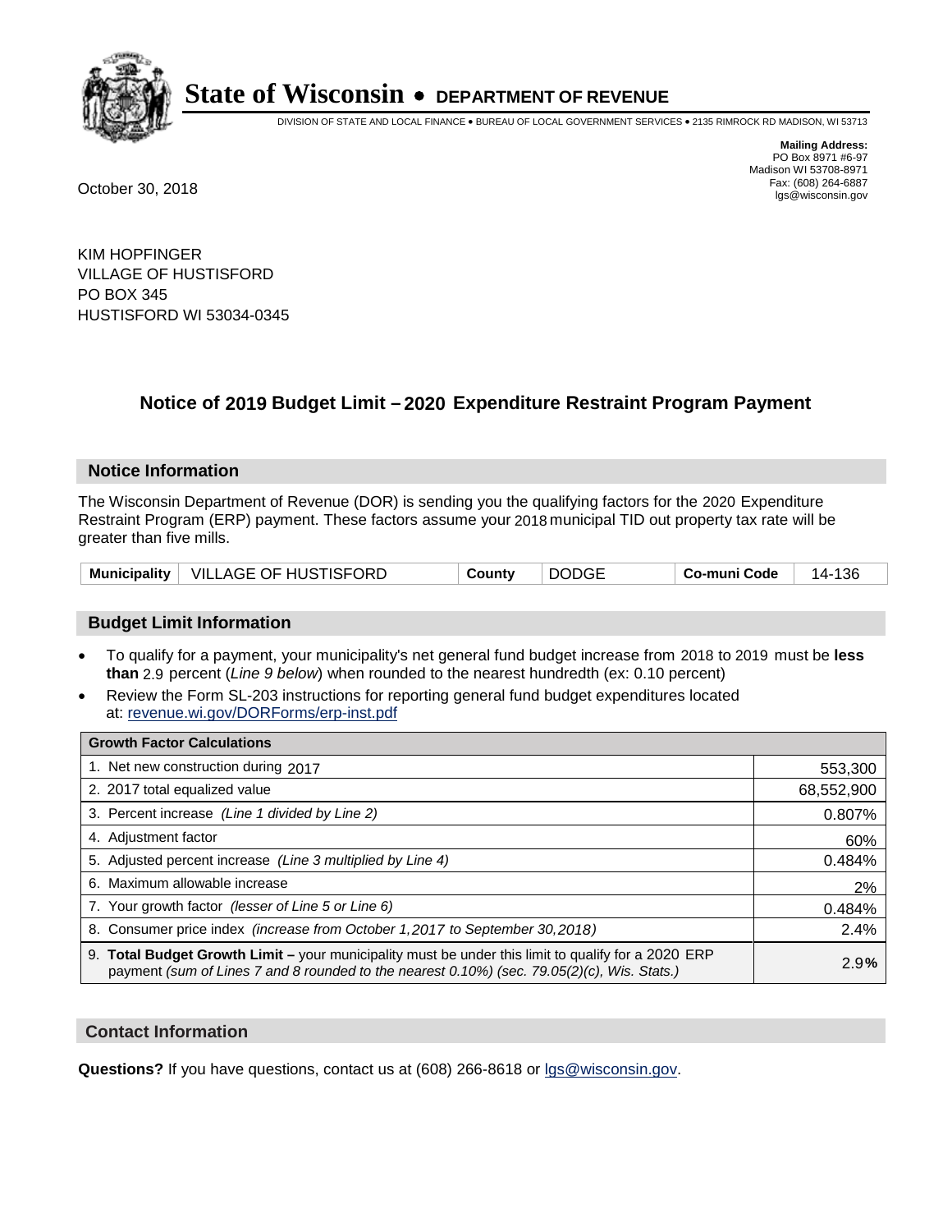# State of Wisconsin • DEPARTMENT OF REVENUE

DIVISION OF STATE AND LOCAL FINANCE • BUREAU OF LOCAL GOVERNMENT SERVICES • 2135 RIMROCK RD MADISON, WI 53713

**Mailing Address:**
PO Box 8971 #6-97
Madison WI 53708-8971
Fax: (608) 264-6887
lgs@wisconsin.gov

October 30, 2018

KIM HOPFINGER
VILLAGE OF HUSTISFORD
PO BOX 345
HUSTISFORD WI 53034-0345

## Notice of 2019 Budget Limit – 2020 Expenditure Restraint Program Payment

### Notice Information

The Wisconsin Department of Revenue (DOR) is sending you the qualifying factors for the 2020 Expenditure Restraint Program (ERP) payment. These factors assume your 2018 municipal TID out property tax rate will be greater than five mills.

| **Municipality** | VILLAGE OF HUSTISFORD | **County** | DODGE | **Co-muni Code** | 14-136 |
|---|---|---|---|---|---|

### Budget Limit Information

- To qualify for a payment, your municipality's net general fund budget increase from 2018 to 2019 must be **less than** 2.9 percent (*Line 9 below*) when rounded to the nearest hundredth (ex: 0.10 percent)
- Review the Form SL-203 instructions for reporting general fund budget expenditures located at: revenue.wi.gov/DORForms/erp-inst.pdf

| **Growth Factor Calculations** | |
|---|---|
| 1. Net new construction during 2017 | 553,300 |
| 2. 2017 total equalized value | 68,552,900 |
| 3. Percent increase *(Line 1 divided by Line 2)* | 0.807% |
| 4. Adjustment factor | 60% |
| 5. Adjusted percent increase *(Line 3 multiplied by Line 4)* | 0.484% |
| 6. Maximum allowable increase | 2% |
| 7. Your growth factor *(lesser of Line 5 or Line 6)* | 0.484% |
| 8. Consumer price index *(increase from October 1,2017 to September 30,2018)* | 2.4% |
| 9. **Total Budget Growth Limit –** your municipality must be under this limit to qualify for a 2020 ERP payment *(sum of Lines 7 and 8 rounded to the nearest 0.10%) (sec. 79.05(2)(c), Wis. Stats.)* | 2.9**%** |

### Contact Information

**Questions?** If you have questions, contact us at (608) 266-8618 or lgs@wisconsin.gov.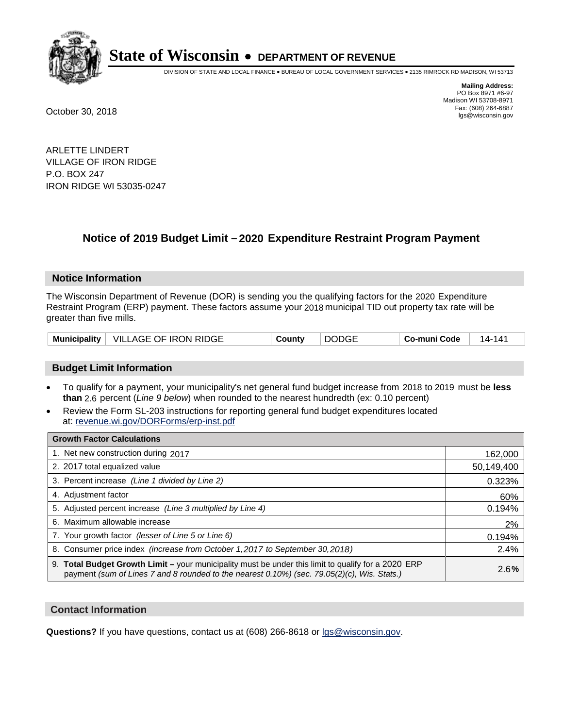# State of Wisconsin • DEPARTMENT OF REVENUE

DIVISION OF STATE AND LOCAL FINANCE • BUREAU OF LOCAL GOVERNMENT SERVICES • 2135 RIMROCK RD MADISON, WI 53713

**Mailing Address:**
PO Box 8971 #6-97
Madison WI 53708-8971
Fax: (608) 264-6887
lgs@wisconsin.gov

October 30, 2018

ARLETTE LINDERT
VILLAGE OF IRON RIDGE
P.O. BOX 247
IRON RIDGE WI 53035-0247

## Notice of 2019 Budget Limit – 2020 Expenditure Restraint Program Payment

### Notice Information

The Wisconsin Department of Revenue (DOR) is sending you the qualifying factors for the 2020 Expenditure Restraint Program (ERP) payment. These factors assume your 2018 municipal TID out property tax rate will be greater than five mills.

| Municipality | VILLAGE OF IRON RIDGE | County | DODGE | Co-muni Code | 14-141 |
|---|---|---|---|---|---|

### Budget Limit Information

- To qualify for a payment, your municipality's net general fund budget increase from 2018 to 2019 must be **less than** 2.6 percent (*Line 9 below*) when rounded to the nearest hundredth (ex: 0.10 percent)
- Review the Form SL-203 instructions for reporting general fund budget expenditures located at: revenue.wi.gov/DORForms/erp-inst.pdf

| Growth Factor Calculations | |
|---|---|
| 1. Net new construction during 2017 | 162,000 |
| 2. 2017 total equalized value | 50,149,400 |
| 3. Percent increase *(Line 1 divided by Line 2)* | 0.323% |
| 4. Adjustment factor | 60% |
| 5. Adjusted percent increase *(Line 3 multiplied by Line 4)* | 0.194% |
| 6. Maximum allowable increase | 2% |
| 7. Your growth factor *(lesser of Line 5 or Line 6)* | 0.194% |
| 8. Consumer price index *(increase from October 1,2017 to September 30,2018)* | 2.4% |
| 9. **Total Budget Growth Limit –** your municipality must be under this limit to qualify for a 2020 ERP payment *(sum of Lines 7 and 8 rounded to the nearest 0.10%) (sec. 79.05(2)(c), Wis. Stats.)* | 2.6**%** |

### Contact Information

**Questions?** If you have questions, contact us at (608) 266-8618 or lgs@wisconsin.gov.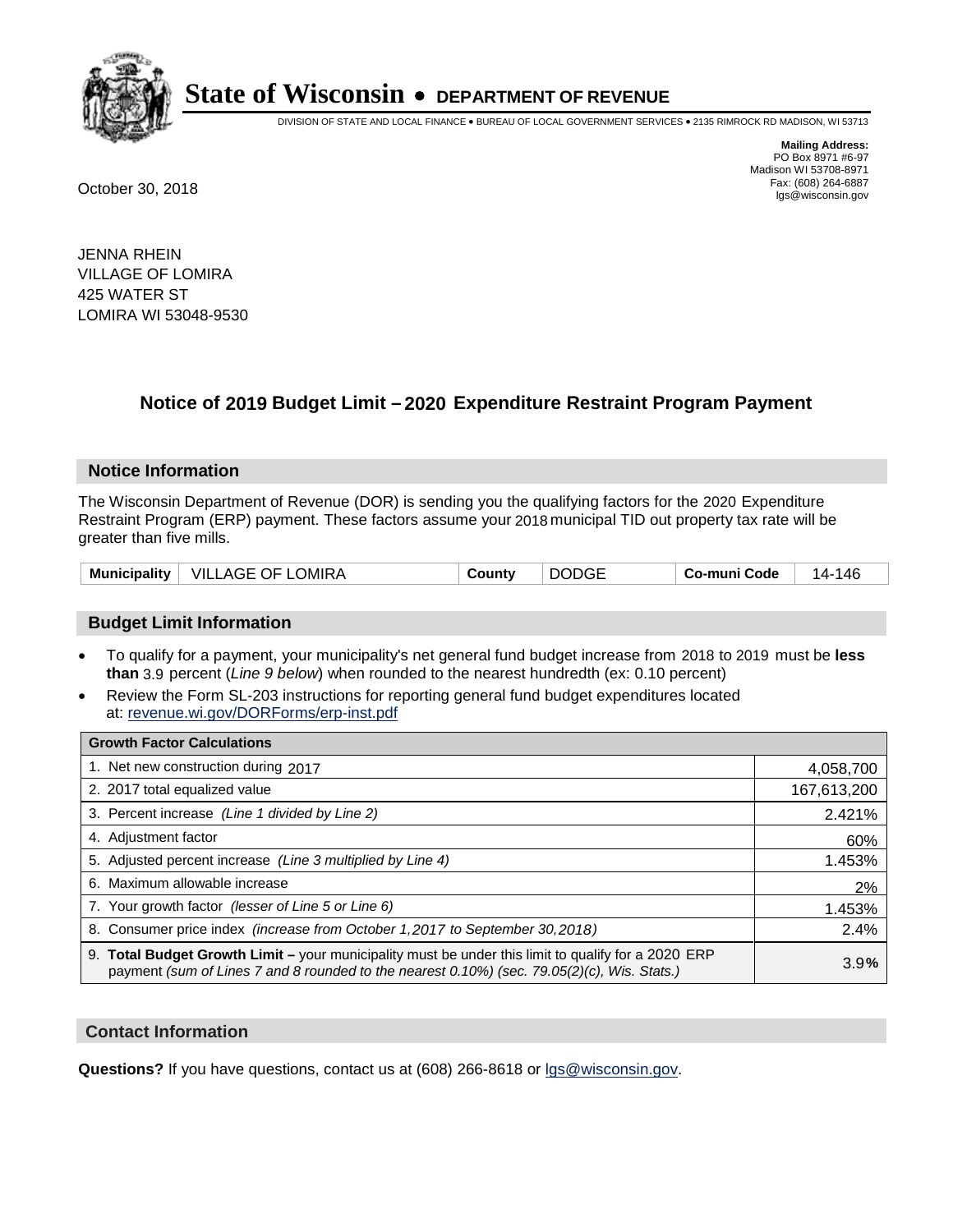# State of Wisconsin • DEPARTMENT OF REVENUE

DIVISION OF STATE AND LOCAL FINANCE • BUREAU OF LOCAL GOVERNMENT SERVICES • 2135 RIMROCK RD MADISON, WI 53713

**Mailing Address:**
PO Box 8971 #6-97
Madison WI 53708-8971
Fax: (608) 264-6887
lgs@wisconsin.gov

October 30, 2018

JENNA RHEIN
VILLAGE OF LOMIRA
425 WATER ST
LOMIRA WI 53048-9530

## Notice of 2019 Budget Limit – 2020 Expenditure Restraint Program Payment

### Notice Information

The Wisconsin Department of Revenue (DOR) is sending you the qualifying factors for the 2020 Expenditure Restraint Program (ERP) payment. These factors assume your 2018 municipal TID out property tax rate will be greater than five mills.

| Municipality | VILLAGE OF LOMIRA | County | DODGE | Co-muni Code | 14-146 |
|---|---|---|---|---|---|

### Budget Limit Information

- To qualify for a payment, your municipality's net general fund budget increase from 2018 to 2019 must be **less than** 3.9 percent (*Line 9 below*) when rounded to the nearest hundredth (ex: 0.10 percent)
- Review the Form SL-203 instructions for reporting general fund budget expenditures located at: revenue.wi.gov/DORForms/erp-inst.pdf

| Growth Factor Calculations | |
|---|---|
| 1. Net new construction during 2017 | 4,058,700 |
| 2. 2017 total equalized value | 167,613,200 |
| 3. Percent increase *(Line 1 divided by Line 2)* | 2.421% |
| 4. Adjustment factor | 60% |
| 5. Adjusted percent increase *(Line 3 multiplied by Line 4)* | 1.453% |
| 6. Maximum allowable increase | 2% |
| 7. Your growth factor *(lesser of Line 5 or Line 6)* | 1.453% |
| 8. Consumer price index *(increase from October 1,2017 to September 30,2018)* | 2.4% |
| 9. **Total Budget Growth Limit –** your municipality must be under this limit to qualify for a 2020 ERP payment *(sum of Lines 7 and 8 rounded to the nearest 0.10%) (sec. 79.05(2)(c), Wis. Stats.)* | 3.9**%** |

### Contact Information

**Questions?** If you have questions, contact us at (608) 266-8618 or lgs@wisconsin.gov.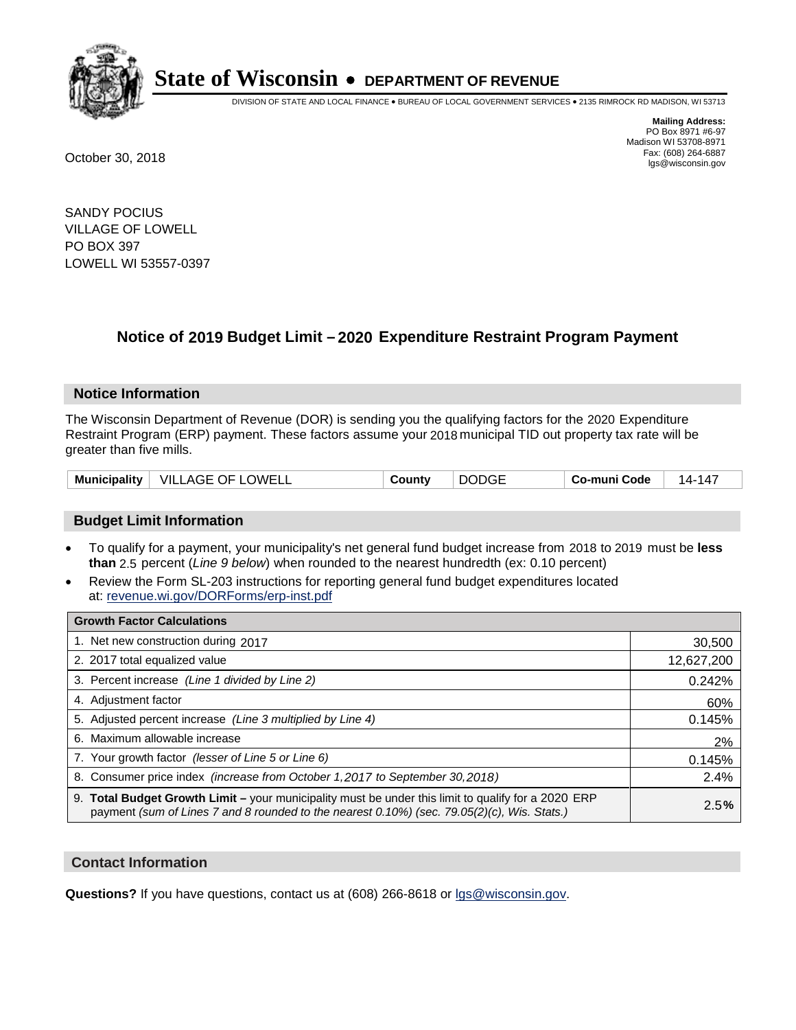# State of Wisconsin • DEPARTMENT OF REVENUE

DIVISION OF STATE AND LOCAL FINANCE • BUREAU OF LOCAL GOVERNMENT SERVICES • 2135 RIMROCK RD MADISON, WI 53713

**Mailing Address:**
PO Box 8971 #6-97
Madison WI 53708-8971
Fax: (608) 264-6887
lgs@wisconsin.gov

October 30, 2018

SANDY POCIUS
VILLAGE OF LOWELL
PO BOX 397
LOWELL WI 53557-0397

## Notice of 2019 Budget Limit – 2020 Expenditure Restraint Program Payment

### Notice Information

The Wisconsin Department of Revenue (DOR) is sending you the qualifying factors for the 2020 Expenditure Restraint Program (ERP) payment. These factors assume your 2018 municipal TID out property tax rate will be greater than five mills.

| Municipality | VILLAGE OF LOWELL | County | DODGE | Co-muni Code | 14-147 |
|---|---|---|---|---|---|

### Budget Limit Information

- To qualify for a payment, your municipality's net general fund budget increase from 2018 to 2019 must be **less than** 2.5 percent (*Line 9 below*) when rounded to the nearest hundredth (ex: 0.10 percent)
- Review the Form SL-203 instructions for reporting general fund budget expenditures located at: revenue.wi.gov/DORForms/erp-inst.pdf

| Growth Factor Calculations | |
|---|---|
| 1. Net new construction during 2017 | 30,500 |
| 2. 2017 total equalized value | 12,627,200 |
| 3. Percent increase *(Line 1 divided by Line 2)* | 0.242% |
| 4. Adjustment factor | 60% |
| 5. Adjusted percent increase *(Line 3 multiplied by Line 4)* | 0.145% |
| 6. Maximum allowable increase | 2% |
| 7. Your growth factor *(lesser of Line 5 or Line 6)* | 0.145% |
| 8. Consumer price index *(increase from October 1,2017 to September 30,2018)* | 2.4% |
| 9. **Total Budget Growth Limit –** your municipality must be under this limit to qualify for a 2020 ERP payment *(sum of Lines 7 and 8 rounded to the nearest 0.10%) (sec. 79.05(2)(c), Wis. Stats.)* | 2.5**%** |

### Contact Information

**Questions?** If you have questions, contact us at (608) 266-8618 or lgs@wisconsin.gov.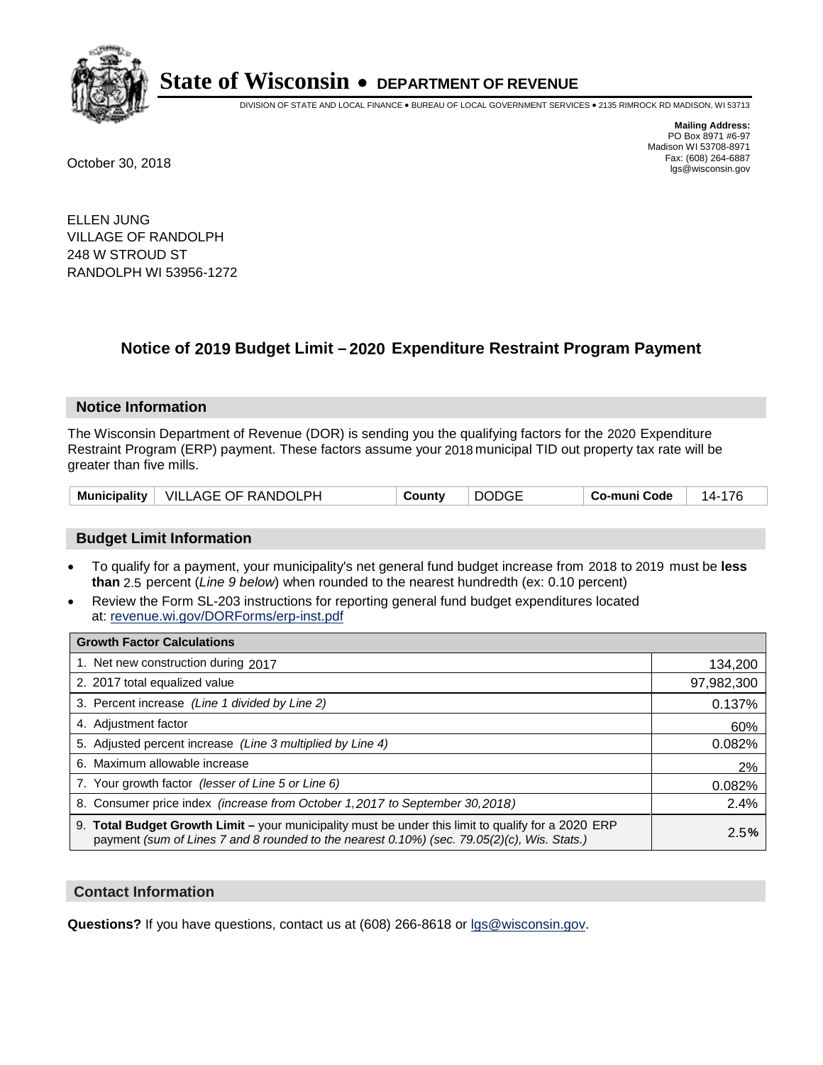# State of Wisconsin • DEPARTMENT OF REVENUE

DIVISION OF STATE AND LOCAL FINANCE • BUREAU OF LOCAL GOVERNMENT SERVICES • 2135 RIMROCK RD MADISON, WI 53713

**Mailing Address:**
PO Box 8971 #6-97
Madison WI 53708-8971
Fax: (608) 264-6887
lgs@wisconsin.gov

October 30, 2018

ELLEN JUNG
VILLAGE OF RANDOLPH
248 W STROUD ST
RANDOLPH WI 53956-1272

## Notice of 2019 Budget Limit – 2020 Expenditure Restraint Program Payment

### Notice Information

The Wisconsin Department of Revenue (DOR) is sending you the qualifying factors for the 2020 Expenditure Restraint Program (ERP) payment. These factors assume your 2018 municipal TID out property tax rate will be greater than five mills.

| Municipality | VILLAGE OF RANDOLPH | County | DODGE | Co-muni Code | 14-176 |
|---|---|---|---|---|---|

### Budget Limit Information

- To qualify for a payment, your municipality's net general fund budget increase from 2018 to 2019 must be **less than** 2.5 percent (*Line 9 below*) when rounded to the nearest hundredth (ex: 0.10 percent)
- Review the Form SL-203 instructions for reporting general fund budget expenditures located at: revenue.wi.gov/DORForms/erp-inst.pdf

| Growth Factor Calculations | |
|---|---|
| 1. Net new construction during 2017 | 134,200 |
| 2. 2017 total equalized value | 97,982,300 |
| 3. Percent increase *(Line 1 divided by Line 2)* | 0.137% |
| 4. Adjustment factor | 60% |
| 5. Adjusted percent increase *(Line 3 multiplied by Line 4)* | 0.082% |
| 6. Maximum allowable increase | 2% |
| 7. Your growth factor *(lesser of Line 5 or Line 6)* | 0.082% |
| 8. Consumer price index *(increase from October 1,2017 to September 30,2018)* | 2.4% |
| 9. **Total Budget Growth Limit –** your municipality must be under this limit to qualify for a 2020 ERP payment *(sum of Lines 7 and 8 rounded to the nearest 0.10%) (sec. 79.05(2)(c), Wis. Stats.)* | 2.5**%** |

### Contact Information

**Questions?** If you have questions, contact us at (608) 266-8618 or lgs@wisconsin.gov.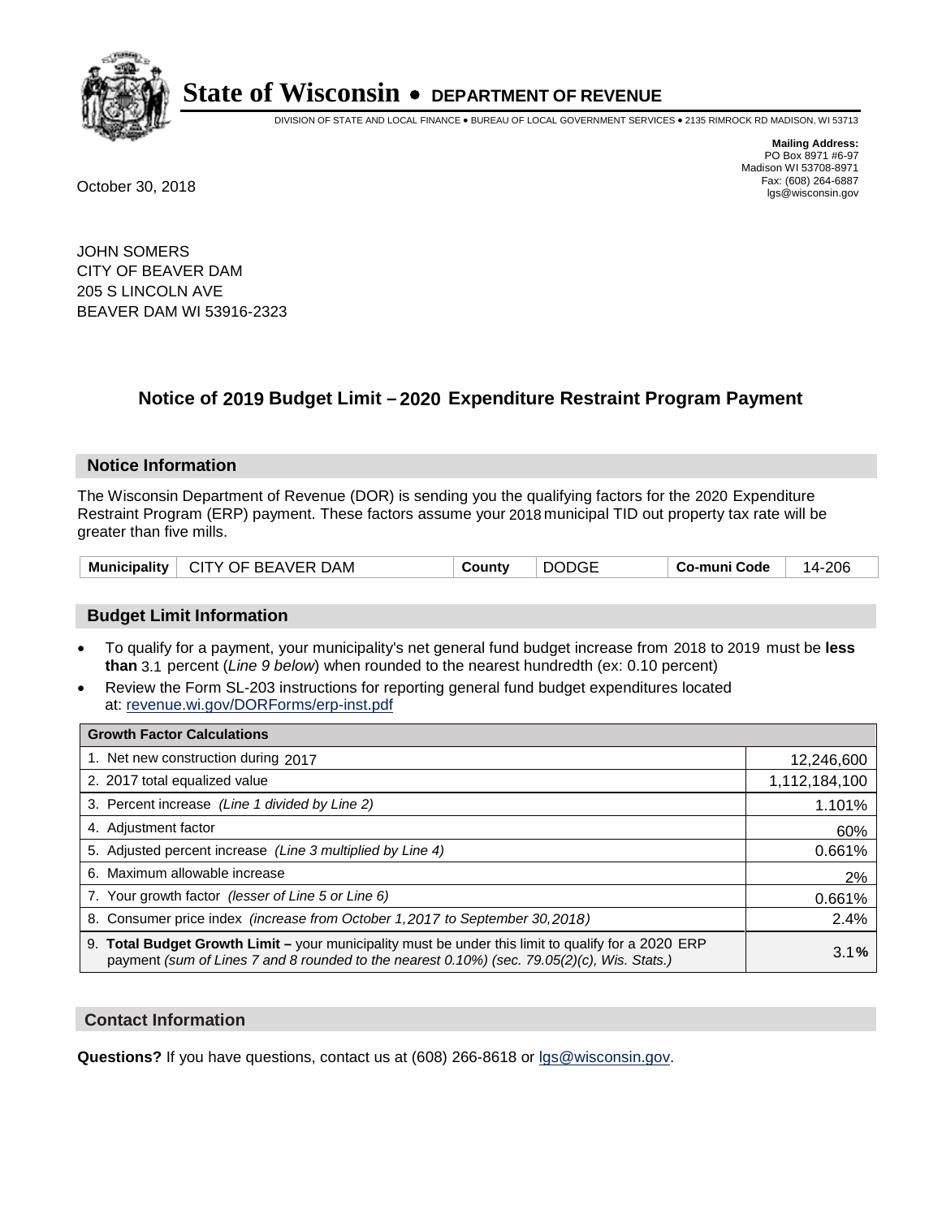# State of Wisconsin • DEPARTMENT OF REVENUE

DIVISION OF STATE AND LOCAL FINANCE • BUREAU OF LOCAL GOVERNMENT SERVICES • 2135 RIMROCK RD MADISON, WI 53713

**Mailing Address:**
PO Box 8971 #6-97
Madison WI 53708-8971
Fax: (608) 264-6887
lgs@wisconsin.gov

October 30, 2018

JOHN SOMERS
CITY OF BEAVER DAM
205 S LINCOLN AVE
BEAVER DAM WI 53916-2323

## Notice of 2019 Budget Limit – 2020 Expenditure Restraint Program Payment

### Notice Information

The Wisconsin Department of Revenue (DOR) is sending you the qualifying factors for the 2020 Expenditure Restraint Program (ERP) payment. These factors assume your 2018 municipal TID out property tax rate will be greater than five mills.

| Municipality | CITY OF BEAVER DAM | County | DODGE | Co-muni Code | 14-206 |
|---|---|---|---|---|---|

### Budget Limit Information

- To qualify for a payment, your municipality's net general fund budget increase from 2018 to 2019 must be **less than** 3.1 percent (*Line 9 below*) when rounded to the nearest hundredth (ex: 0.10 percent)
- Review the Form SL-203 instructions for reporting general fund budget expenditures located at: revenue.wi.gov/DORForms/erp-inst.pdf

| Growth Factor Calculations | |
|---|---|
| 1. Net new construction during 2017 | 12,246,600 |
| 2. 2017 total equalized value | 1,112,184,100 |
| 3. Percent increase *(Line 1 divided by Line 2)* | 1.101% |
| 4. Adjustment factor | 60% |
| 5. Adjusted percent increase *(Line 3 multiplied by Line 4)* | 0.661% |
| 6. Maximum allowable increase | 2% |
| 7. Your growth factor *(lesser of Line 5 or Line 6)* | 0.661% |
| 8. Consumer price index *(increase from October 1,2017 to September 30,2018)* | 2.4% |
| 9. **Total Budget Growth Limit –** your municipality must be under this limit to qualify for a 2020 ERP payment *(sum of Lines 7 and 8 rounded to the nearest 0.10%) (sec. 79.05(2)(c), Wis. Stats.)* | 3.1**%** |

### Contact Information

**Questions?** If you have questions, contact us at (608) 266-8618 or lgs@wisconsin.gov.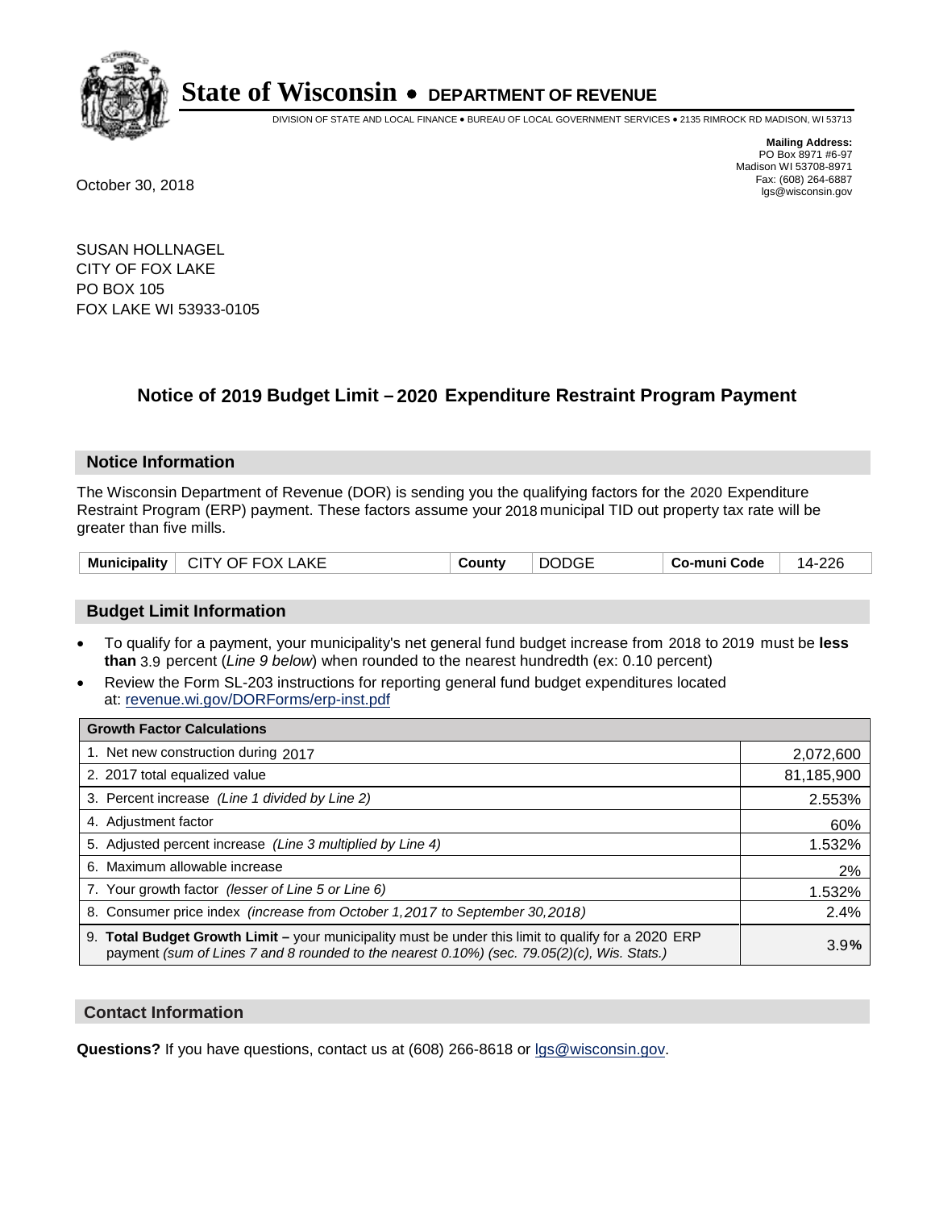# State of Wisconsin • DEPARTMENT OF REVENUE

DIVISION OF STATE AND LOCAL FINANCE • BUREAU OF LOCAL GOVERNMENT SERVICES • 2135 RIMROCK RD MADISON, WI 53713

**Mailing Address:**
PO Box 8971 #6-97
Madison WI 53708-8971
Fax: (608) 264-6887
lgs@wisconsin.gov

October 30, 2018

SUSAN HOLLNAGEL
CITY OF FOX LAKE
PO BOX 105
FOX LAKE WI 53933-0105

## Notice of 2019 Budget Limit – 2020 Expenditure Restraint Program Payment

### Notice Information

The Wisconsin Department of Revenue (DOR) is sending you the qualifying factors for the 2020 Expenditure Restraint Program (ERP) payment. These factors assume your 2018 municipal TID out property tax rate will be greater than five mills.

| Municipality | CITY OF FOX LAKE | County | DODGE | Co-muni Code | 14-226 |
|---|---|---|---|---|---|

### Budget Limit Information

- To qualify for a payment, your municipality's net general fund budget increase from 2018 to 2019 must be **less than** 3.9 percent (*Line 9 below*) when rounded to the nearest hundredth (ex: 0.10 percent)
- Review the Form SL-203 instructions for reporting general fund budget expenditures located at: revenue.wi.gov/DORForms/erp-inst.pdf

| Growth Factor Calculations | |
|---|---|
| 1. Net new construction during 2017 | 2,072,600 |
| 2. 2017 total equalized value | 81,185,900 |
| 3. Percent increase *(Line 1 divided by Line 2)* | 2.553% |
| 4. Adjustment factor | 60% |
| 5. Adjusted percent increase *(Line 3 multiplied by Line 4)* | 1.532% |
| 6. Maximum allowable increase | 2% |
| 7. Your growth factor *(lesser of Line 5 or Line 6)* | 1.532% |
| 8. Consumer price index *(increase from October 1,2017 to September 30,2018)* | 2.4% |
| 9. **Total Budget Growth Limit –** your municipality must be under this limit to qualify for a 2020 ERP payment *(sum of Lines 7 and 8 rounded to the nearest 0.10%) (sec. 79.05(2)(c), Wis. Stats.)* | 3.9% |

### Contact Information

**Questions?** If you have questions, contact us at (608) 266-8618 or lgs@wisconsin.gov.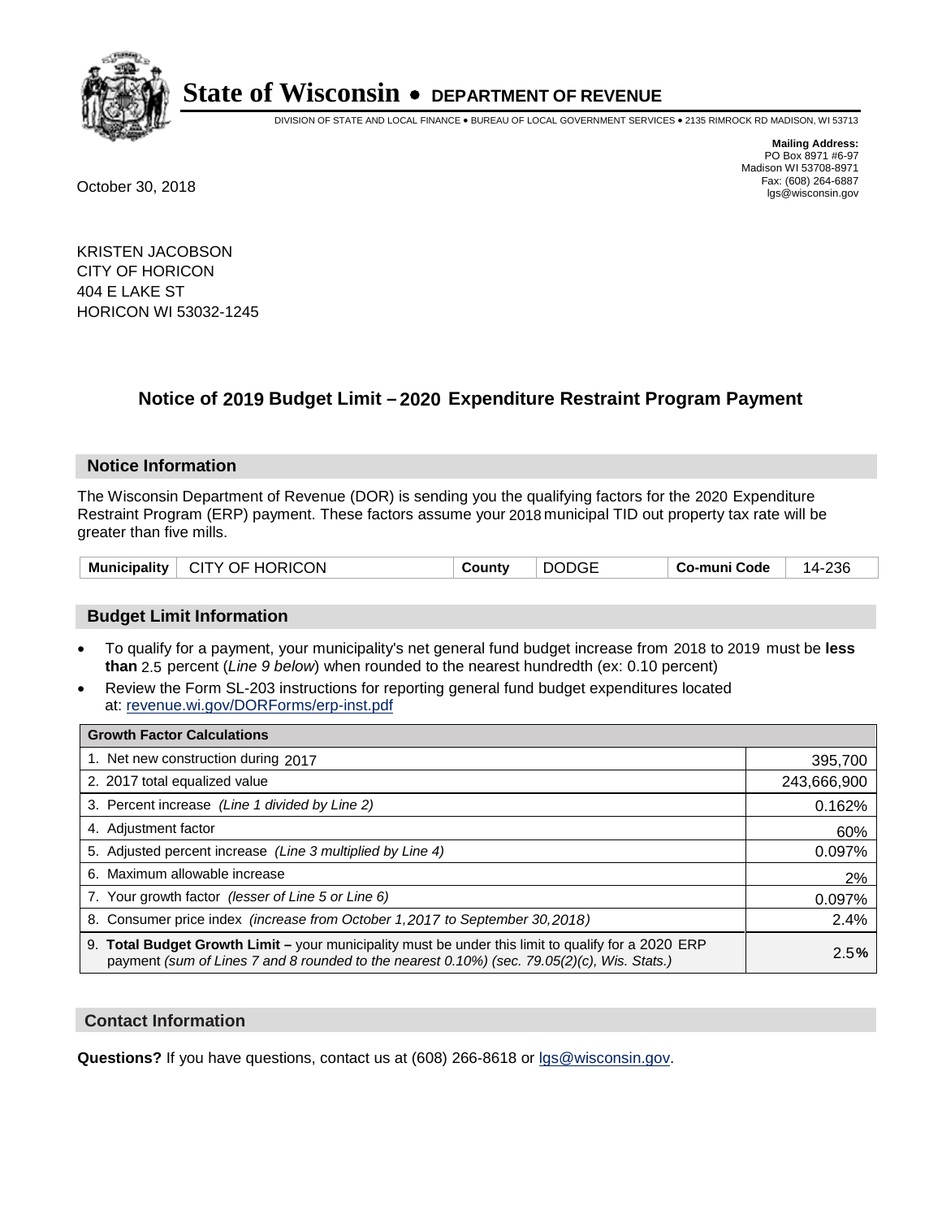# State of Wisconsin • DEPARTMENT OF REVENUE

DIVISION OF STATE AND LOCAL FINANCE • BUREAU OF LOCAL GOVERNMENT SERVICES • 2135 RIMROCK RD MADISON, WI 53713

**Mailing Address:**
PO Box 8971 #6-97
Madison WI 53708-8971
Fax: (608) 264-6887
lgs@wisconsin.gov

October 30, 2018

KRISTEN JACOBSON
CITY OF HORICON
404 E LAKE ST
HORICON WI 53032-1245

## Notice of 2019 Budget Limit – 2020 Expenditure Restraint Program Payment

### Notice Information

The Wisconsin Department of Revenue (DOR) is sending you the qualifying factors for the 2020 Expenditure Restraint Program (ERP) payment. These factors assume your 2018 municipal TID out property tax rate will be greater than five mills.

| Municipality | CITY OF HORICON | County | DODGE | Co-muni Code | 14-236 |
|---|---|---|---|---|---|

### Budget Limit Information

- To qualify for a payment, your municipality's net general fund budget increase from 2018 to 2019 must be **less than** 2.5 percent (*Line 9 below*) when rounded to the nearest hundredth (ex: 0.10 percent)
- Review the Form SL-203 instructions for reporting general fund budget expenditures located at: revenue.wi.gov/DORForms/erp-inst.pdf

| Growth Factor Calculations | |
|---|---|
| 1. Net new construction during 2017 | 395,700 |
| 2. 2017 total equalized value | 243,666,900 |
| 3. Percent increase *(Line 1 divided by Line 2)* | 0.162% |
| 4. Adjustment factor | 60% |
| 5. Adjusted percent increase *(Line 3 multiplied by Line 4)* | 0.097% |
| 6. Maximum allowable increase | 2% |
| 7. Your growth factor *(lesser of Line 5 or Line 6)* | 0.097% |
| 8. Consumer price index *(increase from October 1,2017 to September 30,2018)* | 2.4% |
| 9. **Total Budget Growth Limit –** your municipality must be under this limit to qualify for a 2020 ERP payment *(sum of Lines 7 and 8 rounded to the nearest 0.10%) (sec. 79.05(2)(c), Wis. Stats.)* | 2.5**%** |

### Contact Information

**Questions?** If you have questions, contact us at (608) 266-8618 or lgs@wisconsin.gov.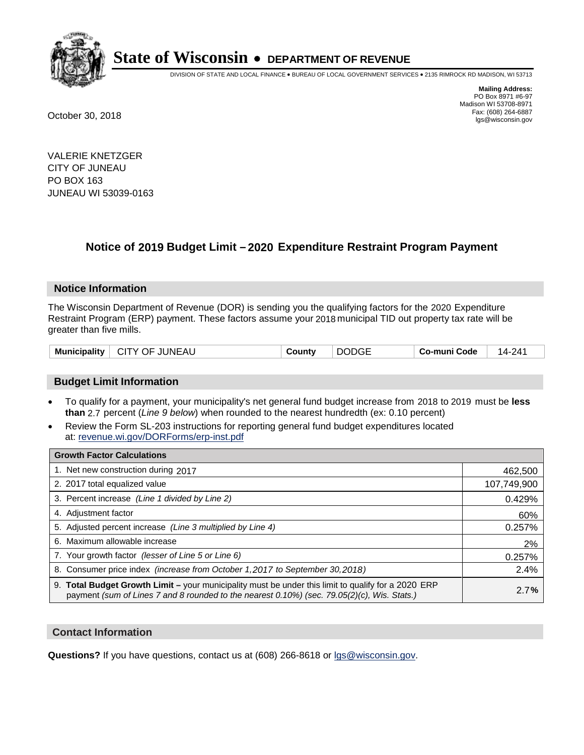# State of Wisconsin • DEPARTMENT OF REVENUE

DIVISION OF STATE AND LOCAL FINANCE • BUREAU OF LOCAL GOVERNMENT SERVICES • 2135 RIMROCK RD MADISON, WI 53713

**Mailing Address:**
PO Box 8971 #6-97
Madison WI 53708-8971
Fax: (608) 264-6887
lgs@wisconsin.gov

October 30, 2018

VALERIE KNETZGER
CITY OF JUNEAU
PO BOX 163
JUNEAU WI 53039-0163

## Notice of 2019 Budget Limit – 2020 Expenditure Restraint Program Payment

### Notice Information

The Wisconsin Department of Revenue (DOR) is sending you the qualifying factors for the 2020 Expenditure Restraint Program (ERP) payment. These factors assume your 2018 municipal TID out property tax rate will be greater than five mills.

| Municipality | CITY OF JUNEAU | County | DODGE | Co-muni Code | 14-241 |
|---|---|---|---|---|---|

### Budget Limit Information

- To qualify for a payment, your municipality's net general fund budget increase from 2018 to 2019 must be **less than** 2.7 percent (*Line 9 below*) when rounded to the nearest hundredth (ex: 0.10 percent)
- Review the Form SL-203 instructions for reporting general fund budget expenditures located at: revenue.wi.gov/DORForms/erp-inst.pdf

| Growth Factor Calculations | |
|---|---|
| 1. Net new construction during 2017 | 462,500 |
| 2. 2017 total equalized value | 107,749,900 |
| 3. Percent increase *(Line 1 divided by Line 2)* | 0.429% |
| 4. Adjustment factor | 60% |
| 5. Adjusted percent increase *(Line 3 multiplied by Line 4)* | 0.257% |
| 6. Maximum allowable increase | 2% |
| 7. Your growth factor *(lesser of Line 5 or Line 6)* | 0.257% |
| 8. Consumer price index *(increase from October 1,2017 to September 30,2018)* | 2.4% |
| 9. **Total Budget Growth Limit –** your municipality must be under this limit to qualify for a 2020 ERP payment *(sum of Lines 7 and 8 rounded to the nearest 0.10%) (sec. 79.05(2)(c), Wis. Stats.)* | 2.7**%** |

### Contact Information

**Questions?** If you have questions, contact us at (608) 266-8618 or lgs@wisconsin.gov.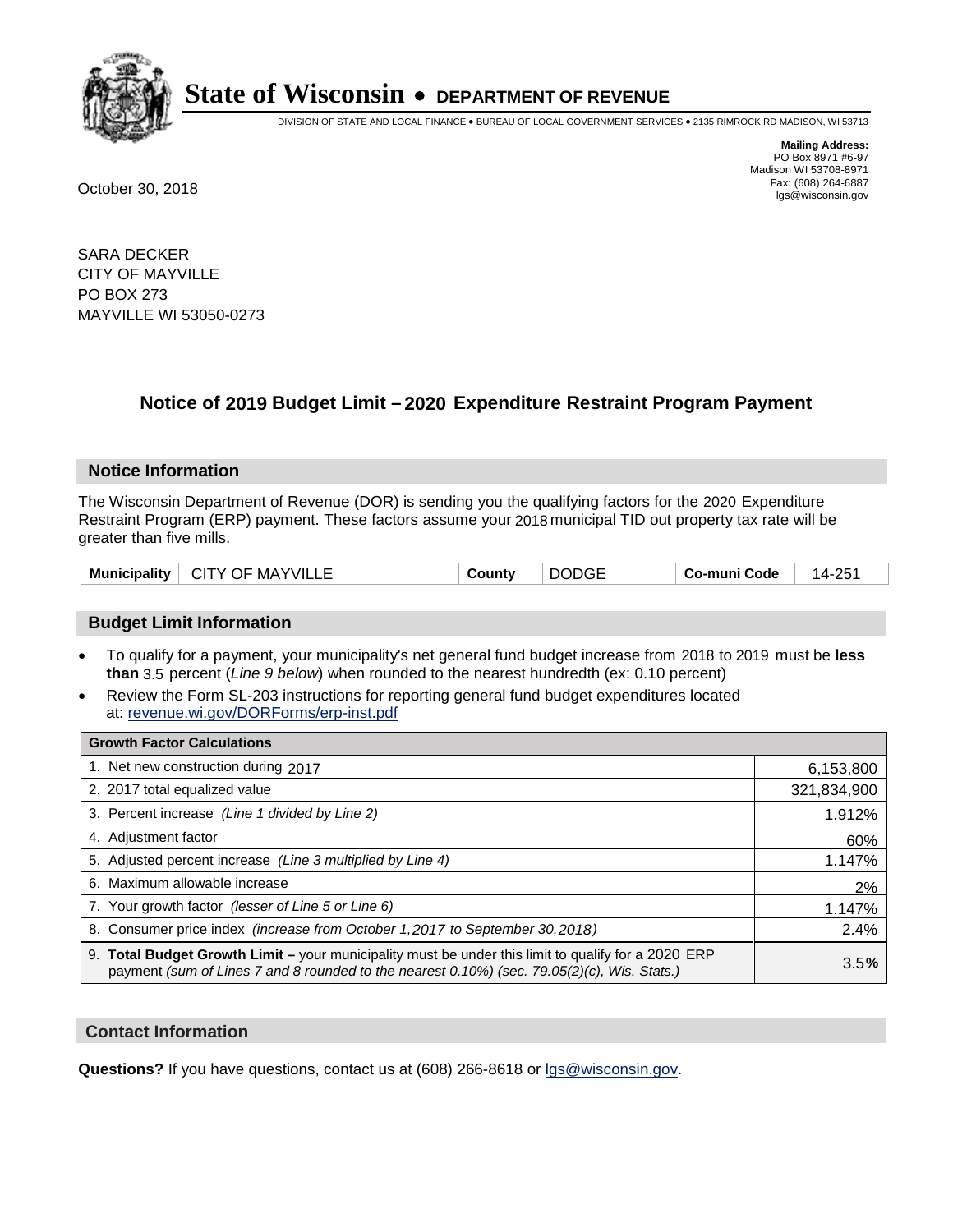# State of Wisconsin • DEPARTMENT OF REVENUE

DIVISION OF STATE AND LOCAL FINANCE • BUREAU OF LOCAL GOVERNMENT SERVICES • 2135 RIMROCK RD MADISON, WI 53713

**Mailing Address:**
PO Box 8971 #6-97
Madison WI 53708-8971
Fax: (608) 264-6887
lgs@wisconsin.gov

October 30, 2018

SARA DECKER
CITY OF MAYVILLE
PO BOX 273
MAYVILLE WI 53050-0273

## Notice of 2019 Budget Limit – 2020 Expenditure Restraint Program Payment

### Notice Information

The Wisconsin Department of Revenue (DOR) is sending you the qualifying factors for the 2020 Expenditure Restraint Program (ERP) payment. These factors assume your 2018 municipal TID out property tax rate will be greater than five mills.

| Municipality | CITY OF MAYVILLE | County | DODGE | Co-muni Code | 14-251 |
|---|---|---|---|---|---|

### Budget Limit Information

- To qualify for a payment, your municipality's net general fund budget increase from 2018 to 2019 must be **less than** 3.5 percent (*Line 9 below*) when rounded to the nearest hundredth (ex: 0.10 percent)
- Review the Form SL-203 instructions for reporting general fund budget expenditures located at: revenue.wi.gov/DORForms/erp-inst.pdf

| Growth Factor Calculations | |
|---|---|
| 1. Net new construction during 2017 | 6,153,800 |
| 2. 2017 total equalized value | 321,834,900 |
| 3. Percent increase *(Line 1 divided by Line 2)* | 1.912% |
| 4. Adjustment factor | 60% |
| 5. Adjusted percent increase *(Line 3 multiplied by Line 4)* | 1.147% |
| 6. Maximum allowable increase | 2% |
| 7. Your growth factor *(lesser of Line 5 or Line 6)* | 1.147% |
| 8. Consumer price index *(increase from October 1,2017 to September 30,2018)* | 2.4% |
| 9. **Total Budget Growth Limit –** your municipality must be under this limit to qualify for a 2020 ERP payment *(sum of Lines 7 and 8 rounded to the nearest 0.10%) (sec. 79.05(2)(c), Wis. Stats.)* | 3.5**%** |

### Contact Information

**Questions?** If you have questions, contact us at (608) 266-8618 or lgs@wisconsin.gov.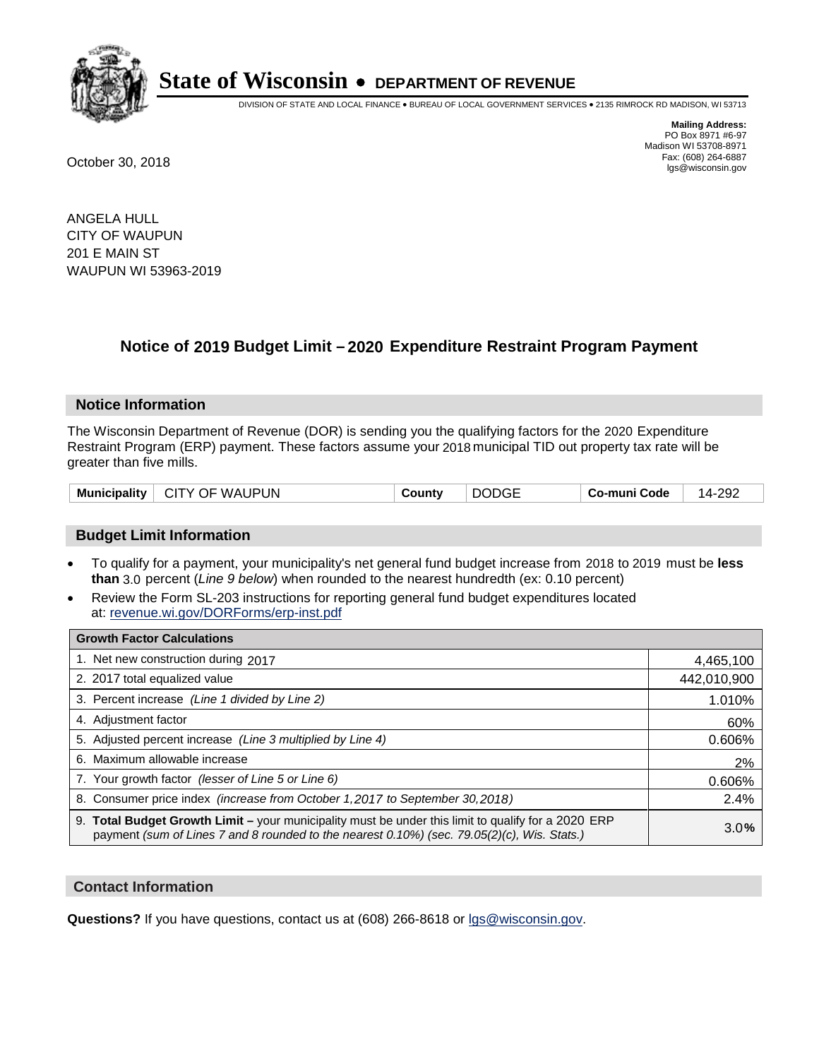# State of Wisconsin • DEPARTMENT OF REVENUE

DIVISION OF STATE AND LOCAL FINANCE • BUREAU OF LOCAL GOVERNMENT SERVICES • 2135 RIMROCK RD MADISON, WI 53713

**Mailing Address:**
PO Box 8971 #6-97
Madison WI 53708-8971
Fax: (608) 264-6887
lgs@wisconsin.gov

October 30, 2018

ANGELA HULL
CITY OF WAUPUN
201 E MAIN ST
WAUPUN WI 53963-2019

## Notice of 2019 Budget Limit – 2020 Expenditure Restraint Program Payment

### Notice Information

The Wisconsin Department of Revenue (DOR) is sending you the qualifying factors for the 2020 Expenditure Restraint Program (ERP) payment. These factors assume your 2018 municipal TID out property tax rate will be greater than five mills.

| Municipality | CITY OF WAUPUN | County | DODGE | Co-muni Code | 14-292 |
|---|---|---|---|---|---|

### Budget Limit Information

- To qualify for a payment, your municipality's net general fund budget increase from 2018 to 2019 must be **less than** 3.0 percent (*Line 9 below*) when rounded to the nearest hundredth (ex: 0.10 percent)
- Review the Form SL-203 instructions for reporting general fund budget expenditures located at: revenue.wi.gov/DORForms/erp-inst.pdf

| Growth Factor Calculations | |
|---|---|
| 1. Net new construction during 2017 | 4,465,100 |
| 2. 2017 total equalized value | 442,010,900 |
| 3. Percent increase *(Line 1 divided by Line 2)* | 1.010% |
| 4. Adjustment factor | 60% |
| 5. Adjusted percent increase *(Line 3 multiplied by Line 4)* | 0.606% |
| 6. Maximum allowable increase | 2% |
| 7. Your growth factor *(lesser of Line 5 or Line 6)* | 0.606% |
| 8. Consumer price index *(increase from October 1,2017 to September 30,2018)* | 2.4% |
| 9. **Total Budget Growth Limit –** your municipality must be under this limit to qualify for a 2020 ERP payment *(sum of Lines 7 and 8 rounded to the nearest 0.10%) (sec. 79.05(2)(c), Wis. Stats.)* | 3.0% |

### Contact Information

**Questions?** If you have questions, contact us at (608) 266-8618 or lgs@wisconsin.gov.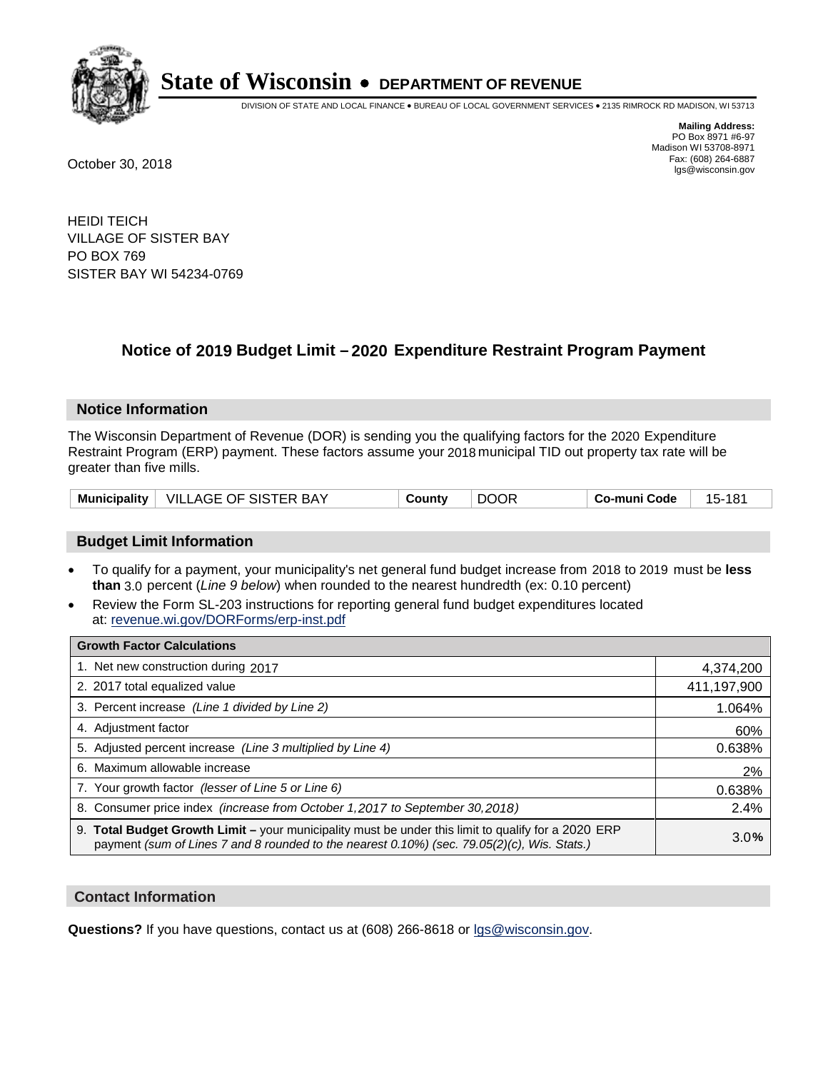# State of Wisconsin • DEPARTMENT OF REVENUE

DIVISION OF STATE AND LOCAL FINANCE • BUREAU OF LOCAL GOVERNMENT SERVICES • 2135 RIMROCK RD MADISON, WI 53713

**Mailing Address:**
PO Box 8971 #6-97
Madison WI 53708-8971
Fax: (608) 264-6887
lgs@wisconsin.gov

October 30, 2018

HEIDI TEICH
VILLAGE OF SISTER BAY
PO BOX 769
SISTER BAY WI 54234-0769

## Notice of 2019 Budget Limit – 2020 Expenditure Restraint Program Payment

### Notice Information

The Wisconsin Department of Revenue (DOR) is sending you the qualifying factors for the 2020 Expenditure Restraint Program (ERP) payment. These factors assume your 2018 municipal TID out property tax rate will be greater than five mills.

| Municipality | VILLAGE OF SISTER BAY | County | DOOR | Co-muni Code | 15-181 |
|---|---|---|---|---|---|

### Budget Limit Information

- To qualify for a payment, your municipality's net general fund budget increase from 2018 to 2019 must be **less than** 3.0 percent (*Line 9 below*) when rounded to the nearest hundredth (ex: 0.10 percent)
- Review the Form SL-203 instructions for reporting general fund budget expenditures located at: revenue.wi.gov/DORForms/erp-inst.pdf

| Growth Factor Calculations | |
|---|---|
| 1. Net new construction during 2017 | 4,374,200 |
| 2. 2017 total equalized value | 411,197,900 |
| 3. Percent increase *(Line 1 divided by Line 2)* | 1.064% |
| 4. Adjustment factor | 60% |
| 5. Adjusted percent increase *(Line 3 multiplied by Line 4)* | 0.638% |
| 6. Maximum allowable increase | 2% |
| 7. Your growth factor *(lesser of Line 5 or Line 6)* | 0.638% |
| 8. Consumer price index *(increase from October 1,2017 to September 30,2018)* | 2.4% |
| 9. **Total Budget Growth Limit –** your municipality must be under this limit to qualify for a 2020 ERP payment *(sum of Lines 7 and 8 rounded to the nearest 0.10%) (sec. 79.05(2)(c), Wis. Stats.)* | 3.0% |

### Contact Information

**Questions?** If you have questions, contact us at (608) 266-8618 or lgs@wisconsin.gov.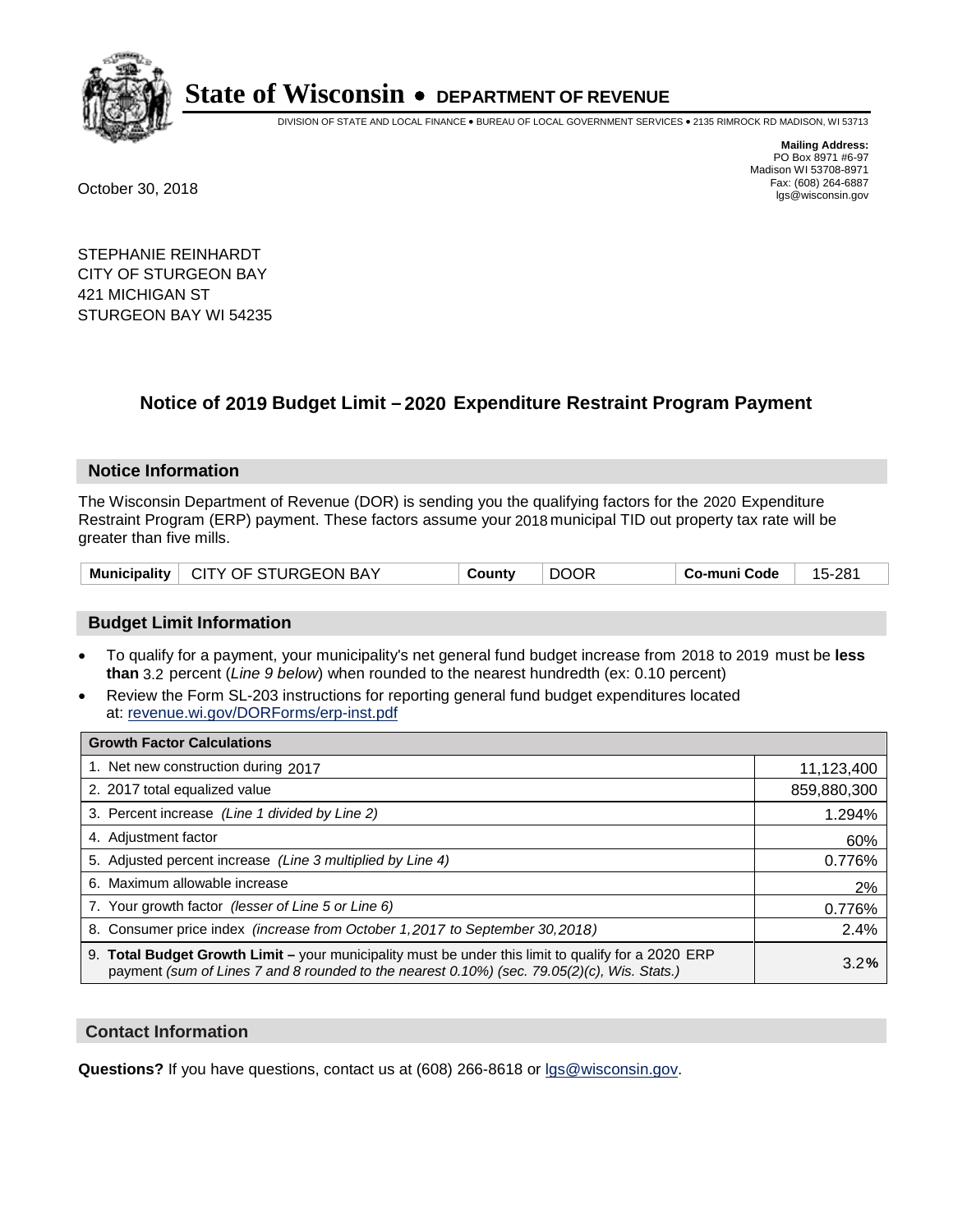# State of Wisconsin • DEPARTMENT OF REVENUE

DIVISION OF STATE AND LOCAL FINANCE • BUREAU OF LOCAL GOVERNMENT SERVICES • 2135 RIMROCK RD MADISON, WI 53713

**Mailing Address:**
PO Box 8971 #6-97
Madison WI 53708-8971
Fax: (608) 264-6887
lgs@wisconsin.gov

October 30, 2018

STEPHANIE REINHARDT
CITY OF STURGEON BAY
421 MICHIGAN ST
STURGEON BAY WI 54235

## Notice of 2019 Budget Limit – 2020 Expenditure Restraint Program Payment

### Notice Information

The Wisconsin Department of Revenue (DOR) is sending you the qualifying factors for the 2020 Expenditure Restraint Program (ERP) payment. These factors assume your 2018 municipal TID out property tax rate will be greater than five mills.

| Municipality | CITY OF STURGEON BAY | County | DOOR | Co-muni Code | 15-281 |
|---|---|---|---|---|---|

### Budget Limit Information

- To qualify for a payment, your municipality's net general fund budget increase from 2018 to 2019 must be **less than** 3.2 percent (*Line 9 below*) when rounded to the nearest hundredth (ex: 0.10 percent)
- Review the Form SL-203 instructions for reporting general fund budget expenditures located at: revenue.wi.gov/DORForms/erp-inst.pdf

| Growth Factor Calculations | |
|---|---|
| 1. Net new construction during 2017 | 11,123,400 |
| 2. 2017 total equalized value | 859,880,300 |
| 3. Percent increase *(Line 1 divided by Line 2)* | 1.294% |
| 4. Adjustment factor | 60% |
| 5. Adjusted percent increase *(Line 3 multiplied by Line 4)* | 0.776% |
| 6. Maximum allowable increase | 2% |
| 7. Your growth factor *(lesser of Line 5 or Line 6)* | 0.776% |
| 8. Consumer price index *(increase from October 1,2017 to September 30,2018)* | 2.4% |
| 9. **Total Budget Growth Limit –** your municipality must be under this limit to qualify for a 2020 ERP payment *(sum of Lines 7 and 8 rounded to the nearest 0.10%) (sec. 79.05(2)(c), Wis. Stats.)* | 3.2**%** |

### Contact Information

**Questions?** If you have questions, contact us at (608) 266-8618 or lgs@wisconsin.gov.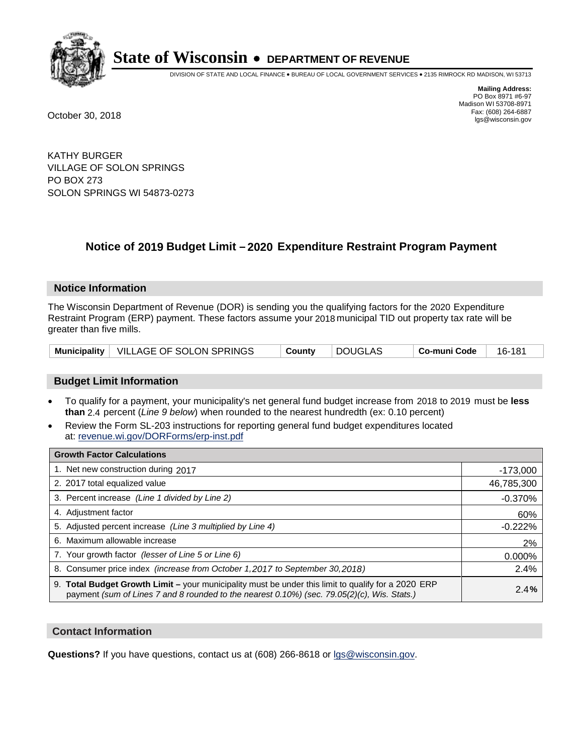# State of Wisconsin • DEPARTMENT OF REVENUE

DIVISION OF STATE AND LOCAL FINANCE • BUREAU OF LOCAL GOVERNMENT SERVICES • 2135 RIMROCK RD MADISON, WI 53713

**Mailing Address:**
PO Box 8971 #6-97
Madison WI 53708-8971
Fax: (608) 264-6887
lgs@wisconsin.gov

October 30, 2018

KATHY BURGER
VILLAGE OF SOLON SPRINGS
PO BOX 273
SOLON SPRINGS WI 54873-0273

## Notice of 2019 Budget Limit – 2020 Expenditure Restraint Program Payment

### Notice Information

The Wisconsin Department of Revenue (DOR) is sending you the qualifying factors for the 2020 Expenditure Restraint Program (ERP) payment. These factors assume your 2018 municipal TID out property tax rate will be greater than five mills.

| Municipality | VILLAGE OF SOLON SPRINGS | County | DOUGLAS | Co-muni Code | 16-181 |
|---|---|---|---|---|---|

### Budget Limit Information

- To qualify for a payment, your municipality's net general fund budget increase from 2018 to 2019 must be **less than** 2.4 percent (*Line 9 below*) when rounded to the nearest hundredth (ex: 0.10 percent)
- Review the Form SL-203 instructions for reporting general fund budget expenditures located at: revenue.wi.gov/DORForms/erp-inst.pdf

| Growth Factor Calculations | |
|---|---|
| 1. Net new construction during 2017 | -173,000 |
| 2. 2017 total equalized value | 46,785,300 |
| 3. Percent increase *(Line 1 divided by Line 2)* | -0.370% |
| 4. Adjustment factor | 60% |
| 5. Adjusted percent increase *(Line 3 multiplied by Line 4)* | -0.222% |
| 6. Maximum allowable increase | 2% |
| 7. Your growth factor *(lesser of Line 5 or Line 6)* | 0.000% |
| 8. Consumer price index *(increase from October 1,2017 to September 30,2018)* | 2.4% |
| 9. **Total Budget Growth Limit –** your municipality must be under this limit to qualify for a 2020 ERP payment *(sum of Lines 7 and 8 rounded to the nearest 0.10%) (sec. 79.05(2)(c), Wis. Stats.)* | 2.4**%** |

### Contact Information

**Questions?** If you have questions, contact us at (608) 266-8618 or lgs@wisconsin.gov.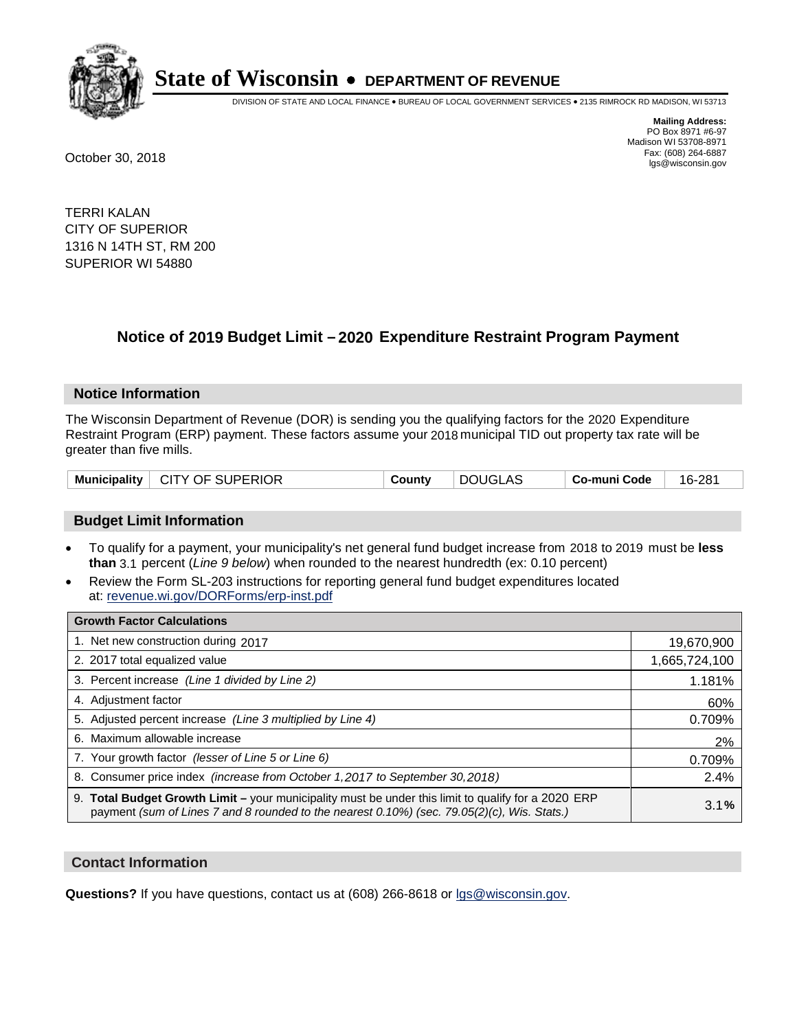# State of Wisconsin • DEPARTMENT OF REVENUE

DIVISION OF STATE AND LOCAL FINANCE • BUREAU OF LOCAL GOVERNMENT SERVICES • 2135 RIMROCK RD MADISON, WI 53713

**Mailing Address:**
PO Box 8971 #6-97
Madison WI 53708-8971
Fax: (608) 264-6887
lgs@wisconsin.gov

October 30, 2018

TERRI KALAN
CITY OF SUPERIOR
1316 N 14TH ST, RM 200
SUPERIOR WI 54880

## Notice of 2019 Budget Limit – 2020 Expenditure Restraint Program Payment

### Notice Information

The Wisconsin Department of Revenue (DOR) is sending you the qualifying factors for the 2020 Expenditure Restraint Program (ERP) payment. These factors assume your 2018 municipal TID out property tax rate will be greater than five mills.

| Municipality | CITY OF SUPERIOR | County | DOUGLAS | Co-muni Code | 16-281 |
|---|---|---|---|---|---|

### Budget Limit Information

- To qualify for a payment, your municipality's net general fund budget increase from 2018 to 2019 must be **less than** 3.1 percent (*Line 9 below*) when rounded to the nearest hundredth (ex: 0.10 percent)
- Review the Form SL-203 instructions for reporting general fund budget expenditures located at: revenue.wi.gov/DORForms/erp-inst.pdf

| Growth Factor Calculations | |
|---|---|
| 1. Net new construction during 2017 | 19,670,900 |
| 2. 2017 total equalized value | 1,665,724,100 |
| 3. Percent increase *(Line 1 divided by Line 2)* | 1.181% |
| 4. Adjustment factor | 60% |
| 5. Adjusted percent increase *(Line 3 multiplied by Line 4)* | 0.709% |
| 6. Maximum allowable increase | 2% |
| 7. Your growth factor *(lesser of Line 5 or Line 6)* | 0.709% |
| 8. Consumer price index *(increase from October 1,2017 to September 30,2018)* | 2.4% |
| 9. **Total Budget Growth Limit –** your municipality must be under this limit to qualify for a 2020 ERP payment *(sum of Lines 7 and 8 rounded to the nearest 0.10%) (sec. 79.05(2)(c), Wis. Stats.)* | 3.1**%** |

### Contact Information

**Questions?** If you have questions, contact us at (608) 266-8618 or lgs@wisconsin.gov.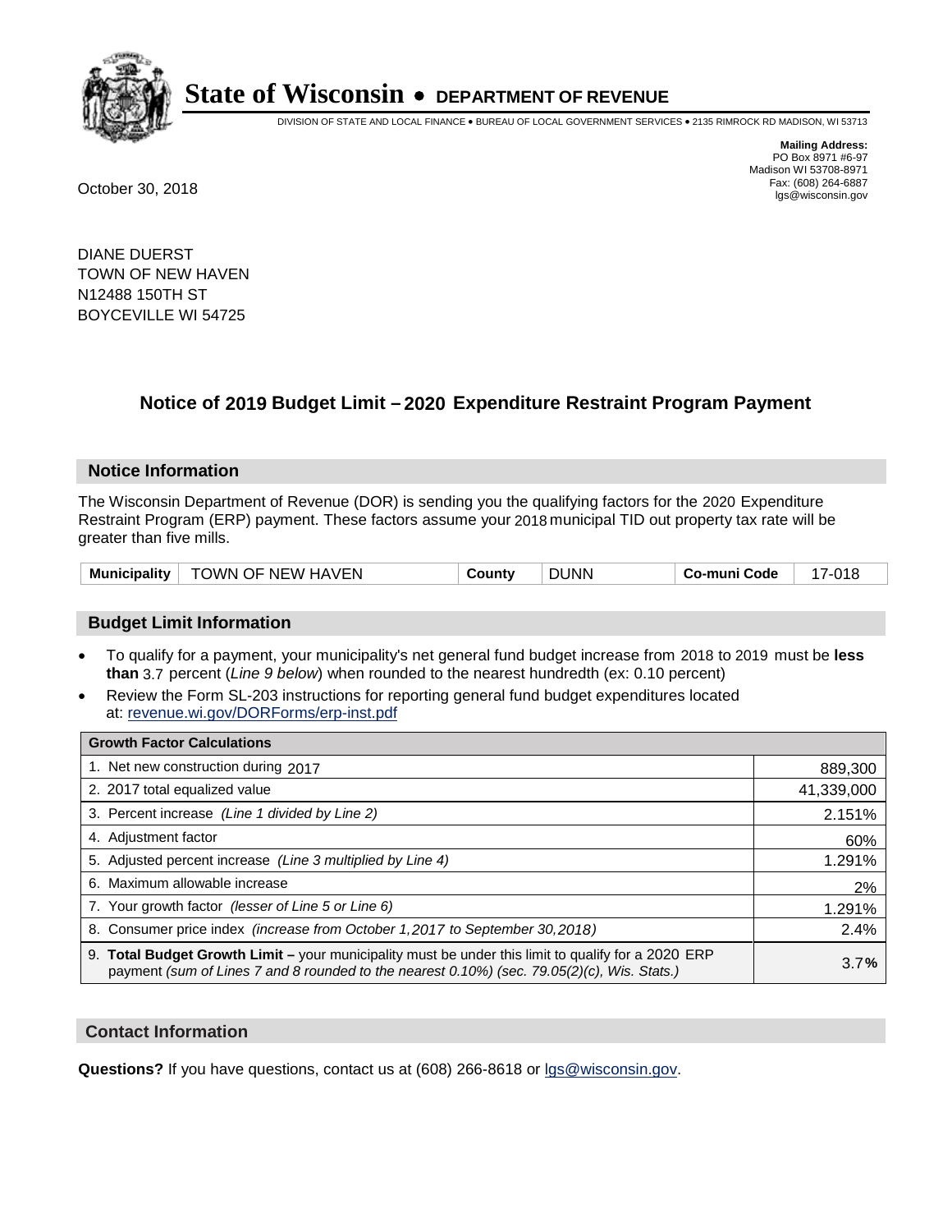# State of Wisconsin • DEPARTMENT OF REVENUE

DIVISION OF STATE AND LOCAL FINANCE • BUREAU OF LOCAL GOVERNMENT SERVICES • 2135 RIMROCK RD MADISON, WI 53713

**Mailing Address:**
PO Box 8971 #6-97
Madison WI 53708-8971
Fax: (608) 264-6887
lgs@wisconsin.gov

October 30, 2018

DIANE DUERST
TOWN OF NEW HAVEN
N12488 150TH ST
BOYCEVILLE WI 54725

## Notice of 2019 Budget Limit – 2020 Expenditure Restraint Program Payment

### Notice Information

The Wisconsin Department of Revenue (DOR) is sending you the qualifying factors for the 2020 Expenditure Restraint Program (ERP) payment. These factors assume your 2018 municipal TID out property tax rate will be greater than five mills.

| Municipality | TOWN OF NEW HAVEN | County | DUNN | Co-muni Code | 17-018 |
|---|---|---|---|---|---|

### Budget Limit Information

- To qualify for a payment, your municipality's net general fund budget increase from 2018 to 2019 must be **less than** 3.7 percent (*Line 9 below*) when rounded to the nearest hundredth (ex: 0.10 percent)
- Review the Form SL-203 instructions for reporting general fund budget expenditures located at: revenue.wi.gov/DORForms/erp-inst.pdf

| Growth Factor Calculations | |
|---|---|
| 1. Net new construction during 2017 | 889,300 |
| 2. 2017 total equalized value | 41,339,000 |
| 3. Percent increase *(Line 1 divided by Line 2)* | 2.151% |
| 4. Adjustment factor | 60% |
| 5. Adjusted percent increase *(Line 3 multiplied by Line 4)* | 1.291% |
| 6. Maximum allowable increase | 2% |
| 7. Your growth factor *(lesser of Line 5 or Line 6)* | 1.291% |
| 8. Consumer price index *(increase from October 1,2017 to September 30,2018)* | 2.4% |
| 9. **Total Budget Growth Limit –** your municipality must be under this limit to qualify for a 2020 ERP payment *(sum of Lines 7 and 8 rounded to the nearest 0.10%) (sec. 79.05(2)(c), Wis. Stats.)* | 3.7**%** |

### Contact Information

**Questions?** If you have questions, contact us at (608) 266-8618 or lgs@wisconsin.gov.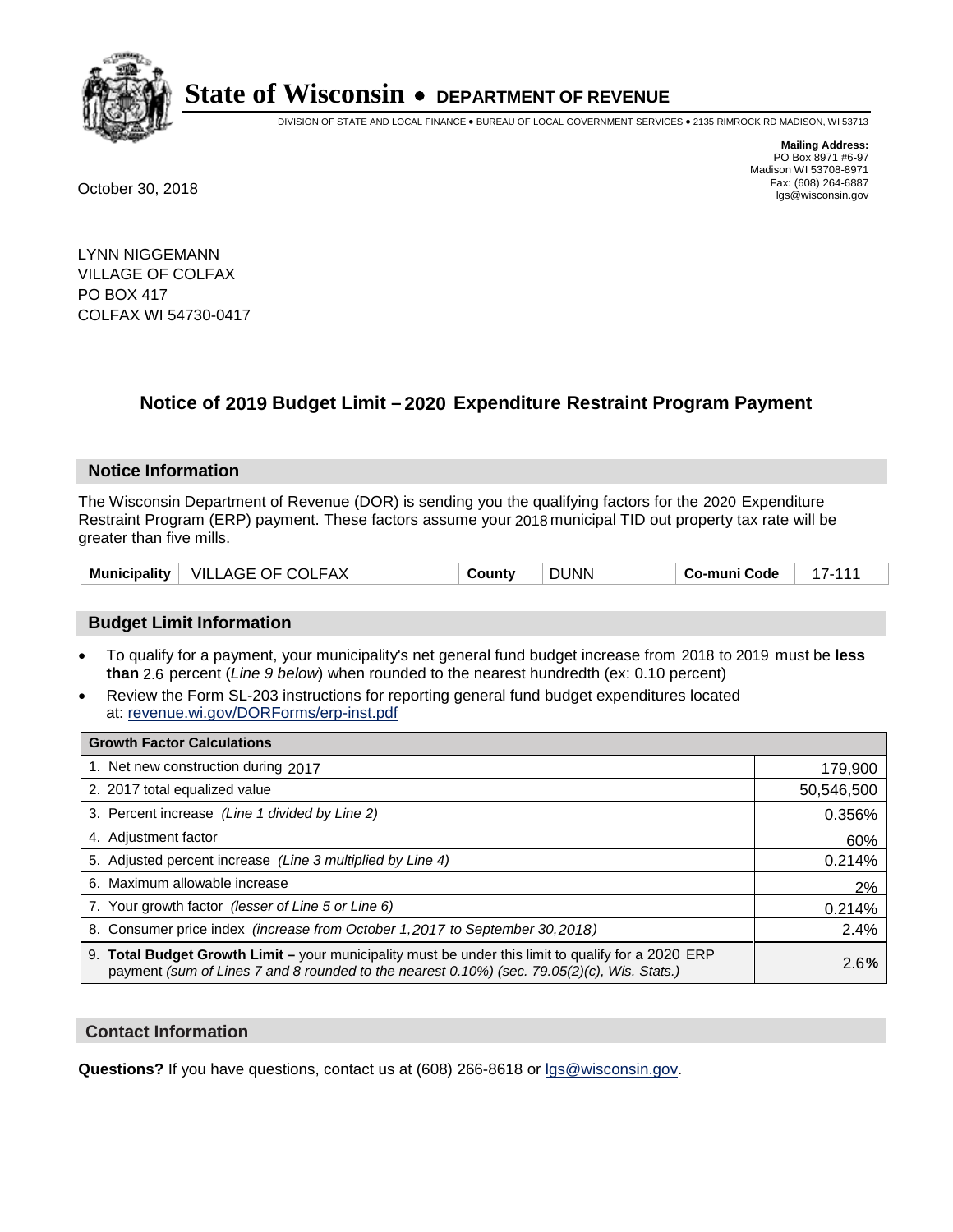# State of Wisconsin • DEPARTMENT OF REVENUE

DIVISION OF STATE AND LOCAL FINANCE • BUREAU OF LOCAL GOVERNMENT SERVICES • 2135 RIMROCK RD MADISON, WI 53713

**Mailing Address:**
PO Box 8971 #6-97
Madison WI 53708-8971
Fax: (608) 264-6887
lgs@wisconsin.gov

October 30, 2018

LYNN NIGGEMANN
VILLAGE OF COLFAX
PO BOX 417
COLFAX WI 54730-0417

## Notice of 2019 Budget Limit – 2020 Expenditure Restraint Program Payment

### Notice Information

The Wisconsin Department of Revenue (DOR) is sending you the qualifying factors for the 2020 Expenditure Restraint Program (ERP) payment. These factors assume your 2018 municipal TID out property tax rate will be greater than five mills.

| Municipality | VILLAGE OF COLFAX | County | DUNN | Co-muni Code | 17-111 |
|---|---|---|---|---|---|

### Budget Limit Information

- To qualify for a payment, your municipality's net general fund budget increase from 2018 to 2019 must be **less than** 2.6 percent (*Line 9 below*) when rounded to the nearest hundredth (ex: 0.10 percent)
- Review the Form SL-203 instructions for reporting general fund budget expenditures located at: revenue.wi.gov/DORForms/erp-inst.pdf

| Growth Factor Calculations | |
|---|---|
| 1. Net new construction during 2017 | 179,900 |
| 2. 2017 total equalized value | 50,546,500 |
| 3. Percent increase *(Line 1 divided by Line 2)* | 0.356% |
| 4. Adjustment factor | 60% |
| 5. Adjusted percent increase *(Line 3 multiplied by Line 4)* | 0.214% |
| 6. Maximum allowable increase | 2% |
| 7. Your growth factor *(lesser of Line 5 or Line 6)* | 0.214% |
| 8. Consumer price index *(increase from October 1,2017 to September 30,2018)* | 2.4% |
| 9. **Total Budget Growth Limit –** your municipality must be under this limit to qualify for a 2020 ERP payment *(sum of Lines 7 and 8 rounded to the nearest 0.10%) (sec. 79.05(2)(c), Wis. Stats.)* | 2.6**%** |

### Contact Information

**Questions?** If you have questions, contact us at (608) 266-8618 or lgs@wisconsin.gov.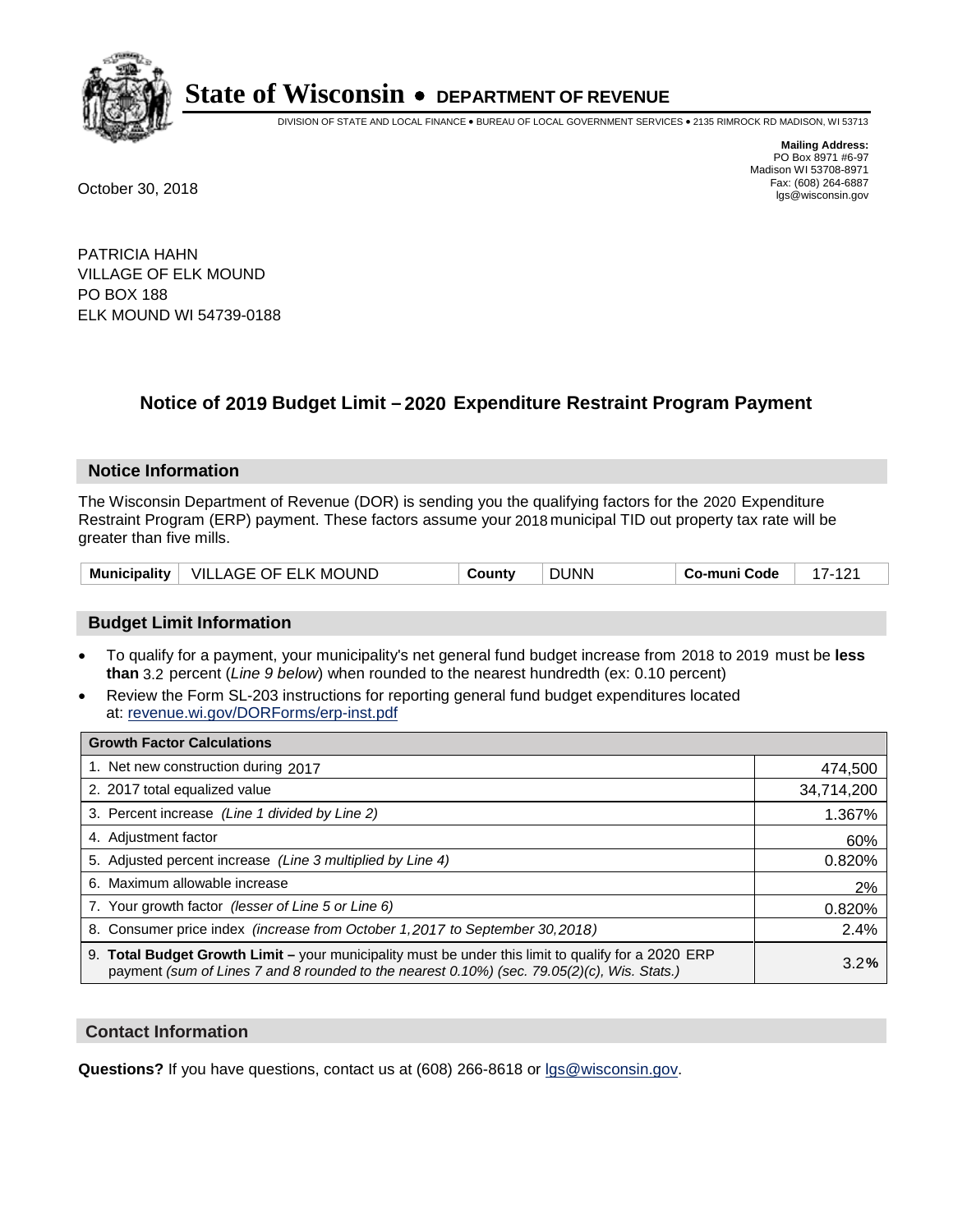# State of Wisconsin • DEPARTMENT OF REVENUE

DIVISION OF STATE AND LOCAL FINANCE • BUREAU OF LOCAL GOVERNMENT SERVICES • 2135 RIMROCK RD MADISON, WI 53713

**Mailing Address:**
PO Box 8971 #6-97
Madison WI 53708-8971
Fax: (608) 264-6887
lgs@wisconsin.gov

October 30, 2018

PATRICIA HAHN
VILLAGE OF ELK MOUND
PO BOX 188
ELK MOUND WI 54739-0188

## Notice of 2019 Budget Limit – 2020 Expenditure Restraint Program Payment

### Notice Information

The Wisconsin Department of Revenue (DOR) is sending you the qualifying factors for the 2020 Expenditure Restraint Program (ERP) payment. These factors assume your 2018 municipal TID out property tax rate will be greater than five mills.

| Municipality | VILLAGE OF ELK MOUND | County | DUNN | Co-muni Code | 17-121 |
|---|---|---|---|---|---|

### Budget Limit Information

- To qualify for a payment, your municipality's net general fund budget increase from 2018 to 2019 must be **less than** 3.2 percent (*Line 9 below*) when rounded to the nearest hundredth (ex: 0.10 percent)
- Review the Form SL-203 instructions for reporting general fund budget expenditures located at: revenue.wi.gov/DORForms/erp-inst.pdf

| Growth Factor Calculations | |
|---|---|
| 1. Net new construction during 2017 | 474,500 |
| 2. 2017 total equalized value | 34,714,200 |
| 3. Percent increase *(Line 1 divided by Line 2)* | 1.367% |
| 4. Adjustment factor | 60% |
| 5. Adjusted percent increase *(Line 3 multiplied by Line 4)* | 0.820% |
| 6. Maximum allowable increase | 2% |
| 7. Your growth factor *(lesser of Line 5 or Line 6)* | 0.820% |
| 8. Consumer price index *(increase from October 1,2017 to September 30,2018)* | 2.4% |
| 9. **Total Budget Growth Limit –** your municipality must be under this limit to qualify for a 2020 ERP payment *(sum of Lines 7 and 8 rounded to the nearest 0.10%) (sec. 79.05(2)(c), Wis. Stats.)* | 3.2**%** |

### Contact Information

**Questions?** If you have questions, contact us at (608) 266-8618 or lgs@wisconsin.gov.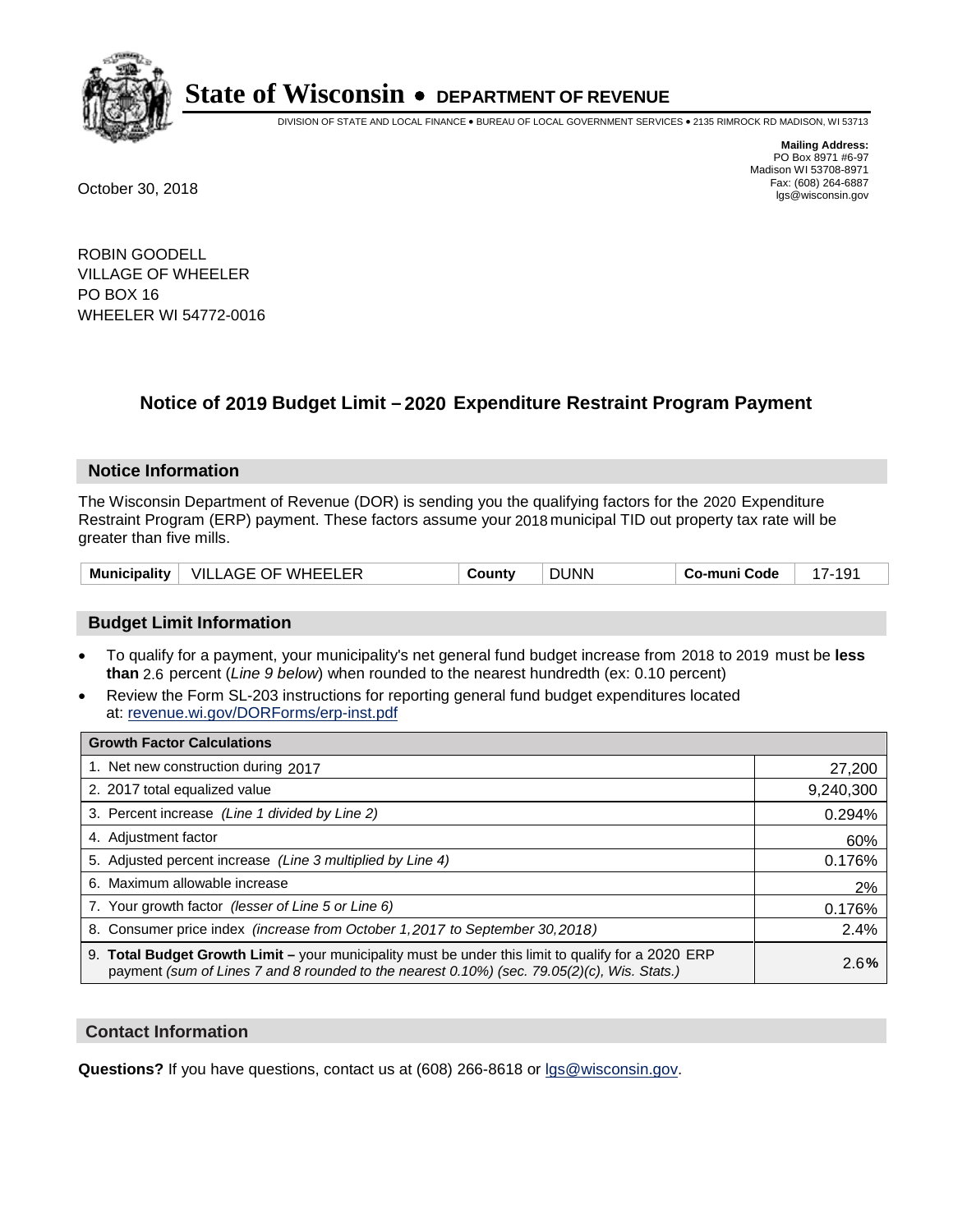# State of Wisconsin • DEPARTMENT OF REVENUE

DIVISION OF STATE AND LOCAL FINANCE • BUREAU OF LOCAL GOVERNMENT SERVICES • 2135 RIMROCK RD MADISON, WI 53713

**Mailing Address:**
PO Box 8971 #6-97
Madison WI 53708-8971
Fax: (608) 264-6887
lgs@wisconsin.gov

October 30, 2018

ROBIN GOODELL
VILLAGE OF WHEELER
PO BOX 16
WHEELER WI 54772-0016

## Notice of 2019 Budget Limit – 2020 Expenditure Restraint Program Payment

### Notice Information

The Wisconsin Department of Revenue (DOR) is sending you the qualifying factors for the 2020 Expenditure Restraint Program (ERP) payment. These factors assume your 2018 municipal TID out property tax rate will be greater than five mills.

| Municipality | VILLAGE OF WHEELER | County | DUNN | Co-muni Code | 17-191 |
|---|---|---|---|---|---|

### Budget Limit Information

- To qualify for a payment, your municipality's net general fund budget increase from 2018 to 2019 must be **less than** 2.6 percent (*Line 9 below*) when rounded to the nearest hundredth (ex: 0.10 percent)
- Review the Form SL-203 instructions for reporting general fund budget expenditures located at: revenue.wi.gov/DORForms/erp-inst.pdf

| Growth Factor Calculations | |
|---|---|
| 1. Net new construction during 2017 | 27,200 |
| 2. 2017 total equalized value | 9,240,300 |
| 3. Percent increase *(Line 1 divided by Line 2)* | 0.294% |
| 4. Adjustment factor | 60% |
| 5. Adjusted percent increase *(Line 3 multiplied by Line 4)* | 0.176% |
| 6. Maximum allowable increase | 2% |
| 7. Your growth factor *(lesser of Line 5 or Line 6)* | 0.176% |
| 8. Consumer price index *(increase from October 1,2017 to September 30,2018)* | 2.4% |
| 9. **Total Budget Growth Limit –** your municipality must be under this limit to qualify for a 2020 ERP payment *(sum of Lines 7 and 8 rounded to the nearest 0.10%) (sec. 79.05(2)(c), Wis. Stats.)* | 2.6**%** |

### Contact Information

**Questions?** If you have questions, contact us at (608) 266-8618 or lgs@wisconsin.gov.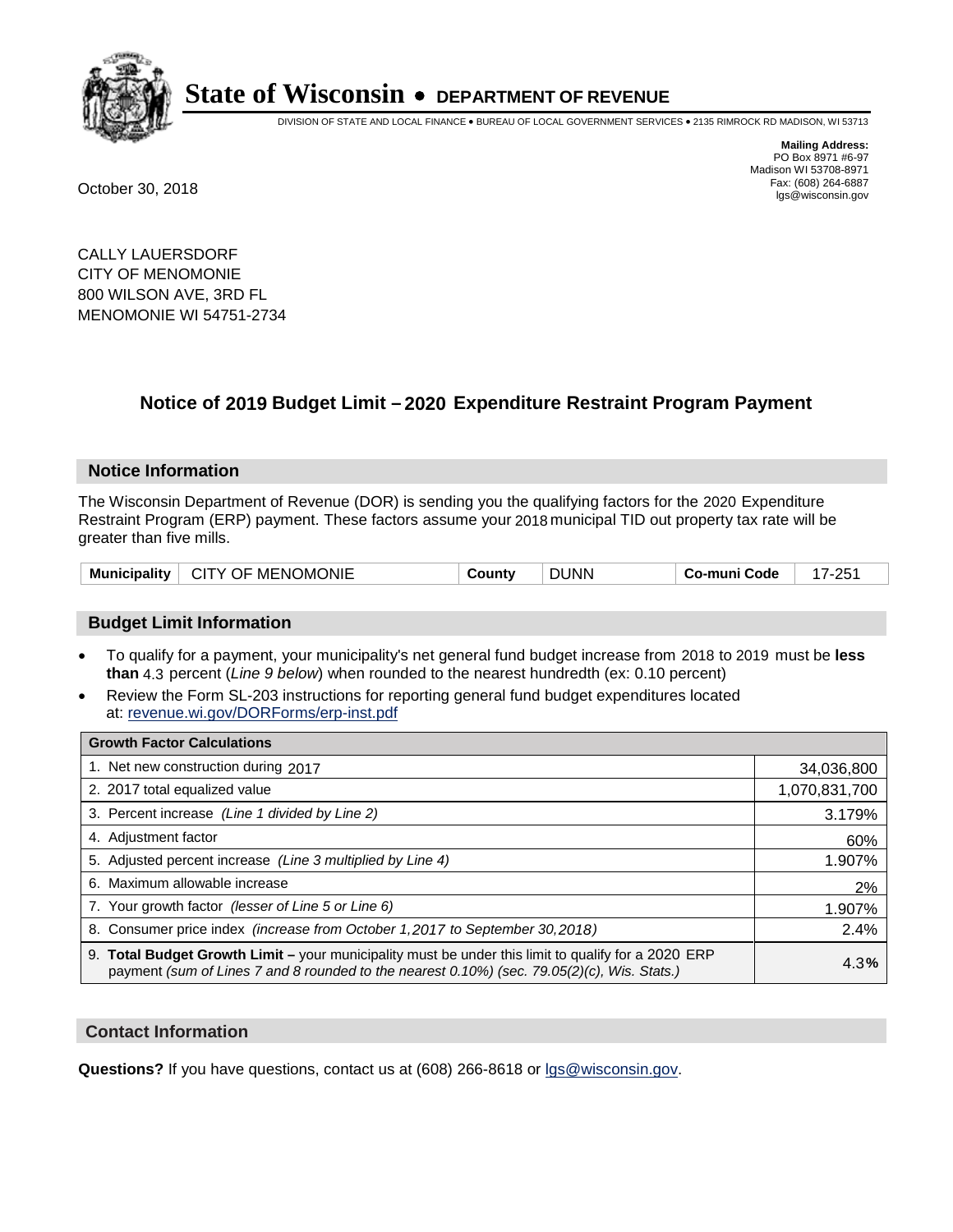# State of Wisconsin • DEPARTMENT OF REVENUE

DIVISION OF STATE AND LOCAL FINANCE • BUREAU OF LOCAL GOVERNMENT SERVICES • 2135 RIMROCK RD MADISON, WI 53713

**Mailing Address:**
PO Box 8971 #6-97
Madison WI 53708-8971
Fax: (608) 264-6887
lgs@wisconsin.gov

October 30, 2018

CALLY LAUERSDORF
CITY OF MENOMONIE
800 WILSON AVE, 3RD FL
MENOMONIE WI 54751-2734

## Notice of 2019 Budget Limit – 2020 Expenditure Restraint Program Payment

### Notice Information

The Wisconsin Department of Revenue (DOR) is sending you the qualifying factors for the 2020 Expenditure Restraint Program (ERP) payment. These factors assume your 2018 municipal TID out property tax rate will be greater than five mills.

| Municipality | CITY OF MENOMONIE | County | DUNN | Co-muni Code | 17-251 |
|---|---|---|---|---|---|

### Budget Limit Information

- To qualify for a payment, your municipality's net general fund budget increase from 2018 to 2019 must be **less than** 4.3 percent (*Line 9 below*) when rounded to the nearest hundredth (ex: 0.10 percent)
- Review the Form SL-203 instructions for reporting general fund budget expenditures located at: revenue.wi.gov/DORForms/erp-inst.pdf

| Growth Factor Calculations | |
|---|---|
| 1. Net new construction during 2017 | 34,036,800 |
| 2. 2017 total equalized value | 1,070,831,700 |
| 3. Percent increase *(Line 1 divided by Line 2)* | 3.179% |
| 4. Adjustment factor | 60% |
| 5. Adjusted percent increase *(Line 3 multiplied by Line 4)* | 1.907% |
| 6. Maximum allowable increase | 2% |
| 7. Your growth factor *(lesser of Line 5 or Line 6)* | 1.907% |
| 8. Consumer price index *(increase from October 1,2017 to September 30,2018)* | 2.4% |
| 9. **Total Budget Growth Limit –** your municipality must be under this limit to qualify for a 2020 ERP payment *(sum of Lines 7 and 8 rounded to the nearest 0.10%) (sec. 79.05(2)(c), Wis. Stats.)* | 4.3% |

### Contact Information

**Questions?** If you have questions, contact us at (608) 266-8618 or lgs@wisconsin.gov.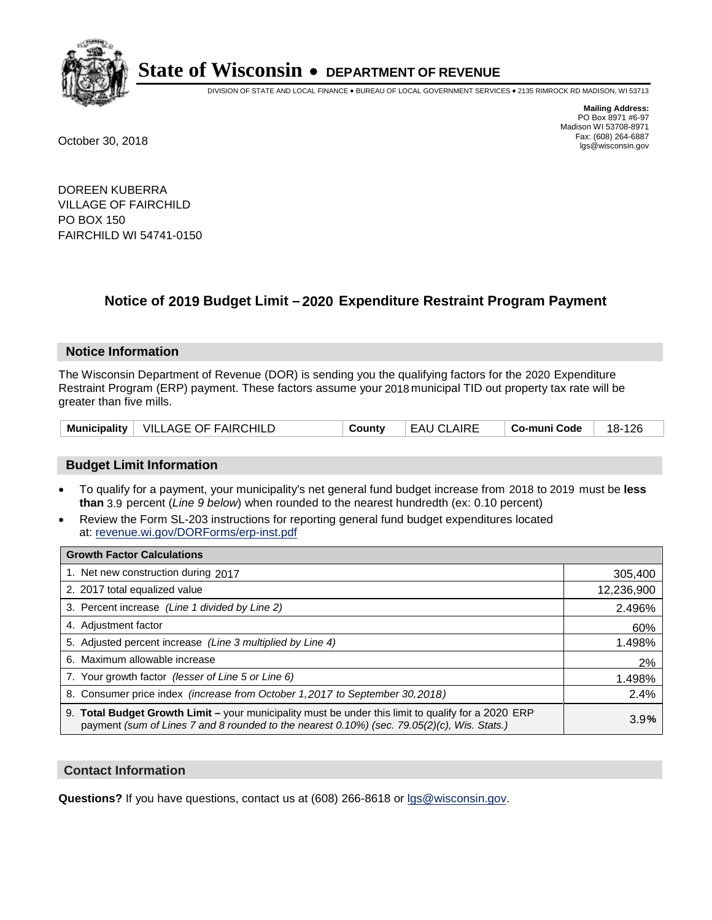# State of Wisconsin • DEPARTMENT OF REVENUE

DIVISION OF STATE AND LOCAL FINANCE • BUREAU OF LOCAL GOVERNMENT SERVICES • 2135 RIMROCK RD MADISON, WI 53713

**Mailing Address:**
PO Box 8971 #6-97
Madison WI 53708-8971
Fax: (608) 264-6887
lgs@wisconsin.gov

October 30, 2018

DOREEN KUBERRA
VILLAGE OF FAIRCHILD
PO BOX 150
FAIRCHILD WI 54741-0150

## Notice of 2019 Budget Limit – 2020 Expenditure Restraint Program Payment

### Notice Information

The Wisconsin Department of Revenue (DOR) is sending you the qualifying factors for the 2020 Expenditure Restraint Program (ERP) payment. These factors assume your 2018 municipal TID out property tax rate will be greater than five mills.

| Municipality | VILLAGE OF FAIRCHILD | County | EAU CLAIRE | Co-muni Code | 18-126 |
|---|---|---|---|---|---|

### Budget Limit Information

- To qualify for a payment, your municipality's net general fund budget increase from 2018 to 2019 must be **less than** 3.9 percent (*Line 9 below*) when rounded to the nearest hundredth (ex: 0.10 percent)
- Review the Form SL-203 instructions for reporting general fund budget expenditures located at: revenue.wi.gov/DORForms/erp-inst.pdf

| Growth Factor Calculations | |
|---|---|
| 1. Net new construction during 2017 | 305,400 |
| 2. 2017 total equalized value | 12,236,900 |
| 3. Percent increase *(Line 1 divided by Line 2)* | 2.496% |
| 4. Adjustment factor | 60% |
| 5. Adjusted percent increase *(Line 3 multiplied by Line 4)* | 1.498% |
| 6. Maximum allowable increase | 2% |
| 7. Your growth factor *(lesser of Line 5 or Line 6)* | 1.498% |
| 8. Consumer price index *(increase from October 1,2017 to September 30,2018)* | 2.4% |
| 9. **Total Budget Growth Limit –** your municipality must be under this limit to qualify for a 2020 ERP payment *(sum of Lines 7 and 8 rounded to the nearest 0.10%) (sec. 79.05(2)(c), Wis. Stats.)* | 3.9**%** |

### Contact Information

**Questions?** If you have questions, contact us at (608) 266-8618 or lgs@wisconsin.gov.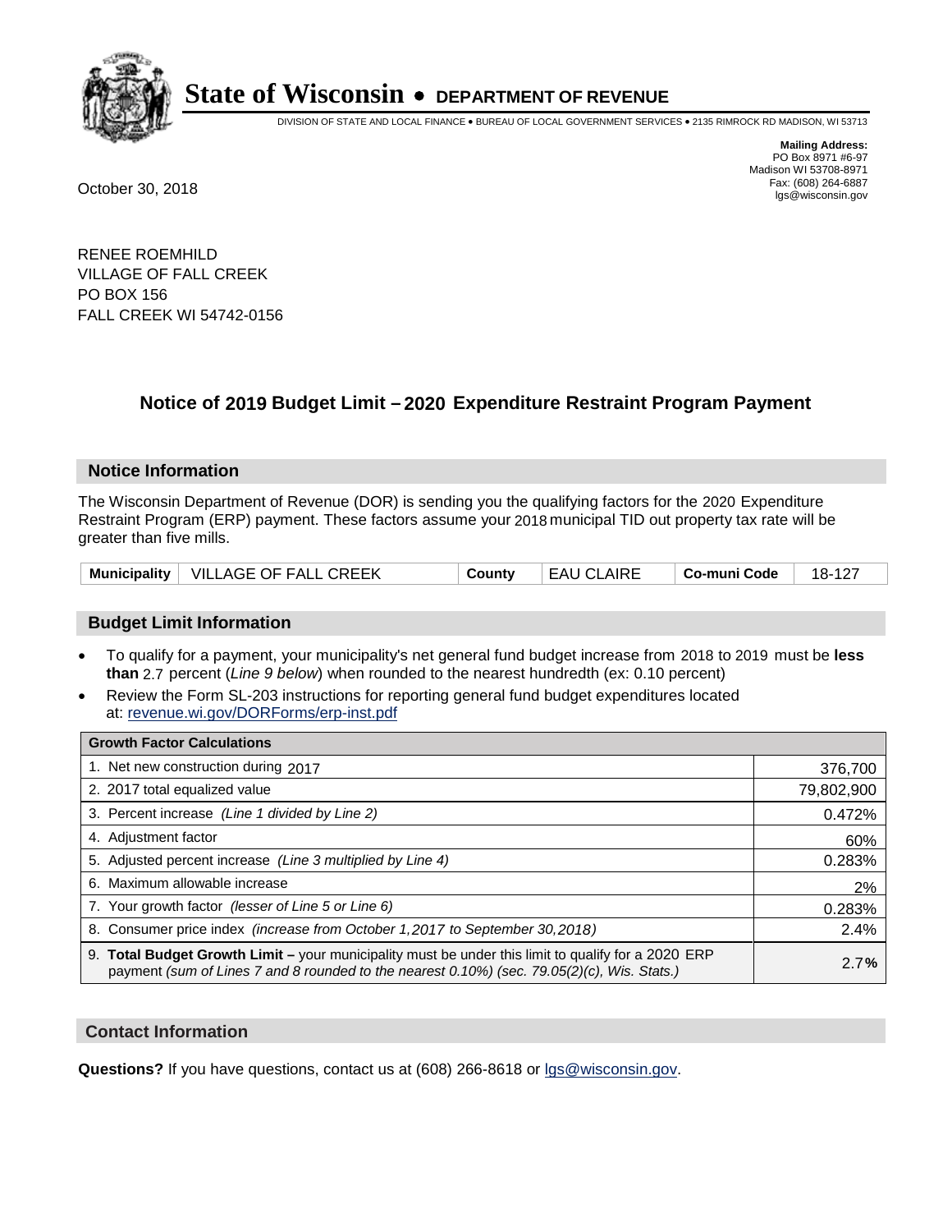# State of Wisconsin • DEPARTMENT OF REVENUE

DIVISION OF STATE AND LOCAL FINANCE • BUREAU OF LOCAL GOVERNMENT SERVICES • 2135 RIMROCK RD MADISON, WI 53713

**Mailing Address:**
PO Box 8971 #6-97
Madison WI 53708-8971
Fax: (608) 264-6887
lgs@wisconsin.gov

October 30, 2018

RENEE ROEMHILD
VILLAGE OF FALL CREEK
PO BOX 156
FALL CREEK WI 54742-0156

## Notice of 2019 Budget Limit – 2020 Expenditure Restraint Program Payment

### Notice Information

The Wisconsin Department of Revenue (DOR) is sending you the qualifying factors for the 2020 Expenditure Restraint Program (ERP) payment. These factors assume your 2018 municipal TID out property tax rate will be greater than five mills.

| Municipality | VILLAGE OF FALL CREEK | County | EAU CLAIRE | Co-muni Code | 18-127 |
|---|---|---|---|---|---|

### Budget Limit Information

- To qualify for a payment, your municipality's net general fund budget increase from 2018 to 2019 must be **less than** 2.7 percent (*Line 9 below*) when rounded to the nearest hundredth (ex: 0.10 percent)
- Review the Form SL-203 instructions for reporting general fund budget expenditures located at: revenue.wi.gov/DORForms/erp-inst.pdf

| Growth Factor Calculations | |
|---|---|
| 1. Net new construction during 2017 | 376,700 |
| 2. 2017 total equalized value | 79,802,900 |
| 3. Percent increase *(Line 1 divided by Line 2)* | 0.472% |
| 4. Adjustment factor | 60% |
| 5. Adjusted percent increase *(Line 3 multiplied by Line 4)* | 0.283% |
| 6. Maximum allowable increase | 2% |
| 7. Your growth factor *(lesser of Line 5 or Line 6)* | 0.283% |
| 8. Consumer price index *(increase from October 1,2017 to September 30,2018)* | 2.4% |
| 9. **Total Budget Growth Limit –** your municipality must be under this limit to qualify for a 2020 ERP payment *(sum of Lines 7 and 8 rounded to the nearest 0.10%) (sec. 79.05(2)(c), Wis. Stats.)* | 2.7**%** |

### Contact Information

**Questions?** If you have questions, contact us at (608) 266-8618 or lgs@wisconsin.gov.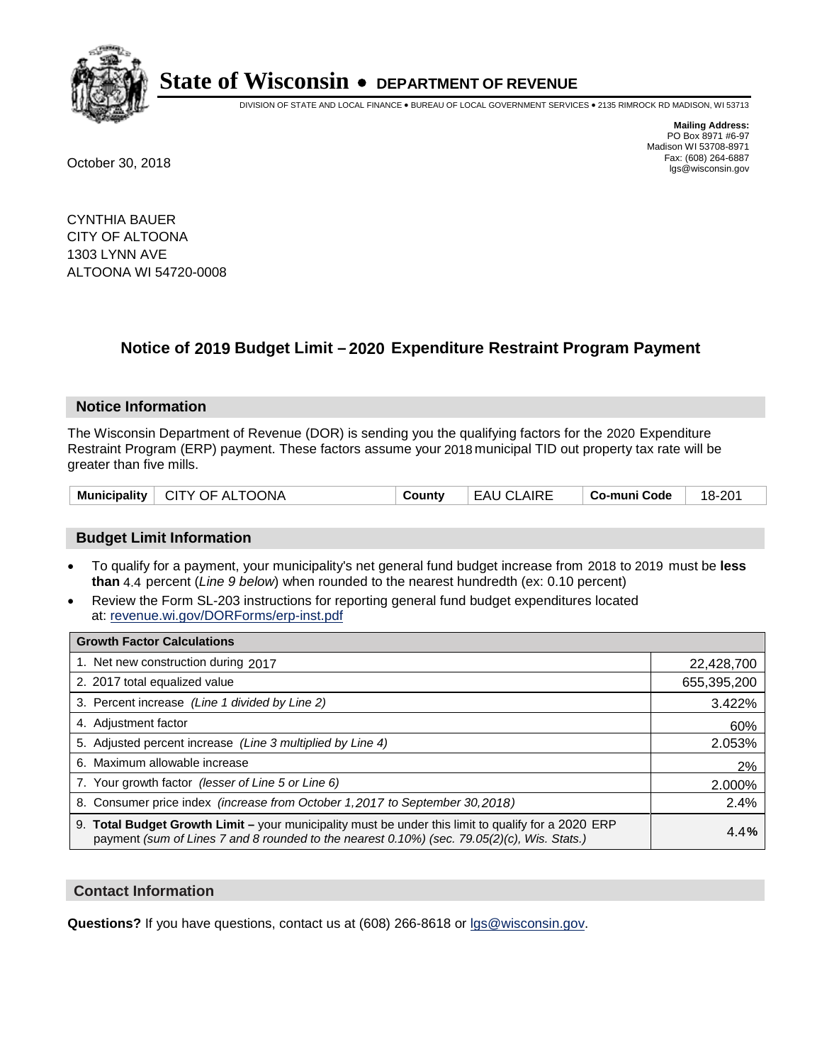# State of Wisconsin • DEPARTMENT OF REVENUE

DIVISION OF STATE AND LOCAL FINANCE • BUREAU OF LOCAL GOVERNMENT SERVICES • 2135 RIMROCK RD MADISON, WI 53713

**Mailing Address:**
PO Box 8971 #6-97
Madison WI 53708-8971
Fax: (608) 264-6887
lgs@wisconsin.gov

October 30, 2018

CYNTHIA BAUER
CITY OF ALTOONA
1303 LYNN AVE
ALTOONA WI 54720-0008

## Notice of 2019 Budget Limit – 2020 Expenditure Restraint Program Payment

### Notice Information

The Wisconsin Department of Revenue (DOR) is sending you the qualifying factors for the 2020 Expenditure Restraint Program (ERP) payment. These factors assume your 2018 municipal TID out property tax rate will be greater than five mills.

| Municipality | CITY OF ALTOONA | County | EAU CLAIRE | Co-muni Code | 18-201 |
|---|---|---|---|---|---|

### Budget Limit Information

- To qualify for a payment, your municipality's net general fund budget increase from 2018 to 2019 must be **less than** 4.4 percent (*Line 9 below*) when rounded to the nearest hundredth (ex: 0.10 percent)
- Review the Form SL-203 instructions for reporting general fund budget expenditures located at: revenue.wi.gov/DORForms/erp-inst.pdf

| Growth Factor Calculations | |
|---|---|
| 1. Net new construction during 2017 | 22,428,700 |
| 2. 2017 total equalized value | 655,395,200 |
| 3. Percent increase *(Line 1 divided by Line 2)* | 3.422% |
| 4. Adjustment factor | 60% |
| 5. Adjusted percent increase *(Line 3 multiplied by Line 4)* | 2.053% |
| 6. Maximum allowable increase | 2% |
| 7. Your growth factor *(lesser of Line 5 or Line 6)* | 2.000% |
| 8. Consumer price index *(increase from October 1,2017 to September 30,2018)* | 2.4% |
| 9. **Total Budget Growth Limit –** your municipality must be under this limit to qualify for a 2020 ERP payment *(sum of Lines 7 and 8 rounded to the nearest 0.10%) (sec. 79.05(2)(c), Wis. Stats.)* | 4.4**%** |

### Contact Information

**Questions?** If you have questions, contact us at (608) 266-8618 or lgs@wisconsin.gov.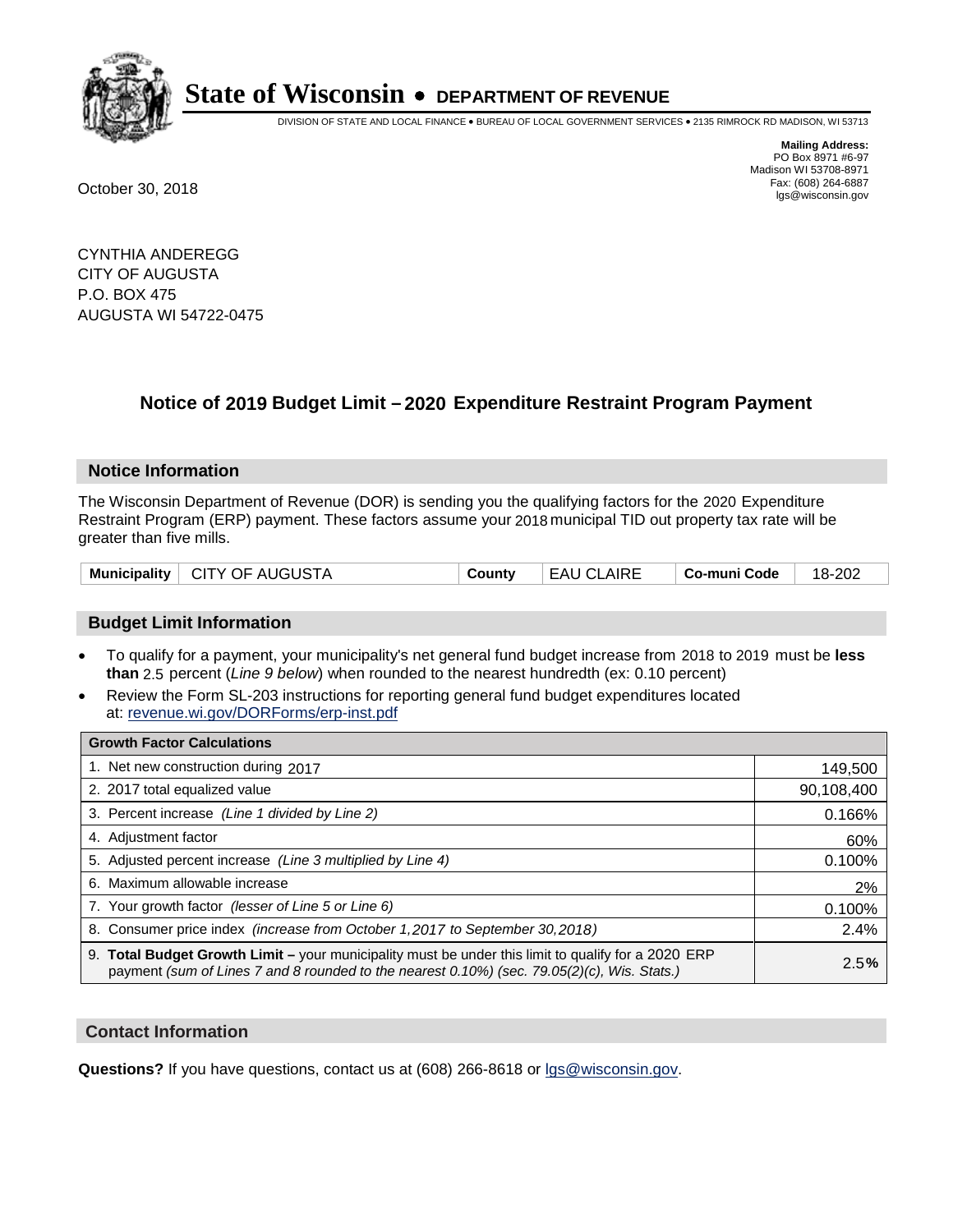# State of Wisconsin • DEPARTMENT OF REVENUE

DIVISION OF STATE AND LOCAL FINANCE • BUREAU OF LOCAL GOVERNMENT SERVICES • 2135 RIMROCK RD MADISON, WI 53713

**Mailing Address:**
PO Box 8971 #6-97
Madison WI 53708-8971
Fax: (608) 264-6887
lgs@wisconsin.gov

October 30, 2018

CYNTHIA ANDEREGG
CITY OF AUGUSTA
P.O. BOX 475
AUGUSTA WI 54722-0475

## Notice of 2019 Budget Limit – 2020 Expenditure Restraint Program Payment

### Notice Information

The Wisconsin Department of Revenue (DOR) is sending you the qualifying factors for the 2020 Expenditure Restraint Program (ERP) payment. These factors assume your 2018 municipal TID out property tax rate will be greater than five mills.

| Municipality | CITY OF AUGUSTA | County | EAU CLAIRE | Co-muni Code | 18-202 |
|---|---|---|---|---|---|

### Budget Limit Information

- To qualify for a payment, your municipality's net general fund budget increase from 2018 to 2019 must be **less than** 2.5 percent (*Line 9 below*) when rounded to the nearest hundredth (ex: 0.10 percent)
- Review the Form SL-203 instructions for reporting general fund budget expenditures located at: revenue.wi.gov/DORForms/erp-inst.pdf

| Growth Factor Calculations | |
|---|---|
| 1. Net new construction during 2017 | 149,500 |
| 2. 2017 total equalized value | 90,108,400 |
| 3. Percent increase *(Line 1 divided by Line 2)* | 0.166% |
| 4. Adjustment factor | 60% |
| 5. Adjusted percent increase *(Line 3 multiplied by Line 4)* | 0.100% |
| 6. Maximum allowable increase | 2% |
| 7. Your growth factor *(lesser of Line 5 or Line 6)* | 0.100% |
| 8. Consumer price index *(increase from October 1,2017 to September 30,2018)* | 2.4% |
| 9. **Total Budget Growth Limit –** your municipality must be under this limit to qualify for a 2020 ERP payment *(sum of Lines 7 and 8 rounded to the nearest 0.10%) (sec. 79.05(2)(c), Wis. Stats.)* | 2.5**%** |

### Contact Information

**Questions?** If you have questions, contact us at (608) 266-8618 or lgs@wisconsin.gov.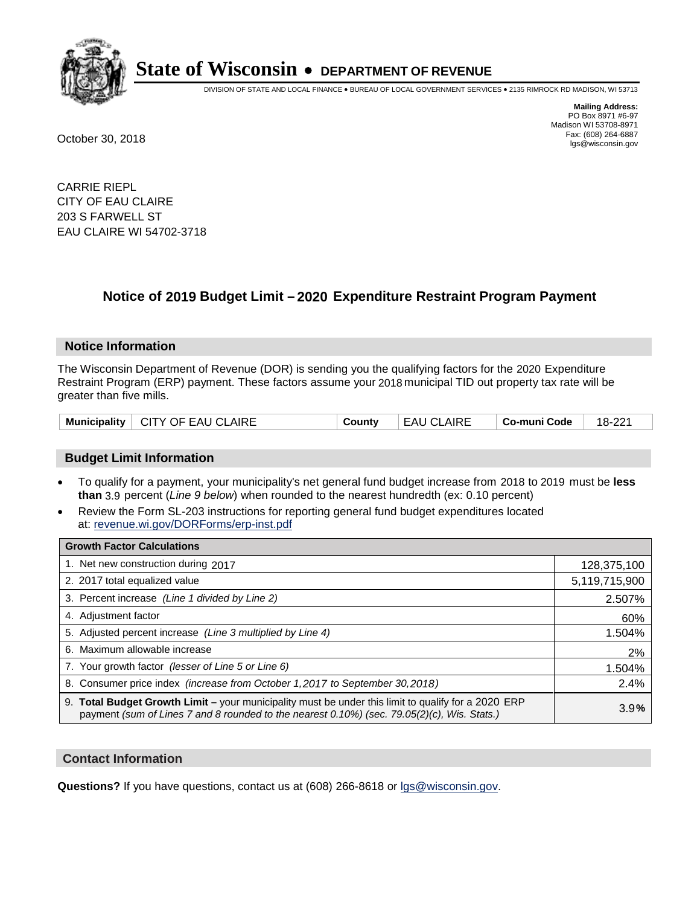# State of Wisconsin • DEPARTMENT OF REVENUE

DIVISION OF STATE AND LOCAL FINANCE • BUREAU OF LOCAL GOVERNMENT SERVICES • 2135 RIMROCK RD MADISON, WI 53713

**Mailing Address:**
PO Box 8971 #6-97
Madison WI 53708-8971
Fax: (608) 264-6887
lgs@wisconsin.gov

October 30, 2018

CARRIE RIEPL
CITY OF EAU CLAIRE
203 S FARWELL ST
EAU CLAIRE WI 54702-3718

## Notice of 2019 Budget Limit – 2020 Expenditure Restraint Program Payment

### Notice Information

The Wisconsin Department of Revenue (DOR) is sending you the qualifying factors for the 2020 Expenditure Restraint Program (ERP) payment. These factors assume your 2018 municipal TID out property tax rate will be greater than five mills.

| Municipality | CITY OF EAU CLAIRE | County | EAU CLAIRE | Co-muni Code | 18-221 |
|---|---|---|---|---|---|

### Budget Limit Information

- To qualify for a payment, your municipality's net general fund budget increase from 2018 to 2019 must be **less than** 3.9 percent (*Line 9 below*) when rounded to the nearest hundredth (ex: 0.10 percent)
- Review the Form SL-203 instructions for reporting general fund budget expenditures located at: revenue.wi.gov/DORForms/erp-inst.pdf

| Growth Factor Calculations | |
|---|---|
| 1. Net new construction during 2017 | 128,375,100 |
| 2. 2017 total equalized value | 5,119,715,900 |
| 3. Percent increase *(Line 1 divided by Line 2)* | 2.507% |
| 4. Adjustment factor | 60% |
| 5. Adjusted percent increase *(Line 3 multiplied by Line 4)* | 1.504% |
| 6. Maximum allowable increase | 2% |
| 7. Your growth factor *(lesser of Line 5 or Line 6)* | 1.504% |
| 8. Consumer price index *(increase from October 1,2017 to September 30,2018)* | 2.4% |
| 9. **Total Budget Growth Limit –** your municipality must be under this limit to qualify for a 2020 ERP payment *(sum of Lines 7 and 8 rounded to the nearest 0.10%) (sec. 79.05(2)(c), Wis. Stats.)* | 3.9% |

### Contact Information

**Questions?** If you have questions, contact us at (608) 266-8618 or lgs@wisconsin.gov.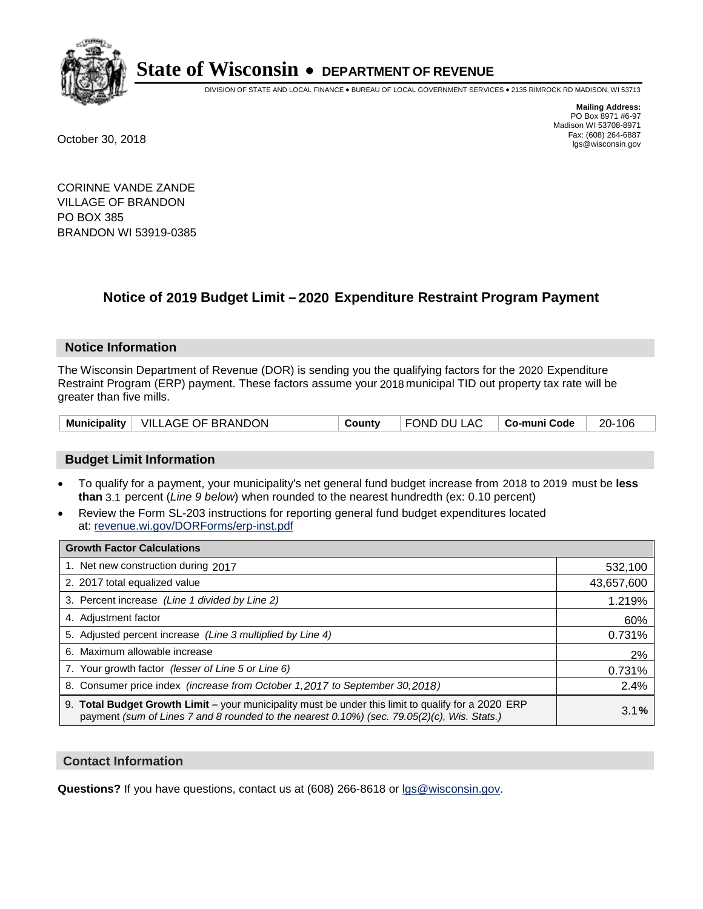# State of Wisconsin • DEPARTMENT OF REVENUE

DIVISION OF STATE AND LOCAL FINANCE • BUREAU OF LOCAL GOVERNMENT SERVICES • 2135 RIMROCK RD MADISON, WI 53713

**Mailing Address:**
PO Box 8971 #6-97
Madison WI 53708-8971
Fax: (608) 264-6887
lgs@wisconsin.gov

October 30, 2018

CORINNE VANDE ZANDE
VILLAGE OF BRANDON
PO BOX 385
BRANDON WI 53919-0385

## Notice of 2019 Budget Limit – 2020 Expenditure Restraint Program Payment

### Notice Information

The Wisconsin Department of Revenue (DOR) is sending you the qualifying factors for the 2020 Expenditure Restraint Program (ERP) payment. These factors assume your 2018 municipal TID out property tax rate will be greater than five mills.

| Municipality | VILLAGE OF BRANDON | County | FOND DU LAC | Co-muni Code | 20-106 |
|---|---|---|---|---|---|

### Budget Limit Information

- To qualify for a payment, your municipality's net general fund budget increase from 2018 to 2019 must be **less than** 3.1 percent (*Line 9 below*) when rounded to the nearest hundredth (ex: 0.10 percent)
- Review the Form SL-203 instructions for reporting general fund budget expenditures located at: revenue.wi.gov/DORForms/erp-inst.pdf

| Growth Factor Calculations | |
|---|---|
| 1. Net new construction during 2017 | 532,100 |
| 2. 2017 total equalized value | 43,657,600 |
| 3. Percent increase *(Line 1 divided by Line 2)* | 1.219% |
| 4. Adjustment factor | 60% |
| 5. Adjusted percent increase *(Line 3 multiplied by Line 4)* | 0.731% |
| 6. Maximum allowable increase | 2% |
| 7. Your growth factor *(lesser of Line 5 or Line 6)* | 0.731% |
| 8. Consumer price index *(increase from October 1,2017 to September 30,2018)* | 2.4% |
| 9. **Total Budget Growth Limit –** your municipality must be under this limit to qualify for a 2020 ERP payment *(sum of Lines 7 and 8 rounded to the nearest 0.10%) (sec. 79.05(2)(c), Wis. Stats.)* | 3.1**%** |

### Contact Information

**Questions?** If you have questions, contact us at (608) 266-8618 or lgs@wisconsin.gov.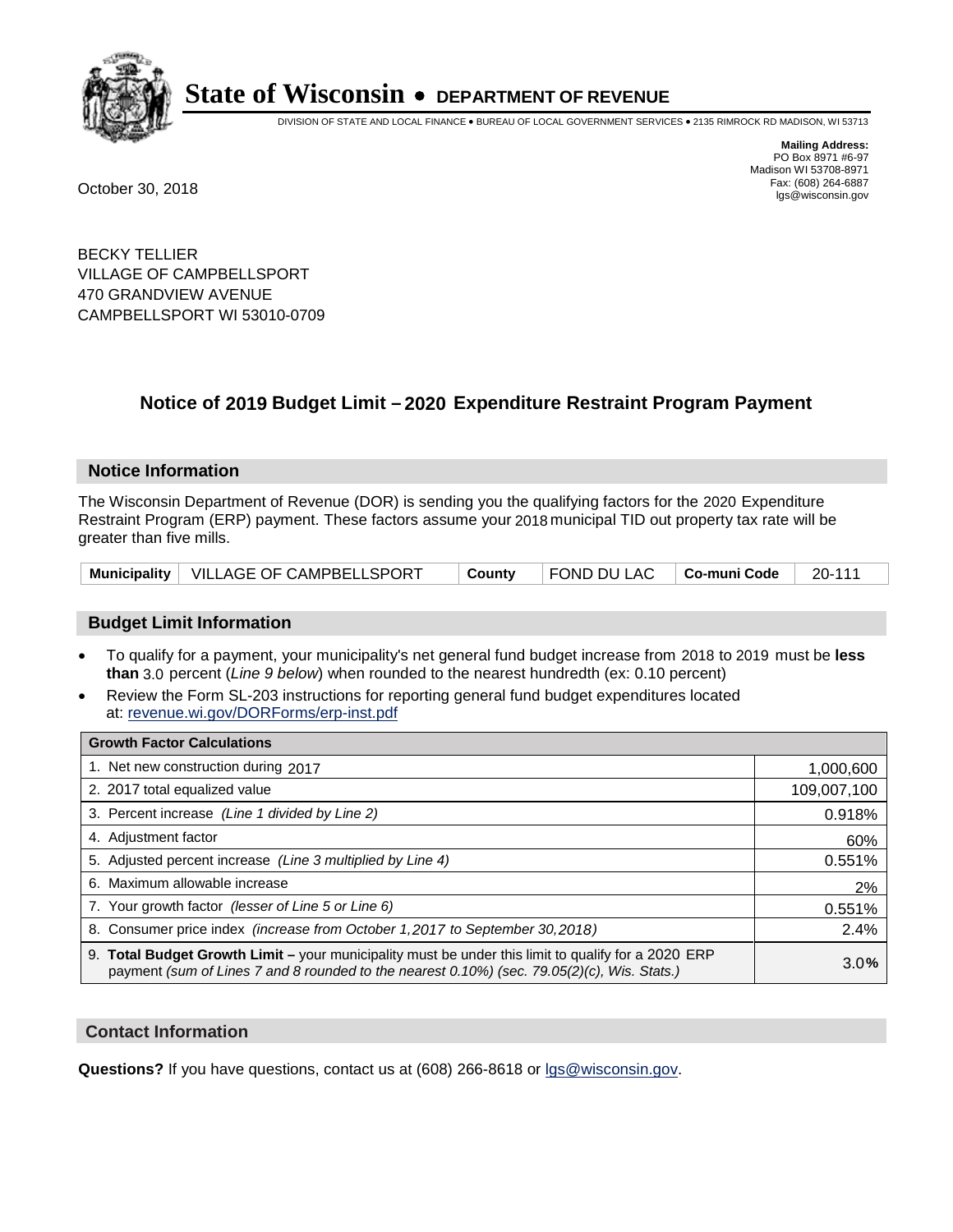# State of Wisconsin • DEPARTMENT OF REVENUE

DIVISION OF STATE AND LOCAL FINANCE • BUREAU OF LOCAL GOVERNMENT SERVICES • 2135 RIMROCK RD MADISON, WI 53713

**Mailing Address:**
PO Box 8971 #6-97
Madison WI 53708-8971
Fax: (608) 264-6887
lgs@wisconsin.gov

October 30, 2018

BECKY TELLIER
VILLAGE OF CAMPBELLSPORT
470 GRANDVIEW AVENUE
CAMPBELLSPORT WI 53010-0709

## Notice of 2019 Budget Limit – 2020 Expenditure Restraint Program Payment

### Notice Information

The Wisconsin Department of Revenue (DOR) is sending you the qualifying factors for the 2020 Expenditure Restraint Program (ERP) payment. These factors assume your 2018 municipal TID out property tax rate will be greater than five mills.

| Municipality | VILLAGE OF CAMPBELLSPORT | County | FOND DU LAC | Co-muni Code | 20-111 |
|---|---|---|---|---|---|

### Budget Limit Information

- To qualify for a payment, your municipality's net general fund budget increase from 2018 to 2019 must be **less than** 3.0 percent (*Line 9 below*) when rounded to the nearest hundredth (ex: 0.10 percent)
- Review the Form SL-203 instructions for reporting general fund budget expenditures located at: revenue.wi.gov/DORForms/erp-inst.pdf

| Growth Factor Calculations | |
|---|---|
| 1. Net new construction during 2017 | 1,000,600 |
| 2. 2017 total equalized value | 109,007,100 |
| 3. Percent increase *(Line 1 divided by Line 2)* | 0.918% |
| 4. Adjustment factor | 60% |
| 5. Adjusted percent increase *(Line 3 multiplied by Line 4)* | 0.551% |
| 6. Maximum allowable increase | 2% |
| 7. Your growth factor *(lesser of Line 5 or Line 6)* | 0.551% |
| 8. Consumer price index *(increase from October 1,2017 to September 30,2018)* | 2.4% |
| 9. **Total Budget Growth Limit** – your municipality must be under this limit to qualify for a 2020 ERP payment *(sum of Lines 7 and 8 rounded to the nearest 0.10%) (sec. 79.05(2)(c), Wis. Stats.)* | 3.0**%** |

### Contact Information

**Questions?** If you have questions, contact us at (608) 266-8618 or lgs@wisconsin.gov.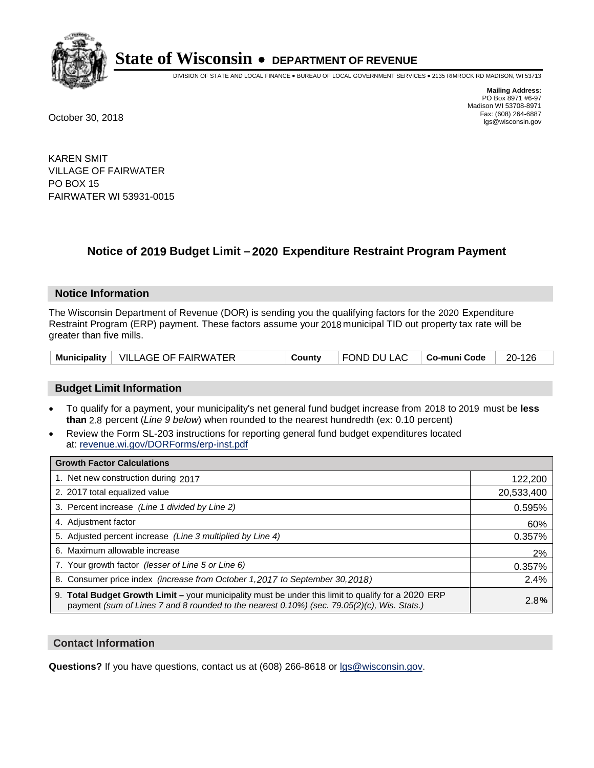# State of Wisconsin • DEPARTMENT OF REVENUE

DIVISION OF STATE AND LOCAL FINANCE • BUREAU OF LOCAL GOVERNMENT SERVICES • 2135 RIMROCK RD MADISON, WI 53713

**Mailing Address:**
PO Box 8971 #6-97
Madison WI 53708-8971
Fax: (608) 264-6887
lgs@wisconsin.gov

October 30, 2018

KAREN SMIT
VILLAGE OF FAIRWATER
PO BOX 15
FAIRWATER WI 53931-0015

## Notice of 2019 Budget Limit – 2020 Expenditure Restraint Program Payment

### Notice Information

The Wisconsin Department of Revenue (DOR) is sending you the qualifying factors for the 2020 Expenditure Restraint Program (ERP) payment. These factors assume your 2018 municipal TID out property tax rate will be greater than five mills.

| Municipality | VILLAGE OF FAIRWATER | County | FOND DU LAC | Co-muni Code | 20-126 |
|---|---|---|---|---|---|

### Budget Limit Information

- To qualify for a payment, your municipality's net general fund budget increase from 2018 to 2019 must be **less than** 2.8 percent (*Line 9 below*) when rounded to the nearest hundredth (ex: 0.10 percent)
- Review the Form SL-203 instructions for reporting general fund budget expenditures located at: revenue.wi.gov/DORForms/erp-inst.pdf

| Growth Factor Calculations | |
|---|---|
| 1. Net new construction during 2017 | 122,200 |
| 2. 2017 total equalized value | 20,533,400 |
| 3. Percent increase *(Line 1 divided by Line 2)* | 0.595% |
| 4. Adjustment factor | 60% |
| 5. Adjusted percent increase *(Line 3 multiplied by Line 4)* | 0.357% |
| 6. Maximum allowable increase | 2% |
| 7. Your growth factor *(lesser of Line 5 or Line 6)* | 0.357% |
| 8. Consumer price index *(increase from October 1,2017 to September 30,2018)* | 2.4% |
| 9. **Total Budget Growth Limit –** your municipality must be under this limit to qualify for a 2020 ERP payment *(sum of Lines 7 and 8 rounded to the nearest 0.10%) (sec. 79.05(2)(c), Wis. Stats.)* | 2.8**%** |

### Contact Information

**Questions?** If you have questions, contact us at (608) 266-8618 or lgs@wisconsin.gov.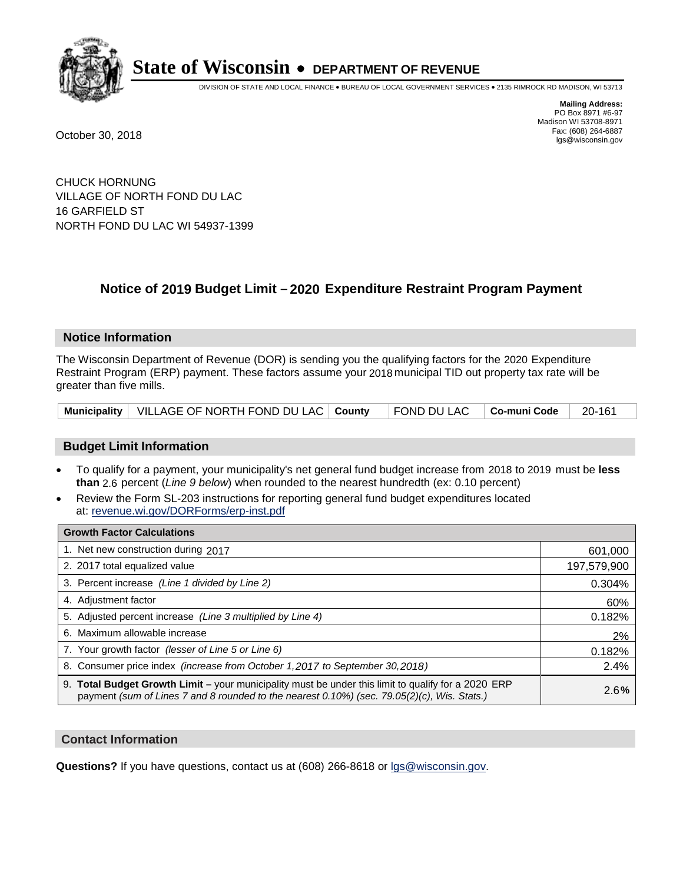# State of Wisconsin • DEPARTMENT OF REVENUE

DIVISION OF STATE AND LOCAL FINANCE • BUREAU OF LOCAL GOVERNMENT SERVICES • 2135 RIMROCK RD MADISON, WI 53713

**Mailing Address:**
PO Box 8971 #6-97
Madison WI 53708-8971
Fax: (608) 264-6887
lgs@wisconsin.gov

October 30, 2018

CHUCK HORNUNG
VILLAGE OF NORTH FOND DU LAC
16 GARFIELD ST
NORTH FOND DU LAC WI 54937-1399

## Notice of 2019 Budget Limit – 2020 Expenditure Restraint Program Payment

### Notice Information

The Wisconsin Department of Revenue (DOR) is sending you the qualifying factors for the 2020 Expenditure Restraint Program (ERP) payment. These factors assume your 2018 municipal TID out property tax rate will be greater than five mills.

| Municipality | VILLAGE OF NORTH FOND DU LAC | County | FOND DU LAC | Co-muni Code | 20-161 |
|---|---|---|---|---|---|

### Budget Limit Information

- To qualify for a payment, your municipality's net general fund budget increase from 2018 to 2019 must be **less than** 2.6 percent (*Line 9 below*) when rounded to the nearest hundredth (ex: 0.10 percent)
- Review the Form SL-203 instructions for reporting general fund budget expenditures located at: revenue.wi.gov/DORForms/erp-inst.pdf

| Growth Factor Calculations | |
|---|---|
| 1. Net new construction during 2017 | 601,000 |
| 2. 2017 total equalized value | 197,579,900 |
| 3. Percent increase *(Line 1 divided by Line 2)* | 0.304% |
| 4. Adjustment factor | 60% |
| 5. Adjusted percent increase *(Line 3 multiplied by Line 4)* | 0.182% |
| 6. Maximum allowable increase | 2% |
| 7. Your growth factor *(lesser of Line 5 or Line 6)* | 0.182% |
| 8. Consumer price index *(increase from October 1,2017 to September 30,2018)* | 2.4% |
| 9. **Total Budget Growth Limit –** your municipality must be under this limit to qualify for a 2020 ERP payment *(sum of Lines 7 and 8 rounded to the nearest 0.10%) (sec. 79.05(2)(c), Wis. Stats.)* | 2.6**%** |

### Contact Information

**Questions?** If you have questions, contact us at (608) 266-8618 or lgs@wisconsin.gov.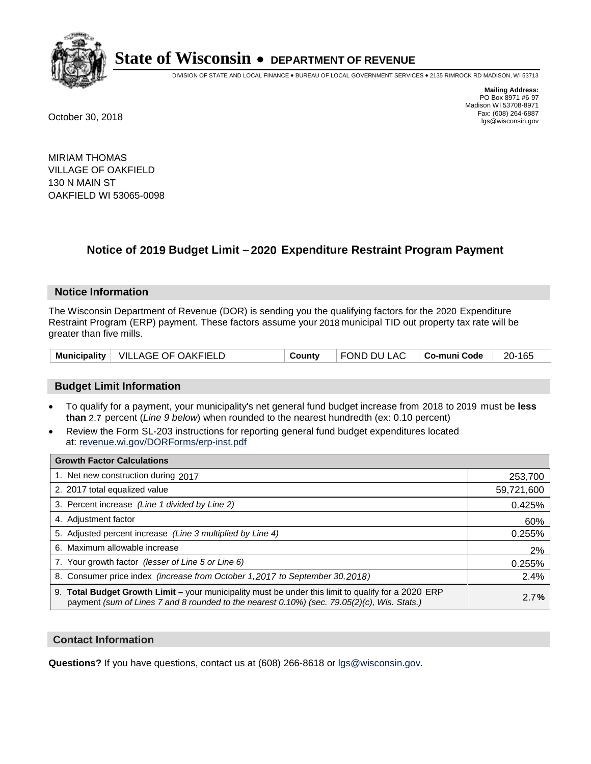# State of Wisconsin • DEPARTMENT OF REVENUE

DIVISION OF STATE AND LOCAL FINANCE • BUREAU OF LOCAL GOVERNMENT SERVICES • 2135 RIMROCK RD MADISON, WI 53713

**Mailing Address:**
PO Box 8971 #6-97
Madison WI 53708-8971
Fax: (608) 264-6887
lgs@wisconsin.gov

October 30, 2018

MIRIAM THOMAS
VILLAGE OF OAKFIELD
130 N MAIN ST
OAKFIELD WI 53065-0098

## Notice of 2019 Budget Limit – 2020 Expenditure Restraint Program Payment

### Notice Information

The Wisconsin Department of Revenue (DOR) is sending you the qualifying factors for the 2020 Expenditure Restraint Program (ERP) payment. These factors assume your 2018 municipal TID out property tax rate will be greater than five mills.

| Municipality | VILLAGE OF OAKFIELD | County | FOND DU LAC | Co-muni Code | 20-165 |
|---|---|---|---|---|---|

### Budget Limit Information

- To qualify for a payment, your municipality's net general fund budget increase from 2018 to 2019 must be **less than** 2.7 percent (*Line 9 below*) when rounded to the nearest hundredth (ex: 0.10 percent)
- Review the Form SL-203 instructions for reporting general fund budget expenditures located at: revenue.wi.gov/DORForms/erp-inst.pdf

| Growth Factor Calculations | |
|---|---|
| 1. Net new construction during 2017 | 253,700 |
| 2. 2017 total equalized value | 59,721,600 |
| 3. Percent increase *(Line 1 divided by Line 2)* | 0.425% |
| 4. Adjustment factor | 60% |
| 5. Adjusted percent increase *(Line 3 multiplied by Line 4)* | 0.255% |
| 6. Maximum allowable increase | 2% |
| 7. Your growth factor *(lesser of Line 5 or Line 6)* | 0.255% |
| 8. Consumer price index *(increase from October 1,2017 to September 30,2018)* | 2.4% |
| 9. **Total Budget Growth Limit –** your municipality must be under this limit to qualify for a 2020 ERP payment *(sum of Lines 7 and 8 rounded to the nearest 0.10%) (sec. 79.05(2)(c), Wis. Stats.)* | 2.7**%** |

### Contact Information

**Questions?** If you have questions, contact us at (608) 266-8618 or lgs@wisconsin.gov.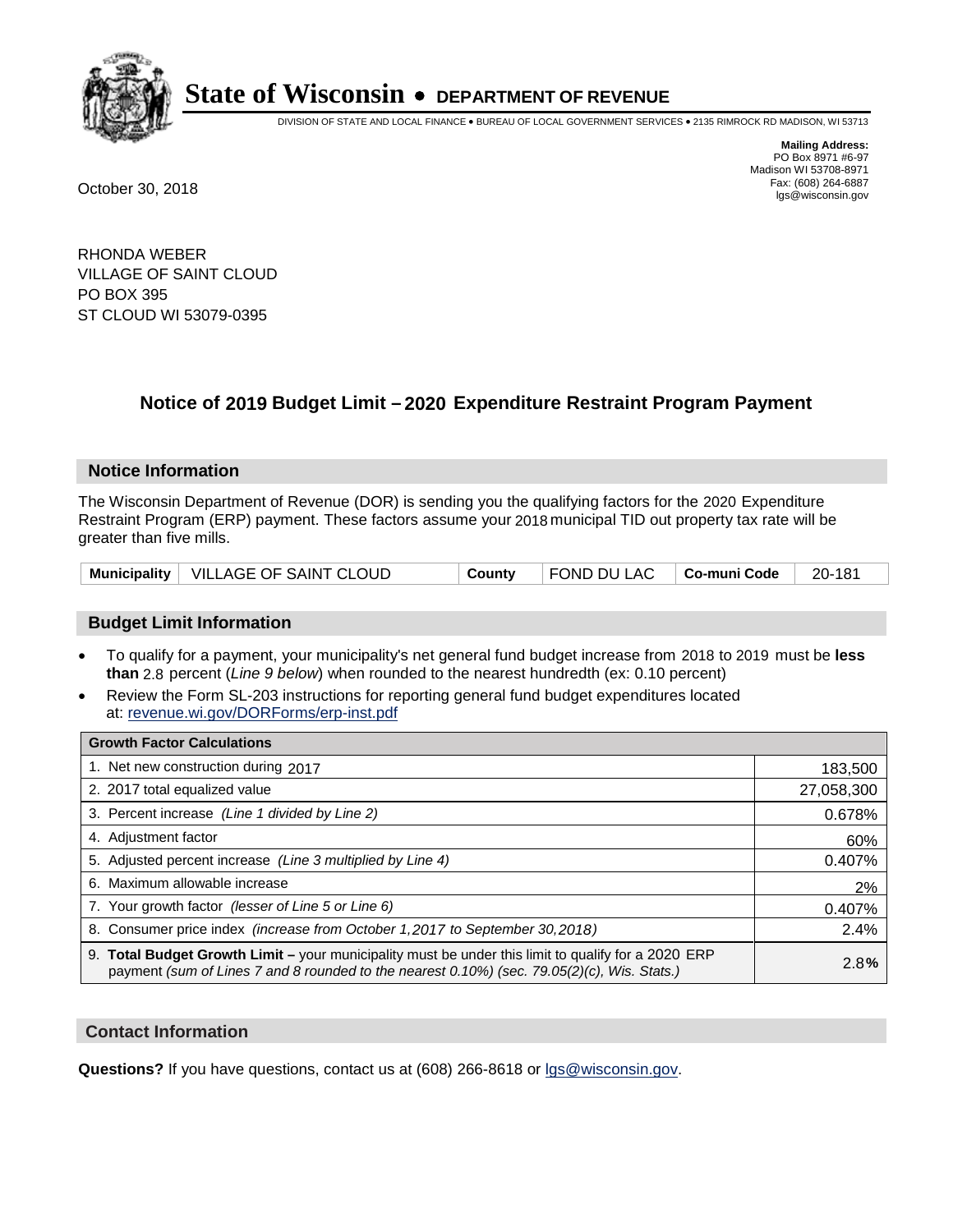# State of Wisconsin • DEPARTMENT OF REVENUE

DIVISION OF STATE AND LOCAL FINANCE • BUREAU OF LOCAL GOVERNMENT SERVICES • 2135 RIMROCK RD MADISON, WI 53713

**Mailing Address:**
PO Box 8971 #6-97
Madison WI 53708-8971
Fax: (608) 264-6887
lgs@wisconsin.gov

October 30, 2018

RHONDA WEBER
VILLAGE OF SAINT CLOUD
PO BOX 395
ST CLOUD WI 53079-0395

## Notice of 2019 Budget Limit – 2020 Expenditure Restraint Program Payment

### Notice Information

The Wisconsin Department of Revenue (DOR) is sending you the qualifying factors for the 2020 Expenditure Restraint Program (ERP) payment. These factors assume your 2018 municipal TID out property tax rate will be greater than five mills.

| Municipality | VILLAGE OF SAINT CLOUD | County | FOND DU LAC | Co-muni Code | 20-181 |
|---|---|---|---|---|---|

### Budget Limit Information

- To qualify for a payment, your municipality's net general fund budget increase from 2018 to 2019 must be **less than** 2.8 percent (*Line 9 below*) when rounded to the nearest hundredth (ex: 0.10 percent)
- Review the Form SL-203 instructions for reporting general fund budget expenditures located at: revenue.wi.gov/DORForms/erp-inst.pdf

| Growth Factor Calculations | |
|---|---|
| 1. Net new construction during 2017 | 183,500 |
| 2. 2017 total equalized value | 27,058,300 |
| 3. Percent increase *(Line 1 divided by Line 2)* | 0.678% |
| 4. Adjustment factor | 60% |
| 5. Adjusted percent increase *(Line 3 multiplied by Line 4)* | 0.407% |
| 6. Maximum allowable increase | 2% |
| 7. Your growth factor *(lesser of Line 5 or Line 6)* | 0.407% |
| 8. Consumer price index *(increase from October 1,2017 to September 30,2018)* | 2.4% |
| 9. **Total Budget Growth Limit –** your municipality must be under this limit to qualify for a 2020 ERP payment *(sum of Lines 7 and 8 rounded to the nearest 0.10%) (sec. 79.05(2)(c), Wis. Stats.)* | 2.8**%** |

### Contact Information

**Questions?** If you have questions, contact us at (608) 266-8618 or lgs@wisconsin.gov.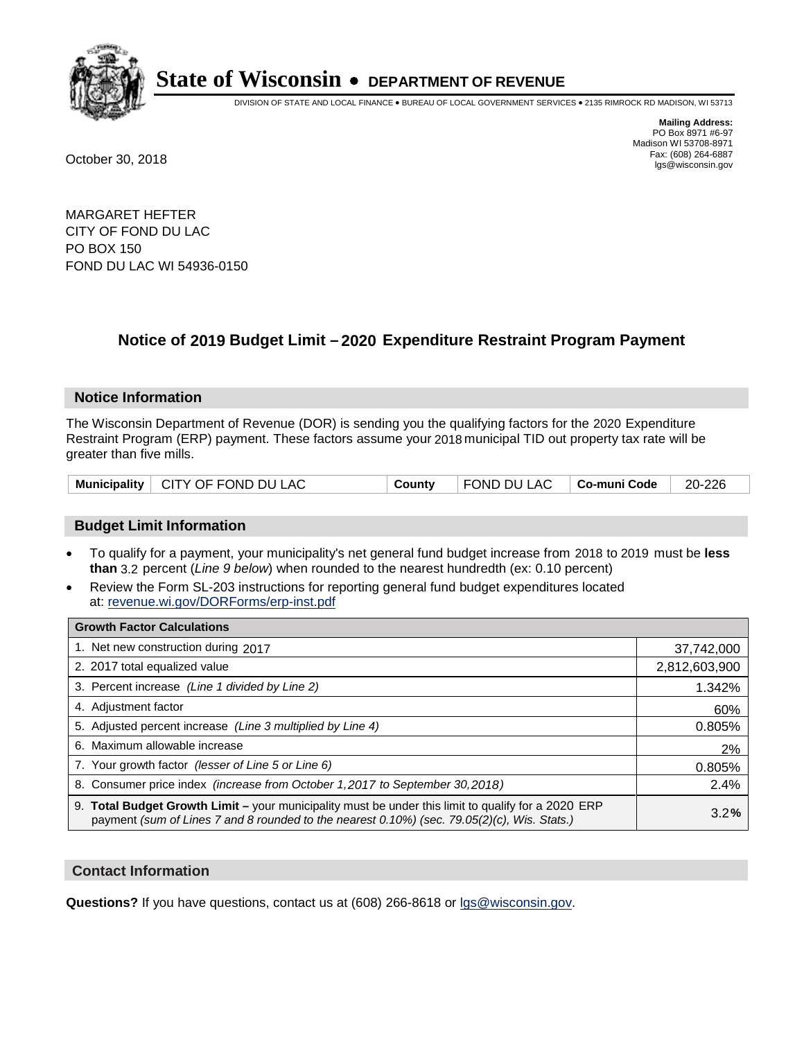# State of Wisconsin • DEPARTMENT OF REVENUE

DIVISION OF STATE AND LOCAL FINANCE • BUREAU OF LOCAL GOVERNMENT SERVICES • 2135 RIMROCK RD MADISON, WI 53713

**Mailing Address:**
PO Box 8971 #6-97
Madison WI 53708-8971
Fax: (608) 264-6887
lgs@wisconsin.gov

October 30, 2018

MARGARET HEFTER
CITY OF FOND DU LAC
PO BOX 150
FOND DU LAC WI 54936-0150

## Notice of 2019 Budget Limit – 2020 Expenditure Restraint Program Payment

### Notice Information

The Wisconsin Department of Revenue (DOR) is sending you the qualifying factors for the 2020 Expenditure Restraint Program (ERP) payment. These factors assume your 2018 municipal TID out property tax rate will be greater than five mills.

| Municipality | CITY OF FOND DU LAC | County | FOND DU LAC | Co-muni Code | 20-226 |
|---|---|---|---|---|---|

### Budget Limit Information

- To qualify for a payment, your municipality's net general fund budget increase from 2018 to 2019 must be **less than** 3.2 percent (*Line 9 below*) when rounded to the nearest hundredth (ex: 0.10 percent)
- Review the Form SL-203 instructions for reporting general fund budget expenditures located at: revenue.wi.gov/DORForms/erp-inst.pdf

| Growth Factor Calculations | |
|---|---|
| 1. Net new construction during 2017 | 37,742,000 |
| 2. 2017 total equalized value | 2,812,603,900 |
| 3. Percent increase *(Line 1 divided by Line 2)* | 1.342% |
| 4. Adjustment factor | 60% |
| 5. Adjusted percent increase *(Line 3 multiplied by Line 4)* | 0.805% |
| 6. Maximum allowable increase | 2% |
| 7. Your growth factor *(lesser of Line 5 or Line 6)* | 0.805% |
| 8. Consumer price index *(increase from October 1,2017 to September 30,2018)* | 2.4% |
| 9. **Total Budget Growth Limit –** your municipality must be under this limit to qualify for a 2020 ERP payment *(sum of Lines 7 and 8 rounded to the nearest 0.10%) (sec. 79.05(2)(c), Wis. Stats.)* | 3.2**%** |

### Contact Information

**Questions?** If you have questions, contact us at (608) 266-8618 or lgs@wisconsin.gov.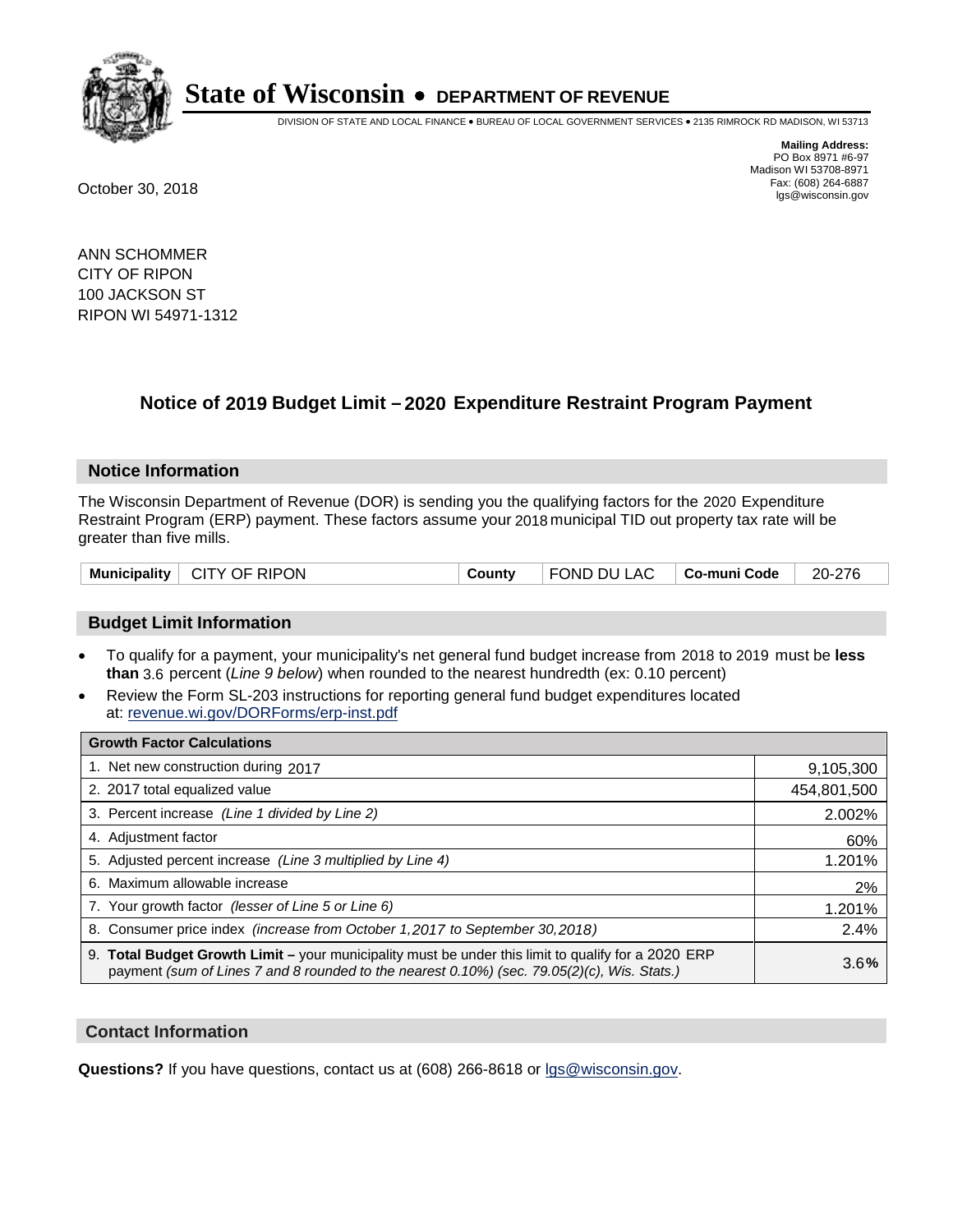# State of Wisconsin • DEPARTMENT OF REVENUE

DIVISION OF STATE AND LOCAL FINANCE • BUREAU OF LOCAL GOVERNMENT SERVICES • 2135 RIMROCK RD MADISON, WI 53713

**Mailing Address:**
PO Box 8971 #6-97
Madison WI 53708-8971
Fax: (608) 264-6887
lgs@wisconsin.gov

October 30, 2018

ANN SCHOMMER
CITY OF RIPON
100 JACKSON ST
RIPON WI 54971-1312

## Notice of 2019 Budget Limit – 2020 Expenditure Restraint Program Payment

### Notice Information

The Wisconsin Department of Revenue (DOR) is sending you the qualifying factors for the 2020 Expenditure Restraint Program (ERP) payment. These factors assume your 2018 municipal TID out property tax rate will be greater than five mills.

| Municipality | CITY OF RIPON | County | FOND DU LAC | Co-muni Code | 20-276 |
|---|---|---|---|---|---|

### Budget Limit Information

- To qualify for a payment, your municipality's net general fund budget increase from 2018 to 2019 must be **less than** 3.6 percent (*Line 9 below*) when rounded to the nearest hundredth (ex: 0.10 percent)
- Review the Form SL-203 instructions for reporting general fund budget expenditures located at: revenue.wi.gov/DORForms/erp-inst.pdf

| Growth Factor Calculations | |
|---|---|
| 1. Net new construction during 2017 | 9,105,300 |
| 2. 2017 total equalized value | 454,801,500 |
| 3. Percent increase *(Line 1 divided by Line 2)* | 2.002% |
| 4. Adjustment factor | 60% |
| 5. Adjusted percent increase *(Line 3 multiplied by Line 4)* | 1.201% |
| 6. Maximum allowable increase | 2% |
| 7. Your growth factor *(lesser of Line 5 or Line 6)* | 1.201% |
| 8. Consumer price index *(increase from October 1,2017 to September 30,2018)* | 2.4% |
| 9. **Total Budget Growth Limit** – your municipality must be under this limit to qualify for a 2020 ERP payment *(sum of Lines 7 and 8 rounded to the nearest 0.10%) (sec. 79.05(2)(c), Wis. Stats.)* | 3.6**%** |

### Contact Information

**Questions?** If you have questions, contact us at (608) 266-8618 or lgs@wisconsin.gov.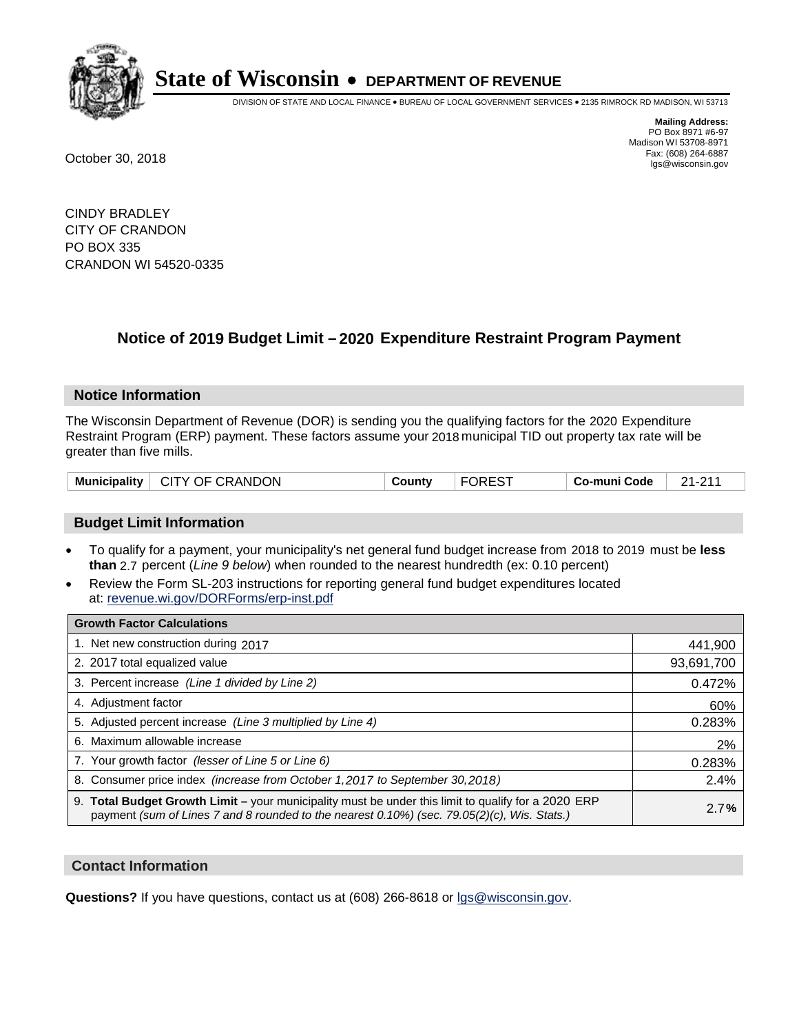# State of Wisconsin • DEPARTMENT OF REVENUE

DIVISION OF STATE AND LOCAL FINANCE • BUREAU OF LOCAL GOVERNMENT SERVICES • 2135 RIMROCK RD MADISON, WI 53713

**Mailing Address:**
PO Box 8971 #6-97
Madison WI 53708-8971
Fax: (608) 264-6887
lgs@wisconsin.gov

October 30, 2018

CINDY BRADLEY
CITY OF CRANDON
PO BOX 335
CRANDON WI 54520-0335

## Notice of 2019 Budget Limit – 2020 Expenditure Restraint Program Payment

### Notice Information

The Wisconsin Department of Revenue (DOR) is sending you the qualifying factors for the 2020 Expenditure Restraint Program (ERP) payment. These factors assume your 2018 municipal TID out property tax rate will be greater than five mills.

| Municipality | CITY OF CRANDON | County | FOREST | Co-muni Code | 21-211 |
|---|---|---|---|---|---|

### Budget Limit Information

- To qualify for a payment, your municipality's net general fund budget increase from 2018 to 2019 must be **less than** 2.7 percent (*Line 9 below*) when rounded to the nearest hundredth (ex: 0.10 percent)
- Review the Form SL-203 instructions for reporting general fund budget expenditures located at: revenue.wi.gov/DORForms/erp-inst.pdf

| Growth Factor Calculations | |
|---|---|
| 1. Net new construction during 2017 | 441,900 |
| 2. 2017 total equalized value | 93,691,700 |
| 3. Percent increase *(Line 1 divided by Line 2)* | 0.472% |
| 4. Adjustment factor | 60% |
| 5. Adjusted percent increase *(Line 3 multiplied by Line 4)* | 0.283% |
| 6. Maximum allowable increase | 2% |
| 7. Your growth factor *(lesser of Line 5 or Line 6)* | 0.283% |
| 8. Consumer price index *(increase from October 1,2017 to September 30,2018)* | 2.4% |
| 9. **Total Budget Growth Limit –** your municipality must be under this limit to qualify for a 2020 ERP payment *(sum of Lines 7 and 8 rounded to the nearest 0.10%) (sec. 79.05(2)(c), Wis. Stats.)* | 2.7**%** |

### Contact Information

**Questions?** If you have questions, contact us at (608) 266-8618 or lgs@wisconsin.gov.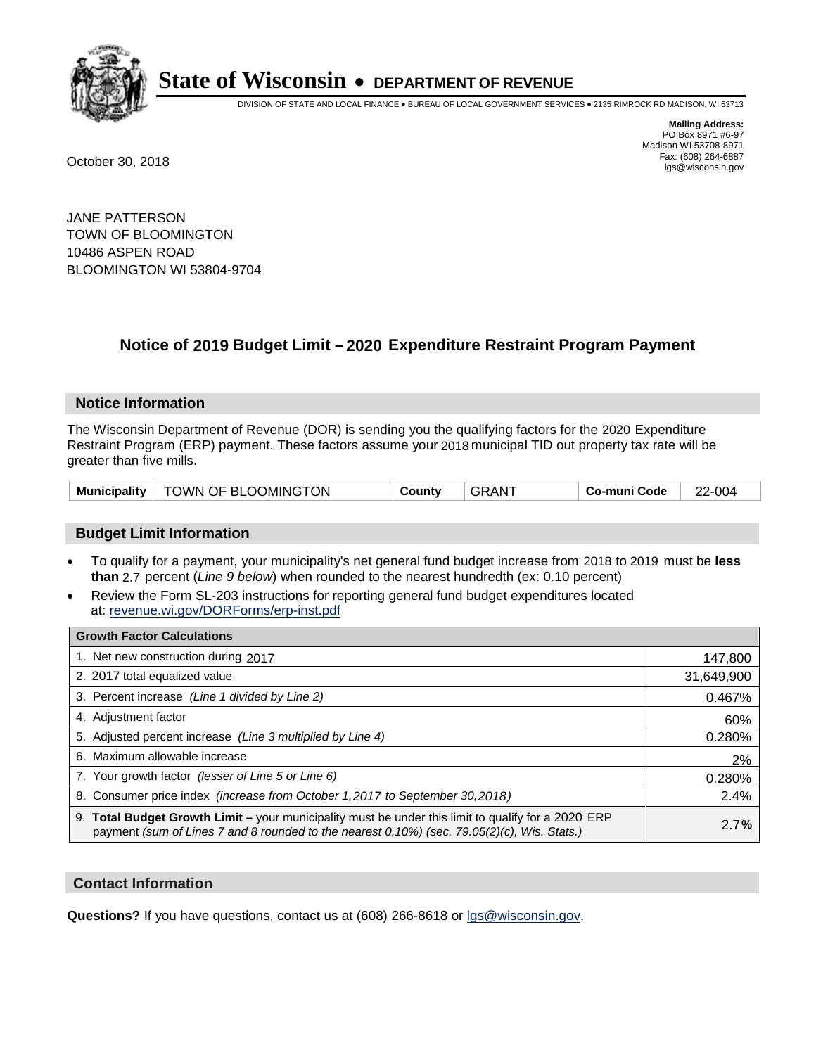# State of Wisconsin • DEPARTMENT OF REVENUE

DIVISION OF STATE AND LOCAL FINANCE • BUREAU OF LOCAL GOVERNMENT SERVICES • 2135 RIMROCK RD MADISON, WI 53713

**Mailing Address:**
PO Box 8971 #6-97
Madison WI 53708-8971
Fax: (608) 264-6887
lgs@wisconsin.gov

October 30, 2018

JANE PATTERSON
TOWN OF BLOOMINGTON
10486 ASPEN ROAD
BLOOMINGTON WI 53804-9704

## Notice of 2019 Budget Limit – 2020 Expenditure Restraint Program Payment

### Notice Information

The Wisconsin Department of Revenue (DOR) is sending you the qualifying factors for the 2020 Expenditure Restraint Program (ERP) payment. These factors assume your 2018 municipal TID out property tax rate will be greater than five mills.

| Municipality | TOWN OF BLOOMINGTON | County | GRANT | Co-muni Code | 22-004 |
|---|---|---|---|---|---|

### Budget Limit Information

- To qualify for a payment, your municipality's net general fund budget increase from 2018 to 2019 must be **less than** 2.7 percent (*Line 9 below*) when rounded to the nearest hundredth (ex: 0.10 percent)
- Review the Form SL-203 instructions for reporting general fund budget expenditures located at: revenue.wi.gov/DORForms/erp-inst.pdf

| Growth Factor Calculations | |
|---|---|
| 1. Net new construction during 2017 | 147,800 |
| 2. 2017 total equalized value | 31,649,900 |
| 3. Percent increase *(Line 1 divided by Line 2)* | 0.467% |
| 4. Adjustment factor | 60% |
| 5. Adjusted percent increase *(Line 3 multiplied by Line 4)* | 0.280% |
| 6. Maximum allowable increase | 2% |
| 7. Your growth factor *(lesser of Line 5 or Line 6)* | 0.280% |
| 8. Consumer price index *(increase from October 1,2017 to September 30,2018)* | 2.4% |
| 9. **Total Budget Growth Limit –** your municipality must be under this limit to qualify for a 2020 ERP payment *(sum of Lines 7 and 8 rounded to the nearest 0.10%) (sec. 79.05(2)(c), Wis. Stats.)* | 2.7% |

### Contact Information

**Questions?** If you have questions, contact us at (608) 266-8618 or lgs@wisconsin.gov.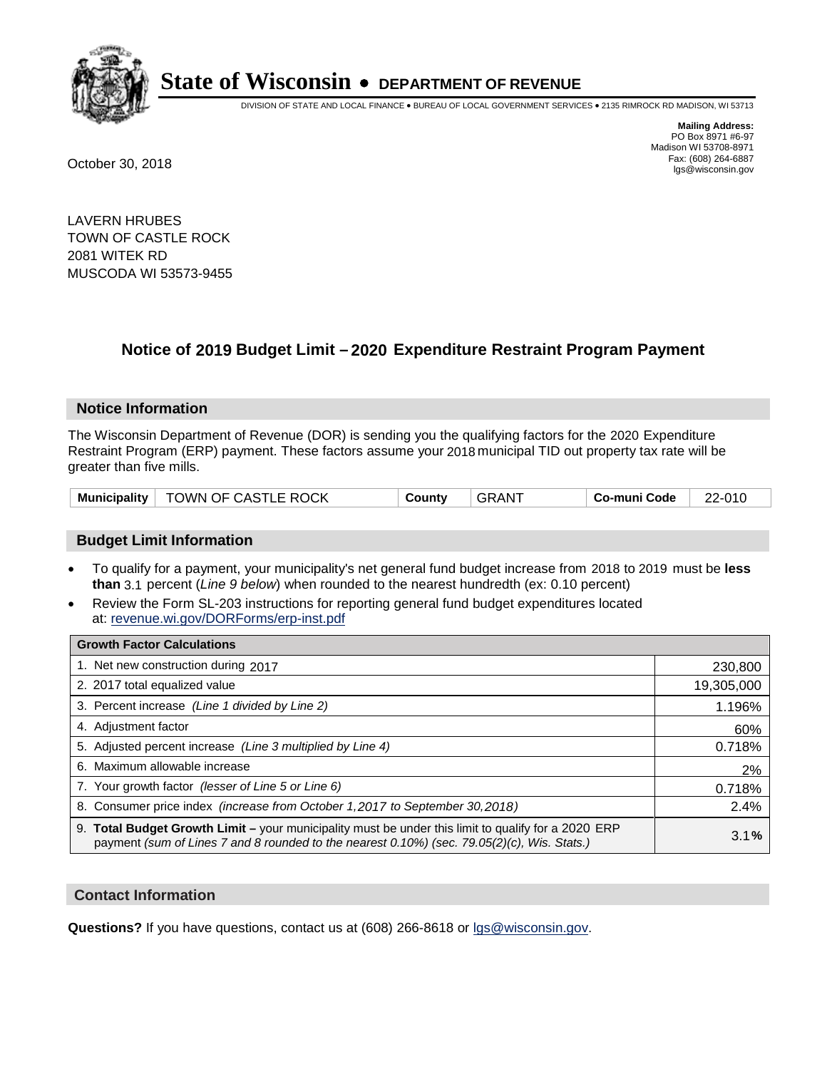# State of Wisconsin • DEPARTMENT OF REVENUE

DIVISION OF STATE AND LOCAL FINANCE • BUREAU OF LOCAL GOVERNMENT SERVICES • 2135 RIMROCK RD MADISON, WI 53713

**Mailing Address:**
PO Box 8971 #6-97
Madison WI 53708-8971
Fax: (608) 264-6887
lgs@wisconsin.gov

October 30, 2018

LAVERN HRUBES
TOWN OF CASTLE ROCK
2081 WITEK RD
MUSCODA WI 53573-9455

## Notice of 2019 Budget Limit – 2020 Expenditure Restraint Program Payment

### Notice Information

The Wisconsin Department of Revenue (DOR) is sending you the qualifying factors for the 2020 Expenditure Restraint Program (ERP) payment. These factors assume your 2018 municipal TID out property tax rate will be greater than five mills.

| Municipality | TOWN OF CASTLE ROCK | County | GRANT | Co-muni Code | 22-010 |
|---|---|---|---|---|---|

### Budget Limit Information

- To qualify for a payment, your municipality's net general fund budget increase from 2018 to 2019 must be **less than** 3.1 percent (*Line 9 below*) when rounded to the nearest hundredth (ex: 0.10 percent)
- Review the Form SL-203 instructions for reporting general fund budget expenditures located at: revenue.wi.gov/DORForms/erp-inst.pdf

| Growth Factor Calculations | |
|---|---|
| 1. Net new construction during 2017 | 230,800 |
| 2. 2017 total equalized value | 19,305,000 |
| 3. Percent increase *(Line 1 divided by Line 2)* | 1.196% |
| 4. Adjustment factor | 60% |
| 5. Adjusted percent increase *(Line 3 multiplied by Line 4)* | 0.718% |
| 6. Maximum allowable increase | 2% |
| 7. Your growth factor *(lesser of Line 5 or Line 6)* | 0.718% |
| 8. Consumer price index *(increase from October 1,2017 to September 30,2018)* | 2.4% |
| 9. **Total Budget Growth Limit –** your municipality must be under this limit to qualify for a 2020 ERP payment *(sum of Lines 7 and 8 rounded to the nearest 0.10%) (sec. 79.05(2)(c), Wis. Stats.)* | 3.1**%** |

### Contact Information

**Questions?** If you have questions, contact us at (608) 266-8618 or lgs@wisconsin.gov.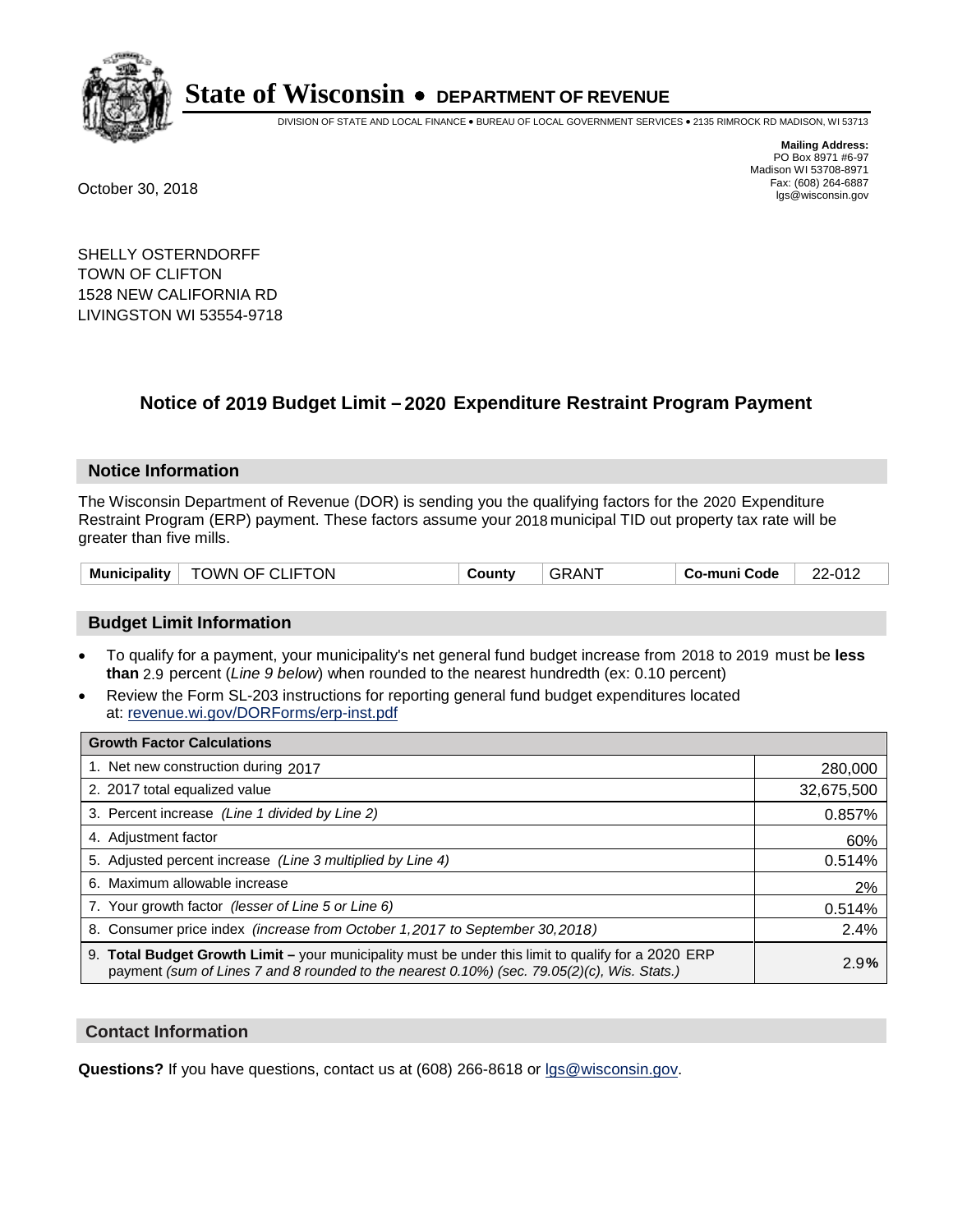# State of Wisconsin • DEPARTMENT OF REVENUE

DIVISION OF STATE AND LOCAL FINANCE • BUREAU OF LOCAL GOVERNMENT SERVICES • 2135 RIMROCK RD MADISON, WI 53713

**Mailing Address:**
PO Box 8971 #6-97
Madison WI 53708-8971
Fax: (608) 264-6887
lgs@wisconsin.gov

October 30, 2018

SHELLY OSTERNDORFF
TOWN OF CLIFTON
1528 NEW CALIFORNIA RD
LIVINGSTON WI 53554-9718

## Notice of 2019 Budget Limit – 2020 Expenditure Restraint Program Payment

### Notice Information

The Wisconsin Department of Revenue (DOR) is sending you the qualifying factors for the 2020 Expenditure Restraint Program (ERP) payment. These factors assume your 2018 municipal TID out property tax rate will be greater than five mills.

| Municipality | TOWN OF CLIFTON | County | GRANT | Co-muni Code | 22-012 |
|---|---|---|---|---|---|

### Budget Limit Information

- To qualify for a payment, your municipality's net general fund budget increase from 2018 to 2019 must be **less than** 2.9 percent (*Line 9 below*) when rounded to the nearest hundredth (ex: 0.10 percent)
- Review the Form SL-203 instructions for reporting general fund budget expenditures located at: revenue.wi.gov/DORForms/erp-inst.pdf

| Growth Factor Calculations | |
|---|---|
| 1. Net new construction during 2017 | 280,000 |
| 2. 2017 total equalized value | 32,675,500 |
| 3. Percent increase *(Line 1 divided by Line 2)* | 0.857% |
| 4. Adjustment factor | 60% |
| 5. Adjusted percent increase *(Line 3 multiplied by Line 4)* | 0.514% |
| 6. Maximum allowable increase | 2% |
| 7. Your growth factor *(lesser of Line 5 or Line 6)* | 0.514% |
| 8. Consumer price index *(increase from October 1,2017 to September 30,2018)* | 2.4% |
| 9. **Total Budget Growth Limit –** your municipality must be under this limit to qualify for a 2020 ERP payment *(sum of Lines 7 and 8 rounded to the nearest 0.10%) (sec. 79.05(2)(c), Wis. Stats.)* | 2.9% |

### Contact Information

**Questions?** If you have questions, contact us at (608) 266-8618 or lgs@wisconsin.gov.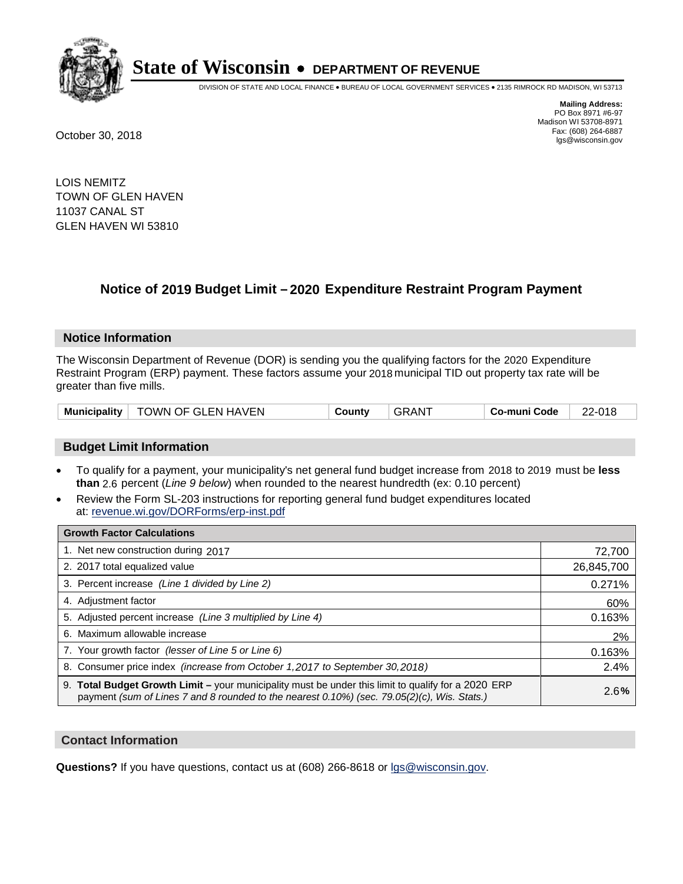# State of Wisconsin • DEPARTMENT OF REVENUE

DIVISION OF STATE AND LOCAL FINANCE • BUREAU OF LOCAL GOVERNMENT SERVICES • 2135 RIMROCK RD MADISON, WI 53713

**Mailing Address:**
PO Box 8971 #6-97
Madison WI 53708-8971
Fax: (608) 264-6887
lgs@wisconsin.gov

October 30, 2018

LOIS NEMITZ
TOWN OF GLEN HAVEN
11037 CANAL ST
GLEN HAVEN WI 53810

## Notice of 2019 Budget Limit – 2020 Expenditure Restraint Program Payment

### Notice Information

The Wisconsin Department of Revenue (DOR) is sending you the qualifying factors for the 2020 Expenditure Restraint Program (ERP) payment. These factors assume your 2018 municipal TID out property tax rate will be greater than five mills.

| Municipality | TOWN OF GLEN HAVEN | County | GRANT | Co-muni Code | 22-018 |
|---|---|---|---|---|---|

### Budget Limit Information

- To qualify for a payment, your municipality's net general fund budget increase from 2018 to 2019 must be **less than** 2.6 percent (*Line 9 below*) when rounded to the nearest hundredth (ex: 0.10 percent)
- Review the Form SL-203 instructions for reporting general fund budget expenditures located at: revenue.wi.gov/DORForms/erp-inst.pdf

| Growth Factor Calculations | |
|---|---|
| 1. Net new construction during 2017 | 72,700 |
| 2. 2017 total equalized value | 26,845,700 |
| 3. Percent increase *(Line 1 divided by Line 2)* | 0.271% |
| 4. Adjustment factor | 60% |
| 5. Adjusted percent increase *(Line 3 multiplied by Line 4)* | 0.163% |
| 6. Maximum allowable increase | 2% |
| 7. Your growth factor *(lesser of Line 5 or Line 6)* | 0.163% |
| 8. Consumer price index *(increase from October 1,2017 to September 30,2018)* | 2.4% |
| 9. **Total Budget Growth Limit –** your municipality must be under this limit to qualify for a 2020 ERP payment *(sum of Lines 7 and 8 rounded to the nearest 0.10%) (sec. 79.05(2)(c), Wis. Stats.)* | 2.6**%** |

### Contact Information

**Questions?** If you have questions, contact us at (608) 266-8618 or lgs@wisconsin.gov.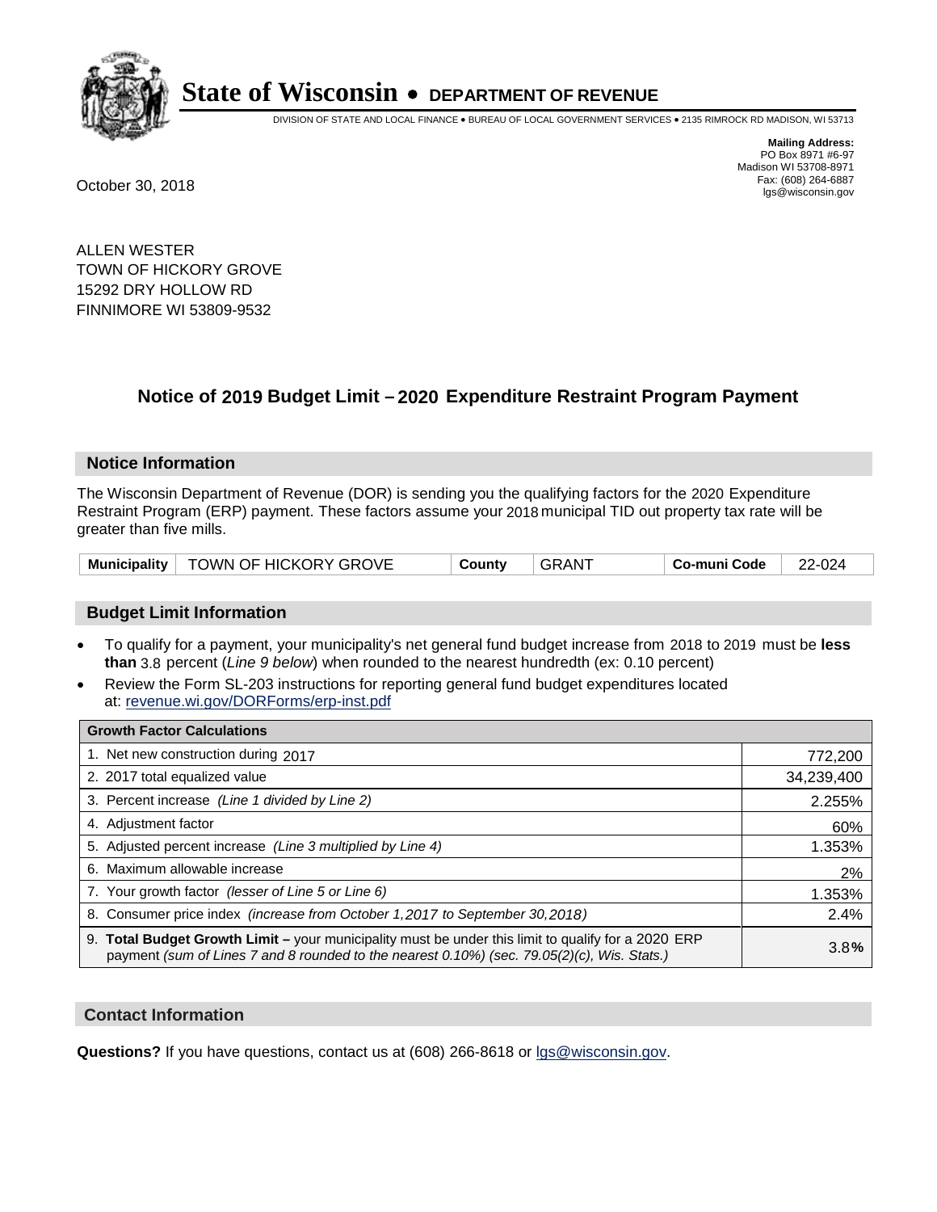# State of Wisconsin • DEPARTMENT OF REVENUE

DIVISION OF STATE AND LOCAL FINANCE • BUREAU OF LOCAL GOVERNMENT SERVICES • 2135 RIMROCK RD MADISON, WI 53713

**Mailing Address:**
PO Box 8971 #6-97
Madison WI 53708-8971
Fax: (608) 264-6887
lgs@wisconsin.gov

October 30, 2018

ALLEN WESTER
TOWN OF HICKORY GROVE
15292 DRY HOLLOW RD
FINNIMORE WI 53809-9532

## Notice of 2019 Budget Limit – 2020 Expenditure Restraint Program Payment

### Notice Information

The Wisconsin Department of Revenue (DOR) is sending you the qualifying factors for the 2020 Expenditure Restraint Program (ERP) payment. These factors assume your 2018 municipal TID out property tax rate will be greater than five mills.

| Municipality | TOWN OF HICKORY GROVE | County | GRANT | Co-muni Code | 22-024 |
|---|---|---|---|---|---|

### Budget Limit Information

- To qualify for a payment, your municipality's net general fund budget increase from 2018 to 2019 must be **less than** 3.8 percent (*Line 9 below*) when rounded to the nearest hundredth (ex: 0.10 percent)
- Review the Form SL-203 instructions for reporting general fund budget expenditures located at: revenue.wi.gov/DORForms/erp-inst.pdf

| Growth Factor Calculations | |
|---|---|
| 1. Net new construction during 2017 | 772,200 |
| 2. 2017 total equalized value | 34,239,400 |
| 3. Percent increase *(Line 1 divided by Line 2)* | 2.255% |
| 4. Adjustment factor | 60% |
| 5. Adjusted percent increase *(Line 3 multiplied by Line 4)* | 1.353% |
| 6. Maximum allowable increase | 2% |
| 7. Your growth factor *(lesser of Line 5 or Line 6)* | 1.353% |
| 8. Consumer price index *(increase from October 1,2017 to September 30,2018)* | 2.4% |
| 9. **Total Budget Growth Limit –** your municipality must be under this limit to qualify for a 2020 ERP payment *(sum of Lines 7 and 8 rounded to the nearest 0.10%) (sec. 79.05(2)(c), Wis. Stats.)* | 3.8**%** |

### Contact Information

**Questions?** If you have questions, contact us at (608) 266-8618 or lgs@wisconsin.gov.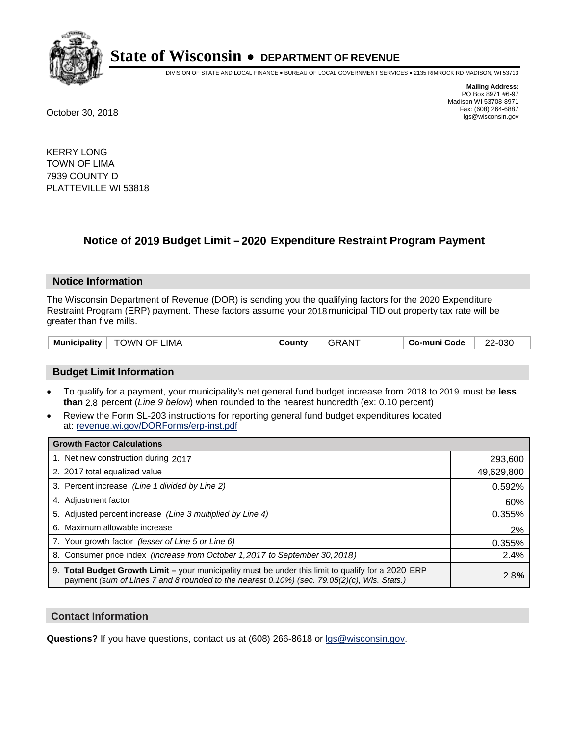# State of Wisconsin • DEPARTMENT OF REVENUE

DIVISION OF STATE AND LOCAL FINANCE • BUREAU OF LOCAL GOVERNMENT SERVICES • 2135 RIMROCK RD MADISON, WI 53713

**Mailing Address:**
PO Box 8971 #6-97
Madison WI 53708-8971
Fax: (608) 264-6887
lgs@wisconsin.gov

October 30, 2018

KERRY LONG
TOWN OF LIMA
7939 COUNTY D
PLATTEVILLE WI 53818

## Notice of 2019 Budget Limit – 2020 Expenditure Restraint Program Payment

### Notice Information

The Wisconsin Department of Revenue (DOR) is sending you the qualifying factors for the 2020 Expenditure Restraint Program (ERP) payment. These factors assume your 2018 municipal TID out property tax rate will be greater than five mills.

| Municipality | TOWN OF LIMA | County | GRANT | Co-muni Code | 22-030 |
|---|---|---|---|---|---|

### Budget Limit Information

- To qualify for a payment, your municipality's net general fund budget increase from 2018 to 2019 must be **less than** 2.8 percent (*Line 9 below*) when rounded to the nearest hundredth (ex: 0.10 percent)
- Review the Form SL-203 instructions for reporting general fund budget expenditures located at: revenue.wi.gov/DORForms/erp-inst.pdf

| Growth Factor Calculations | |
|---|---|
| 1. Net new construction during 2017 | 293,600 |
| 2. 2017 total equalized value | 49,629,800 |
| 3. Percent increase *(Line 1 divided by Line 2)* | 0.592% |
| 4. Adjustment factor | 60% |
| 5. Adjusted percent increase *(Line 3 multiplied by Line 4)* | 0.355% |
| 6. Maximum allowable increase | 2% |
| 7. Your growth factor *(lesser of Line 5 or Line 6)* | 0.355% |
| 8. Consumer price index *(increase from October 1,2017 to September 30,2018)* | 2.4% |
| 9. **Total Budget Growth Limit –** your municipality must be under this limit to qualify for a 2020 ERP payment *(sum of Lines 7 and 8 rounded to the nearest 0.10%) (sec. 79.05(2)(c), Wis. Stats.)* | 2.8**%** |

### Contact Information

**Questions?** If you have questions, contact us at (608) 266-8618 or lgs@wisconsin.gov.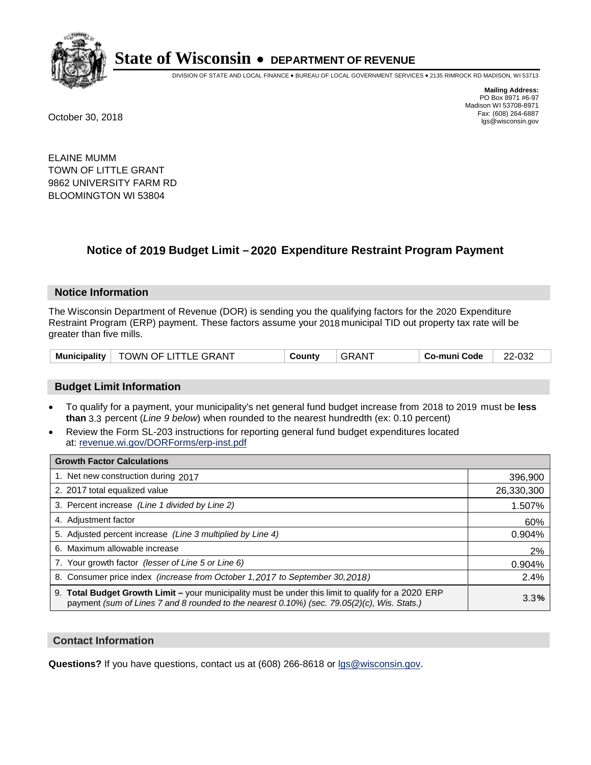# State of Wisconsin • DEPARTMENT OF REVENUE

DIVISION OF STATE AND LOCAL FINANCE • BUREAU OF LOCAL GOVERNMENT SERVICES • 2135 RIMROCK RD MADISON, WI 53713

**Mailing Address:**
PO Box 8971 #6-97
Madison WI 53708-8971
Fax: (608) 264-6887
lgs@wisconsin.gov

October 30, 2018

ELAINE MUMM
TOWN OF LITTLE GRANT
9862 UNIVERSITY FARM RD
BLOOMINGTON WI 53804

## Notice of 2019 Budget Limit – 2020 Expenditure Restraint Program Payment

### Notice Information

The Wisconsin Department of Revenue (DOR) is sending you the qualifying factors for the 2020 Expenditure Restraint Program (ERP) payment. These factors assume your 2018 municipal TID out property tax rate will be greater than five mills.

| Municipality | TOWN OF LITTLE GRANT | County | GRANT | Co-muni Code | 22-032 |
|---|---|---|---|---|---|

### Budget Limit Information

- To qualify for a payment, your municipality's net general fund budget increase from 2018 to 2019 must be **less than** 3.3 percent (*Line 9 below*) when rounded to the nearest hundredth (ex: 0.10 percent)
- Review the Form SL-203 instructions for reporting general fund budget expenditures located at: revenue.wi.gov/DORForms/erp-inst.pdf

| Growth Factor Calculations | |
|---|---|
| 1. Net new construction during 2017 | 396,900 |
| 2. 2017 total equalized value | 26,330,300 |
| 3. Percent increase *(Line 1 divided by Line 2)* | 1.507% |
| 4. Adjustment factor | 60% |
| 5. Adjusted percent increase *(Line 3 multiplied by Line 4)* | 0.904% |
| 6. Maximum allowable increase | 2% |
| 7. Your growth factor *(lesser of Line 5 or Line 6)* | 0.904% |
| 8. Consumer price index *(increase from October 1,2017 to September 30,2018)* | 2.4% |
| 9. **Total Budget Growth Limit –** your municipality must be under this limit to qualify for a 2020 ERP payment *(sum of Lines 7 and 8 rounded to the nearest 0.10%) (sec. 79.05(2)(c), Wis. Stats.)* | 3.3**%** |

### Contact Information

**Questions?** If you have questions, contact us at (608) 266-8618 or lgs@wisconsin.gov.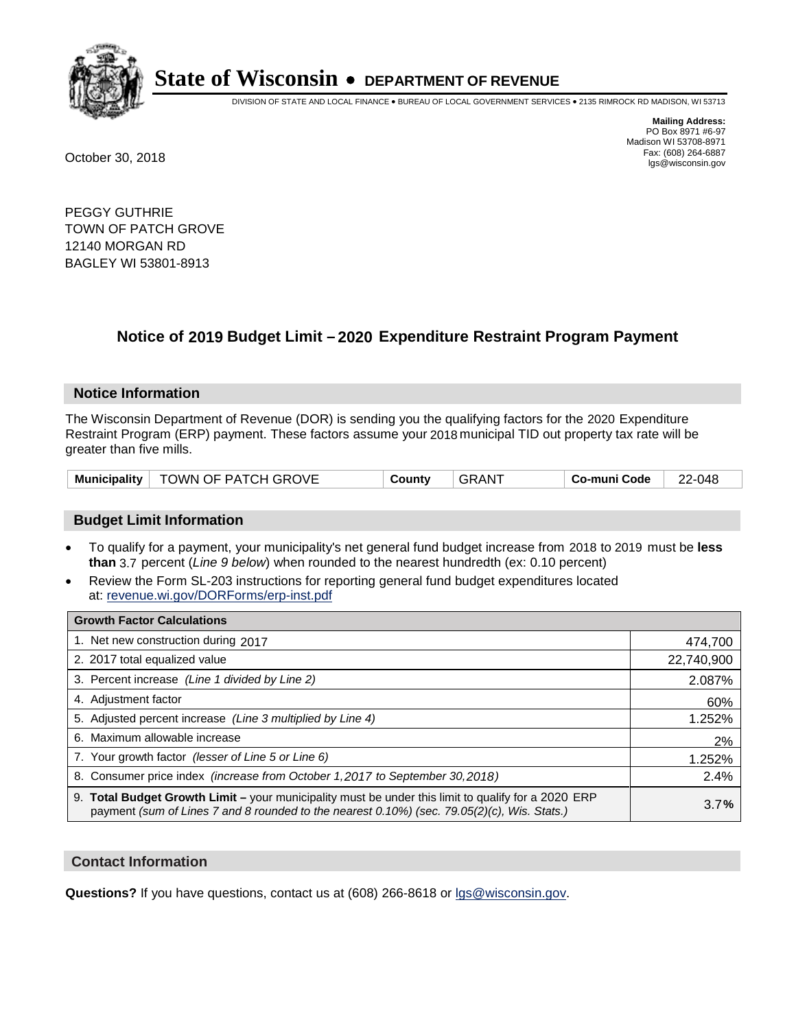# State of Wisconsin • DEPARTMENT OF REVENUE

DIVISION OF STATE AND LOCAL FINANCE • BUREAU OF LOCAL GOVERNMENT SERVICES • 2135 RIMROCK RD MADISON, WI 53713

**Mailing Address:**
PO Box 8971 #6-97
Madison WI 53708-8971
Fax: (608) 264-6887
lgs@wisconsin.gov

October 30, 2018

PEGGY GUTHRIE
TOWN OF PATCH GROVE
12140 MORGAN RD
BAGLEY WI 53801-8913

## Notice of 2019 Budget Limit – 2020 Expenditure Restraint Program Payment

### Notice Information

The Wisconsin Department of Revenue (DOR) is sending you the qualifying factors for the 2020 Expenditure Restraint Program (ERP) payment. These factors assume your 2018 municipal TID out property tax rate will be greater than five mills.

| Municipality | TOWN OF PATCH GROVE | County | GRANT | Co-muni Code | 22-048 |
|---|---|---|---|---|---|

### Budget Limit Information

- To qualify for a payment, your municipality's net general fund budget increase from 2018 to 2019 must be **less than** 3.7 percent (*Line 9 below*) when rounded to the nearest hundredth (ex: 0.10 percent)
- Review the Form SL-203 instructions for reporting general fund budget expenditures located at: revenue.wi.gov/DORForms/erp-inst.pdf

| Growth Factor Calculations | |
|---|---|
| 1. Net new construction during 2017 | 474,700 |
| 2. 2017 total equalized value | 22,740,900 |
| 3. Percent increase *(Line 1 divided by Line 2)* | 2.087% |
| 4. Adjustment factor | 60% |
| 5. Adjusted percent increase *(Line 3 multiplied by Line 4)* | 1.252% |
| 6. Maximum allowable increase | 2% |
| 7. Your growth factor *(lesser of Line 5 or Line 6)* | 1.252% |
| 8. Consumer price index *(increase from October 1,2017 to September 30,2018)* | 2.4% |
| 9. **Total Budget Growth Limit –** your municipality must be under this limit to qualify for a 2020 ERP payment *(sum of Lines 7 and 8 rounded to the nearest 0.10%) (sec. 79.05(2)(c), Wis. Stats.)* | 3.7**%** |

### Contact Information

**Questions?** If you have questions, contact us at (608) 266-8618 or lgs@wisconsin.gov.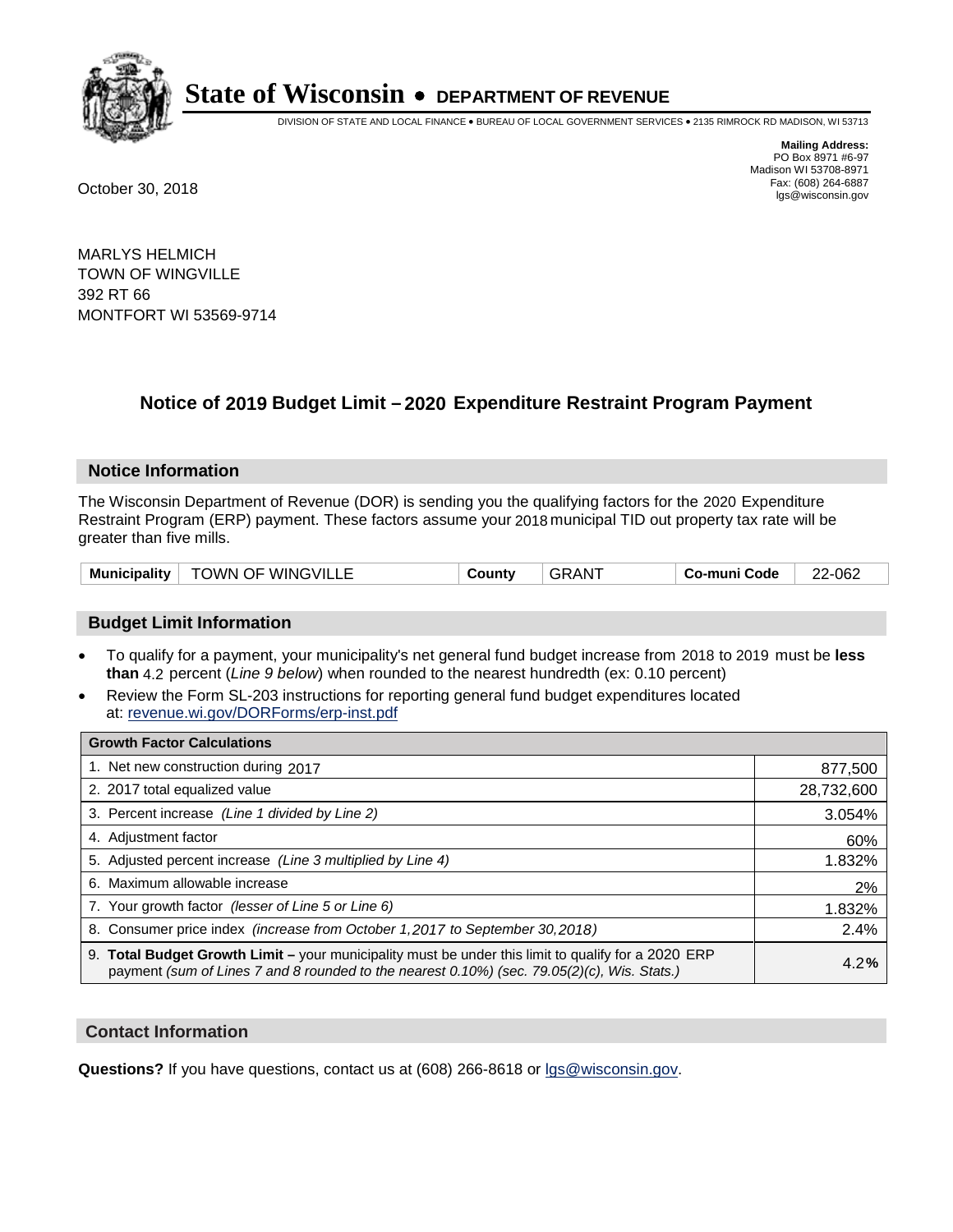# State of Wisconsin • DEPARTMENT OF REVENUE

DIVISION OF STATE AND LOCAL FINANCE • BUREAU OF LOCAL GOVERNMENT SERVICES • 2135 RIMROCK RD MADISON, WI 53713

**Mailing Address:**
PO Box 8971 #6-97
Madison WI 53708-8971
Fax: (608) 264-6887
lgs@wisconsin.gov

October 30, 2018

MARLYS HELMICH
TOWN OF WINGVILLE
392 RT 66
MONTFORT WI 53569-9714

## Notice of 2019 Budget Limit – 2020 Expenditure Restraint Program Payment

### Notice Information

The Wisconsin Department of Revenue (DOR) is sending you the qualifying factors for the 2020 Expenditure Restraint Program (ERP) payment. These factors assume your 2018 municipal TID out property tax rate will be greater than five mills.

| Municipality | TOWN OF WINGVILLE | County | GRANT | Co-muni Code | 22-062 |
|---|---|---|---|---|---|

### Budget Limit Information

- To qualify for a payment, your municipality's net general fund budget increase from 2018 to 2019 must be **less than** 4.2 percent (*Line 9 below*) when rounded to the nearest hundredth (ex: 0.10 percent)
- Review the Form SL-203 instructions for reporting general fund budget expenditures located at: revenue.wi.gov/DORForms/erp-inst.pdf

| Growth Factor Calculations | |
|---|---|
| 1. Net new construction during 2017 | 877,500 |
| 2. 2017 total equalized value | 28,732,600 |
| 3. Percent increase *(Line 1 divided by Line 2)* | 3.054% |
| 4. Adjustment factor | 60% |
| 5. Adjusted percent increase *(Line 3 multiplied by Line 4)* | 1.832% |
| 6. Maximum allowable increase | 2% |
| 7. Your growth factor *(lesser of Line 5 or Line 6)* | 1.832% |
| 8. Consumer price index *(increase from October 1,2017 to September 30,2018)* | 2.4% |
| 9. **Total Budget Growth Limit –** your municipality must be under this limit to qualify for a 2020 ERP payment *(sum of Lines 7 and 8 rounded to the nearest 0.10%) (sec. 79.05(2)(c), Wis. Stats.)* | 4.2**%** |

### Contact Information

**Questions?** If you have questions, contact us at (608) 266-8618 or lgs@wisconsin.gov.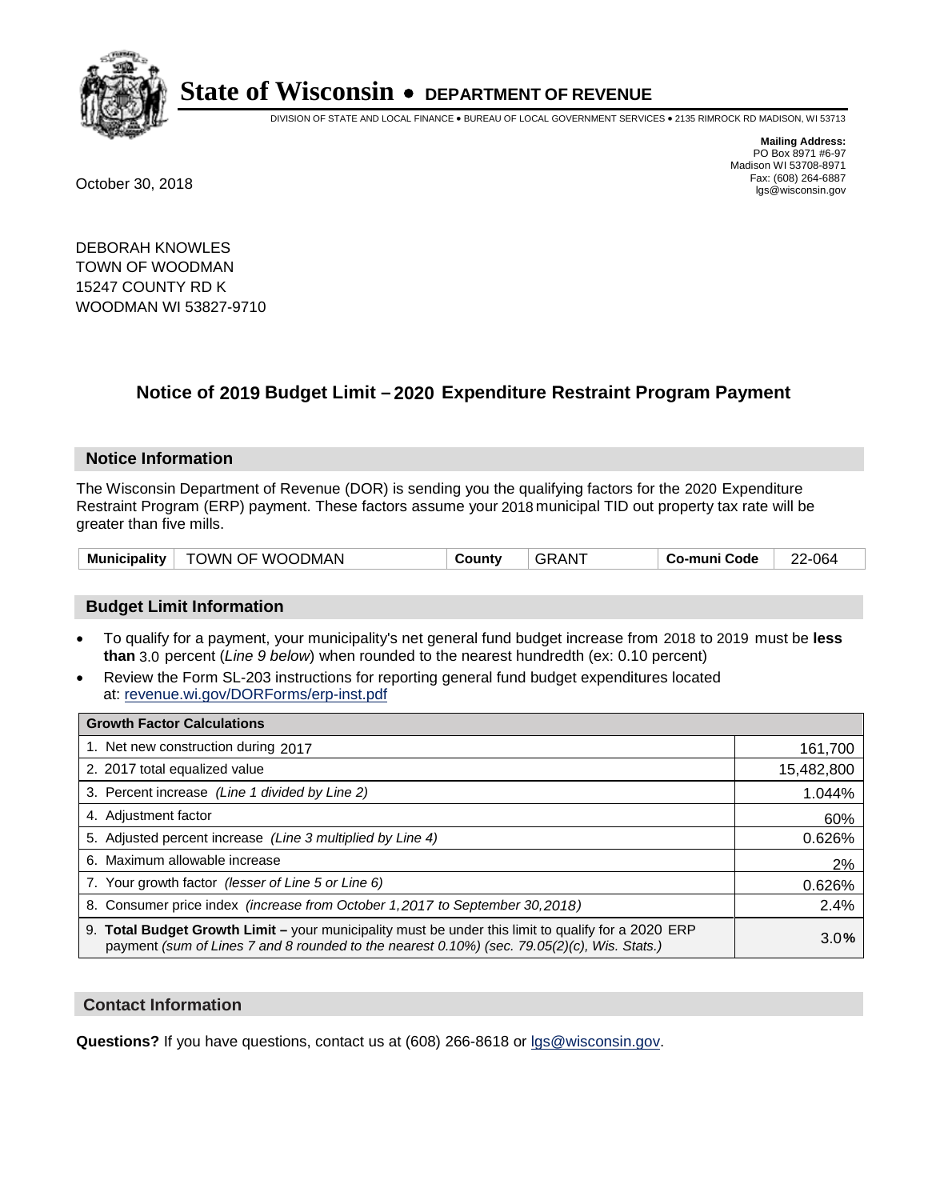# State of Wisconsin • DEPARTMENT OF REVENUE

DIVISION OF STATE AND LOCAL FINANCE • BUREAU OF LOCAL GOVERNMENT SERVICES • 2135 RIMROCK RD MADISON, WI 53713

**Mailing Address:**
PO Box 8971 #6-97
Madison WI 53708-8971
Fax: (608) 264-6887
lgs@wisconsin.gov

October 30, 2018

DEBORAH KNOWLES
TOWN OF WOODMAN
15247 COUNTY RD K
WOODMAN WI 53827-9710

## Notice of 2019 Budget Limit – 2020 Expenditure Restraint Program Payment

### Notice Information

The Wisconsin Department of Revenue (DOR) is sending you the qualifying factors for the 2020 Expenditure Restraint Program (ERP) payment. These factors assume your 2018 municipal TID out property tax rate will be greater than five mills.

| Municipality | TOWN OF WOODMAN | County | GRANT | Co-muni Code | 22-064 |
|---|---|---|---|---|---|

### Budget Limit Information

- To qualify for a payment, your municipality's net general fund budget increase from 2018 to 2019 must be **less than** 3.0 percent (*Line 9 below*) when rounded to the nearest hundredth (ex: 0.10 percent)
- Review the Form SL-203 instructions for reporting general fund budget expenditures located at: revenue.wi.gov/DORForms/erp-inst.pdf

| Growth Factor Calculations | |
|---|---|
| 1. Net new construction during 2017 | 161,700 |
| 2. 2017 total equalized value | 15,482,800 |
| 3. Percent increase *(Line 1 divided by Line 2)* | 1.044% |
| 4. Adjustment factor | 60% |
| 5. Adjusted percent increase *(Line 3 multiplied by Line 4)* | 0.626% |
| 6. Maximum allowable increase | 2% |
| 7. Your growth factor *(lesser of Line 5 or Line 6)* | 0.626% |
| 8. Consumer price index *(increase from October 1,2017 to September 30,2018)* | 2.4% |
| 9. **Total Budget Growth Limit –** your municipality must be under this limit to qualify for a 2020 ERP payment *(sum of Lines 7 and 8 rounded to the nearest 0.10%) (sec. 79.05(2)(c), Wis. Stats.)* | 3.0% |

### Contact Information

**Questions?** If you have questions, contact us at (608) 266-8618 or lgs@wisconsin.gov.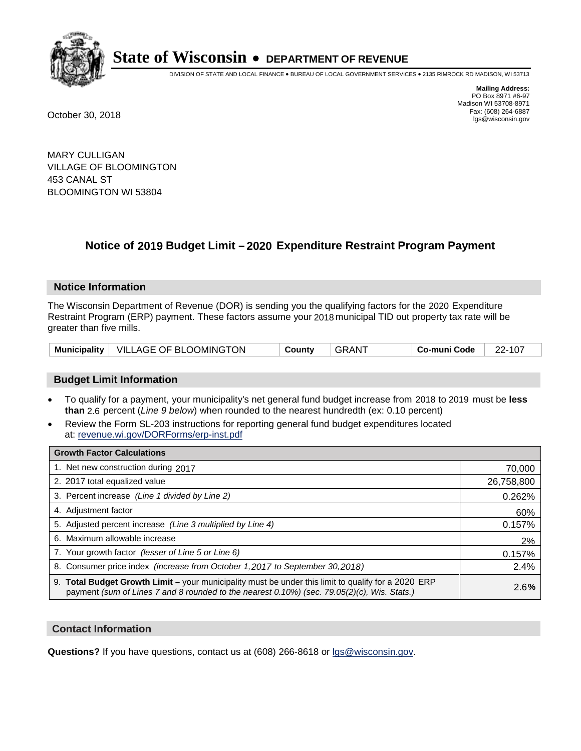# State of Wisconsin • DEPARTMENT OF REVENUE

DIVISION OF STATE AND LOCAL FINANCE • BUREAU OF LOCAL GOVERNMENT SERVICES • 2135 RIMROCK RD MADISON, WI 53713

**Mailing Address:**
PO Box 8971 #6-97
Madison WI 53708-8971
Fax: (608) 264-6887
lgs@wisconsin.gov

October 30, 2018

MARY CULLIGAN
VILLAGE OF BLOOMINGTON
453 CANAL ST
BLOOMINGTON WI 53804

## Notice of 2019 Budget Limit – 2020 Expenditure Restraint Program Payment

### Notice Information

The Wisconsin Department of Revenue (DOR) is sending you the qualifying factors for the 2020 Expenditure Restraint Program (ERP) payment. These factors assume your 2018 municipal TID out property tax rate will be greater than five mills.

| Municipality | VILLAGE OF BLOOMINGTON | County | GRANT | Co-muni Code | 22-107 |
|---|---|---|---|---|---|

### Budget Limit Information

- To qualify for a payment, your municipality's net general fund budget increase from 2018 to 2019 must be **less than** 2.6 percent (*Line 9 below*) when rounded to the nearest hundredth (ex: 0.10 percent)
- Review the Form SL-203 instructions for reporting general fund budget expenditures located at: revenue.wi.gov/DORForms/erp-inst.pdf

| Growth Factor Calculations | |
|---|---|
| 1. Net new construction during 2017 | 70,000 |
| 2. 2017 total equalized value | 26,758,800 |
| 3. Percent increase *(Line 1 divided by Line 2)* | 0.262% |
| 4. Adjustment factor | 60% |
| 5. Adjusted percent increase *(Line 3 multiplied by Line 4)* | 0.157% |
| 6. Maximum allowable increase | 2% |
| 7. Your growth factor *(lesser of Line 5 or Line 6)* | 0.157% |
| 8. Consumer price index *(increase from October 1,2017 to September 30,2018)* | 2.4% |
| 9. **Total Budget Growth Limit –** your municipality must be under this limit to qualify for a 2020 ERP payment *(sum of Lines 7 and 8 rounded to the nearest 0.10%) (sec. 79.05(2)(c), Wis. Stats.)* | 2.6**%** |

### Contact Information

**Questions?** If you have questions, contact us at (608) 266-8618 or lgs@wisconsin.gov.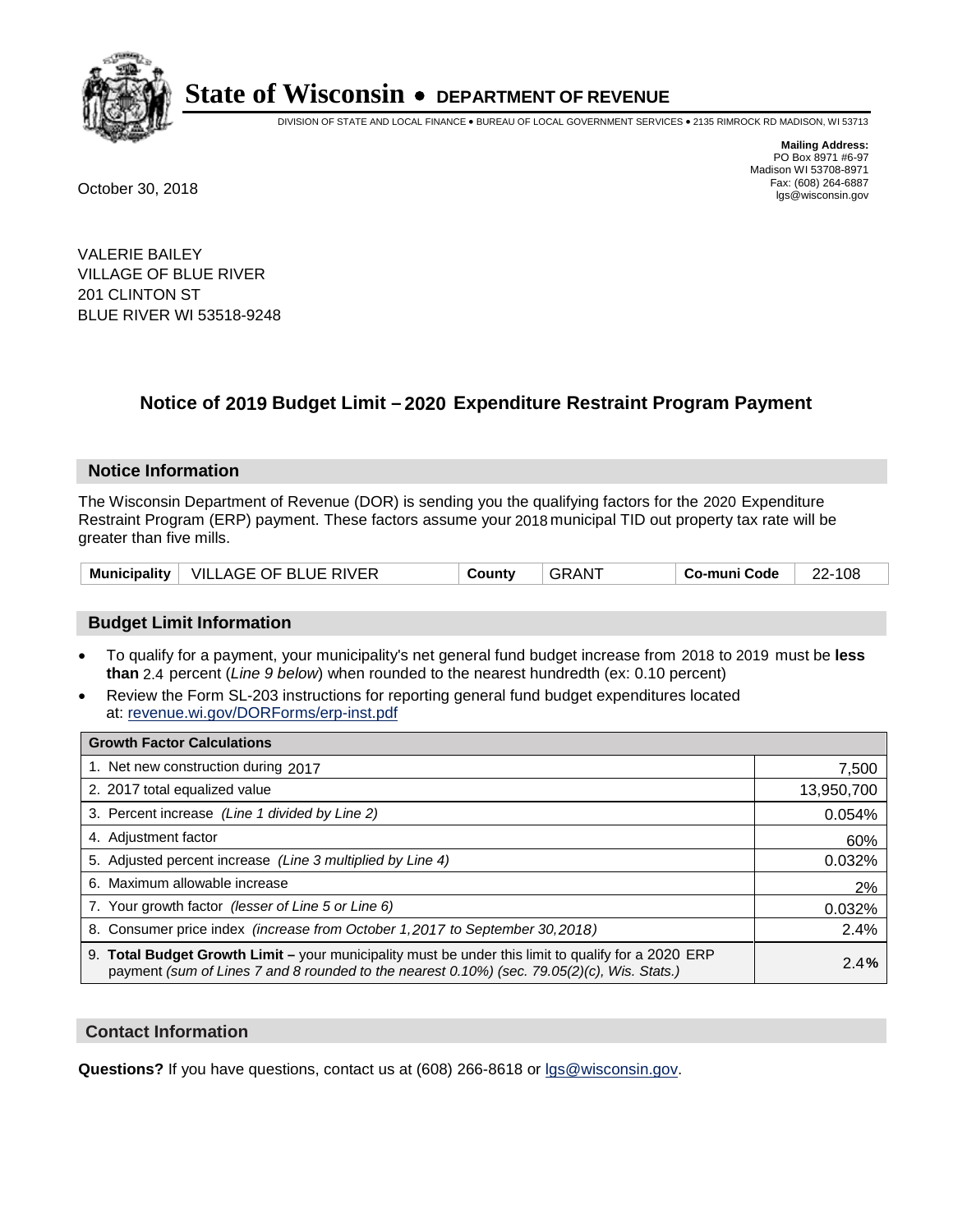# State of Wisconsin • DEPARTMENT OF REVENUE

DIVISION OF STATE AND LOCAL FINANCE • BUREAU OF LOCAL GOVERNMENT SERVICES • 2135 RIMROCK RD MADISON, WI 53713

**Mailing Address:**
PO Box 8971 #6-97
Madison WI 53708-8971
Fax: (608) 264-6887
lgs@wisconsin.gov

October 30, 2018

VALERIE BAILEY
VILLAGE OF BLUE RIVER
201 CLINTON ST
BLUE RIVER WI 53518-9248

## Notice of 2019 Budget Limit – 2020 Expenditure Restraint Program Payment

### Notice Information

The Wisconsin Department of Revenue (DOR) is sending you the qualifying factors for the 2020 Expenditure Restraint Program (ERP) payment. These factors assume your 2018 municipal TID out property tax rate will be greater than five mills.

| Municipality | VILLAGE OF BLUE RIVER | County | GRANT | Co-muni Code | 22-108 |
|---|---|---|---|---|---|

### Budget Limit Information

- To qualify for a payment, your municipality's net general fund budget increase from 2018 to 2019 must be **less than** 2.4 percent (*Line 9 below*) when rounded to the nearest hundredth (ex: 0.10 percent)
- Review the Form SL-203 instructions for reporting general fund budget expenditures located at: revenue.wi.gov/DORForms/erp-inst.pdf

| Growth Factor Calculations | |
|---|---|
| 1. Net new construction during 2017 | 7,500 |
| 2. 2017 total equalized value | 13,950,700 |
| 3. Percent increase *(Line 1 divided by Line 2)* | 0.054% |
| 4. Adjustment factor | 60% |
| 5. Adjusted percent increase *(Line 3 multiplied by Line 4)* | 0.032% |
| 6. Maximum allowable increase | 2% |
| 7. Your growth factor *(lesser of Line 5 or Line 6)* | 0.032% |
| 8. Consumer price index *(increase from October 1,2017 to September 30,2018)* | 2.4% |
| 9. **Total Budget Growth Limit –** your municipality must be under this limit to qualify for a 2020 ERP payment *(sum of Lines 7 and 8 rounded to the nearest 0.10%) (sec. 79.05(2)(c), Wis. Stats.)* | 2.4**%** |

### Contact Information

**Questions?** If you have questions, contact us at (608) 266-8618 or lgs@wisconsin.gov.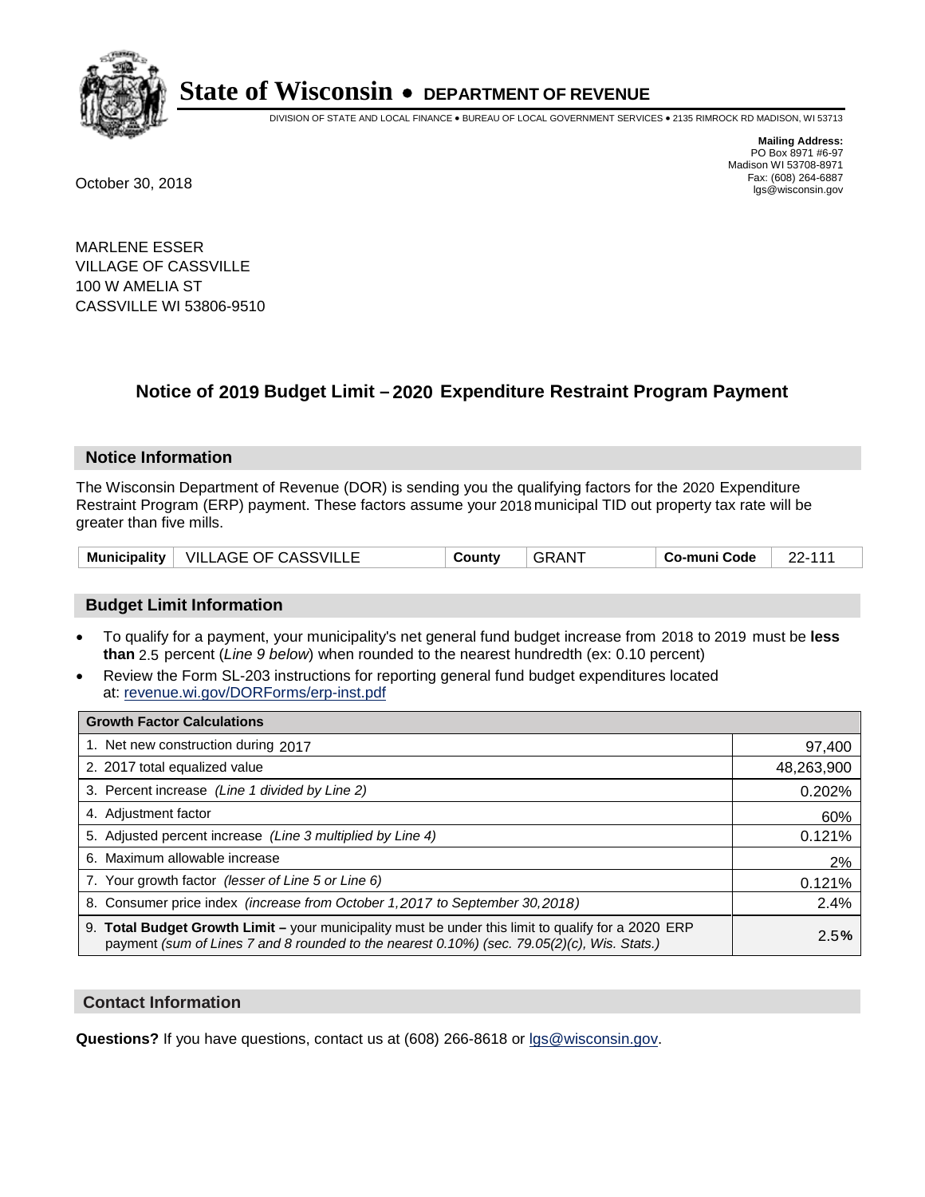# State of Wisconsin • DEPARTMENT OF REVENUE

DIVISION OF STATE AND LOCAL FINANCE • BUREAU OF LOCAL GOVERNMENT SERVICES • 2135 RIMROCK RD MADISON, WI 53713

**Mailing Address:**
PO Box 8971 #6-97
Madison WI 53708-8971
Fax: (608) 264-6887
lgs@wisconsin.gov

October 30, 2018

MARLENE ESSER
VILLAGE OF CASSVILLE
100 W AMELIA ST
CASSVILLE WI 53806-9510

## Notice of 2019 Budget Limit – 2020 Expenditure Restraint Program Payment

### Notice Information

The Wisconsin Department of Revenue (DOR) is sending you the qualifying factors for the 2020 Expenditure Restraint Program (ERP) payment. These factors assume your 2018 municipal TID out property tax rate will be greater than five mills.

| Municipality | VILLAGE OF CASSVILLE | County | GRANT | Co-muni Code | 22-111 |
|---|---|---|---|---|---|

### Budget Limit Information

- To qualify for a payment, your municipality's net general fund budget increase from 2018 to 2019 must be **less than** 2.5 percent (*Line 9 below*) when rounded to the nearest hundredth (ex: 0.10 percent)
- Review the Form SL-203 instructions for reporting general fund budget expenditures located at: revenue.wi.gov/DORForms/erp-inst.pdf

| Growth Factor Calculations | |
|---|---|
| 1. Net new construction during 2017 | 97,400 |
| 2. 2017 total equalized value | 48,263,900 |
| 3. Percent increase *(Line 1 divided by Line 2)* | 0.202% |
| 4. Adjustment factor | 60% |
| 5. Adjusted percent increase *(Line 3 multiplied by Line 4)* | 0.121% |
| 6. Maximum allowable increase | 2% |
| 7. Your growth factor *(lesser of Line 5 or Line 6)* | 0.121% |
| 8. Consumer price index *(increase from October 1,2017 to September 30,2018)* | 2.4% |
| 9. **Total Budget Growth Limit –** your municipality must be under this limit to qualify for a 2020 ERP payment *(sum of Lines 7 and 8 rounded to the nearest 0.10%) (sec. 79.05(2)(c), Wis. Stats.)* | 2.5**%** |

### Contact Information

**Questions?** If you have questions, contact us at (608) 266-8618 or lgs@wisconsin.gov.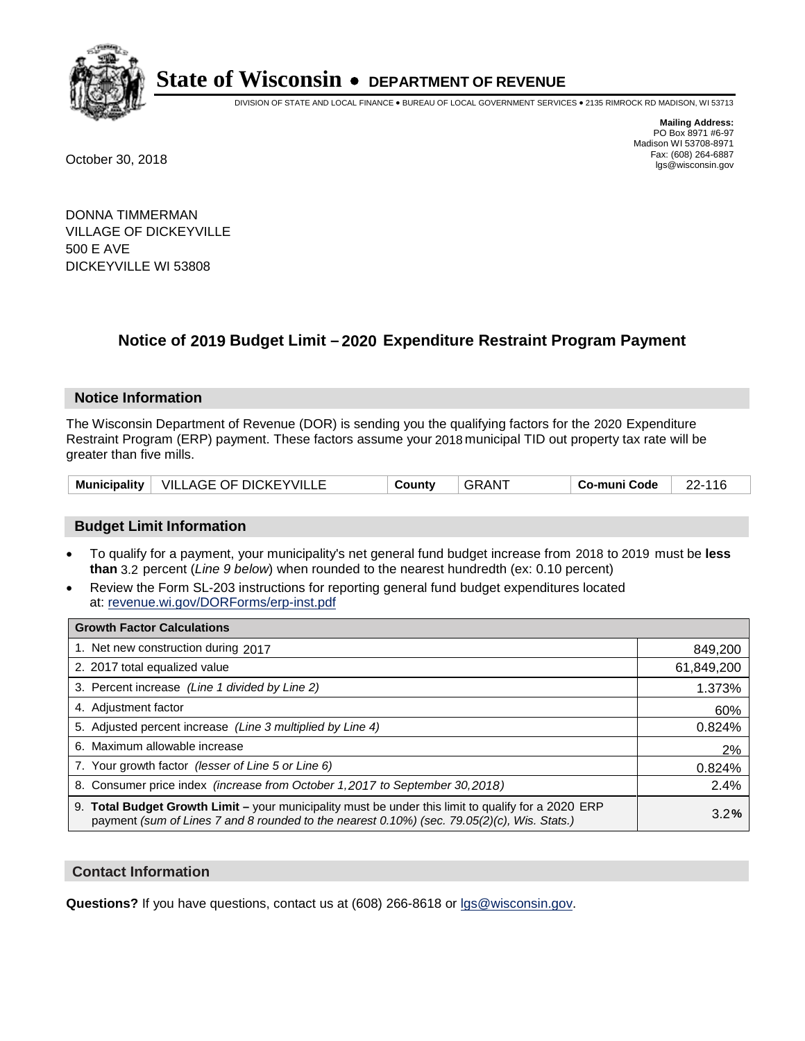# State of Wisconsin • DEPARTMENT OF REVENUE

DIVISION OF STATE AND LOCAL FINANCE • BUREAU OF LOCAL GOVERNMENT SERVICES • 2135 RIMROCK RD MADISON, WI 53713

**Mailing Address:**
PO Box 8971 #6-97
Madison WI 53708-8971
Fax: (608) 264-6887
lgs@wisconsin.gov

October 30, 2018

DONNA TIMMERMAN
VILLAGE OF DICKEYVILLE
500 E AVE
DICKEYVILLE WI 53808

## Notice of 2019 Budget Limit – 2020 Expenditure Restraint Program Payment

### Notice Information

The Wisconsin Department of Revenue (DOR) is sending you the qualifying factors for the 2020 Expenditure Restraint Program (ERP) payment. These factors assume your 2018 municipal TID out property tax rate will be greater than five mills.

| Municipality | VILLAGE OF DICKEYVILLE | County | GRANT | Co-muni Code | 22-116 |
|---|---|---|---|---|---|

### Budget Limit Information

- To qualify for a payment, your municipality's net general fund budget increase from 2018 to 2019 must be **less than** 3.2 percent (*Line 9 below*) when rounded to the nearest hundredth (ex: 0.10 percent)
- Review the Form SL-203 instructions for reporting general fund budget expenditures located at: revenue.wi.gov/DORForms/erp-inst.pdf

| Growth Factor Calculations | |
|---|---|
| 1. Net new construction during 2017 | 849,200 |
| 2. 2017 total equalized value | 61,849,200 |
| 3. Percent increase *(Line 1 divided by Line 2)* | 1.373% |
| 4. Adjustment factor | 60% |
| 5. Adjusted percent increase *(Line 3 multiplied by Line 4)* | 0.824% |
| 6. Maximum allowable increase | 2% |
| 7. Your growth factor *(lesser of Line 5 or Line 6)* | 0.824% |
| 8. Consumer price index *(increase from October 1,2017 to September 30,2018)* | 2.4% |
| 9. **Total Budget Growth Limit –** your municipality must be under this limit to qualify for a 2020 ERP payment *(sum of Lines 7 and 8 rounded to the nearest 0.10%) (sec. 79.05(2)(c), Wis. Stats.)* | 3.2**%** |

### Contact Information

**Questions?** If you have questions, contact us at (608) 266-8618 or lgs@wisconsin.gov.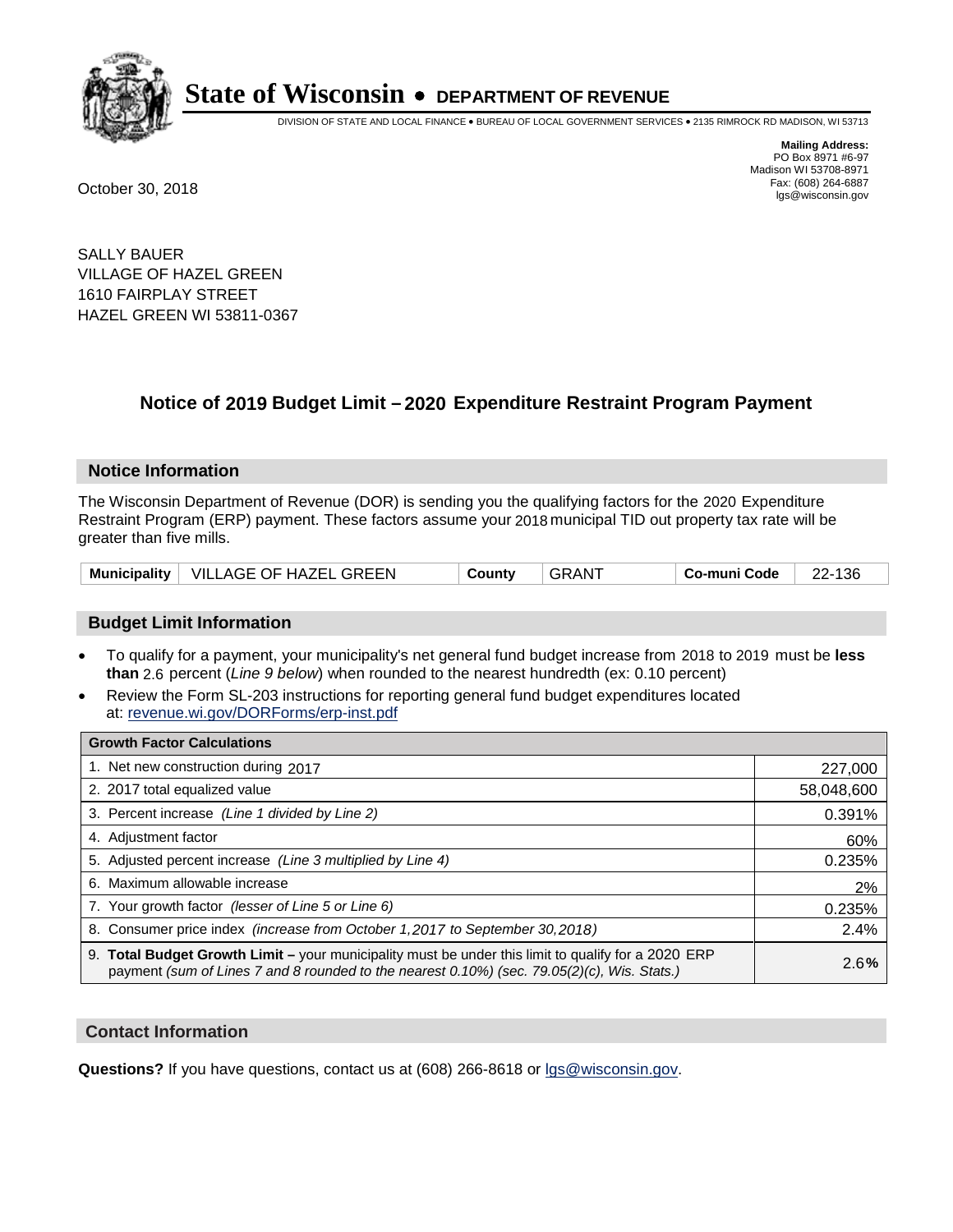# State of Wisconsin • DEPARTMENT OF REVENUE

DIVISION OF STATE AND LOCAL FINANCE • BUREAU OF LOCAL GOVERNMENT SERVICES • 2135 RIMROCK RD MADISON, WI 53713

**Mailing Address:**
PO Box 8971 #6-97
Madison WI 53708-8971
Fax: (608) 264-6887
lgs@wisconsin.gov

October 30, 2018

SALLY BAUER
VILLAGE OF HAZEL GREEN
1610 FAIRPLAY STREET
HAZEL GREEN WI 53811-0367

## Notice of 2019 Budget Limit – 2020 Expenditure Restraint Program Payment

### Notice Information

The Wisconsin Department of Revenue (DOR) is sending you the qualifying factors for the 2020 Expenditure Restraint Program (ERP) payment. These factors assume your 2018 municipal TID out property tax rate will be greater than five mills.

| Municipality | VILLAGE OF HAZEL GREEN | County | GRANT | Co-muni Code | 22-136 |
|---|---|---|---|---|---|

### Budget Limit Information

- To qualify for a payment, your municipality's net general fund budget increase from 2018 to 2019 must be **less than** 2.6 percent (*Line 9 below*) when rounded to the nearest hundredth (ex: 0.10 percent)
- Review the Form SL-203 instructions for reporting general fund budget expenditures located at: revenue.wi.gov/DORForms/erp-inst.pdf

| Growth Factor Calculations | |
|---|---|
| 1. Net new construction during 2017 | 227,000 |
| 2. 2017 total equalized value | 58,048,600 |
| 3. Percent increase *(Line 1 divided by Line 2)* | 0.391% |
| 4. Adjustment factor | 60% |
| 5. Adjusted percent increase *(Line 3 multiplied by Line 4)* | 0.235% |
| 6. Maximum allowable increase | 2% |
| 7. Your growth factor *(lesser of Line 5 or Line 6)* | 0.235% |
| 8. Consumer price index *(increase from October 1,2017 to September 30,2018)* | 2.4% |
| 9. **Total Budget Growth Limit –** your municipality must be under this limit to qualify for a 2020 ERP payment *(sum of Lines 7 and 8 rounded to the nearest 0.10%) (sec. 79.05(2)(c), Wis. Stats.)* | 2.6**%** |

### Contact Information

**Questions?** If you have questions, contact us at (608) 266-8618 or lgs@wisconsin.gov.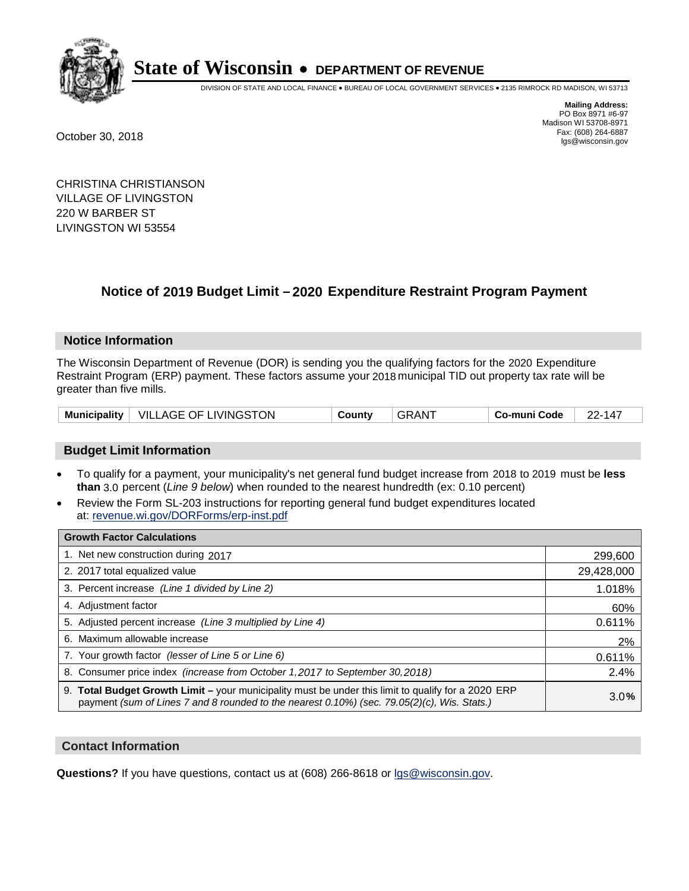# State of Wisconsin • DEPARTMENT OF REVENUE

DIVISION OF STATE AND LOCAL FINANCE • BUREAU OF LOCAL GOVERNMENT SERVICES • 2135 RIMROCK RD MADISON, WI 53713

**Mailing Address:**
PO Box 8971 #6-97
Madison WI 53708-8971
Fax: (608) 264-6887
lgs@wisconsin.gov

October 30, 2018

CHRISTINA CHRISTIANSON
VILLAGE OF LIVINGSTON
220 W BARBER ST
LIVINGSTON WI 53554

## Notice of 2019 Budget Limit – 2020 Expenditure Restraint Program Payment

### Notice Information

The Wisconsin Department of Revenue (DOR) is sending you the qualifying factors for the 2020 Expenditure Restraint Program (ERP) payment. These factors assume your 2018 municipal TID out property tax rate will be greater than five mills.

| Municipality | VILLAGE OF LIVINGSTON | County | GRANT | Co-muni Code | 22-147 |
|---|---|---|---|---|---|

### Budget Limit Information

- To qualify for a payment, your municipality's net general fund budget increase from 2018 to 2019 must be **less than** 3.0 percent (*Line 9 below*) when rounded to the nearest hundredth (ex: 0.10 percent)
- Review the Form SL-203 instructions for reporting general fund budget expenditures located at: revenue.wi.gov/DORForms/erp-inst.pdf

| Growth Factor Calculations | |
|---|---|
| 1. Net new construction during 2017 | 299,600 |
| 2. 2017 total equalized value | 29,428,000 |
| 3. Percent increase *(Line 1 divided by Line 2)* | 1.018% |
| 4. Adjustment factor | 60% |
| 5. Adjusted percent increase *(Line 3 multiplied by Line 4)* | 0.611% |
| 6. Maximum allowable increase | 2% |
| 7. Your growth factor *(lesser of Line 5 or Line 6)* | 0.611% |
| 8. Consumer price index *(increase from October 1,2017 to September 30,2018)* | 2.4% |
| 9. **Total Budget Growth Limit –** your municipality must be under this limit to qualify for a 2020 ERP payment *(sum of Lines 7 and 8 rounded to the nearest 0.10%) (sec. 79.05(2)(c), Wis. Stats.)* | 3.0% |

### Contact Information

**Questions?** If you have questions, contact us at (608) 266-8618 or lgs@wisconsin.gov.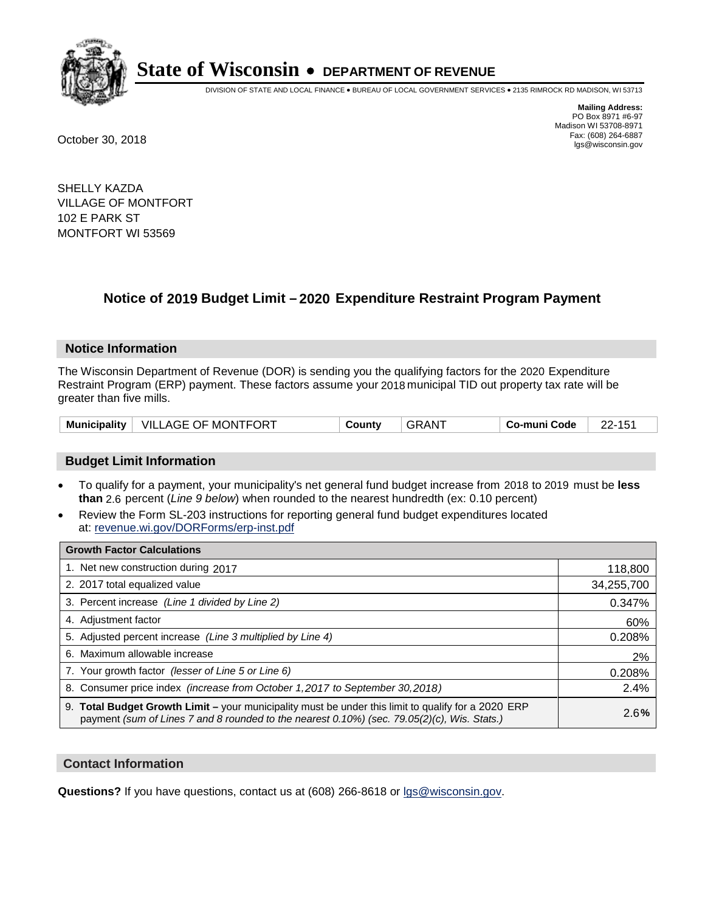# State of Wisconsin • DEPARTMENT OF REVENUE

DIVISION OF STATE AND LOCAL FINANCE • BUREAU OF LOCAL GOVERNMENT SERVICES • 2135 RIMROCK RD MADISON, WI 53713

**Mailing Address:**
PO Box 8971 #6-97
Madison WI 53708-8971
Fax: (608) 264-6887
lgs@wisconsin.gov

October 30, 2018

SHELLY KAZDA
VILLAGE OF MONTFORT
102 E PARK ST
MONTFORT WI 53569

## Notice of 2019 Budget Limit – 2020 Expenditure Restraint Program Payment

### Notice Information

The Wisconsin Department of Revenue (DOR) is sending you the qualifying factors for the 2020 Expenditure Restraint Program (ERP) payment. These factors assume your 2018 municipal TID out property tax rate will be greater than five mills.

| Municipality | VILLAGE OF MONTFORT | County | GRANT | Co-muni Code | 22-151 |
|---|---|---|---|---|---|

### Budget Limit Information

- To qualify for a payment, your municipality's net general fund budget increase from 2018 to 2019 must be **less than** 2.6 percent (*Line 9 below*) when rounded to the nearest hundredth (ex: 0.10 percent)
- Review the Form SL-203 instructions for reporting general fund budget expenditures located at: revenue.wi.gov/DORForms/erp-inst.pdf

| Growth Factor Calculations | |
|---|---|
| 1. Net new construction during 2017 | 118,800 |
| 2. 2017 total equalized value | 34,255,700 |
| 3. Percent increase *(Line 1 divided by Line 2)* | 0.347% |
| 4. Adjustment factor | 60% |
| 5. Adjusted percent increase *(Line 3 multiplied by Line 4)* | 0.208% |
| 6. Maximum allowable increase | 2% |
| 7. Your growth factor *(lesser of Line 5 or Line 6)* | 0.208% |
| 8. Consumer price index *(increase from October 1,2017 to September 30,2018)* | 2.4% |
| 9. **Total Budget Growth Limit –** your municipality must be under this limit to qualify for a 2020 ERP payment *(sum of Lines 7 and 8 rounded to the nearest 0.10%) (sec. 79.05(2)(c), Wis. Stats.)* | 2.6**%** |

### Contact Information

**Questions?** If you have questions, contact us at (608) 266-8618 or lgs@wisconsin.gov.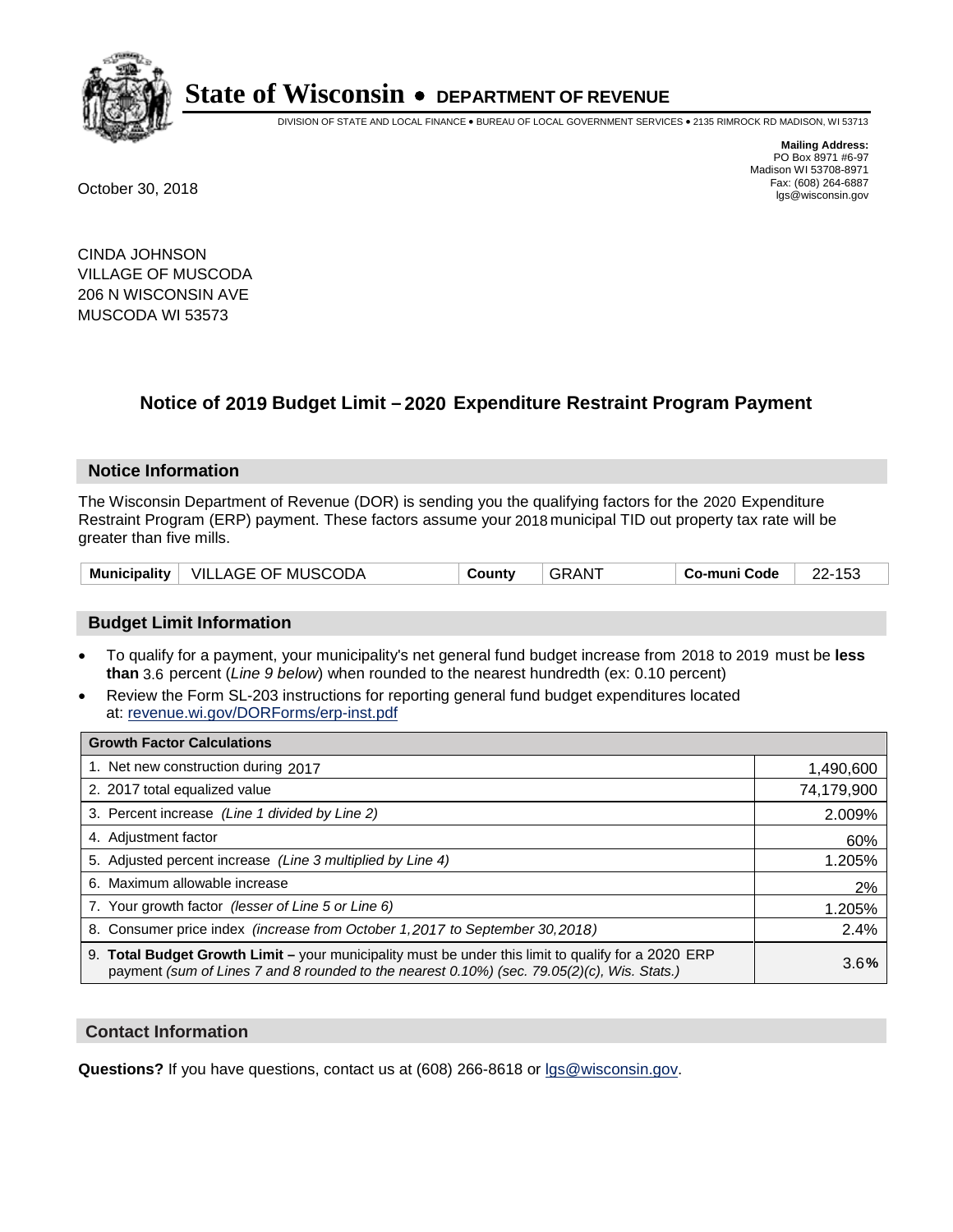# State of Wisconsin • DEPARTMENT OF REVENUE

DIVISION OF STATE AND LOCAL FINANCE • BUREAU OF LOCAL GOVERNMENT SERVICES • 2135 RIMROCK RD MADISON, WI 53713

**Mailing Address:**
PO Box 8971 #6-97
Madison WI 53708-8971
Fax: (608) 264-6887
lgs@wisconsin.gov

October 30, 2018

CINDA JOHNSON
VILLAGE OF MUSCODA
206 N WISCONSIN AVE
MUSCODA WI 53573

## Notice of 2019 Budget Limit – 2020 Expenditure Restraint Program Payment

### Notice Information

The Wisconsin Department of Revenue (DOR) is sending you the qualifying factors for the 2020 Expenditure Restraint Program (ERP) payment. These factors assume your 2018 municipal TID out property tax rate will be greater than five mills.

| Municipality | VILLAGE OF MUSCODA | County | GRANT | Co-muni Code | 22-153 |
|---|---|---|---|---|---|

### Budget Limit Information

- To qualify for a payment, your municipality's net general fund budget increase from 2018 to 2019 must be **less than** 3.6 percent (*Line 9 below*) when rounded to the nearest hundredth (ex: 0.10 percent)
- Review the Form SL-203 instructions for reporting general fund budget expenditures located at: revenue.wi.gov/DORForms/erp-inst.pdf

| Growth Factor Calculations | |
|---|---|
| 1. Net new construction during 2017 | 1,490,600 |
| 2. 2017 total equalized value | 74,179,900 |
| 3. Percent increase *(Line 1 divided by Line 2)* | 2.009% |
| 4. Adjustment factor | 60% |
| 5. Adjusted percent increase *(Line 3 multiplied by Line 4)* | 1.205% |
| 6. Maximum allowable increase | 2% |
| 7. Your growth factor *(lesser of Line 5 or Line 6)* | 1.205% |
| 8. Consumer price index *(increase from October 1,2017 to September 30,2018)* | 2.4% |
| 9. **Total Budget Growth Limit –** your municipality must be under this limit to qualify for a 2020 ERP payment *(sum of Lines 7 and 8 rounded to the nearest 0.10%) (sec. 79.05(2)(c), Wis. Stats.)* | 3.6**%** |

### Contact Information

**Questions?** If you have questions, contact us at (608) 266-8618 or lgs@wisconsin.gov.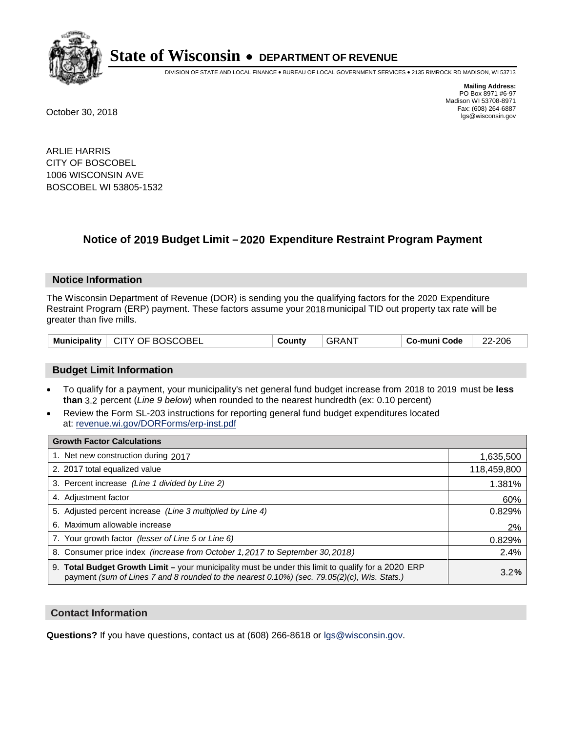# State of Wisconsin • DEPARTMENT OF REVENUE

DIVISION OF STATE AND LOCAL FINANCE • BUREAU OF LOCAL GOVERNMENT SERVICES • 2135 RIMROCK RD MADISON, WI 53713

**Mailing Address:**
PO Box 8971 #6-97
Madison WI 53708-8971
Fax: (608) 264-6887
lgs@wisconsin.gov

October 30, 2018

ARLIE HARRIS
CITY OF BOSCOBEL
1006 WISCONSIN AVE
BOSCOBEL WI 53805-1532

## Notice of 2019 Budget Limit – 2020 Expenditure Restraint Program Payment

### Notice Information

The Wisconsin Department of Revenue (DOR) is sending you the qualifying factors for the 2020 Expenditure Restraint Program (ERP) payment. These factors assume your 2018 municipal TID out property tax rate will be greater than five mills.

| Municipality | CITY OF BOSCOBEL | County | GRANT | Co-muni Code | 22-206 |
|---|---|---|---|---|---|

### Budget Limit Information

- To qualify for a payment, your municipality's net general fund budget increase from 2018 to 2019 must be **less than** 3.2 percent (*Line 9 below*) when rounded to the nearest hundredth (ex: 0.10 percent)
- Review the Form SL-203 instructions for reporting general fund budget expenditures located at: revenue.wi.gov/DORForms/erp-inst.pdf

| Growth Factor Calculations | |
|---|---|
| 1. Net new construction during 2017 | 1,635,500 |
| 2. 2017 total equalized value | 118,459,800 |
| 3. Percent increase *(Line 1 divided by Line 2)* | 1.381% |
| 4. Adjustment factor | 60% |
| 5. Adjusted percent increase *(Line 3 multiplied by Line 4)* | 0.829% |
| 6. Maximum allowable increase | 2% |
| 7. Your growth factor *(lesser of Line 5 or Line 6)* | 0.829% |
| 8. Consumer price index *(increase from October 1,2017 to September 30,2018)* | 2.4% |
| 9. **Total Budget Growth Limit –** your municipality must be under this limit to qualify for a 2020 ERP payment *(sum of Lines 7 and 8 rounded to the nearest 0.10%) (sec. 79.05(2)(c), Wis. Stats.)* | 3.2**%** |

### Contact Information

**Questions?** If you have questions, contact us at (608) 266-8618 or lgs@wisconsin.gov.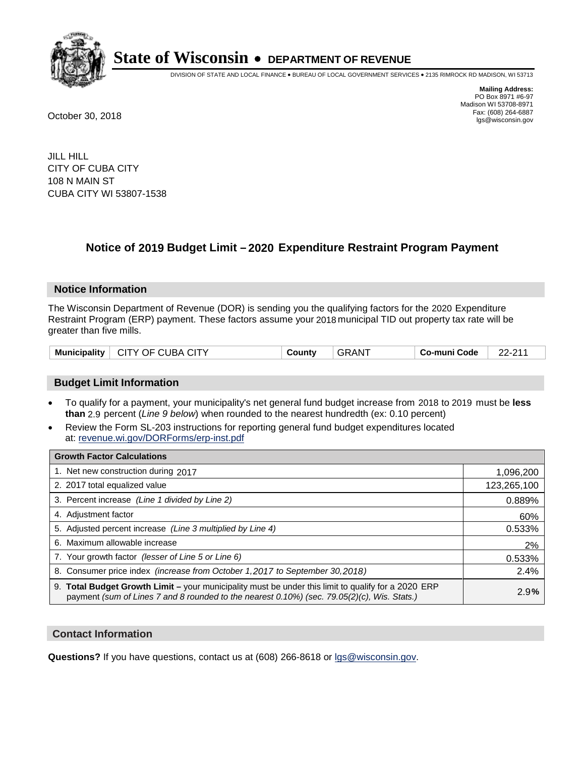# State of Wisconsin • DEPARTMENT OF REVENUE

DIVISION OF STATE AND LOCAL FINANCE • BUREAU OF LOCAL GOVERNMENT SERVICES • 2135 RIMROCK RD MADISON, WI 53713

**Mailing Address:**
PO Box 8971 #6-97
Madison WI 53708-8971
Fax: (608) 264-6887
lgs@wisconsin.gov

October 30, 2018

JILL HILL
CITY OF CUBA CITY
108 N MAIN ST
CUBA CITY WI 53807-1538

## Notice of 2019 Budget Limit – 2020 Expenditure Restraint Program Payment

### Notice Information

The Wisconsin Department of Revenue (DOR) is sending you the qualifying factors for the 2020 Expenditure Restraint Program (ERP) payment. These factors assume your 2018 municipal TID out property tax rate will be greater than five mills.

| Municipality | CITY OF CUBA CITY | County | GRANT | Co-muni Code | 22-211 |
|---|---|---|---|---|---|

### Budget Limit Information

- To qualify for a payment, your municipality's net general fund budget increase from 2018 to 2019 must be **less than** 2.9 percent (*Line 9 below*) when rounded to the nearest hundredth (ex: 0.10 percent)
- Review the Form SL-203 instructions for reporting general fund budget expenditures located at: revenue.wi.gov/DORForms/erp-inst.pdf

| Growth Factor Calculations | |
|---|---|
| 1. Net new construction during 2017 | 1,096,200 |
| 2. 2017 total equalized value | 123,265,100 |
| 3. Percent increase *(Line 1 divided by Line 2)* | 0.889% |
| 4. Adjustment factor | 60% |
| 5. Adjusted percent increase *(Line 3 multiplied by Line 4)* | 0.533% |
| 6. Maximum allowable increase | 2% |
| 7. Your growth factor *(lesser of Line 5 or Line 6)* | 0.533% |
| 8. Consumer price index *(increase from October 1,2017 to September 30,2018)* | 2.4% |
| 9. **Total Budget Growth Limit –** your municipality must be under this limit to qualify for a 2020 ERP payment *(sum of Lines 7 and 8 rounded to the nearest 0.10%) (sec. 79.05(2)(c), Wis. Stats.)* | 2.9**%** |

### Contact Information

**Questions?** If you have questions, contact us at (608) 266-8618 or lgs@wisconsin.gov.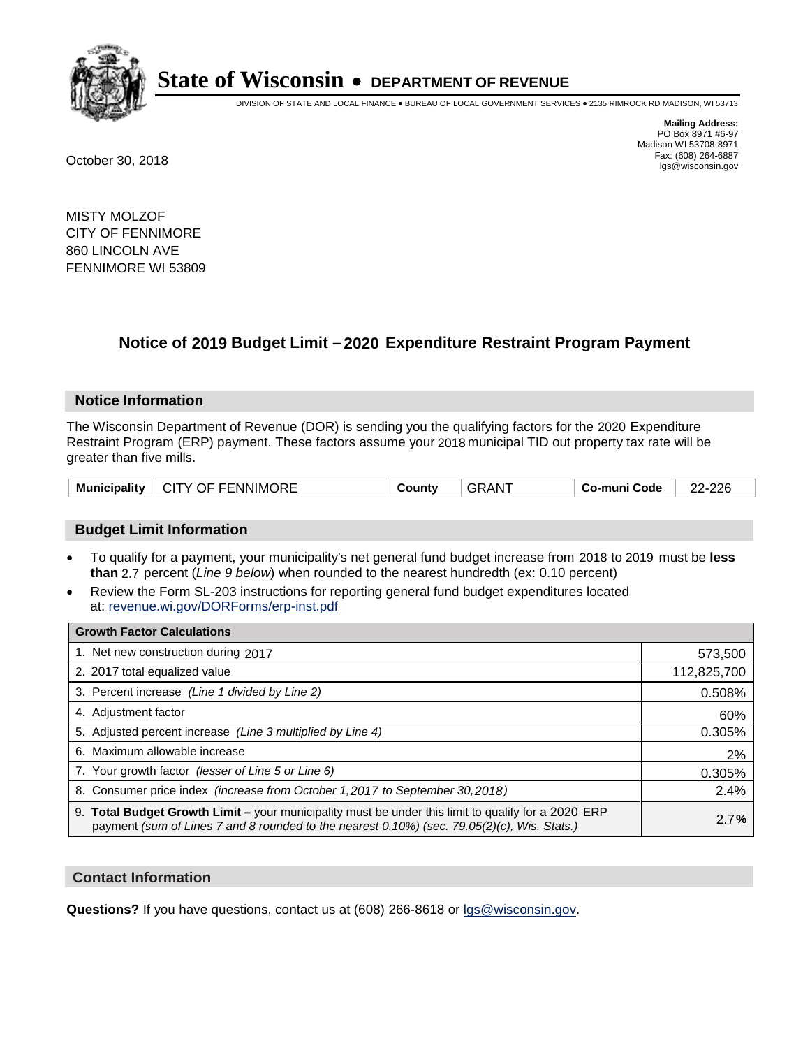# State of Wisconsin • DEPARTMENT OF REVENUE

DIVISION OF STATE AND LOCAL FINANCE • BUREAU OF LOCAL GOVERNMENT SERVICES • 2135 RIMROCK RD MADISON, WI 53713

**Mailing Address:**
PO Box 8971 #6-97
Madison WI 53708-8971
Fax: (608) 264-6887
lgs@wisconsin.gov

October 30, 2018

MISTY MOLZOF
CITY OF FENNIMORE
860 LINCOLN AVE
FENNIMORE WI 53809

## Notice of 2019 Budget Limit – 2020 Expenditure Restraint Program Payment

### Notice Information

The Wisconsin Department of Revenue (DOR) is sending you the qualifying factors for the 2020 Expenditure Restraint Program (ERP) payment. These factors assume your 2018 municipal TID out property tax rate will be greater than five mills.

| Municipality | CITY OF FENNIMORE | County | GRANT | Co-muni Code | 22-226 |
|---|---|---|---|---|---|

### Budget Limit Information

- To qualify for a payment, your municipality's net general fund budget increase from 2018 to 2019 must be **less than** 2.7 percent (*Line 9 below*) when rounded to the nearest hundredth (ex: 0.10 percent)
- Review the Form SL-203 instructions for reporting general fund budget expenditures located at: revenue.wi.gov/DORForms/erp-inst.pdf

| Growth Factor Calculations | |
|---|---|
| 1. Net new construction during 2017 | 573,500 |
| 2. 2017 total equalized value | 112,825,700 |
| 3. Percent increase *(Line 1 divided by Line 2)* | 0.508% |
| 4. Adjustment factor | 60% |
| 5. Adjusted percent increase *(Line 3 multiplied by Line 4)* | 0.305% |
| 6. Maximum allowable increase | 2% |
| 7. Your growth factor *(lesser of Line 5 or Line 6)* | 0.305% |
| 8. Consumer price index *(increase from October 1,2017 to September 30,2018)* | 2.4% |
| 9. **Total Budget Growth Limit –** your municipality must be under this limit to qualify for a 2020 ERP payment *(sum of Lines 7 and 8 rounded to the nearest 0.10%) (sec. 79.05(2)(c), Wis. Stats.)* | 2.7**%** |

### Contact Information

**Questions?** If you have questions, contact us at (608) 266-8618 or lgs@wisconsin.gov.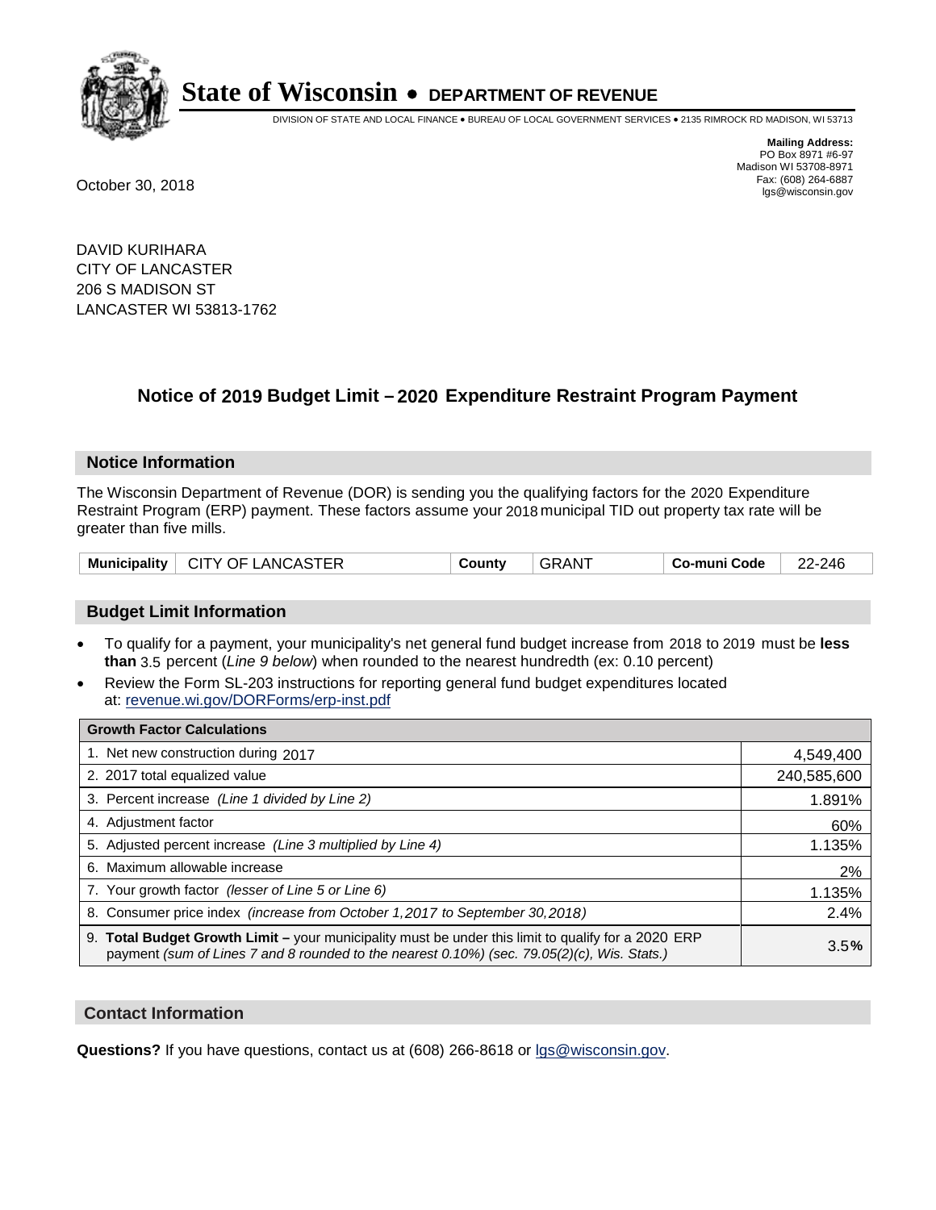# State of Wisconsin • DEPARTMENT OF REVENUE

DIVISION OF STATE AND LOCAL FINANCE • BUREAU OF LOCAL GOVERNMENT SERVICES • 2135 RIMROCK RD MADISON, WI 53713

**Mailing Address:**
PO Box 8971 #6-97
Madison WI 53708-8971
Fax: (608) 264-6887
lgs@wisconsin.gov

October 30, 2018

DAVID KURIHARA
CITY OF LANCASTER
206 S MADISON ST
LANCASTER WI 53813-1762

## Notice of 2019 Budget Limit – 2020 Expenditure Restraint Program Payment

### Notice Information

The Wisconsin Department of Revenue (DOR) is sending you the qualifying factors for the 2020 Expenditure Restraint Program (ERP) payment. These factors assume your 2018 municipal TID out property tax rate will be greater than five mills.

| Municipality | CITY OF LANCASTER | County | GRANT | Co-muni Code | 22-246 |
|---|---|---|---|---|---|

### Budget Limit Information

- To qualify for a payment, your municipality's net general fund budget increase from 2018 to 2019 must be **less than** 3.5 percent (*Line 9 below*) when rounded to the nearest hundredth (ex: 0.10 percent)
- Review the Form SL-203 instructions for reporting general fund budget expenditures located at: revenue.wi.gov/DORForms/erp-inst.pdf

| Growth Factor Calculations | |
|---|---|
| 1. Net new construction during 2017 | 4,549,400 |
| 2. 2017 total equalized value | 240,585,600 |
| 3. Percent increase *(Line 1 divided by Line 2)* | 1.891% |
| 4. Adjustment factor | 60% |
| 5. Adjusted percent increase *(Line 3 multiplied by Line 4)* | 1.135% |
| 6. Maximum allowable increase | 2% |
| 7. Your growth factor *(lesser of Line 5 or Line 6)* | 1.135% |
| 8. Consumer price index *(increase from October 1,2017 to September 30,2018)* | 2.4% |
| 9. **Total Budget Growth Limit –** your municipality must be under this limit to qualify for a 2020 ERP payment *(sum of Lines 7 and 8 rounded to the nearest 0.10%) (sec. 79.05(2)(c), Wis. Stats.)* | 3.5**%** |

### Contact Information

**Questions?** If you have questions, contact us at (608) 266-8618 or lgs@wisconsin.gov.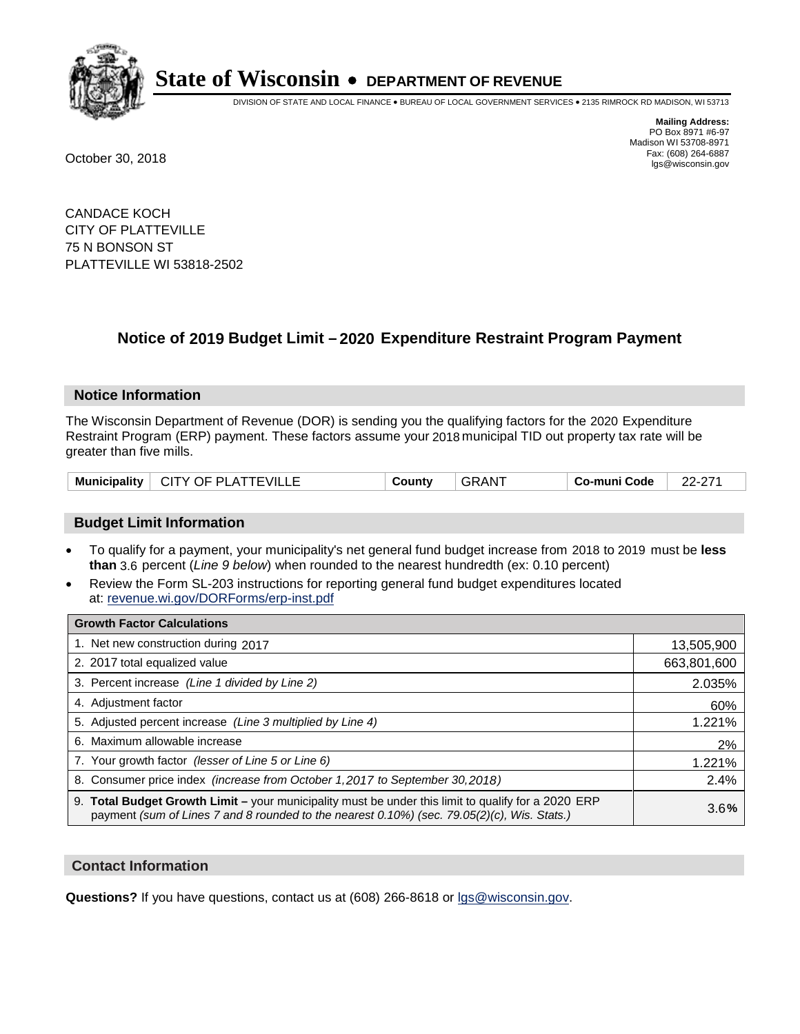# State of Wisconsin • DEPARTMENT OF REVENUE

DIVISION OF STATE AND LOCAL FINANCE • BUREAU OF LOCAL GOVERNMENT SERVICES • 2135 RIMROCK RD MADISON, WI 53713

**Mailing Address:**
PO Box 8971 #6-97
Madison WI 53708-8971
Fax: (608) 264-6887
lgs@wisconsin.gov

October 30, 2018

CANDACE KOCH
CITY OF PLATTEVILLE
75 N BONSON ST
PLATTEVILLE WI 53818-2502

## Notice of 2019 Budget Limit – 2020 Expenditure Restraint Program Payment

### Notice Information

The Wisconsin Department of Revenue (DOR) is sending you the qualifying factors for the 2020 Expenditure Restraint Program (ERP) payment. These factors assume your 2018 municipal TID out property tax rate will be greater than five mills.

| Municipality | CITY OF PLATTEVILLE | County | GRANT | Co-muni Code | 22-271 |
|---|---|---|---|---|---|

### Budget Limit Information

- To qualify for a payment, your municipality's net general fund budget increase from 2018 to 2019 must be **less than** 3.6 percent (*Line 9 below*) when rounded to the nearest hundredth (ex: 0.10 percent)
- Review the Form SL-203 instructions for reporting general fund budget expenditures located at: revenue.wi.gov/DORForms/erp-inst.pdf

| Growth Factor Calculations | |
|---|---|
| 1. Net new construction during 2017 | 13,505,900 |
| 2. 2017 total equalized value | 663,801,600 |
| 3. Percent increase *(Line 1 divided by Line 2)* | 2.035% |
| 4. Adjustment factor | 60% |
| 5. Adjusted percent increase *(Line 3 multiplied by Line 4)* | 1.221% |
| 6. Maximum allowable increase | 2% |
| 7. Your growth factor *(lesser of Line 5 or Line 6)* | 1.221% |
| 8. Consumer price index *(increase from October 1,2017 to September 30,2018)* | 2.4% |
| 9. **Total Budget Growth Limit –** your municipality must be under this limit to qualify for a 2020 ERP payment *(sum of Lines 7 and 8 rounded to the nearest 0.10%) (sec. 79.05(2)(c), Wis. Stats.)* | 3.6**%** |

### Contact Information

**Questions?** If you have questions, contact us at (608) 266-8618 or lgs@wisconsin.gov.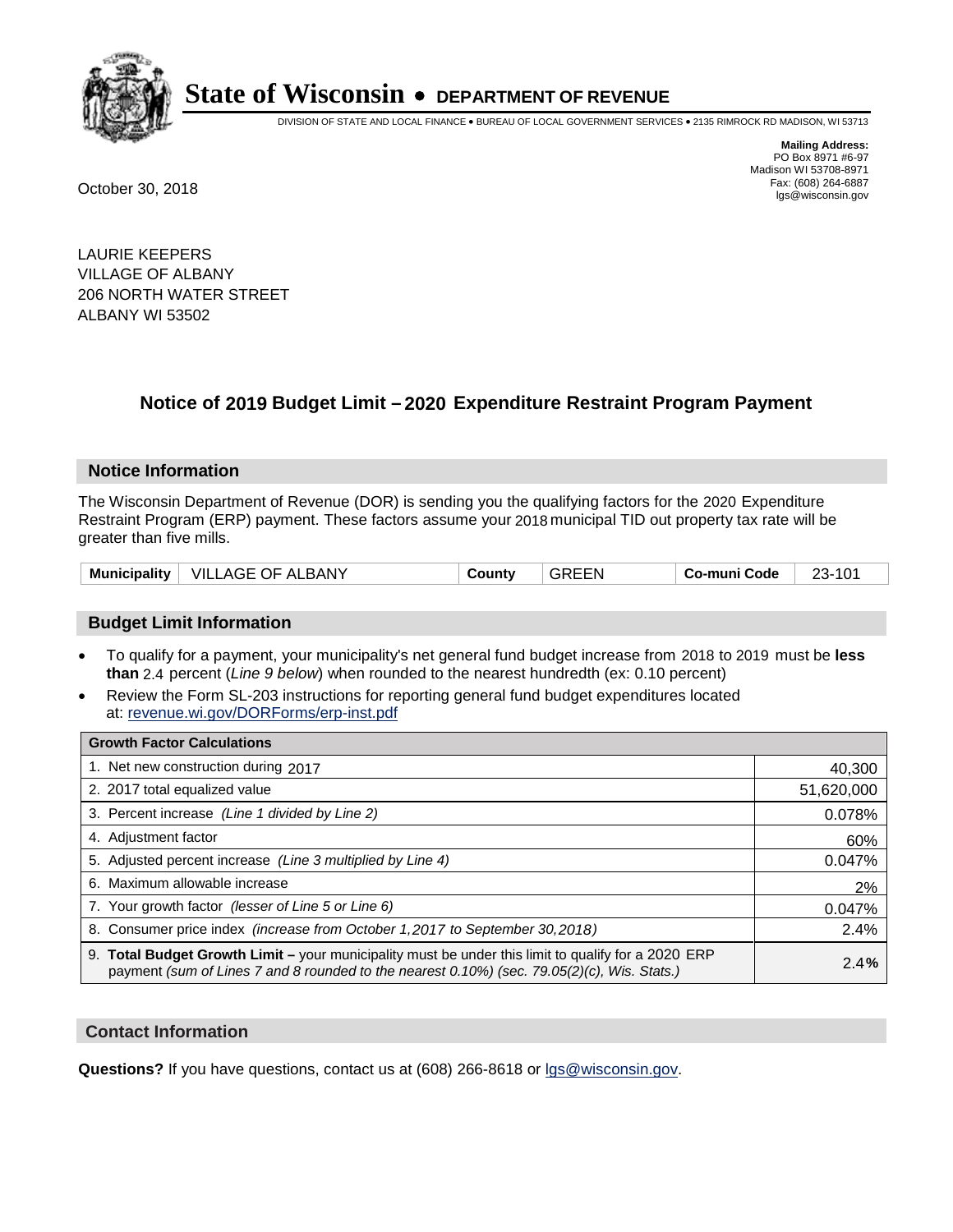# State of Wisconsin • DEPARTMENT OF REVENUE

DIVISION OF STATE AND LOCAL FINANCE • BUREAU OF LOCAL GOVERNMENT SERVICES • 2135 RIMROCK RD MADISON, WI 53713

**Mailing Address:**
PO Box 8971 #6-97
Madison WI 53708-8971
Fax: (608) 264-6887
lgs@wisconsin.gov

October 30, 2018

LAURIE KEEPERS
VILLAGE OF ALBANY
206 NORTH WATER STREET
ALBANY WI 53502

## Notice of 2019 Budget Limit – 2020 Expenditure Restraint Program Payment

### Notice Information

The Wisconsin Department of Revenue (DOR) is sending you the qualifying factors for the 2020 Expenditure Restraint Program (ERP) payment. These factors assume your 2018 municipal TID out property tax rate will be greater than five mills.

| Municipality | VILLAGE OF ALBANY | County | GREEN | Co-muni Code | 23-101 |
|---|---|---|---|---|---|

### Budget Limit Information

- To qualify for a payment, your municipality's net general fund budget increase from 2018 to 2019 must be **less than** 2.4 percent (*Line 9 below*) when rounded to the nearest hundredth (ex: 0.10 percent)
- Review the Form SL-203 instructions for reporting general fund budget expenditures located at: revenue.wi.gov/DORForms/erp-inst.pdf

| Growth Factor Calculations | |
|---|---|
| 1. Net new construction during 2017 | 40,300 |
| 2. 2017 total equalized value | 51,620,000 |
| 3. Percent increase *(Line 1 divided by Line 2)* | 0.078% |
| 4. Adjustment factor | 60% |
| 5. Adjusted percent increase *(Line 3 multiplied by Line 4)* | 0.047% |
| 6. Maximum allowable increase | 2% |
| 7. Your growth factor *(lesser of Line 5 or Line 6)* | 0.047% |
| 8. Consumer price index *(increase from October 1,2017 to September 30,2018)* | 2.4% |
| 9. **Total Budget Growth Limit –** your municipality must be under this limit to qualify for a 2020 ERP payment *(sum of Lines 7 and 8 rounded to the nearest 0.10%) (sec. 79.05(2)(c), Wis. Stats.)* | 2.4**%** |

### Contact Information

**Questions?** If you have questions, contact us at (608) 266-8618 or lgs@wisconsin.gov.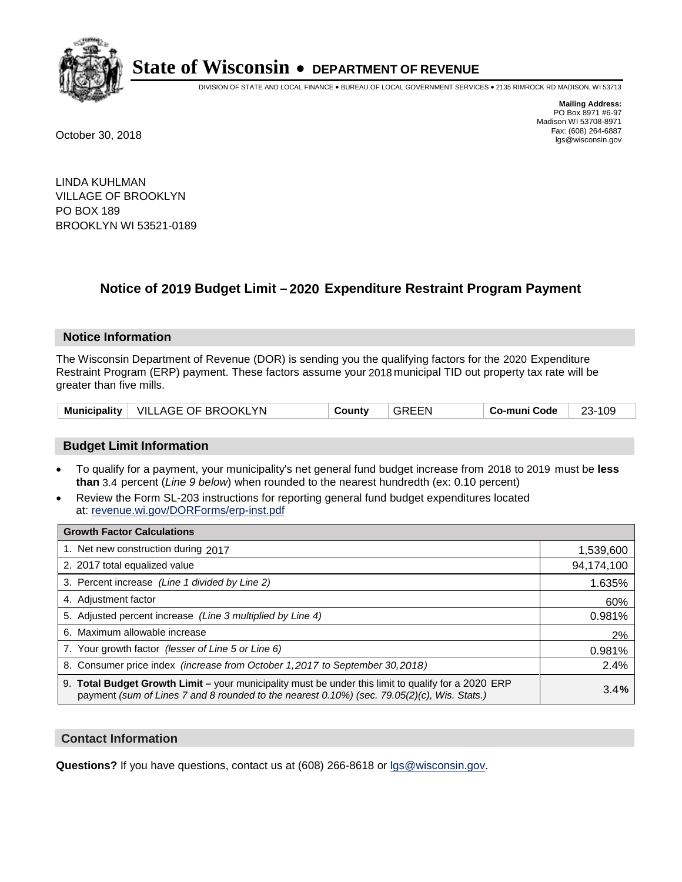# State of Wisconsin • DEPARTMENT OF REVENUE

DIVISION OF STATE AND LOCAL FINANCE • BUREAU OF LOCAL GOVERNMENT SERVICES • 2135 RIMROCK RD MADISON, WI 53713

**Mailing Address:**
PO Box 8971 #6-97
Madison WI 53708-8971
Fax: (608) 264-6887
lgs@wisconsin.gov

October 30, 2018

LINDA KUHLMAN
VILLAGE OF BROOKLYN
PO BOX 189
BROOKLYN WI 53521-0189

## Notice of 2019 Budget Limit – 2020 Expenditure Restraint Program Payment

### Notice Information

The Wisconsin Department of Revenue (DOR) is sending you the qualifying factors for the 2020 Expenditure Restraint Program (ERP) payment. These factors assume your 2018 municipal TID out property tax rate will be greater than five mills.

| Municipality | VILLAGE OF BROOKLYN | County | GREEN | Co-muni Code | 23-109 |
|---|---|---|---|---|---|

### Budget Limit Information

- To qualify for a payment, your municipality's net general fund budget increase from 2018 to 2019 must be **less than** 3.4 percent (*Line 9 below*) when rounded to the nearest hundredth (ex: 0.10 percent)
- Review the Form SL-203 instructions for reporting general fund budget expenditures located at: revenue.wi.gov/DORForms/erp-inst.pdf

| Growth Factor Calculations | |
|---|---|
| 1. Net new construction during 2017 | 1,539,600 |
| 2. 2017 total equalized value | 94,174,100 |
| 3. Percent increase *(Line 1 divided by Line 2)* | 1.635% |
| 4. Adjustment factor | 60% |
| 5. Adjusted percent increase *(Line 3 multiplied by Line 4)* | 0.981% |
| 6. Maximum allowable increase | 2% |
| 7. Your growth factor *(lesser of Line 5 or Line 6)* | 0.981% |
| 8. Consumer price index *(increase from October 1,2017 to September 30,2018)* | 2.4% |
| 9. **Total Budget Growth Limit –** your municipality must be under this limit to qualify for a 2020 ERP payment *(sum of Lines 7 and 8 rounded to the nearest 0.10%) (sec. 79.05(2)(c), Wis. Stats.)* | 3.4**%** |

### Contact Information

**Questions?** If you have questions, contact us at (608) 266-8618 or lgs@wisconsin.gov.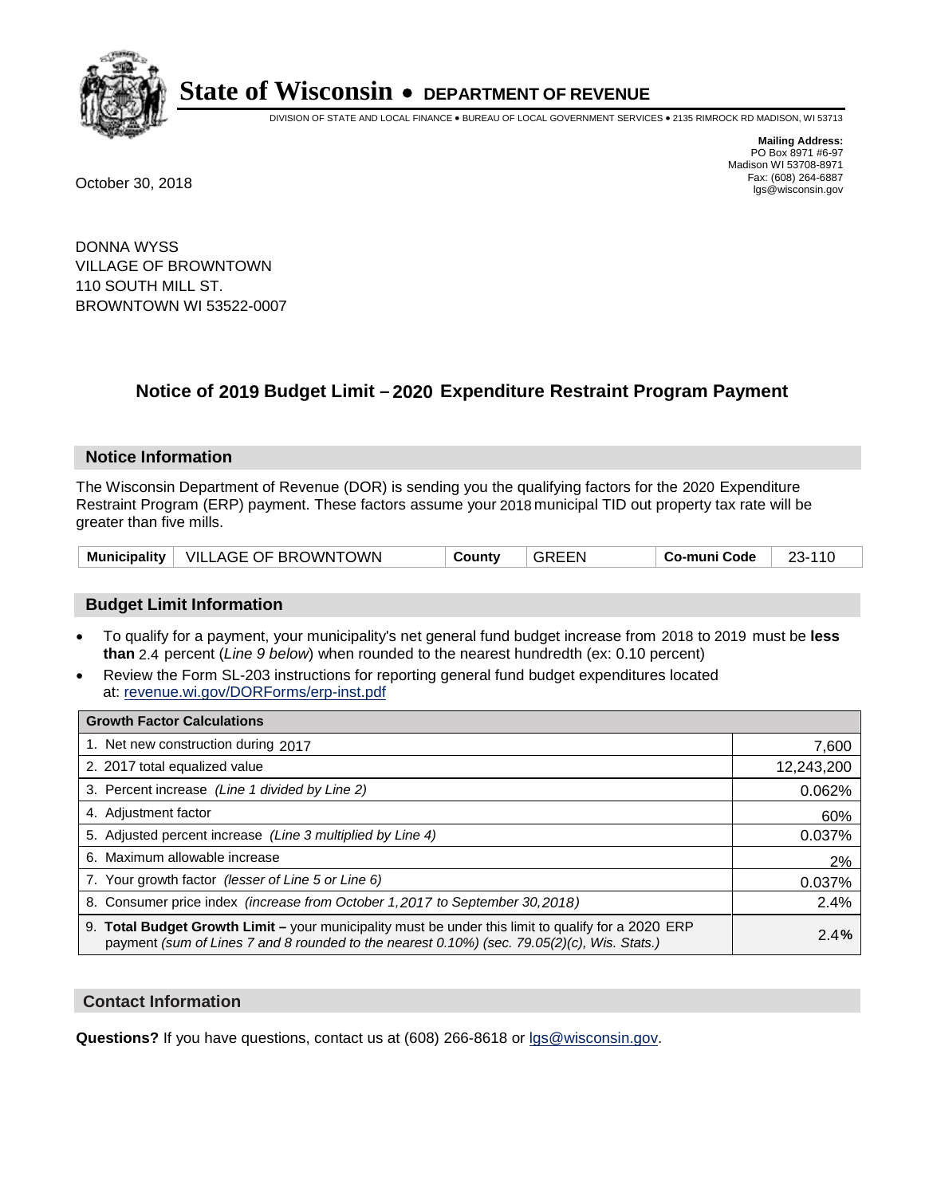# State of Wisconsin • DEPARTMENT OF REVENUE

DIVISION OF STATE AND LOCAL FINANCE • BUREAU OF LOCAL GOVERNMENT SERVICES • 2135 RIMROCK RD MADISON, WI 53713

**Mailing Address:**
PO Box 8971 #6-97
Madison WI 53708-8971
Fax: (608) 264-6887
lgs@wisconsin.gov

October 30, 2018

DONNA WYSS
VILLAGE OF BROWNTOWN
110 SOUTH MILL ST.
BROWNTOWN WI 53522-0007

## Notice of 2019 Budget Limit – 2020 Expenditure Restraint Program Payment

### Notice Information

The Wisconsin Department of Revenue (DOR) is sending you the qualifying factors for the 2020 Expenditure Restraint Program (ERP) payment. These factors assume your 2018 municipal TID out property tax rate will be greater than five mills.

| Municipality | VILLAGE OF BROWNTOWN | County | GREEN | Co-muni Code | 23-110 |
|---|---|---|---|---|---|

### Budget Limit Information

- To qualify for a payment, your municipality's net general fund budget increase from 2018 to 2019 must be **less than** 2.4 percent (*Line 9 below*) when rounded to the nearest hundredth (ex: 0.10 percent)
- Review the Form SL-203 instructions for reporting general fund budget expenditures located at: revenue.wi.gov/DORForms/erp-inst.pdf

| Growth Factor Calculations | |
|---|---|
| 1. Net new construction during 2017 | 7,600 |
| 2. 2017 total equalized value | 12,243,200 |
| 3. Percent increase *(Line 1 divided by Line 2)* | 0.062% |
| 4. Adjustment factor | 60% |
| 5. Adjusted percent increase *(Line 3 multiplied by Line 4)* | 0.037% |
| 6. Maximum allowable increase | 2% |
| 7. Your growth factor *(lesser of Line 5 or Line 6)* | 0.037% |
| 8. Consumer price index *(increase from October 1,2017 to September 30,2018)* | 2.4% |
| 9. **Total Budget Growth Limit –** your municipality must be under this limit to qualify for a 2020 ERP payment *(sum of Lines 7 and 8 rounded to the nearest 0.10%) (sec. 79.05(2)(c), Wis. Stats.)* | 2.4**%** |

### Contact Information

**Questions?** If you have questions, contact us at (608) 266-8618 or lgs@wisconsin.gov.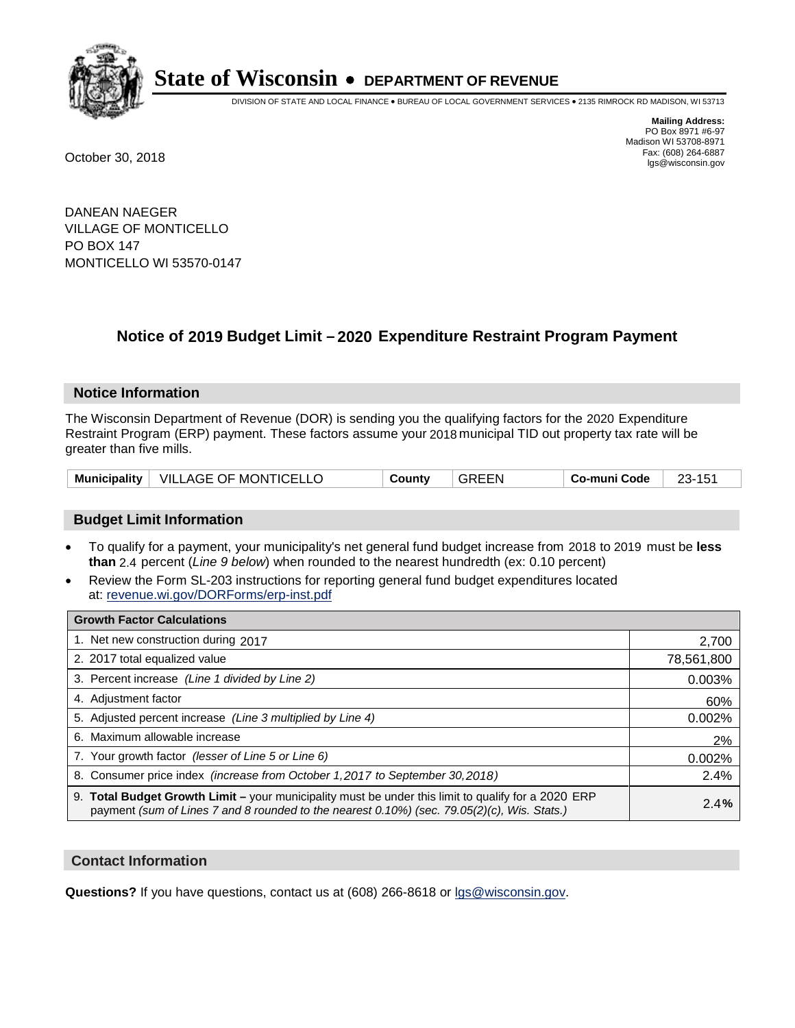# State of Wisconsin • DEPARTMENT OF REVENUE

DIVISION OF STATE AND LOCAL FINANCE • BUREAU OF LOCAL GOVERNMENT SERVICES • 2135 RIMROCK RD MADISON, WI 53713

**Mailing Address:**
PO Box 8971 #6-97
Madison WI 53708-8971
Fax: (608) 264-6887
lgs@wisconsin.gov

October 30, 2018

DANEAN NAEGER
VILLAGE OF MONTICELLO
PO BOX 147
MONTICELLO WI 53570-0147

## Notice of 2019 Budget Limit – 2020 Expenditure Restraint Program Payment

### Notice Information

The Wisconsin Department of Revenue (DOR) is sending you the qualifying factors for the 2020 Expenditure Restraint Program (ERP) payment. These factors assume your 2018 municipal TID out property tax rate will be greater than five mills.

| Municipality | VILLAGE OF MONTICELLO | County | GREEN | Co-muni Code | 23-151 |
|---|---|---|---|---|---|

### Budget Limit Information

- To qualify for a payment, your municipality's net general fund budget increase from 2018 to 2019 must be **less than** 2.4 percent (*Line 9 below*) when rounded to the nearest hundredth (ex: 0.10 percent)
- Review the Form SL-203 instructions for reporting general fund budget expenditures located at: revenue.wi.gov/DORForms/erp-inst.pdf

| Growth Factor Calculations | |
|---|---|
| 1. Net new construction during 2017 | 2,700 |
| 2. 2017 total equalized value | 78,561,800 |
| 3. Percent increase *(Line 1 divided by Line 2)* | 0.003% |
| 4. Adjustment factor | 60% |
| 5. Adjusted percent increase *(Line 3 multiplied by Line 4)* | 0.002% |
| 6. Maximum allowable increase | 2% |
| 7. Your growth factor *(lesser of Line 5 or Line 6)* | 0.002% |
| 8. Consumer price index *(increase from October 1,2017 to September 30,2018)* | 2.4% |
| 9. **Total Budget Growth Limit –** your municipality must be under this limit to qualify for a 2020 ERP payment *(sum of Lines 7 and 8 rounded to the nearest 0.10%) (sec. 79.05(2)(c), Wis. Stats.)* | **2.4%** |

### Contact Information

**Questions?** If you have questions, contact us at (608) 266-8618 or lgs@wisconsin.gov.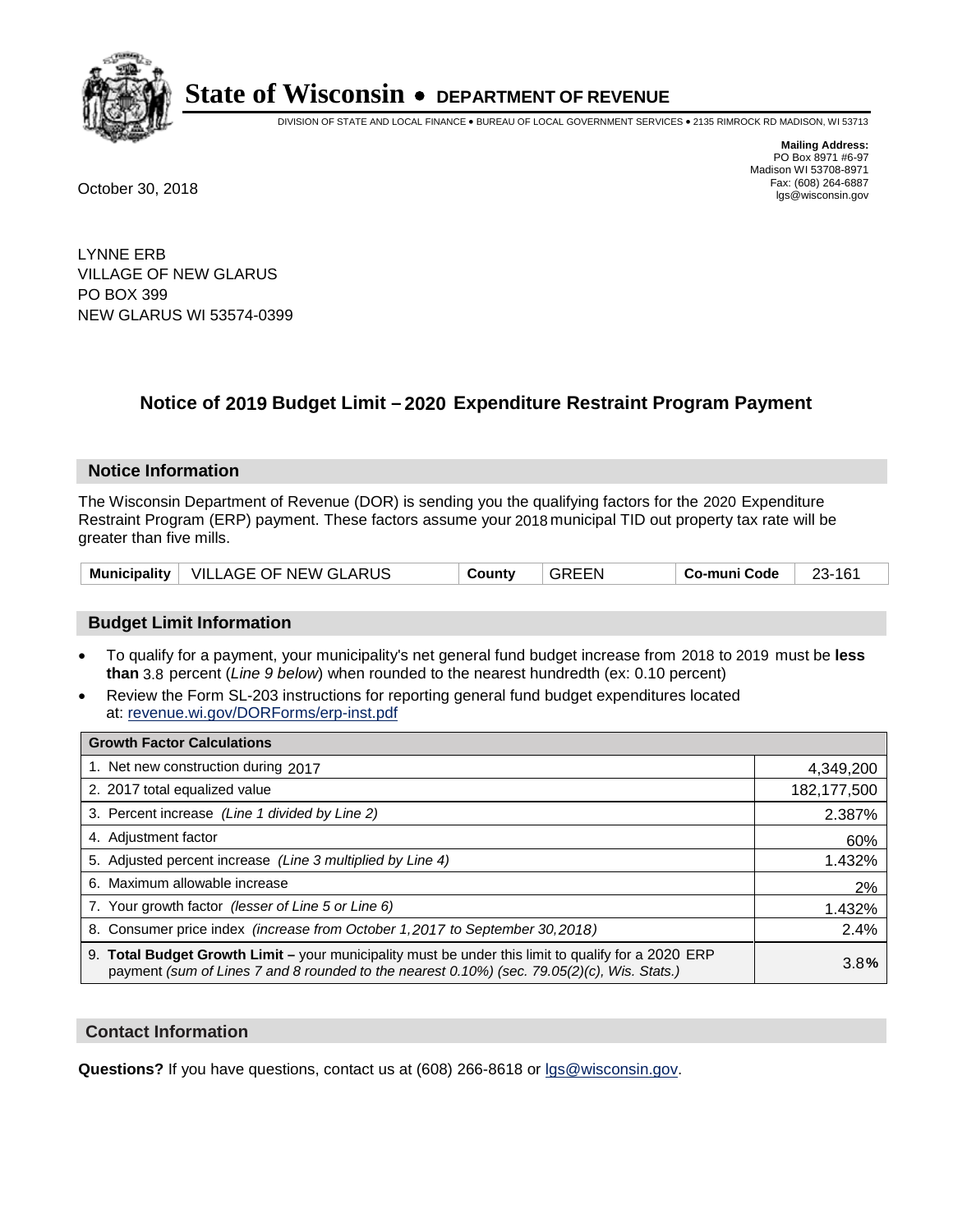# State of Wisconsin • DEPARTMENT OF REVENUE

DIVISION OF STATE AND LOCAL FINANCE • BUREAU OF LOCAL GOVERNMENT SERVICES • 2135 RIMROCK RD MADISON, WI 53713

**Mailing Address:**
PO Box 8971 #6-97
Madison WI 53708-8971
Fax: (608) 264-6887
lgs@wisconsin.gov

October 30, 2018

LYNNE ERB
VILLAGE OF NEW GLARUS
PO BOX 399
NEW GLARUS WI 53574-0399

## Notice of 2019 Budget Limit – 2020 Expenditure Restraint Program Payment

### Notice Information

The Wisconsin Department of Revenue (DOR) is sending you the qualifying factors for the 2020 Expenditure Restraint Program (ERP) payment. These factors assume your 2018 municipal TID out property tax rate will be greater than five mills.

| Municipality | VILLAGE OF NEW GLARUS | County | GREEN | Co-muni Code | 23-161 |
|---|---|---|---|---|---|

### Budget Limit Information

- To qualify for a payment, your municipality's net general fund budget increase from 2018 to 2019 must be **less than** 3.8 percent (*Line 9 below*) when rounded to the nearest hundredth (ex: 0.10 percent)
- Review the Form SL-203 instructions for reporting general fund budget expenditures located at: revenue.wi.gov/DORForms/erp-inst.pdf

| Growth Factor Calculations | |
|---|---|
| 1. Net new construction during 2017 | 4,349,200 |
| 2. 2017 total equalized value | 182,177,500 |
| 3. Percent increase *(Line 1 divided by Line 2)* | 2.387% |
| 4. Adjustment factor | 60% |
| 5. Adjusted percent increase *(Line 3 multiplied by Line 4)* | 1.432% |
| 6. Maximum allowable increase | 2% |
| 7. Your growth factor *(lesser of Line 5 or Line 6)* | 1.432% |
| 8. Consumer price index *(increase from October 1,2017 to September 30,2018)* | 2.4% |
| 9. **Total Budget Growth Limit –** your municipality must be under this limit to qualify for a 2020 ERP payment *(sum of Lines 7 and 8 rounded to the nearest 0.10%) (sec. 79.05(2)(c), Wis. Stats.)* | 3.8**%** |

### Contact Information

**Questions?** If you have questions, contact us at (608) 266-8618 or lgs@wisconsin.gov.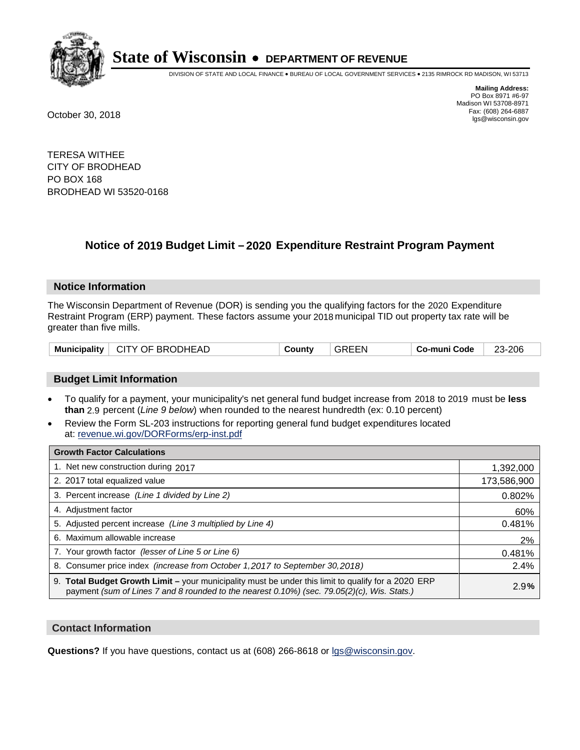# State of Wisconsin • DEPARTMENT OF REVENUE

DIVISION OF STATE AND LOCAL FINANCE • BUREAU OF LOCAL GOVERNMENT SERVICES • 2135 RIMROCK RD MADISON, WI 53713

**Mailing Address:**
PO Box 8971 #6-97
Madison WI 53708-8971
Fax: (608) 264-6887
lgs@wisconsin.gov

October 30, 2018

TERESA WITHEE
CITY OF BRODHEAD
PO BOX 168
BRODHEAD WI 53520-0168

## Notice of 2019 Budget Limit – 2020 Expenditure Restraint Program Payment

### Notice Information

The Wisconsin Department of Revenue (DOR) is sending you the qualifying factors for the 2020 Expenditure Restraint Program (ERP) payment. These factors assume your 2018 municipal TID out property tax rate will be greater than five mills.

| Municipality | CITY OF BRODHEAD | County | GREEN | Co-muni Code | 23-206 |
|---|---|---|---|---|---|

### Budget Limit Information

- To qualify for a payment, your municipality's net general fund budget increase from 2018 to 2019 must be **less than** 2.9 percent (*Line 9 below*) when rounded to the nearest hundredth (ex: 0.10 percent)
- Review the Form SL-203 instructions for reporting general fund budget expenditures located at: revenue.wi.gov/DORForms/erp-inst.pdf

| Growth Factor Calculations | |
|---|---|
| 1. Net new construction during 2017 | 1,392,000 |
| 2. 2017 total equalized value | 173,586,900 |
| 3. Percent increase *(Line 1 divided by Line 2)* | 0.802% |
| 4. Adjustment factor | 60% |
| 5. Adjusted percent increase *(Line 3 multiplied by Line 4)* | 0.481% |
| 6. Maximum allowable increase | 2% |
| 7. Your growth factor *(lesser of Line 5 or Line 6)* | 0.481% |
| 8. Consumer price index *(increase from October 1,2017 to September 30,2018)* | 2.4% |
| 9. **Total Budget Growth Limit –** your municipality must be under this limit to qualify for a 2020 ERP payment *(sum of Lines 7 and 8 rounded to the nearest 0.10%) (sec. 79.05(2)(c), Wis. Stats.)* | 2.9**%** |

### Contact Information

**Questions?** If you have questions, contact us at (608) 266-8618 or lgs@wisconsin.gov.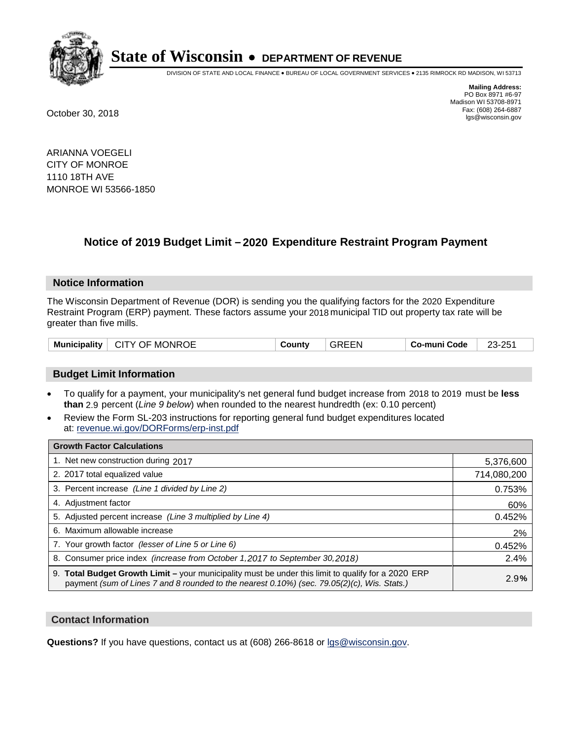# State of Wisconsin • DEPARTMENT OF REVENUE

DIVISION OF STATE AND LOCAL FINANCE • BUREAU OF LOCAL GOVERNMENT SERVICES • 2135 RIMROCK RD MADISON, WI 53713

**Mailing Address:**
PO Box 8971 #6-97
Madison WI 53708-8971
Fax: (608) 264-6887
lgs@wisconsin.gov

October 30, 2018

ARIANNA VOEGELI
CITY OF MONROE
1110 18TH AVE
MONROE WI 53566-1850

## Notice of 2019 Budget Limit – 2020 Expenditure Restraint Program Payment

### Notice Information

The Wisconsin Department of Revenue (DOR) is sending you the qualifying factors for the 2020 Expenditure Restraint Program (ERP) payment. These factors assume your 2018 municipal TID out property tax rate will be greater than five mills.

| Municipality | CITY OF MONROE | County | GREEN | Co-muni Code | 23-251 |
|---|---|---|---|---|---|

### Budget Limit Information

- To qualify for a payment, your municipality's net general fund budget increase from 2018 to 2019 must be **less than** 2.9 percent (*Line 9 below*) when rounded to the nearest hundredth (ex: 0.10 percent)
- Review the Form SL-203 instructions for reporting general fund budget expenditures located at: revenue.wi.gov/DORForms/erp-inst.pdf

| Growth Factor Calculations | |
|---|---|
| 1. Net new construction during 2017 | 5,376,600 |
| 2. 2017 total equalized value | 714,080,200 |
| 3. Percent increase *(Line 1 divided by Line 2)* | 0.753% |
| 4. Adjustment factor | 60% |
| 5. Adjusted percent increase *(Line 3 multiplied by Line 4)* | 0.452% |
| 6. Maximum allowable increase | 2% |
| 7. Your growth factor *(lesser of Line 5 or Line 6)* | 0.452% |
| 8. Consumer price index *(increase from October 1,2017 to September 30,2018)* | 2.4% |
| 9. **Total Budget Growth Limit –** your municipality must be under this limit to qualify for a 2020 ERP payment *(sum of Lines 7 and 8 rounded to the nearest 0.10%) (sec. 79.05(2)(c), Wis. Stats.)* | 2.9**%** |

### Contact Information

**Questions?** If you have questions, contact us at (608) 266-8618 or lgs@wisconsin.gov.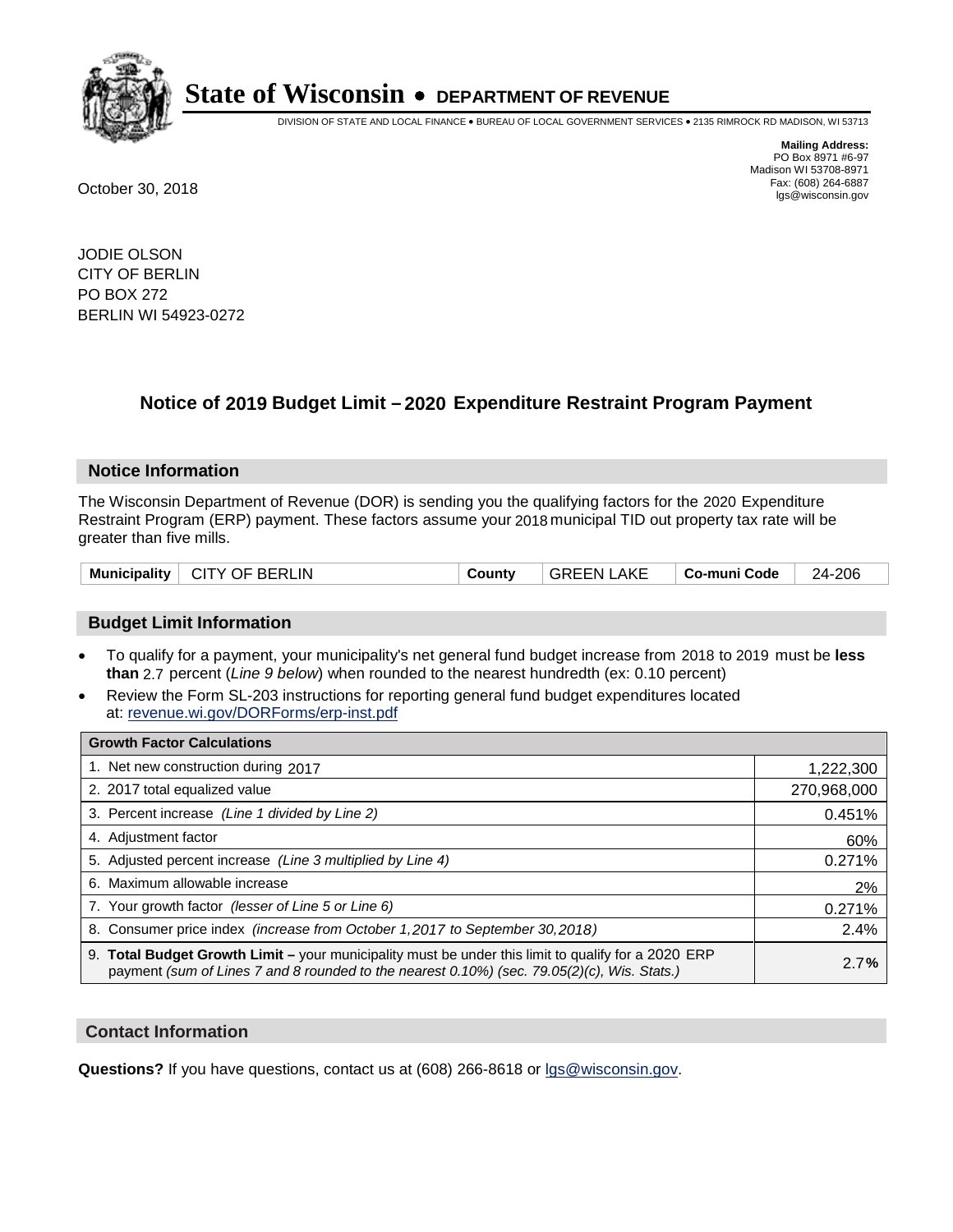# State of Wisconsin • DEPARTMENT OF REVENUE

DIVISION OF STATE AND LOCAL FINANCE • BUREAU OF LOCAL GOVERNMENT SERVICES • 2135 RIMROCK RD MADISON, WI 53713

**Mailing Address:**
PO Box 8971 #6-97
Madison WI 53708-8971
Fax: (608) 264-6887
lgs@wisconsin.gov

October 30, 2018

JODIE OLSON
CITY OF BERLIN
PO BOX 272
BERLIN WI 54923-0272

## Notice of 2019 Budget Limit – 2020 Expenditure Restraint Program Payment

### Notice Information

The Wisconsin Department of Revenue (DOR) is sending you the qualifying factors for the 2020 Expenditure Restraint Program (ERP) payment. These factors assume your 2018 municipal TID out property tax rate will be greater than five mills.

| Municipality | CITY OF BERLIN | County | GREEN LAKE | Co-muni Code | 24-206 |
|---|---|---|---|---|---|

### Budget Limit Information

- To qualify for a payment, your municipality's net general fund budget increase from 2018 to 2019 must be **less than** 2.7 percent (*Line 9 below*) when rounded to the nearest hundredth (ex: 0.10 percent)
- Review the Form SL-203 instructions for reporting general fund budget expenditures located at: revenue.wi.gov/DORForms/erp-inst.pdf

| Growth Factor Calculations | |
|---|---|
| 1. Net new construction during 2017 | 1,222,300 |
| 2. 2017 total equalized value | 270,968,000 |
| 3. Percent increase *(Line 1 divided by Line 2)* | 0.451% |
| 4. Adjustment factor | 60% |
| 5. Adjusted percent increase *(Line 3 multiplied by Line 4)* | 0.271% |
| 6. Maximum allowable increase | 2% |
| 7. Your growth factor *(lesser of Line 5 or Line 6)* | 0.271% |
| 8. Consumer price index *(increase from October 1,2017 to September 30,2018)* | 2.4% |
| 9. **Total Budget Growth Limit –** your municipality must be under this limit to qualify for a 2020 ERP payment *(sum of Lines 7 and 8 rounded to the nearest 0.10%) (sec. 79.05(2)(c), Wis. Stats.)* | 2.7**%** |

### Contact Information

**Questions?** If you have questions, contact us at (608) 266-8618 or lgs@wisconsin.gov.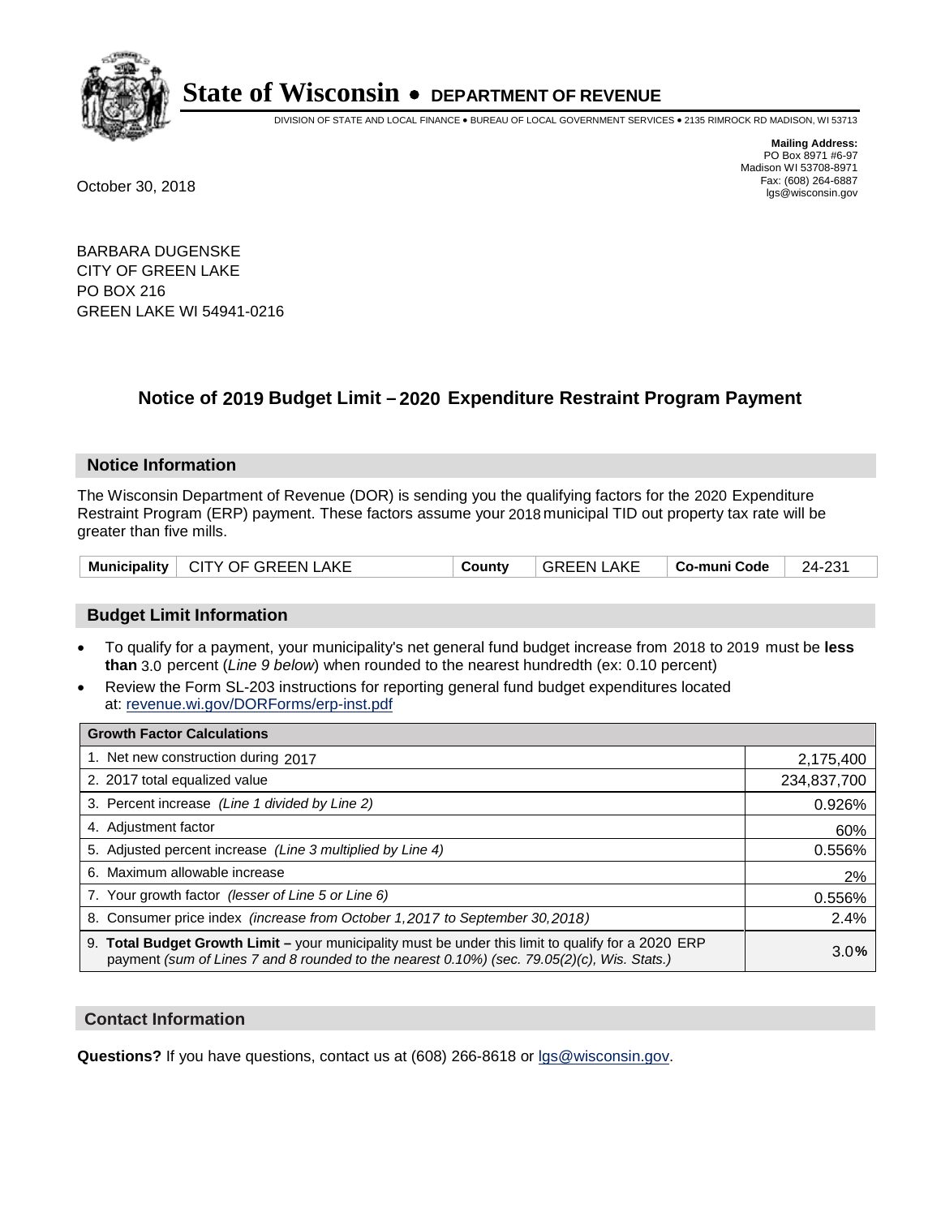# State of Wisconsin • DEPARTMENT OF REVENUE

DIVISION OF STATE AND LOCAL FINANCE • BUREAU OF LOCAL GOVERNMENT SERVICES • 2135 RIMROCK RD MADISON, WI 53713

**Mailing Address:**
PO Box 8971 #6-97
Madison WI 53708-8971
Fax: (608) 264-6887
lgs@wisconsin.gov

October 30, 2018

BARBARA DUGENSKE
CITY OF GREEN LAKE
PO BOX 216
GREEN LAKE WI 54941-0216

## Notice of 2019 Budget Limit – 2020 Expenditure Restraint Program Payment

### Notice Information

The Wisconsin Department of Revenue (DOR) is sending you the qualifying factors for the 2020 Expenditure Restraint Program (ERP) payment. These factors assume your 2018 municipal TID out property tax rate will be greater than five mills.

| Municipality | CITY OF GREEN LAKE | County | GREEN LAKE | Co-muni Code | 24-231 |
|---|---|---|---|---|---|

### Budget Limit Information

- To qualify for a payment, your municipality's net general fund budget increase from 2018 to 2019 must be **less than** 3.0 percent (*Line 9 below*) when rounded to the nearest hundredth (ex: 0.10 percent)
- Review the Form SL-203 instructions for reporting general fund budget expenditures located at: revenue.wi.gov/DORForms/erp-inst.pdf

| Growth Factor Calculations | |
|---|---|
| 1. Net new construction during 2017 | 2,175,400 |
| 2. 2017 total equalized value | 234,837,700 |
| 3. Percent increase *(Line 1 divided by Line 2)* | 0.926% |
| 4. Adjustment factor | 60% |
| 5. Adjusted percent increase *(Line 3 multiplied by Line 4)* | 0.556% |
| 6. Maximum allowable increase | 2% |
| 7. Your growth factor *(lesser of Line 5 or Line 6)* | 0.556% |
| 8. Consumer price index *(increase from October 1,2017 to September 30,2018)* | 2.4% |
| 9. **Total Budget Growth Limit –** your municipality must be under this limit to qualify for a 2020 ERP payment *(sum of Lines 7 and 8 rounded to the nearest 0.10%) (sec. 79.05(2)(c), Wis. Stats.)* | 3.0% |

### Contact Information

**Questions?** If you have questions, contact us at (608) 266-8618 or lgs@wisconsin.gov.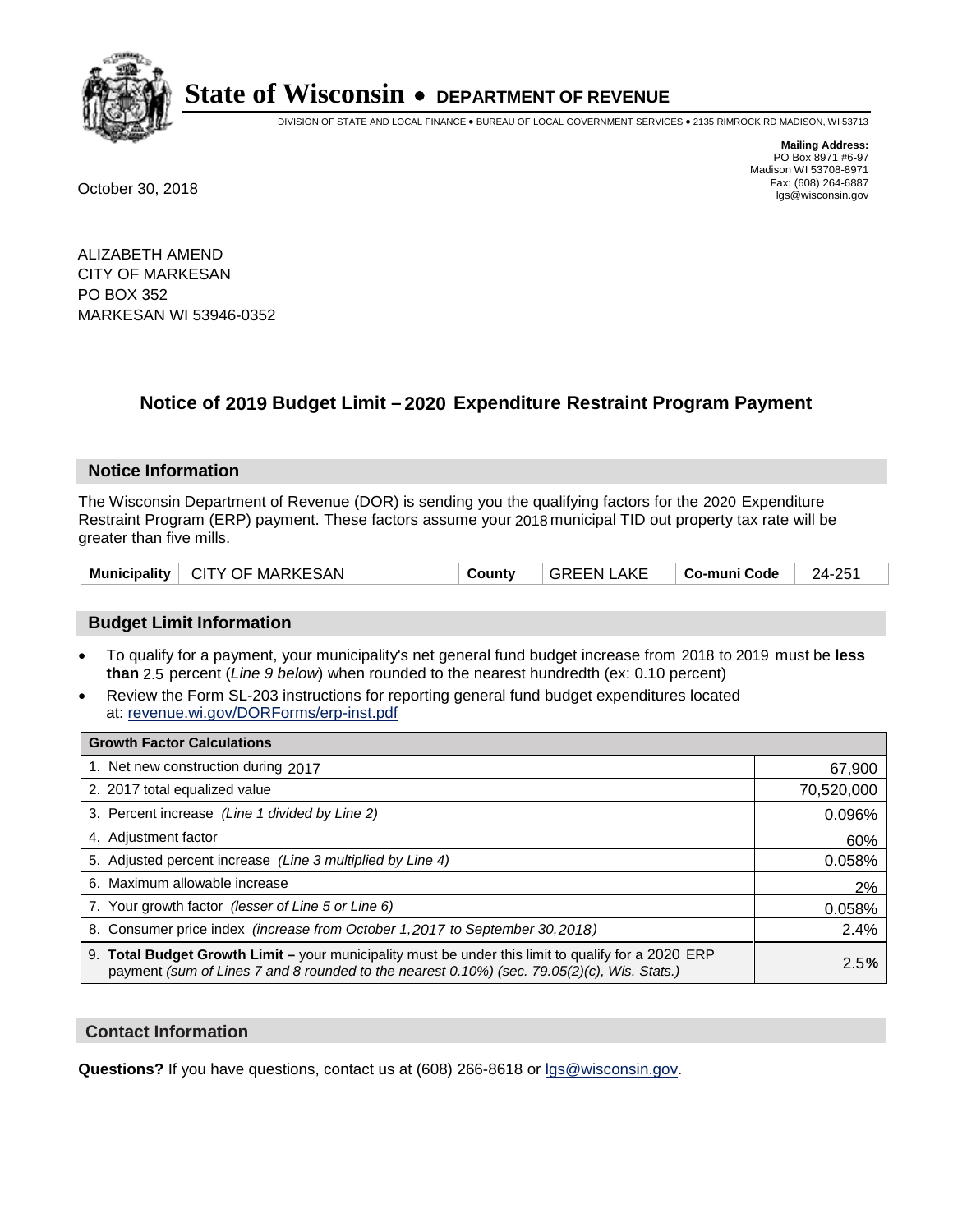# State of Wisconsin • DEPARTMENT OF REVENUE

DIVISION OF STATE AND LOCAL FINANCE • BUREAU OF LOCAL GOVERNMENT SERVICES • 2135 RIMROCK RD MADISON, WI 53713

**Mailing Address:**
PO Box 8971 #6-97
Madison WI 53708-8971
Fax: (608) 264-6887
lgs@wisconsin.gov

October 30, 2018

ALIZABETH AMEND
CITY OF MARKESAN
PO BOX 352
MARKESAN WI 53946-0352

## Notice of 2019 Budget Limit – 2020 Expenditure Restraint Program Payment

### Notice Information

The Wisconsin Department of Revenue (DOR) is sending you the qualifying factors for the 2020 Expenditure Restraint Program (ERP) payment. These factors assume your 2018 municipal TID out property tax rate will be greater than five mills.

| Municipality | CITY OF MARKESAN | County | GREEN LAKE | Co-muni Code | 24-251 |
|---|---|---|---|---|---|

### Budget Limit Information

- To qualify for a payment, your municipality's net general fund budget increase from 2018 to 2019 must be **less than** 2.5 percent (*Line 9 below*) when rounded to the nearest hundredth (ex: 0.10 percent)
- Review the Form SL-203 instructions for reporting general fund budget expenditures located at: revenue.wi.gov/DORForms/erp-inst.pdf

| Growth Factor Calculations | |
|---|---|
| 1. Net new construction during 2017 | 67,900 |
| 2. 2017 total equalized value | 70,520,000 |
| 3. Percent increase *(Line 1 divided by Line 2)* | 0.096% |
| 4. Adjustment factor | 60% |
| 5. Adjusted percent increase *(Line 3 multiplied by Line 4)* | 0.058% |
| 6. Maximum allowable increase | 2% |
| 7. Your growth factor *(lesser of Line 5 or Line 6)* | 0.058% |
| 8. Consumer price index *(increase from October 1,2017 to September 30,2018)* | 2.4% |
| 9. **Total Budget Growth Limit –** your municipality must be under this limit to qualify for a 2020 ERP payment *(sum of Lines 7 and 8 rounded to the nearest 0.10%) (sec. 79.05(2)(c), Wis. Stats.)* | 2.5**%** |

### Contact Information

**Questions?** If you have questions, contact us at (608) 266-8618 or lgs@wisconsin.gov.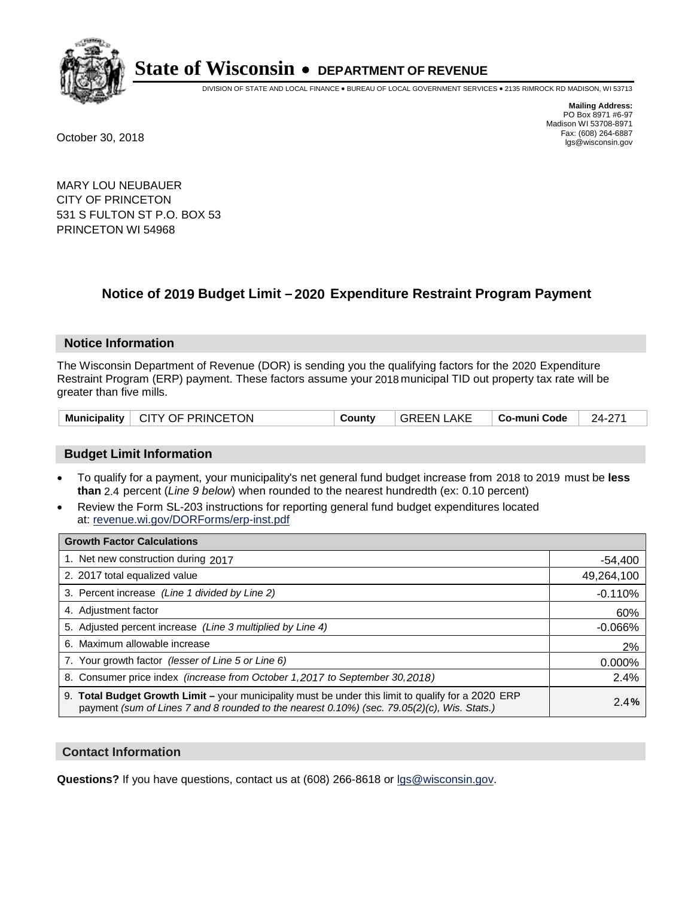# State of Wisconsin • DEPARTMENT OF REVENUE

DIVISION OF STATE AND LOCAL FINANCE • BUREAU OF LOCAL GOVERNMENT SERVICES • 2135 RIMROCK RD MADISON, WI 53713

**Mailing Address:**
PO Box 8971 #6-97
Madison WI 53708-8971
Fax: (608) 264-6887
lgs@wisconsin.gov

October 30, 2018

MARY LOU NEUBAUER
CITY OF PRINCETON
531 S FULTON ST P.O. BOX 53
PRINCETON WI 54968

## Notice of 2019 Budget Limit – 2020 Expenditure Restraint Program Payment

### Notice Information

The Wisconsin Department of Revenue (DOR) is sending you the qualifying factors for the 2020 Expenditure Restraint Program (ERP) payment. These factors assume your 2018 municipal TID out property tax rate will be greater than five mills.

| Municipality | CITY OF PRINCETON | County | GREEN LAKE | Co-muni Code | 24-271 |
|---|---|---|---|---|---|

### Budget Limit Information

- To qualify for a payment, your municipality's net general fund budget increase from 2018 to 2019 must be **less than** 2.4 percent (*Line 9 below*) when rounded to the nearest hundredth (ex: 0.10 percent)
- Review the Form SL-203 instructions for reporting general fund budget expenditures located at: revenue.wi.gov/DORForms/erp-inst.pdf

| Growth Factor Calculations | |
|---|---|
| 1. Net new construction during 2017 | -54,400 |
| 2. 2017 total equalized value | 49,264,100 |
| 3. Percent increase *(Line 1 divided by Line 2)* | -0.110% |
| 4. Adjustment factor | 60% |
| 5. Adjusted percent increase *(Line 3 multiplied by Line 4)* | -0.066% |
| 6. Maximum allowable increase | 2% |
| 7. Your growth factor *(lesser of Line 5 or Line 6)* | 0.000% |
| 8. Consumer price index *(increase from October 1,2017 to September 30,2018)* | 2.4% |
| 9. **Total Budget Growth Limit –** your municipality must be under this limit to qualify for a 2020 ERP payment *(sum of Lines 7 and 8 rounded to the nearest 0.10%) (sec. 79.05(2)(c), Wis. Stats.)* | **2.4%** |

### Contact Information

**Questions?** If you have questions, contact us at (608) 266-8618 or lgs@wisconsin.gov.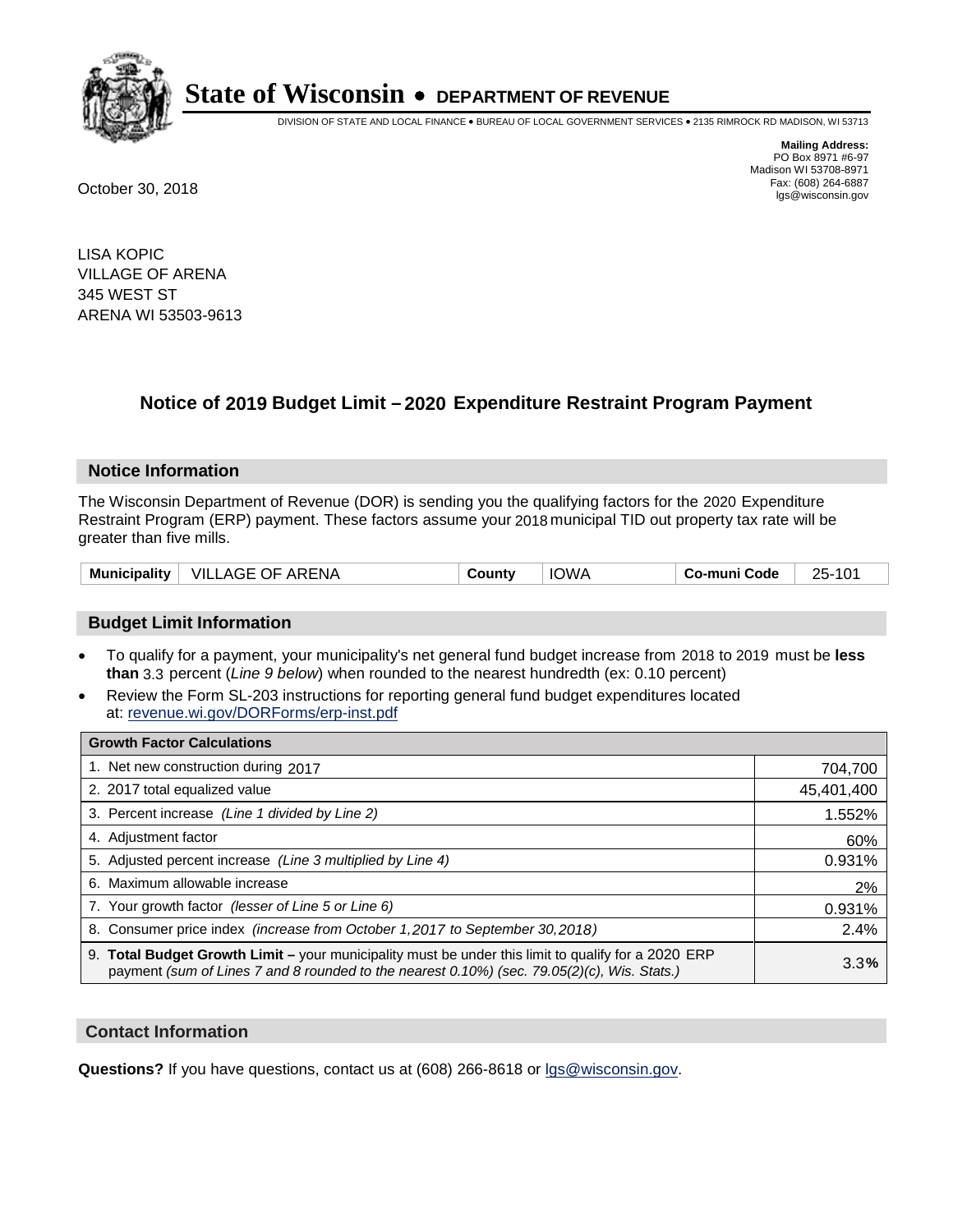# State of Wisconsin • DEPARTMENT OF REVENUE

DIVISION OF STATE AND LOCAL FINANCE • BUREAU OF LOCAL GOVERNMENT SERVICES • 2135 RIMROCK RD MADISON, WI 53713

**Mailing Address:**
PO Box 8971 #6-97
Madison WI 53708-8971
Fax: (608) 264-6887
lgs@wisconsin.gov

October 30, 2018

LISA KOPIC
VILLAGE OF ARENA
345 WEST ST
ARENA WI 53503-9613

## Notice of 2019 Budget Limit – 2020 Expenditure Restraint Program Payment

### Notice Information

The Wisconsin Department of Revenue (DOR) is sending you the qualifying factors for the 2020 Expenditure Restraint Program (ERP) payment. These factors assume your 2018 municipal TID out property tax rate will be greater than five mills.

| Municipality | VILLAGE OF ARENA | County | IOWA | Co-muni Code | 25-101 |
|---|---|---|---|---|---|

### Budget Limit Information

- To qualify for a payment, your municipality's net general fund budget increase from 2018 to 2019 must be **less than** 3.3 percent (*Line 9 below*) when rounded to the nearest hundredth (ex: 0.10 percent)
- Review the Form SL-203 instructions for reporting general fund budget expenditures located at: revenue.wi.gov/DORForms/erp-inst.pdf

| Growth Factor Calculations | |
|---|---|
| 1. Net new construction during 2017 | 704,700 |
| 2. 2017 total equalized value | 45,401,400 |
| 3. Percent increase *(Line 1 divided by Line 2)* | 1.552% |
| 4. Adjustment factor | 60% |
| 5. Adjusted percent increase *(Line 3 multiplied by Line 4)* | 0.931% |
| 6. Maximum allowable increase | 2% |
| 7. Your growth factor *(lesser of Line 5 or Line 6)* | 0.931% |
| 8. Consumer price index *(increase from October 1,2017 to September 30,2018)* | 2.4% |
| 9. **Total Budget Growth Limit –** your municipality must be under this limit to qualify for a 2020 ERP payment *(sum of Lines 7 and 8 rounded to the nearest 0.10%) (sec. 79.05(2)(c), Wis. Stats.)* | 3.3**%** |

### Contact Information

**Questions?** If you have questions, contact us at (608) 266-8618 or lgs@wisconsin.gov.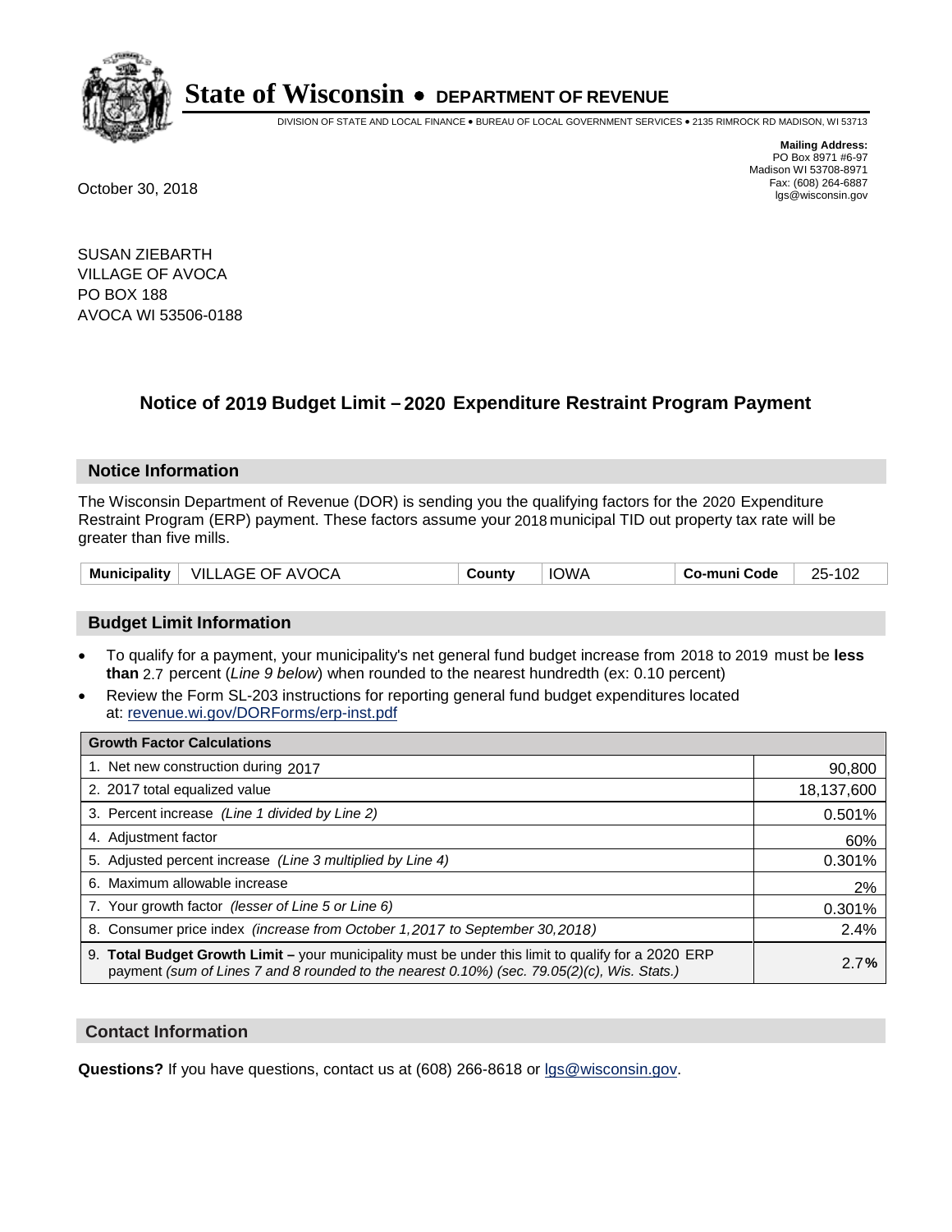# State of Wisconsin • DEPARTMENT OF REVENUE

DIVISION OF STATE AND LOCAL FINANCE • BUREAU OF LOCAL GOVERNMENT SERVICES • 2135 RIMROCK RD MADISON, WI 53713

**Mailing Address:**
PO Box 8971 #6-97
Madison WI 53708-8971
Fax: (608) 264-6887
lgs@wisconsin.gov

October 30, 2018

SUSAN ZIEBARTH
VILLAGE OF AVOCA
PO BOX 188
AVOCA WI 53506-0188

## Notice of 2019 Budget Limit – 2020 Expenditure Restraint Program Payment

### Notice Information

The Wisconsin Department of Revenue (DOR) is sending you the qualifying factors for the 2020 Expenditure Restraint Program (ERP) payment. These factors assume your 2018 municipal TID out property tax rate will be greater than five mills.

| Municipality | VILLAGE OF AVOCA | County | IOWA | Co-muni Code | 25-102 |
|---|---|---|---|---|---|

### Budget Limit Information

- To qualify for a payment, your municipality's net general fund budget increase from 2018 to 2019 must be **less than** 2.7 percent (*Line 9 below*) when rounded to the nearest hundredth (ex: 0.10 percent)
- Review the Form SL-203 instructions for reporting general fund budget expenditures located at: revenue.wi.gov/DORForms/erp-inst.pdf

| Growth Factor Calculations | |
|---|---|
| 1. Net new construction during 2017 | 90,800 |
| 2. 2017 total equalized value | 18,137,600 |
| 3. Percent increase *(Line 1 divided by Line 2)* | 0.501% |
| 4. Adjustment factor | 60% |
| 5. Adjusted percent increase *(Line 3 multiplied by Line 4)* | 0.301% |
| 6. Maximum allowable increase | 2% |
| 7. Your growth factor *(lesser of Line 5 or Line 6)* | 0.301% |
| 8. Consumer price index *(increase from October 1,2017 to September 30,2018)* | 2.4% |
| 9. **Total Budget Growth Limit –** your municipality must be under this limit to qualify for a 2020 ERP payment *(sum of Lines 7 and 8 rounded to the nearest 0.10%) (sec. 79.05(2)(c), Wis. Stats.)* | 2.7**%** |

### Contact Information

**Questions?** If you have questions, contact us at (608) 266-8618 or lgs@wisconsin.gov.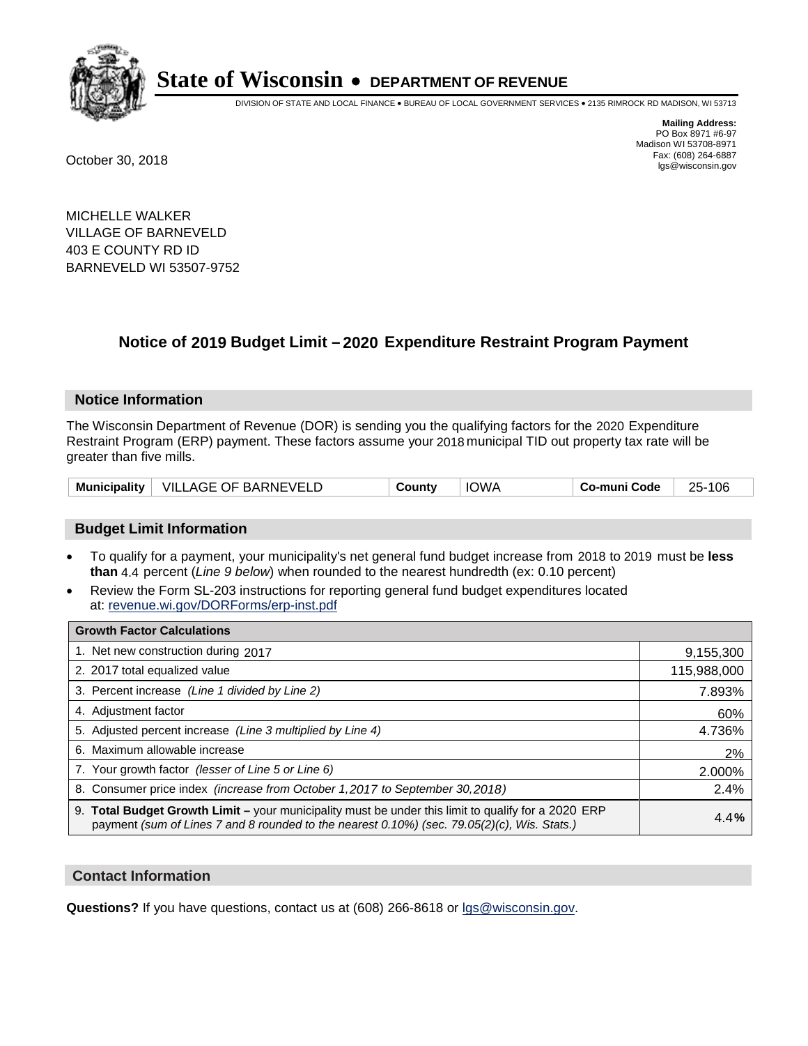# State of Wisconsin • DEPARTMENT OF REVENUE

DIVISION OF STATE AND LOCAL FINANCE • BUREAU OF LOCAL GOVERNMENT SERVICES • 2135 RIMROCK RD MADISON, WI 53713

**Mailing Address:**
PO Box 8971 #6-97
Madison WI 53708-8971
Fax: (608) 264-6887
lgs@wisconsin.gov

October 30, 2018

MICHELLE WALKER
VILLAGE OF BARNEVELD
403 E COUNTY RD ID
BARNEVELD WI 53507-9752

## Notice of 2019 Budget Limit – 2020 Expenditure Restraint Program Payment

### Notice Information

The Wisconsin Department of Revenue (DOR) is sending you the qualifying factors for the 2020 Expenditure Restraint Program (ERP) payment. These factors assume your 2018 municipal TID out property tax rate will be greater than five mills.

| Municipality | VILLAGE OF BARNEVELD | County | IOWA | Co-muni Code | 25-106 |
|---|---|---|---|---|---|

### Budget Limit Information

- To qualify for a payment, your municipality's net general fund budget increase from 2018 to 2019 must be **less than** 4.4 percent (*Line 9 below*) when rounded to the nearest hundredth (ex: 0.10 percent)
- Review the Form SL-203 instructions for reporting general fund budget expenditures located at: revenue.wi.gov/DORForms/erp-inst.pdf

| Growth Factor Calculations | |
|---|---|
| 1. Net new construction during 2017 | 9,155,300 |
| 2. 2017 total equalized value | 115,988,000 |
| 3. Percent increase *(Line 1 divided by Line 2)* | 7.893% |
| 4. Adjustment factor | 60% |
| 5. Adjusted percent increase *(Line 3 multiplied by Line 4)* | 4.736% |
| 6. Maximum allowable increase | 2% |
| 7. Your growth factor *(lesser of Line 5 or Line 6)* | 2.000% |
| 8. Consumer price index *(increase from October 1,2017 to September 30,2018)* | 2.4% |
| 9. **Total Budget Growth Limit –** your municipality must be under this limit to qualify for a 2020 ERP payment *(sum of Lines 7 and 8 rounded to the nearest 0.10%) (sec. 79.05(2)(c), Wis. Stats.)* | 4.4**%** |

### Contact Information

**Questions?** If you have questions, contact us at (608) 266-8618 or lgs@wisconsin.gov.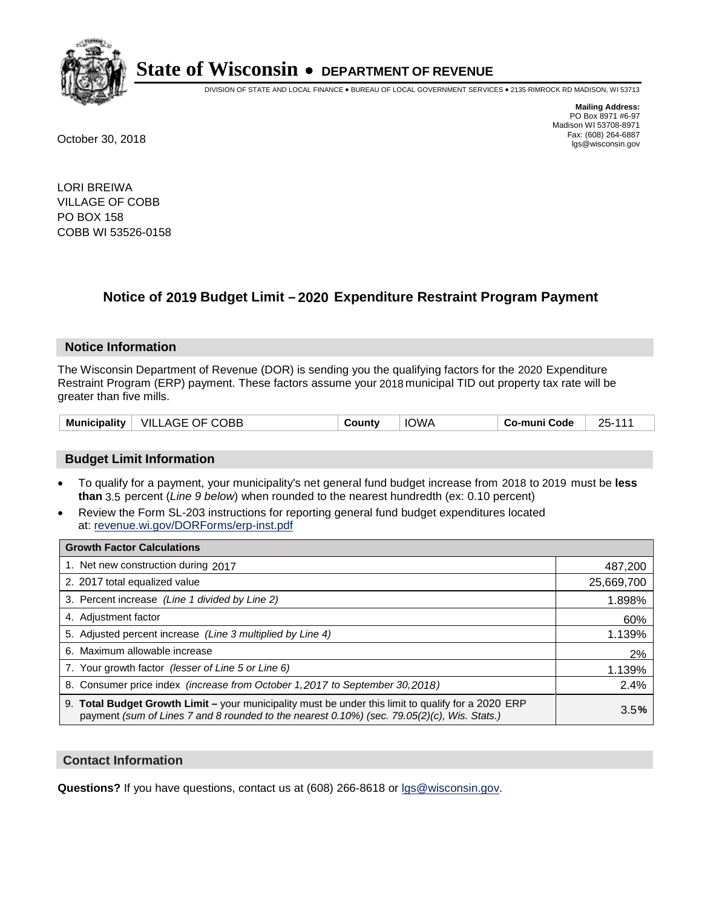# State of Wisconsin • DEPARTMENT OF REVENUE

DIVISION OF STATE AND LOCAL FINANCE • BUREAU OF LOCAL GOVERNMENT SERVICES • 2135 RIMROCK RD MADISON, WI 53713

**Mailing Address:**
PO Box 8971 #6-97
Madison WI 53708-8971
Fax: (608) 264-6887
lgs@wisconsin.gov

October 30, 2018

LORI BREIWA
VILLAGE OF COBB
PO BOX 158
COBB WI 53526-0158

## Notice of 2019 Budget Limit – 2020 Expenditure Restraint Program Payment

### Notice Information

The Wisconsin Department of Revenue (DOR) is sending you the qualifying factors for the 2020 Expenditure Restraint Program (ERP) payment. These factors assume your 2018 municipal TID out property tax rate will be greater than five mills.

| Municipality | VILLAGE OF COBB | County | IOWA | Co-muni Code | 25-111 |
|---|---|---|---|---|---|

### Budget Limit Information

- To qualify for a payment, your municipality's net general fund budget increase from 2018 to 2019 must be **less than** 3.5 percent (*Line 9 below*) when rounded to the nearest hundredth (ex: 0.10 percent)
- Review the Form SL-203 instructions for reporting general fund budget expenditures located at: revenue.wi.gov/DORForms/erp-inst.pdf

| Growth Factor Calculations | |
|---|---|
| 1. Net new construction during 2017 | 487,200 |
| 2. 2017 total equalized value | 25,669,700 |
| 3. Percent increase *(Line 1 divided by Line 2)* | 1.898% |
| 4. Adjustment factor | 60% |
| 5. Adjusted percent increase *(Line 3 multiplied by Line 4)* | 1.139% |
| 6. Maximum allowable increase | 2% |
| 7. Your growth factor *(lesser of Line 5 or Line 6)* | 1.139% |
| 8. Consumer price index *(increase from October 1,2017 to September 30,2018)* | 2.4% |
| 9. **Total Budget Growth Limit –** your municipality must be under this limit to qualify for a 2020 ERP payment *(sum of Lines 7 and 8 rounded to the nearest 0.10%) (sec. 79.05(2)(c), Wis. Stats.)* | 3.5**%** |

### Contact Information

**Questions?** If you have questions, contact us at (608) 266-8618 or lgs@wisconsin.gov.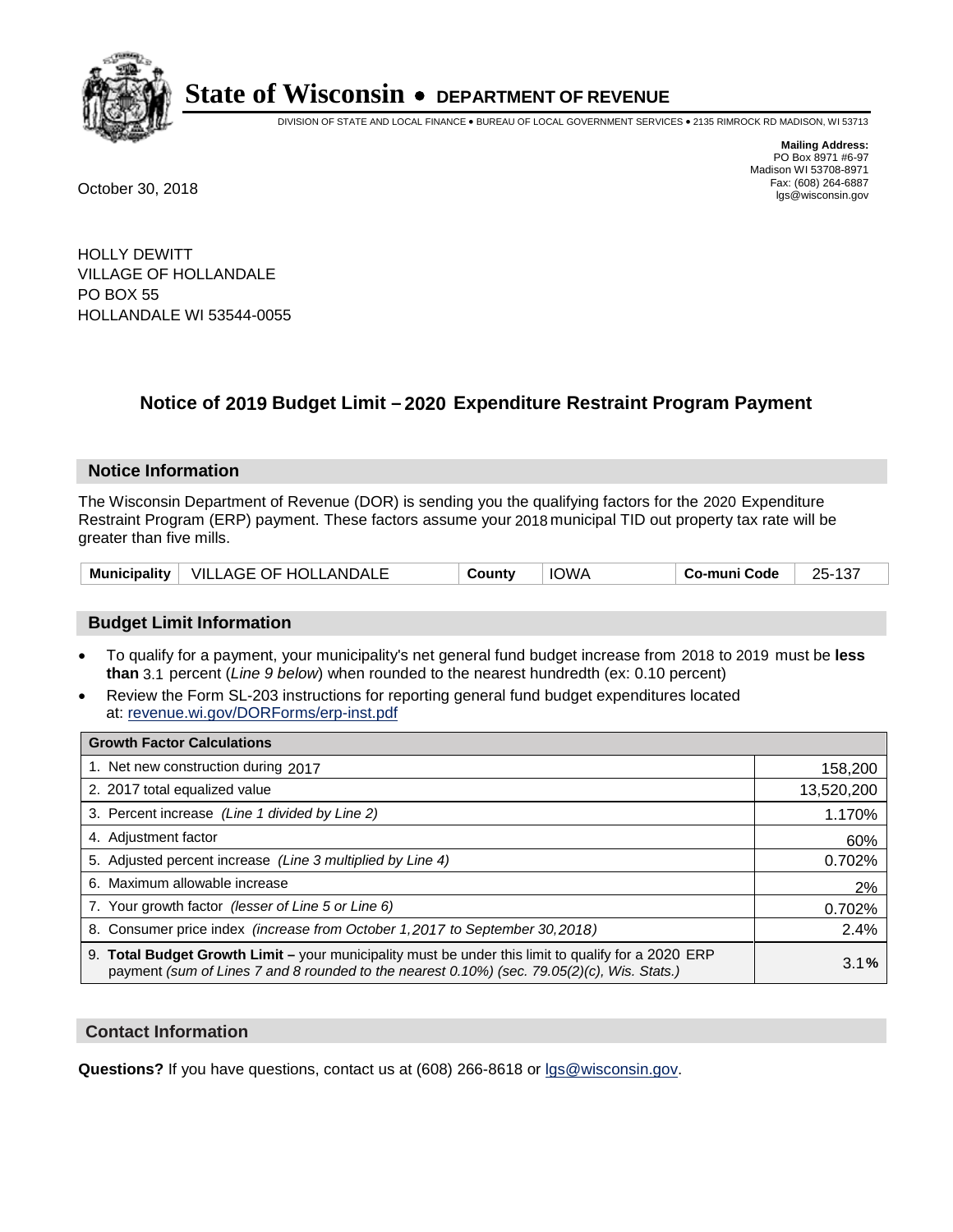# State of Wisconsin • DEPARTMENT OF REVENUE

DIVISION OF STATE AND LOCAL FINANCE • BUREAU OF LOCAL GOVERNMENT SERVICES • 2135 RIMROCK RD MADISON, WI 53713

**Mailing Address:**
PO Box 8971 #6-97
Madison WI 53708-8971
Fax: (608) 264-6887
lgs@wisconsin.gov

October 30, 2018

HOLLY DEWITT
VILLAGE OF HOLLANDALE
PO BOX 55
HOLLANDALE WI 53544-0055

## Notice of 2019 Budget Limit – 2020 Expenditure Restraint Program Payment

### Notice Information

The Wisconsin Department of Revenue (DOR) is sending you the qualifying factors for the 2020 Expenditure Restraint Program (ERP) payment. These factors assume your 2018 municipal TID out property tax rate will be greater than five mills.

| Municipality | VILLAGE OF HOLLANDALE | County | IOWA | Co-muni Code | 25-137 |
|---|---|---|---|---|---|

### Budget Limit Information

- To qualify for a payment, your municipality's net general fund budget increase from 2018 to 2019 must be **less than** 3.1 percent (*Line 9 below*) when rounded to the nearest hundredth (ex: 0.10 percent)
- Review the Form SL-203 instructions for reporting general fund budget expenditures located at: revenue.wi.gov/DORForms/erp-inst.pdf

| Growth Factor Calculations | |
|---|---|
| 1. Net new construction during 2017 | 158,200 |
| 2. 2017 total equalized value | 13,520,200 |
| 3. Percent increase *(Line 1 divided by Line 2)* | 1.170% |
| 4. Adjustment factor | 60% |
| 5. Adjusted percent increase *(Line 3 multiplied by Line 4)* | 0.702% |
| 6. Maximum allowable increase | 2% |
| 7. Your growth factor *(lesser of Line 5 or Line 6)* | 0.702% |
| 8. Consumer price index *(increase from October 1,2017 to September 30,2018)* | 2.4% |
| 9. **Total Budget Growth Limit –** your municipality must be under this limit to qualify for a 2020 ERP payment *(sum of Lines 7 and 8 rounded to the nearest 0.10%) (sec. 79.05(2)(c), Wis. Stats.)* | 3.1**%** |

### Contact Information

**Questions?** If you have questions, contact us at (608) 266-8618 or lgs@wisconsin.gov.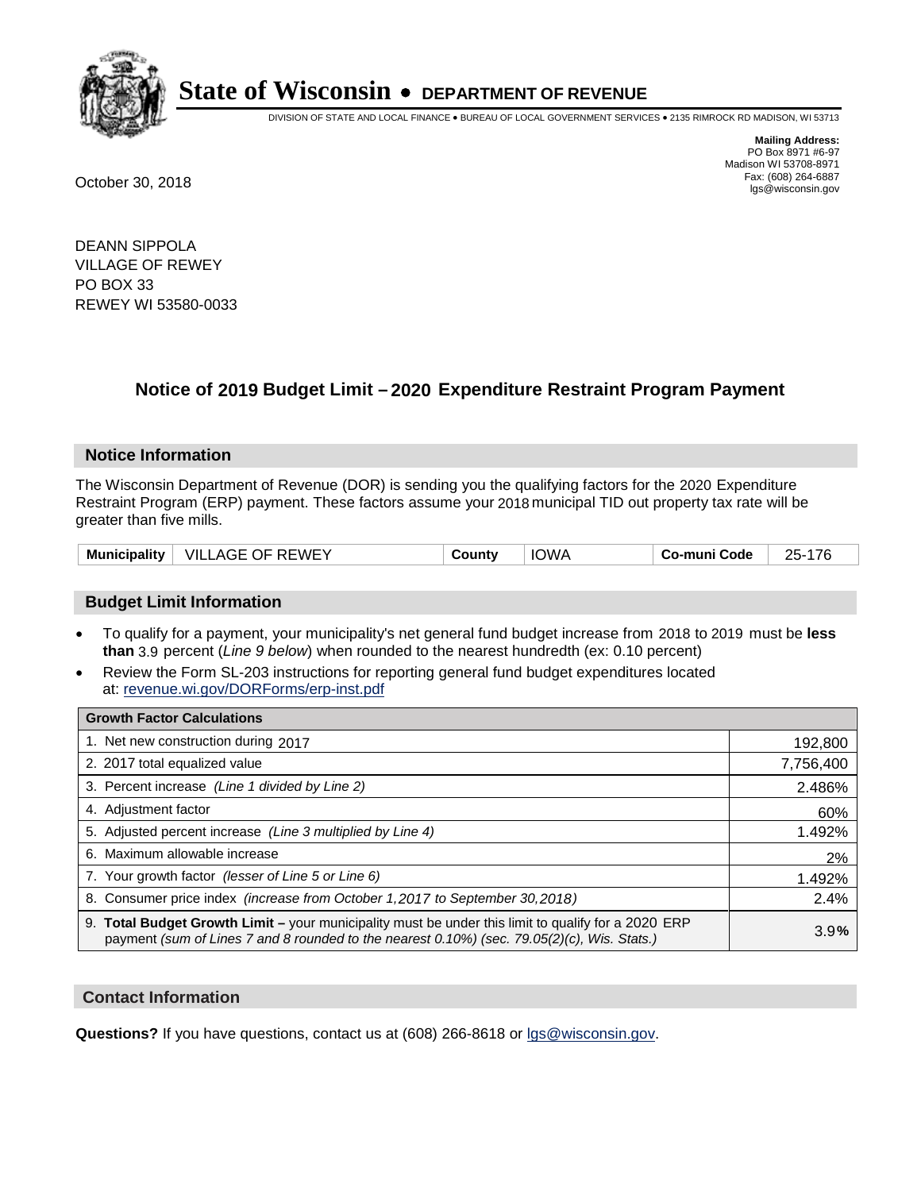# State of Wisconsin • DEPARTMENT OF REVENUE

DIVISION OF STATE AND LOCAL FINANCE • BUREAU OF LOCAL GOVERNMENT SERVICES • 2135 RIMROCK RD MADISON, WI 53713

**Mailing Address:**
PO Box 8971 #6-97
Madison WI 53708-8971
Fax: (608) 264-6887
lgs@wisconsin.gov

October 30, 2018

DEANN SIPPOLA
VILLAGE OF REWEY
PO BOX 33
REWEY WI 53580-0033

## Notice of 2019 Budget Limit – 2020 Expenditure Restraint Program Payment

### Notice Information

The Wisconsin Department of Revenue (DOR) is sending you the qualifying factors for the 2020 Expenditure Restraint Program (ERP) payment. These factors assume your 2018 municipal TID out property tax rate will be greater than five mills.

| Municipality | VILLAGE OF REWEY | County | IOWA | Co-muni Code | 25-176 |
|---|---|---|---|---|---|

### Budget Limit Information

- To qualify for a payment, your municipality's net general fund budget increase from 2018 to 2019 must be **less than** 3.9 percent (*Line 9 below*) when rounded to the nearest hundredth (ex: 0.10 percent)
- Review the Form SL-203 instructions for reporting general fund budget expenditures located at: revenue.wi.gov/DORForms/erp-inst.pdf

| Growth Factor Calculations | |
|---|---|
| 1. Net new construction during 2017 | 192,800 |
| 2. 2017 total equalized value | 7,756,400 |
| 3. Percent increase *(Line 1 divided by Line 2)* | 2.486% |
| 4. Adjustment factor | 60% |
| 5. Adjusted percent increase *(Line 3 multiplied by Line 4)* | 1.492% |
| 6. Maximum allowable increase | 2% |
| 7. Your growth factor *(lesser of Line 5 or Line 6)* | 1.492% |
| 8. Consumer price index *(increase from October 1,2017 to September 30,2018)* | 2.4% |
| 9. **Total Budget Growth Limit –** your municipality must be under this limit to qualify for a 2020 ERP payment *(sum of Lines 7 and 8 rounded to the nearest 0.10%) (sec. 79.05(2)(c), Wis. Stats.)* | 3.9**%** |

### Contact Information

**Questions?** If you have questions, contact us at (608) 266-8618 or lgs@wisconsin.gov.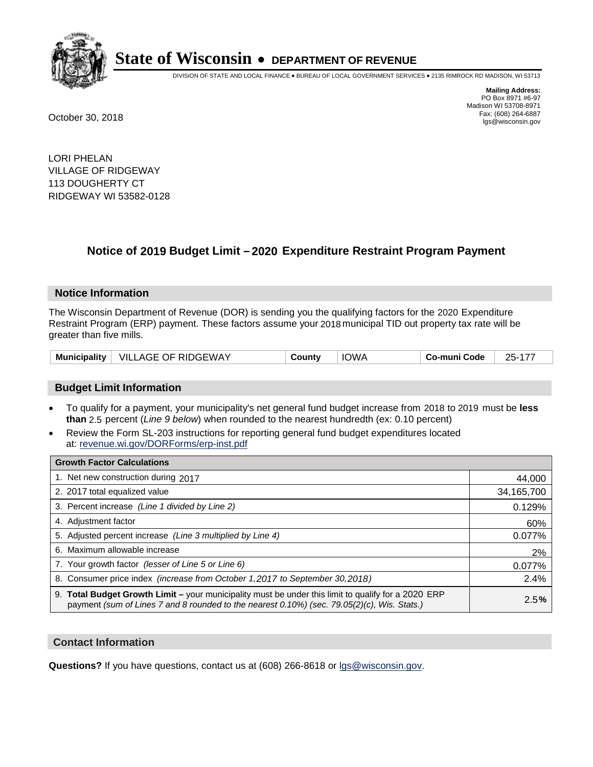# State of Wisconsin • DEPARTMENT OF REVENUE

DIVISION OF STATE AND LOCAL FINANCE • BUREAU OF LOCAL GOVERNMENT SERVICES • 2135 RIMROCK RD MADISON, WI 53713

**Mailing Address:**
PO Box 8971 #6-97
Madison WI 53708-8971
Fax: (608) 264-6887
lgs@wisconsin.gov

October 30, 2018

LORI PHELAN
VILLAGE OF RIDGEWAY
113 DOUGHERTY CT
RIDGEWAY WI 53582-0128

## Notice of 2019 Budget Limit – 2020 Expenditure Restraint Program Payment

### Notice Information

The Wisconsin Department of Revenue (DOR) is sending you the qualifying factors for the 2020 Expenditure Restraint Program (ERP) payment. These factors assume your 2018 municipal TID out property tax rate will be greater than five mills.

| Municipality | VILLAGE OF RIDGEWAY | County | IOWA | Co-muni Code | 25-177 |
|---|---|---|---|---|---|

### Budget Limit Information

- To qualify for a payment, your municipality's net general fund budget increase from 2018 to 2019 must be **less than** 2.5 percent (*Line 9 below*) when rounded to the nearest hundredth (ex: 0.10 percent)
- Review the Form SL-203 instructions for reporting general fund budget expenditures located at: revenue.wi.gov/DORForms/erp-inst.pdf

| Growth Factor Calculations | |
|---|---|
| 1. Net new construction during 2017 | 44,000 |
| 2. 2017 total equalized value | 34,165,700 |
| 3. Percent increase *(Line 1 divided by Line 2)* | 0.129% |
| 4. Adjustment factor | 60% |
| 5. Adjusted percent increase *(Line 3 multiplied by Line 4)* | 0.077% |
| 6. Maximum allowable increase | 2% |
| 7. Your growth factor *(lesser of Line 5 or Line 6)* | 0.077% |
| 8. Consumer price index *(increase from October 1,2017 to September 30,2018)* | 2.4% |
| 9. **Total Budget Growth Limit –** your municipality must be under this limit to qualify for a 2020 ERP payment *(sum of Lines 7 and 8 rounded to the nearest 0.10%) (sec. 79.05(2)(c), Wis. Stats.)* | 2.5**%** |

### Contact Information

**Questions?** If you have questions, contact us at (608) 266-8618 or lgs@wisconsin.gov.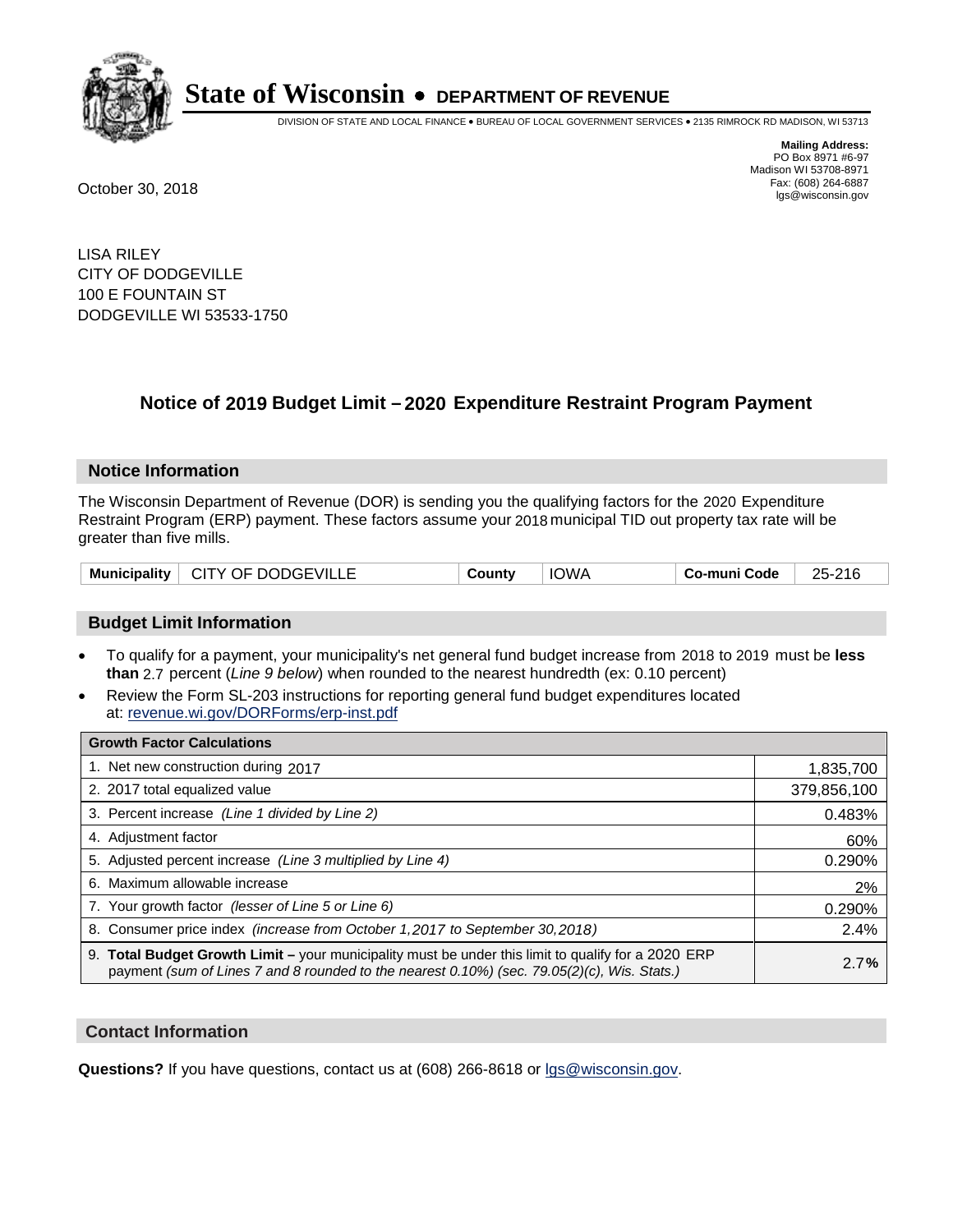# State of Wisconsin • DEPARTMENT OF REVENUE

DIVISION OF STATE AND LOCAL FINANCE • BUREAU OF LOCAL GOVERNMENT SERVICES • 2135 RIMROCK RD MADISON, WI 53713

**Mailing Address:**
PO Box 8971 #6-97
Madison WI 53708-8971
Fax: (608) 264-6887
lgs@wisconsin.gov

October 30, 2018

LISA RILEY
CITY OF DODGEVILLE
100 E FOUNTAIN ST
DODGEVILLE WI 53533-1750

## Notice of 2019 Budget Limit – 2020 Expenditure Restraint Program Payment

### Notice Information

The Wisconsin Department of Revenue (DOR) is sending you the qualifying factors for the 2020 Expenditure Restraint Program (ERP) payment. These factors assume your 2018 municipal TID out property tax rate will be greater than five mills.

| Municipality | CITY OF DODGEVILLE | County | IOWA | Co-muni Code | 25-216 |
|---|---|---|---|---|---|

### Budget Limit Information

- To qualify for a payment, your municipality's net general fund budget increase from 2018 to 2019 must be **less than** 2.7 percent (*Line 9 below*) when rounded to the nearest hundredth (ex: 0.10 percent)
- Review the Form SL-203 instructions for reporting general fund budget expenditures located at: revenue.wi.gov/DORForms/erp-inst.pdf

| Growth Factor Calculations | |
|---|---|
| 1. Net new construction during 2017 | 1,835,700 |
| 2. 2017 total equalized value | 379,856,100 |
| 3. Percent increase *(Line 1 divided by Line 2)* | 0.483% |
| 4. Adjustment factor | 60% |
| 5. Adjusted percent increase *(Line 3 multiplied by Line 4)* | 0.290% |
| 6. Maximum allowable increase | 2% |
| 7. Your growth factor *(lesser of Line 5 or Line 6)* | 0.290% |
| 8. Consumer price index *(increase from October 1,2017 to September 30,2018)* | 2.4% |
| 9. **Total Budget Growth Limit –** your municipality must be under this limit to qualify for a 2020 ERP payment *(sum of Lines 7 and 8 rounded to the nearest 0.10%) (sec. 79.05(2)(c), Wis. Stats.)* | 2.7**%** |

### Contact Information

**Questions?** If you have questions, contact us at (608) 266-8618 or lgs@wisconsin.gov.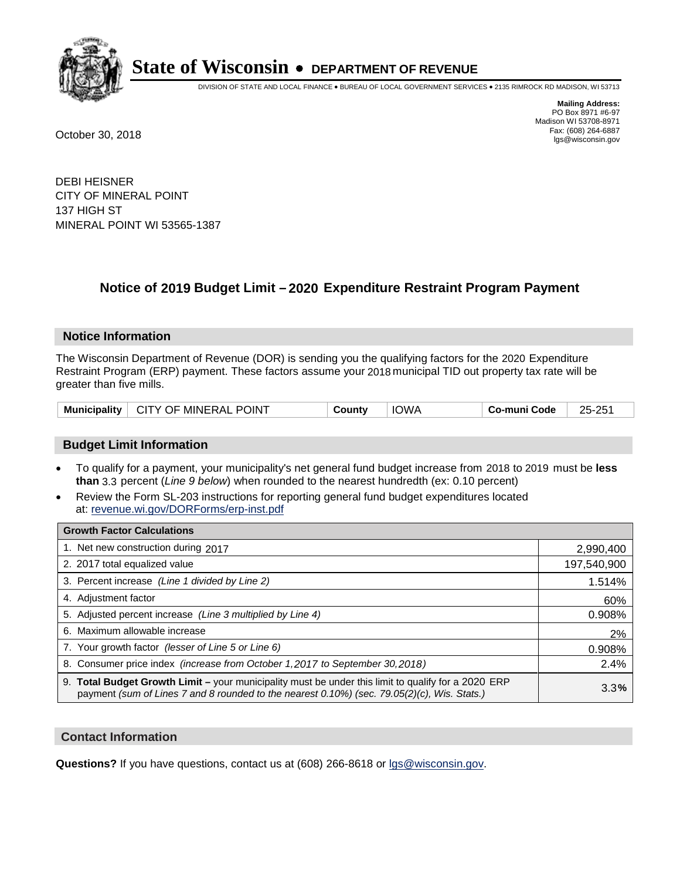# State of Wisconsin • DEPARTMENT OF REVENUE

DIVISION OF STATE AND LOCAL FINANCE • BUREAU OF LOCAL GOVERNMENT SERVICES • 2135 RIMROCK RD MADISON, WI 53713

**Mailing Address:**
PO Box 8971 #6-97
Madison WI 53708-8971
Fax: (608) 264-6887
lgs@wisconsin.gov

October 30, 2018

DEBI HEISNER
CITY OF MINERAL POINT
137 HIGH ST
MINERAL POINT WI 53565-1387

## Notice of 2019 Budget Limit – 2020 Expenditure Restraint Program Payment

### Notice Information

The Wisconsin Department of Revenue (DOR) is sending you the qualifying factors for the 2020 Expenditure Restraint Program (ERP) payment. These factors assume your 2018 municipal TID out property tax rate will be greater than five mills.

| Municipality | CITY OF MINERAL POINT | County | IOWA | Co-muni Code | 25-251 |
|---|---|---|---|---|---|

### Budget Limit Information

- To qualify for a payment, your municipality's net general fund budget increase from 2018 to 2019 must be **less than** 3.3 percent (*Line 9 below*) when rounded to the nearest hundredth (ex: 0.10 percent)
- Review the Form SL-203 instructions for reporting general fund budget expenditures located at: revenue.wi.gov/DORForms/erp-inst.pdf

| Growth Factor Calculations | |
|---|---|
| 1. Net new construction during 2017 | 2,990,400 |
| 2. 2017 total equalized value | 197,540,900 |
| 3. Percent increase *(Line 1 divided by Line 2)* | 1.514% |
| 4. Adjustment factor | 60% |
| 5. Adjusted percent increase *(Line 3 multiplied by Line 4)* | 0.908% |
| 6. Maximum allowable increase | 2% |
| 7. Your growth factor *(lesser of Line 5 or Line 6)* | 0.908% |
| 8. Consumer price index *(increase from October 1,2017 to September 30,2018)* | 2.4% |
| 9. **Total Budget Growth Limit –** your municipality must be under this limit to qualify for a 2020 ERP payment *(sum of Lines 7 and 8 rounded to the nearest 0.10%) (sec. 79.05(2)(c), Wis. Stats.)* | 3.3**%** |

### Contact Information

**Questions?** If you have questions, contact us at (608) 266-8618 or lgs@wisconsin.gov.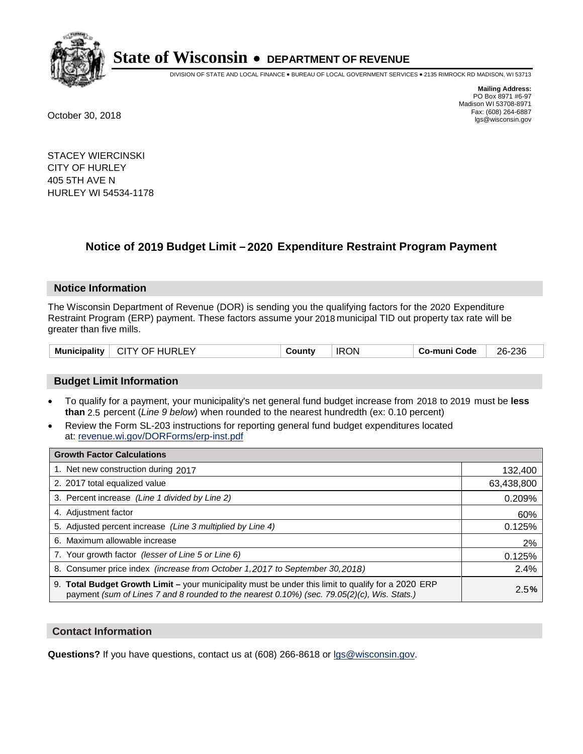# State of Wisconsin • DEPARTMENT OF REVENUE

DIVISION OF STATE AND LOCAL FINANCE • BUREAU OF LOCAL GOVERNMENT SERVICES • 2135 RIMROCK RD MADISON, WI 53713

**Mailing Address:**
PO Box 8971 #6-97
Madison WI 53708-8971
Fax: (608) 264-6887
lgs@wisconsin.gov

October 30, 2018

STACEY WIERCINSKI
CITY OF HURLEY
405 5TH AVE N
HURLEY WI 54534-1178

## Notice of 2019 Budget Limit – 2020 Expenditure Restraint Program Payment

### Notice Information

The Wisconsin Department of Revenue (DOR) is sending you the qualifying factors for the 2020 Expenditure Restraint Program (ERP) payment. These factors assume your 2018 municipal TID out property tax rate will be greater than five mills.

| Municipality | CITY OF HURLEY | County | IRON | Co-muni Code | 26-236 |
|---|---|---|---|---|---|

### Budget Limit Information

- To qualify for a payment, your municipality's net general fund budget increase from 2018 to 2019 must be **less than** 2.5 percent (*Line 9 below*) when rounded to the nearest hundredth (ex: 0.10 percent)
- Review the Form SL-203 instructions for reporting general fund budget expenditures located at: revenue.wi.gov/DORForms/erp-inst.pdf

| Growth Factor Calculations | |
|---|---|
| 1. Net new construction during 2017 | 132,400 |
| 2. 2017 total equalized value | 63,438,800 |
| 3. Percent increase *(Line 1 divided by Line 2)* | 0.209% |
| 4. Adjustment factor | 60% |
| 5. Adjusted percent increase *(Line 3 multiplied by Line 4)* | 0.125% |
| 6. Maximum allowable increase | 2% |
| 7. Your growth factor *(lesser of Line 5 or Line 6)* | 0.125% |
| 8. Consumer price index *(increase from October 1,2017 to September 30,2018)* | 2.4% |
| 9. **Total Budget Growth Limit –** your municipality must be under this limit to qualify for a 2020 ERP payment *(sum of Lines 7 and 8 rounded to the nearest 0.10%) (sec. 79.05(2)(c), Wis. Stats.)* | 2.5**%** |

### Contact Information

**Questions?** If you have questions, contact us at (608) 266-8618 or lgs@wisconsin.gov.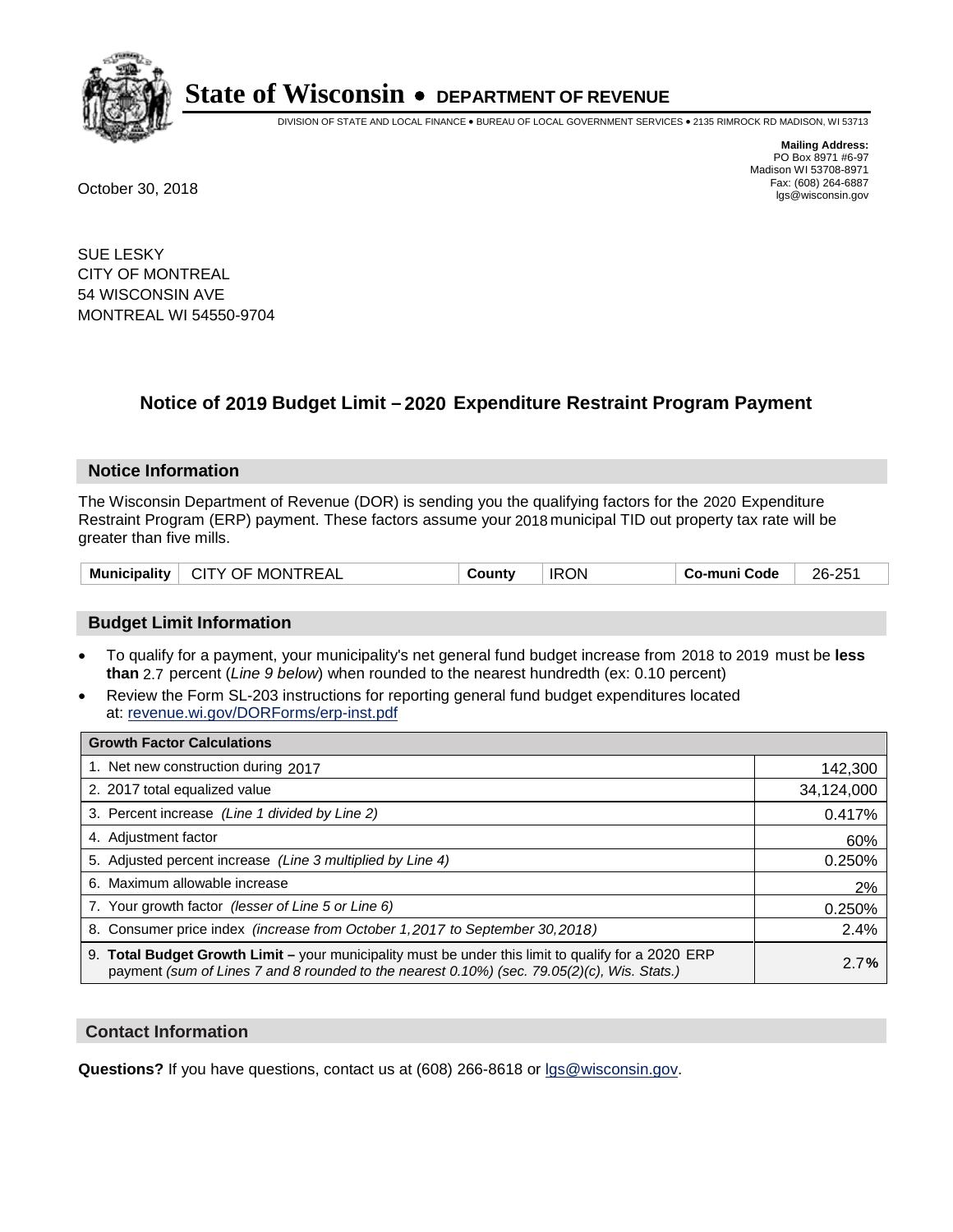# State of Wisconsin • DEPARTMENT OF REVENUE

DIVISION OF STATE AND LOCAL FINANCE • BUREAU OF LOCAL GOVERNMENT SERVICES • 2135 RIMROCK RD MADISON, WI 53713

**Mailing Address:**
PO Box 8971 #6-97
Madison WI 53708-8971
Fax: (608) 264-6887
lgs@wisconsin.gov

October 30, 2018

SUE LESKY
CITY OF MONTREAL
54 WISCONSIN AVE
MONTREAL WI 54550-9704

## Notice of 2019 Budget Limit – 2020 Expenditure Restraint Program Payment

### Notice Information

The Wisconsin Department of Revenue (DOR) is sending you the qualifying factors for the 2020 Expenditure Restraint Program (ERP) payment. These factors assume your 2018 municipal TID out property tax rate will be greater than five mills.

| Municipality | CITY OF MONTREAL | County | IRON | Co-muni Code | 26-251 |
|---|---|---|---|---|---|

### Budget Limit Information

- To qualify for a payment, your municipality's net general fund budget increase from 2018 to 2019 must be **less than** 2.7 percent (*Line 9 below*) when rounded to the nearest hundredth (ex: 0.10 percent)
- Review the Form SL-203 instructions for reporting general fund budget expenditures located at: revenue.wi.gov/DORForms/erp-inst.pdf

| Growth Factor Calculations | |
|---|---|
| 1. Net new construction during 2017 | 142,300 |
| 2. 2017 total equalized value | 34,124,000 |
| 3. Percent increase *(Line 1 divided by Line 2)* | 0.417% |
| 4. Adjustment factor | 60% |
| 5. Adjusted percent increase *(Line 3 multiplied by Line 4)* | 0.250% |
| 6. Maximum allowable increase | 2% |
| 7. Your growth factor *(lesser of Line 5 or Line 6)* | 0.250% |
| 8. Consumer price index *(increase from October 1,2017 to September 30,2018)* | 2.4% |
| 9. **Total Budget Growth Limit –** your municipality must be under this limit to qualify for a 2020 ERP payment *(sum of Lines 7 and 8 rounded to the nearest 0.10%) (sec. 79.05(2)(c), Wis. Stats.)* | 2.7**%** |

### Contact Information

**Questions?** If you have questions, contact us at (608) 266-8618 or lgs@wisconsin.gov.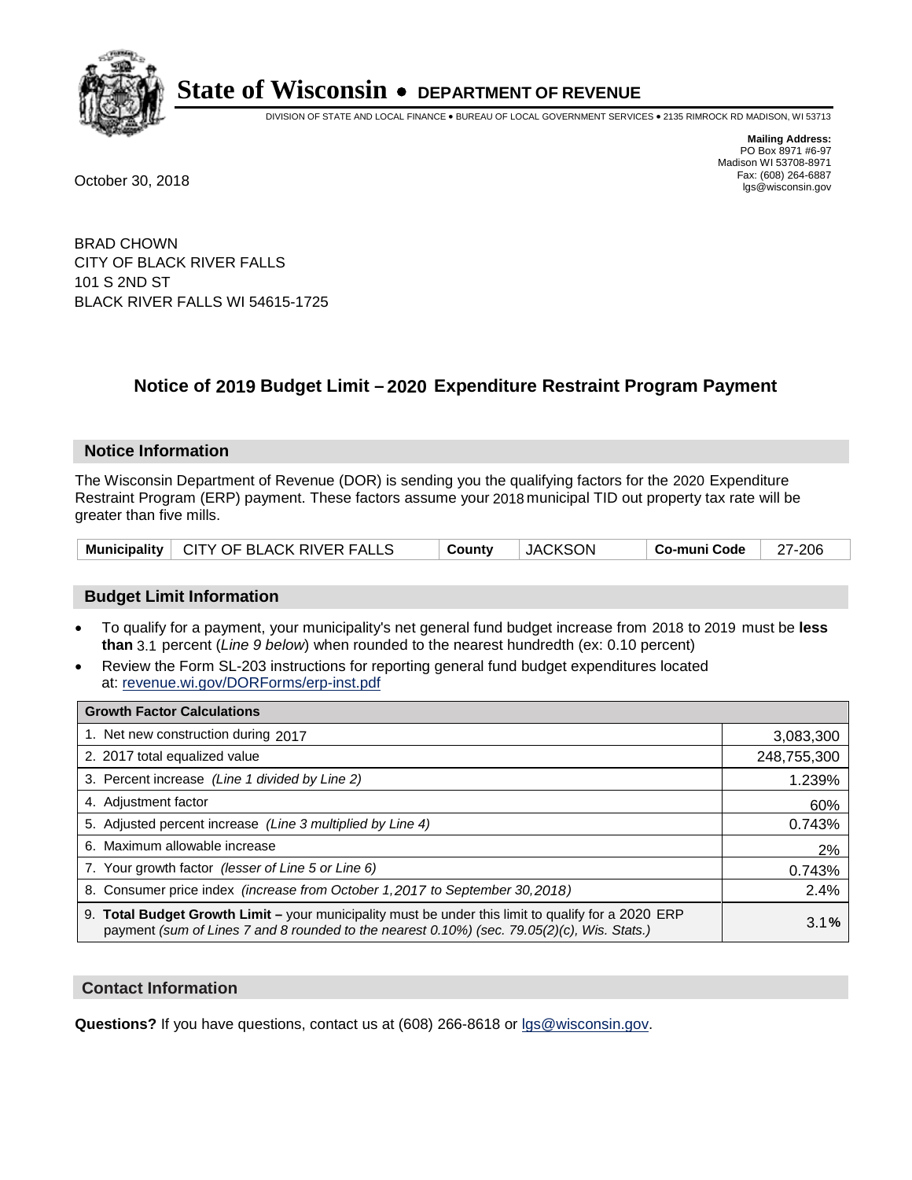# State of Wisconsin • DEPARTMENT OF REVENUE

DIVISION OF STATE AND LOCAL FINANCE • BUREAU OF LOCAL GOVERNMENT SERVICES • 2135 RIMROCK RD MADISON, WI 53713

**Mailing Address:**
PO Box 8971 #6-97
Madison WI 53708-8971
Fax: (608) 264-6887
lgs@wisconsin.gov

October 30, 2018

BRAD CHOWN
CITY OF BLACK RIVER FALLS
101 S 2ND ST
BLACK RIVER FALLS WI 54615-1725

## Notice of 2019 Budget Limit – 2020 Expenditure Restraint Program Payment

### Notice Information

The Wisconsin Department of Revenue (DOR) is sending you the qualifying factors for the 2020 Expenditure Restraint Program (ERP) payment. These factors assume your 2018 municipal TID out property tax rate will be greater than five mills.

| Municipality | CITY OF BLACK RIVER FALLS | County | JACKSON | Co-muni Code | 27-206 |
|---|---|---|---|---|---|

### Budget Limit Information

- To qualify for a payment, your municipality's net general fund budget increase from 2018 to 2019 must be **less than** 3.1 percent (*Line 9 below*) when rounded to the nearest hundredth (ex: 0.10 percent)
- Review the Form SL-203 instructions for reporting general fund budget expenditures located at: revenue.wi.gov/DORForms/erp-inst.pdf

| Growth Factor Calculations | |
|---|---|
| 1. Net new construction during 2017 | 3,083,300 |
| 2. 2017 total equalized value | 248,755,300 |
| 3. Percent increase *(Line 1 divided by Line 2)* | 1.239% |
| 4. Adjustment factor | 60% |
| 5. Adjusted percent increase *(Line 3 multiplied by Line 4)* | 0.743% |
| 6. Maximum allowable increase | 2% |
| 7. Your growth factor *(lesser of Line 5 or Line 6)* | 0.743% |
| 8. Consumer price index *(increase from October 1,2017 to September 30,2018)* | 2.4% |
| 9. **Total Budget Growth Limit –** your municipality must be under this limit to qualify for a 2020 ERP payment *(sum of Lines 7 and 8 rounded to the nearest 0.10%) (sec. 79.05(2)(c), Wis. Stats.)* | 3.1**%** |

### Contact Information

**Questions?** If you have questions, contact us at (608) 266-8618 or lgs@wisconsin.gov.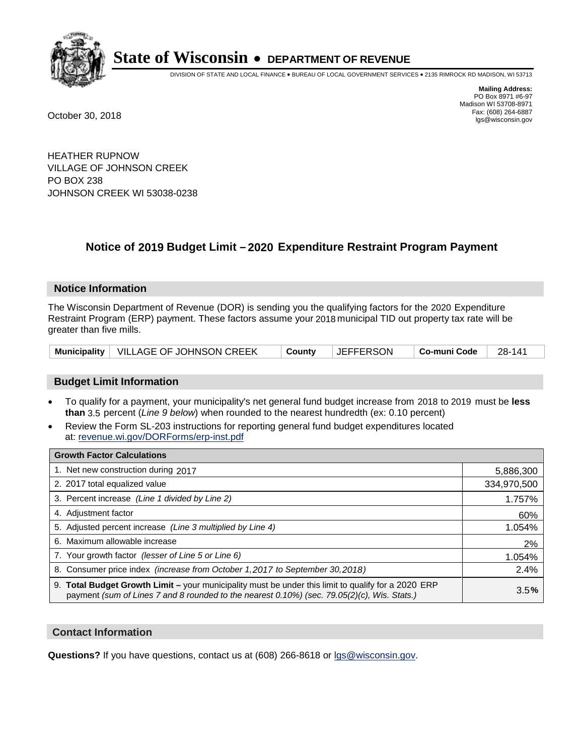# State of Wisconsin • DEPARTMENT OF REVENUE

DIVISION OF STATE AND LOCAL FINANCE • BUREAU OF LOCAL GOVERNMENT SERVICES • 2135 RIMROCK RD MADISON, WI 53713

**Mailing Address:**
PO Box 8971 #6-97
Madison WI 53708-8971
Fax: (608) 264-6887
lgs@wisconsin.gov

October 30, 2018

HEATHER RUPNOW
VILLAGE OF JOHNSON CREEK
PO BOX 238
JOHNSON CREEK WI 53038-0238

## Notice of 2019 Budget Limit – 2020 Expenditure Restraint Program Payment

### Notice Information

The Wisconsin Department of Revenue (DOR) is sending you the qualifying factors for the 2020 Expenditure Restraint Program (ERP) payment. These factors assume your 2018 municipal TID out property tax rate will be greater than five mills.

| Municipality | VILLAGE OF JOHNSON CREEK | County | JEFFERSON | Co-muni Code | 28-141 |
|---|---|---|---|---|---|

### Budget Limit Information

- To qualify for a payment, your municipality's net general fund budget increase from 2018 to 2019 must be **less than** 3.5 percent (*Line 9 below*) when rounded to the nearest hundredth (ex: 0.10 percent)
- Review the Form SL-203 instructions for reporting general fund budget expenditures located at: revenue.wi.gov/DORForms/erp-inst.pdf

| Growth Factor Calculations | |
|---|---|
| 1. Net new construction during 2017 | 5,886,300 |
| 2. 2017 total equalized value | 334,970,500 |
| 3. Percent increase *(Line 1 divided by Line 2)* | 1.757% |
| 4. Adjustment factor | 60% |
| 5. Adjusted percent increase *(Line 3 multiplied by Line 4)* | 1.054% |
| 6. Maximum allowable increase | 2% |
| 7. Your growth factor *(lesser of Line 5 or Line 6)* | 1.054% |
| 8. Consumer price index *(increase from October 1,2017 to September 30,2018)* | 2.4% |
| 9. **Total Budget Growth Limit –** your municipality must be under this limit to qualify for a 2020 ERP payment *(sum of Lines 7 and 8 rounded to the nearest 0.10%) (sec. 79.05(2)(c), Wis. Stats.)* | 3.5**%** |

### Contact Information

**Questions?** If you have questions, contact us at (608) 266-8618 or lgs@wisconsin.gov.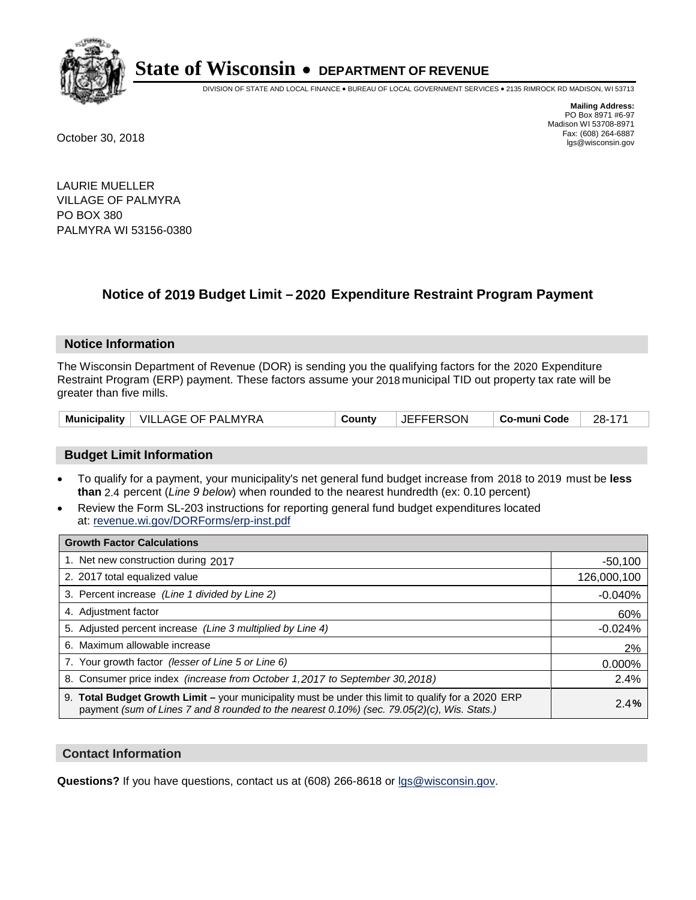# State of Wisconsin • DEPARTMENT OF REVENUE

DIVISION OF STATE AND LOCAL FINANCE • BUREAU OF LOCAL GOVERNMENT SERVICES • 2135 RIMROCK RD MADISON, WI 53713

**Mailing Address:**
PO Box 8971 #6-97
Madison WI 53708-8971
Fax: (608) 264-6887
lgs@wisconsin.gov

October 30, 2018

LAURIE MUELLER
VILLAGE OF PALMYRA
PO BOX 380
PALMYRA WI 53156-0380

## Notice of 2019 Budget Limit – 2020 Expenditure Restraint Program Payment

### Notice Information

The Wisconsin Department of Revenue (DOR) is sending you the qualifying factors for the 2020 Expenditure Restraint Program (ERP) payment. These factors assume your 2018 municipal TID out property tax rate will be greater than five mills.

| Municipality | VILLAGE OF PALMYRA | County | JEFFERSON | Co-muni Code | 28-171 |
|---|---|---|---|---|---|

### Budget Limit Information

- To qualify for a payment, your municipality's net general fund budget increase from 2018 to 2019 must be **less than** 2.4 percent (*Line 9 below*) when rounded to the nearest hundredth (ex: 0.10 percent)
- Review the Form SL-203 instructions for reporting general fund budget expenditures located at: revenue.wi.gov/DORForms/erp-inst.pdf

| Growth Factor Calculations | |
|---|---|
| 1. Net new construction during 2017 | -50,100 |
| 2. 2017 total equalized value | 126,000,100 |
| 3. Percent increase *(Line 1 divided by Line 2)* | -0.040% |
| 4. Adjustment factor | 60% |
| 5. Adjusted percent increase *(Line 3 multiplied by Line 4)* | -0.024% |
| 6. Maximum allowable increase | 2% |
| 7. Your growth factor *(lesser of Line 5 or Line 6)* | 0.000% |
| 8. Consumer price index *(increase from October 1,2017 to September 30,2018)* | 2.4% |
| 9. **Total Budget Growth Limit –** your municipality must be under this limit to qualify for a 2020 ERP payment *(sum of Lines 7 and 8 rounded to the nearest 0.10%) (sec. 79.05(2)(c), Wis. Stats.)* | **2.4%** |

### Contact Information

**Questions?** If you have questions, contact us at (608) 266-8618 or lgs@wisconsin.gov.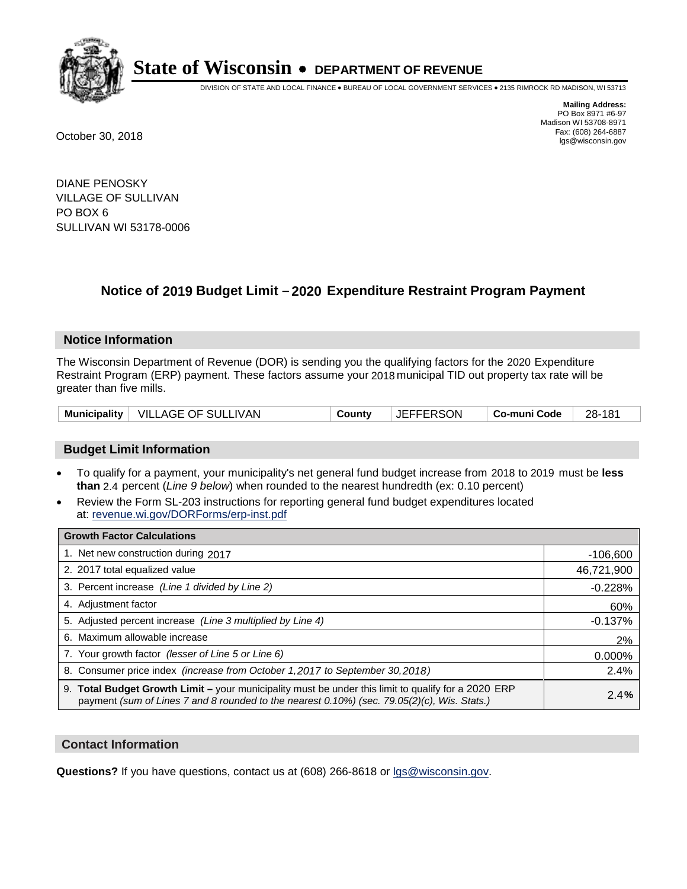# State of Wisconsin • DEPARTMENT OF REVENUE

DIVISION OF STATE AND LOCAL FINANCE • BUREAU OF LOCAL GOVERNMENT SERVICES • 2135 RIMROCK RD MADISON, WI 53713

**Mailing Address:**
PO Box 8971 #6-97
Madison WI 53708-8971
Fax: (608) 264-6887
lgs@wisconsin.gov

October 30, 2018

DIANE PENOSKY
VILLAGE OF SULLIVAN
PO BOX 6
SULLIVAN WI 53178-0006

## Notice of 2019 Budget Limit – 2020 Expenditure Restraint Program Payment

### Notice Information

The Wisconsin Department of Revenue (DOR) is sending you the qualifying factors for the 2020 Expenditure Restraint Program (ERP) payment. These factors assume your 2018 municipal TID out property tax rate will be greater than five mills.

| Municipality | VILLAGE OF SULLIVAN | County | JEFFERSON | Co-muni Code | 28-181 |
|---|---|---|---|---|---|

### Budget Limit Information

- To qualify for a payment, your municipality's net general fund budget increase from 2018 to 2019 must be **less than** 2.4 percent (*Line 9 below*) when rounded to the nearest hundredth (ex: 0.10 percent)
- Review the Form SL-203 instructions for reporting general fund budget expenditures located at: revenue.wi.gov/DORForms/erp-inst.pdf

| Growth Factor Calculations | |
|---|---|
| 1. Net new construction during 2017 | -106,600 |
| 2. 2017 total equalized value | 46,721,900 |
| 3. Percent increase *(Line 1 divided by Line 2)* | -0.228% |
| 4. Adjustment factor | 60% |
| 5. Adjusted percent increase *(Line 3 multiplied by Line 4)* | -0.137% |
| 6. Maximum allowable increase | 2% |
| 7. Your growth factor *(lesser of Line 5 or Line 6)* | 0.000% |
| 8. Consumer price index *(increase from October 1,2017 to September 30,2018)* | 2.4% |
| 9. **Total Budget Growth Limit –** your municipality must be under this limit to qualify for a 2020 ERP payment *(sum of Lines 7 and 8 rounded to the nearest 0.10%) (sec. 79.05(2)(c), Wis. Stats.)* | 2.4**%** |

### Contact Information

**Questions?** If you have questions, contact us at (608) 266-8618 or lgs@wisconsin.gov.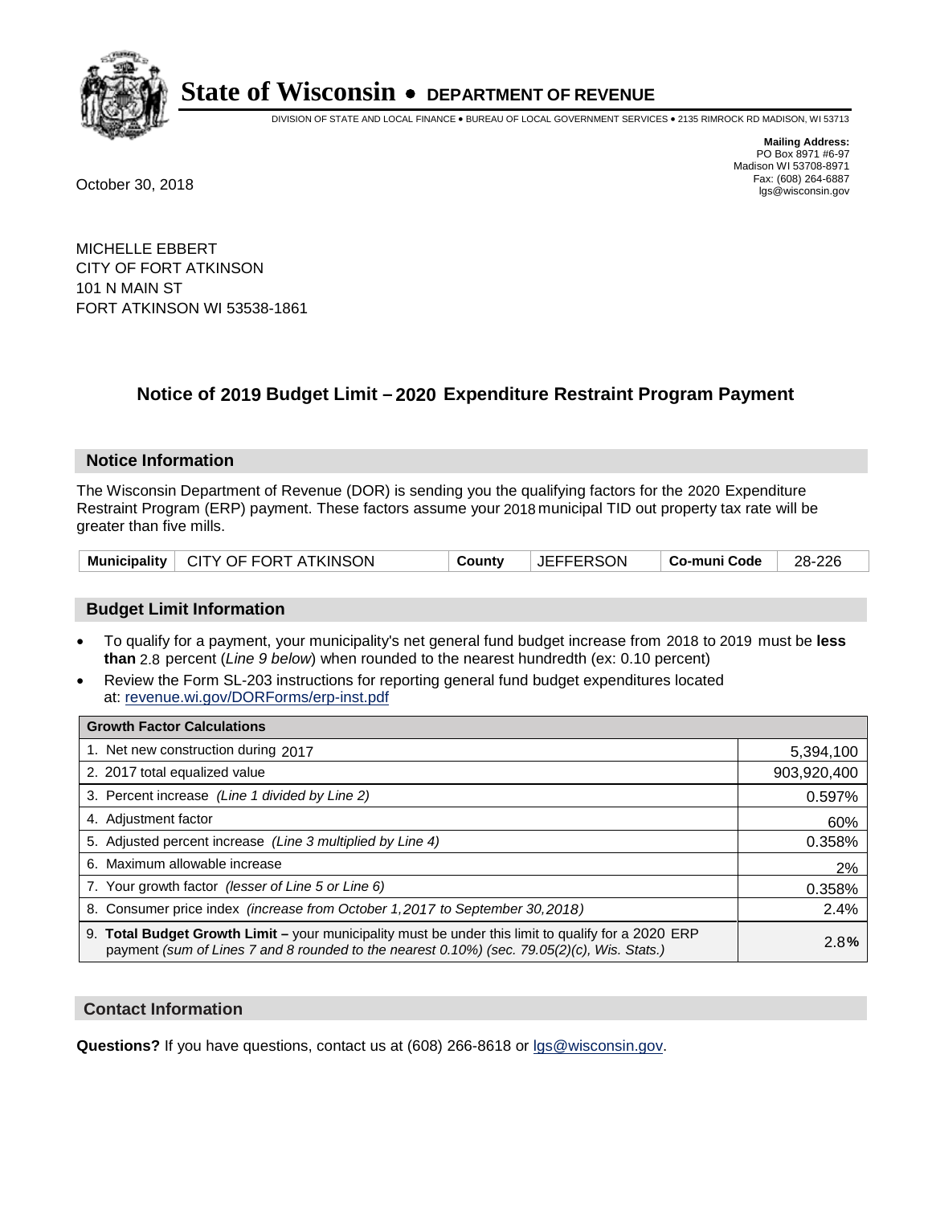# State of Wisconsin • DEPARTMENT OF REVENUE

DIVISION OF STATE AND LOCAL FINANCE • BUREAU OF LOCAL GOVERNMENT SERVICES • 2135 RIMROCK RD MADISON, WI 53713

**Mailing Address:**
PO Box 8971 #6-97
Madison WI 53708-8971
Fax: (608) 264-6887
lgs@wisconsin.gov

October 30, 2018

MICHELLE EBBERT
CITY OF FORT ATKINSON
101 N MAIN ST
FORT ATKINSON WI 53538-1861

## Notice of 2019 Budget Limit – 2020 Expenditure Restraint Program Payment

### Notice Information

The Wisconsin Department of Revenue (DOR) is sending you the qualifying factors for the 2020 Expenditure Restraint Program (ERP) payment. These factors assume your 2018 municipal TID out property tax rate will be greater than five mills.

| Municipality | CITY OF FORT ATKINSON | County | JEFFERSON | Co-muni Code | 28-226 |
|---|---|---|---|---|---|

### Budget Limit Information

- To qualify for a payment, your municipality's net general fund budget increase from 2018 to 2019 must be **less than** 2.8 percent (*Line 9 below*) when rounded to the nearest hundredth (ex: 0.10 percent)
- Review the Form SL-203 instructions for reporting general fund budget expenditures located at: revenue.wi.gov/DORForms/erp-inst.pdf

| Growth Factor Calculations | |
|---|---|
| 1. Net new construction during 2017 | 5,394,100 |
| 2. 2017 total equalized value | 903,920,400 |
| 3. Percent increase *(Line 1 divided by Line 2)* | 0.597% |
| 4. Adjustment factor | 60% |
| 5. Adjusted percent increase *(Line 3 multiplied by Line 4)* | 0.358% |
| 6. Maximum allowable increase | 2% |
| 7. Your growth factor *(lesser of Line 5 or Line 6)* | 0.358% |
| 8. Consumer price index *(increase from October 1,2017 to September 30,2018)* | 2.4% |
| 9. **Total Budget Growth Limit –** your municipality must be under this limit to qualify for a 2020 ERP payment *(sum of Lines 7 and 8 rounded to the nearest 0.10%) (sec. 79.05(2)(c), Wis. Stats.)* | 2.8% |

### Contact Information

**Questions?** If you have questions, contact us at (608) 266-8618 or lgs@wisconsin.gov.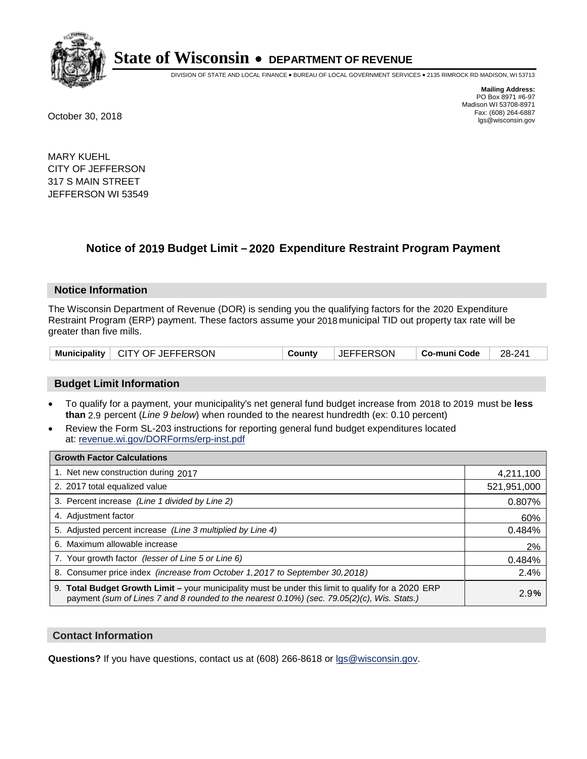# State of Wisconsin • DEPARTMENT OF REVENUE

DIVISION OF STATE AND LOCAL FINANCE • BUREAU OF LOCAL GOVERNMENT SERVICES • 2135 RIMROCK RD MADISON, WI 53713

**Mailing Address:**
PO Box 8971 #6-97
Madison WI 53708-8971
Fax: (608) 264-6887
lgs@wisconsin.gov

October 30, 2018

MARY KUEHL
CITY OF JEFFERSON
317 S MAIN STREET
JEFFERSON WI 53549

## Notice of 2019 Budget Limit – 2020 Expenditure Restraint Program Payment

### Notice Information

The Wisconsin Department of Revenue (DOR) is sending you the qualifying factors for the 2020 Expenditure Restraint Program (ERP) payment. These factors assume your 2018 municipal TID out property tax rate will be greater than five mills.

| Municipality | CITY OF JEFFERSON | County | JEFFERSON | Co-muni Code | 28-241 |
|---|---|---|---|---|---|

### Budget Limit Information

- To qualify for a payment, your municipality's net general fund budget increase from 2018 to 2019 must be **less than** 2.9 percent (*Line 9 below*) when rounded to the nearest hundredth (ex: 0.10 percent)
- Review the Form SL-203 instructions for reporting general fund budget expenditures located at: revenue.wi.gov/DORForms/erp-inst.pdf

| Growth Factor Calculations | |
|---|---|
| 1. Net new construction during 2017 | 4,211,100 |
| 2. 2017 total equalized value | 521,951,000 |
| 3. Percent increase *(Line 1 divided by Line 2)* | 0.807% |
| 4. Adjustment factor | 60% |
| 5. Adjusted percent increase *(Line 3 multiplied by Line 4)* | 0.484% |
| 6. Maximum allowable increase | 2% |
| 7. Your growth factor *(lesser of Line 5 or Line 6)* | 0.484% |
| 8. Consumer price index *(increase from October 1,2017 to September 30,2018)* | 2.4% |
| 9. **Total Budget Growth Limit –** your municipality must be under this limit to qualify for a 2020 ERP payment *(sum of Lines 7 and 8 rounded to the nearest 0.10%) (sec. 79.05(2)(c), Wis. Stats.)* | 2.9% |

### Contact Information

**Questions?** If you have questions, contact us at (608) 266-8618 or lgs@wisconsin.gov.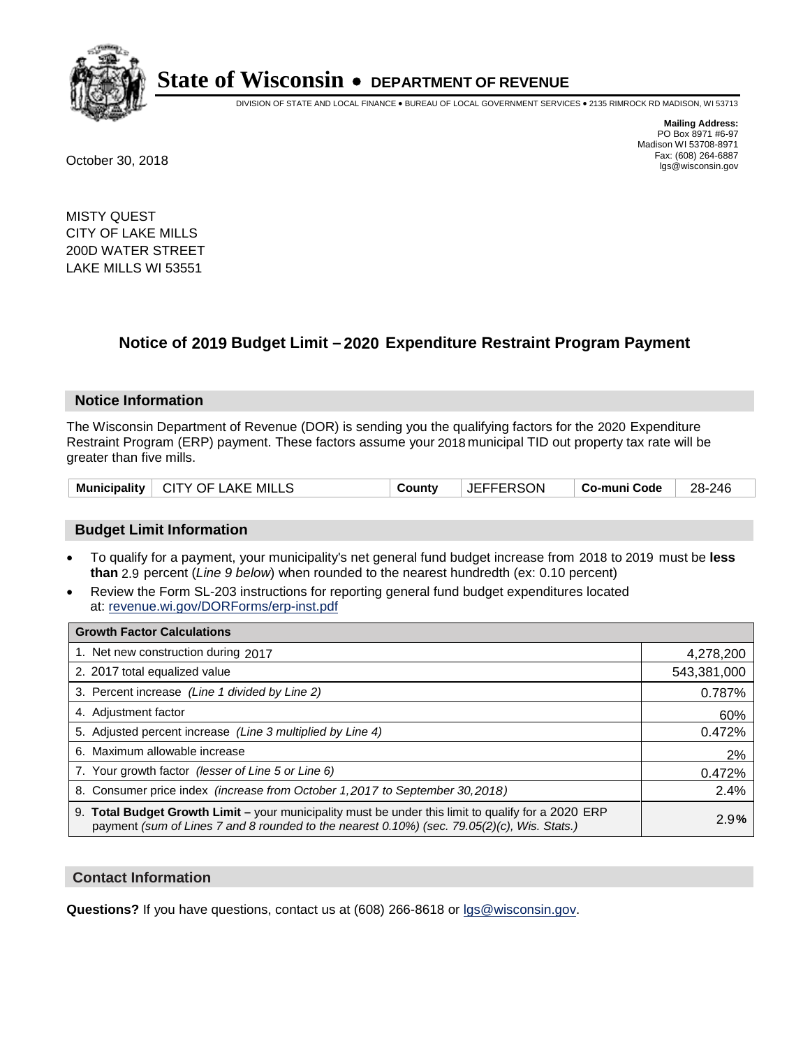# State of Wisconsin • DEPARTMENT OF REVENUE

DIVISION OF STATE AND LOCAL FINANCE • BUREAU OF LOCAL GOVERNMENT SERVICES • 2135 RIMROCK RD MADISON, WI 53713

**Mailing Address:**
PO Box 8971 #6-97
Madison WI 53708-8971
Fax: (608) 264-6887
lgs@wisconsin.gov

October 30, 2018

MISTY QUEST
CITY OF LAKE MILLS
200D WATER STREET
LAKE MILLS WI 53551

## Notice of 2019 Budget Limit – 2020 Expenditure Restraint Program Payment

### Notice Information

The Wisconsin Department of Revenue (DOR) is sending you the qualifying factors for the 2020 Expenditure Restraint Program (ERP) payment. These factors assume your 2018 municipal TID out property tax rate will be greater than five mills.

| Municipality | CITY OF LAKE MILLS | County | JEFFERSON | Co-muni Code | 28-246 |
|---|---|---|---|---|---|

### Budget Limit Information

- To qualify for a payment, your municipality's net general fund budget increase from 2018 to 2019 must be **less than** 2.9 percent (*Line 9 below*) when rounded to the nearest hundredth (ex: 0.10 percent)
- Review the Form SL-203 instructions for reporting general fund budget expenditures located at: revenue.wi.gov/DORForms/erp-inst.pdf

| Growth Factor Calculations | |
|---|---|
| 1. Net new construction during 2017 | 4,278,200 |
| 2. 2017 total equalized value | 543,381,000 |
| 3. Percent increase *(Line 1 divided by Line 2)* | 0.787% |
| 4. Adjustment factor | 60% |
| 5. Adjusted percent increase *(Line 3 multiplied by Line 4)* | 0.472% |
| 6. Maximum allowable increase | 2% |
| 7. Your growth factor *(lesser of Line 5 or Line 6)* | 0.472% |
| 8. Consumer price index *(increase from October 1,2017 to September 30,2018)* | 2.4% |
| 9. **Total Budget Growth Limit –** your municipality must be under this limit to qualify for a 2020 ERP payment *(sum of Lines 7 and 8 rounded to the nearest 0.10%) (sec. 79.05(2)(c), Wis. Stats.)* | 2.9% |

### Contact Information

**Questions?** If you have questions, contact us at (608) 266-8618 or lgs@wisconsin.gov.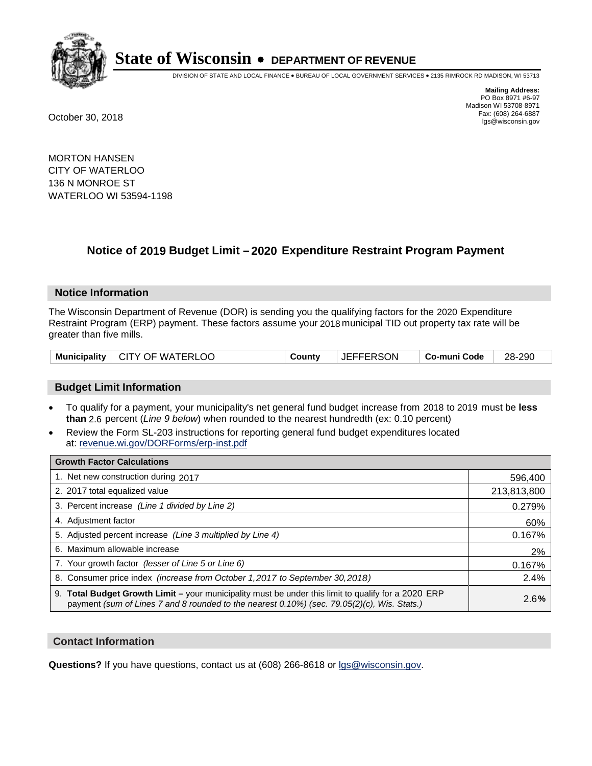# State of Wisconsin • DEPARTMENT OF REVENUE

DIVISION OF STATE AND LOCAL FINANCE • BUREAU OF LOCAL GOVERNMENT SERVICES • 2135 RIMROCK RD MADISON, WI 53713

**Mailing Address:**
PO Box 8971 #6-97
Madison WI 53708-8971
Fax: (608) 264-6887
lgs@wisconsin.gov

October 30, 2018

MORTON HANSEN
CITY OF WATERLOO
136 N MONROE ST
WATERLOO WI 53594-1198

## Notice of 2019 Budget Limit – 2020 Expenditure Restraint Program Payment

### Notice Information

The Wisconsin Department of Revenue (DOR) is sending you the qualifying factors for the 2020 Expenditure Restraint Program (ERP) payment. These factors assume your 2018 municipal TID out property tax rate will be greater than five mills.

| Municipality | CITY OF WATERLOO | County | JEFFERSON | Co-muni Code | 28-290 |
|---|---|---|---|---|---|

### Budget Limit Information

- To qualify for a payment, your municipality's net general fund budget increase from 2018 to 2019 must be **less than** 2.6 percent (*Line 9 below*) when rounded to the nearest hundredth (ex: 0.10 percent)
- Review the Form SL-203 instructions for reporting general fund budget expenditures located at: revenue.wi.gov/DORForms/erp-inst.pdf

| Growth Factor Calculations | |
|---|---|
| 1. Net new construction during 2017 | 596,400 |
| 2. 2017 total equalized value | 213,813,800 |
| 3. Percent increase *(Line 1 divided by Line 2)* | 0.279% |
| 4. Adjustment factor | 60% |
| 5. Adjusted percent increase *(Line 3 multiplied by Line 4)* | 0.167% |
| 6. Maximum allowable increase | 2% |
| 7. Your growth factor *(lesser of Line 5 or Line 6)* | 0.167% |
| 8. Consumer price index *(increase from October 1,2017 to September 30,2018)* | 2.4% |
| 9. **Total Budget Growth Limit –** your municipality must be under this limit to qualify for a 2020 ERP payment *(sum of Lines 7 and 8 rounded to the nearest 0.10%) (sec. 79.05(2)(c), Wis. Stats.)* | 2.6**%** |

### Contact Information

**Questions?** If you have questions, contact us at (608) 266-8618 or lgs@wisconsin.gov.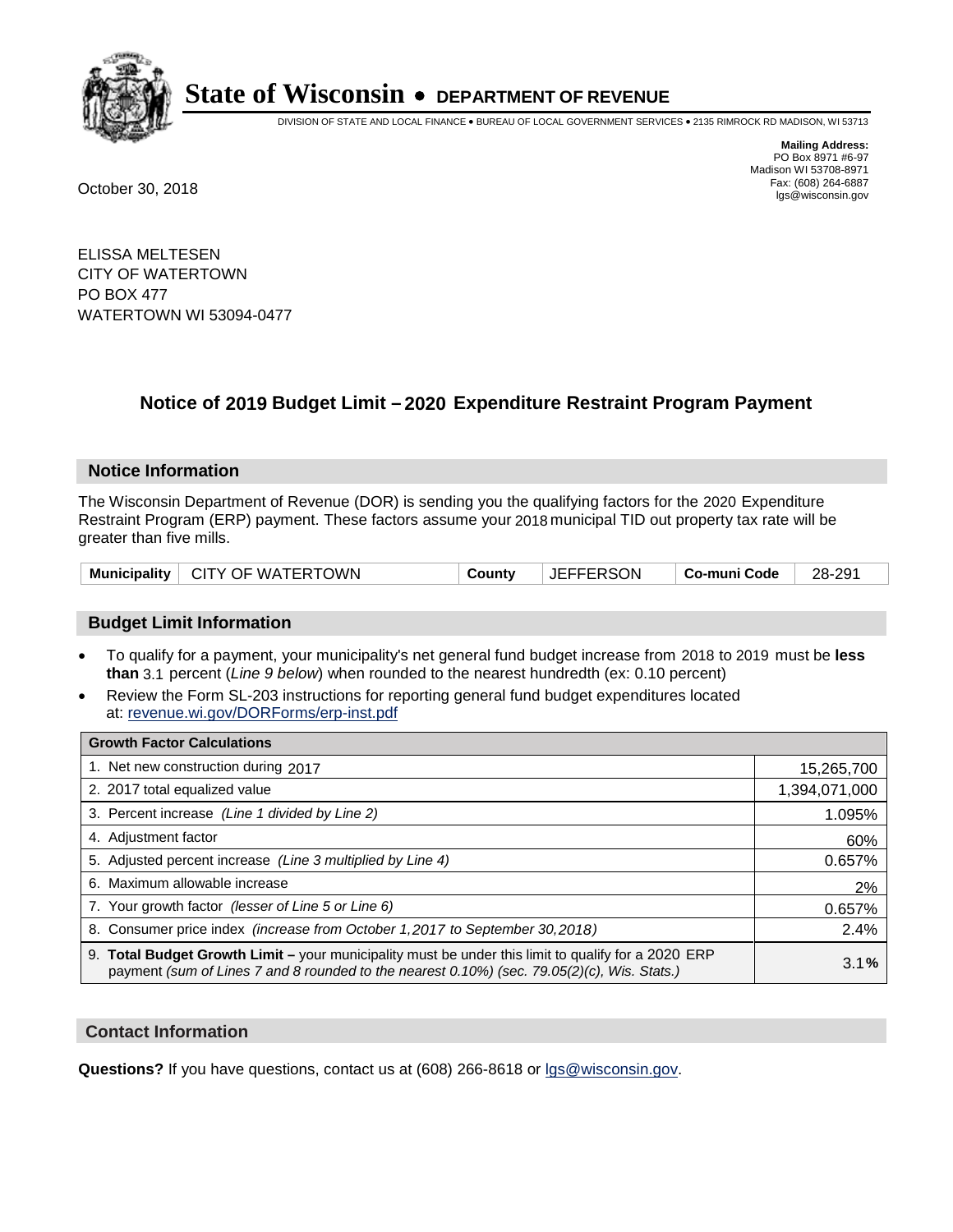# State of Wisconsin • DEPARTMENT OF REVENUE

DIVISION OF STATE AND LOCAL FINANCE • BUREAU OF LOCAL GOVERNMENT SERVICES • 2135 RIMROCK RD MADISON, WI 53713

**Mailing Address:**
PO Box 8971 #6-97
Madison WI 53708-8971
Fax: (608) 264-6887
lgs@wisconsin.gov

October 30, 2018

ELISSA MELTESEN
CITY OF WATERTOWN
PO BOX 477
WATERTOWN WI 53094-0477

## Notice of 2019 Budget Limit – 2020 Expenditure Restraint Program Payment

### Notice Information

The Wisconsin Department of Revenue (DOR) is sending you the qualifying factors for the 2020 Expenditure Restraint Program (ERP) payment. These factors assume your 2018 municipal TID out property tax rate will be greater than five mills.

| Municipality | CITY OF WATERTOWN | County | JEFFERSON | Co-muni Code | 28-291 |
|---|---|---|---|---|---|

### Budget Limit Information

- To qualify for a payment, your municipality's net general fund budget increase from 2018 to 2019 must be **less than** 3.1 percent (*Line 9 below*) when rounded to the nearest hundredth (ex: 0.10 percent)
- Review the Form SL-203 instructions for reporting general fund budget expenditures located at: revenue.wi.gov/DORForms/erp-inst.pdf

| Growth Factor Calculations | |
|---|---|
| 1. Net new construction during 2017 | 15,265,700 |
| 2. 2017 total equalized value | 1,394,071,000 |
| 3. Percent increase *(Line 1 divided by Line 2)* | 1.095% |
| 4. Adjustment factor | 60% |
| 5. Adjusted percent increase *(Line 3 multiplied by Line 4)* | 0.657% |
| 6. Maximum allowable increase | 2% |
| 7. Your growth factor *(lesser of Line 5 or Line 6)* | 0.657% |
| 8. Consumer price index *(increase from October 1,2017 to September 30,2018)* | 2.4% |
| 9. **Total Budget Growth Limit –** your municipality must be under this limit to qualify for a 2020 ERP payment *(sum of Lines 7 and 8 rounded to the nearest 0.10%) (sec. 79.05(2)(c), Wis. Stats.)* | 3.1**%** |

### Contact Information

**Questions?** If you have questions, contact us at (608) 266-8618 or lgs@wisconsin.gov.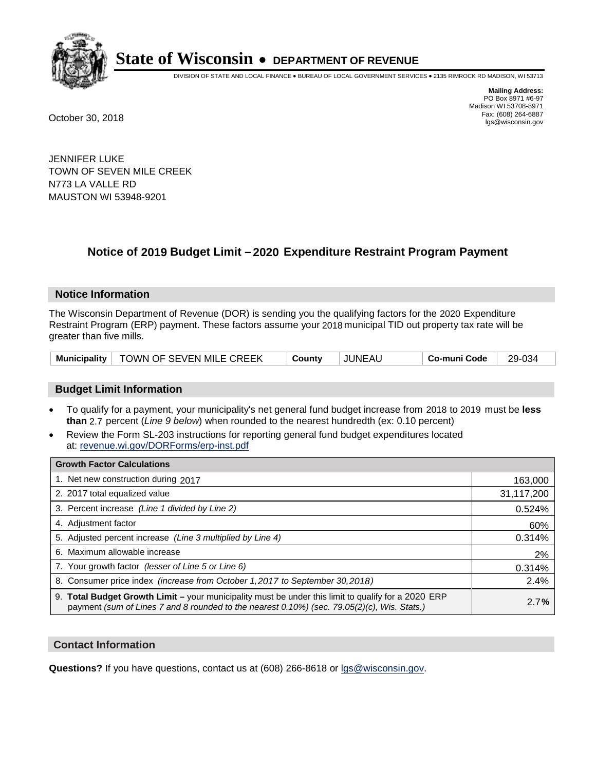# State of Wisconsin • DEPARTMENT OF REVENUE

DIVISION OF STATE AND LOCAL FINANCE • BUREAU OF LOCAL GOVERNMENT SERVICES • 2135 RIMROCK RD MADISON, WI 53713

**Mailing Address:**
PO Box 8971 #6-97
Madison WI 53708-8971
Fax: (608) 264-6887
lgs@wisconsin.gov

October 30, 2018

JENNIFER LUKE
TOWN OF SEVEN MILE CREEK
N773 LA VALLE RD
MAUSTON WI 53948-9201

## Notice of 2019 Budget Limit – 2020 Expenditure Restraint Program Payment

### Notice Information

The Wisconsin Department of Revenue (DOR) is sending you the qualifying factors for the 2020 Expenditure Restraint Program (ERP) payment. These factors assume your 2018 municipal TID out property tax rate will be greater than five mills.

| Municipality | TOWN OF SEVEN MILE CREEK | County | JUNEAU | Co-muni Code | 29-034 |
|---|---|---|---|---|---|

### Budget Limit Information

- To qualify for a payment, your municipality's net general fund budget increase from 2018 to 2019 must be **less than** 2.7 percent (*Line 9 below*) when rounded to the nearest hundredth (ex: 0.10 percent)
- Review the Form SL-203 instructions for reporting general fund budget expenditures located at: revenue.wi.gov/DORForms/erp-inst.pdf

| Growth Factor Calculations | |
|---|---|
| 1. Net new construction during 2017 | 163,000 |
| 2. 2017 total equalized value | 31,117,200 |
| 3. Percent increase *(Line 1 divided by Line 2)* | 0.524% |
| 4. Adjustment factor | 60% |
| 5. Adjusted percent increase *(Line 3 multiplied by Line 4)* | 0.314% |
| 6. Maximum allowable increase | 2% |
| 7. Your growth factor *(lesser of Line 5 or Line 6)* | 0.314% |
| 8. Consumer price index *(increase from October 1,2017 to September 30,2018)* | 2.4% |
| 9. **Total Budget Growth Limit –** your municipality must be under this limit to qualify for a 2020 ERP payment *(sum of Lines 7 and 8 rounded to the nearest 0.10%) (sec. 79.05(2)(c), Wis. Stats.)* | 2.7**%** |

### Contact Information

**Questions?** If you have questions, contact us at (608) 266-8618 or lgs@wisconsin.gov.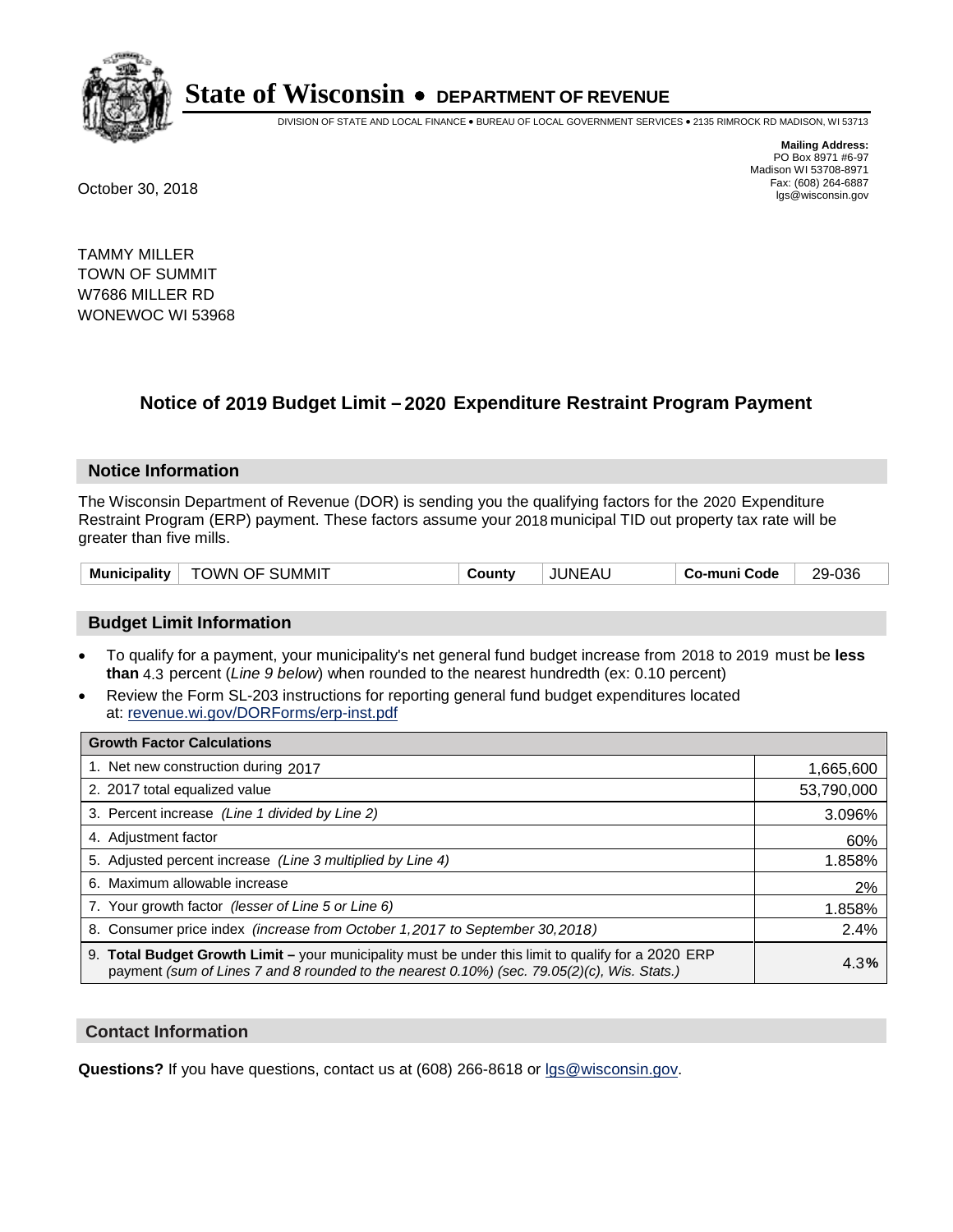# State of Wisconsin • DEPARTMENT OF REVENUE

DIVISION OF STATE AND LOCAL FINANCE • BUREAU OF LOCAL GOVERNMENT SERVICES • 2135 RIMROCK RD MADISON, WI 53713

**Mailing Address:**
PO Box 8971 #6-97
Madison WI 53708-8971
Fax: (608) 264-6887
lgs@wisconsin.gov

October 30, 2018

TAMMY MILLER
TOWN OF SUMMIT
W7686 MILLER RD
WONEWOC WI 53968

## Notice of 2019 Budget Limit – 2020 Expenditure Restraint Program Payment

### Notice Information

The Wisconsin Department of Revenue (DOR) is sending you the qualifying factors for the 2020 Expenditure Restraint Program (ERP) payment. These factors assume your 2018 municipal TID out property tax rate will be greater than five mills.

| Municipality | TOWN OF SUMMIT | County | JUNEAU | Co-muni Code | 29-036 |
|---|---|---|---|---|---|

### Budget Limit Information

- To qualify for a payment, your municipality's net general fund budget increase from 2018 to 2019 must be **less than** 4.3 percent (*Line 9 below*) when rounded to the nearest hundredth (ex: 0.10 percent)
- Review the Form SL-203 instructions for reporting general fund budget expenditures located at: revenue.wi.gov/DORForms/erp-inst.pdf

| Growth Factor Calculations | |
|---|---|
| 1. Net new construction during 2017 | 1,665,600 |
| 2. 2017 total equalized value | 53,790,000 |
| 3. Percent increase *(Line 1 divided by Line 2)* | 3.096% |
| 4. Adjustment factor | 60% |
| 5. Adjusted percent increase *(Line 3 multiplied by Line 4)* | 1.858% |
| 6. Maximum allowable increase | 2% |
| 7. Your growth factor *(lesser of Line 5 or Line 6)* | 1.858% |
| 8. Consumer price index *(increase from October 1,2017 to September 30,2018)* | 2.4% |
| 9. **Total Budget Growth Limit –** your municipality must be under this limit to qualify for a 2020 ERP payment *(sum of Lines 7 and 8 rounded to the nearest 0.10%) (sec. 79.05(2)(c), Wis. Stats.)* | 4.3% |

### Contact Information

**Questions?** If you have questions, contact us at (608) 266-8618 or lgs@wisconsin.gov.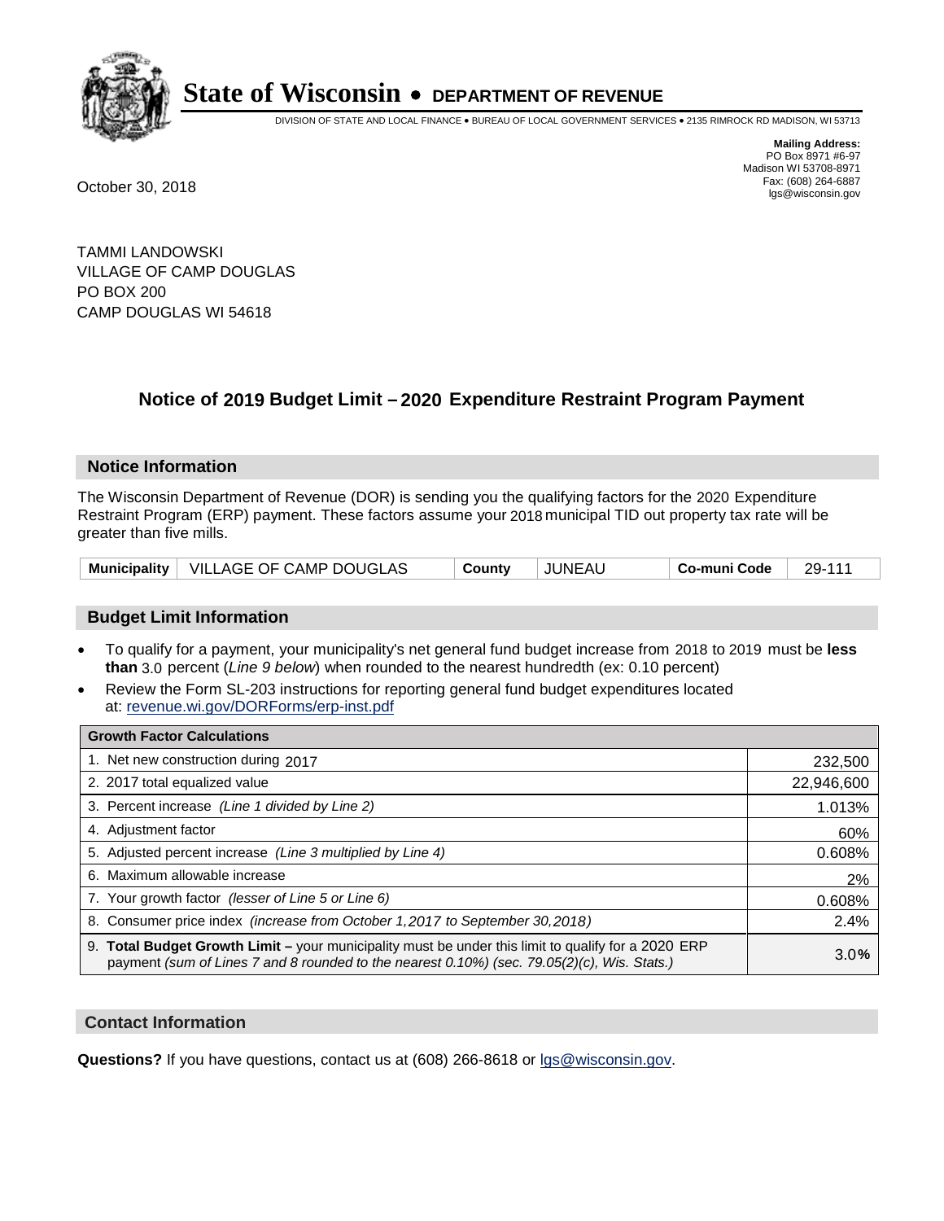# State of Wisconsin • DEPARTMENT OF REVENUE

DIVISION OF STATE AND LOCAL FINANCE • BUREAU OF LOCAL GOVERNMENT SERVICES • 2135 RIMROCK RD MADISON, WI 53713

**Mailing Address:**
PO Box 8971 #6-97
Madison WI 53708-8971
Fax: (608) 264-6887
lgs@wisconsin.gov

October 30, 2018

TAMMI LANDOWSKI
VILLAGE OF CAMP DOUGLAS
PO BOX 200
CAMP DOUGLAS WI 54618

## Notice of 2019 Budget Limit – 2020 Expenditure Restraint Program Payment

### Notice Information

The Wisconsin Department of Revenue (DOR) is sending you the qualifying factors for the 2020 Expenditure Restraint Program (ERP) payment. These factors assume your 2018 municipal TID out property tax rate will be greater than five mills.

| Municipality | VILLAGE OF CAMP DOUGLAS | County | JUNEAU | Co-muni Code | 29-111 |
|---|---|---|---|---|---|

### Budget Limit Information

- To qualify for a payment, your municipality's net general fund budget increase from 2018 to 2019 must be **less than** 3.0 percent (*Line 9 below*) when rounded to the nearest hundredth (ex: 0.10 percent)
- Review the Form SL-203 instructions for reporting general fund budget expenditures located at: revenue.wi.gov/DORForms/erp-inst.pdf

| Growth Factor Calculations | |
|---|---|
| 1. Net new construction during 2017 | 232,500 |
| 2. 2017 total equalized value | 22,946,600 |
| 3. Percent increase *(Line 1 divided by Line 2)* | 1.013% |
| 4. Adjustment factor | 60% |
| 5. Adjusted percent increase *(Line 3 multiplied by Line 4)* | 0.608% |
| 6. Maximum allowable increase | 2% |
| 7. Your growth factor *(lesser of Line 5 or Line 6)* | 0.608% |
| 8. Consumer price index *(increase from October 1,2017 to September 30,2018)* | 2.4% |
| 9. **Total Budget Growth Limit –** your municipality must be under this limit to qualify for a 2020 ERP payment *(sum of Lines 7 and 8 rounded to the nearest 0.10%) (sec. 79.05(2)(c), Wis. Stats.)* | 3.0% |

### Contact Information

**Questions?** If you have questions, contact us at (608) 266-8618 or lgs@wisconsin.gov.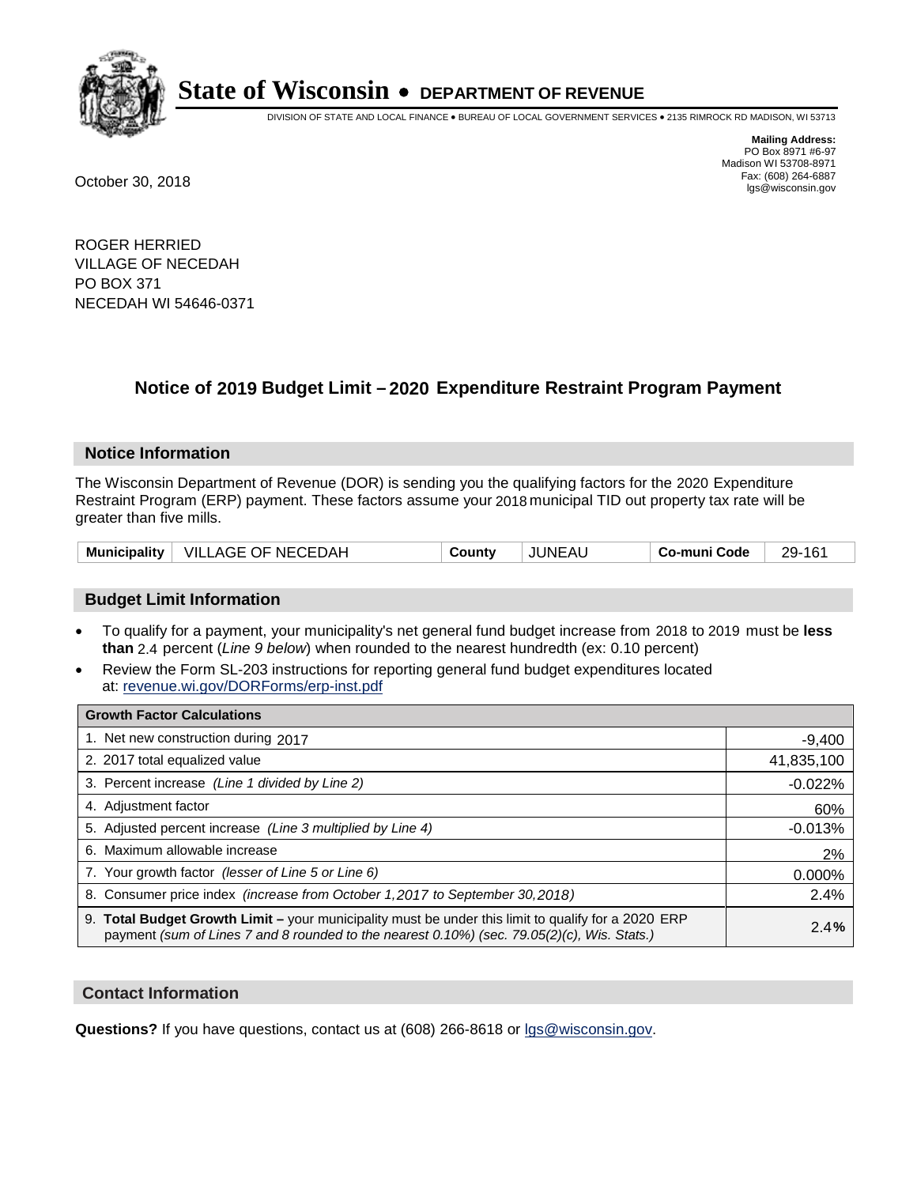# State of Wisconsin • DEPARTMENT OF REVENUE

DIVISION OF STATE AND LOCAL FINANCE • BUREAU OF LOCAL GOVERNMENT SERVICES • 2135 RIMROCK RD MADISON, WI 53713

**Mailing Address:**
PO Box 8971 #6-97
Madison WI 53708-8971
Fax: (608) 264-6887
lgs@wisconsin.gov

October 30, 2018

ROGER HERRIED
VILLAGE OF NECEDAH
PO BOX 371
NECEDAH WI 54646-0371

## Notice of 2019 Budget Limit – 2020 Expenditure Restraint Program Payment

### Notice Information

The Wisconsin Department of Revenue (DOR) is sending you the qualifying factors for the 2020 Expenditure Restraint Program (ERP) payment. These factors assume your 2018 municipal TID out property tax rate will be greater than five mills.

| Municipality | VILLAGE OF NECEDAH | County | JUNEAU | Co-muni Code | 29-161 |
|---|---|---|---|---|---|

### Budget Limit Information

- To qualify for a payment, your municipality's net general fund budget increase from 2018 to 2019 must be **less than** 2.4 percent (*Line 9 below*) when rounded to the nearest hundredth (ex: 0.10 percent)
- Review the Form SL-203 instructions for reporting general fund budget expenditures located at: revenue.wi.gov/DORForms/erp-inst.pdf

| Growth Factor Calculations | |
|---|---|
| 1. Net new construction during 2017 | -9,400 |
| 2. 2017 total equalized value | 41,835,100 |
| 3. Percent increase *(Line 1 divided by Line 2)* | -0.022% |
| 4. Adjustment factor | 60% |
| 5. Adjusted percent increase *(Line 3 multiplied by Line 4)* | -0.013% |
| 6. Maximum allowable increase | 2% |
| 7. Your growth factor *(lesser of Line 5 or Line 6)* | 0.000% |
| 8. Consumer price index *(increase from October 1,2017 to September 30,2018)* | 2.4% |
| 9. **Total Budget Growth Limit –** your municipality must be under this limit to qualify for a 2020 ERP payment *(sum of Lines 7 and 8 rounded to the nearest 0.10%) (sec. 79.05(2)(c), Wis. Stats.)* | 2.4**%** |

### Contact Information

**Questions?** If you have questions, contact us at (608) 266-8618 or lgs@wisconsin.gov.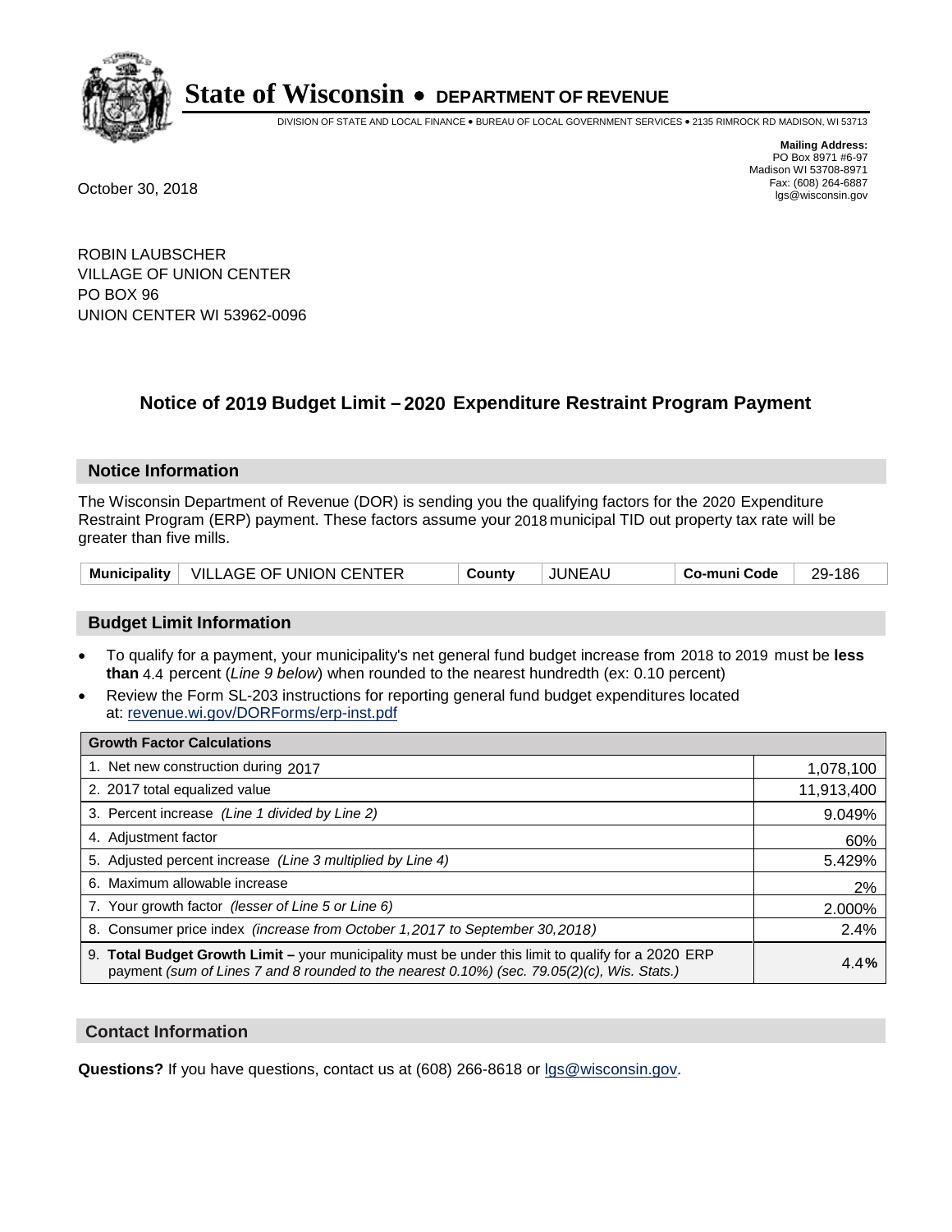# State of Wisconsin • DEPARTMENT OF REVENUE

DIVISION OF STATE AND LOCAL FINANCE • BUREAU OF LOCAL GOVERNMENT SERVICES • 2135 RIMROCK RD MADISON, WI 53713

**Mailing Address:**
PO Box 8971 #6-97
Madison WI 53708-8971
Fax: (608) 264-6887
lgs@wisconsin.gov

October 30, 2018

ROBIN LAUBSCHER
VILLAGE OF UNION CENTER
PO BOX 96
UNION CENTER WI 53962-0096

## Notice of 2019 Budget Limit – 2020 Expenditure Restraint Program Payment

### Notice Information

The Wisconsin Department of Revenue (DOR) is sending you the qualifying factors for the 2020 Expenditure Restraint Program (ERP) payment. These factors assume your 2018 municipal TID out property tax rate will be greater than five mills.

| Municipality | VILLAGE OF UNION CENTER | County | JUNEAU | Co-muni Code | 29-186 |
|---|---|---|---|---|---|

### Budget Limit Information

- To qualify for a payment, your municipality's net general fund budget increase from 2018 to 2019 must be **less than** 4.4 percent (*Line 9 below*) when rounded to the nearest hundredth (ex: 0.10 percent)
- Review the Form SL-203 instructions for reporting general fund budget expenditures located at: revenue.wi.gov/DORForms/erp-inst.pdf

| Growth Factor Calculations | |
|---|---|
| 1. Net new construction during 2017 | 1,078,100 |
| 2. 2017 total equalized value | 11,913,400 |
| 3. Percent increase *(Line 1 divided by Line 2)* | 9.049% |
| 4. Adjustment factor | 60% |
| 5. Adjusted percent increase *(Line 3 multiplied by Line 4)* | 5.429% |
| 6. Maximum allowable increase | 2% |
| 7. Your growth factor *(lesser of Line 5 or Line 6)* | 2.000% |
| 8. Consumer price index *(increase from October 1,2017 to September 30,2018)* | 2.4% |
| 9. **Total Budget Growth Limit –** your municipality must be under this limit to qualify for a 2020 ERP payment *(sum of Lines 7 and 8 rounded to the nearest 0.10%) (sec. 79.05(2)(c), Wis. Stats.)* | 4.4% |

### Contact Information

**Questions?** If you have questions, contact us at (608) 266-8618 or lgs@wisconsin.gov.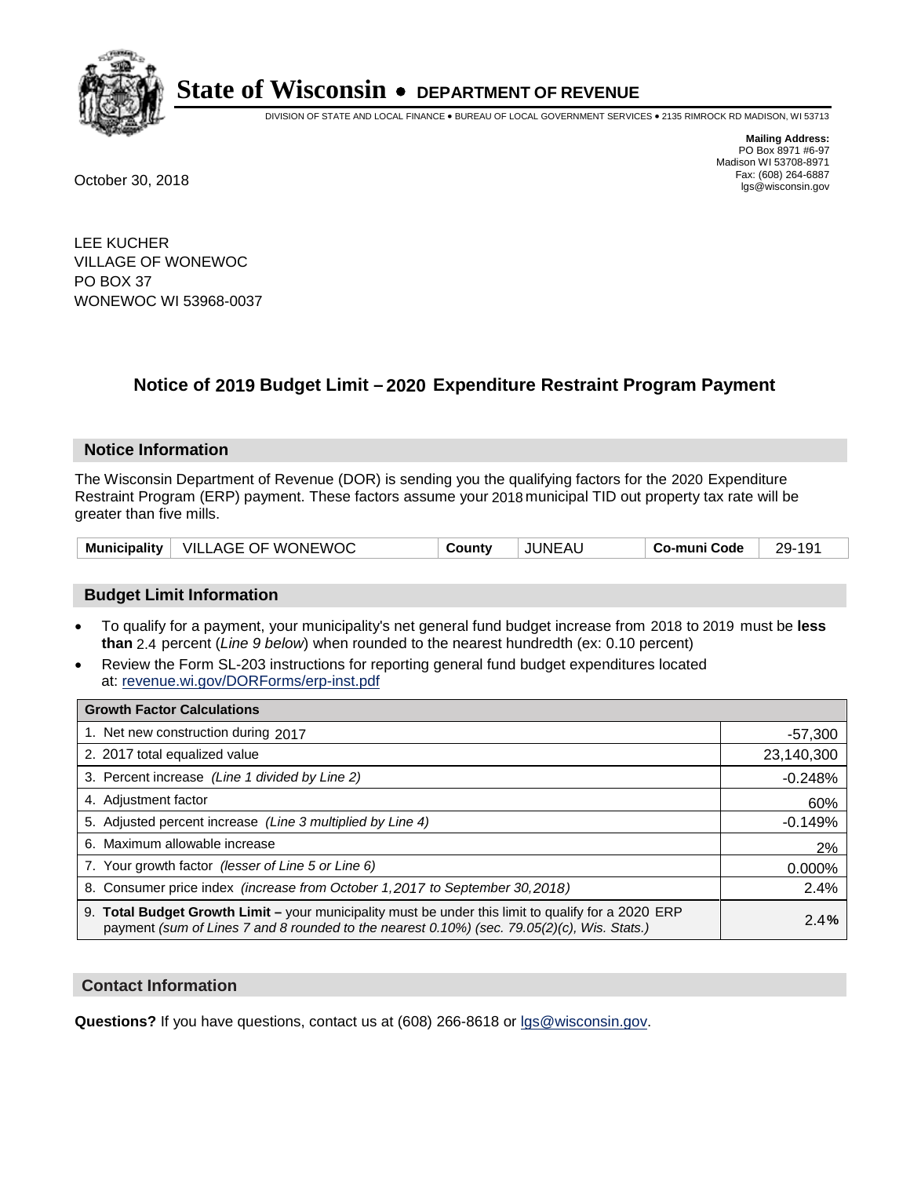# State of Wisconsin • DEPARTMENT OF REVENUE

DIVISION OF STATE AND LOCAL FINANCE • BUREAU OF LOCAL GOVERNMENT SERVICES • 2135 RIMROCK RD MADISON, WI 53713

**Mailing Address:**
PO Box 8971 #6-97
Madison WI 53708-8971
Fax: (608) 264-6887
lgs@wisconsin.gov

October 30, 2018

LEE KUCHER
VILLAGE OF WONEWOC
PO BOX 37
WONEWOC WI 53968-0037

## Notice of 2019 Budget Limit – 2020 Expenditure Restraint Program Payment

### Notice Information

The Wisconsin Department of Revenue (DOR) is sending you the qualifying factors for the 2020 Expenditure Restraint Program (ERP) payment. These factors assume your 2018 municipal TID out property tax rate will be greater than five mills.

| **Municipality** | VILLAGE OF WONEWOC | **County** | JUNEAU | **Co-muni Code** | 29-191 |
|---|---|---|---|---|---|

### Budget Limit Information

- To qualify for a payment, your municipality's net general fund budget increase from 2018 to 2019 must be **less than** 2.4 percent (*Line 9 below*) when rounded to the nearest hundredth (ex: 0.10 percent)
- Review the Form SL-203 instructions for reporting general fund budget expenditures located at: revenue.wi.gov/DORForms/erp-inst.pdf

| **Growth Factor Calculations** | |
|---|---|
| 1. Net new construction during 2017 | -57,300 |
| 2. 2017 total equalized value | 23,140,300 |
| 3. Percent increase *(Line 1 divided by Line 2)* | -0.248% |
| 4. Adjustment factor | 60% |
| 5. Adjusted percent increase *(Line 3 multiplied by Line 4)* | -0.149% |
| 6. Maximum allowable increase | 2% |
| 7. Your growth factor *(lesser of Line 5 or Line 6)* | 0.000% |
| 8. Consumer price index *(increase from October 1,2017 to September 30,2018)* | 2.4% |
| 9. **Total Budget Growth Limit** – your municipality must be under this limit to qualify for a 2020 ERP payment *(sum of Lines 7 and 8 rounded to the nearest 0.10%) (sec. 79.05(2)(c), Wis. Stats.)* | **2.4%** |

### Contact Information

**Questions?** If you have questions, contact us at (608) 266-8618 or lgs@wisconsin.gov.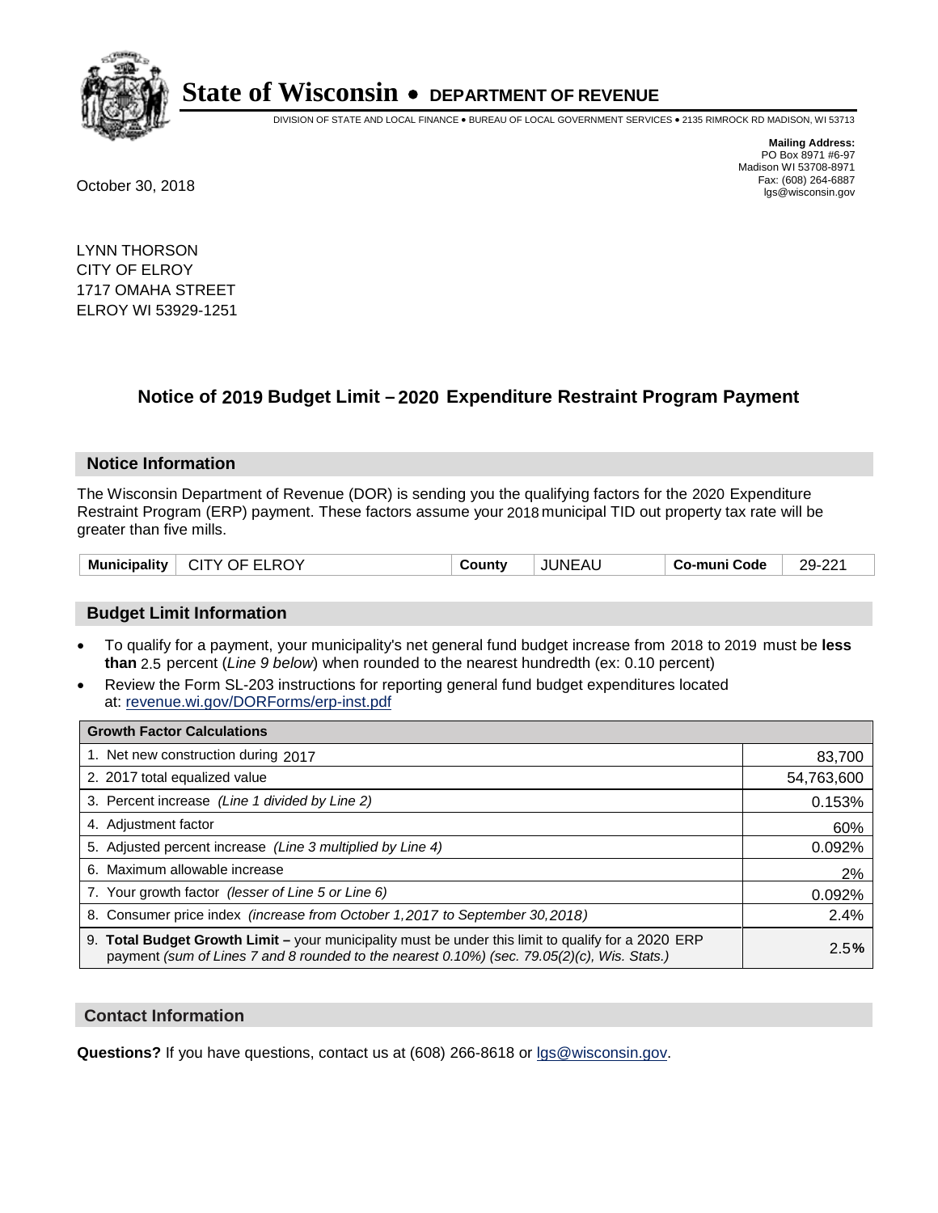# State of Wisconsin • DEPARTMENT OF REVENUE

DIVISION OF STATE AND LOCAL FINANCE • BUREAU OF LOCAL GOVERNMENT SERVICES • 2135 RIMROCK RD MADISON, WI 53713

**Mailing Address:**
PO Box 8971 #6-97
Madison WI 53708-8971
Fax: (608) 264-6887
lgs@wisconsin.gov

October 30, 2018

LYNN THORSON
CITY OF ELROY
1717 OMAHA STREET
ELROY WI 53929-1251

## Notice of 2019 Budget Limit – 2020 Expenditure Restraint Program Payment

### Notice Information

The Wisconsin Department of Revenue (DOR) is sending you the qualifying factors for the 2020 Expenditure Restraint Program (ERP) payment. These factors assume your 2018 municipal TID out property tax rate will be greater than five mills.

| Municipality | CITY OF ELROY | County | JUNEAU | Co-muni Code | 29-221 |
|---|---|---|---|---|---|

### Budget Limit Information

- To qualify for a payment, your municipality's net general fund budget increase from 2018 to 2019 must be **less than** 2.5 percent (*Line 9 below*) when rounded to the nearest hundredth (ex: 0.10 percent)
- Review the Form SL-203 instructions for reporting general fund budget expenditures located at: revenue.wi.gov/DORForms/erp-inst.pdf

| Growth Factor Calculations | |
|---|---|
| 1. Net new construction during 2017 | 83,700 |
| 2. 2017 total equalized value | 54,763,600 |
| 3. Percent increase *(Line 1 divided by Line 2)* | 0.153% |
| 4. Adjustment factor | 60% |
| 5. Adjusted percent increase *(Line 3 multiplied by Line 4)* | 0.092% |
| 6. Maximum allowable increase | 2% |
| 7. Your growth factor *(lesser of Line 5 or Line 6)* | 0.092% |
| 8. Consumer price index *(increase from October 1,2017 to September 30,2018)* | 2.4% |
| 9. **Total Budget Growth Limit –** your municipality must be under this limit to qualify for a 2020 ERP payment *(sum of Lines 7 and 8 rounded to the nearest 0.10%) (sec. 79.05(2)(c), Wis. Stats.)* | 2.5**%** |

### Contact Information

**Questions?** If you have questions, contact us at (608) 266-8618 or lgs@wisconsin.gov.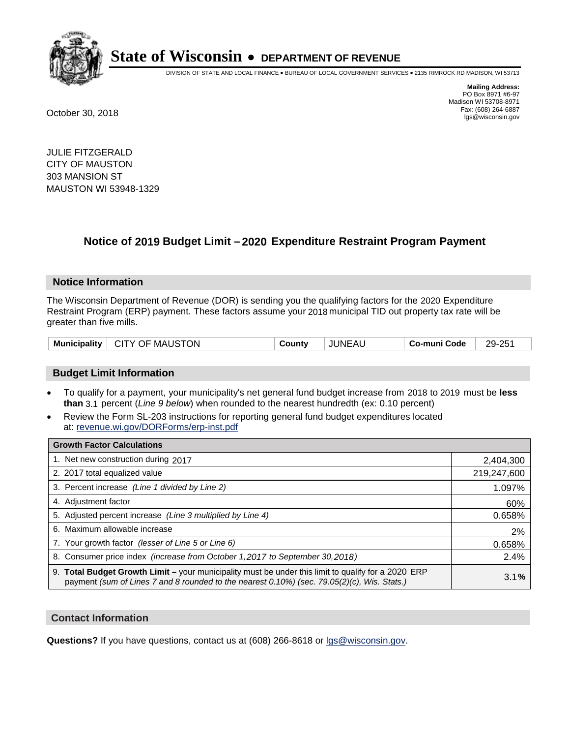# State of Wisconsin • DEPARTMENT OF REVENUE

DIVISION OF STATE AND LOCAL FINANCE • BUREAU OF LOCAL GOVERNMENT SERVICES • 2135 RIMROCK RD MADISON, WI 53713

**Mailing Address:**
PO Box 8971 #6-97
Madison WI 53708-8971
Fax: (608) 264-6887
lgs@wisconsin.gov

October 30, 2018

JULIE FITZGERALD
CITY OF MAUSTON
303 MANSION ST
MAUSTON WI 53948-1329

## Notice of 2019 Budget Limit – 2020 Expenditure Restraint Program Payment

### Notice Information

The Wisconsin Department of Revenue (DOR) is sending you the qualifying factors for the 2020 Expenditure Restraint Program (ERP) payment. These factors assume your 2018 municipal TID out property tax rate will be greater than five mills.

| Municipality | CITY OF MAUSTON | County | JUNEAU | Co-muni Code | 29-251 |
|---|---|---|---|---|---|

### Budget Limit Information

- To qualify for a payment, your municipality's net general fund budget increase from 2018 to 2019 must be **less than** 3.1 percent (*Line 9 below*) when rounded to the nearest hundredth (ex: 0.10 percent)
- Review the Form SL-203 instructions for reporting general fund budget expenditures located at: revenue.wi.gov/DORForms/erp-inst.pdf

| Growth Factor Calculations | |
|---|---|
| 1. Net new construction during 2017 | 2,404,300 |
| 2. 2017 total equalized value | 219,247,600 |
| 3. Percent increase *(Line 1 divided by Line 2)* | 1.097% |
| 4. Adjustment factor | 60% |
| 5. Adjusted percent increase *(Line 3 multiplied by Line 4)* | 0.658% |
| 6. Maximum allowable increase | 2% |
| 7. Your growth factor *(lesser of Line 5 or Line 6)* | 0.658% |
| 8. Consumer price index *(increase from October 1,2017 to September 30,2018)* | 2.4% |
| 9. **Total Budget Growth Limit –** your municipality must be under this limit to qualify for a 2020 ERP payment *(sum of Lines 7 and 8 rounded to the nearest 0.10%) (sec. 79.05(2)(c), Wis. Stats.)* | 3.1**%** |

### Contact Information

**Questions?** If you have questions, contact us at (608) 266-8618 or lgs@wisconsin.gov.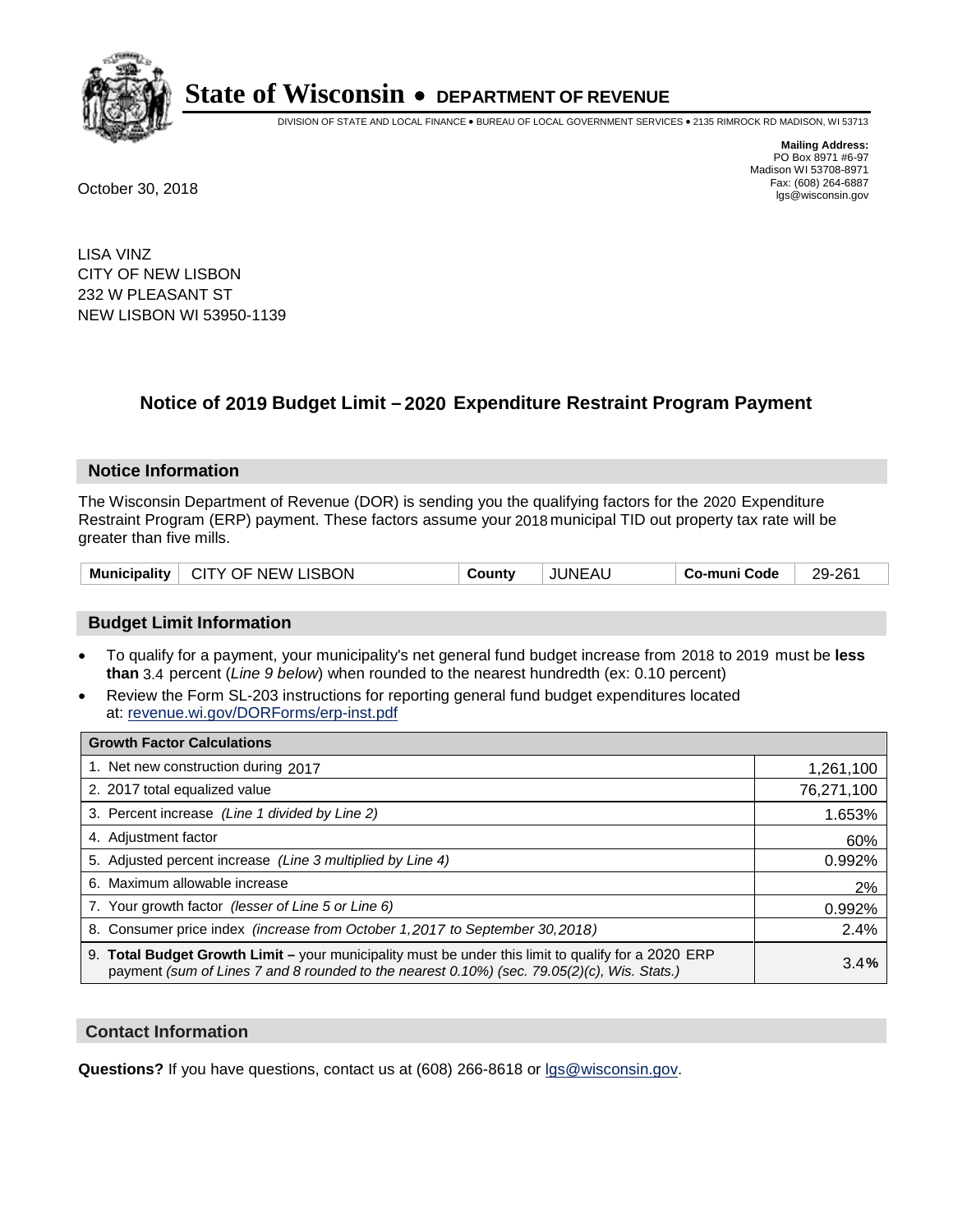# State of Wisconsin • DEPARTMENT OF REVENUE

DIVISION OF STATE AND LOCAL FINANCE • BUREAU OF LOCAL GOVERNMENT SERVICES • 2135 RIMROCK RD MADISON, WI 53713

**Mailing Address:**
PO Box 8971 #6-97
Madison WI 53708-8971
Fax: (608) 264-6887
lgs@wisconsin.gov

October 30, 2018

LISA VINZ
CITY OF NEW LISBON
232 W PLEASANT ST
NEW LISBON WI 53950-1139

## Notice of 2019 Budget Limit – 2020 Expenditure Restraint Program Payment

### Notice Information

The Wisconsin Department of Revenue (DOR) is sending you the qualifying factors for the 2020 Expenditure Restraint Program (ERP) payment. These factors assume your 2018 municipal TID out property tax rate will be greater than five mills.

| Municipality | CITY OF NEW LISBON | County | JUNEAU | Co-muni Code | 29-261 |
|---|---|---|---|---|---|

### Budget Limit Information

- To qualify for a payment, your municipality's net general fund budget increase from 2018 to 2019 must be **less than** 3.4 percent (*Line 9 below*) when rounded to the nearest hundredth (ex: 0.10 percent)
- Review the Form SL-203 instructions for reporting general fund budget expenditures located at: revenue.wi.gov/DORForms/erp-inst.pdf

| Growth Factor Calculations | |
|---|---|
| 1. Net new construction during 2017 | 1,261,100 |
| 2. 2017 total equalized value | 76,271,100 |
| 3. Percent increase *(Line 1 divided by Line 2)* | 1.653% |
| 4. Adjustment factor | 60% |
| 5. Adjusted percent increase *(Line 3 multiplied by Line 4)* | 0.992% |
| 6. Maximum allowable increase | 2% |
| 7. Your growth factor *(lesser of Line 5 or Line 6)* | 0.992% |
| 8. Consumer price index *(increase from October 1,2017 to September 30,2018)* | 2.4% |
| 9. **Total Budget Growth Limit –** your municipality must be under this limit to qualify for a 2020 ERP payment *(sum of Lines 7 and 8 rounded to the nearest 0.10%) (sec. 79.05(2)(c), Wis. Stats.)* | 3.4**%** |

### Contact Information

**Questions?** If you have questions, contact us at (608) 266-8618 or lgs@wisconsin.gov.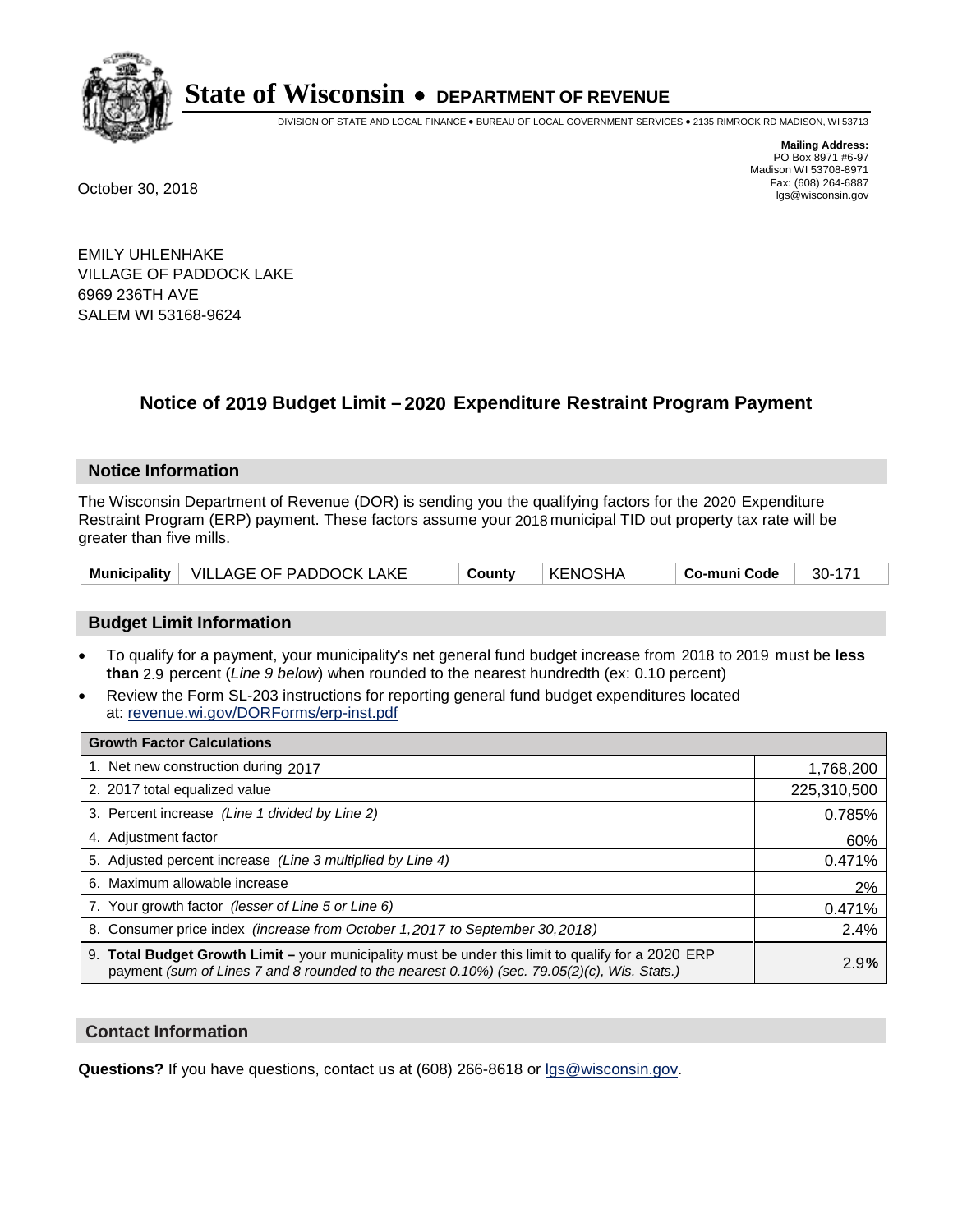# State of Wisconsin • DEPARTMENT OF REVENUE

DIVISION OF STATE AND LOCAL FINANCE • BUREAU OF LOCAL GOVERNMENT SERVICES • 2135 RIMROCK RD MADISON, WI 53713

**Mailing Address:**
PO Box 8971 #6-97
Madison WI 53708-8971
Fax: (608) 264-6887
lgs@wisconsin.gov

October 30, 2018

EMILY UHLENHAKE
VILLAGE OF PADDOCK LAKE
6969 236TH AVE
SALEM WI 53168-9624

## Notice of 2019 Budget Limit – 2020 Expenditure Restraint Program Payment

### Notice Information

The Wisconsin Department of Revenue (DOR) is sending you the qualifying factors for the 2020 Expenditure Restraint Program (ERP) payment. These factors assume your 2018 municipal TID out property tax rate will be greater than five mills.

| Municipality | VILLAGE OF PADDOCK LAKE | County | KENOSHA | Co-muni Code | 30-171 |
|---|---|---|---|---|---|

### Budget Limit Information

- To qualify for a payment, your municipality's net general fund budget increase from 2018 to 2019 must be **less than** 2.9 percent (*Line 9 below*) when rounded to the nearest hundredth (ex: 0.10 percent)
- Review the Form SL-203 instructions for reporting general fund budget expenditures located at: revenue.wi.gov/DORForms/erp-inst.pdf

| Growth Factor Calculations | |
|---|---|
| 1. Net new construction during 2017 | 1,768,200 |
| 2. 2017 total equalized value | 225,310,500 |
| 3. Percent increase *(Line 1 divided by Line 2)* | 0.785% |
| 4. Adjustment factor | 60% |
| 5. Adjusted percent increase *(Line 3 multiplied by Line 4)* | 0.471% |
| 6. Maximum allowable increase | 2% |
| 7. Your growth factor *(lesser of Line 5 or Line 6)* | 0.471% |
| 8. Consumer price index *(increase from October 1,2017 to September 30,2018)* | 2.4% |
| 9. **Total Budget Growth Limit –** your municipality must be under this limit to qualify for a 2020 ERP payment *(sum of Lines 7 and 8 rounded to the nearest 0.10%) (sec. 79.05(2)(c), Wis. Stats.)* | 2.9**%** |

### Contact Information

**Questions?** If you have questions, contact us at (608) 266-8618 or lgs@wisconsin.gov.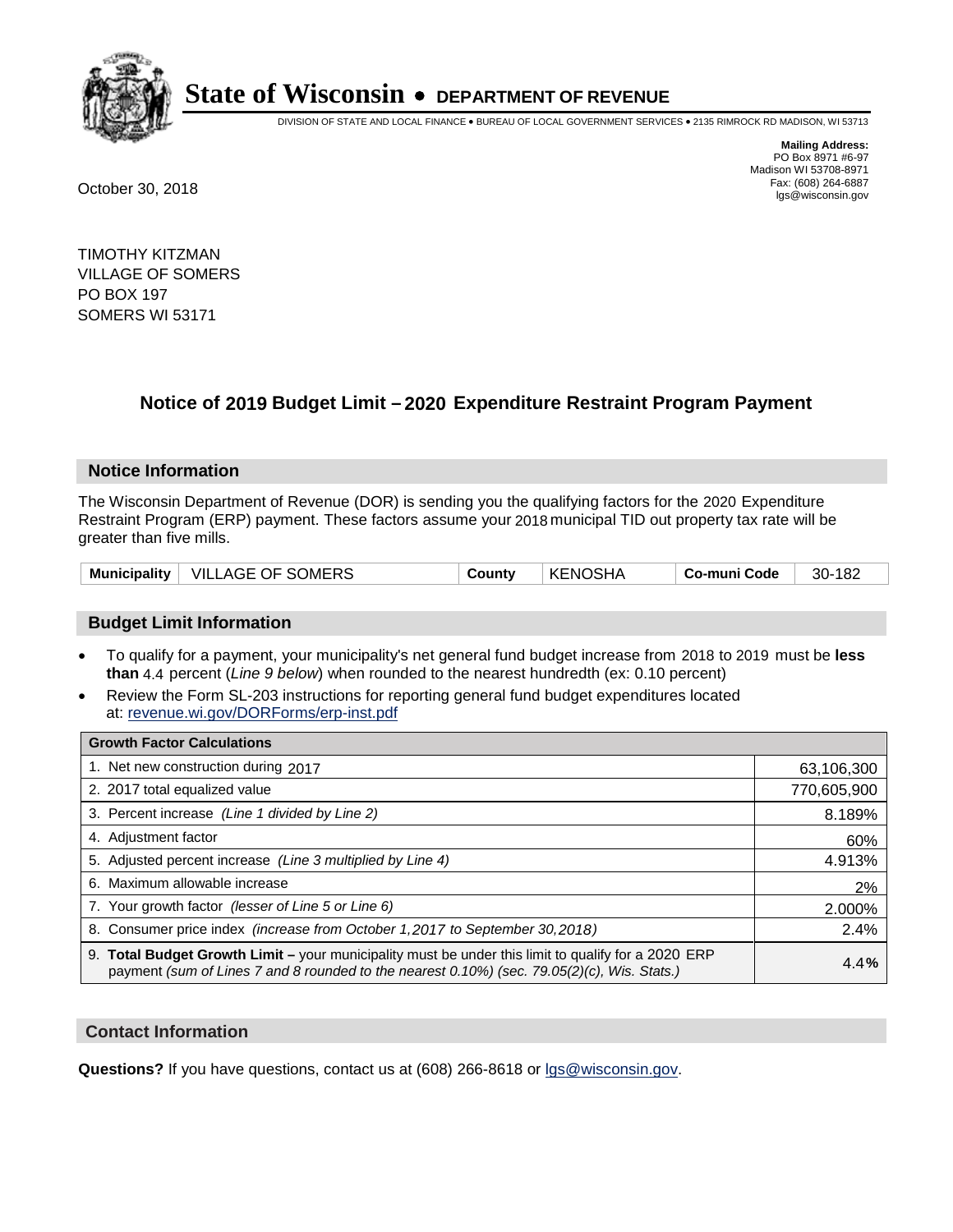# State of Wisconsin • DEPARTMENT OF REVENUE

DIVISION OF STATE AND LOCAL FINANCE • BUREAU OF LOCAL GOVERNMENT SERVICES • 2135 RIMROCK RD MADISON, WI 53713

**Mailing Address:**
PO Box 8971 #6-97
Madison WI 53708-8971
Fax: (608) 264-6887
lgs@wisconsin.gov

October 30, 2018

TIMOTHY KITZMAN
VILLAGE OF SOMERS
PO BOX 197
SOMERS WI 53171

## Notice of 2019 Budget Limit – 2020 Expenditure Restraint Program Payment

### Notice Information

The Wisconsin Department of Revenue (DOR) is sending you the qualifying factors for the 2020 Expenditure Restraint Program (ERP) payment. These factors assume your 2018 municipal TID out property tax rate will be greater than five mills.

| Municipality | VILLAGE OF SOMERS | County | KENOSHA | Co-muni Code | 30-182 |
|---|---|---|---|---|---|

### Budget Limit Information

- To qualify for a payment, your municipality's net general fund budget increase from 2018 to 2019 must be **less than** 4.4 percent (*Line 9 below*) when rounded to the nearest hundredth (ex: 0.10 percent)
- Review the Form SL-203 instructions for reporting general fund budget expenditures located at: revenue.wi.gov/DORForms/erp-inst.pdf

| Growth Factor Calculations | |
|---|---|
| 1. Net new construction during 2017 | 63,106,300 |
| 2. 2017 total equalized value | 770,605,900 |
| 3. Percent increase *(Line 1 divided by Line 2)* | 8.189% |
| 4. Adjustment factor | 60% |
| 5. Adjusted percent increase *(Line 3 multiplied by Line 4)* | 4.913% |
| 6. Maximum allowable increase | 2% |
| 7. Your growth factor *(lesser of Line 5 or Line 6)* | 2.000% |
| 8. Consumer price index *(increase from October 1,2017 to September 30,2018)* | 2.4% |
| 9. **Total Budget Growth Limit –** your municipality must be under this limit to qualify for a 2020 ERP payment *(sum of Lines 7 and 8 rounded to the nearest 0.10%) (sec. 79.05(2)(c), Wis. Stats.)* | 4.4**%** |

### Contact Information

**Questions?** If you have questions, contact us at (608) 266-8618 or lgs@wisconsin.gov.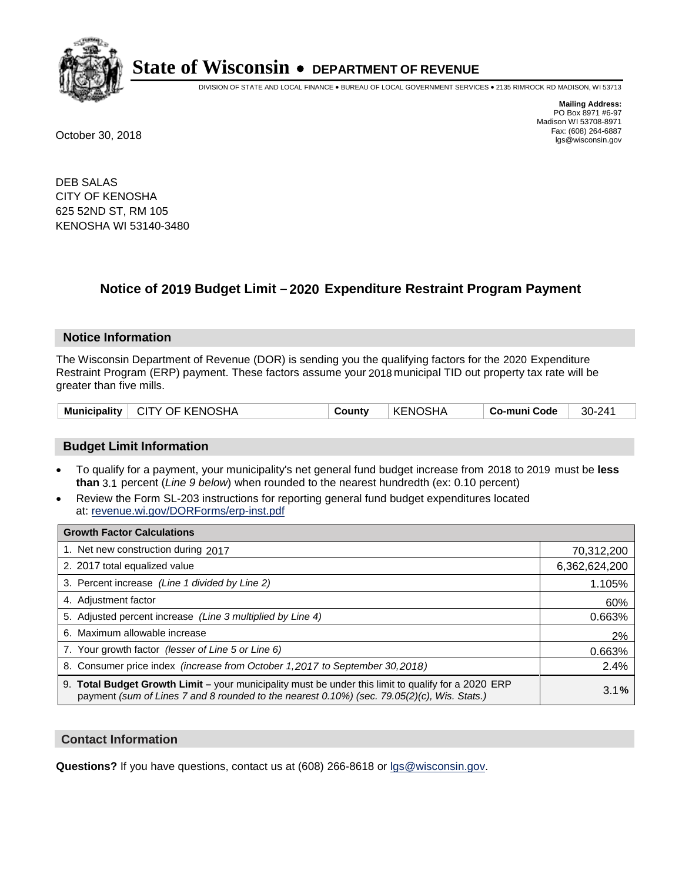# State of Wisconsin • DEPARTMENT OF REVENUE

DIVISION OF STATE AND LOCAL FINANCE • BUREAU OF LOCAL GOVERNMENT SERVICES • 2135 RIMROCK RD MADISON, WI 53713

**Mailing Address:**
PO Box 8971 #6-97
Madison WI 53708-8971
Fax: (608) 264-6887
lgs@wisconsin.gov

October 30, 2018

DEB SALAS
CITY OF KENOSHA
625 52ND ST, RM 105
KENOSHA WI 53140-3480

## Notice of 2019 Budget Limit – 2020 Expenditure Restraint Program Payment

### Notice Information

The Wisconsin Department of Revenue (DOR) is sending you the qualifying factors for the 2020 Expenditure Restraint Program (ERP) payment. These factors assume your 2018 municipal TID out property tax rate will be greater than five mills.

| Municipality | CITY OF KENOSHA | County | KENOSHA | Co-muni Code | 30-241 |
|---|---|---|---|---|---|

### Budget Limit Information

- To qualify for a payment, your municipality's net general fund budget increase from 2018 to 2019 must be **less than** 3.1 percent (*Line 9 below*) when rounded to the nearest hundredth (ex: 0.10 percent)
- Review the Form SL-203 instructions for reporting general fund budget expenditures located at: revenue.wi.gov/DORForms/erp-inst.pdf

| Growth Factor Calculations | |
|---|---|
| 1. Net new construction during 2017 | 70,312,200 |
| 2. 2017 total equalized value | 6,362,624,200 |
| 3. Percent increase *(Line 1 divided by Line 2)* | 1.105% |
| 4. Adjustment factor | 60% |
| 5. Adjusted percent increase *(Line 3 multiplied by Line 4)* | 0.663% |
| 6. Maximum allowable increase | 2% |
| 7. Your growth factor *(lesser of Line 5 or Line 6)* | 0.663% |
| 8. Consumer price index *(increase from October 1,2017 to September 30,2018)* | 2.4% |
| 9. **Total Budget Growth Limit** – your municipality must be under this limit to qualify for a 2020 ERP payment *(sum of Lines 7 and 8 rounded to the nearest 0.10%) (sec. 79.05(2)(c), Wis. Stats.)* | 3.1**%** |

### Contact Information

**Questions?** If you have questions, contact us at (608) 266-8618 or lgs@wisconsin.gov.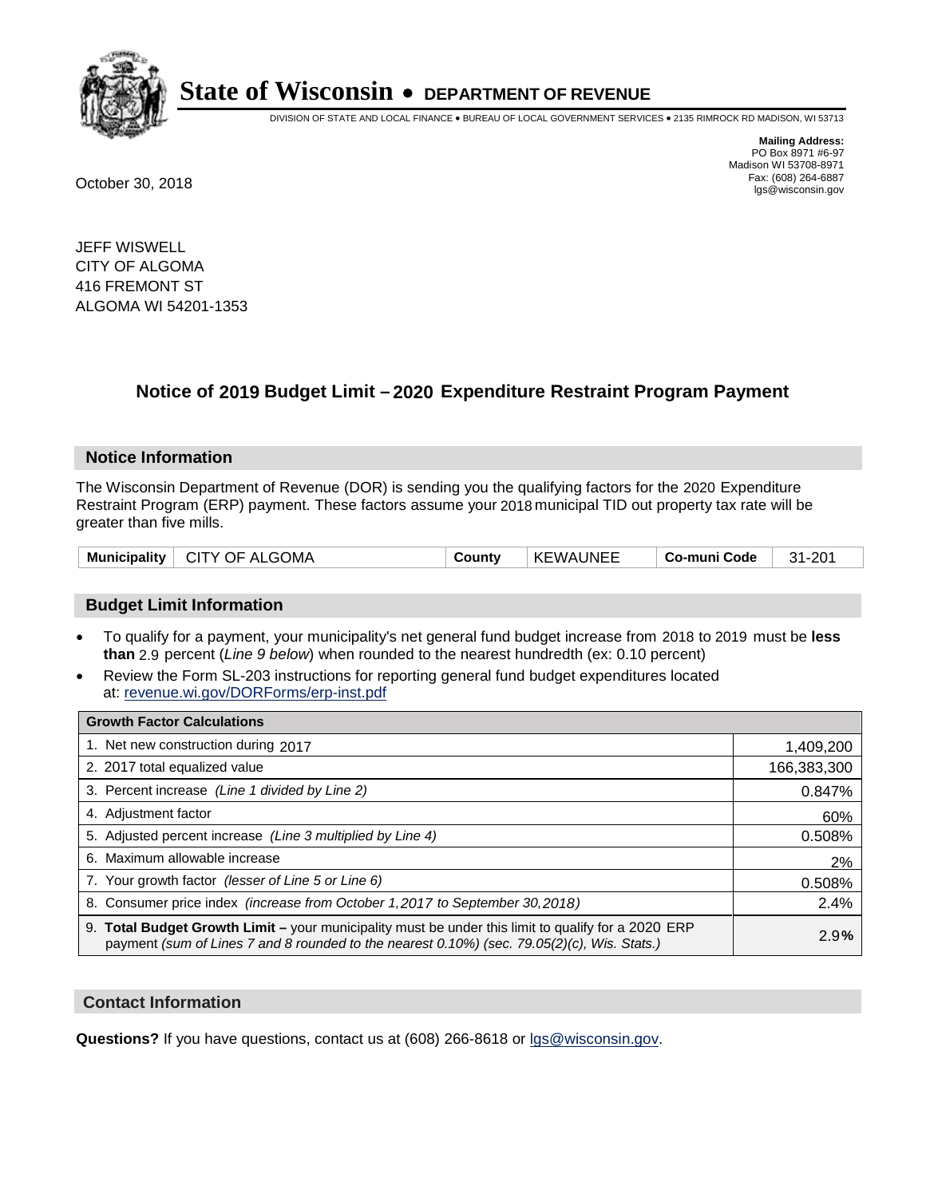**State of Wisconsin • DEPARTMENT OF REVENUE**

DIVISION OF STATE AND LOCAL FINANCE • BUREAU OF LOCAL GOVERNMENT SERVICES • 2135 RIMROCK RD MADISON, WI 53713

**Mailing Address:**
PO Box 8971 #6-97
Madison WI 53708-8971
Fax: (608) 264-6887
lgs@wisconsin.gov

October 30, 2018

JEFF WISWELL
CITY OF ALGOMA
416 FREMONT ST
ALGOMA WI 54201-1353

## Notice of 2019 Budget Limit – 2020 Expenditure Restraint Program Payment

### Notice Information

The Wisconsin Department of Revenue (DOR) is sending you the qualifying factors for the 2020 Expenditure Restraint Program (ERP) payment. These factors assume your 2018 municipal TID out property tax rate will be greater than five mills.

| Municipality | CITY OF ALGOMA | County | KEWAUNEE | Co-muni Code | 31-201 |
|---|---|---|---|---|---|

### Budget Limit Information

- To qualify for a payment, your municipality's net general fund budget increase from 2018 to 2019 must be **less than** 2.9 percent (*Line 9 below*) when rounded to the nearest hundredth (ex: 0.10 percent)
- Review the Form SL-203 instructions for reporting general fund budget expenditures located at: revenue.wi.gov/DORForms/erp-inst.pdf

| Growth Factor Calculations | |
|---|---|
| 1. Net new construction during 2017 | 1,409,200 |
| 2. 2017 total equalized value | 166,383,300 |
| 3. Percent increase *(Line 1 divided by Line 2)* | 0.847% |
| 4. Adjustment factor | 60% |
| 5. Adjusted percent increase *(Line 3 multiplied by Line 4)* | 0.508% |
| 6. Maximum allowable increase | 2% |
| 7. Your growth factor *(lesser of Line 5 or Line 6)* | 0.508% |
| 8. Consumer price index *(increase from October 1,2017 to September 30,2018)* | 2.4% |
| 9. **Total Budget Growth Limit –** your municipality must be under this limit to qualify for a 2020 ERP payment *(sum of Lines 7 and 8 rounded to the nearest 0.10%) (sec. 79.05(2)(c), Wis. Stats.)* | 2.9% |

### Contact Information

**Questions?** If you have questions, contact us at (608) 266-8618 or lgs@wisconsin.gov.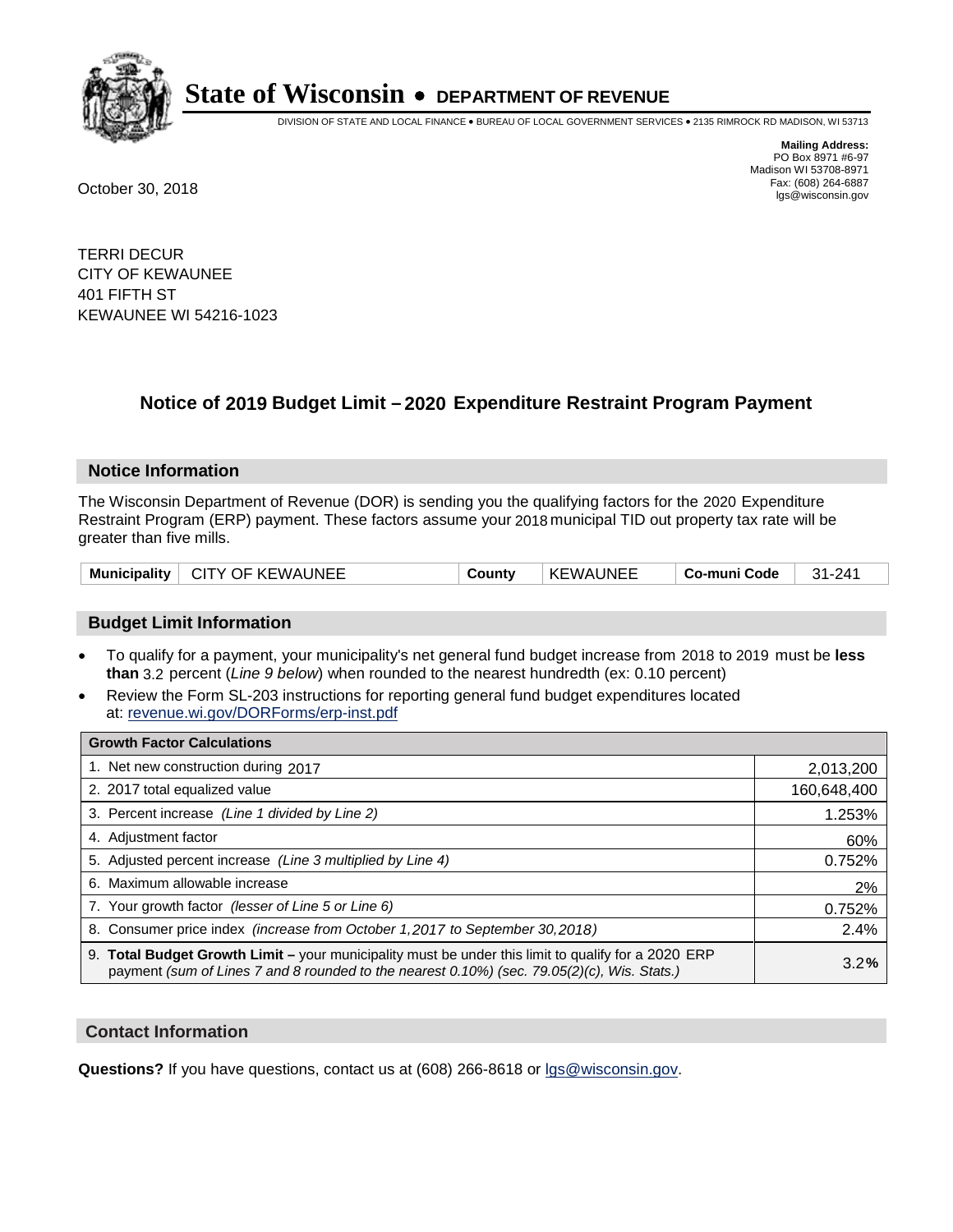# State of Wisconsin • DEPARTMENT OF REVENUE

DIVISION OF STATE AND LOCAL FINANCE • BUREAU OF LOCAL GOVERNMENT SERVICES • 2135 RIMROCK RD MADISON, WI 53713

**Mailing Address:**
PO Box 8971 #6-97
Madison WI 53708-8971
Fax: (608) 264-6887
lgs@wisconsin.gov

October 30, 2018

TERRI DECUR
CITY OF KEWAUNEE
401 FIFTH ST
KEWAUNEE WI 54216-1023

## Notice of 2019 Budget Limit – 2020 Expenditure Restraint Program Payment

### Notice Information

The Wisconsin Department of Revenue (DOR) is sending you the qualifying factors for the 2020 Expenditure Restraint Program (ERP) payment. These factors assume your 2018 municipal TID out property tax rate will be greater than five mills.

| Municipality | CITY OF KEWAUNEE | County | KEWAUNEE | Co-muni Code | 31-241 |
|---|---|---|---|---|---|

### Budget Limit Information

- To qualify for a payment, your municipality's net general fund budget increase from 2018 to 2019 must be **less than** 3.2 percent (*Line 9 below*) when rounded to the nearest hundredth (ex: 0.10 percent)
- Review the Form SL-203 instructions for reporting general fund budget expenditures located at: revenue.wi.gov/DORForms/erp-inst.pdf

| Growth Factor Calculations | |
|---|---|
| 1. Net new construction during 2017 | 2,013,200 |
| 2. 2017 total equalized value | 160,648,400 |
| 3. Percent increase *(Line 1 divided by Line 2)* | 1.253% |
| 4. Adjustment factor | 60% |
| 5. Adjusted percent increase *(Line 3 multiplied by Line 4)* | 0.752% |
| 6. Maximum allowable increase | 2% |
| 7. Your growth factor *(lesser of Line 5 or Line 6)* | 0.752% |
| 8. Consumer price index *(increase from October 1,2017 to September 30,2018)* | 2.4% |
| 9. **Total Budget Growth Limit –** your municipality must be under this limit to qualify for a 2020 ERP payment *(sum of Lines 7 and 8 rounded to the nearest 0.10%) (sec. 79.05(2)(c), Wis. Stats.)* | 3.2**%** |

### Contact Information

**Questions?** If you have questions, contact us at (608) 266-8618 or lgs@wisconsin.gov.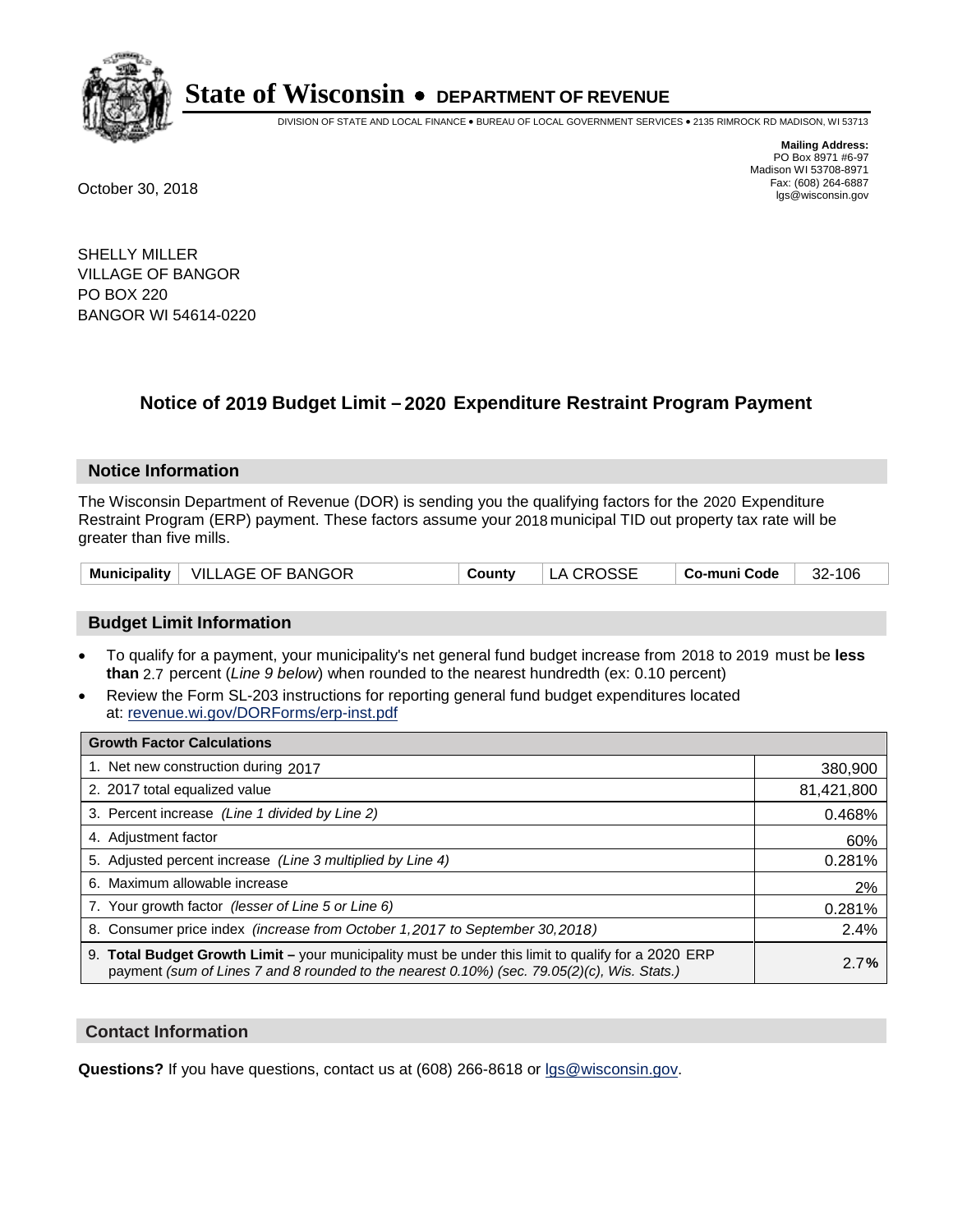# State of Wisconsin • DEPARTMENT OF REVENUE

DIVISION OF STATE AND LOCAL FINANCE • BUREAU OF LOCAL GOVERNMENT SERVICES • 2135 RIMROCK RD MADISON, WI 53713

**Mailing Address:**
PO Box 8971 #6-97
Madison WI 53708-8971
Fax: (608) 264-6887
lgs@wisconsin.gov

October 30, 2018

SHELLY MILLER
VILLAGE OF BANGOR
PO BOX 220
BANGOR WI 54614-0220

## Notice of 2019 Budget Limit – 2020 Expenditure Restraint Program Payment

### Notice Information

The Wisconsin Department of Revenue (DOR) is sending you the qualifying factors for the 2020 Expenditure Restraint Program (ERP) payment. These factors assume your 2018 municipal TID out property tax rate will be greater than five mills.

| Municipality | VILLAGE OF BANGOR | County | LA CROSSE | Co-muni Code | 32-106 |
|---|---|---|---|---|---|

### Budget Limit Information

- To qualify for a payment, your municipality's net general fund budget increase from 2018 to 2019 must be **less than** 2.7 percent (*Line 9 below*) when rounded to the nearest hundredth (ex: 0.10 percent)
- Review the Form SL-203 instructions for reporting general fund budget expenditures located at: revenue.wi.gov/DORForms/erp-inst.pdf

| Growth Factor Calculations | |
|---|---|
| 1. Net new construction during 2017 | 380,900 |
| 2. 2017 total equalized value | 81,421,800 |
| 3. Percent increase *(Line 1 divided by Line 2)* | 0.468% |
| 4. Adjustment factor | 60% |
| 5. Adjusted percent increase *(Line 3 multiplied by Line 4)* | 0.281% |
| 6. Maximum allowable increase | 2% |
| 7. Your growth factor *(lesser of Line 5 or Line 6)* | 0.281% |
| 8. Consumer price index *(increase from October 1,2017 to September 30,2018)* | 2.4% |
| 9. **Total Budget Growth Limit –** your municipality must be under this limit to qualify for a 2020 ERP payment *(sum of Lines 7 and 8 rounded to the nearest 0.10%) (sec. 79.05(2)(c), Wis. Stats.)* | 2.7**%** |

### Contact Information

**Questions?** If you have questions, contact us at (608) 266-8618 or lgs@wisconsin.gov.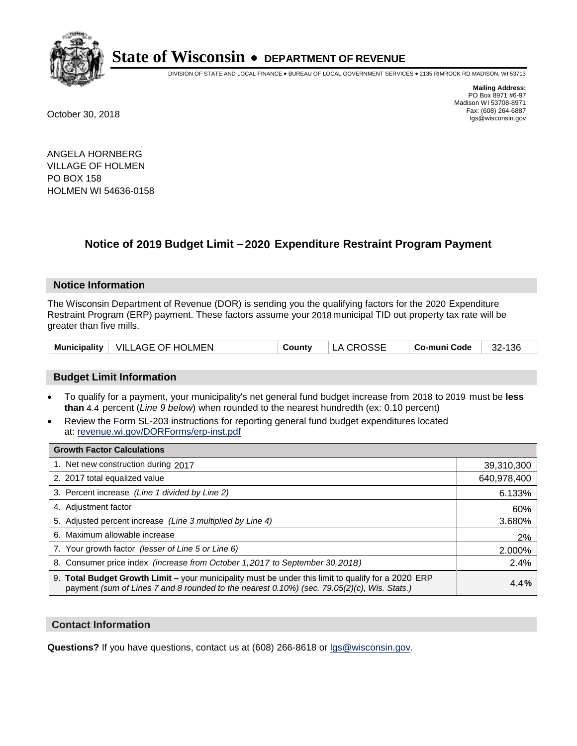# State of Wisconsin • DEPARTMENT OF REVENUE

DIVISION OF STATE AND LOCAL FINANCE • BUREAU OF LOCAL GOVERNMENT SERVICES • 2135 RIMROCK RD MADISON, WI 53713

**Mailing Address:**
PO Box 8971 #6-97
Madison WI 53708-8971
Fax: (608) 264-6887
lgs@wisconsin.gov

October 30, 2018

ANGELA HORNBERG
VILLAGE OF HOLMEN
PO BOX 158
HOLMEN WI 54636-0158

## Notice of 2019 Budget Limit – 2020 Expenditure Restraint Program Payment

### Notice Information

The Wisconsin Department of Revenue (DOR) is sending you the qualifying factors for the 2020 Expenditure Restraint Program (ERP) payment. These factors assume your 2018 municipal TID out property tax rate will be greater than five mills.

| Municipality | VILLAGE OF HOLMEN | County | LA CROSSE | Co-muni Code | 32-136 |
|---|---|---|---|---|---|

### Budget Limit Information

- To qualify for a payment, your municipality's net general fund budget increase from 2018 to 2019 must be **less than** 4.4 percent (*Line 9 below*) when rounded to the nearest hundredth (ex: 0.10 percent)
- Review the Form SL-203 instructions for reporting general fund budget expenditures located at: revenue.wi.gov/DORForms/erp-inst.pdf

| Growth Factor Calculations | |
|---|---|
| 1. Net new construction during 2017 | 39,310,300 |
| 2. 2017 total equalized value | 640,978,400 |
| 3. Percent increase *(Line 1 divided by Line 2)* | 6.133% |
| 4. Adjustment factor | 60% |
| 5. Adjusted percent increase *(Line 3 multiplied by Line 4)* | 3.680% |
| 6. Maximum allowable increase | 2% |
| 7. Your growth factor *(lesser of Line 5 or Line 6)* | 2.000% |
| 8. Consumer price index *(increase from October 1,2017 to September 30,2018)* | 2.4% |
| 9. **Total Budget Growth Limit –** your municipality must be under this limit to qualify for a 2020 ERP payment *(sum of Lines 7 and 8 rounded to the nearest 0.10%) (sec. 79.05(2)(c), Wis. Stats.)* | 4.4**%** |

### Contact Information

**Questions?** If you have questions, contact us at (608) 266-8618 or lgs@wisconsin.gov.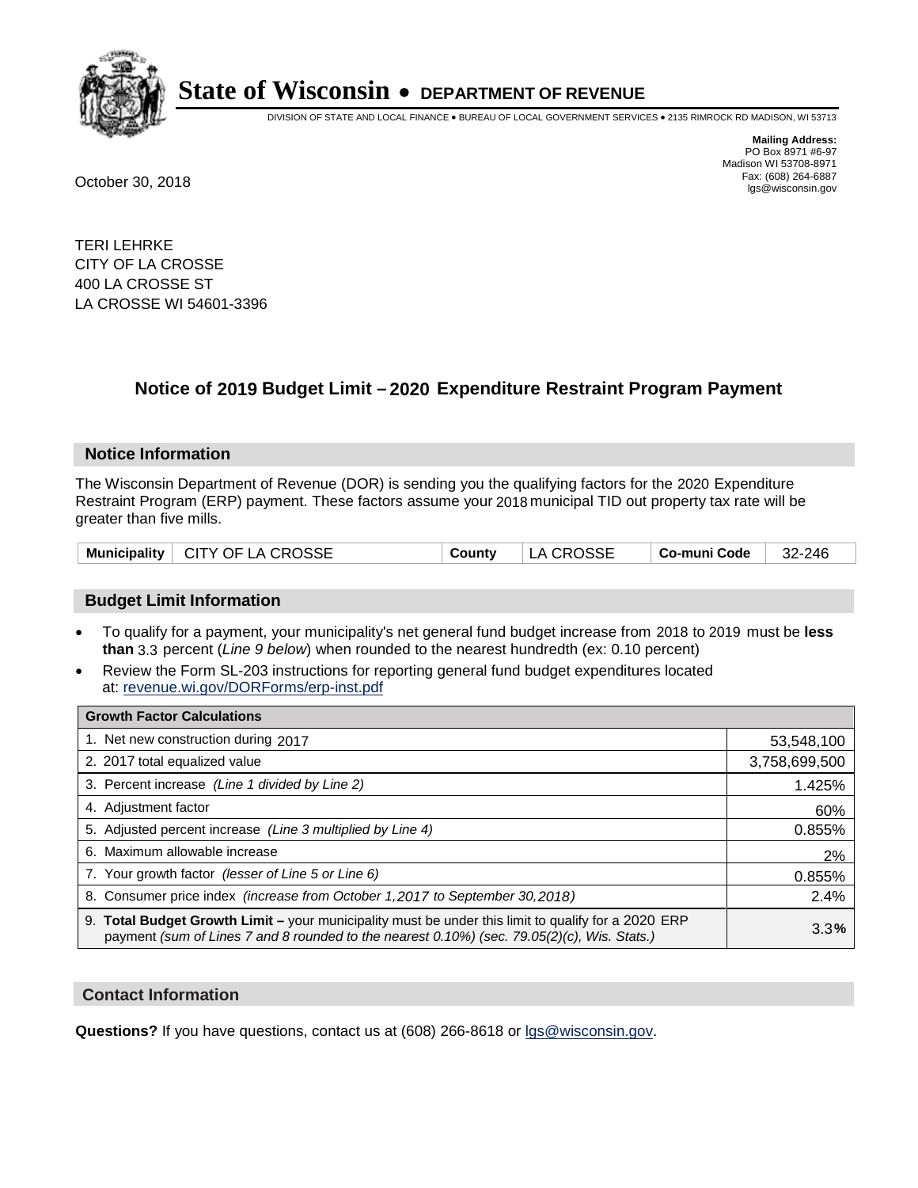# State of Wisconsin • DEPARTMENT OF REVENUE

DIVISION OF STATE AND LOCAL FINANCE • BUREAU OF LOCAL GOVERNMENT SERVICES • 2135 RIMROCK RD MADISON, WI 53713

**Mailing Address:**
PO Box 8971 #6-97
Madison WI 53708-8971
Fax: (608) 264-6887
lgs@wisconsin.gov

October 30, 2018

TERI LEHRKE
CITY OF LA CROSSE
400 LA CROSSE ST
LA CROSSE WI 54601-3396

## Notice of 2019 Budget Limit – 2020 Expenditure Restraint Program Payment

### Notice Information

The Wisconsin Department of Revenue (DOR) is sending you the qualifying factors for the 2020 Expenditure Restraint Program (ERP) payment. These factors assume your 2018 municipal TID out property tax rate will be greater than five mills.

| Municipality | CITY OF LA CROSSE | County | LA CROSSE | Co-muni Code | 32-246 |
|---|---|---|---|---|---|

### Budget Limit Information

- To qualify for a payment, your municipality's net general fund budget increase from 2018 to 2019 must be **less than** 3.3 percent (*Line 9 below*) when rounded to the nearest hundredth (ex: 0.10 percent)
- Review the Form SL-203 instructions for reporting general fund budget expenditures located at: revenue.wi.gov/DORForms/erp-inst.pdf

| Growth Factor Calculations | |
|---|---|
| 1. Net new construction during 2017 | 53,548,100 |
| 2. 2017 total equalized value | 3,758,699,500 |
| 3. Percent increase *(Line 1 divided by Line 2)* | 1.425% |
| 4. Adjustment factor | 60% |
| 5. Adjusted percent increase *(Line 3 multiplied by Line 4)* | 0.855% |
| 6. Maximum allowable increase | 2% |
| 7. Your growth factor *(lesser of Line 5 or Line 6)* | 0.855% |
| 8. Consumer price index *(increase from October 1,2017 to September 30,2018)* | 2.4% |
| 9. **Total Budget Growth Limit –** your municipality must be under this limit to qualify for a 2020 ERP payment *(sum of Lines 7 and 8 rounded to the nearest 0.10%) (sec. 79.05(2)(c), Wis. Stats.)* | 3.3**%** |

### Contact Information

**Questions?** If you have questions, contact us at (608) 266-8618 or lgs@wisconsin.gov.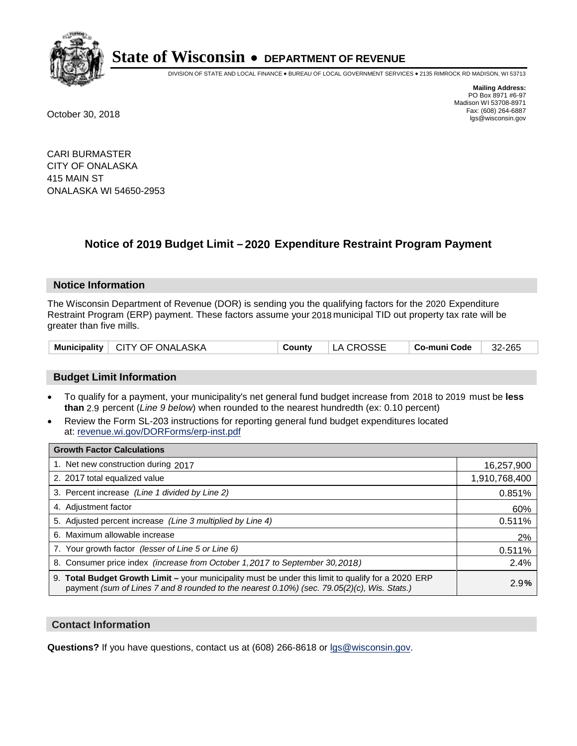# State of Wisconsin • DEPARTMENT OF REVENUE

DIVISION OF STATE AND LOCAL FINANCE • BUREAU OF LOCAL GOVERNMENT SERVICES • 2135 RIMROCK RD MADISON, WI 53713

**Mailing Address:**
PO Box 8971 #6-97
Madison WI 53708-8971
Fax: (608) 264-6887
lgs@wisconsin.gov

October 30, 2018

CARI BURMASTER
CITY OF ONALASKA
415 MAIN ST
ONALASKA WI 54650-2953

## Notice of 2019 Budget Limit – 2020 Expenditure Restraint Program Payment

### Notice Information

The Wisconsin Department of Revenue (DOR) is sending you the qualifying factors for the 2020 Expenditure Restraint Program (ERP) payment. These factors assume your 2018 municipal TID out property tax rate will be greater than five mills.

| Municipality | CITY OF ONALASKA | County | LA CROSSE | Co-muni Code | 32-265 |
|---|---|---|---|---|---|

### Budget Limit Information

- To qualify for a payment, your municipality's net general fund budget increase from 2018 to 2019 must be **less than** 2.9 percent (*Line 9 below*) when rounded to the nearest hundredth (ex: 0.10 percent)
- Review the Form SL-203 instructions for reporting general fund budget expenditures located at: revenue.wi.gov/DORForms/erp-inst.pdf

| Growth Factor Calculations | |
|---|---|
| 1. Net new construction during 2017 | 16,257,900 |
| 2. 2017 total equalized value | 1,910,768,400 |
| 3. Percent increase *(Line 1 divided by Line 2)* | 0.851% |
| 4. Adjustment factor | 60% |
| 5. Adjusted percent increase *(Line 3 multiplied by Line 4)* | 0.511% |
| 6. Maximum allowable increase | 2% |
| 7. Your growth factor *(lesser of Line 5 or Line 6)* | 0.511% |
| 8. Consumer price index *(increase from October 1,2017 to September 30,2018)* | 2.4% |
| 9. **Total Budget Growth Limit –** your municipality must be under this limit to qualify for a 2020 ERP payment *(sum of Lines 7 and 8 rounded to the nearest 0.10%) (sec. 79.05(2)(c), Wis. Stats.)* | 2.9% |

### Contact Information

**Questions?** If you have questions, contact us at (608) 266-8618 or lgs@wisconsin.gov.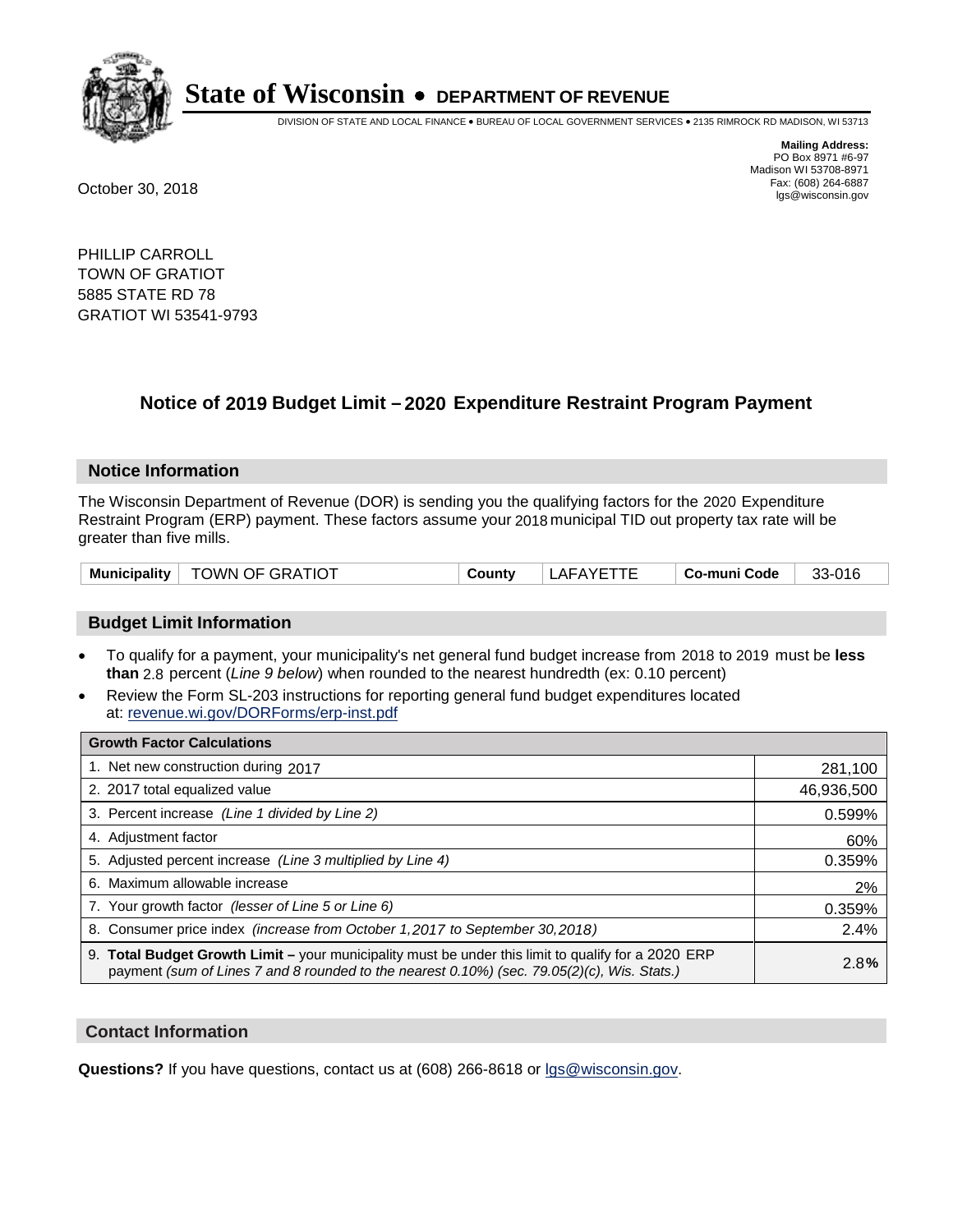# State of Wisconsin • DEPARTMENT OF REVENUE

DIVISION OF STATE AND LOCAL FINANCE • BUREAU OF LOCAL GOVERNMENT SERVICES • 2135 RIMROCK RD MADISON, WI 53713

**Mailing Address:**
PO Box 8971 #6-97
Madison WI 53708-8971
Fax: (608) 264-6887
lgs@wisconsin.gov

October 30, 2018

PHILLIP CARROLL
TOWN OF GRATIOT
5885 STATE RD 78
GRATIOT WI 53541-9793

## Notice of 2019 Budget Limit – 2020 Expenditure Restraint Program Payment

### Notice Information

The Wisconsin Department of Revenue (DOR) is sending you the qualifying factors for the 2020 Expenditure Restraint Program (ERP) payment. These factors assume your 2018 municipal TID out property tax rate will be greater than five mills.

| Municipality | TOWN OF GRATIOT | County | LAFAYETTE | Co-muni Code | 33-016 |
|---|---|---|---|---|---|

### Budget Limit Information

- To qualify for a payment, your municipality's net general fund budget increase from 2018 to 2019 must be **less than** 2.8 percent (*Line 9 below*) when rounded to the nearest hundredth (ex: 0.10 percent)
- Review the Form SL-203 instructions for reporting general fund budget expenditures located at: revenue.wi.gov/DORForms/erp-inst.pdf

| Growth Factor Calculations | |
|---|---|
| 1. Net new construction during 2017 | 281,100 |
| 2. 2017 total equalized value | 46,936,500 |
| 3. Percent increase *(Line 1 divided by Line 2)* | 0.599% |
| 4. Adjustment factor | 60% |
| 5. Adjusted percent increase *(Line 3 multiplied by Line 4)* | 0.359% |
| 6. Maximum allowable increase | 2% |
| 7. Your growth factor *(lesser of Line 5 or Line 6)* | 0.359% |
| 8. Consumer price index *(increase from October 1,2017 to September 30,2018)* | 2.4% |
| 9. **Total Budget Growth Limit –** your municipality must be under this limit to qualify for a 2020 ERP payment *(sum of Lines 7 and 8 rounded to the nearest 0.10%) (sec. 79.05(2)(c), Wis. Stats.)* | 2.8**%** |

### Contact Information

**Questions?** If you have questions, contact us at (608) 266-8618 or lgs@wisconsin.gov.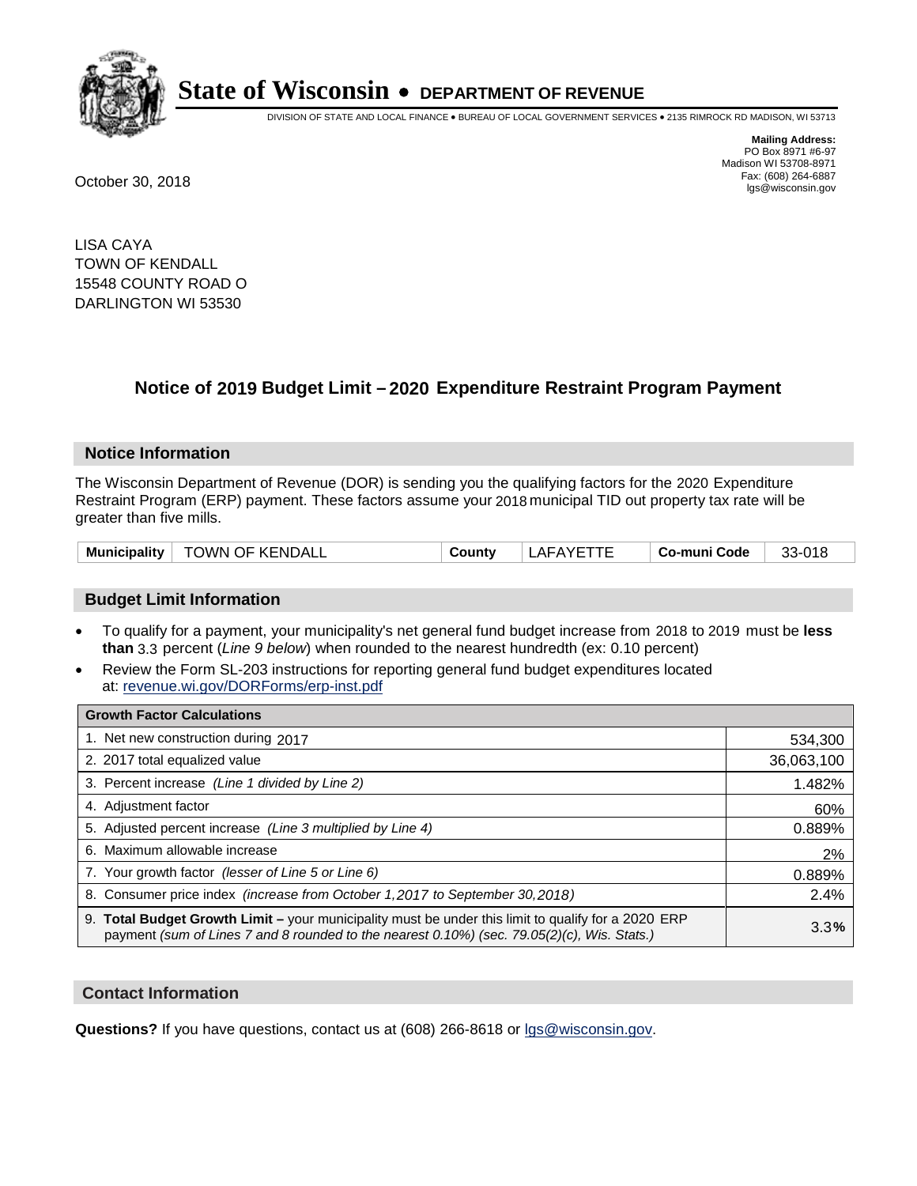# State of Wisconsin • DEPARTMENT OF REVENUE

DIVISION OF STATE AND LOCAL FINANCE • BUREAU OF LOCAL GOVERNMENT SERVICES • 2135 RIMROCK RD MADISON, WI 53713

**Mailing Address:**
PO Box 8971 #6-97
Madison WI 53708-8971
Fax: (608) 264-6887
lgs@wisconsin.gov

October 30, 2018

LISA CAYA
TOWN OF KENDALL
15548 COUNTY ROAD O
DARLINGTON WI 53530

## Notice of 2019 Budget Limit – 2020 Expenditure Restraint Program Payment

### Notice Information

The Wisconsin Department of Revenue (DOR) is sending you the qualifying factors for the 2020 Expenditure Restraint Program (ERP) payment. These factors assume your 2018 municipal TID out property tax rate will be greater than five mills.

| Municipality | TOWN OF KENDALL | County | LAFAYETTE | Co-muni Code | 33-018 |
|---|---|---|---|---|---|

### Budget Limit Information

- To qualify for a payment, your municipality's net general fund budget increase from 2018 to 2019 must be **less than** 3.3 percent (*Line 9 below*) when rounded to the nearest hundredth (ex: 0.10 percent)
- Review the Form SL-203 instructions for reporting general fund budget expenditures located at: revenue.wi.gov/DORForms/erp-inst.pdf

| Growth Factor Calculations | |
|---|---|
| 1. Net new construction during 2017 | 534,300 |
| 2. 2017 total equalized value | 36,063,100 |
| 3. Percent increase *(Line 1 divided by Line 2)* | 1.482% |
| 4. Adjustment factor | 60% |
| 5. Adjusted percent increase *(Line 3 multiplied by Line 4)* | 0.889% |
| 6. Maximum allowable increase | 2% |
| 7. Your growth factor *(lesser of Line 5 or Line 6)* | 0.889% |
| 8. Consumer price index *(increase from October 1,2017 to September 30,2018)* | 2.4% |
| 9. **Total Budget Growth Limit –** your municipality must be under this limit to qualify for a 2020 ERP payment *(sum of Lines 7 and 8 rounded to the nearest 0.10%) (sec. 79.05(2)(c), Wis. Stats.)* | 3.3**%** |

### Contact Information

**Questions?** If you have questions, contact us at (608) 266-8618 or lgs@wisconsin.gov.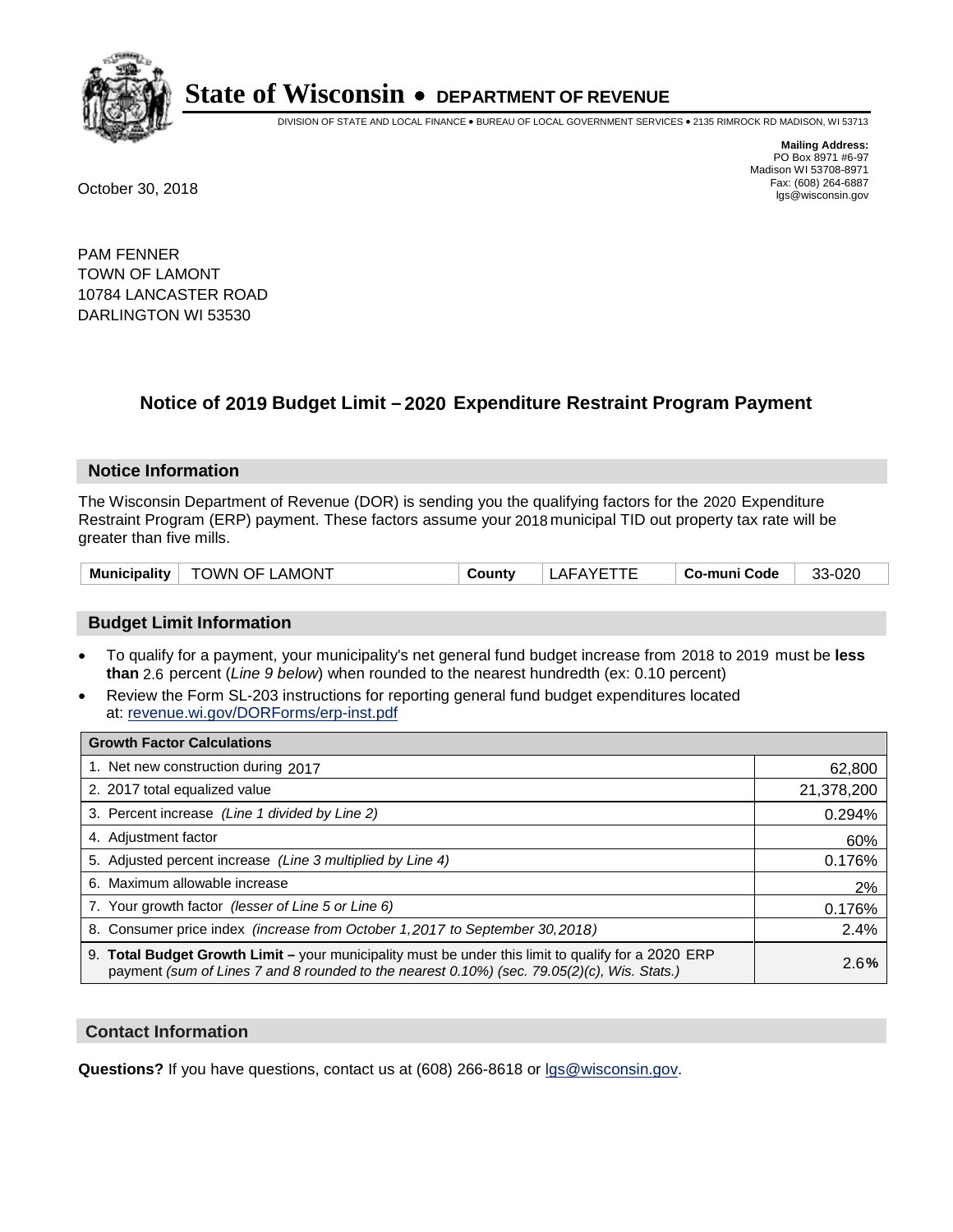# State of Wisconsin • DEPARTMENT OF REVENUE

DIVISION OF STATE AND LOCAL FINANCE • BUREAU OF LOCAL GOVERNMENT SERVICES • 2135 RIMROCK RD MADISON, WI 53713

**Mailing Address:**
PO Box 8971 #6-97
Madison WI 53708-8971
Fax: (608) 264-6887
lgs@wisconsin.gov

October 30, 2018

PAM FENNER
TOWN OF LAMONT
10784 LANCASTER ROAD
DARLINGTON WI 53530

## Notice of 2019 Budget Limit – 2020 Expenditure Restraint Program Payment

### Notice Information

The Wisconsin Department of Revenue (DOR) is sending you the qualifying factors for the 2020 Expenditure Restraint Program (ERP) payment. These factors assume your 2018 municipal TID out property tax rate will be greater than five mills.

| Municipality | TOWN OF LAMONT | County | LAFAYETTE | Co-muni Code | 33-020 |
|---|---|---|---|---|---|

### Budget Limit Information

- To qualify for a payment, your municipality's net general fund budget increase from 2018 to 2019 must be **less than** 2.6 percent (*Line 9 below*) when rounded to the nearest hundredth (ex: 0.10 percent)
- Review the Form SL-203 instructions for reporting general fund budget expenditures located at: revenue.wi.gov/DORForms/erp-inst.pdf

| Growth Factor Calculations | |
|---|---|
| 1. Net new construction during 2017 | 62,800 |
| 2. 2017 total equalized value | 21,378,200 |
| 3. Percent increase *(Line 1 divided by Line 2)* | 0.294% |
| 4. Adjustment factor | 60% |
| 5. Adjusted percent increase *(Line 3 multiplied by Line 4)* | 0.176% |
| 6. Maximum allowable increase | 2% |
| 7. Your growth factor *(lesser of Line 5 or Line 6)* | 0.176% |
| 8. Consumer price index *(increase from October 1,2017 to September 30,2018)* | 2.4% |
| 9. **Total Budget Growth Limit** – your municipality must be under this limit to qualify for a 2020 ERP payment *(sum of Lines 7 and 8 rounded to the nearest 0.10%) (sec. 79.05(2)(c), Wis. Stats.)* | 2.6**%** |

### Contact Information

**Questions?** If you have questions, contact us at (608) 266-8618 or lgs@wisconsin.gov.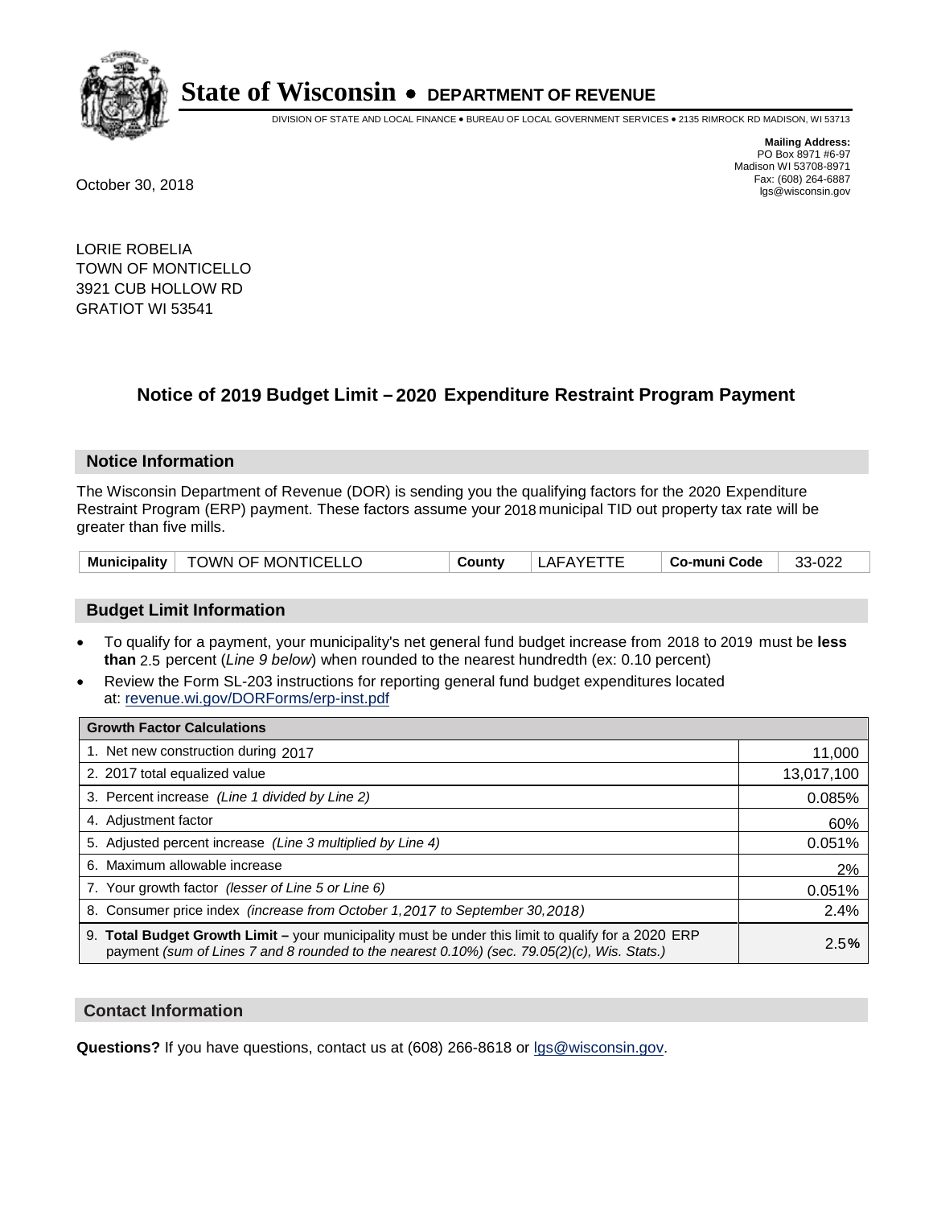# State of Wisconsin • DEPARTMENT OF REVENUE

DIVISION OF STATE AND LOCAL FINANCE • BUREAU OF LOCAL GOVERNMENT SERVICES • 2135 RIMROCK RD MADISON, WI 53713

**Mailing Address:**
PO Box 8971 #6-97
Madison WI 53708-8971
Fax: (608) 264-6887
lgs@wisconsin.gov

October 30, 2018

LORIE ROBELIA
TOWN OF MONTICELLO
3921 CUB HOLLOW RD
GRATIOT WI 53541

## Notice of 2019 Budget Limit – 2020 Expenditure Restraint Program Payment

### Notice Information

The Wisconsin Department of Revenue (DOR) is sending you the qualifying factors for the 2020 Expenditure Restraint Program (ERP) payment. These factors assume your 2018 municipal TID out property tax rate will be greater than five mills.

| Municipality | TOWN OF MONTICELLO | County | LAFAYETTE | Co-muni Code | 33-022 |
|---|---|---|---|---|---|

### Budget Limit Information

- To qualify for a payment, your municipality's net general fund budget increase from 2018 to 2019 must be **less than** 2.5 percent (*Line 9 below*) when rounded to the nearest hundredth (ex: 0.10 percent)
- Review the Form SL-203 instructions for reporting general fund budget expenditures located at: revenue.wi.gov/DORForms/erp-inst.pdf

| Growth Factor Calculations | |
|---|---|
| 1. Net new construction during 2017 | 11,000 |
| 2. 2017 total equalized value | 13,017,100 |
| 3. Percent increase *(Line 1 divided by Line 2)* | 0.085% |
| 4. Adjustment factor | 60% |
| 5. Adjusted percent increase *(Line 3 multiplied by Line 4)* | 0.051% |
| 6. Maximum allowable increase | 2% |
| 7. Your growth factor *(lesser of Line 5 or Line 6)* | 0.051% |
| 8. Consumer price index *(increase from October 1,2017 to September 30,2018)* | 2.4% |
| 9. **Total Budget Growth Limit –** your municipality must be under this limit to qualify for a 2020 ERP payment *(sum of Lines 7 and 8 rounded to the nearest 0.10%) (sec. 79.05(2)(c), Wis. Stats.)* | 2.5**%** |

### Contact Information

**Questions?** If you have questions, contact us at (608) 266-8618 or lgs@wisconsin.gov.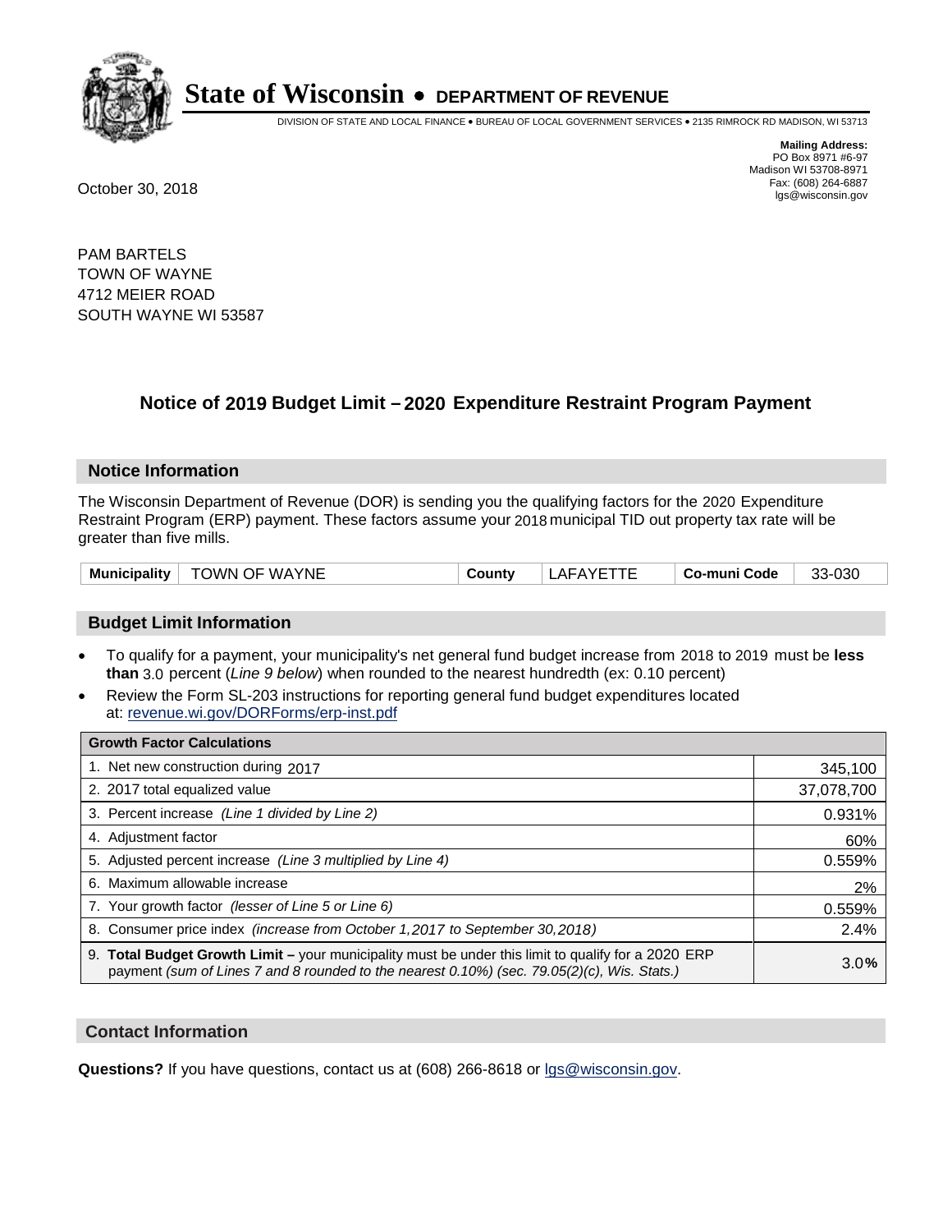# State of Wisconsin • DEPARTMENT OF REVENUE

DIVISION OF STATE AND LOCAL FINANCE • BUREAU OF LOCAL GOVERNMENT SERVICES • 2135 RIMROCK RD MADISON, WI 53713

**Mailing Address:**
PO Box 8971 #6-97
Madison WI 53708-8971
Fax: (608) 264-6887
lgs@wisconsin.gov

October 30, 2018

PAM BARTELS
TOWN OF WAYNE
4712 MEIER ROAD
SOUTH WAYNE WI 53587

## Notice of 2019 Budget Limit – 2020 Expenditure Restraint Program Payment

### Notice Information

The Wisconsin Department of Revenue (DOR) is sending you the qualifying factors for the 2020 Expenditure Restraint Program (ERP) payment. These factors assume your 2018 municipal TID out property tax rate will be greater than five mills.

| Municipality | TOWN OF WAYNE | County | LAFAYETTE | Co-muni Code | 33-030 |
|---|---|---|---|---|---|

### Budget Limit Information

- To qualify for a payment, your municipality's net general fund budget increase from 2018 to 2019 must be **less than** 3.0 percent (*Line 9 below*) when rounded to the nearest hundredth (ex: 0.10 percent)
- Review the Form SL-203 instructions for reporting general fund budget expenditures located at: revenue.wi.gov/DORForms/erp-inst.pdf

| Growth Factor Calculations | |
|---|---|
| 1. Net new construction during 2017 | 345,100 |
| 2. 2017 total equalized value | 37,078,700 |
| 3. Percent increase *(Line 1 divided by Line 2)* | 0.931% |
| 4. Adjustment factor | 60% |
| 5. Adjusted percent increase *(Line 3 multiplied by Line 4)* | 0.559% |
| 6. Maximum allowable increase | 2% |
| 7. Your growth factor *(lesser of Line 5 or Line 6)* | 0.559% |
| 8. Consumer price index *(increase from October 1,2017 to September 30,2018)* | 2.4% |
| 9. **Total Budget Growth Limit –** your municipality must be under this limit to qualify for a 2020 ERP payment *(sum of Lines 7 and 8 rounded to the nearest 0.10%) (sec. 79.05(2)(c), Wis. Stats.)* | 3.0% |

### Contact Information

**Questions?** If you have questions, contact us at (608) 266-8618 or lgs@wisconsin.gov.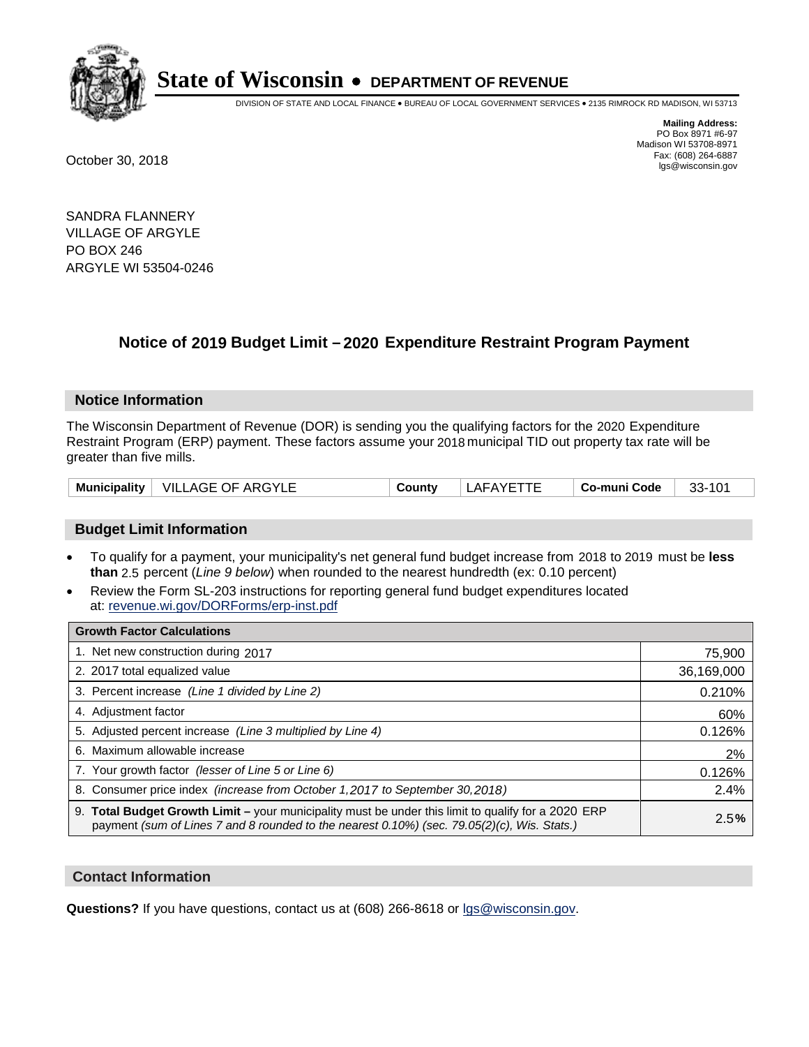# State of Wisconsin • DEPARTMENT OF REVENUE

DIVISION OF STATE AND LOCAL FINANCE • BUREAU OF LOCAL GOVERNMENT SERVICES • 2135 RIMROCK RD MADISON, WI 53713

**Mailing Address:**
PO Box 8971 #6-97
Madison WI 53708-8971
Fax: (608) 264-6887
lgs@wisconsin.gov

October 30, 2018

SANDRA FLANNERY
VILLAGE OF ARGYLE
PO BOX 246
ARGYLE WI 53504-0246

## Notice of 2019 Budget Limit – 2020 Expenditure Restraint Program Payment

### Notice Information

The Wisconsin Department of Revenue (DOR) is sending you the qualifying factors for the 2020 Expenditure Restraint Program (ERP) payment. These factors assume your 2018 municipal TID out property tax rate will be greater than five mills.

| Municipality | VILLAGE OF ARGYLE | County | LAFAYETTE | Co-muni Code | 33-101 |
|---|---|---|---|---|---|

### Budget Limit Information

- To qualify for a payment, your municipality's net general fund budget increase from 2018 to 2019 must be **less than** 2.5 percent (*Line 9 below*) when rounded to the nearest hundredth (ex: 0.10 percent)
- Review the Form SL-203 instructions for reporting general fund budget expenditures located at: revenue.wi.gov/DORForms/erp-inst.pdf

| Growth Factor Calculations | |
|---|---|
| 1. Net new construction during 2017 | 75,900 |
| 2. 2017 total equalized value | 36,169,000 |
| 3. Percent increase *(Line 1 divided by Line 2)* | 0.210% |
| 4. Adjustment factor | 60% |
| 5. Adjusted percent increase *(Line 3 multiplied by Line 4)* | 0.126% |
| 6. Maximum allowable increase | 2% |
| 7. Your growth factor *(lesser of Line 5 or Line 6)* | 0.126% |
| 8. Consumer price index *(increase from October 1,2017 to September 30,2018)* | 2.4% |
| 9. **Total Budget Growth Limit –** your municipality must be under this limit to qualify for a 2020 ERP payment *(sum of Lines 7 and 8 rounded to the nearest 0.10%) (sec. 79.05(2)(c), Wis. Stats.)* | 2.5**%** |

### Contact Information

**Questions?** If you have questions, contact us at (608) 266-8618 or lgs@wisconsin.gov.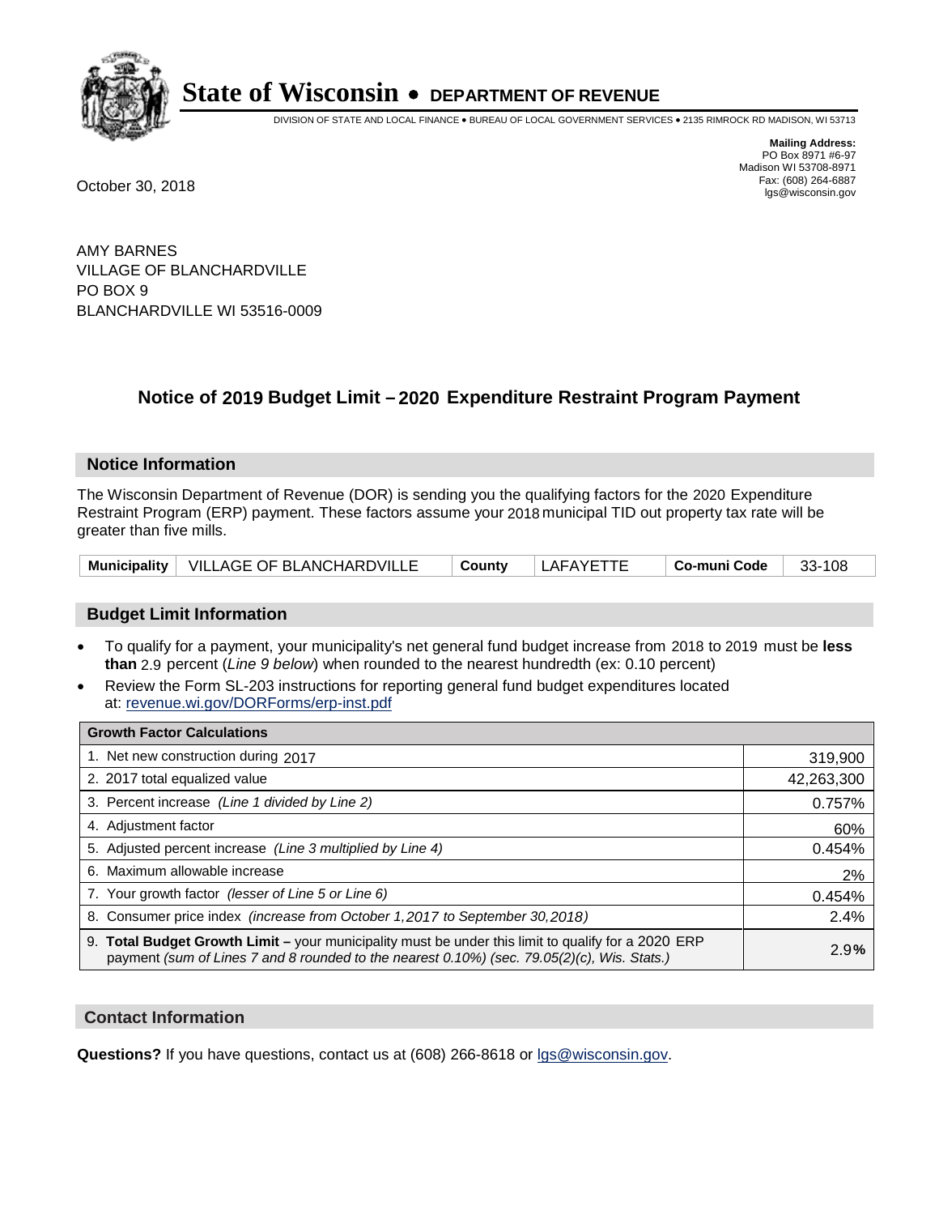# State of Wisconsin • DEPARTMENT OF REVENUE

DIVISION OF STATE AND LOCAL FINANCE • BUREAU OF LOCAL GOVERNMENT SERVICES • 2135 RIMROCK RD MADISON, WI 53713

**Mailing Address:**
PO Box 8971 #6-97
Madison WI 53708-8971
Fax: (608) 264-6887
lgs@wisconsin.gov

October 30, 2018

AMY BARNES
VILLAGE OF BLANCHARDVILLE
PO BOX 9
BLANCHARDVILLE WI 53516-0009

## Notice of 2019 Budget Limit – 2020 Expenditure Restraint Program Payment

### Notice Information

The Wisconsin Department of Revenue (DOR) is sending you the qualifying factors for the 2020 Expenditure Restraint Program (ERP) payment. These factors assume your 2018 municipal TID out property tax rate will be greater than five mills.

| Municipality | VILLAGE OF BLANCHARDVILLE | County | LAFAYETTE | Co-muni Code | 33-108 |
|---|---|---|---|---|---|

### Budget Limit Information

- To qualify for a payment, your municipality's net general fund budget increase from 2018 to 2019 must be **less than** 2.9 percent (*Line 9 below*) when rounded to the nearest hundredth (ex: 0.10 percent)
- Review the Form SL-203 instructions for reporting general fund budget expenditures located at: revenue.wi.gov/DORForms/erp-inst.pdf

| Growth Factor Calculations | |
|---|---|
| 1. Net new construction during 2017 | 319,900 |
| 2. 2017 total equalized value | 42,263,300 |
| 3. Percent increase *(Line 1 divided by Line 2)* | 0.757% |
| 4. Adjustment factor | 60% |
| 5. Adjusted percent increase *(Line 3 multiplied by Line 4)* | 0.454% |
| 6. Maximum allowable increase | 2% |
| 7. Your growth factor *(lesser of Line 5 or Line 6)* | 0.454% |
| 8. Consumer price index *(increase from October 1,2017 to September 30,2018)* | 2.4% |
| 9. **Total Budget Growth Limit –** your municipality must be under this limit to qualify for a 2020 ERP payment *(sum of Lines 7 and 8 rounded to the nearest 0.10%) (sec. 79.05(2)(c), Wis. Stats.)* | 2.9% |

### Contact Information

**Questions?** If you have questions, contact us at (608) 266-8618 or lgs@wisconsin.gov.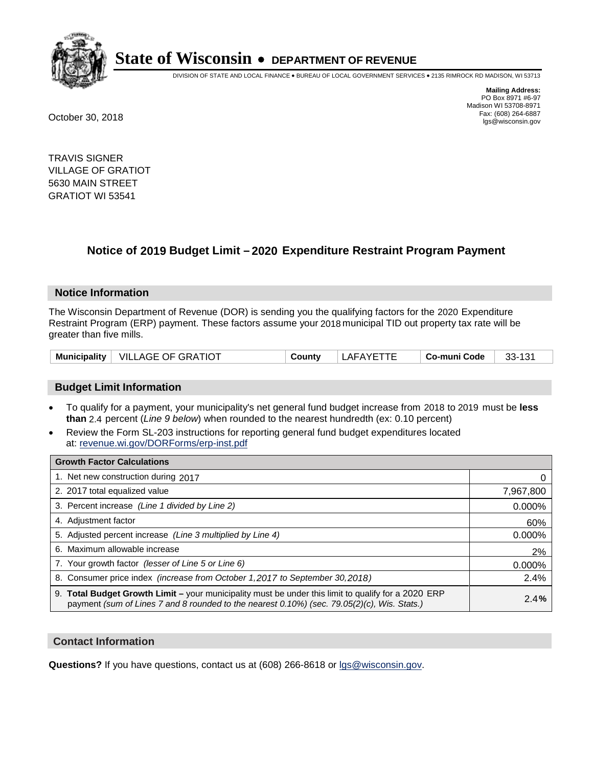# State of Wisconsin • DEPARTMENT OF REVENUE

DIVISION OF STATE AND LOCAL FINANCE • BUREAU OF LOCAL GOVERNMENT SERVICES • 2135 RIMROCK RD MADISON, WI 53713

**Mailing Address:**
PO Box 8971 #6-97
Madison WI 53708-8971
Fax: (608) 264-6887
lgs@wisconsin.gov

October 30, 2018

TRAVIS SIGNER
VILLAGE OF GRATIOT
5630 MAIN STREET
GRATIOT WI 53541

## Notice of 2019 Budget Limit – 2020 Expenditure Restraint Program Payment

### Notice Information

The Wisconsin Department of Revenue (DOR) is sending you the qualifying factors for the 2020 Expenditure Restraint Program (ERP) payment. These factors assume your 2018 municipal TID out property tax rate will be greater than five mills.

| Municipality | VILLAGE OF GRATIOT | County | LAFAYETTE | Co-muni Code | 33-131 |
|---|---|---|---|---|---|

### Budget Limit Information

- To qualify for a payment, your municipality's net general fund budget increase from 2018 to 2019 must be **less than** 2.4 percent (*Line 9 below*) when rounded to the nearest hundredth (ex: 0.10 percent)
- Review the Form SL-203 instructions for reporting general fund budget expenditures located at: revenue.wi.gov/DORForms/erp-inst.pdf

| Growth Factor Calculations | |
|---|---|
| 1. Net new construction during 2017 | 0 |
| 2. 2017 total equalized value | 7,967,800 |
| 3. Percent increase *(Line 1 divided by Line 2)* | 0.000% |
| 4. Adjustment factor | 60% |
| 5. Adjusted percent increase *(Line 3 multiplied by Line 4)* | 0.000% |
| 6. Maximum allowable increase | 2% |
| 7. Your growth factor *(lesser of Line 5 or Line 6)* | 0.000% |
| 8. Consumer price index *(increase from October 1,2017 to September 30,2018)* | 2.4% |
| 9. **Total Budget Growth Limit** – your municipality must be under this limit to qualify for a 2020 ERP payment *(sum of Lines 7 and 8 rounded to the nearest 0.10%) (sec. 79.05(2)(c), Wis. Stats.)* | 2.4% |

### Contact Information

**Questions?** If you have questions, contact us at (608) 266-8618 or lgs@wisconsin.gov.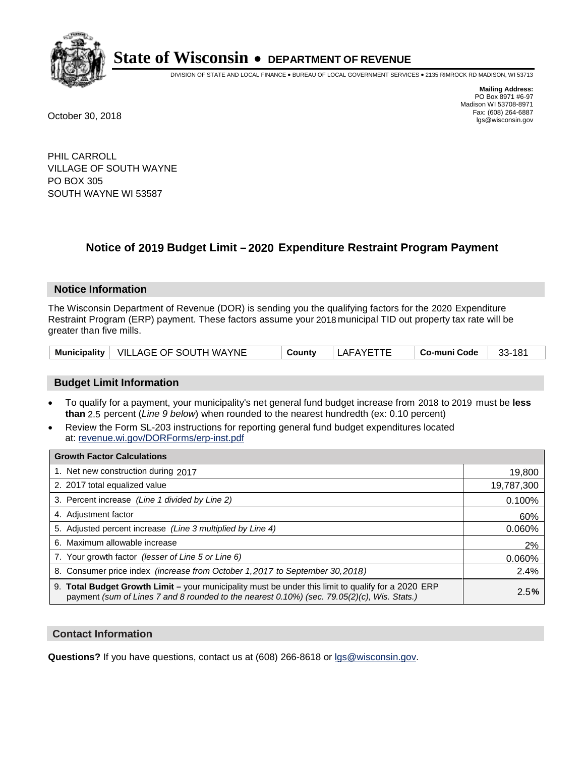# State of Wisconsin • DEPARTMENT OF REVENUE

DIVISION OF STATE AND LOCAL FINANCE • BUREAU OF LOCAL GOVERNMENT SERVICES • 2135 RIMROCK RD MADISON, WI 53713

**Mailing Address:**
PO Box 8971 #6-97
Madison WI 53708-8971
Fax: (608) 264-6887
lgs@wisconsin.gov

October 30, 2018

PHIL CARROLL
VILLAGE OF SOUTH WAYNE
PO BOX 305
SOUTH WAYNE WI 53587

## Notice of 2019 Budget Limit – 2020 Expenditure Restraint Program Payment

### Notice Information

The Wisconsin Department of Revenue (DOR) is sending you the qualifying factors for the 2020 Expenditure Restraint Program (ERP) payment. These factors assume your 2018 municipal TID out property tax rate will be greater than five mills.

| Municipality | VILLAGE OF SOUTH WAYNE | County | LAFAYETTE | Co-muni Code | 33-181 |
|---|---|---|---|---|---|

### Budget Limit Information

- To qualify for a payment, your municipality's net general fund budget increase from 2018 to 2019 must be **less than** 2.5 percent (*Line 9 below*) when rounded to the nearest hundredth (ex: 0.10 percent)
- Review the Form SL-203 instructions for reporting general fund budget expenditures located at: revenue.wi.gov/DORForms/erp-inst.pdf

| Growth Factor Calculations | |
|---|---|
| 1. Net new construction during 2017 | 19,800 |
| 2. 2017 total equalized value | 19,787,300 |
| 3. Percent increase *(Line 1 divided by Line 2)* | 0.100% |
| 4. Adjustment factor | 60% |
| 5. Adjusted percent increase *(Line 3 multiplied by Line 4)* | 0.060% |
| 6. Maximum allowable increase | 2% |
| 7. Your growth factor *(lesser of Line 5 or Line 6)* | 0.060% |
| 8. Consumer price index *(increase from October 1,2017 to September 30,2018)* | 2.4% |
| 9. **Total Budget Growth Limit –** your municipality must be under this limit to qualify for a 2020 ERP payment *(sum of Lines 7 and 8 rounded to the nearest 0.10%) (sec. 79.05(2)(c), Wis. Stats.)* | 2.5**%** |

### Contact Information

**Questions?** If you have questions, contact us at (608) 266-8618 or lgs@wisconsin.gov.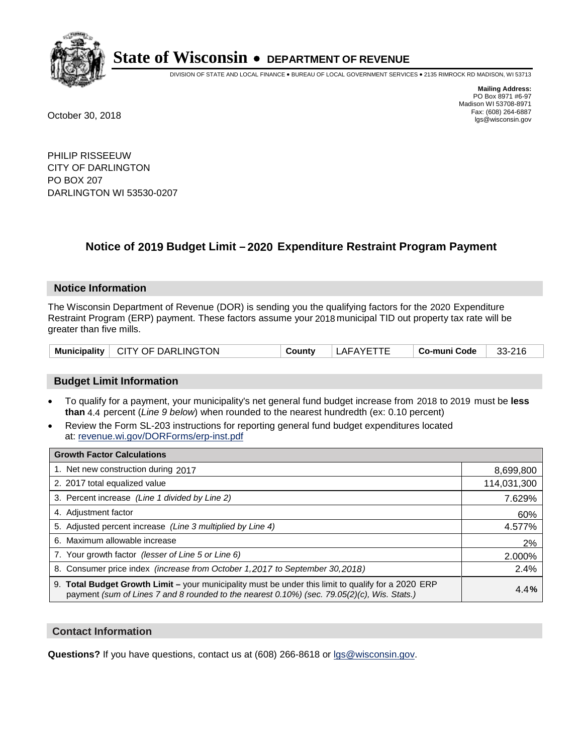# State of Wisconsin • DEPARTMENT OF REVENUE

DIVISION OF STATE AND LOCAL FINANCE • BUREAU OF LOCAL GOVERNMENT SERVICES • 2135 RIMROCK RD MADISON, WI 53713

**Mailing Address:**
PO Box 8971 #6-97
Madison WI 53708-8971
Fax: (608) 264-6887
lgs@wisconsin.gov

October 30, 2018

PHILIP RISSEEUW
CITY OF DARLINGTON
PO BOX 207
DARLINGTON WI 53530-0207

## Notice of 2019 Budget Limit – 2020 Expenditure Restraint Program Payment

### Notice Information

The Wisconsin Department of Revenue (DOR) is sending you the qualifying factors for the 2020 Expenditure Restraint Program (ERP) payment. These factors assume your 2018 municipal TID out property tax rate will be greater than five mills.

| Municipality | CITY OF DARLINGTON | County | LAFAYETTE | Co-muni Code | 33-216 |
|---|---|---|---|---|---|

### Budget Limit Information

- To qualify for a payment, your municipality's net general fund budget increase from 2018 to 2019 must be **less than** 4.4 percent (*Line 9 below*) when rounded to the nearest hundredth (ex: 0.10 percent)
- Review the Form SL-203 instructions for reporting general fund budget expenditures located at: revenue.wi.gov/DORForms/erp-inst.pdf

| Growth Factor Calculations | |
|---|---|
| 1. Net new construction during 2017 | 8,699,800 |
| 2. 2017 total equalized value | 114,031,300 |
| 3. Percent increase *(Line 1 divided by Line 2)* | 7.629% |
| 4. Adjustment factor | 60% |
| 5. Adjusted percent increase *(Line 3 multiplied by Line 4)* | 4.577% |
| 6. Maximum allowable increase | 2% |
| 7. Your growth factor *(lesser of Line 5 or Line 6)* | 2.000% |
| 8. Consumer price index *(increase from October 1,2017 to September 30,2018)* | 2.4% |
| 9. **Total Budget Growth Limit –** your municipality must be under this limit to qualify for a 2020 ERP payment *(sum of Lines 7 and 8 rounded to the nearest 0.10%) (sec. 79.05(2)(c), Wis. Stats.)* | **4.4%** |

### Contact Information

**Questions?** If you have questions, contact us at (608) 266-8618 or lgs@wisconsin.gov.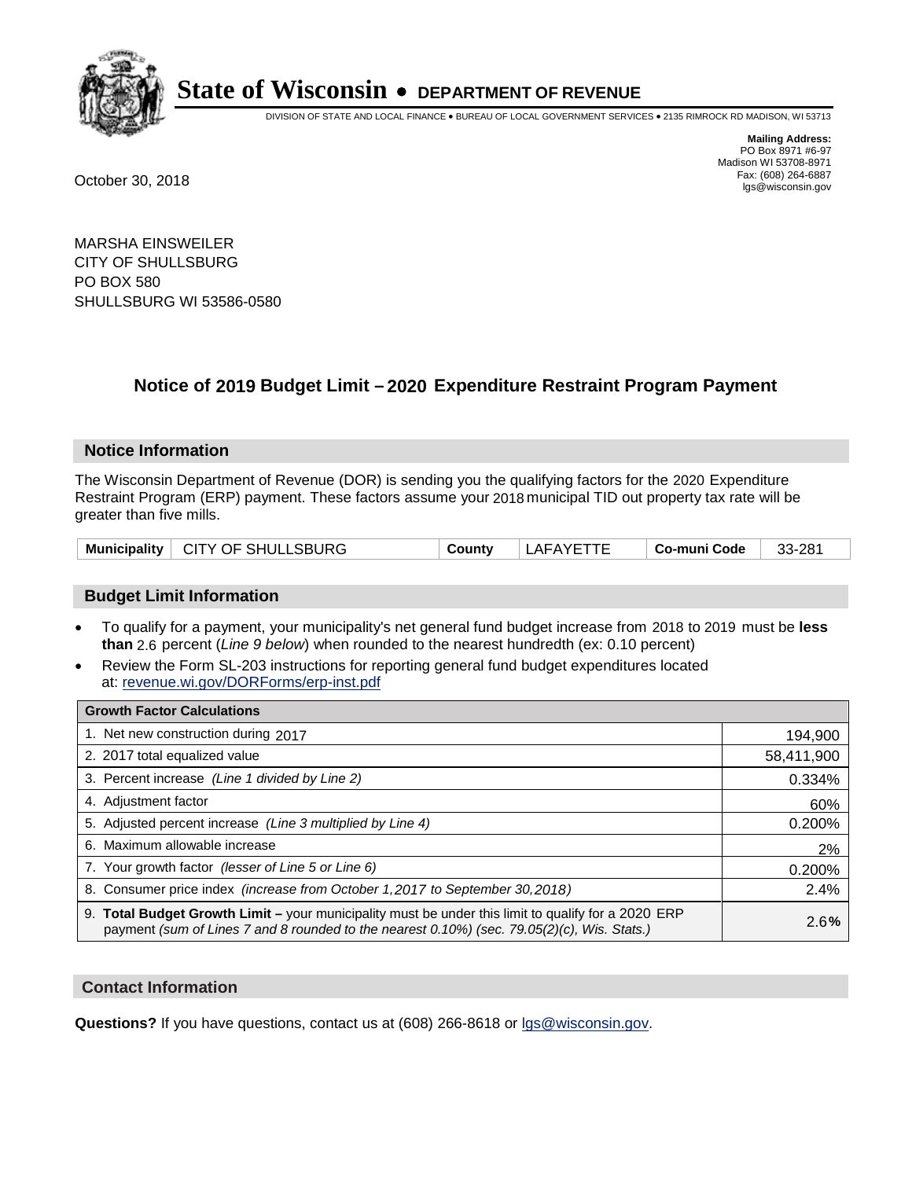# State of Wisconsin • DEPARTMENT OF REVENUE

DIVISION OF STATE AND LOCAL FINANCE • BUREAU OF LOCAL GOVERNMENT SERVICES • 2135 RIMROCK RD MADISON, WI 53713

**Mailing Address:**
PO Box 8971 #6-97
Madison WI 53708-8971
Fax: (608) 264-6887
lgs@wisconsin.gov

October 30, 2018

MARSHA EINSWEILER
CITY OF SHULLSBURG
PO BOX 580
SHULLSBURG WI 53586-0580

## Notice of 2019 Budget Limit – 2020 Expenditure Restraint Program Payment

### Notice Information

The Wisconsin Department of Revenue (DOR) is sending you the qualifying factors for the 2020 Expenditure Restraint Program (ERP) payment. These factors assume your 2018 municipal TID out property tax rate will be greater than five mills.

| Municipality | CITY OF SHULLSBURG | County | LAFAYETTE | Co-muni Code | 33-281 |
|---|---|---|---|---|---|

### Budget Limit Information

- To qualify for a payment, your municipality's net general fund budget increase from 2018 to 2019 must be **less than** 2.6 percent (*Line 9 below*) when rounded to the nearest hundredth (ex: 0.10 percent)
- Review the Form SL-203 instructions for reporting general fund budget expenditures located at: revenue.wi.gov/DORForms/erp-inst.pdf

| Growth Factor Calculations | |
|---|---|
| 1. Net new construction during 2017 | 194,900 |
| 2. 2017 total equalized value | 58,411,900 |
| 3. Percent increase *(Line 1 divided by Line 2)* | 0.334% |
| 4. Adjustment factor | 60% |
| 5. Adjusted percent increase *(Line 3 multiplied by Line 4)* | 0.200% |
| 6. Maximum allowable increase | 2% |
| 7. Your growth factor *(lesser of Line 5 or Line 6)* | 0.200% |
| 8. Consumer price index *(increase from October 1,2017 to September 30,2018)* | 2.4% |
| 9. **Total Budget Growth Limit –** your municipality must be under this limit to qualify for a 2020 ERP payment *(sum of Lines 7 and 8 rounded to the nearest 0.10%) (sec. 79.05(2)(c), Wis. Stats.)* | 2.6**%** |

### Contact Information

**Questions?** If you have questions, contact us at (608) 266-8618 or lgs@wisconsin.gov.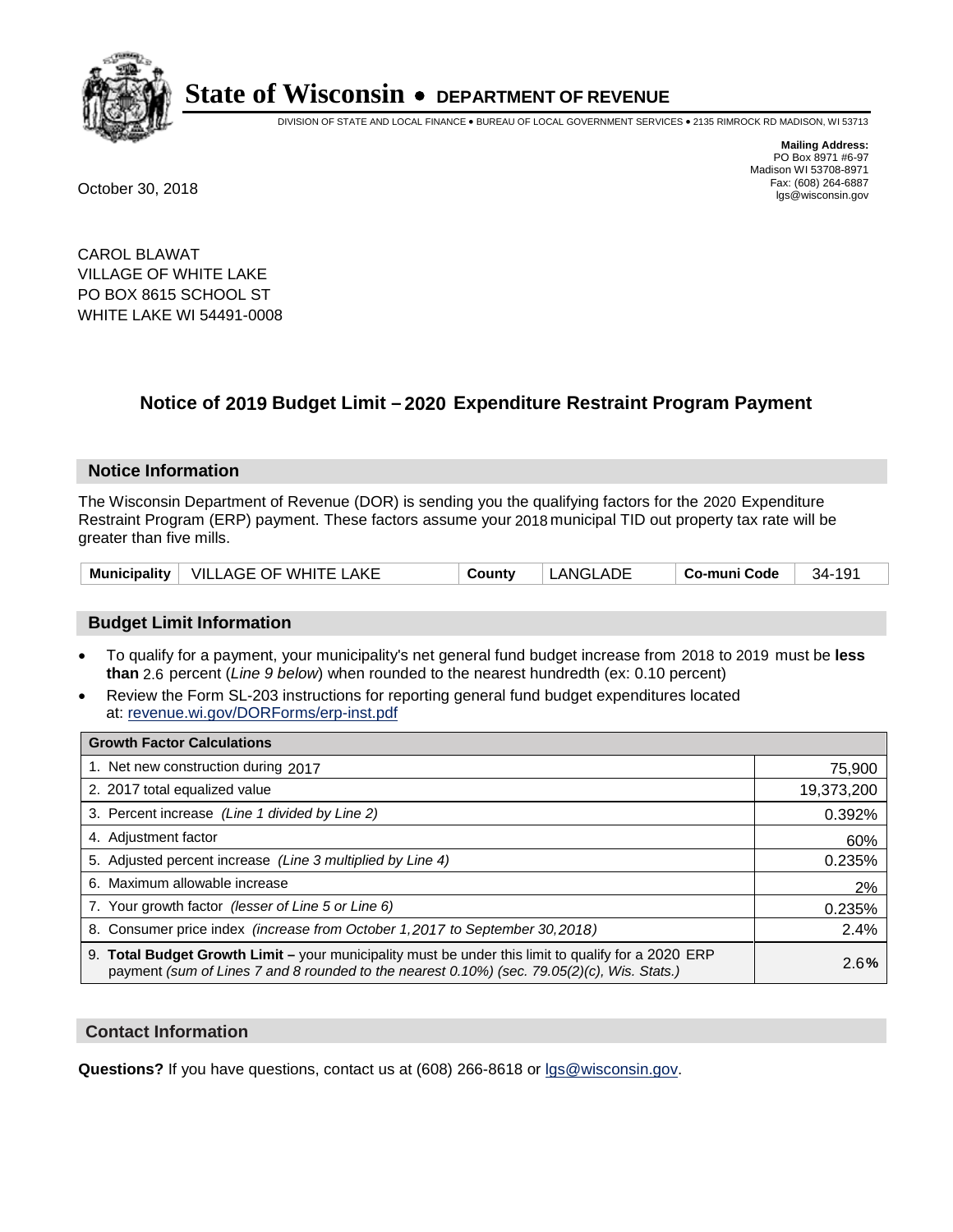# State of Wisconsin • DEPARTMENT OF REVENUE

DIVISION OF STATE AND LOCAL FINANCE • BUREAU OF LOCAL GOVERNMENT SERVICES • 2135 RIMROCK RD MADISON, WI 53713

**Mailing Address:**
PO Box 8971 #6-97
Madison WI 53708-8971
Fax: (608) 264-6887
lgs@wisconsin.gov

October 30, 2018

CAROL BLAWAT
VILLAGE OF WHITE LAKE
PO BOX 8615 SCHOOL ST
WHITE LAKE WI 54491-0008

## Notice of 2019 Budget Limit – 2020 Expenditure Restraint Program Payment

### Notice Information

The Wisconsin Department of Revenue (DOR) is sending you the qualifying factors for the 2020 Expenditure Restraint Program (ERP) payment. These factors assume your 2018 municipal TID out property tax rate will be greater than five mills.

| Municipality | VILLAGE OF WHITE LAKE | County | LANGLADE | Co-muni Code | 34-191 |
|---|---|---|---|---|---|

### Budget Limit Information

- To qualify for a payment, your municipality's net general fund budget increase from 2018 to 2019 must be **less than** 2.6 percent (*Line 9 below*) when rounded to the nearest hundredth (ex: 0.10 percent)
- Review the Form SL-203 instructions for reporting general fund budget expenditures located at: revenue.wi.gov/DORForms/erp-inst.pdf

| Growth Factor Calculations | |
|---|---|
| 1. Net new construction during 2017 | 75,900 |
| 2. 2017 total equalized value | 19,373,200 |
| 3. Percent increase *(Line 1 divided by Line 2)* | 0.392% |
| 4. Adjustment factor | 60% |
| 5. Adjusted percent increase *(Line 3 multiplied by Line 4)* | 0.235% |
| 6. Maximum allowable increase | 2% |
| 7. Your growth factor *(lesser of Line 5 or Line 6)* | 0.235% |
| 8. Consumer price index *(increase from October 1,2017 to September 30,2018)* | 2.4% |
| 9. **Total Budget Growth Limit –** your municipality must be under this limit to qualify for a 2020 ERP payment *(sum of Lines 7 and 8 rounded to the nearest 0.10%) (sec. 79.05(2)(c), Wis. Stats.)* | 2.6**%** |

### Contact Information

**Questions?** If you have questions, contact us at (608) 266-8618 or lgs@wisconsin.gov.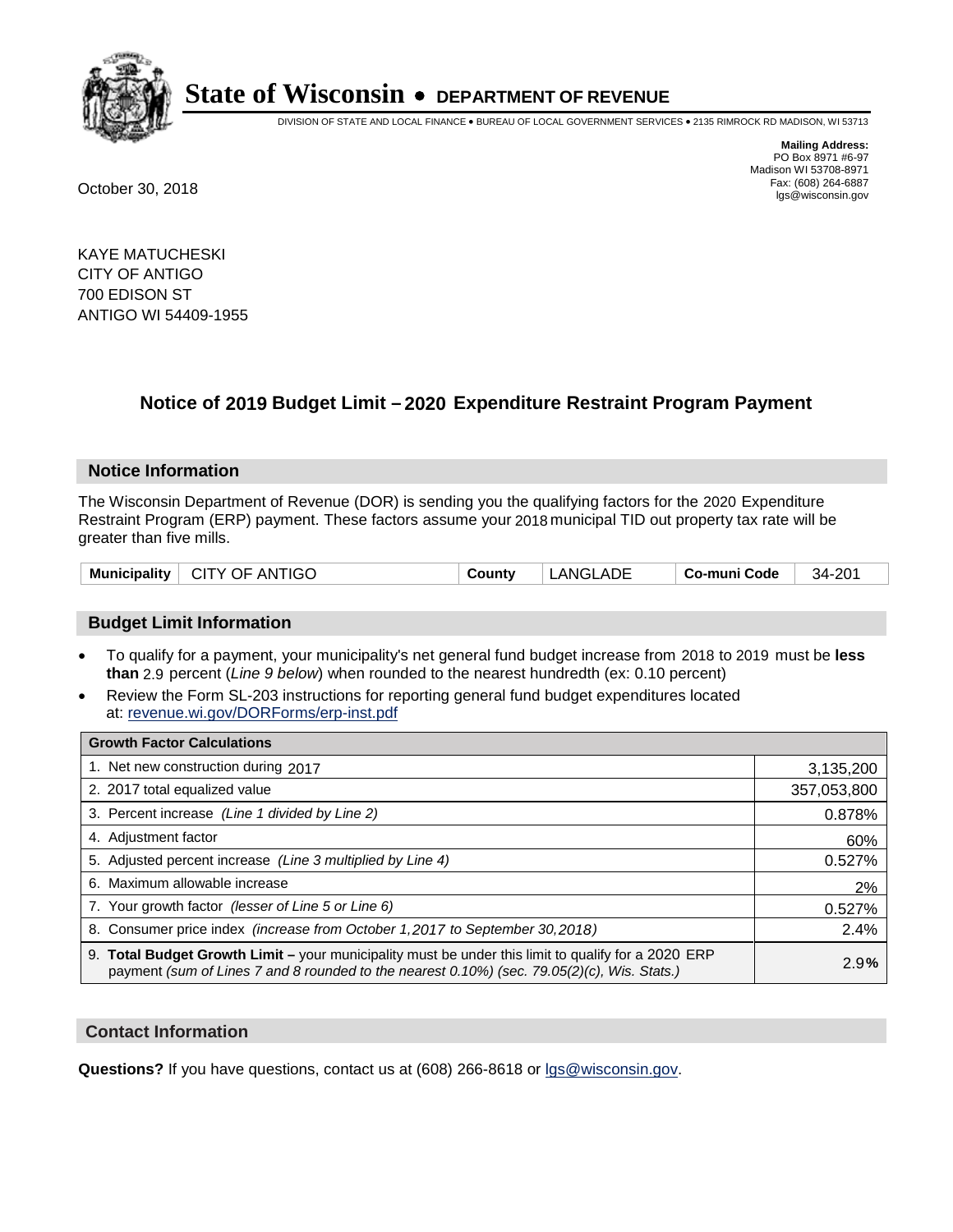# State of Wisconsin • DEPARTMENT OF REVENUE

DIVISION OF STATE AND LOCAL FINANCE • BUREAU OF LOCAL GOVERNMENT SERVICES • 2135 RIMROCK RD MADISON, WI 53713

**Mailing Address:**
PO Box 8971 #6-97
Madison WI 53708-8971
Fax: (608) 264-6887
lgs@wisconsin.gov

October 30, 2018

KAYE MATUCHESKI
CITY OF ANTIGO
700 EDISON ST
ANTIGO WI 54409-1955

## Notice of 2019 Budget Limit – 2020 Expenditure Restraint Program Payment

### Notice Information

The Wisconsin Department of Revenue (DOR) is sending you the qualifying factors for the 2020 Expenditure Restraint Program (ERP) payment. These factors assume your 2018 municipal TID out property tax rate will be greater than five mills.

| Municipality | CITY OF ANTIGO | County | LANGLADE | Co-muni Code | 34-201 |
|---|---|---|---|---|---|

### Budget Limit Information

- To qualify for a payment, your municipality's net general fund budget increase from 2018 to 2019 must be **less than** 2.9 percent (*Line 9 below*) when rounded to the nearest hundredth (ex: 0.10 percent)
- Review the Form SL-203 instructions for reporting general fund budget expenditures located at: revenue.wi.gov/DORForms/erp-inst.pdf

| Growth Factor Calculations | |
|---|---|
| 1. Net new construction during 2017 | 3,135,200 |
| 2. 2017 total equalized value | 357,053,800 |
| 3. Percent increase *(Line 1 divided by Line 2)* | 0.878% |
| 4. Adjustment factor | 60% |
| 5. Adjusted percent increase *(Line 3 multiplied by Line 4)* | 0.527% |
| 6. Maximum allowable increase | 2% |
| 7. Your growth factor *(lesser of Line 5 or Line 6)* | 0.527% |
| 8. Consumer price index *(increase from October 1,2017 to September 30,2018)* | 2.4% |
| 9. **Total Budget Growth Limit –** your municipality must be under this limit to qualify for a 2020 ERP payment *(sum of Lines 7 and 8 rounded to the nearest 0.10%) (sec. 79.05(2)(c), Wis. Stats.)* | 2.9**%** |

### Contact Information

**Questions?** If you have questions, contact us at (608) 266-8618 or lgs@wisconsin.gov.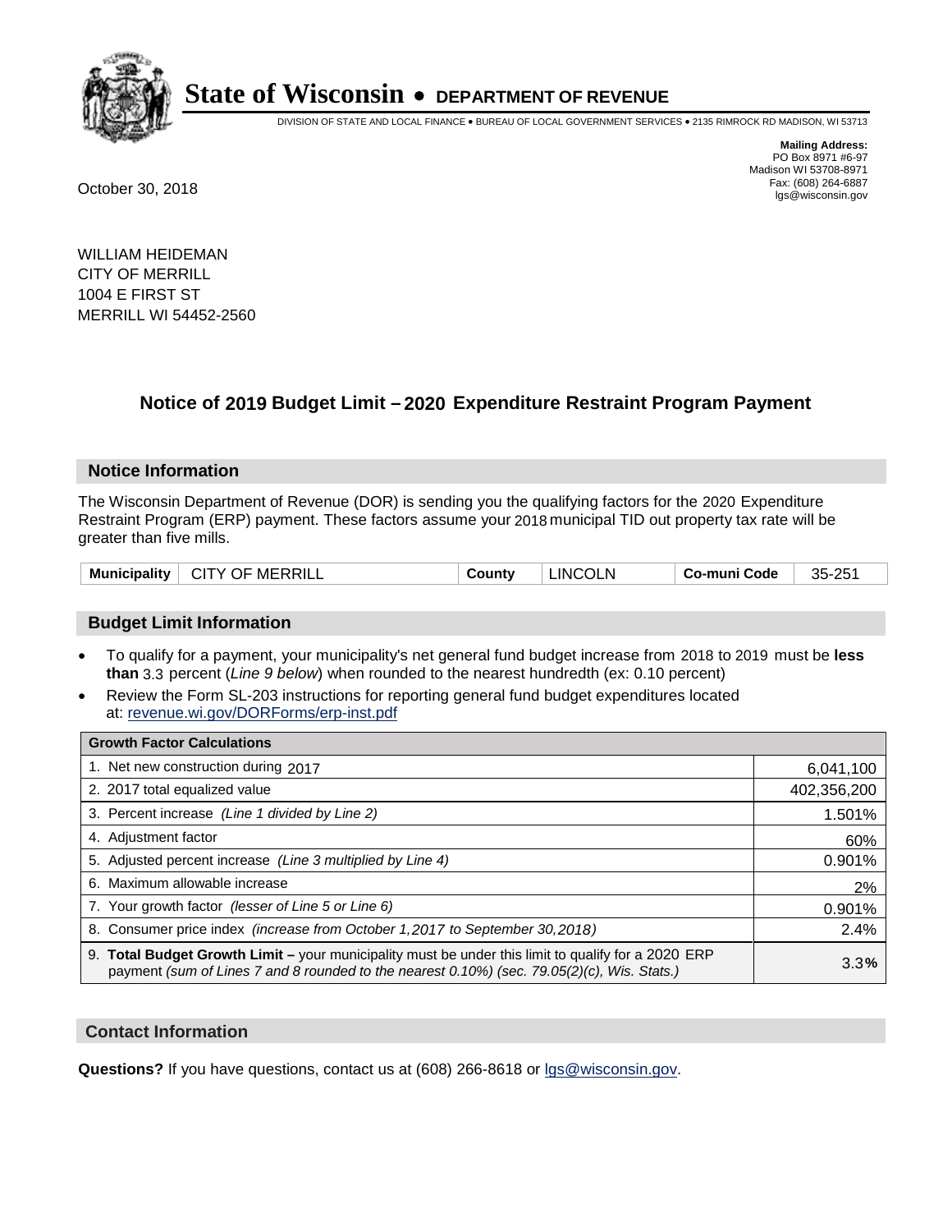# State of Wisconsin • DEPARTMENT OF REVENUE

DIVISION OF STATE AND LOCAL FINANCE • BUREAU OF LOCAL GOVERNMENT SERVICES • 2135 RIMROCK RD MADISON, WI 53713

**Mailing Address:**
PO Box 8971 #6-97
Madison WI 53708-8971
Fax: (608) 264-6887
lgs@wisconsin.gov

October 30, 2018

WILLIAM HEIDEMAN
CITY OF MERRILL
1004 E FIRST ST
MERRILL WI 54452-2560

## Notice of 2019 Budget Limit – 2020 Expenditure Restraint Program Payment

### Notice Information

The Wisconsin Department of Revenue (DOR) is sending you the qualifying factors for the 2020 Expenditure Restraint Program (ERP) payment. These factors assume your 2018 municipal TID out property tax rate will be greater than five mills.

| Municipality | CITY OF MERRILL | County | LINCOLN | Co-muni Code | 35-251 |
|---|---|---|---|---|---|

### Budget Limit Information

- To qualify for a payment, your municipality's net general fund budget increase from 2018 to 2019 must be **less than** 3.3 percent (*Line 9 below*) when rounded to the nearest hundredth (ex: 0.10 percent)
- Review the Form SL-203 instructions for reporting general fund budget expenditures located at: revenue.wi.gov/DORForms/erp-inst.pdf

| Growth Factor Calculations | |
|---|---|
| 1. Net new construction during 2017 | 6,041,100 |
| 2. 2017 total equalized value | 402,356,200 |
| 3. Percent increase *(Line 1 divided by Line 2)* | 1.501% |
| 4. Adjustment factor | 60% |
| 5. Adjusted percent increase *(Line 3 multiplied by Line 4)* | 0.901% |
| 6. Maximum allowable increase | 2% |
| 7. Your growth factor *(lesser of Line 5 or Line 6)* | 0.901% |
| 8. Consumer price index *(increase from October 1,2017 to September 30,2018)* | 2.4% |
| 9. **Total Budget Growth Limit –** your municipality must be under this limit to qualify for a 2020 ERP payment *(sum of Lines 7 and 8 rounded to the nearest 0.10%) (sec. 79.05(2)(c), Wis. Stats.)* | 3.3**%** |

### Contact Information

**Questions?** If you have questions, contact us at (608) 266-8618 or lgs@wisconsin.gov.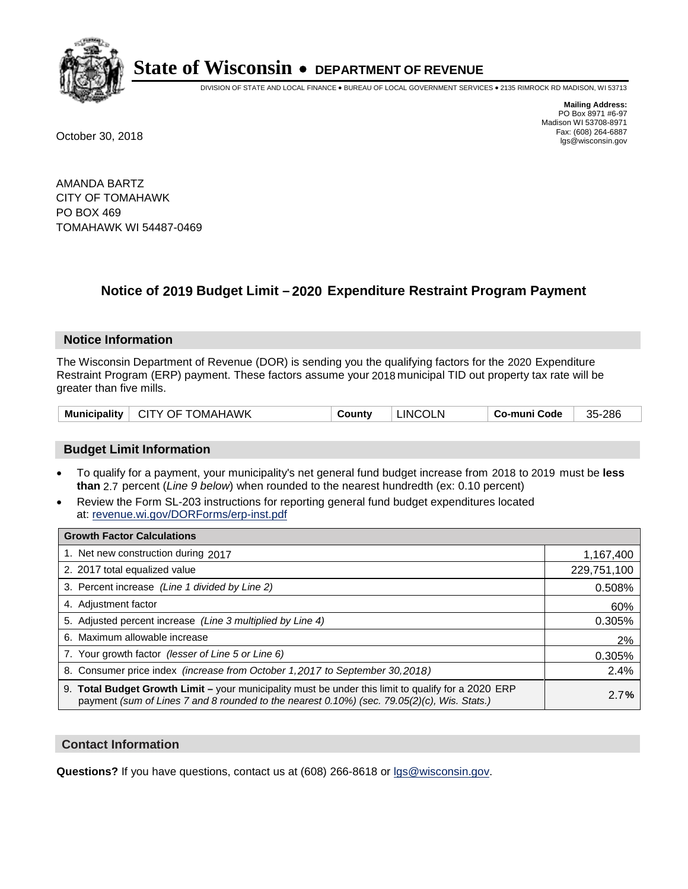# State of Wisconsin • DEPARTMENT OF REVENUE

DIVISION OF STATE AND LOCAL FINANCE • BUREAU OF LOCAL GOVERNMENT SERVICES • 2135 RIMROCK RD MADISON, WI 53713

**Mailing Address:**
PO Box 8971 #6-97
Madison WI 53708-8971
Fax: (608) 264-6887
lgs@wisconsin.gov

October 30, 2018

AMANDA BARTZ
CITY OF TOMAHAWK
PO BOX 469
TOMAHAWK WI 54487-0469

## Notice of 2019 Budget Limit – 2020 Expenditure Restraint Program Payment

### Notice Information

The Wisconsin Department of Revenue (DOR) is sending you the qualifying factors for the 2020 Expenditure Restraint Program (ERP) payment. These factors assume your 2018 municipal TID out property tax rate will be greater than five mills.

| Municipality | CITY OF TOMAHAWK | County | LINCOLN | Co-muni Code | 35-286 |
|---|---|---|---|---|---|

### Budget Limit Information

- To qualify for a payment, your municipality's net general fund budget increase from 2018 to 2019 must be **less than** 2.7 percent (*Line 9 below*) when rounded to the nearest hundredth (ex: 0.10 percent)
- Review the Form SL-203 instructions for reporting general fund budget expenditures located at: revenue.wi.gov/DORForms/erp-inst.pdf

| Growth Factor Calculations | |
|---|---|
| 1. Net new construction during 2017 | 1,167,400 |
| 2. 2017 total equalized value | 229,751,100 |
| 3. Percent increase *(Line 1 divided by Line 2)* | 0.508% |
| 4. Adjustment factor | 60% |
| 5. Adjusted percent increase *(Line 3 multiplied by Line 4)* | 0.305% |
| 6. Maximum allowable increase | 2% |
| 7. Your growth factor *(lesser of Line 5 or Line 6)* | 0.305% |
| 8. Consumer price index *(increase from October 1,2017 to September 30,2018)* | 2.4% |
| 9. **Total Budget Growth Limit –** your municipality must be under this limit to qualify for a 2020 ERP payment *(sum of Lines 7 and 8 rounded to the nearest 0.10%) (sec. 79.05(2)(c), Wis. Stats.)* | 2.7**%** |

### Contact Information

**Questions?** If you have questions, contact us at (608) 266-8618 or lgs@wisconsin.gov.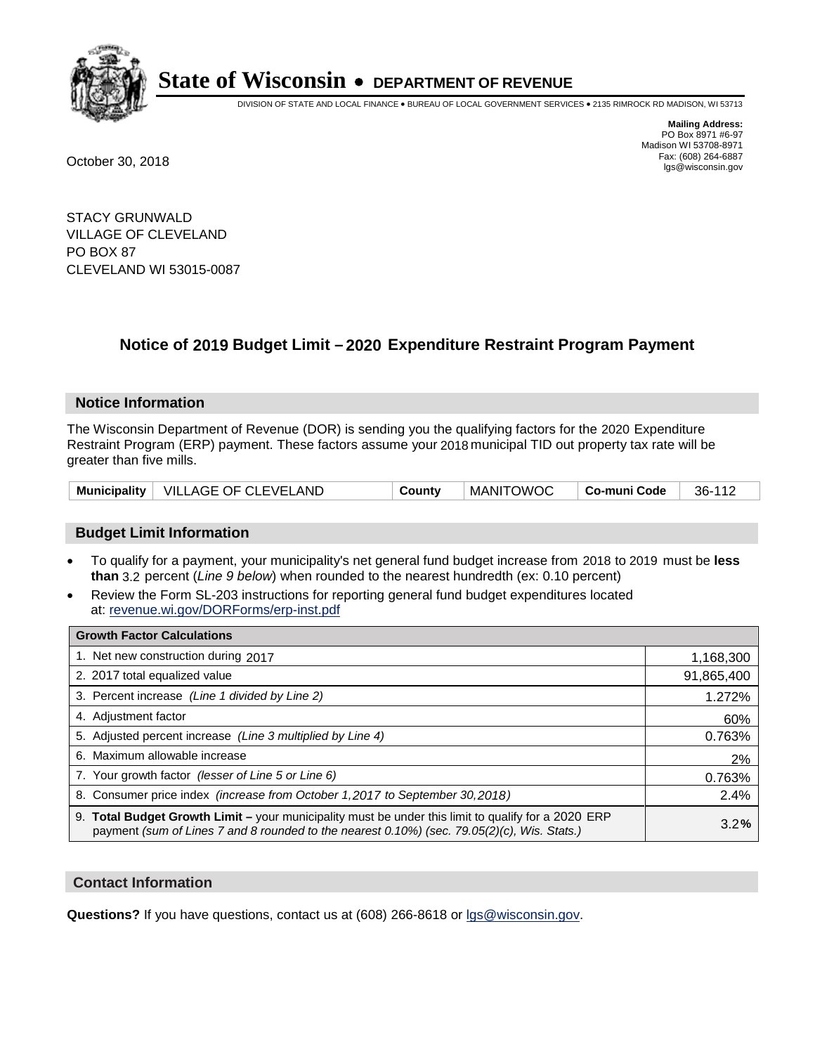# State of Wisconsin • DEPARTMENT OF REVENUE

DIVISION OF STATE AND LOCAL FINANCE • BUREAU OF LOCAL GOVERNMENT SERVICES • 2135 RIMROCK RD MADISON, WI 53713

**Mailing Address:**
PO Box 8971 #6-97
Madison WI 53708-8971
Fax: (608) 264-6887
lgs@wisconsin.gov

October 30, 2018

STACY GRUNWALD
VILLAGE OF CLEVELAND
PO BOX 87
CLEVELAND WI 53015-0087

## Notice of 2019 Budget Limit – 2020 Expenditure Restraint Program Payment

### Notice Information

The Wisconsin Department of Revenue (DOR) is sending you the qualifying factors for the 2020 Expenditure Restraint Program (ERP) payment. These factors assume your 2018 municipal TID out property tax rate will be greater than five mills.

| Municipality | VILLAGE OF CLEVELAND | County | MANITOWOC | Co-muni Code | 36-112 |
|---|---|---|---|---|---|

### Budget Limit Information

- To qualify for a payment, your municipality's net general fund budget increase from 2018 to 2019 must be **less than** 3.2 percent (*Line 9 below*) when rounded to the nearest hundredth (ex: 0.10 percent)
- Review the Form SL-203 instructions for reporting general fund budget expenditures located at: revenue.wi.gov/DORForms/erp-inst.pdf

| Growth Factor Calculations | |
|---|---|
| 1. Net new construction during 2017 | 1,168,300 |
| 2. 2017 total equalized value | 91,865,400 |
| 3. Percent increase *(Line 1 divided by Line 2)* | 1.272% |
| 4. Adjustment factor | 60% |
| 5. Adjusted percent increase *(Line 3 multiplied by Line 4)* | 0.763% |
| 6. Maximum allowable increase | 2% |
| 7. Your growth factor *(lesser of Line 5 or Line 6)* | 0.763% |
| 8. Consumer price index *(increase from October 1,2017 to September 30,2018)* | 2.4% |
| 9. **Total Budget Growth Limit –** your municipality must be under this limit to qualify for a 2020 ERP payment *(sum of Lines 7 and 8 rounded to the nearest 0.10%) (sec. 79.05(2)(c), Wis. Stats.)* | 3.2**%** |

### Contact Information

**Questions?** If you have questions, contact us at (608) 266-8618 or lgs@wisconsin.gov.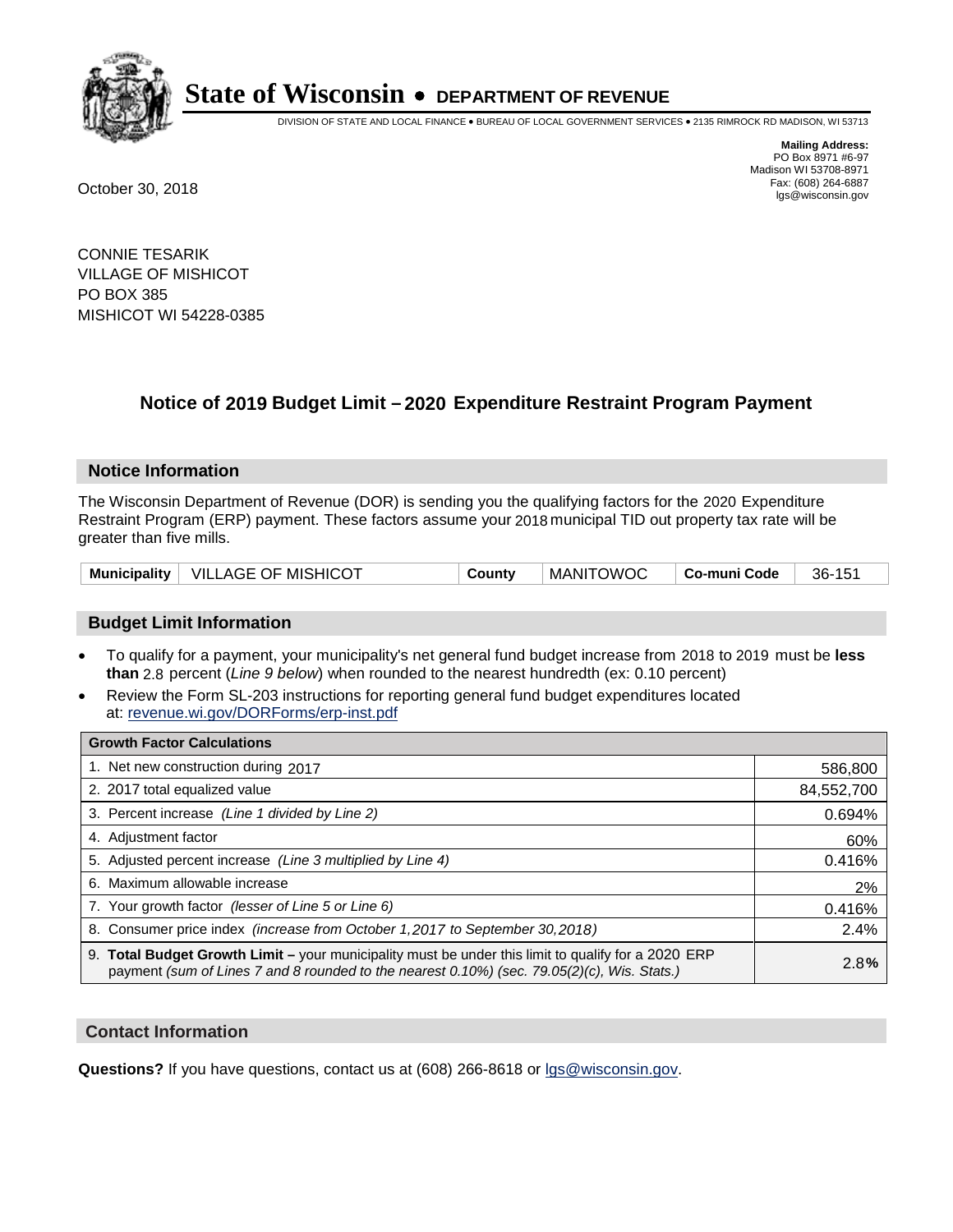# State of Wisconsin • DEPARTMENT OF REVENUE

DIVISION OF STATE AND LOCAL FINANCE • BUREAU OF LOCAL GOVERNMENT SERVICES • 2135 RIMROCK RD MADISON, WI 53713

**Mailing Address:**
PO Box 8971 #6-97
Madison WI 53708-8971
Fax: (608) 264-6887
lgs@wisconsin.gov

October 30, 2018

CONNIE TESARIK
VILLAGE OF MISHICOT
PO BOX 385
MISHICOT WI 54228-0385

## Notice of 2019 Budget Limit – 2020 Expenditure Restraint Program Payment

### Notice Information

The Wisconsin Department of Revenue (DOR) is sending you the qualifying factors for the 2020 Expenditure Restraint Program (ERP) payment. These factors assume your 2018 municipal TID out property tax rate will be greater than five mills.

| Municipality | VILLAGE OF MISHICOT | County | MANITOWOC | Co-muni Code | 36-151 |
|---|---|---|---|---|---|

### Budget Limit Information

- To qualify for a payment, your municipality's net general fund budget increase from 2018 to 2019 must be **less than** 2.8 percent (*Line 9 below*) when rounded to the nearest hundredth (ex: 0.10 percent)
- Review the Form SL-203 instructions for reporting general fund budget expenditures located at: revenue.wi.gov/DORForms/erp-inst.pdf

| Growth Factor Calculations | |
|---|---|
| 1. Net new construction during 2017 | 586,800 |
| 2. 2017 total equalized value | 84,552,700 |
| 3. Percent increase *(Line 1 divided by Line 2)* | 0.694% |
| 4. Adjustment factor | 60% |
| 5. Adjusted percent increase *(Line 3 multiplied by Line 4)* | 0.416% |
| 6. Maximum allowable increase | 2% |
| 7. Your growth factor *(lesser of Line 5 or Line 6)* | 0.416% |
| 8. Consumer price index *(increase from October 1,2017 to September 30,2018)* | 2.4% |
| 9. **Total Budget Growth Limit –** your municipality must be under this limit to qualify for a 2020 ERP payment *(sum of Lines 7 and 8 rounded to the nearest 0.10%) (sec. 79.05(2)(c), Wis. Stats.)* | 2.8**%** |

### Contact Information

**Questions?** If you have questions, contact us at (608) 266-8618 or lgs@wisconsin.gov.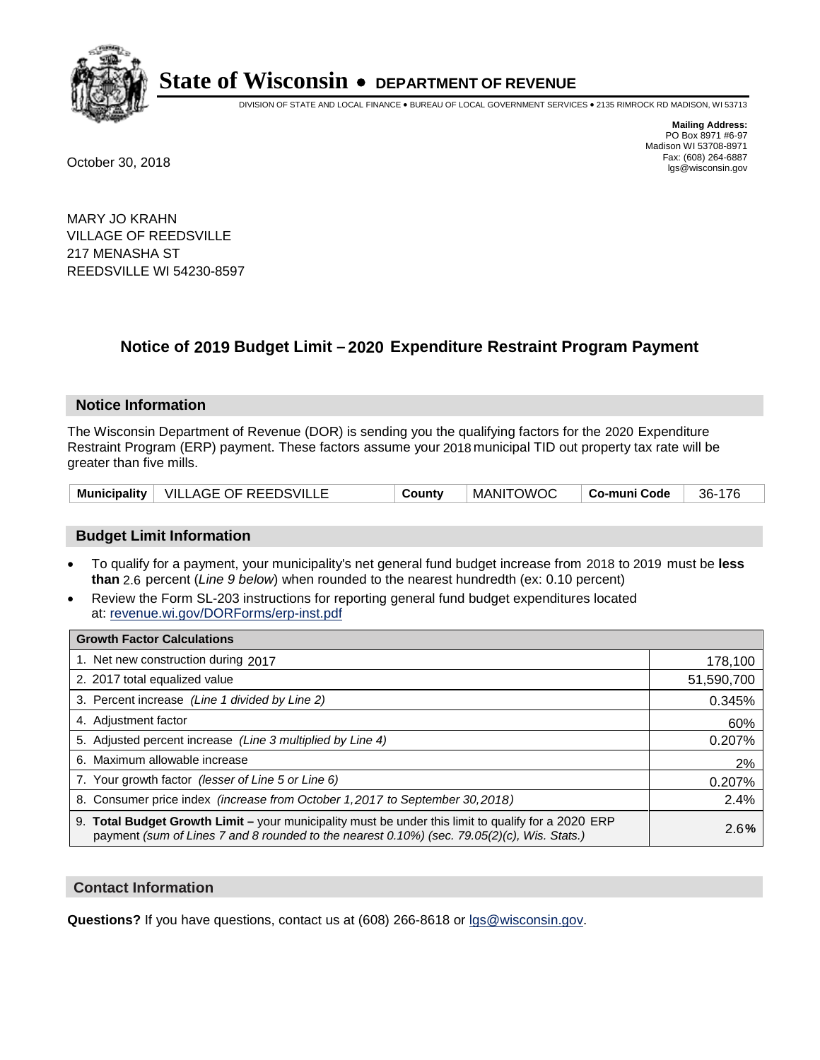# State of Wisconsin • DEPARTMENT OF REVENUE

DIVISION OF STATE AND LOCAL FINANCE • BUREAU OF LOCAL GOVERNMENT SERVICES • 2135 RIMROCK RD MADISON, WI 53713

**Mailing Address:**
PO Box 8971 #6-97
Madison WI 53708-8971
Fax: (608) 264-6887
lgs@wisconsin.gov

October 30, 2018

MARY JO KRAHN
VILLAGE OF REEDSVILLE
217 MENASHA ST
REEDSVILLE WI 54230-8597

## Notice of 2019 Budget Limit – 2020 Expenditure Restraint Program Payment

### Notice Information

The Wisconsin Department of Revenue (DOR) is sending you the qualifying factors for the 2020 Expenditure Restraint Program (ERP) payment. These factors assume your 2018 municipal TID out property tax rate will be greater than five mills.

| Municipality | VILLAGE OF REEDSVILLE | County | MANITOWOC | Co-muni Code | 36-176 |
|---|---|---|---|---|---|

### Budget Limit Information

- To qualify for a payment, your municipality's net general fund budget increase from 2018 to 2019 must be **less than** 2.6 percent (*Line 9 below*) when rounded to the nearest hundredth (ex: 0.10 percent)
- Review the Form SL-203 instructions for reporting general fund budget expenditures located at: revenue.wi.gov/DORForms/erp-inst.pdf

| Growth Factor Calculations | |
|---|---|
| 1. Net new construction during 2017 | 178,100 |
| 2. 2017 total equalized value | 51,590,700 |
| 3. Percent increase *(Line 1 divided by Line 2)* | 0.345% |
| 4. Adjustment factor | 60% |
| 5. Adjusted percent increase *(Line 3 multiplied by Line 4)* | 0.207% |
| 6. Maximum allowable increase | 2% |
| 7. Your growth factor *(lesser of Line 5 or Line 6)* | 0.207% |
| 8. Consumer price index *(increase from October 1,2017 to September 30,2018)* | 2.4% |
| 9. **Total Budget Growth Limit –** your municipality must be under this limit to qualify for a 2020 ERP payment *(sum of Lines 7 and 8 rounded to the nearest 0.10%) (sec. 79.05(2)(c), Wis. Stats.)* | 2.6**%** |

### Contact Information

**Questions?** If you have questions, contact us at (608) 266-8618 or lgs@wisconsin.gov.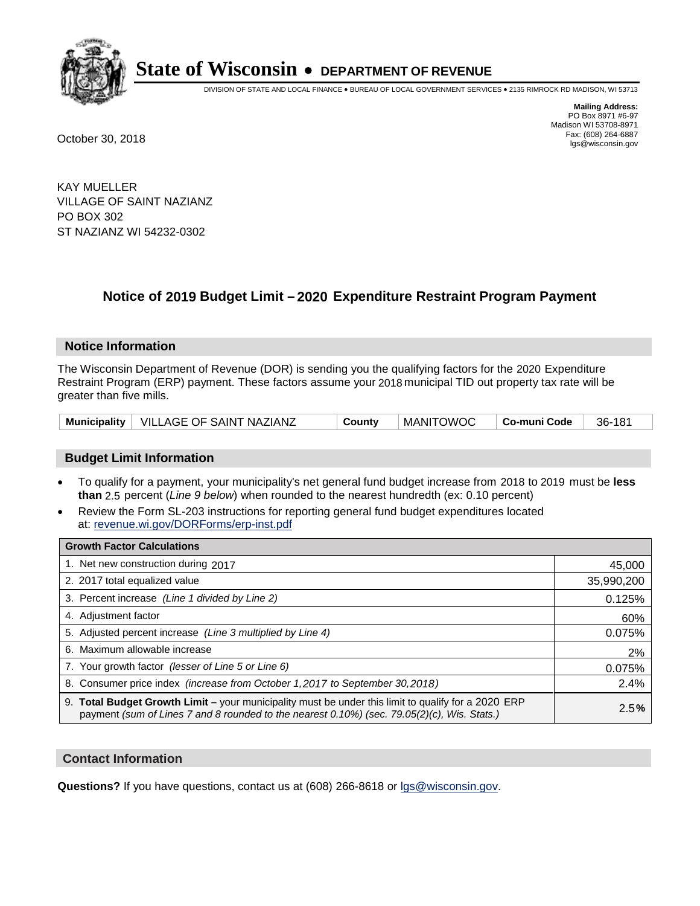# State of Wisconsin • DEPARTMENT OF REVENUE

DIVISION OF STATE AND LOCAL FINANCE • BUREAU OF LOCAL GOVERNMENT SERVICES • 2135 RIMROCK RD MADISON, WI 53713

**Mailing Address:**
PO Box 8971 #6-97
Madison WI 53708-8971
Fax: (608) 264-6887
lgs@wisconsin.gov

October 30, 2018

KAY MUELLER
VILLAGE OF SAINT NAZIANZ
PO BOX 302
ST NAZIANZ WI 54232-0302

## Notice of 2019 Budget Limit – 2020 Expenditure Restraint Program Payment

### Notice Information

The Wisconsin Department of Revenue (DOR) is sending you the qualifying factors for the 2020 Expenditure Restraint Program (ERP) payment. These factors assume your 2018 municipal TID out property tax rate will be greater than five mills.

| Municipality | VILLAGE OF SAINT NAZIANZ | County | MANITOWOC | Co-muni Code | 36-181 |
|---|---|---|---|---|---|

### Budget Limit Information

- To qualify for a payment, your municipality's net general fund budget increase from 2018 to 2019 must be **less than** 2.5 percent (*Line 9 below*) when rounded to the nearest hundredth (ex: 0.10 percent)
- Review the Form SL-203 instructions for reporting general fund budget expenditures located at: revenue.wi.gov/DORForms/erp-inst.pdf

| Growth Factor Calculations | |
|---|---|
| 1. Net new construction during 2017 | 45,000 |
| 2. 2017 total equalized value | 35,990,200 |
| 3. Percent increase *(Line 1 divided by Line 2)* | 0.125% |
| 4. Adjustment factor | 60% |
| 5. Adjusted percent increase *(Line 3 multiplied by Line 4)* | 0.075% |
| 6. Maximum allowable increase | 2% |
| 7. Your growth factor *(lesser of Line 5 or Line 6)* | 0.075% |
| 8. Consumer price index *(increase from October 1,2017 to September 30,2018)* | 2.4% |
| 9. **Total Budget Growth Limit –** your municipality must be under this limit to qualify for a 2020 ERP payment *(sum of Lines 7 and 8 rounded to the nearest 0.10%) (sec. 79.05(2)(c), Wis. Stats.)* | 2.5**%** |

### Contact Information

**Questions?** If you have questions, contact us at (608) 266-8618 or lgs@wisconsin.gov.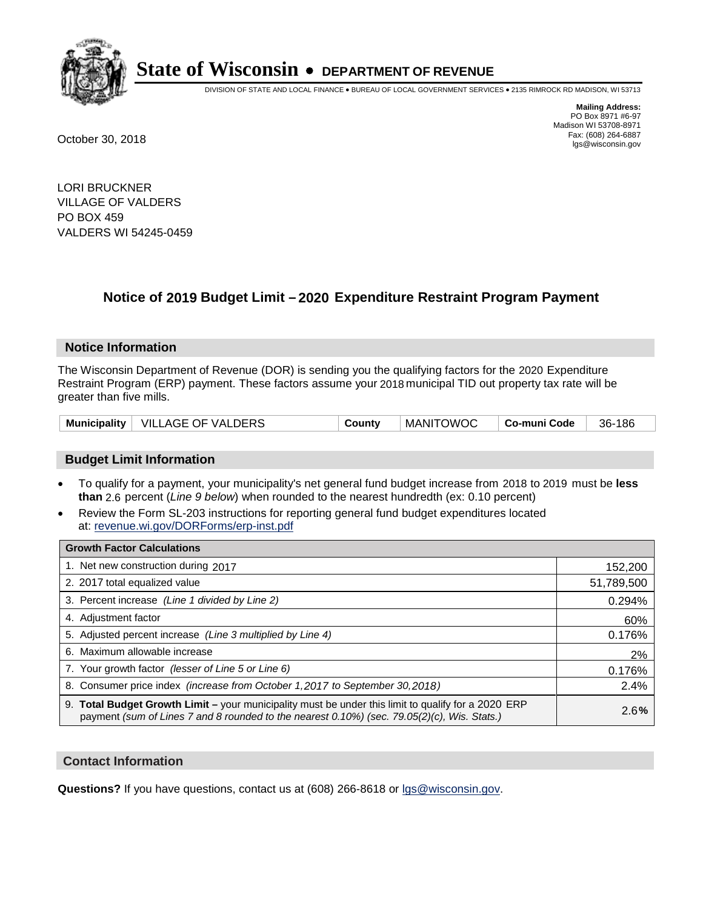# State of Wisconsin • DEPARTMENT OF REVENUE

DIVISION OF STATE AND LOCAL FINANCE • BUREAU OF LOCAL GOVERNMENT SERVICES • 2135 RIMROCK RD MADISON, WI 53713

**Mailing Address:**
PO Box 8971 #6-97
Madison WI 53708-8971
Fax: (608) 264-6887
lgs@wisconsin.gov

October 30, 2018

LORI BRUCKNER
VILLAGE OF VALDERS
PO BOX 459
VALDERS WI 54245-0459

## Notice of 2019 Budget Limit – 2020 Expenditure Restraint Program Payment

### Notice Information

The Wisconsin Department of Revenue (DOR) is sending you the qualifying factors for the 2020 Expenditure Restraint Program (ERP) payment. These factors assume your 2018 municipal TID out property tax rate will be greater than five mills.

| Municipality | VILLAGE OF VALDERS | County | MANITOWOC | Co-muni Code | 36-186 |
|---|---|---|---|---|---|

### Budget Limit Information

- To qualify for a payment, your municipality's net general fund budget increase from 2018 to 2019 must be **less than** 2.6 percent (*Line 9 below*) when rounded to the nearest hundredth (ex: 0.10 percent)
- Review the Form SL-203 instructions for reporting general fund budget expenditures located at: revenue.wi.gov/DORForms/erp-inst.pdf

| Growth Factor Calculations | |
|---|---|
| 1. Net new construction during 2017 | 152,200 |
| 2. 2017 total equalized value | 51,789,500 |
| 3. Percent increase *(Line 1 divided by Line 2)* | 0.294% |
| 4. Adjustment factor | 60% |
| 5. Adjusted percent increase *(Line 3 multiplied by Line 4)* | 0.176% |
| 6. Maximum allowable increase | 2% |
| 7. Your growth factor *(lesser of Line 5 or Line 6)* | 0.176% |
| 8. Consumer price index *(increase from October 1,2017 to September 30,2018)* | 2.4% |
| 9. **Total Budget Growth Limit –** your municipality must be under this limit to qualify for a 2020 ERP payment *(sum of Lines 7 and 8 rounded to the nearest 0.10%) (sec. 79.05(2)(c), Wis. Stats.)* | 2.6**%** |

### Contact Information

**Questions?** If you have questions, contact us at (608) 266-8618 or lgs@wisconsin.gov.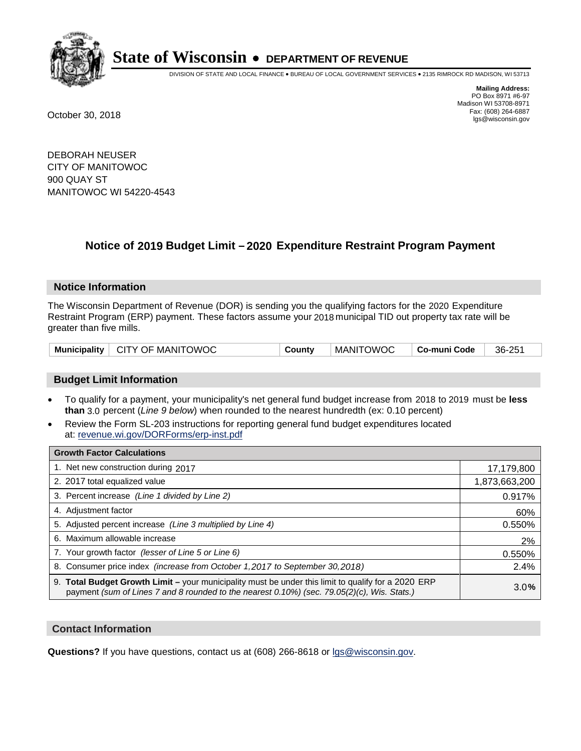# State of Wisconsin • DEPARTMENT OF REVENUE

DIVISION OF STATE AND LOCAL FINANCE • BUREAU OF LOCAL GOVERNMENT SERVICES • 2135 RIMROCK RD MADISON, WI 53713

**Mailing Address:**
PO Box 8971 #6-97
Madison WI 53708-8971
Fax: (608) 264-6887
lgs@wisconsin.gov

October 30, 2018

DEBORAH NEUSER
CITY OF MANITOWOC
900 QUAY ST
MANITOWOC WI 54220-4543

## Notice of 2019 Budget Limit – 2020 Expenditure Restraint Program Payment

### Notice Information

The Wisconsin Department of Revenue (DOR) is sending you the qualifying factors for the 2020 Expenditure Restraint Program (ERP) payment. These factors assume your 2018 municipal TID out property tax rate will be greater than five mills.

| Municipality | CITY OF MANITOWOC | County | MANITOWOC | Co-muni Code | 36-251 |
|---|---|---|---|---|---|

### Budget Limit Information

- To qualify for a payment, your municipality's net general fund budget increase from 2018 to 2019 must be **less than** 3.0 percent (*Line 9 below*) when rounded to the nearest hundredth (ex: 0.10 percent)
- Review the Form SL-203 instructions for reporting general fund budget expenditures located at: revenue.wi.gov/DORForms/erp-inst.pdf

| Growth Factor Calculations | |
|---|---|
| 1. Net new construction during 2017 | 17,179,800 |
| 2. 2017 total equalized value | 1,873,663,200 |
| 3. Percent increase *(Line 1 divided by Line 2)* | 0.917% |
| 4. Adjustment factor | 60% |
| 5. Adjusted percent increase *(Line 3 multiplied by Line 4)* | 0.550% |
| 6. Maximum allowable increase | 2% |
| 7. Your growth factor *(lesser of Line 5 or Line 6)* | 0.550% |
| 8. Consumer price index *(increase from October 1,2017 to September 30,2018)* | 2.4% |
| 9. **Total Budget Growth Limit –** your municipality must be under this limit to qualify for a 2020 ERP payment *(sum of Lines 7 and 8 rounded to the nearest 0.10%) (sec. 79.05(2)(c), Wis. Stats.)* | 3.0% |

### Contact Information

**Questions?** If you have questions, contact us at (608) 266-8618 or lgs@wisconsin.gov.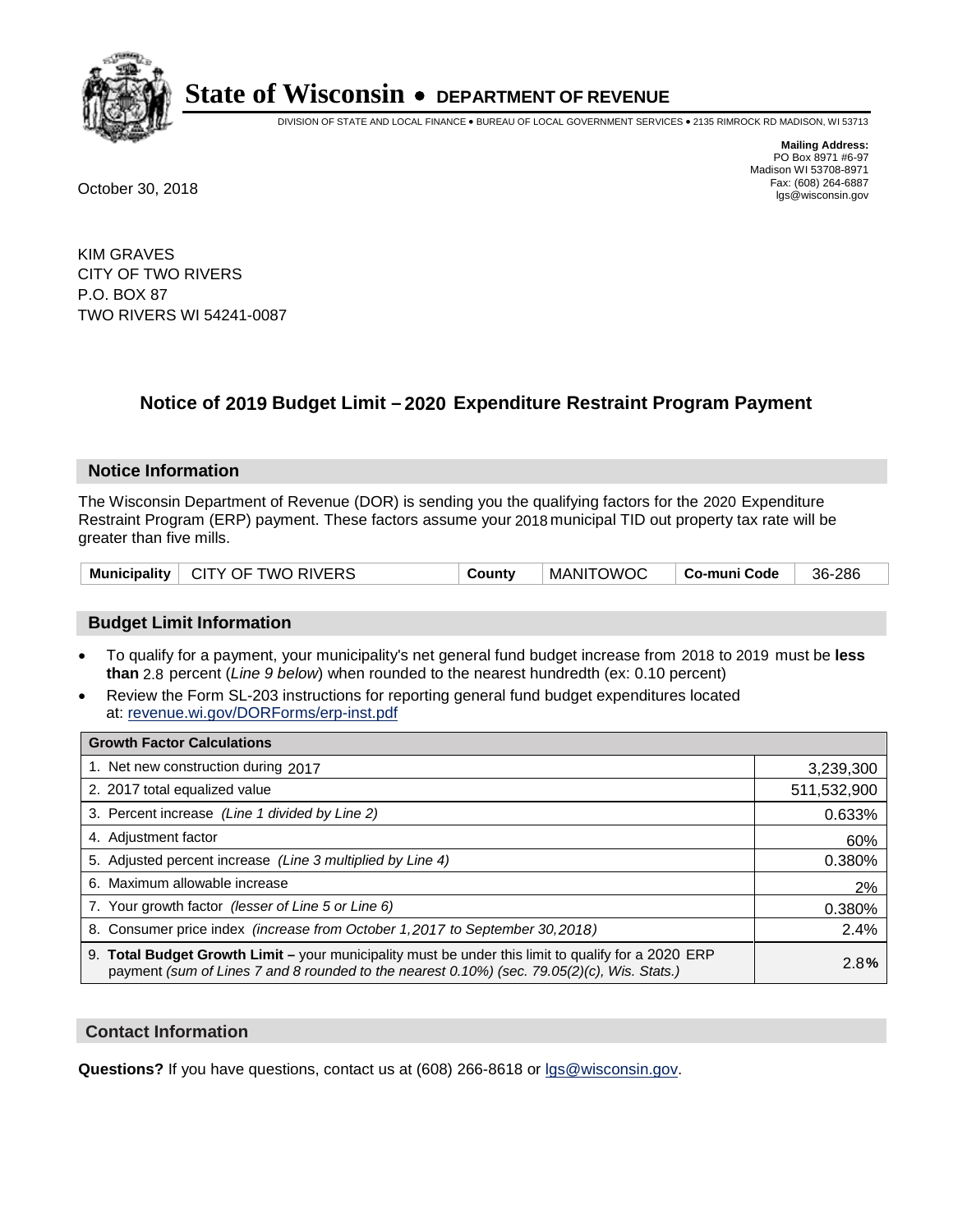# State of Wisconsin • DEPARTMENT OF REVENUE

DIVISION OF STATE AND LOCAL FINANCE • BUREAU OF LOCAL GOVERNMENT SERVICES • 2135 RIMROCK RD MADISON, WI 53713

**Mailing Address:**
PO Box 8971 #6-97
Madison WI 53708-8971
Fax: (608) 264-6887
lgs@wisconsin.gov

October 30, 2018

KIM GRAVES
CITY OF TWO RIVERS
P.O. BOX 87
TWO RIVERS WI 54241-0087

## Notice of 2019 Budget Limit – 2020 Expenditure Restraint Program Payment

### Notice Information

The Wisconsin Department of Revenue (DOR) is sending you the qualifying factors for the 2020 Expenditure Restraint Program (ERP) payment. These factors assume your 2018 municipal TID out property tax rate will be greater than five mills.

| Municipality | CITY OF TWO RIVERS | County | MANITOWOC | Co-muni Code | 36-286 |
|---|---|---|---|---|---|

### Budget Limit Information

- To qualify for a payment, your municipality's net general fund budget increase from 2018 to 2019 must be **less than** 2.8 percent (*Line 9 below*) when rounded to the nearest hundredth (ex: 0.10 percent)
- Review the Form SL-203 instructions for reporting general fund budget expenditures located at: revenue.wi.gov/DORForms/erp-inst.pdf

| Growth Factor Calculations | |
|---|---|
| 1. Net new construction during 2017 | 3,239,300 |
| 2. 2017 total equalized value | 511,532,900 |
| 3. Percent increase *(Line 1 divided by Line 2)* | 0.633% |
| 4. Adjustment factor | 60% |
| 5. Adjusted percent increase *(Line 3 multiplied by Line 4)* | 0.380% |
| 6. Maximum allowable increase | 2% |
| 7. Your growth factor *(lesser of Line 5 or Line 6)* | 0.380% |
| 8. Consumer price index *(increase from October 1,2017 to September 30,2018)* | 2.4% |
| 9. **Total Budget Growth Limit –** your municipality must be under this limit to qualify for a 2020 ERP payment *(sum of Lines 7 and 8 rounded to the nearest 0.10%) (sec. 79.05(2)(c), Wis. Stats.)* | 2.8**%** |

### Contact Information

**Questions?** If you have questions, contact us at (608) 266-8618 or lgs@wisconsin.gov.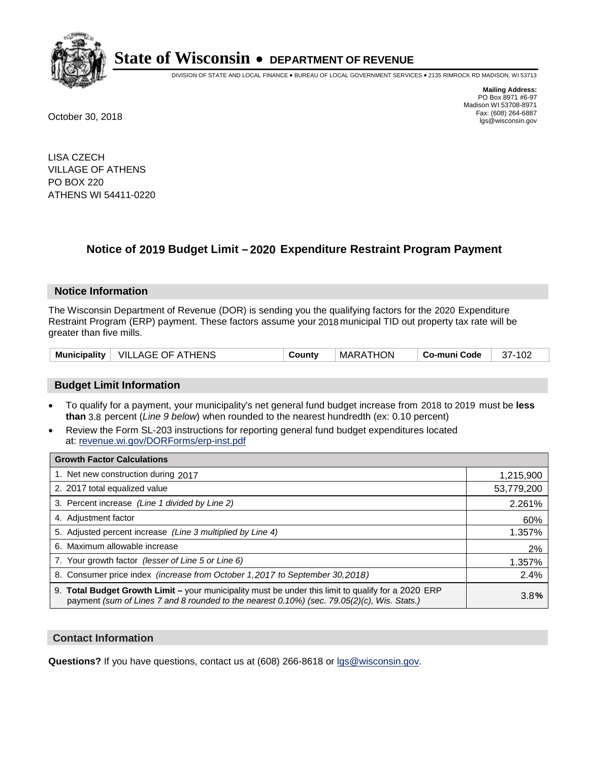# State of Wisconsin • DEPARTMENT OF REVENUE

DIVISION OF STATE AND LOCAL FINANCE • BUREAU OF LOCAL GOVERNMENT SERVICES • 2135 RIMROCK RD MADISON, WI 53713

**Mailing Address:**
PO Box 8971 #6-97
Madison WI 53708-8971
Fax: (608) 264-6887
lgs@wisconsin.gov

October 30, 2018

LISA CZECH
VILLAGE OF ATHENS
PO BOX 220
ATHENS WI 54411-0220

## Notice of 2019 Budget Limit – 2020 Expenditure Restraint Program Payment

### Notice Information

The Wisconsin Department of Revenue (DOR) is sending you the qualifying factors for the 2020 Expenditure Restraint Program (ERP) payment. These factors assume your 2018 municipal TID out property tax rate will be greater than five mills.

| Municipality | VILLAGE OF ATHENS | County | MARATHON | Co-muni Code | 37-102 |
|---|---|---|---|---|---|

### Budget Limit Information

- To qualify for a payment, your municipality's net general fund budget increase from 2018 to 2019 must be **less than** 3.8 percent (*Line 9 below*) when rounded to the nearest hundredth (ex: 0.10 percent)
- Review the Form SL-203 instructions for reporting general fund budget expenditures located at: revenue.wi.gov/DORForms/erp-inst.pdf

| Growth Factor Calculations | |
|---|---|
| 1. Net new construction during 2017 | 1,215,900 |
| 2. 2017 total equalized value | 53,779,200 |
| 3. Percent increase *(Line 1 divided by Line 2)* | 2.261% |
| 4. Adjustment factor | 60% |
| 5. Adjusted percent increase *(Line 3 multiplied by Line 4)* | 1.357% |
| 6. Maximum allowable increase | 2% |
| 7. Your growth factor *(lesser of Line 5 or Line 6)* | 1.357% |
| 8. Consumer price index *(increase from October 1,2017 to September 30,2018)* | 2.4% |
| 9. **Total Budget Growth Limit –** your municipality must be under this limit to qualify for a 2020 ERP payment *(sum of Lines 7 and 8 rounded to the nearest 0.10%) (sec. 79.05(2)(c), Wis. Stats.)* | 3.8**%** |

### Contact Information

**Questions?** If you have questions, contact us at (608) 266-8618 or lgs@wisconsin.gov.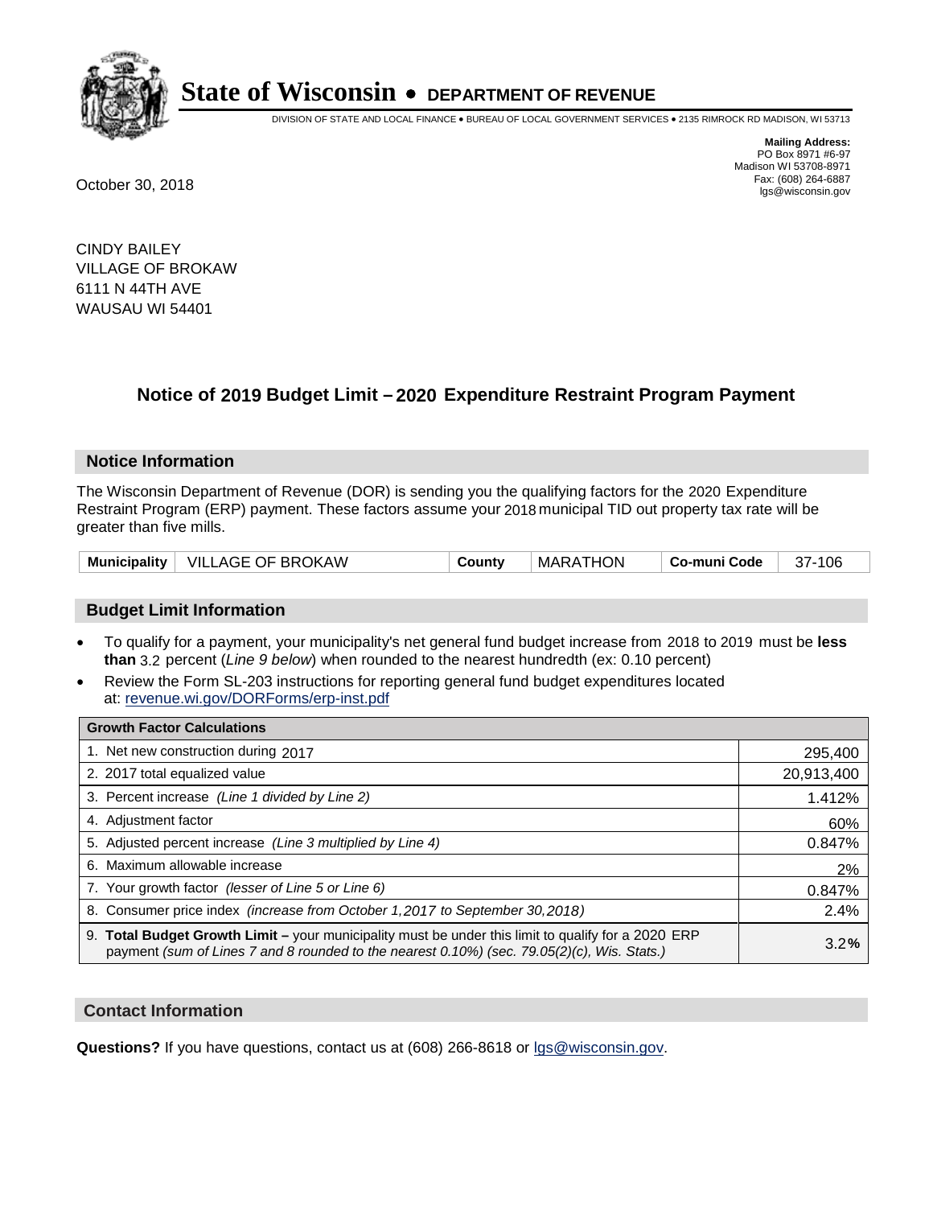# State of Wisconsin • DEPARTMENT OF REVENUE

DIVISION OF STATE AND LOCAL FINANCE • BUREAU OF LOCAL GOVERNMENT SERVICES • 2135 RIMROCK RD MADISON, WI 53713

**Mailing Address:**
PO Box 8971 #6-97
Madison WI 53708-8971
Fax: (608) 264-6887
lgs@wisconsin.gov

October 30, 2018

CINDY BAILEY
VILLAGE OF BROKAW
6111 N 44TH AVE
WAUSAU WI 54401

## Notice of 2019 Budget Limit – 2020 Expenditure Restraint Program Payment

### Notice Information

The Wisconsin Department of Revenue (DOR) is sending you the qualifying factors for the 2020 Expenditure Restraint Program (ERP) payment. These factors assume your 2018 municipal TID out property tax rate will be greater than five mills.

| Municipality | VILLAGE OF BROKAW | County | MARATHON | Co-muni Code | 37-106 |
|---|---|---|---|---|---|

### Budget Limit Information

- To qualify for a payment, your municipality's net general fund budget increase from 2018 to 2019 must be **less than** 3.2 percent (*Line 9 below*) when rounded to the nearest hundredth (ex: 0.10 percent)
- Review the Form SL-203 instructions for reporting general fund budget expenditures located at: revenue.wi.gov/DORForms/erp-inst.pdf

| Growth Factor Calculations | |
|---|---|
| 1. Net new construction during 2017 | 295,400 |
| 2. 2017 total equalized value | 20,913,400 |
| 3. Percent increase *(Line 1 divided by Line 2)* | 1.412% |
| 4. Adjustment factor | 60% |
| 5. Adjusted percent increase *(Line 3 multiplied by Line 4)* | 0.847% |
| 6. Maximum allowable increase | 2% |
| 7. Your growth factor *(lesser of Line 5 or Line 6)* | 0.847% |
| 8. Consumer price index *(increase from October 1,2017 to September 30,2018)* | 2.4% |
| 9. **Total Budget Growth Limit –** your municipality must be under this limit to qualify for a 2020 ERP payment *(sum of Lines 7 and 8 rounded to the nearest 0.10%) (sec. 79.05(2)(c), Wis. Stats.)* | 3.2**%** |

### Contact Information

**Questions?** If you have questions, contact us at (608) 266-8618 or lgs@wisconsin.gov.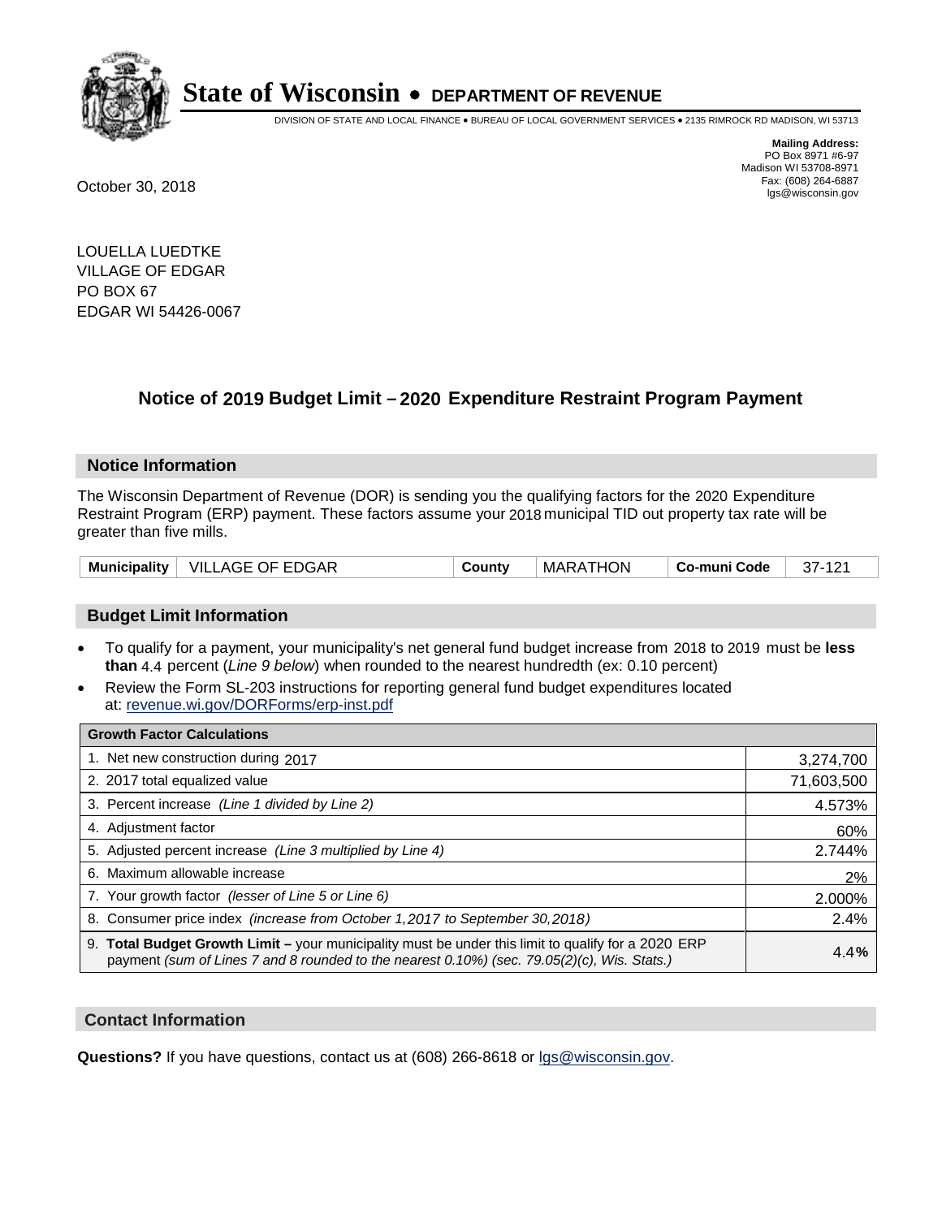# State of Wisconsin • DEPARTMENT OF REVENUE

DIVISION OF STATE AND LOCAL FINANCE • BUREAU OF LOCAL GOVERNMENT SERVICES • 2135 RIMROCK RD MADISON, WI 53713

**Mailing Address:**
PO Box 8971 #6-97
Madison WI 53708-8971
Fax: (608) 264-6887
lgs@wisconsin.gov

October 30, 2018

LOUELLA LUEDTKE
VILLAGE OF EDGAR
PO BOX 67
EDGAR WI 54426-0067

## Notice of 2019 Budget Limit – 2020 Expenditure Restraint Program Payment

### Notice Information

The Wisconsin Department of Revenue (DOR) is sending you the qualifying factors for the 2020 Expenditure Restraint Program (ERP) payment. These factors assume your 2018 municipal TID out property tax rate will be greater than five mills.

| Municipality | VILLAGE OF EDGAR | County | MARATHON | Co-muni Code | 37-121 |
|---|---|---|---|---|---|

### Budget Limit Information

- To qualify for a payment, your municipality's net general fund budget increase from 2018 to 2019 must be **less than** 4.4 percent (*Line 9 below*) when rounded to the nearest hundredth (ex: 0.10 percent)
- Review the Form SL-203 instructions for reporting general fund budget expenditures located at: revenue.wi.gov/DORForms/erp-inst.pdf

| Growth Factor Calculations | |
|---|---|
| 1. Net new construction during 2017 | 3,274,700 |
| 2. 2017 total equalized value | 71,603,500 |
| 3. Percent increase *(Line 1 divided by Line 2)* | 4.573% |
| 4. Adjustment factor | 60% |
| 5. Adjusted percent increase *(Line 3 multiplied by Line 4)* | 2.744% |
| 6. Maximum allowable increase | 2% |
| 7. Your growth factor *(lesser of Line 5 or Line 6)* | 2.000% |
| 8. Consumer price index *(increase from October 1,2017 to September 30,2018)* | 2.4% |
| 9. **Total Budget Growth Limit –** your municipality must be under this limit to qualify for a 2020 ERP payment *(sum of Lines 7 and 8 rounded to the nearest 0.10%) (sec. 79.05(2)(c), Wis. Stats.)* | 4.4**%** |

### Contact Information

**Questions?** If you have questions, contact us at (608) 266-8618 or lgs@wisconsin.gov.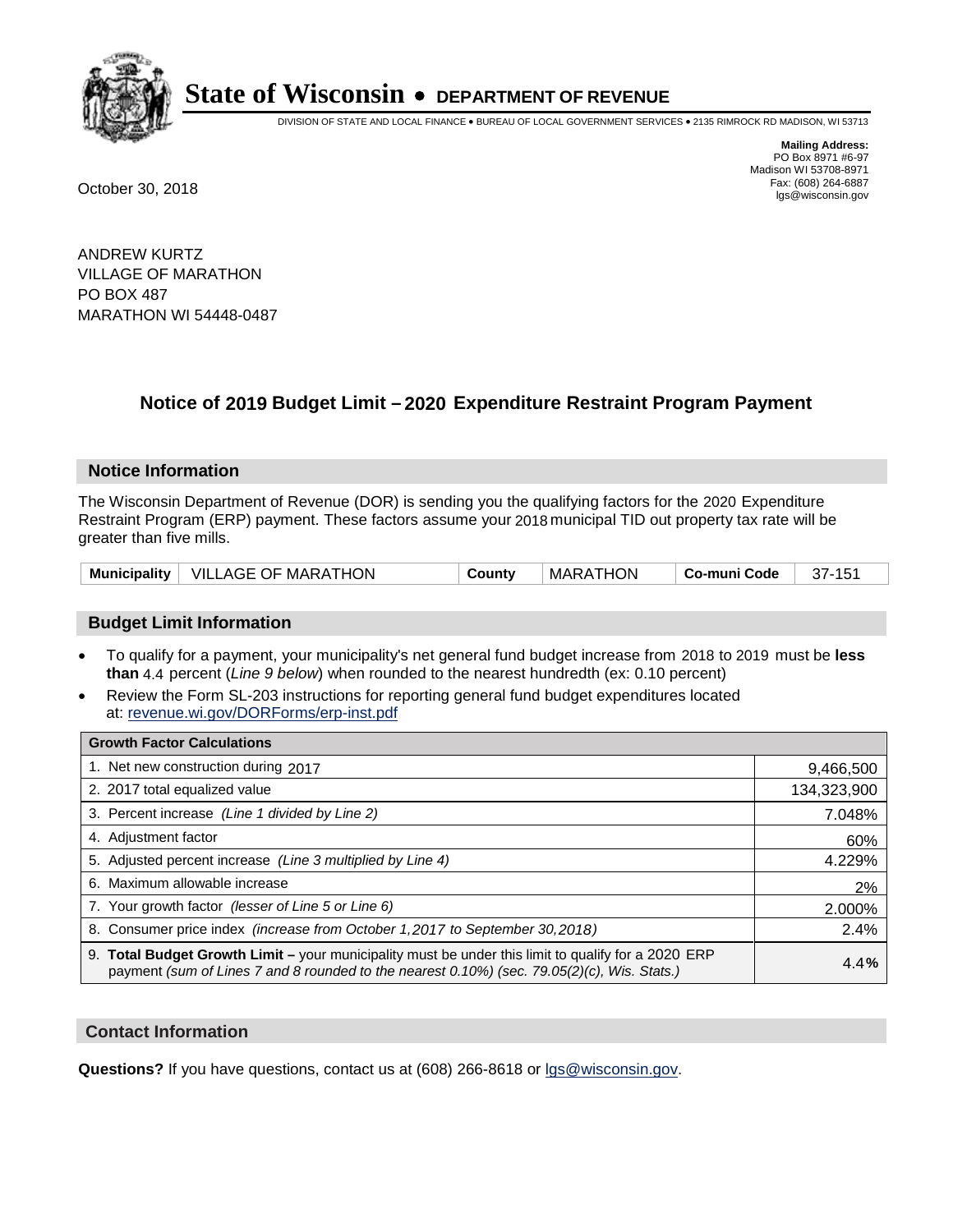# State of Wisconsin • DEPARTMENT OF REVENUE

DIVISION OF STATE AND LOCAL FINANCE • BUREAU OF LOCAL GOVERNMENT SERVICES • 2135 RIMROCK RD MADISON, WI 53713

**Mailing Address:**
PO Box 8971 #6-97
Madison WI 53708-8971
Fax: (608) 264-6887
lgs@wisconsin.gov

October 30, 2018

ANDREW KURTZ
VILLAGE OF MARATHON
PO BOX 487
MARATHON WI 54448-0487

## Notice of 2019 Budget Limit – 2020 Expenditure Restraint Program Payment

### Notice Information

The Wisconsin Department of Revenue (DOR) is sending you the qualifying factors for the 2020 Expenditure Restraint Program (ERP) payment. These factors assume your 2018 municipal TID out property tax rate will be greater than five mills.

| Municipality | VILLAGE OF MARATHON | County | MARATHON | Co-muni Code | 37-151 |
|---|---|---|---|---|---|

### Budget Limit Information

- To qualify for a payment, your municipality's net general fund budget increase from 2018 to 2019 must be **less than** 4.4 percent (*Line 9 below*) when rounded to the nearest hundredth (ex: 0.10 percent)
- Review the Form SL-203 instructions for reporting general fund budget expenditures located at: revenue.wi.gov/DORForms/erp-inst.pdf

| Growth Factor Calculations | |
|---|---|
| 1. Net new construction during 2017 | 9,466,500 |
| 2. 2017 total equalized value | 134,323,900 |
| 3. Percent increase *(Line 1 divided by Line 2)* | 7.048% |
| 4. Adjustment factor | 60% |
| 5. Adjusted percent increase *(Line 3 multiplied by Line 4)* | 4.229% |
| 6. Maximum allowable increase | 2% |
| 7. Your growth factor *(lesser of Line 5 or Line 6)* | 2.000% |
| 8. Consumer price index *(increase from October 1,2017 to September 30,2018)* | 2.4% |
| 9. **Total Budget Growth Limit –** your municipality must be under this limit to qualify for a 2020 ERP payment *(sum of Lines 7 and 8 rounded to the nearest 0.10%) (sec. 79.05(2)(c), Wis. Stats.)* | 4.4**%** |

### Contact Information

**Questions?** If you have questions, contact us at (608) 266-8618 or lgs@wisconsin.gov.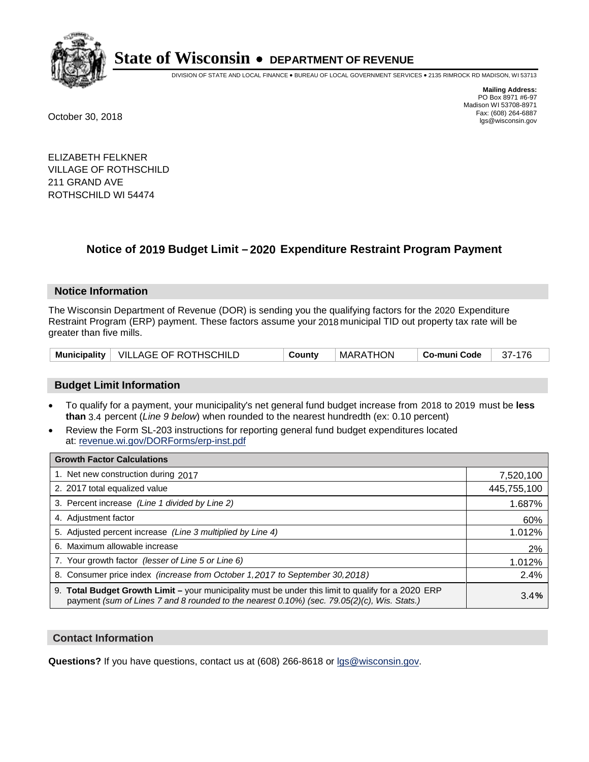# State of Wisconsin • DEPARTMENT OF REVENUE

DIVISION OF STATE AND LOCAL FINANCE • BUREAU OF LOCAL GOVERNMENT SERVICES • 2135 RIMROCK RD MADISON, WI 53713

**Mailing Address:**
PO Box 8971 #6-97
Madison WI 53708-8971
Fax: (608) 264-6887
lgs@wisconsin.gov

October 30, 2018

ELIZABETH FELKNER
VILLAGE OF ROTHSCHILD
211 GRAND AVE
ROTHSCHILD WI 54474

## Notice of 2019 Budget Limit – 2020 Expenditure Restraint Program Payment

### Notice Information

The Wisconsin Department of Revenue (DOR) is sending you the qualifying factors for the 2020 Expenditure Restraint Program (ERP) payment. These factors assume your 2018 municipal TID out property tax rate will be greater than five mills.

| Municipality | VILLAGE OF ROTHSCHILD | County | MARATHON | Co-muni Code | 37-176 |
|---|---|---|---|---|---|

### Budget Limit Information

- To qualify for a payment, your municipality's net general fund budget increase from 2018 to 2019 must be **less than** 3.4 percent (*Line 9 below*) when rounded to the nearest hundredth (ex: 0.10 percent)
- Review the Form SL-203 instructions for reporting general fund budget expenditures located at: revenue.wi.gov/DORForms/erp-inst.pdf

| Growth Factor Calculations | |
|---|---|
| 1. Net new construction during 2017 | 7,520,100 |
| 2. 2017 total equalized value | 445,755,100 |
| 3. Percent increase *(Line 1 divided by Line 2)* | 1.687% |
| 4. Adjustment factor | 60% |
| 5. Adjusted percent increase *(Line 3 multiplied by Line 4)* | 1.012% |
| 6. Maximum allowable increase | 2% |
| 7. Your growth factor *(lesser of Line 5 or Line 6)* | 1.012% |
| 8. Consumer price index *(increase from October 1,2017 to September 30,2018)* | 2.4% |
| 9. **Total Budget Growth Limit –** your municipality must be under this limit to qualify for a 2020 ERP payment *(sum of Lines 7 and 8 rounded to the nearest 0.10%) (sec. 79.05(2)(c), Wis. Stats.)* | 3.4**%** |

### Contact Information

**Questions?** If you have questions, contact us at (608) 266-8618 or lgs@wisconsin.gov.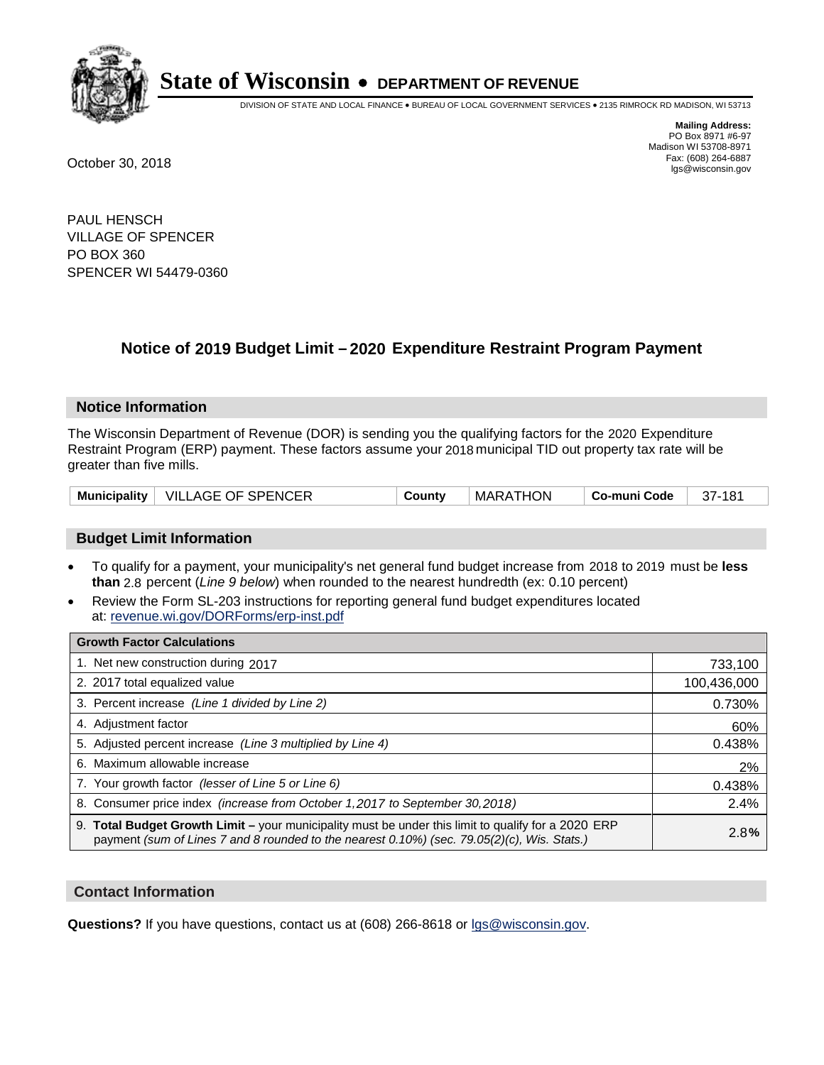# State of Wisconsin • DEPARTMENT OF REVENUE

DIVISION OF STATE AND LOCAL FINANCE • BUREAU OF LOCAL GOVERNMENT SERVICES • 2135 RIMROCK RD MADISON, WI 53713

**Mailing Address:**
PO Box 8971 #6-97
Madison WI 53708-8971
Fax: (608) 264-6887
lgs@wisconsin.gov

October 30, 2018

PAUL HENSCH
VILLAGE OF SPENCER
PO BOX 360
SPENCER WI 54479-0360

## Notice of 2019 Budget Limit – 2020 Expenditure Restraint Program Payment

### Notice Information

The Wisconsin Department of Revenue (DOR) is sending you the qualifying factors for the 2020 Expenditure Restraint Program (ERP) payment. These factors assume your 2018 municipal TID out property tax rate will be greater than five mills.

| Municipality | VILLAGE OF SPENCER | County | MARATHON | Co-muni Code | 37-181 |
|---|---|---|---|---|---|

### Budget Limit Information

- To qualify for a payment, your municipality's net general fund budget increase from 2018 to 2019 must be **less than** 2.8 percent (*Line 9 below*) when rounded to the nearest hundredth (ex: 0.10 percent)
- Review the Form SL-203 instructions for reporting general fund budget expenditures located at: revenue.wi.gov/DORForms/erp-inst.pdf

| Growth Factor Calculations | |
|---|---|
| 1. Net new construction during 2017 | 733,100 |
| 2. 2017 total equalized value | 100,436,000 |
| 3. Percent increase *(Line 1 divided by Line 2)* | 0.730% |
| 4. Adjustment factor | 60% |
| 5. Adjusted percent increase *(Line 3 multiplied by Line 4)* | 0.438% |
| 6. Maximum allowable increase | 2% |
| 7. Your growth factor *(lesser of Line 5 or Line 6)* | 0.438% |
| 8. Consumer price index *(increase from October 1,2017 to September 30,2018)* | 2.4% |
| 9. **Total Budget Growth Limit –** your municipality must be under this limit to qualify for a 2020 ERP payment *(sum of Lines 7 and 8 rounded to the nearest 0.10%) (sec. 79.05(2)(c), Wis. Stats.)* | 2.8**%** |

### Contact Information

**Questions?** If you have questions, contact us at (608) 266-8618 or lgs@wisconsin.gov.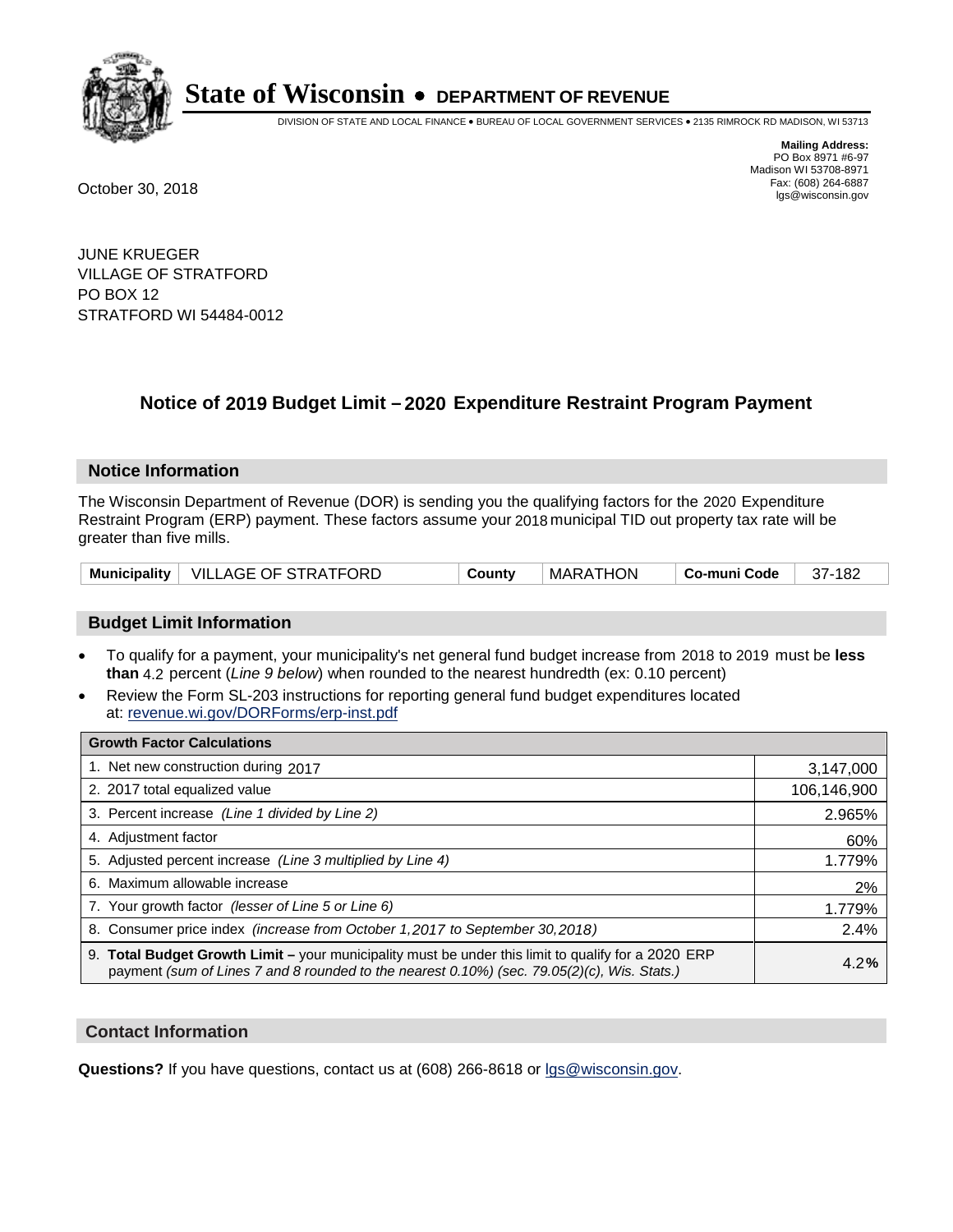# State of Wisconsin • DEPARTMENT OF REVENUE

DIVISION OF STATE AND LOCAL FINANCE • BUREAU OF LOCAL GOVERNMENT SERVICES • 2135 RIMROCK RD MADISON, WI 53713

**Mailing Address:**
PO Box 8971 #6-97
Madison WI 53708-8971
Fax: (608) 264-6887
lgs@wisconsin.gov

October 30, 2018

JUNE KRUEGER
VILLAGE OF STRATFORD
PO BOX 12
STRATFORD WI 54484-0012

## Notice of 2019 Budget Limit – 2020 Expenditure Restraint Program Payment

### Notice Information

The Wisconsin Department of Revenue (DOR) is sending you the qualifying factors for the 2020 Expenditure Restraint Program (ERP) payment. These factors assume your 2018 municipal TID out property tax rate will be greater than five mills.

| Municipality | VILLAGE OF STRATFORD | County | MARATHON | Co-muni Code | 37-182 |
|---|---|---|---|---|---|

### Budget Limit Information

- To qualify for a payment, your municipality's net general fund budget increase from 2018 to 2019 must be **less than** 4.2 percent (*Line 9 below*) when rounded to the nearest hundredth (ex: 0.10 percent)
- Review the Form SL-203 instructions for reporting general fund budget expenditures located at: revenue.wi.gov/DORForms/erp-inst.pdf

| Growth Factor Calculations | |
|---|---|
| 1. Net new construction during 2017 | 3,147,000 |
| 2. 2017 total equalized value | 106,146,900 |
| 3. Percent increase *(Line 1 divided by Line 2)* | 2.965% |
| 4. Adjustment factor | 60% |
| 5. Adjusted percent increase *(Line 3 multiplied by Line 4)* | 1.779% |
| 6. Maximum allowable increase | 2% |
| 7. Your growth factor *(lesser of Line 5 or Line 6)* | 1.779% |
| 8. Consumer price index *(increase from October 1,2017 to September 30,2018)* | 2.4% |
| 9. **Total Budget Growth Limit –** your municipality must be under this limit to qualify for a 2020 ERP payment *(sum of Lines 7 and 8 rounded to the nearest 0.10%) (sec. 79.05(2)(c), Wis. Stats.)* | 4.2**%** |

### Contact Information

**Questions?** If you have questions, contact us at (608) 266-8618 or lgs@wisconsin.gov.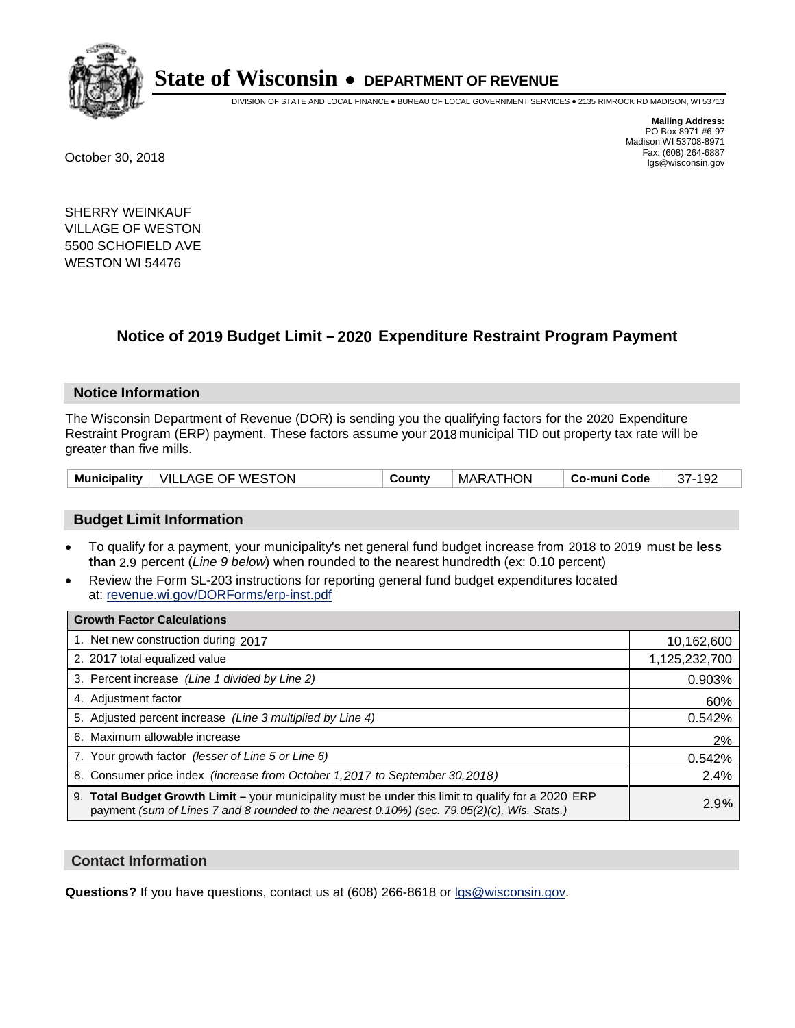# State of Wisconsin • DEPARTMENT OF REVENUE

DIVISION OF STATE AND LOCAL FINANCE • BUREAU OF LOCAL GOVERNMENT SERVICES • 2135 RIMROCK RD MADISON, WI 53713

**Mailing Address:**
PO Box 8971 #6-97
Madison WI 53708-8971
Fax: (608) 264-6887
lgs@wisconsin.gov

October 30, 2018

SHERRY WEINKAUF
VILLAGE OF WESTON
5500 SCHOFIELD AVE
WESTON WI 54476

## Notice of 2019 Budget Limit – 2020 Expenditure Restraint Program Payment

### Notice Information

The Wisconsin Department of Revenue (DOR) is sending you the qualifying factors for the 2020 Expenditure Restraint Program (ERP) payment. These factors assume your 2018 municipal TID out property tax rate will be greater than five mills.

| Municipality | VILLAGE OF WESTON | County | MARATHON | Co-muni Code | 37-192 |
|---|---|---|---|---|---|

### Budget Limit Information

- To qualify for a payment, your municipality's net general fund budget increase from 2018 to 2019 must be **less than** 2.9 percent (*Line 9 below*) when rounded to the nearest hundredth (ex: 0.10 percent)
- Review the Form SL-203 instructions for reporting general fund budget expenditures located at: revenue.wi.gov/DORForms/erp-inst.pdf

| Growth Factor Calculations | |
|---|---|
| 1. Net new construction during 2017 | 10,162,600 |
| 2. 2017 total equalized value | 1,125,232,700 |
| 3. Percent increase *(Line 1 divided by Line 2)* | 0.903% |
| 4. Adjustment factor | 60% |
| 5. Adjusted percent increase *(Line 3 multiplied by Line 4)* | 0.542% |
| 6. Maximum allowable increase | 2% |
| 7. Your growth factor *(lesser of Line 5 or Line 6)* | 0.542% |
| 8. Consumer price index *(increase from October 1,2017 to September 30,2018)* | 2.4% |
| 9. **Total Budget Growth Limit** – your municipality must be under this limit to qualify for a 2020 ERP payment *(sum of Lines 7 and 8 rounded to the nearest 0.10%) (sec. 79.05(2)(c), Wis. Stats.)* | **2.9%** |

### Contact Information

**Questions?** If you have questions, contact us at (608) 266-8618 or lgs@wisconsin.gov.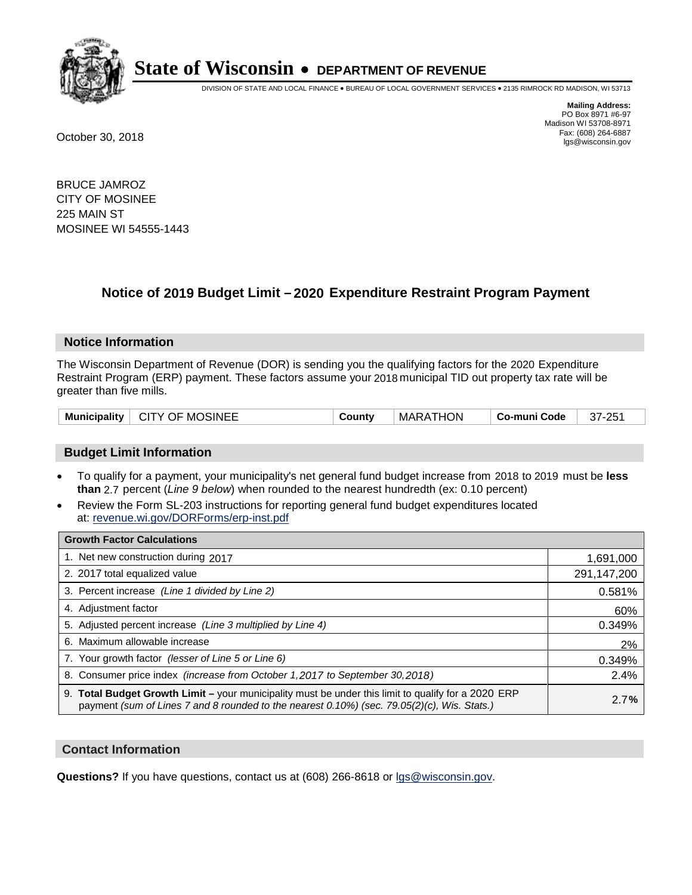# State of Wisconsin • DEPARTMENT OF REVENUE

DIVISION OF STATE AND LOCAL FINANCE • BUREAU OF LOCAL GOVERNMENT SERVICES • 2135 RIMROCK RD MADISON, WI 53713

**Mailing Address:**
PO Box 8971 #6-97
Madison WI 53708-8971
Fax: (608) 264-6887
lgs@wisconsin.gov

October 30, 2018

BRUCE JAMROZ
CITY OF MOSINEE
225 MAIN ST
MOSINEE WI 54555-1443

## Notice of 2019 Budget Limit – 2020 Expenditure Restraint Program Payment

### Notice Information

The Wisconsin Department of Revenue (DOR) is sending you the qualifying factors for the 2020 Expenditure Restraint Program (ERP) payment. These factors assume your 2018 municipal TID out property tax rate will be greater than five mills.

| Municipality | CITY OF MOSINEE | County | MARATHON | Co-muni Code | 37-251 |
|---|---|---|---|---|---|

### Budget Limit Information

- To qualify for a payment, your municipality's net general fund budget increase from 2018 to 2019 must be **less than** 2.7 percent (*Line 9 below*) when rounded to the nearest hundredth (ex: 0.10 percent)
- Review the Form SL-203 instructions for reporting general fund budget expenditures located at: revenue.wi.gov/DORForms/erp-inst.pdf

| Growth Factor Calculations | |
|---|---|
| 1. Net new construction during 2017 | 1,691,000 |
| 2. 2017 total equalized value | 291,147,200 |
| 3. Percent increase *(Line 1 divided by Line 2)* | 0.581% |
| 4. Adjustment factor | 60% |
| 5. Adjusted percent increase *(Line 3 multiplied by Line 4)* | 0.349% |
| 6. Maximum allowable increase | 2% |
| 7. Your growth factor *(lesser of Line 5 or Line 6)* | 0.349% |
| 8. Consumer price index *(increase from October 1,2017 to September 30,2018)* | 2.4% |
| 9. **Total Budget Growth Limit –** your municipality must be under this limit to qualify for a 2020 ERP payment *(sum of Lines 7 and 8 rounded to the nearest 0.10%) (sec. 79.05(2)(c), Wis. Stats.)* | 2.7**%** |

### Contact Information

**Questions?** If you have questions, contact us at (608) 266-8618 or lgs@wisconsin.gov.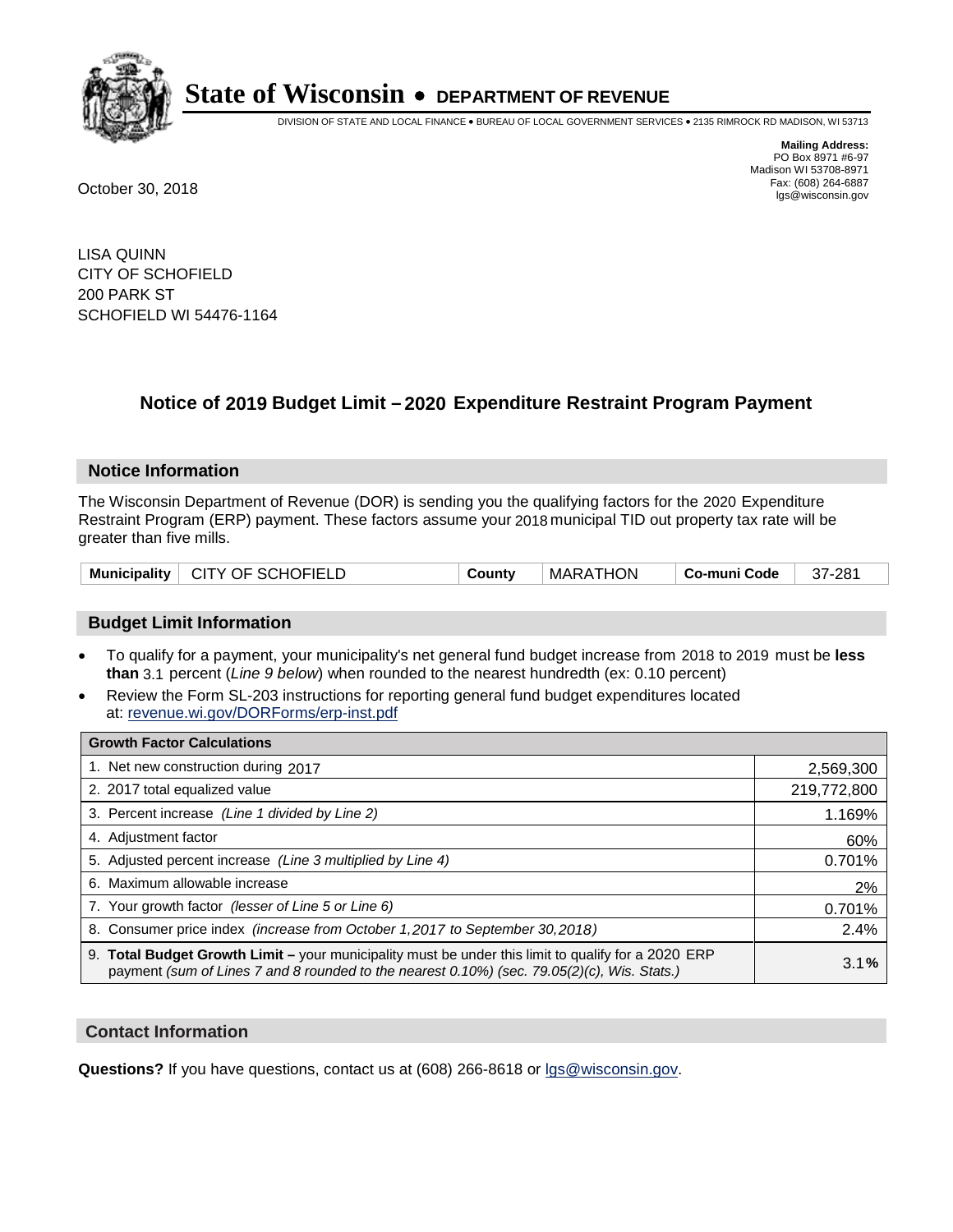# State of Wisconsin • DEPARTMENT OF REVENUE

DIVISION OF STATE AND LOCAL FINANCE • BUREAU OF LOCAL GOVERNMENT SERVICES • 2135 RIMROCK RD MADISON, WI 53713

**Mailing Address:**
PO Box 8971 #6-97
Madison WI 53708-8971
Fax: (608) 264-6887
lgs@wisconsin.gov

October 30, 2018

LISA QUINN
CITY OF SCHOFIELD
200 PARK ST
SCHOFIELD WI 54476-1164

## Notice of 2019 Budget Limit – 2020 Expenditure Restraint Program Payment

### Notice Information

The Wisconsin Department of Revenue (DOR) is sending you the qualifying factors for the 2020 Expenditure Restraint Program (ERP) payment. These factors assume your 2018 municipal TID out property tax rate will be greater than five mills.

| Municipality | CITY OF SCHOFIELD | County | MARATHON | Co-muni Code | 37-281 |
|---|---|---|---|---|---|

### Budget Limit Information

- To qualify for a payment, your municipality's net general fund budget increase from 2018 to 2019 must be **less than** 3.1 percent (*Line 9 below*) when rounded to the nearest hundredth (ex: 0.10 percent)
- Review the Form SL-203 instructions for reporting general fund budget expenditures located at: revenue.wi.gov/DORForms/erp-inst.pdf

| Growth Factor Calculations | |
|---|---|
| 1. Net new construction during 2017 | 2,569,300 |
| 2. 2017 total equalized value | 219,772,800 |
| 3. Percent increase *(Line 1 divided by Line 2)* | 1.169% |
| 4. Adjustment factor | 60% |
| 5. Adjusted percent increase *(Line 3 multiplied by Line 4)* | 0.701% |
| 6. Maximum allowable increase | 2% |
| 7. Your growth factor *(lesser of Line 5 or Line 6)* | 0.701% |
| 8. Consumer price index *(increase from October 1,2017 to September 30,2018)* | 2.4% |
| 9. **Total Budget Growth Limit –** your municipality must be under this limit to qualify for a 2020 ERP payment *(sum of Lines 7 and 8 rounded to the nearest 0.10%) (sec. 79.05(2)(c), Wis. Stats.)* | 3.1**%** |

### Contact Information

**Questions?** If you have questions, contact us at (608) 266-8618 or lgs@wisconsin.gov.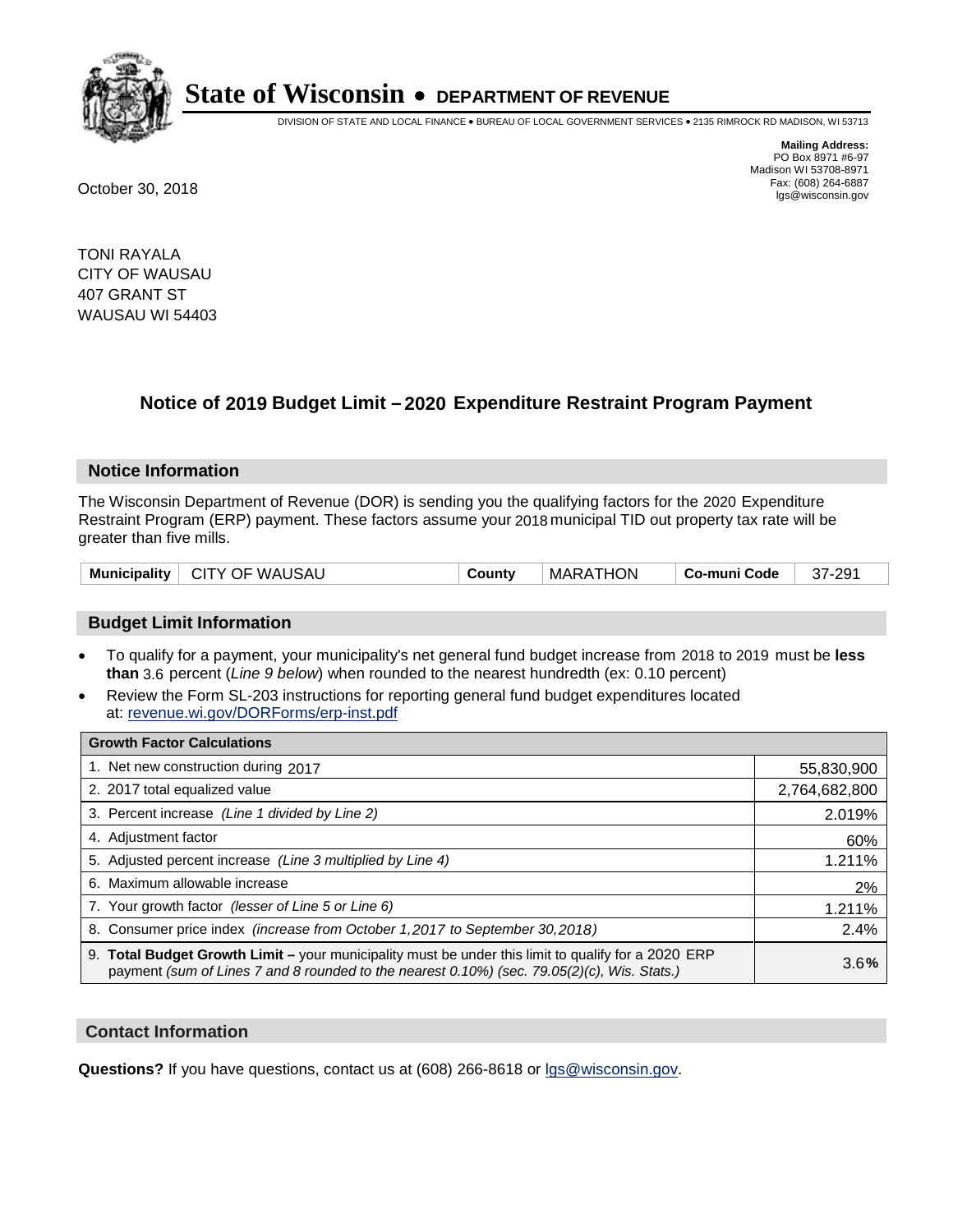# State of Wisconsin • DEPARTMENT OF REVENUE

DIVISION OF STATE AND LOCAL FINANCE • BUREAU OF LOCAL GOVERNMENT SERVICES • 2135 RIMROCK RD MADISON, WI 53713

**Mailing Address:**
PO Box 8971 #6-97
Madison WI 53708-8971
Fax: (608) 264-6887
lgs@wisconsin.gov

October 30, 2018

TONI RAYALA
CITY OF WAUSAU
407 GRANT ST
WAUSAU WI 54403

## Notice of 2019 Budget Limit – 2020 Expenditure Restraint Program Payment

### Notice Information

The Wisconsin Department of Revenue (DOR) is sending you the qualifying factors for the 2020 Expenditure Restraint Program (ERP) payment. These factors assume your 2018 municipal TID out property tax rate will be greater than five mills.

| Municipality | CITY OF WAUSAU | County | MARATHON | Co-muni Code | 37-291 |
|---|---|---|---|---|---|

### Budget Limit Information

- To qualify for a payment, your municipality's net general fund budget increase from 2018 to 2019 must be **less than** 3.6 percent (*Line 9 below*) when rounded to the nearest hundredth (ex: 0.10 percent)
- Review the Form SL-203 instructions for reporting general fund budget expenditures located at: revenue.wi.gov/DORForms/erp-inst.pdf

| Growth Factor Calculations | |
|---|---|
| 1. Net new construction during 2017 | 55,830,900 |
| 2. 2017 total equalized value | 2,764,682,800 |
| 3. Percent increase *(Line 1 divided by Line 2)* | 2.019% |
| 4. Adjustment factor | 60% |
| 5. Adjusted percent increase *(Line 3 multiplied by Line 4)* | 1.211% |
| 6. Maximum allowable increase | 2% |
| 7. Your growth factor *(lesser of Line 5 or Line 6)* | 1.211% |
| 8. Consumer price index *(increase from October 1,2017 to September 30,2018)* | 2.4% |
| 9. **Total Budget Growth Limit –** your municipality must be under this limit to qualify for a 2020 ERP payment *(sum of Lines 7 and 8 rounded to the nearest 0.10%) (sec. 79.05(2)(c), Wis. Stats.)* | 3.6**%** |

### Contact Information

**Questions?** If you have questions, contact us at (608) 266-8618 or lgs@wisconsin.gov.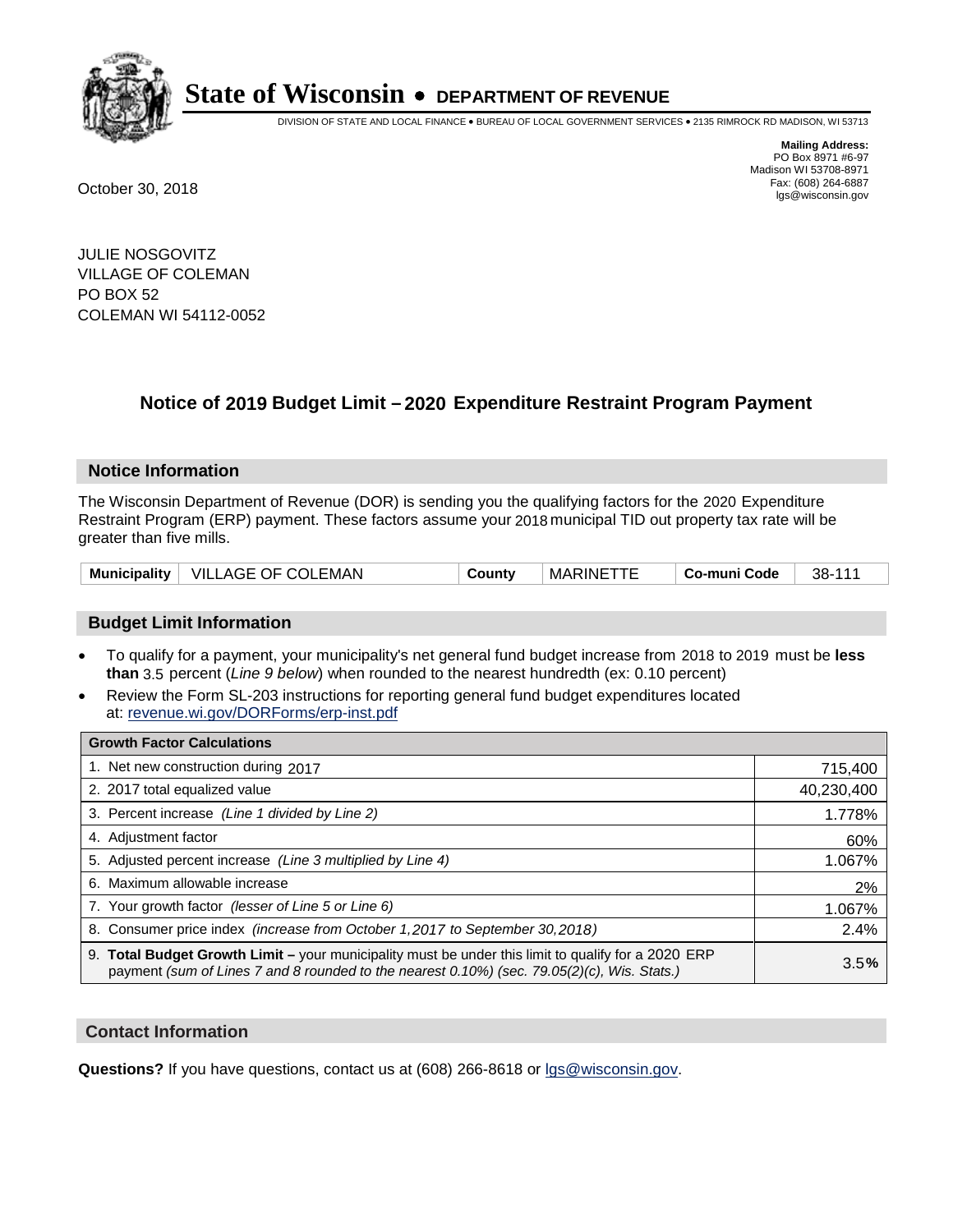# State of Wisconsin • DEPARTMENT OF REVENUE

DIVISION OF STATE AND LOCAL FINANCE • BUREAU OF LOCAL GOVERNMENT SERVICES • 2135 RIMROCK RD MADISON, WI 53713

**Mailing Address:**
PO Box 8971 #6-97
Madison WI 53708-8971
Fax: (608) 264-6887
lgs@wisconsin.gov

October 30, 2018

JULIE NOSGOVITZ
VILLAGE OF COLEMAN
PO BOX 52
COLEMAN WI 54112-0052

## Notice of 2019 Budget Limit – 2020 Expenditure Restraint Program Payment

### Notice Information

The Wisconsin Department of Revenue (DOR) is sending you the qualifying factors for the 2020 Expenditure Restraint Program (ERP) payment. These factors assume your 2018 municipal TID out property tax rate will be greater than five mills.

| Municipality | VILLAGE OF COLEMAN | County | MARINETTE | Co-muni Code | 38-111 |
|---|---|---|---|---|---|

### Budget Limit Information

- To qualify for a payment, your municipality's net general fund budget increase from 2018 to 2019 must be **less than** 3.5 percent (*Line 9 below*) when rounded to the nearest hundredth (ex: 0.10 percent)
- Review the Form SL-203 instructions for reporting general fund budget expenditures located at: revenue.wi.gov/DORForms/erp-inst.pdf

| Growth Factor Calculations | |
|---|---|
| 1. Net new construction during 2017 | 715,400 |
| 2. 2017 total equalized value | 40,230,400 |
| 3. Percent increase *(Line 1 divided by Line 2)* | 1.778% |
| 4. Adjustment factor | 60% |
| 5. Adjusted percent increase *(Line 3 multiplied by Line 4)* | 1.067% |
| 6. Maximum allowable increase | 2% |
| 7. Your growth factor *(lesser of Line 5 or Line 6)* | 1.067% |
| 8. Consumer price index *(increase from October 1,2017 to September 30,2018)* | 2.4% |
| 9. **Total Budget Growth Limit –** your municipality must be under this limit to qualify for a 2020 ERP payment *(sum of Lines 7 and 8 rounded to the nearest 0.10%) (sec. 79.05(2)(c), Wis. Stats.)* | 3.5**%** |

### Contact Information

**Questions?** If you have questions, contact us at (608) 266-8618 or lgs@wisconsin.gov.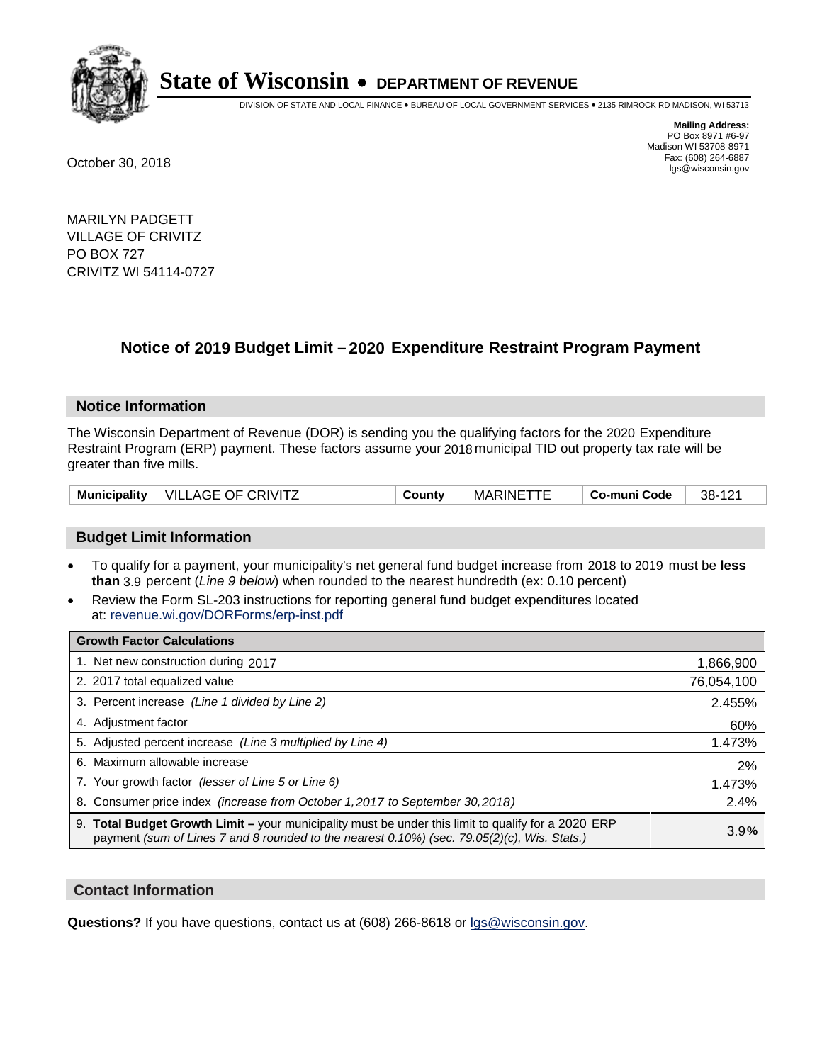# State of Wisconsin • DEPARTMENT OF REVENUE

DIVISION OF STATE AND LOCAL FINANCE • BUREAU OF LOCAL GOVERNMENT SERVICES • 2135 RIMROCK RD MADISON, WI 53713

**Mailing Address:**
PO Box 8971 #6-97
Madison WI 53708-8971
Fax: (608) 264-6887
lgs@wisconsin.gov

October 30, 2018

MARILYN PADGETT
VILLAGE OF CRIVITZ
PO BOX 727
CRIVITZ WI 54114-0727

## Notice of 2019 Budget Limit – 2020 Expenditure Restraint Program Payment

### Notice Information

The Wisconsin Department of Revenue (DOR) is sending you the qualifying factors for the 2020 Expenditure Restraint Program (ERP) payment. These factors assume your 2018 municipal TID out property tax rate will be greater than five mills.

| Municipality | VILLAGE OF CRIVITZ | County | MARINETTE | Co-muni Code | 38-121 |
|---|---|---|---|---|---|

### Budget Limit Information

- To qualify for a payment, your municipality's net general fund budget increase from 2018 to 2019 must be **less than** 3.9 percent (*Line 9 below*) when rounded to the nearest hundredth (ex: 0.10 percent)
- Review the Form SL-203 instructions for reporting general fund budget expenditures located at: revenue.wi.gov/DORForms/erp-inst.pdf

| Growth Factor Calculations | |
|---|---|
| 1. Net new construction during 2017 | 1,866,900 |
| 2. 2017 total equalized value | 76,054,100 |
| 3. Percent increase *(Line 1 divided by Line 2)* | 2.455% |
| 4. Adjustment factor | 60% |
| 5. Adjusted percent increase *(Line 3 multiplied by Line 4)* | 1.473% |
| 6. Maximum allowable increase | 2% |
| 7. Your growth factor *(lesser of Line 5 or Line 6)* | 1.473% |
| 8. Consumer price index *(increase from October 1,2017 to September 30,2018)* | 2.4% |
| 9. **Total Budget Growth Limit –** your municipality must be under this limit to qualify for a 2020 ERP payment *(sum of Lines 7 and 8 rounded to the nearest 0.10%) (sec. 79.05(2)(c), Wis. Stats.)* | 3.9**%** |

### Contact Information

**Questions?** If you have questions, contact us at (608) 266-8618 or lgs@wisconsin.gov.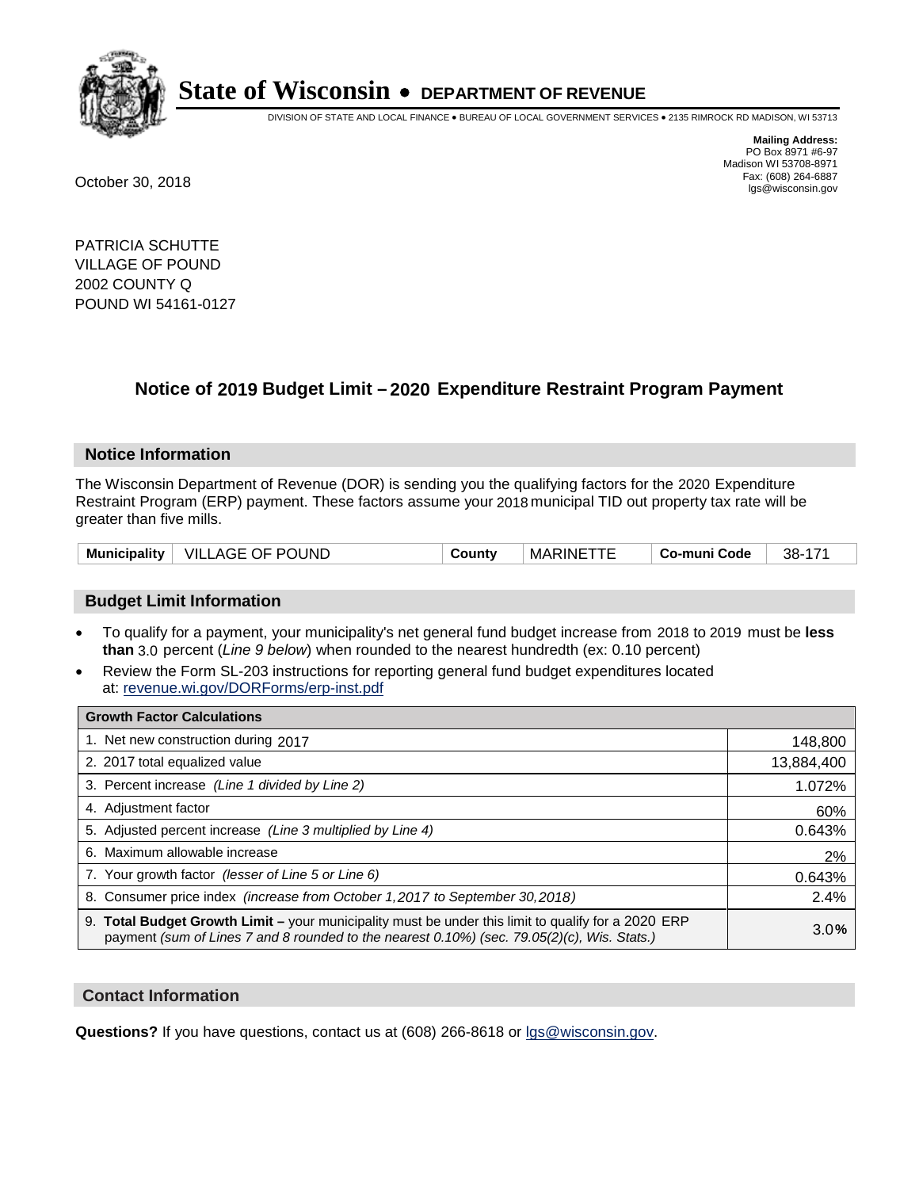# State of Wisconsin • DEPARTMENT OF REVENUE

DIVISION OF STATE AND LOCAL FINANCE • BUREAU OF LOCAL GOVERNMENT SERVICES • 2135 RIMROCK RD MADISON, WI 53713

**Mailing Address:**
PO Box 8971 #6-97
Madison WI 53708-8971
Fax: (608) 264-6887
lgs@wisconsin.gov

October 30, 2018

PATRICIA SCHUTTE
VILLAGE OF POUND
2002 COUNTY Q
POUND WI 54161-0127

## Notice of 2019 Budget Limit – 2020 Expenditure Restraint Program Payment

### Notice Information

The Wisconsin Department of Revenue (DOR) is sending you the qualifying factors for the 2020 Expenditure Restraint Program (ERP) payment. These factors assume your 2018 municipal TID out property tax rate will be greater than five mills.

| Municipality | VILLAGE OF POUND | County | MARINETTE | Co-muni Code | 38-171 |
|---|---|---|---|---|---|

### Budget Limit Information

- To qualify for a payment, your municipality's net general fund budget increase from 2018 to 2019 must be **less than** 3.0 percent (*Line 9 below*) when rounded to the nearest hundredth (ex: 0.10 percent)
- Review the Form SL-203 instructions for reporting general fund budget expenditures located at: revenue.wi.gov/DORForms/erp-inst.pdf

| Growth Factor Calculations | |
|---|---|
| 1. Net new construction during 2017 | 148,800 |
| 2. 2017 total equalized value | 13,884,400 |
| 3. Percent increase *(Line 1 divided by Line 2)* | 1.072% |
| 4. Adjustment factor | 60% |
| 5. Adjusted percent increase *(Line 3 multiplied by Line 4)* | 0.643% |
| 6. Maximum allowable increase | 2% |
| 7. Your growth factor *(lesser of Line 5 or Line 6)* | 0.643% |
| 8. Consumer price index *(increase from October 1,2017 to September 30,2018)* | 2.4% |
| 9. **Total Budget Growth Limit –** your municipality must be under this limit to qualify for a 2020 ERP payment *(sum of Lines 7 and 8 rounded to the nearest 0.10%) (sec. 79.05(2)(c), Wis. Stats.)* | 3.0% |

### Contact Information

**Questions?** If you have questions, contact us at (608) 266-8618 or lgs@wisconsin.gov.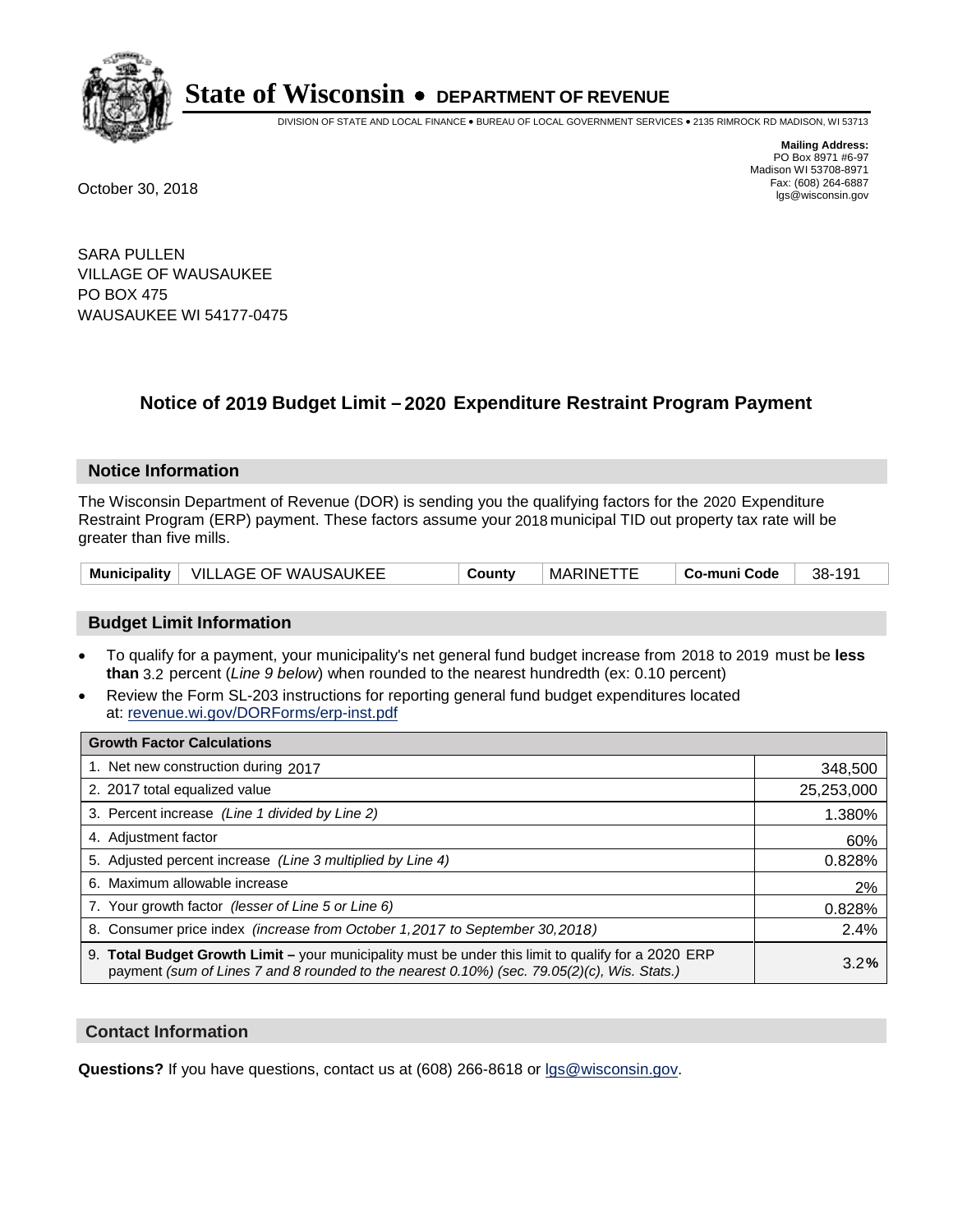# State of Wisconsin • DEPARTMENT OF REVENUE

DIVISION OF STATE AND LOCAL FINANCE • BUREAU OF LOCAL GOVERNMENT SERVICES • 2135 RIMROCK RD MADISON, WI 53713

**Mailing Address:**
PO Box 8971 #6-97
Madison WI 53708-8971
Fax: (608) 264-6887
lgs@wisconsin.gov

October 30, 2018

SARA PULLEN
VILLAGE OF WAUSAUKEE
PO BOX 475
WAUSAUKEE WI 54177-0475

## Notice of 2019 Budget Limit – 2020 Expenditure Restraint Program Payment

### Notice Information

The Wisconsin Department of Revenue (DOR) is sending you the qualifying factors for the 2020 Expenditure Restraint Program (ERP) payment. These factors assume your 2018 municipal TID out property tax rate will be greater than five mills.

| Municipality | VILLAGE OF WAUSAUKEE | County | MARINETTE | Co-muni Code | 38-191 |
|---|---|---|---|---|---|

### Budget Limit Information

- To qualify for a payment, your municipality's net general fund budget increase from 2018 to 2019 must be **less than** 3.2 percent (*Line 9 below*) when rounded to the nearest hundredth (ex: 0.10 percent)
- Review the Form SL-203 instructions for reporting general fund budget expenditures located at: revenue.wi.gov/DORForms/erp-inst.pdf

| Growth Factor Calculations | |
|---|---|
| 1. Net new construction during 2017 | 348,500 |
| 2. 2017 total equalized value | 25,253,000 |
| 3. Percent increase *(Line 1 divided by Line 2)* | 1.380% |
| 4. Adjustment factor | 60% |
| 5. Adjusted percent increase *(Line 3 multiplied by Line 4)* | 0.828% |
| 6. Maximum allowable increase | 2% |
| 7. Your growth factor *(lesser of Line 5 or Line 6)* | 0.828% |
| 8. Consumer price index *(increase from October 1,2017 to September 30,2018)* | 2.4% |
| 9. **Total Budget Growth Limit –** your municipality must be under this limit to qualify for a 2020 ERP payment *(sum of Lines 7 and 8 rounded to the nearest 0.10%) (sec. 79.05(2)(c), Wis. Stats.)* | 3.2% |

### Contact Information

**Questions?** If you have questions, contact us at (608) 266-8618 or lgs@wisconsin.gov.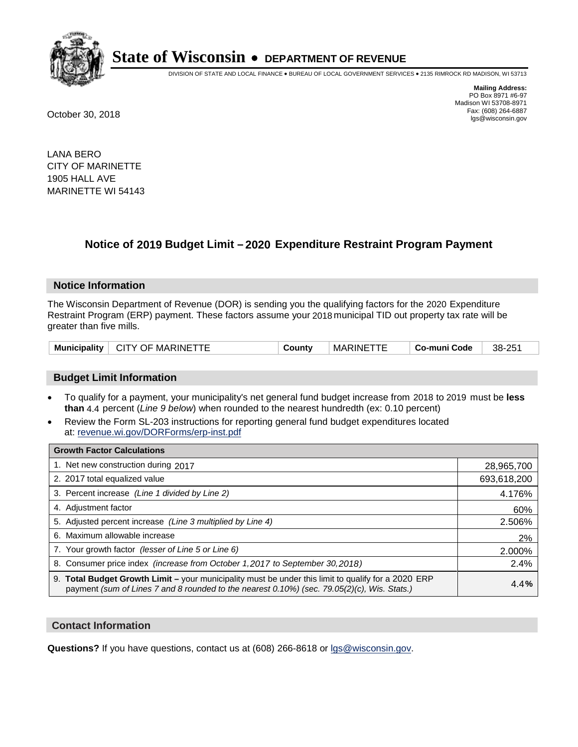# State of Wisconsin • DEPARTMENT OF REVENUE

DIVISION OF STATE AND LOCAL FINANCE • BUREAU OF LOCAL GOVERNMENT SERVICES • 2135 RIMROCK RD MADISON, WI 53713

**Mailing Address:**
PO Box 8971 #6-97
Madison WI 53708-8971
Fax: (608) 264-6887
lgs@wisconsin.gov

October 30, 2018

LANA BERO
CITY OF MARINETTE
1905 HALL AVE
MARINETTE WI 54143

## Notice of 2019 Budget Limit – 2020 Expenditure Restraint Program Payment

### Notice Information

The Wisconsin Department of Revenue (DOR) is sending you the qualifying factors for the 2020 Expenditure Restraint Program (ERP) payment. These factors assume your 2018 municipal TID out property tax rate will be greater than five mills.

| Municipality | CITY OF MARINETTE | County | MARINETTE | Co-muni Code | 38-251 |
|---|---|---|---|---|---|

### Budget Limit Information

- To qualify for a payment, your municipality's net general fund budget increase from 2018 to 2019 must be **less than** 4.4 percent (*Line 9 below*) when rounded to the nearest hundredth (ex: 0.10 percent)
- Review the Form SL-203 instructions for reporting general fund budget expenditures located at: revenue.wi.gov/DORForms/erp-inst.pdf

| Growth Factor Calculations | |
|---|---|
| 1. Net new construction during 2017 | 28,965,700 |
| 2. 2017 total equalized value | 693,618,200 |
| 3. Percent increase *(Line 1 divided by Line 2)* | 4.176% |
| 4. Adjustment factor | 60% |
| 5. Adjusted percent increase *(Line 3 multiplied by Line 4)* | 2.506% |
| 6. Maximum allowable increase | 2% |
| 7. Your growth factor *(lesser of Line 5 or Line 6)* | 2.000% |
| 8. Consumer price index *(increase from October 1,2017 to September 30,2018)* | 2.4% |
| 9. **Total Budget Growth Limit –** your municipality must be under this limit to qualify for a 2020 ERP payment *(sum of Lines 7 and 8 rounded to the nearest 0.10%) (sec. 79.05(2)(c), Wis. Stats.)* | 4.4**%** |

### Contact Information

**Questions?** If you have questions, contact us at (608) 266-8618 or lgs@wisconsin.gov.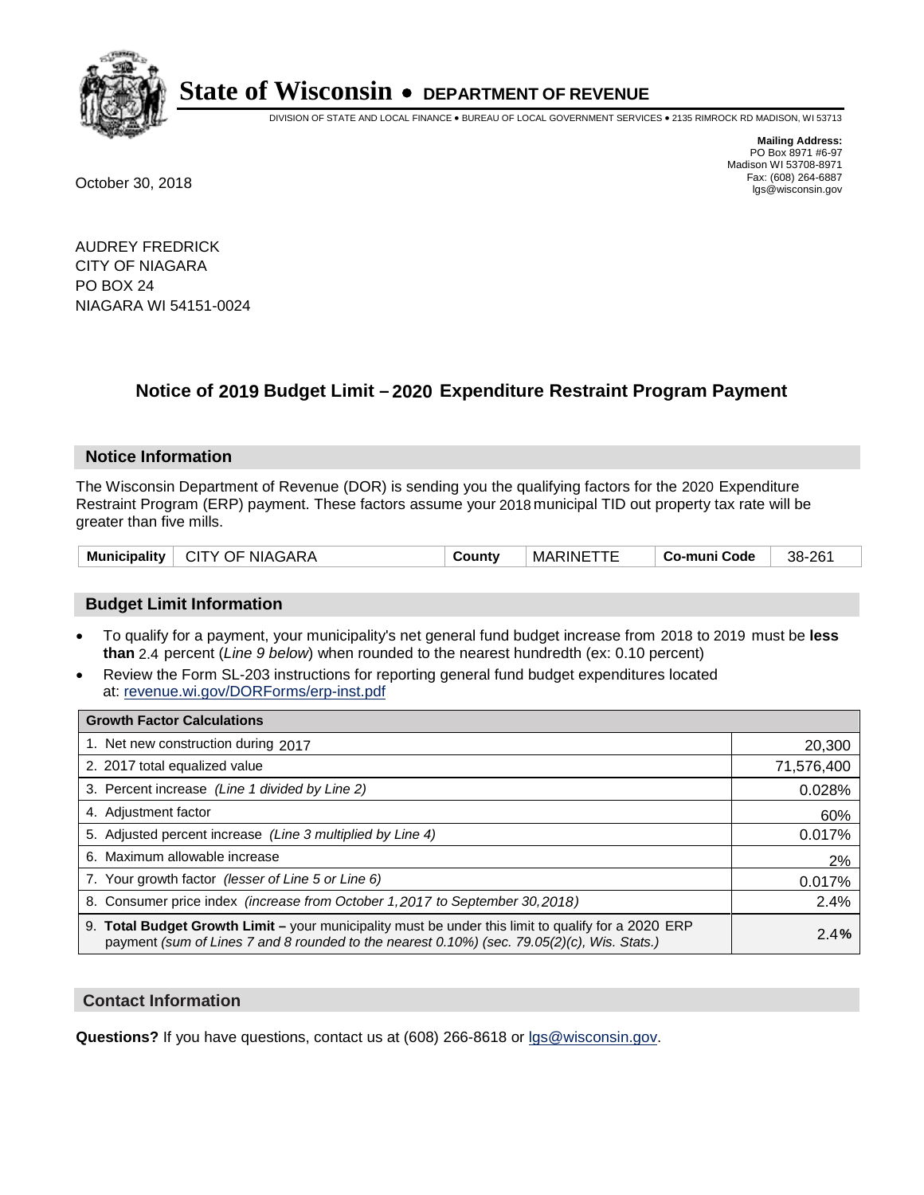# State of Wisconsin • DEPARTMENT OF REVENUE

DIVISION OF STATE AND LOCAL FINANCE • BUREAU OF LOCAL GOVERNMENT SERVICES • 2135 RIMROCK RD MADISON, WI 53713

**Mailing Address:**
PO Box 8971 #6-97
Madison WI 53708-8971
Fax: (608) 264-6887
lgs@wisconsin.gov

October 30, 2018

AUDREY FREDRICK
CITY OF NIAGARA
PO BOX 24
NIAGARA WI 54151-0024

## Notice of 2019 Budget Limit – 2020 Expenditure Restraint Program Payment

### Notice Information

The Wisconsin Department of Revenue (DOR) is sending you the qualifying factors for the 2020 Expenditure Restraint Program (ERP) payment. These factors assume your 2018 municipal TID out property tax rate will be greater than five mills.

| Municipality | CITY OF NIAGARA | County | MARINETTE | Co-muni Code | 38-261 |
|---|---|---|---|---|---|

### Budget Limit Information

- To qualify for a payment, your municipality's net general fund budget increase from 2018 to 2019 must be **less than** 2.4 percent (*Line 9 below*) when rounded to the nearest hundredth (ex: 0.10 percent)
- Review the Form SL-203 instructions for reporting general fund budget expenditures located at: revenue.wi.gov/DORForms/erp-inst.pdf

| Growth Factor Calculations | |
|---|---|
| 1. Net new construction during 2017 | 20,300 |
| 2. 2017 total equalized value | 71,576,400 |
| 3. Percent increase *(Line 1 divided by Line 2)* | 0.028% |
| 4. Adjustment factor | 60% |
| 5. Adjusted percent increase *(Line 3 multiplied by Line 4)* | 0.017% |
| 6. Maximum allowable increase | 2% |
| 7. Your growth factor *(lesser of Line 5 or Line 6)* | 0.017% |
| 8. Consumer price index *(increase from October 1,2017 to September 30,2018)* | 2.4% |
| 9. **Total Budget Growth Limit –** your municipality must be under this limit to qualify for a 2020 ERP payment *(sum of Lines 7 and 8 rounded to the nearest 0.10%) (sec. 79.05(2)(c), Wis. Stats.)* | **2.4%** |

### Contact Information

**Questions?** If you have questions, contact us at (608) 266-8618 or lgs@wisconsin.gov.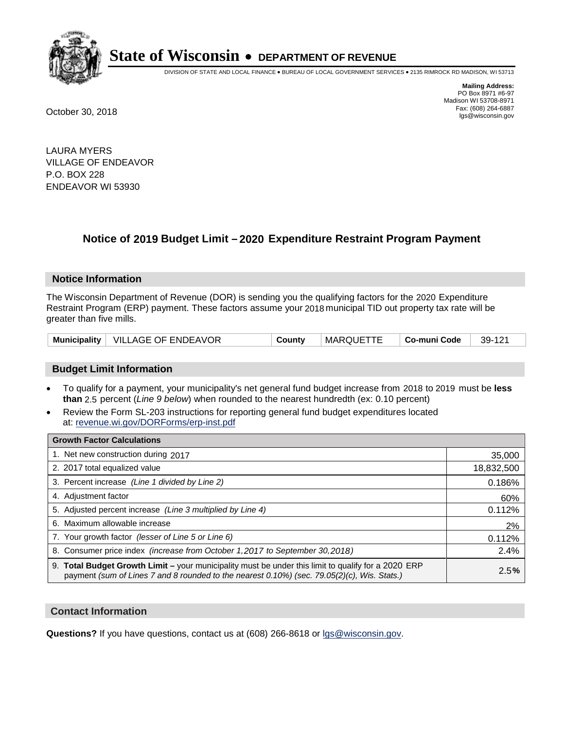# State of Wisconsin • DEPARTMENT OF REVENUE

DIVISION OF STATE AND LOCAL FINANCE • BUREAU OF LOCAL GOVERNMENT SERVICES • 2135 RIMROCK RD MADISON, WI 53713

**Mailing Address:**
PO Box 8971 #6-97
Madison WI 53708-8971
Fax: (608) 264-6887
lgs@wisconsin.gov

October 30, 2018

LAURA MYERS
VILLAGE OF ENDEAVOR
P.O. BOX 228
ENDEAVOR WI 53930

## Notice of 2019 Budget Limit – 2020 Expenditure Restraint Program Payment

### Notice Information

The Wisconsin Department of Revenue (DOR) is sending you the qualifying factors for the 2020 Expenditure Restraint Program (ERP) payment. These factors assume your 2018 municipal TID out property tax rate will be greater than five mills.

| Municipality | VILLAGE OF ENDEAVOR | County | MARQUETTE | Co-muni Code | 39-121 |
|---|---|---|---|---|---|

### Budget Limit Information

- To qualify for a payment, your municipality's net general fund budget increase from 2018 to 2019 must be **less than** 2.5 percent (*Line 9 below*) when rounded to the nearest hundredth (ex: 0.10 percent)
- Review the Form SL-203 instructions for reporting general fund budget expenditures located at: revenue.wi.gov/DORForms/erp-inst.pdf

| Growth Factor Calculations | |
|---|---|
| 1. Net new construction during 2017 | 35,000 |
| 2. 2017 total equalized value | 18,832,500 |
| 3. Percent increase *(Line 1 divided by Line 2)* | 0.186% |
| 4. Adjustment factor | 60% |
| 5. Adjusted percent increase *(Line 3 multiplied by Line 4)* | 0.112% |
| 6. Maximum allowable increase | 2% |
| 7. Your growth factor *(lesser of Line 5 or Line 6)* | 0.112% |
| 8. Consumer price index *(increase from October 1,2017 to September 30,2018)* | 2.4% |
| 9. **Total Budget Growth Limit –** your municipality must be under this limit to qualify for a 2020 ERP payment *(sum of Lines 7 and 8 rounded to the nearest 0.10%) (sec. 79.05(2)(c), Wis. Stats.)* | 2.5**%** |

### Contact Information

**Questions?** If you have questions, contact us at (608) 266-8618 or lgs@wisconsin.gov.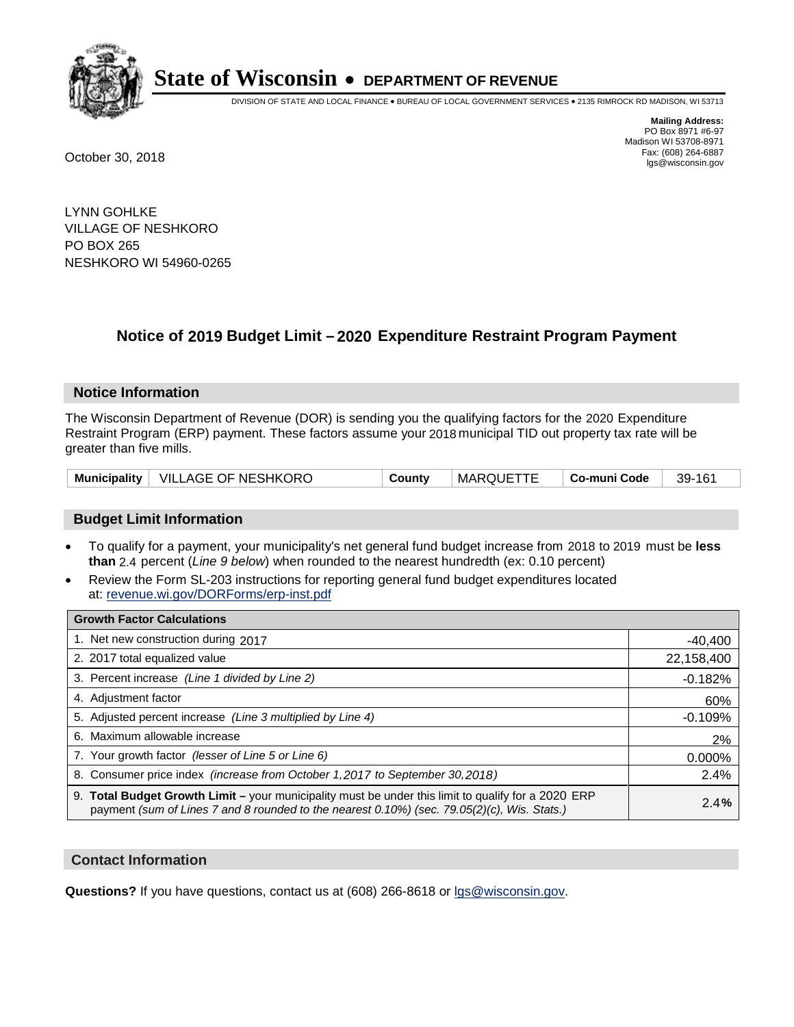# State of Wisconsin • DEPARTMENT OF REVENUE

DIVISION OF STATE AND LOCAL FINANCE • BUREAU OF LOCAL GOVERNMENT SERVICES • 2135 RIMROCK RD MADISON, WI 53713

**Mailing Address:**
PO Box 8971 #6-97
Madison WI 53708-8971
Fax: (608) 264-6887
lgs@wisconsin.gov

October 30, 2018

LYNN GOHLKE
VILLAGE OF NESHKORO
PO BOX 265
NESHKORO WI 54960-0265

## Notice of 2019 Budget Limit – 2020 Expenditure Restraint Program Payment

### Notice Information

The Wisconsin Department of Revenue (DOR) is sending you the qualifying factors for the 2020 Expenditure Restraint Program (ERP) payment. These factors assume your 2018 municipal TID out property tax rate will be greater than five mills.

| Municipality | VILLAGE OF NESHKORO | County | MARQUETTE | Co-muni Code | 39-161 |
|---|---|---|---|---|---|

### Budget Limit Information

- To qualify for a payment, your municipality's net general fund budget increase from 2018 to 2019 must be **less than** 2.4 percent (*Line 9 below*) when rounded to the nearest hundredth (ex: 0.10 percent)
- Review the Form SL-203 instructions for reporting general fund budget expenditures located at: revenue.wi.gov/DORForms/erp-inst.pdf

| Growth Factor Calculations | |
|---|---|
| 1. Net new construction during 2017 | -40,400 |
| 2. 2017 total equalized value | 22,158,400 |
| 3. Percent increase *(Line 1 divided by Line 2)* | -0.182% |
| 4. Adjustment factor | 60% |
| 5. Adjusted percent increase *(Line 3 multiplied by Line 4)* | -0.109% |
| 6. Maximum allowable increase | 2% |
| 7. Your growth factor *(lesser of Line 5 or Line 6)* | 0.000% |
| 8. Consumer price index *(increase from October 1,2017 to September 30,2018)* | 2.4% |
| 9. **Total Budget Growth Limit –** your municipality must be under this limit to qualify for a 2020 ERP payment *(sum of Lines 7 and 8 rounded to the nearest 0.10%) (sec. 79.05(2)(c), Wis. Stats.)* | 2.4**%** |

### Contact Information

**Questions?** If you have questions, contact us at (608) 266-8618 or lgs@wisconsin.gov.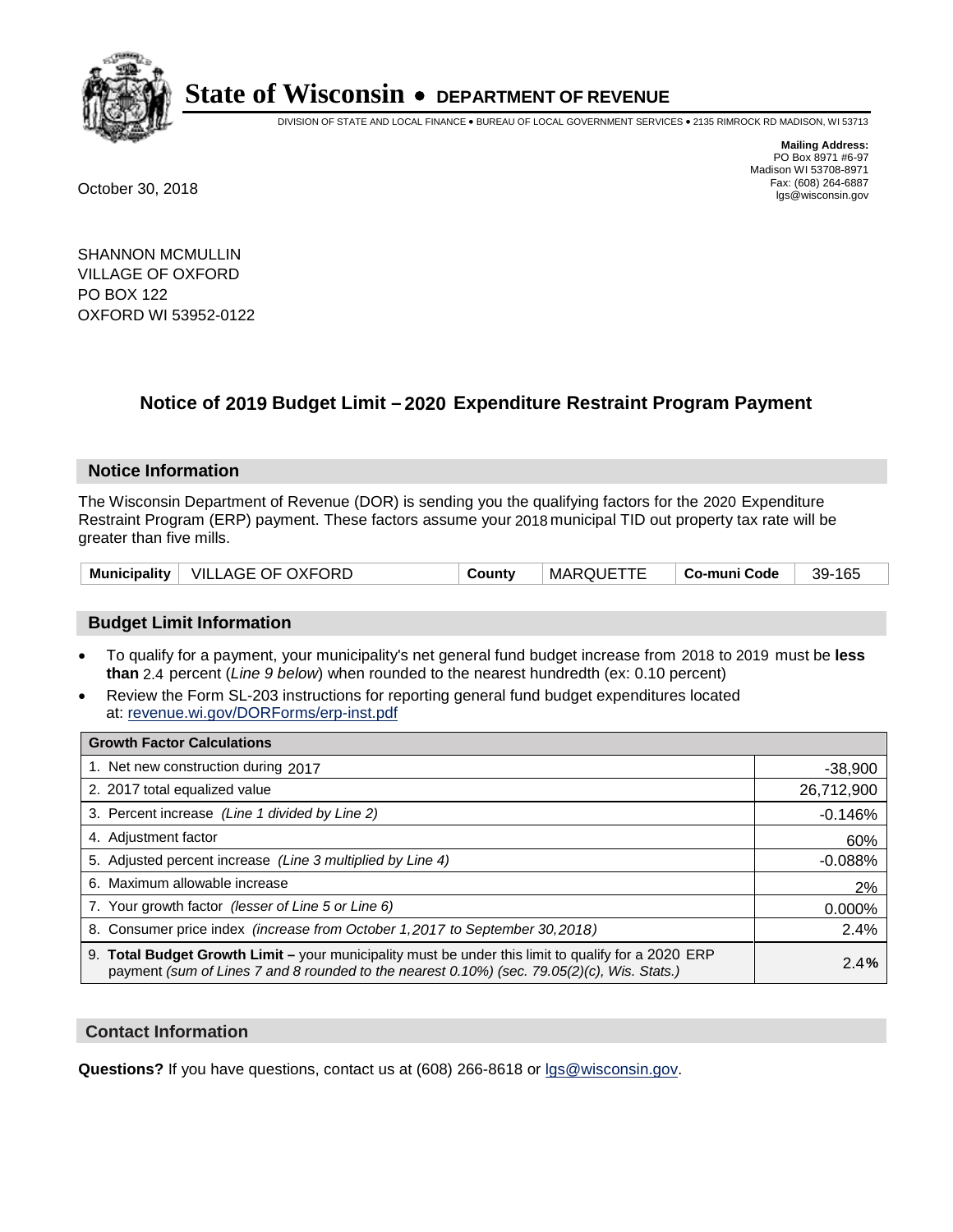# State of Wisconsin • DEPARTMENT OF REVENUE

DIVISION OF STATE AND LOCAL FINANCE • BUREAU OF LOCAL GOVERNMENT SERVICES • 2135 RIMROCK RD MADISON, WI 53713

**Mailing Address:**
PO Box 8971 #6-97
Madison WI 53708-8971
Fax: (608) 264-6887
lgs@wisconsin.gov

October 30, 2018

SHANNON MCMULLIN
VILLAGE OF OXFORD
PO BOX 122
OXFORD WI 53952-0122

## Notice of 2019 Budget Limit – 2020 Expenditure Restraint Program Payment

### Notice Information

The Wisconsin Department of Revenue (DOR) is sending you the qualifying factors for the 2020 Expenditure Restraint Program (ERP) payment. These factors assume your 2018 municipal TID out property tax rate will be greater than five mills.

| Municipality | VILLAGE OF OXFORD | County | MARQUETTE | Co-muni Code | 39-165 |
|---|---|---|---|---|---|

### Budget Limit Information

- To qualify for a payment, your municipality's net general fund budget increase from 2018 to 2019 must be **less than** 2.4 percent (*Line 9 below*) when rounded to the nearest hundredth (ex: 0.10 percent)
- Review the Form SL-203 instructions for reporting general fund budget expenditures located at: revenue.wi.gov/DORForms/erp-inst.pdf

| Growth Factor Calculations | |
|---|---|
| 1. Net new construction during 2017 | -38,900 |
| 2. 2017 total equalized value | 26,712,900 |
| 3. Percent increase *(Line 1 divided by Line 2)* | -0.146% |
| 4. Adjustment factor | 60% |
| 5. Adjusted percent increase *(Line 3 multiplied by Line 4)* | -0.088% |
| 6. Maximum allowable increase | 2% |
| 7. Your growth factor *(lesser of Line 5 or Line 6)* | 0.000% |
| 8. Consumer price index *(increase from October 1,2017 to September 30,2018)* | 2.4% |
| 9. **Total Budget Growth Limit –** your municipality must be under this limit to qualify for a 2020 ERP payment *(sum of Lines 7 and 8 rounded to the nearest 0.10%) (sec. 79.05(2)(c), Wis. Stats.)* | 2.4**%** |

### Contact Information

**Questions?** If you have questions, contact us at (608) 266-8618 or lgs@wisconsin.gov.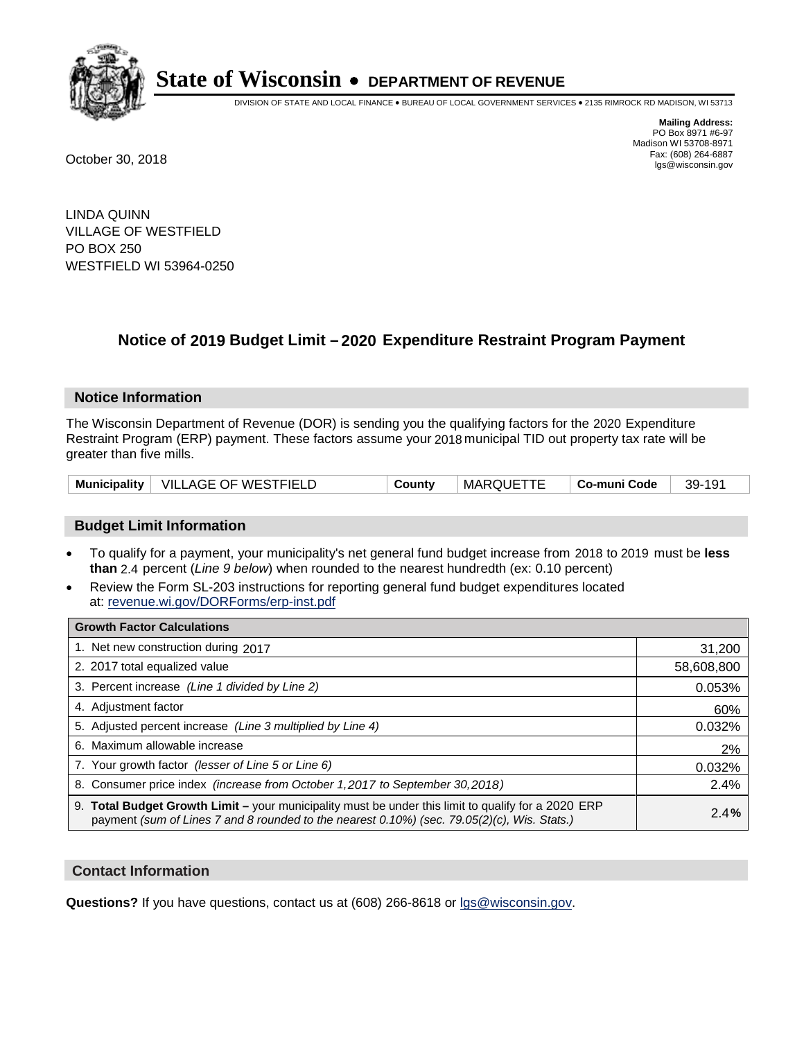# State of Wisconsin • DEPARTMENT OF REVENUE

DIVISION OF STATE AND LOCAL FINANCE • BUREAU OF LOCAL GOVERNMENT SERVICES • 2135 RIMROCK RD MADISON, WI 53713

**Mailing Address:**
PO Box 8971 #6-97
Madison WI 53708-8971
Fax: (608) 264-6887
lgs@wisconsin.gov

October 30, 2018

LINDA QUINN
VILLAGE OF WESTFIELD
PO BOX 250
WESTFIELD WI 53964-0250

## Notice of 2019 Budget Limit – 2020 Expenditure Restraint Program Payment

### Notice Information

The Wisconsin Department of Revenue (DOR) is sending you the qualifying factors for the 2020 Expenditure Restraint Program (ERP) payment. These factors assume your 2018 municipal TID out property tax rate will be greater than five mills.

| Municipality | VILLAGE OF WESTFIELD | County | MARQUETTE | Co-muni Code | 39-191 |
|---|---|---|---|---|---|

### Budget Limit Information

- To qualify for a payment, your municipality's net general fund budget increase from 2018 to 2019 must be **less than** 2.4 percent (*Line 9 below*) when rounded to the nearest hundredth (ex: 0.10 percent)
- Review the Form SL-203 instructions for reporting general fund budget expenditures located at: revenue.wi.gov/DORForms/erp-inst.pdf

| Growth Factor Calculations | |
|---|---|
| 1. Net new construction during 2017 | 31,200 |
| 2. 2017 total equalized value | 58,608,800 |
| 3. Percent increase *(Line 1 divided by Line 2)* | 0.053% |
| 4. Adjustment factor | 60% |
| 5. Adjusted percent increase *(Line 3 multiplied by Line 4)* | 0.032% |
| 6. Maximum allowable increase | 2% |
| 7. Your growth factor *(lesser of Line 5 or Line 6)* | 0.032% |
| 8. Consumer price index *(increase from October 1,2017 to September 30,2018)* | 2.4% |
| 9. **Total Budget Growth Limit –** your municipality must be under this limit to qualify for a 2020 ERP payment *(sum of Lines 7 and 8 rounded to the nearest 0.10%) (sec. 79.05(2)(c), Wis. Stats.)* | **2.4%** |

### Contact Information

**Questions?** If you have questions, contact us at (608) 266-8618 or lgs@wisconsin.gov.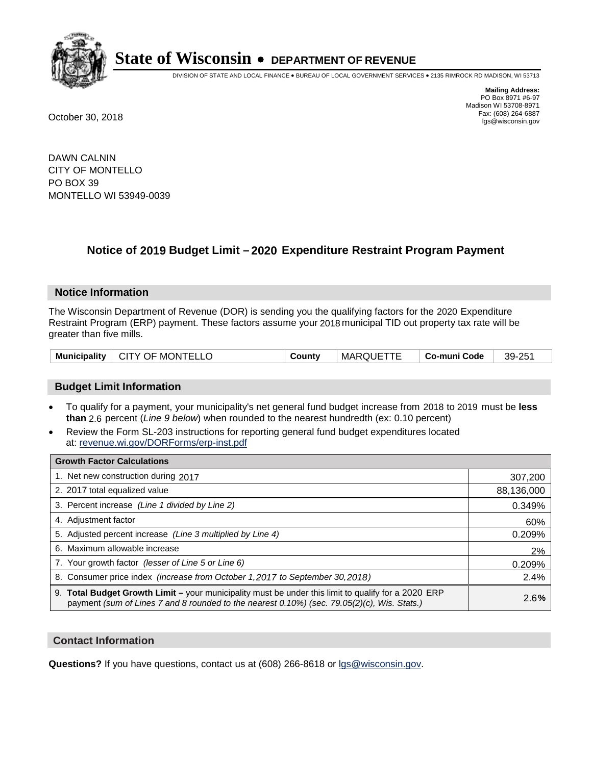# State of Wisconsin • DEPARTMENT OF REVENUE

DIVISION OF STATE AND LOCAL FINANCE • BUREAU OF LOCAL GOVERNMENT SERVICES • 2135 RIMROCK RD MADISON, WI 53713

**Mailing Address:**
PO Box 8971 #6-97
Madison WI 53708-8971
Fax: (608) 264-6887
lgs@wisconsin.gov

October 30, 2018

DAWN CALNIN
CITY OF MONTELLO
PO BOX 39
MONTELLO WI 53949-0039

## Notice of 2019 Budget Limit – 2020 Expenditure Restraint Program Payment

### Notice Information

The Wisconsin Department of Revenue (DOR) is sending you the qualifying factors for the 2020 Expenditure Restraint Program (ERP) payment. These factors assume your 2018 municipal TID out property tax rate will be greater than five mills.

| Municipality | CITY OF MONTELLO | County | MARQUETTE | Co-muni Code | 39-251 |
|---|---|---|---|---|---|

### Budget Limit Information

- To qualify for a payment, your municipality's net general fund budget increase from 2018 to 2019 must be **less than** 2.6 percent (*Line 9 below*) when rounded to the nearest hundredth (ex: 0.10 percent)
- Review the Form SL-203 instructions for reporting general fund budget expenditures located at: revenue.wi.gov/DORForms/erp-inst.pdf

| Growth Factor Calculations | |
|---|---|
| 1. Net new construction during 2017 | 307,200 |
| 2. 2017 total equalized value | 88,136,000 |
| 3. Percent increase *(Line 1 divided by Line 2)* | 0.349% |
| 4. Adjustment factor | 60% |
| 5. Adjusted percent increase *(Line 3 multiplied by Line 4)* | 0.209% |
| 6. Maximum allowable increase | 2% |
| 7. Your growth factor *(lesser of Line 5 or Line 6)* | 0.209% |
| 8. Consumer price index *(increase from October 1,2017 to September 30,2018)* | 2.4% |
| 9. **Total Budget Growth Limit –** your municipality must be under this limit to qualify for a 2020 ERP payment *(sum of Lines 7 and 8 rounded to the nearest 0.10%) (sec. 79.05(2)(c), Wis. Stats.)* | 2.6**%** |

### Contact Information

**Questions?** If you have questions, contact us at (608) 266-8618 or lgs@wisconsin.gov.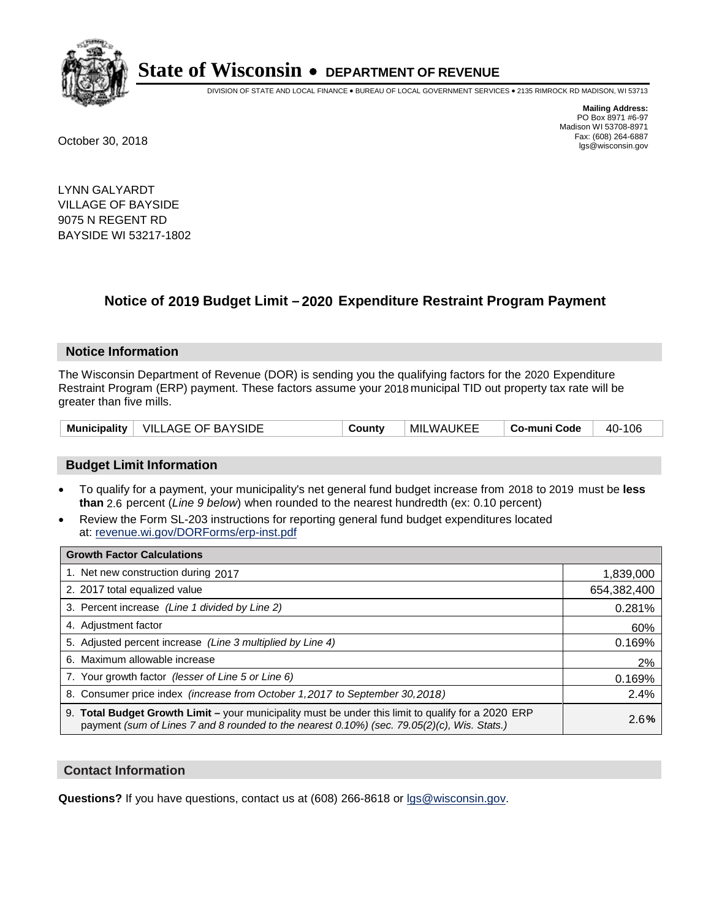# State of Wisconsin • DEPARTMENT OF REVENUE

DIVISION OF STATE AND LOCAL FINANCE • BUREAU OF LOCAL GOVERNMENT SERVICES • 2135 RIMROCK RD MADISON, WI 53713

**Mailing Address:**
PO Box 8971 #6-97
Madison WI 53708-8971
Fax: (608) 264-6887
lgs@wisconsin.gov

October 30, 2018

LYNN GALYARDT
VILLAGE OF BAYSIDE
9075 N REGENT RD
BAYSIDE WI 53217-1802

## Notice of 2019 Budget Limit – 2020 Expenditure Restraint Program Payment

### Notice Information

The Wisconsin Department of Revenue (DOR) is sending you the qualifying factors for the 2020 Expenditure Restraint Program (ERP) payment. These factors assume your 2018 municipal TID out property tax rate will be greater than five mills.

| Municipality | VILLAGE OF BAYSIDE | County | MILWAUKEE | Co-muni Code | 40-106 |
|---|---|---|---|---|---|

### Budget Limit Information

- To qualify for a payment, your municipality's net general fund budget increase from 2018 to 2019 must be **less than** 2.6 percent (*Line 9 below*) when rounded to the nearest hundredth (ex: 0.10 percent)
- Review the Form SL-203 instructions for reporting general fund budget expenditures located at: revenue.wi.gov/DORForms/erp-inst.pdf

| Growth Factor Calculations | |
|---|---|
| 1. Net new construction during 2017 | 1,839,000 |
| 2. 2017 total equalized value | 654,382,400 |
| 3. Percent increase *(Line 1 divided by Line 2)* | 0.281% |
| 4. Adjustment factor | 60% |
| 5. Adjusted percent increase *(Line 3 multiplied by Line 4)* | 0.169% |
| 6. Maximum allowable increase | 2% |
| 7. Your growth factor *(lesser of Line 5 or Line 6)* | 0.169% |
| 8. Consumer price index *(increase from October 1,2017 to September 30,2018)* | 2.4% |
| 9. **Total Budget Growth Limit –** your municipality must be under this limit to qualify for a 2020 ERP payment *(sum of Lines 7 and 8 rounded to the nearest 0.10%) (sec. 79.05(2)(c), Wis. Stats.)* | 2.6**%** |

### Contact Information

**Questions?** If you have questions, contact us at (608) 266-8618 or lgs@wisconsin.gov.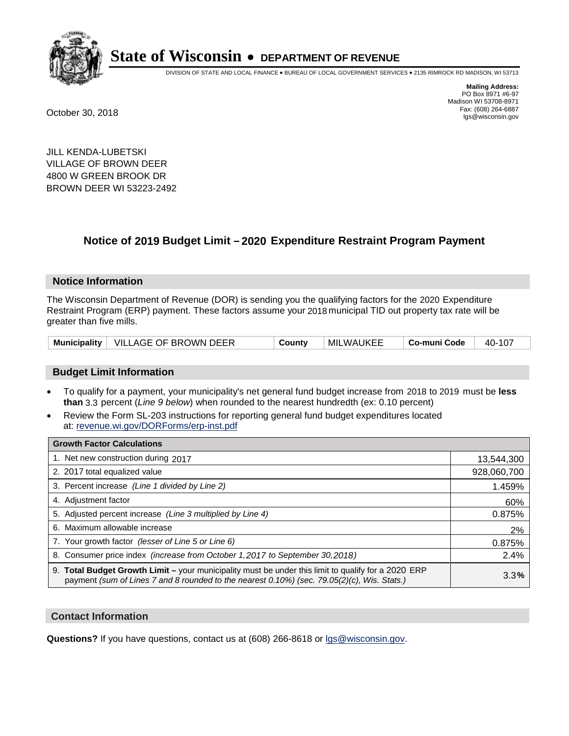# State of Wisconsin • DEPARTMENT OF REVENUE

DIVISION OF STATE AND LOCAL FINANCE • BUREAU OF LOCAL GOVERNMENT SERVICES • 2135 RIMROCK RD MADISON, WI 53713

**Mailing Address:**
PO Box 8971 #6-97
Madison WI 53708-8971
Fax: (608) 264-6887
lgs@wisconsin.gov

October 30, 2018

JILL KENDA-LUBETSKI
VILLAGE OF BROWN DEER
4800 W GREEN BROOK DR
BROWN DEER WI 53223-2492

## Notice of 2019 Budget Limit – 2020 Expenditure Restraint Program Payment

### Notice Information

The Wisconsin Department of Revenue (DOR) is sending you the qualifying factors for the 2020 Expenditure Restraint Program (ERP) payment. These factors assume your 2018 municipal TID out property tax rate will be greater than five mills.

| Municipality | VILLAGE OF BROWN DEER | County | MILWAUKEE | Co-muni Code | 40-107 |
|---|---|---|---|---|---|

### Budget Limit Information

- To qualify for a payment, your municipality's net general fund budget increase from 2018 to 2019 must be **less than** 3.3 percent (*Line 9 below*) when rounded to the nearest hundredth (ex: 0.10 percent)
- Review the Form SL-203 instructions for reporting general fund budget expenditures located at: revenue.wi.gov/DORForms/erp-inst.pdf

| Growth Factor Calculations | |
|---|---|
| 1. Net new construction during 2017 | 13,544,300 |
| 2. 2017 total equalized value | 928,060,700 |
| 3. Percent increase *(Line 1 divided by Line 2)* | 1.459% |
| 4. Adjustment factor | 60% |
| 5. Adjusted percent increase *(Line 3 multiplied by Line 4)* | 0.875% |
| 6. Maximum allowable increase | 2% |
| 7. Your growth factor *(lesser of Line 5 or Line 6)* | 0.875% |
| 8. Consumer price index *(increase from October 1,2017 to September 30,2018)* | 2.4% |
| 9. **Total Budget Growth Limit –** your municipality must be under this limit to qualify for a 2020 ERP payment *(sum of Lines 7 and 8 rounded to the nearest 0.10%) (sec. 79.05(2)(c), Wis. Stats.)* | 3.3**%** |

### Contact Information

**Questions?** If you have questions, contact us at (608) 266-8618 or lgs@wisconsin.gov.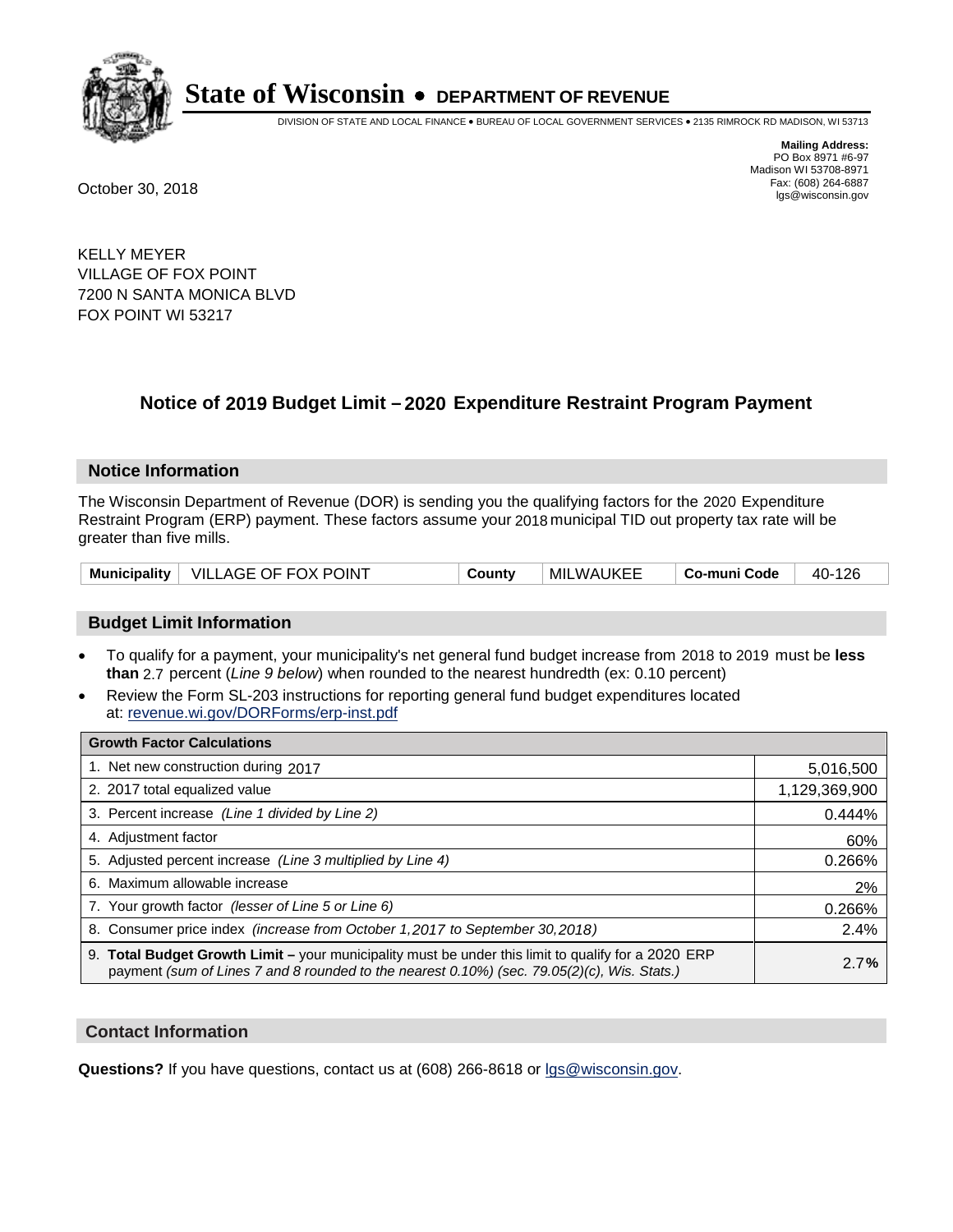# State of Wisconsin • DEPARTMENT OF REVENUE

DIVISION OF STATE AND LOCAL FINANCE • BUREAU OF LOCAL GOVERNMENT SERVICES • 2135 RIMROCK RD MADISON, WI 53713

**Mailing Address:**
PO Box 8971 #6-97
Madison WI 53708-8971
Fax: (608) 264-6887
lgs@wisconsin.gov

October 30, 2018

KELLY MEYER
VILLAGE OF FOX POINT
7200 N SANTA MONICA BLVD
FOX POINT WI 53217

## Notice of 2019 Budget Limit – 2020 Expenditure Restraint Program Payment

### Notice Information

The Wisconsin Department of Revenue (DOR) is sending you the qualifying factors for the 2020 Expenditure Restraint Program (ERP) payment. These factors assume your 2018 municipal TID out property tax rate will be greater than five mills.

| Municipality | VILLAGE OF FOX POINT | County | MILWAUKEE | Co-muni Code | 40-126 |
|---|---|---|---|---|---|

### Budget Limit Information

- To qualify for a payment, your municipality's net general fund budget increase from 2018 to 2019 must be **less than** 2.7 percent (*Line 9 below*) when rounded to the nearest hundredth (ex: 0.10 percent)
- Review the Form SL-203 instructions for reporting general fund budget expenditures located at: revenue.wi.gov/DORForms/erp-inst.pdf

| Growth Factor Calculations | |
|---|---|
| 1. Net new construction during 2017 | 5,016,500 |
| 2. 2017 total equalized value | 1,129,369,900 |
| 3. Percent increase *(Line 1 divided by Line 2)* | 0.444% |
| 4. Adjustment factor | 60% |
| 5. Adjusted percent increase *(Line 3 multiplied by Line 4)* | 0.266% |
| 6. Maximum allowable increase | 2% |
| 7. Your growth factor *(lesser of Line 5 or Line 6)* | 0.266% |
| 8. Consumer price index *(increase from October 1,2017 to September 30,2018)* | 2.4% |
| 9. **Total Budget Growth Limit –** your municipality must be under this limit to qualify for a 2020 ERP payment *(sum of Lines 7 and 8 rounded to the nearest 0.10%) (sec. 79.05(2)(c), Wis. Stats.)* | 2.7**%** |

### Contact Information

**Questions?** If you have questions, contact us at (608) 266-8618 or lgs@wisconsin.gov.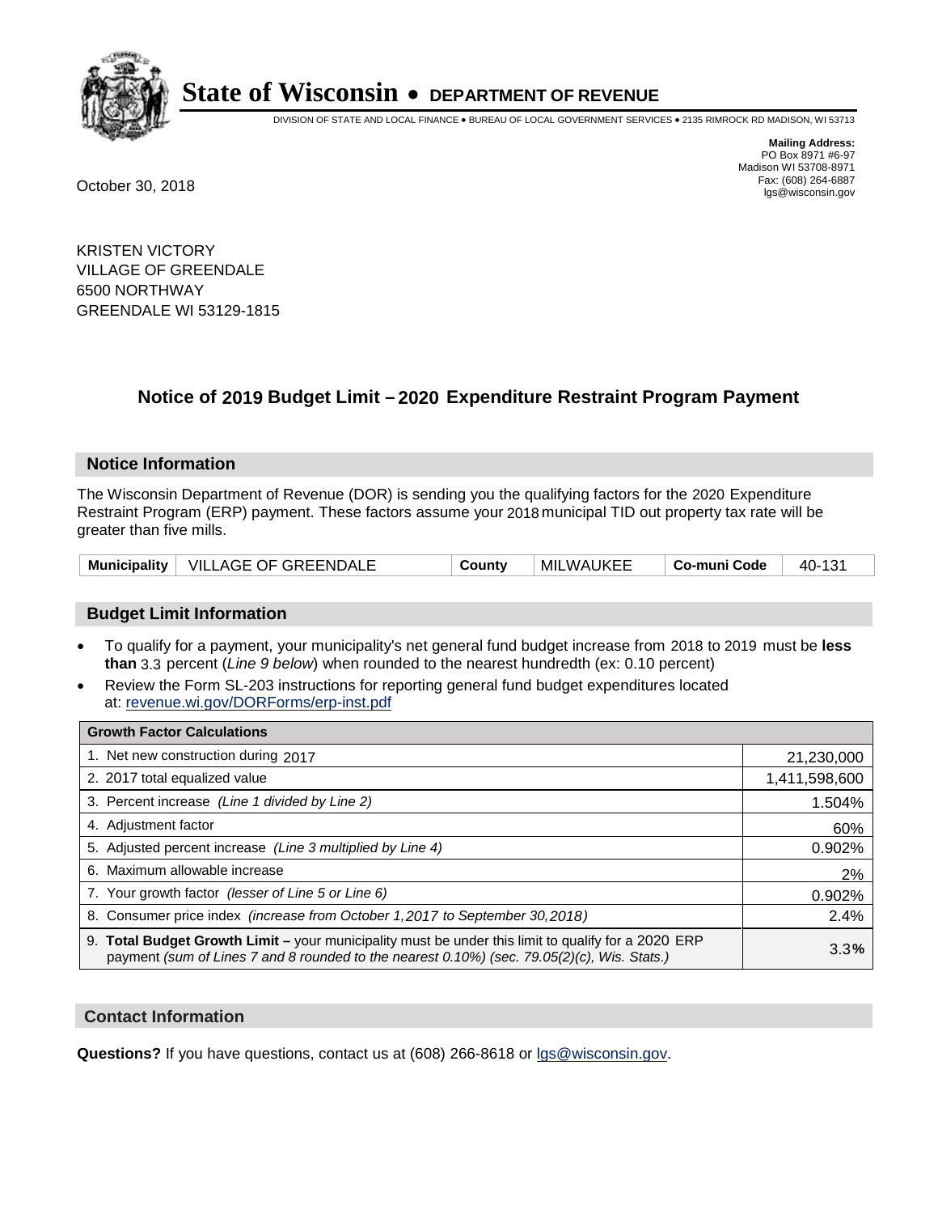# State of Wisconsin • DEPARTMENT OF REVENUE

DIVISION OF STATE AND LOCAL FINANCE • BUREAU OF LOCAL GOVERNMENT SERVICES • 2135 RIMROCK RD MADISON, WI 53713

**Mailing Address:**
PO Box 8971 #6-97
Madison WI 53708-8971
Fax: (608) 264-6887
lgs@wisconsin.gov

October 30, 2018

KRISTEN VICTORY
VILLAGE OF GREENDALE
6500 NORTHWAY
GREENDALE WI 53129-1815

## Notice of 2019 Budget Limit – 2020 Expenditure Restraint Program Payment

### Notice Information

The Wisconsin Department of Revenue (DOR) is sending you the qualifying factors for the 2020 Expenditure Restraint Program (ERP) payment. These factors assume your 2018 municipal TID out property tax rate will be greater than five mills.

| Municipality | VILLAGE OF GREENDALE | County | MILWAUKEE | Co-muni Code | 40-131 |
|---|---|---|---|---|---|

### Budget Limit Information

- To qualify for a payment, your municipality's net general fund budget increase from 2018 to 2019 must be **less than** 3.3 percent (*Line 9 below*) when rounded to the nearest hundredth (ex: 0.10 percent)
- Review the Form SL-203 instructions for reporting general fund budget expenditures located at: revenue.wi.gov/DORForms/erp-inst.pdf

| Growth Factor Calculations | |
|---|---|
| 1. Net new construction during 2017 | 21,230,000 |
| 2. 2017 total equalized value | 1,411,598,600 |
| 3. Percent increase *(Line 1 divided by Line 2)* | 1.504% |
| 4. Adjustment factor | 60% |
| 5. Adjusted percent increase *(Line 3 multiplied by Line 4)* | 0.902% |
| 6. Maximum allowable increase | 2% |
| 7. Your growth factor *(lesser of Line 5 or Line 6)* | 0.902% |
| 8. Consumer price index *(increase from October 1,2017 to September 30,2018)* | 2.4% |
| 9. **Total Budget Growth Limit –** your municipality must be under this limit to qualify for a 2020 ERP payment *(sum of Lines 7 and 8 rounded to the nearest 0.10%) (sec. 79.05(2)(c), Wis. Stats.)* | 3.3**%** |

### Contact Information

**Questions?** If you have questions, contact us at (608) 266-8618 or lgs@wisconsin.gov.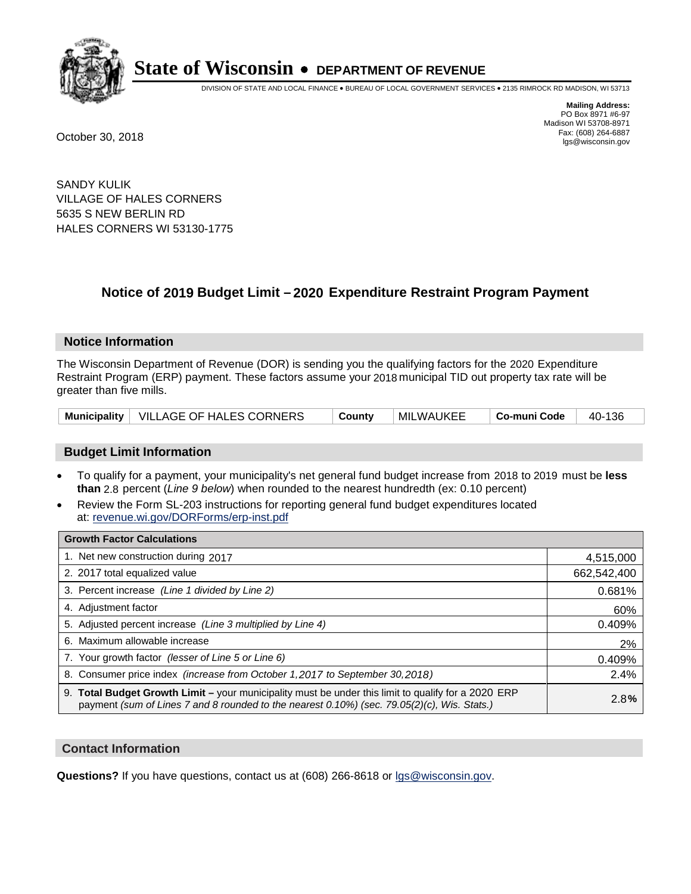# State of Wisconsin • DEPARTMENT OF REVENUE

DIVISION OF STATE AND LOCAL FINANCE • BUREAU OF LOCAL GOVERNMENT SERVICES • 2135 RIMROCK RD MADISON, WI 53713

**Mailing Address:**
PO Box 8971 #6-97
Madison WI 53708-8971
Fax: (608) 264-6887
lgs@wisconsin.gov

October 30, 2018

SANDY KULIK
VILLAGE OF HALES CORNERS
5635 S NEW BERLIN RD
HALES CORNERS WI 53130-1775

## Notice of 2019 Budget Limit – 2020 Expenditure Restraint Program Payment

### Notice Information

The Wisconsin Department of Revenue (DOR) is sending you the qualifying factors for the 2020 Expenditure Restraint Program (ERP) payment. These factors assume your 2018 municipal TID out property tax rate will be greater than five mills.

| Municipality | VILLAGE OF HALES CORNERS | County | MILWAUKEE | Co-muni Code | 40-136 |
|---|---|---|---|---|---|

### Budget Limit Information

- To qualify for a payment, your municipality's net general fund budget increase from 2018 to 2019 must be **less than** 2.8 percent (*Line 9 below*) when rounded to the nearest hundredth (ex: 0.10 percent)
- Review the Form SL-203 instructions for reporting general fund budget expenditures located at: revenue.wi.gov/DORForms/erp-inst.pdf

| Growth Factor Calculations | |
|---|---|
| 1. Net new construction during 2017 | 4,515,000 |
| 2. 2017 total equalized value | 662,542,400 |
| 3. Percent increase *(Line 1 divided by Line 2)* | 0.681% |
| 4. Adjustment factor | 60% |
| 5. Adjusted percent increase *(Line 3 multiplied by Line 4)* | 0.409% |
| 6. Maximum allowable increase | 2% |
| 7. Your growth factor *(lesser of Line 5 or Line 6)* | 0.409% |
| 8. Consumer price index *(increase from October 1,2017 to September 30,2018)* | 2.4% |
| 9. **Total Budget Growth Limit –** your municipality must be under this limit to qualify for a 2020 ERP payment *(sum of Lines 7 and 8 rounded to the nearest 0.10%) (sec. 79.05(2)(c), Wis. Stats.)* | 2.8**%** |

### Contact Information

**Questions?** If you have questions, contact us at (608) 266-8618 or lgs@wisconsin.gov.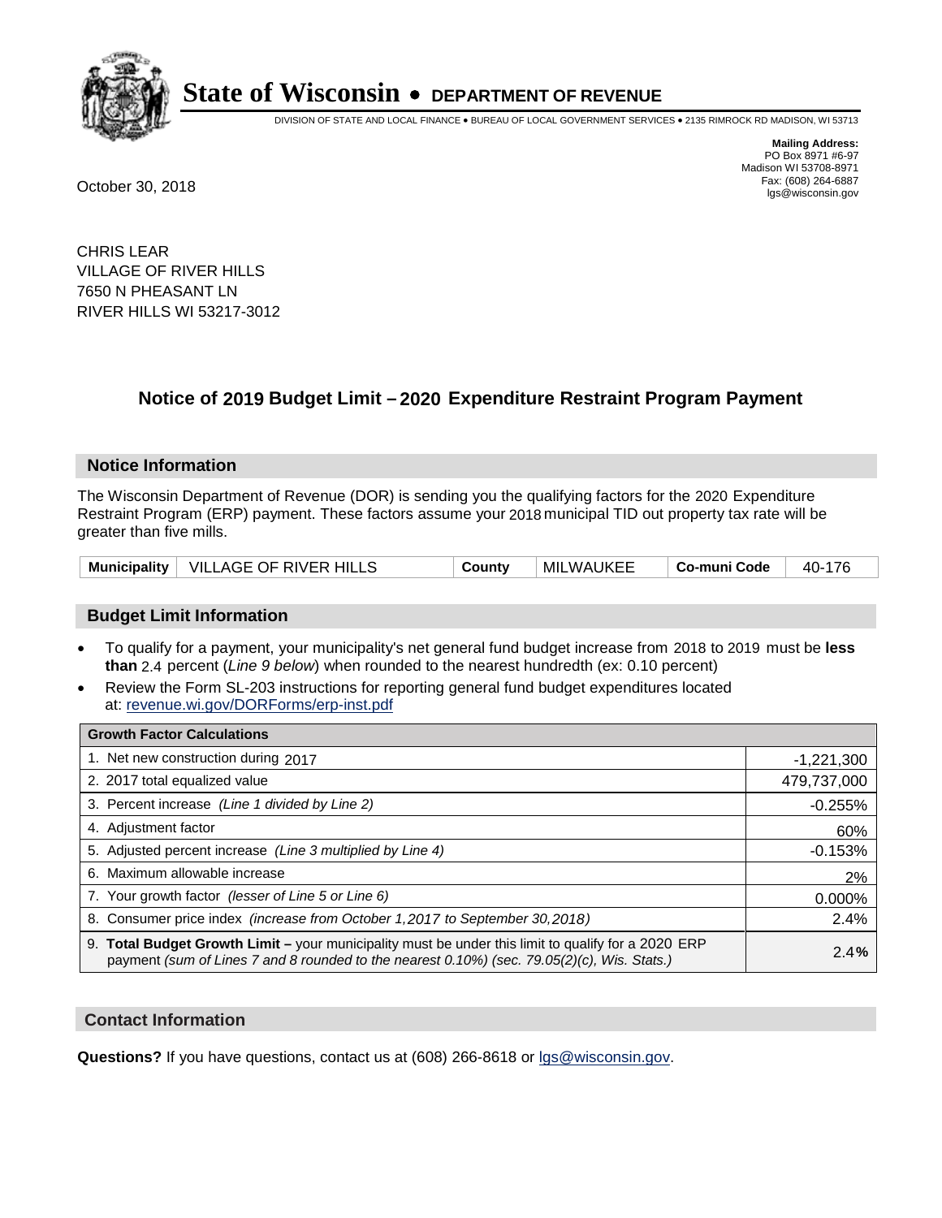# State of Wisconsin • DEPARTMENT OF REVENUE

DIVISION OF STATE AND LOCAL FINANCE • BUREAU OF LOCAL GOVERNMENT SERVICES • 2135 RIMROCK RD MADISON, WI 53713

**Mailing Address:**
PO Box 8971 #6-97
Madison WI 53708-8971
Fax: (608) 264-6887
lgs@wisconsin.gov

October 30, 2018

CHRIS LEAR
VILLAGE OF RIVER HILLS
7650 N PHEASANT LN
RIVER HILLS WI 53217-3012

## Notice of 2019 Budget Limit – 2020 Expenditure Restraint Program Payment

### Notice Information

The Wisconsin Department of Revenue (DOR) is sending you the qualifying factors for the 2020 Expenditure Restraint Program (ERP) payment. These factors assume your 2018 municipal TID out property tax rate will be greater than five mills.

| Municipality | VILLAGE OF RIVER HILLS | County | MILWAUKEE | Co-muni Code | 40-176 |
|---|---|---|---|---|---|

### Budget Limit Information

- To qualify for a payment, your municipality's net general fund budget increase from 2018 to 2019 must be **less than** 2.4 percent (*Line 9 below*) when rounded to the nearest hundredth (ex: 0.10 percent)
- Review the Form SL-203 instructions for reporting general fund budget expenditures located at: revenue.wi.gov/DORForms/erp-inst.pdf

| Growth Factor Calculations | |
|---|---|
| 1. Net new construction during 2017 | -1,221,300 |
| 2. 2017 total equalized value | 479,737,000 |
| 3. Percent increase *(Line 1 divided by Line 2)* | -0.255% |
| 4. Adjustment factor | 60% |
| 5. Adjusted percent increase *(Line 3 multiplied by Line 4)* | -0.153% |
| 6. Maximum allowable increase | 2% |
| 7. Your growth factor *(lesser of Line 5 or Line 6)* | 0.000% |
| 8. Consumer price index *(increase from October 1,2017 to September 30,2018)* | 2.4% |
| 9. **Total Budget Growth Limit –** your municipality must be under this limit to qualify for a 2020 ERP payment *(sum of Lines 7 and 8 rounded to the nearest 0.10%) (sec. 79.05(2)(c), Wis. Stats.)* | 2.4**%** |

### Contact Information

**Questions?** If you have questions, contact us at (608) 266-8618 or lgs@wisconsin.gov.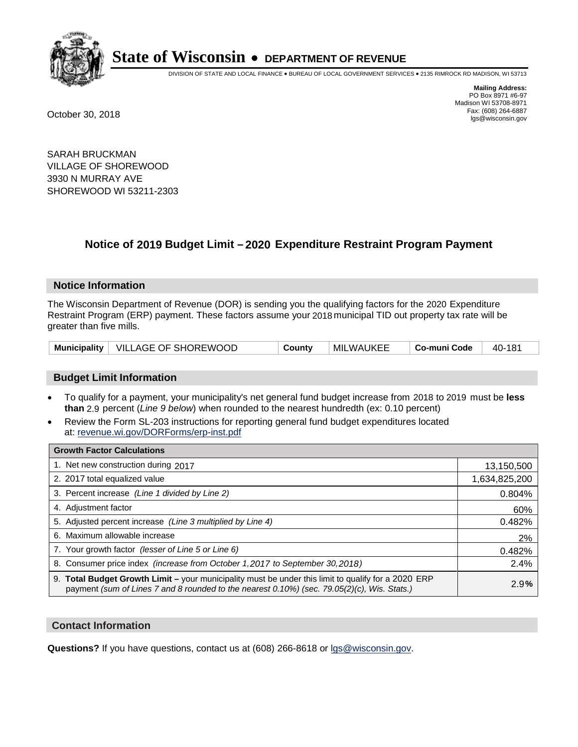# State of Wisconsin • DEPARTMENT OF REVENUE

DIVISION OF STATE AND LOCAL FINANCE • BUREAU OF LOCAL GOVERNMENT SERVICES • 2135 RIMROCK RD MADISON, WI 53713

**Mailing Address:**
PO Box 8971 #6-97
Madison WI 53708-8971
Fax: (608) 264-6887
lgs@wisconsin.gov

October 30, 2018

SARAH BRUCKMAN
VILLAGE OF SHOREWOOD
3930 N MURRAY AVE
SHOREWOOD WI 53211-2303

## Notice of 2019 Budget Limit – 2020 Expenditure Restraint Program Payment

### Notice Information

The Wisconsin Department of Revenue (DOR) is sending you the qualifying factors for the 2020 Expenditure Restraint Program (ERP) payment. These factors assume your 2018 municipal TID out property tax rate will be greater than five mills.

| Municipality | VILLAGE OF SHOREWOOD | County | MILWAUKEE | Co-muni Code | 40-181 |
|---|---|---|---|---|---|

### Budget Limit Information

- To qualify for a payment, your municipality's net general fund budget increase from 2018 to 2019 must be **less than** 2.9 percent (*Line 9 below*) when rounded to the nearest hundredth (ex: 0.10 percent)
- Review the Form SL-203 instructions for reporting general fund budget expenditures located at: revenue.wi.gov/DORForms/erp-inst.pdf

| Growth Factor Calculations | |
|---|---|
| 1. Net new construction during 2017 | 13,150,500 |
| 2. 2017 total equalized value | 1,634,825,200 |
| 3. Percent increase *(Line 1 divided by Line 2)* | 0.804% |
| 4. Adjustment factor | 60% |
| 5. Adjusted percent increase *(Line 3 multiplied by Line 4)* | 0.482% |
| 6. Maximum allowable increase | 2% |
| 7. Your growth factor *(lesser of Line 5 or Line 6)* | 0.482% |
| 8. Consumer price index *(increase from October 1,2017 to September 30,2018)* | 2.4% |
| 9. **Total Budget Growth Limit –** your municipality must be under this limit to qualify for a 2020 ERP payment *(sum of Lines 7 and 8 rounded to the nearest 0.10%) (sec. 79.05(2)(c), Wis. Stats.)* | 2.9**%** |

### Contact Information

**Questions?** If you have questions, contact us at (608) 266-8618 or lgs@wisconsin.gov.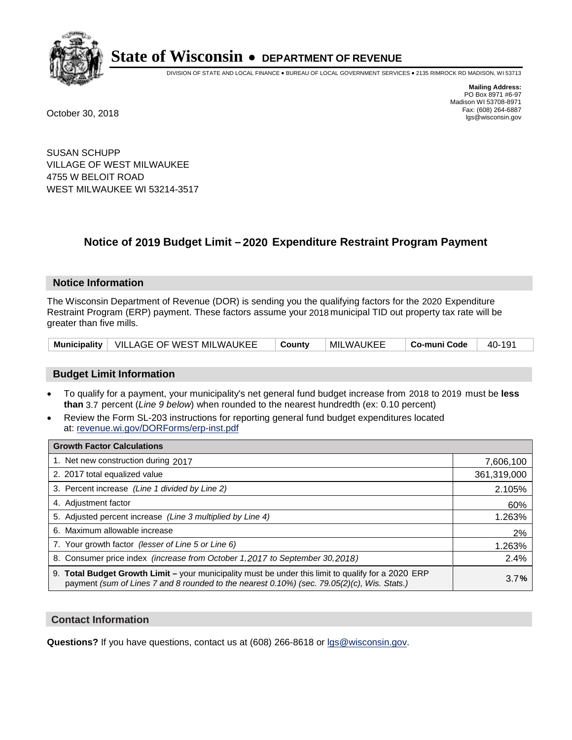# State of Wisconsin • DEPARTMENT OF REVENUE

DIVISION OF STATE AND LOCAL FINANCE • BUREAU OF LOCAL GOVERNMENT SERVICES • 2135 RIMROCK RD MADISON, WI 53713

**Mailing Address:**
PO Box 8971 #6-97
Madison WI 53708-8971
Fax: (608) 264-6887
lgs@wisconsin.gov

October 30, 2018

SUSAN SCHUPP
VILLAGE OF WEST MILWAUKEE
4755 W BELOIT ROAD
WEST MILWAUKEE WI 53214-3517

## Notice of 2019 Budget Limit – 2020 Expenditure Restraint Program Payment

### Notice Information

The Wisconsin Department of Revenue (DOR) is sending you the qualifying factors for the 2020 Expenditure Restraint Program (ERP) payment. These factors assume your 2018 municipal TID out property tax rate will be greater than five mills.

| Municipality | VILLAGE OF WEST MILWAUKEE | County | MILWAUKEE | Co-muni Code | 40-191 |
|---|---|---|---|---|---|

### Budget Limit Information

- To qualify for a payment, your municipality's net general fund budget increase from 2018 to 2019 must be **less than** 3.7 percent (*Line 9 below*) when rounded to the nearest hundredth (ex: 0.10 percent)
- Review the Form SL-203 instructions for reporting general fund budget expenditures located at: revenue.wi.gov/DORForms/erp-inst.pdf

| Growth Factor Calculations | |
|---|---|
| 1. Net new construction during 2017 | 7,606,100 |
| 2. 2017 total equalized value | 361,319,000 |
| 3. Percent increase *(Line 1 divided by Line 2)* | 2.105% |
| 4. Adjustment factor | 60% |
| 5. Adjusted percent increase *(Line 3 multiplied by Line 4)* | 1.263% |
| 6. Maximum allowable increase | 2% |
| 7. Your growth factor *(lesser of Line 5 or Line 6)* | 1.263% |
| 8. Consumer price index *(increase from October 1,2017 to September 30,2018)* | 2.4% |
| 9. **Total Budget Growth Limit –** your municipality must be under this limit to qualify for a 2020 ERP payment *(sum of Lines 7 and 8 rounded to the nearest 0.10%) (sec. 79.05(2)(c), Wis. Stats.)* | 3.7**%** |

### Contact Information

**Questions?** If you have questions, contact us at (608) 266-8618 or lgs@wisconsin.gov.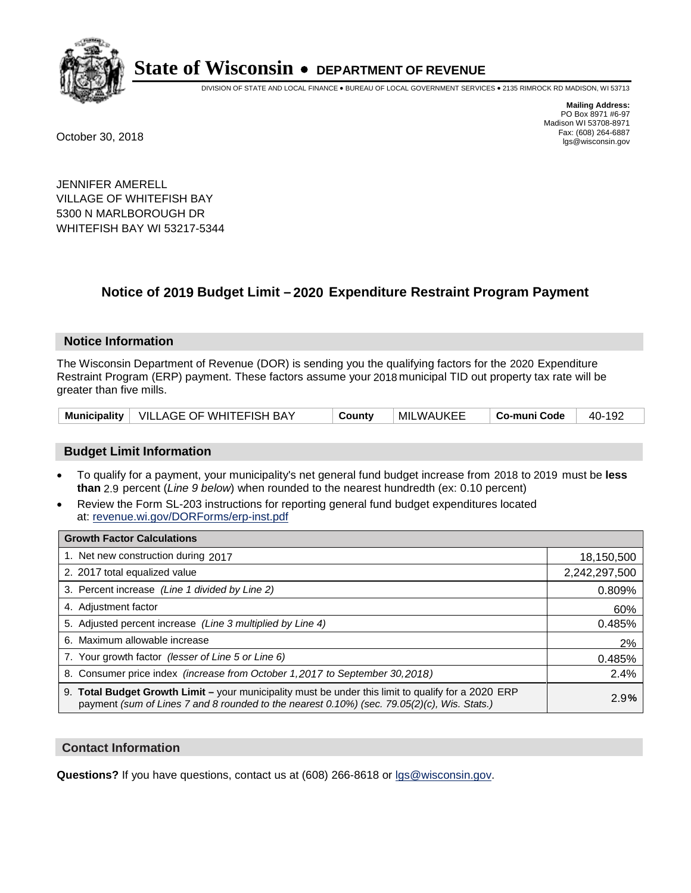# State of Wisconsin • DEPARTMENT OF REVENUE

DIVISION OF STATE AND LOCAL FINANCE • BUREAU OF LOCAL GOVERNMENT SERVICES • 2135 RIMROCK RD MADISON, WI 53713

**Mailing Address:**
PO Box 8971 #6-97
Madison WI 53708-8971
Fax: (608) 264-6887
lgs@wisconsin.gov

October 30, 2018

JENNIFER AMERELL
VILLAGE OF WHITEFISH BAY
5300 N MARLBOROUGH DR
WHITEFISH BAY WI 53217-5344

## Notice of 2019 Budget Limit – 2020 Expenditure Restraint Program Payment

### Notice Information

The Wisconsin Department of Revenue (DOR) is sending you the qualifying factors for the 2020 Expenditure Restraint Program (ERP) payment. These factors assume your 2018 municipal TID out property tax rate will be greater than five mills.

| Municipality | VILLAGE OF WHITEFISH BAY | County | MILWAUKEE | Co-muni Code | 40-192 |
|---|---|---|---|---|---|

### Budget Limit Information

- To qualify for a payment, your municipality's net general fund budget increase from 2018 to 2019 must be **less than** 2.9 percent (*Line 9 below*) when rounded to the nearest hundredth (ex: 0.10 percent)
- Review the Form SL-203 instructions for reporting general fund budget expenditures located at: revenue.wi.gov/DORForms/erp-inst.pdf

| Growth Factor Calculations | |
|---|---|
| 1. Net new construction during 2017 | 18,150,500 |
| 2. 2017 total equalized value | 2,242,297,500 |
| 3. Percent increase *(Line 1 divided by Line 2)* | 0.809% |
| 4. Adjustment factor | 60% |
| 5. Adjusted percent increase *(Line 3 multiplied by Line 4)* | 0.485% |
| 6. Maximum allowable increase | 2% |
| 7. Your growth factor *(lesser of Line 5 or Line 6)* | 0.485% |
| 8. Consumer price index *(increase from October 1,2017 to September 30,2018)* | 2.4% |
| 9. **Total Budget Growth Limit –** your municipality must be under this limit to qualify for a 2020 ERP payment *(sum of Lines 7 and 8 rounded to the nearest 0.10%) (sec. 79.05(2)(c), Wis. Stats.)* | 2.9% |

### Contact Information

**Questions?** If you have questions, contact us at (608) 266-8618 or lgs@wisconsin.gov.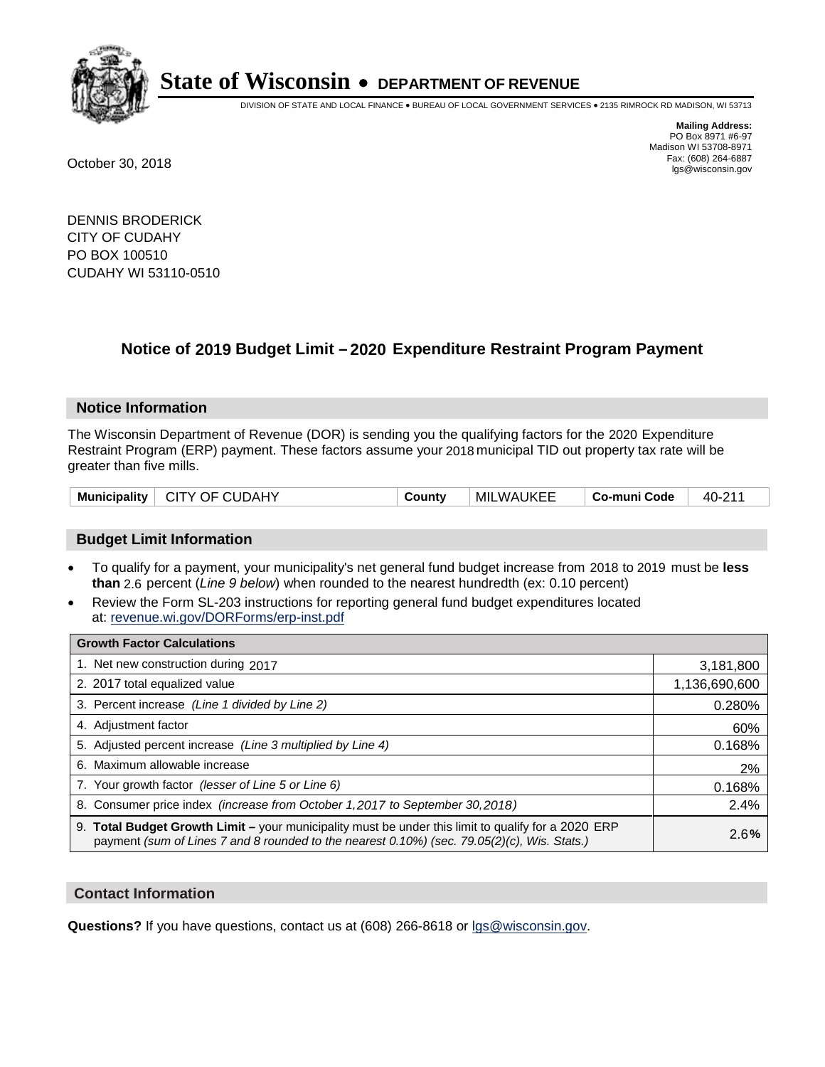# State of Wisconsin • DEPARTMENT OF REVENUE

DIVISION OF STATE AND LOCAL FINANCE • BUREAU OF LOCAL GOVERNMENT SERVICES • 2135 RIMROCK RD MADISON, WI 53713

**Mailing Address:**
PO Box 8971 #6-97
Madison WI 53708-8971
Fax: (608) 264-6887
lgs@wisconsin.gov

October 30, 2018

DENNIS BRODERICK
CITY OF CUDAHY
PO BOX 100510
CUDAHY WI 53110-0510

## Notice of 2019 Budget Limit – 2020 Expenditure Restraint Program Payment

### Notice Information

The Wisconsin Department of Revenue (DOR) is sending you the qualifying factors for the 2020 Expenditure Restraint Program (ERP) payment. These factors assume your 2018 municipal TID out property tax rate will be greater than five mills.

| Municipality | CITY OF CUDAHY | County | MILWAUKEE | Co-muni Code | 40-211 |
|---|---|---|---|---|---|

### Budget Limit Information

- To qualify for a payment, your municipality's net general fund budget increase from 2018 to 2019 must be **less than** 2.6 percent (*Line 9 below*) when rounded to the nearest hundredth (ex: 0.10 percent)
- Review the Form SL-203 instructions for reporting general fund budget expenditures located at: revenue.wi.gov/DORForms/erp-inst.pdf

| Growth Factor Calculations | |
|---|---|
| 1. Net new construction during 2017 | 3,181,800 |
| 2. 2017 total equalized value | 1,136,690,600 |
| 3. Percent increase *(Line 1 divided by Line 2)* | 0.280% |
| 4. Adjustment factor | 60% |
| 5. Adjusted percent increase *(Line 3 multiplied by Line 4)* | 0.168% |
| 6. Maximum allowable increase | 2% |
| 7. Your growth factor *(lesser of Line 5 or Line 6)* | 0.168% |
| 8. Consumer price index *(increase from October 1,2017 to September 30,2018)* | 2.4% |
| 9. **Total Budget Growth Limit –** your municipality must be under this limit to qualify for a 2020 ERP payment *(sum of Lines 7 and 8 rounded to the nearest 0.10%) (sec. 79.05(2)(c), Wis. Stats.)* | 2.6**%** |

### Contact Information

**Questions?** If you have questions, contact us at (608) 266-8618 or lgs@wisconsin.gov.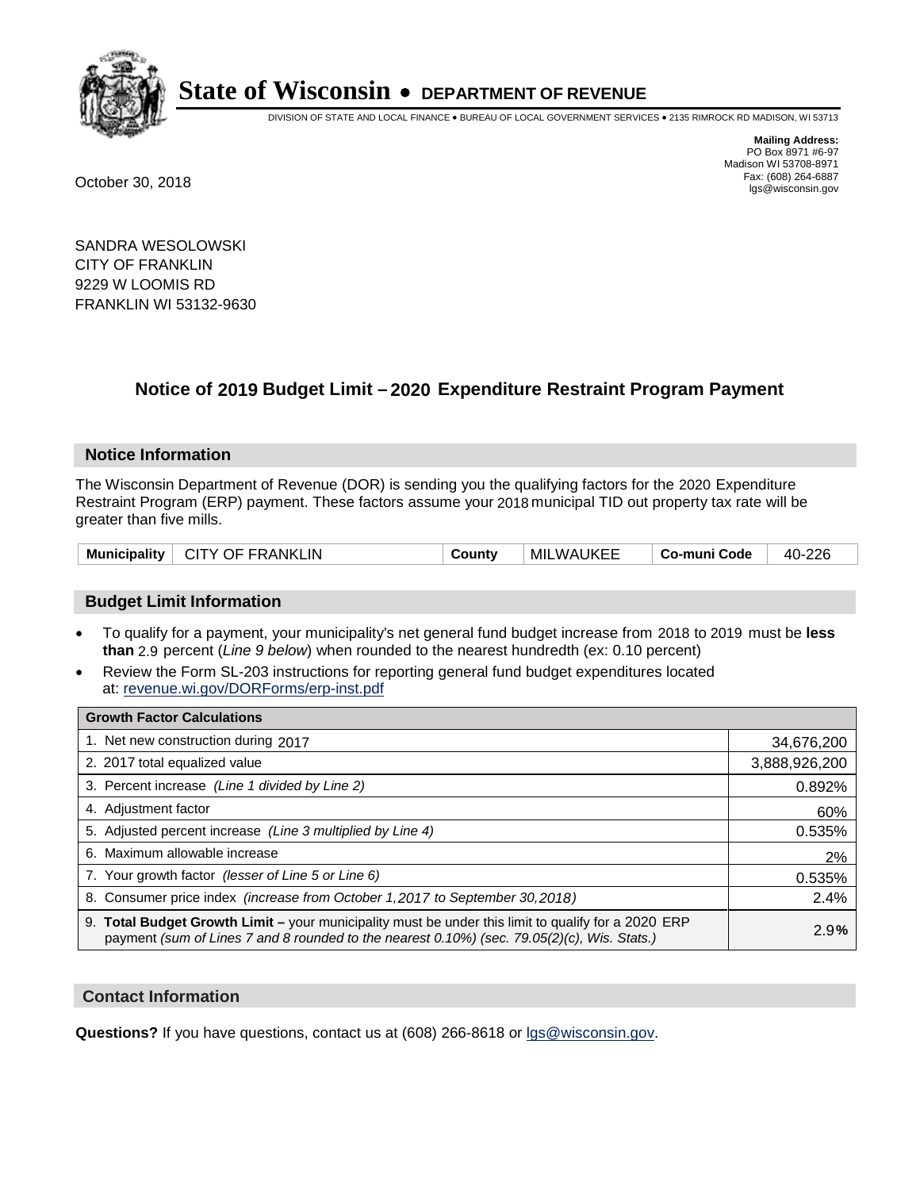# State of Wisconsin • DEPARTMENT OF REVENUE

DIVISION OF STATE AND LOCAL FINANCE • BUREAU OF LOCAL GOVERNMENT SERVICES • 2135 RIMROCK RD MADISON, WI 53713

**Mailing Address:**
PO Box 8971 #6-97
Madison WI 53708-8971
Fax: (608) 264-6887
lgs@wisconsin.gov

October 30, 2018

SANDRA WESOLOWSKI
CITY OF FRANKLIN
9229 W LOOMIS RD
FRANKLIN WI 53132-9630

## Notice of 2019 Budget Limit – 2020 Expenditure Restraint Program Payment

### Notice Information

The Wisconsin Department of Revenue (DOR) is sending you the qualifying factors for the 2020 Expenditure Restraint Program (ERP) payment. These factors assume your 2018 municipal TID out property tax rate will be greater than five mills.

| Municipality | CITY OF FRANKLIN | County | MILWAUKEE | Co-muni Code | 40-226 |
|---|---|---|---|---|---|

### Budget Limit Information

- To qualify for a payment, your municipality's net general fund budget increase from 2018 to 2019 must be **less than** 2.9 percent (*Line 9 below*) when rounded to the nearest hundredth (ex: 0.10 percent)
- Review the Form SL-203 instructions for reporting general fund budget expenditures located at: revenue.wi.gov/DORForms/erp-inst.pdf

| Growth Factor Calculations | |
|---|---|
| 1. Net new construction during 2017 | 34,676,200 |
| 2. 2017 total equalized value | 3,888,926,200 |
| 3. Percent increase *(Line 1 divided by Line 2)* | 0.892% |
| 4. Adjustment factor | 60% |
| 5. Adjusted percent increase *(Line 3 multiplied by Line 4)* | 0.535% |
| 6. Maximum allowable increase | 2% |
| 7. Your growth factor *(lesser of Line 5 or Line 6)* | 0.535% |
| 8. Consumer price index *(increase from October 1,2017 to September 30,2018)* | 2.4% |
| 9. **Total Budget Growth Limit –** your municipality must be under this limit to qualify for a 2020 ERP payment *(sum of Lines 7 and 8 rounded to the nearest 0.10%) (sec. 79.05(2)(c), Wis. Stats.)* | 2.9% |

### Contact Information

**Questions?** If you have questions, contact us at (608) 266-8618 or lgs@wisconsin.gov.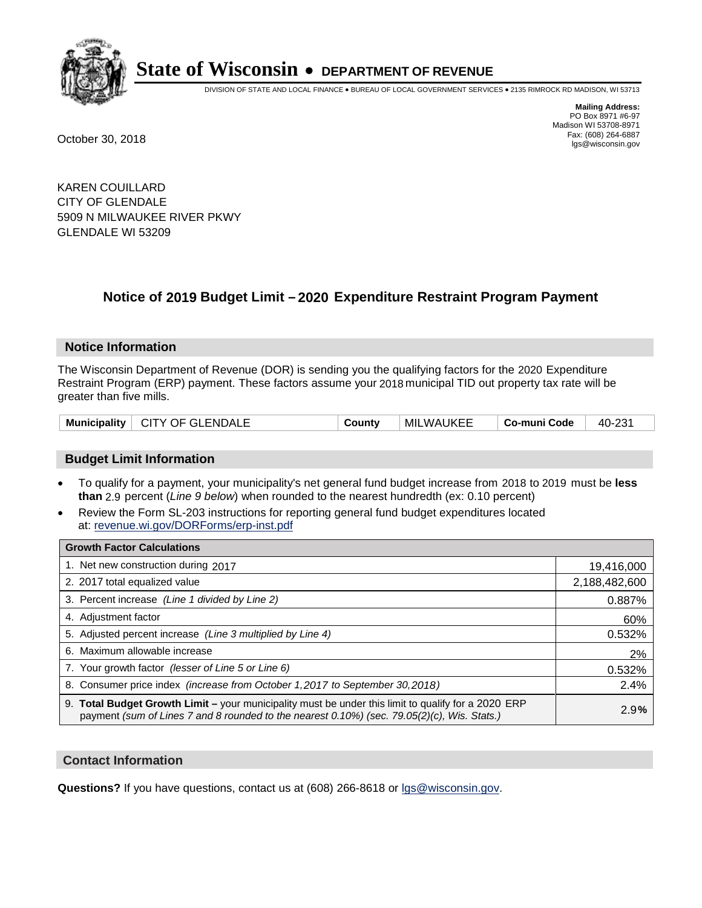# State of Wisconsin • DEPARTMENT OF REVENUE

DIVISION OF STATE AND LOCAL FINANCE • BUREAU OF LOCAL GOVERNMENT SERVICES • 2135 RIMROCK RD MADISON, WI 53713

**Mailing Address:**
PO Box 8971 #6-97
Madison WI 53708-8971
Fax: (608) 264-6887
lgs@wisconsin.gov

October 30, 2018

KAREN COUILLARD
CITY OF GLENDALE
5909 N MILWAUKEE RIVER PKWY
GLENDALE WI 53209

## Notice of 2019 Budget Limit – 2020 Expenditure Restraint Program Payment

### Notice Information

The Wisconsin Department of Revenue (DOR) is sending you the qualifying factors for the 2020 Expenditure Restraint Program (ERP) payment. These factors assume your 2018 municipal TID out property tax rate will be greater than five mills.

| Municipality | CITY OF GLENDALE | County | MILWAUKEE | Co-muni Code | 40-231 |
|---|---|---|---|---|---|

### Budget Limit Information

- To qualify for a payment, your municipality's net general fund budget increase from 2018 to 2019 must be **less than** 2.9 percent (*Line 9 below*) when rounded to the nearest hundredth (ex: 0.10 percent)
- Review the Form SL-203 instructions for reporting general fund budget expenditures located at: revenue.wi.gov/DORForms/erp-inst.pdf

| Growth Factor Calculations | |
|---|---|
| 1. Net new construction during 2017 | 19,416,000 |
| 2. 2017 total equalized value | 2,188,482,600 |
| 3. Percent increase *(Line 1 divided by Line 2)* | 0.887% |
| 4. Adjustment factor | 60% |
| 5. Adjusted percent increase *(Line 3 multiplied by Line 4)* | 0.532% |
| 6. Maximum allowable increase | 2% |
| 7. Your growth factor *(lesser of Line 5 or Line 6)* | 0.532% |
| 8. Consumer price index *(increase from October 1,2017 to September 30,2018)* | 2.4% |
| 9. **Total Budget Growth Limit –** your municipality must be under this limit to qualify for a 2020 ERP payment *(sum of Lines 7 and 8 rounded to the nearest 0.10%) (sec. 79.05(2)(c), Wis. Stats.)* | 2.9% |

### Contact Information

**Questions?** If you have questions, contact us at (608) 266-8618 or lgs@wisconsin.gov.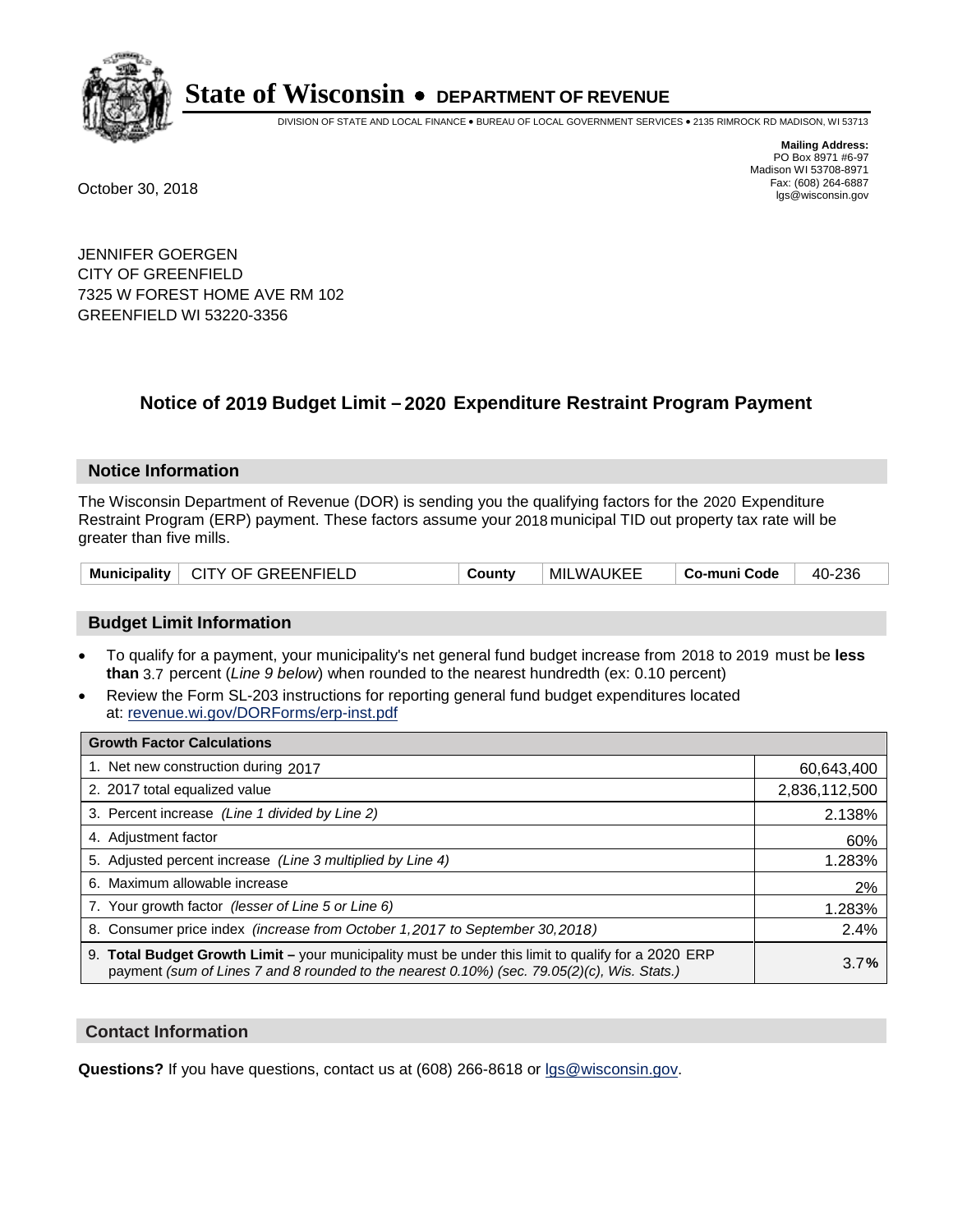# State of Wisconsin • DEPARTMENT OF REVENUE

DIVISION OF STATE AND LOCAL FINANCE • BUREAU OF LOCAL GOVERNMENT SERVICES • 2135 RIMROCK RD MADISON, WI 53713

**Mailing Address:**
PO Box 8971 #6-97
Madison WI 53708-8971
Fax: (608) 264-6887
lgs@wisconsin.gov

October 30, 2018

JENNIFER GOERGEN
CITY OF GREENFIELD
7325 W FOREST HOME AVE RM 102
GREENFIELD WI 53220-3356

## Notice of 2019 Budget Limit – 2020 Expenditure Restraint Program Payment

### Notice Information

The Wisconsin Department of Revenue (DOR) is sending you the qualifying factors for the 2020 Expenditure Restraint Program (ERP) payment. These factors assume your 2018 municipal TID out property tax rate will be greater than five mills.

| Municipality | CITY OF GREENFIELD | County | MILWAUKEE | Co-muni Code | 40-236 |
|---|---|---|---|---|---|

### Budget Limit Information

- To qualify for a payment, your municipality's net general fund budget increase from 2018 to 2019 must be **less than** 3.7 percent (*Line 9 below*) when rounded to the nearest hundredth (ex: 0.10 percent)
- Review the Form SL-203 instructions for reporting general fund budget expenditures located at: revenue.wi.gov/DORForms/erp-inst.pdf

| Growth Factor Calculations | |
|---|---|
| 1. Net new construction during 2017 | 60,643,400 |
| 2. 2017 total equalized value | 2,836,112,500 |
| 3. Percent increase *(Line 1 divided by Line 2)* | 2.138% |
| 4. Adjustment factor | 60% |
| 5. Adjusted percent increase *(Line 3 multiplied by Line 4)* | 1.283% |
| 6. Maximum allowable increase | 2% |
| 7. Your growth factor *(lesser of Line 5 or Line 6)* | 1.283% |
| 8. Consumer price index *(increase from October 1,2017 to September 30,2018)* | 2.4% |
| 9. **Total Budget Growth Limit –** your municipality must be under this limit to qualify for a 2020 ERP payment *(sum of Lines 7 and 8 rounded to the nearest 0.10%) (sec. 79.05(2)(c), Wis. Stats.)* | 3.7**%** |

### Contact Information

**Questions?** If you have questions, contact us at (608) 266-8618 or lgs@wisconsin.gov.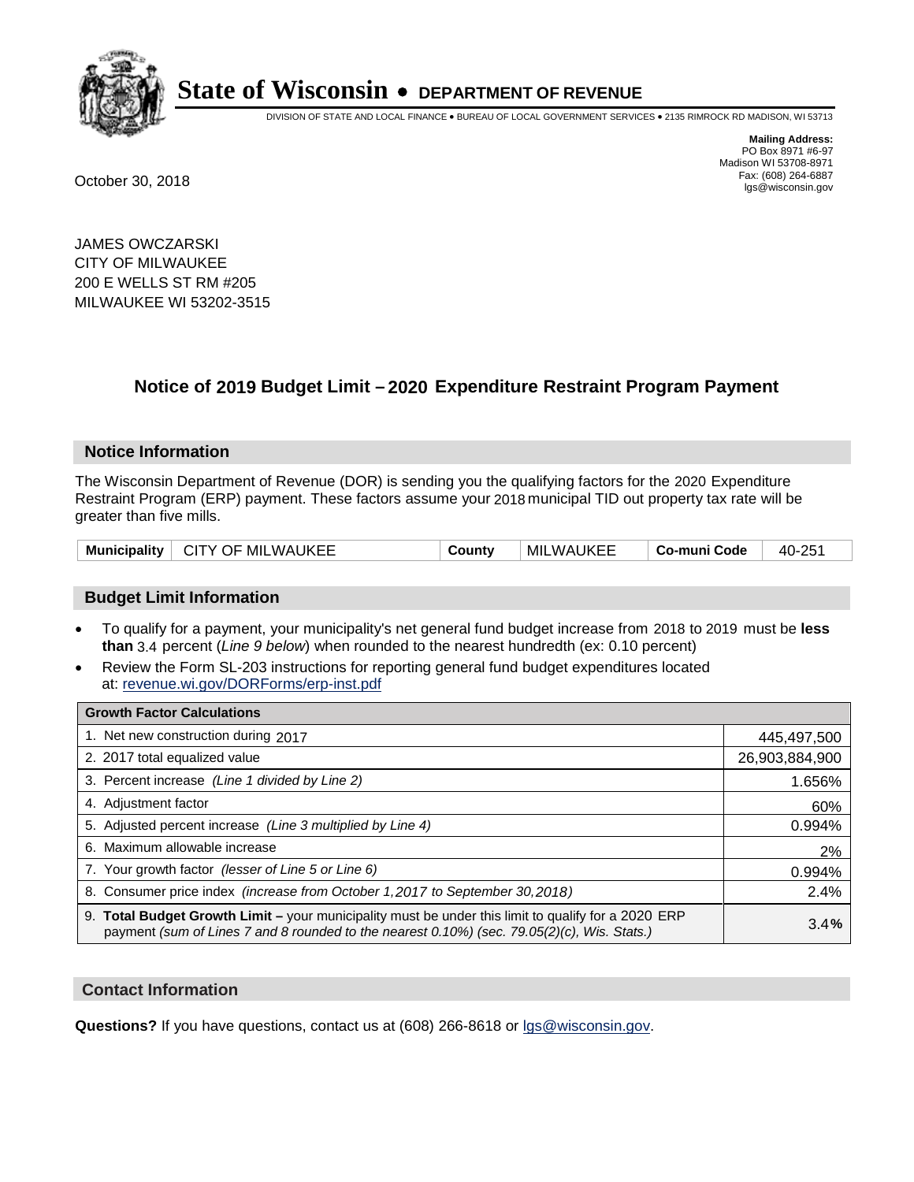# State of Wisconsin • DEPARTMENT OF REVENUE

DIVISION OF STATE AND LOCAL FINANCE • BUREAU OF LOCAL GOVERNMENT SERVICES • 2135 RIMROCK RD MADISON, WI 53713

**Mailing Address:**
PO Box 8971 #6-97
Madison WI 53708-8971
Fax: (608) 264-6887
lgs@wisconsin.gov

October 30, 2018

JAMES OWCZARSKI
CITY OF MILWAUKEE
200 E WELLS ST RM #205
MILWAUKEE WI 53202-3515

## Notice of 2019 Budget Limit – 2020 Expenditure Restraint Program Payment

### Notice Information

The Wisconsin Department of Revenue (DOR) is sending you the qualifying factors for the 2020 Expenditure Restraint Program (ERP) payment. These factors assume your 2018 municipal TID out property tax rate will be greater than five mills.

| Municipality | CITY OF MILWAUKEE | County | MILWAUKEE | Co-muni Code | 40-251 |
|---|---|---|---|---|---|

### Budget Limit Information

- To qualify for a payment, your municipality's net general fund budget increase from 2018 to 2019 must be **less than** 3.4 percent (*Line 9 below*) when rounded to the nearest hundredth (ex: 0.10 percent)
- Review the Form SL-203 instructions for reporting general fund budget expenditures located at: revenue.wi.gov/DORForms/erp-inst.pdf

| Growth Factor Calculations | |
|---|---|
| 1. Net new construction during 2017 | 445,497,500 |
| 2. 2017 total equalized value | 26,903,884,900 |
| 3. Percent increase *(Line 1 divided by Line 2)* | 1.656% |
| 4. Adjustment factor | 60% |
| 5. Adjusted percent increase *(Line 3 multiplied by Line 4)* | 0.994% |
| 6. Maximum allowable increase | 2% |
| 7. Your growth factor *(lesser of Line 5 or Line 6)* | 0.994% |
| 8. Consumer price index *(increase from October 1,2017 to September 30,2018)* | 2.4% |
| 9. **Total Budget Growth Limit** – your municipality must be under this limit to qualify for a 2020 ERP payment *(sum of Lines 7 and 8 rounded to the nearest 0.10%) (sec. 79.05(2)(c), Wis. Stats.)* | 3.4**%** |

### Contact Information

**Questions?** If you have questions, contact us at (608) 266-8618 or lgs@wisconsin.gov.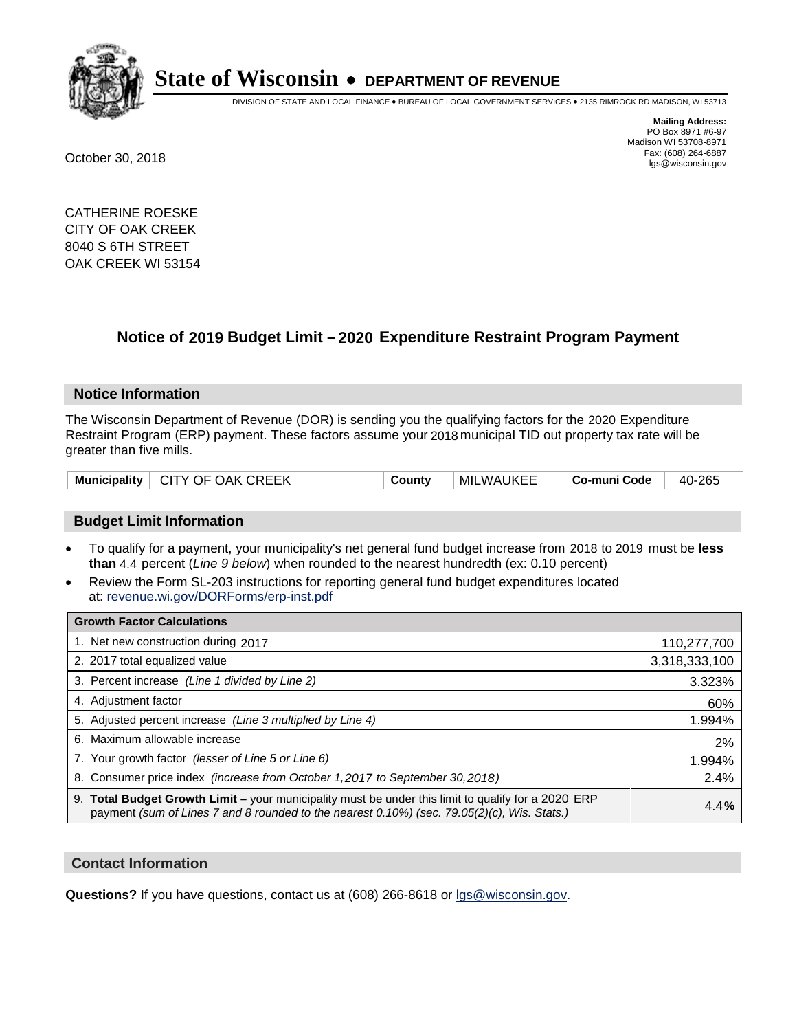# State of Wisconsin • DEPARTMENT OF REVENUE

DIVISION OF STATE AND LOCAL FINANCE • BUREAU OF LOCAL GOVERNMENT SERVICES • 2135 RIMROCK RD MADISON, WI 53713

**Mailing Address:**
PO Box 8971 #6-97
Madison WI 53708-8971
Fax: (608) 264-6887
lgs@wisconsin.gov

October 30, 2018

CATHERINE ROESKE
CITY OF OAK CREEK
8040 S 6TH STREET
OAK CREEK WI 53154

## Notice of 2019 Budget Limit – 2020 Expenditure Restraint Program Payment

### Notice Information

The Wisconsin Department of Revenue (DOR) is sending you the qualifying factors for the 2020 Expenditure Restraint Program (ERP) payment. These factors assume your 2018 municipal TID out property tax rate will be greater than five mills.

| Municipality | CITY OF OAK CREEK | County | MILWAUKEE | Co-muni Code | 40-265 |
|---|---|---|---|---|---|

### Budget Limit Information

- To qualify for a payment, your municipality's net general fund budget increase from 2018 to 2019 must be **less than** 4.4 percent (*Line 9 below*) when rounded to the nearest hundredth (ex: 0.10 percent)
- Review the Form SL-203 instructions for reporting general fund budget expenditures located at: revenue.wi.gov/DORForms/erp-inst.pdf

| Growth Factor Calculations | |
|---|---|
| 1. Net new construction during 2017 | 110,277,700 |
| 2. 2017 total equalized value | 3,318,333,100 |
| 3. Percent increase *(Line 1 divided by Line 2)* | 3.323% |
| 4. Adjustment factor | 60% |
| 5. Adjusted percent increase *(Line 3 multiplied by Line 4)* | 1.994% |
| 6. Maximum allowable increase | 2% |
| 7. Your growth factor *(lesser of Line 5 or Line 6)* | 1.994% |
| 8. Consumer price index *(increase from October 1,2017 to September 30,2018)* | 2.4% |
| 9. **Total Budget Growth Limit –** your municipality must be under this limit to qualify for a 2020 ERP payment *(sum of Lines 7 and 8 rounded to the nearest 0.10%) (sec. 79.05(2)(c), Wis. Stats.)* | 4.4**%** |

### Contact Information

**Questions?** If you have questions, contact us at (608) 266-8618 or lgs@wisconsin.gov.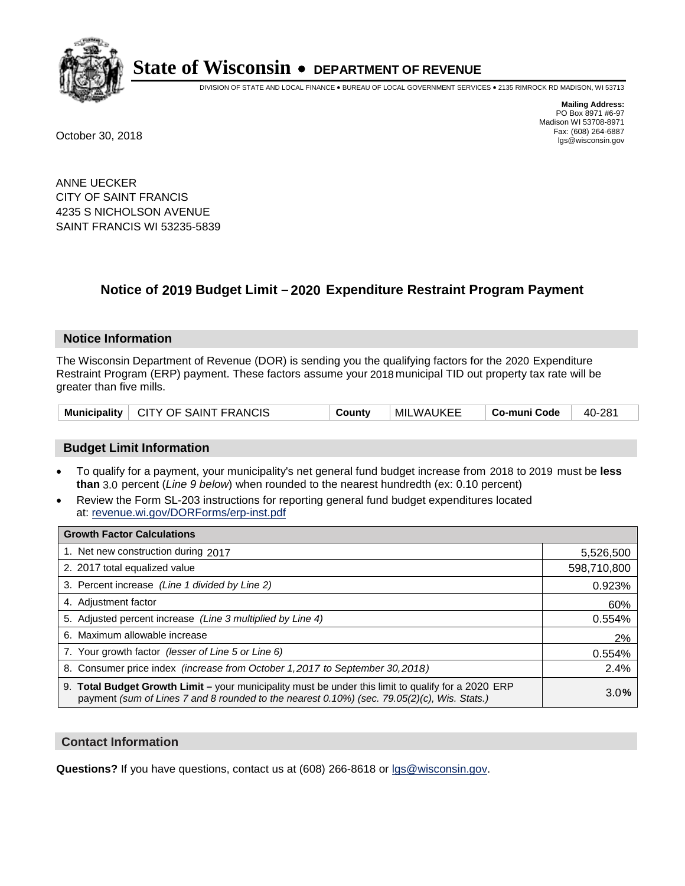# State of Wisconsin • DEPARTMENT OF REVENUE

DIVISION OF STATE AND LOCAL FINANCE • BUREAU OF LOCAL GOVERNMENT SERVICES • 2135 RIMROCK RD MADISON, WI 53713

**Mailing Address:**
PO Box 8971 #6-97
Madison WI 53708-8971
Fax: (608) 264-6887
lgs@wisconsin.gov

October 30, 2018

ANNE UECKER
CITY OF SAINT FRANCIS
4235 S NICHOLSON AVENUE
SAINT FRANCIS WI 53235-5839

## Notice of 2019 Budget Limit – 2020 Expenditure Restraint Program Payment

### Notice Information

The Wisconsin Department of Revenue (DOR) is sending you the qualifying factors for the 2020 Expenditure Restraint Program (ERP) payment. These factors assume your 2018 municipal TID out property tax rate will be greater than five mills.

| Municipality | CITY OF SAINT FRANCIS | County | MILWAUKEE | Co-muni Code | 40-281 |
|---|---|---|---|---|---|

### Budget Limit Information

- To qualify for a payment, your municipality's net general fund budget increase from 2018 to 2019 must be **less than** 3.0 percent (*Line 9 below*) when rounded to the nearest hundredth (ex: 0.10 percent)
- Review the Form SL-203 instructions for reporting general fund budget expenditures located at: revenue.wi.gov/DORForms/erp-inst.pdf

| Growth Factor Calculations | |
|---|---|
| 1. Net new construction during 2017 | 5,526,500 |
| 2. 2017 total equalized value | 598,710,800 |
| 3. Percent increase *(Line 1 divided by Line 2)* | 0.923% |
| 4. Adjustment factor | 60% |
| 5. Adjusted percent increase *(Line 3 multiplied by Line 4)* | 0.554% |
| 6. Maximum allowable increase | 2% |
| 7. Your growth factor *(lesser of Line 5 or Line 6)* | 0.554% |
| 8. Consumer price index *(increase from October 1,2017 to September 30,2018)* | 2.4% |
| 9. **Total Budget Growth Limit –** your municipality must be under this limit to qualify for a 2020 ERP payment *(sum of Lines 7 and 8 rounded to the nearest 0.10%) (sec. 79.05(2)(c), Wis. Stats.)* | 3.0% |

### Contact Information

**Questions?** If you have questions, contact us at (608) 266-8618 or lgs@wisconsin.gov.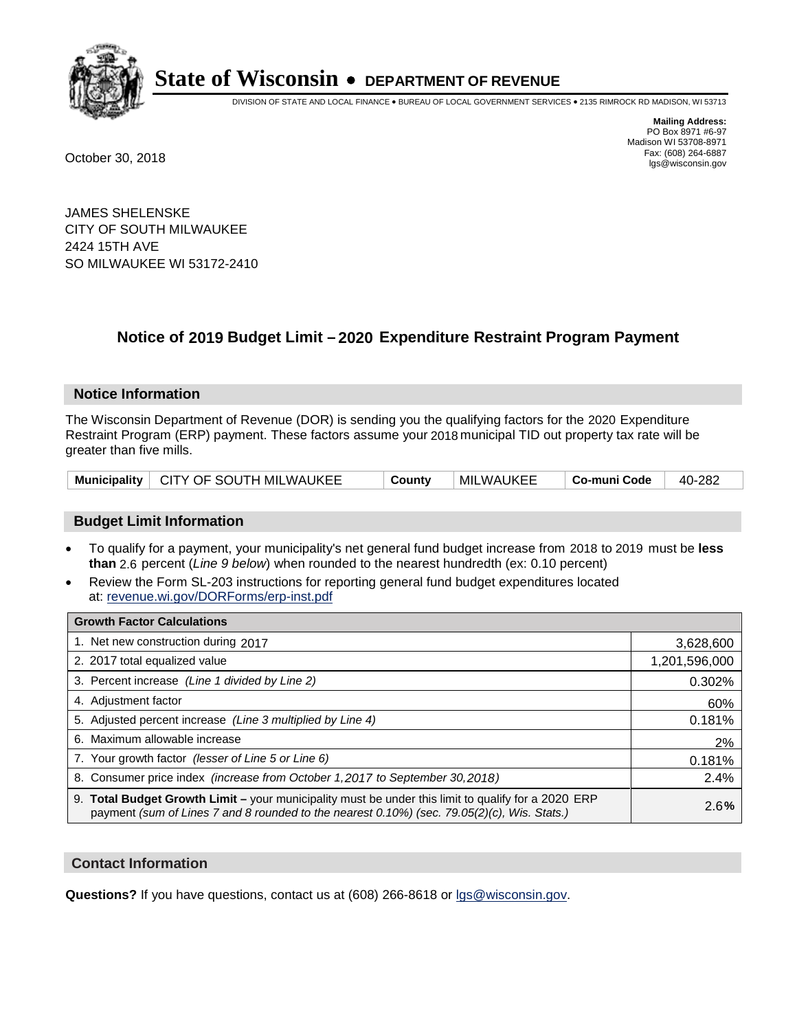# State of Wisconsin • DEPARTMENT OF REVENUE

DIVISION OF STATE AND LOCAL FINANCE • BUREAU OF LOCAL GOVERNMENT SERVICES • 2135 RIMROCK RD MADISON, WI 53713

**Mailing Address:**
PO Box 8971 #6-97
Madison WI 53708-8971
Fax: (608) 264-6887
lgs@wisconsin.gov

October 30, 2018

JAMES SHELENSKE
CITY OF SOUTH MILWAUKEE
2424 15TH AVE
SO MILWAUKEE WI 53172-2410

## Notice of 2019 Budget Limit – 2020 Expenditure Restraint Program Payment

### Notice Information

The Wisconsin Department of Revenue (DOR) is sending you the qualifying factors for the 2020 Expenditure Restraint Program (ERP) payment. These factors assume your 2018 municipal TID out property tax rate will be greater than five mills.

| Municipality | CITY OF SOUTH MILWAUKEE | County | MILWAUKEE | Co-muni Code | 40-282 |
|---|---|---|---|---|---|

### Budget Limit Information

- To qualify for a payment, your municipality's net general fund budget increase from 2018 to 2019 must be **less than** 2.6 percent (*Line 9 below*) when rounded to the nearest hundredth (ex: 0.10 percent)
- Review the Form SL-203 instructions for reporting general fund budget expenditures located at: revenue.wi.gov/DORForms/erp-inst.pdf

| Growth Factor Calculations | |
|---|---|
| 1. Net new construction during 2017 | 3,628,600 |
| 2. 2017 total equalized value | 1,201,596,000 |
| 3. Percent increase *(Line 1 divided by Line 2)* | 0.302% |
| 4. Adjustment factor | 60% |
| 5. Adjusted percent increase *(Line 3 multiplied by Line 4)* | 0.181% |
| 6. Maximum allowable increase | 2% |
| 7. Your growth factor *(lesser of Line 5 or Line 6)* | 0.181% |
| 8. Consumer price index *(increase from October 1,2017 to September 30,2018)* | 2.4% |
| 9. **Total Budget Growth Limit –** your municipality must be under this limit to qualify for a 2020 ERP payment *(sum of Lines 7 and 8 rounded to the nearest 0.10%) (sec. 79.05(2)(c), Wis. Stats.)* | 2.6**%** |

### Contact Information

**Questions?** If you have questions, contact us at (608) 266-8618 or lgs@wisconsin.gov.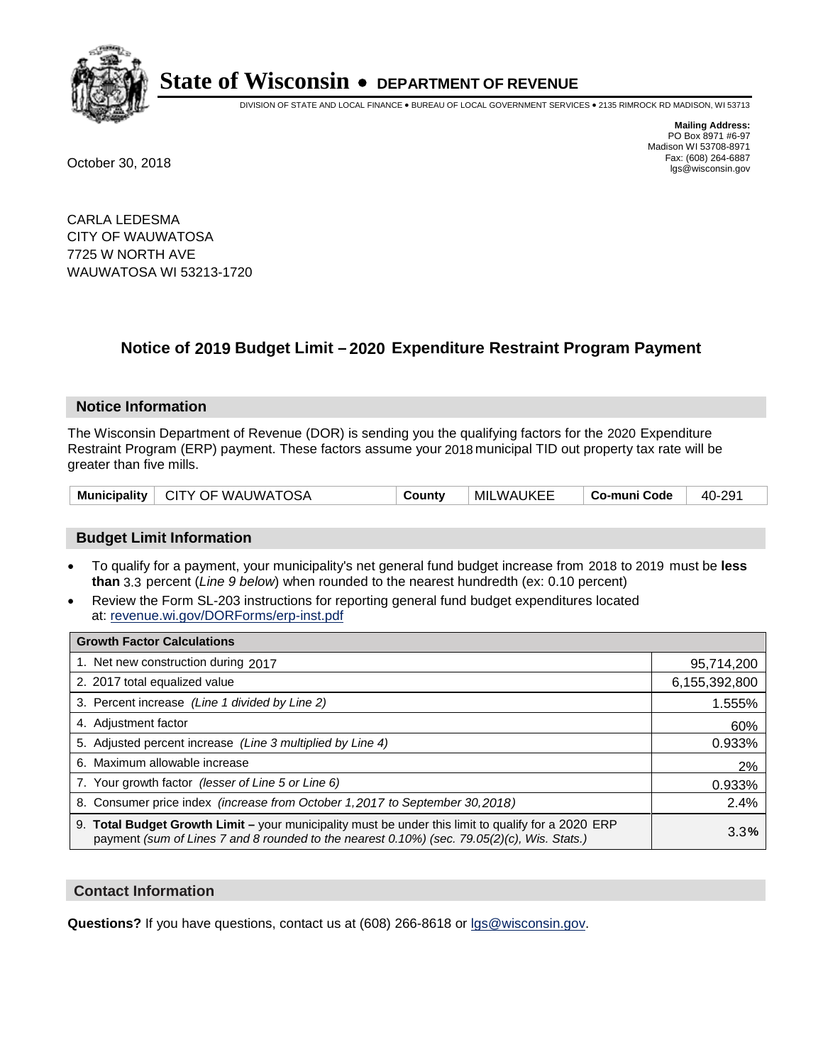# State of Wisconsin • DEPARTMENT OF REVENUE

DIVISION OF STATE AND LOCAL FINANCE • BUREAU OF LOCAL GOVERNMENT SERVICES • 2135 RIMROCK RD MADISON, WI 53713

**Mailing Address:**
PO Box 8971 #6-97
Madison WI 53708-8971
Fax: (608) 264-6887
lgs@wisconsin.gov

October 30, 2018

CARLA LEDESMA
CITY OF WAUWATOSA
7725 W NORTH AVE
WAUWATOSA WI 53213-1720

## Notice of 2019 Budget Limit – 2020 Expenditure Restraint Program Payment

### Notice Information

The Wisconsin Department of Revenue (DOR) is sending you the qualifying factors for the 2020 Expenditure Restraint Program (ERP) payment. These factors assume your 2018 municipal TID out property tax rate will be greater than five mills.

| Municipality | CITY OF WAUWATOSA | County | MILWAUKEE | Co-muni Code | 40-291 |
|---|---|---|---|---|---|

### Budget Limit Information

- To qualify for a payment, your municipality's net general fund budget increase from 2018 to 2019 must be **less than** 3.3 percent (*Line 9 below*) when rounded to the nearest hundredth (ex: 0.10 percent)
- Review the Form SL-203 instructions for reporting general fund budget expenditures located at: revenue.wi.gov/DORForms/erp-inst.pdf

| Growth Factor Calculations | |
|---|---|
| 1. Net new construction during 2017 | 95,714,200 |
| 2. 2017 total equalized value | 6,155,392,800 |
| 3. Percent increase *(Line 1 divided by Line 2)* | 1.555% |
| 4. Adjustment factor | 60% |
| 5. Adjusted percent increase *(Line 3 multiplied by Line 4)* | 0.933% |
| 6. Maximum allowable increase | 2% |
| 7. Your growth factor *(lesser of Line 5 or Line 6)* | 0.933% |
| 8. Consumer price index *(increase from October 1,2017 to September 30,2018)* | 2.4% |
| 9. **Total Budget Growth Limit** – your municipality must be under this limit to qualify for a 2020 ERP payment *(sum of Lines 7 and 8 rounded to the nearest 0.10%) (sec. 79.05(2)(c), Wis. Stats.)* | 3.3% |

### Contact Information

**Questions?** If you have questions, contact us at (608) 266-8618 or lgs@wisconsin.gov.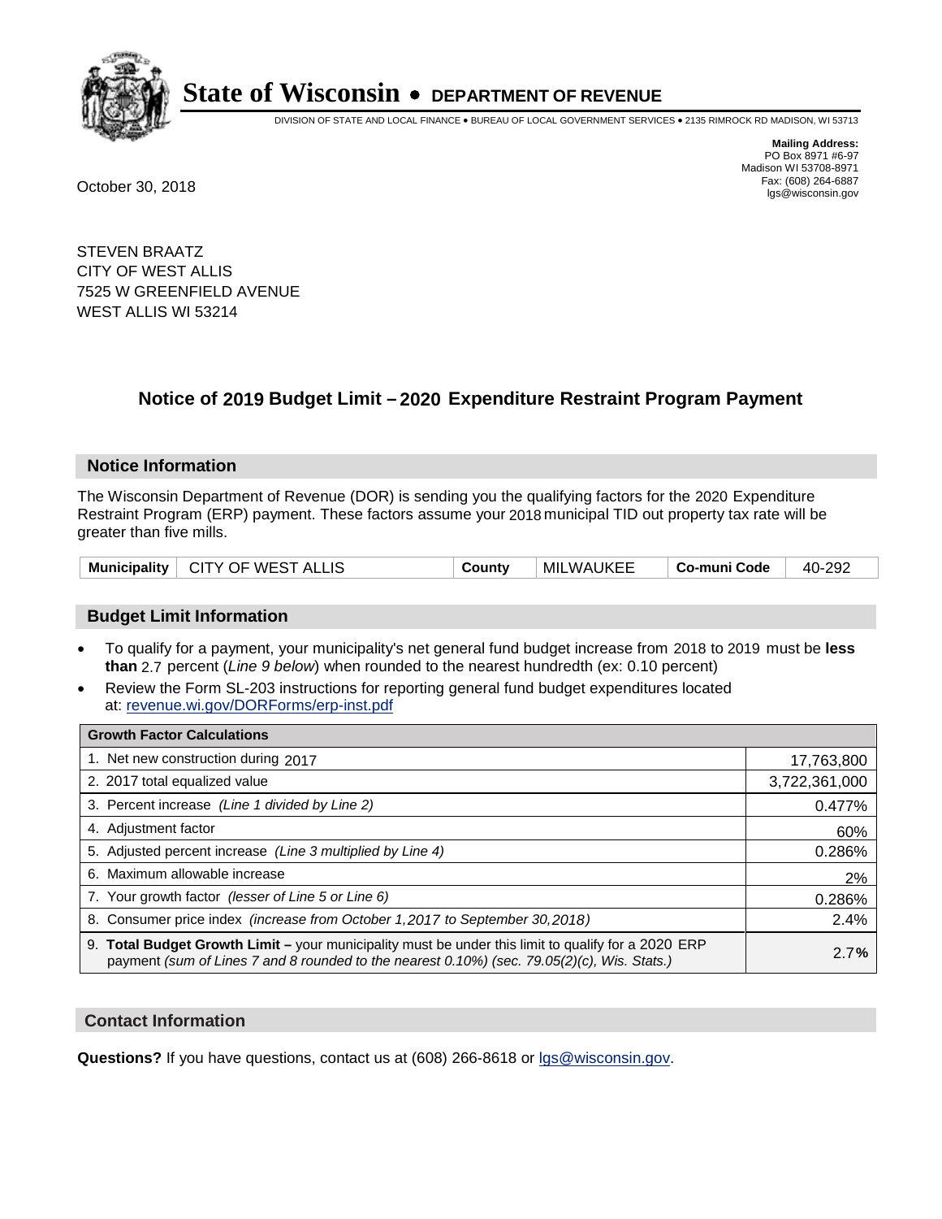# State of Wisconsin • DEPARTMENT OF REVENUE

DIVISION OF STATE AND LOCAL FINANCE • BUREAU OF LOCAL GOVERNMENT SERVICES • 2135 RIMROCK RD MADISON, WI 53713

**Mailing Address:**
PO Box 8971 #6-97
Madison WI 53708-8971
Fax: (608) 264-6887
lgs@wisconsin.gov

October 30, 2018

STEVEN BRAATZ
CITY OF WEST ALLIS
7525 W GREENFIELD AVENUE
WEST ALLIS WI 53214

## Notice of 2019 Budget Limit – 2020 Expenditure Restraint Program Payment

### Notice Information

The Wisconsin Department of Revenue (DOR) is sending you the qualifying factors for the 2020 Expenditure Restraint Program (ERP) payment. These factors assume your 2018 municipal TID out property tax rate will be greater than five mills.

| Municipality | CITY OF WEST ALLIS | County | MILWAUKEE | Co-muni Code | 40-292 |
|---|---|---|---|---|---|

### Budget Limit Information

- To qualify for a payment, your municipality's net general fund budget increase from 2018 to 2019 must be **less than** 2.7 percent (*Line 9 below*) when rounded to the nearest hundredth (ex: 0.10 percent)
- Review the Form SL-203 instructions for reporting general fund budget expenditures located at: revenue.wi.gov/DORForms/erp-inst.pdf

| Growth Factor Calculations | |
|---|---|
| 1. Net new construction during 2017 | 17,763,800 |
| 2. 2017 total equalized value | 3,722,361,000 |
| 3. Percent increase *(Line 1 divided by Line 2)* | 0.477% |
| 4. Adjustment factor | 60% |
| 5. Adjusted percent increase *(Line 3 multiplied by Line 4)* | 0.286% |
| 6. Maximum allowable increase | 2% |
| 7. Your growth factor *(lesser of Line 5 or Line 6)* | 0.286% |
| 8. Consumer price index *(increase from October 1,2017 to September 30,2018)* | 2.4% |
| 9. **Total Budget Growth Limit –** your municipality must be under this limit to qualify for a 2020 ERP payment *(sum of Lines 7 and 8 rounded to the nearest 0.10%) (sec. 79.05(2)(c), Wis. Stats.)* | 2.7**%** |

### Contact Information

**Questions?** If you have questions, contact us at (608) 266-8618 or lgs@wisconsin.gov.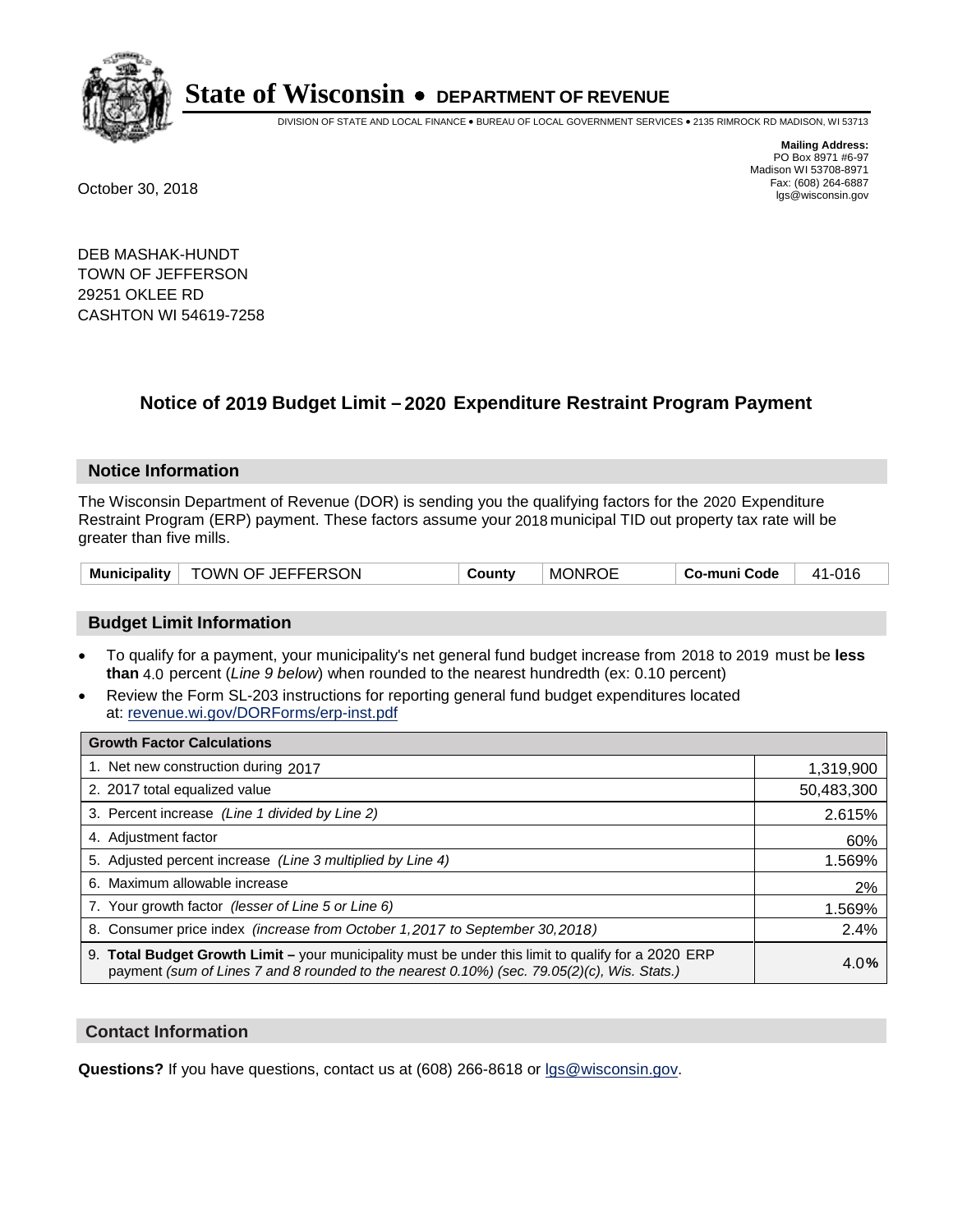# State of Wisconsin • DEPARTMENT OF REVENUE

DIVISION OF STATE AND LOCAL FINANCE • BUREAU OF LOCAL GOVERNMENT SERVICES • 2135 RIMROCK RD MADISON, WI 53713

**Mailing Address:**
PO Box 8971 #6-97
Madison WI 53708-8971
Fax: (608) 264-6887
lgs@wisconsin.gov

October 30, 2018

DEB MASHAK-HUNDT
TOWN OF JEFFERSON
29251 OKLEE RD
CASHTON WI 54619-7258

## Notice of 2019 Budget Limit – 2020 Expenditure Restraint Program Payment

### Notice Information

The Wisconsin Department of Revenue (DOR) is sending you the qualifying factors for the 2020 Expenditure Restraint Program (ERP) payment. These factors assume your 2018 municipal TID out property tax rate will be greater than five mills.

| Municipality | TOWN OF JEFFERSON | County | MONROE | Co-muni Code | 41-016 |
|---|---|---|---|---|---|

### Budget Limit Information

- To qualify for a payment, your municipality's net general fund budget increase from 2018 to 2019 must be **less than** 4.0 percent (*Line 9 below*) when rounded to the nearest hundredth (ex: 0.10 percent)
- Review the Form SL-203 instructions for reporting general fund budget expenditures located at: revenue.wi.gov/DORForms/erp-inst.pdf

| Growth Factor Calculations | |
|---|---|
| 1. Net new construction during 2017 | 1,319,900 |
| 2. 2017 total equalized value | 50,483,300 |
| 3. Percent increase *(Line 1 divided by Line 2)* | 2.615% |
| 4. Adjustment factor | 60% |
| 5. Adjusted percent increase *(Line 3 multiplied by Line 4)* | 1.569% |
| 6. Maximum allowable increase | 2% |
| 7. Your growth factor *(lesser of Line 5 or Line 6)* | 1.569% |
| 8. Consumer price index *(increase from October 1,2017 to September 30,2018)* | 2.4% |
| 9. **Total Budget Growth Limit –** your municipality must be under this limit to qualify for a 2020 ERP payment *(sum of Lines 7 and 8 rounded to the nearest 0.10%) (sec. 79.05(2)(c), Wis. Stats.)* | 4.0% |

### Contact Information

**Questions?** If you have questions, contact us at (608) 266-8618 or lgs@wisconsin.gov.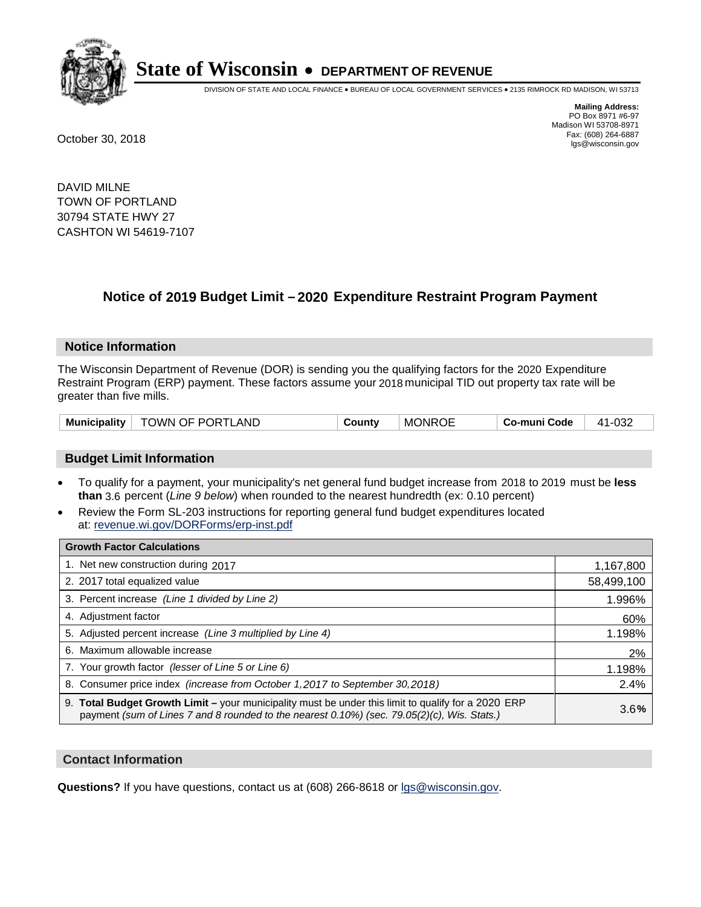# State of Wisconsin • DEPARTMENT OF REVENUE

DIVISION OF STATE AND LOCAL FINANCE • BUREAU OF LOCAL GOVERNMENT SERVICES • 2135 RIMROCK RD MADISON, WI 53713

**Mailing Address:**
PO Box 8971 #6-97
Madison WI 53708-8971
Fax: (608) 264-6887
lgs@wisconsin.gov

October 30, 2018

DAVID MILNE
TOWN OF PORTLAND
30794 STATE HWY 27
CASHTON WI 54619-7107

## Notice of 2019 Budget Limit – 2020 Expenditure Restraint Program Payment

### Notice Information

The Wisconsin Department of Revenue (DOR) is sending you the qualifying factors for the 2020 Expenditure Restraint Program (ERP) payment. These factors assume your 2018 municipal TID out property tax rate will be greater than five mills.

| Municipality | TOWN OF PORTLAND | County | MONROE | Co-muni Code | 41-032 |
|---|---|---|---|---|---|

### Budget Limit Information

- To qualify for a payment, your municipality's net general fund budget increase from 2018 to 2019 must be **less than** 3.6 percent (*Line 9 below*) when rounded to the nearest hundredth (ex: 0.10 percent)
- Review the Form SL-203 instructions for reporting general fund budget expenditures located at: revenue.wi.gov/DORForms/erp-inst.pdf

| Growth Factor Calculations | |
|---|---|
| 1. Net new construction during 2017 | 1,167,800 |
| 2. 2017 total equalized value | 58,499,100 |
| 3. Percent increase *(Line 1 divided by Line 2)* | 1.996% |
| 4. Adjustment factor | 60% |
| 5. Adjusted percent increase *(Line 3 multiplied by Line 4)* | 1.198% |
| 6. Maximum allowable increase | 2% |
| 7. Your growth factor *(lesser of Line 5 or Line 6)* | 1.198% |
| 8. Consumer price index *(increase from October 1,2017 to September 30,2018)* | 2.4% |
| 9. **Total Budget Growth Limit –** your municipality must be under this limit to qualify for a 2020 ERP payment *(sum of Lines 7 and 8 rounded to the nearest 0.10%) (sec. 79.05(2)(c), Wis. Stats.)* | 3.6**%** |

### Contact Information

**Questions?** If you have questions, contact us at (608) 266-8618 or lgs@wisconsin.gov.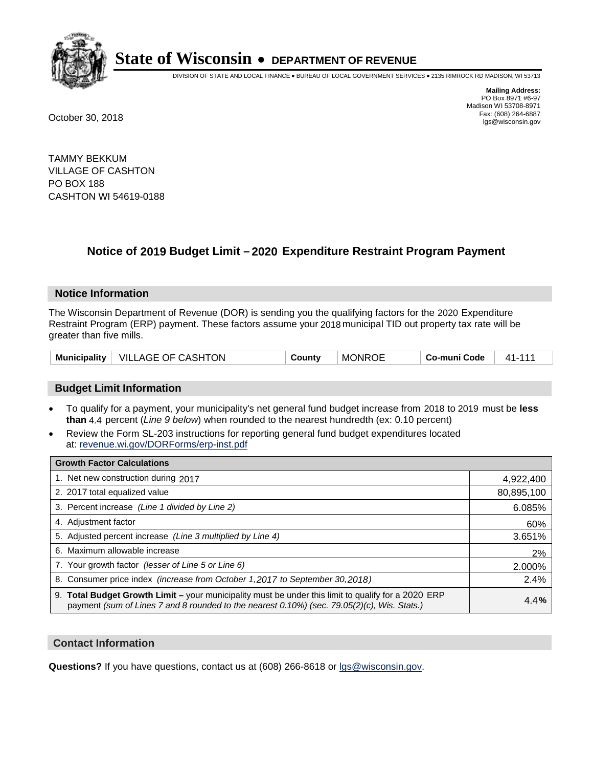# State of Wisconsin • DEPARTMENT OF REVENUE

DIVISION OF STATE AND LOCAL FINANCE • BUREAU OF LOCAL GOVERNMENT SERVICES • 2135 RIMROCK RD MADISON, WI 53713

**Mailing Address:**
PO Box 8971 #6-97
Madison WI 53708-8971
Fax: (608) 264-6887
lgs@wisconsin.gov

October 30, 2018

TAMMY BEKKUM
VILLAGE OF CASHTON
PO BOX 188
CASHTON WI 54619-0188

## Notice of 2019 Budget Limit – 2020 Expenditure Restraint Program Payment

### Notice Information

The Wisconsin Department of Revenue (DOR) is sending you the qualifying factors for the 2020 Expenditure Restraint Program (ERP) payment. These factors assume your 2018 municipal TID out property tax rate will be greater than five mills.

| Municipality | VILLAGE OF CASHTON | County | MONROE | Co-muni Code | 41-111 |
|---|---|---|---|---|---|

### Budget Limit Information

- To qualify for a payment, your municipality's net general fund budget increase from 2018 to 2019 must be **less than** 4.4 percent (*Line 9 below*) when rounded to the nearest hundredth (ex: 0.10 percent)
- Review the Form SL-203 instructions for reporting general fund budget expenditures located at: revenue.wi.gov/DORForms/erp-inst.pdf

| Growth Factor Calculations | |
|---|---|
| 1. Net new construction during 2017 | 4,922,400 |
| 2. 2017 total equalized value | 80,895,100 |
| 3. Percent increase *(Line 1 divided by Line 2)* | 6.085% |
| 4. Adjustment factor | 60% |
| 5. Adjusted percent increase *(Line 3 multiplied by Line 4)* | 3.651% |
| 6. Maximum allowable increase | 2% |
| 7. Your growth factor *(lesser of Line 5 or Line 6)* | 2.000% |
| 8. Consumer price index *(increase from October 1,2017 to September 30,2018)* | 2.4% |
| 9. **Total Budget Growth Limit –** your municipality must be under this limit to qualify for a 2020 ERP payment *(sum of Lines 7 and 8 rounded to the nearest 0.10%) (sec. 79.05(2)(c), Wis. Stats.)* | 4.4**%** |

### Contact Information

**Questions?** If you have questions, contact us at (608) 266-8618 or lgs@wisconsin.gov.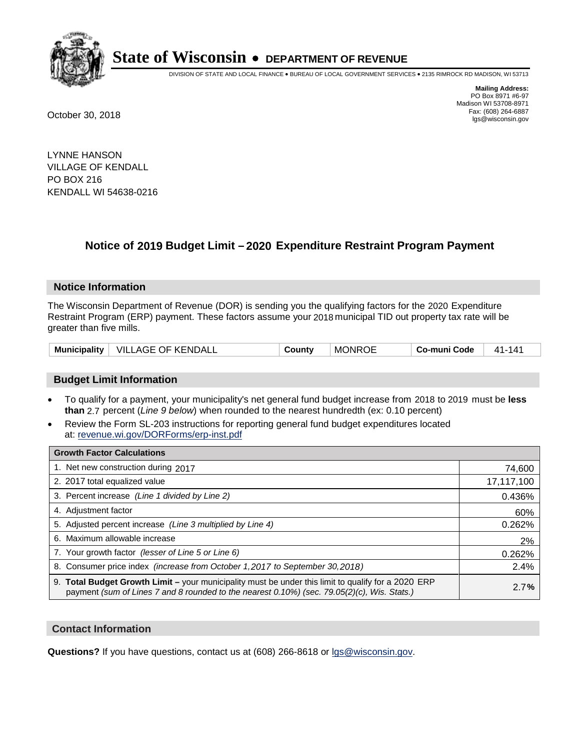# State of Wisconsin • DEPARTMENT OF REVENUE

DIVISION OF STATE AND LOCAL FINANCE • BUREAU OF LOCAL GOVERNMENT SERVICES • 2135 RIMROCK RD MADISON, WI 53713

**Mailing Address:**
PO Box 8971 #6-97
Madison WI 53708-8971
Fax: (608) 264-6887
lgs@wisconsin.gov

October 30, 2018

LYNNE HANSON
VILLAGE OF KENDALL
PO BOX 216
KENDALL WI 54638-0216

## Notice of 2019 Budget Limit – 2020 Expenditure Restraint Program Payment

### Notice Information

The Wisconsin Department of Revenue (DOR) is sending you the qualifying factors for the 2020 Expenditure Restraint Program (ERP) payment. These factors assume your 2018 municipal TID out property tax rate will be greater than five mills.

| Municipality | VILLAGE OF KENDALL | County | MONROE | Co-muni Code | 41-141 |
|---|---|---|---|---|---|

### Budget Limit Information

- To qualify for a payment, your municipality's net general fund budget increase from 2018 to 2019 must be **less than** 2.7 percent (*Line 9 below*) when rounded to the nearest hundredth (ex: 0.10 percent)
- Review the Form SL-203 instructions for reporting general fund budget expenditures located at: revenue.wi.gov/DORForms/erp-inst.pdf

| Growth Factor Calculations | |
|---|---|
| 1. Net new construction during 2017 | 74,600 |
| 2. 2017 total equalized value | 17,117,100 |
| 3. Percent increase *(Line 1 divided by Line 2)* | 0.436% |
| 4. Adjustment factor | 60% |
| 5. Adjusted percent increase *(Line 3 multiplied by Line 4)* | 0.262% |
| 6. Maximum allowable increase | 2% |
| 7. Your growth factor *(lesser of Line 5 or Line 6)* | 0.262% |
| 8. Consumer price index *(increase from October 1,2017 to September 30,2018)* | 2.4% |
| 9. **Total Budget Growth Limit –** your municipality must be under this limit to qualify for a 2020 ERP payment *(sum of Lines 7 and 8 rounded to the nearest 0.10%) (sec. 79.05(2)(c), Wis. Stats.)* | 2.7**%** |

### Contact Information

**Questions?** If you have questions, contact us at (608) 266-8618 or lgs@wisconsin.gov.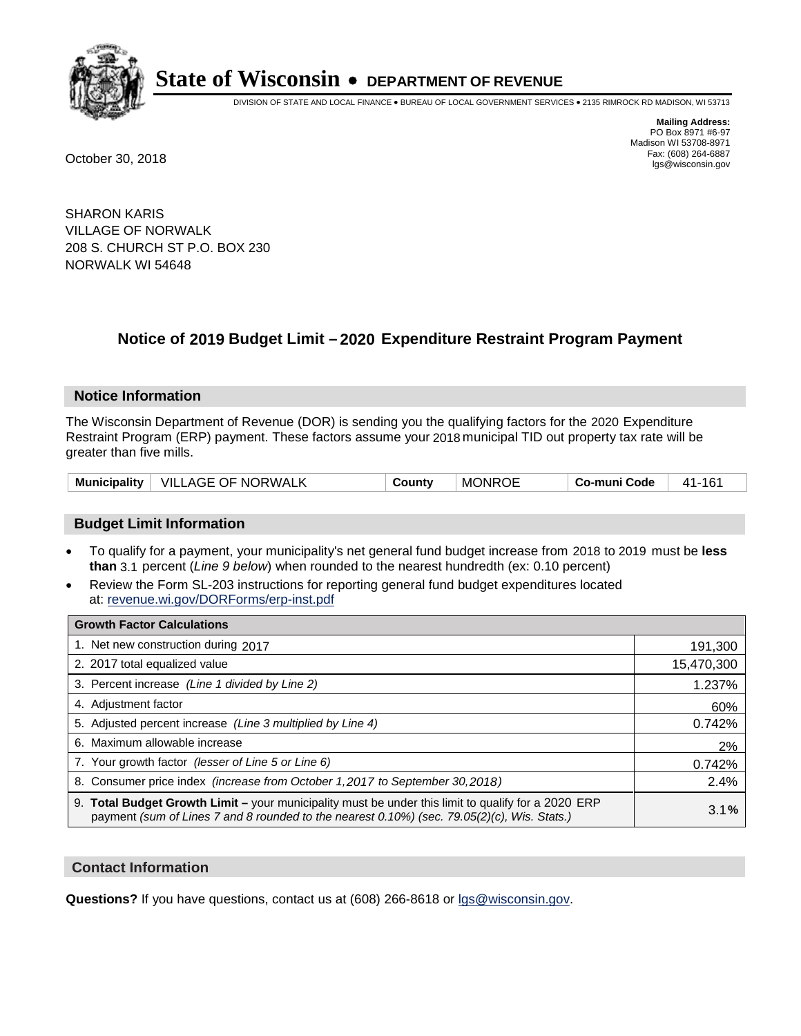# State of Wisconsin • DEPARTMENT OF REVENUE

DIVISION OF STATE AND LOCAL FINANCE • BUREAU OF LOCAL GOVERNMENT SERVICES • 2135 RIMROCK RD MADISON, WI 53713

**Mailing Address:**
PO Box 8971 #6-97
Madison WI 53708-8971
Fax: (608) 264-6887
lgs@wisconsin.gov

October 30, 2018

SHARON KARIS
VILLAGE OF NORWALK
208 S. CHURCH ST P.O. BOX 230
NORWALK WI 54648

## Notice of 2019 Budget Limit – 2020 Expenditure Restraint Program Payment

### Notice Information

The Wisconsin Department of Revenue (DOR) is sending you the qualifying factors for the 2020 Expenditure Restraint Program (ERP) payment. These factors assume your 2018 municipal TID out property tax rate will be greater than five mills.

| Municipality | VILLAGE OF NORWALK | County | MONROE | Co-muni Code | 41-161 |
|---|---|---|---|---|---|

### Budget Limit Information

- To qualify for a payment, your municipality's net general fund budget increase from 2018 to 2019 must be **less than** 3.1 percent (*Line 9 below*) when rounded to the nearest hundredth (ex: 0.10 percent)
- Review the Form SL-203 instructions for reporting general fund budget expenditures located at: revenue.wi.gov/DORForms/erp-inst.pdf

| Growth Factor Calculations | |
|---|---|
| 1. Net new construction during 2017 | 191,300 |
| 2. 2017 total equalized value | 15,470,300 |
| 3. Percent increase *(Line 1 divided by Line 2)* | 1.237% |
| 4. Adjustment factor | 60% |
| 5. Adjusted percent increase *(Line 3 multiplied by Line 4)* | 0.742% |
| 6. Maximum allowable increase | 2% |
| 7. Your growth factor *(lesser of Line 5 or Line 6)* | 0.742% |
| 8. Consumer price index *(increase from October 1,2017 to September 30,2018)* | 2.4% |
| 9. **Total Budget Growth Limit –** your municipality must be under this limit to qualify for a 2020 ERP payment *(sum of Lines 7 and 8 rounded to the nearest 0.10%) (sec. 79.05(2)(c), Wis. Stats.)* | 3.1**%** |

### Contact Information

**Questions?** If you have questions, contact us at (608) 266-8618 or lgs@wisconsin.gov.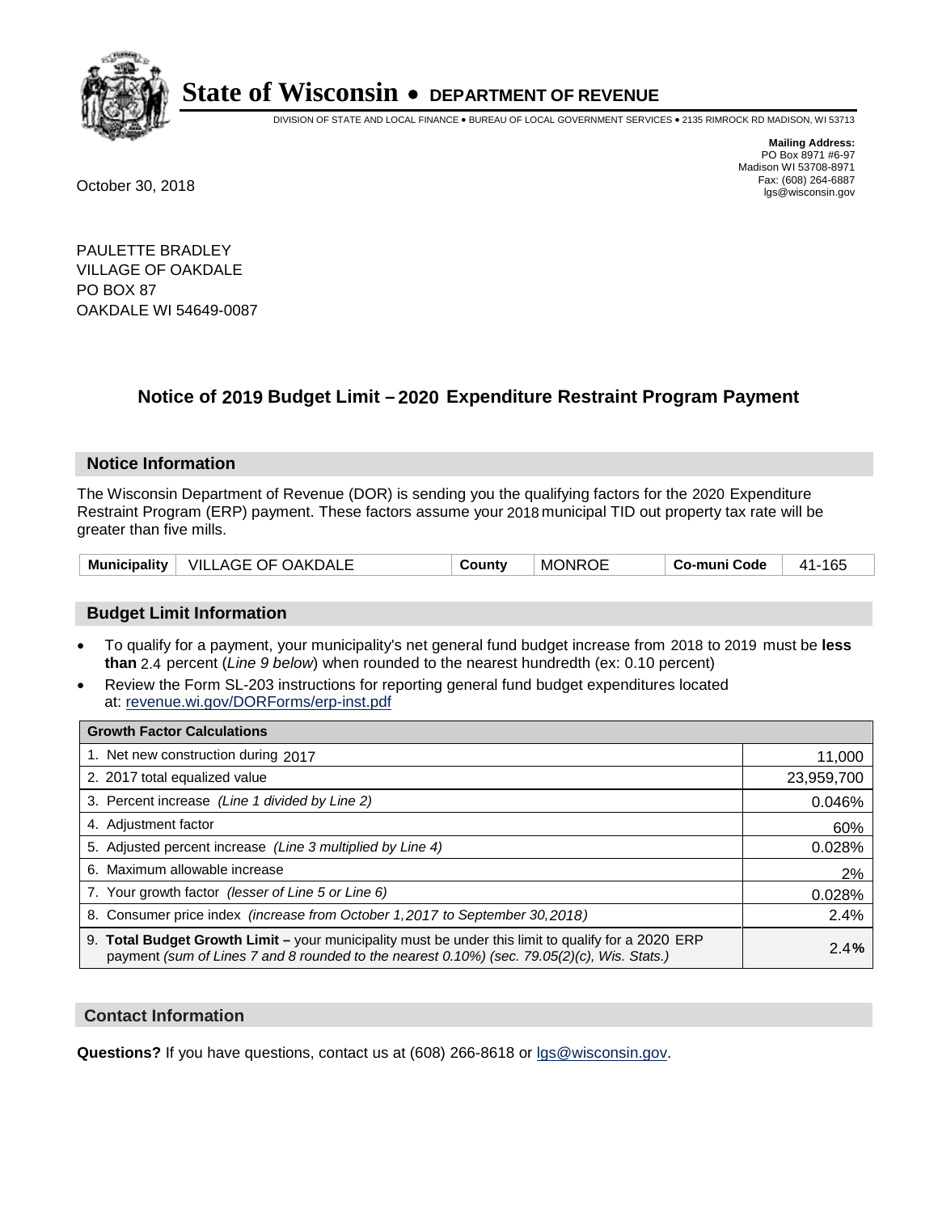# State of Wisconsin • DEPARTMENT OF REVENUE

DIVISION OF STATE AND LOCAL FINANCE • BUREAU OF LOCAL GOVERNMENT SERVICES • 2135 RIMROCK RD MADISON, WI 53713

**Mailing Address:**
PO Box 8971 #6-97
Madison WI 53708-8971
Fax: (608) 264-6887
lgs@wisconsin.gov

October 30, 2018

PAULETTE BRADLEY
VILLAGE OF OAKDALE
PO BOX 87
OAKDALE WI 54649-0087

## Notice of 2019 Budget Limit – 2020 Expenditure Restraint Program Payment

### Notice Information

The Wisconsin Department of Revenue (DOR) is sending you the qualifying factors for the 2020 Expenditure Restraint Program (ERP) payment. These factors assume your 2018 municipal TID out property tax rate will be greater than five mills.

| Municipality | VILLAGE OF OAKDALE | County | MONROE | Co-muni Code | 41-165 |
|---|---|---|---|---|---|

### Budget Limit Information

- To qualify for a payment, your municipality's net general fund budget increase from 2018 to 2019 must be **less than** 2.4 percent (*Line 9 below*) when rounded to the nearest hundredth (ex: 0.10 percent)
- Review the Form SL-203 instructions for reporting general fund budget expenditures located at: revenue.wi.gov/DORForms/erp-inst.pdf

| Growth Factor Calculations | |
|---|---|
| 1. Net new construction during 2017 | 11,000 |
| 2. 2017 total equalized value | 23,959,700 |
| 3. Percent increase *(Line 1 divided by Line 2)* | 0.046% |
| 4. Adjustment factor | 60% |
| 5. Adjusted percent increase *(Line 3 multiplied by Line 4)* | 0.028% |
| 6. Maximum allowable increase | 2% |
| 7. Your growth factor *(lesser of Line 5 or Line 6)* | 0.028% |
| 8. Consumer price index *(increase from October 1,2017 to September 30,2018)* | 2.4% |
| 9. **Total Budget Growth Limit –** your municipality must be under this limit to qualify for a 2020 ERP payment *(sum of Lines 7 and 8 rounded to the nearest 0.10%) (sec. 79.05(2)(c), Wis. Stats.)* | **2.4%** |

### Contact Information

**Questions?** If you have questions, contact us at (608) 266-8618 or lgs@wisconsin.gov.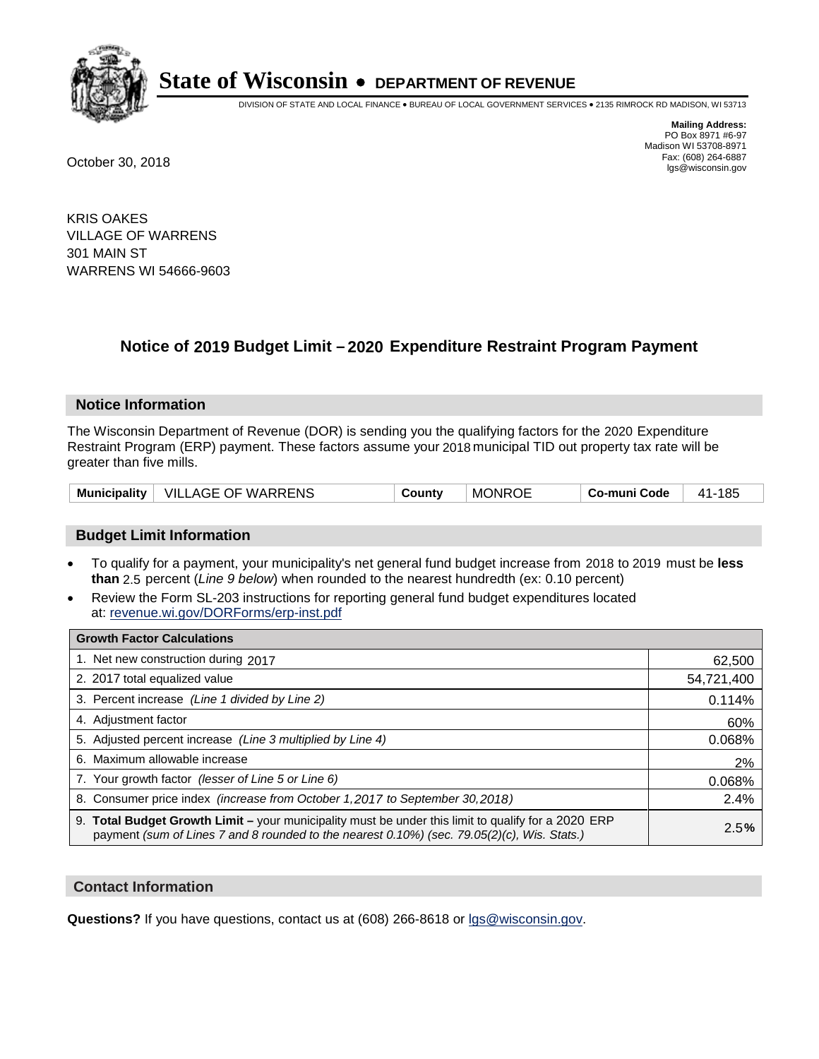# State of Wisconsin • DEPARTMENT OF REVENUE

DIVISION OF STATE AND LOCAL FINANCE • BUREAU OF LOCAL GOVERNMENT SERVICES • 2135 RIMROCK RD MADISON, WI 53713

**Mailing Address:**
PO Box 8971 #6-97
Madison WI 53708-8971
Fax: (608) 264-6887
lgs@wisconsin.gov

October 30, 2018

KRIS OAKES
VILLAGE OF WARRENS
301 MAIN ST
WARRENS WI 54666-9603

## Notice of 2019 Budget Limit – 2020 Expenditure Restraint Program Payment

### Notice Information

The Wisconsin Department of Revenue (DOR) is sending you the qualifying factors for the 2020 Expenditure Restraint Program (ERP) payment. These factors assume your 2018 municipal TID out property tax rate will be greater than five mills.

| Municipality | VILLAGE OF WARRENS | County | MONROE | Co-muni Code | 41-185 |
|---|---|---|---|---|---|

### Budget Limit Information

- To qualify for a payment, your municipality's net general fund budget increase from 2018 to 2019 must be **less than** 2.5 percent (*Line 9 below*) when rounded to the nearest hundredth (ex: 0.10 percent)
- Review the Form SL-203 instructions for reporting general fund budget expenditures located at: revenue.wi.gov/DORForms/erp-inst.pdf

| Growth Factor Calculations | |
|---|---|
| 1. Net new construction during 2017 | 62,500 |
| 2. 2017 total equalized value | 54,721,400 |
| 3. Percent increase *(Line 1 divided by Line 2)* | 0.114% |
| 4. Adjustment factor | 60% |
| 5. Adjusted percent increase *(Line 3 multiplied by Line 4)* | 0.068% |
| 6. Maximum allowable increase | 2% |
| 7. Your growth factor *(lesser of Line 5 or Line 6)* | 0.068% |
| 8. Consumer price index *(increase from October 1,2017 to September 30,2018)* | 2.4% |
| 9. **Total Budget Growth Limit –** your municipality must be under this limit to qualify for a 2020 ERP payment *(sum of Lines 7 and 8 rounded to the nearest 0.10%) (sec. 79.05(2)(c), Wis. Stats.)* | 2.5**%** |

### Contact Information

**Questions?** If you have questions, contact us at (608) 266-8618 or lgs@wisconsin.gov.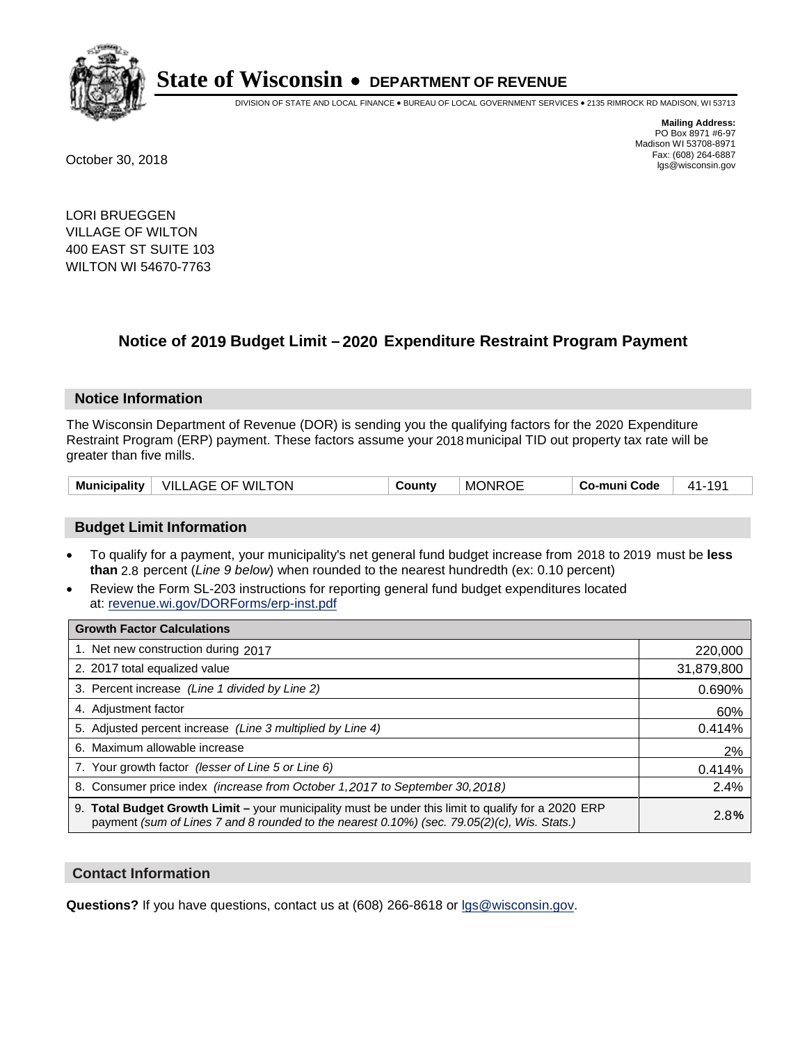# State of Wisconsin • DEPARTMENT OF REVENUE

DIVISION OF STATE AND LOCAL FINANCE • BUREAU OF LOCAL GOVERNMENT SERVICES • 2135 RIMROCK RD MADISON, WI 53713

**Mailing Address:**
PO Box 8971 #6-97
Madison WI 53708-8971
Fax: (608) 264-6887
lgs@wisconsin.gov

October 30, 2018

LORI BRUEGGEN
VILLAGE OF WILTON
400 EAST ST SUITE 103
WILTON WI 54670-7763

## Notice of 2019 Budget Limit – 2020 Expenditure Restraint Program Payment

### Notice Information

The Wisconsin Department of Revenue (DOR) is sending you the qualifying factors for the 2020 Expenditure Restraint Program (ERP) payment. These factors assume your 2018 municipal TID out property tax rate will be greater than five mills.

| Municipality | VILLAGE OF WILTON | County | MONROE | Co-muni Code | 41-191 |
|---|---|---|---|---|---|

### Budget Limit Information

- To qualify for a payment, your municipality's net general fund budget increase from 2018 to 2019 must be **less than** 2.8 percent (*Line 9 below*) when rounded to the nearest hundredth (ex: 0.10 percent)
- Review the Form SL-203 instructions for reporting general fund budget expenditures located at: revenue.wi.gov/DORForms/erp-inst.pdf

| Growth Factor Calculations | |
|---|---|
| 1. Net new construction during 2017 | 220,000 |
| 2. 2017 total equalized value | 31,879,800 |
| 3. Percent increase *(Line 1 divided by Line 2)* | 0.690% |
| 4. Adjustment factor | 60% |
| 5. Adjusted percent increase *(Line 3 multiplied by Line 4)* | 0.414% |
| 6. Maximum allowable increase | 2% |
| 7. Your growth factor *(lesser of Line 5 or Line 6)* | 0.414% |
| 8. Consumer price index *(increase from October 1,2017 to September 30,2018)* | 2.4% |
| 9. **Total Budget Growth Limit –** your municipality must be under this limit to qualify for a 2020 ERP payment *(sum of Lines 7 and 8 rounded to the nearest 0.10%) (sec. 79.05(2)(c), Wis. Stats.)* | 2.8**%** |

### Contact Information

**Questions?** If you have questions, contact us at (608) 266-8618 or lgs@wisconsin.gov.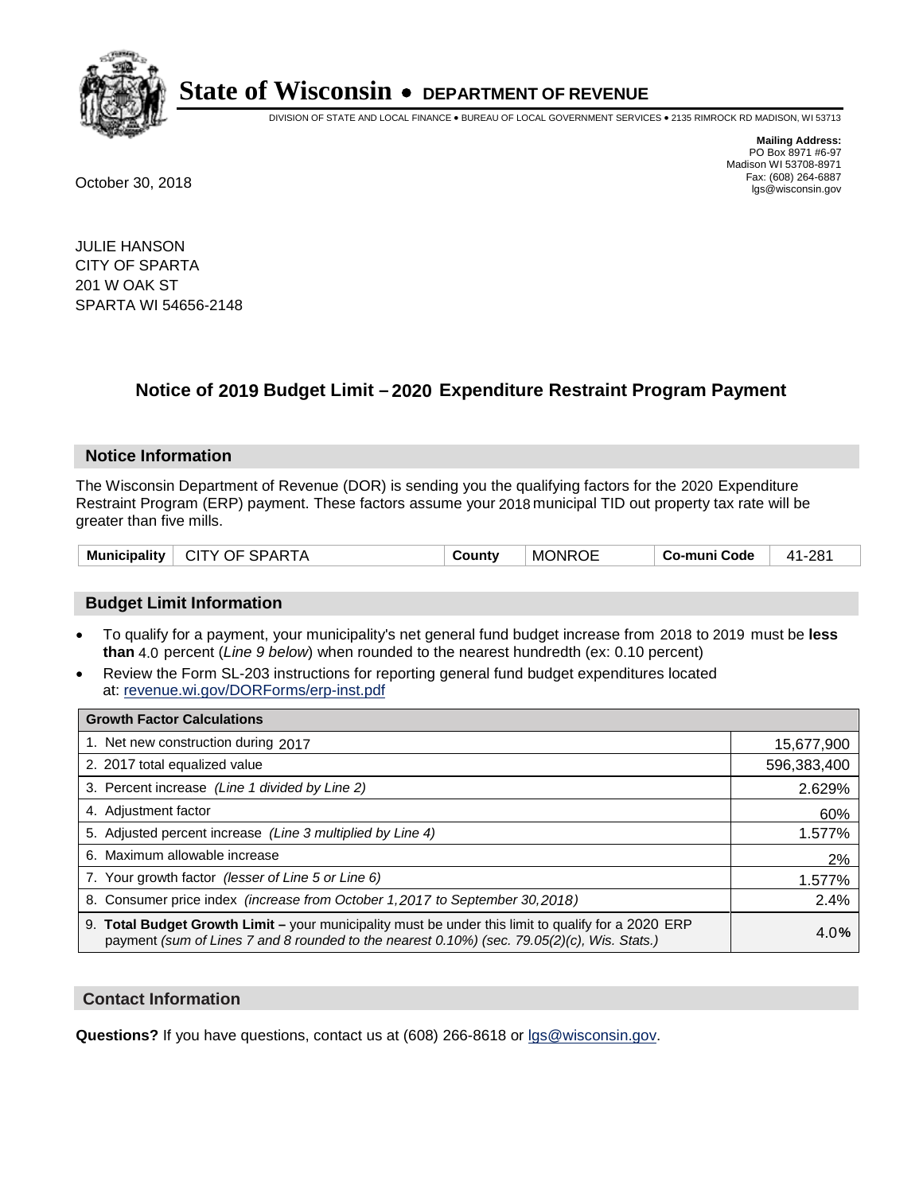# State of Wisconsin • DEPARTMENT OF REVENUE

DIVISION OF STATE AND LOCAL FINANCE • BUREAU OF LOCAL GOVERNMENT SERVICES • 2135 RIMROCK RD MADISON, WI 53713

**Mailing Address:**
PO Box 8971 #6-97
Madison WI 53708-8971
Fax: (608) 264-6887
lgs@wisconsin.gov

October 30, 2018

JULIE HANSON
CITY OF SPARTA
201 W OAK ST
SPARTA WI 54656-2148

## Notice of 2019 Budget Limit – 2020 Expenditure Restraint Program Payment

### Notice Information

The Wisconsin Department of Revenue (DOR) is sending you the qualifying factors for the 2020 Expenditure Restraint Program (ERP) payment. These factors assume your 2018 municipal TID out property tax rate will be greater than five mills.

| Municipality | CITY OF SPARTA | County | MONROE | Co-muni Code | 41-281 |
|---|---|---|---|---|---|

### Budget Limit Information

- To qualify for a payment, your municipality's net general fund budget increase from 2018 to 2019 must be **less than** 4.0 percent (*Line 9 below*) when rounded to the nearest hundredth (ex: 0.10 percent)
- Review the Form SL-203 instructions for reporting general fund budget expenditures located at: revenue.wi.gov/DORForms/erp-inst.pdf

| Growth Factor Calculations | |
|---|---|
| 1. Net new construction during 2017 | 15,677,900 |
| 2. 2017 total equalized value | 596,383,400 |
| 3. Percent increase *(Line 1 divided by Line 2)* | 2.629% |
| 4. Adjustment factor | 60% |
| 5. Adjusted percent increase *(Line 3 multiplied by Line 4)* | 1.577% |
| 6. Maximum allowable increase | 2% |
| 7. Your growth factor *(lesser of Line 5 or Line 6)* | 1.577% |
| 8. Consumer price index *(increase from October 1,2017 to September 30,2018)* | 2.4% |
| 9. **Total Budget Growth Limit –** your municipality must be under this limit to qualify for a 2020 ERP payment *(sum of Lines 7 and 8 rounded to the nearest 0.10%) (sec. 79.05(2)(c), Wis. Stats.)* | 4.0**%** |

### Contact Information

**Questions?** If you have questions, contact us at (608) 266-8618 or lgs@wisconsin.gov.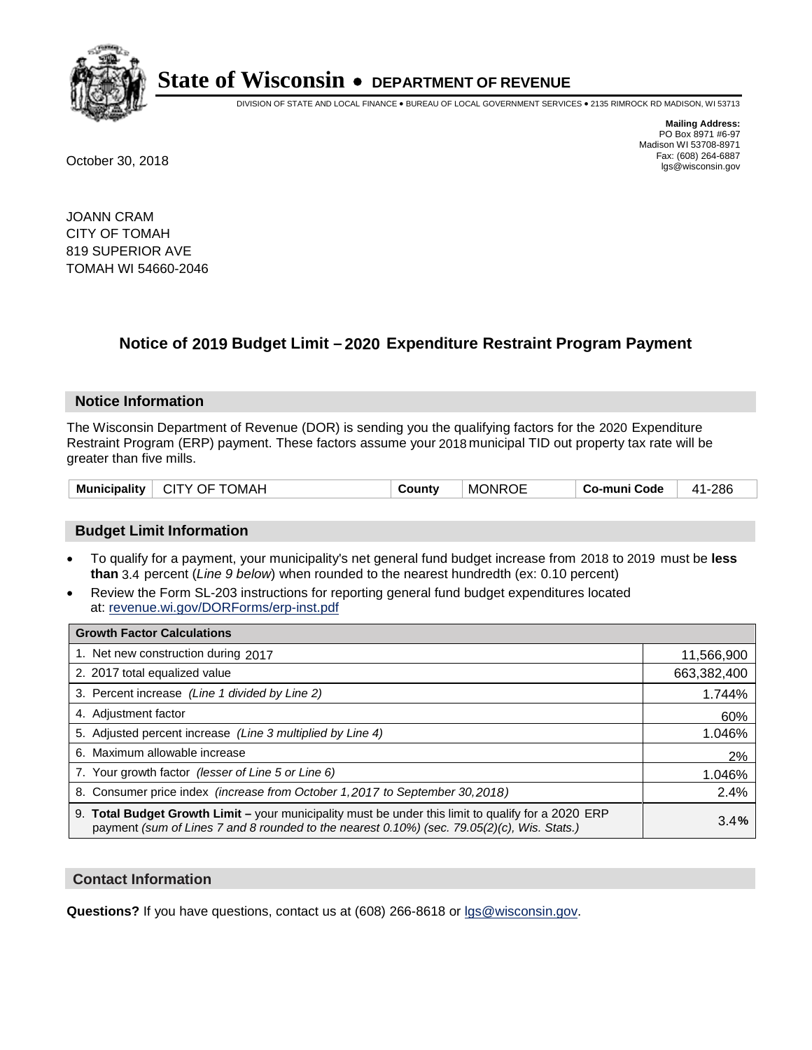# State of Wisconsin • DEPARTMENT OF REVENUE

DIVISION OF STATE AND LOCAL FINANCE • BUREAU OF LOCAL GOVERNMENT SERVICES • 2135 RIMROCK RD MADISON, WI 53713

**Mailing Address:**
PO Box 8971 #6-97
Madison WI 53708-8971
Fax: (608) 264-6887
lgs@wisconsin.gov

October 30, 2018

JOANN CRAM
CITY OF TOMAH
819 SUPERIOR AVE
TOMAH WI 54660-2046

## Notice of 2019 Budget Limit – 2020 Expenditure Restraint Program Payment

### Notice Information

The Wisconsin Department of Revenue (DOR) is sending you the qualifying factors for the 2020 Expenditure Restraint Program (ERP) payment. These factors assume your 2018 municipal TID out property tax rate will be greater than five mills.

| Municipality | CITY OF TOMAH | County | MONROE | Co-muni Code | 41-286 |
|---|---|---|---|---|---|

### Budget Limit Information

- To qualify for a payment, your municipality's net general fund budget increase from 2018 to 2019 must be **less than** 3.4 percent (*Line 9 below*) when rounded to the nearest hundredth (ex: 0.10 percent)
- Review the Form SL-203 instructions for reporting general fund budget expenditures located at: revenue.wi.gov/DORForms/erp-inst.pdf

| Growth Factor Calculations | |
|---|---|
| 1. Net new construction during 2017 | 11,566,900 |
| 2. 2017 total equalized value | 663,382,400 |
| 3. Percent increase *(Line 1 divided by Line 2)* | 1.744% |
| 4. Adjustment factor | 60% |
| 5. Adjusted percent increase *(Line 3 multiplied by Line 4)* | 1.046% |
| 6. Maximum allowable increase | 2% |
| 7. Your growth factor *(lesser of Line 5 or Line 6)* | 1.046% |
| 8. Consumer price index *(increase from October 1,2017 to September 30,2018)* | 2.4% |
| 9. **Total Budget Growth Limit –** your municipality must be under this limit to qualify for a 2020 ERP payment *(sum of Lines 7 and 8 rounded to the nearest 0.10%) (sec. 79.05(2)(c), Wis. Stats.)* | 3.4% |

### Contact Information

**Questions?** If you have questions, contact us at (608) 266-8618 or lgs@wisconsin.gov.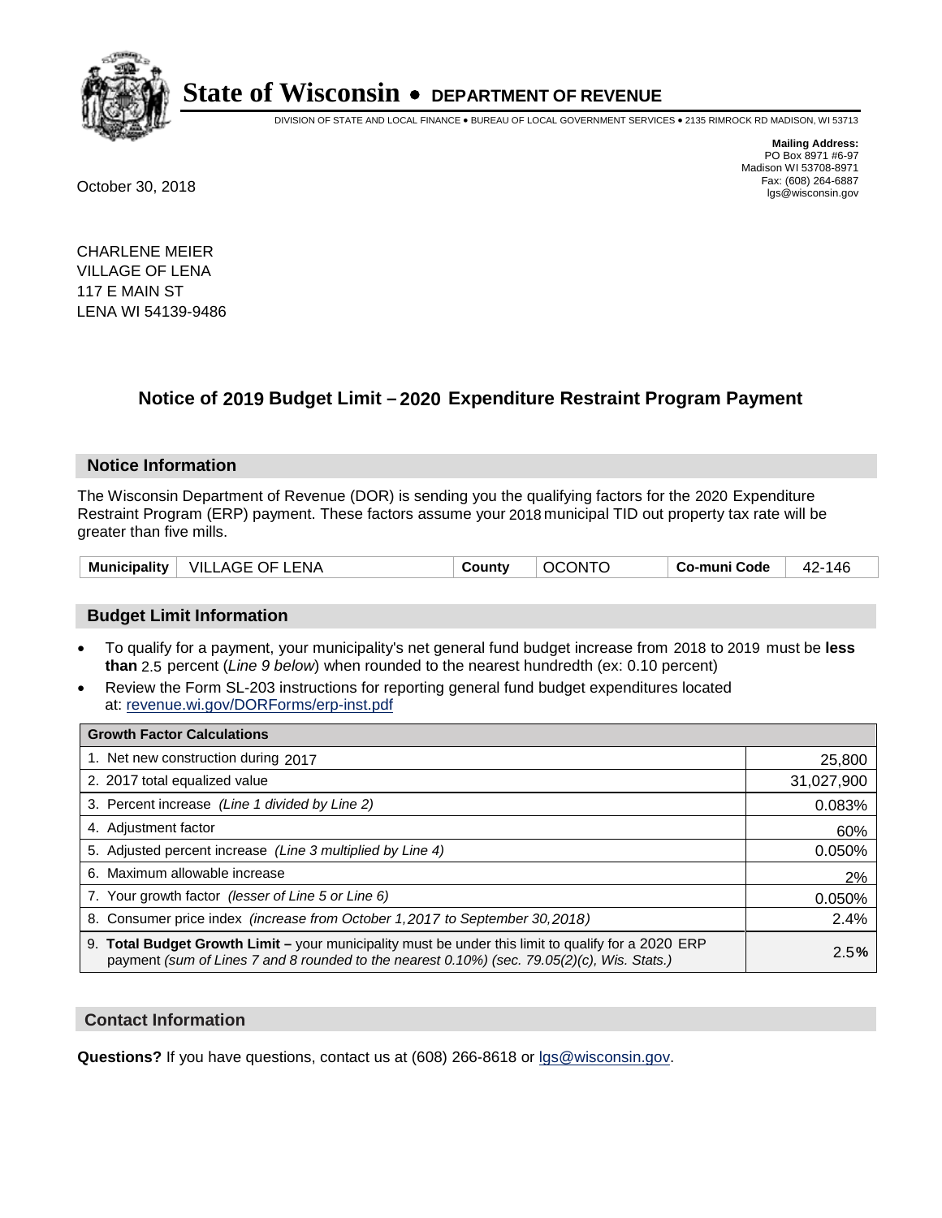# State of Wisconsin • DEPARTMENT OF REVENUE

DIVISION OF STATE AND LOCAL FINANCE • BUREAU OF LOCAL GOVERNMENT SERVICES • 2135 RIMROCK RD MADISON, WI 53713

**Mailing Address:**
PO Box 8971 #6-97
Madison WI 53708-8971
Fax: (608) 264-6887
lgs@wisconsin.gov

October 30, 2018

CHARLENE MEIER
VILLAGE OF LENA
117 E MAIN ST
LENA WI 54139-9486

## Notice of 2019 Budget Limit – 2020 Expenditure Restraint Program Payment

### Notice Information

The Wisconsin Department of Revenue (DOR) is sending you the qualifying factors for the 2020 Expenditure Restraint Program (ERP) payment. These factors assume your 2018 municipal TID out property tax rate will be greater than five mills.

| Municipality | VILLAGE OF LENA | County | OCONTO | Co-muni Code | 42-146 |
|---|---|---|---|---|---|

### Budget Limit Information

- To qualify for a payment, your municipality's net general fund budget increase from 2018 to 2019 must be **less than** 2.5 percent (*Line 9 below*) when rounded to the nearest hundredth (ex: 0.10 percent)
- Review the Form SL-203 instructions for reporting general fund budget expenditures located at: revenue.wi.gov/DORForms/erp-inst.pdf

| Growth Factor Calculations | |
|---|---|
| 1. Net new construction during 2017 | 25,800 |
| 2. 2017 total equalized value | 31,027,900 |
| 3. Percent increase *(Line 1 divided by Line 2)* | 0.083% |
| 4. Adjustment factor | 60% |
| 5. Adjusted percent increase *(Line 3 multiplied by Line 4)* | 0.050% |
| 6. Maximum allowable increase | 2% |
| 7. Your growth factor *(lesser of Line 5 or Line 6)* | 0.050% |
| 8. Consumer price index *(increase from October 1,2017 to September 30,2018)* | 2.4% |
| 9. **Total Budget Growth Limit –** your municipality must be under this limit to qualify for a 2020 ERP payment *(sum of Lines 7 and 8 rounded to the nearest 0.10%) (sec. 79.05(2)(c), Wis. Stats.)* | 2.5**%** |

### Contact Information

**Questions?** If you have questions, contact us at (608) 266-8618 or lgs@wisconsin.gov.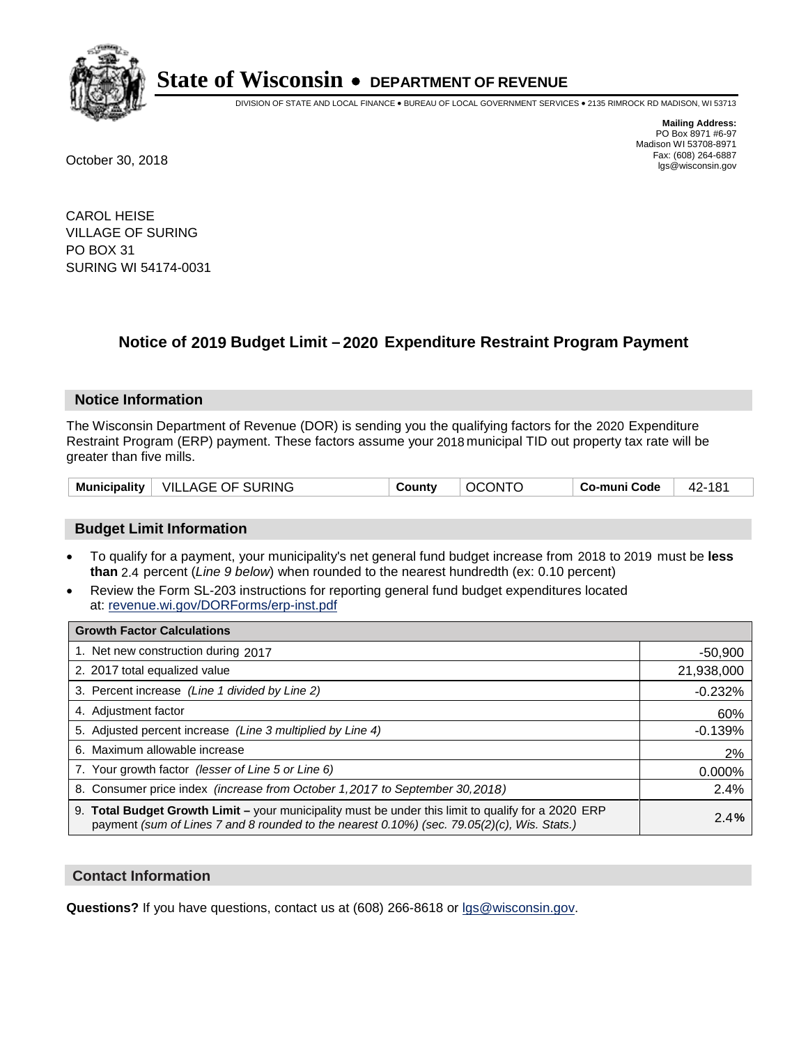# State of Wisconsin • DEPARTMENT OF REVENUE

DIVISION OF STATE AND LOCAL FINANCE • BUREAU OF LOCAL GOVERNMENT SERVICES • 2135 RIMROCK RD MADISON, WI 53713

**Mailing Address:**
PO Box 8971 #6-97
Madison WI 53708-8971
Fax: (608) 264-6887
lgs@wisconsin.gov

October 30, 2018

CAROL HEISE
VILLAGE OF SURING
PO BOX 31
SURING WI 54174-0031

## Notice of 2019 Budget Limit – 2020 Expenditure Restraint Program Payment

### Notice Information

The Wisconsin Department of Revenue (DOR) is sending you the qualifying factors for the 2020 Expenditure Restraint Program (ERP) payment. These factors assume your 2018 municipal TID out property tax rate will be greater than five mills.

| Municipality | VILLAGE OF SURING | County | OCONTO | Co-muni Code | 42-181 |
|---|---|---|---|---|---|

### Budget Limit Information

- To qualify for a payment, your municipality's net general fund budget increase from 2018 to 2019 must be **less than** 2.4 percent (*Line 9 below*) when rounded to the nearest hundredth (ex: 0.10 percent)
- Review the Form SL-203 instructions for reporting general fund budget expenditures located at: revenue.wi.gov/DORForms/erp-inst.pdf

| Growth Factor Calculations | |
|---|---|
| 1. Net new construction during 2017 | -50,900 |
| 2. 2017 total equalized value | 21,938,000 |
| 3. Percent increase *(Line 1 divided by Line 2)* | -0.232% |
| 4. Adjustment factor | 60% |
| 5. Adjusted percent increase *(Line 3 multiplied by Line 4)* | -0.139% |
| 6. Maximum allowable increase | 2% |
| 7. Your growth factor *(lesser of Line 5 or Line 6)* | 0.000% |
| 8. Consumer price index *(increase from October 1,2017 to September 30,2018)* | 2.4% |
| 9. **Total Budget Growth Limit –** your municipality must be under this limit to qualify for a 2020 ERP payment *(sum of Lines 7 and 8 rounded to the nearest 0.10%) (sec. 79.05(2)(c), Wis. Stats.)* | 2.4**%** |

### Contact Information

**Questions?** If you have questions, contact us at (608) 266-8618 or lgs@wisconsin.gov.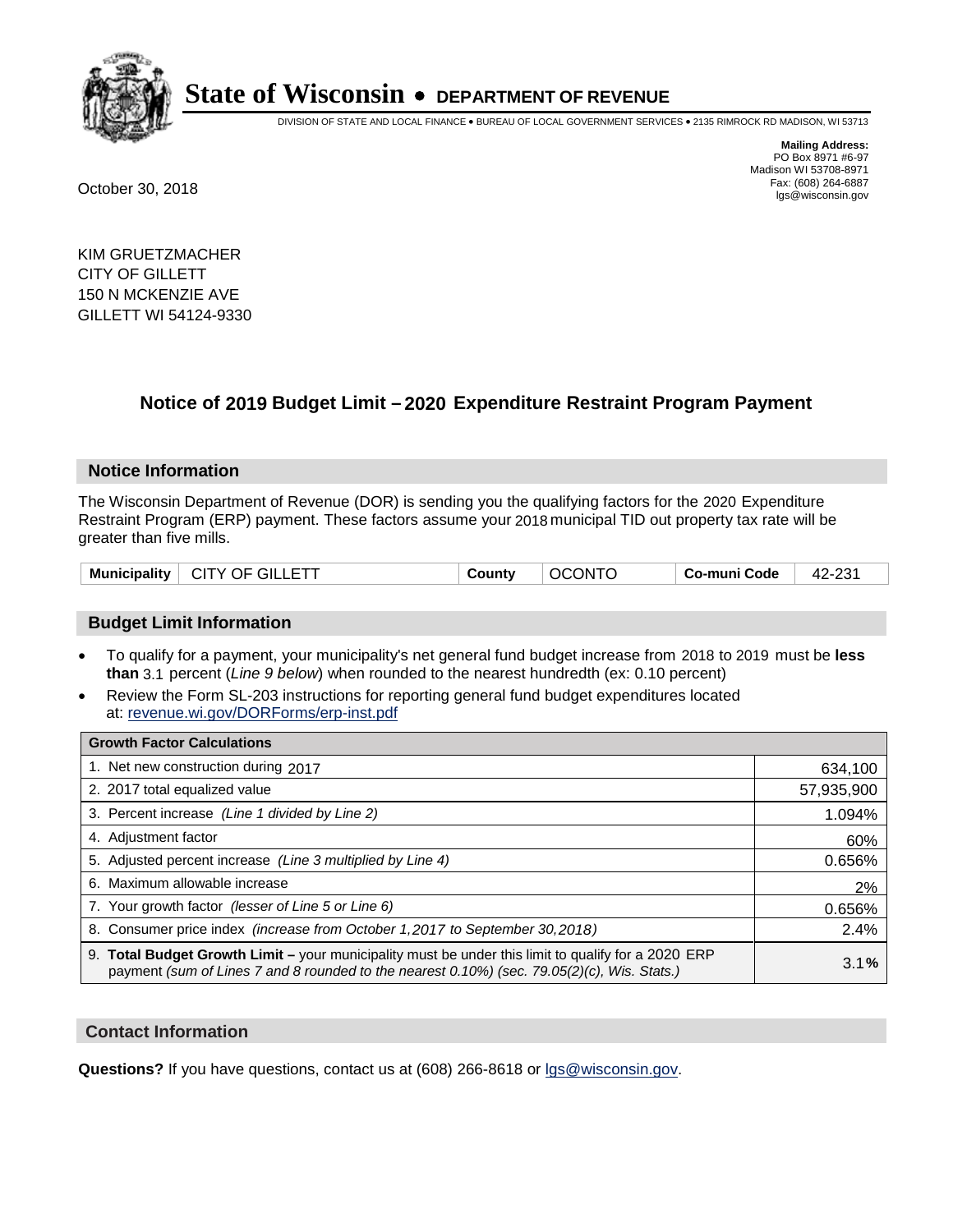# State of Wisconsin • DEPARTMENT OF REVENUE

DIVISION OF STATE AND LOCAL FINANCE • BUREAU OF LOCAL GOVERNMENT SERVICES • 2135 RIMROCK RD MADISON, WI 53713

**Mailing Address:**
PO Box 8971 #6-97
Madison WI 53708-8971
Fax: (608) 264-6887
lgs@wisconsin.gov

October 30, 2018

KIM GRUETZMACHER
CITY OF GILLETT
150 N MCKENZIE AVE
GILLETT WI 54124-9330

## Notice of 2019 Budget Limit – 2020 Expenditure Restraint Program Payment

### Notice Information

The Wisconsin Department of Revenue (DOR) is sending you the qualifying factors for the 2020 Expenditure Restraint Program (ERP) payment. These factors assume your 2018 municipal TID out property tax rate will be greater than five mills.

| Municipality | CITY OF GILLETT | County | OCONTO | Co-muni Code | 42-231 |
|---|---|---|---|---|---|

### Budget Limit Information

- To qualify for a payment, your municipality's net general fund budget increase from 2018 to 2019 must be **less than** 3.1 percent (*Line 9 below*) when rounded to the nearest hundredth (ex: 0.10 percent)
- Review the Form SL-203 instructions for reporting general fund budget expenditures located at: revenue.wi.gov/DORForms/erp-inst.pdf

| Growth Factor Calculations | |
|---|---|
| 1. Net new construction during 2017 | 634,100 |
| 2. 2017 total equalized value | 57,935,900 |
| 3. Percent increase *(Line 1 divided by Line 2)* | 1.094% |
| 4. Adjustment factor | 60% |
| 5. Adjusted percent increase *(Line 3 multiplied by Line 4)* | 0.656% |
| 6. Maximum allowable increase | 2% |
| 7. Your growth factor *(lesser of Line 5 or Line 6)* | 0.656% |
| 8. Consumer price index *(increase from October 1,2017 to September 30,2018)* | 2.4% |
| 9. **Total Budget Growth Limit –** your municipality must be under this limit to qualify for a 2020 ERP payment *(sum of Lines 7 and 8 rounded to the nearest 0.10%) (sec. 79.05(2)(c), Wis. Stats.)* | 3.1**%** |

### Contact Information

**Questions?** If you have questions, contact us at (608) 266-8618 or lgs@wisconsin.gov.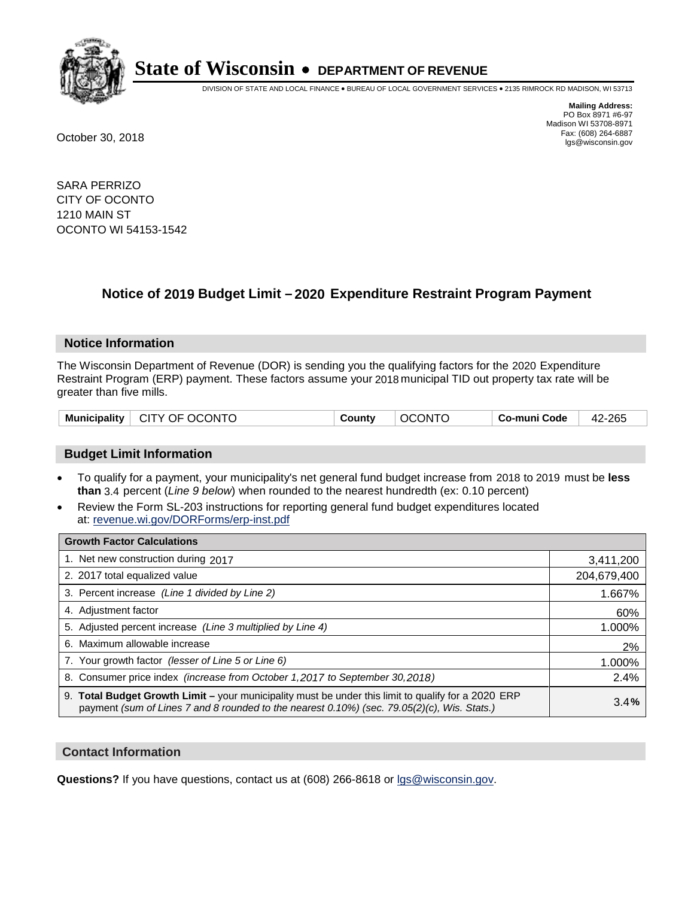# State of Wisconsin • DEPARTMENT OF REVENUE

DIVISION OF STATE AND LOCAL FINANCE • BUREAU OF LOCAL GOVERNMENT SERVICES • 2135 RIMROCK RD MADISON, WI 53713

**Mailing Address:**
PO Box 8971 #6-97
Madison WI 53708-8971
Fax: (608) 264-6887
lgs@wisconsin.gov

October 30, 2018

SARA PERRIZO
CITY OF OCONTO
1210 MAIN ST
OCONTO WI 54153-1542

## Notice of 2019 Budget Limit – 2020 Expenditure Restraint Program Payment

### Notice Information

The Wisconsin Department of Revenue (DOR) is sending you the qualifying factors for the 2020 Expenditure Restraint Program (ERP) payment. These factors assume your 2018 municipal TID out property tax rate will be greater than five mills.

| Municipality | CITY OF OCONTO | County | OCONTO | Co-muni Code | 42-265 |
|---|---|---|---|---|---|

### Budget Limit Information

- To qualify for a payment, your municipality's net general fund budget increase from 2018 to 2019 must be **less than** 3.4 percent (*Line 9 below*) when rounded to the nearest hundredth (ex: 0.10 percent)
- Review the Form SL-203 instructions for reporting general fund budget expenditures located at: revenue.wi.gov/DORForms/erp-inst.pdf

| Growth Factor Calculations | |
|---|---|
| 1. Net new construction during 2017 | 3,411,200 |
| 2. 2017 total equalized value | 204,679,400 |
| 3. Percent increase *(Line 1 divided by Line 2)* | 1.667% |
| 4. Adjustment factor | 60% |
| 5. Adjusted percent increase *(Line 3 multiplied by Line 4)* | 1.000% |
| 6. Maximum allowable increase | 2% |
| 7. Your growth factor *(lesser of Line 5 or Line 6)* | 1.000% |
| 8. Consumer price index *(increase from October 1,2017 to September 30,2018)* | 2.4% |
| 9. **Total Budget Growth Limit** – your municipality must be under this limit to qualify for a 2020 ERP payment *(sum of Lines 7 and 8 rounded to the nearest 0.10%) (sec. 79.05(2)(c), Wis. Stats.)* | 3.4**%** |

### Contact Information

**Questions?** If you have questions, contact us at (608) 266-8618 or lgs@wisconsin.gov.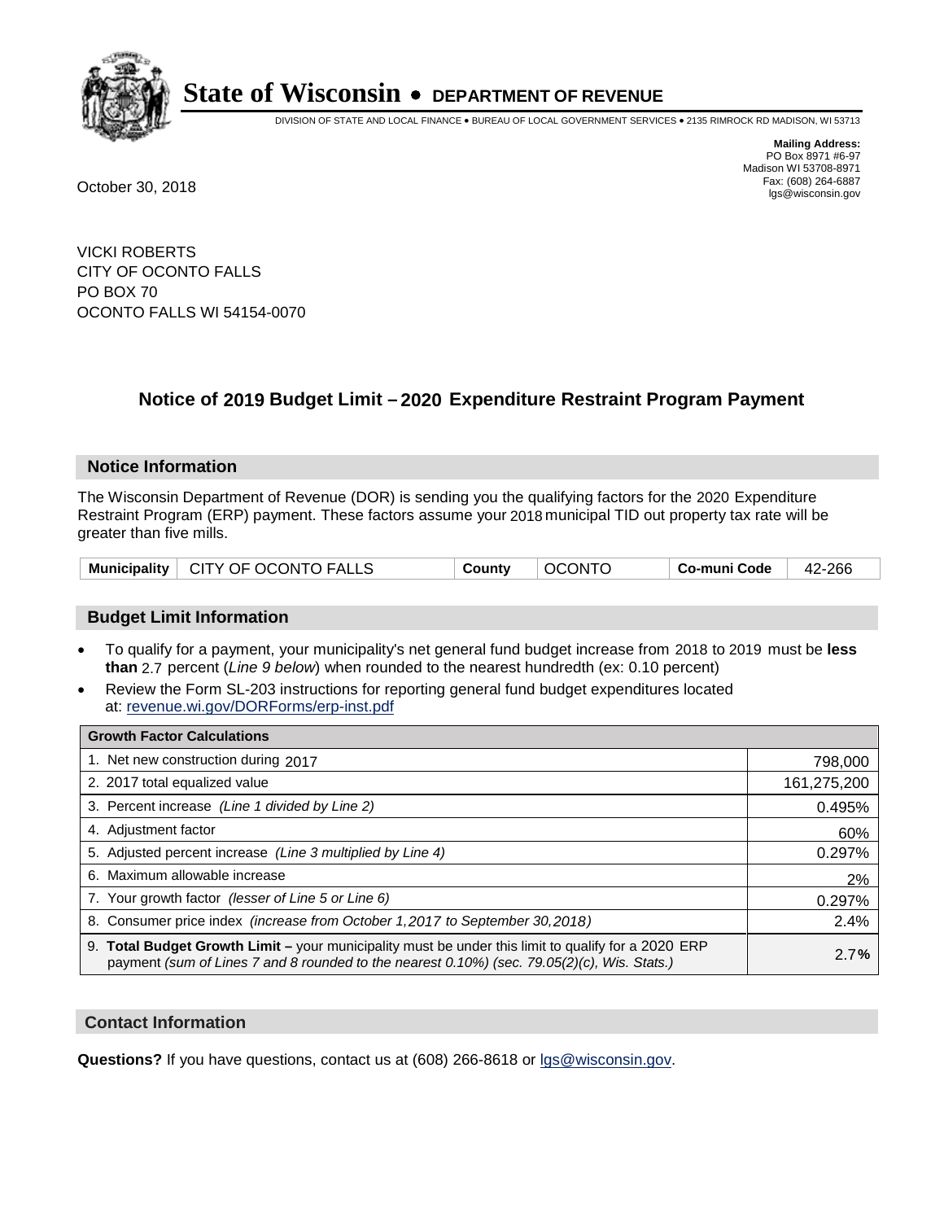# State of Wisconsin • DEPARTMENT OF REVENUE

DIVISION OF STATE AND LOCAL FINANCE • BUREAU OF LOCAL GOVERNMENT SERVICES • 2135 RIMROCK RD MADISON, WI 53713

**Mailing Address:**
PO Box 8971 #6-97
Madison WI 53708-8971
Fax: (608) 264-6887
lgs@wisconsin.gov

October 30, 2018

VICKI ROBERTS
CITY OF OCONTO FALLS
PO BOX 70
OCONTO FALLS WI 54154-0070

## Notice of 2019 Budget Limit – 2020 Expenditure Restraint Program Payment

### Notice Information

The Wisconsin Department of Revenue (DOR) is sending you the qualifying factors for the 2020 Expenditure Restraint Program (ERP) payment. These factors assume your 2018 municipal TID out property tax rate will be greater than five mills.

| Municipality | CITY OF OCONTO FALLS | County | OCONTO | Co-muni Code | 42-266 |
|---|---|---|---|---|---|

### Budget Limit Information

- To qualify for a payment, your municipality's net general fund budget increase from 2018 to 2019 must be **less than** 2.7 percent (*Line 9 below*) when rounded to the nearest hundredth (ex: 0.10 percent)
- Review the Form SL-203 instructions for reporting general fund budget expenditures located at: revenue.wi.gov/DORForms/erp-inst.pdf

| Growth Factor Calculations | |
|---|---|
| 1. Net new construction during 2017 | 798,000 |
| 2. 2017 total equalized value | 161,275,200 |
| 3. Percent increase *(Line 1 divided by Line 2)* | 0.495% |
| 4. Adjustment factor | 60% |
| 5. Adjusted percent increase *(Line 3 multiplied by Line 4)* | 0.297% |
| 6. Maximum allowable increase | 2% |
| 7. Your growth factor *(lesser of Line 5 or Line 6)* | 0.297% |
| 8. Consumer price index *(increase from October 1,2017 to September 30,2018)* | 2.4% |
| 9. **Total Budget Growth Limit –** your municipality must be under this limit to qualify for a 2020 ERP payment *(sum of Lines 7 and 8 rounded to the nearest 0.10%) (sec. 79.05(2)(c), Wis. Stats.)* | 2.7**%** |

### Contact Information

**Questions?** If you have questions, contact us at (608) 266-8618 or lgs@wisconsin.gov.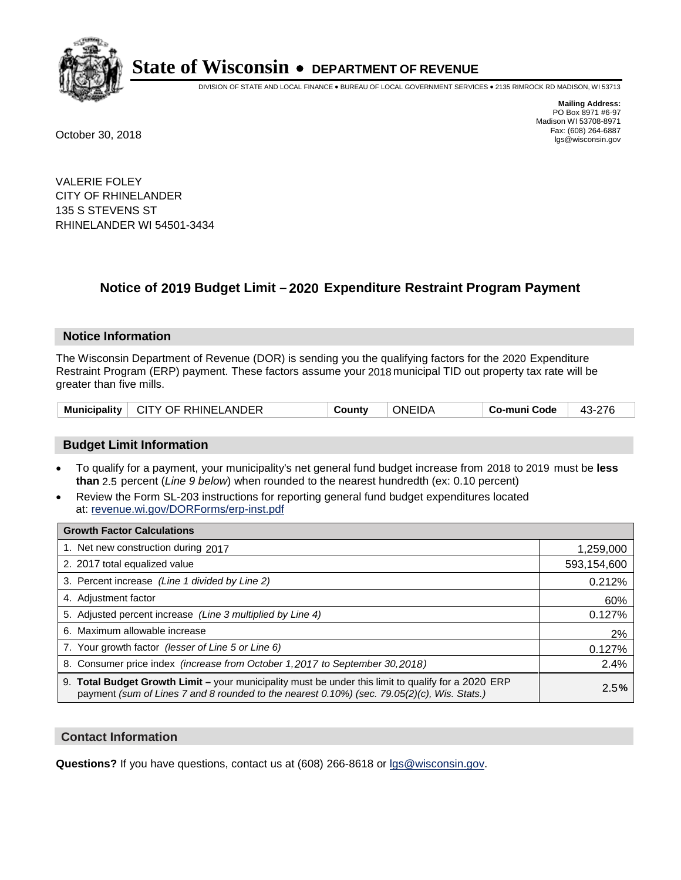# State of Wisconsin • DEPARTMENT OF REVENUE

DIVISION OF STATE AND LOCAL FINANCE • BUREAU OF LOCAL GOVERNMENT SERVICES • 2135 RIMROCK RD MADISON, WI 53713

**Mailing Address:**
PO Box 8971 #6-97
Madison WI 53708-8971
Fax: (608) 264-6887
lgs@wisconsin.gov

October 30, 2018

VALERIE FOLEY
CITY OF RHINELANDER
135 S STEVENS ST
RHINELANDER WI 54501-3434

## Notice of 2019 Budget Limit – 2020 Expenditure Restraint Program Payment

### Notice Information

The Wisconsin Department of Revenue (DOR) is sending you the qualifying factors for the 2020 Expenditure Restraint Program (ERP) payment. These factors assume your 2018 municipal TID out property tax rate will be greater than five mills.

| Municipality | CITY OF RHINELANDER | County | ONEIDA | Co-muni Code | 43-276 |
|---|---|---|---|---|---|

### Budget Limit Information

- To qualify for a payment, your municipality's net general fund budget increase from 2018 to 2019 must be **less than** 2.5 percent (*Line 9 below*) when rounded to the nearest hundredth (ex: 0.10 percent)
- Review the Form SL-203 instructions for reporting general fund budget expenditures located at: revenue.wi.gov/DORForms/erp-inst.pdf

| Growth Factor Calculations | |
|---|---|
| 1. Net new construction during 2017 | 1,259,000 |
| 2. 2017 total equalized value | 593,154,600 |
| 3. Percent increase *(Line 1 divided by Line 2)* | 0.212% |
| 4. Adjustment factor | 60% |
| 5. Adjusted percent increase *(Line 3 multiplied by Line 4)* | 0.127% |
| 6. Maximum allowable increase | 2% |
| 7. Your growth factor *(lesser of Line 5 or Line 6)* | 0.127% |
| 8. Consumer price index *(increase from October 1,2017 to September 30,2018)* | 2.4% |
| 9. **Total Budget Growth Limit –** your municipality must be under this limit to qualify for a 2020 ERP payment *(sum of Lines 7 and 8 rounded to the nearest 0.10%) (sec. 79.05(2)(c), Wis. Stats.)* | 2.5**%** |

### Contact Information

**Questions?** If you have questions, contact us at (608) 266-8618 or lgs@wisconsin.gov.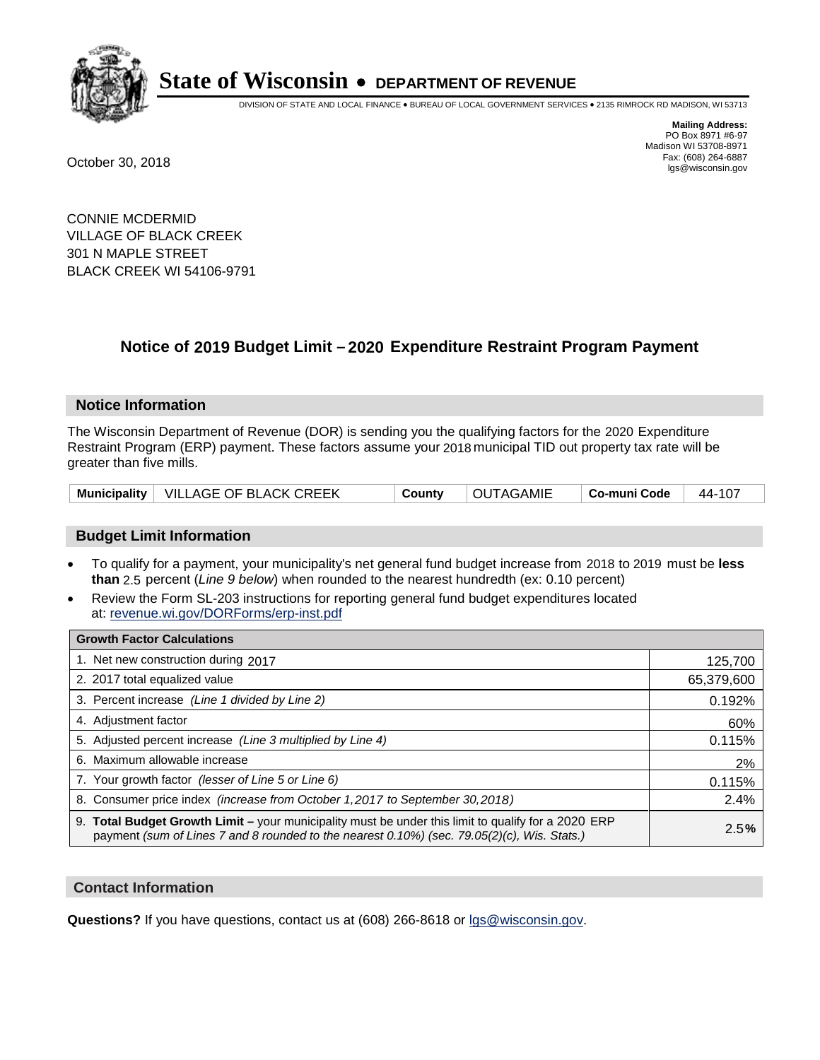# State of Wisconsin • DEPARTMENT OF REVENUE

DIVISION OF STATE AND LOCAL FINANCE • BUREAU OF LOCAL GOVERNMENT SERVICES • 2135 RIMROCK RD MADISON, WI 53713

**Mailing Address:**
PO Box 8971 #6-97
Madison WI 53708-8971
Fax: (608) 264-6887
lgs@wisconsin.gov

October 30, 2018

CONNIE MCDERMID
VILLAGE OF BLACK CREEK
301 N MAPLE STREET
BLACK CREEK WI 54106-9791

## Notice of 2019 Budget Limit – 2020 Expenditure Restraint Program Payment

### Notice Information

The Wisconsin Department of Revenue (DOR) is sending you the qualifying factors for the 2020 Expenditure Restraint Program (ERP) payment. These factors assume your 2018 municipal TID out property tax rate will be greater than five mills.

| Municipality | VILLAGE OF BLACK CREEK | County | OUTAGAMIE | Co-muni Code | 44-107 |
|---|---|---|---|---|---|

### Budget Limit Information

- To qualify for a payment, your municipality's net general fund budget increase from 2018 to 2019 must be **less than** 2.5 percent (*Line 9 below*) when rounded to the nearest hundredth (ex: 0.10 percent)
- Review the Form SL-203 instructions for reporting general fund budget expenditures located at: revenue.wi.gov/DORForms/erp-inst.pdf

| Growth Factor Calculations | |
|---|---|
| 1. Net new construction during 2017 | 125,700 |
| 2. 2017 total equalized value | 65,379,600 |
| 3. Percent increase *(Line 1 divided by Line 2)* | 0.192% |
| 4. Adjustment factor | 60% |
| 5. Adjusted percent increase *(Line 3 multiplied by Line 4)* | 0.115% |
| 6. Maximum allowable increase | 2% |
| 7. Your growth factor *(lesser of Line 5 or Line 6)* | 0.115% |
| 8. Consumer price index *(increase from October 1,2017 to September 30,2018)* | 2.4% |
| 9. **Total Budget Growth Limit –** your municipality must be under this limit to qualify for a 2020 ERP payment *(sum of Lines 7 and 8 rounded to the nearest 0.10%) (sec. 79.05(2)(c), Wis. Stats.)* | 2.5**%** |

### Contact Information

**Questions?** If you have questions, contact us at (608) 266-8618 or lgs@wisconsin.gov.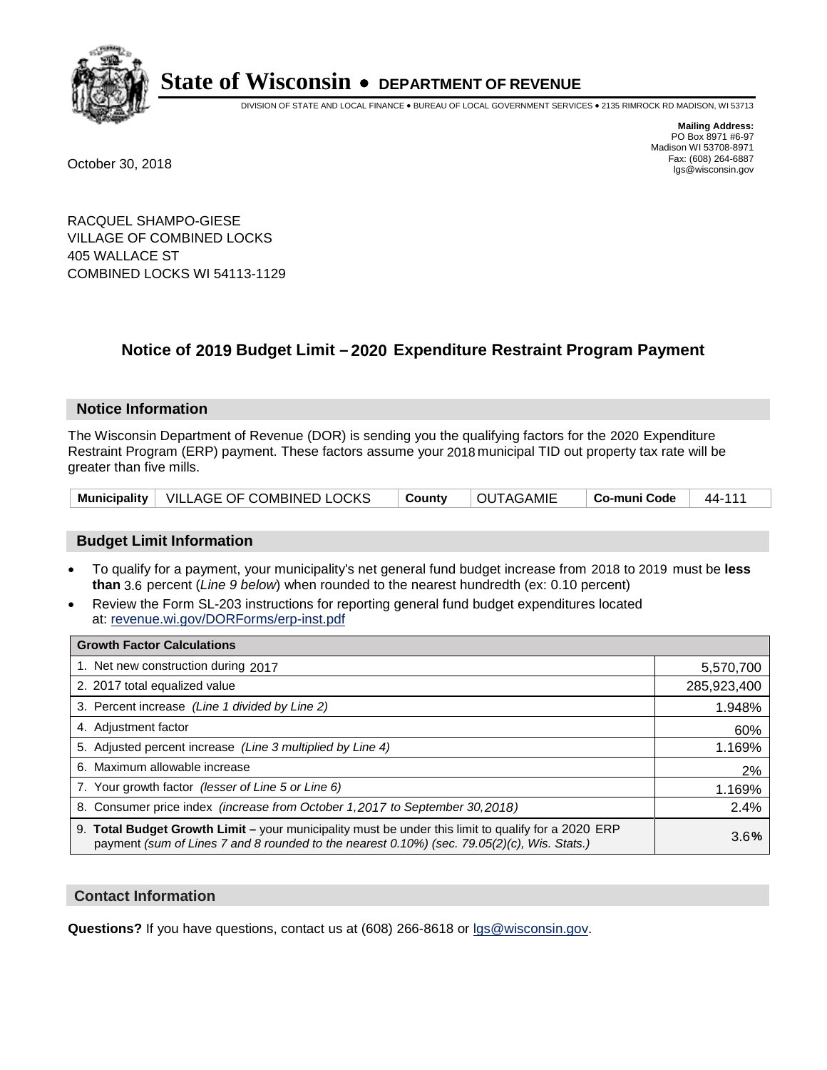# State of Wisconsin • DEPARTMENT OF REVENUE

DIVISION OF STATE AND LOCAL FINANCE • BUREAU OF LOCAL GOVERNMENT SERVICES • 2135 RIMROCK RD MADISON, WI 53713

**Mailing Address:**
PO Box 8971 #6-97
Madison WI 53708-8971
Fax: (608) 264-6887
lgs@wisconsin.gov

October 30, 2018

RACQUEL SHAMPO-GIESE
VILLAGE OF COMBINED LOCKS
405 WALLACE ST
COMBINED LOCKS WI 54113-1129

## Notice of 2019 Budget Limit – 2020 Expenditure Restraint Program Payment

### Notice Information

The Wisconsin Department of Revenue (DOR) is sending you the qualifying factors for the 2020 Expenditure Restraint Program (ERP) payment. These factors assume your 2018 municipal TID out property tax rate will be greater than five mills.

| Municipality | VILLAGE OF COMBINED LOCKS | County | OUTAGAMIE | Co-muni Code | 44-111 |
|---|---|---|---|---|---|

### Budget Limit Information

- To qualify for a payment, your municipality's net general fund budget increase from 2018 to 2019 must be **less than** 3.6 percent (*Line 9 below*) when rounded to the nearest hundredth (ex: 0.10 percent)
- Review the Form SL-203 instructions for reporting general fund budget expenditures located at: revenue.wi.gov/DORForms/erp-inst.pdf

| Growth Factor Calculations | |
|---|---|
| 1. Net new construction during 2017 | 5,570,700 |
| 2. 2017 total equalized value | 285,923,400 |
| 3. Percent increase *(Line 1 divided by Line 2)* | 1.948% |
| 4. Adjustment factor | 60% |
| 5. Adjusted percent increase *(Line 3 multiplied by Line 4)* | 1.169% |
| 6. Maximum allowable increase | 2% |
| 7. Your growth factor *(lesser of Line 5 or Line 6)* | 1.169% |
| 8. Consumer price index *(increase from October 1,2017 to September 30,2018)* | 2.4% |
| 9. **Total Budget Growth Limit –** your municipality must be under this limit to qualify for a 2020 ERP payment *(sum of Lines 7 and 8 rounded to the nearest 0.10%) (sec. 79.05(2)(c), Wis. Stats.)* | 3.6**%** |

### Contact Information

**Questions?** If you have questions, contact us at (608) 266-8618 or lgs@wisconsin.gov.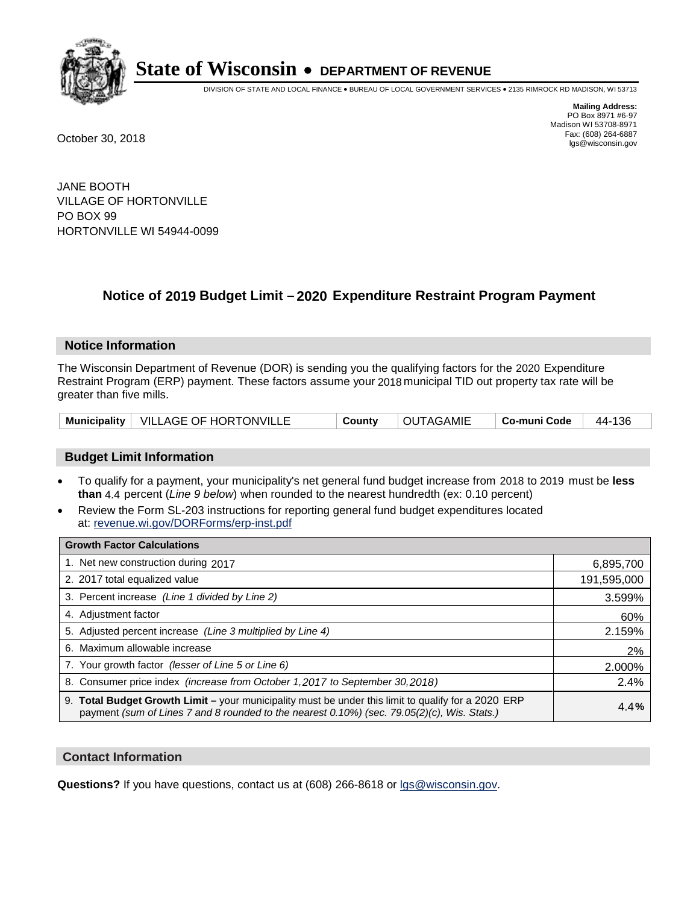# State of Wisconsin • DEPARTMENT OF REVENUE

DIVISION OF STATE AND LOCAL FINANCE • BUREAU OF LOCAL GOVERNMENT SERVICES • 2135 RIMROCK RD MADISON, WI 53713

**Mailing Address:**
PO Box 8971 #6-97
Madison WI 53708-8971
Fax: (608) 264-6887
lgs@wisconsin.gov

October 30, 2018

JANE BOOTH
VILLAGE OF HORTONVILLE
PO BOX 99
HORTONVILLE WI 54944-0099

## Notice of 2019 Budget Limit – 2020 Expenditure Restraint Program Payment

### Notice Information

The Wisconsin Department of Revenue (DOR) is sending you the qualifying factors for the 2020 Expenditure Restraint Program (ERP) payment. These factors assume your 2018 municipal TID out property tax rate will be greater than five mills.

| Municipality | VILLAGE OF HORTONVILLE | County | OUTAGAMIE | Co-muni Code | 44-136 |
|---|---|---|---|---|---|

### Budget Limit Information

- To qualify for a payment, your municipality's net general fund budget increase from 2018 to 2019 must be **less than** 4.4 percent (*Line 9 below*) when rounded to the nearest hundredth (ex: 0.10 percent)
- Review the Form SL-203 instructions for reporting general fund budget expenditures located at: revenue.wi.gov/DORForms/erp-inst.pdf

| Growth Factor Calculations | |
|---|---|
| 1. Net new construction during 2017 | 6,895,700 |
| 2. 2017 total equalized value | 191,595,000 |
| 3. Percent increase *(Line 1 divided by Line 2)* | 3.599% |
| 4. Adjustment factor | 60% |
| 5. Adjusted percent increase *(Line 3 multiplied by Line 4)* | 2.159% |
| 6. Maximum allowable increase | 2% |
| 7. Your growth factor *(lesser of Line 5 or Line 6)* | 2.000% |
| 8. Consumer price index *(increase from October 1,2017 to September 30,2018)* | 2.4% |
| 9. **Total Budget Growth Limit –** your municipality must be under this limit to qualify for a 2020 ERP payment *(sum of Lines 7 and 8 rounded to the nearest 0.10%) (sec. 79.05(2)(c), Wis. Stats.)* | 4.4**%** |

### Contact Information

**Questions?** If you have questions, contact us at (608) 266-8618 or lgs@wisconsin.gov.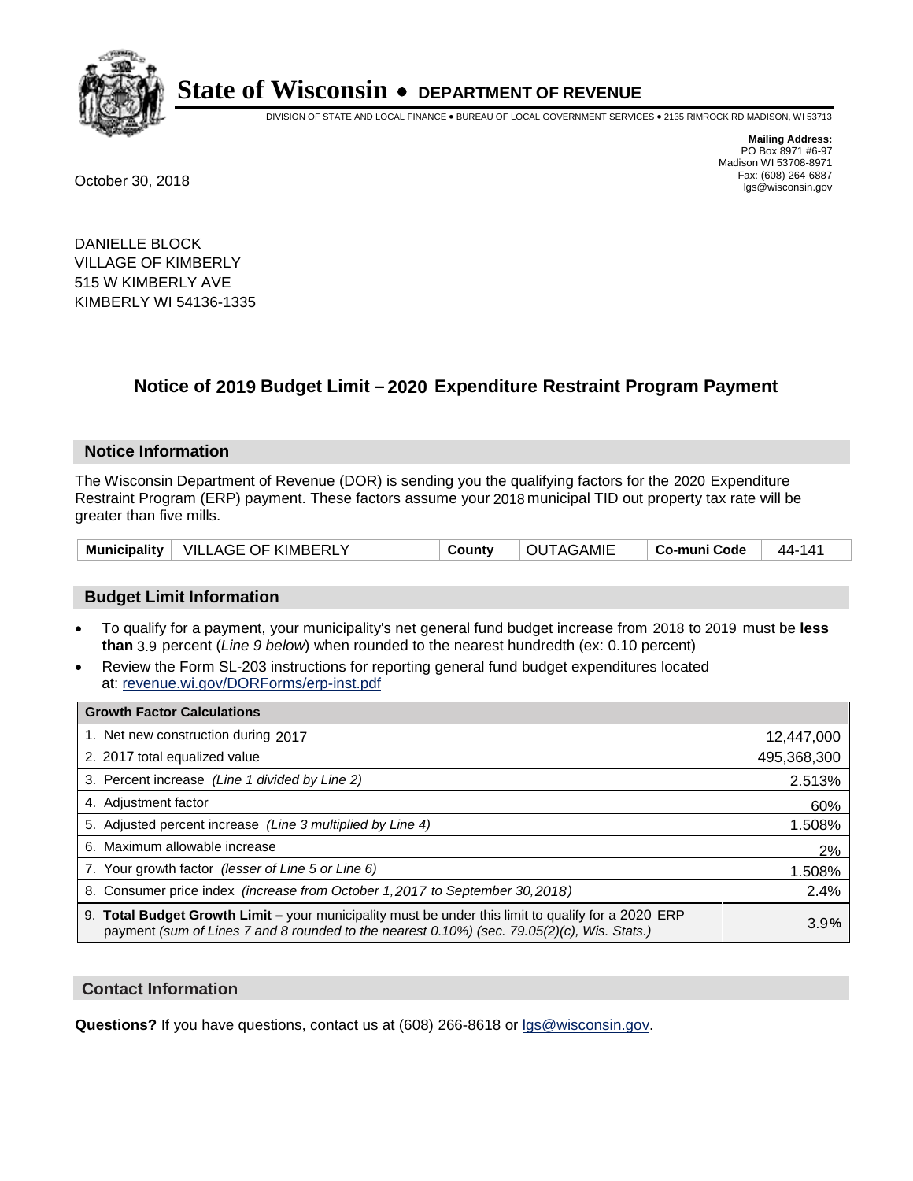# State of Wisconsin • DEPARTMENT OF REVENUE

DIVISION OF STATE AND LOCAL FINANCE • BUREAU OF LOCAL GOVERNMENT SERVICES • 2135 RIMROCK RD MADISON, WI 53713

**Mailing Address:**
PO Box 8971 #6-97
Madison WI 53708-8971
Fax: (608) 264-6887
lgs@wisconsin.gov

October 30, 2018

DANIELLE BLOCK
VILLAGE OF KIMBERLY
515 W KIMBERLY AVE
KIMBERLY WI 54136-1335

## Notice of 2019 Budget Limit – 2020 Expenditure Restraint Program Payment

### Notice Information

The Wisconsin Department of Revenue (DOR) is sending you the qualifying factors for the 2020 Expenditure Restraint Program (ERP) payment. These factors assume your 2018 municipal TID out property tax rate will be greater than five mills.

| Municipality | VILLAGE OF KIMBERLY | County | OUTAGAMIE | Co-muni Code | 44-141 |
|---|---|---|---|---|---|

### Budget Limit Information

- To qualify for a payment, your municipality's net general fund budget increase from 2018 to 2019 must be **less than** 3.9 percent (*Line 9 below*) when rounded to the nearest hundredth (ex: 0.10 percent)
- Review the Form SL-203 instructions for reporting general fund budget expenditures located at: revenue.wi.gov/DORForms/erp-inst.pdf

| Growth Factor Calculations | |
|---|---|
| 1. Net new construction during 2017 | 12,447,000 |
| 2. 2017 total equalized value | 495,368,300 |
| 3. Percent increase *(Line 1 divided by Line 2)* | 2.513% |
| 4. Adjustment factor | 60% |
| 5. Adjusted percent increase *(Line 3 multiplied by Line 4)* | 1.508% |
| 6. Maximum allowable increase | 2% |
| 7. Your growth factor *(lesser of Line 5 or Line 6)* | 1.508% |
| 8. Consumer price index *(increase from October 1,2017 to September 30,2018)* | 2.4% |
| 9. **Total Budget Growth Limit –** your municipality must be under this limit to qualify for a 2020 ERP payment *(sum of Lines 7 and 8 rounded to the nearest 0.10%) (sec. 79.05(2)(c), Wis. Stats.)* | 3.9% |

### Contact Information

**Questions?** If you have questions, contact us at (608) 266-8618 or lgs@wisconsin.gov.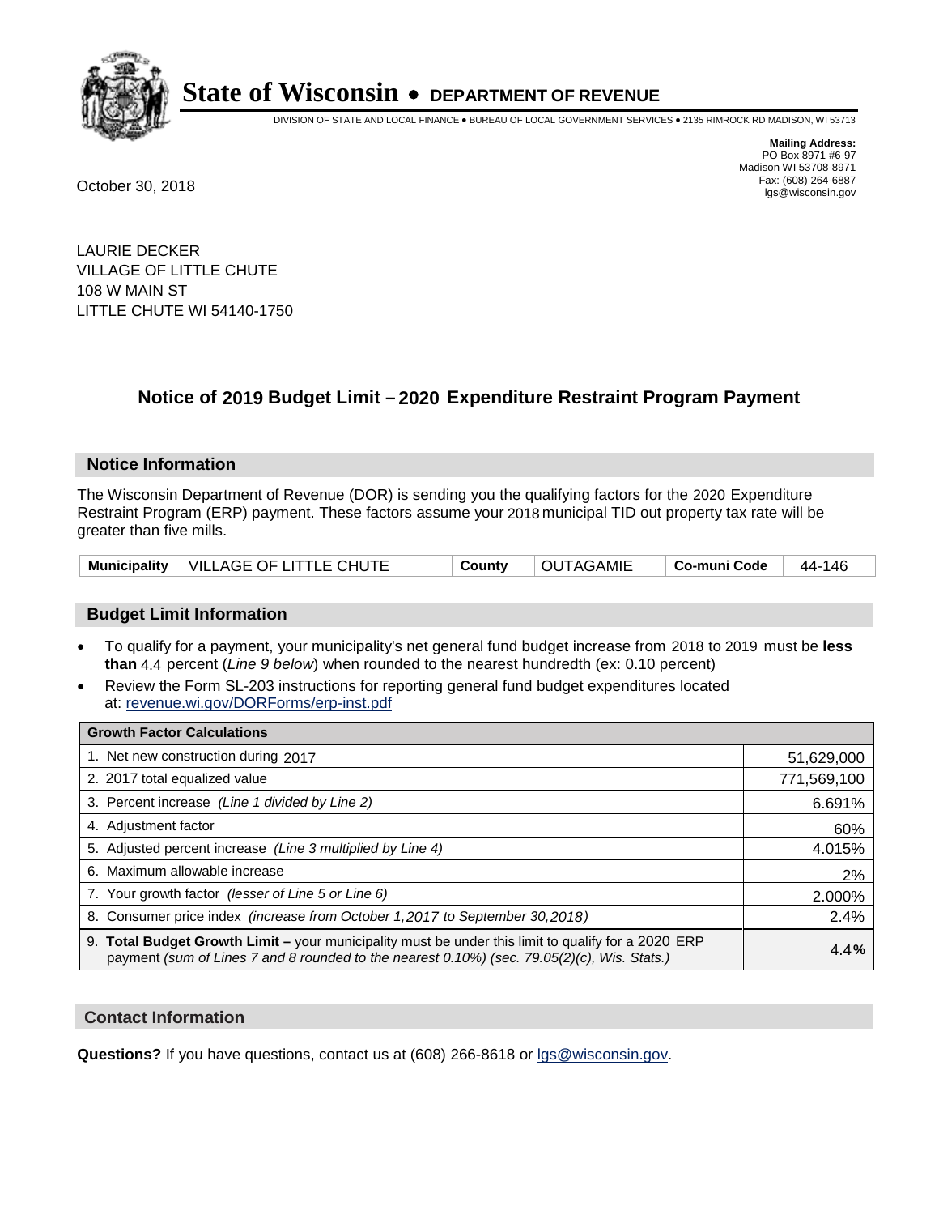# State of Wisconsin • DEPARTMENT OF REVENUE

DIVISION OF STATE AND LOCAL FINANCE • BUREAU OF LOCAL GOVERNMENT SERVICES • 2135 RIMROCK RD MADISON, WI 53713

**Mailing Address:**
PO Box 8971 #6-97
Madison WI 53708-8971
Fax: (608) 264-6887
lgs@wisconsin.gov

October 30, 2018

LAURIE DECKER
VILLAGE OF LITTLE CHUTE
108 W MAIN ST
LITTLE CHUTE WI 54140-1750

## Notice of 2019 Budget Limit – 2020 Expenditure Restraint Program Payment

### Notice Information

The Wisconsin Department of Revenue (DOR) is sending you the qualifying factors for the 2020 Expenditure Restraint Program (ERP) payment. These factors assume your 2018 municipal TID out property tax rate will be greater than five mills.

| Municipality | VILLAGE OF LITTLE CHUTE | County | OUTAGAMIE | Co-muni Code | 44-146 |
|---|---|---|---|---|---|

### Budget Limit Information

- To qualify for a payment, your municipality's net general fund budget increase from 2018 to 2019 must be **less than** 4.4 percent (*Line 9 below*) when rounded to the nearest hundredth (ex: 0.10 percent)
- Review the Form SL-203 instructions for reporting general fund budget expenditures located at: revenue.wi.gov/DORForms/erp-inst.pdf

| Growth Factor Calculations | |
|---|---|
| 1. Net new construction during 2017 | 51,629,000 |
| 2. 2017 total equalized value | 771,569,100 |
| 3. Percent increase *(Line 1 divided by Line 2)* | 6.691% |
| 4. Adjustment factor | 60% |
| 5. Adjusted percent increase *(Line 3 multiplied by Line 4)* | 4.015% |
| 6. Maximum allowable increase | 2% |
| 7. Your growth factor *(lesser of Line 5 or Line 6)* | 2.000% |
| 8. Consumer price index *(increase from October 1,2017 to September 30,2018)* | 2.4% |
| 9. **Total Budget Growth Limit –** your municipality must be under this limit to qualify for a 2020 ERP payment *(sum of Lines 7 and 8 rounded to the nearest 0.10%) (sec. 79.05(2)(c), Wis. Stats.)* | 4.4**%** |

### Contact Information

**Questions?** If you have questions, contact us at (608) 266-8618 or lgs@wisconsin.gov.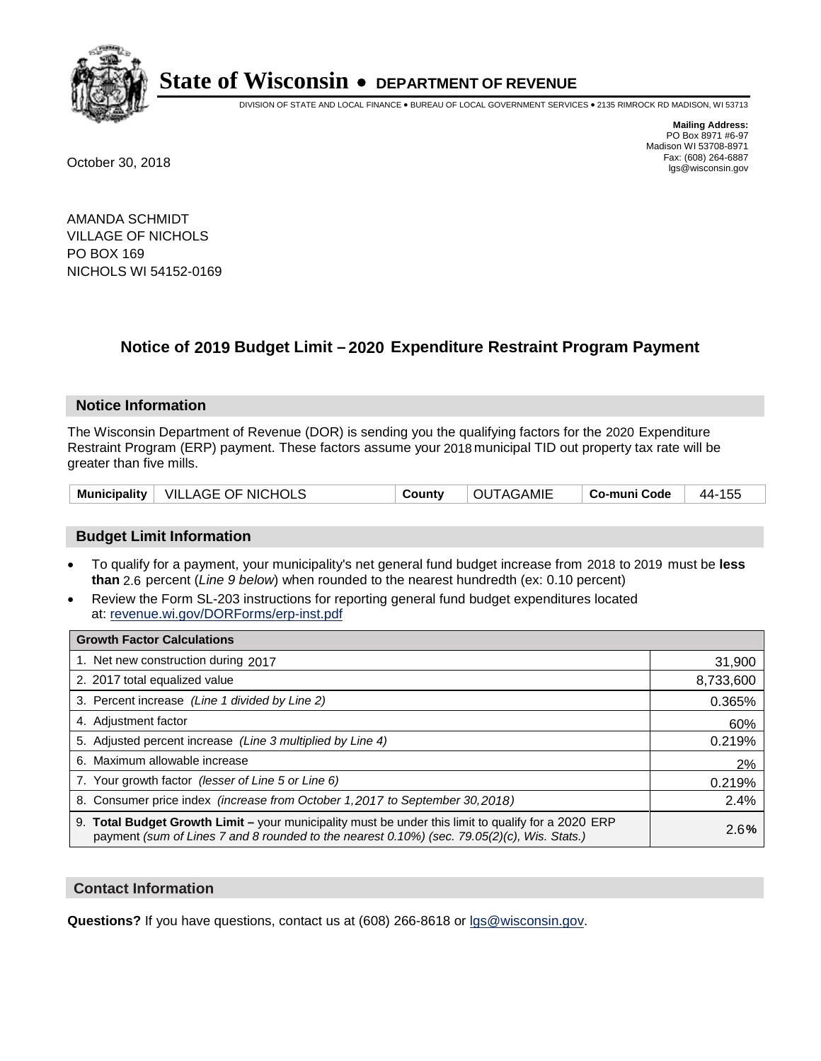# State of Wisconsin • DEPARTMENT OF REVENUE

DIVISION OF STATE AND LOCAL FINANCE • BUREAU OF LOCAL GOVERNMENT SERVICES • 2135 RIMROCK RD MADISON, WI 53713

**Mailing Address:**
PO Box 8971 #6-97
Madison WI 53708-8971
Fax: (608) 264-6887
lgs@wisconsin.gov

October 30, 2018

AMANDA SCHMIDT
VILLAGE OF NICHOLS
PO BOX 169
NICHOLS WI 54152-0169

## Notice of 2019 Budget Limit – 2020 Expenditure Restraint Program Payment

### Notice Information

The Wisconsin Department of Revenue (DOR) is sending you the qualifying factors for the 2020 Expenditure Restraint Program (ERP) payment. These factors assume your 2018 municipal TID out property tax rate will be greater than five mills.

| Municipality | VILLAGE OF NICHOLS | County | OUTAGAMIE | Co-muni Code | 44-155 |
|---|---|---|---|---|---|

### Budget Limit Information

- To qualify for a payment, your municipality's net general fund budget increase from 2018 to 2019 must be **less than** 2.6 percent (*Line 9 below*) when rounded to the nearest hundredth (ex: 0.10 percent)
- Review the Form SL-203 instructions for reporting general fund budget expenditures located at: revenue.wi.gov/DORForms/erp-inst.pdf

| Growth Factor Calculations | |
|---|---|
| 1. Net new construction during 2017 | 31,900 |
| 2. 2017 total equalized value | 8,733,600 |
| 3. Percent increase *(Line 1 divided by Line 2)* | 0.365% |
| 4. Adjustment factor | 60% |
| 5. Adjusted percent increase *(Line 3 multiplied by Line 4)* | 0.219% |
| 6. Maximum allowable increase | 2% |
| 7. Your growth factor *(lesser of Line 5 or Line 6)* | 0.219% |
| 8. Consumer price index *(increase from October 1,2017 to September 30,2018)* | 2.4% |
| 9. **Total Budget Growth Limit –** your municipality must be under this limit to qualify for a 2020 ERP payment *(sum of Lines 7 and 8 rounded to the nearest 0.10%) (sec. 79.05(2)(c), Wis. Stats.)* | 2.6**%** |

### Contact Information

**Questions?** If you have questions, contact us at (608) 266-8618 or lgs@wisconsin.gov.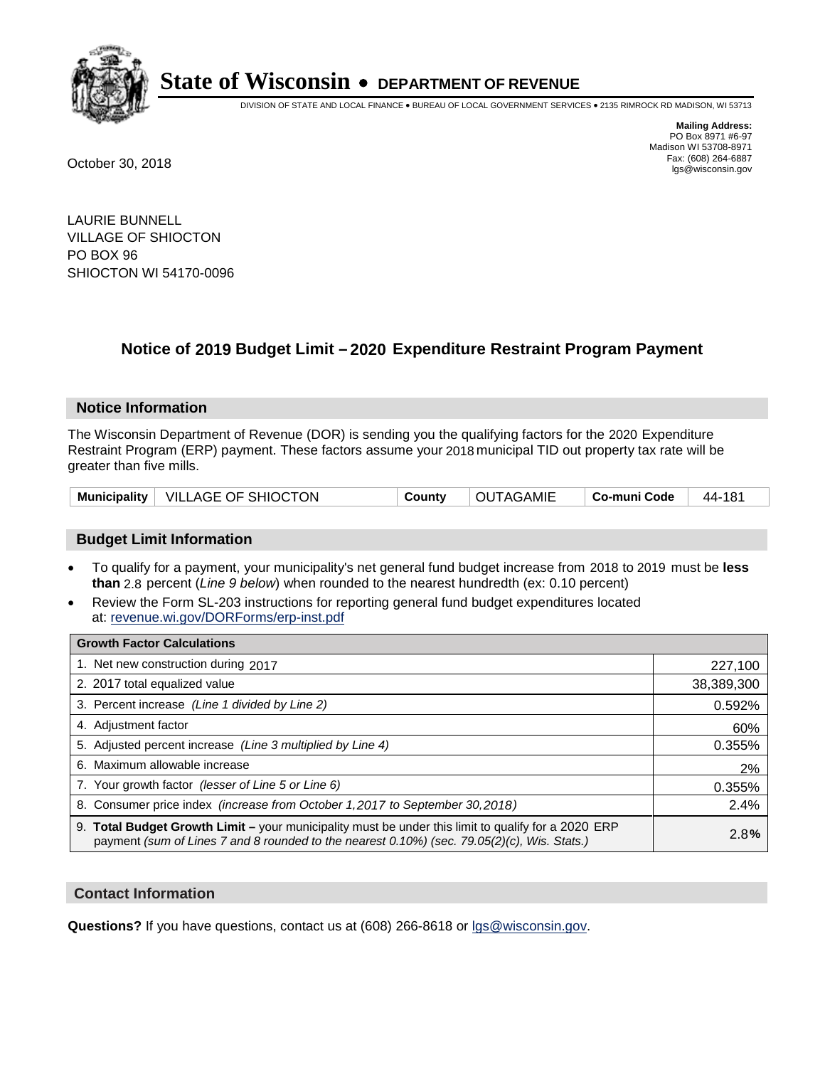# State of Wisconsin • DEPARTMENT OF REVENUE

DIVISION OF STATE AND LOCAL FINANCE • BUREAU OF LOCAL GOVERNMENT SERVICES • 2135 RIMROCK RD MADISON, WI 53713

**Mailing Address:**
PO Box 8971 #6-97
Madison WI 53708-8971
Fax: (608) 264-6887
lgs@wisconsin.gov

October 30, 2018

LAURIE BUNNELL
VILLAGE OF SHIOCTON
PO BOX 96
SHIOCTON WI 54170-0096

## Notice of 2019 Budget Limit – 2020 Expenditure Restraint Program Payment

### Notice Information

The Wisconsin Department of Revenue (DOR) is sending you the qualifying factors for the 2020 Expenditure Restraint Program (ERP) payment. These factors assume your 2018 municipal TID out property tax rate will be greater than five mills.

| Municipality | VILLAGE OF SHIOCTON | County | OUTAGAMIE | Co-muni Code | 44-181 |
|---|---|---|---|---|---|

### Budget Limit Information

- To qualify for a payment, your municipality's net general fund budget increase from 2018 to 2019 must be **less than** 2.8 percent (*Line 9 below*) when rounded to the nearest hundredth (ex: 0.10 percent)
- Review the Form SL-203 instructions for reporting general fund budget expenditures located at: revenue.wi.gov/DORForms/erp-inst.pdf

| Growth Factor Calculations | |
|---|---|
| 1. Net new construction during 2017 | 227,100 |
| 2. 2017 total equalized value | 38,389,300 |
| 3. Percent increase *(Line 1 divided by Line 2)* | 0.592% |
| 4. Adjustment factor | 60% |
| 5. Adjusted percent increase *(Line 3 multiplied by Line 4)* | 0.355% |
| 6. Maximum allowable increase | 2% |
| 7. Your growth factor *(lesser of Line 5 or Line 6)* | 0.355% |
| 8. Consumer price index *(increase from October 1,2017 to September 30,2018)* | 2.4% |
| 9. **Total Budget Growth Limit –** your municipality must be under this limit to qualify for a 2020 ERP payment *(sum of Lines 7 and 8 rounded to the nearest 0.10%) (sec. 79.05(2)(c), Wis. Stats.)* | 2.8**%** |

### Contact Information

**Questions?** If you have questions, contact us at (608) 266-8618 or lgs@wisconsin.gov.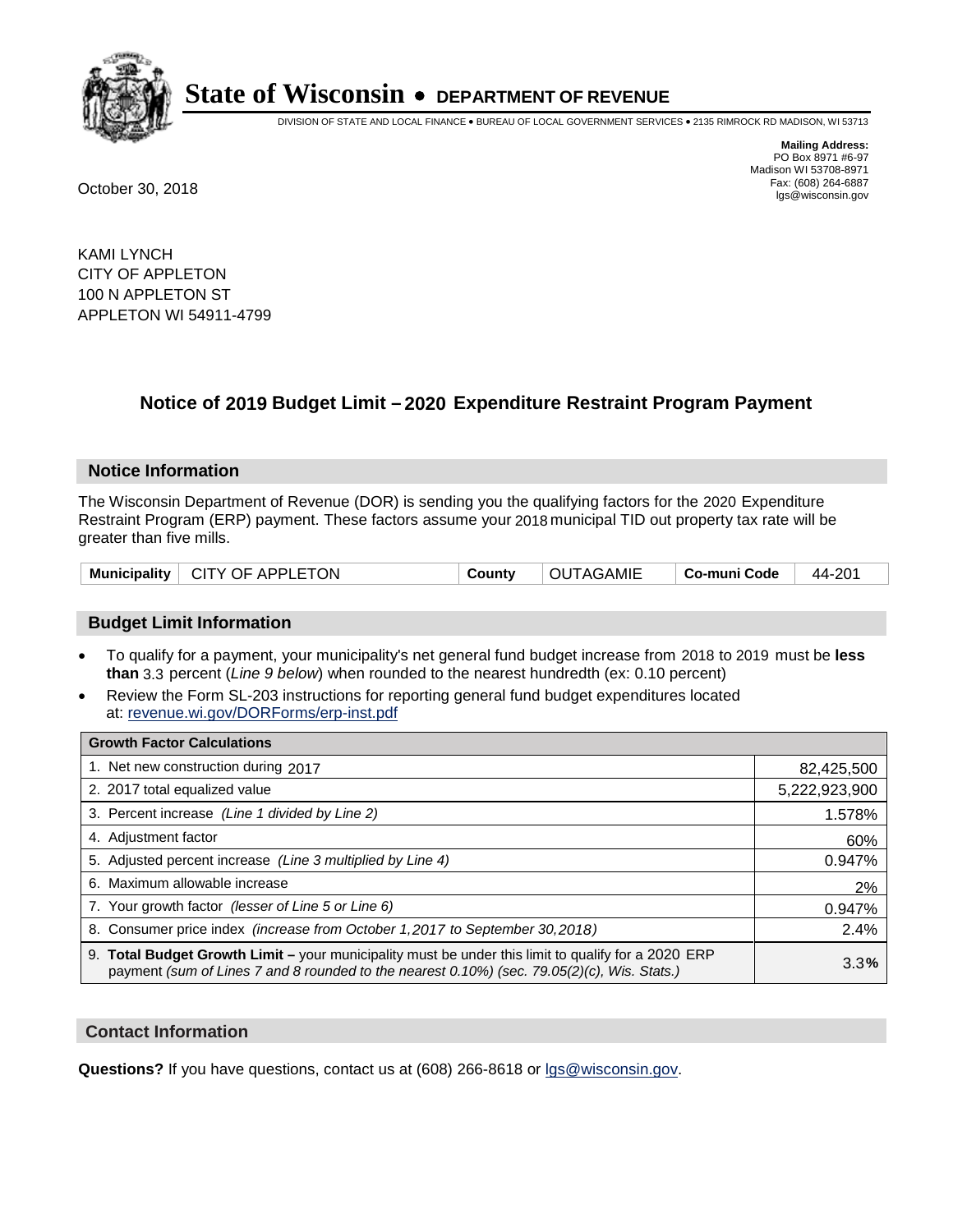# State of Wisconsin • DEPARTMENT OF REVENUE

DIVISION OF STATE AND LOCAL FINANCE • BUREAU OF LOCAL GOVERNMENT SERVICES • 2135 RIMROCK RD MADISON, WI 53713

**Mailing Address:**
PO Box 8971 #6-97
Madison WI 53708-8971
Fax: (608) 264-6887
lgs@wisconsin.gov

October 30, 2018

KAMI LYNCH
CITY OF APPLETON
100 N APPLETON ST
APPLETON WI 54911-4799

## Notice of 2019 Budget Limit – 2020 Expenditure Restraint Program Payment

### Notice Information

The Wisconsin Department of Revenue (DOR) is sending you the qualifying factors for the 2020 Expenditure Restraint Program (ERP) payment. These factors assume your 2018 municipal TID out property tax rate will be greater than five mills.

| Municipality | CITY OF APPLETON | County | OUTAGAMIE | Co-muni Code | 44-201 |
|---|---|---|---|---|---|

### Budget Limit Information

- To qualify for a payment, your municipality's net general fund budget increase from 2018 to 2019 must be **less than** 3.3 percent (*Line 9 below*) when rounded to the nearest hundredth (ex: 0.10 percent)
- Review the Form SL-203 instructions for reporting general fund budget expenditures located at: revenue.wi.gov/DORForms/erp-inst.pdf

| Growth Factor Calculations | |
|---|---|
| 1. Net new construction during 2017 | 82,425,500 |
| 2. 2017 total equalized value | 5,222,923,900 |
| 3. Percent increase *(Line 1 divided by Line 2)* | 1.578% |
| 4. Adjustment factor | 60% |
| 5. Adjusted percent increase *(Line 3 multiplied by Line 4)* | 0.947% |
| 6. Maximum allowable increase | 2% |
| 7. Your growth factor *(lesser of Line 5 or Line 6)* | 0.947% |
| 8. Consumer price index *(increase from October 1,2017 to September 30,2018)* | 2.4% |
| 9. **Total Budget Growth Limit –** your municipality must be under this limit to qualify for a 2020 ERP payment *(sum of Lines 7 and 8 rounded to the nearest 0.10%) (sec. 79.05(2)(c), Wis. Stats.)* | 3.3**%** |

### Contact Information

**Questions?** If you have questions, contact us at (608) 266-8618 or lgs@wisconsin.gov.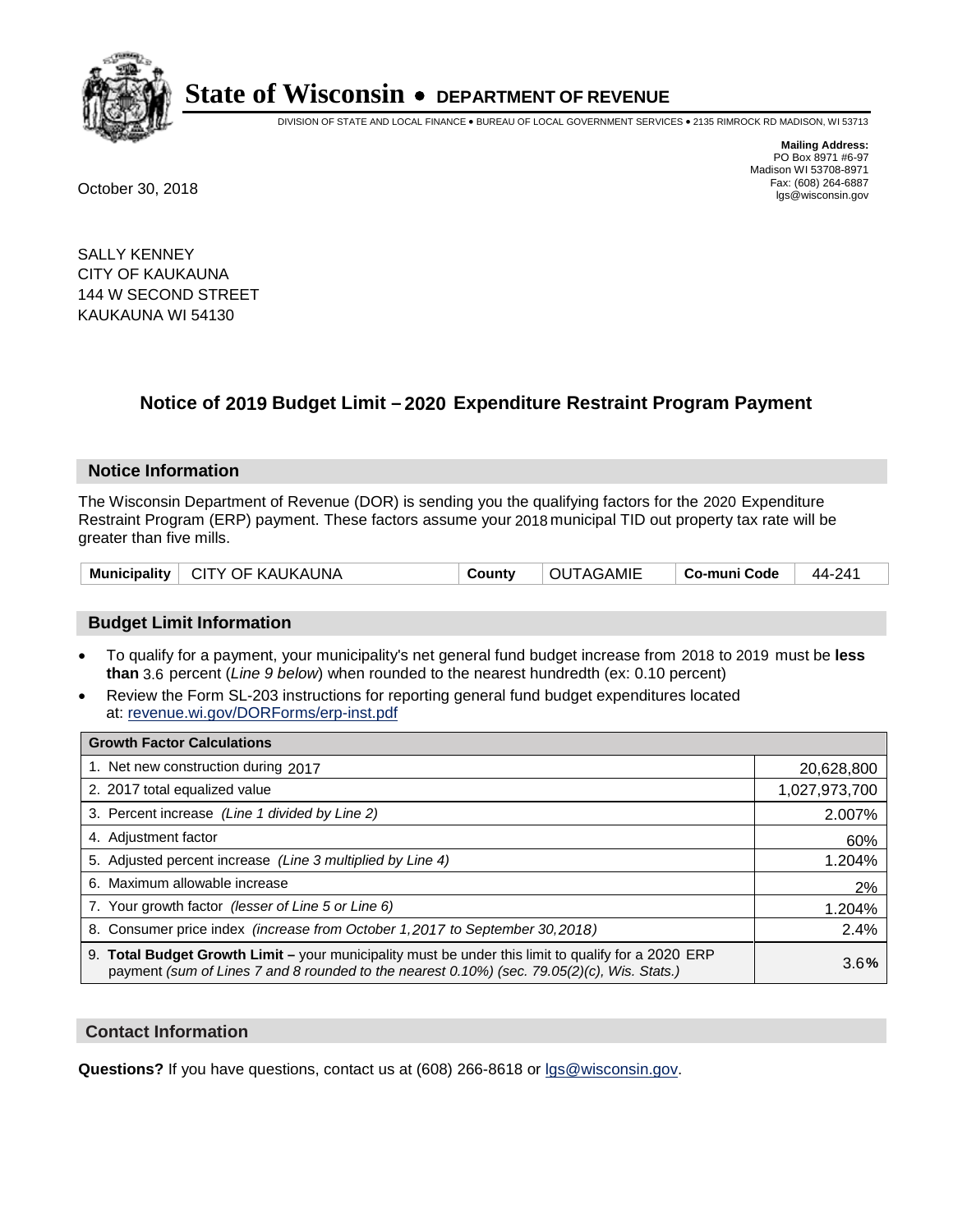# State of Wisconsin • DEPARTMENT OF REVENUE

DIVISION OF STATE AND LOCAL FINANCE • BUREAU OF LOCAL GOVERNMENT SERVICES • 2135 RIMROCK RD MADISON, WI 53713

**Mailing Address:**
PO Box 8971 #6-97
Madison WI 53708-8971
Fax: (608) 264-6887
lgs@wisconsin.gov

October 30, 2018

SALLY KENNEY
CITY OF KAUKAUNA
144 W SECOND STREET
KAUKAUNA WI 54130

## Notice of 2019 Budget Limit – 2020 Expenditure Restraint Program Payment

### Notice Information

The Wisconsin Department of Revenue (DOR) is sending you the qualifying factors for the 2020 Expenditure Restraint Program (ERP) payment. These factors assume your 2018 municipal TID out property tax rate will be greater than five mills.

| Municipality | CITY OF KAUKAUNA | County | OUTAGAMIE | Co-muni Code | 44-241 |
|---|---|---|---|---|---|

### Budget Limit Information

- To qualify for a payment, your municipality's net general fund budget increase from 2018 to 2019 must be **less than** 3.6 percent (*Line 9 below*) when rounded to the nearest hundredth (ex: 0.10 percent)
- Review the Form SL-203 instructions for reporting general fund budget expenditures located at: revenue.wi.gov/DORForms/erp-inst.pdf

| Growth Factor Calculations | |
|---|---|
| 1. Net new construction during 2017 | 20,628,800 |
| 2. 2017 total equalized value | 1,027,973,700 |
| 3. Percent increase *(Line 1 divided by Line 2)* | 2.007% |
| 4. Adjustment factor | 60% |
| 5. Adjusted percent increase *(Line 3 multiplied by Line 4)* | 1.204% |
| 6. Maximum allowable increase | 2% |
| 7. Your growth factor *(lesser of Line 5 or Line 6)* | 1.204% |
| 8. Consumer price index *(increase from October 1,2017 to September 30,2018)* | 2.4% |
| 9. **Total Budget Growth Limit –** your municipality must be under this limit to qualify for a 2020 ERP payment *(sum of Lines 7 and 8 rounded to the nearest 0.10%) (sec. 79.05(2)(c), Wis. Stats.)* | 3.6**%** |

### Contact Information

**Questions?** If you have questions, contact us at (608) 266-8618 or lgs@wisconsin.gov.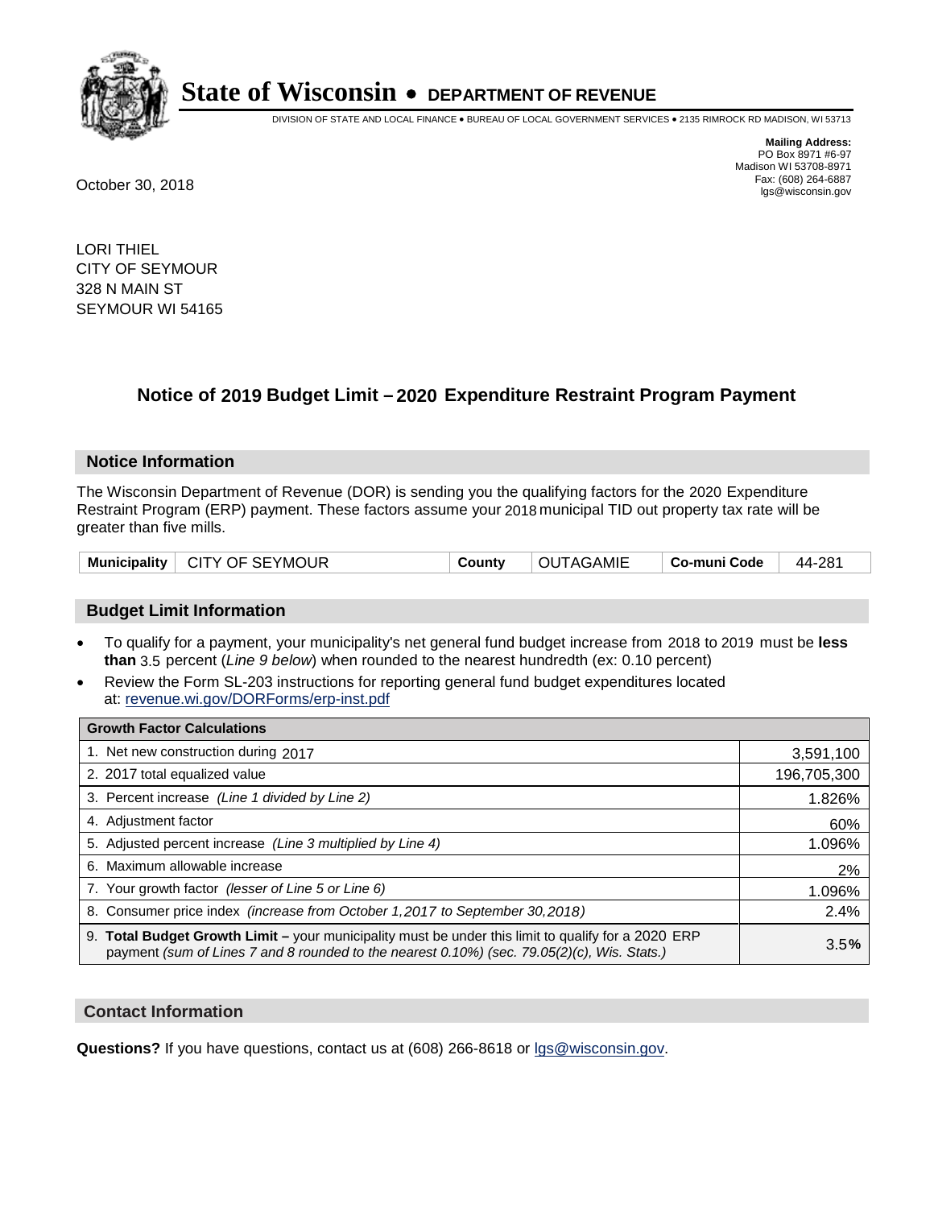# State of Wisconsin • DEPARTMENT OF REVENUE

DIVISION OF STATE AND LOCAL FINANCE • BUREAU OF LOCAL GOVERNMENT SERVICES • 2135 RIMROCK RD MADISON, WI 53713

**Mailing Address:**
PO Box 8971 #6-97
Madison WI 53708-8971
Fax: (608) 264-6887
lgs@wisconsin.gov

October 30, 2018

LORI THIEL
CITY OF SEYMOUR
328 N MAIN ST
SEYMOUR WI 54165

## Notice of 2019 Budget Limit – 2020 Expenditure Restraint Program Payment

### Notice Information

The Wisconsin Department of Revenue (DOR) is sending you the qualifying factors for the 2020 Expenditure Restraint Program (ERP) payment. These factors assume your 2018 municipal TID out property tax rate will be greater than five mills.

| Municipality | CITY OF SEYMOUR | County | OUTAGAMIE | Co-muni Code | 44-281 |
|---|---|---|---|---|---|

### Budget Limit Information

- To qualify for a payment, your municipality's net general fund budget increase from 2018 to 2019 must be **less than** 3.5 percent (*Line 9 below*) when rounded to the nearest hundredth (ex: 0.10 percent)
- Review the Form SL-203 instructions for reporting general fund budget expenditures located at: revenue.wi.gov/DORForms/erp-inst.pdf

| Growth Factor Calculations | |
|---|---|
| 1. Net new construction during 2017 | 3,591,100 |
| 2. 2017 total equalized value | 196,705,300 |
| 3. Percent increase *(Line 1 divided by Line 2)* | 1.826% |
| 4. Adjustment factor | 60% |
| 5. Adjusted percent increase *(Line 3 multiplied by Line 4)* | 1.096% |
| 6. Maximum allowable increase | 2% |
| 7. Your growth factor *(lesser of Line 5 or Line 6)* | 1.096% |
| 8. Consumer price index *(increase from October 1,2017 to September 30,2018)* | 2.4% |
| 9. **Total Budget Growth Limit –** your municipality must be under this limit to qualify for a 2020 ERP payment *(sum of Lines 7 and 8 rounded to the nearest 0.10%) (sec. 79.05(2)(c), Wis. Stats.)* | 3.5**%** |

### Contact Information

**Questions?** If you have questions, contact us at (608) 266-8618 or lgs@wisconsin.gov.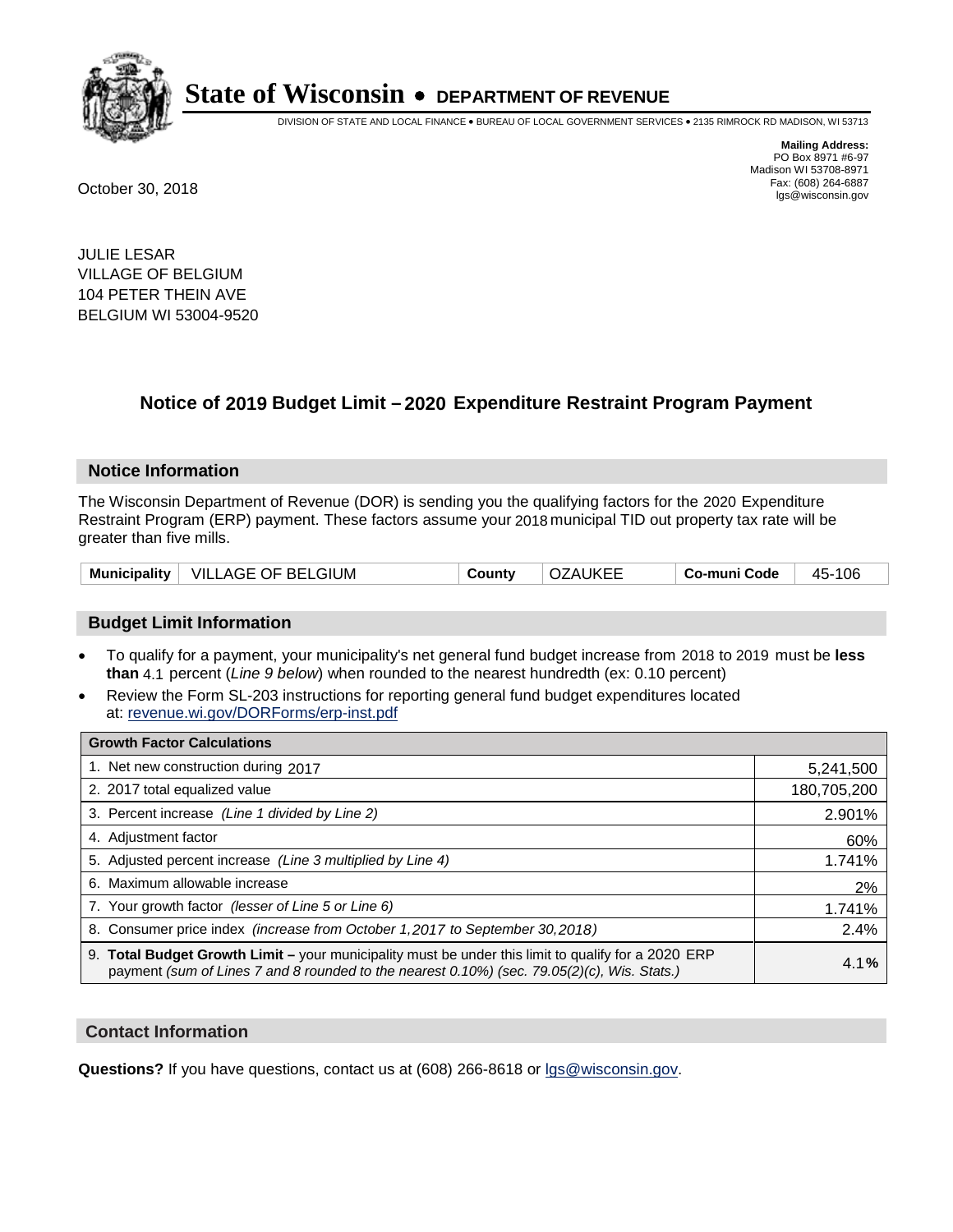# State of Wisconsin • DEPARTMENT OF REVENUE

DIVISION OF STATE AND LOCAL FINANCE • BUREAU OF LOCAL GOVERNMENT SERVICES • 2135 RIMROCK RD MADISON, WI 53713

**Mailing Address:**
PO Box 8971 #6-97
Madison WI 53708-8971
Fax: (608) 264-6887
lgs@wisconsin.gov

October 30, 2018

JULIE LESAR
VILLAGE OF BELGIUM
104 PETER THEIN AVE
BELGIUM WI 53004-9520

## Notice of 2019 Budget Limit – 2020 Expenditure Restraint Program Payment

### Notice Information

The Wisconsin Department of Revenue (DOR) is sending you the qualifying factors for the 2020 Expenditure Restraint Program (ERP) payment. These factors assume your 2018 municipal TID out property tax rate will be greater than five mills.

| Municipality | VILLAGE OF BELGIUM | County | OZAUKEE | Co-muni Code | 45-106 |
|---|---|---|---|---|---|

### Budget Limit Information

- To qualify for a payment, your municipality's net general fund budget increase from 2018 to 2019 must be **less than** 4.1 percent (*Line 9 below*) when rounded to the nearest hundredth (ex: 0.10 percent)
- Review the Form SL-203 instructions for reporting general fund budget expenditures located at: revenue.wi.gov/DORForms/erp-inst.pdf

| Growth Factor Calculations | |
|---|---|
| 1. Net new construction during 2017 | 5,241,500 |
| 2. 2017 total equalized value | 180,705,200 |
| 3. Percent increase *(Line 1 divided by Line 2)* | 2.901% |
| 4. Adjustment factor | 60% |
| 5. Adjusted percent increase *(Line 3 multiplied by Line 4)* | 1.741% |
| 6. Maximum allowable increase | 2% |
| 7. Your growth factor *(lesser of Line 5 or Line 6)* | 1.741% |
| 8. Consumer price index *(increase from October 1,2017 to September 30,2018)* | 2.4% |
| 9. **Total Budget Growth Limit –** your municipality must be under this limit to qualify for a 2020 ERP payment *(sum of Lines 7 and 8 rounded to the nearest 0.10%) (sec. 79.05(2)(c), Wis. Stats.)* | 4.1**%** |

### Contact Information

**Questions?** If you have questions, contact us at (608) 266-8618 or lgs@wisconsin.gov.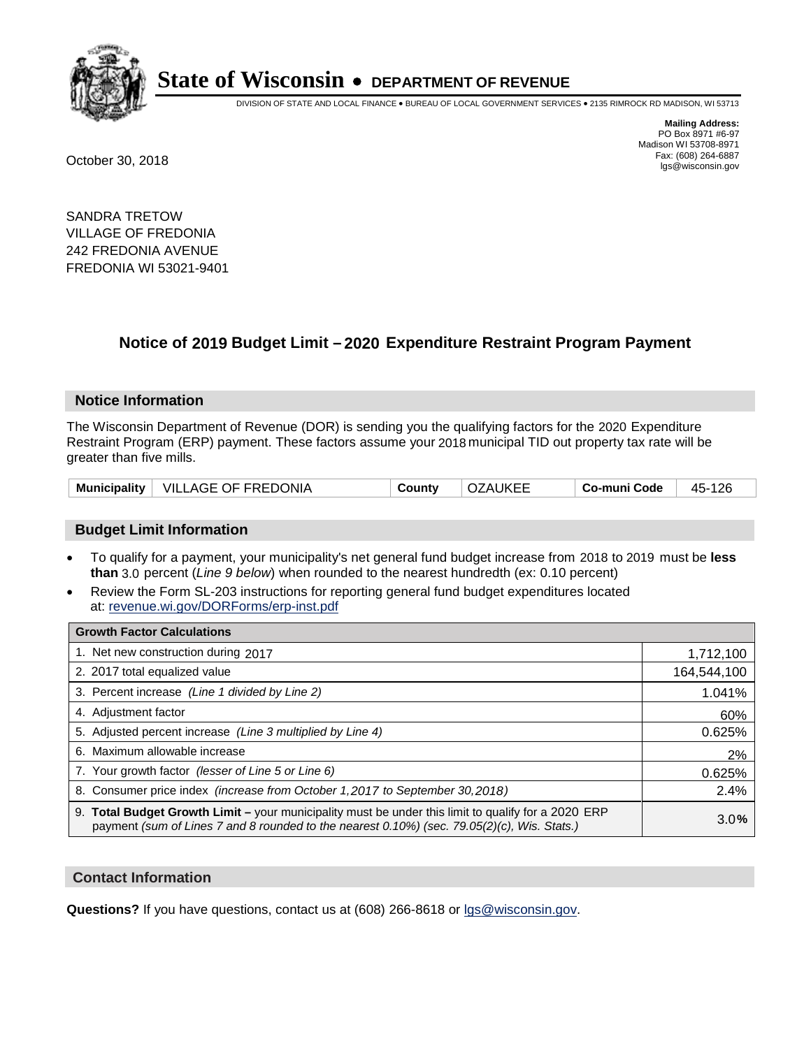# State of Wisconsin • DEPARTMENT OF REVENUE

DIVISION OF STATE AND LOCAL FINANCE • BUREAU OF LOCAL GOVERNMENT SERVICES • 2135 RIMROCK RD MADISON, WI 53713

**Mailing Address:**
PO Box 8971 #6-97
Madison WI 53708-8971
Fax: (608) 264-6887
lgs@wisconsin.gov

October 30, 2018

SANDRA TRETOW
VILLAGE OF FREDONIA
242 FREDONIA AVENUE
FREDONIA WI 53021-9401

## Notice of 2019 Budget Limit – 2020 Expenditure Restraint Program Payment

### Notice Information

The Wisconsin Department of Revenue (DOR) is sending you the qualifying factors for the 2020 Expenditure Restraint Program (ERP) payment. These factors assume your 2018 municipal TID out property tax rate will be greater than five mills.

| **Municipality** | VILLAGE OF FREDONIA | **County** | OZAUKEE | **Co-muni Code** | 45-126 |
|---|---|---|---|---|---|

### Budget Limit Information

- To qualify for a payment, your municipality's net general fund budget increase from 2018 to 2019 must be **less than** 3.0 percent (*Line 9 below*) when rounded to the nearest hundredth (ex: 0.10 percent)
- Review the Form SL-203 instructions for reporting general fund budget expenditures located at: revenue.wi.gov/DORForms/erp-inst.pdf

| **Growth Factor Calculations** | |
|---|---|
| 1. Net new construction during 2017 | 1,712,100 |
| 2. 2017 total equalized value | 164,544,100 |
| 3. Percent increase *(Line 1 divided by Line 2)* | 1.041% |
| 4. Adjustment factor | 60% |
| 5. Adjusted percent increase *(Line 3 multiplied by Line 4)* | 0.625% |
| 6. Maximum allowable increase | 2% |
| 7. Your growth factor *(lesser of Line 5 or Line 6)* | 0.625% |
| 8. Consumer price index *(increase from October 1,2017 to September 30,2018)* | 2.4% |
| 9. **Total Budget Growth Limit –** your municipality must be under this limit to qualify for a 2020 ERP payment *(sum of Lines 7 and 8 rounded to the nearest 0.10%) (sec. 79.05(2)(c), Wis. Stats.)* | 3.0**%** |

### Contact Information

**Questions?** If you have questions, contact us at (608) 266-8618 or lgs@wisconsin.gov.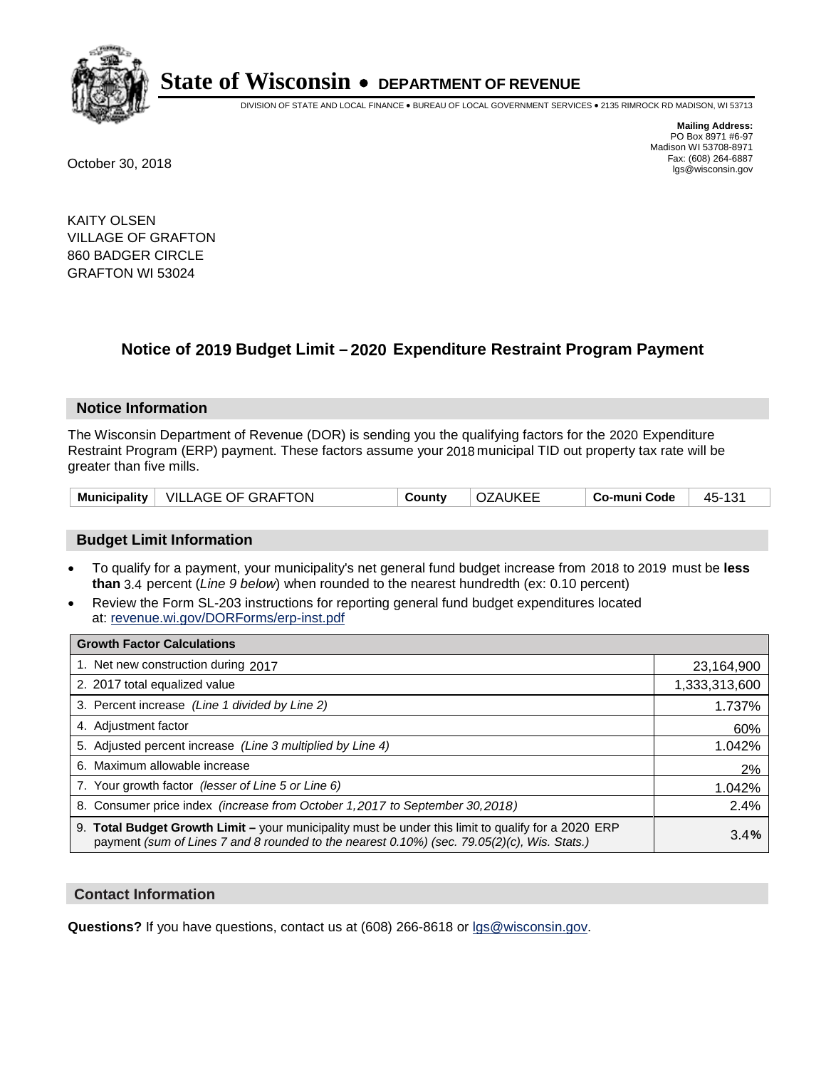# State of Wisconsin • DEPARTMENT OF REVENUE

DIVISION OF STATE AND LOCAL FINANCE • BUREAU OF LOCAL GOVERNMENT SERVICES • 2135 RIMROCK RD MADISON, WI 53713

**Mailing Address:**
PO Box 8971 #6-97
Madison WI 53708-8971
Fax: (608) 264-6887
lgs@wisconsin.gov

October 30, 2018

KAITY OLSEN
VILLAGE OF GRAFTON
860 BADGER CIRCLE
GRAFTON WI 53024

## Notice of 2019 Budget Limit – 2020 Expenditure Restraint Program Payment

### Notice Information

The Wisconsin Department of Revenue (DOR) is sending you the qualifying factors for the 2020 Expenditure Restraint Program (ERP) payment. These factors assume your 2018 municipal TID out property tax rate will be greater than five mills.

| Municipality | VILLAGE OF GRAFTON | County | OZAUKEE | Co-muni Code | 45-131 |
|---|---|---|---|---|---|

### Budget Limit Information

- To qualify for a payment, your municipality's net general fund budget increase from 2018 to 2019 must be **less than** 3.4 percent (*Line 9 below*) when rounded to the nearest hundredth (ex: 0.10 percent)
- Review the Form SL-203 instructions for reporting general fund budget expenditures located at: revenue.wi.gov/DORForms/erp-inst.pdf

| Growth Factor Calculations | |
|---|---|
| 1. Net new construction during 2017 | 23,164,900 |
| 2. 2017 total equalized value | 1,333,313,600 |
| 3. Percent increase *(Line 1 divided by Line 2)* | 1.737% |
| 4. Adjustment factor | 60% |
| 5. Adjusted percent increase *(Line 3 multiplied by Line 4)* | 1.042% |
| 6. Maximum allowable increase | 2% |
| 7. Your growth factor *(lesser of Line 5 or Line 6)* | 1.042% |
| 8. Consumer price index *(increase from October 1,2017 to September 30,2018)* | 2.4% |
| 9. **Total Budget Growth Limit –** your municipality must be under this limit to qualify for a 2020 ERP payment *(sum of Lines 7 and 8 rounded to the nearest 0.10%) (sec. 79.05(2)(c), Wis. Stats.)* | 3.4% |

### Contact Information

**Questions?** If you have questions, contact us at (608) 266-8618 or lgs@wisconsin.gov.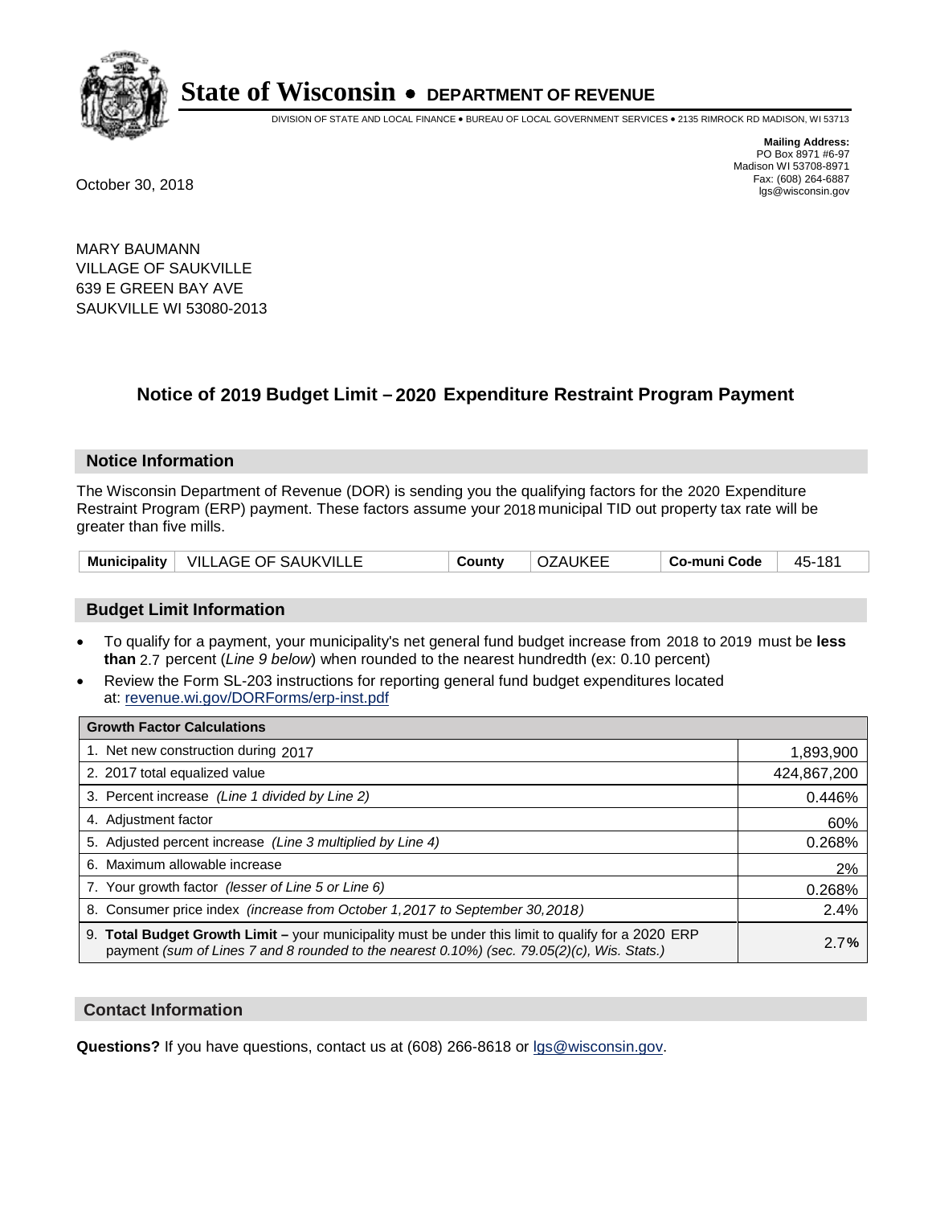# State of Wisconsin • DEPARTMENT OF REVENUE

DIVISION OF STATE AND LOCAL FINANCE • BUREAU OF LOCAL GOVERNMENT SERVICES • 2135 RIMROCK RD MADISON, WI 53713

**Mailing Address:**
PO Box 8971 #6-97
Madison WI 53708-8971
Fax: (608) 264-6887
lgs@wisconsin.gov

October 30, 2018

MARY BAUMANN
VILLAGE OF SAUKVILLE
639 E GREEN BAY AVE
SAUKVILLE WI 53080-2013

## Notice of 2019 Budget Limit – 2020 Expenditure Restraint Program Payment

### Notice Information

The Wisconsin Department of Revenue (DOR) is sending you the qualifying factors for the 2020 Expenditure Restraint Program (ERP) payment. These factors assume your 2018 municipal TID out property tax rate will be greater than five mills.

| Municipality | VILLAGE OF SAUKVILLE | County | OZAUKEE | Co-muni Code | 45-181 |
|---|---|---|---|---|---|

### Budget Limit Information

- To qualify for a payment, your municipality's net general fund budget increase from 2018 to 2019 must be **less than** 2.7 percent (*Line 9 below*) when rounded to the nearest hundredth (ex: 0.10 percent)
- Review the Form SL-203 instructions for reporting general fund budget expenditures located at: revenue.wi.gov/DORForms/erp-inst.pdf

| Growth Factor Calculations | |
|---|---|
| 1. Net new construction during 2017 | 1,893,900 |
| 2. 2017 total equalized value | 424,867,200 |
| 3. Percent increase *(Line 1 divided by Line 2)* | 0.446% |
| 4. Adjustment factor | 60% |
| 5. Adjusted percent increase *(Line 3 multiplied by Line 4)* | 0.268% |
| 6. Maximum allowable increase | 2% |
| 7. Your growth factor *(lesser of Line 5 or Line 6)* | 0.268% |
| 8. Consumer price index *(increase from October 1,2017 to September 30,2018)* | 2.4% |
| 9. **Total Budget Growth Limit –** your municipality must be under this limit to qualify for a 2020 ERP payment *(sum of Lines 7 and 8 rounded to the nearest 0.10%) (sec. 79.05(2)(c), Wis. Stats.)* | 2.7**%** |

### Contact Information

**Questions?** If you have questions, contact us at (608) 266-8618 or lgs@wisconsin.gov.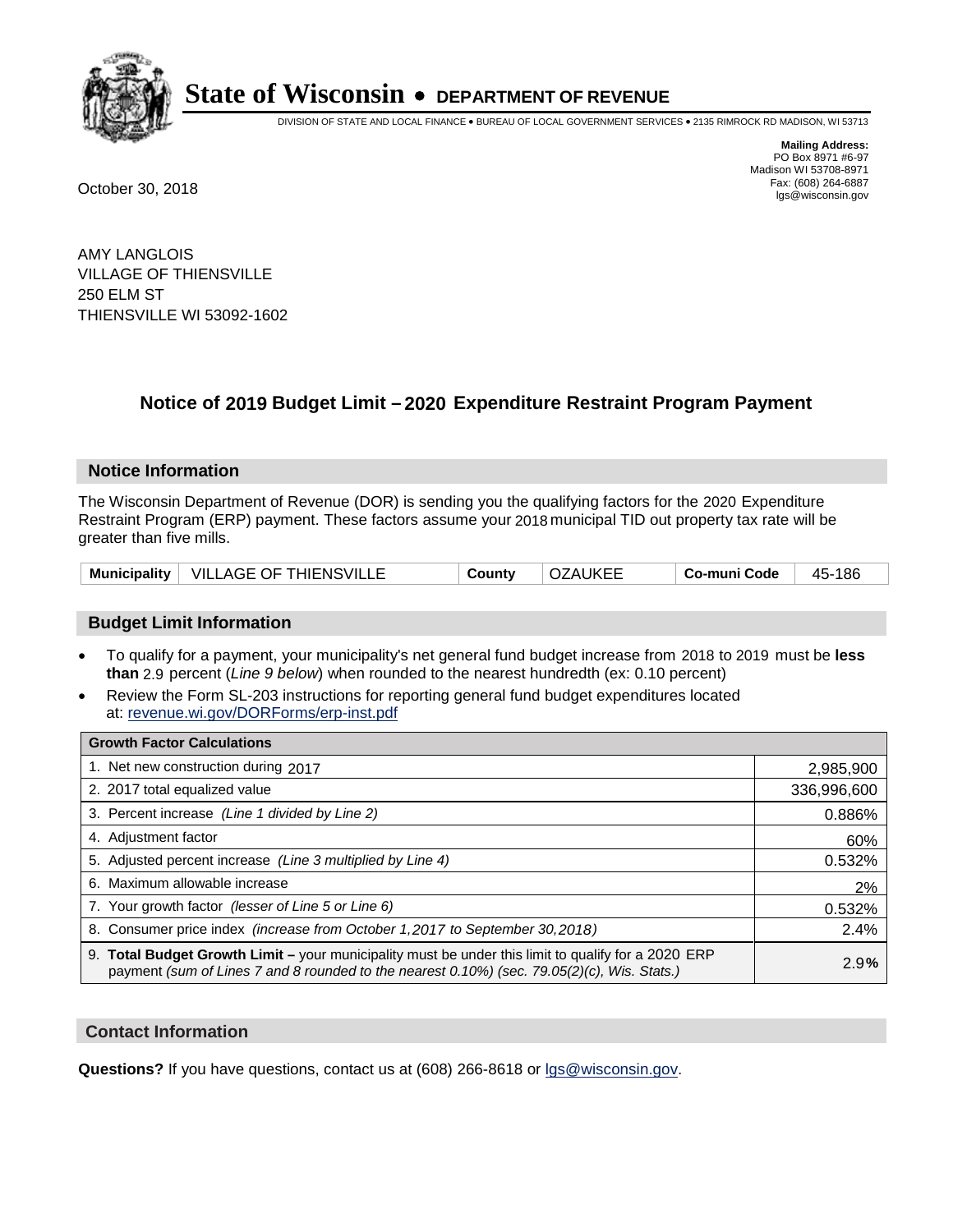# State of Wisconsin • DEPARTMENT OF REVENUE

DIVISION OF STATE AND LOCAL FINANCE • BUREAU OF LOCAL GOVERNMENT SERVICES • 2135 RIMROCK RD MADISON, WI 53713

**Mailing Address:**
PO Box 8971 #6-97
Madison WI 53708-8971
Fax: (608) 264-6887
lgs@wisconsin.gov

October 30, 2018

AMY LANGLOIS
VILLAGE OF THIENSVILLE
250 ELM ST
THIENSVILLE WI 53092-1602

## Notice of 2019 Budget Limit – 2020 Expenditure Restraint Program Payment

### Notice Information

The Wisconsin Department of Revenue (DOR) is sending you the qualifying factors for the 2020 Expenditure Restraint Program (ERP) payment. These factors assume your 2018 municipal TID out property tax rate will be greater than five mills.

| Municipality | VILLAGE OF THIENSVILLE | County | OZAUKEE | Co-muni Code | 45-186 |
|---|---|---|---|---|---|

### Budget Limit Information

- To qualify for a payment, your municipality's net general fund budget increase from 2018 to 2019 must be **less than** 2.9 percent (*Line 9 below*) when rounded to the nearest hundredth (ex: 0.10 percent)
- Review the Form SL-203 instructions for reporting general fund budget expenditures located at: revenue.wi.gov/DORForms/erp-inst.pdf

| Growth Factor Calculations | |
|---|---|
| 1. Net new construction during 2017 | 2,985,900 |
| 2. 2017 total equalized value | 336,996,600 |
| 3. Percent increase *(Line 1 divided by Line 2)* | 0.886% |
| 4. Adjustment factor | 60% |
| 5. Adjusted percent increase *(Line 3 multiplied by Line 4)* | 0.532% |
| 6. Maximum allowable increase | 2% |
| 7. Your growth factor *(lesser of Line 5 or Line 6)* | 0.532% |
| 8. Consumer price index *(increase from October 1,2017 to September 30,2018)* | 2.4% |
| 9. **Total Budget Growth Limit –** your municipality must be under this limit to qualify for a 2020 ERP payment *(sum of Lines 7 and 8 rounded to the nearest 0.10%) (sec. 79.05(2)(c), Wis. Stats.)* | 2.9**%** |

### Contact Information

**Questions?** If you have questions, contact us at (608) 266-8618 or lgs@wisconsin.gov.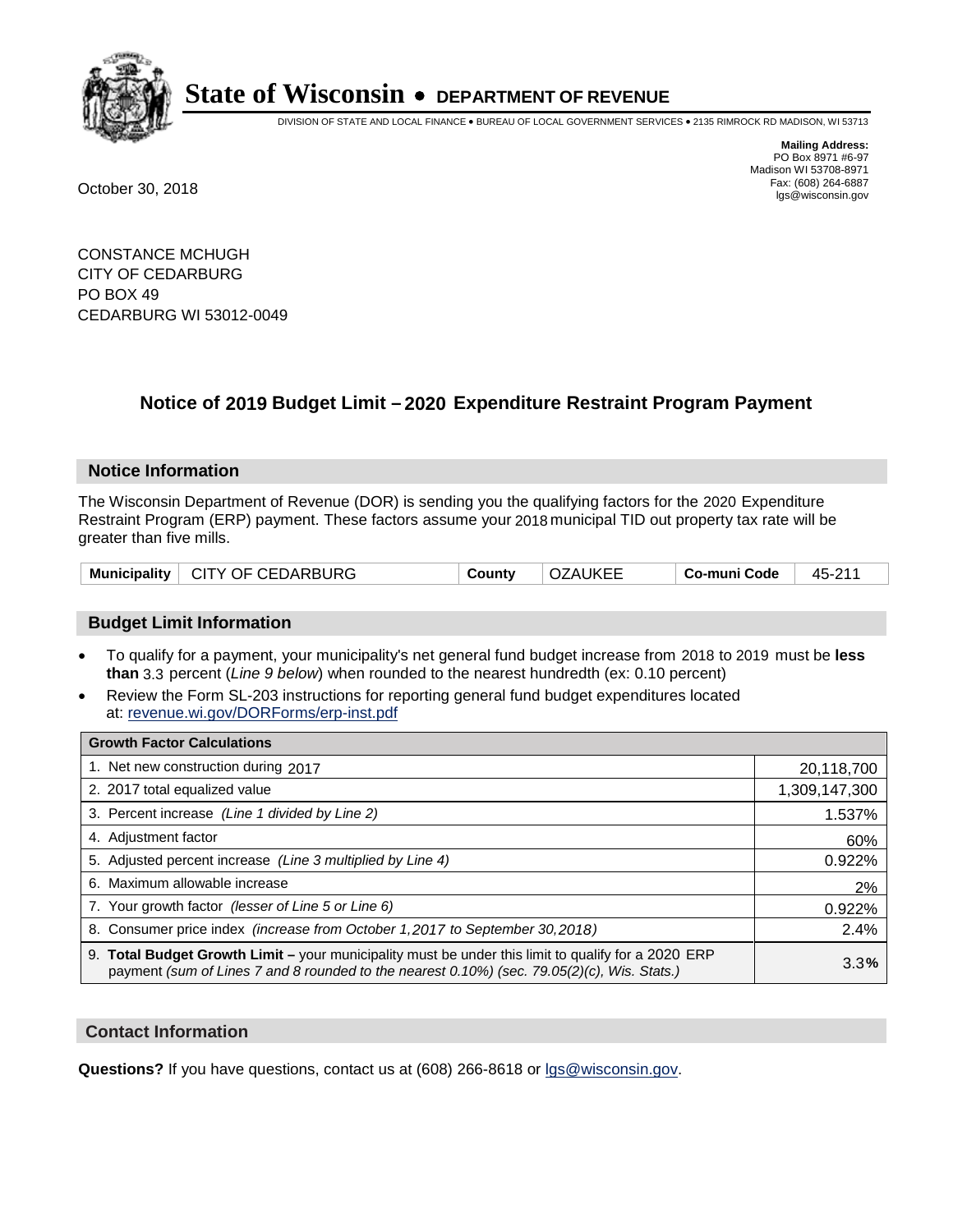# State of Wisconsin • DEPARTMENT OF REVENUE

DIVISION OF STATE AND LOCAL FINANCE • BUREAU OF LOCAL GOVERNMENT SERVICES • 2135 RIMROCK RD MADISON, WI 53713

**Mailing Address:**
PO Box 8971 #6-97
Madison WI 53708-8971
Fax: (608) 264-6887
lgs@wisconsin.gov

October 30, 2018

CONSTANCE MCHUGH
CITY OF CEDARBURG
PO BOX 49
CEDARBURG WI 53012-0049

## Notice of 2019 Budget Limit – 2020 Expenditure Restraint Program Payment

### Notice Information

The Wisconsin Department of Revenue (DOR) is sending you the qualifying factors for the 2020 Expenditure Restraint Program (ERP) payment. These factors assume your 2018 municipal TID out property tax rate will be greater than five mills.

| Municipality | CITY OF CEDARBURG | County | OZAUKEE | Co-muni Code | 45-211 |
|---|---|---|---|---|---|

### Budget Limit Information

- To qualify for a payment, your municipality's net general fund budget increase from 2018 to 2019 must be **less than** 3.3 percent (*Line 9 below*) when rounded to the nearest hundredth (ex: 0.10 percent)
- Review the Form SL-203 instructions for reporting general fund budget expenditures located at: revenue.wi.gov/DORForms/erp-inst.pdf

| Growth Factor Calculations | |
|---|---|
| 1. Net new construction during 2017 | 20,118,700 |
| 2. 2017 total equalized value | 1,309,147,300 |
| 3. Percent increase *(Line 1 divided by Line 2)* | 1.537% |
| 4. Adjustment factor | 60% |
| 5. Adjusted percent increase *(Line 3 multiplied by Line 4)* | 0.922% |
| 6. Maximum allowable increase | 2% |
| 7. Your growth factor *(lesser of Line 5 or Line 6)* | 0.922% |
| 8. Consumer price index *(increase from October 1,2017 to September 30,2018)* | 2.4% |
| 9. **Total Budget Growth Limit –** your municipality must be under this limit to qualify for a 2020 ERP payment *(sum of Lines 7 and 8 rounded to the nearest 0.10%) (sec. 79.05(2)(c), Wis. Stats.)* | 3.3**%** |

### Contact Information

**Questions?** If you have questions, contact us at (608) 266-8618 or lgs@wisconsin.gov.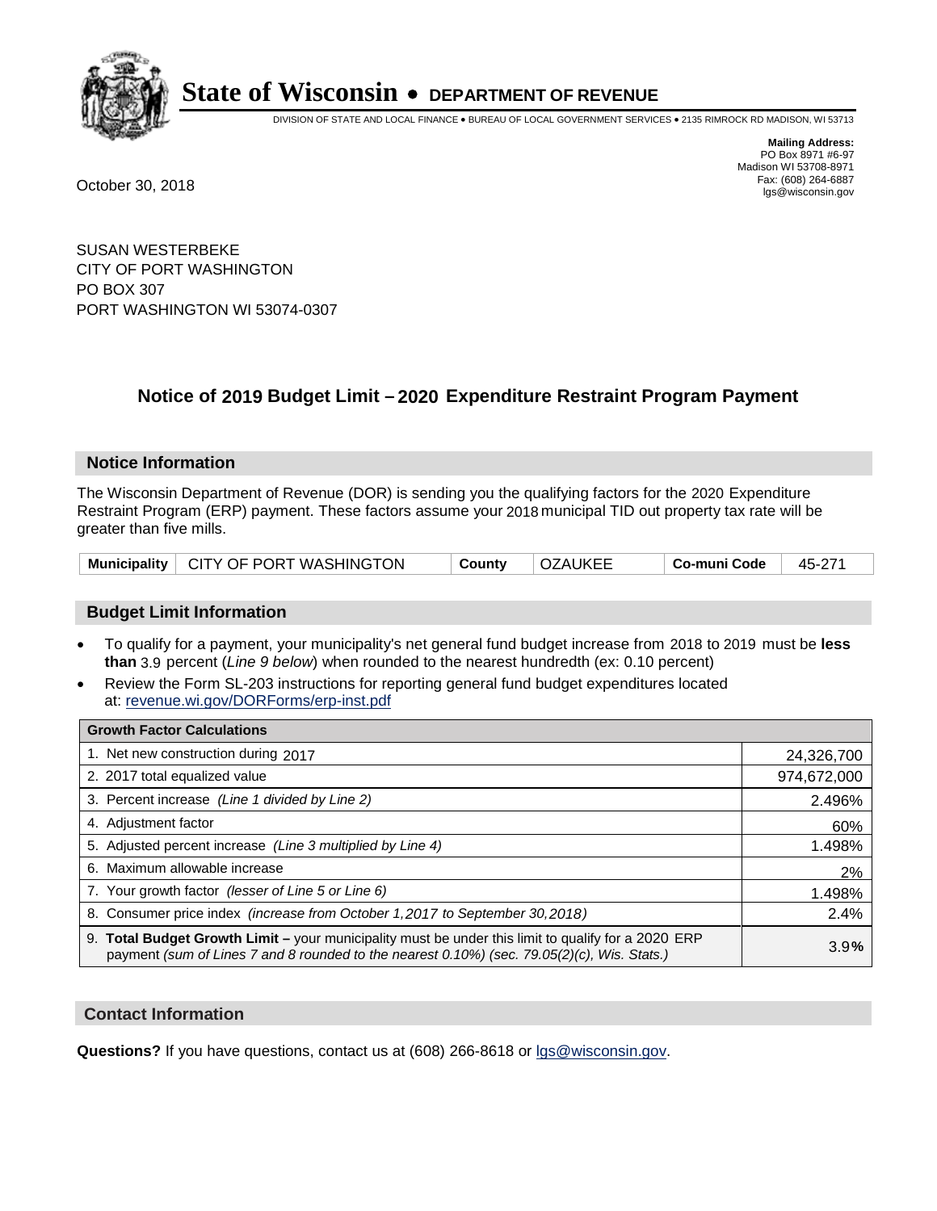# State of Wisconsin • DEPARTMENT OF REVENUE

DIVISION OF STATE AND LOCAL FINANCE • BUREAU OF LOCAL GOVERNMENT SERVICES • 2135 RIMROCK RD MADISON, WI 53713

**Mailing Address:**
PO Box 8971 #6-97
Madison WI 53708-8971
Fax: (608) 264-6887
lgs@wisconsin.gov

October 30, 2018

SUSAN WESTERBEKE
CITY OF PORT WASHINGTON
PO BOX 307
PORT WASHINGTON WI 53074-0307

## Notice of 2019 Budget Limit – 2020 Expenditure Restraint Program Payment

### Notice Information

The Wisconsin Department of Revenue (DOR) is sending you the qualifying factors for the 2020 Expenditure Restraint Program (ERP) payment. These factors assume your 2018 municipal TID out property tax rate will be greater than five mills.

| Municipality | CITY OF PORT WASHINGTON | County | OZAUKEE | Co-muni Code | 45-271 |
|---|---|---|---|---|---|

### Budget Limit Information

- To qualify for a payment, your municipality's net general fund budget increase from 2018 to 2019 must be **less than** 3.9 percent (*Line 9 below*) when rounded to the nearest hundredth (ex: 0.10 percent)
- Review the Form SL-203 instructions for reporting general fund budget expenditures located at: revenue.wi.gov/DORForms/erp-inst.pdf

| Growth Factor Calculations | |
|---|---|
| 1. Net new construction during 2017 | 24,326,700 |
| 2. 2017 total equalized value | 974,672,000 |
| 3. Percent increase *(Line 1 divided by Line 2)* | 2.496% |
| 4. Adjustment factor | 60% |
| 5. Adjusted percent increase *(Line 3 multiplied by Line 4)* | 1.498% |
| 6. Maximum allowable increase | 2% |
| 7. Your growth factor *(lesser of Line 5 or Line 6)* | 1.498% |
| 8. Consumer price index *(increase from October 1,2017 to September 30,2018)* | 2.4% |
| 9. **Total Budget Growth Limit –** your municipality must be under this limit to qualify for a 2020 ERP payment *(sum of Lines 7 and 8 rounded to the nearest 0.10%) (sec. 79.05(2)(c), Wis. Stats.)* | 3.9% |

### Contact Information

**Questions?** If you have questions, contact us at (608) 266-8618 or lgs@wisconsin.gov.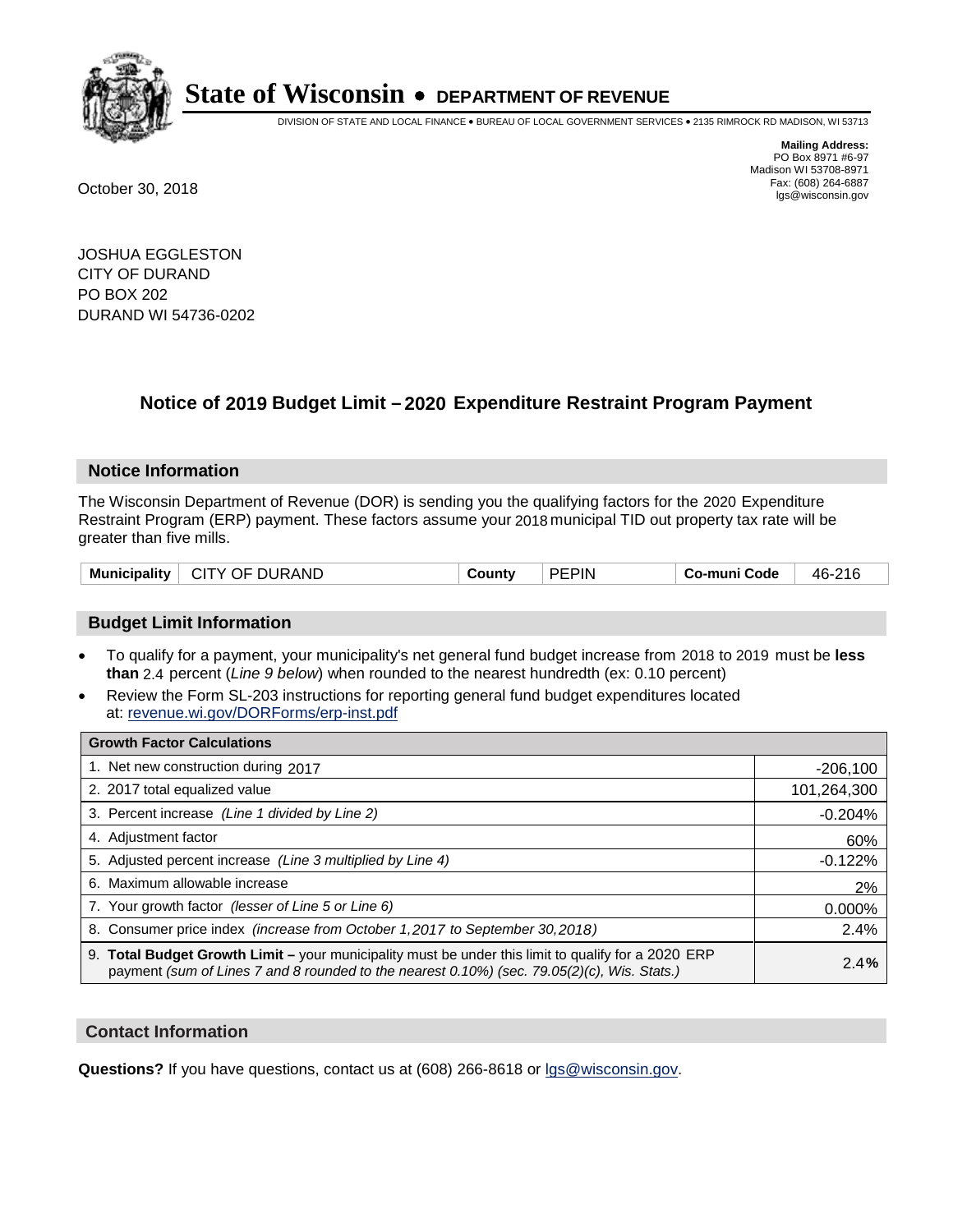# State of Wisconsin • DEPARTMENT OF REVENUE

DIVISION OF STATE AND LOCAL FINANCE • BUREAU OF LOCAL GOVERNMENT SERVICES • 2135 RIMROCK RD MADISON, WI 53713

**Mailing Address:**
PO Box 8971 #6-97
Madison WI 53708-8971
Fax: (608) 264-6887
lgs@wisconsin.gov

October 30, 2018

JOSHUA EGGLESTON
CITY OF DURAND
PO BOX 202
DURAND WI 54736-0202

## Notice of 2019 Budget Limit – 2020 Expenditure Restraint Program Payment

### Notice Information

The Wisconsin Department of Revenue (DOR) is sending you the qualifying factors for the 2020 Expenditure Restraint Program (ERP) payment. These factors assume your 2018 municipal TID out property tax rate will be greater than five mills.

| Municipality | CITY OF DURAND | County | PEPIN | Co-muni Code | 46-216 |
|---|---|---|---|---|---|

### Budget Limit Information

- To qualify for a payment, your municipality's net general fund budget increase from 2018 to 2019 must be **less than** 2.4 percent (*Line 9 below*) when rounded to the nearest hundredth (ex: 0.10 percent)
- Review the Form SL-203 instructions for reporting general fund budget expenditures located at: revenue.wi.gov/DORForms/erp-inst.pdf

| Growth Factor Calculations | |
|---|---|
| 1. Net new construction during 2017 | -206,100 |
| 2. 2017 total equalized value | 101,264,300 |
| 3. Percent increase *(Line 1 divided by Line 2)* | -0.204% |
| 4. Adjustment factor | 60% |
| 5. Adjusted percent increase *(Line 3 multiplied by Line 4)* | -0.122% |
| 6. Maximum allowable increase | 2% |
| 7. Your growth factor *(lesser of Line 5 or Line 6)* | 0.000% |
| 8. Consumer price index *(increase from October 1,2017 to September 30,2018)* | 2.4% |
| 9. **Total Budget Growth Limit –** your municipality must be under this limit to qualify for a 2020 ERP payment *(sum of Lines 7 and 8 rounded to the nearest 0.10%) (sec. 79.05(2)(c), Wis. Stats.)* | **2.4%** |

### Contact Information

**Questions?** If you have questions, contact us at (608) 266-8618 or lgs@wisconsin.gov.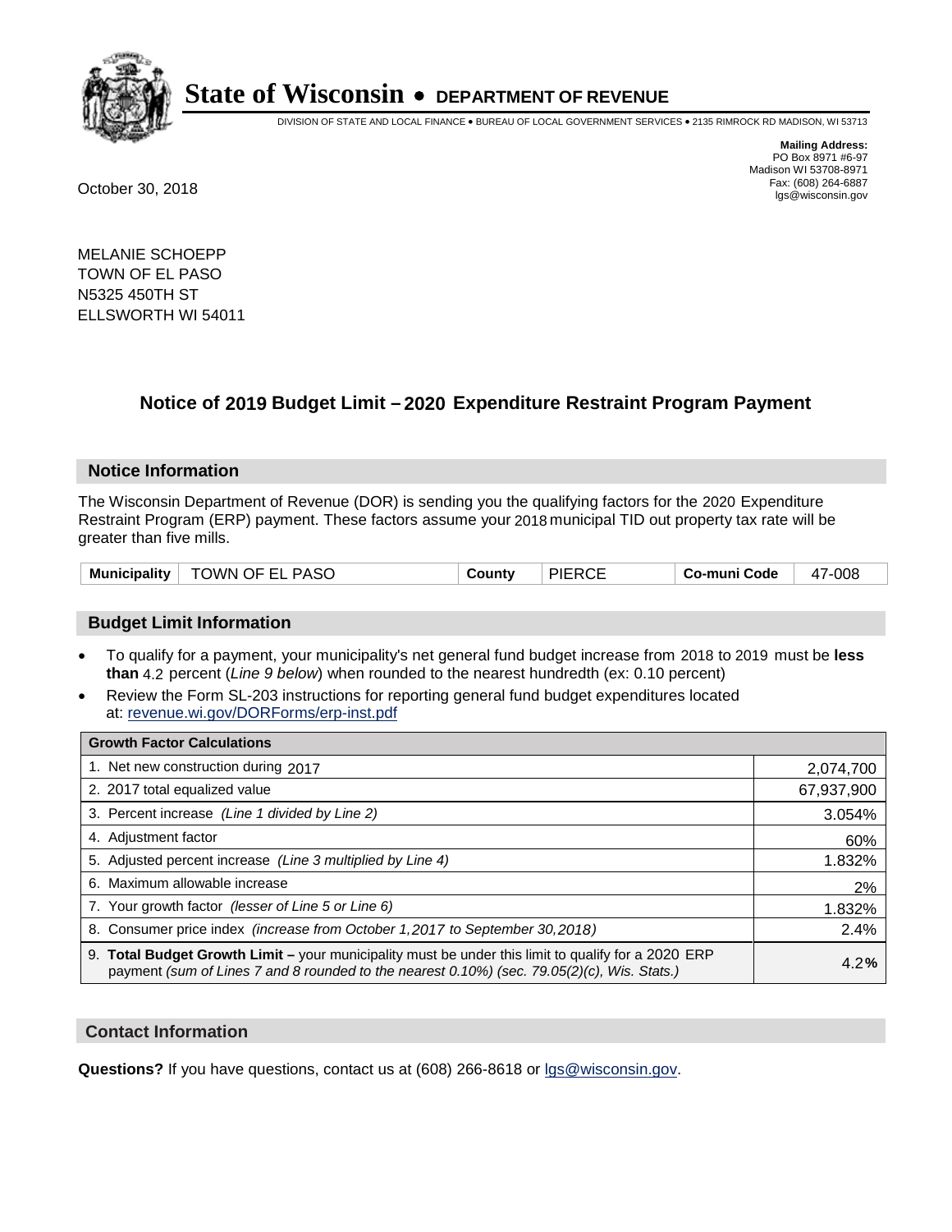# State of Wisconsin • DEPARTMENT OF REVENUE

DIVISION OF STATE AND LOCAL FINANCE • BUREAU OF LOCAL GOVERNMENT SERVICES • 2135 RIMROCK RD MADISON, WI 53713

**Mailing Address:**
PO Box 8971 #6-97
Madison WI 53708-8971
Fax: (608) 264-6887
lgs@wisconsin.gov

October 30, 2018

MELANIE SCHOEPP
TOWN OF EL PASO
N5325 450TH ST
ELLSWORTH WI 54011

## Notice of 2019 Budget Limit – 2020 Expenditure Restraint Program Payment

### Notice Information

The Wisconsin Department of Revenue (DOR) is sending you the qualifying factors for the 2020 Expenditure Restraint Program (ERP) payment. These factors assume your 2018 municipal TID out property tax rate will be greater than five mills.

| Municipality | TOWN OF EL PASO | County | PIERCE | Co-muni Code | 47-008 |
|---|---|---|---|---|---|

### Budget Limit Information

- To qualify for a payment, your municipality's net general fund budget increase from 2018 to 2019 must be **less than** 4.2 percent (*Line 9 below*) when rounded to the nearest hundredth (ex: 0.10 percent)
- Review the Form SL-203 instructions for reporting general fund budget expenditures located at: revenue.wi.gov/DORForms/erp-inst.pdf

| Growth Factor Calculations | |
|---|---|
| 1. Net new construction during 2017 | 2,074,700 |
| 2. 2017 total equalized value | 67,937,900 |
| 3. Percent increase *(Line 1 divided by Line 2)* | 3.054% |
| 4. Adjustment factor | 60% |
| 5. Adjusted percent increase *(Line 3 multiplied by Line 4)* | 1.832% |
| 6. Maximum allowable increase | 2% |
| 7. Your growth factor *(lesser of Line 5 or Line 6)* | 1.832% |
| 8. Consumer price index *(increase from October 1,2017 to September 30,2018)* | 2.4% |
| 9. **Total Budget Growth Limit –** your municipality must be under this limit to qualify for a 2020 ERP payment *(sum of Lines 7 and 8 rounded to the nearest 0.10%) (sec. 79.05(2)(c), Wis. Stats.)* | 4.2**%** |

### Contact Information

**Questions?** If you have questions, contact us at (608) 266-8618 or lgs@wisconsin.gov.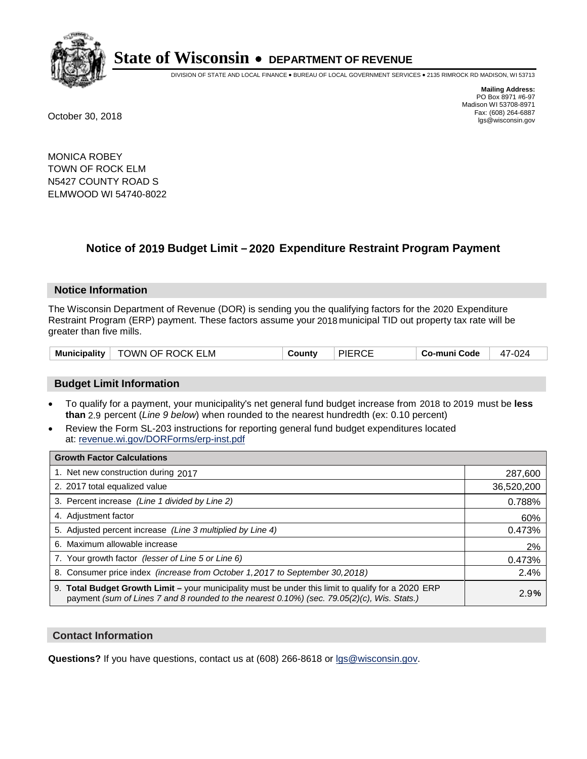# State of Wisconsin • DEPARTMENT OF REVENUE

DIVISION OF STATE AND LOCAL FINANCE • BUREAU OF LOCAL GOVERNMENT SERVICES • 2135 RIMROCK RD MADISON, WI 53713

**Mailing Address:**
PO Box 8971 #6-97
Madison WI 53708-8971
Fax: (608) 264-6887
lgs@wisconsin.gov

October 30, 2018

MONICA ROBEY
TOWN OF ROCK ELM
N5427 COUNTY ROAD S
ELMWOOD WI 54740-8022

## Notice of 2019 Budget Limit – 2020 Expenditure Restraint Program Payment

### Notice Information

The Wisconsin Department of Revenue (DOR) is sending you the qualifying factors for the 2020 Expenditure Restraint Program (ERP) payment. These factors assume your 2018 municipal TID out property tax rate will be greater than five mills.

| **Municipality** | TOWN OF ROCK ELM | **County** | PIERCE | **Co-muni Code** | 47-024 |
|---|---|---|---|---|---|

### Budget Limit Information

- To qualify for a payment, your municipality's net general fund budget increase from 2018 to 2019 must be **less than** 2.9 percent (*Line 9 below*) when rounded to the nearest hundredth (ex: 0.10 percent)
- Review the Form SL-203 instructions for reporting general fund budget expenditures located at: revenue.wi.gov/DORForms/erp-inst.pdf

| **Growth Factor Calculations** | |
|---|---|
| 1. Net new construction during 2017 | 287,600 |
| 2. 2017 total equalized value | 36,520,200 |
| 3. Percent increase *(Line 1 divided by Line 2)* | 0.788% |
| 4. Adjustment factor | 60% |
| 5. Adjusted percent increase *(Line 3 multiplied by Line 4)* | 0.473% |
| 6. Maximum allowable increase | 2% |
| 7. Your growth factor *(lesser of Line 5 or Line 6)* | 0.473% |
| 8. Consumer price index *(increase from October 1,2017 to September 30,2018)* | 2.4% |
| 9. **Total Budget Growth Limit –** your municipality must be under this limit to qualify for a 2020 ERP payment *(sum of Lines 7 and 8 rounded to the nearest 0.10%) (sec. 79.05(2)(c), Wis. Stats.)* | 2.9**%** |

### Contact Information

**Questions?** If you have questions, contact us at (608) 266-8618 or lgs@wisconsin.gov.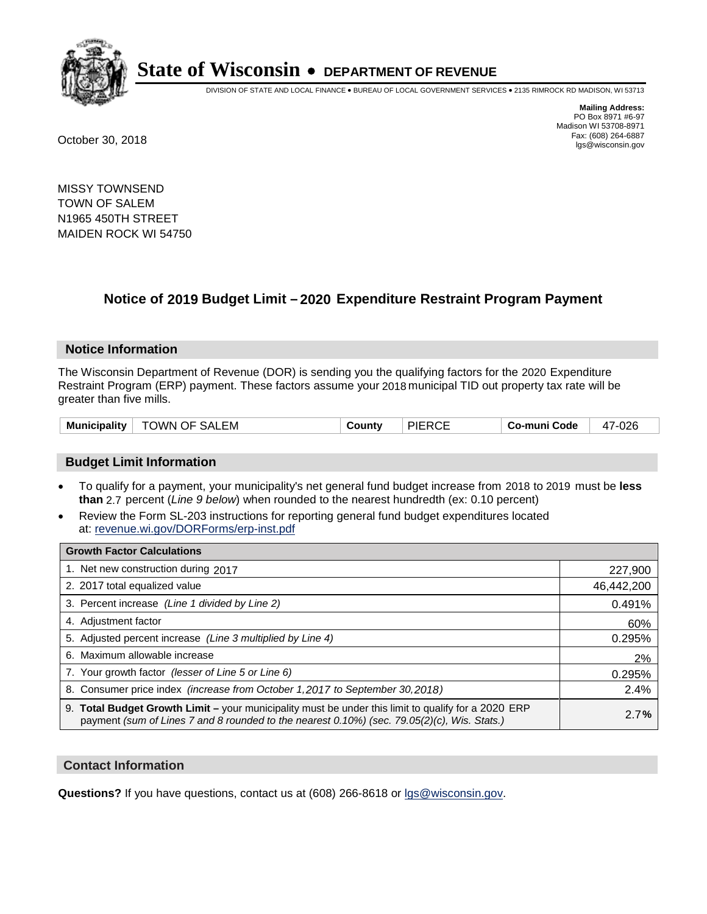# State of Wisconsin • DEPARTMENT OF REVENUE

DIVISION OF STATE AND LOCAL FINANCE • BUREAU OF LOCAL GOVERNMENT SERVICES • 2135 RIMROCK RD MADISON, WI 53713

**Mailing Address:**
PO Box 8971 #6-97
Madison WI 53708-8971
Fax: (608) 264-6887
lgs@wisconsin.gov

October 30, 2018

MISSY TOWNSEND
TOWN OF SALEM
N1965 450TH STREET
MAIDEN ROCK WI 54750

## Notice of 2019 Budget Limit – 2020 Expenditure Restraint Program Payment

### Notice Information

The Wisconsin Department of Revenue (DOR) is sending you the qualifying factors for the 2020 Expenditure Restraint Program (ERP) payment. These factors assume your 2018 municipal TID out property tax rate will be greater than five mills.

| Municipality | TOWN OF SALEM | County | PIERCE | Co-muni Code | 47-026 |
|---|---|---|---|---|---|

### Budget Limit Information

- To qualify for a payment, your municipality's net general fund budget increase from 2018 to 2019 must be **less than** 2.7 percent (*Line 9 below*) when rounded to the nearest hundredth (ex: 0.10 percent)
- Review the Form SL-203 instructions for reporting general fund budget expenditures located at: revenue.wi.gov/DORForms/erp-inst.pdf

| Growth Factor Calculations | |
|---|---|
| 1. Net new construction during 2017 | 227,900 |
| 2. 2017 total equalized value | 46,442,200 |
| 3. Percent increase *(Line 1 divided by Line 2)* | 0.491% |
| 4. Adjustment factor | 60% |
| 5. Adjusted percent increase *(Line 3 multiplied by Line 4)* | 0.295% |
| 6. Maximum allowable increase | 2% |
| 7. Your growth factor *(lesser of Line 5 or Line 6)* | 0.295% |
| 8. Consumer price index *(increase from October 1,2017 to September 30,2018)* | 2.4% |
| 9. **Total Budget Growth Limit –** your municipality must be under this limit to qualify for a 2020 ERP payment *(sum of Lines 7 and 8 rounded to the nearest 0.10%) (sec. 79.05(2)(c), Wis. Stats.)* | 2.7**%** |

### Contact Information

**Questions?** If you have questions, contact us at (608) 266-8618 or lgs@wisconsin.gov.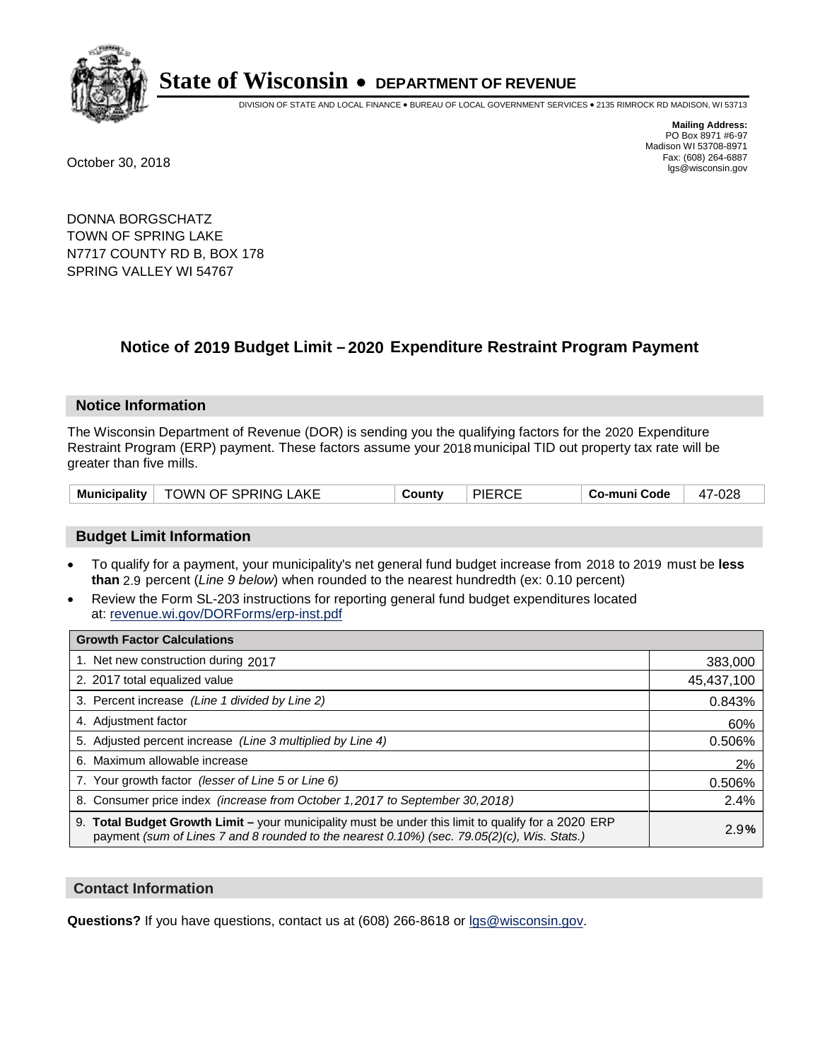# State of Wisconsin • DEPARTMENT OF REVENUE

DIVISION OF STATE AND LOCAL FINANCE • BUREAU OF LOCAL GOVERNMENT SERVICES • 2135 RIMROCK RD MADISON, WI 53713

**Mailing Address:**
PO Box 8971 #6-97
Madison WI 53708-8971
Fax: (608) 264-6887
lgs@wisconsin.gov

October 30, 2018

DONNA BORGSCHATZ
TOWN OF SPRING LAKE
N7717 COUNTY RD B, BOX 178
SPRING VALLEY WI 54767

## Notice of 2019 Budget Limit – 2020 Expenditure Restraint Program Payment

### Notice Information

The Wisconsin Department of Revenue (DOR) is sending you the qualifying factors for the 2020 Expenditure Restraint Program (ERP) payment. These factors assume your 2018 municipal TID out property tax rate will be greater than five mills.

| Municipality | TOWN OF SPRING LAKE | County | PIERCE | Co-muni Code | 47-028 |
|---|---|---|---|---|---|

### Budget Limit Information

- To qualify for a payment, your municipality's net general fund budget increase from 2018 to 2019 must be **less than** 2.9 percent (*Line 9 below*) when rounded to the nearest hundredth (ex: 0.10 percent)
- Review the Form SL-203 instructions for reporting general fund budget expenditures located at: revenue.wi.gov/DORForms/erp-inst.pdf

| Growth Factor Calculations | |
|---|---|
| 1. Net new construction during 2017 | 383,000 |
| 2. 2017 total equalized value | 45,437,100 |
| 3. Percent increase *(Line 1 divided by Line 2)* | 0.843% |
| 4. Adjustment factor | 60% |
| 5. Adjusted percent increase *(Line 3 multiplied by Line 4)* | 0.506% |
| 6. Maximum allowable increase | 2% |
| 7. Your growth factor *(lesser of Line 5 or Line 6)* | 0.506% |
| 8. Consumer price index *(increase from October 1,2017 to September 30,2018)* | 2.4% |
| 9. **Total Budget Growth Limit –** your municipality must be under this limit to qualify for a 2020 ERP payment *(sum of Lines 7 and 8 rounded to the nearest 0.10%) (sec. 79.05(2)(c), Wis. Stats.)* | 2.9% |

### Contact Information

**Questions?** If you have questions, contact us at (608) 266-8618 or lgs@wisconsin.gov.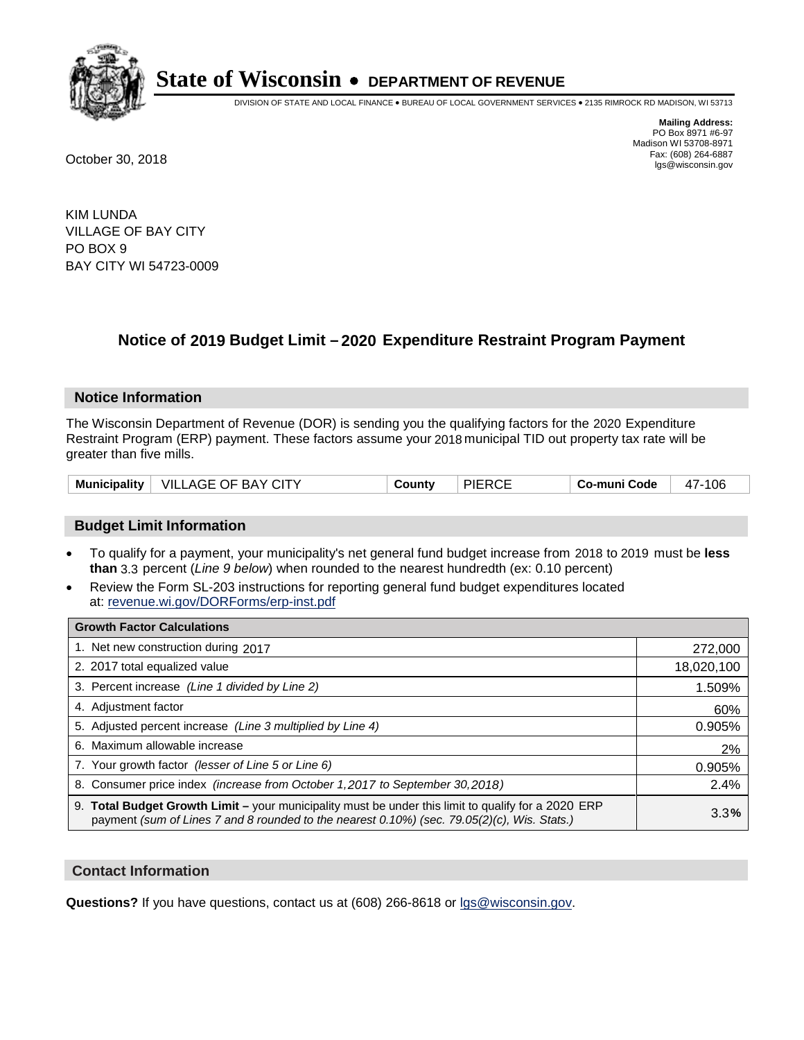# State of Wisconsin • DEPARTMENT OF REVENUE

DIVISION OF STATE AND LOCAL FINANCE • BUREAU OF LOCAL GOVERNMENT SERVICES • 2135 RIMROCK RD MADISON, WI 53713

**Mailing Address:**
PO Box 8971 #6-97
Madison WI 53708-8971
Fax: (608) 264-6887
lgs@wisconsin.gov

October 30, 2018

KIM LUNDA
VILLAGE OF BAY CITY
PO BOX 9
BAY CITY WI 54723-0009

## Notice of 2019 Budget Limit – 2020 Expenditure Restraint Program Payment

### Notice Information

The Wisconsin Department of Revenue (DOR) is sending you the qualifying factors for the 2020 Expenditure Restraint Program (ERP) payment. These factors assume your 2018 municipal TID out property tax rate will be greater than five mills.

| Municipality | VILLAGE OF BAY CITY | County | PIERCE | Co-muni Code | 47-106 |
|---|---|---|---|---|---|

### Budget Limit Information

- To qualify for a payment, your municipality's net general fund budget increase from 2018 to 2019 must be **less than** 3.3 percent (*Line 9 below*) when rounded to the nearest hundredth (ex: 0.10 percent)
- Review the Form SL-203 instructions for reporting general fund budget expenditures located at: revenue.wi.gov/DORForms/erp-inst.pdf

| Growth Factor Calculations | |
|---|---|
| 1. Net new construction during 2017 | 272,000 |
| 2. 2017 total equalized value | 18,020,100 |
| 3. Percent increase *(Line 1 divided by Line 2)* | 1.509% |
| 4. Adjustment factor | 60% |
| 5. Adjusted percent increase *(Line 3 multiplied by Line 4)* | 0.905% |
| 6. Maximum allowable increase | 2% |
| 7. Your growth factor *(lesser of Line 5 or Line 6)* | 0.905% |
| 8. Consumer price index *(increase from October 1,2017 to September 30,2018)* | 2.4% |
| 9. **Total Budget Growth Limit –** your municipality must be under this limit to qualify for a 2020 ERP payment *(sum of Lines 7 and 8 rounded to the nearest 0.10%) (sec. 79.05(2)(c), Wis. Stats.)* | 3.3**%** |

### Contact Information

**Questions?** If you have questions, contact us at (608) 266-8618 or lgs@wisconsin.gov.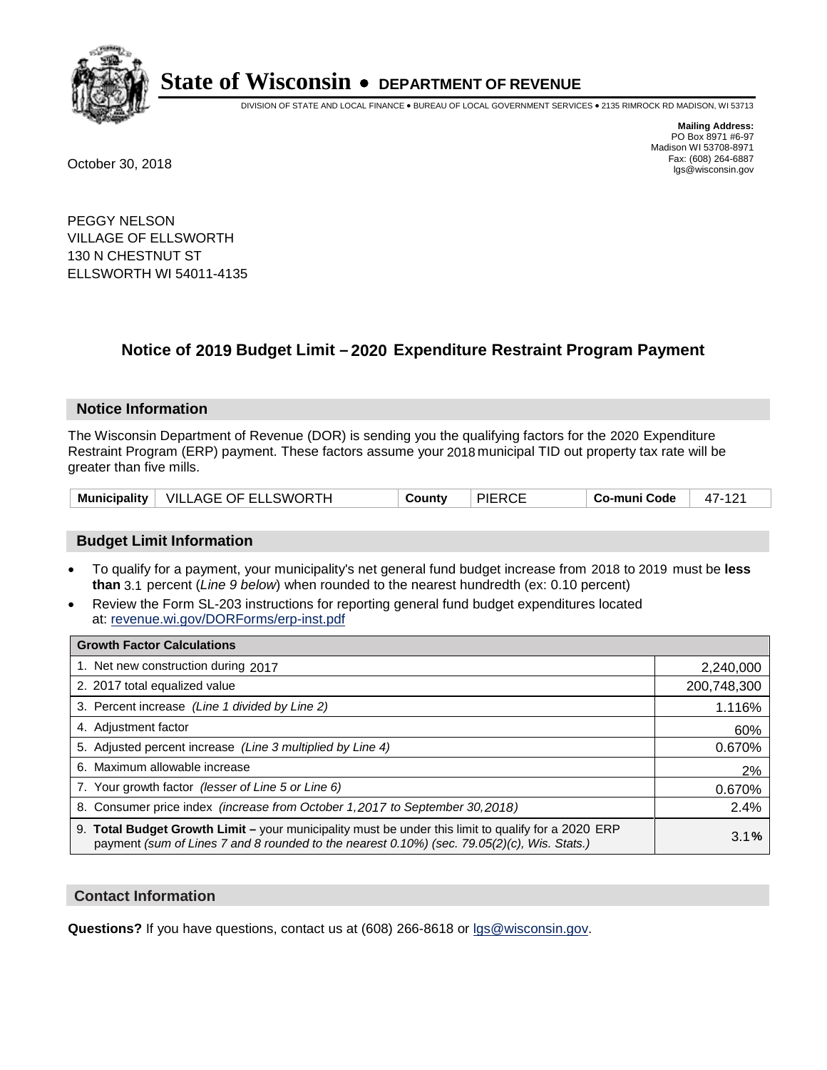# State of Wisconsin • DEPARTMENT OF REVENUE

DIVISION OF STATE AND LOCAL FINANCE • BUREAU OF LOCAL GOVERNMENT SERVICES • 2135 RIMROCK RD MADISON, WI 53713

**Mailing Address:**
PO Box 8971 #6-97
Madison WI 53708-8971
Fax: (608) 264-6887
lgs@wisconsin.gov

October 30, 2018

PEGGY NELSON
VILLAGE OF ELLSWORTH
130 N CHESTNUT ST
ELLSWORTH WI 54011-4135

## Notice of 2019 Budget Limit – 2020 Expenditure Restraint Program Payment

### Notice Information

The Wisconsin Department of Revenue (DOR) is sending you the qualifying factors for the 2020 Expenditure Restraint Program (ERP) payment. These factors assume your 2018 municipal TID out property tax rate will be greater than five mills.

| Municipality | VILLAGE OF ELLSWORTH | County | PIERCE | Co-muni Code | 47-121 |
|---|---|---|---|---|---|

### Budget Limit Information

- To qualify for a payment, your municipality's net general fund budget increase from 2018 to 2019 must be **less than** 3.1 percent (*Line 9 below*) when rounded to the nearest hundredth (ex: 0.10 percent)
- Review the Form SL-203 instructions for reporting general fund budget expenditures located at: revenue.wi.gov/DORForms/erp-inst.pdf

| Growth Factor Calculations | |
|---|---|
| 1. Net new construction during 2017 | 2,240,000 |
| 2. 2017 total equalized value | 200,748,300 |
| 3. Percent increase *(Line 1 divided by Line 2)* | 1.116% |
| 4. Adjustment factor | 60% |
| 5. Adjusted percent increase *(Line 3 multiplied by Line 4)* | 0.670% |
| 6. Maximum allowable increase | 2% |
| 7. Your growth factor *(lesser of Line 5 or Line 6)* | 0.670% |
| 8. Consumer price index *(increase from October 1,2017 to September 30,2018)* | 2.4% |
| 9. **Total Budget Growth Limit –** your municipality must be under this limit to qualify for a 2020 ERP payment *(sum of Lines 7 and 8 rounded to the nearest 0.10%) (sec. 79.05(2)(c), Wis. Stats.)* | 3.1**%** |

### Contact Information

**Questions?** If you have questions, contact us at (608) 266-8618 or lgs@wisconsin.gov.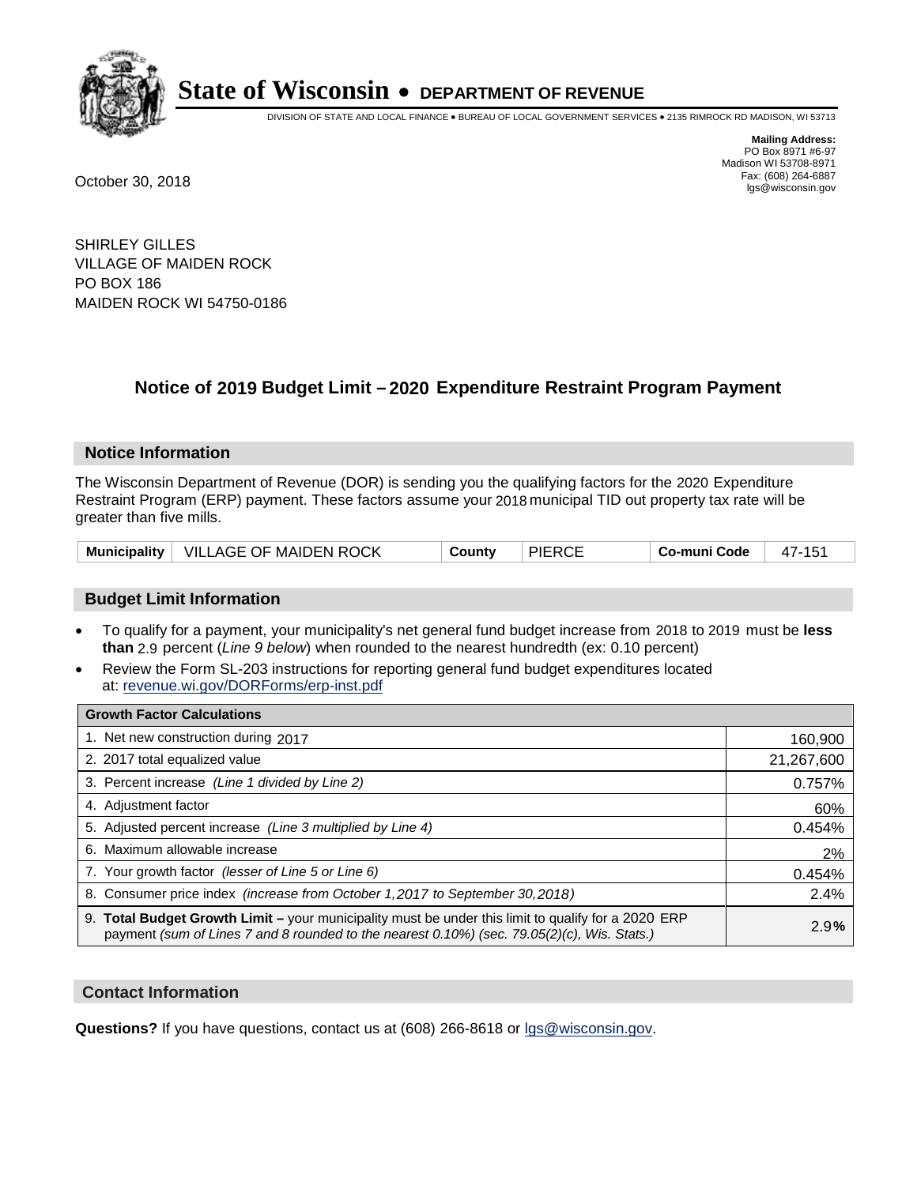# State of Wisconsin • DEPARTMENT OF REVENUE

DIVISION OF STATE AND LOCAL FINANCE • BUREAU OF LOCAL GOVERNMENT SERVICES • 2135 RIMROCK RD MADISON, WI 53713

**Mailing Address:**
PO Box 8971 #6-97
Madison WI 53708-8971
Fax: (608) 264-6887
lgs@wisconsin.gov

October 30, 2018

SHIRLEY GILLES
VILLAGE OF MAIDEN ROCK
PO BOX 186
MAIDEN ROCK WI 54750-0186

## Notice of 2019 Budget Limit – 2020 Expenditure Restraint Program Payment

### Notice Information

The Wisconsin Department of Revenue (DOR) is sending you the qualifying factors for the 2020 Expenditure Restraint Program (ERP) payment. These factors assume your 2018 municipal TID out property tax rate will be greater than five mills.

| Municipality | VILLAGE OF MAIDEN ROCK | County | PIERCE | Co-muni Code | 47-151 |
|---|---|---|---|---|---|

### Budget Limit Information

- To qualify for a payment, your municipality's net general fund budget increase from 2018 to 2019 must be **less than** 2.9 percent (*Line 9 below*) when rounded to the nearest hundredth (ex: 0.10 percent)
- Review the Form SL-203 instructions for reporting general fund budget expenditures located at: revenue.wi.gov/DORForms/erp-inst.pdf

| Growth Factor Calculations | |
|---|---|
| 1. Net new construction during 2017 | 160,900 |
| 2. 2017 total equalized value | 21,267,600 |
| 3. Percent increase *(Line 1 divided by Line 2)* | 0.757% |
| 4. Adjustment factor | 60% |
| 5. Adjusted percent increase *(Line 3 multiplied by Line 4)* | 0.454% |
| 6. Maximum allowable increase | 2% |
| 7. Your growth factor *(lesser of Line 5 or Line 6)* | 0.454% |
| 8. Consumer price index *(increase from October 1,2017 to September 30,2018)* | 2.4% |
| 9. **Total Budget Growth Limit –** your municipality must be under this limit to qualify for a 2020 ERP payment *(sum of Lines 7 and 8 rounded to the nearest 0.10%) (sec. 79.05(2)(c), Wis. Stats.)* | 2.9% |

### Contact Information

**Questions?** If you have questions, contact us at (608) 266-8618 or lgs@wisconsin.gov.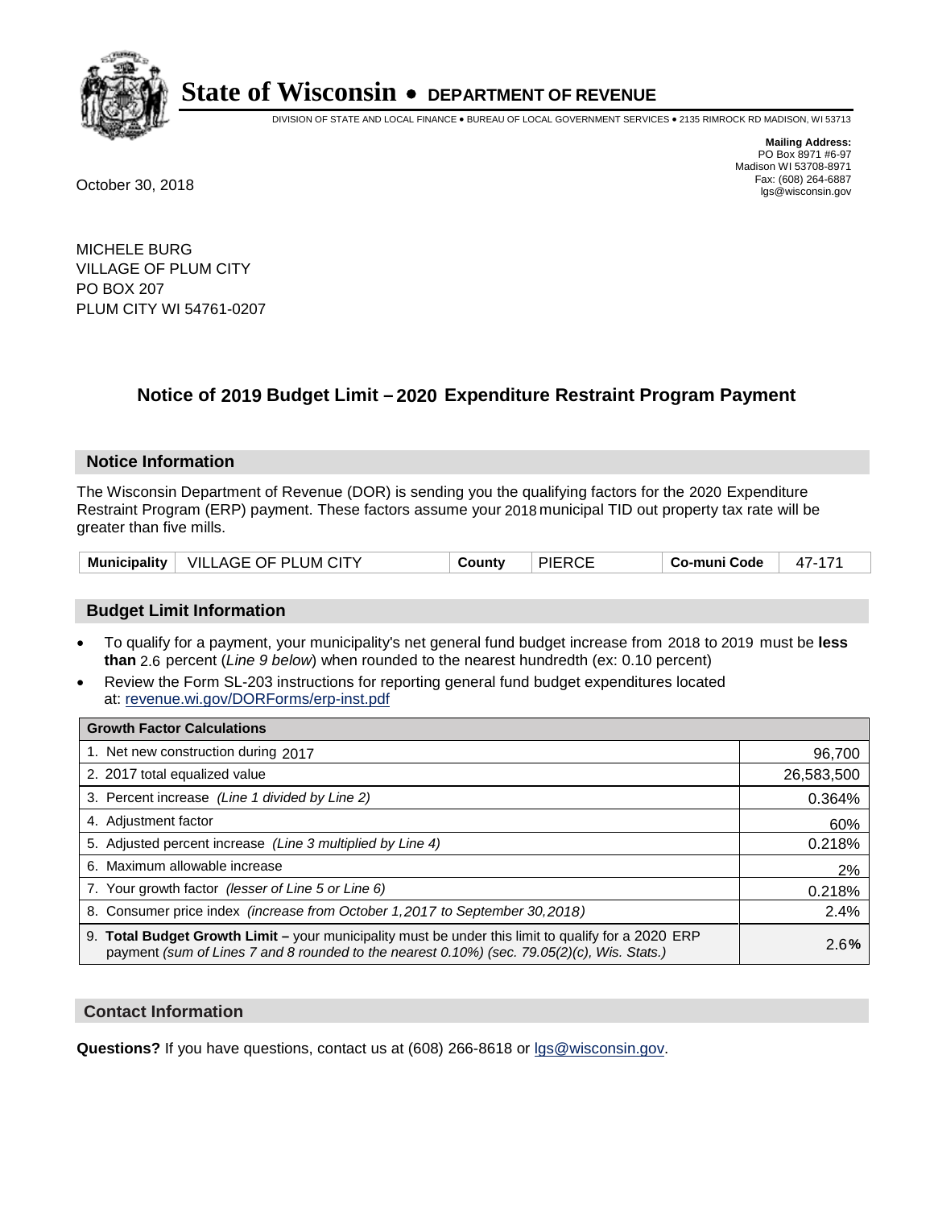# State of Wisconsin • DEPARTMENT OF REVENUE

DIVISION OF STATE AND LOCAL FINANCE • BUREAU OF LOCAL GOVERNMENT SERVICES • 2135 RIMROCK RD MADISON, WI 53713

**Mailing Address:**
PO Box 8971 #6-97
Madison WI 53708-8971
Fax: (608) 264-6887
lgs@wisconsin.gov

October 30, 2018

MICHELE BURG
VILLAGE OF PLUM CITY
PO BOX 207
PLUM CITY WI 54761-0207

## Notice of 2019 Budget Limit – 2020 Expenditure Restraint Program Payment

### Notice Information

The Wisconsin Department of Revenue (DOR) is sending you the qualifying factors for the 2020 Expenditure Restraint Program (ERP) payment. These factors assume your 2018 municipal TID out property tax rate will be greater than five mills.

| Municipality | VILLAGE OF PLUM CITY | County | PIERCE | Co-muni Code | 47-171 |
|---|---|---|---|---|---|

### Budget Limit Information

- To qualify for a payment, your municipality's net general fund budget increase from 2018 to 2019 must be **less than** 2.6 percent (*Line 9 below*) when rounded to the nearest hundredth (ex: 0.10 percent)
- Review the Form SL-203 instructions for reporting general fund budget expenditures located at: revenue.wi.gov/DORForms/erp-inst.pdf

| Growth Factor Calculations | |
|---|---|
| 1. Net new construction during 2017 | 96,700 |
| 2. 2017 total equalized value | 26,583,500 |
| 3. Percent increase *(Line 1 divided by Line 2)* | 0.364% |
| 4. Adjustment factor | 60% |
| 5. Adjusted percent increase *(Line 3 multiplied by Line 4)* | 0.218% |
| 6. Maximum allowable increase | 2% |
| 7. Your growth factor *(lesser of Line 5 or Line 6)* | 0.218% |
| 8. Consumer price index *(increase from October 1,2017 to September 30,2018)* | 2.4% |
| 9. **Total Budget Growth Limit –** your municipality must be under this limit to qualify for a 2020 ERP payment *(sum of Lines 7 and 8 rounded to the nearest 0.10%) (sec. 79.05(2)(c), Wis. Stats.)* | 2.6**%** |

### Contact Information

**Questions?** If you have questions, contact us at (608) 266-8618 or lgs@wisconsin.gov.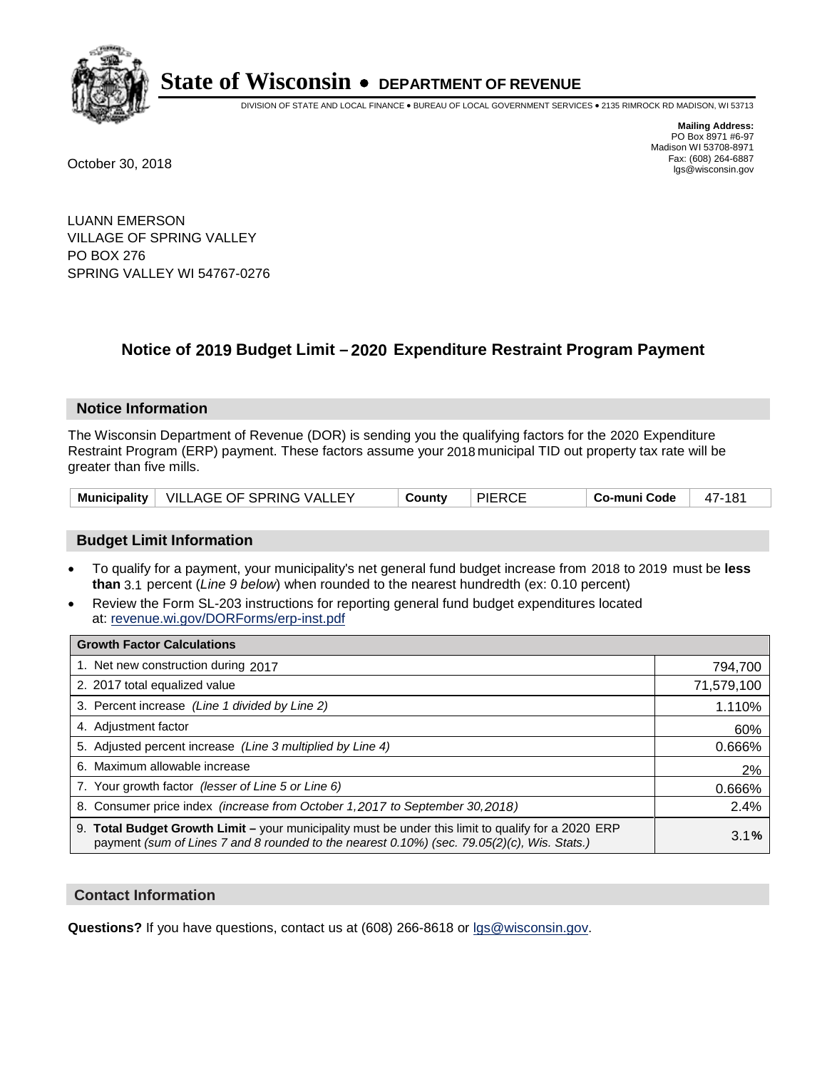# State of Wisconsin • DEPARTMENT OF REVENUE

DIVISION OF STATE AND LOCAL FINANCE • BUREAU OF LOCAL GOVERNMENT SERVICES • 2135 RIMROCK RD MADISON, WI 53713

**Mailing Address:**
PO Box 8971 #6-97
Madison WI 53708-8971
Fax: (608) 264-6887
lgs@wisconsin.gov

October 30, 2018

LUANN EMERSON
VILLAGE OF SPRING VALLEY
PO BOX 276
SPRING VALLEY WI 54767-0276

## Notice of 2019 Budget Limit – 2020 Expenditure Restraint Program Payment

### Notice Information

The Wisconsin Department of Revenue (DOR) is sending you the qualifying factors for the 2020 Expenditure Restraint Program (ERP) payment. These factors assume your 2018 municipal TID out property tax rate will be greater than five mills.

| Municipality | VILLAGE OF SPRING VALLEY | County | PIERCE | Co-muni Code | 47-181 |
|---|---|---|---|---|---|

### Budget Limit Information

- To qualify for a payment, your municipality's net general fund budget increase from 2018 to 2019 must be **less than** 3.1 percent (*Line 9 below*) when rounded to the nearest hundredth (ex: 0.10 percent)
- Review the Form SL-203 instructions for reporting general fund budget expenditures located at: revenue.wi.gov/DORForms/erp-inst.pdf

| Growth Factor Calculations | |
|---|---|
| 1. Net new construction during 2017 | 794,700 |
| 2. 2017 total equalized value | 71,579,100 |
| 3. Percent increase *(Line 1 divided by Line 2)* | 1.110% |
| 4. Adjustment factor | 60% |
| 5. Adjusted percent increase *(Line 3 multiplied by Line 4)* | 0.666% |
| 6. Maximum allowable increase | 2% |
| 7. Your growth factor *(lesser of Line 5 or Line 6)* | 0.666% |
| 8. Consumer price index *(increase from October 1,2017 to September 30,2018)* | 2.4% |
| 9. **Total Budget Growth Limit –** your municipality must be under this limit to qualify for a 2020 ERP payment *(sum of Lines 7 and 8 rounded to the nearest 0.10%) (sec. 79.05(2)(c), Wis. Stats.)* | 3.1**%** |

### Contact Information

**Questions?** If you have questions, contact us at (608) 266-8618 or lgs@wisconsin.gov.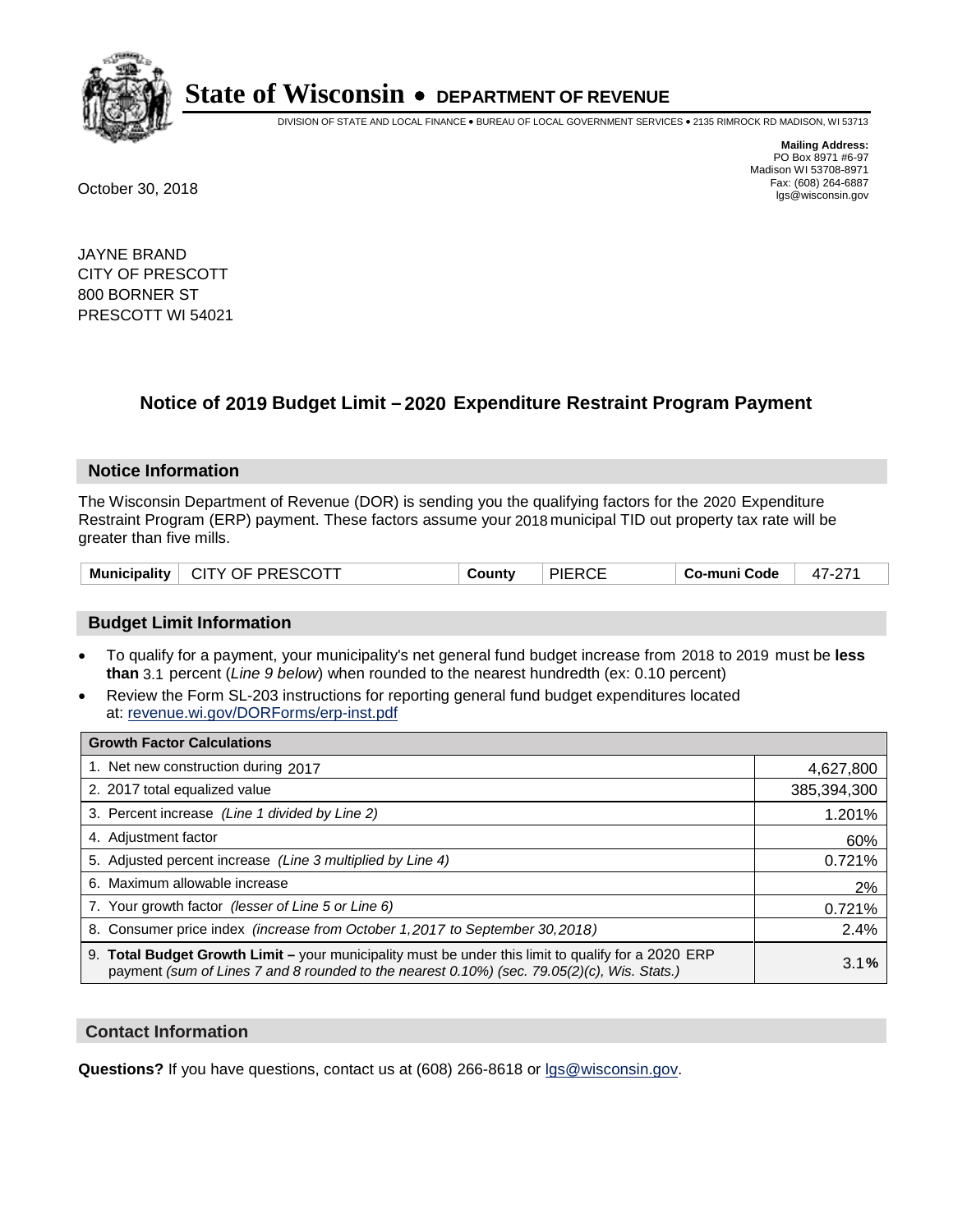# State of Wisconsin • DEPARTMENT OF REVENUE

DIVISION OF STATE AND LOCAL FINANCE • BUREAU OF LOCAL GOVERNMENT SERVICES • 2135 RIMROCK RD MADISON, WI 53713

**Mailing Address:**
PO Box 8971 #6-97
Madison WI 53708-8971
Fax: (608) 264-6887
lgs@wisconsin.gov

October 30, 2018

JAYNE BRAND
CITY OF PRESCOTT
800 BORNER ST
PRESCOTT WI 54021

## Notice of 2019 Budget Limit – 2020 Expenditure Restraint Program Payment

### Notice Information

The Wisconsin Department of Revenue (DOR) is sending you the qualifying factors for the 2020 Expenditure Restraint Program (ERP) payment. These factors assume your 2018 municipal TID out property tax rate will be greater than five mills.

| Municipality | CITY OF PRESCOTT | County | PIERCE | Co-muni Code | 47-271 |
|---|---|---|---|---|---|

### Budget Limit Information

- To qualify for a payment, your municipality's net general fund budget increase from 2018 to 2019 must be **less than** 3.1 percent (*Line 9 below*) when rounded to the nearest hundredth (ex: 0.10 percent)
- Review the Form SL-203 instructions for reporting general fund budget expenditures located at: revenue.wi.gov/DORForms/erp-inst.pdf

| Growth Factor Calculations | |
|---|---|
| 1. Net new construction during 2017 | 4,627,800 |
| 2. 2017 total equalized value | 385,394,300 |
| 3. Percent increase *(Line 1 divided by Line 2)* | 1.201% |
| 4. Adjustment factor | 60% |
| 5. Adjusted percent increase *(Line 3 multiplied by Line 4)* | 0.721% |
| 6. Maximum allowable increase | 2% |
| 7. Your growth factor *(lesser of Line 5 or Line 6)* | 0.721% |
| 8. Consumer price index *(increase from October 1,2017 to September 30,2018)* | 2.4% |
| 9. **Total Budget Growth Limit –** your municipality must be under this limit to qualify for a 2020 ERP payment *(sum of Lines 7 and 8 rounded to the nearest 0.10%) (sec. 79.05(2)(c), Wis. Stats.)* | 3.1**%** |

### Contact Information

**Questions?** If you have questions, contact us at (608) 266-8618 or lgs@wisconsin.gov.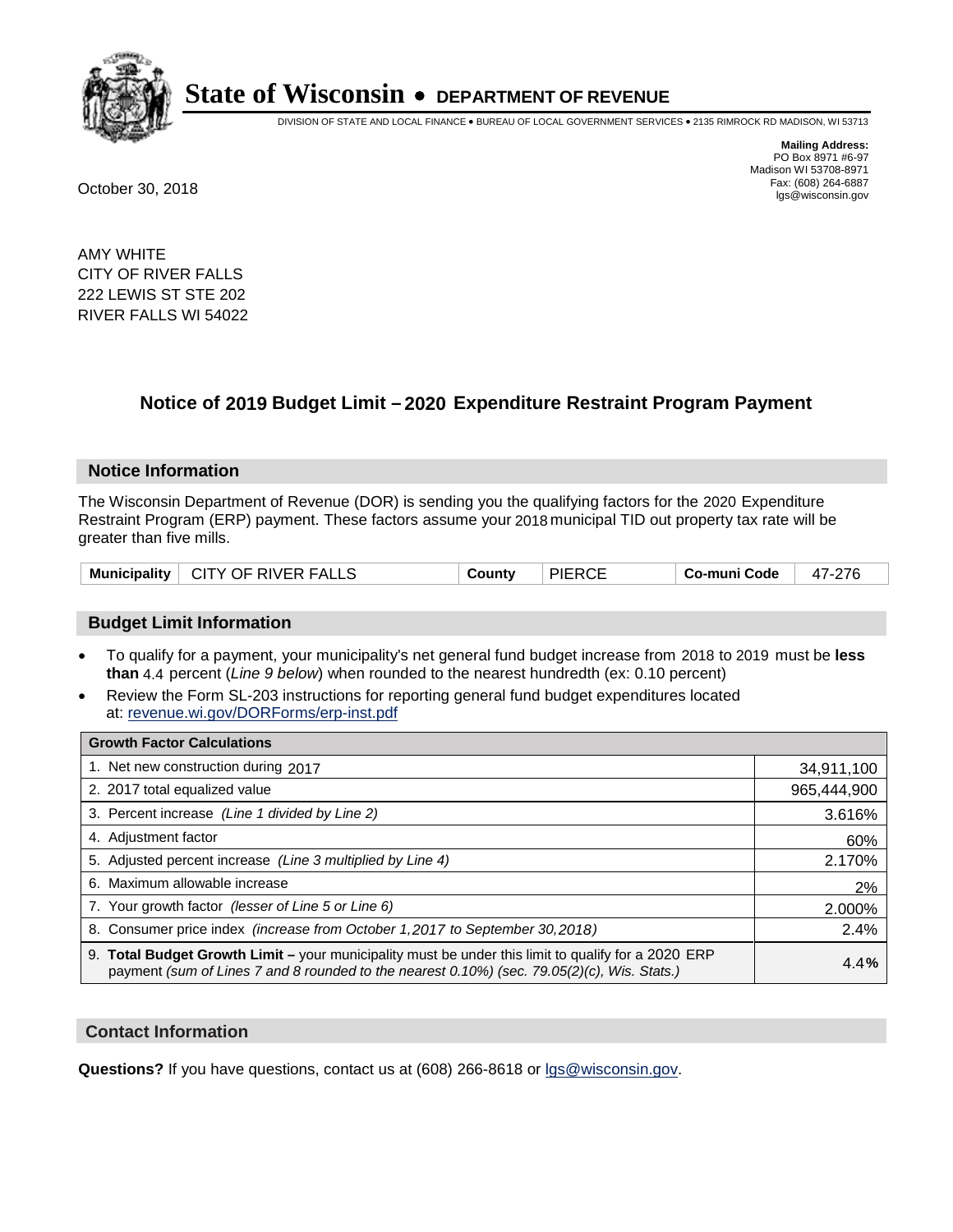# State of Wisconsin • DEPARTMENT OF REVENUE

DIVISION OF STATE AND LOCAL FINANCE • BUREAU OF LOCAL GOVERNMENT SERVICES • 2135 RIMROCK RD MADISON, WI 53713

**Mailing Address:**
PO Box 8971 #6-97
Madison WI 53708-8971
Fax: (608) 264-6887
lgs@wisconsin.gov

October 30, 2018

AMY WHITE
CITY OF RIVER FALLS
222 LEWIS ST STE 202
RIVER FALLS WI 54022

## Notice of 2019 Budget Limit – 2020 Expenditure Restraint Program Payment

### Notice Information

The Wisconsin Department of Revenue (DOR) is sending you the qualifying factors for the 2020 Expenditure Restraint Program (ERP) payment. These factors assume your 2018 municipal TID out property tax rate will be greater than five mills.

| Municipality | CITY OF RIVER FALLS | County | PIERCE | Co-muni Code | 47-276 |
|---|---|---|---|---|---|

### Budget Limit Information

- To qualify for a payment, your municipality's net general fund budget increase from 2018 to 2019 must be **less than** 4.4 percent (*Line 9 below*) when rounded to the nearest hundredth (ex: 0.10 percent)
- Review the Form SL-203 instructions for reporting general fund budget expenditures located at: revenue.wi.gov/DORForms/erp-inst.pdf

| Growth Factor Calculations | |
|---|---|
| 1. Net new construction during 2017 | 34,911,100 |
| 2. 2017 total equalized value | 965,444,900 |
| 3. Percent increase *(Line 1 divided by Line 2)* | 3.616% |
| 4. Adjustment factor | 60% |
| 5. Adjusted percent increase *(Line 3 multiplied by Line 4)* | 2.170% |
| 6. Maximum allowable increase | 2% |
| 7. Your growth factor *(lesser of Line 5 or Line 6)* | 2.000% |
| 8. Consumer price index *(increase from October 1,2017 to September 30,2018)* | 2.4% |
| 9. **Total Budget Growth Limit –** your municipality must be under this limit to qualify for a 2020 ERP payment *(sum of Lines 7 and 8 rounded to the nearest 0.10%) (sec. 79.05(2)(c), Wis. Stats.)* | **4.4%** |

### Contact Information

**Questions?** If you have questions, contact us at (608) 266-8618 or lgs@wisconsin.gov.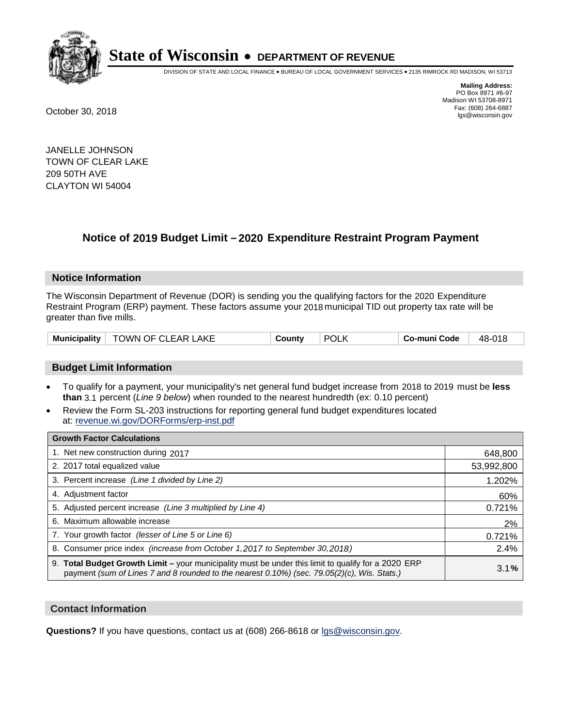# State of Wisconsin • DEPARTMENT OF REVENUE

DIVISION OF STATE AND LOCAL FINANCE • BUREAU OF LOCAL GOVERNMENT SERVICES • 2135 RIMROCK RD MADISON, WI 53713

**Mailing Address:**
PO Box 8971 #6-97
Madison WI 53708-8971
Fax: (608) 264-6887
lgs@wisconsin.gov

October 30, 2018

JANELLE JOHNSON
TOWN OF CLEAR LAKE
209 50TH AVE
CLAYTON WI 54004

## Notice of 2019 Budget Limit – 2020 Expenditure Restraint Program Payment

### Notice Information

The Wisconsin Department of Revenue (DOR) is sending you the qualifying factors for the 2020 Expenditure Restraint Program (ERP) payment. These factors assume your 2018 municipal TID out property tax rate will be greater than five mills.

| Municipality | TOWN OF CLEAR LAKE | County | POLK | Co-muni Code | 48-018 |
|---|---|---|---|---|---|

### Budget Limit Information

- To qualify for a payment, your municipality's net general fund budget increase from 2018 to 2019 must be **less than** 3.1 percent (*Line 9 below*) when rounded to the nearest hundredth (ex: 0.10 percent)
- Review the Form SL-203 instructions for reporting general fund budget expenditures located at: revenue.wi.gov/DORForms/erp-inst.pdf

| Growth Factor Calculations | |
|---|---|
| 1. Net new construction during 2017 | 648,800 |
| 2. 2017 total equalized value | 53,992,800 |
| 3. Percent increase *(Line 1 divided by Line 2)* | 1.202% |
| 4. Adjustment factor | 60% |
| 5. Adjusted percent increase *(Line 3 multiplied by Line 4)* | 0.721% |
| 6. Maximum allowable increase | 2% |
| 7. Your growth factor *(lesser of Line 5 or Line 6)* | 0.721% |
| 8. Consumer price index *(increase from October 1,2017 to September 30,2018)* | 2.4% |
| 9. **Total Budget Growth Limit** – your municipality must be under this limit to qualify for a 2020 ERP payment *(sum of Lines 7 and 8 rounded to the nearest 0.10%) (sec. 79.05(2)(c), Wis. Stats.)* | 3.1**%** |

### Contact Information

**Questions?** If you have questions, contact us at (608) 266-8618 or lgs@wisconsin.gov.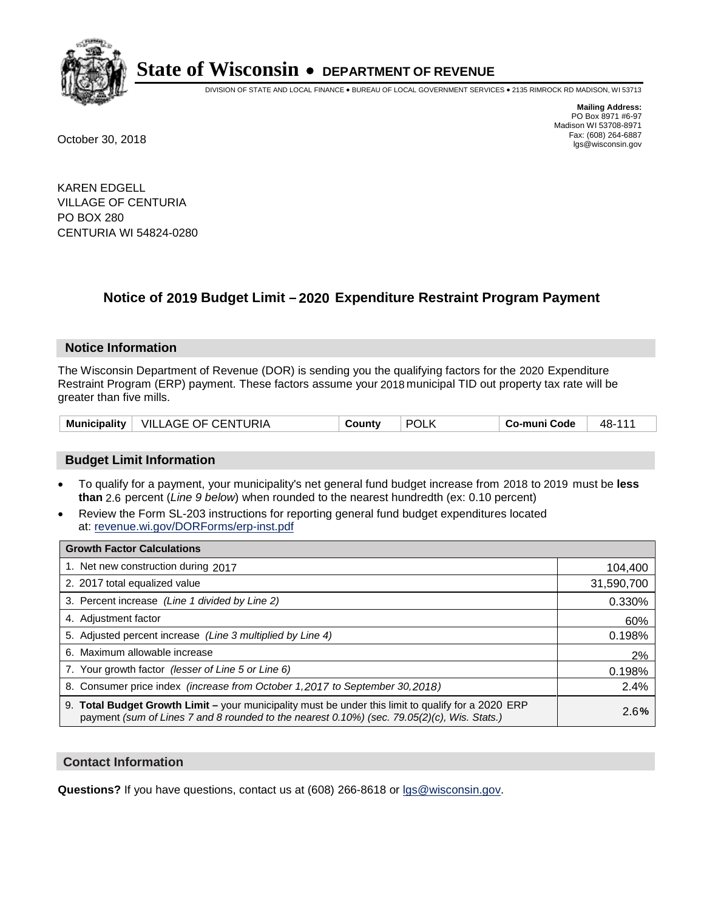# State of Wisconsin • DEPARTMENT OF REVENUE

DIVISION OF STATE AND LOCAL FINANCE • BUREAU OF LOCAL GOVERNMENT SERVICES • 2135 RIMROCK RD MADISON, WI 53713

**Mailing Address:**
PO Box 8971 #6-97
Madison WI 53708-8971
Fax: (608) 264-6887
lgs@wisconsin.gov

October 30, 2018

KAREN EDGELL
VILLAGE OF CENTURIA
PO BOX 280
CENTURIA WI 54824-0280

## Notice of 2019 Budget Limit – 2020 Expenditure Restraint Program Payment

### Notice Information

The Wisconsin Department of Revenue (DOR) is sending you the qualifying factors for the 2020 Expenditure Restraint Program (ERP) payment. These factors assume your 2018 municipal TID out property tax rate will be greater than five mills.

| Municipality | VILLAGE OF CENTURIA | County | POLK | Co-muni Code | 48-111 |
|---|---|---|---|---|---|

### Budget Limit Information

- To qualify for a payment, your municipality's net general fund budget increase from 2018 to 2019 must be **less than** 2.6 percent (*Line 9 below*) when rounded to the nearest hundredth (ex: 0.10 percent)
- Review the Form SL-203 instructions for reporting general fund budget expenditures located at: revenue.wi.gov/DORForms/erp-inst.pdf

| Growth Factor Calculations | |
|---|---|
| 1. Net new construction during 2017 | 104,400 |
| 2. 2017 total equalized value | 31,590,700 |
| 3. Percent increase *(Line 1 divided by Line 2)* | 0.330% |
| 4. Adjustment factor | 60% |
| 5. Adjusted percent increase *(Line 3 multiplied by Line 4)* | 0.198% |
| 6. Maximum allowable increase | 2% |
| 7. Your growth factor *(lesser of Line 5 or Line 6)* | 0.198% |
| 8. Consumer price index *(increase from October 1,2017 to September 30,2018)* | 2.4% |
| 9. **Total Budget Growth Limit –** your municipality must be under this limit to qualify for a 2020 ERP payment *(sum of Lines 7 and 8 rounded to the nearest 0.10%) (sec. 79.05(2)(c), Wis. Stats.)* | 2.6**%** |

### Contact Information

**Questions?** If you have questions, contact us at (608) 266-8618 or lgs@wisconsin.gov.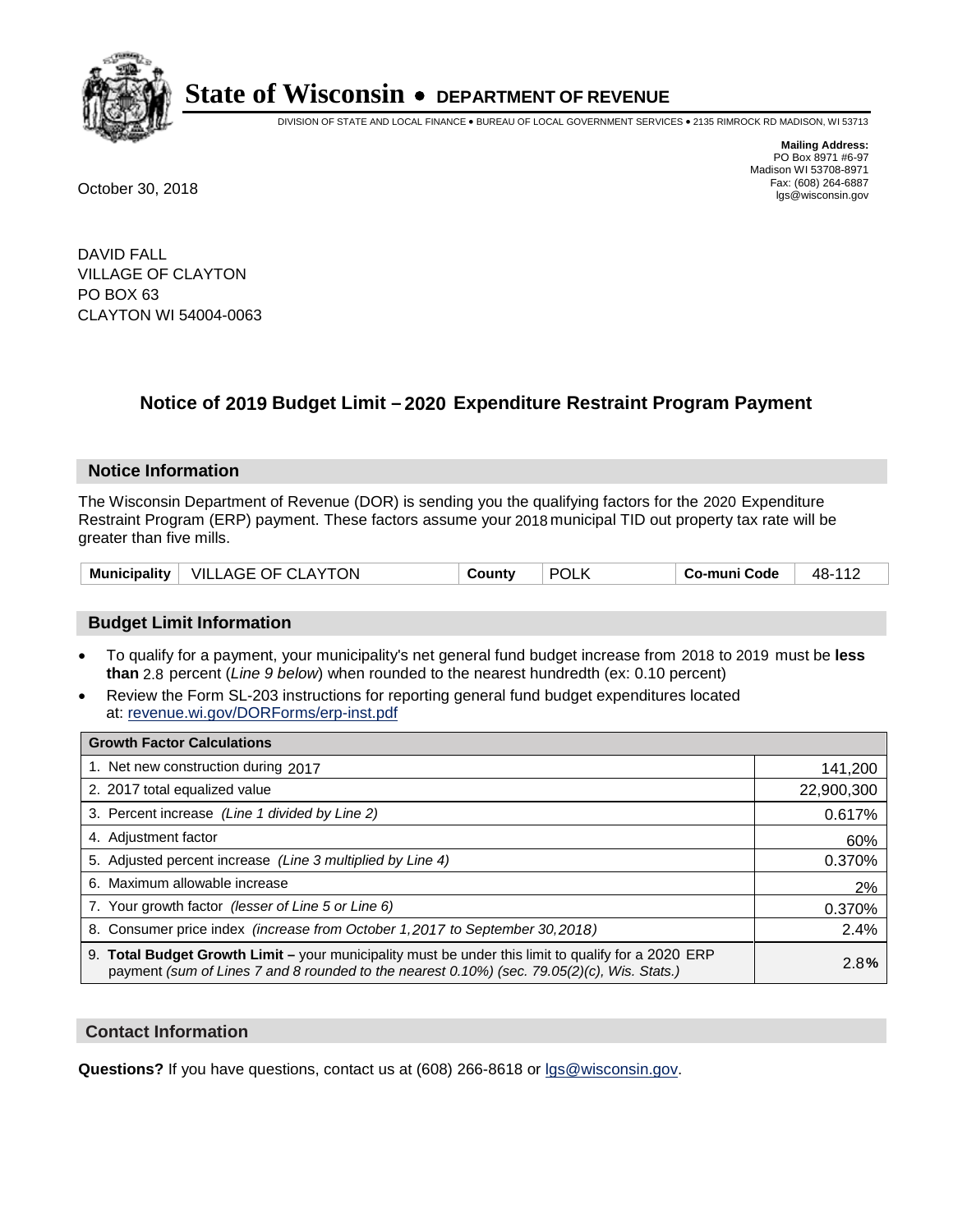# State of Wisconsin • DEPARTMENT OF REVENUE

DIVISION OF STATE AND LOCAL FINANCE • BUREAU OF LOCAL GOVERNMENT SERVICES • 2135 RIMROCK RD MADISON, WI 53713

**Mailing Address:**
PO Box 8971 #6-97
Madison WI 53708-8971
Fax: (608) 264-6887
lgs@wisconsin.gov

October 30, 2018

DAVID FALL
VILLAGE OF CLAYTON
PO BOX 63
CLAYTON WI 54004-0063

## Notice of 2019 Budget Limit – 2020 Expenditure Restraint Program Payment

### Notice Information

The Wisconsin Department of Revenue (DOR) is sending you the qualifying factors for the 2020 Expenditure Restraint Program (ERP) payment. These factors assume your 2018 municipal TID out property tax rate will be greater than five mills.

| Municipality | VILLAGE OF CLAYTON | County | POLK | Co-muni Code | 48-112 |
|---|---|---|---|---|---|

### Budget Limit Information

- To qualify for a payment, your municipality's net general fund budget increase from 2018 to 2019 must be **less than** 2.8 percent (*Line 9 below*) when rounded to the nearest hundredth (ex: 0.10 percent)
- Review the Form SL-203 instructions for reporting general fund budget expenditures located at: revenue.wi.gov/DORForms/erp-inst.pdf

| Growth Factor Calculations | |
|---|---|
| 1. Net new construction during 2017 | 141,200 |
| 2. 2017 total equalized value | 22,900,300 |
| 3. Percent increase *(Line 1 divided by Line 2)* | 0.617% |
| 4. Adjustment factor | 60% |
| 5. Adjusted percent increase *(Line 3 multiplied by Line 4)* | 0.370% |
| 6. Maximum allowable increase | 2% |
| 7. Your growth factor *(lesser of Line 5 or Line 6)* | 0.370% |
| 8. Consumer price index *(increase from October 1,2017 to September 30,2018)* | 2.4% |
| 9. **Total Budget Growth Limit –** your municipality must be under this limit to qualify for a 2020 ERP payment *(sum of Lines 7 and 8 rounded to the nearest 0.10%) (sec. 79.05(2)(c), Wis. Stats.)* | 2.8**%** |

### Contact Information

**Questions?** If you have questions, contact us at (608) 266-8618 or lgs@wisconsin.gov.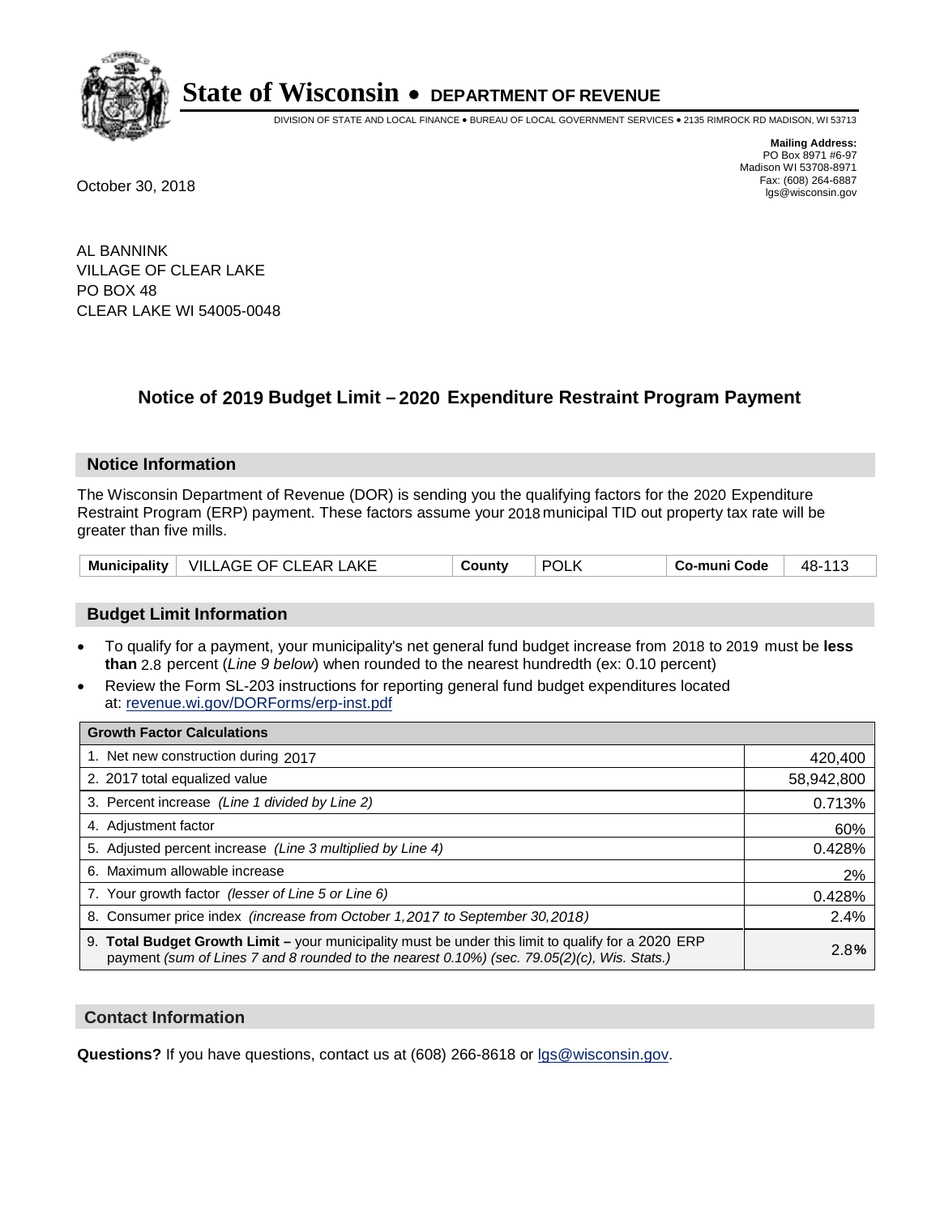# State of Wisconsin • DEPARTMENT OF REVENUE

DIVISION OF STATE AND LOCAL FINANCE • BUREAU OF LOCAL GOVERNMENT SERVICES • 2135 RIMROCK RD MADISON, WI 53713

**Mailing Address:**
PO Box 8971 #6-97
Madison WI 53708-8971
Fax: (608) 264-6887
lgs@wisconsin.gov

October 30, 2018

AL BANNINK
VILLAGE OF CLEAR LAKE
PO BOX 48
CLEAR LAKE WI 54005-0048

## Notice of 2019 Budget Limit – 2020 Expenditure Restraint Program Payment

### Notice Information

The Wisconsin Department of Revenue (DOR) is sending you the qualifying factors for the 2020 Expenditure Restraint Program (ERP) payment. These factors assume your 2018 municipal TID out property tax rate will be greater than five mills.

| Municipality | VILLAGE OF CLEAR LAKE | County | POLK | Co-muni Code | 48-113 |
|---|---|---|---|---|---|

### Budget Limit Information

- To qualify for a payment, your municipality's net general fund budget increase from 2018 to 2019 must be **less than** 2.8 percent (*Line 9 below*) when rounded to the nearest hundredth (ex: 0.10 percent)
- Review the Form SL-203 instructions for reporting general fund budget expenditures located at: revenue.wi.gov/DORForms/erp-inst.pdf

| Growth Factor Calculations | |
|---|---|
| 1. Net new construction during 2017 | 420,400 |
| 2. 2017 total equalized value | 58,942,800 |
| 3. Percent increase *(Line 1 divided by Line 2)* | 0.713% |
| 4. Adjustment factor | 60% |
| 5. Adjusted percent increase *(Line 3 multiplied by Line 4)* | 0.428% |
| 6. Maximum allowable increase | 2% |
| 7. Your growth factor *(lesser of Line 5 or Line 6)* | 0.428% |
| 8. Consumer price index *(increase from October 1,2017 to September 30,2018)* | 2.4% |
| 9. **Total Budget Growth Limit –** your municipality must be under this limit to qualify for a 2020 ERP payment *(sum of Lines 7 and 8 rounded to the nearest 0.10%) (sec. 79.05(2)(c), Wis. Stats.)* | 2.8**%** |

### Contact Information

**Questions?** If you have questions, contact us at (608) 266-8618 or lgs@wisconsin.gov.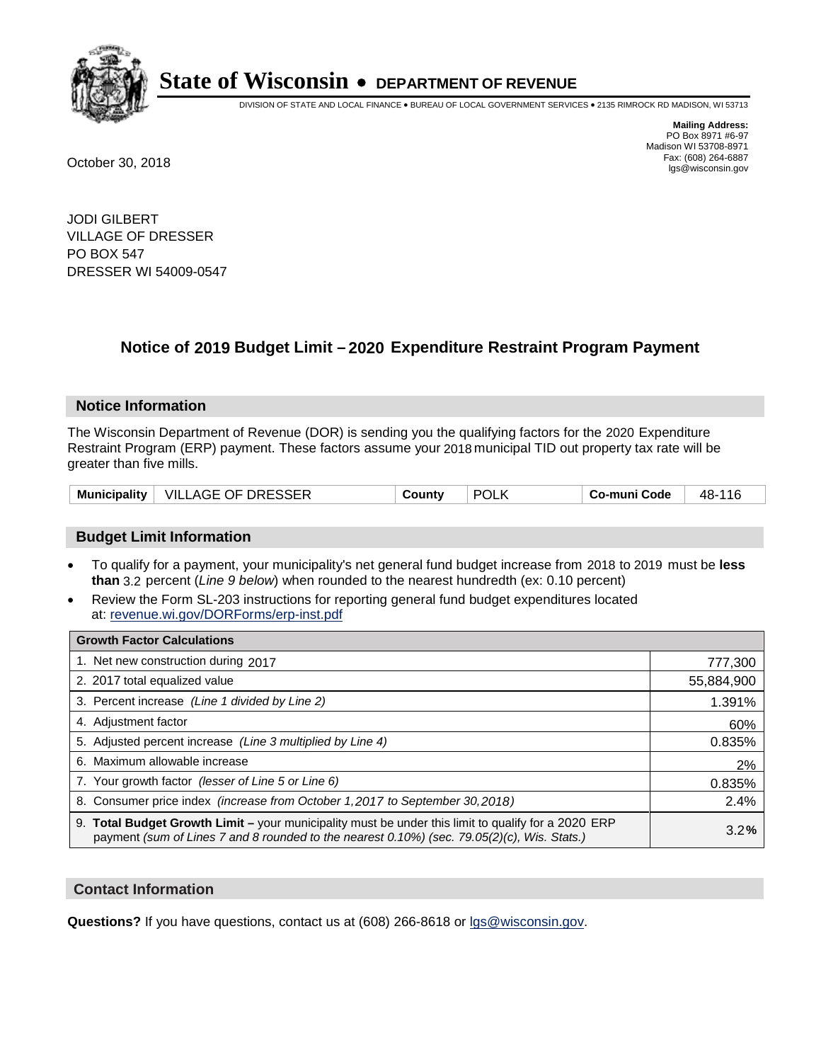# State of Wisconsin • DEPARTMENT OF REVENUE

DIVISION OF STATE AND LOCAL FINANCE • BUREAU OF LOCAL GOVERNMENT SERVICES • 2135 RIMROCK RD MADISON, WI 53713

**Mailing Address:**
PO Box 8971 #6-97
Madison WI 53708-8971
Fax: (608) 264-6887
lgs@wisconsin.gov

October 30, 2018

JODI GILBERT
VILLAGE OF DRESSER
PO BOX 547
DRESSER WI 54009-0547

## Notice of 2019 Budget Limit – 2020 Expenditure Restraint Program Payment

### Notice Information

The Wisconsin Department of Revenue (DOR) is sending you the qualifying factors for the 2020 Expenditure Restraint Program (ERP) payment. These factors assume your 2018 municipal TID out property tax rate will be greater than five mills.

| Municipality | VILLAGE OF DRESSER | County | POLK | Co-muni Code | 48-116 |
|---|---|---|---|---|---|

### Budget Limit Information

- To qualify for a payment, your municipality's net general fund budget increase from 2018 to 2019 must be **less than** 3.2 percent (*Line 9 below*) when rounded to the nearest hundredth (ex: 0.10 percent)
- Review the Form SL-203 instructions for reporting general fund budget expenditures located at: revenue.wi.gov/DORForms/erp-inst.pdf

| Growth Factor Calculations | |
|---|---|
| 1. Net new construction during 2017 | 777,300 |
| 2. 2017 total equalized value | 55,884,900 |
| 3. Percent increase *(Line 1 divided by Line 2)* | 1.391% |
| 4. Adjustment factor | 60% |
| 5. Adjusted percent increase *(Line 3 multiplied by Line 4)* | 0.835% |
| 6. Maximum allowable increase | 2% |
| 7. Your growth factor *(lesser of Line 5 or Line 6)* | 0.835% |
| 8. Consumer price index *(increase from October 1,2017 to September 30,2018)* | 2.4% |
| 9. **Total Budget Growth Limit –** your municipality must be under this limit to qualify for a 2020 ERP payment *(sum of Lines 7 and 8 rounded to the nearest 0.10%) (sec. 79.05(2)(c), Wis. Stats.)* | 3.2% |

### Contact Information

**Questions?** If you have questions, contact us at (608) 266-8618 or lgs@wisconsin.gov.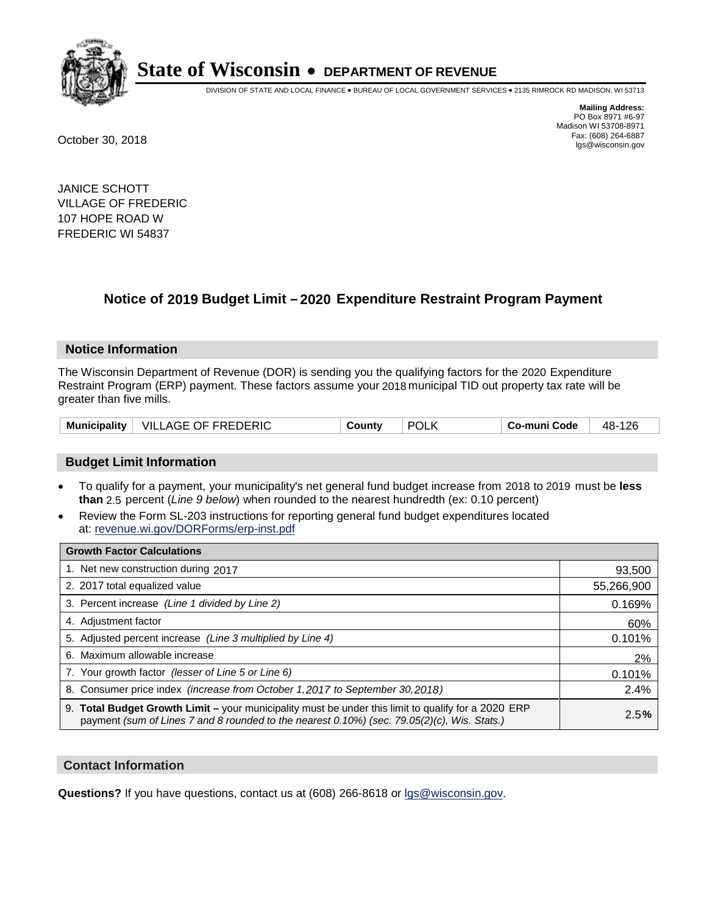# State of Wisconsin • DEPARTMENT OF REVENUE

DIVISION OF STATE AND LOCAL FINANCE • BUREAU OF LOCAL GOVERNMENT SERVICES • 2135 RIMROCK RD MADISON, WI 53713

**Mailing Address:**
PO Box 8971 #6-97
Madison WI 53708-8971
Fax: (608) 264-6887
lgs@wisconsin.gov

October 30, 2018

JANICE SCHOTT
VILLAGE OF FREDERIC
107 HOPE ROAD W
FREDERIC WI 54837

## Notice of 2019 Budget Limit – 2020 Expenditure Restraint Program Payment

### Notice Information

The Wisconsin Department of Revenue (DOR) is sending you the qualifying factors for the 2020 Expenditure Restraint Program (ERP) payment. These factors assume your 2018 municipal TID out property tax rate will be greater than five mills.

| Municipality | VILLAGE OF FREDERIC | County | POLK | Co-muni Code | 48-126 |
|---|---|---|---|---|---|

### Budget Limit Information

- To qualify for a payment, your municipality's net general fund budget increase from 2018 to 2019 must be **less than** 2.5 percent (*Line 9 below*) when rounded to the nearest hundredth (ex: 0.10 percent)
- Review the Form SL-203 instructions for reporting general fund budget expenditures located at: revenue.wi.gov/DORForms/erp-inst.pdf

| Growth Factor Calculations | |
|---|---|
| 1. Net new construction during 2017 | 93,500 |
| 2. 2017 total equalized value | 55,266,900 |
| 3. Percent increase *(Line 1 divided by Line 2)* | 0.169% |
| 4. Adjustment factor | 60% |
| 5. Adjusted percent increase *(Line 3 multiplied by Line 4)* | 0.101% |
| 6. Maximum allowable increase | 2% |
| 7. Your growth factor *(lesser of Line 5 or Line 6)* | 0.101% |
| 8. Consumer price index *(increase from October 1,2017 to September 30,2018)* | 2.4% |
| 9. **Total Budget Growth Limit –** your municipality must be under this limit to qualify for a 2020 ERP payment *(sum of Lines 7 and 8 rounded to the nearest 0.10%) (sec. 79.05(2)(c), Wis. Stats.)* | 2.5**%** |

### Contact Information

**Questions?** If you have questions, contact us at (608) 266-8618 or lgs@wisconsin.gov.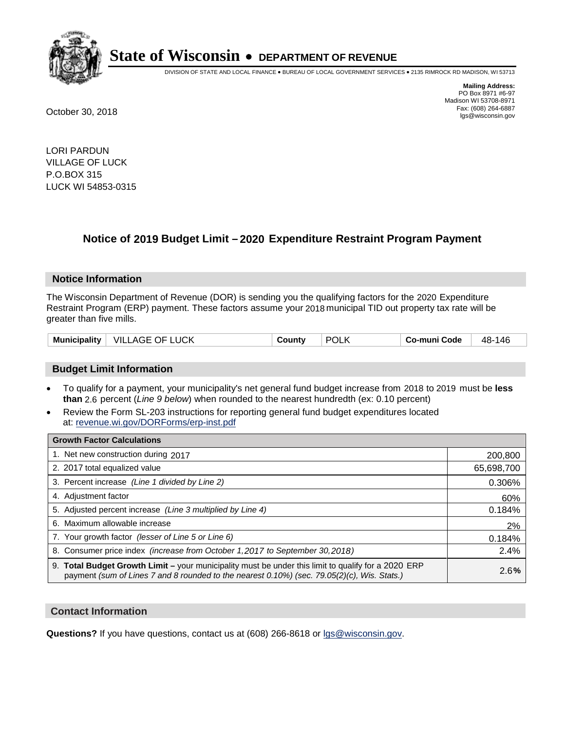# State of Wisconsin • DEPARTMENT OF REVENUE

DIVISION OF STATE AND LOCAL FINANCE • BUREAU OF LOCAL GOVERNMENT SERVICES • 2135 RIMROCK RD MADISON, WI 53713

**Mailing Address:**
PO Box 8971 #6-97
Madison WI 53708-8971
Fax: (608) 264-6887
lgs@wisconsin.gov

October 30, 2018

LORI PARDUN
VILLAGE OF LUCK
P.O.BOX 315
LUCK WI 54853-0315

## Notice of 2019 Budget Limit – 2020 Expenditure Restraint Program Payment

### Notice Information

The Wisconsin Department of Revenue (DOR) is sending you the qualifying factors for the 2020 Expenditure Restraint Program (ERP) payment. These factors assume your 2018 municipal TID out property tax rate will be greater than five mills.

| Municipality | VILLAGE OF LUCK | County | POLK | Co-muni Code | 48-146 |
|---|---|---|---|---|---|

### Budget Limit Information

- To qualify for a payment, your municipality's net general fund budget increase from 2018 to 2019 must be **less than** 2.6 percent (*Line 9 below*) when rounded to the nearest hundredth (ex: 0.10 percent)
- Review the Form SL-203 instructions for reporting general fund budget expenditures located at: revenue.wi.gov/DORForms/erp-inst.pdf

| Growth Factor Calculations | |
|---|---|
| 1. Net new construction during 2017 | 200,800 |
| 2. 2017 total equalized value | 65,698,700 |
| 3. Percent increase *(Line 1 divided by Line 2)* | 0.306% |
| 4. Adjustment factor | 60% |
| 5. Adjusted percent increase *(Line 3 multiplied by Line 4)* | 0.184% |
| 6. Maximum allowable increase | 2% |
| 7. Your growth factor *(lesser of Line 5 or Line 6)* | 0.184% |
| 8. Consumer price index *(increase from October 1,2017 to September 30,2018)* | 2.4% |
| 9. **Total Budget Growth Limit –** your municipality must be under this limit to qualify for a 2020 ERP payment *(sum of Lines 7 and 8 rounded to the nearest 0.10%) (sec. 79.05(2)(c), Wis. Stats.)* | 2.6**%** |

### Contact Information

**Questions?** If you have questions, contact us at (608) 266-8618 or lgs@wisconsin.gov.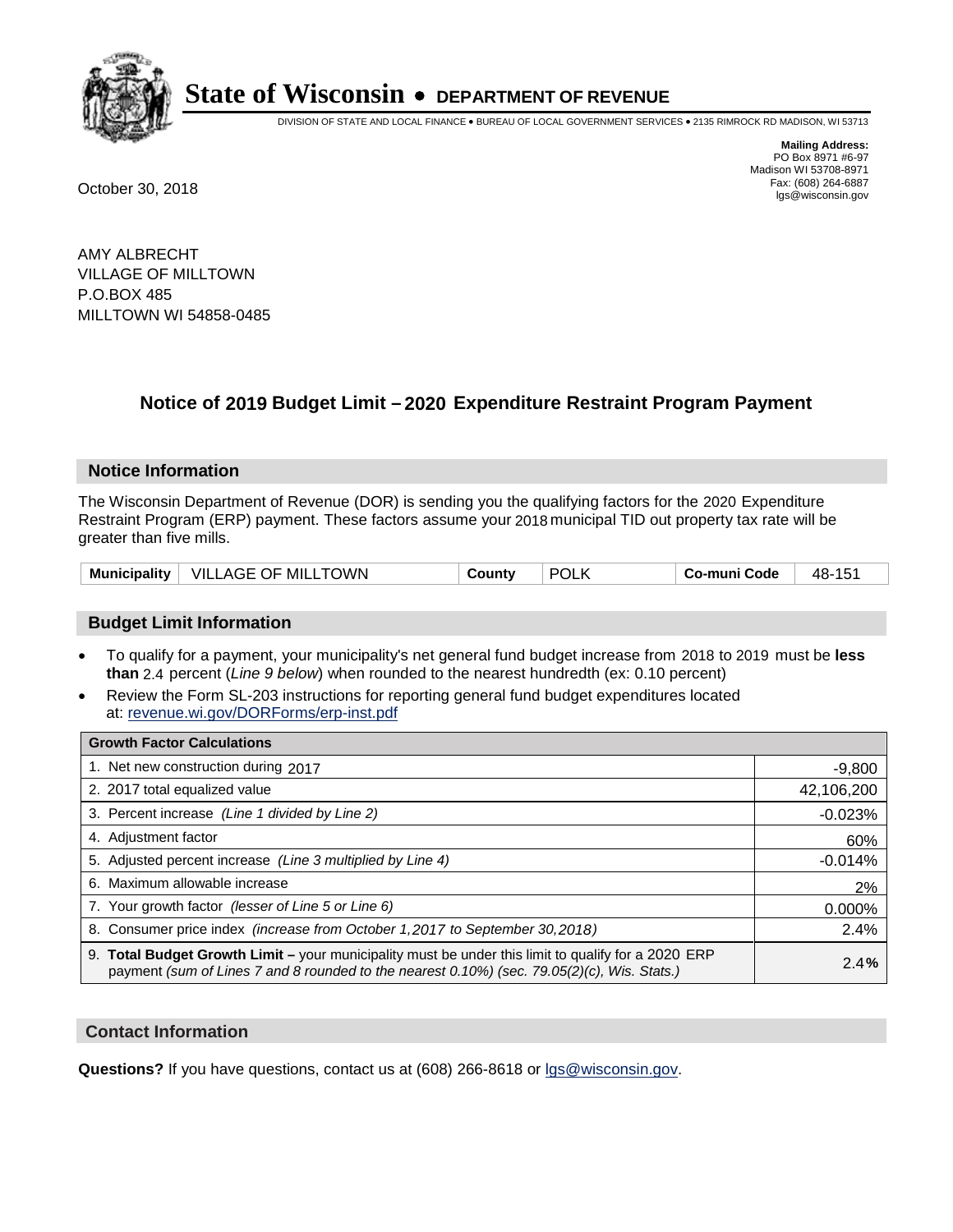# State of Wisconsin • DEPARTMENT OF REVENUE

DIVISION OF STATE AND LOCAL FINANCE • BUREAU OF LOCAL GOVERNMENT SERVICES • 2135 RIMROCK RD MADISON, WI 53713

**Mailing Address:**
PO Box 8971 #6-97
Madison WI 53708-8971
Fax: (608) 264-6887
lgs@wisconsin.gov

October 30, 2018

AMY ALBRECHT
VILLAGE OF MILLTOWN
P.O.BOX 485
MILLTOWN WI 54858-0485

## Notice of 2019 Budget Limit – 2020 Expenditure Restraint Program Payment

### Notice Information

The Wisconsin Department of Revenue (DOR) is sending you the qualifying factors for the 2020 Expenditure Restraint Program (ERP) payment. These factors assume your 2018 municipal TID out property tax rate will be greater than five mills.

| Municipality | VILLAGE OF MILLTOWN | County | POLK | Co-muni Code | 48-151 |
|---|---|---|---|---|---|

### Budget Limit Information

- To qualify for a payment, your municipality's net general fund budget increase from 2018 to 2019 must be **less than** 2.4 percent (*Line 9 below*) when rounded to the nearest hundredth (ex: 0.10 percent)
- Review the Form SL-203 instructions for reporting general fund budget expenditures located at: revenue.wi.gov/DORForms/erp-inst.pdf

| Growth Factor Calculations | |
|---|---|
| 1. Net new construction during 2017 | -9,800 |
| 2. 2017 total equalized value | 42,106,200 |
| 3. Percent increase *(Line 1 divided by Line 2)* | -0.023% |
| 4. Adjustment factor | 60% |
| 5. Adjusted percent increase *(Line 3 multiplied by Line 4)* | -0.014% |
| 6. Maximum allowable increase | 2% |
| 7. Your growth factor *(lesser of Line 5 or Line 6)* | 0.000% |
| 8. Consumer price index *(increase from October 1,2017 to September 30,2018)* | 2.4% |
| 9. **Total Budget Growth Limit –** your municipality must be under this limit to qualify for a 2020 ERP payment *(sum of Lines 7 and 8 rounded to the nearest 0.10%) (sec. 79.05(2)(c), Wis. Stats.)* | **2.4%** |

### Contact Information

**Questions?** If you have questions, contact us at (608) 266-8618 or lgs@wisconsin.gov.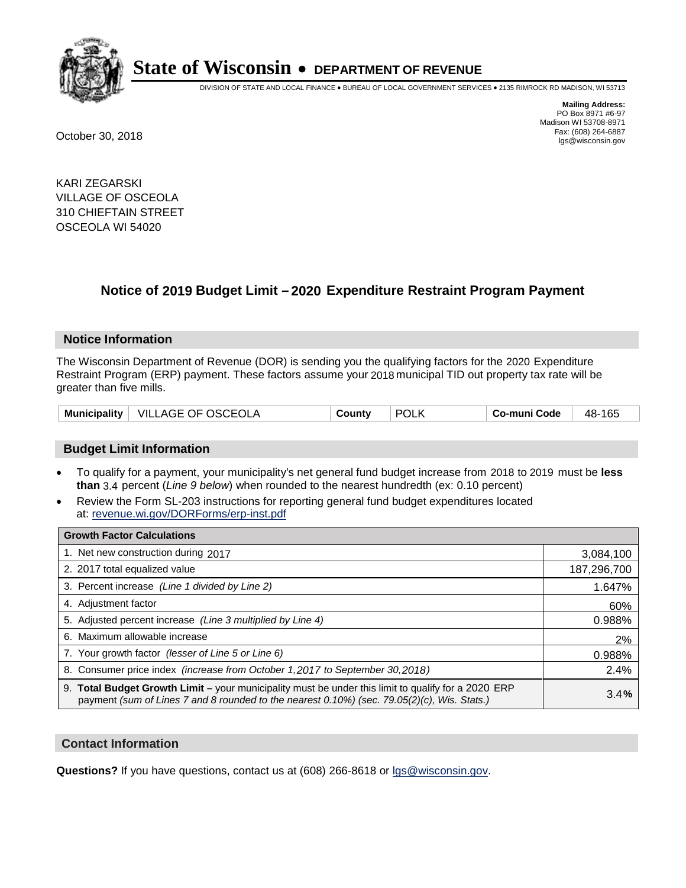# State of Wisconsin • DEPARTMENT OF REVENUE

DIVISION OF STATE AND LOCAL FINANCE • BUREAU OF LOCAL GOVERNMENT SERVICES • 2135 RIMROCK RD MADISON, WI 53713

**Mailing Address:**
PO Box 8971 #6-97
Madison WI 53708-8971
Fax: (608) 264-6887
lgs@wisconsin.gov

October 30, 2018

KARI ZEGARSKI
VILLAGE OF OSCEOLA
310 CHIEFTAIN STREET
OSCEOLA WI 54020

## Notice of 2019 Budget Limit – 2020 Expenditure Restraint Program Payment

### Notice Information

The Wisconsin Department of Revenue (DOR) is sending you the qualifying factors for the 2020 Expenditure Restraint Program (ERP) payment. These factors assume your 2018 municipal TID out property tax rate will be greater than five mills.

| Municipality | VILLAGE OF OSCEOLA | County | POLK | Co-muni Code | 48-165 |
|---|---|---|---|---|---|

### Budget Limit Information

- To qualify for a payment, your municipality's net general fund budget increase from 2018 to 2019 must be **less than** 3.4 percent (*Line 9 below*) when rounded to the nearest hundredth (ex: 0.10 percent)
- Review the Form SL-203 instructions for reporting general fund budget expenditures located at: revenue.wi.gov/DORForms/erp-inst.pdf

| Growth Factor Calculations | |
|---|---|
| 1. Net new construction during 2017 | 3,084,100 |
| 2. 2017 total equalized value | 187,296,700 |
| 3. Percent increase *(Line 1 divided by Line 2)* | 1.647% |
| 4. Adjustment factor | 60% |
| 5. Adjusted percent increase *(Line 3 multiplied by Line 4)* | 0.988% |
| 6. Maximum allowable increase | 2% |
| 7. Your growth factor *(lesser of Line 5 or Line 6)* | 0.988% |
| 8. Consumer price index *(increase from October 1,2017 to September 30,2018)* | 2.4% |
| 9. **Total Budget Growth Limit –** your municipality must be under this limit to qualify for a 2020 ERP payment *(sum of Lines 7 and 8 rounded to the nearest 0.10%) (sec. 79.05(2)(c), Wis. Stats.)* | 3.4**%** |

### Contact Information

**Questions?** If you have questions, contact us at (608) 266-8618 or lgs@wisconsin.gov.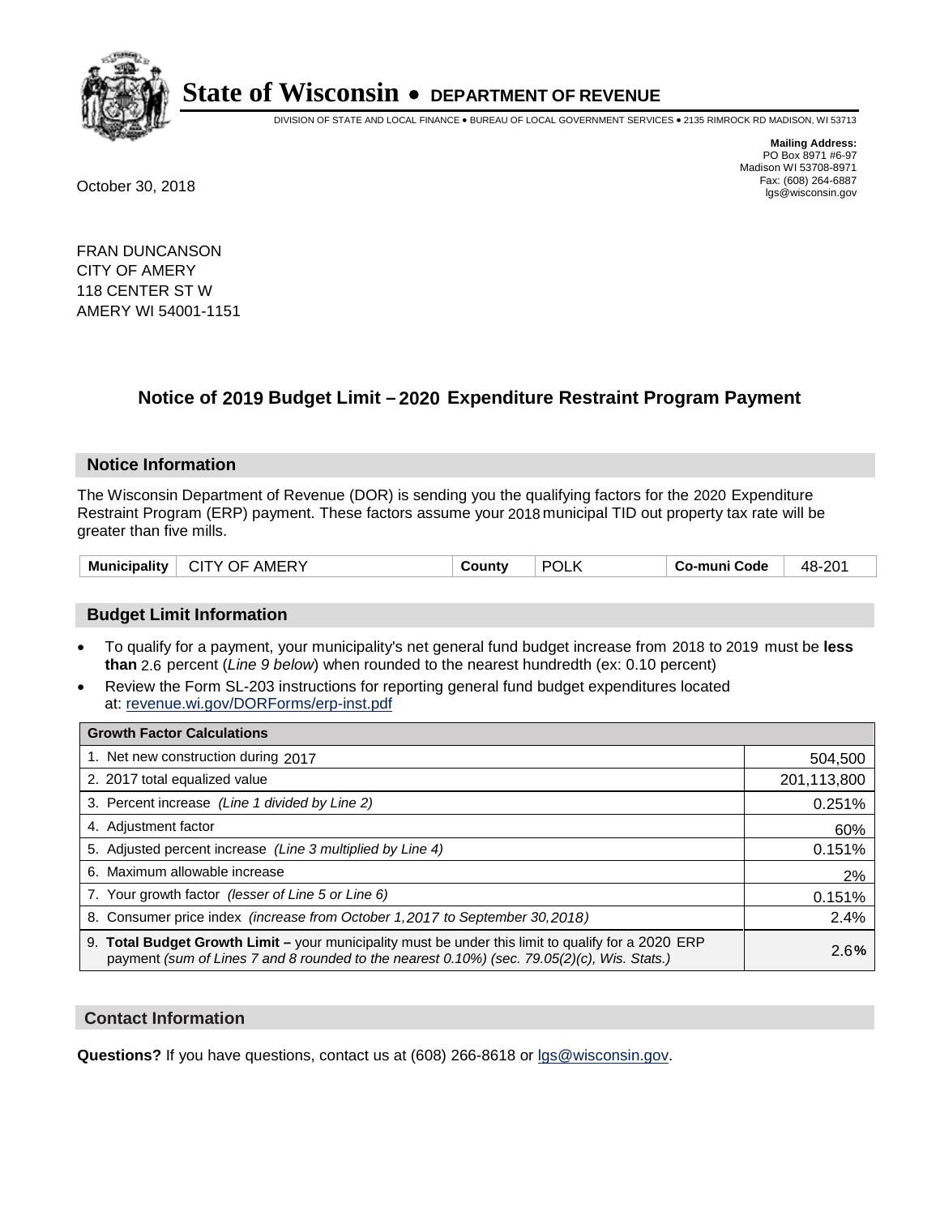# State of Wisconsin • DEPARTMENT OF REVENUE

DIVISION OF STATE AND LOCAL FINANCE • BUREAU OF LOCAL GOVERNMENT SERVICES • 2135 RIMROCK RD MADISON, WI 53713

**Mailing Address:**
PO Box 8971 #6-97
Madison WI 53708-8971
Fax: (608) 264-6887
lgs@wisconsin.gov

October 30, 2018

FRAN DUNCANSON
CITY OF AMERY
118 CENTER ST W
AMERY WI 54001-1151

## Notice of 2019 Budget Limit – 2020 Expenditure Restraint Program Payment

### Notice Information

The Wisconsin Department of Revenue (DOR) is sending you the qualifying factors for the 2020 Expenditure Restraint Program (ERP) payment. These factors assume your 2018 municipal TID out property tax rate will be greater than five mills.

| Municipality | CITY OF AMERY | County | POLK | Co-muni Code | 48-201 |
|---|---|---|---|---|---|

### Budget Limit Information

- To qualify for a payment, your municipality's net general fund budget increase from 2018 to 2019 must be **less than** 2.6 percent (*Line 9 below*) when rounded to the nearest hundredth (ex: 0.10 percent)
- Review the Form SL-203 instructions for reporting general fund budget expenditures located at: revenue.wi.gov/DORForms/erp-inst.pdf

| Growth Factor Calculations | |
|---|---|
| 1. Net new construction during 2017 | 504,500 |
| 2. 2017 total equalized value | 201,113,800 |
| 3. Percent increase *(Line 1 divided by Line 2)* | 0.251% |
| 4. Adjustment factor | 60% |
| 5. Adjusted percent increase *(Line 3 multiplied by Line 4)* | 0.151% |
| 6. Maximum allowable increase | 2% |
| 7. Your growth factor *(lesser of Line 5 or Line 6)* | 0.151% |
| 8. Consumer price index *(increase from October 1,2017 to September 30,2018)* | 2.4% |
| 9. **Total Budget Growth Limit** – your municipality must be under this limit to qualify for a 2020 ERP payment *(sum of Lines 7 and 8 rounded to the nearest 0.10%) (sec. 79.05(2)(c), Wis. Stats.)* | 2.6**%** |

### Contact Information

**Questions?** If you have questions, contact us at (608) 266-8618 or lgs@wisconsin.gov.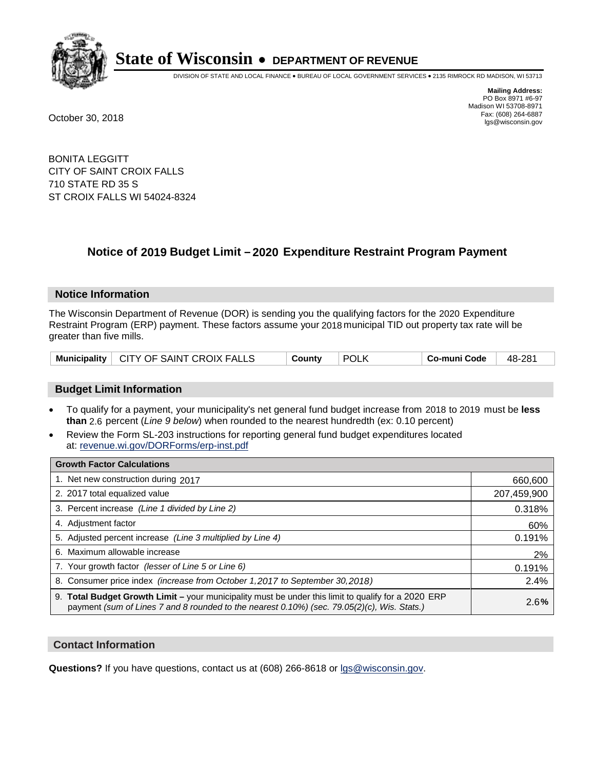# State of Wisconsin • DEPARTMENT OF REVENUE

DIVISION OF STATE AND LOCAL FINANCE • BUREAU OF LOCAL GOVERNMENT SERVICES • 2135 RIMROCK RD MADISON, WI 53713

**Mailing Address:**
PO Box 8971 #6-97
Madison WI 53708-8971
Fax: (608) 264-6887
lgs@wisconsin.gov

October 30, 2018

BONITA LEGGITT
CITY OF SAINT CROIX FALLS
710 STATE RD 35 S
ST CROIX FALLS WI 54024-8324

## Notice of 2019 Budget Limit – 2020 Expenditure Restraint Program Payment

### Notice Information

The Wisconsin Department of Revenue (DOR) is sending you the qualifying factors for the 2020 Expenditure Restraint Program (ERP) payment. These factors assume your 2018 municipal TID out property tax rate will be greater than five mills.

| Municipality | CITY OF SAINT CROIX FALLS | County | POLK | Co-muni Code | 48-281 |
|---|---|---|---|---|---|

### Budget Limit Information

- To qualify for a payment, your municipality's net general fund budget increase from 2018 to 2019 must be **less than** 2.6 percent (*Line 9 below*) when rounded to the nearest hundredth (ex: 0.10 percent)
- Review the Form SL-203 instructions for reporting general fund budget expenditures located at: revenue.wi.gov/DORForms/erp-inst.pdf

| Growth Factor Calculations | |
|---|---|
| 1. Net new construction during 2017 | 660,600 |
| 2. 2017 total equalized value | 207,459,900 |
| 3. Percent increase *(Line 1 divided by Line 2)* | 0.318% |
| 4. Adjustment factor | 60% |
| 5. Adjusted percent increase *(Line 3 multiplied by Line 4)* | 0.191% |
| 6. Maximum allowable increase | 2% |
| 7. Your growth factor *(lesser of Line 5 or Line 6)* | 0.191% |
| 8. Consumer price index *(increase from October 1,2017 to September 30,2018)* | 2.4% |
| 9. **Total Budget Growth Limit –** your municipality must be under this limit to qualify for a 2020 ERP payment *(sum of Lines 7 and 8 rounded to the nearest 0.10%) (sec. 79.05(2)(c), Wis. Stats.)* | 2.6**%** |

### Contact Information

**Questions?** If you have questions, contact us at (608) 266-8618 or lgs@wisconsin.gov.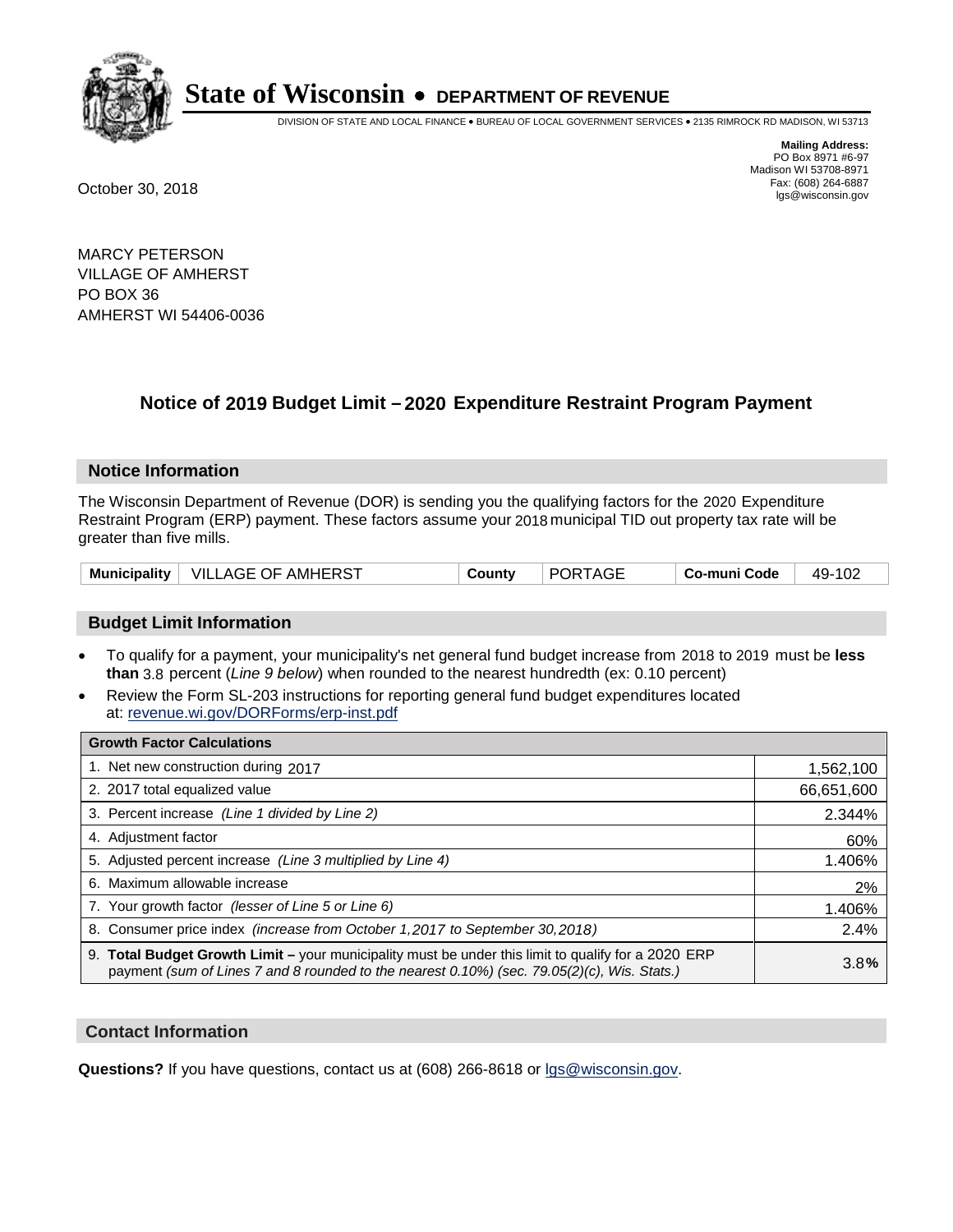# State of Wisconsin • DEPARTMENT OF REVENUE

DIVISION OF STATE AND LOCAL FINANCE • BUREAU OF LOCAL GOVERNMENT SERVICES • 2135 RIMROCK RD MADISON, WI 53713

**Mailing Address:**
PO Box 8971 #6-97
Madison WI 53708-8971
Fax: (608) 264-6887
lgs@wisconsin.gov

October 30, 2018

MARCY PETERSON
VILLAGE OF AMHERST
PO BOX 36
AMHERST WI 54406-0036

## Notice of 2019 Budget Limit – 2020 Expenditure Restraint Program Payment

### Notice Information

The Wisconsin Department of Revenue (DOR) is sending you the qualifying factors for the 2020 Expenditure Restraint Program (ERP) payment. These factors assume your 2018 municipal TID out property tax rate will be greater than five mills.

| Municipality | VILLAGE OF AMHERST | County | PORTAGE | Co-muni Code | 49-102 |
|---|---|---|---|---|---|

### Budget Limit Information

- To qualify for a payment, your municipality's net general fund budget increase from 2018 to 2019 must be **less than** 3.8 percent (*Line 9 below*) when rounded to the nearest hundredth (ex: 0.10 percent)
- Review the Form SL-203 instructions for reporting general fund budget expenditures located at: revenue.wi.gov/DORForms/erp-inst.pdf

| Growth Factor Calculations | |
|---|---|
| 1. Net new construction during 2017 | 1,562,100 |
| 2. 2017 total equalized value | 66,651,600 |
| 3. Percent increase *(Line 1 divided by Line 2)* | 2.344% |
| 4. Adjustment factor | 60% |
| 5. Adjusted percent increase *(Line 3 multiplied by Line 4)* | 1.406% |
| 6. Maximum allowable increase | 2% |
| 7. Your growth factor *(lesser of Line 5 or Line 6)* | 1.406% |
| 8. Consumer price index *(increase from October 1,2017 to September 30,2018)* | 2.4% |
| 9. **Total Budget Growth Limit –** your municipality must be under this limit to qualify for a 2020 ERP payment *(sum of Lines 7 and 8 rounded to the nearest 0.10%) (sec. 79.05(2)(c), Wis. Stats.)* | 3.8**%** |

### Contact Information

**Questions?** If you have questions, contact us at (608) 266-8618 or lgs@wisconsin.gov.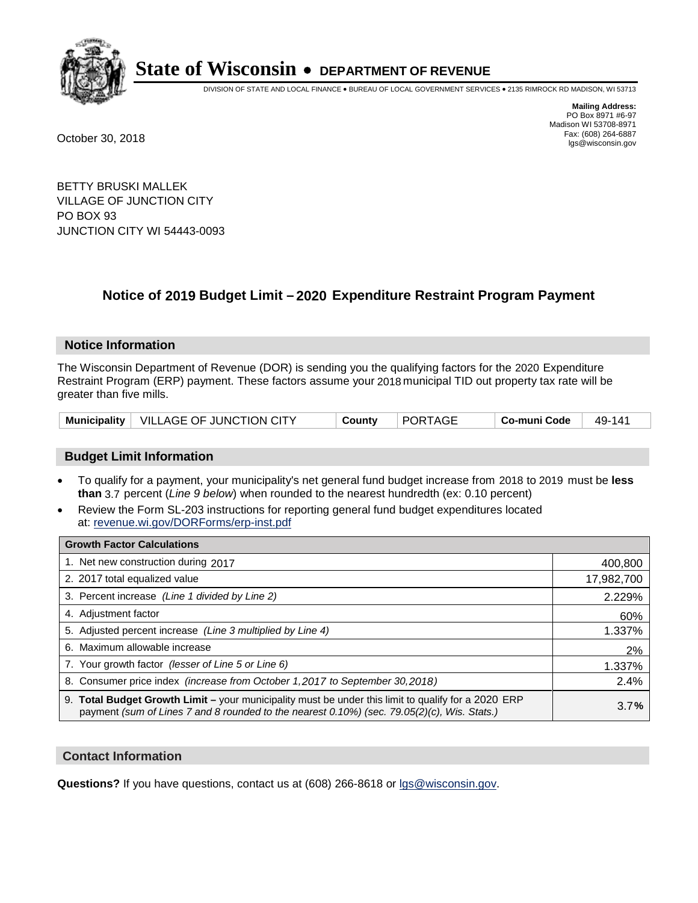# State of Wisconsin • DEPARTMENT OF REVENUE

DIVISION OF STATE AND LOCAL FINANCE • BUREAU OF LOCAL GOVERNMENT SERVICES • 2135 RIMROCK RD MADISON, WI 53713

**Mailing Address:**
PO Box 8971 #6-97
Madison WI 53708-8971
Fax: (608) 264-6887
lgs@wisconsin.gov

October 30, 2018

BETTY BRUSKI MALLEK
VILLAGE OF JUNCTION CITY
PO BOX 93
JUNCTION CITY WI 54443-0093

## Notice of 2019 Budget Limit – 2020 Expenditure Restraint Program Payment

### Notice Information

The Wisconsin Department of Revenue (DOR) is sending you the qualifying factors for the 2020 Expenditure Restraint Program (ERP) payment. These factors assume your 2018 municipal TID out property tax rate will be greater than five mills.

| Municipality | VILLAGE OF JUNCTION CITY | County | PORTAGE | Co-muni Code | 49-141 |
|---|---|---|---|---|---|

### Budget Limit Information

- To qualify for a payment, your municipality's net general fund budget increase from 2018 to 2019 must be **less than** 3.7 percent (*Line 9 below*) when rounded to the nearest hundredth (ex: 0.10 percent)
- Review the Form SL-203 instructions for reporting general fund budget expenditures located at: revenue.wi.gov/DORForms/erp-inst.pdf

| Growth Factor Calculations | |
|---|---|
| 1. Net new construction during 2017 | 400,800 |
| 2. 2017 total equalized value | 17,982,700 |
| 3. Percent increase *(Line 1 divided by Line 2)* | 2.229% |
| 4. Adjustment factor | 60% |
| 5. Adjusted percent increase *(Line 3 multiplied by Line 4)* | 1.337% |
| 6. Maximum allowable increase | 2% |
| 7. Your growth factor *(lesser of Line 5 or Line 6)* | 1.337% |
| 8. Consumer price index *(increase from October 1,2017 to September 30,2018)* | 2.4% |
| 9. **Total Budget Growth Limit –** your municipality must be under this limit to qualify for a 2020 ERP payment *(sum of Lines 7 and 8 rounded to the nearest 0.10%) (sec. 79.05(2)(c), Wis. Stats.)* | 3.7**%** |

### Contact Information

**Questions?** If you have questions, contact us at (608) 266-8618 or lgs@wisconsin.gov.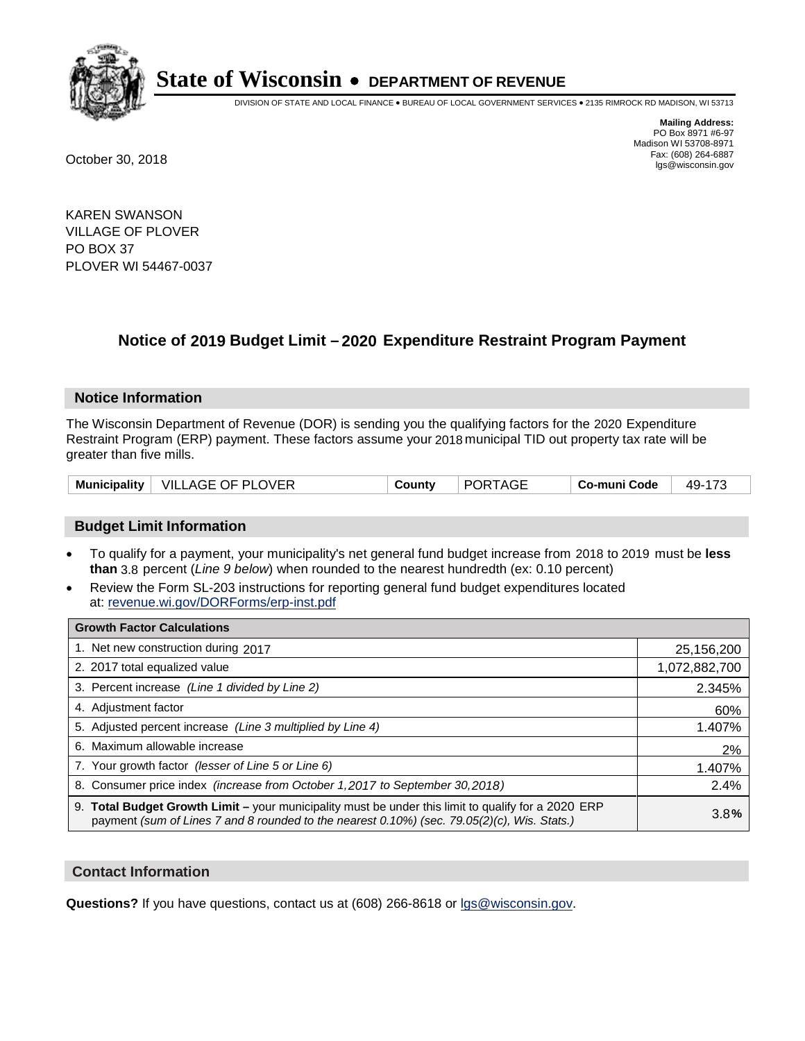# State of Wisconsin • DEPARTMENT OF REVENUE

DIVISION OF STATE AND LOCAL FINANCE • BUREAU OF LOCAL GOVERNMENT SERVICES • 2135 RIMROCK RD MADISON, WI 53713

**Mailing Address:**
PO Box 8971 #6-97
Madison WI 53708-8971
Fax: (608) 264-6887
lgs@wisconsin.gov

October 30, 2018

KAREN SWANSON
VILLAGE OF PLOVER
PO BOX 37
PLOVER WI 54467-0037

## Notice of 2019 Budget Limit – 2020 Expenditure Restraint Program Payment

### Notice Information

The Wisconsin Department of Revenue (DOR) is sending you the qualifying factors for the 2020 Expenditure Restraint Program (ERP) payment. These factors assume your 2018 municipal TID out property tax rate will be greater than five mills.

| Municipality | VILLAGE OF PLOVER | County | PORTAGE | Co-muni Code | 49-173 |
|---|---|---|---|---|---|

### Budget Limit Information

- To qualify for a payment, your municipality's net general fund budget increase from 2018 to 2019 must be **less than** 3.8 percent (*Line 9 below*) when rounded to the nearest hundredth (ex: 0.10 percent)
- Review the Form SL-203 instructions for reporting general fund budget expenditures located at: revenue.wi.gov/DORForms/erp-inst.pdf

| Growth Factor Calculations | |
|---|---|
| 1. Net new construction during 2017 | 25,156,200 |
| 2. 2017 total equalized value | 1,072,882,700 |
| 3. Percent increase *(Line 1 divided by Line 2)* | 2.345% |
| 4. Adjustment factor | 60% |
| 5. Adjusted percent increase *(Line 3 multiplied by Line 4)* | 1.407% |
| 6. Maximum allowable increase | 2% |
| 7. Your growth factor *(lesser of Line 5 or Line 6)* | 1.407% |
| 8. Consumer price index *(increase from October 1,2017 to September 30,2018)* | 2.4% |
| 9. **Total Budget Growth Limit –** your municipality must be under this limit to qualify for a 2020 ERP payment *(sum of Lines 7 and 8 rounded to the nearest 0.10%) (sec. 79.05(2)(c), Wis. Stats.)* | 3.8**%** |

### Contact Information

**Questions?** If you have questions, contact us at (608) 266-8618 or lgs@wisconsin.gov.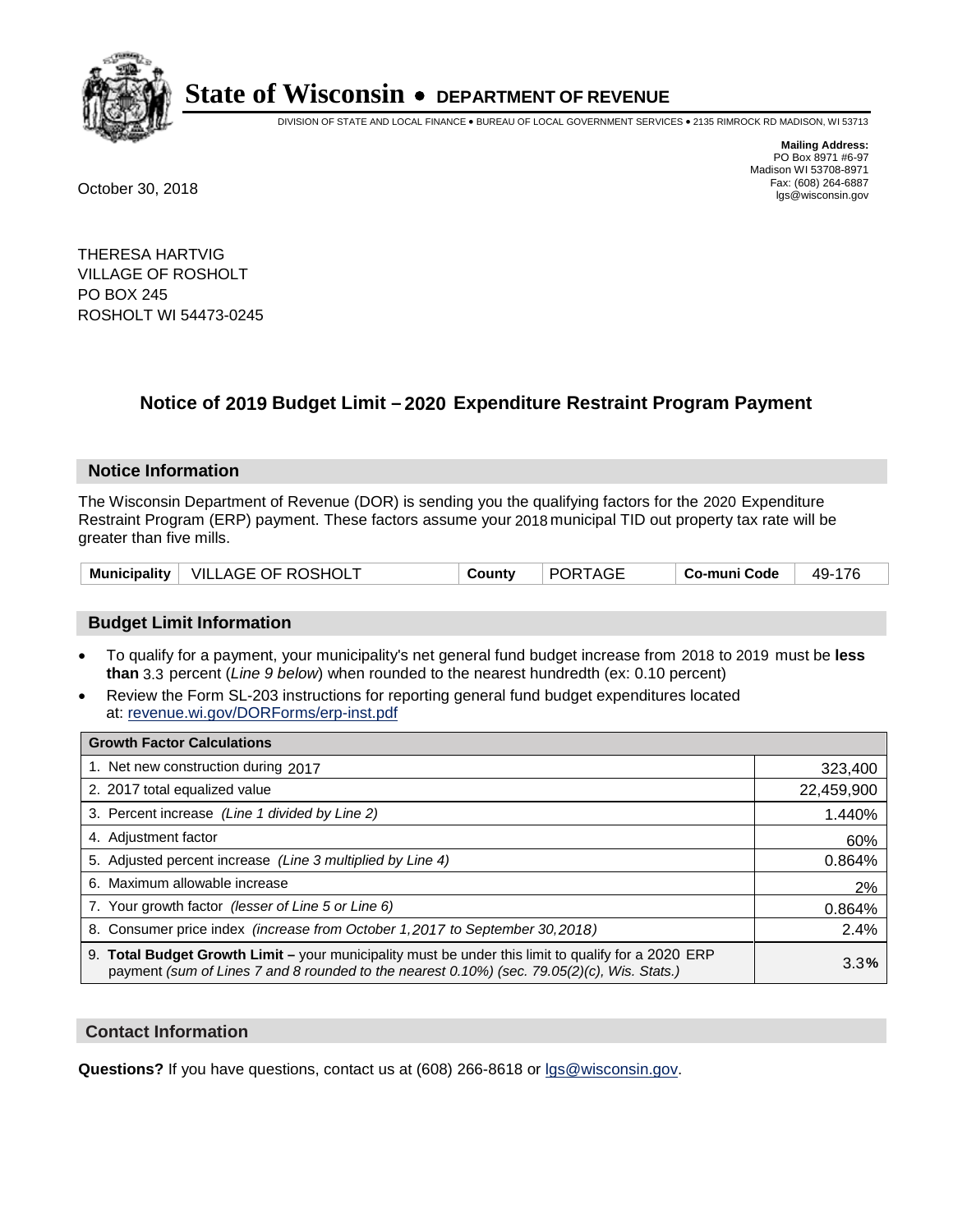# State of Wisconsin • DEPARTMENT OF REVENUE

DIVISION OF STATE AND LOCAL FINANCE • BUREAU OF LOCAL GOVERNMENT SERVICES • 2135 RIMROCK RD MADISON, WI 53713

**Mailing Address:**
PO Box 8971 #6-97
Madison WI 53708-8971
Fax: (608) 264-6887
lgs@wisconsin.gov

October 30, 2018

THERESA HARTVIG
VILLAGE OF ROSHOLT
PO BOX 245
ROSHOLT WI 54473-0245

## Notice of 2019 Budget Limit – 2020 Expenditure Restraint Program Payment

### Notice Information

The Wisconsin Department of Revenue (DOR) is sending you the qualifying factors for the 2020 Expenditure Restraint Program (ERP) payment. These factors assume your 2018 municipal TID out property tax rate will be greater than five mills.

| Municipality | VILLAGE OF ROSHOLT | County | PORTAGE | Co-muni Code | 49-176 |
|---|---|---|---|---|---|

### Budget Limit Information

- To qualify for a payment, your municipality's net general fund budget increase from 2018 to 2019 must be **less than** 3.3 percent (*Line 9 below*) when rounded to the nearest hundredth (ex: 0.10 percent)
- Review the Form SL-203 instructions for reporting general fund budget expenditures located at: revenue.wi.gov/DORForms/erp-inst.pdf

| Growth Factor Calculations | |
|---|---|
| 1. Net new construction during 2017 | 323,400 |
| 2. 2017 total equalized value | 22,459,900 |
| 3. Percent increase *(Line 1 divided by Line 2)* | 1.440% |
| 4. Adjustment factor | 60% |
| 5. Adjusted percent increase *(Line 3 multiplied by Line 4)* | 0.864% |
| 6. Maximum allowable increase | 2% |
| 7. Your growth factor *(lesser of Line 5 or Line 6)* | 0.864% |
| 8. Consumer price index *(increase from October 1,2017 to September 30,2018)* | 2.4% |
| 9. **Total Budget Growth Limit –** your municipality must be under this limit to qualify for a 2020 ERP payment *(sum of Lines 7 and 8 rounded to the nearest 0.10%) (sec. 79.05(2)(c), Wis. Stats.)* | 3.3**%** |

### Contact Information

**Questions?** If you have questions, contact us at (608) 266-8618 or lgs@wisconsin.gov.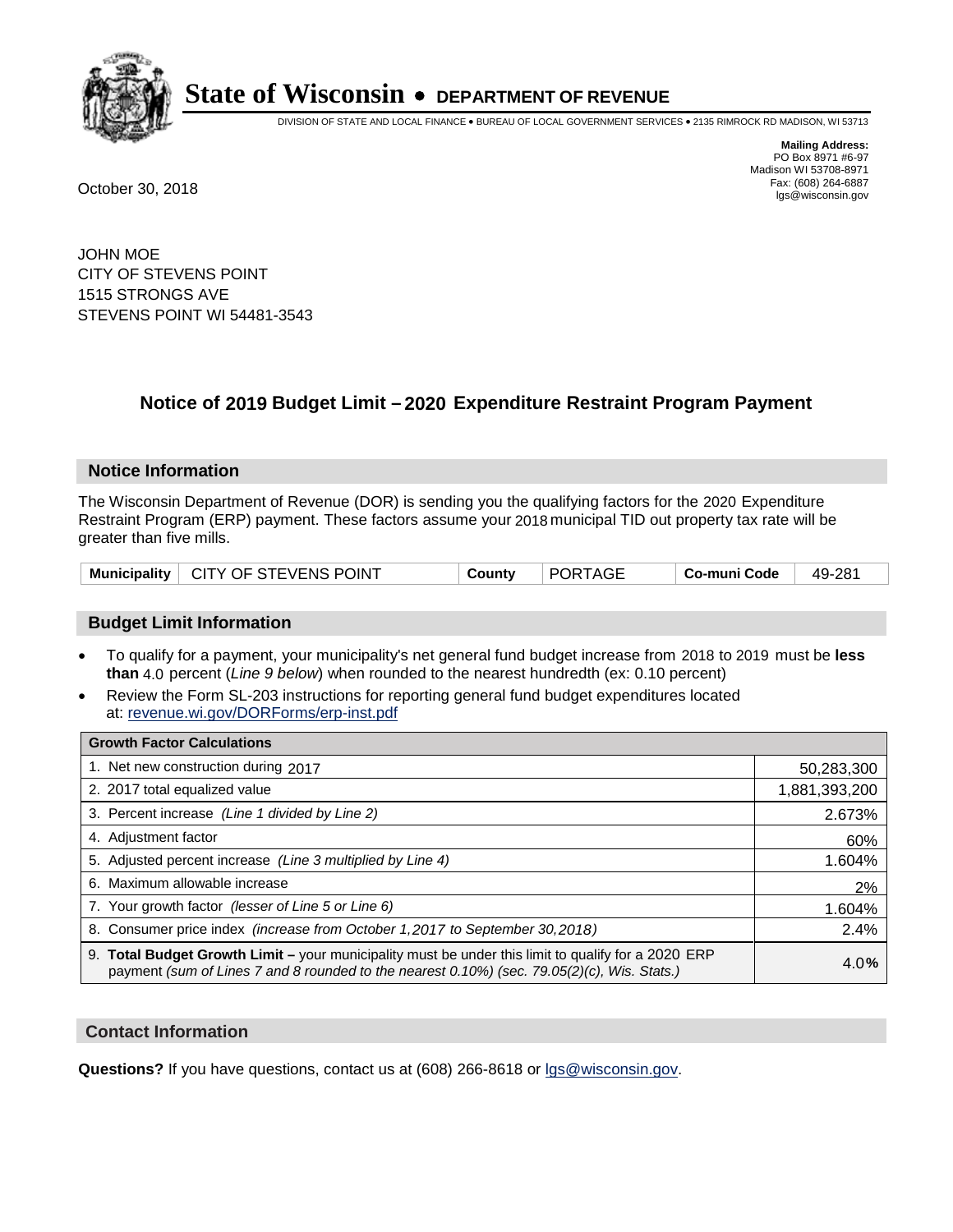# State of Wisconsin • DEPARTMENT OF REVENUE

DIVISION OF STATE AND LOCAL FINANCE • BUREAU OF LOCAL GOVERNMENT SERVICES • 2135 RIMROCK RD MADISON, WI 53713

**Mailing Address:**
PO Box 8971 #6-97
Madison WI 53708-8971
Fax: (608) 264-6887
lgs@wisconsin.gov

October 30, 2018

JOHN MOE
CITY OF STEVENS POINT
1515 STRONGS AVE
STEVENS POINT WI 54481-3543

## Notice of 2019 Budget Limit – 2020 Expenditure Restraint Program Payment

### Notice Information

The Wisconsin Department of Revenue (DOR) is sending you the qualifying factors for the 2020 Expenditure Restraint Program (ERP) payment. These factors assume your 2018 municipal TID out property tax rate will be greater than five mills.

| Municipality | CITY OF STEVENS POINT | County | PORTAGE | Co-muni Code | 49-281 |
|---|---|---|---|---|---|

### Budget Limit Information

- To qualify for a payment, your municipality's net general fund budget increase from 2018 to 2019 must be **less than** 4.0 percent (*Line 9 below*) when rounded to the nearest hundredth (ex: 0.10 percent)
- Review the Form SL-203 instructions for reporting general fund budget expenditures located at: revenue.wi.gov/DORForms/erp-inst.pdf

| Growth Factor Calculations | |
|---|---|
| 1. Net new construction during 2017 | 50,283,300 |
| 2. 2017 total equalized value | 1,881,393,200 |
| 3. Percent increase *(Line 1 divided by Line 2)* | 2.673% |
| 4. Adjustment factor | 60% |
| 5. Adjusted percent increase *(Line 3 multiplied by Line 4)* | 1.604% |
| 6. Maximum allowable increase | 2% |
| 7. Your growth factor *(lesser of Line 5 or Line 6)* | 1.604% |
| 8. Consumer price index *(increase from October 1,2017 to September 30,2018)* | 2.4% |
| 9. **Total Budget Growth Limit –** your municipality must be under this limit to qualify for a 2020 ERP payment *(sum of Lines 7 and 8 rounded to the nearest 0.10%) (sec. 79.05(2)(c), Wis. Stats.)* | 4.0% |

### Contact Information

**Questions?** If you have questions, contact us at (608) 266-8618 or lgs@wisconsin.gov.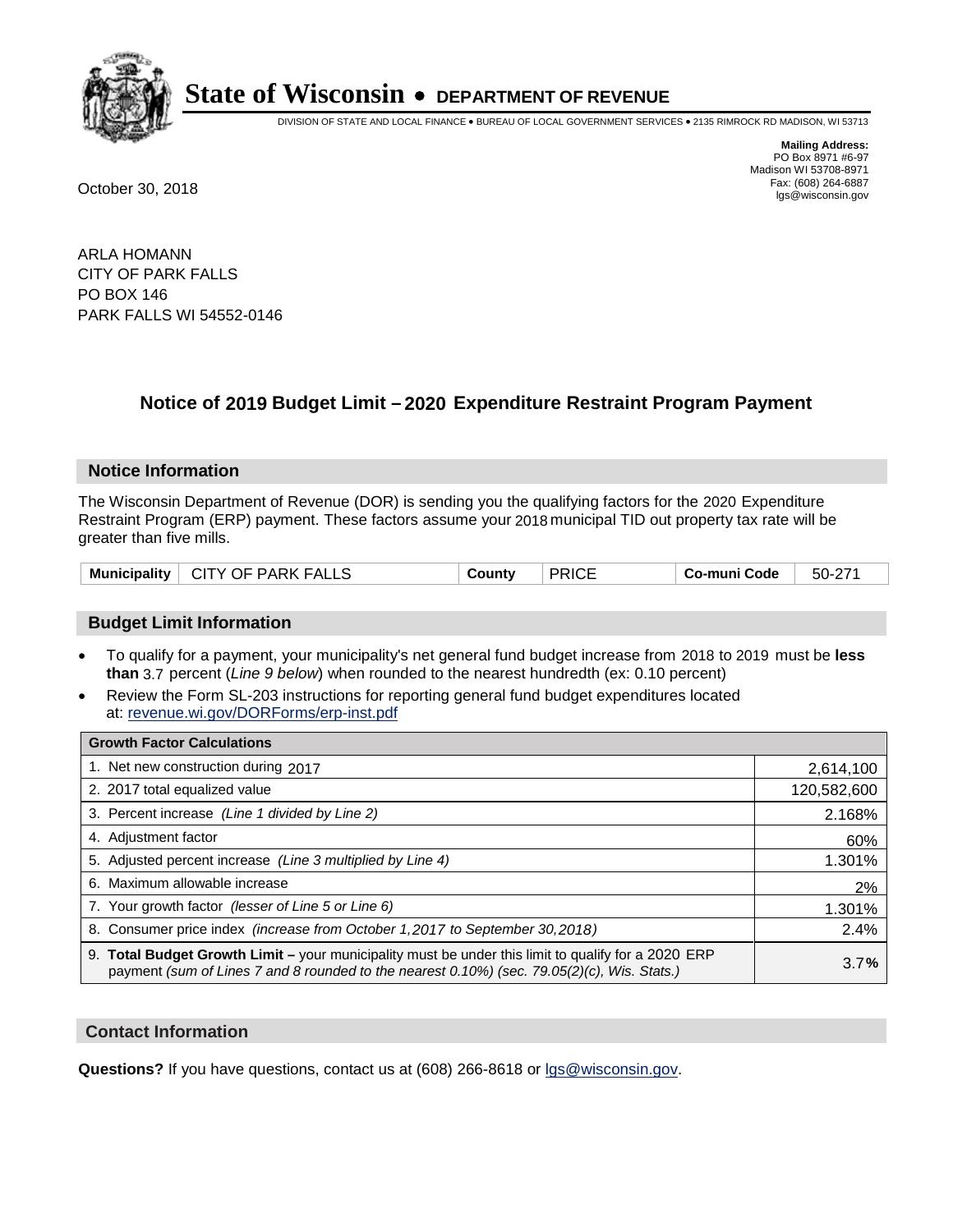# State of Wisconsin • DEPARTMENT OF REVENUE

DIVISION OF STATE AND LOCAL FINANCE • BUREAU OF LOCAL GOVERNMENT SERVICES • 2135 RIMROCK RD MADISON, WI 53713

**Mailing Address:**
PO Box 8971 #6-97
Madison WI 53708-8971
Fax: (608) 264-6887
lgs@wisconsin.gov

October 30, 2018

ARLA HOMANN
CITY OF PARK FALLS
PO BOX 146
PARK FALLS WI 54552-0146

## Notice of 2019 Budget Limit – 2020 Expenditure Restraint Program Payment

### Notice Information

The Wisconsin Department of Revenue (DOR) is sending you the qualifying factors for the 2020 Expenditure Restraint Program (ERP) payment. These factors assume your 2018 municipal TID out property tax rate will be greater than five mills.

| Municipality | CITY OF PARK FALLS | County | PRICE | Co-muni Code | 50-271 |
|---|---|---|---|---|---|

### Budget Limit Information

- To qualify for a payment, your municipality's net general fund budget increase from 2018 to 2019 must be **less than** 3.7 percent (*Line 9 below*) when rounded to the nearest hundredth (ex: 0.10 percent)
- Review the Form SL-203 instructions for reporting general fund budget expenditures located at: revenue.wi.gov/DORForms/erp-inst.pdf

| Growth Factor Calculations | |
|---|---|
| 1. Net new construction during 2017 | 2,614,100 |
| 2. 2017 total equalized value | 120,582,600 |
| 3. Percent increase *(Line 1 divided by Line 2)* | 2.168% |
| 4. Adjustment factor | 60% |
| 5. Adjusted percent increase *(Line 3 multiplied by Line 4)* | 1.301% |
| 6. Maximum allowable increase | 2% |
| 7. Your growth factor *(lesser of Line 5 or Line 6)* | 1.301% |
| 8. Consumer price index *(increase from October 1,2017 to September 30,2018)* | 2.4% |
| 9. **Total Budget Growth Limit –** your municipality must be under this limit to qualify for a 2020 ERP payment *(sum of Lines 7 and 8 rounded to the nearest 0.10%) (sec. 79.05(2)(c), Wis. Stats.)* | 3.7**%** |

### Contact Information

**Questions?** If you have questions, contact us at (608) 266-8618 or lgs@wisconsin.gov.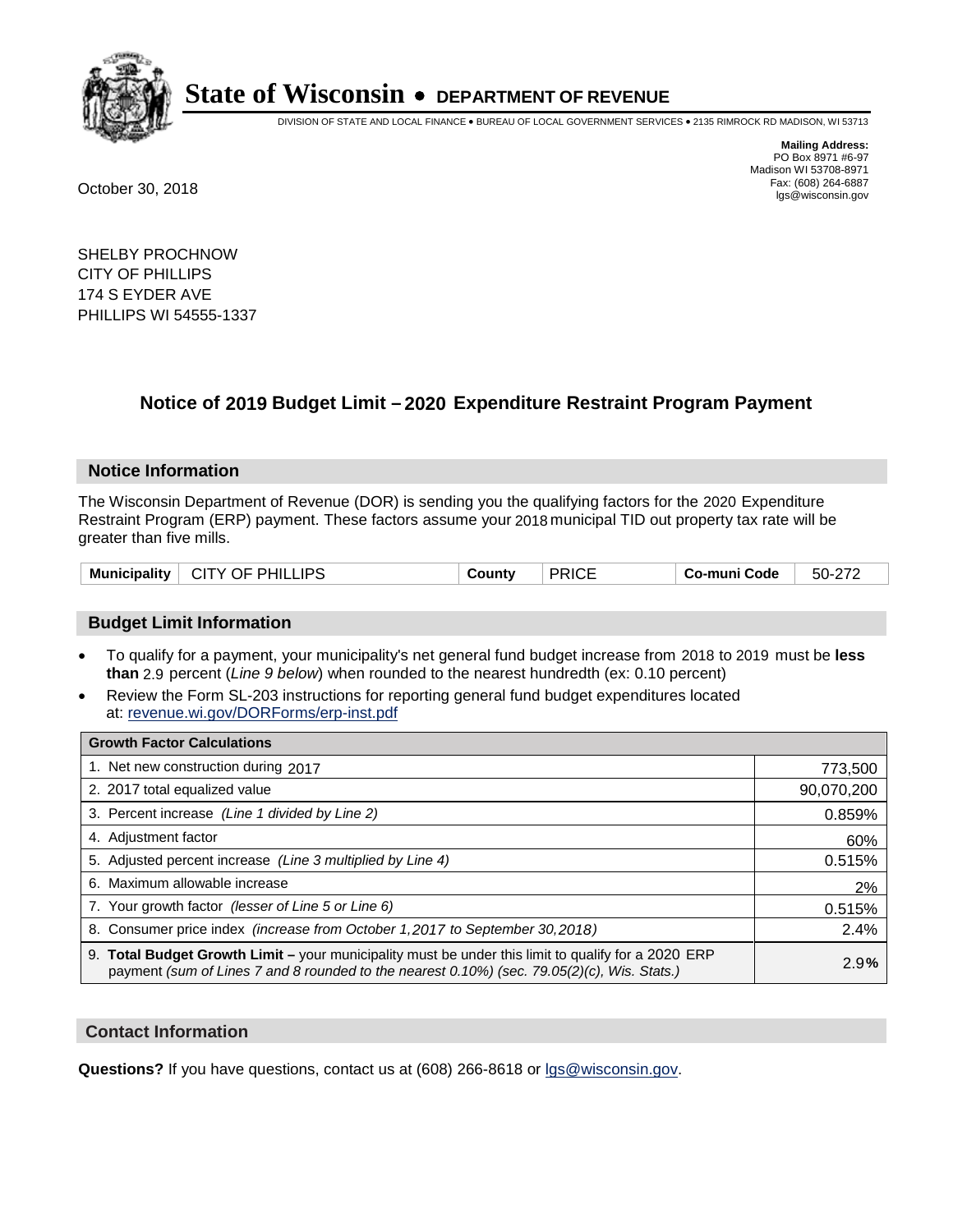# State of Wisconsin • DEPARTMENT OF REVENUE

DIVISION OF STATE AND LOCAL FINANCE • BUREAU OF LOCAL GOVERNMENT SERVICES • 2135 RIMROCK RD MADISON, WI 53713

**Mailing Address:**
PO Box 8971 #6-97
Madison WI 53708-8971
Fax: (608) 264-6887
lgs@wisconsin.gov

October 30, 2018

SHELBY PROCHNOW
CITY OF PHILLIPS
174 S EYDER AVE
PHILLIPS WI 54555-1337

## Notice of 2019 Budget Limit – 2020 Expenditure Restraint Program Payment

### Notice Information

The Wisconsin Department of Revenue (DOR) is sending you the qualifying factors for the 2020 Expenditure Restraint Program (ERP) payment. These factors assume your 2018 municipal TID out property tax rate will be greater than five mills.

| Municipality | CITY OF PHILLIPS | County | PRICE | Co-muni Code | 50-272 |
|---|---|---|---|---|---|

### Budget Limit Information

- To qualify for a payment, your municipality's net general fund budget increase from 2018 to 2019 must be **less than** 2.9 percent (*Line 9 below*) when rounded to the nearest hundredth (ex: 0.10 percent)
- Review the Form SL-203 instructions for reporting general fund budget expenditures located at: revenue.wi.gov/DORForms/erp-inst.pdf

| Growth Factor Calculations | |
|---|---|
| 1. Net new construction during 2017 | 773,500 |
| 2. 2017 total equalized value | 90,070,200 |
| 3. Percent increase *(Line 1 divided by Line 2)* | 0.859% |
| 4. Adjustment factor | 60% |
| 5. Adjusted percent increase *(Line 3 multiplied by Line 4)* | 0.515% |
| 6. Maximum allowable increase | 2% |
| 7. Your growth factor *(lesser of Line 5 or Line 6)* | 0.515% |
| 8. Consumer price index *(increase from October 1,2017 to September 30,2018)* | 2.4% |
| 9. **Total Budget Growth Limit –** your municipality must be under this limit to qualify for a 2020 ERP payment *(sum of Lines 7 and 8 rounded to the nearest 0.10%) (sec. 79.05(2)(c), Wis. Stats.)* | 2.9% |

### Contact Information

**Questions?** If you have questions, contact us at (608) 266-8618 or lgs@wisconsin.gov.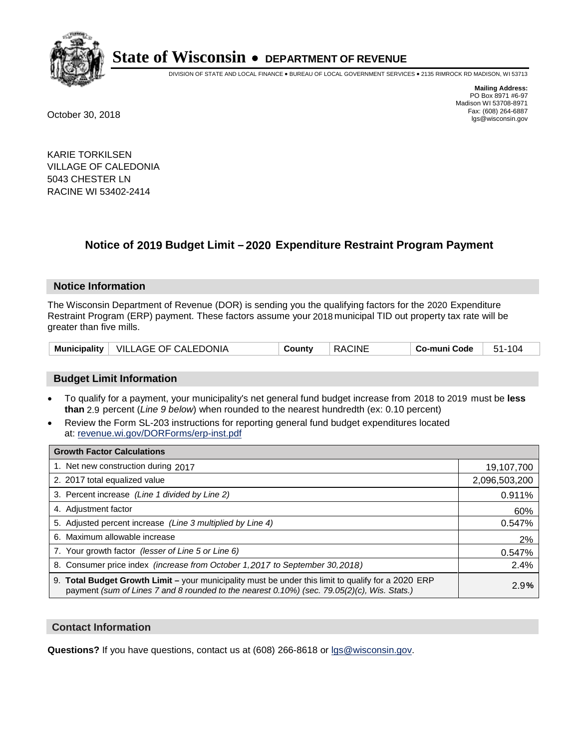# State of Wisconsin • DEPARTMENT OF REVENUE

DIVISION OF STATE AND LOCAL FINANCE • BUREAU OF LOCAL GOVERNMENT SERVICES • 2135 RIMROCK RD MADISON, WI 53713

**Mailing Address:**
PO Box 8971 #6-97
Madison WI 53708-8971
Fax: (608) 264-6887
lgs@wisconsin.gov

October 30, 2018

KARIE TORKILSEN
VILLAGE OF CALEDONIA
5043 CHESTER LN
RACINE WI 53402-2414

## Notice of 2019 Budget Limit – 2020 Expenditure Restraint Program Payment

### Notice Information

The Wisconsin Department of Revenue (DOR) is sending you the qualifying factors for the 2020 Expenditure Restraint Program (ERP) payment. These factors assume your 2018 municipal TID out property tax rate will be greater than five mills.

| Municipality | VILLAGE OF CALEDONIA | County | RACINE | Co-muni Code | 51-104 |
|---|---|---|---|---|---|

### Budget Limit Information

- To qualify for a payment, your municipality's net general fund budget increase from 2018 to 2019 must be **less than** 2.9 percent (*Line 9 below*) when rounded to the nearest hundredth (ex: 0.10 percent)
- Review the Form SL-203 instructions for reporting general fund budget expenditures located at: revenue.wi.gov/DORForms/erp-inst.pdf

| Growth Factor Calculations | |
|---|---|
| 1. Net new construction during 2017 | 19,107,700 |
| 2. 2017 total equalized value | 2,096,503,200 |
| 3. Percent increase *(Line 1 divided by Line 2)* | 0.911% |
| 4. Adjustment factor | 60% |
| 5. Adjusted percent increase *(Line 3 multiplied by Line 4)* | 0.547% |
| 6. Maximum allowable increase | 2% |
| 7. Your growth factor *(lesser of Line 5 or Line 6)* | 0.547% |
| 8. Consumer price index *(increase from October 1,2017 to September 30,2018)* | 2.4% |
| 9. **Total Budget Growth Limit –** your municipality must be under this limit to qualify for a 2020 ERP payment *(sum of Lines 7 and 8 rounded to the nearest 0.10%) (sec. 79.05(2)(c), Wis. Stats.)* | 2.9% |

### Contact Information

**Questions?** If you have questions, contact us at (608) 266-8618 or lgs@wisconsin.gov.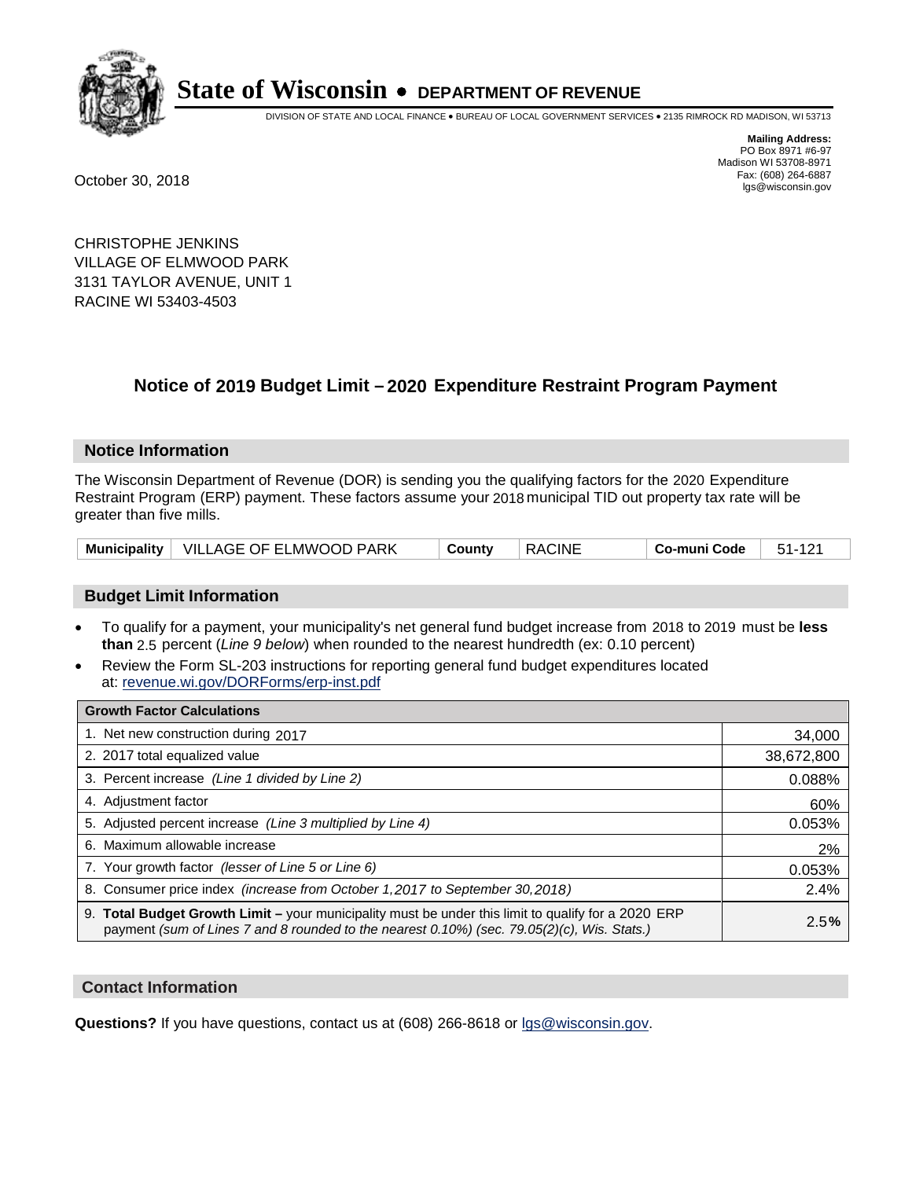# State of Wisconsin • DEPARTMENT OF REVENUE

DIVISION OF STATE AND LOCAL FINANCE • BUREAU OF LOCAL GOVERNMENT SERVICES • 2135 RIMROCK RD MADISON, WI 53713

**Mailing Address:**
PO Box 8971 #6-97
Madison WI 53708-8971
Fax: (608) 264-6887
lgs@wisconsin.gov

October 30, 2018

CHRISTOPHE JENKINS
VILLAGE OF ELMWOOD PARK
3131 TAYLOR AVENUE, UNIT 1
RACINE WI 53403-4503

## Notice of 2019 Budget Limit – 2020 Expenditure Restraint Program Payment

### Notice Information

The Wisconsin Department of Revenue (DOR) is sending you the qualifying factors for the 2020 Expenditure Restraint Program (ERP) payment. These factors assume your 2018 municipal TID out property tax rate will be greater than five mills.

| Municipality | VILLAGE OF ELMWOOD PARK | County | RACINE | Co-muni Code | 51-121 |
|---|---|---|---|---|---|

### Budget Limit Information

- To qualify for a payment, your municipality's net general fund budget increase from 2018 to 2019 must be **less than** 2.5 percent (*Line 9 below*) when rounded to the nearest hundredth (ex: 0.10 percent)
- Review the Form SL-203 instructions for reporting general fund budget expenditures located at: revenue.wi.gov/DORForms/erp-inst.pdf

| Growth Factor Calculations | |
|---|---|
| 1. Net new construction during 2017 | 34,000 |
| 2. 2017 total equalized value | 38,672,800 |
| 3. Percent increase *(Line 1 divided by Line 2)* | 0.088% |
| 4. Adjustment factor | 60% |
| 5. Adjusted percent increase *(Line 3 multiplied by Line 4)* | 0.053% |
| 6. Maximum allowable increase | 2% |
| 7. Your growth factor *(lesser of Line 5 or Line 6)* | 0.053% |
| 8. Consumer price index *(increase from October 1,2017 to September 30,2018)* | 2.4% |
| 9. **Total Budget Growth Limit –** your municipality must be under this limit to qualify for a 2020 ERP payment *(sum of Lines 7 and 8 rounded to the nearest 0.10%) (sec. 79.05(2)(c), Wis. Stats.)* | 2.5**%** |

### Contact Information

**Questions?** If you have questions, contact us at (608) 266-8618 or lgs@wisconsin.gov.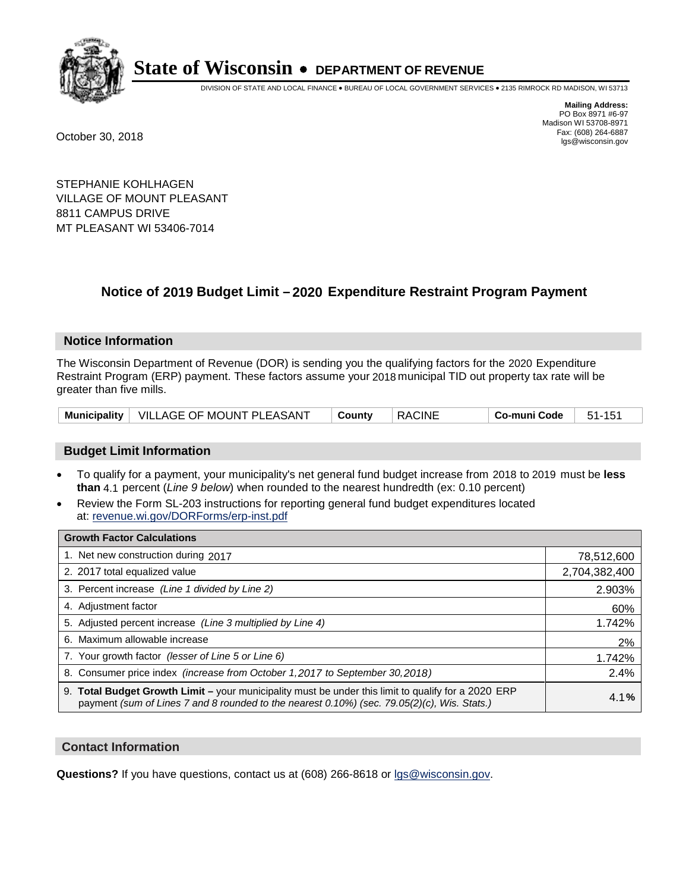# State of Wisconsin • DEPARTMENT OF REVENUE

DIVISION OF STATE AND LOCAL FINANCE • BUREAU OF LOCAL GOVERNMENT SERVICES • 2135 RIMROCK RD MADISON, WI 53713

**Mailing Address:**
PO Box 8971 #6-97
Madison WI 53708-8971
Fax: (608) 264-6887
lgs@wisconsin.gov

October 30, 2018

STEPHANIE KOHLHAGEN
VILLAGE OF MOUNT PLEASANT
8811 CAMPUS DRIVE
MT PLEASANT WI 53406-7014

## Notice of 2019 Budget Limit – 2020 Expenditure Restraint Program Payment

### Notice Information

The Wisconsin Department of Revenue (DOR) is sending you the qualifying factors for the 2020 Expenditure Restraint Program (ERP) payment. These factors assume your 2018 municipal TID out property tax rate will be greater than five mills.

| Municipality | VILLAGE OF MOUNT PLEASANT | County | RACINE | Co-muni Code | 51-151 |
|---|---|---|---|---|---|

### Budget Limit Information

- To qualify for a payment, your municipality's net general fund budget increase from 2018 to 2019 must be **less than** 4.1 percent (*Line 9 below*) when rounded to the nearest hundredth (ex: 0.10 percent)
- Review the Form SL-203 instructions for reporting general fund budget expenditures located at: revenue.wi.gov/DORForms/erp-inst.pdf

| Growth Factor Calculations | |
|---|---|
| 1. Net new construction during 2017 | 78,512,600 |
| 2. 2017 total equalized value | 2,704,382,400 |
| 3. Percent increase *(Line 1 divided by Line 2)* | 2.903% |
| 4. Adjustment factor | 60% |
| 5. Adjusted percent increase *(Line 3 multiplied by Line 4)* | 1.742% |
| 6. Maximum allowable increase | 2% |
| 7. Your growth factor *(lesser of Line 5 or Line 6)* | 1.742% |
| 8. Consumer price index *(increase from October 1,2017 to September 30,2018)* | 2.4% |
| 9. **Total Budget Growth Limit –** your municipality must be under this limit to qualify for a 2020 ERP payment *(sum of Lines 7 and 8 rounded to the nearest 0.10%) (sec. 79.05(2)(c), Wis. Stats.)* | 4.1**%** |

### Contact Information

**Questions?** If you have questions, contact us at (608) 266-8618 or lgs@wisconsin.gov.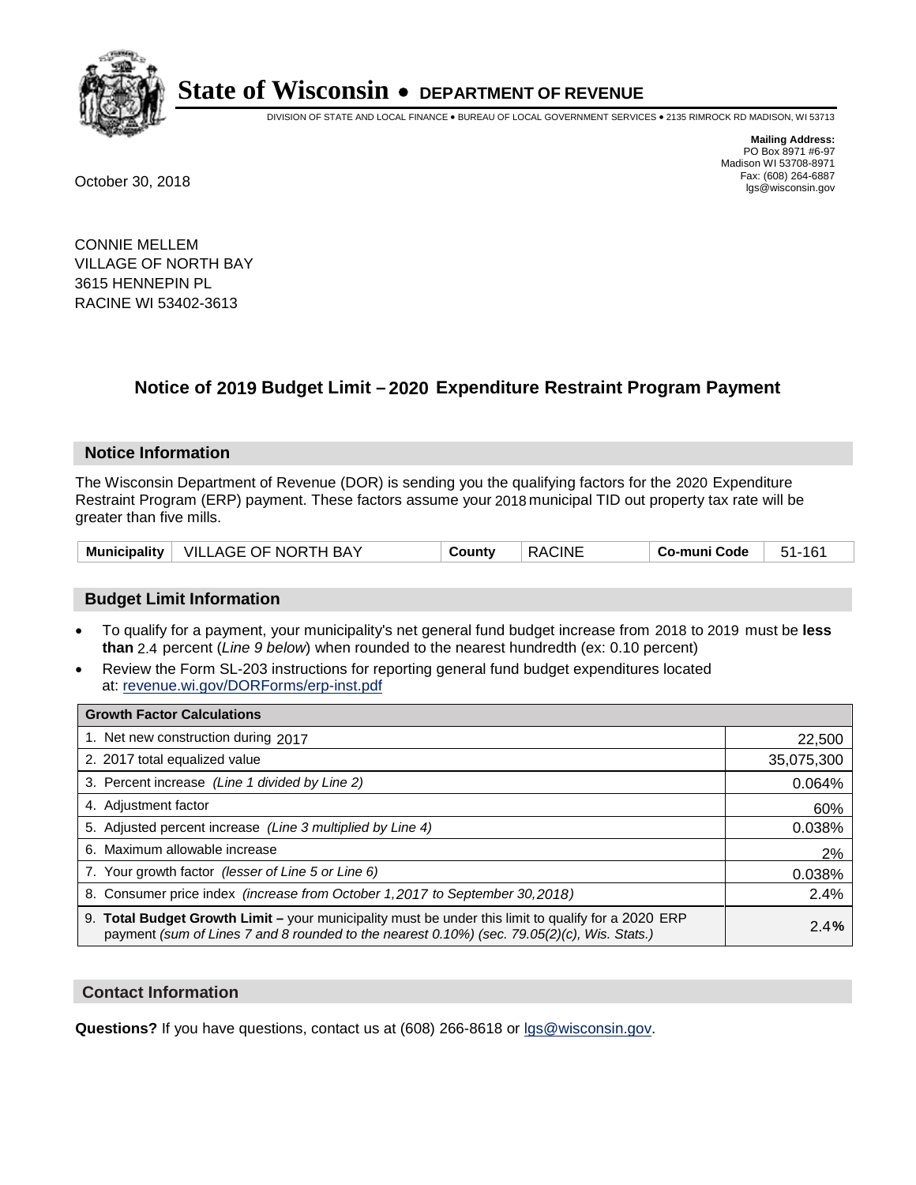# State of Wisconsin • DEPARTMENT OF REVENUE

DIVISION OF STATE AND LOCAL FINANCE • BUREAU OF LOCAL GOVERNMENT SERVICES • 2135 RIMROCK RD MADISON, WI 53713

**Mailing Address:**
PO Box 8971 #6-97
Madison WI 53708-8971
Fax: (608) 264-6887
lgs@wisconsin.gov

October 30, 2018

CONNIE MELLEM
VILLAGE OF NORTH BAY
3615 HENNEPIN PL
RACINE WI 53402-3613

## Notice of 2019 Budget Limit – 2020 Expenditure Restraint Program Payment

### Notice Information

The Wisconsin Department of Revenue (DOR) is sending you the qualifying factors for the 2020 Expenditure Restraint Program (ERP) payment. These factors assume your 2018 municipal TID out property tax rate will be greater than five mills.

| Municipality | VILLAGE OF NORTH BAY | County | RACINE | Co-muni Code | 51-161 |
|---|---|---|---|---|---|

### Budget Limit Information

- To qualify for a payment, your municipality's net general fund budget increase from 2018 to 2019 must be **less than** 2.4 percent (*Line 9 below*) when rounded to the nearest hundredth (ex: 0.10 percent)
- Review the Form SL-203 instructions for reporting general fund budget expenditures located at: revenue.wi.gov/DORForms/erp-inst.pdf

| Growth Factor Calculations | |
|---|---|
| 1. Net new construction during 2017 | 22,500 |
| 2. 2017 total equalized value | 35,075,300 |
| 3. Percent increase *(Line 1 divided by Line 2)* | 0.064% |
| 4. Adjustment factor | 60% |
| 5. Adjusted percent increase *(Line 3 multiplied by Line 4)* | 0.038% |
| 6. Maximum allowable increase | 2% |
| 7. Your growth factor *(lesser of Line 5 or Line 6)* | 0.038% |
| 8. Consumer price index *(increase from October 1,2017 to September 30,2018)* | 2.4% |
| 9. **Total Budget Growth Limit –** your municipality must be under this limit to qualify for a 2020 ERP payment *(sum of Lines 7 and 8 rounded to the nearest 0.10%) (sec. 79.05(2)(c), Wis. Stats.)* | 2.4**%** |

### Contact Information

**Questions?** If you have questions, contact us at (608) 266-8618 or lgs@wisconsin.gov.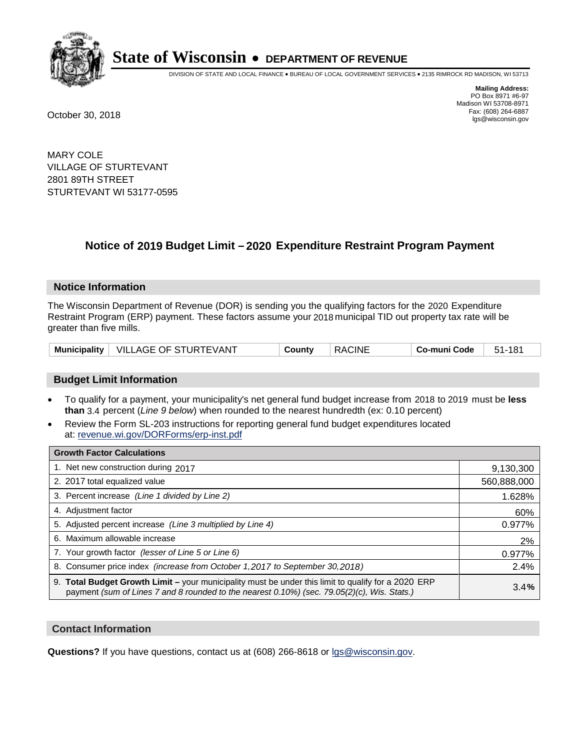# State of Wisconsin • DEPARTMENT OF REVENUE

DIVISION OF STATE AND LOCAL FINANCE • BUREAU OF LOCAL GOVERNMENT SERVICES • 2135 RIMROCK RD MADISON, WI 53713

**Mailing Address:**
PO Box 8971 #6-97
Madison WI 53708-8971
Fax: (608) 264-6887
lgs@wisconsin.gov

October 30, 2018

MARY COLE
VILLAGE OF STURTEVANT
2801 89TH STREET
STURTEVANT WI 53177-0595

## Notice of 2019 Budget Limit – 2020 Expenditure Restraint Program Payment

### Notice Information

The Wisconsin Department of Revenue (DOR) is sending you the qualifying factors for the 2020 Expenditure Restraint Program (ERP) payment. These factors assume your 2018 municipal TID out property tax rate will be greater than five mills.

| Municipality | VILLAGE OF STURTEVANT | County | RACINE | Co-muni Code | 51-181 |
|---|---|---|---|---|---|

### Budget Limit Information

- To qualify for a payment, your municipality's net general fund budget increase from 2018 to 2019 must be **less than** 3.4 percent (*Line 9 below*) when rounded to the nearest hundredth (ex: 0.10 percent)
- Review the Form SL-203 instructions for reporting general fund budget expenditures located at: revenue.wi.gov/DORForms/erp-inst.pdf

| Growth Factor Calculations | |
|---|---|
| 1. Net new construction during 2017 | 9,130,300 |
| 2. 2017 total equalized value | 560,888,000 |
| 3. Percent increase *(Line 1 divided by Line 2)* | 1.628% |
| 4. Adjustment factor | 60% |
| 5. Adjusted percent increase *(Line 3 multiplied by Line 4)* | 0.977% |
| 6. Maximum allowable increase | 2% |
| 7. Your growth factor *(lesser of Line 5 or Line 6)* | 0.977% |
| 8. Consumer price index *(increase from October 1,2017 to September 30,2018)* | 2.4% |
| 9. **Total Budget Growth Limit –** your municipality must be under this limit to qualify for a 2020 ERP payment *(sum of Lines 7 and 8 rounded to the nearest 0.10%) (sec. 79.05(2)(c), Wis. Stats.)* | 3.4**%** |

### Contact Information

**Questions?** If you have questions, contact us at (608) 266-8618 or lgs@wisconsin.gov.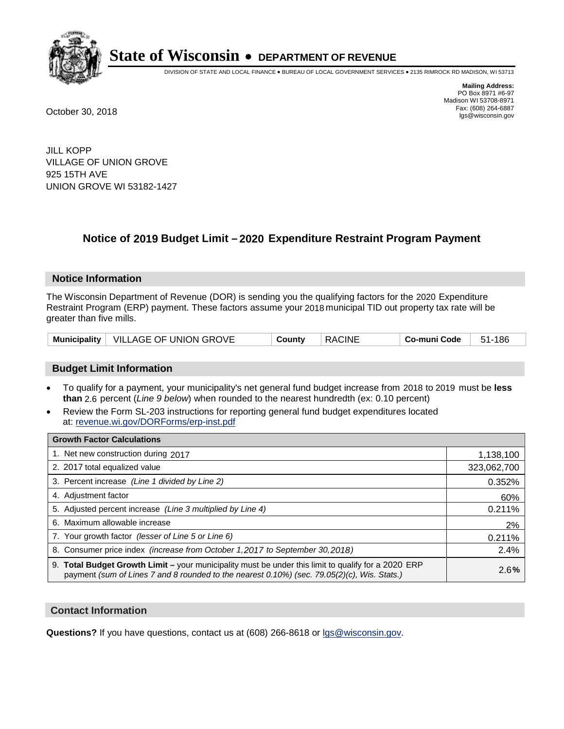# State of Wisconsin • DEPARTMENT OF REVENUE

DIVISION OF STATE AND LOCAL FINANCE • BUREAU OF LOCAL GOVERNMENT SERVICES • 2135 RIMROCK RD MADISON, WI 53713

**Mailing Address:**
PO Box 8971 #6-97
Madison WI 53708-8971
Fax: (608) 264-6887
lgs@wisconsin.gov

October 30, 2018

JILL KOPP
VILLAGE OF UNION GROVE
925 15TH AVE
UNION GROVE WI 53182-1427

## Notice of 2019 Budget Limit – 2020 Expenditure Restraint Program Payment

### Notice Information

The Wisconsin Department of Revenue (DOR) is sending you the qualifying factors for the 2020 Expenditure Restraint Program (ERP) payment. These factors assume your 2018 municipal TID out property tax rate will be greater than five mills.

| Municipality | VILLAGE OF UNION GROVE | County | RACINE | Co-muni Code | 51-186 |
|---|---|---|---|---|---|

### Budget Limit Information

- To qualify for a payment, your municipality's net general fund budget increase from 2018 to 2019 must be **less than** 2.6 percent (*Line 9 below*) when rounded to the nearest hundredth (ex: 0.10 percent)
- Review the Form SL-203 instructions for reporting general fund budget expenditures located at: revenue.wi.gov/DORForms/erp-inst.pdf

| Growth Factor Calculations | |
|---|---|
| 1. Net new construction during 2017 | 1,138,100 |
| 2. 2017 total equalized value | 323,062,700 |
| 3. Percent increase *(Line 1 divided by Line 2)* | 0.352% |
| 4. Adjustment factor | 60% |
| 5. Adjusted percent increase *(Line 3 multiplied by Line 4)* | 0.211% |
| 6. Maximum allowable increase | 2% |
| 7. Your growth factor *(lesser of Line 5 or Line 6)* | 0.211% |
| 8. Consumer price index *(increase from October 1,2017 to September 30,2018)* | 2.4% |
| 9. **Total Budget Growth Limit –** your municipality must be under this limit to qualify for a 2020 ERP payment *(sum of Lines 7 and 8 rounded to the nearest 0.10%) (sec. 79.05(2)(c), Wis. Stats.)* | 2.6**%** |

### Contact Information

**Questions?** If you have questions, contact us at (608) 266-8618 or lgs@wisconsin.gov.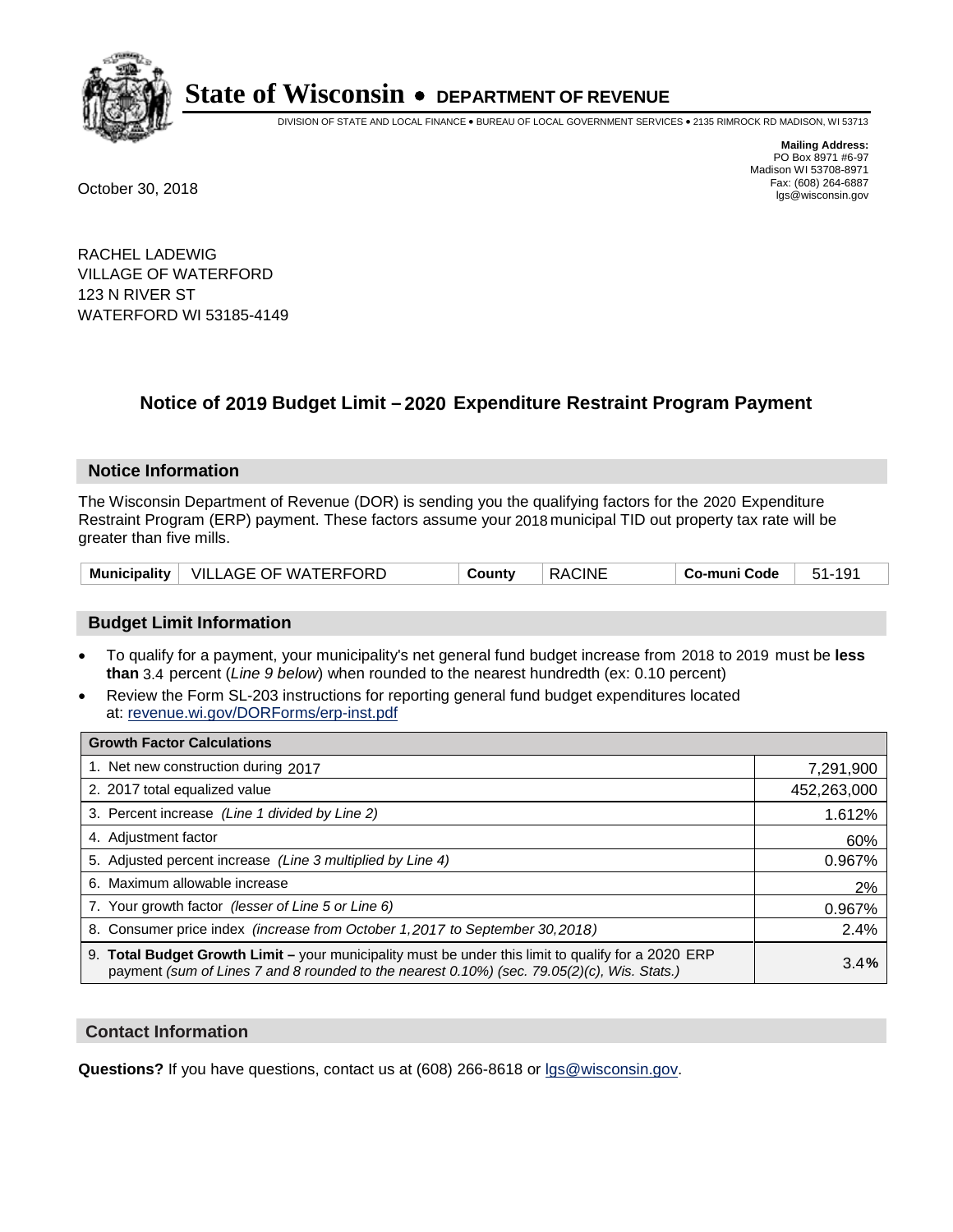# State of Wisconsin • DEPARTMENT OF REVENUE

DIVISION OF STATE AND LOCAL FINANCE • BUREAU OF LOCAL GOVERNMENT SERVICES • 2135 RIMROCK RD MADISON, WI 53713

**Mailing Address:**
PO Box 8971 #6-97
Madison WI 53708-8971
Fax: (608) 264-6887
lgs@wisconsin.gov

October 30, 2018

RACHEL LADEWIG
VILLAGE OF WATERFORD
123 N RIVER ST
WATERFORD WI 53185-4149

## Notice of 2019 Budget Limit – 2020 Expenditure Restraint Program Payment

### Notice Information

The Wisconsin Department of Revenue (DOR) is sending you the qualifying factors for the 2020 Expenditure Restraint Program (ERP) payment. These factors assume your 2018 municipal TID out property tax rate will be greater than five mills.

| Municipality | VILLAGE OF WATERFORD | County | RACINE | Co-muni Code | 51-191 |
|---|---|---|---|---|---|

### Budget Limit Information

- To qualify for a payment, your municipality's net general fund budget increase from 2018 to 2019 must be **less than** 3.4 percent (*Line 9 below*) when rounded to the nearest hundredth (ex: 0.10 percent)
- Review the Form SL-203 instructions for reporting general fund budget expenditures located at: revenue.wi.gov/DORForms/erp-inst.pdf

| Growth Factor Calculations | |
|---|---|
| 1. Net new construction during 2017 | 7,291,900 |
| 2. 2017 total equalized value | 452,263,000 |
| 3. Percent increase *(Line 1 divided by Line 2)* | 1.612% |
| 4. Adjustment factor | 60% |
| 5. Adjusted percent increase *(Line 3 multiplied by Line 4)* | 0.967% |
| 6. Maximum allowable increase | 2% |
| 7. Your growth factor *(lesser of Line 5 or Line 6)* | 0.967% |
| 8. Consumer price index *(increase from October 1,2017 to September 30,2018)* | 2.4% |
| 9. **Total Budget Growth Limit –** your municipality must be under this limit to qualify for a 2020 ERP payment *(sum of Lines 7 and 8 rounded to the nearest 0.10%) (sec. 79.05(2)(c), Wis. Stats.)* | 3.4**%** |

### Contact Information

**Questions?** If you have questions, contact us at (608) 266-8618 or lgs@wisconsin.gov.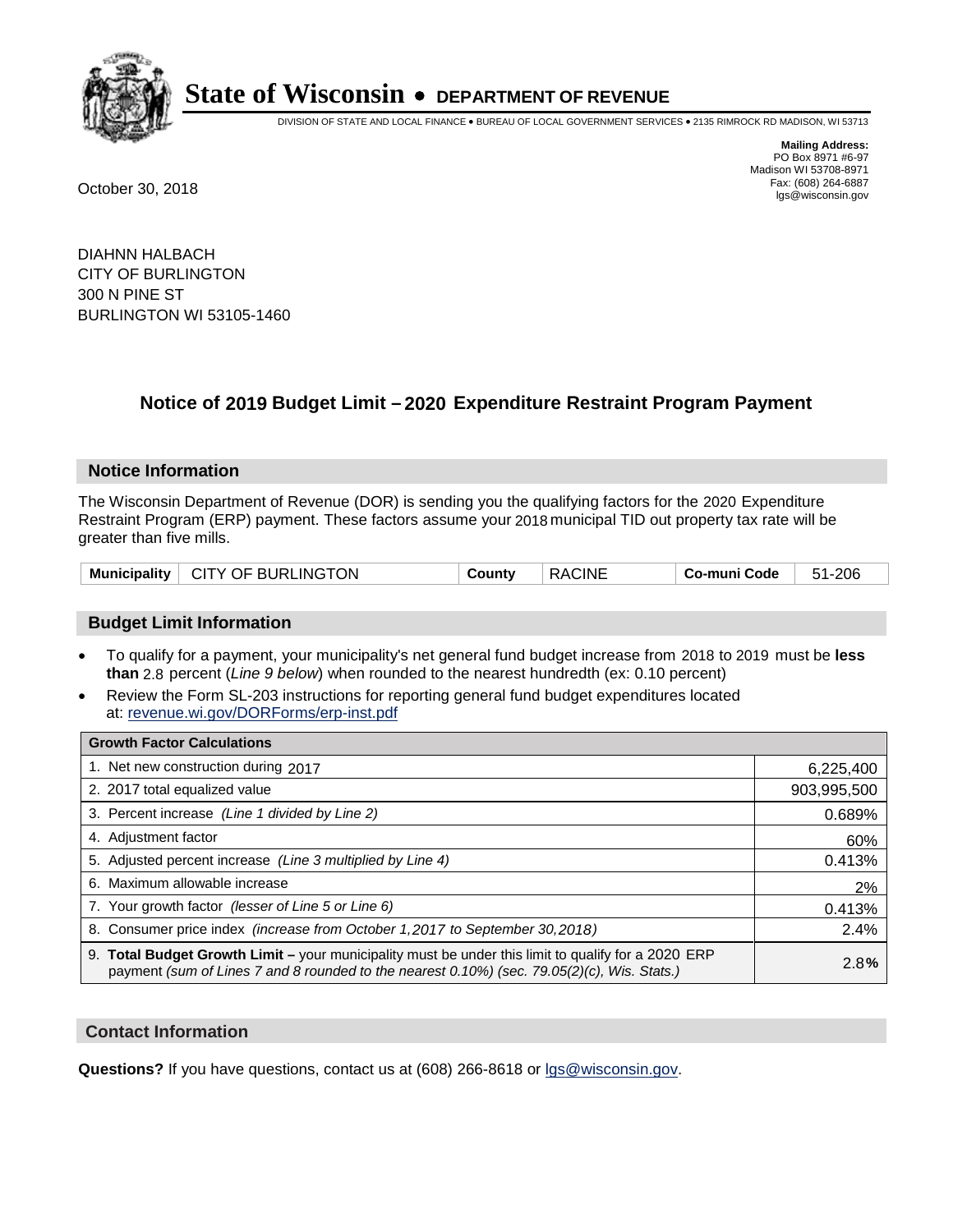# State of Wisconsin • DEPARTMENT OF REVENUE

DIVISION OF STATE AND LOCAL FINANCE • BUREAU OF LOCAL GOVERNMENT SERVICES • 2135 RIMROCK RD MADISON, WI 53713

**Mailing Address:**
PO Box 8971 #6-97
Madison WI 53708-8971
Fax: (608) 264-6887
lgs@wisconsin.gov

October 30, 2018

DIAHNN HALBACH
CITY OF BURLINGTON
300 N PINE ST
BURLINGTON WI 53105-1460

## Notice of 2019 Budget Limit – 2020 Expenditure Restraint Program Payment

### Notice Information

The Wisconsin Department of Revenue (DOR) is sending you the qualifying factors for the 2020 Expenditure Restraint Program (ERP) payment. These factors assume your 2018 municipal TID out property tax rate will be greater than five mills.

| **Municipality** | CITY OF BURLINGTON | **County** | RACINE | **Co-muni Code** | 51-206 |
|---|---|---|---|---|---|

### Budget Limit Information

- To qualify for a payment, your municipality's net general fund budget increase from 2018 to 2019 must be **less than** 2.8 percent (*Line 9 below*) when rounded to the nearest hundredth (ex: 0.10 percent)
- Review the Form SL-203 instructions for reporting general fund budget expenditures located at: revenue.wi.gov/DORForms/erp-inst.pdf

| **Growth Factor Calculations** | |
|---|---|
| 1. Net new construction during 2017 | 6,225,400 |
| 2. 2017 total equalized value | 903,995,500 |
| 3. Percent increase *(Line 1 divided by Line 2)* | 0.689% |
| 4. Adjustment factor | 60% |
| 5. Adjusted percent increase *(Line 3 multiplied by Line 4)* | 0.413% |
| 6. Maximum allowable increase | 2% |
| 7. Your growth factor *(lesser of Line 5 or Line 6)* | 0.413% |
| 8. Consumer price index *(increase from October 1,2017 to September 30,2018)* | 2.4% |
| 9. **Total Budget Growth Limit –** your municipality must be under this limit to qualify for a 2020 ERP payment *(sum of Lines 7 and 8 rounded to the nearest 0.10%) (sec. 79.05(2)(c), Wis. Stats.)* | 2.8**%** |

### Contact Information

**Questions?** If you have questions, contact us at (608) 266-8618 or lgs@wisconsin.gov.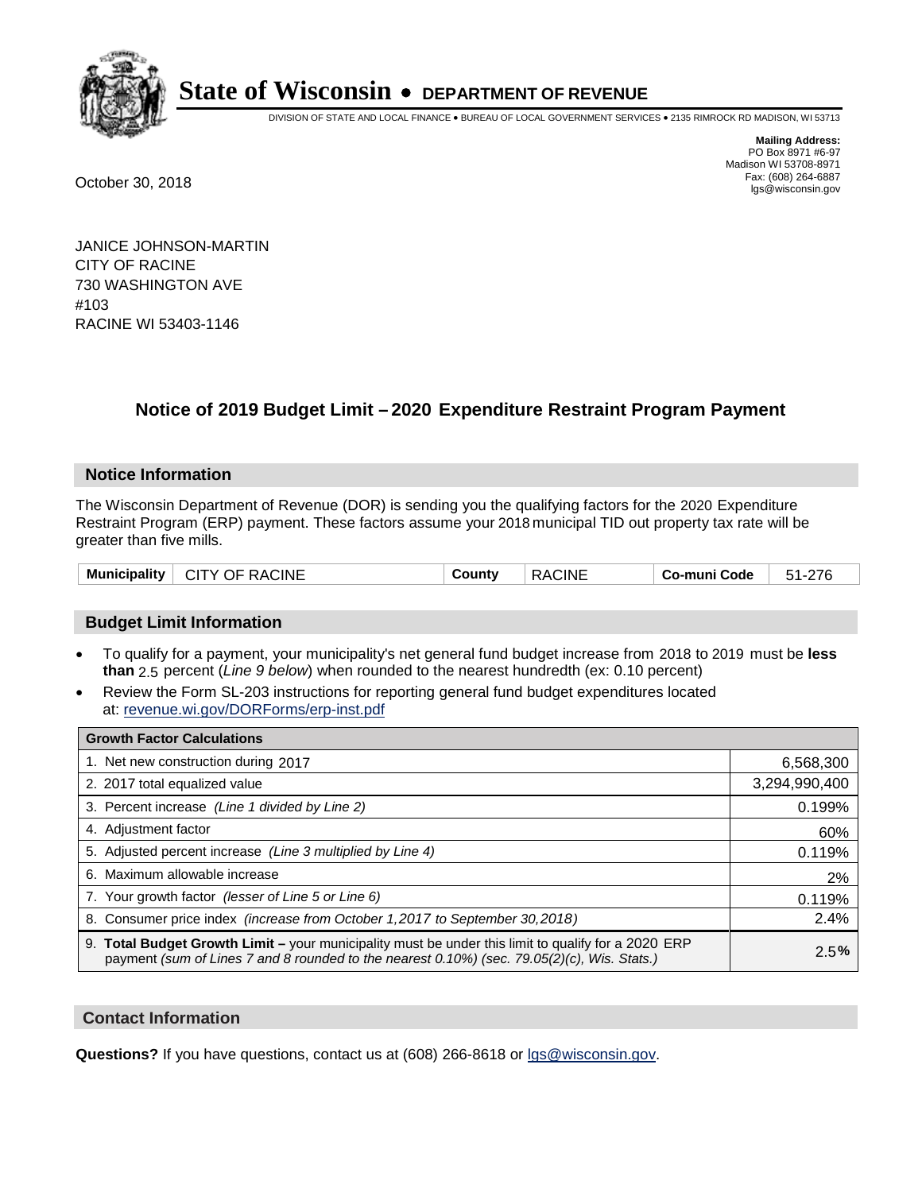# State of Wisconsin • DEPARTMENT OF REVENUE

DIVISION OF STATE AND LOCAL FINANCE • BUREAU OF LOCAL GOVERNMENT SERVICES • 2135 RIMROCK RD MADISON, WI 53713

**Mailing Address:**
PO Box 8971 #6-97
Madison WI 53708-8971
Fax: (608) 264-6887
lgs@wisconsin.gov

October 30, 2018

JANICE JOHNSON-MARTIN
CITY OF RACINE
730 WASHINGTON AVE
#103
RACINE WI 53403-1146

## Notice of 2019 Budget Limit – 2020 Expenditure Restraint Program Payment

### Notice Information

The Wisconsin Department of Revenue (DOR) is sending you the qualifying factors for the 2020 Expenditure Restraint Program (ERP) payment. These factors assume your 2018 municipal TID out property tax rate will be greater than five mills.

| Municipality | CITY OF RACINE | County | RACINE | Co-muni Code | 51-276 |
|---|---|---|---|---|---|

### Budget Limit Information

- To qualify for a payment, your municipality's net general fund budget increase from 2018 to 2019 must be **less than** 2.5 percent (*Line 9 below*) when rounded to the nearest hundredth (ex: 0.10 percent)
- Review the Form SL-203 instructions for reporting general fund budget expenditures located at: revenue.wi.gov/DORForms/erp-inst.pdf

| Growth Factor Calculations | |
|---|---|
| 1. Net new construction during 2017 | 6,568,300 |
| 2. 2017 total equalized value | 3,294,990,400 |
| 3. Percent increase *(Line 1 divided by Line 2)* | 0.199% |
| 4. Adjustment factor | 60% |
| 5. Adjusted percent increase *(Line 3 multiplied by Line 4)* | 0.119% |
| 6. Maximum allowable increase | 2% |
| 7. Your growth factor *(lesser of Line 5 or Line 6)* | 0.119% |
| 8. Consumer price index *(increase from October 1,2017 to September 30,2018)* | 2.4% |
| 9. **Total Budget Growth Limit –** your municipality must be under this limit to qualify for a 2020 ERP payment *(sum of Lines 7 and 8 rounded to the nearest 0.10%) (sec. 79.05(2)(c), Wis. Stats.)* | 2.5**%** |

### Contact Information

**Questions?** If you have questions, contact us at (608) 266-8618 or lgs@wisconsin.gov.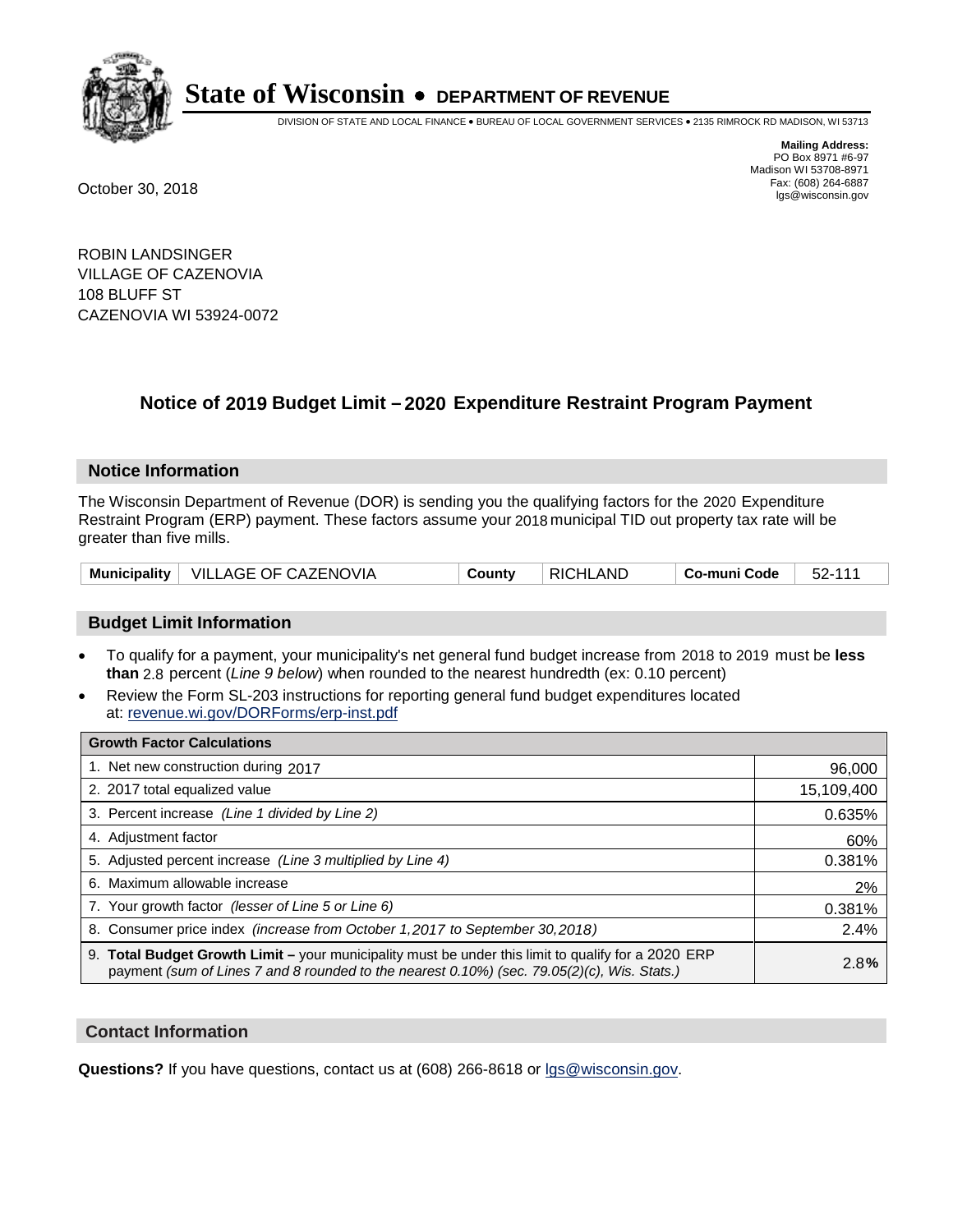# State of Wisconsin • DEPARTMENT OF REVENUE

DIVISION OF STATE AND LOCAL FINANCE • BUREAU OF LOCAL GOVERNMENT SERVICES • 2135 RIMROCK RD MADISON, WI 53713

**Mailing Address:**
PO Box 8971 #6-97
Madison WI 53708-8971
Fax: (608) 264-6887
lgs@wisconsin.gov

October 30, 2018

ROBIN LANDSINGER
VILLAGE OF CAZENOVIA
108 BLUFF ST
CAZENOVIA WI 53924-0072

## Notice of 2019 Budget Limit – 2020 Expenditure Restraint Program Payment

### Notice Information

The Wisconsin Department of Revenue (DOR) is sending you the qualifying factors for the 2020 Expenditure Restraint Program (ERP) payment. These factors assume your 2018 municipal TID out property tax rate will be greater than five mills.

| Municipality | VILLAGE OF CAZENOVIA | County | RICHLAND | Co-muni Code | 52-111 |
|---|---|---|---|---|---|

### Budget Limit Information

- To qualify for a payment, your municipality's net general fund budget increase from 2018 to 2019 must be **less than** 2.8 percent (*Line 9 below*) when rounded to the nearest hundredth (ex: 0.10 percent)
- Review the Form SL-203 instructions for reporting general fund budget expenditures located at: revenue.wi.gov/DORForms/erp-inst.pdf

| Growth Factor Calculations | |
|---|---|
| 1. Net new construction during 2017 | 96,000 |
| 2. 2017 total equalized value | 15,109,400 |
| 3. Percent increase *(Line 1 divided by Line 2)* | 0.635% |
| 4. Adjustment factor | 60% |
| 5. Adjusted percent increase *(Line 3 multiplied by Line 4)* | 0.381% |
| 6. Maximum allowable increase | 2% |
| 7. Your growth factor *(lesser of Line 5 or Line 6)* | 0.381% |
| 8. Consumer price index *(increase from October 1,2017 to September 30,2018)* | 2.4% |
| 9. **Total Budget Growth Limit –** your municipality must be under this limit to qualify for a 2020 ERP payment *(sum of Lines 7 and 8 rounded to the nearest 0.10%) (sec. 79.05(2)(c), Wis. Stats.)* | 2.8**%** |

### Contact Information

**Questions?** If you have questions, contact us at (608) 266-8618 or lgs@wisconsin.gov.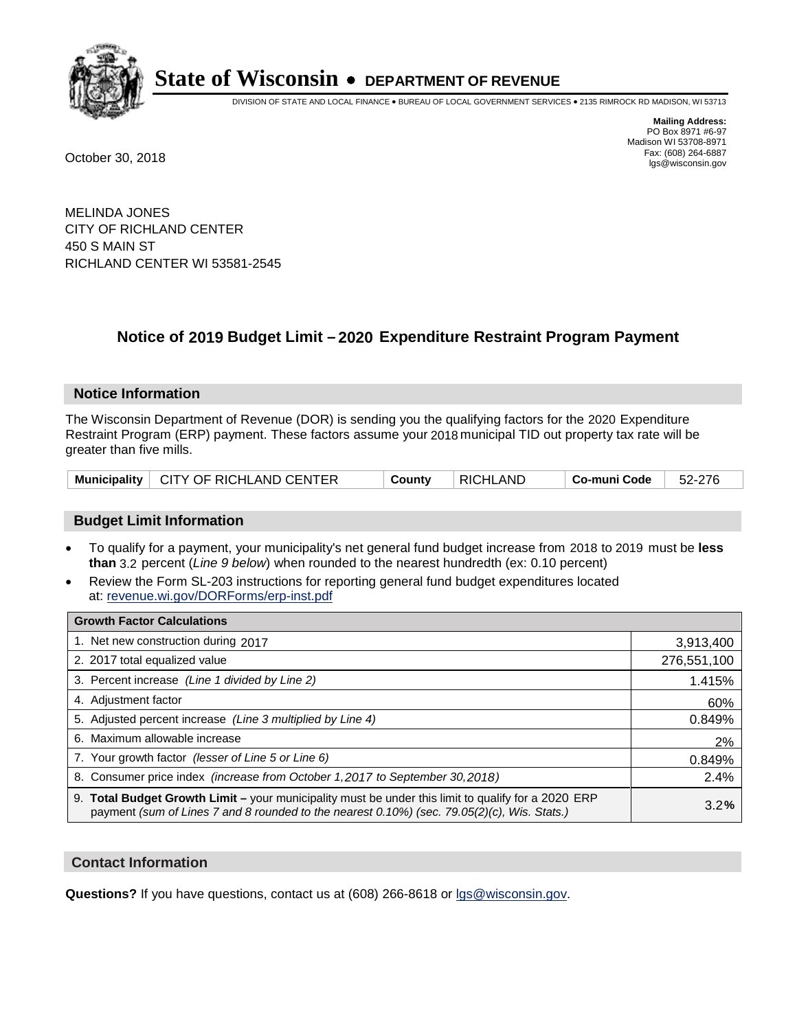# State of Wisconsin • DEPARTMENT OF REVENUE

DIVISION OF STATE AND LOCAL FINANCE • BUREAU OF LOCAL GOVERNMENT SERVICES • 2135 RIMROCK RD MADISON, WI 53713

**Mailing Address:**
PO Box 8971 #6-97
Madison WI 53708-8971
Fax: (608) 264-6887
lgs@wisconsin.gov

October 30, 2018

MELINDA JONES
CITY OF RICHLAND CENTER
450 S MAIN ST
RICHLAND CENTER WI 53581-2545

## Notice of 2019 Budget Limit – 2020 Expenditure Restraint Program Payment

### Notice Information

The Wisconsin Department of Revenue (DOR) is sending you the qualifying factors for the 2020 Expenditure Restraint Program (ERP) payment. These factors assume your 2018 municipal TID out property tax rate will be greater than five mills.

| Municipality | CITY OF RICHLAND CENTER | County | RICHLAND | Co-muni Code | 52-276 |
|---|---|---|---|---|---|

### Budget Limit Information

- To qualify for a payment, your municipality's net general fund budget increase from 2018 to 2019 must be **less than** 3.2 percent (*Line 9 below*) when rounded to the nearest hundredth (ex: 0.10 percent)
- Review the Form SL-203 instructions for reporting general fund budget expenditures located at: revenue.wi.gov/DORForms/erp-inst.pdf

| Growth Factor Calculations | |
|---|---|
| 1. Net new construction during 2017 | 3,913,400 |
| 2. 2017 total equalized value | 276,551,100 |
| 3. Percent increase *(Line 1 divided by Line 2)* | 1.415% |
| 4. Adjustment factor | 60% |
| 5. Adjusted percent increase *(Line 3 multiplied by Line 4)* | 0.849% |
| 6. Maximum allowable increase | 2% |
| 7. Your growth factor *(lesser of Line 5 or Line 6)* | 0.849% |
| 8. Consumer price index *(increase from October 1,2017 to September 30,2018)* | 2.4% |
| 9. **Total Budget Growth Limit –** your municipality must be under this limit to qualify for a 2020 ERP payment *(sum of Lines 7 and 8 rounded to the nearest 0.10%) (sec. 79.05(2)(c), Wis. Stats.)* | 3.2**%** |

### Contact Information

**Questions?** If you have questions, contact us at (608) 266-8618 or lgs@wisconsin.gov.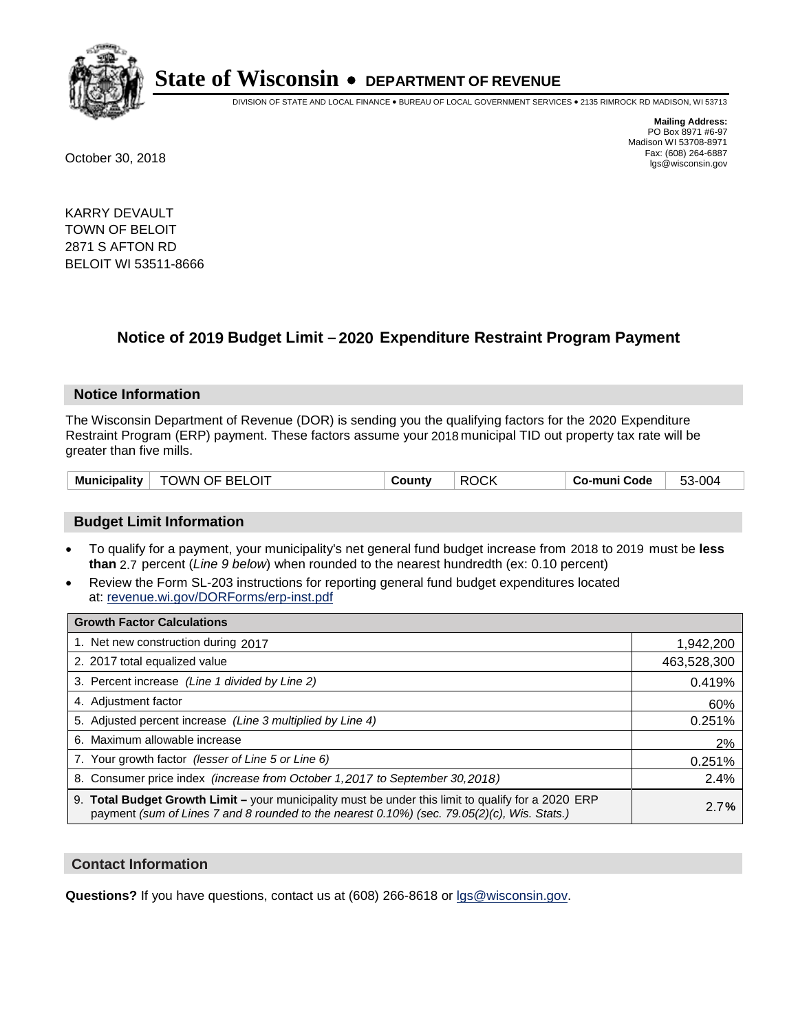# State of Wisconsin • DEPARTMENT OF REVENUE

DIVISION OF STATE AND LOCAL FINANCE • BUREAU OF LOCAL GOVERNMENT SERVICES • 2135 RIMROCK RD MADISON, WI 53713

**Mailing Address:**
PO Box 8971 #6-97
Madison WI 53708-8971
Fax: (608) 264-6887
lgs@wisconsin.gov

October 30, 2018

KARRY DEVAULT
TOWN OF BELOIT
2871 S AFTON RD
BELOIT WI 53511-8666

## Notice of 2019 Budget Limit – 2020 Expenditure Restraint Program Payment

### Notice Information

The Wisconsin Department of Revenue (DOR) is sending you the qualifying factors for the 2020 Expenditure Restraint Program (ERP) payment. These factors assume your 2018 municipal TID out property tax rate will be greater than five mills.

| Municipality | TOWN OF BELOIT | County | ROCK | Co-muni Code | 53-004 |
|---|---|---|---|---|---|

### Budget Limit Information

- To qualify for a payment, your municipality's net general fund budget increase from 2018 to 2019 must be **less than** 2.7 percent (*Line 9 below*) when rounded to the nearest hundredth (ex: 0.10 percent)
- Review the Form SL-203 instructions for reporting general fund budget expenditures located at: revenue.wi.gov/DORForms/erp-inst.pdf

| Growth Factor Calculations | |
|---|---|
| 1. Net new construction during 2017 | 1,942,200 |
| 2. 2017 total equalized value | 463,528,300 |
| 3. Percent increase *(Line 1 divided by Line 2)* | 0.419% |
| 4. Adjustment factor | 60% |
| 5. Adjusted percent increase *(Line 3 multiplied by Line 4)* | 0.251% |
| 6. Maximum allowable increase | 2% |
| 7. Your growth factor *(lesser of Line 5 or Line 6)* | 0.251% |
| 8. Consumer price index *(increase from October 1,2017 to September 30,2018)* | 2.4% |
| 9. **Total Budget Growth Limit –** your municipality must be under this limit to qualify for a 2020 ERP payment *(sum of Lines 7 and 8 rounded to the nearest 0.10%) (sec. 79.05(2)(c), Wis. Stats.)* | 2.7**%** |

### Contact Information

**Questions?** If you have questions, contact us at (608) 266-8618 or lgs@wisconsin.gov.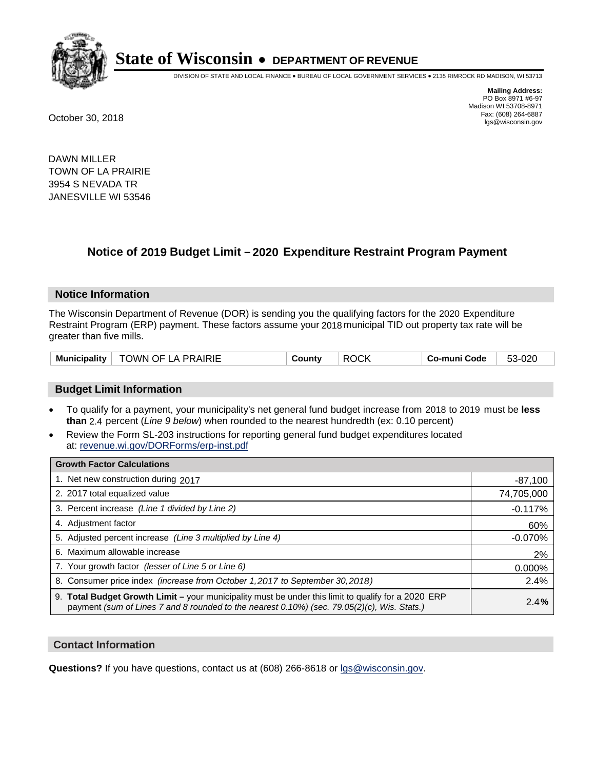# State of Wisconsin • DEPARTMENT OF REVENUE

DIVISION OF STATE AND LOCAL FINANCE • BUREAU OF LOCAL GOVERNMENT SERVICES • 2135 RIMROCK RD MADISON, WI 53713

**Mailing Address:**
PO Box 8971 #6-97
Madison WI 53708-8971
Fax: (608) 264-6887
lgs@wisconsin.gov

October 30, 2018

DAWN MILLER
TOWN OF LA PRAIRIE
3954 S NEVADA TR
JANESVILLE WI 53546

## Notice of 2019 Budget Limit – 2020 Expenditure Restraint Program Payment

### Notice Information

The Wisconsin Department of Revenue (DOR) is sending you the qualifying factors for the 2020 Expenditure Restraint Program (ERP) payment. These factors assume your 2018 municipal TID out property tax rate will be greater than five mills.

| Municipality | TOWN OF LA PRAIRIE | County | ROCK | Co-muni Code | 53-020 |
|---|---|---|---|---|---|

### Budget Limit Information

- To qualify for a payment, your municipality's net general fund budget increase from 2018 to 2019 must be **less than** 2.4 percent (*Line 9 below*) when rounded to the nearest hundredth (ex: 0.10 percent)
- Review the Form SL-203 instructions for reporting general fund budget expenditures located at: revenue.wi.gov/DORForms/erp-inst.pdf

| Growth Factor Calculations | |
|---|---|
| 1. Net new construction during 2017 | -87,100 |
| 2. 2017 total equalized value | 74,705,000 |
| 3. Percent increase *(Line 1 divided by Line 2)* | -0.117% |
| 4. Adjustment factor | 60% |
| 5. Adjusted percent increase *(Line 3 multiplied by Line 4)* | -0.070% |
| 6. Maximum allowable increase | 2% |
| 7. Your growth factor *(lesser of Line 5 or Line 6)* | 0.000% |
| 8. Consumer price index *(increase from October 1,2017 to September 30,2018)* | 2.4% |
| 9. **Total Budget Growth Limit –** your municipality must be under this limit to qualify for a 2020 ERP payment *(sum of Lines 7 and 8 rounded to the nearest 0.10%) (sec. 79.05(2)(c), Wis. Stats.)* | **2.4%** |

### Contact Information

**Questions?** If you have questions, contact us at (608) 266-8618 or lgs@wisconsin.gov.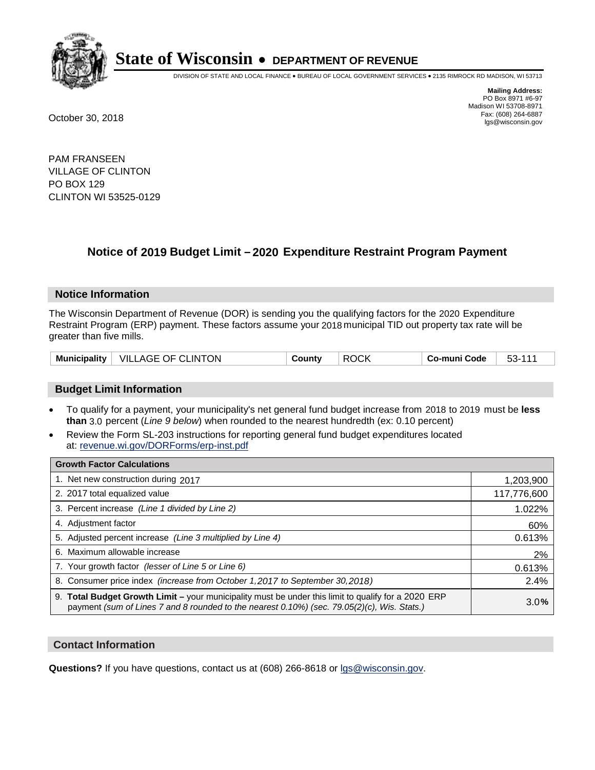# State of Wisconsin • DEPARTMENT OF REVENUE

DIVISION OF STATE AND LOCAL FINANCE • BUREAU OF LOCAL GOVERNMENT SERVICES • 2135 RIMROCK RD MADISON, WI 53713

**Mailing Address:**
PO Box 8971 #6-97
Madison WI 53708-8971
Fax: (608) 264-6887
lgs@wisconsin.gov

October 30, 2018

PAM FRANSEEN
VILLAGE OF CLINTON
PO BOX 129
CLINTON WI 53525-0129

## Notice of 2019 Budget Limit – 2020 Expenditure Restraint Program Payment

### Notice Information

The Wisconsin Department of Revenue (DOR) is sending you the qualifying factors for the 2020 Expenditure Restraint Program (ERP) payment. These factors assume your 2018 municipal TID out property tax rate will be greater than five mills.

| Municipality | VILLAGE OF CLINTON | County | ROCK | Co-muni Code | 53-111 |
|---|---|---|---|---|---|

### Budget Limit Information

- To qualify for a payment, your municipality's net general fund budget increase from 2018 to 2019 must be **less than** 3.0 percent (*Line 9 below*) when rounded to the nearest hundredth (ex: 0.10 percent)
- Review the Form SL-203 instructions for reporting general fund budget expenditures located at: revenue.wi.gov/DORForms/erp-inst.pdf

| Growth Factor Calculations | |
|---|---|
| 1. Net new construction during 2017 | 1,203,900 |
| 2. 2017 total equalized value | 117,776,600 |
| 3. Percent increase *(Line 1 divided by Line 2)* | 1.022% |
| 4. Adjustment factor | 60% |
| 5. Adjusted percent increase *(Line 3 multiplied by Line 4)* | 0.613% |
| 6. Maximum allowable increase | 2% |
| 7. Your growth factor *(lesser of Line 5 or Line 6)* | 0.613% |
| 8. Consumer price index *(increase from October 1,2017 to September 30,2018)* | 2.4% |
| 9. **Total Budget Growth Limit –** your municipality must be under this limit to qualify for a 2020 ERP payment *(sum of Lines 7 and 8 rounded to the nearest 0.10%) (sec. 79.05(2)(c), Wis. Stats.)* | 3.0% |

### Contact Information

**Questions?** If you have questions, contact us at (608) 266-8618 or lgs@wisconsin.gov.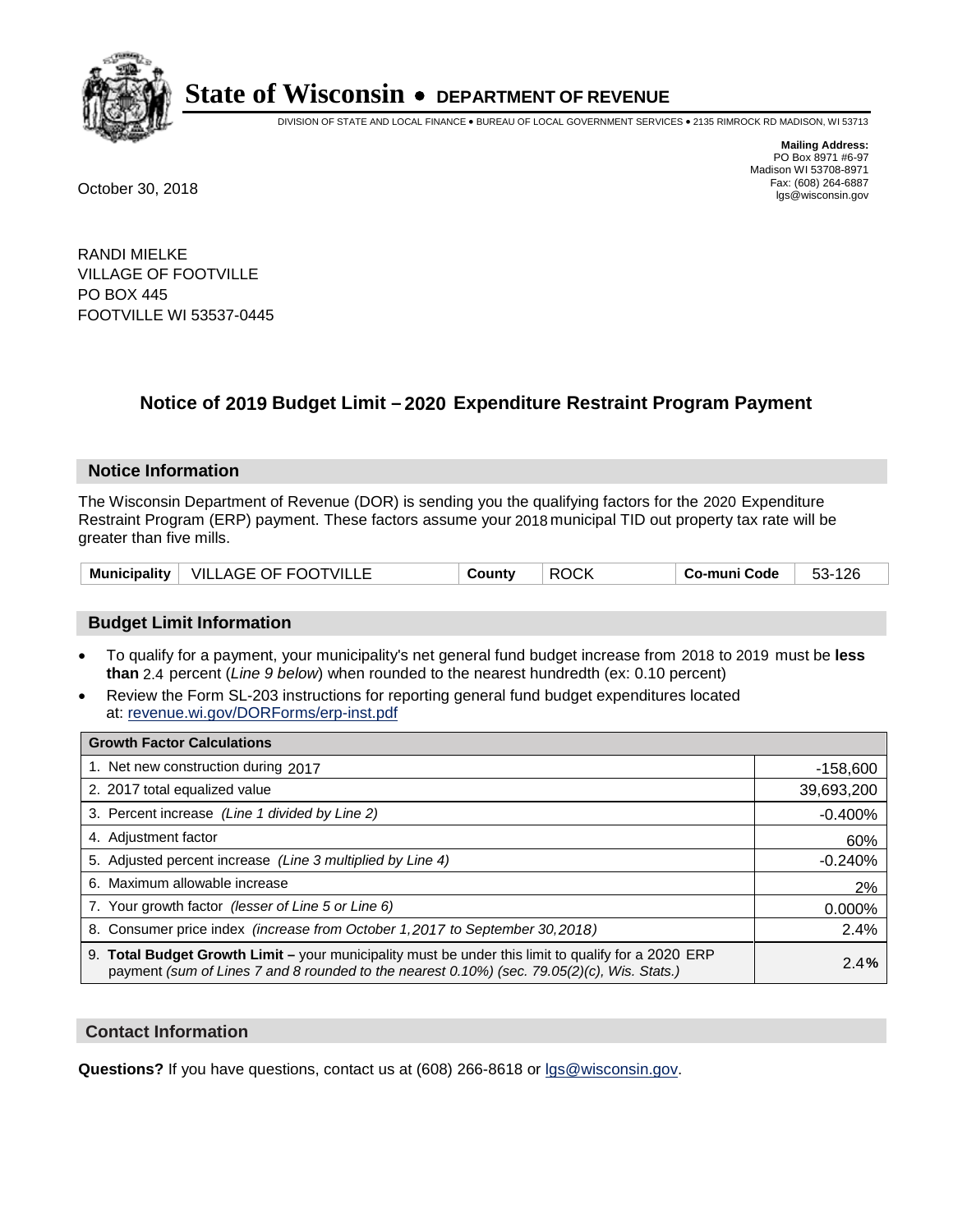# State of Wisconsin • DEPARTMENT OF REVENUE

DIVISION OF STATE AND LOCAL FINANCE • BUREAU OF LOCAL GOVERNMENT SERVICES • 2135 RIMROCK RD MADISON, WI 53713

**Mailing Address:**
PO Box 8971 #6-97
Madison WI 53708-8971
Fax: (608) 264-6887
lgs@wisconsin.gov

October 30, 2018

RANDI MIELKE
VILLAGE OF FOOTVILLE
PO BOX 445
FOOTVILLE WI 53537-0445

## Notice of 2019 Budget Limit – 2020 Expenditure Restraint Program Payment

### Notice Information

The Wisconsin Department of Revenue (DOR) is sending you the qualifying factors for the 2020 Expenditure Restraint Program (ERP) payment. These factors assume your 2018 municipal TID out property tax rate will be greater than five mills.

| Municipality | VILLAGE OF FOOTVILLE | County | ROCK | Co-muni Code | 53-126 |
|---|---|---|---|---|---|

### Budget Limit Information

- To qualify for a payment, your municipality's net general fund budget increase from 2018 to 2019 must be **less than** 2.4 percent (*Line 9 below*) when rounded to the nearest hundredth (ex: 0.10 percent)
- Review the Form SL-203 instructions for reporting general fund budget expenditures located at: revenue.wi.gov/DORForms/erp-inst.pdf

| Growth Factor Calculations | |
|---|---|
| 1. Net new construction during 2017 | -158,600 |
| 2. 2017 total equalized value | 39,693,200 |
| 3. Percent increase *(Line 1 divided by Line 2)* | -0.400% |
| 4. Adjustment factor | 60% |
| 5. Adjusted percent increase *(Line 3 multiplied by Line 4)* | -0.240% |
| 6. Maximum allowable increase | 2% |
| 7. Your growth factor *(lesser of Line 5 or Line 6)* | 0.000% |
| 8. Consumer price index *(increase from October 1,2017 to September 30,2018)* | 2.4% |
| 9. **Total Budget Growth Limit –** your municipality must be under this limit to qualify for a 2020 ERP payment *(sum of Lines 7 and 8 rounded to the nearest 0.10%) (sec. 79.05(2)(c), Wis. Stats.)* | **2.4%** |

### Contact Information

**Questions?** If you have questions, contact us at (608) 266-8618 or lgs@wisconsin.gov.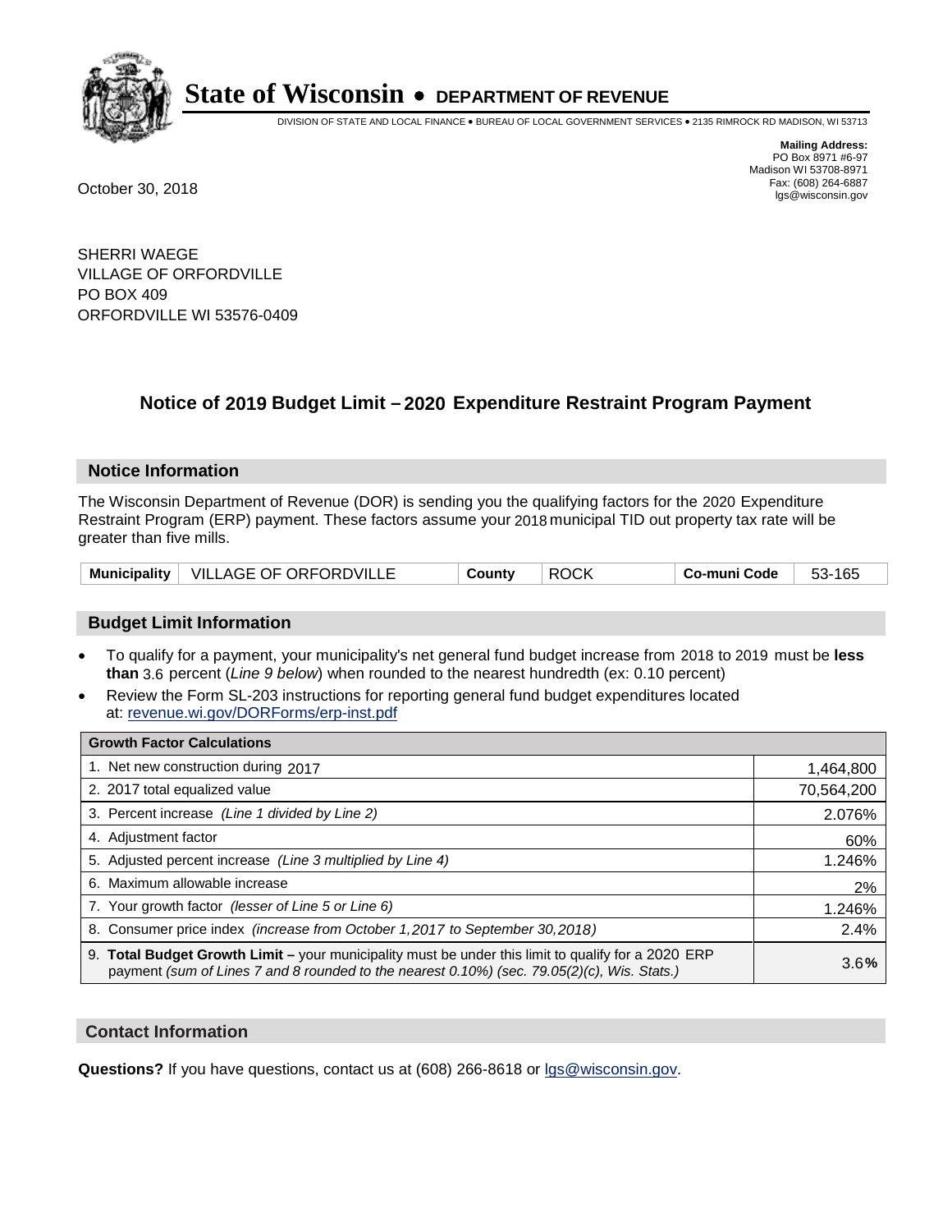# State of Wisconsin • DEPARTMENT OF REVENUE

DIVISION OF STATE AND LOCAL FINANCE • BUREAU OF LOCAL GOVERNMENT SERVICES • 2135 RIMROCK RD MADISON, WI 53713

**Mailing Address:**
PO Box 8971 #6-97
Madison WI 53708-8971
Fax: (608) 264-6887
lgs@wisconsin.gov

October 30, 2018

SHERRI WAEGE
VILLAGE OF ORFORDVILLE
PO BOX 409
ORFORDVILLE WI 53576-0409

## Notice of 2019 Budget Limit – 2020 Expenditure Restraint Program Payment

### Notice Information

The Wisconsin Department of Revenue (DOR) is sending you the qualifying factors for the 2020 Expenditure Restraint Program (ERP) payment. These factors assume your 2018 municipal TID out property tax rate will be greater than five mills.

| Municipality | VILLAGE OF ORFORDVILLE | County | ROCK | Co-muni Code | 53-165 |
|---|---|---|---|---|---|

### Budget Limit Information

- To qualify for a payment, your municipality's net general fund budget increase from 2018 to 2019 must be **less than** 3.6 percent (*Line 9 below*) when rounded to the nearest hundredth (ex: 0.10 percent)
- Review the Form SL-203 instructions for reporting general fund budget expenditures located at: revenue.wi.gov/DORForms/erp-inst.pdf

| Growth Factor Calculations | |
|---|---|
| 1. Net new construction during 2017 | 1,464,800 |
| 2. 2017 total equalized value | 70,564,200 |
| 3. Percent increase *(Line 1 divided by Line 2)* | 2.076% |
| 4. Adjustment factor | 60% |
| 5. Adjusted percent increase *(Line 3 multiplied by Line 4)* | 1.246% |
| 6. Maximum allowable increase | 2% |
| 7. Your growth factor *(lesser of Line 5 or Line 6)* | 1.246% |
| 8. Consumer price index *(increase from October 1,2017 to September 30,2018)* | 2.4% |
| 9. **Total Budget Growth Limit –** your municipality must be under this limit to qualify for a 2020 ERP payment *(sum of Lines 7 and 8 rounded to the nearest 0.10%) (sec. 79.05(2)(c), Wis. Stats.)* | 3.6**%** |

### Contact Information

**Questions?** If you have questions, contact us at (608) 266-8618 or lgs@wisconsin.gov.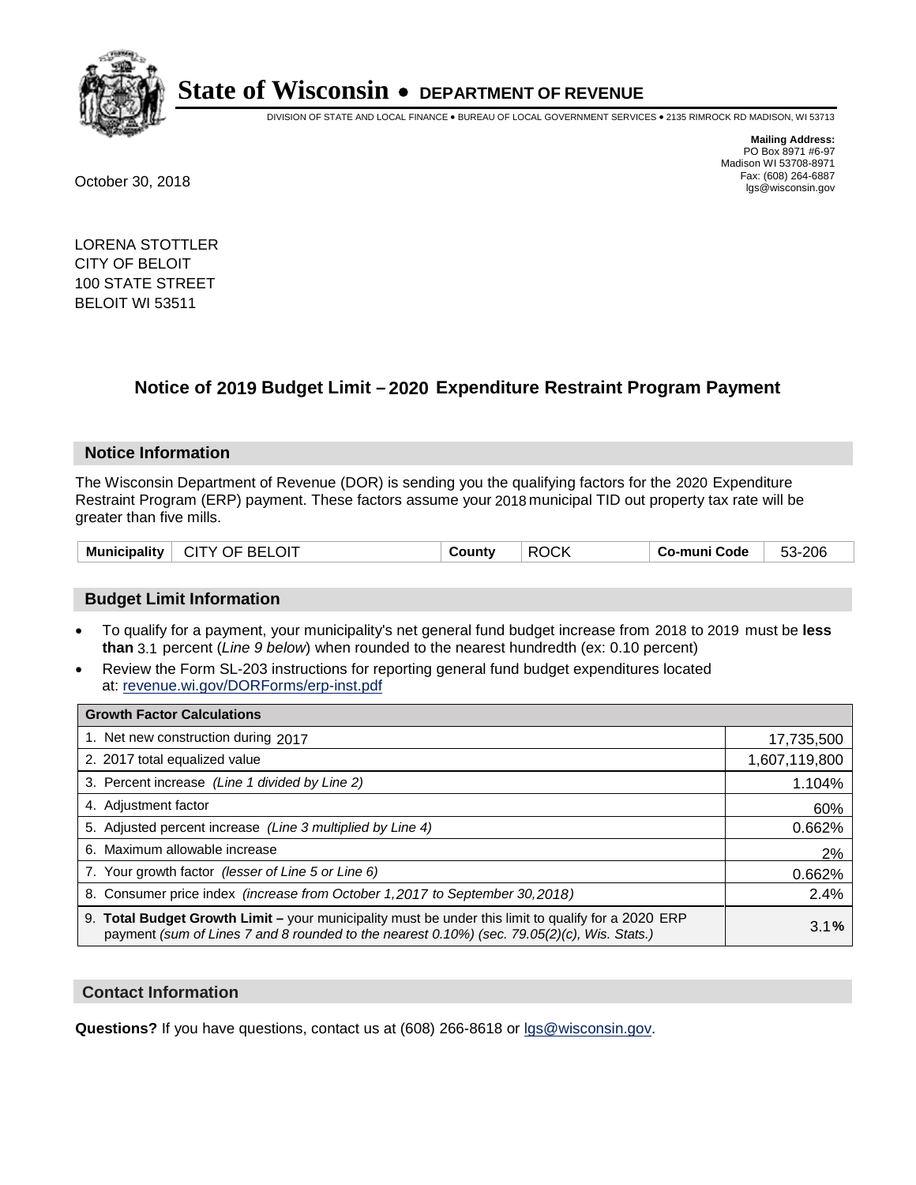# State of Wisconsin • DEPARTMENT OF REVENUE

DIVISION OF STATE AND LOCAL FINANCE • BUREAU OF LOCAL GOVERNMENT SERVICES • 2135 RIMROCK RD MADISON, WI 53713

**Mailing Address:**
PO Box 8971 #6-97
Madison WI 53708-8971
Fax: (608) 264-6887
lgs@wisconsin.gov

October 30, 2018

LORENA STOTTLER
CITY OF BELOIT
100 STATE STREET
BELOIT WI 53511

## Notice of 2019 Budget Limit – 2020 Expenditure Restraint Program Payment

### Notice Information

The Wisconsin Department of Revenue (DOR) is sending you the qualifying factors for the 2020 Expenditure Restraint Program (ERP) payment. These factors assume your 2018 municipal TID out property tax rate will be greater than five mills.

| Municipality | CITY OF BELOIT | County | ROCK | Co-muni Code | 53-206 |
|---|---|---|---|---|---|

### Budget Limit Information

- To qualify for a payment, your municipality's net general fund budget increase from 2018 to 2019 must be **less than** 3.1 percent (*Line 9 below*) when rounded to the nearest hundredth (ex: 0.10 percent)
- Review the Form SL-203 instructions for reporting general fund budget expenditures located at: revenue.wi.gov/DORForms/erp-inst.pdf

| Growth Factor Calculations | |
|---|---|
| 1. Net new construction during 2017 | 17,735,500 |
| 2. 2017 total equalized value | 1,607,119,800 |
| 3. Percent increase *(Line 1 divided by Line 2)* | 1.104% |
| 4. Adjustment factor | 60% |
| 5. Adjusted percent increase *(Line 3 multiplied by Line 4)* | 0.662% |
| 6. Maximum allowable increase | 2% |
| 7. Your growth factor *(lesser of Line 5 or Line 6)* | 0.662% |
| 8. Consumer price index *(increase from October 1,2017 to September 30,2018)* | 2.4% |
| 9. **Total Budget Growth Limit –** your municipality must be under this limit to qualify for a 2020 ERP payment *(sum of Lines 7 and 8 rounded to the nearest 0.10%) (sec. 79.05(2)(c), Wis. Stats.)* | 3.1**%** |

### Contact Information

**Questions?** If you have questions, contact us at (608) 266-8618 or lgs@wisconsin.gov.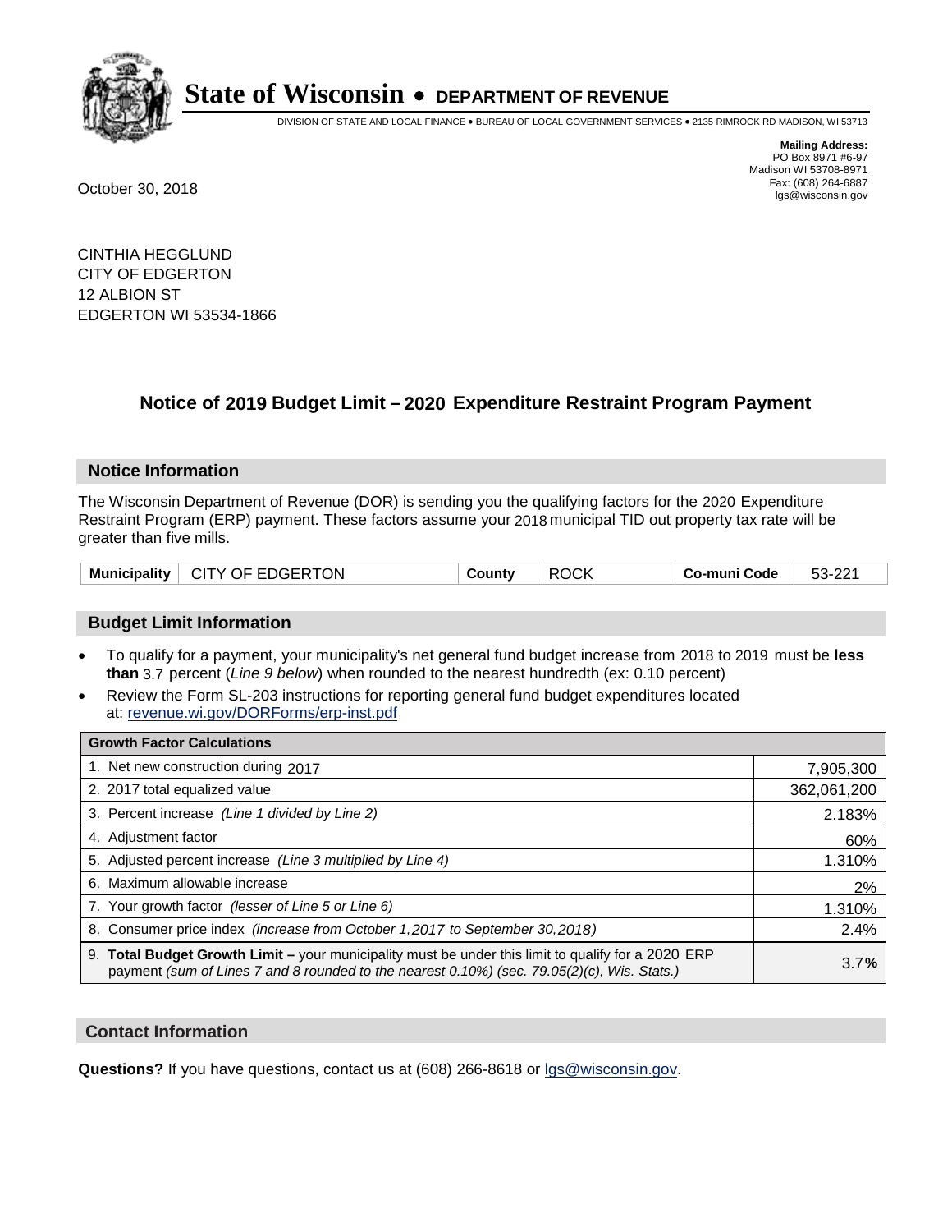# State of Wisconsin • DEPARTMENT OF REVENUE

DIVISION OF STATE AND LOCAL FINANCE • BUREAU OF LOCAL GOVERNMENT SERVICES • 2135 RIMROCK RD MADISON, WI 53713

**Mailing Address:**
PO Box 8971 #6-97
Madison WI 53708-8971
Fax: (608) 264-6887
lgs@wisconsin.gov

October 30, 2018

CINTHIA HEGGLUND
CITY OF EDGERTON
12 ALBION ST
EDGERTON WI 53534-1866

## Notice of 2019 Budget Limit – 2020 Expenditure Restraint Program Payment

### Notice Information

The Wisconsin Department of Revenue (DOR) is sending you the qualifying factors for the 2020 Expenditure Restraint Program (ERP) payment. These factors assume your 2018 municipal TID out property tax rate will be greater than five mills.

| Municipality | CITY OF EDGERTON | County | ROCK | Co-muni Code | 53-221 |
|---|---|---|---|---|---|

### Budget Limit Information

- To qualify for a payment, your municipality's net general fund budget increase from 2018 to 2019 must be **less than** 3.7 percent (*Line 9 below*) when rounded to the nearest hundredth (ex: 0.10 percent)
- Review the Form SL-203 instructions for reporting general fund budget expenditures located at: revenue.wi.gov/DORForms/erp-inst.pdf

| Growth Factor Calculations | |
|---|---|
| 1. Net new construction during 2017 | 7,905,300 |
| 2. 2017 total equalized value | 362,061,200 |
| 3. Percent increase *(Line 1 divided by Line 2)* | 2.183% |
| 4. Adjustment factor | 60% |
| 5. Adjusted percent increase *(Line 3 multiplied by Line 4)* | 1.310% |
| 6. Maximum allowable increase | 2% |
| 7. Your growth factor *(lesser of Line 5 or Line 6)* | 1.310% |
| 8. Consumer price index *(increase from October 1,2017 to September 30,2018)* | 2.4% |
| 9. **Total Budget Growth Limit –** your municipality must be under this limit to qualify for a 2020 ERP payment *(sum of Lines 7 and 8 rounded to the nearest 0.10%) (sec. 79.05(2)(c), Wis. Stats.)* | 3.7**%** |

### Contact Information

**Questions?** If you have questions, contact us at (608) 266-8618 or lgs@wisconsin.gov.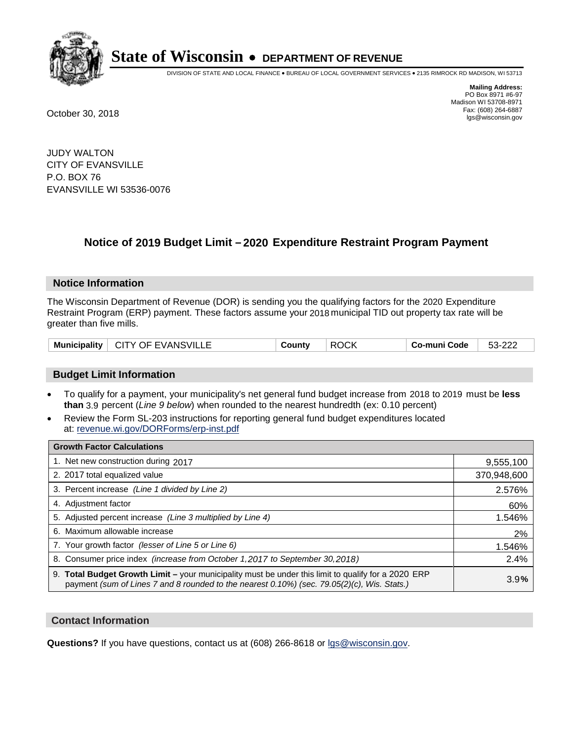# State of Wisconsin • DEPARTMENT OF REVENUE

DIVISION OF STATE AND LOCAL FINANCE • BUREAU OF LOCAL GOVERNMENT SERVICES • 2135 RIMROCK RD MADISON, WI 53713

**Mailing Address:**
PO Box 8971 #6-97
Madison WI 53708-8971
Fax: (608) 264-6887
lgs@wisconsin.gov

October 30, 2018

JUDY WALTON
CITY OF EVANSVILLE
P.O. BOX 76
EVANSVILLE WI 53536-0076

## Notice of 2019 Budget Limit – 2020 Expenditure Restraint Program Payment

### Notice Information

The Wisconsin Department of Revenue (DOR) is sending you the qualifying factors for the 2020 Expenditure Restraint Program (ERP) payment. These factors assume your 2018 municipal TID out property tax rate will be greater than five mills.

| Municipality | CITY OF EVANSVILLE | County | ROCK | Co-muni Code | 53-222 |
|---|---|---|---|---|---|

### Budget Limit Information

- To qualify for a payment, your municipality's net general fund budget increase from 2018 to 2019 must be **less than** 3.9 percent (*Line 9 below*) when rounded to the nearest hundredth (ex: 0.10 percent)
- Review the Form SL-203 instructions for reporting general fund budget expenditures located at: revenue.wi.gov/DORForms/erp-inst.pdf

| Growth Factor Calculations | |
|---|---|
| 1. Net new construction during 2017 | 9,555,100 |
| 2. 2017 total equalized value | 370,948,600 |
| 3. Percent increase *(Line 1 divided by Line 2)* | 2.576% |
| 4. Adjustment factor | 60% |
| 5. Adjusted percent increase *(Line 3 multiplied by Line 4)* | 1.546% |
| 6. Maximum allowable increase | 2% |
| 7. Your growth factor *(lesser of Line 5 or Line 6)* | 1.546% |
| 8. Consumer price index *(increase from October 1,2017 to September 30,2018)* | 2.4% |
| 9. **Total Budget Growth Limit** – your municipality must be under this limit to qualify for a 2020 ERP payment *(sum of Lines 7 and 8 rounded to the nearest 0.10%) (sec. 79.05(2)(c), Wis. Stats.)* | 3.9% |

### Contact Information

**Questions?** If you have questions, contact us at (608) 266-8618 or lgs@wisconsin.gov.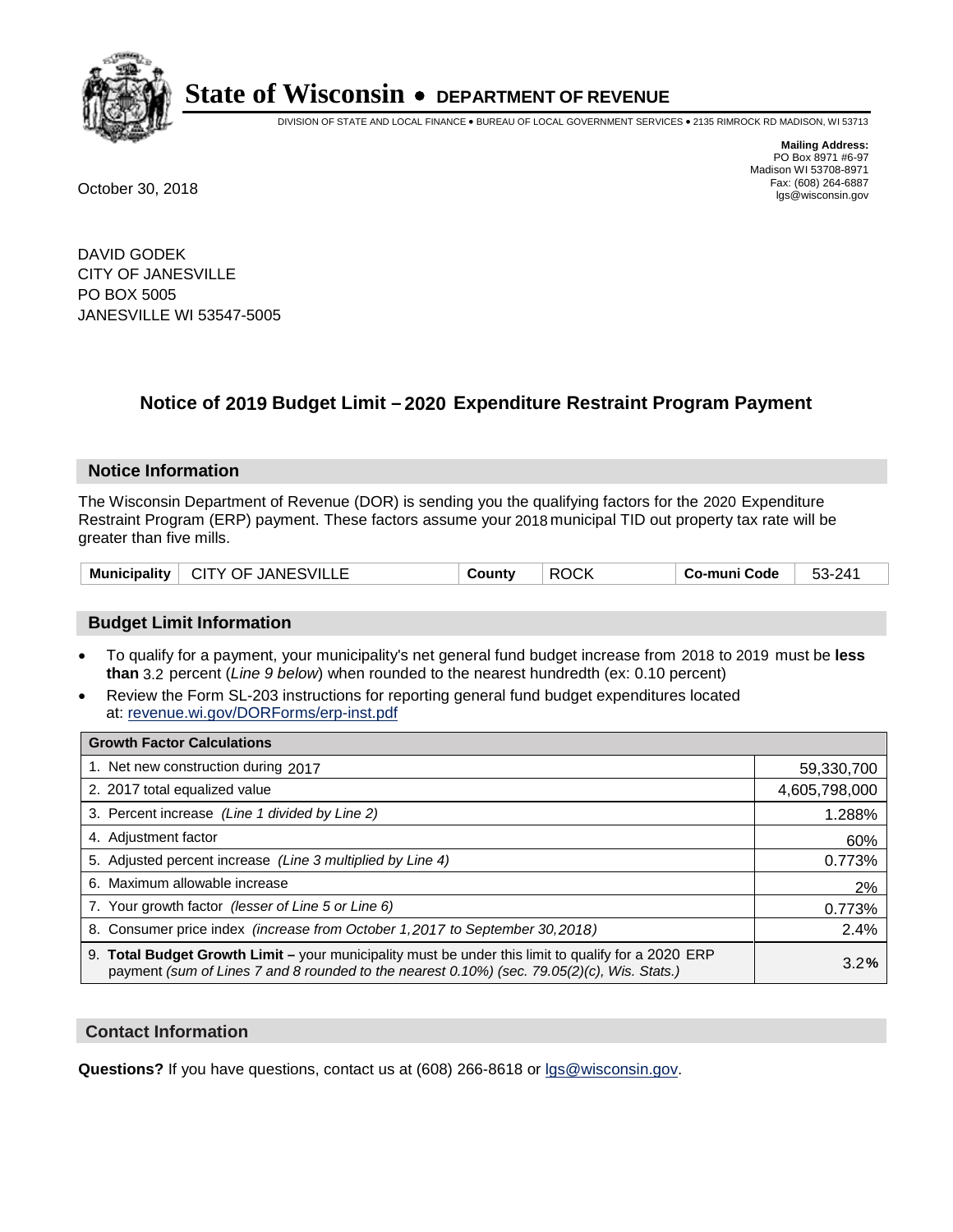# State of Wisconsin • DEPARTMENT OF REVENUE

DIVISION OF STATE AND LOCAL FINANCE • BUREAU OF LOCAL GOVERNMENT SERVICES • 2135 RIMROCK RD MADISON, WI 53713

**Mailing Address:**
PO Box 8971 #6-97
Madison WI 53708-8971
Fax: (608) 264-6887
lgs@wisconsin.gov

October 30, 2018

DAVID GODEK
CITY OF JANESVILLE
PO BOX 5005
JANESVILLE WI 53547-5005

## Notice of 2019 Budget Limit – 2020 Expenditure Restraint Program Payment

### Notice Information

The Wisconsin Department of Revenue (DOR) is sending you the qualifying factors for the 2020 Expenditure Restraint Program (ERP) payment. These factors assume your 2018 municipal TID out property tax rate will be greater than five mills.

| Municipality | CITY OF JANESVILLE | County | ROCK | Co-muni Code | 53-241 |
|---|---|---|---|---|---|

### Budget Limit Information

- To qualify for a payment, your municipality's net general fund budget increase from 2018 to 2019 must be **less than** 3.2 percent (*Line 9 below*) when rounded to the nearest hundredth (ex: 0.10 percent)
- Review the Form SL-203 instructions for reporting general fund budget expenditures located at: revenue.wi.gov/DORForms/erp-inst.pdf

| Growth Factor Calculations | |
|---|---|
| 1. Net new construction during 2017 | 59,330,700 |
| 2. 2017 total equalized value | 4,605,798,000 |
| 3. Percent increase *(Line 1 divided by Line 2)* | 1.288% |
| 4. Adjustment factor | 60% |
| 5. Adjusted percent increase *(Line 3 multiplied by Line 4)* | 0.773% |
| 6. Maximum allowable increase | 2% |
| 7. Your growth factor *(lesser of Line 5 or Line 6)* | 0.773% |
| 8. Consumer price index *(increase from October 1,2017 to September 30,2018)* | 2.4% |
| 9. **Total Budget Growth Limit –** your municipality must be under this limit to qualify for a 2020 ERP payment *(sum of Lines 7 and 8 rounded to the nearest 0.10%) (sec. 79.05(2)(c), Wis. Stats.)* | 3.2**%** |

### Contact Information

**Questions?** If you have questions, contact us at (608) 266-8618 or lgs@wisconsin.gov.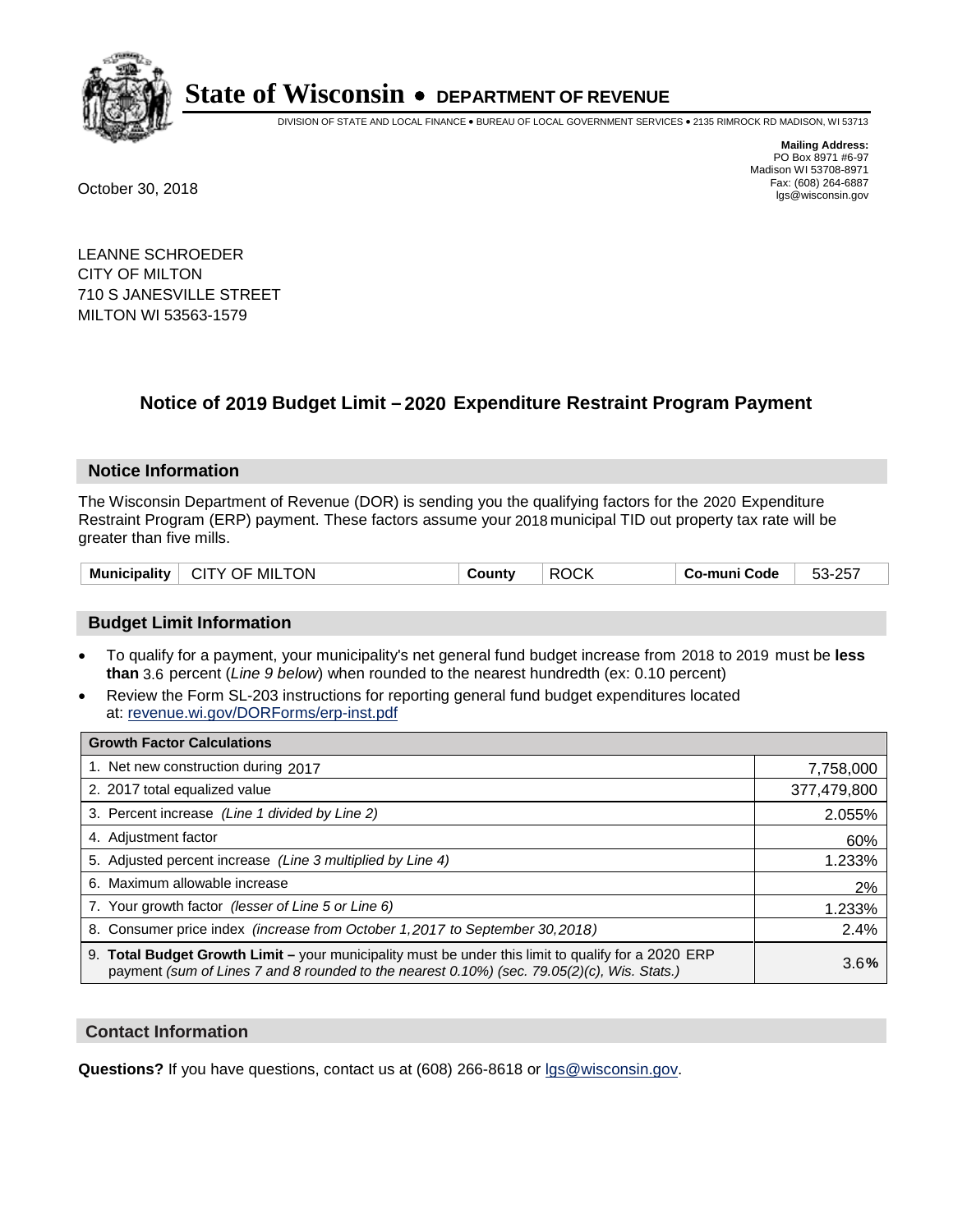# State of Wisconsin • DEPARTMENT OF REVENUE

DIVISION OF STATE AND LOCAL FINANCE • BUREAU OF LOCAL GOVERNMENT SERVICES • 2135 RIMROCK RD MADISON, WI 53713

**Mailing Address:**
PO Box 8971 #6-97
Madison WI 53708-8971
Fax: (608) 264-6887
lgs@wisconsin.gov

October 30, 2018

LEANNE SCHROEDER
CITY OF MILTON
710 S JANESVILLE STREET
MILTON WI 53563-1579

## Notice of 2019 Budget Limit – 2020 Expenditure Restraint Program Payment

### Notice Information

The Wisconsin Department of Revenue (DOR) is sending you the qualifying factors for the 2020 Expenditure Restraint Program (ERP) payment. These factors assume your 2018 municipal TID out property tax rate will be greater than five mills.

| Municipality | CITY OF MILTON | County | ROCK | Co-muni Code | 53-257 |
|---|---|---|---|---|---|

### Budget Limit Information

- To qualify for a payment, your municipality's net general fund budget increase from 2018 to 2019 must be **less than** 3.6 percent (*Line 9 below*) when rounded to the nearest hundredth (ex: 0.10 percent)
- Review the Form SL-203 instructions for reporting general fund budget expenditures located at: revenue.wi.gov/DORForms/erp-inst.pdf

| Growth Factor Calculations | |
|---|---|
| 1. Net new construction during 2017 | 7,758,000 |
| 2. 2017 total equalized value | 377,479,800 |
| 3. Percent increase *(Line 1 divided by Line 2)* | 2.055% |
| 4. Adjustment factor | 60% |
| 5. Adjusted percent increase *(Line 3 multiplied by Line 4)* | 1.233% |
| 6. Maximum allowable increase | 2% |
| 7. Your growth factor *(lesser of Line 5 or Line 6)* | 1.233% |
| 8. Consumer price index *(increase from October 1,2017 to September 30,2018)* | 2.4% |
| 9. **Total Budget Growth Limit –** your municipality must be under this limit to qualify for a 2020 ERP payment *(sum of Lines 7 and 8 rounded to the nearest 0.10%) (sec. 79.05(2)(c), Wis. Stats.)* | 3.6**%** |

### Contact Information

**Questions?** If you have questions, contact us at (608) 266-8618 or lgs@wisconsin.gov.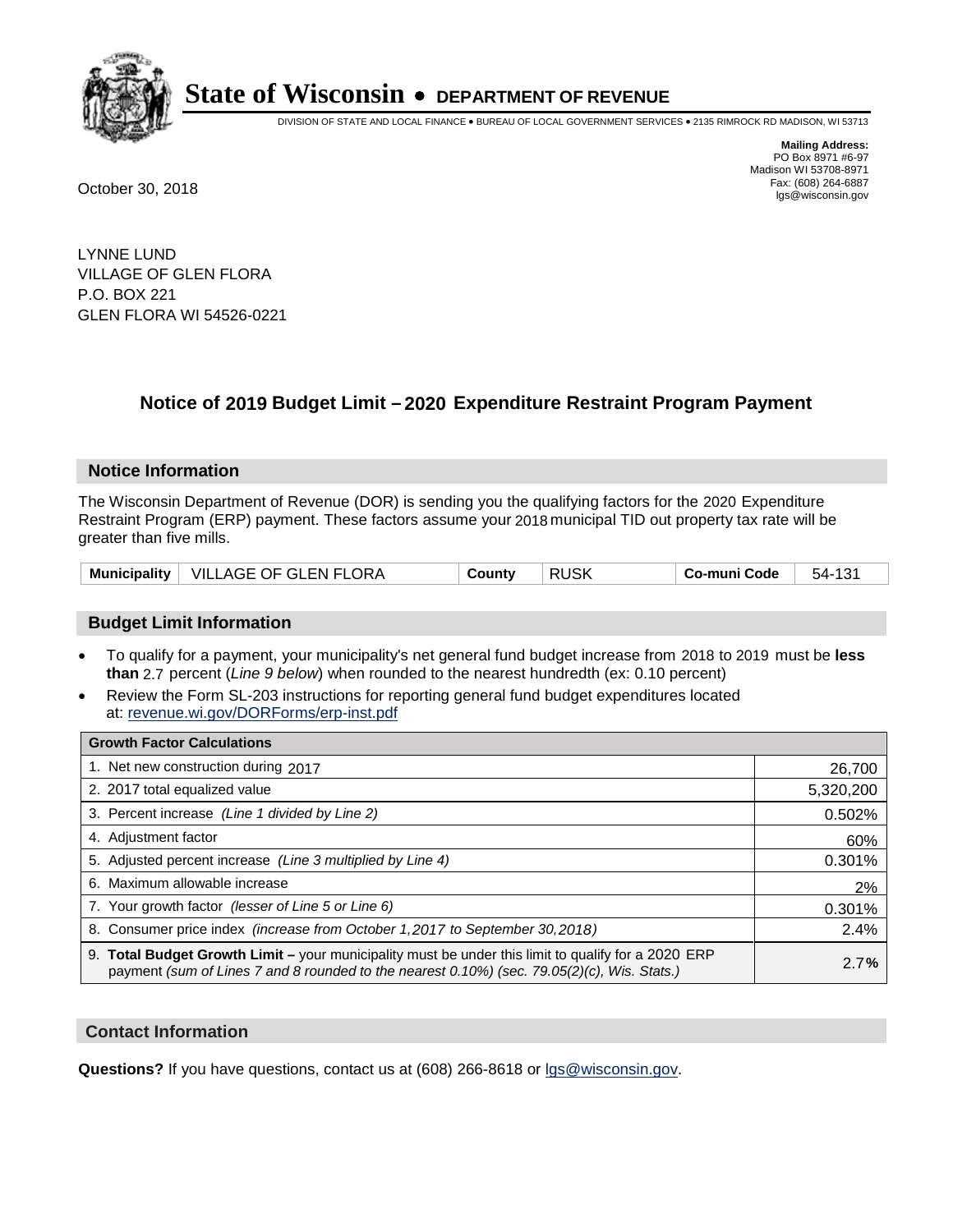# State of Wisconsin • DEPARTMENT OF REVENUE

DIVISION OF STATE AND LOCAL FINANCE • BUREAU OF LOCAL GOVERNMENT SERVICES • 2135 RIMROCK RD MADISON, WI 53713

**Mailing Address:**
PO Box 8971 #6-97
Madison WI 53708-8971
Fax: (608) 264-6887
lgs@wisconsin.gov

October 30, 2018

LYNNE LUND
VILLAGE OF GLEN FLORA
P.O. BOX 221
GLEN FLORA WI 54526-0221

## Notice of 2019 Budget Limit – 2020 Expenditure Restraint Program Payment

### Notice Information

The Wisconsin Department of Revenue (DOR) is sending you the qualifying factors for the 2020 Expenditure Restraint Program (ERP) payment. These factors assume your 2018 municipal TID out property tax rate will be greater than five mills.

| Municipality | VILLAGE OF GLEN FLORA | County | RUSK | Co-muni Code | 54-131 |
|---|---|---|---|---|---|

### Budget Limit Information

- To qualify for a payment, your municipality's net general fund budget increase from 2018 to 2019 must be **less than** 2.7 percent (*Line 9 below*) when rounded to the nearest hundredth (ex: 0.10 percent)
- Review the Form SL-203 instructions for reporting general fund budget expenditures located at: revenue.wi.gov/DORForms/erp-inst.pdf

| Growth Factor Calculations | |
|---|---|
| 1. Net new construction during 2017 | 26,700 |
| 2. 2017 total equalized value | 5,320,200 |
| 3. Percent increase *(Line 1 divided by Line 2)* | 0.502% |
| 4. Adjustment factor | 60% |
| 5. Adjusted percent increase *(Line 3 multiplied by Line 4)* | 0.301% |
| 6. Maximum allowable increase | 2% |
| 7. Your growth factor *(lesser of Line 5 or Line 6)* | 0.301% |
| 8. Consumer price index *(increase from October 1,2017 to September 30,2018)* | 2.4% |
| 9. **Total Budget Growth Limit –** your municipality must be under this limit to qualify for a 2020 ERP payment *(sum of Lines 7 and 8 rounded to the nearest 0.10%) (sec. 79.05(2)(c), Wis. Stats.)* | 2.7**%** |

### Contact Information

**Questions?** If you have questions, contact us at (608) 266-8618 or lgs@wisconsin.gov.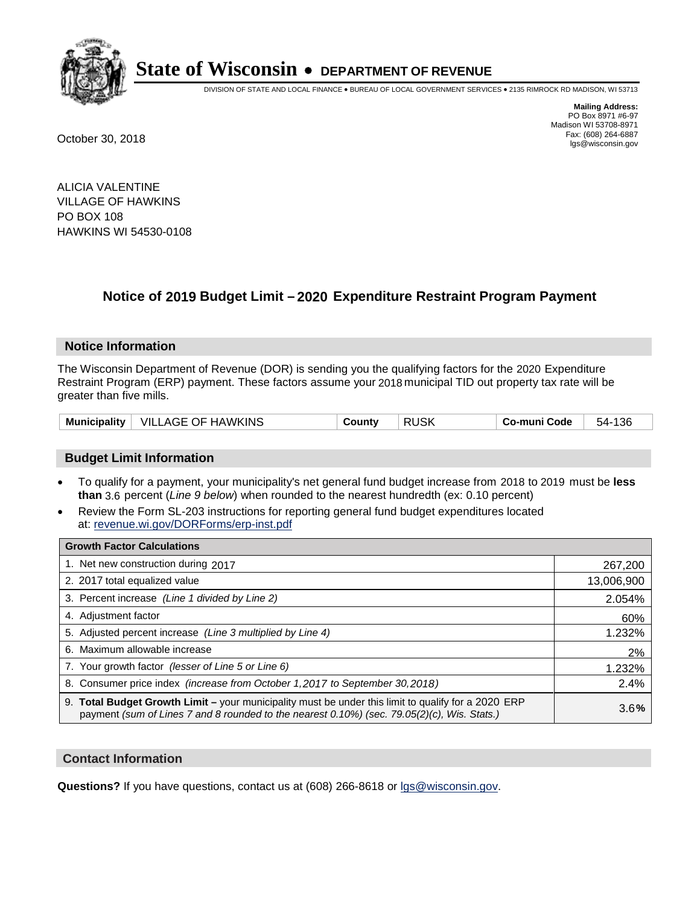# State of Wisconsin • DEPARTMENT OF REVENUE

DIVISION OF STATE AND LOCAL FINANCE • BUREAU OF LOCAL GOVERNMENT SERVICES • 2135 RIMROCK RD MADISON, WI 53713

**Mailing Address:**
PO Box 8971 #6-97
Madison WI 53708-8971
Fax: (608) 264-6887
lgs@wisconsin.gov

October 30, 2018

ALICIA VALENTINE
VILLAGE OF HAWKINS
PO BOX 108
HAWKINS WI 54530-0108

## Notice of 2019 Budget Limit – 2020 Expenditure Restraint Program Payment

### Notice Information

The Wisconsin Department of Revenue (DOR) is sending you the qualifying factors for the 2020 Expenditure Restraint Program (ERP) payment. These factors assume your 2018 municipal TID out property tax rate will be greater than five mills.

| Municipality | VILLAGE OF HAWKINS | County | RUSK | Co-muni Code | 54-136 |
|---|---|---|---|---|---|

### Budget Limit Information

- To qualify for a payment, your municipality's net general fund budget increase from 2018 to 2019 must be **less than** 3.6 percent (*Line 9 below*) when rounded to the nearest hundredth (ex: 0.10 percent)
- Review the Form SL-203 instructions for reporting general fund budget expenditures located at: revenue.wi.gov/DORForms/erp-inst.pdf

| Growth Factor Calculations | |
|---|---|
| 1. Net new construction during 2017 | 267,200 |
| 2. 2017 total equalized value | 13,006,900 |
| 3. Percent increase *(Line 1 divided by Line 2)* | 2.054% |
| 4. Adjustment factor | 60% |
| 5. Adjusted percent increase *(Line 3 multiplied by Line 4)* | 1.232% |
| 6. Maximum allowable increase | 2% |
| 7. Your growth factor *(lesser of Line 5 or Line 6)* | 1.232% |
| 8. Consumer price index *(increase from October 1,2017 to September 30,2018)* | 2.4% |
| 9. **Total Budget Growth Limit –** your municipality must be under this limit to qualify for a 2020 ERP payment *(sum of Lines 7 and 8 rounded to the nearest 0.10%) (sec. 79.05(2)(c), Wis. Stats.)* | 3.6**%** |

### Contact Information

**Questions?** If you have questions, contact us at (608) 266-8618 or lgs@wisconsin.gov.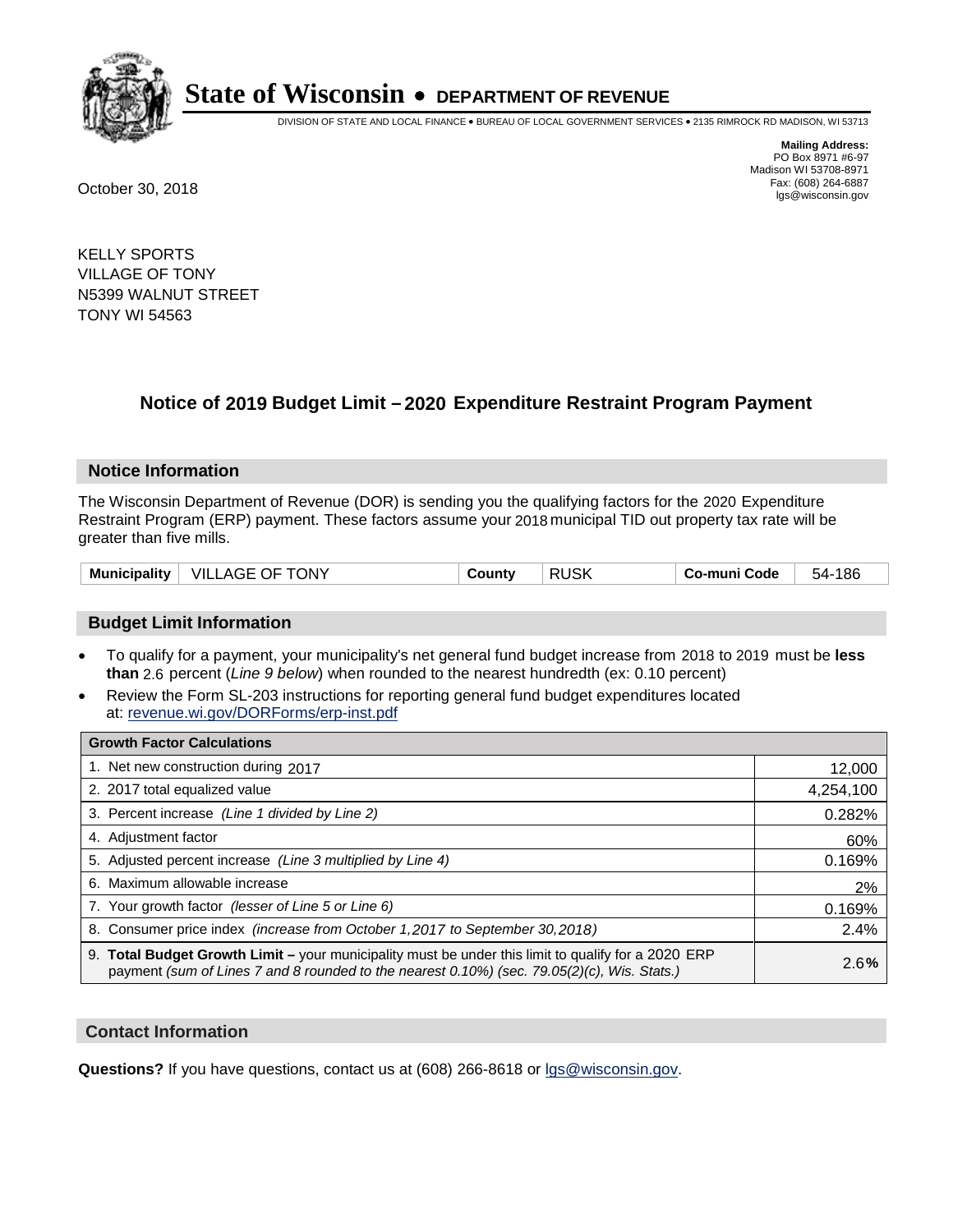# State of Wisconsin • DEPARTMENT OF REVENUE

DIVISION OF STATE AND LOCAL FINANCE • BUREAU OF LOCAL GOVERNMENT SERVICES • 2135 RIMROCK RD MADISON, WI 53713

**Mailing Address:**
PO Box 8971 #6-97
Madison WI 53708-8971
Fax: (608) 264-6887
lgs@wisconsin.gov

October 30, 2018

KELLY SPORTS
VILLAGE OF TONY
N5399 WALNUT STREET
TONY WI 54563

## Notice of 2019 Budget Limit – 2020 Expenditure Restraint Program Payment

### Notice Information

The Wisconsin Department of Revenue (DOR) is sending you the qualifying factors for the 2020 Expenditure Restraint Program (ERP) payment. These factors assume your 2018 municipal TID out property tax rate will be greater than five mills.

| Municipality | VILLAGE OF TONY | County | RUSK | Co-muni Code | 54-186 |
|---|---|---|---|---|---|

### Budget Limit Information

- To qualify for a payment, your municipality's net general fund budget increase from 2018 to 2019 must be **less than** 2.6 percent (*Line 9 below*) when rounded to the nearest hundredth (ex: 0.10 percent)
- Review the Form SL-203 instructions for reporting general fund budget expenditures located at: revenue.wi.gov/DORForms/erp-inst.pdf

| Growth Factor Calculations | |
|---|---|
| 1. Net new construction during 2017 | 12,000 |
| 2. 2017 total equalized value | 4,254,100 |
| 3. Percent increase *(Line 1 divided by Line 2)* | 0.282% |
| 4. Adjustment factor | 60% |
| 5. Adjusted percent increase *(Line 3 multiplied by Line 4)* | 0.169% |
| 6. Maximum allowable increase | 2% |
| 7. Your growth factor *(lesser of Line 5 or Line 6)* | 0.169% |
| 8. Consumer price index *(increase from October 1,2017 to September 30,2018)* | 2.4% |
| 9. **Total Budget Growth Limit –** your municipality must be under this limit to qualify for a 2020 ERP payment *(sum of Lines 7 and 8 rounded to the nearest 0.10%) (sec. 79.05(2)(c), Wis. Stats.)* | 2.6**%** |

### Contact Information

**Questions?** If you have questions, contact us at (608) 266-8618 or lgs@wisconsin.gov.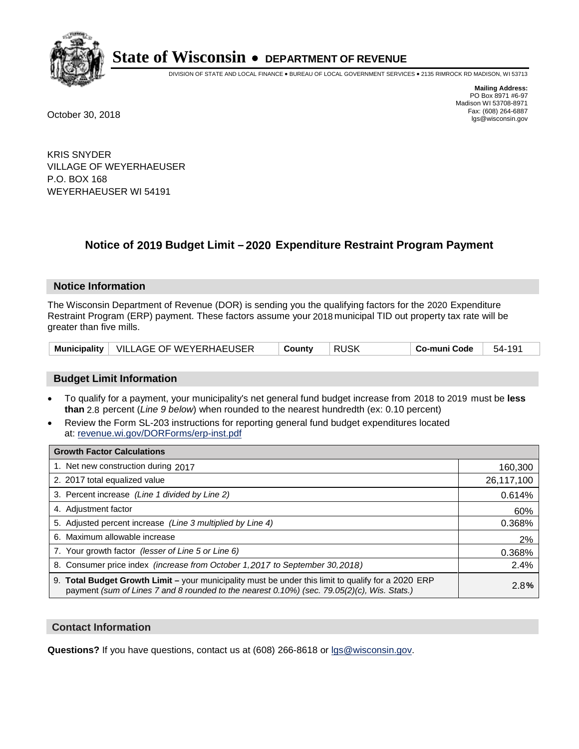# State of Wisconsin • DEPARTMENT OF REVENUE

DIVISION OF STATE AND LOCAL FINANCE • BUREAU OF LOCAL GOVERNMENT SERVICES • 2135 RIMROCK RD MADISON, WI 53713

**Mailing Address:**
PO Box 8971 #6-97
Madison WI 53708-8971
Fax: (608) 264-6887
lgs@wisconsin.gov

October 30, 2018

KRIS SNYDER
VILLAGE OF WEYERHAEUSER
P.O. BOX 168
WEYERHAEUSER WI 54191

## Notice of 2019 Budget Limit – 2020 Expenditure Restraint Program Payment

### Notice Information

The Wisconsin Department of Revenue (DOR) is sending you the qualifying factors for the 2020 Expenditure Restraint Program (ERP) payment. These factors assume your 2018 municipal TID out property tax rate will be greater than five mills.

| Municipality | VILLAGE OF WEYERHAEUSER | County | RUSK | Co-muni Code | 54-191 |
|---|---|---|---|---|---|

### Budget Limit Information

- To qualify for a payment, your municipality's net general fund budget increase from 2018 to 2019 must be **less than** 2.8 percent (*Line 9 below*) when rounded to the nearest hundredth (ex: 0.10 percent)
- Review the Form SL-203 instructions for reporting general fund budget expenditures located at: revenue.wi.gov/DORForms/erp-inst.pdf

| Growth Factor Calculations | |
|---|---|
| 1. Net new construction during 2017 | 160,300 |
| 2. 2017 total equalized value | 26,117,100 |
| 3. Percent increase *(Line 1 divided by Line 2)* | 0.614% |
| 4. Adjustment factor | 60% |
| 5. Adjusted percent increase *(Line 3 multiplied by Line 4)* | 0.368% |
| 6. Maximum allowable increase | 2% |
| 7. Your growth factor *(lesser of Line 5 or Line 6)* | 0.368% |
| 8. Consumer price index *(increase from October 1,2017 to September 30,2018)* | 2.4% |
| 9. **Total Budget Growth Limit –** your municipality must be under this limit to qualify for a 2020 ERP payment *(sum of Lines 7 and 8 rounded to the nearest 0.10%) (sec. 79.05(2)(c), Wis. Stats.)* | 2.8**%** |

### Contact Information

**Questions?** If you have questions, contact us at (608) 266-8618 or lgs@wisconsin.gov.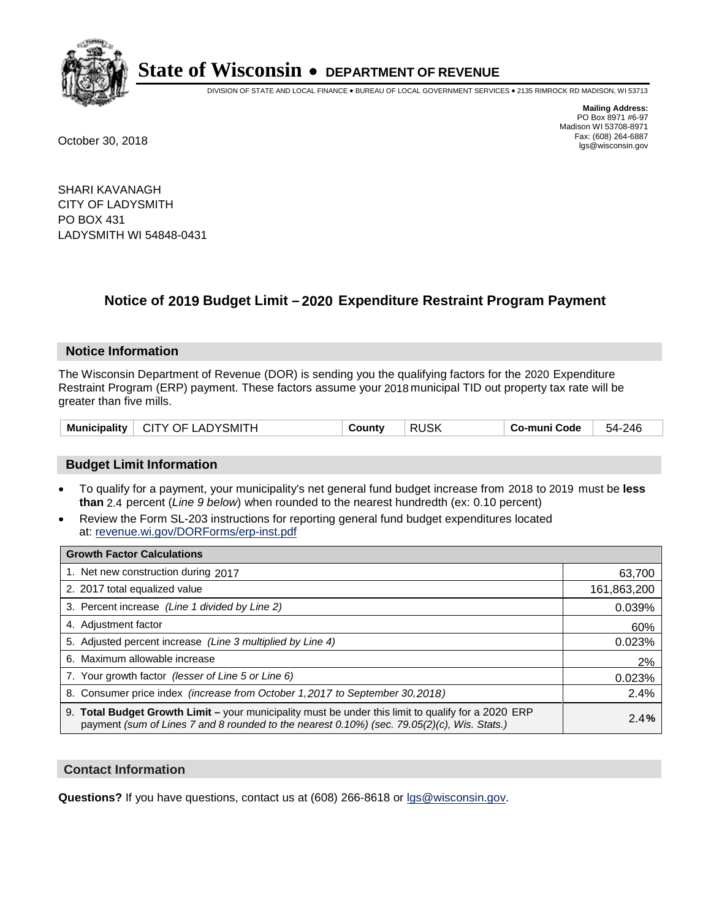# State of Wisconsin • DEPARTMENT OF REVENUE

DIVISION OF STATE AND LOCAL FINANCE • BUREAU OF LOCAL GOVERNMENT SERVICES • 2135 RIMROCK RD MADISON, WI 53713

**Mailing Address:**
PO Box 8971 #6-97
Madison WI 53708-8971
Fax: (608) 264-6887
lgs@wisconsin.gov

October 30, 2018

SHARI KAVANAGH
CITY OF LADYSMITH
PO BOX 431
LADYSMITH WI 54848-0431

## Notice of 2019 Budget Limit – 2020 Expenditure Restraint Program Payment

### Notice Information

The Wisconsin Department of Revenue (DOR) is sending you the qualifying factors for the 2020 Expenditure Restraint Program (ERP) payment. These factors assume your 2018 municipal TID out property tax rate will be greater than five mills.

| Municipality | CITY OF LADYSMITH | County | RUSK | Co-muni Code | 54-246 |
|---|---|---|---|---|---|

### Budget Limit Information

- To qualify for a payment, your municipality's net general fund budget increase from 2018 to 2019 must be **less than** 2.4 percent (*Line 9 below*) when rounded to the nearest hundredth (ex: 0.10 percent)
- Review the Form SL-203 instructions for reporting general fund budget expenditures located at: revenue.wi.gov/DORForms/erp-inst.pdf

| Growth Factor Calculations | |
|---|---|
| 1. Net new construction during 2017 | 63,700 |
| 2. 2017 total equalized value | 161,863,200 |
| 3. Percent increase *(Line 1 divided by Line 2)* | 0.039% |
| 4. Adjustment factor | 60% |
| 5. Adjusted percent increase *(Line 3 multiplied by Line 4)* | 0.023% |
| 6. Maximum allowable increase | 2% |
| 7. Your growth factor *(lesser of Line 5 or Line 6)* | 0.023% |
| 8. Consumer price index *(increase from October 1,2017 to September 30,2018)* | 2.4% |
| 9. **Total Budget Growth Limit –** your municipality must be under this limit to qualify for a 2020 ERP payment *(sum of Lines 7 and 8 rounded to the nearest 0.10%) (sec. 79.05(2)(c), Wis. Stats.)* | 2.4**%** |

### Contact Information

**Questions?** If you have questions, contact us at (608) 266-8618 or lgs@wisconsin.gov.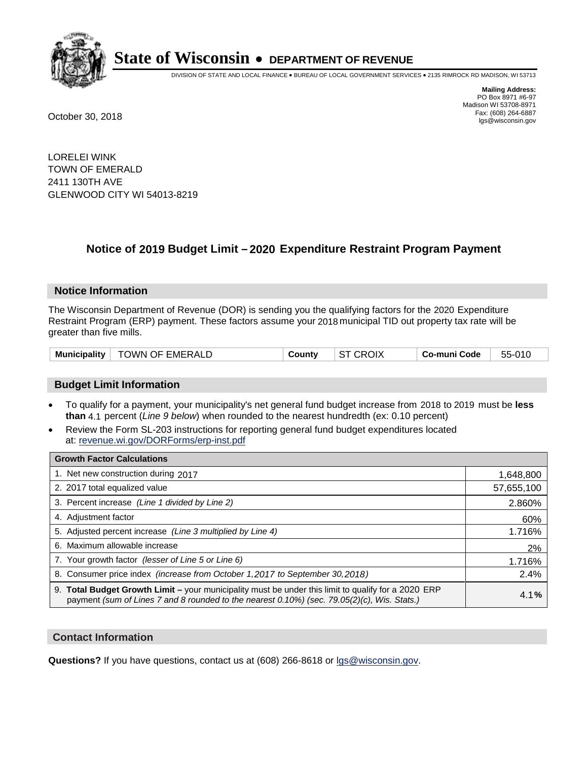# State of Wisconsin • DEPARTMENT OF REVENUE

DIVISION OF STATE AND LOCAL FINANCE • BUREAU OF LOCAL GOVERNMENT SERVICES • 2135 RIMROCK RD MADISON, WI 53713

**Mailing Address:**
PO Box 8971 #6-97
Madison WI 53708-8971
Fax: (608) 264-6887
lgs@wisconsin.gov

October 30, 2018

LORELEI WINK
TOWN OF EMERALD
2411 130TH AVE
GLENWOOD CITY WI 54013-8219

## Notice of 2019 Budget Limit – 2020 Expenditure Restraint Program Payment

### Notice Information

The Wisconsin Department of Revenue (DOR) is sending you the qualifying factors for the 2020 Expenditure Restraint Program (ERP) payment. These factors assume your 2018 municipal TID out property tax rate will be greater than five mills.

| Municipality | TOWN OF EMERALD | County | ST CROIX | Co-muni Code | 55-010 |
|---|---|---|---|---|---|

### Budget Limit Information

- To qualify for a payment, your municipality's net general fund budget increase from 2018 to 2019 must be **less than** 4.1 percent (*Line 9 below*) when rounded to the nearest hundredth (ex: 0.10 percent)
- Review the Form SL-203 instructions for reporting general fund budget expenditures located at: revenue.wi.gov/DORForms/erp-inst.pdf

| Growth Factor Calculations | |
|---|---|
| 1. Net new construction during 2017 | 1,648,800 |
| 2. 2017 total equalized value | 57,655,100 |
| 3. Percent increase *(Line 1 divided by Line 2)* | 2.860% |
| 4. Adjustment factor | 60% |
| 5. Adjusted percent increase *(Line 3 multiplied by Line 4)* | 1.716% |
| 6. Maximum allowable increase | 2% |
| 7. Your growth factor *(lesser of Line 5 or Line 6)* | 1.716% |
| 8. Consumer price index *(increase from October 1,2017 to September 30,2018)* | 2.4% |
| 9. **Total Budget Growth Limit –** your municipality must be under this limit to qualify for a 2020 ERP payment *(sum of Lines 7 and 8 rounded to the nearest 0.10%) (sec. 79.05(2)(c), Wis. Stats.)* | 4.1**%** |

### Contact Information

**Questions?** If you have questions, contact us at (608) 266-8618 or lgs@wisconsin.gov.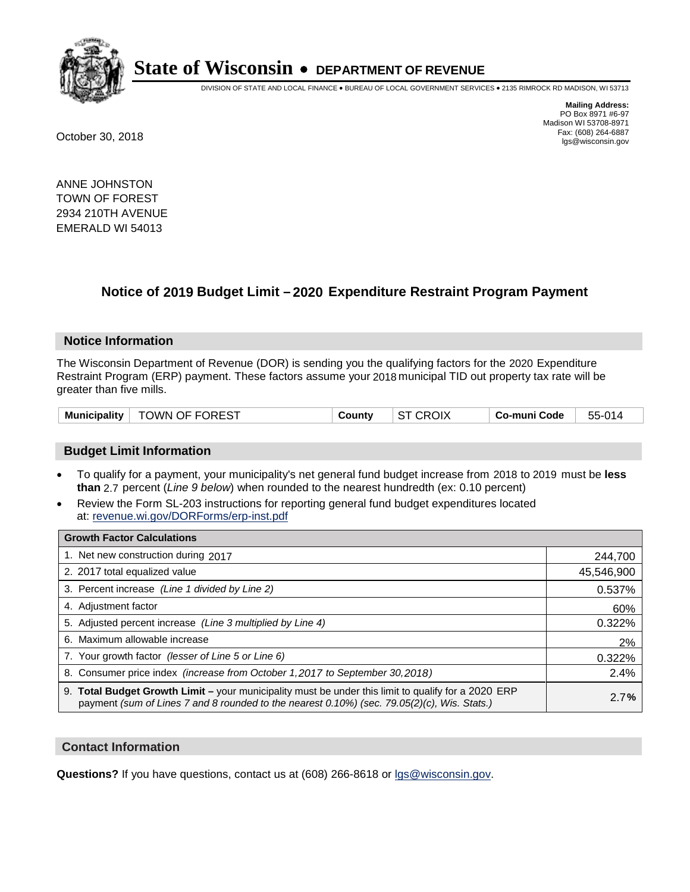# State of Wisconsin • DEPARTMENT OF REVENUE

DIVISION OF STATE AND LOCAL FINANCE • BUREAU OF LOCAL GOVERNMENT SERVICES • 2135 RIMROCK RD MADISON, WI 53713

**Mailing Address:**
PO Box 8971 #6-97
Madison WI 53708-8971
Fax: (608) 264-6887
lgs@wisconsin.gov

October 30, 2018

ANNE JOHNSTON
TOWN OF FOREST
2934 210TH AVENUE
EMERALD WI 54013

## Notice of 2019 Budget Limit – 2020 Expenditure Restraint Program Payment

### Notice Information

The Wisconsin Department of Revenue (DOR) is sending you the qualifying factors for the 2020 Expenditure Restraint Program (ERP) payment. These factors assume your 2018 municipal TID out property tax rate will be greater than five mills.

| Municipality | TOWN OF FOREST | County | ST CROIX | Co-muni Code | 55-014 |
|---|---|---|---|---|---|

### Budget Limit Information

- To qualify for a payment, your municipality's net general fund budget increase from 2018 to 2019 must be **less than** 2.7 percent (*Line 9 below*) when rounded to the nearest hundredth (ex: 0.10 percent)
- Review the Form SL-203 instructions for reporting general fund budget expenditures located at: revenue.wi.gov/DORForms/erp-inst.pdf

| Growth Factor Calculations | |
|---|---|
| 1. Net new construction during 2017 | 244,700 |
| 2. 2017 total equalized value | 45,546,900 |
| 3. Percent increase *(Line 1 divided by Line 2)* | 0.537% |
| 4. Adjustment factor | 60% |
| 5. Adjusted percent increase *(Line 3 multiplied by Line 4)* | 0.322% |
| 6. Maximum allowable increase | 2% |
| 7. Your growth factor *(lesser of Line 5 or Line 6)* | 0.322% |
| 8. Consumer price index *(increase from October 1,2017 to September 30,2018)* | 2.4% |
| 9. **Total Budget Growth Limit –** your municipality must be under this limit to qualify for a 2020 ERP payment *(sum of Lines 7 and 8 rounded to the nearest 0.10%) (sec. 79.05(2)(c), Wis. Stats.)* | 2.7**%** |

### Contact Information

**Questions?** If you have questions, contact us at (608) 266-8618 or lgs@wisconsin.gov.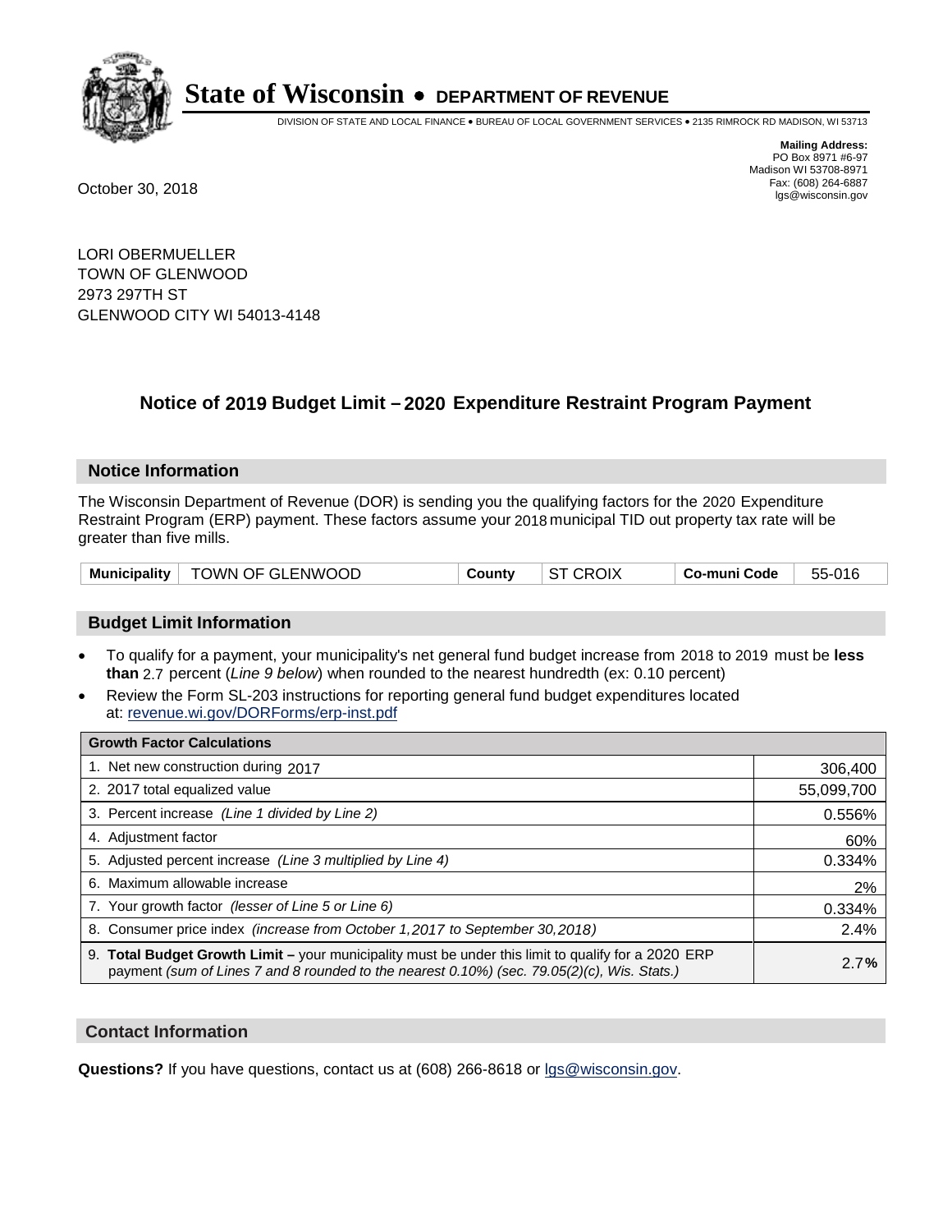# State of Wisconsin • DEPARTMENT OF REVENUE

DIVISION OF STATE AND LOCAL FINANCE • BUREAU OF LOCAL GOVERNMENT SERVICES • 2135 RIMROCK RD MADISON, WI 53713

**Mailing Address:**
PO Box 8971 #6-97
Madison WI 53708-8971
Fax: (608) 264-6887
lgs@wisconsin.gov

October 30, 2018

LORI OBERMUELLER
TOWN OF GLENWOOD
2973 297TH ST
GLENWOOD CITY WI 54013-4148

## Notice of 2019 Budget Limit – 2020 Expenditure Restraint Program Payment

### Notice Information

The Wisconsin Department of Revenue (DOR) is sending you the qualifying factors for the 2020 Expenditure Restraint Program (ERP) payment. These factors assume your 2018 municipal TID out property tax rate will be greater than five mills.

| Municipality | TOWN OF GLENWOOD | County | ST CROIX | Co-muni Code | 55-016 |
|---|---|---|---|---|---|

### Budget Limit Information

- To qualify for a payment, your municipality's net general fund budget increase from 2018 to 2019 must be **less than** 2.7 percent (*Line 9 below*) when rounded to the nearest hundredth (ex: 0.10 percent)
- Review the Form SL-203 instructions for reporting general fund budget expenditures located at: revenue.wi.gov/DORForms/erp-inst.pdf

| Growth Factor Calculations | |
|---|---|
| 1. Net new construction during 2017 | 306,400 |
| 2. 2017 total equalized value | 55,099,700 |
| 3. Percent increase *(Line 1 divided by Line 2)* | 0.556% |
| 4. Adjustment factor | 60% |
| 5. Adjusted percent increase *(Line 3 multiplied by Line 4)* | 0.334% |
| 6. Maximum allowable increase | 2% |
| 7. Your growth factor *(lesser of Line 5 or Line 6)* | 0.334% |
| 8. Consumer price index *(increase from October 1,2017 to September 30,2018)* | 2.4% |
| 9. **Total Budget Growth Limit –** your municipality must be under this limit to qualify for a 2020 ERP payment *(sum of Lines 7 and 8 rounded to the nearest 0.10%) (sec. 79.05(2)(c), Wis. Stats.)* | 2.7**%** |

### Contact Information

**Questions?** If you have questions, contact us at (608) 266-8618 or lgs@wisconsin.gov.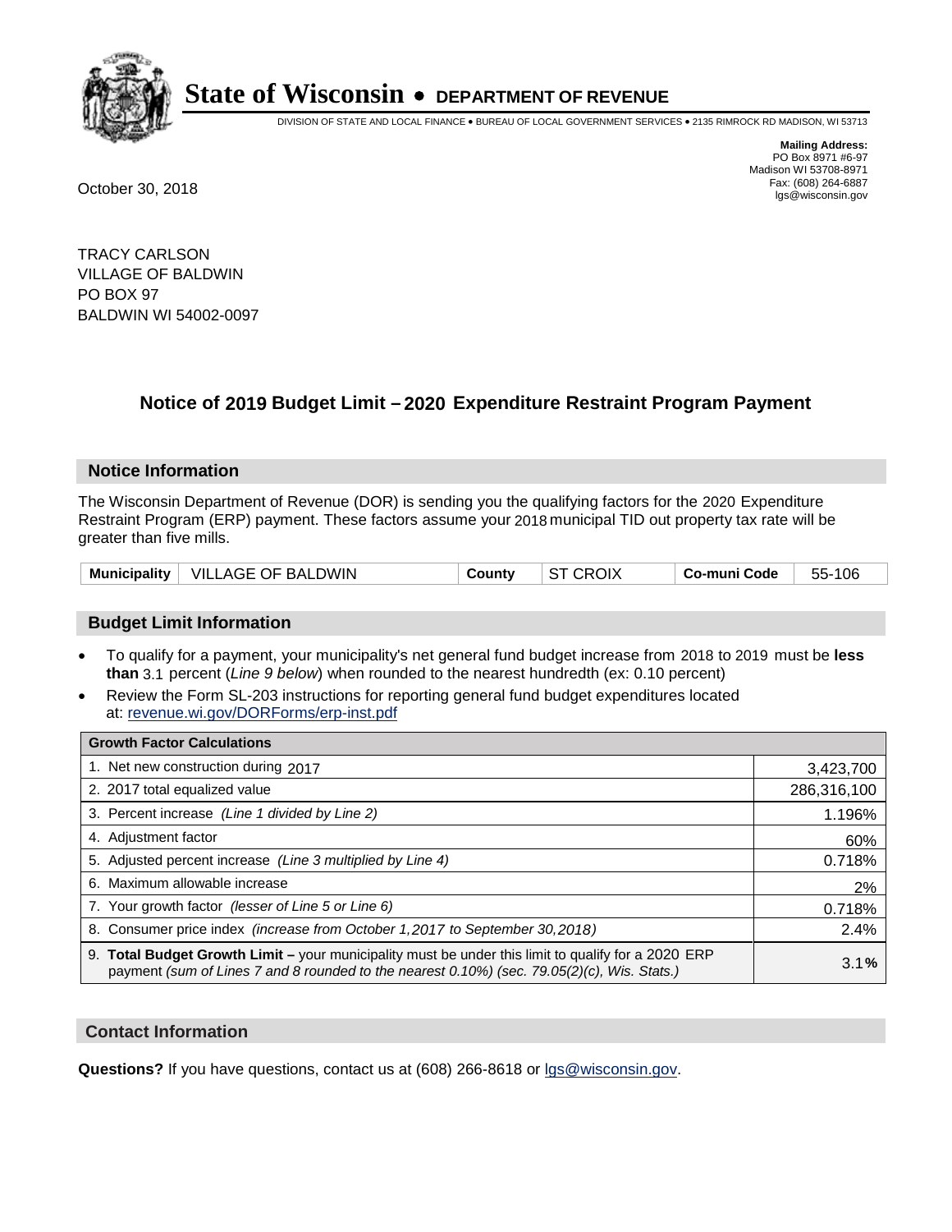# State of Wisconsin • DEPARTMENT OF REVENUE

DIVISION OF STATE AND LOCAL FINANCE • BUREAU OF LOCAL GOVERNMENT SERVICES • 2135 RIMROCK RD MADISON, WI 53713

**Mailing Address:**
PO Box 8971 #6-97
Madison WI 53708-8971
Fax: (608) 264-6887
lgs@wisconsin.gov

October 30, 2018

TRACY CARLSON
VILLAGE OF BALDWIN
PO BOX 97
BALDWIN WI 54002-0097

## Notice of 2019 Budget Limit – 2020 Expenditure Restraint Program Payment

### Notice Information

The Wisconsin Department of Revenue (DOR) is sending you the qualifying factors for the 2020 Expenditure Restraint Program (ERP) payment. These factors assume your 2018 municipal TID out property tax rate will be greater than five mills.

| Municipality | VILLAGE OF BALDWIN | County | ST CROIX | Co-muni Code | 55-106 |
|---|---|---|---|---|---|

### Budget Limit Information

- To qualify for a payment, your municipality's net general fund budget increase from 2018 to 2019 must be **less than** 3.1 percent (*Line 9 below*) when rounded to the nearest hundredth (ex: 0.10 percent)
- Review the Form SL-203 instructions for reporting general fund budget expenditures located at: revenue.wi.gov/DORForms/erp-inst.pdf

| Growth Factor Calculations | |
|---|---|
| 1. Net new construction during 2017 | 3,423,700 |
| 2. 2017 total equalized value | 286,316,100 |
| 3. Percent increase *(Line 1 divided by Line 2)* | 1.196% |
| 4. Adjustment factor | 60% |
| 5. Adjusted percent increase *(Line 3 multiplied by Line 4)* | 0.718% |
| 6. Maximum allowable increase | 2% |
| 7. Your growth factor *(lesser of Line 5 or Line 6)* | 0.718% |
| 8. Consumer price index *(increase from October 1,2017 to September 30,2018)* | 2.4% |
| 9. **Total Budget Growth Limit –** your municipality must be under this limit to qualify for a 2020 ERP payment *(sum of Lines 7 and 8 rounded to the nearest 0.10%) (sec. 79.05(2)(c), Wis. Stats.)* | 3.1**%** |

### Contact Information

**Questions?** If you have questions, contact us at (608) 266-8618 or lgs@wisconsin.gov.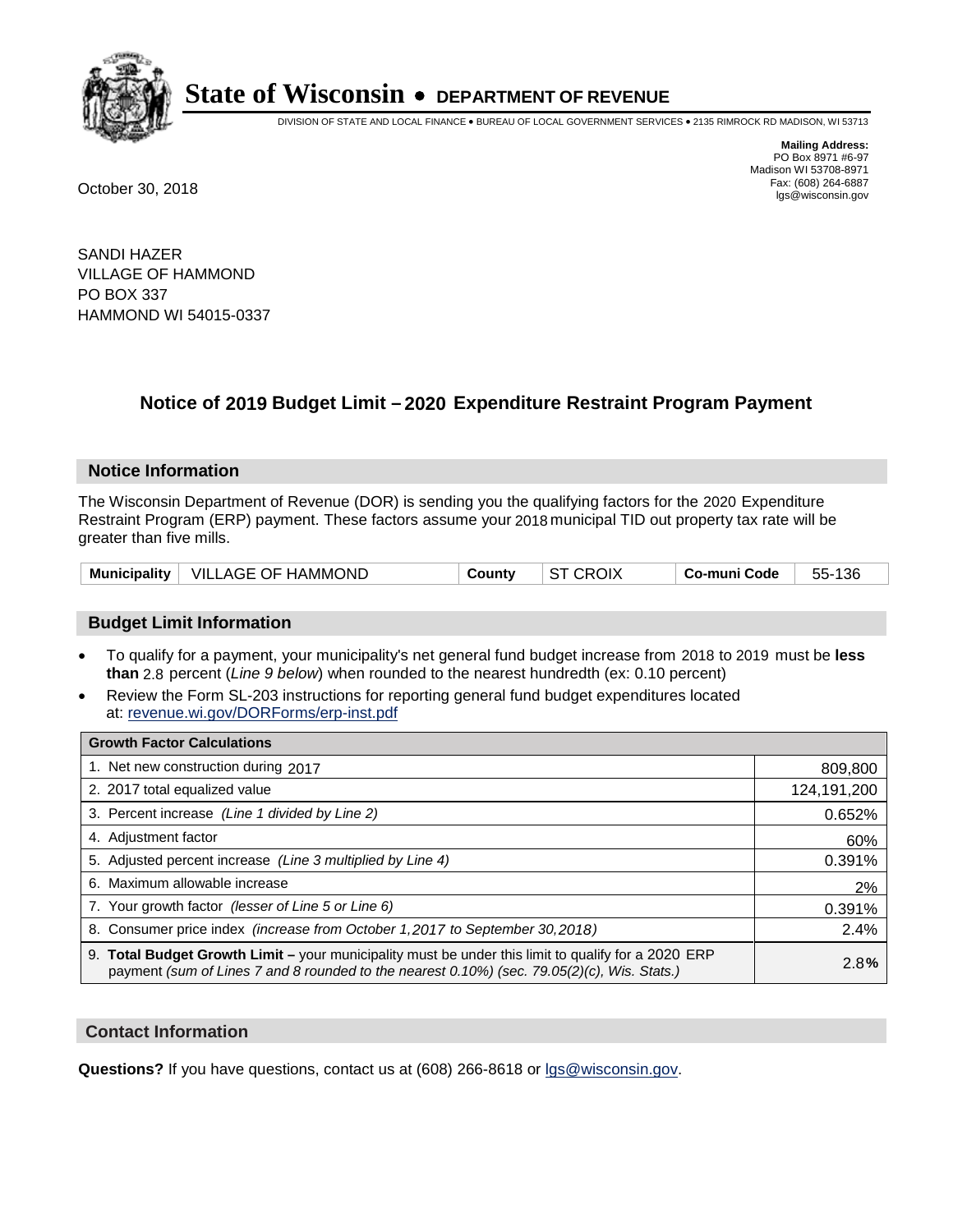# State of Wisconsin • DEPARTMENT OF REVENUE

DIVISION OF STATE AND LOCAL FINANCE • BUREAU OF LOCAL GOVERNMENT SERVICES • 2135 RIMROCK RD MADISON, WI 53713

**Mailing Address:**
PO Box 8971 #6-97
Madison WI 53708-8971
Fax: (608) 264-6887
lgs@wisconsin.gov

October 30, 2018

SANDI HAZER
VILLAGE OF HAMMOND
PO BOX 337
HAMMOND WI 54015-0337

## Notice of 2019 Budget Limit – 2020 Expenditure Restraint Program Payment

### Notice Information

The Wisconsin Department of Revenue (DOR) is sending you the qualifying factors for the 2020 Expenditure Restraint Program (ERP) payment. These factors assume your 2018 municipal TID out property tax rate will be greater than five mills.

| Municipality | VILLAGE OF HAMMOND | County | ST CROIX | Co-muni Code | 55-136 |
|---|---|---|---|---|---|

### Budget Limit Information

- To qualify for a payment, your municipality's net general fund budget increase from 2018 to 2019 must be **less than** 2.8 percent (*Line 9 below*) when rounded to the nearest hundredth (ex: 0.10 percent)
- Review the Form SL-203 instructions for reporting general fund budget expenditures located at: revenue.wi.gov/DORForms/erp-inst.pdf

| Growth Factor Calculations | |
|---|---|
| 1. Net new construction during 2017 | 809,800 |
| 2. 2017 total equalized value | 124,191,200 |
| 3. Percent increase *(Line 1 divided by Line 2)* | 0.652% |
| 4. Adjustment factor | 60% |
| 5. Adjusted percent increase *(Line 3 multiplied by Line 4)* | 0.391% |
| 6. Maximum allowable increase | 2% |
| 7. Your growth factor *(lesser of Line 5 or Line 6)* | 0.391% |
| 8. Consumer price index *(increase from October 1,2017 to September 30,2018)* | 2.4% |
| 9. **Total Budget Growth Limit –** your municipality must be under this limit to qualify for a 2020 ERP payment *(sum of Lines 7 and 8 rounded to the nearest 0.10%) (sec. 79.05(2)(c), Wis. Stats.)* | 2.8**%** |

### Contact Information

**Questions?** If you have questions, contact us at (608) 266-8618 or lgs@wisconsin.gov.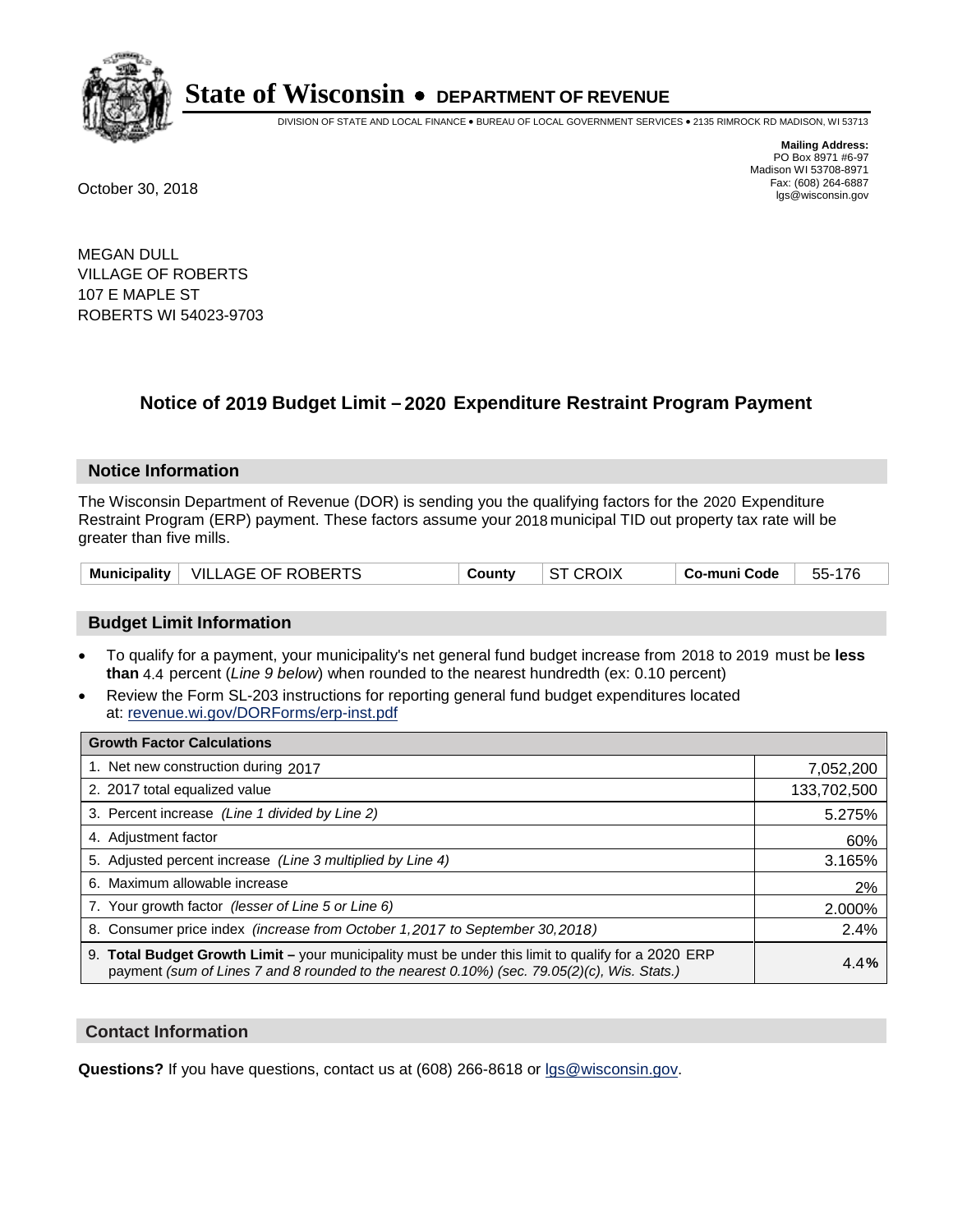# State of Wisconsin • DEPARTMENT OF REVENUE

DIVISION OF STATE AND LOCAL FINANCE • BUREAU OF LOCAL GOVERNMENT SERVICES • 2135 RIMROCK RD MADISON, WI 53713

**Mailing Address:**
PO Box 8971 #6-97
Madison WI 53708-8971
Fax: (608) 264-6887
lgs@wisconsin.gov

October 30, 2018

MEGAN DULL
VILLAGE OF ROBERTS
107 E MAPLE ST
ROBERTS WI 54023-9703

## Notice of 2019 Budget Limit – 2020 Expenditure Restraint Program Payment

### Notice Information

The Wisconsin Department of Revenue (DOR) is sending you the qualifying factors for the 2020 Expenditure Restraint Program (ERP) payment. These factors assume your 2018 municipal TID out property tax rate will be greater than five mills.

| Municipality | VILLAGE OF ROBERTS | County | ST CROIX | Co-muni Code | 55-176 |
|---|---|---|---|---|---|

### Budget Limit Information

- To qualify for a payment, your municipality's net general fund budget increase from 2018 to 2019 must be **less than** 4.4 percent (*Line 9 below*) when rounded to the nearest hundredth (ex: 0.10 percent)
- Review the Form SL-203 instructions for reporting general fund budget expenditures located at: revenue.wi.gov/DORForms/erp-inst.pdf

| Growth Factor Calculations | |
|---|---|
| 1. Net new construction during 2017 | 7,052,200 |
| 2. 2017 total equalized value | 133,702,500 |
| 3. Percent increase *(Line 1 divided by Line 2)* | 5.275% |
| 4. Adjustment factor | 60% |
| 5. Adjusted percent increase *(Line 3 multiplied by Line 4)* | 3.165% |
| 6. Maximum allowable increase | 2% |
| 7. Your growth factor *(lesser of Line 5 or Line 6)* | 2.000% |
| 8. Consumer price index *(increase from October 1,2017 to September 30,2018)* | 2.4% |
| 9. **Total Budget Growth Limit –** your municipality must be under this limit to qualify for a 2020 ERP payment *(sum of Lines 7 and 8 rounded to the nearest 0.10%) (sec. 79.05(2)(c), Wis. Stats.)* | **4.4%** |

### Contact Information

**Questions?** If you have questions, contact us at (608) 266-8618 or lgs@wisconsin.gov.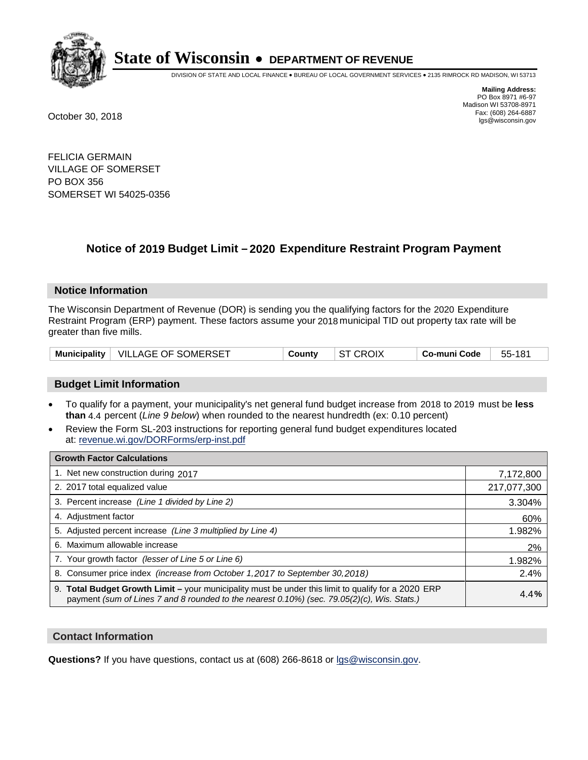# State of Wisconsin • DEPARTMENT OF REVENUE

DIVISION OF STATE AND LOCAL FINANCE • BUREAU OF LOCAL GOVERNMENT SERVICES • 2135 RIMROCK RD MADISON, WI 53713

**Mailing Address:**
PO Box 8971 #6-97
Madison WI 53708-8971
Fax: (608) 264-6887
lgs@wisconsin.gov

October 30, 2018

FELICIA GERMAIN
VILLAGE OF SOMERSET
PO BOX 356
SOMERSET WI 54025-0356

## Notice of 2019 Budget Limit – 2020 Expenditure Restraint Program Payment

### Notice Information

The Wisconsin Department of Revenue (DOR) is sending you the qualifying factors for the 2020 Expenditure Restraint Program (ERP) payment. These factors assume your 2018 municipal TID out property tax rate will be greater than five mills.

| Municipality | VILLAGE OF SOMERSET | County | ST CROIX | Co-muni Code | 55-181 |
|---|---|---|---|---|---|

### Budget Limit Information

- To qualify for a payment, your municipality's net general fund budget increase from 2018 to 2019 must be **less than** 4.4 percent (*Line 9 below*) when rounded to the nearest hundredth (ex: 0.10 percent)
- Review the Form SL-203 instructions for reporting general fund budget expenditures located at: revenue.wi.gov/DORForms/erp-inst.pdf

| Growth Factor Calculations | |
|---|---|
| 1. Net new construction during 2017 | 7,172,800 |
| 2. 2017 total equalized value | 217,077,300 |
| 3. Percent increase *(Line 1 divided by Line 2)* | 3.304% |
| 4. Adjustment factor | 60% |
| 5. Adjusted percent increase *(Line 3 multiplied by Line 4)* | 1.982% |
| 6. Maximum allowable increase | 2% |
| 7. Your growth factor *(lesser of Line 5 or Line 6)* | 1.982% |
| 8. Consumer price index *(increase from October 1,2017 to September 30,2018)* | 2.4% |
| 9. **Total Budget Growth Limit –** your municipality must be under this limit to qualify for a 2020 ERP payment *(sum of Lines 7 and 8 rounded to the nearest 0.10%) (sec. 79.05(2)(c), Wis. Stats.)* | 4.4**%** |

### Contact Information

**Questions?** If you have questions, contact us at (608) 266-8618 or lgs@wisconsin.gov.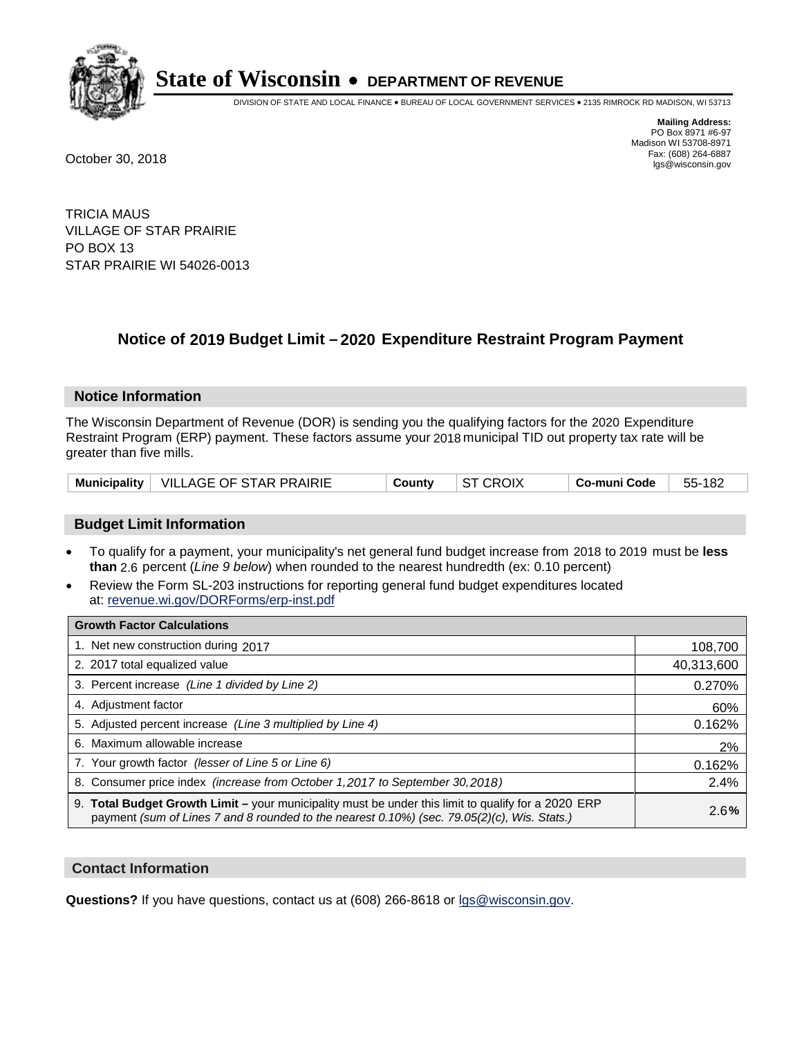# State of Wisconsin • DEPARTMENT OF REVENUE

DIVISION OF STATE AND LOCAL FINANCE • BUREAU OF LOCAL GOVERNMENT SERVICES • 2135 RIMROCK RD MADISON, WI 53713

**Mailing Address:**
PO Box 8971 #6-97
Madison WI 53708-8971
Fax: (608) 264-6887
lgs@wisconsin.gov

October 30, 2018

TRICIA MAUS
VILLAGE OF STAR PRAIRIE
PO BOX 13
STAR PRAIRIE WI 54026-0013

## Notice of 2019 Budget Limit – 2020 Expenditure Restraint Program Payment

### Notice Information

The Wisconsin Department of Revenue (DOR) is sending you the qualifying factors for the 2020 Expenditure Restraint Program (ERP) payment. These factors assume your 2018 municipal TID out property tax rate will be greater than five mills.

| Municipality | VILLAGE OF STAR PRAIRIE | County | ST CROIX | Co-muni Code | 55-182 |
|---|---|---|---|---|---|

### Budget Limit Information

- To qualify for a payment, your municipality's net general fund budget increase from 2018 to 2019 must be **less than** 2.6 percent (*Line 9 below*) when rounded to the nearest hundredth (ex: 0.10 percent)
- Review the Form SL-203 instructions for reporting general fund budget expenditures located at: revenue.wi.gov/DORForms/erp-inst.pdf

| Growth Factor Calculations | |
|---|---|
| 1. Net new construction during 2017 | 108,700 |
| 2. 2017 total equalized value | 40,313,600 |
| 3. Percent increase *(Line 1 divided by Line 2)* | 0.270% |
| 4. Adjustment factor | 60% |
| 5. Adjusted percent increase *(Line 3 multiplied by Line 4)* | 0.162% |
| 6. Maximum allowable increase | 2% |
| 7. Your growth factor *(lesser of Line 5 or Line 6)* | 0.162% |
| 8. Consumer price index *(increase from October 1,2017 to September 30,2018)* | 2.4% |
| 9. **Total Budget Growth Limit –** your municipality must be under this limit to qualify for a 2020 ERP payment *(sum of Lines 7 and 8 rounded to the nearest 0.10%) (sec. 79.05(2)(c), Wis. Stats.)* | 2.6**%** |

### Contact Information

**Questions?** If you have questions, contact us at (608) 266-8618 or lgs@wisconsin.gov.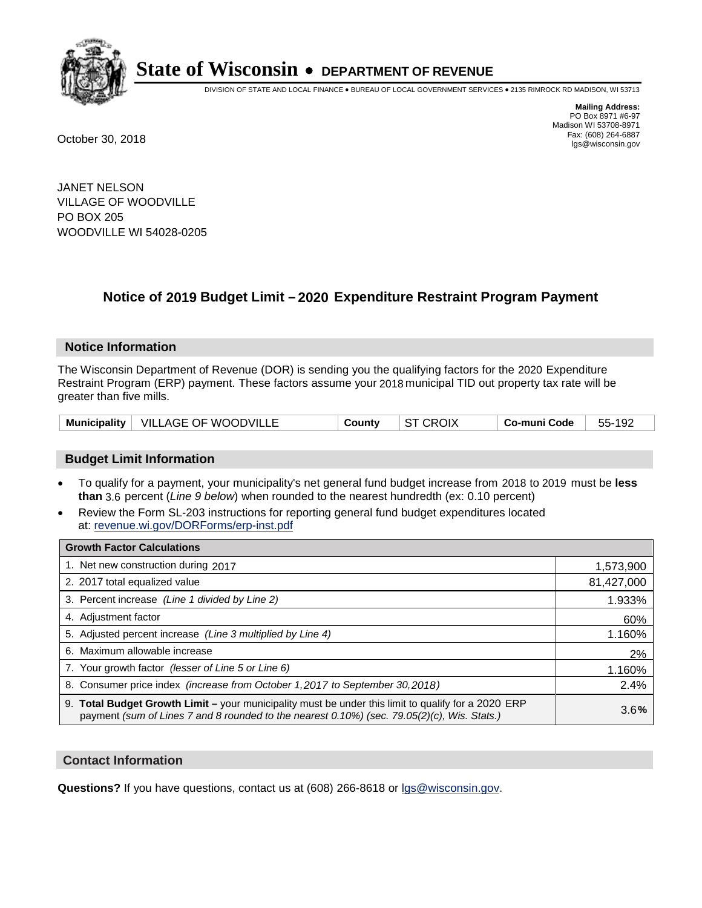**State of Wisconsin • DEPARTMENT OF REVENUE**

DIVISION OF STATE AND LOCAL FINANCE • BUREAU OF LOCAL GOVERNMENT SERVICES • 2135 RIMROCK RD MADISON, WI 53713

**Mailing Address:**
PO Box 8971 #6-97
Madison WI 53708-8971
Fax: (608) 264-6887
lgs@wisconsin.gov

October 30, 2018

JANET NELSON
VILLAGE OF WOODVILLE
PO BOX 205
WOODVILLE WI 54028-0205

## Notice of 2019 Budget Limit – 2020 Expenditure Restraint Program Payment

### Notice Information

The Wisconsin Department of Revenue (DOR) is sending you the qualifying factors for the 2020 Expenditure Restraint Program (ERP) payment. These factors assume your 2018 municipal TID out property tax rate will be greater than five mills.

| Municipality | VILLAGE OF WOODVILLE | County | ST CROIX | Co-muni Code | 55-192 |
|---|---|---|---|---|---|

### Budget Limit Information

- To qualify for a payment, your municipality's net general fund budget increase from 2018 to 2019 must be **less than** 3.6 percent (*Line 9 below*) when rounded to the nearest hundredth (ex: 0.10 percent)
- Review the Form SL-203 instructions for reporting general fund budget expenditures located at: revenue.wi.gov/DORForms/erp-inst.pdf

| Growth Factor Calculations | |
|---|---|
| 1. Net new construction during 2017 | 1,573,900 |
| 2. 2017 total equalized value | 81,427,000 |
| 3. Percent increase *(Line 1 divided by Line 2)* | 1.933% |
| 4. Adjustment factor | 60% |
| 5. Adjusted percent increase *(Line 3 multiplied by Line 4)* | 1.160% |
| 6. Maximum allowable increase | 2% |
| 7. Your growth factor *(lesser of Line 5 or Line 6)* | 1.160% |
| 8. Consumer price index *(increase from October 1,2017 to September 30,2018)* | 2.4% |
| 9. **Total Budget Growth Limit –** your municipality must be under this limit to qualify for a 2020 ERP payment *(sum of Lines 7 and 8 rounded to the nearest 0.10%) (sec. 79.05(2)(c), Wis. Stats.)* | 3.6**%** |

### Contact Information

**Questions?** If you have questions, contact us at (608) 266-8618 or lgs@wisconsin.gov.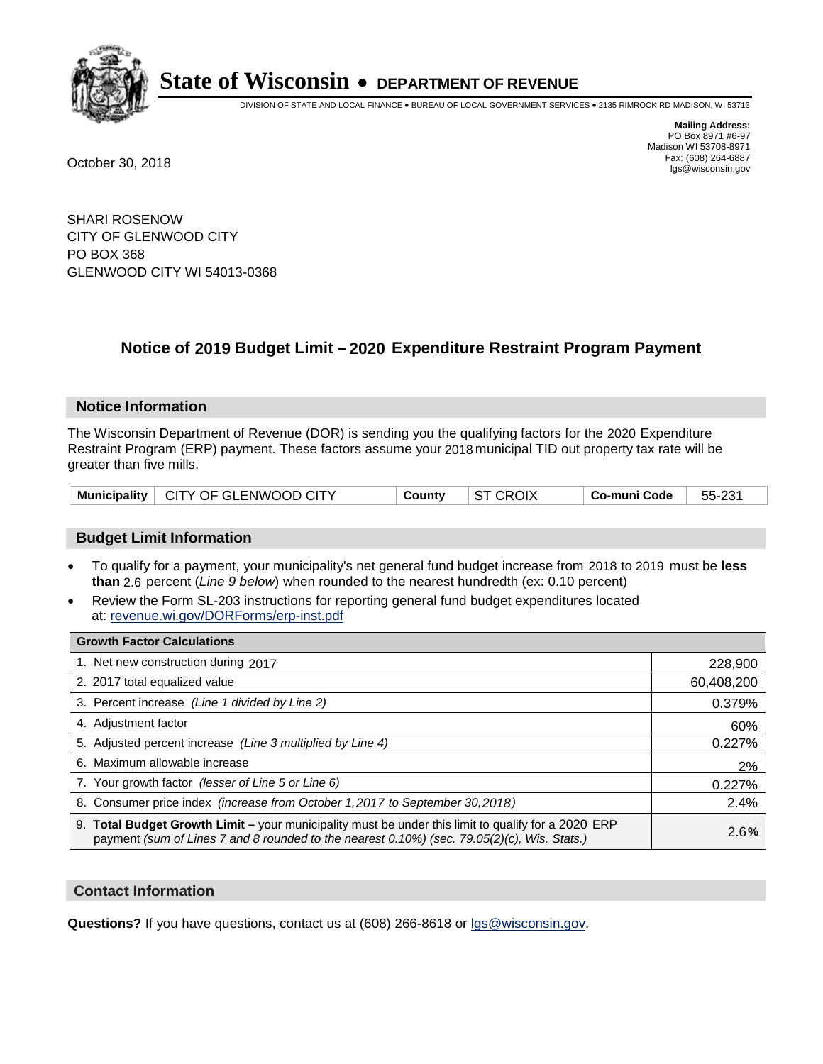# State of Wisconsin • DEPARTMENT OF REVENUE

DIVISION OF STATE AND LOCAL FINANCE • BUREAU OF LOCAL GOVERNMENT SERVICES • 2135 RIMROCK RD MADISON, WI 53713

**Mailing Address:**
PO Box 8971 #6-97
Madison WI 53708-8971
Fax: (608) 264-6887
lgs@wisconsin.gov

October 30, 2018

SHARI ROSENOW
CITY OF GLENWOOD CITY
PO BOX 368
GLENWOOD CITY WI 54013-0368

## Notice of 2019 Budget Limit – 2020 Expenditure Restraint Program Payment

### Notice Information

The Wisconsin Department of Revenue (DOR) is sending you the qualifying factors for the 2020 Expenditure Restraint Program (ERP) payment. These factors assume your 2018 municipal TID out property tax rate will be greater than five mills.

| Municipality | CITY OF GLENWOOD CITY | County | ST CROIX | Co-muni Code | 55-231 |
|---|---|---|---|---|---|

### Budget Limit Information

- To qualify for a payment, your municipality's net general fund budget increase from 2018 to 2019 must be **less than** 2.6 percent (*Line 9 below*) when rounded to the nearest hundredth (ex: 0.10 percent)
- Review the Form SL-203 instructions for reporting general fund budget expenditures located at: revenue.wi.gov/DORForms/erp-inst.pdf

| Growth Factor Calculations | |
|---|---|
| 1. Net new construction during 2017 | 228,900 |
| 2. 2017 total equalized value | 60,408,200 |
| 3. Percent increase *(Line 1 divided by Line 2)* | 0.379% |
| 4. Adjustment factor | 60% |
| 5. Adjusted percent increase *(Line 3 multiplied by Line 4)* | 0.227% |
| 6. Maximum allowable increase | 2% |
| 7. Your growth factor *(lesser of Line 5 or Line 6)* | 0.227% |
| 8. Consumer price index *(increase from October 1,2017 to September 30,2018)* | 2.4% |
| 9. **Total Budget Growth Limit –** your municipality must be under this limit to qualify for a 2020 ERP payment *(sum of Lines 7 and 8 rounded to the nearest 0.10%) (sec. 79.05(2)(c), Wis. Stats.)* | 2.6**%** |

### Contact Information

**Questions?** If you have questions, contact us at (608) 266-8618 or lgs@wisconsin.gov.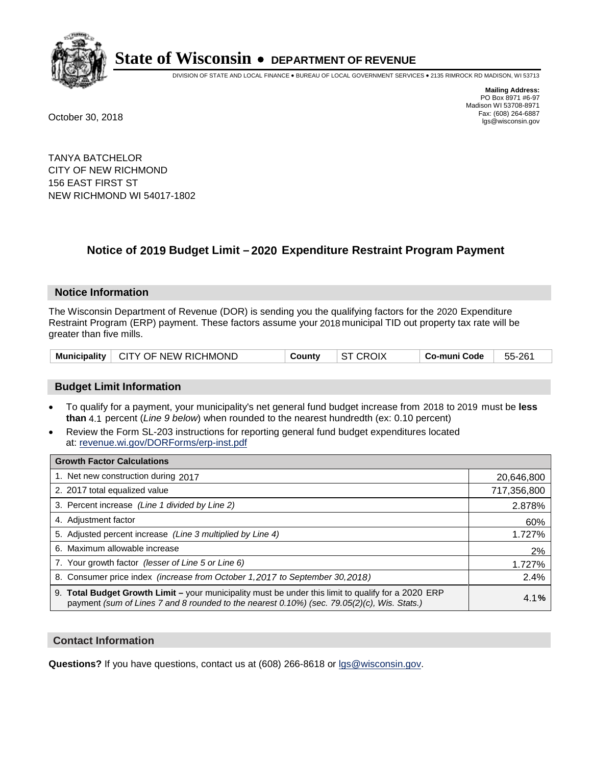# State of Wisconsin • DEPARTMENT OF REVENUE

DIVISION OF STATE AND LOCAL FINANCE • BUREAU OF LOCAL GOVERNMENT SERVICES • 2135 RIMROCK RD MADISON, WI 53713

**Mailing Address:**
PO Box 8971 #6-97
Madison WI 53708-8971
Fax: (608) 264-6887
lgs@wisconsin.gov

October 30, 2018

TANYA BATCHELOR
CITY OF NEW RICHMOND
156 EAST FIRST ST
NEW RICHMOND WI 54017-1802

## Notice of 2019 Budget Limit – 2020 Expenditure Restraint Program Payment

### Notice Information

The Wisconsin Department of Revenue (DOR) is sending you the qualifying factors for the 2020 Expenditure Restraint Program (ERP) payment. These factors assume your 2018 municipal TID out property tax rate will be greater than five mills.

| Municipality | CITY OF NEW RICHMOND | County | ST CROIX | Co-muni Code | 55-261 |
|---|---|---|---|---|---|

### Budget Limit Information

- To qualify for a payment, your municipality's net general fund budget increase from 2018 to 2019 must be **less than** 4.1 percent (*Line 9 below*) when rounded to the nearest hundredth (ex: 0.10 percent)
- Review the Form SL-203 instructions for reporting general fund budget expenditures located at: revenue.wi.gov/DORForms/erp-inst.pdf

| Growth Factor Calculations | |
|---|---|
| 1. Net new construction during 2017 | 20,646,800 |
| 2. 2017 total equalized value | 717,356,800 |
| 3. Percent increase *(Line 1 divided by Line 2)* | 2.878% |
| 4. Adjustment factor | 60% |
| 5. Adjusted percent increase *(Line 3 multiplied by Line 4)* | 1.727% |
| 6. Maximum allowable increase | 2% |
| 7. Your growth factor *(lesser of Line 5 or Line 6)* | 1.727% |
| 8. Consumer price index *(increase from October 1,2017 to September 30,2018)* | 2.4% |
| 9. **Total Budget Growth Limit –** your municipality must be under this limit to qualify for a 2020 ERP payment *(sum of Lines 7 and 8 rounded to the nearest 0.10%) (sec. 79.05(2)(c), Wis. Stats.)* | 4.1**%** |

### Contact Information

**Questions?** If you have questions, contact us at (608) 266-8618 or lgs@wisconsin.gov.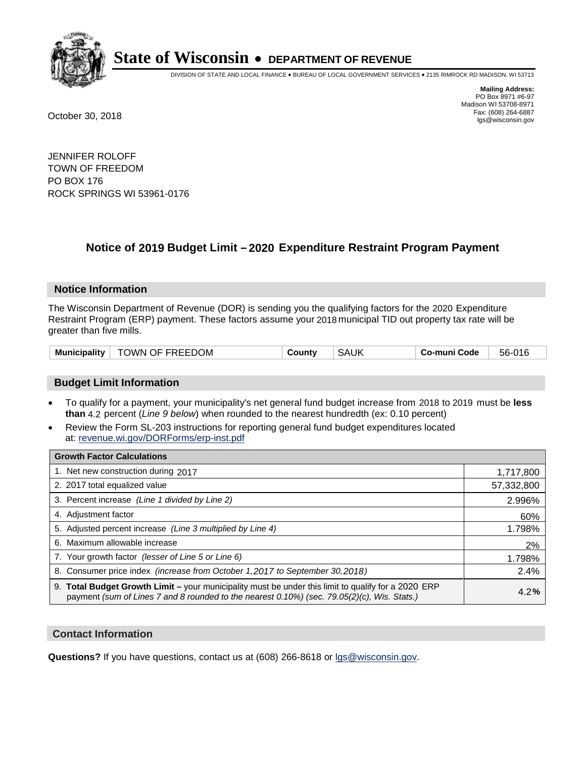**State of Wisconsin • DEPARTMENT OF REVENUE**

DIVISION OF STATE AND LOCAL FINANCE • BUREAU OF LOCAL GOVERNMENT SERVICES • 2135 RIMROCK RD MADISON, WI 53713

**Mailing Address:**
PO Box 8971 #6-97
Madison WI 53708-8971
Fax: (608) 264-6887
lgs@wisconsin.gov

October 30, 2018

JENNIFER ROLOFF
TOWN OF FREEDOM
PO BOX 176
ROCK SPRINGS WI 53961-0176

## Notice of 2019 Budget Limit – 2020 Expenditure Restraint Program Payment

### Notice Information

The Wisconsin Department of Revenue (DOR) is sending you the qualifying factors for the 2020 Expenditure Restraint Program (ERP) payment. These factors assume your 2018 municipal TID out property tax rate will be greater than five mills.

| Municipality | TOWN OF FREEDOM | County | SAUK | Co-muni Code | 56-016 |
|---|---|---|---|---|---|

### Budget Limit Information

- To qualify for a payment, your municipality's net general fund budget increase from 2018 to 2019 must be **less than** 4.2 percent (*Line 9 below*) when rounded to the nearest hundredth (ex: 0.10 percent)
- Review the Form SL-203 instructions for reporting general fund budget expenditures located at: revenue.wi.gov/DORForms/erp-inst.pdf

| Growth Factor Calculations | |
|---|---|
| 1. Net new construction during 2017 | 1,717,800 |
| 2. 2017 total equalized value | 57,332,800 |
| 3. Percent increase *(Line 1 divided by Line 2)* | 2.996% |
| 4. Adjustment factor | 60% |
| 5. Adjusted percent increase *(Line 3 multiplied by Line 4)* | 1.798% |
| 6. Maximum allowable increase | 2% |
| 7. Your growth factor *(lesser of Line 5 or Line 6)* | 1.798% |
| 8. Consumer price index *(increase from October 1,2017 to September 30,2018)* | 2.4% |
| 9. **Total Budget Growth Limit –** your municipality must be under this limit to qualify for a 2020 ERP payment *(sum of Lines 7 and 8 rounded to the nearest 0.10%) (sec. 79.05(2)(c), Wis. Stats.)* | 4.2**%** |

### Contact Information

**Questions?** If you have questions, contact us at (608) 266-8618 or lgs@wisconsin.gov.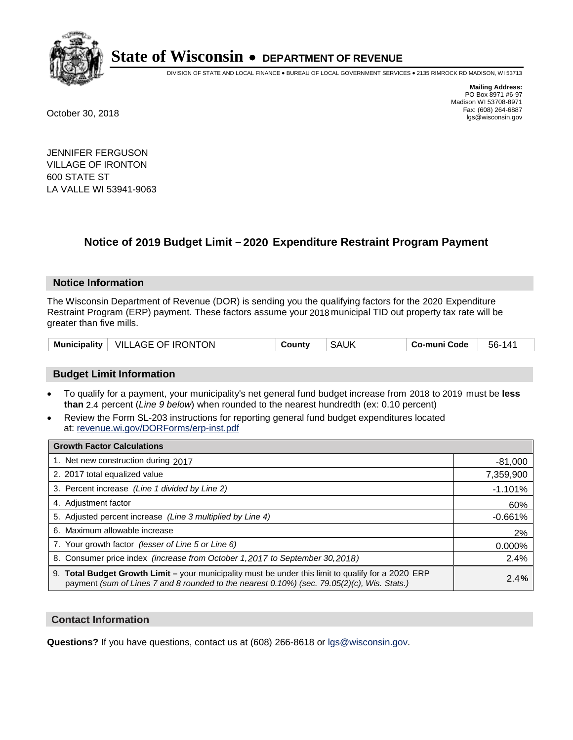# State of Wisconsin • DEPARTMENT OF REVENUE

DIVISION OF STATE AND LOCAL FINANCE • BUREAU OF LOCAL GOVERNMENT SERVICES • 2135 RIMROCK RD MADISON, WI 53713

**Mailing Address:**
PO Box 8971 #6-97
Madison WI 53708-8971
Fax: (608) 264-6887
lgs@wisconsin.gov

October 30, 2018

JENNIFER FERGUSON
VILLAGE OF IRONTON
600 STATE ST
LA VALLE WI 53941-9063

## Notice of 2019 Budget Limit – 2020 Expenditure Restraint Program Payment

### Notice Information

The Wisconsin Department of Revenue (DOR) is sending you the qualifying factors for the 2020 Expenditure Restraint Program (ERP) payment. These factors assume your 2018 municipal TID out property tax rate will be greater than five mills.

| **Municipality** | VILLAGE OF IRONTON | **County** | SAUK | **Co-muni Code** | 56-141 |
|---|---|---|---|---|---|

### Budget Limit Information

- To qualify for a payment, your municipality's net general fund budget increase from 2018 to 2019 must be **less than** 2.4 percent (*Line 9 below*) when rounded to the nearest hundredth (ex: 0.10 percent)
- Review the Form SL-203 instructions for reporting general fund budget expenditures located at: revenue.wi.gov/DORForms/erp-inst.pdf

| **Growth Factor Calculations** | |
|---|---|
| 1. Net new construction during 2017 | -81,000 |
| 2. 2017 total equalized value | 7,359,900 |
| 3. Percent increase *(Line 1 divided by Line 2)* | -1.101% |
| 4. Adjustment factor | 60% |
| 5. Adjusted percent increase *(Line 3 multiplied by Line 4)* | -0.661% |
| 6. Maximum allowable increase | 2% |
| 7. Your growth factor *(lesser of Line 5 or Line 6)* | 0.000% |
| 8. Consumer price index *(increase from October 1,2017 to September 30,2018)* | 2.4% |
| 9. **Total Budget Growth Limit –** your municipality must be under this limit to qualify for a 2020 ERP payment *(sum of Lines 7 and 8 rounded to the nearest 0.10%) (sec. 79.05(2)(c), Wis. Stats.)* | **2.4%** |

### Contact Information

**Questions?** If you have questions, contact us at (608) 266-8618 or lgs@wisconsin.gov.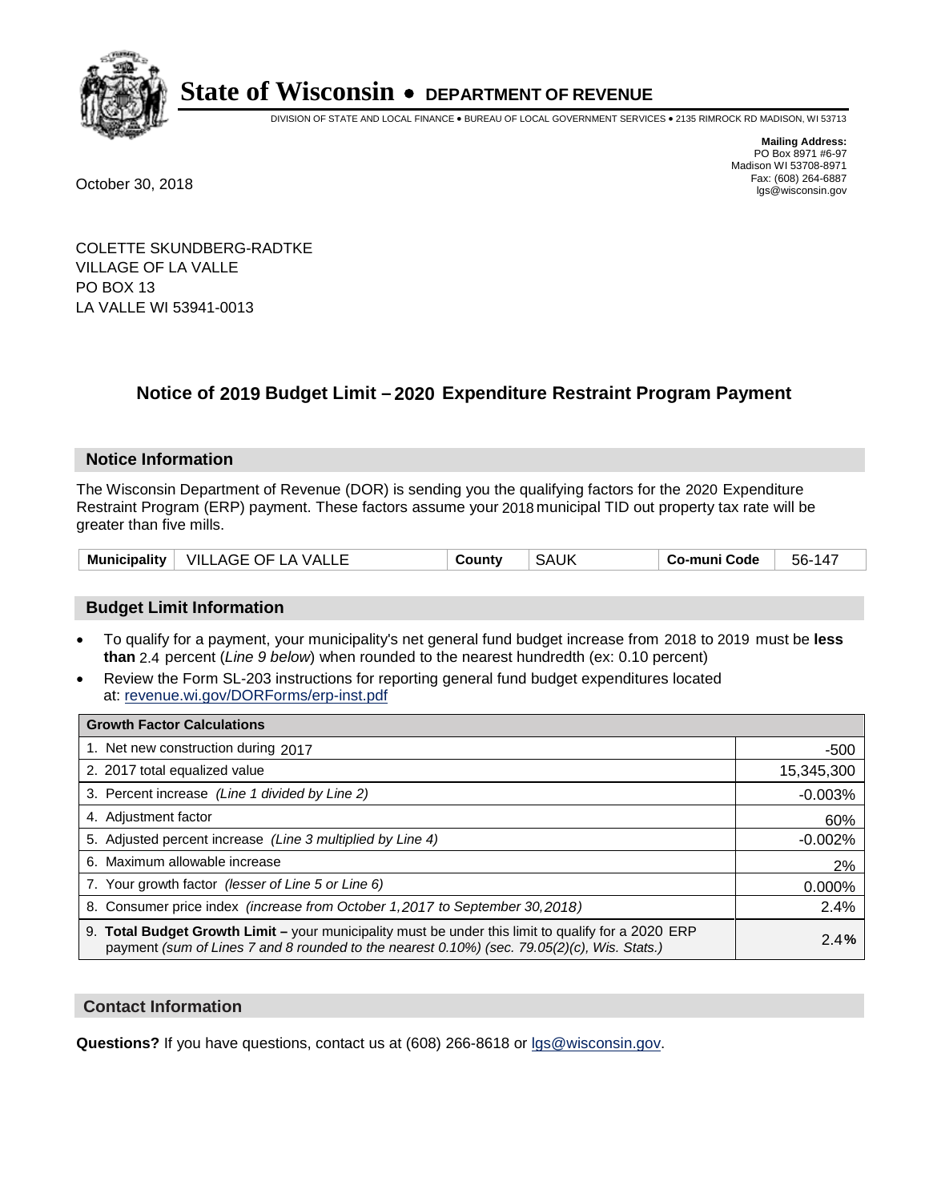# State of Wisconsin • DEPARTMENT OF REVENUE

DIVISION OF STATE AND LOCAL FINANCE • BUREAU OF LOCAL GOVERNMENT SERVICES • 2135 RIMROCK RD MADISON, WI 53713

**Mailing Address:**
PO Box 8971 #6-97
Madison WI 53708-8971
Fax: (608) 264-6887
lgs@wisconsin.gov

October 30, 2018

COLETTE SKUNDBERG-RADTKE
VILLAGE OF LA VALLE
PO BOX 13
LA VALLE WI 53941-0013

## Notice of 2019 Budget Limit – 2020 Expenditure Restraint Program Payment

### Notice Information

The Wisconsin Department of Revenue (DOR) is sending you the qualifying factors for the 2020 Expenditure Restraint Program (ERP) payment. These factors assume your 2018 municipal TID out property tax rate will be greater than five mills.

| Municipality | VILLAGE OF LA VALLE | County | SAUK | Co-muni Code | 56-147 |
|---|---|---|---|---|---|

### Budget Limit Information

- To qualify for a payment, your municipality's net general fund budget increase from 2018 to 2019 must be **less than** 2.4 percent (*Line 9 below*) when rounded to the nearest hundredth (ex: 0.10 percent)
- Review the Form SL-203 instructions for reporting general fund budget expenditures located at: revenue.wi.gov/DORForms/erp-inst.pdf

| Growth Factor Calculations | |
|---|---|
| 1. Net new construction during 2017 | -500 |
| 2. 2017 total equalized value | 15,345,300 |
| 3. Percent increase *(Line 1 divided by Line 2)* | -0.003% |
| 4. Adjustment factor | 60% |
| 5. Adjusted percent increase *(Line 3 multiplied by Line 4)* | -0.002% |
| 6. Maximum allowable increase | 2% |
| 7. Your growth factor *(lesser of Line 5 or Line 6)* | 0.000% |
| 8. Consumer price index *(increase from October 1,2017 to September 30,2018)* | 2.4% |
| 9. **Total Budget Growth Limit –** your municipality must be under this limit to qualify for a 2020 ERP payment *(sum of Lines 7 and 8 rounded to the nearest 0.10%) (sec. 79.05(2)(c), Wis. Stats.)* | 2.4**%** |

### Contact Information

**Questions?** If you have questions, contact us at (608) 266-8618 or lgs@wisconsin.gov.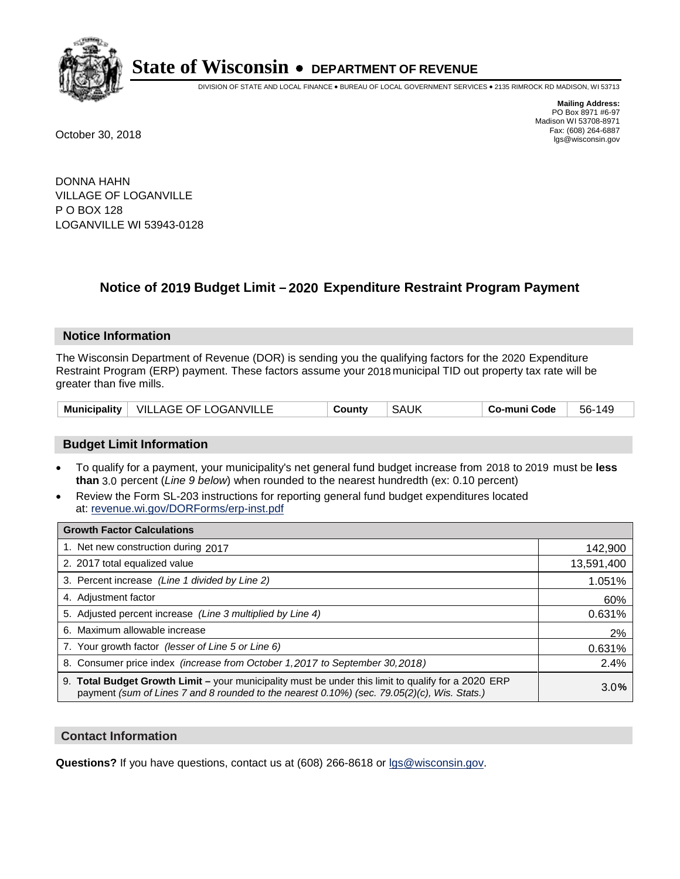# State of Wisconsin • DEPARTMENT OF REVENUE

DIVISION OF STATE AND LOCAL FINANCE • BUREAU OF LOCAL GOVERNMENT SERVICES • 2135 RIMROCK RD MADISON, WI 53713

**Mailing Address:**
PO Box 8971 #6-97
Madison WI 53708-8971
Fax: (608) 264-6887
lgs@wisconsin.gov

October 30, 2018

DONNA HAHN
VILLAGE OF LOGANVILLE
P O BOX 128
LOGANVILLE WI 53943-0128

## Notice of 2019 Budget Limit – 2020 Expenditure Restraint Program Payment

### Notice Information

The Wisconsin Department of Revenue (DOR) is sending you the qualifying factors for the 2020 Expenditure Restraint Program (ERP) payment. These factors assume your 2018 municipal TID out property tax rate will be greater than five mills.

| Municipality | VILLAGE OF LOGANVILLE | County | SAUK | Co-muni Code | 56-149 |
|---|---|---|---|---|---|

### Budget Limit Information

- To qualify for a payment, your municipality's net general fund budget increase from 2018 to 2019 must be **less than** 3.0 percent (*Line 9 below*) when rounded to the nearest hundredth (ex: 0.10 percent)
- Review the Form SL-203 instructions for reporting general fund budget expenditures located at: revenue.wi.gov/DORForms/erp-inst.pdf

| Growth Factor Calculations | |
|---|---|
| 1. Net new construction during 2017 | 142,900 |
| 2. 2017 total equalized value | 13,591,400 |
| 3. Percent increase *(Line 1 divided by Line 2)* | 1.051% |
| 4. Adjustment factor | 60% |
| 5. Adjusted percent increase *(Line 3 multiplied by Line 4)* | 0.631% |
| 6. Maximum allowable increase | 2% |
| 7. Your growth factor *(lesser of Line 5 or Line 6)* | 0.631% |
| 8. Consumer price index *(increase from October 1,2017 to September 30,2018)* | 2.4% |
| 9. **Total Budget Growth Limit –** your municipality must be under this limit to qualify for a 2020 ERP payment *(sum of Lines 7 and 8 rounded to the nearest 0.10%) (sec. 79.05(2)(c), Wis. Stats.)* | 3.0% |

### Contact Information

**Questions?** If you have questions, contact us at (608) 266-8618 or lgs@wisconsin.gov.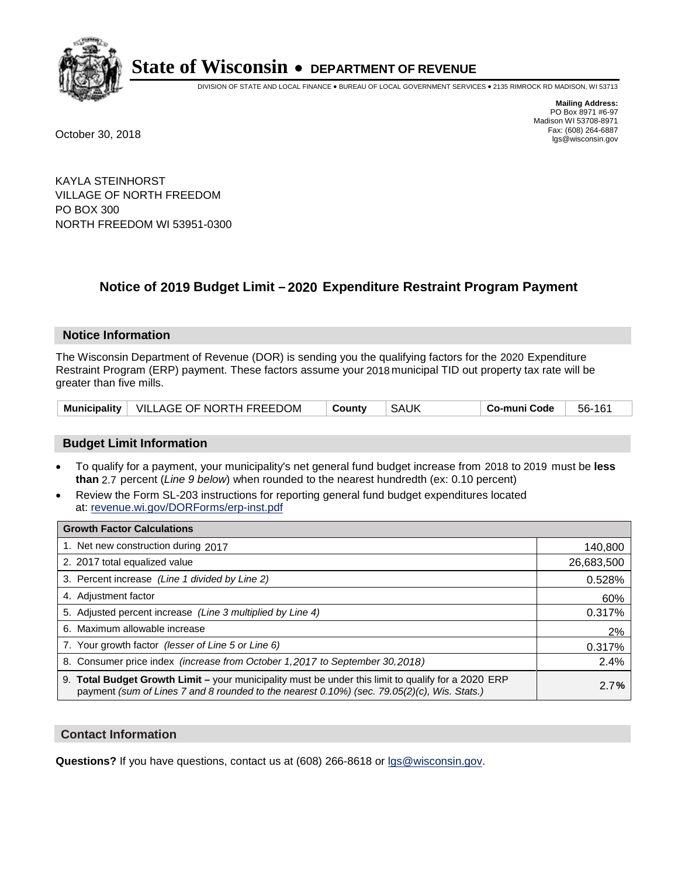# State of Wisconsin • DEPARTMENT OF REVENUE

DIVISION OF STATE AND LOCAL FINANCE • BUREAU OF LOCAL GOVERNMENT SERVICES • 2135 RIMROCK RD MADISON, WI 53713

**Mailing Address:**
PO Box 8971 #6-97
Madison WI 53708-8971
Fax: (608) 264-6887
lgs@wisconsin.gov

October 30, 2018

KAYLA STEINHORST
VILLAGE OF NORTH FREEDOM
PO BOX 300
NORTH FREEDOM WI 53951-0300

## Notice of 2019 Budget Limit – 2020 Expenditure Restraint Program Payment

### Notice Information

The Wisconsin Department of Revenue (DOR) is sending you the qualifying factors for the 2020 Expenditure Restraint Program (ERP) payment. These factors assume your 2018 municipal TID out property tax rate will be greater than five mills.

| Municipality | VILLAGE OF NORTH FREEDOM | County | SAUK | Co-muni Code | 56-161 |
|---|---|---|---|---|---|

### Budget Limit Information

- To qualify for a payment, your municipality's net general fund budget increase from 2018 to 2019 must be **less than** 2.7 percent (*Line 9 below*) when rounded to the nearest hundredth (ex: 0.10 percent)
- Review the Form SL-203 instructions for reporting general fund budget expenditures located at: revenue.wi.gov/DORForms/erp-inst.pdf

| Growth Factor Calculations | |
|---|---|
| 1. Net new construction during 2017 | 140,800 |
| 2. 2017 total equalized value | 26,683,500 |
| 3. Percent increase *(Line 1 divided by Line 2)* | 0.528% |
| 4. Adjustment factor | 60% |
| 5. Adjusted percent increase *(Line 3 multiplied by Line 4)* | 0.317% |
| 6. Maximum allowable increase | 2% |
| 7. Your growth factor *(lesser of Line 5 or Line 6)* | 0.317% |
| 8. Consumer price index *(increase from October 1,2017 to September 30,2018)* | 2.4% |
| 9. **Total Budget Growth Limit –** your municipality must be under this limit to qualify for a 2020 ERP payment *(sum of Lines 7 and 8 rounded to the nearest 0.10%) (sec. 79.05(2)(c), Wis. Stats.)* | 2.7**%** |

### Contact Information

**Questions?** If you have questions, contact us at (608) 266-8618 or lgs@wisconsin.gov.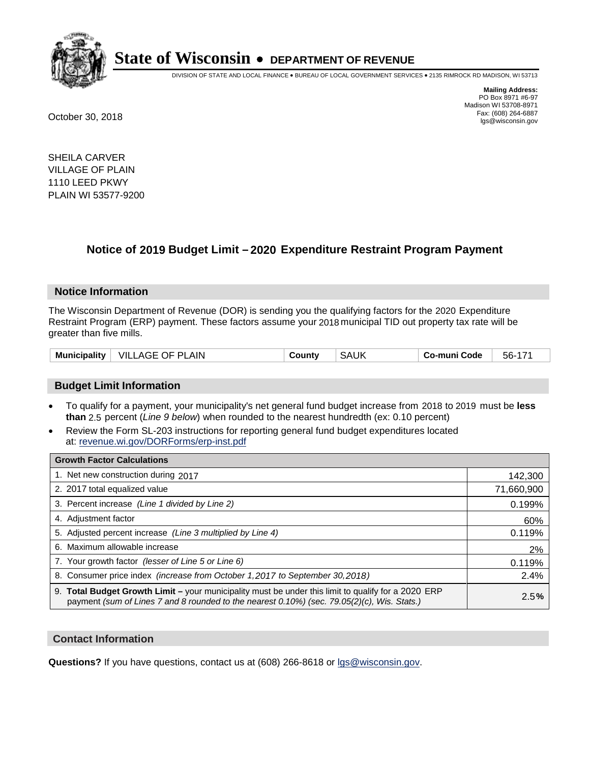# State of Wisconsin • DEPARTMENT OF REVENUE

DIVISION OF STATE AND LOCAL FINANCE • BUREAU OF LOCAL GOVERNMENT SERVICES • 2135 RIMROCK RD MADISON, WI 53713

**Mailing Address:**
PO Box 8971 #6-97
Madison WI 53708-8971
Fax: (608) 264-6887
lgs@wisconsin.gov

October 30, 2018

SHEILA CARVER
VILLAGE OF PLAIN
1110 LEED PKWY
PLAIN WI 53577-9200

## Notice of 2019 Budget Limit – 2020 Expenditure Restraint Program Payment

### Notice Information

The Wisconsin Department of Revenue (DOR) is sending you the qualifying factors for the 2020 Expenditure Restraint Program (ERP) payment. These factors assume your 2018 municipal TID out property tax rate will be greater than five mills.

| Municipality | VILLAGE OF PLAIN | County | SAUK | Co-muni Code | 56-171 |
|---|---|---|---|---|---|

### Budget Limit Information

- To qualify for a payment, your municipality's net general fund budget increase from 2018 to 2019 must be **less than** 2.5 percent (*Line 9 below*) when rounded to the nearest hundredth (ex: 0.10 percent)
- Review the Form SL-203 instructions for reporting general fund budget expenditures located at: revenue.wi.gov/DORForms/erp-inst.pdf

| Growth Factor Calculations | |
|---|---|
| 1. Net new construction during 2017 | 142,300 |
| 2. 2017 total equalized value | 71,660,900 |
| 3. Percent increase *(Line 1 divided by Line 2)* | 0.199% |
| 4. Adjustment factor | 60% |
| 5. Adjusted percent increase *(Line 3 multiplied by Line 4)* | 0.119% |
| 6. Maximum allowable increase | 2% |
| 7. Your growth factor *(lesser of Line 5 or Line 6)* | 0.119% |
| 8. Consumer price index *(increase from October 1,2017 to September 30,2018)* | 2.4% |
| 9. **Total Budget Growth Limit –** your municipality must be under this limit to qualify for a 2020 ERP payment *(sum of Lines 7 and 8 rounded to the nearest 0.10%) (sec. 79.05(2)(c), Wis. Stats.)* | 2.5**%** |

### Contact Information

**Questions?** If you have questions, contact us at (608) 266-8618 or lgs@wisconsin.gov.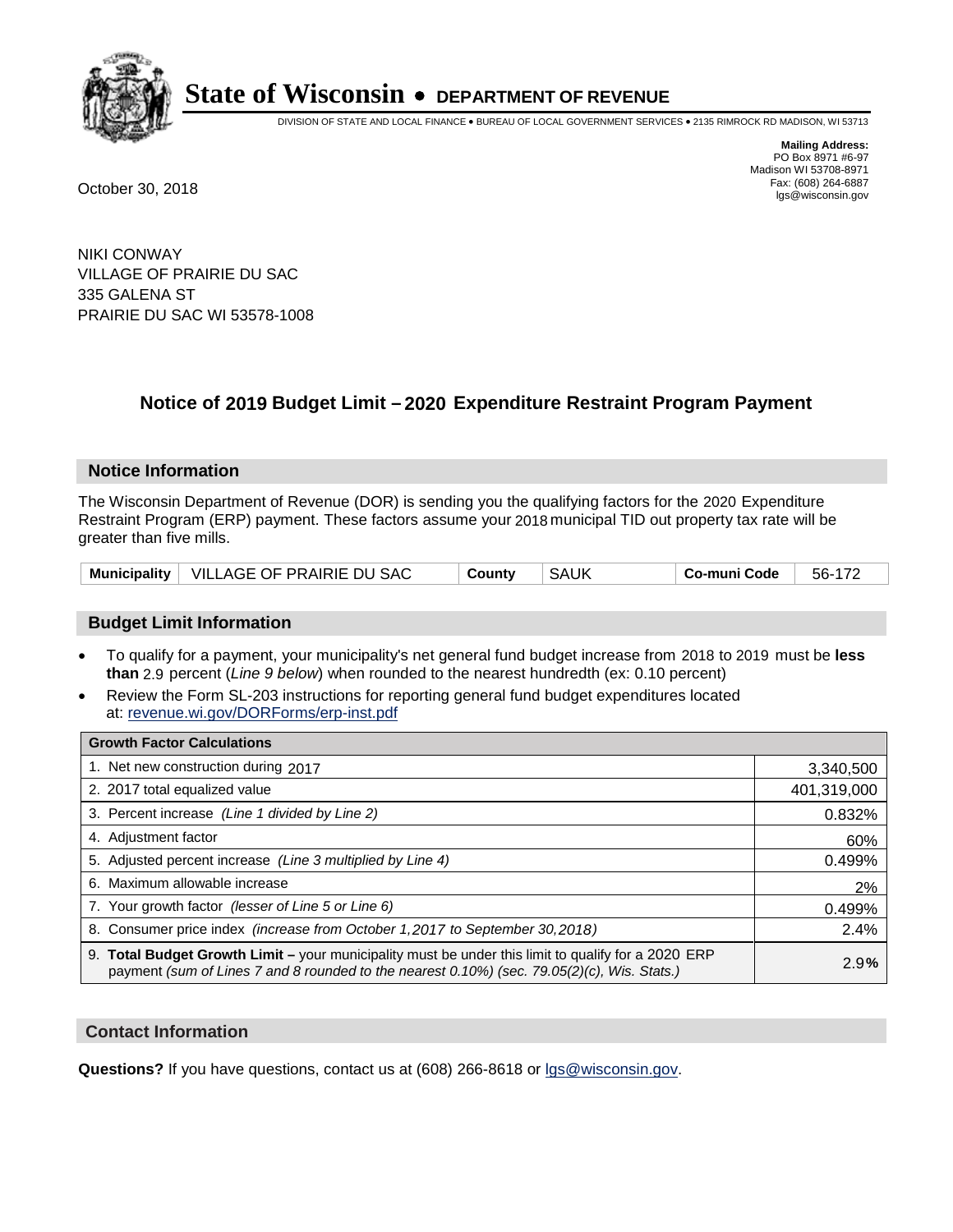# State of Wisconsin • DEPARTMENT OF REVENUE

DIVISION OF STATE AND LOCAL FINANCE • BUREAU OF LOCAL GOVERNMENT SERVICES • 2135 RIMROCK RD MADISON, WI 53713

**Mailing Address:**
PO Box 8971 #6-97
Madison WI 53708-8971
Fax: (608) 264-6887
lgs@wisconsin.gov

October 30, 2018

NIKI CONWAY
VILLAGE OF PRAIRIE DU SAC
335 GALENA ST
PRAIRIE DU SAC WI 53578-1008

## Notice of 2019 Budget Limit – 2020 Expenditure Restraint Program Payment

### Notice Information

The Wisconsin Department of Revenue (DOR) is sending you the qualifying factors for the 2020 Expenditure Restraint Program (ERP) payment. These factors assume your 2018 municipal TID out property tax rate will be greater than five mills.

| Municipality | VILLAGE OF PRAIRIE DU SAC | County | SAUK | Co-muni Code | 56-172 |
|---|---|---|---|---|---|

### Budget Limit Information

- To qualify for a payment, your municipality's net general fund budget increase from 2018 to 2019 must be **less than** 2.9 percent (*Line 9 below*) when rounded to the nearest hundredth (ex: 0.10 percent)
- Review the Form SL-203 instructions for reporting general fund budget expenditures located at: revenue.wi.gov/DORForms/erp-inst.pdf

| Growth Factor Calculations | |
|---|---|
| 1. Net new construction during 2017 | 3,340,500 |
| 2. 2017 total equalized value | 401,319,000 |
| 3. Percent increase *(Line 1 divided by Line 2)* | 0.832% |
| 4. Adjustment factor | 60% |
| 5. Adjusted percent increase *(Line 3 multiplied by Line 4)* | 0.499% |
| 6. Maximum allowable increase | 2% |
| 7. Your growth factor *(lesser of Line 5 or Line 6)* | 0.499% |
| 8. Consumer price index *(increase from October 1,2017 to September 30,2018)* | 2.4% |
| 9. **Total Budget Growth Limit** – your municipality must be under this limit to qualify for a 2020 ERP payment *(sum of Lines 7 and 8 rounded to the nearest 0.10%) (sec. 79.05(2)(c), Wis. Stats.)* | 2.9**%** |

### Contact Information

**Questions?** If you have questions, contact us at (608) 266-8618 or lgs@wisconsin.gov.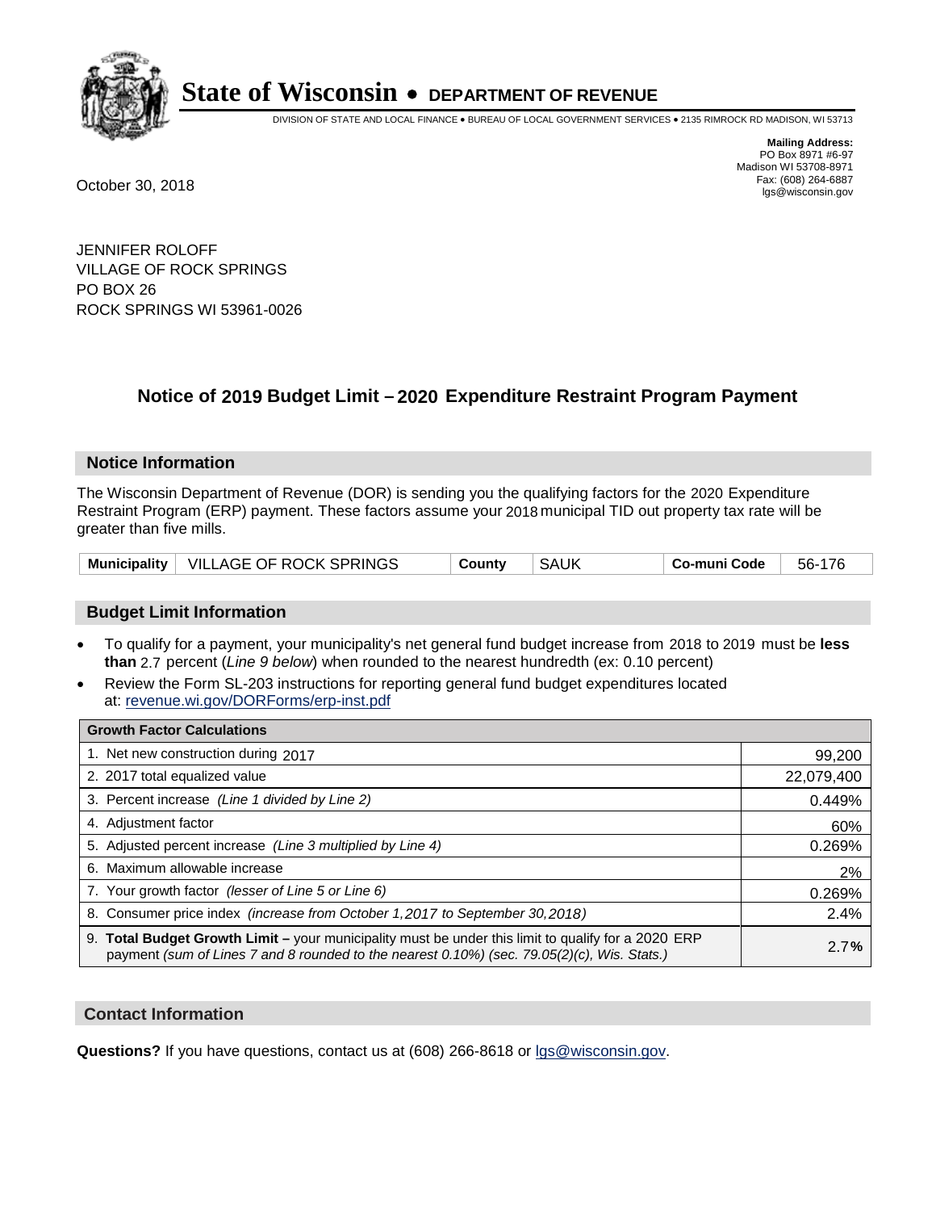# State of Wisconsin • DEPARTMENT OF REVENUE

DIVISION OF STATE AND LOCAL FINANCE • BUREAU OF LOCAL GOVERNMENT SERVICES • 2135 RIMROCK RD MADISON, WI 53713

**Mailing Address:**
PO Box 8971 #6-97
Madison WI 53708-8971
Fax: (608) 264-6887
lgs@wisconsin.gov

October 30, 2018

JENNIFER ROLOFF
VILLAGE OF ROCK SPRINGS
PO BOX 26
ROCK SPRINGS WI 53961-0026

## Notice of 2019 Budget Limit – 2020 Expenditure Restraint Program Payment

### Notice Information

The Wisconsin Department of Revenue (DOR) is sending you the qualifying factors for the 2020 Expenditure Restraint Program (ERP) payment. These factors assume your 2018 municipal TID out property tax rate will be greater than five mills.

| Municipality | VILLAGE OF ROCK SPRINGS | County | SAUK | Co-muni Code | 56-176 |
|---|---|---|---|---|---|

### Budget Limit Information

- To qualify for a payment, your municipality's net general fund budget increase from 2018 to 2019 must be **less than** 2.7 percent (*Line 9 below*) when rounded to the nearest hundredth (ex: 0.10 percent)
- Review the Form SL-203 instructions for reporting general fund budget expenditures located at: revenue.wi.gov/DORForms/erp-inst.pdf

| Growth Factor Calculations | |
|---|---|
| 1. Net new construction during 2017 | 99,200 |
| 2. 2017 total equalized value | 22,079,400 |
| 3. Percent increase *(Line 1 divided by Line 2)* | 0.449% |
| 4. Adjustment factor | 60% |
| 5. Adjusted percent increase *(Line 3 multiplied by Line 4)* | 0.269% |
| 6. Maximum allowable increase | 2% |
| 7. Your growth factor *(lesser of Line 5 or Line 6)* | 0.269% |
| 8. Consumer price index *(increase from October 1,2017 to September 30,2018)* | 2.4% |
| 9. **Total Budget Growth Limit –** your municipality must be under this limit to qualify for a 2020 ERP payment *(sum of Lines 7 and 8 rounded to the nearest 0.10%) (sec. 79.05(2)(c), Wis. Stats.)* | 2.7**%** |

### Contact Information

**Questions?** If you have questions, contact us at (608) 266-8618 or lgs@wisconsin.gov.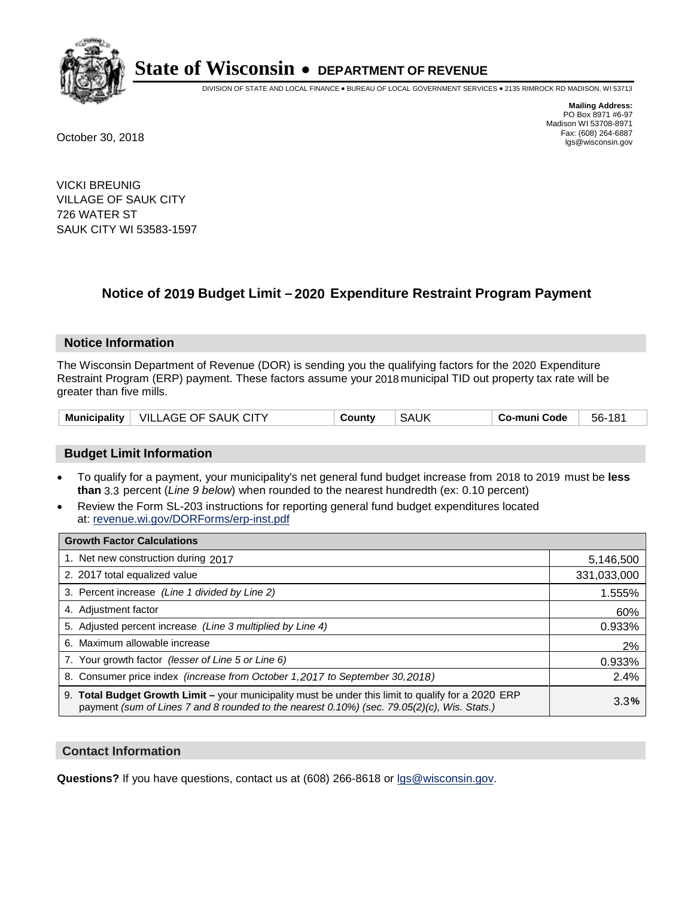# State of Wisconsin • DEPARTMENT OF REVENUE

DIVISION OF STATE AND LOCAL FINANCE • BUREAU OF LOCAL GOVERNMENT SERVICES • 2135 RIMROCK RD MADISON, WI 53713

**Mailing Address:**
PO Box 8971 #6-97
Madison WI 53708-8971
Fax: (608) 264-6887
lgs@wisconsin.gov

October 30, 2018

VICKI BREUNIG
VILLAGE OF SAUK CITY
726 WATER ST
SAUK CITY WI 53583-1597

## Notice of 2019 Budget Limit – 2020 Expenditure Restraint Program Payment

### Notice Information

The Wisconsin Department of Revenue (DOR) is sending you the qualifying factors for the 2020 Expenditure Restraint Program (ERP) payment. These factors assume your 2018 municipal TID out property tax rate will be greater than five mills.

| Municipality | VILLAGE OF SAUK CITY | County | SAUK | Co-muni Code | 56-181 |
|---|---|---|---|---|---|

### Budget Limit Information

- To qualify for a payment, your municipality's net general fund budget increase from 2018 to 2019 must be **less than** 3.3 percent (*Line 9 below*) when rounded to the nearest hundredth (ex: 0.10 percent)
- Review the Form SL-203 instructions for reporting general fund budget expenditures located at: revenue.wi.gov/DORForms/erp-inst.pdf

| Growth Factor Calculations | |
|---|---|
| 1. Net new construction during 2017 | 5,146,500 |
| 2. 2017 total equalized value | 331,033,000 |
| 3. Percent increase *(Line 1 divided by Line 2)* | 1.555% |
| 4. Adjustment factor | 60% |
| 5. Adjusted percent increase *(Line 3 multiplied by Line 4)* | 0.933% |
| 6. Maximum allowable increase | 2% |
| 7. Your growth factor *(lesser of Line 5 or Line 6)* | 0.933% |
| 8. Consumer price index *(increase from October 1,2017 to September 30,2018)* | 2.4% |
| 9. **Total Budget Growth Limit –** your municipality must be under this limit to qualify for a 2020 ERP payment *(sum of Lines 7 and 8 rounded to the nearest 0.10%) (sec. 79.05(2)(c), Wis. Stats.)* | 3.3**%** |

### Contact Information

**Questions?** If you have questions, contact us at (608) 266-8618 or lgs@wisconsin.gov.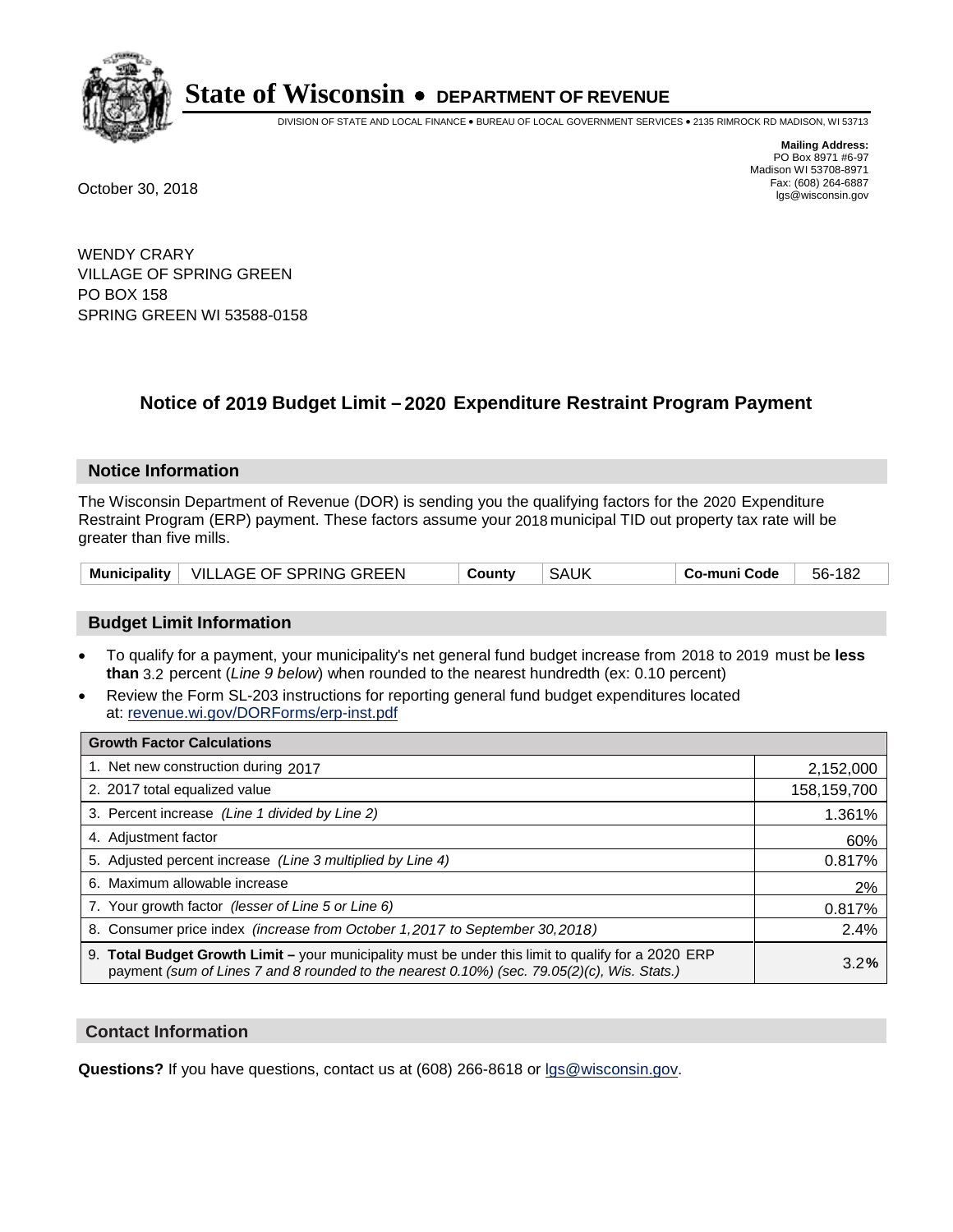# State of Wisconsin • DEPARTMENT OF REVENUE

DIVISION OF STATE AND LOCAL FINANCE • BUREAU OF LOCAL GOVERNMENT SERVICES • 2135 RIMROCK RD MADISON, WI 53713

**Mailing Address:**
PO Box 8971 #6-97
Madison WI 53708-8971
Fax: (608) 264-6887
lgs@wisconsin.gov

October 30, 2018

WENDY CRARY
VILLAGE OF SPRING GREEN
PO BOX 158
SPRING GREEN WI 53588-0158

## Notice of 2019 Budget Limit – 2020 Expenditure Restraint Program Payment

### Notice Information

The Wisconsin Department of Revenue (DOR) is sending you the qualifying factors for the 2020 Expenditure Restraint Program (ERP) payment. These factors assume your 2018 municipal TID out property tax rate will be greater than five mills.

| Municipality | VILLAGE OF SPRING GREEN | County | SAUK | Co-muni Code | 56-182 |
|---|---|---|---|---|---|

### Budget Limit Information

- To qualify for a payment, your municipality's net general fund budget increase from 2018 to 2019 must be **less than** 3.2 percent (*Line 9 below*) when rounded to the nearest hundredth (ex: 0.10 percent)
- Review the Form SL-203 instructions for reporting general fund budget expenditures located at: revenue.wi.gov/DORForms/erp-inst.pdf

| Growth Factor Calculations | |
|---|---|
| 1. Net new construction during 2017 | 2,152,000 |
| 2. 2017 total equalized value | 158,159,700 |
| 3. Percent increase *(Line 1 divided by Line 2)* | 1.361% |
| 4. Adjustment factor | 60% |
| 5. Adjusted percent increase *(Line 3 multiplied by Line 4)* | 0.817% |
| 6. Maximum allowable increase | 2% |
| 7. Your growth factor *(lesser of Line 5 or Line 6)* | 0.817% |
| 8. Consumer price index *(increase from October 1,2017 to September 30,2018)* | 2.4% |
| 9. **Total Budget Growth Limit –** your municipality must be under this limit to qualify for a 2020 ERP payment *(sum of Lines 7 and 8 rounded to the nearest 0.10%) (sec. 79.05(2)(c), Wis. Stats.)* | 3.2**%** |

### Contact Information

**Questions?** If you have questions, contact us at (608) 266-8618 or lgs@wisconsin.gov.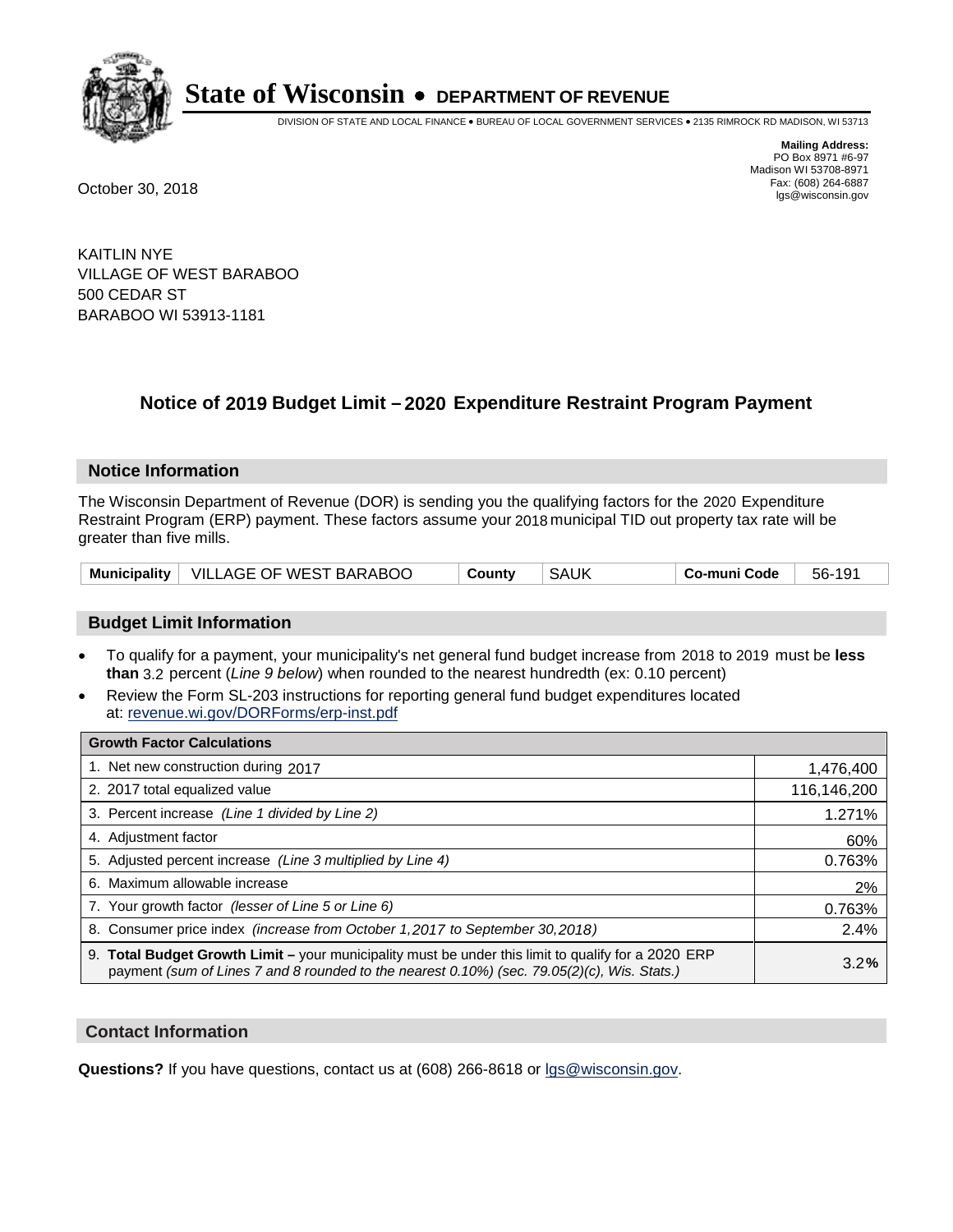**State of Wisconsin • DEPARTMENT OF REVENUE**

DIVISION OF STATE AND LOCAL FINANCE • BUREAU OF LOCAL GOVERNMENT SERVICES • 2135 RIMROCK RD MADISON, WI 53713

**Mailing Address:**
PO Box 8971 #6-97
Madison WI 53708-8971
Fax: (608) 264-6887
lgs@wisconsin.gov

October 30, 2018

KAITLIN NYE
VILLAGE OF WEST BARABOO
500 CEDAR ST
BARABOO WI 53913-1181

## Notice of 2019 Budget Limit – 2020 Expenditure Restraint Program Payment

### Notice Information

The Wisconsin Department of Revenue (DOR) is sending you the qualifying factors for the 2020 Expenditure Restraint Program (ERP) payment. These factors assume your 2018 municipal TID out property tax rate will be greater than five mills.

| Municipality | VILLAGE OF WEST BARABOO | County | SAUK | Co-muni Code | 56-191 |
|---|---|---|---|---|---|

### Budget Limit Information

- To qualify for a payment, your municipality's net general fund budget increase from 2018 to 2019 must be **less than** 3.2 percent (*Line 9 below*) when rounded to the nearest hundredth (ex: 0.10 percent)
- Review the Form SL-203 instructions for reporting general fund budget expenditures located at: revenue.wi.gov/DORForms/erp-inst.pdf

| Growth Factor Calculations | |
|---|---|
| 1. Net new construction during 2017 | 1,476,400 |
| 2. 2017 total equalized value | 116,146,200 |
| 3. Percent increase *(Line 1 divided by Line 2)* | 1.271% |
| 4. Adjustment factor | 60% |
| 5. Adjusted percent increase *(Line 3 multiplied by Line 4)* | 0.763% |
| 6. Maximum allowable increase | 2% |
| 7. Your growth factor *(lesser of Line 5 or Line 6)* | 0.763% |
| 8. Consumer price index *(increase from October 1,2017 to September 30,2018)* | 2.4% |
| 9. **Total Budget Growth Limit –** your municipality must be under this limit to qualify for a 2020 ERP payment *(sum of Lines 7 and 8 rounded to the nearest 0.10%) (sec. 79.05(2)(c), Wis. Stats.)* | 3.2**%** |

### Contact Information

**Questions?** If you have questions, contact us at (608) 266-8618 or lgs@wisconsin.gov.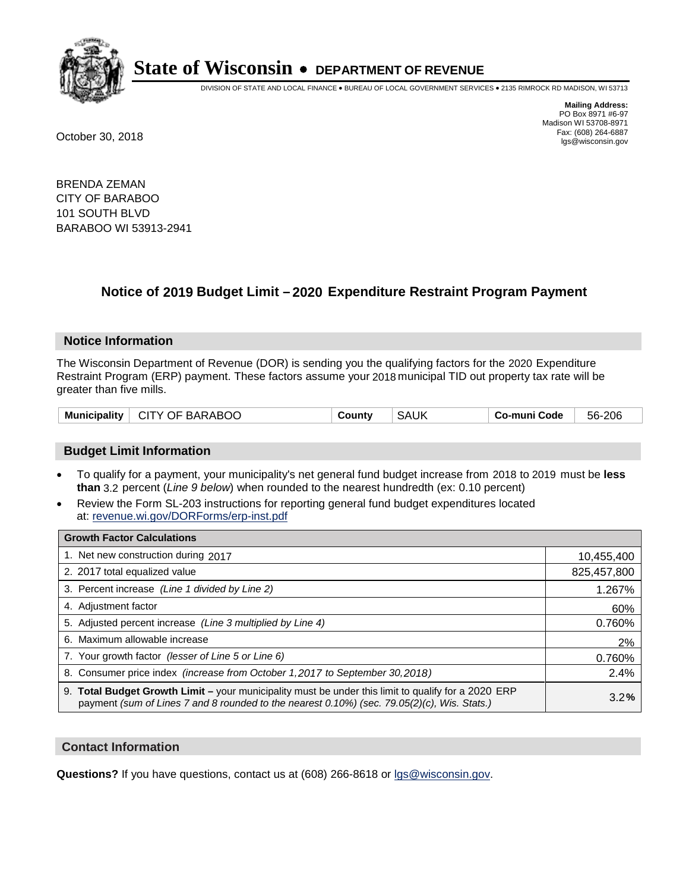# State of Wisconsin • DEPARTMENT OF REVENUE

DIVISION OF STATE AND LOCAL FINANCE • BUREAU OF LOCAL GOVERNMENT SERVICES • 2135 RIMROCK RD MADISON, WI 53713

**Mailing Address:**
PO Box 8971 #6-97
Madison WI 53708-8971
Fax: (608) 264-6887
lgs@wisconsin.gov

October 30, 2018

BRENDA ZEMAN
CITY OF BARABOO
101 SOUTH BLVD
BARABOO WI 53913-2941

## Notice of 2019 Budget Limit – 2020 Expenditure Restraint Program Payment

### Notice Information

The Wisconsin Department of Revenue (DOR) is sending you the qualifying factors for the 2020 Expenditure Restraint Program (ERP) payment. These factors assume your 2018 municipal TID out property tax rate will be greater than five mills.

| Municipality | CITY OF BARABOO | County | SAUK | Co-muni Code | 56-206 |
|---|---|---|---|---|---|

### Budget Limit Information

- To qualify for a payment, your municipality's net general fund budget increase from 2018 to 2019 must be **less than** 3.2 percent (*Line 9 below*) when rounded to the nearest hundredth (ex: 0.10 percent)
- Review the Form SL-203 instructions for reporting general fund budget expenditures located at: revenue.wi.gov/DORForms/erp-inst.pdf

| Growth Factor Calculations | |
|---|---|
| 1. Net new construction during 2017 | 10,455,400 |
| 2. 2017 total equalized value | 825,457,800 |
| 3. Percent increase *(Line 1 divided by Line 2)* | 1.267% |
| 4. Adjustment factor | 60% |
| 5. Adjusted percent increase *(Line 3 multiplied by Line 4)* | 0.760% |
| 6. Maximum allowable increase | 2% |
| 7. Your growth factor *(lesser of Line 5 or Line 6)* | 0.760% |
| 8. Consumer price index *(increase from October 1,2017 to September 30,2018)* | 2.4% |
| 9. **Total Budget Growth Limit –** your municipality must be under this limit to qualify for a 2020 ERP payment *(sum of Lines 7 and 8 rounded to the nearest 0.10%) (sec. 79.05(2)(c), Wis. Stats.)* | 3.2**%** |

### Contact Information

**Questions?** If you have questions, contact us at (608) 266-8618 or lgs@wisconsin.gov.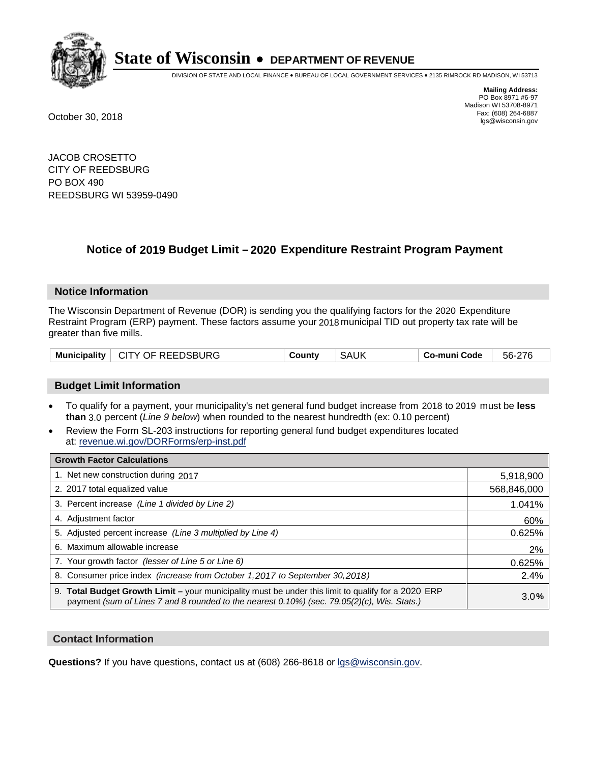# State of Wisconsin • DEPARTMENT OF REVENUE

DIVISION OF STATE AND LOCAL FINANCE • BUREAU OF LOCAL GOVERNMENT SERVICES • 2135 RIMROCK RD MADISON, WI 53713

**Mailing Address:**
PO Box 8971 #6-97
Madison WI 53708-8971
Fax: (608) 264-6887
lgs@wisconsin.gov

October 30, 2018

JACOB CROSETTO
CITY OF REEDSBURG
PO BOX 490
REEDSBURG WI 53959-0490

## Notice of 2019 Budget Limit – 2020 Expenditure Restraint Program Payment

### Notice Information

The Wisconsin Department of Revenue (DOR) is sending you the qualifying factors for the 2020 Expenditure Restraint Program (ERP) payment. These factors assume your 2018 municipal TID out property tax rate will be greater than five mills.

| Municipality | CITY OF REEDSBURG | County | SAUK | Co-muni Code | 56-276 |
|---|---|---|---|---|---|

### Budget Limit Information

- To qualify for a payment, your municipality's net general fund budget increase from 2018 to 2019 must be **less than** 3.0 percent (*Line 9 below*) when rounded to the nearest hundredth (ex: 0.10 percent)
- Review the Form SL-203 instructions for reporting general fund budget expenditures located at: revenue.wi.gov/DORForms/erp-inst.pdf

| Growth Factor Calculations | |
|---|---|
| 1. Net new construction during 2017 | 5,918,900 |
| 2. 2017 total equalized value | 568,846,000 |
| 3. Percent increase *(Line 1 divided by Line 2)* | 1.041% |
| 4. Adjustment factor | 60% |
| 5. Adjusted percent increase *(Line 3 multiplied by Line 4)* | 0.625% |
| 6. Maximum allowable increase | 2% |
| 7. Your growth factor *(lesser of Line 5 or Line 6)* | 0.625% |
| 8. Consumer price index *(increase from October 1,2017 to September 30,2018)* | 2.4% |
| 9. **Total Budget Growth Limit –** your municipality must be under this limit to qualify for a 2020 ERP payment *(sum of Lines 7 and 8 rounded to the nearest 0.10%) (sec. 79.05(2)(c), Wis. Stats.)* | 3.0% |

### Contact Information

**Questions?** If you have questions, contact us at (608) 266-8618 or lgs@wisconsin.gov.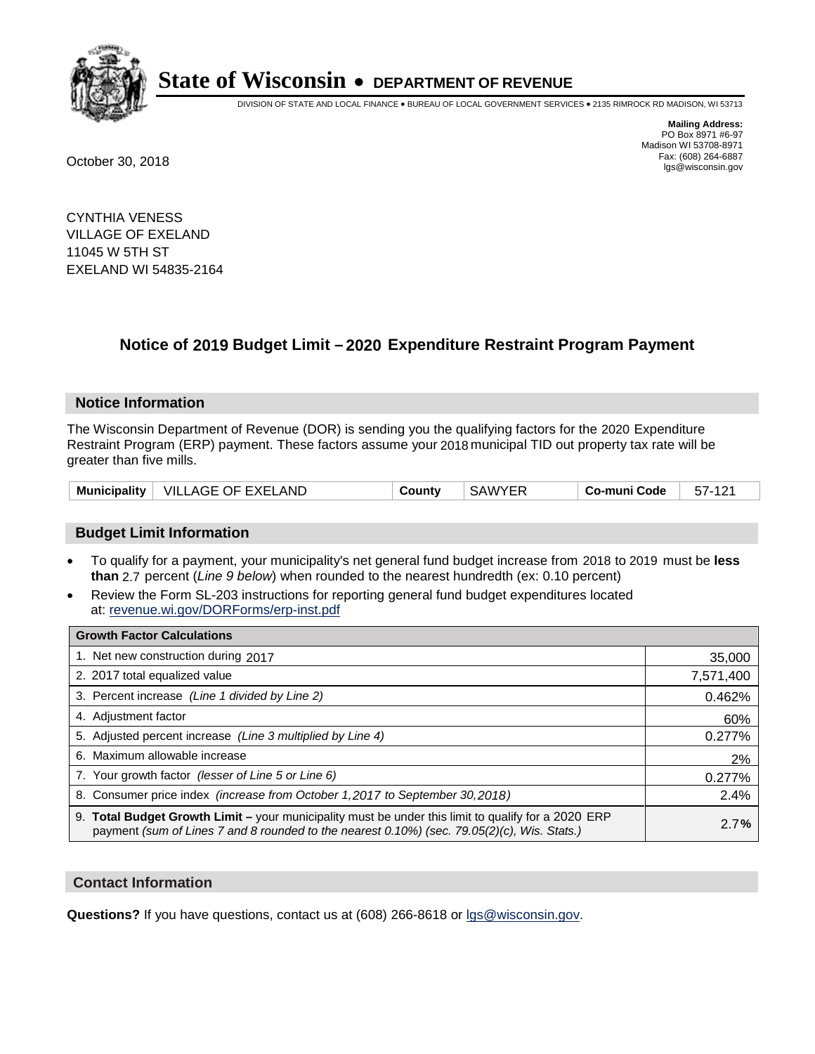# State of Wisconsin • DEPARTMENT OF REVENUE

DIVISION OF STATE AND LOCAL FINANCE • BUREAU OF LOCAL GOVERNMENT SERVICES • 2135 RIMROCK RD MADISON, WI 53713

**Mailing Address:**
PO Box 8971 #6-97
Madison WI 53708-8971
Fax: (608) 264-6887
lgs@wisconsin.gov

October 30, 2018

CYNTHIA VENESS
VILLAGE OF EXELAND
11045 W 5TH ST
EXELAND WI 54835-2164

## Notice of 2019 Budget Limit – 2020 Expenditure Restraint Program Payment

### Notice Information

The Wisconsin Department of Revenue (DOR) is sending you the qualifying factors for the 2020 Expenditure Restraint Program (ERP) payment. These factors assume your 2018 municipal TID out property tax rate will be greater than five mills.

| Municipality | VILLAGE OF EXELAND | County | SAWYER | Co-muni Code | 57-121 |
|---|---|---|---|---|---|

### Budget Limit Information

- To qualify for a payment, your municipality's net general fund budget increase from 2018 to 2019 must be **less than** 2.7 percent (*Line 9 below*) when rounded to the nearest hundredth (ex: 0.10 percent)
- Review the Form SL-203 instructions for reporting general fund budget expenditures located at: revenue.wi.gov/DORForms/erp-inst.pdf

| Growth Factor Calculations | |
|---|---|
| 1. Net new construction during 2017 | 35,000 |
| 2. 2017 total equalized value | 7,571,400 |
| 3. Percent increase *(Line 1 divided by Line 2)* | 0.462% |
| 4. Adjustment factor | 60% |
| 5. Adjusted percent increase *(Line 3 multiplied by Line 4)* | 0.277% |
| 6. Maximum allowable increase | 2% |
| 7. Your growth factor *(lesser of Line 5 or Line 6)* | 0.277% |
| 8. Consumer price index *(increase from October 1, 2017 to September 30, 2018)* | 2.4% |
| 9. **Total Budget Growth Limit –** your municipality must be under this limit to qualify for a 2020 ERP payment *(sum of Lines 7 and 8 rounded to the nearest 0.10%) (sec. 79.05(2)(c), Wis. Stats.)* | 2.7**%** |

### Contact Information

**Questions?** If you have questions, contact us at (608) 266-8618 or lgs@wisconsin.gov.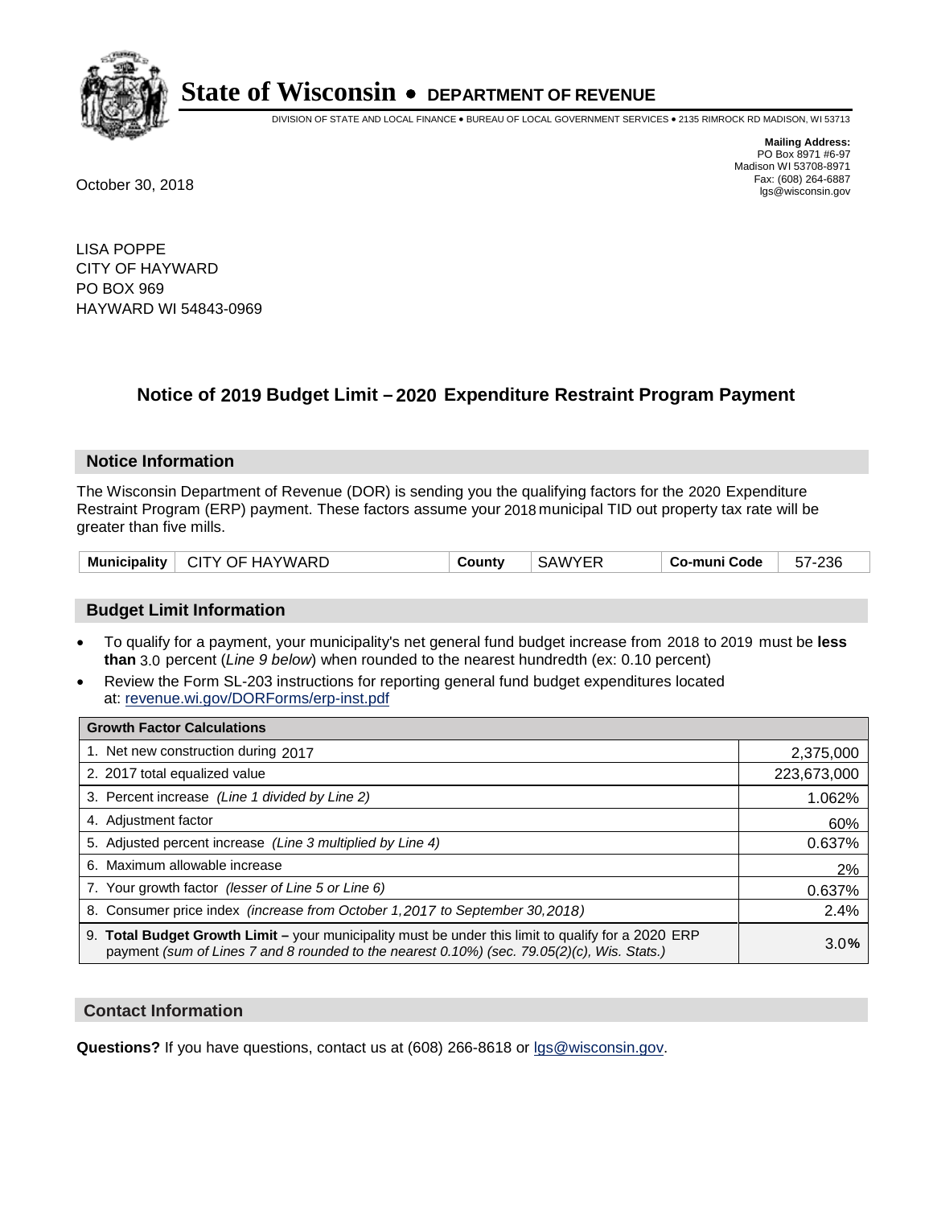# State of Wisconsin • DEPARTMENT OF REVENUE

DIVISION OF STATE AND LOCAL FINANCE • BUREAU OF LOCAL GOVERNMENT SERVICES • 2135 RIMROCK RD MADISON, WI 53713

**Mailing Address:**
PO Box 8971 #6-97
Madison WI 53708-8971
Fax: (608) 264-6887
lgs@wisconsin.gov

October 30, 2018

LISA POPPE
CITY OF HAYWARD
PO BOX 969
HAYWARD WI 54843-0969

## Notice of 2019 Budget Limit – 2020 Expenditure Restraint Program Payment

### Notice Information

The Wisconsin Department of Revenue (DOR) is sending you the qualifying factors for the 2020 Expenditure Restraint Program (ERP) payment. These factors assume your 2018 municipal TID out property tax rate will be greater than five mills.

| Municipality | CITY OF HAYWARD | County | SAWYER | Co-muni Code | 57-236 |
|---|---|---|---|---|---|

### Budget Limit Information

- To qualify for a payment, your municipality's net general fund budget increase from 2018 to 2019 must be **less than** 3.0 percent (*Line 9 below*) when rounded to the nearest hundredth (ex: 0.10 percent)
- Review the Form SL-203 instructions for reporting general fund budget expenditures located at: revenue.wi.gov/DORForms/erp-inst.pdf

| Growth Factor Calculations | |
|---|---|
| 1. Net new construction during 2017 | 2,375,000 |
| 2. 2017 total equalized value | 223,673,000 |
| 3. Percent increase *(Line 1 divided by Line 2)* | 1.062% |
| 4. Adjustment factor | 60% |
| 5. Adjusted percent increase *(Line 3 multiplied by Line 4)* | 0.637% |
| 6. Maximum allowable increase | 2% |
| 7. Your growth factor *(lesser of Line 5 or Line 6)* | 0.637% |
| 8. Consumer price index *(increase from October 1,2017 to September 30,2018)* | 2.4% |
| 9. **Total Budget Growth Limit –** your municipality must be under this limit to qualify for a 2020 ERP payment *(sum of Lines 7 and 8 rounded to the nearest 0.10%) (sec. 79.05(2)(c), Wis. Stats.)* | 3.0% |

### Contact Information

**Questions?** If you have questions, contact us at (608) 266-8618 or lgs@wisconsin.gov.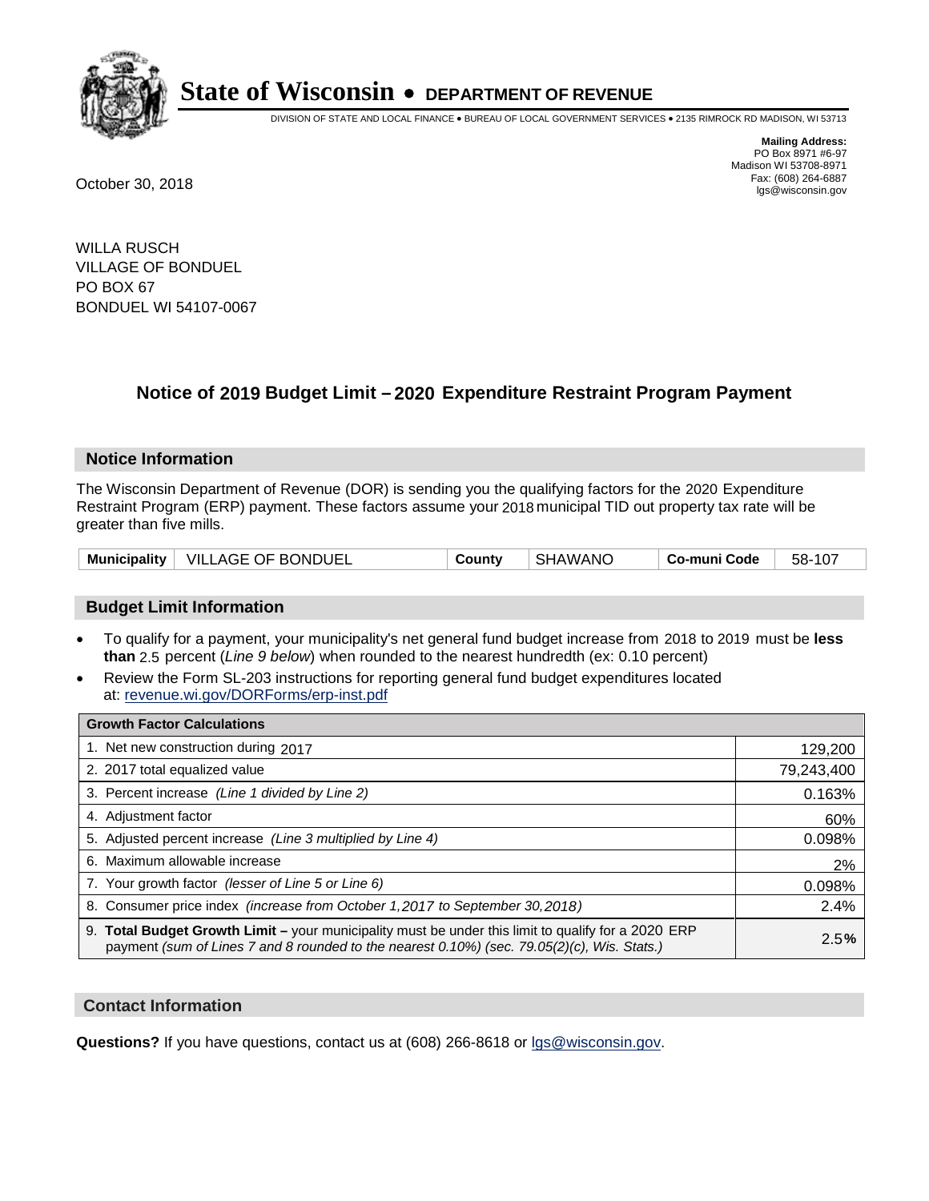# State of Wisconsin • DEPARTMENT OF REVENUE

DIVISION OF STATE AND LOCAL FINANCE • BUREAU OF LOCAL GOVERNMENT SERVICES • 2135 RIMROCK RD MADISON, WI 53713

**Mailing Address:**
PO Box 8971 #6-97
Madison WI 53708-8971
Fax: (608) 264-6887
lgs@wisconsin.gov

October 30, 2018

WILLA RUSCH
VILLAGE OF BONDUEL
PO BOX 67
BONDUEL WI 54107-0067

## Notice of 2019 Budget Limit – 2020 Expenditure Restraint Program Payment

### Notice Information

The Wisconsin Department of Revenue (DOR) is sending you the qualifying factors for the 2020 Expenditure Restraint Program (ERP) payment. These factors assume your 2018 municipal TID out property tax rate will be greater than five mills.

| Municipality | VILLAGE OF BONDUEL | County | SHAWANO | Co-muni Code | 58-107 |
|---|---|---|---|---|---|

### Budget Limit Information

- To qualify for a payment, your municipality's net general fund budget increase from 2018 to 2019 must be **less than** 2.5 percent (*Line 9 below*) when rounded to the nearest hundredth (ex: 0.10 percent)
- Review the Form SL-203 instructions for reporting general fund budget expenditures located at: revenue.wi.gov/DORForms/erp-inst.pdf

| Growth Factor Calculations | |
|---|---|
| 1. Net new construction during 2017 | 129,200 |
| 2. 2017 total equalized value | 79,243,400 |
| 3. Percent increase *(Line 1 divided by Line 2)* | 0.163% |
| 4. Adjustment factor | 60% |
| 5. Adjusted percent increase *(Line 3 multiplied by Line 4)* | 0.098% |
| 6. Maximum allowable increase | 2% |
| 7. Your growth factor *(lesser of Line 5 or Line 6)* | 0.098% |
| 8. Consumer price index *(increase from October 1,2017 to September 30,2018)* | 2.4% |
| 9. **Total Budget Growth Limit –** your municipality must be under this limit to qualify for a 2020 ERP payment *(sum of Lines 7 and 8 rounded to the nearest 0.10%) (sec. 79.05(2)(c), Wis. Stats.)* | 2.5**%** |

### Contact Information

**Questions?** If you have questions, contact us at (608) 266-8618 or lgs@wisconsin.gov.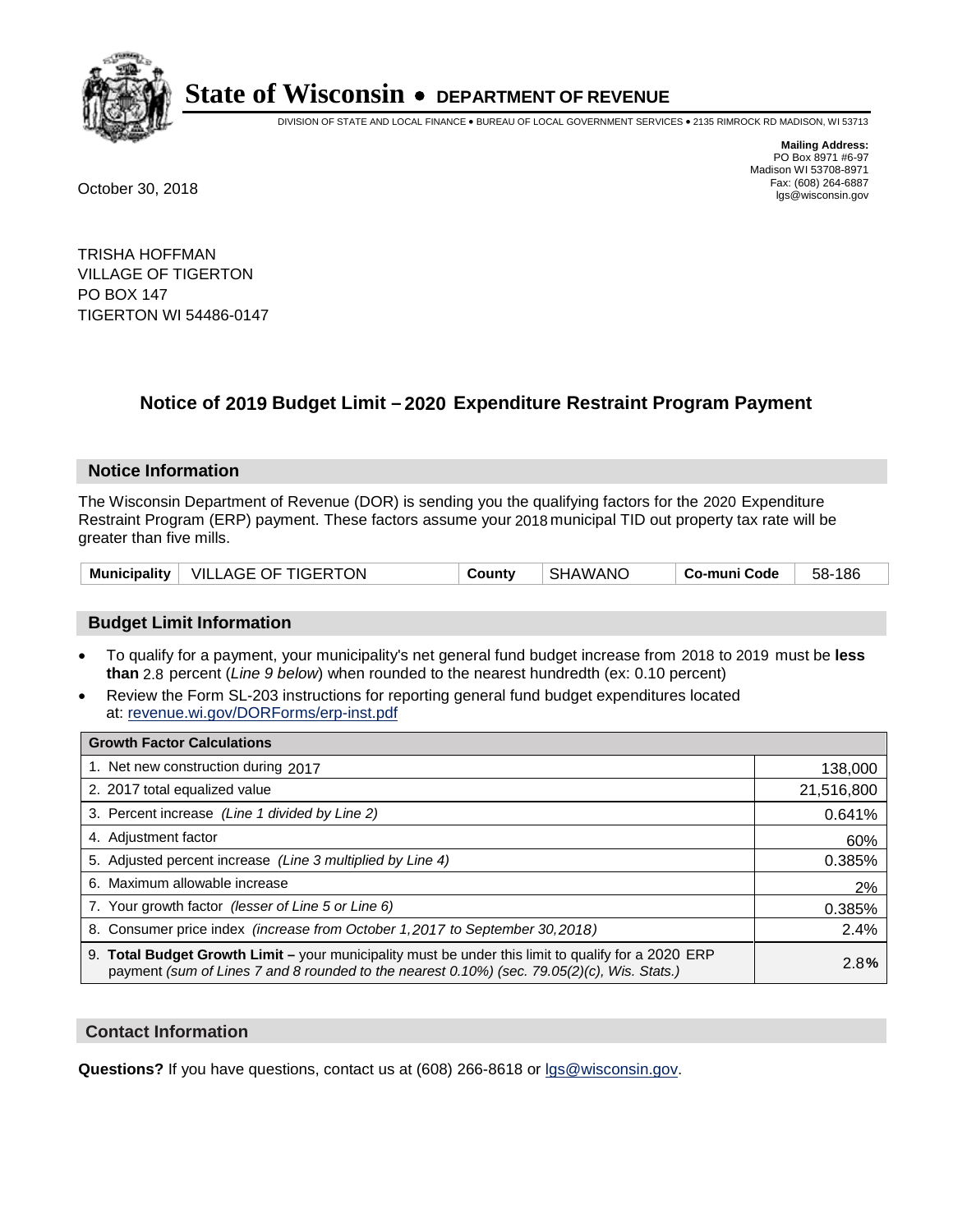# State of Wisconsin • DEPARTMENT OF REVENUE

DIVISION OF STATE AND LOCAL FINANCE • BUREAU OF LOCAL GOVERNMENT SERVICES • 2135 RIMROCK RD MADISON, WI 53713

**Mailing Address:**
PO Box 8971 #6-97
Madison WI 53708-8971
Fax: (608) 264-6887
lgs@wisconsin.gov

October 30, 2018

TRISHA HOFFMAN
VILLAGE OF TIGERTON
PO BOX 147
TIGERTON WI 54486-0147

## Notice of 2019 Budget Limit – 2020 Expenditure Restraint Program Payment

### Notice Information

The Wisconsin Department of Revenue (DOR) is sending you the qualifying factors for the 2020 Expenditure Restraint Program (ERP) payment. These factors assume your 2018 municipal TID out property tax rate will be greater than five mills.

| Municipality | VILLAGE OF TIGERTON | County | SHAWANO | Co-muni Code | 58-186 |
|---|---|---|---|---|---|

### Budget Limit Information

- To qualify for a payment, your municipality's net general fund budget increase from 2018 to 2019 must be **less than** 2.8 percent (*Line 9 below*) when rounded to the nearest hundredth (ex: 0.10 percent)
- Review the Form SL-203 instructions for reporting general fund budget expenditures located at: revenue.wi.gov/DORForms/erp-inst.pdf

| Growth Factor Calculations | |
|---|---|
| 1. Net new construction during 2017 | 138,000 |
| 2. 2017 total equalized value | 21,516,800 |
| 3. Percent increase *(Line 1 divided by Line 2)* | 0.641% |
| 4. Adjustment factor | 60% |
| 5. Adjusted percent increase *(Line 3 multiplied by Line 4)* | 0.385% |
| 6. Maximum allowable increase | 2% |
| 7. Your growth factor *(lesser of Line 5 or Line 6)* | 0.385% |
| 8. Consumer price index *(increase from October 1,2017 to September 30,2018)* | 2.4% |
| 9. **Total Budget Growth Limit –** your municipality must be under this limit to qualify for a 2020 ERP payment *(sum of Lines 7 and 8 rounded to the nearest 0.10%) (sec. 79.05(2)(c), Wis. Stats.)* | 2.8**%** |

### Contact Information

**Questions?** If you have questions, contact us at (608) 266-8618 or lgs@wisconsin.gov.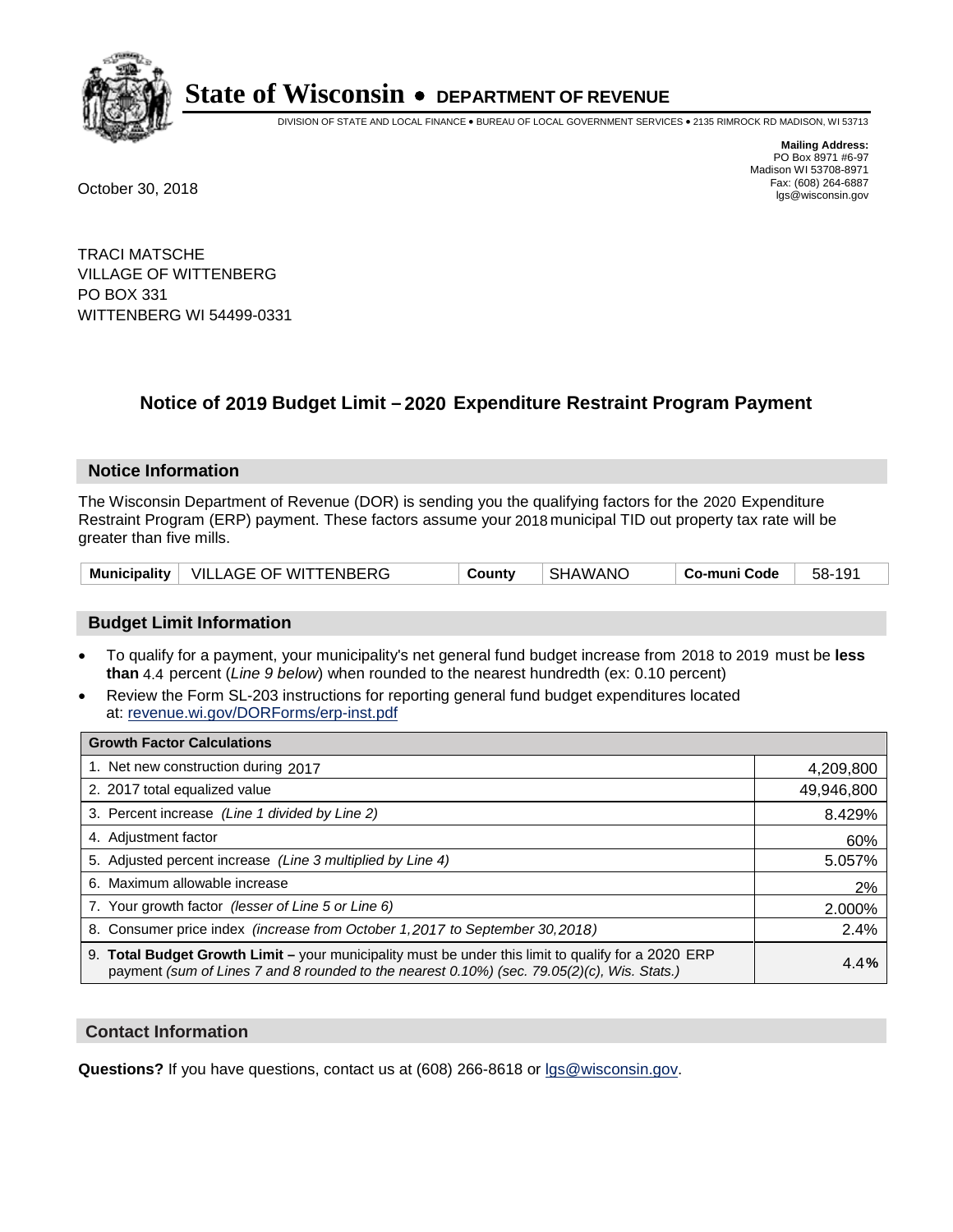# State of Wisconsin • DEPARTMENT OF REVENUE

DIVISION OF STATE AND LOCAL FINANCE • BUREAU OF LOCAL GOVERNMENT SERVICES • 2135 RIMROCK RD MADISON, WI 53713

**Mailing Address:**
PO Box 8971 #6-97
Madison WI 53708-8971
Fax: (608) 264-6887
lgs@wisconsin.gov

October 30, 2018

TRACI MATSCHE
VILLAGE OF WITTENBERG
PO BOX 331
WITTENBERG WI 54499-0331

## Notice of 2019 Budget Limit – 2020 Expenditure Restraint Program Payment

### Notice Information

The Wisconsin Department of Revenue (DOR) is sending you the qualifying factors for the 2020 Expenditure Restraint Program (ERP) payment. These factors assume your 2018 municipal TID out property tax rate will be greater than five mills.

| Municipality | VILLAGE OF WITTENBERG | County | SHAWANO | Co-muni Code | 58-191 |
|---|---|---|---|---|---|

### Budget Limit Information

- To qualify for a payment, your municipality's net general fund budget increase from 2018 to 2019 must be **less than** 4.4 percent (*Line 9 below*) when rounded to the nearest hundredth (ex: 0.10 percent)
- Review the Form SL-203 instructions for reporting general fund budget expenditures located at: revenue.wi.gov/DORForms/erp-inst.pdf

| Growth Factor Calculations | |
|---|---|
| 1. Net new construction during 2017 | 4,209,800 |
| 2. 2017 total equalized value | 49,946,800 |
| 3. Percent increase *(Line 1 divided by Line 2)* | 8.429% |
| 4. Adjustment factor | 60% |
| 5. Adjusted percent increase *(Line 3 multiplied by Line 4)* | 5.057% |
| 6. Maximum allowable increase | 2% |
| 7. Your growth factor *(lesser of Line 5 or Line 6)* | 2.000% |
| 8. Consumer price index *(increase from October 1, 2017 to September 30, 2018)* | 2.4% |
| 9. **Total Budget Growth Limit** – your municipality must be under this limit to qualify for a 2020 ERP payment *(sum of Lines 7 and 8 rounded to the nearest 0.10%) (sec. 79.05(2)(c), Wis. Stats.)* | **4.4%** |

### Contact Information

**Questions?** If you have questions, contact us at (608) 266-8618 or lgs@wisconsin.gov.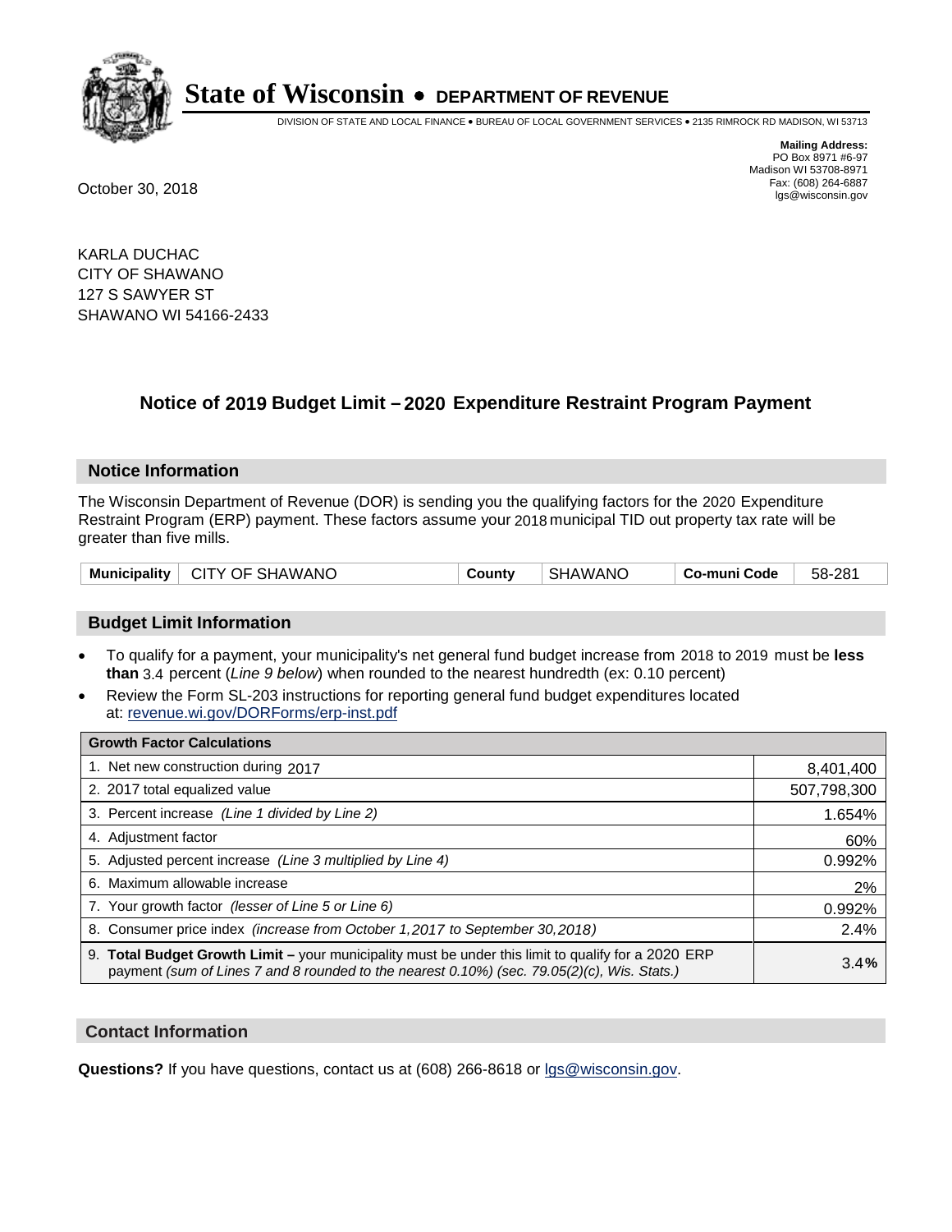# State of Wisconsin • DEPARTMENT OF REVENUE

DIVISION OF STATE AND LOCAL FINANCE • BUREAU OF LOCAL GOVERNMENT SERVICES • 2135 RIMROCK RD MADISON, WI 53713

**Mailing Address:**
PO Box 8971 #6-97
Madison WI 53708-8971
Fax: (608) 264-6887
lgs@wisconsin.gov

October 30, 2018

KARLA DUCHAC
CITY OF SHAWANO
127 S SAWYER ST
SHAWANO WI 54166-2433

## Notice of 2019 Budget Limit – 2020 Expenditure Restraint Program Payment

### Notice Information

The Wisconsin Department of Revenue (DOR) is sending you the qualifying factors for the 2020 Expenditure Restraint Program (ERP) payment. These factors assume your 2018 municipal TID out property tax rate will be greater than five mills.

| Municipality | CITY OF SHAWANO | County | SHAWANO | Co-muni Code | 58-281 |
|---|---|---|---|---|---|

### Budget Limit Information

- To qualify for a payment, your municipality's net general fund budget increase from 2018 to 2019 must be **less than** 3.4 percent (*Line 9 below*) when rounded to the nearest hundredth (ex: 0.10 percent)
- Review the Form SL-203 instructions for reporting general fund budget expenditures located at: revenue.wi.gov/DORForms/erp-inst.pdf

| Growth Factor Calculations | |
|---|---|
| 1. Net new construction during 2017 | 8,401,400 |
| 2. 2017 total equalized value | 507,798,300 |
| 3. Percent increase *(Line 1 divided by Line 2)* | 1.654% |
| 4. Adjustment factor | 60% |
| 5. Adjusted percent increase *(Line 3 multiplied by Line 4)* | 0.992% |
| 6. Maximum allowable increase | 2% |
| 7. Your growth factor *(lesser of Line 5 or Line 6)* | 0.992% |
| 8. Consumer price index *(increase from October 1,2017 to September 30,2018)* | 2.4% |
| 9. **Total Budget Growth Limit –** your municipality must be under this limit to qualify for a 2020 ERP payment *(sum of Lines 7 and 8 rounded to the nearest 0.10%) (sec. 79.05(2)(c), Wis. Stats.)* | 3.4**%** |

### Contact Information

**Questions?** If you have questions, contact us at (608) 266-8618 or lgs@wisconsin.gov.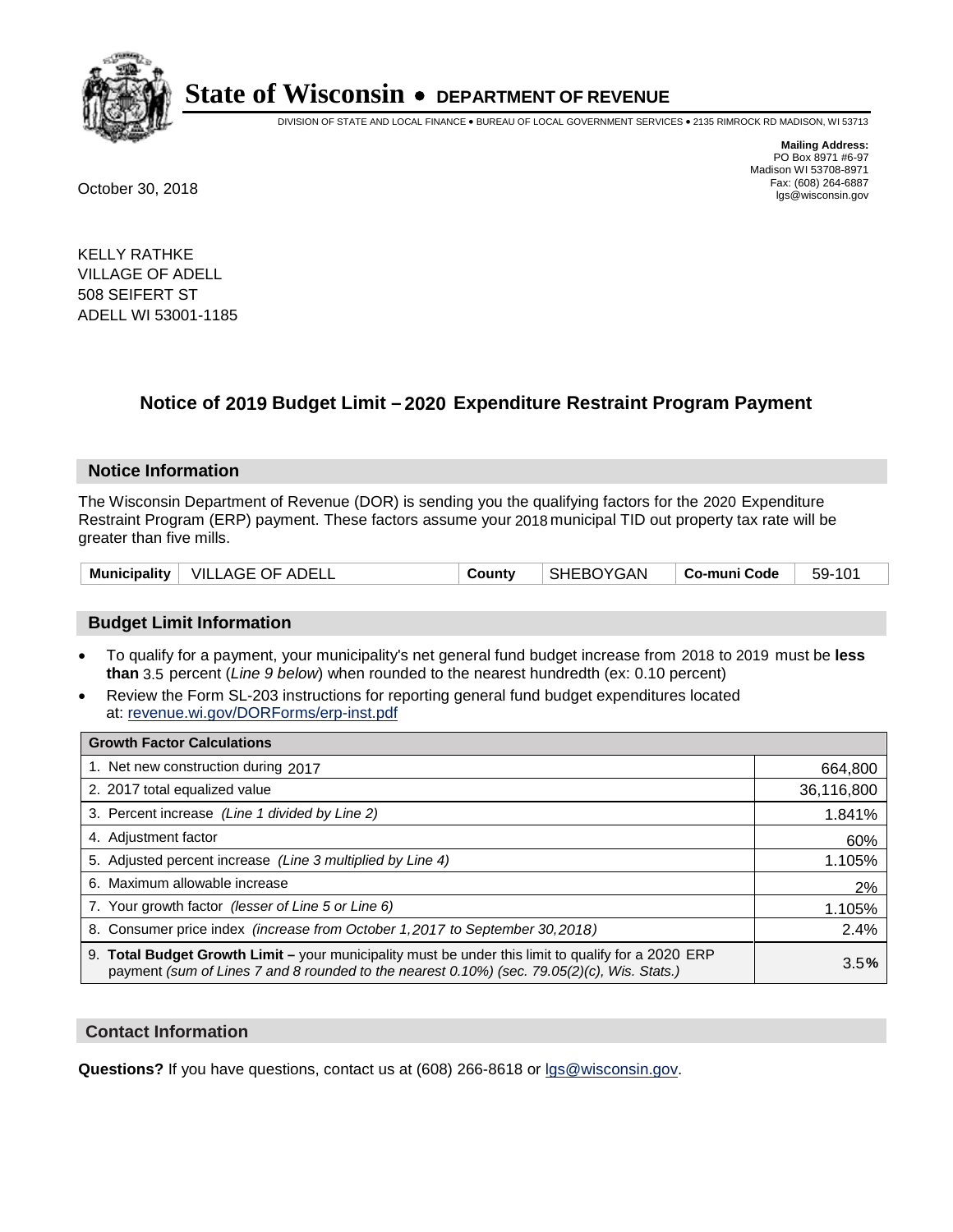# State of Wisconsin • DEPARTMENT OF REVENUE

DIVISION OF STATE AND LOCAL FINANCE • BUREAU OF LOCAL GOVERNMENT SERVICES • 2135 RIMROCK RD MADISON, WI 53713

**Mailing Address:**
PO Box 8971 #6-97
Madison WI 53708-8971
Fax: (608) 264-6887
lgs@wisconsin.gov

October 30, 2018

KELLY RATHKE
VILLAGE OF ADELL
508 SEIFERT ST
ADELL WI 53001-1185

## Notice of 2019 Budget Limit – 2020 Expenditure Restraint Program Payment

### Notice Information

The Wisconsin Department of Revenue (DOR) is sending you the qualifying factors for the 2020 Expenditure Restraint Program (ERP) payment. These factors assume your 2018 municipal TID out property tax rate will be greater than five mills.

| Municipality | VILLAGE OF ADELL | County | SHEBOYGAN | Co-muni Code | 59-101 |
|---|---|---|---|---|---|

### Budget Limit Information

- To qualify for a payment, your municipality's net general fund budget increase from 2018 to 2019 must be **less than** 3.5 percent (*Line 9 below*) when rounded to the nearest hundredth (ex: 0.10 percent)
- Review the Form SL-203 instructions for reporting general fund budget expenditures located at: revenue.wi.gov/DORForms/erp-inst.pdf

| Growth Factor Calculations | |
|---|---|
| 1. Net new construction during 2017 | 664,800 |
| 2. 2017 total equalized value | 36,116,800 |
| 3. Percent increase *(Line 1 divided by Line 2)* | 1.841% |
| 4. Adjustment factor | 60% |
| 5. Adjusted percent increase *(Line 3 multiplied by Line 4)* | 1.105% |
| 6. Maximum allowable increase | 2% |
| 7. Your growth factor *(lesser of Line 5 or Line 6)* | 1.105% |
| 8. Consumer price index *(increase from October 1,2017 to September 30,2018)* | 2.4% |
| 9. **Total Budget Growth Limit –** your municipality must be under this limit to qualify for a 2020 ERP payment *(sum of Lines 7 and 8 rounded to the nearest 0.10%) (sec. 79.05(2)(c), Wis. Stats.)* | 3.5**%** |

### Contact Information

**Questions?** If you have questions, contact us at (608) 266-8618 or lgs@wisconsin.gov.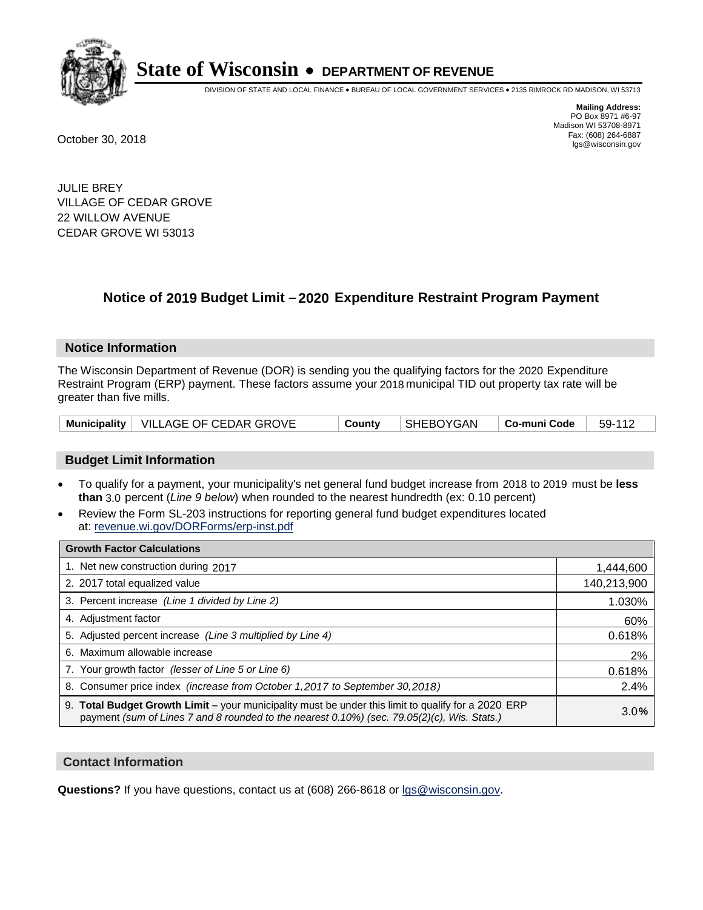# State of Wisconsin • DEPARTMENT OF REVENUE

DIVISION OF STATE AND LOCAL FINANCE • BUREAU OF LOCAL GOVERNMENT SERVICES • 2135 RIMROCK RD MADISON, WI 53713

**Mailing Address:**
PO Box 8971 #6-97
Madison WI 53708-8971
Fax: (608) 264-6887
lgs@wisconsin.gov

October 30, 2018

JULIE BREY
VILLAGE OF CEDAR GROVE
22 WILLOW AVENUE
CEDAR GROVE WI 53013

## Notice of 2019 Budget Limit – 2020 Expenditure Restraint Program Payment

### Notice Information

The Wisconsin Department of Revenue (DOR) is sending you the qualifying factors for the 2020 Expenditure Restraint Program (ERP) payment. These factors assume your 2018 municipal TID out property tax rate will be greater than five mills.

| Municipality | VILLAGE OF CEDAR GROVE | County | SHEBOYGAN | Co-muni Code | 59-112 |
|---|---|---|---|---|---|

### Budget Limit Information

- To qualify for a payment, your municipality's net general fund budget increase from 2018 to 2019 must be **less than** 3.0 percent (*Line 9 below*) when rounded to the nearest hundredth (ex: 0.10 percent)
- Review the Form SL-203 instructions for reporting general fund budget expenditures located at: revenue.wi.gov/DORForms/erp-inst.pdf

| Growth Factor Calculations | |
|---|---|
| 1. Net new construction during 2017 | 1,444,600 |
| 2. 2017 total equalized value | 140,213,900 |
| 3. Percent increase *(Line 1 divided by Line 2)* | 1.030% |
| 4. Adjustment factor | 60% |
| 5. Adjusted percent increase *(Line 3 multiplied by Line 4)* | 0.618% |
| 6. Maximum allowable increase | 2% |
| 7. Your growth factor *(lesser of Line 5 or Line 6)* | 0.618% |
| 8. Consumer price index *(increase from October 1,2017 to September 30,2018)* | 2.4% |
| 9. **Total Budget Growth Limit –** your municipality must be under this limit to qualify for a 2020 ERP payment *(sum of Lines 7 and 8 rounded to the nearest 0.10%) (sec. 79.05(2)(c), Wis. Stats.)* | 3.0**%** |

### Contact Information

**Questions?** If you have questions, contact us at (608) 266-8618 or lgs@wisconsin.gov.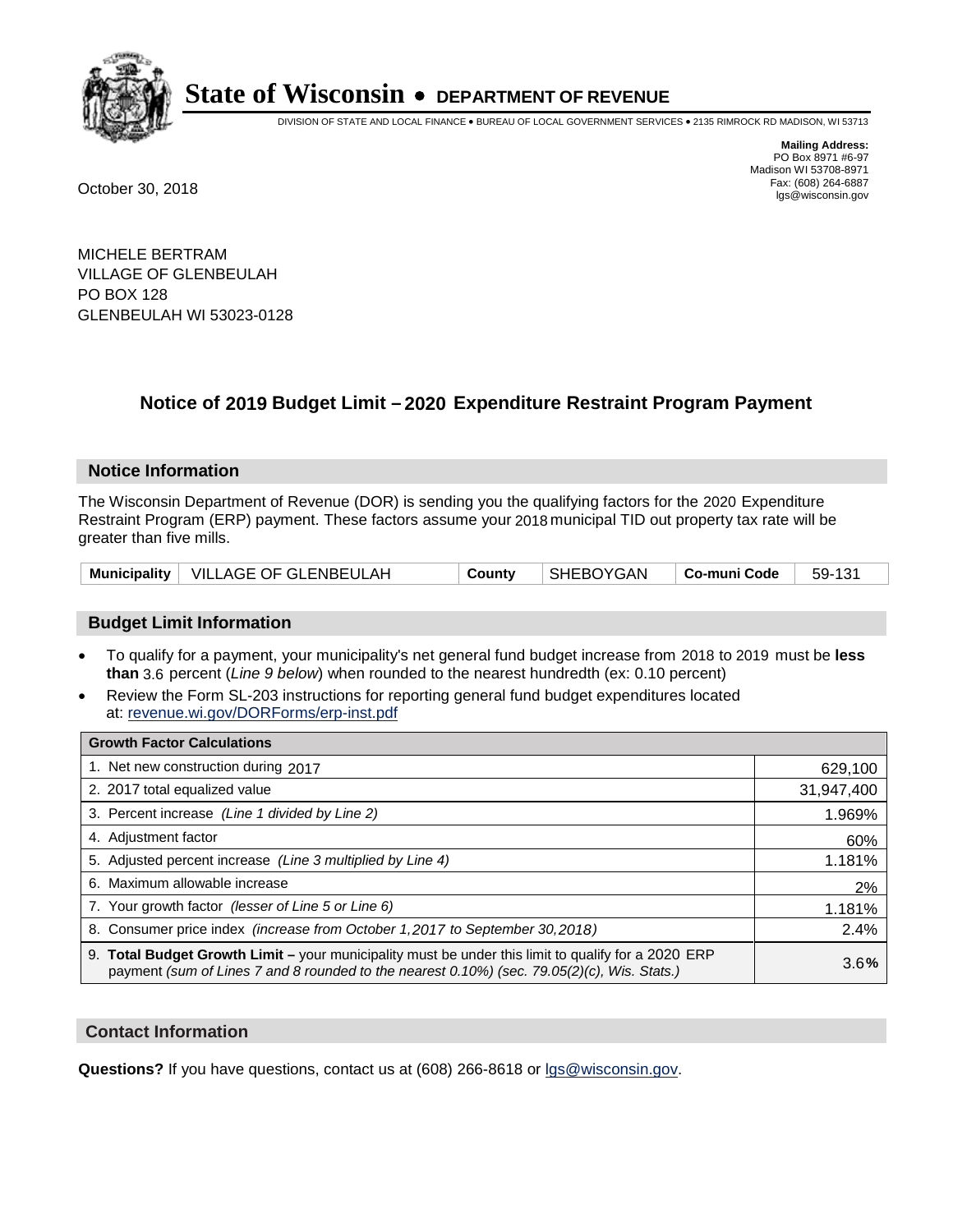# State of Wisconsin • DEPARTMENT OF REVENUE

DIVISION OF STATE AND LOCAL FINANCE • BUREAU OF LOCAL GOVERNMENT SERVICES • 2135 RIMROCK RD MADISON, WI 53713

**Mailing Address:**
PO Box 8971 #6-97
Madison WI 53708-8971
Fax: (608) 264-6887
lgs@wisconsin.gov

October 30, 2018

MICHELE BERTRAM
VILLAGE OF GLENBEULAH
PO BOX 128
GLENBEULAH WI 53023-0128

## Notice of 2019 Budget Limit – 2020 Expenditure Restraint Program Payment

### Notice Information

The Wisconsin Department of Revenue (DOR) is sending you the qualifying factors for the 2020 Expenditure Restraint Program (ERP) payment. These factors assume your 2018 municipal TID out property tax rate will be greater than five mills.

| Municipality | VILLAGE OF GLENBEULAH | County | SHEBOYGAN | Co-muni Code | 59-131 |
|---|---|---|---|---|---|

### Budget Limit Information

- To qualify for a payment, your municipality's net general fund budget increase from 2018 to 2019 must be **less than** 3.6 percent (*Line 9 below*) when rounded to the nearest hundredth (ex: 0.10 percent)
- Review the Form SL-203 instructions for reporting general fund budget expenditures located at: revenue.wi.gov/DORForms/erp-inst.pdf

| Growth Factor Calculations | |
|---|---|
| 1. Net new construction during 2017 | 629,100 |
| 2. 2017 total equalized value | 31,947,400 |
| 3. Percent increase *(Line 1 divided by Line 2)* | 1.969% |
| 4. Adjustment factor | 60% |
| 5. Adjusted percent increase *(Line 3 multiplied by Line 4)* | 1.181% |
| 6. Maximum allowable increase | 2% |
| 7. Your growth factor *(lesser of Line 5 or Line 6)* | 1.181% |
| 8. Consumer price index *(increase from October 1,2017 to September 30,2018)* | 2.4% |
| 9. **Total Budget Growth Limit –** your municipality must be under this limit to qualify for a 2020 ERP payment *(sum of Lines 7 and 8 rounded to the nearest 0.10%) (sec. 79.05(2)(c), Wis. Stats.)* | 3.6**%** |

### Contact Information

**Questions?** If you have questions, contact us at (608) 266-8618 or lgs@wisconsin.gov.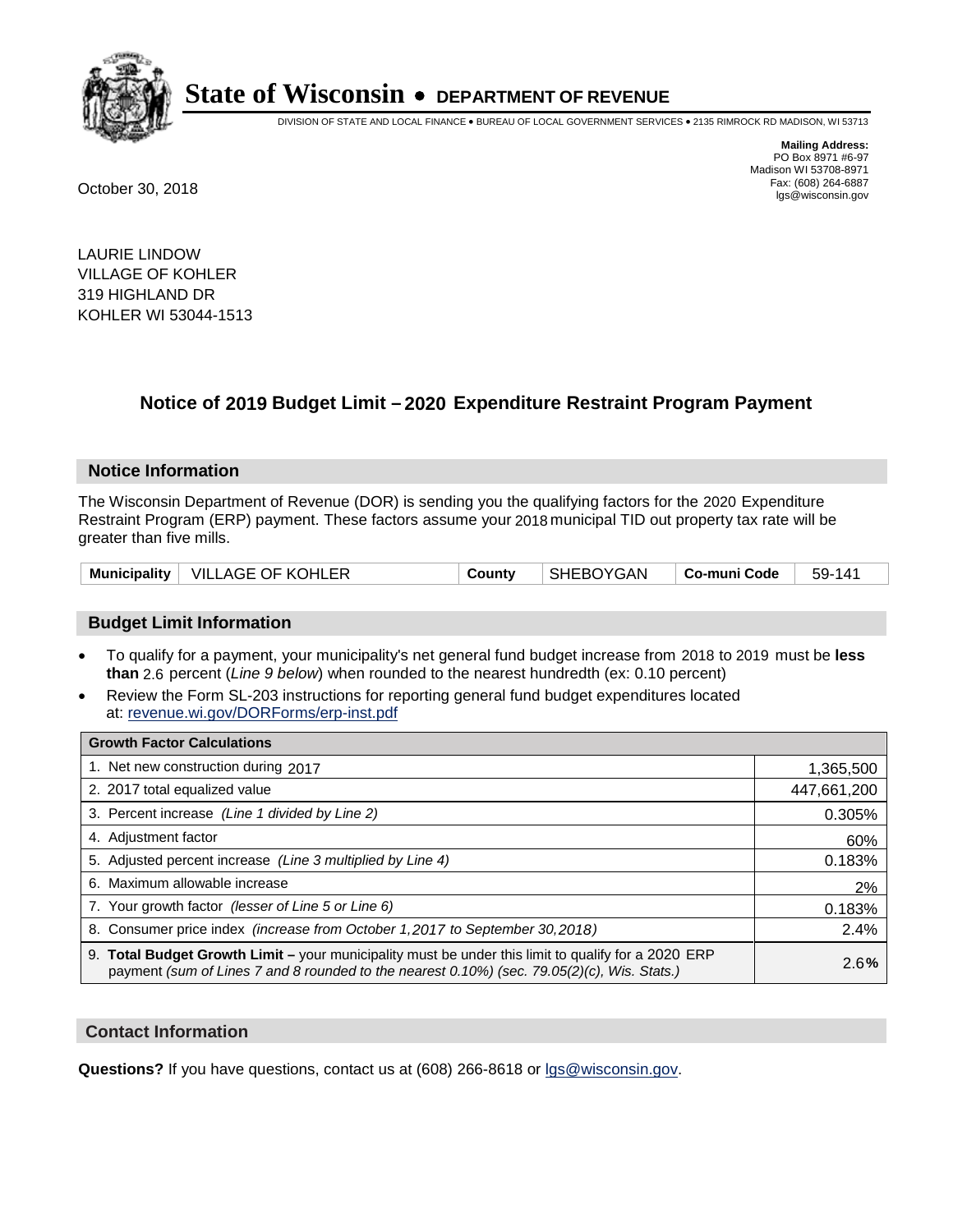# State of Wisconsin • DEPARTMENT OF REVENUE

DIVISION OF STATE AND LOCAL FINANCE • BUREAU OF LOCAL GOVERNMENT SERVICES • 2135 RIMROCK RD MADISON, WI 53713

**Mailing Address:**
PO Box 8971 #6-97
Madison WI 53708-8971
Fax: (608) 264-6887
lgs@wisconsin.gov

October 30, 2018

LAURIE LINDOW
VILLAGE OF KOHLER
319 HIGHLAND DR
KOHLER WI 53044-1513

## Notice of 2019 Budget Limit – 2020 Expenditure Restraint Program Payment

### Notice Information

The Wisconsin Department of Revenue (DOR) is sending you the qualifying factors for the 2020 Expenditure Restraint Program (ERP) payment. These factors assume your 2018 municipal TID out property tax rate will be greater than five mills.

| Municipality | VILLAGE OF KOHLER | County | SHEBOYGAN | Co-muni Code | 59-141 |
|---|---|---|---|---|---|

### Budget Limit Information

- To qualify for a payment, your municipality's net general fund budget increase from 2018 to 2019 must be **less than** 2.6 percent (*Line 9 below*) when rounded to the nearest hundredth (ex: 0.10 percent)
- Review the Form SL-203 instructions for reporting general fund budget expenditures located at: revenue.wi.gov/DORForms/erp-inst.pdf

| Growth Factor Calculations | |
|---|---|
| 1. Net new construction during 2017 | 1,365,500 |
| 2. 2017 total equalized value | 447,661,200 |
| 3. Percent increase *(Line 1 divided by Line 2)* | 0.305% |
| 4. Adjustment factor | 60% |
| 5. Adjusted percent increase *(Line 3 multiplied by Line 4)* | 0.183% |
| 6. Maximum allowable increase | 2% |
| 7. Your growth factor *(lesser of Line 5 or Line 6)* | 0.183% |
| 8. Consumer price index *(increase from October 1,2017 to September 30,2018)* | 2.4% |
| 9. **Total Budget Growth Limit –** your municipality must be under this limit to qualify for a 2020 ERP payment *(sum of Lines 7 and 8 rounded to the nearest 0.10%) (sec. 79.05(2)(c), Wis. Stats.)* | 2.6**%** |

### Contact Information

**Questions?** If you have questions, contact us at (608) 266-8618 or lgs@wisconsin.gov.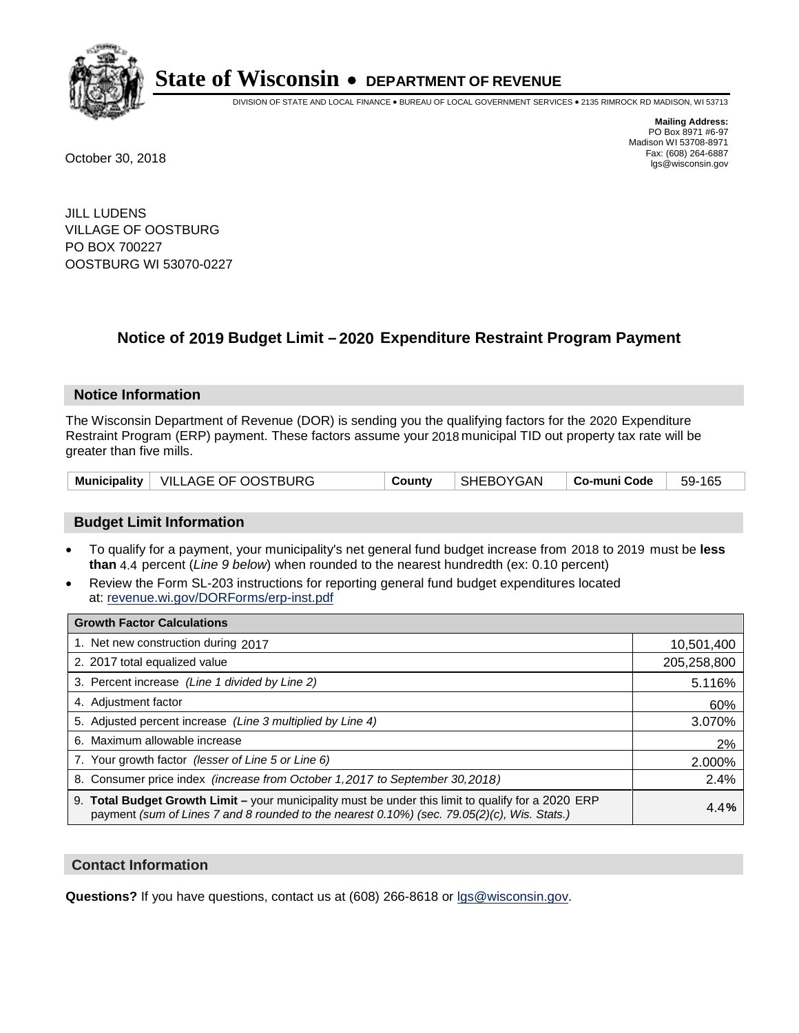# State of Wisconsin • DEPARTMENT OF REVENUE

DIVISION OF STATE AND LOCAL FINANCE • BUREAU OF LOCAL GOVERNMENT SERVICES • 2135 RIMROCK RD MADISON, WI 53713

**Mailing Address:**
PO Box 8971 #6-97
Madison WI 53708-8971
Fax: (608) 264-6887
lgs@wisconsin.gov

October 30, 2018

JILL LUDENS
VILLAGE OF OOSTBURG
PO BOX 700227
OOSTBURG WI 53070-0227

## Notice of 2019 Budget Limit – 2020 Expenditure Restraint Program Payment

### Notice Information

The Wisconsin Department of Revenue (DOR) is sending you the qualifying factors for the 2020 Expenditure Restraint Program (ERP) payment. These factors assume your 2018 municipal TID out property tax rate will be greater than five mills.

| Municipality | VILLAGE OF OOSTBURG | County | SHEBOYGAN | Co-muni Code | 59-165 |
|---|---|---|---|---|---|

### Budget Limit Information

- To qualify for a payment, your municipality's net general fund budget increase from 2018 to 2019 must be **less than** 4.4 percent (*Line 9 below*) when rounded to the nearest hundredth (ex: 0.10 percent)
- Review the Form SL-203 instructions for reporting general fund budget expenditures located at: revenue.wi.gov/DORForms/erp-inst.pdf

| Growth Factor Calculations | |
|---|---|
| 1. Net new construction during 2017 | 10,501,400 |
| 2. 2017 total equalized value | 205,258,800 |
| 3. Percent increase *(Line 1 divided by Line 2)* | 5.116% |
| 4. Adjustment factor | 60% |
| 5. Adjusted percent increase *(Line 3 multiplied by Line 4)* | 3.070% |
| 6. Maximum allowable increase | 2% |
| 7. Your growth factor *(lesser of Line 5 or Line 6)* | 2.000% |
| 8. Consumer price index *(increase from October 1,2017 to September 30,2018)* | 2.4% |
| 9. **Total Budget Growth Limit –** your municipality must be under this limit to qualify for a 2020 ERP payment *(sum of Lines 7 and 8 rounded to the nearest 0.10%) (sec. 79.05(2)(c), Wis. Stats.)* | 4.4**%** |

### Contact Information

**Questions?** If you have questions, contact us at (608) 266-8618 or lgs@wisconsin.gov.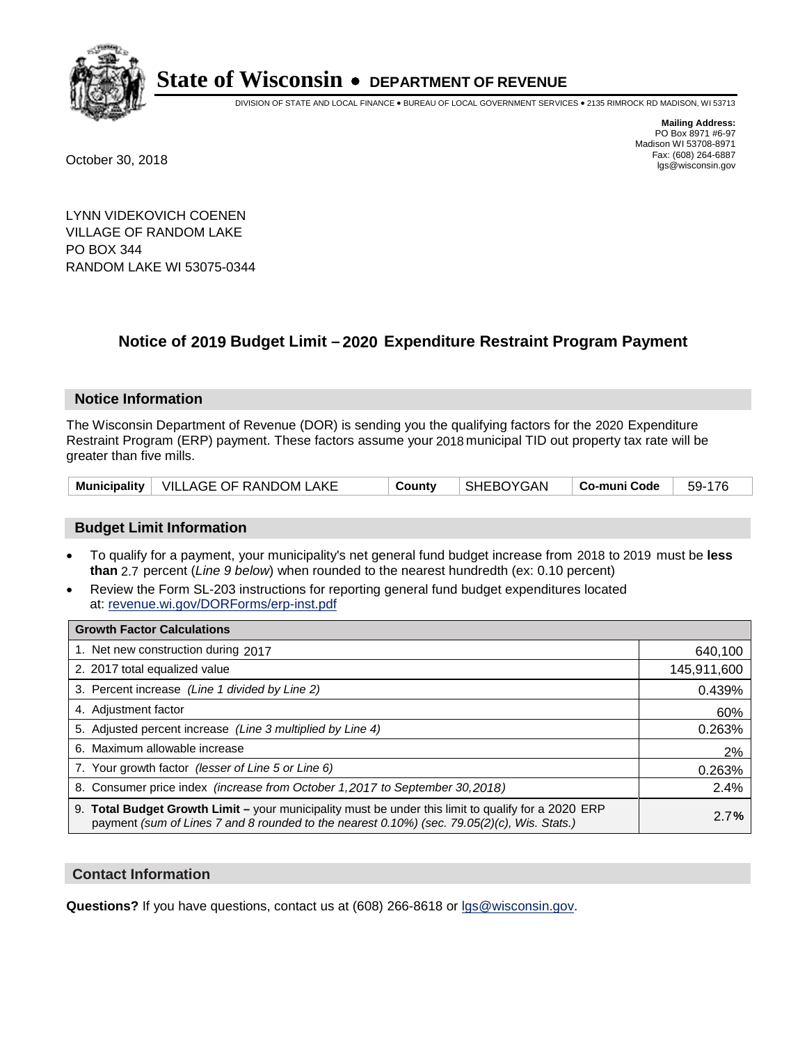# State of Wisconsin • DEPARTMENT OF REVENUE

DIVISION OF STATE AND LOCAL FINANCE • BUREAU OF LOCAL GOVERNMENT SERVICES • 2135 RIMROCK RD MADISON, WI 53713

**Mailing Address:**
PO Box 8971 #6-97
Madison WI 53708-8971
Fax: (608) 264-6887
lgs@wisconsin.gov

October 30, 2018

LYNN VIDEKOVICH COENEN
VILLAGE OF RANDOM LAKE
PO BOX 344
RANDOM LAKE WI 53075-0344

## Notice of 2019 Budget Limit – 2020 Expenditure Restraint Program Payment

### Notice Information

The Wisconsin Department of Revenue (DOR) is sending you the qualifying factors for the 2020 Expenditure Restraint Program (ERP) payment. These factors assume your 2018 municipal TID out property tax rate will be greater than five mills.

| Municipality | VILLAGE OF RANDOM LAKE | County | SHEBOYGAN | Co-muni Code | 59-176 |
|---|---|---|---|---|---|

### Budget Limit Information

- To qualify for a payment, your municipality's net general fund budget increase from 2018 to 2019 must be **less than** 2.7 percent (*Line 9 below*) when rounded to the nearest hundredth (ex: 0.10 percent)
- Review the Form SL-203 instructions for reporting general fund budget expenditures located at: revenue.wi.gov/DORForms/erp-inst.pdf

| Growth Factor Calculations | |
|---|---|
| 1. Net new construction during 2017 | 640,100 |
| 2. 2017 total equalized value | 145,911,600 |
| 3. Percent increase *(Line 1 divided by Line 2)* | 0.439% |
| 4. Adjustment factor | 60% |
| 5. Adjusted percent increase *(Line 3 multiplied by Line 4)* | 0.263% |
| 6. Maximum allowable increase | 2% |
| 7. Your growth factor *(lesser of Line 5 or Line 6)* | 0.263% |
| 8. Consumer price index *(increase from October 1,2017 to September 30,2018)* | 2.4% |
| 9. **Total Budget Growth Limit –** your municipality must be under this limit to qualify for a 2020 ERP payment *(sum of Lines 7 and 8 rounded to the nearest 0.10%) (sec. 79.05(2)(c), Wis. Stats.)* | 2.7**%** |

### Contact Information

**Questions?** If you have questions, contact us at (608) 266-8618 or lgs@wisconsin.gov.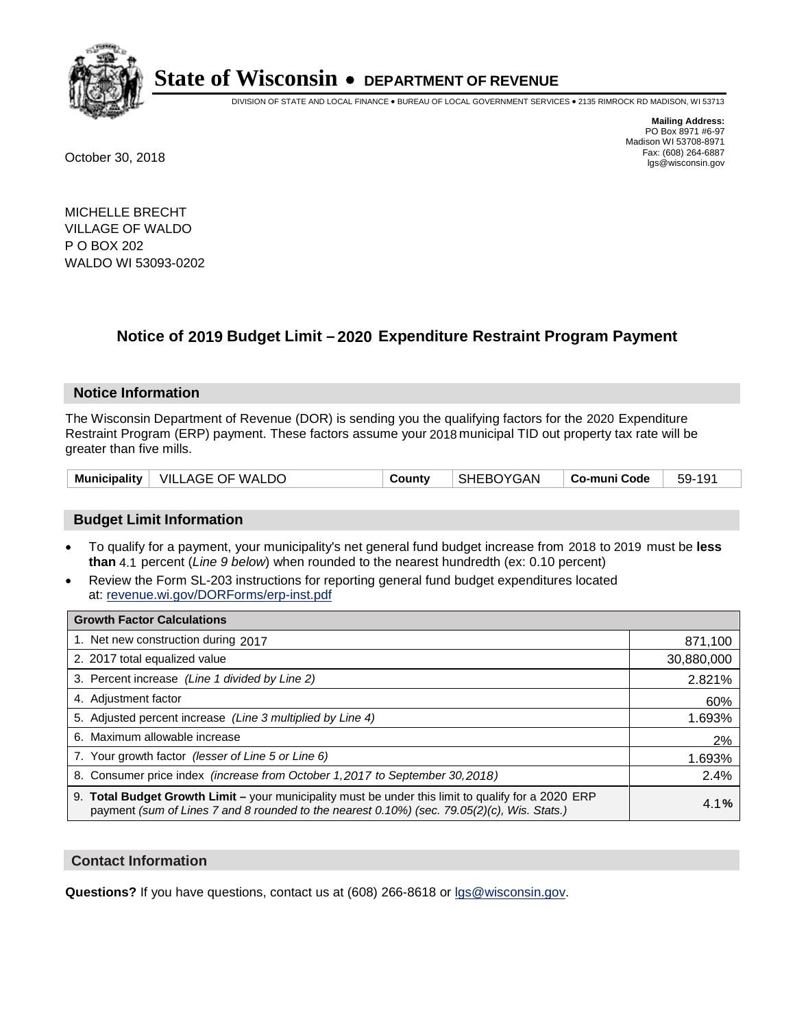# State of Wisconsin • DEPARTMENT OF REVENUE

DIVISION OF STATE AND LOCAL FINANCE • BUREAU OF LOCAL GOVERNMENT SERVICES • 2135 RIMROCK RD MADISON, WI 53713

**Mailing Address:**
PO Box 8971 #6-97
Madison WI 53708-8971
Fax: (608) 264-6887
lgs@wisconsin.gov

October 30, 2018

MICHELLE BRECHT
VILLAGE OF WALDO
P O BOX 202
WALDO WI 53093-0202

## Notice of 2019 Budget Limit – 2020 Expenditure Restraint Program Payment

### Notice Information

The Wisconsin Department of Revenue (DOR) is sending you the qualifying factors for the 2020 Expenditure Restraint Program (ERP) payment. These factors assume your 2018 municipal TID out property tax rate will be greater than five mills.

| Municipality | VILLAGE OF WALDO | County | SHEBOYGAN | Co-muni Code | 59-191 |
|---|---|---|---|---|---|

### Budget Limit Information

- To qualify for a payment, your municipality's net general fund budget increase from 2018 to 2019 must be **less than** 4.1 percent (*Line 9 below*) when rounded to the nearest hundredth (ex: 0.10 percent)
- Review the Form SL-203 instructions for reporting general fund budget expenditures located at: revenue.wi.gov/DORForms/erp-inst.pdf

| Growth Factor Calculations | |
|---|---|
| 1. Net new construction during 2017 | 871,100 |
| 2. 2017 total equalized value | 30,880,000 |
| 3. Percent increase *(Line 1 divided by Line 2)* | 2.821% |
| 4. Adjustment factor | 60% |
| 5. Adjusted percent increase *(Line 3 multiplied by Line 4)* | 1.693% |
| 6. Maximum allowable increase | 2% |
| 7. Your growth factor *(lesser of Line 5 or Line 6)* | 1.693% |
| 8. Consumer price index *(increase from October 1,2017 to September 30,2018)* | 2.4% |
| 9. **Total Budget Growth Limit –** your municipality must be under this limit to qualify for a 2020 ERP payment *(sum of Lines 7 and 8 rounded to the nearest 0.10%) (sec. 79.05(2)(c), Wis. Stats.)* | 4.1**%** |

### Contact Information

**Questions?** If you have questions, contact us at (608) 266-8618 or lgs@wisconsin.gov.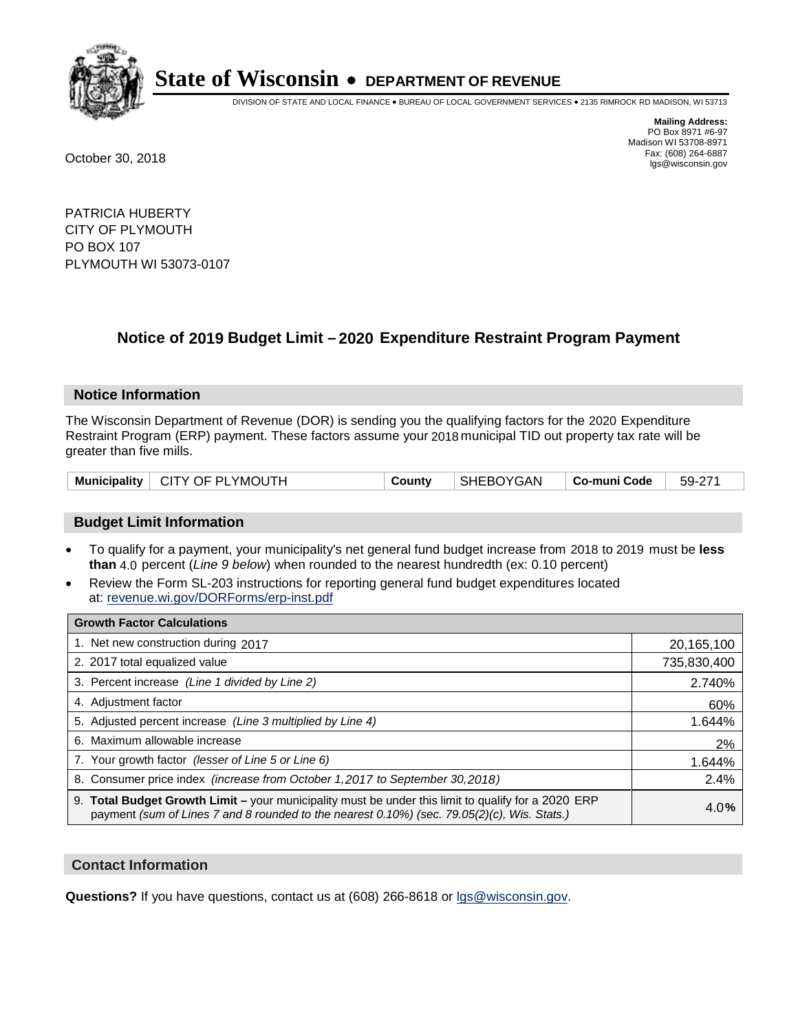# State of Wisconsin • DEPARTMENT OF REVENUE

DIVISION OF STATE AND LOCAL FINANCE • BUREAU OF LOCAL GOVERNMENT SERVICES • 2135 RIMROCK RD MADISON, WI 53713

**Mailing Address:**
PO Box 8971 #6-97
Madison WI 53708-8971
Fax: (608) 264-6887
lgs@wisconsin.gov

October 30, 2018

PATRICIA HUBERTY
CITY OF PLYMOUTH
PO BOX 107
PLYMOUTH WI 53073-0107

## Notice of 2019 Budget Limit – 2020 Expenditure Restraint Program Payment

### Notice Information

The Wisconsin Department of Revenue (DOR) is sending you the qualifying factors for the 2020 Expenditure Restraint Program (ERP) payment. These factors assume your 2018 municipal TID out property tax rate will be greater than five mills.

| Municipality | CITY OF PLYMOUTH | County | SHEBOYGAN | Co-muni Code | 59-271 |
|---|---|---|---|---|---|

### Budget Limit Information

- To qualify for a payment, your municipality's net general fund budget increase from 2018 to 2019 must be **less than** 4.0 percent (*Line 9 below*) when rounded to the nearest hundredth (ex: 0.10 percent)
- Review the Form SL-203 instructions for reporting general fund budget expenditures located at: revenue.wi.gov/DORForms/erp-inst.pdf

| Growth Factor Calculations | |
|---|---|
| 1. Net new construction during 2017 | 20,165,100 |
| 2. 2017 total equalized value | 735,830,400 |
| 3. Percent increase *(Line 1 divided by Line 2)* | 2.740% |
| 4. Adjustment factor | 60% |
| 5. Adjusted percent increase *(Line 3 multiplied by Line 4)* | 1.644% |
| 6. Maximum allowable increase | 2% |
| 7. Your growth factor *(lesser of Line 5 or Line 6)* | 1.644% |
| 8. Consumer price index *(increase from October 1,2017 to September 30,2018)* | 2.4% |
| 9. **Total Budget Growth Limit –** your municipality must be under this limit to qualify for a 2020 ERP payment *(sum of Lines 7 and 8 rounded to the nearest 0.10%) (sec. 79.05(2)(c), Wis. Stats.)* | 4.0% |

### Contact Information

**Questions?** If you have questions, contact us at (608) 266-8618 or lgs@wisconsin.gov.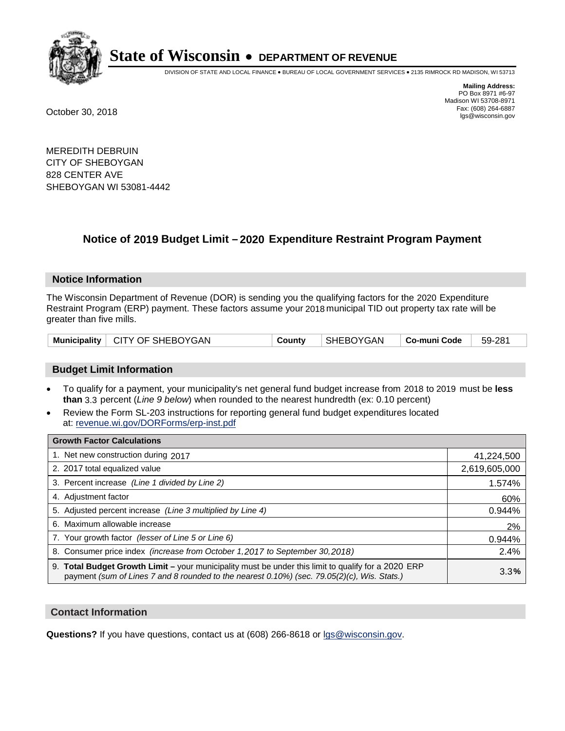# State of Wisconsin • DEPARTMENT OF REVENUE

DIVISION OF STATE AND LOCAL FINANCE • BUREAU OF LOCAL GOVERNMENT SERVICES • 2135 RIMROCK RD MADISON, WI 53713

**Mailing Address:**
PO Box 8971 #6-97
Madison WI 53708-8971
Fax: (608) 264-6887
lgs@wisconsin.gov

October 30, 2018

MEREDITH DEBRUIN
CITY OF SHEBOYGAN
828 CENTER AVE
SHEBOYGAN WI 53081-4442

## Notice of 2019 Budget Limit – 2020 Expenditure Restraint Program Payment

### Notice Information

The Wisconsin Department of Revenue (DOR) is sending you the qualifying factors for the 2020 Expenditure Restraint Program (ERP) payment. These factors assume your 2018 municipal TID out property tax rate will be greater than five mills.

| Municipality | CITY OF SHEBOYGAN | County | SHEBOYGAN | Co-muni Code | 59-281 |
|---|---|---|---|---|---|

### Budget Limit Information

- To qualify for a payment, your municipality's net general fund budget increase from 2018 to 2019 must be **less than** 3.3 percent (*Line 9 below*) when rounded to the nearest hundredth (ex: 0.10 percent)
- Review the Form SL-203 instructions for reporting general fund budget expenditures located at: revenue.wi.gov/DORForms/erp-inst.pdf

| Growth Factor Calculations | |
|---|---|
| 1. Net new construction during 2017 | 41,224,500 |
| 2. 2017 total equalized value | 2,619,605,000 |
| 3. Percent increase *(Line 1 divided by Line 2)* | 1.574% |
| 4. Adjustment factor | 60% |
| 5. Adjusted percent increase *(Line 3 multiplied by Line 4)* | 0.944% |
| 6. Maximum allowable increase | 2% |
| 7. Your growth factor *(lesser of Line 5 or Line 6)* | 0.944% |
| 8. Consumer price index *(increase from October 1,2017 to September 30,2018)* | 2.4% |
| 9. **Total Budget Growth Limit –** your municipality must be under this limit to qualify for a 2020 ERP payment *(sum of Lines 7 and 8 rounded to the nearest 0.10%) (sec. 79.05(2)(c), Wis. Stats.)* | 3.3% |

### Contact Information

**Questions?** If you have questions, contact us at (608) 266-8618 or lgs@wisconsin.gov.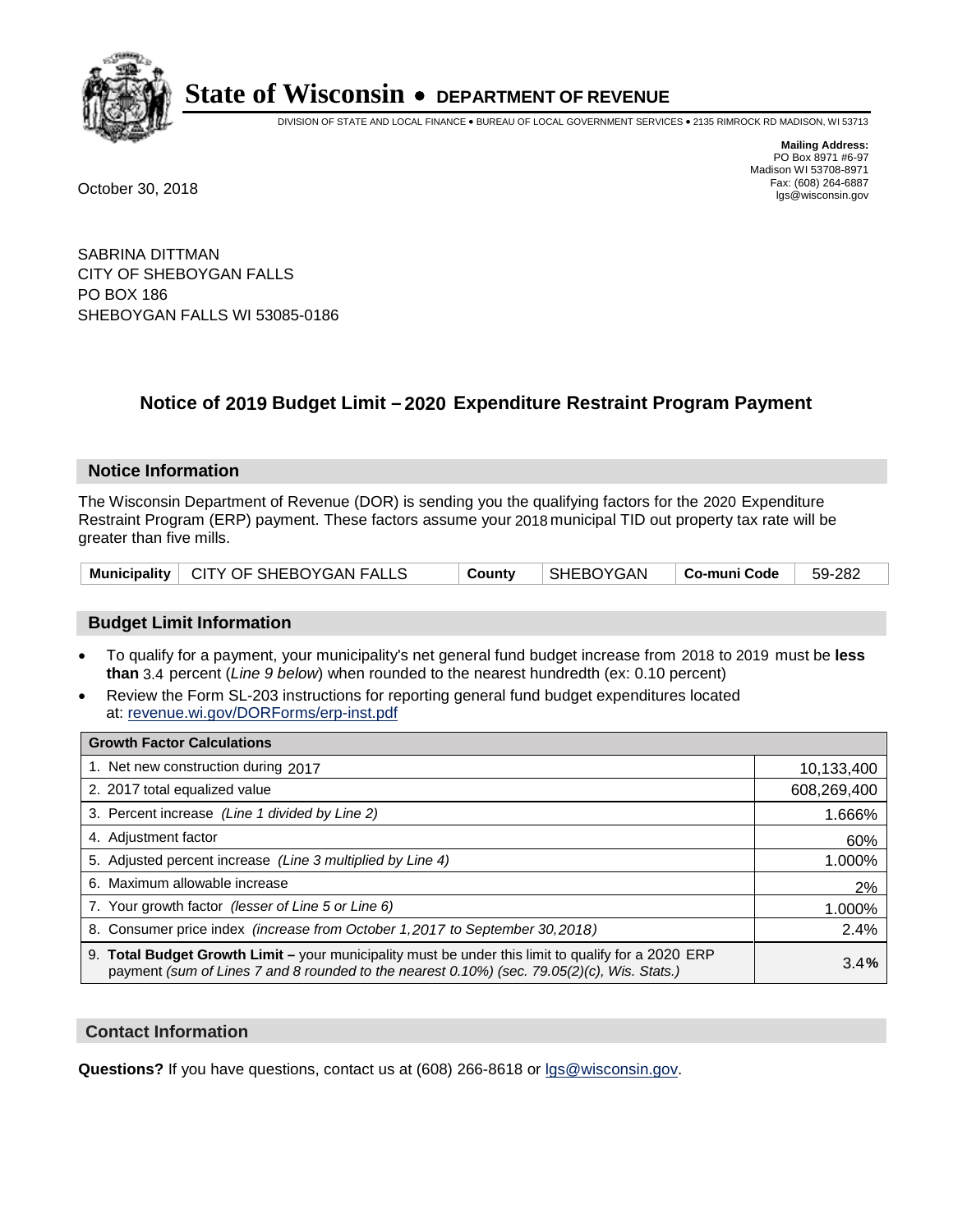# State of Wisconsin • DEPARTMENT OF REVENUE

DIVISION OF STATE AND LOCAL FINANCE • BUREAU OF LOCAL GOVERNMENT SERVICES • 2135 RIMROCK RD MADISON, WI 53713

**Mailing Address:**
PO Box 8971 #6-97
Madison WI 53708-8971
Fax: (608) 264-6887
lgs@wisconsin.gov

October 30, 2018

SABRINA DITTMAN
CITY OF SHEBOYGAN FALLS
PO BOX 186
SHEBOYGAN FALLS WI 53085-0186

## Notice of 2019 Budget Limit – 2020 Expenditure Restraint Program Payment

### Notice Information

The Wisconsin Department of Revenue (DOR) is sending you the qualifying factors for the 2020 Expenditure Restraint Program (ERP) payment. These factors assume your 2018 municipal TID out property tax rate will be greater than five mills.

| Municipality | CITY OF SHEBOYGAN FALLS | County | SHEBOYGAN | Co-muni Code | 59-282 |
|---|---|---|---|---|---|

### Budget Limit Information

- To qualify for a payment, your municipality's net general fund budget increase from 2018 to 2019 must be **less than** 3.4 percent (*Line 9 below*) when rounded to the nearest hundredth (ex: 0.10 percent)
- Review the Form SL-203 instructions for reporting general fund budget expenditures located at: revenue.wi.gov/DORForms/erp-inst.pdf

| Growth Factor Calculations | |
|---|---|
| 1. Net new construction during 2017 | 10,133,400 |
| 2. 2017 total equalized value | 608,269,400 |
| 3. Percent increase *(Line 1 divided by Line 2)* | 1.666% |
| 4. Adjustment factor | 60% |
| 5. Adjusted percent increase *(Line 3 multiplied by Line 4)* | 1.000% |
| 6. Maximum allowable increase | 2% |
| 7. Your growth factor *(lesser of Line 5 or Line 6)* | 1.000% |
| 8. Consumer price index *(increase from October 1,2017 to September 30,2018)* | 2.4% |
| 9. **Total Budget Growth Limit –** your municipality must be under this limit to qualify for a 2020 ERP payment *(sum of Lines 7 and 8 rounded to the nearest 0.10%) (sec. 79.05(2)(c), Wis. Stats.)* | 3.4**%** |

### Contact Information

**Questions?** If you have questions, contact us at (608) 266-8618 or lgs@wisconsin.gov.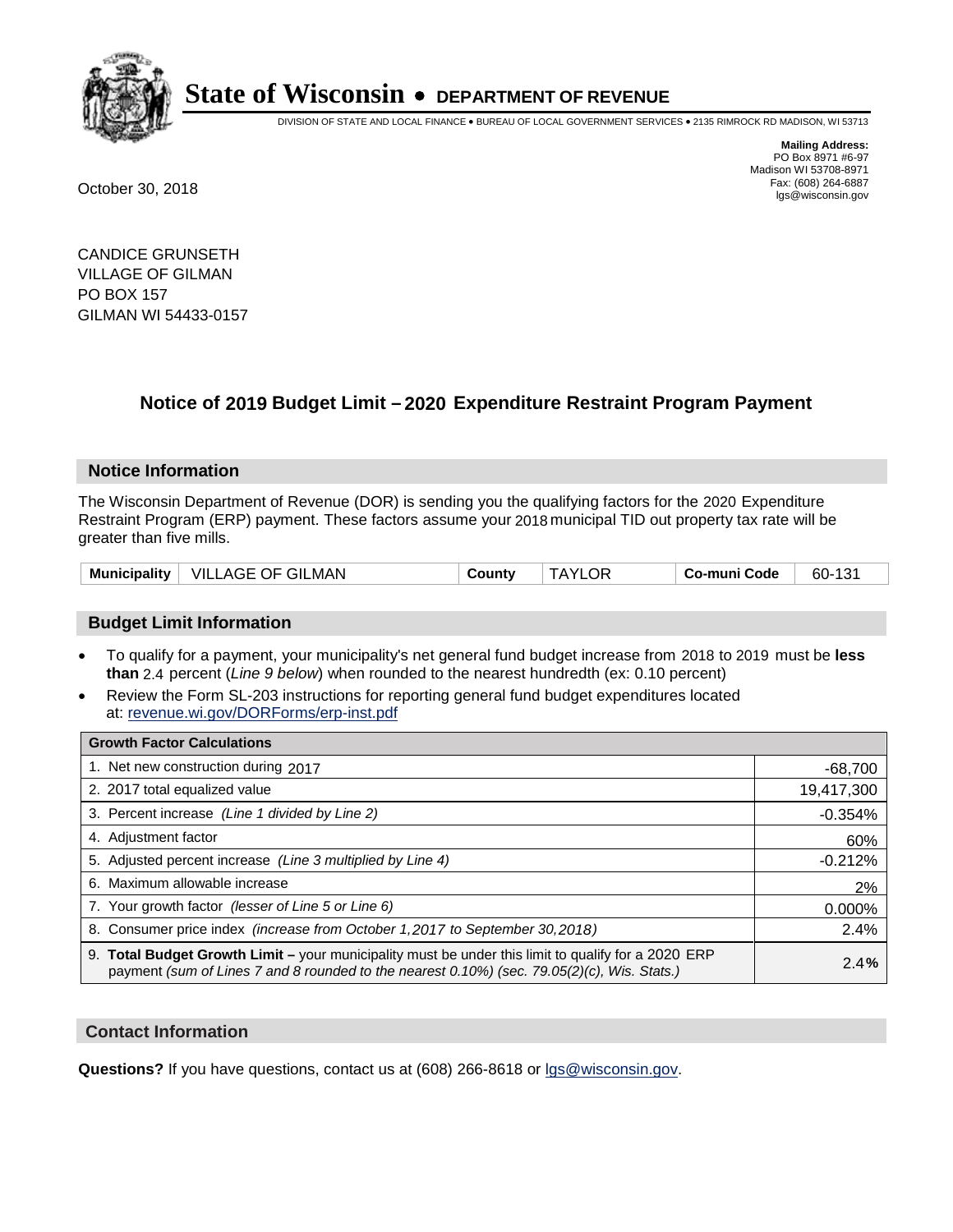# State of Wisconsin • DEPARTMENT OF REVENUE

DIVISION OF STATE AND LOCAL FINANCE • BUREAU OF LOCAL GOVERNMENT SERVICES • 2135 RIMROCK RD MADISON, WI 53713

**Mailing Address:**
PO Box 8971 #6-97
Madison WI 53708-8971
Fax: (608) 264-6887
lgs@wisconsin.gov

October 30, 2018

CANDICE GRUNSETH
VILLAGE OF GILMAN
PO BOX 157
GILMAN WI 54433-0157

## Notice of 2019 Budget Limit – 2020 Expenditure Restraint Program Payment

### Notice Information

The Wisconsin Department of Revenue (DOR) is sending you the qualifying factors for the 2020 Expenditure Restraint Program (ERP) payment. These factors assume your 2018 municipal TID out property tax rate will be greater than five mills.

| Municipality | VILLAGE OF GILMAN | County | TAYLOR | Co-muni Code | 60-131 |
|---|---|---|---|---|---|

### Budget Limit Information

- To qualify for a payment, your municipality's net general fund budget increase from 2018 to 2019 must be **less than** 2.4 percent (*Line 9 below*) when rounded to the nearest hundredth (ex: 0.10 percent)
- Review the Form SL-203 instructions for reporting general fund budget expenditures located at: revenue.wi.gov/DORForms/erp-inst.pdf

| Growth Factor Calculations | |
|---|---|
| 1. Net new construction during 2017 | -68,700 |
| 2. 2017 total equalized value | 19,417,300 |
| 3. Percent increase *(Line 1 divided by Line 2)* | -0.354% |
| 4. Adjustment factor | 60% |
| 5. Adjusted percent increase *(Line 3 multiplied by Line 4)* | -0.212% |
| 6. Maximum allowable increase | 2% |
| 7. Your growth factor *(lesser of Line 5 or Line 6)* | 0.000% |
| 8. Consumer price index *(increase from October 1,2017 to September 30,2018)* | 2.4% |
| 9. **Total Budget Growth Limit –** your municipality must be under this limit to qualify for a 2020 ERP payment *(sum of Lines 7 and 8 rounded to the nearest 0.10%) (sec. 79.05(2)(c), Wis. Stats.)* | **2.4%** |

### Contact Information

**Questions?** If you have questions, contact us at (608) 266-8618 or lgs@wisconsin.gov.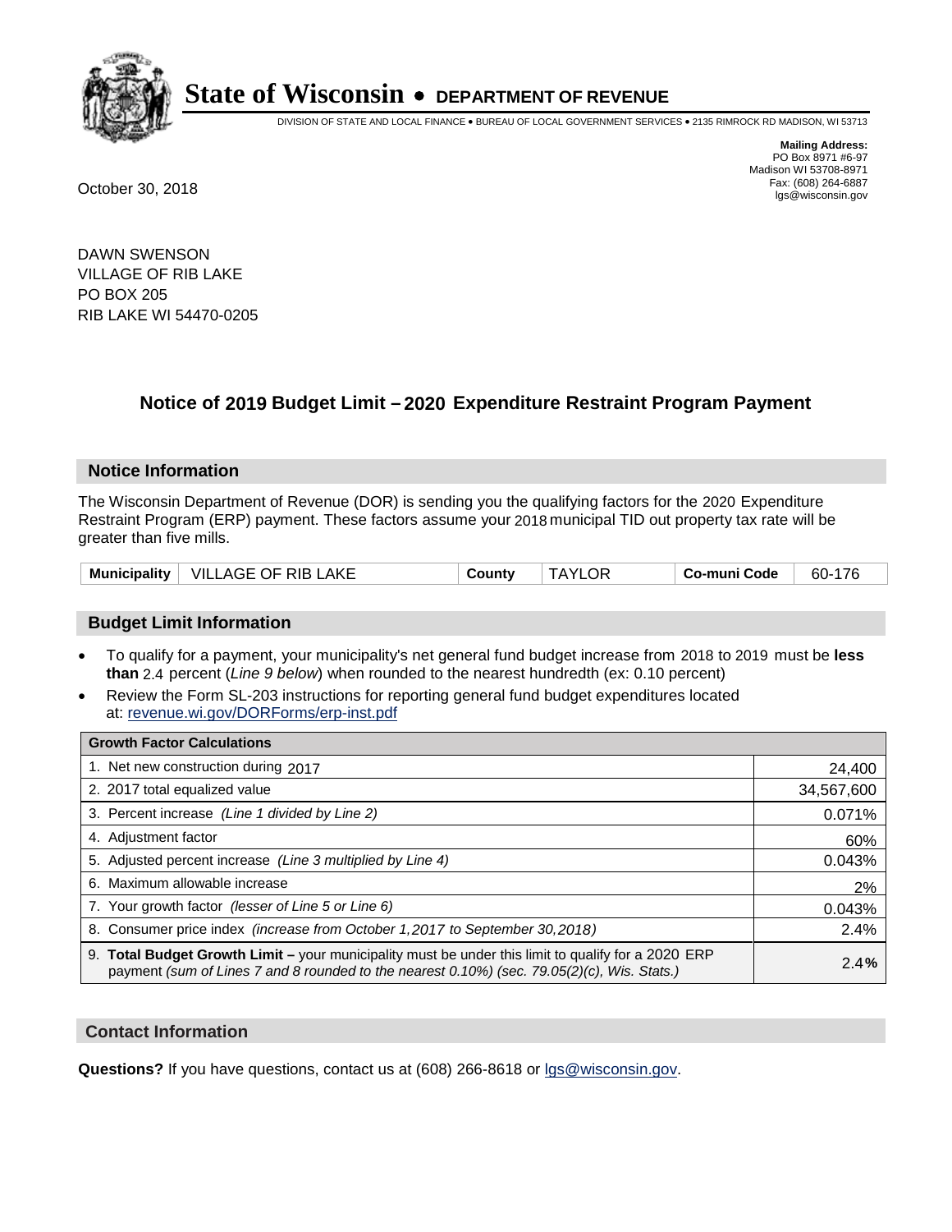# State of Wisconsin • DEPARTMENT OF REVENUE

DIVISION OF STATE AND LOCAL FINANCE • BUREAU OF LOCAL GOVERNMENT SERVICES • 2135 RIMROCK RD MADISON, WI 53713

**Mailing Address:**
PO Box 8971 #6-97
Madison WI 53708-8971
Fax: (608) 264-6887
lgs@wisconsin.gov

October 30, 2018

DAWN SWENSON
VILLAGE OF RIB LAKE
PO BOX 205
RIB LAKE WI 54470-0205

## Notice of 2019 Budget Limit – 2020 Expenditure Restraint Program Payment

### Notice Information

The Wisconsin Department of Revenue (DOR) is sending you the qualifying factors for the 2020 Expenditure Restraint Program (ERP) payment. These factors assume your 2018 municipal TID out property tax rate will be greater than five mills.

| Municipality | VILLAGE OF RIB LAKE | County | TAYLOR | Co-muni Code | 60-176 |
|---|---|---|---|---|---|

### Budget Limit Information

- To qualify for a payment, your municipality's net general fund budget increase from 2018 to 2019 must be **less than** 2.4 percent (*Line 9 below*) when rounded to the nearest hundredth (ex: 0.10 percent)
- Review the Form SL-203 instructions for reporting general fund budget expenditures located at: revenue.wi.gov/DORForms/erp-inst.pdf

| Growth Factor Calculations | |
|---|---|
| 1. Net new construction during 2017 | 24,400 |
| 2. 2017 total equalized value | 34,567,600 |
| 3. Percent increase *(Line 1 divided by Line 2)* | 0.071% |
| 4. Adjustment factor | 60% |
| 5. Adjusted percent increase *(Line 3 multiplied by Line 4)* | 0.043% |
| 6. Maximum allowable increase | 2% |
| 7. Your growth factor *(lesser of Line 5 or Line 6)* | 0.043% |
| 8. Consumer price index *(increase from October 1,2017 to September 30,2018)* | 2.4% |
| 9. **Total Budget Growth Limit** – your municipality must be under this limit to qualify for a 2020 ERP payment *(sum of Lines 7 and 8 rounded to the nearest 0.10%) (sec. 79.05(2)(c), Wis. Stats.)* | 2.4**%** |

### Contact Information

**Questions?** If you have questions, contact us at (608) 266-8618 or lgs@wisconsin.gov.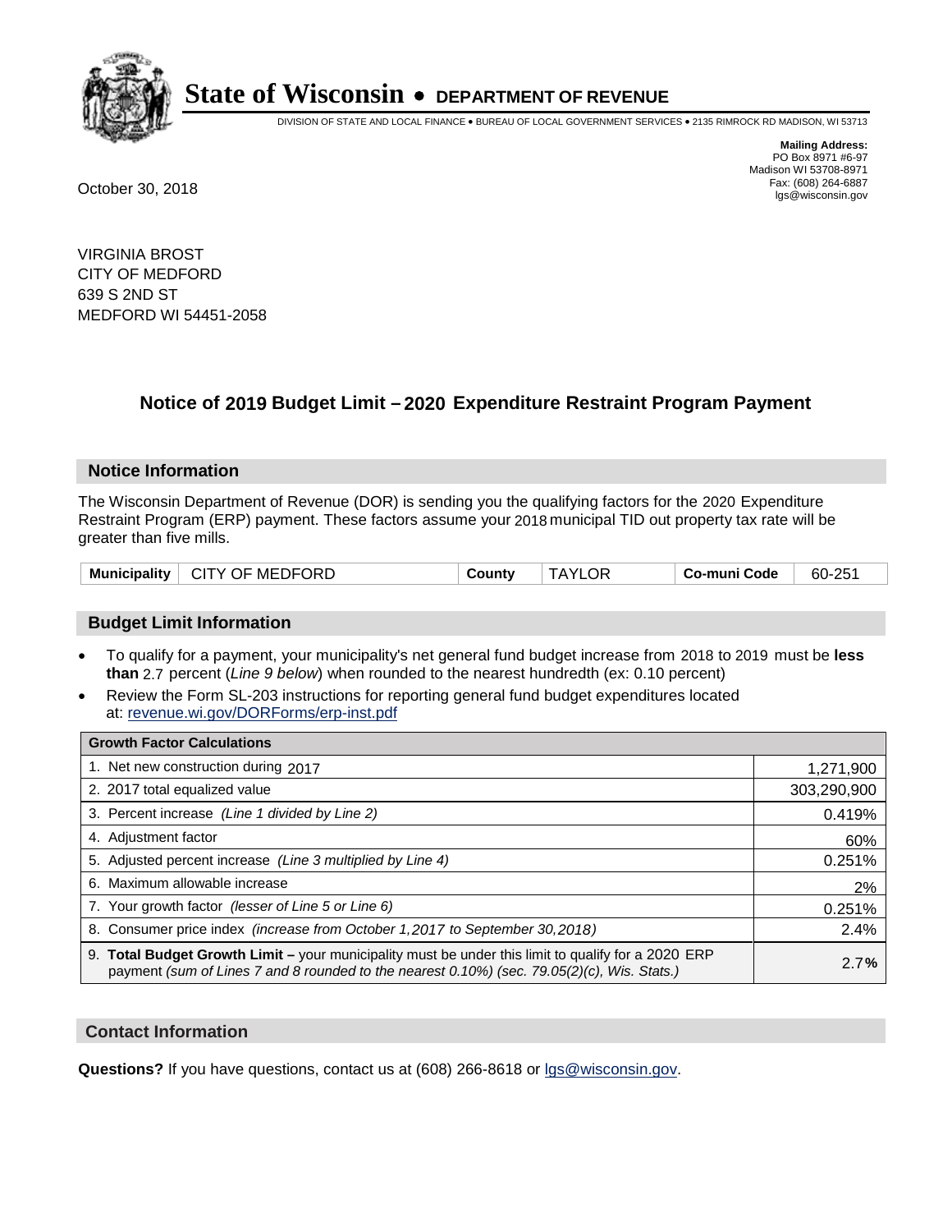# State of Wisconsin • DEPARTMENT OF REVENUE

DIVISION OF STATE AND LOCAL FINANCE • BUREAU OF LOCAL GOVERNMENT SERVICES • 2135 RIMROCK RD MADISON, WI 53713

**Mailing Address:**
PO Box 8971 #6-97
Madison WI 53708-8971
Fax: (608) 264-6887
lgs@wisconsin.gov

October 30, 2018

VIRGINIA BROST
CITY OF MEDFORD
639 S 2ND ST
MEDFORD WI 54451-2058

## Notice of 2019 Budget Limit – 2020 Expenditure Restraint Program Payment

### Notice Information

The Wisconsin Department of Revenue (DOR) is sending you the qualifying factors for the 2020 Expenditure Restraint Program (ERP) payment. These factors assume your 2018 municipal TID out property tax rate will be greater than five mills.

| Municipality | CITY OF MEDFORD | County | TAYLOR | Co-muni Code | 60-251 |
|---|---|---|---|---|---|

### Budget Limit Information

- To qualify for a payment, your municipality's net general fund budget increase from 2018 to 2019 must be **less than** 2.7 percent (*Line 9 below*) when rounded to the nearest hundredth (ex: 0.10 percent)
- Review the Form SL-203 instructions for reporting general fund budget expenditures located at: revenue.wi.gov/DORForms/erp-inst.pdf

| Growth Factor Calculations | |
|---|---|
| 1. Net new construction during 2017 | 1,271,900 |
| 2. 2017 total equalized value | 303,290,900 |
| 3. Percent increase *(Line 1 divided by Line 2)* | 0.419% |
| 4. Adjustment factor | 60% |
| 5. Adjusted percent increase *(Line 3 multiplied by Line 4)* | 0.251% |
| 6. Maximum allowable increase | 2% |
| 7. Your growth factor *(lesser of Line 5 or Line 6)* | 0.251% |
| 8. Consumer price index *(increase from October 1,2017 to September 30,2018)* | 2.4% |
| 9. **Total Budget Growth Limit –** your municipality must be under this limit to qualify for a 2020 ERP payment *(sum of Lines 7 and 8 rounded to the nearest 0.10%) (sec. 79.05(2)(c), Wis. Stats.)* | 2.7**%** |

### Contact Information

**Questions?** If you have questions, contact us at (608) 266-8618 or lgs@wisconsin.gov.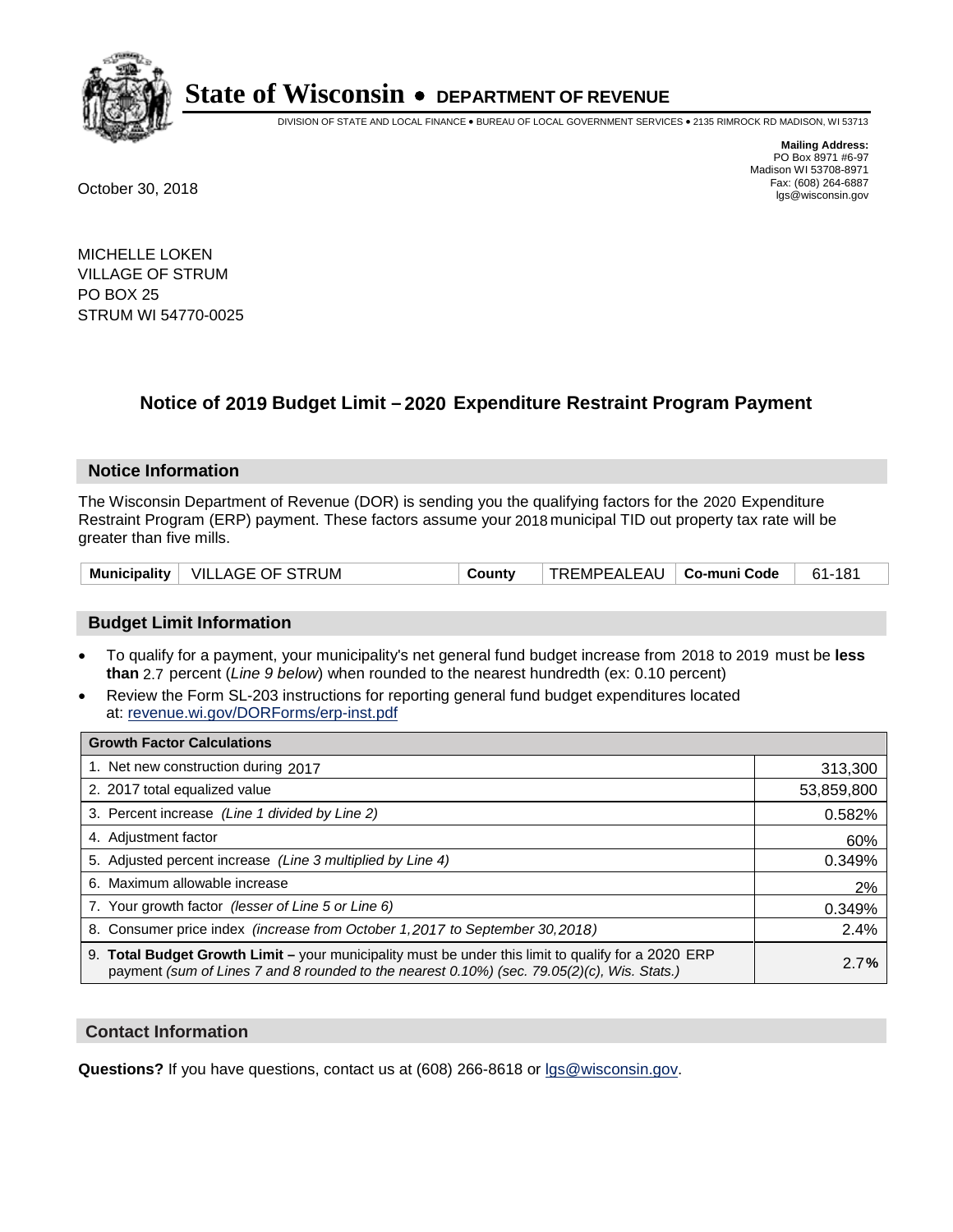# State of Wisconsin • DEPARTMENT OF REVENUE

DIVISION OF STATE AND LOCAL FINANCE • BUREAU OF LOCAL GOVERNMENT SERVICES • 2135 RIMROCK RD MADISON, WI 53713

**Mailing Address:**
PO Box 8971 #6-97
Madison WI 53708-8971
Fax: (608) 264-6887
lgs@wisconsin.gov

October 30, 2018

MICHELLE LOKEN
VILLAGE OF STRUM
PO BOX 25
STRUM WI 54770-0025

## Notice of 2019 Budget Limit – 2020 Expenditure Restraint Program Payment

### Notice Information

The Wisconsin Department of Revenue (DOR) is sending you the qualifying factors for the 2020 Expenditure Restraint Program (ERP) payment. These factors assume your 2018 municipal TID out property tax rate will be greater than five mills.

| Municipality | VILLAGE OF STRUM | County | TREMPEALEAU | Co-muni Code | 61-181 |
|---|---|---|---|---|---|

### Budget Limit Information

- To qualify for a payment, your municipality's net general fund budget increase from 2018 to 2019 must be **less than** 2.7 percent (*Line 9 below*) when rounded to the nearest hundredth (ex: 0.10 percent)
- Review the Form SL-203 instructions for reporting general fund budget expenditures located at: revenue.wi.gov/DORForms/erp-inst.pdf

| Growth Factor Calculations | |
|---|---|
| 1. Net new construction during 2017 | 313,300 |
| 2. 2017 total equalized value | 53,859,800 |
| 3. Percent increase *(Line 1 divided by Line 2)* | 0.582% |
| 4. Adjustment factor | 60% |
| 5. Adjusted percent increase *(Line 3 multiplied by Line 4)* | 0.349% |
| 6. Maximum allowable increase | 2% |
| 7. Your growth factor *(lesser of Line 5 or Line 6)* | 0.349% |
| 8. Consumer price index *(increase from October 1,2017 to September 30,2018)* | 2.4% |
| 9. **Total Budget Growth Limit –** your municipality must be under this limit to qualify for a 2020 ERP payment *(sum of Lines 7 and 8 rounded to the nearest 0.10%) (sec. 79.05(2)(c), Wis. Stats.)* | 2.7**%** |

### Contact Information

**Questions?** If you have questions, contact us at (608) 266-8618 or lgs@wisconsin.gov.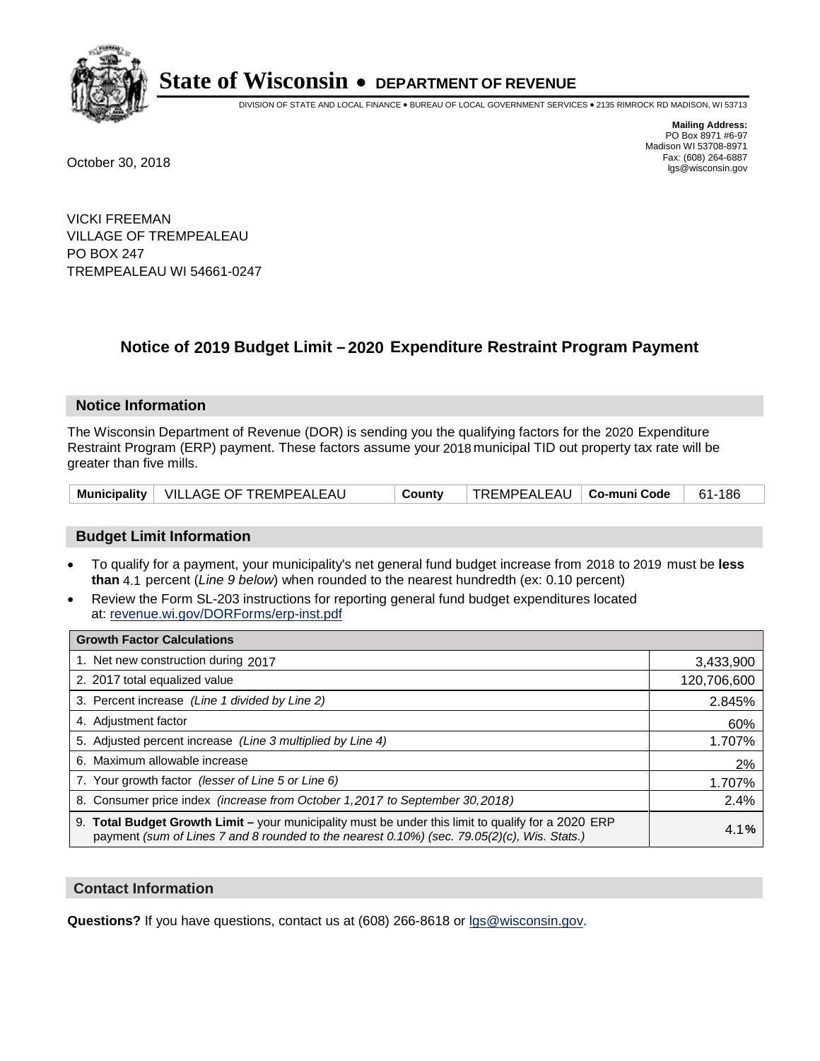# State of Wisconsin • DEPARTMENT OF REVENUE

DIVISION OF STATE AND LOCAL FINANCE • BUREAU OF LOCAL GOVERNMENT SERVICES • 2135 RIMROCK RD MADISON, WI 53713

**Mailing Address:**
PO Box 8971 #6-97
Madison WI 53708-8971
Fax: (608) 264-6887
lgs@wisconsin.gov

October 30, 2018

VICKI FREEMAN
VILLAGE OF TREMPEALEAU
PO BOX 247
TREMPEALEAU WI 54661-0247

## Notice of 2019 Budget Limit – 2020 Expenditure Restraint Program Payment

### Notice Information

The Wisconsin Department of Revenue (DOR) is sending you the qualifying factors for the 2020 Expenditure Restraint Program (ERP) payment. These factors assume your 2018 municipal TID out property tax rate will be greater than five mills.

| Municipality | VILLAGE OF TREMPEALEAU | County | TREMPEALEAU | Co-muni Code | 61-186 |
|---|---|---|---|---|---|

### Budget Limit Information

- To qualify for a payment, your municipality's net general fund budget increase from 2018 to 2019 must be **less than** 4.1 percent (*Line 9 below*) when rounded to the nearest hundredth (ex: 0.10 percent)
- Review the Form SL-203 instructions for reporting general fund budget expenditures located at: revenue.wi.gov/DORForms/erp-inst.pdf

| Growth Factor Calculations | |
|---|---|
| 1. Net new construction during 2017 | 3,433,900 |
| 2. 2017 total equalized value | 120,706,600 |
| 3. Percent increase *(Line 1 divided by Line 2)* | 2.845% |
| 4. Adjustment factor | 60% |
| 5. Adjusted percent increase *(Line 3 multiplied by Line 4)* | 1.707% |
| 6. Maximum allowable increase | 2% |
| 7. Your growth factor *(lesser of Line 5 or Line 6)* | 1.707% |
| 8. Consumer price index *(increase from October 1,2017 to September 30,2018)* | 2.4% |
| 9. **Total Budget Growth Limit –** your municipality must be under this limit to qualify for a 2020 ERP payment *(sum of Lines 7 and 8 rounded to the nearest 0.10%) (sec. 79.05(2)(c), Wis. Stats.)* | 4.1**%** |

### Contact Information

**Questions?** If you have questions, contact us at (608) 266-8618 or lgs@wisconsin.gov.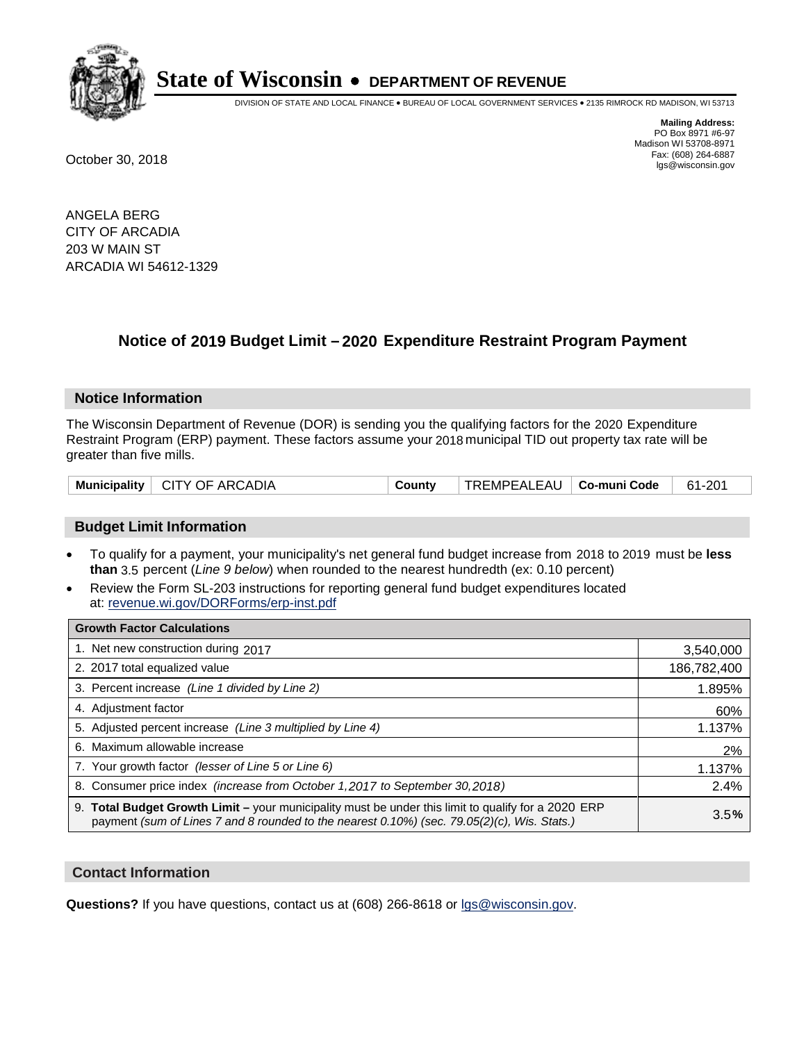# State of Wisconsin • DEPARTMENT OF REVENUE

DIVISION OF STATE AND LOCAL FINANCE • BUREAU OF LOCAL GOVERNMENT SERVICES • 2135 RIMROCK RD MADISON, WI 53713

**Mailing Address:**
PO Box 8971 #6-97
Madison WI 53708-8971
Fax: (608) 264-6887
lgs@wisconsin.gov

October 30, 2018

ANGELA BERG
CITY OF ARCADIA
203 W MAIN ST
ARCADIA WI 54612-1329

## Notice of 2019 Budget Limit – 2020 Expenditure Restraint Program Payment

### Notice Information

The Wisconsin Department of Revenue (DOR) is sending you the qualifying factors for the 2020 Expenditure Restraint Program (ERP) payment. These factors assume your 2018 municipal TID out property tax rate will be greater than five mills.

| Municipality | CITY OF ARCADIA | County | TREMPEALEAU | Co-muni Code | 61-201 |
|---|---|---|---|---|---|

### Budget Limit Information

- To qualify for a payment, your municipality's net general fund budget increase from 2018 to 2019 must be **less than** 3.5 percent (*Line 9 below*) when rounded to the nearest hundredth (ex: 0.10 percent)
- Review the Form SL-203 instructions for reporting general fund budget expenditures located at: revenue.wi.gov/DORForms/erp-inst.pdf

| Growth Factor Calculations | |
|---|---|
| 1. Net new construction during 2017 | 3,540,000 |
| 2. 2017 total equalized value | 186,782,400 |
| 3. Percent increase *(Line 1 divided by Line 2)* | 1.895% |
| 4. Adjustment factor | 60% |
| 5. Adjusted percent increase *(Line 3 multiplied by Line 4)* | 1.137% |
| 6. Maximum allowable increase | 2% |
| 7. Your growth factor *(lesser of Line 5 or Line 6)* | 1.137% |
| 8. Consumer price index *(increase from October 1,2017 to September 30,2018)* | 2.4% |
| 9. **Total Budget Growth Limit –** your municipality must be under this limit to qualify for a 2020 ERP payment *(sum of Lines 7 and 8 rounded to the nearest 0.10%) (sec. 79.05(2)(c), Wis. Stats.)* | 3.5**%** |

### Contact Information

**Questions?** If you have questions, contact us at (608) 266-8618 or lgs@wisconsin.gov.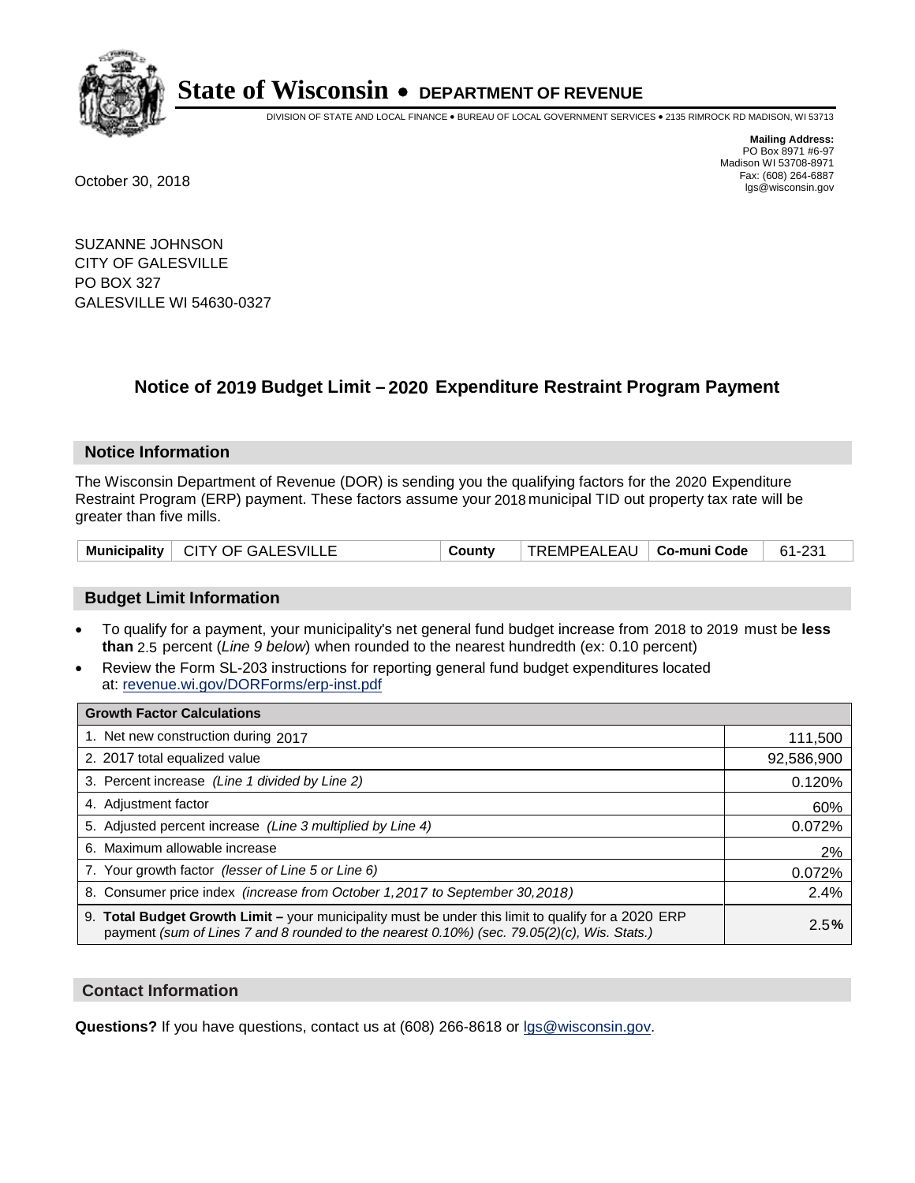# State of Wisconsin • DEPARTMENT OF REVENUE

DIVISION OF STATE AND LOCAL FINANCE • BUREAU OF LOCAL GOVERNMENT SERVICES • 2135 RIMROCK RD MADISON, WI 53713

**Mailing Address:**
PO Box 8971 #6-97
Madison WI 53708-8971
Fax: (608) 264-6887
lgs@wisconsin.gov

October 30, 2018

SUZANNE JOHNSON
CITY OF GALESVILLE
PO BOX 327
GALESVILLE WI 54630-0327

## Notice of 2019 Budget Limit – 2020 Expenditure Restraint Program Payment

### Notice Information

The Wisconsin Department of Revenue (DOR) is sending you the qualifying factors for the 2020 Expenditure Restraint Program (ERP) payment. These factors assume your 2018 municipal TID out property tax rate will be greater than five mills.

| Municipality | CITY OF GALESVILLE | County | TREMPEALEAU | Co-muni Code | 61-231 |
|---|---|---|---|---|---|

### Budget Limit Information

- To qualify for a payment, your municipality's net general fund budget increase from 2018 to 2019 must be **less than** 2.5 percent (*Line 9 below*) when rounded to the nearest hundredth (ex: 0.10 percent)
- Review the Form SL-203 instructions for reporting general fund budget expenditures located at: revenue.wi.gov/DORForms/erp-inst.pdf

| Growth Factor Calculations | |
|---|---|
| 1. Net new construction during 2017 | 111,500 |
| 2. 2017 total equalized value | 92,586,900 |
| 3. Percent increase *(Line 1 divided by Line 2)* | 0.120% |
| 4. Adjustment factor | 60% |
| 5. Adjusted percent increase *(Line 3 multiplied by Line 4)* | 0.072% |
| 6. Maximum allowable increase | 2% |
| 7. Your growth factor *(lesser of Line 5 or Line 6)* | 0.072% |
| 8. Consumer price index *(increase from October 1,2017 to September 30,2018)* | 2.4% |
| 9. **Total Budget Growth Limit –** your municipality must be under this limit to qualify for a 2020 ERP payment *(sum of Lines 7 and 8 rounded to the nearest 0.10%) (sec. 79.05(2)(c), Wis. Stats.)* | 2.5**%** |

### Contact Information

**Questions?** If you have questions, contact us at (608) 266-8618 or lgs@wisconsin.gov.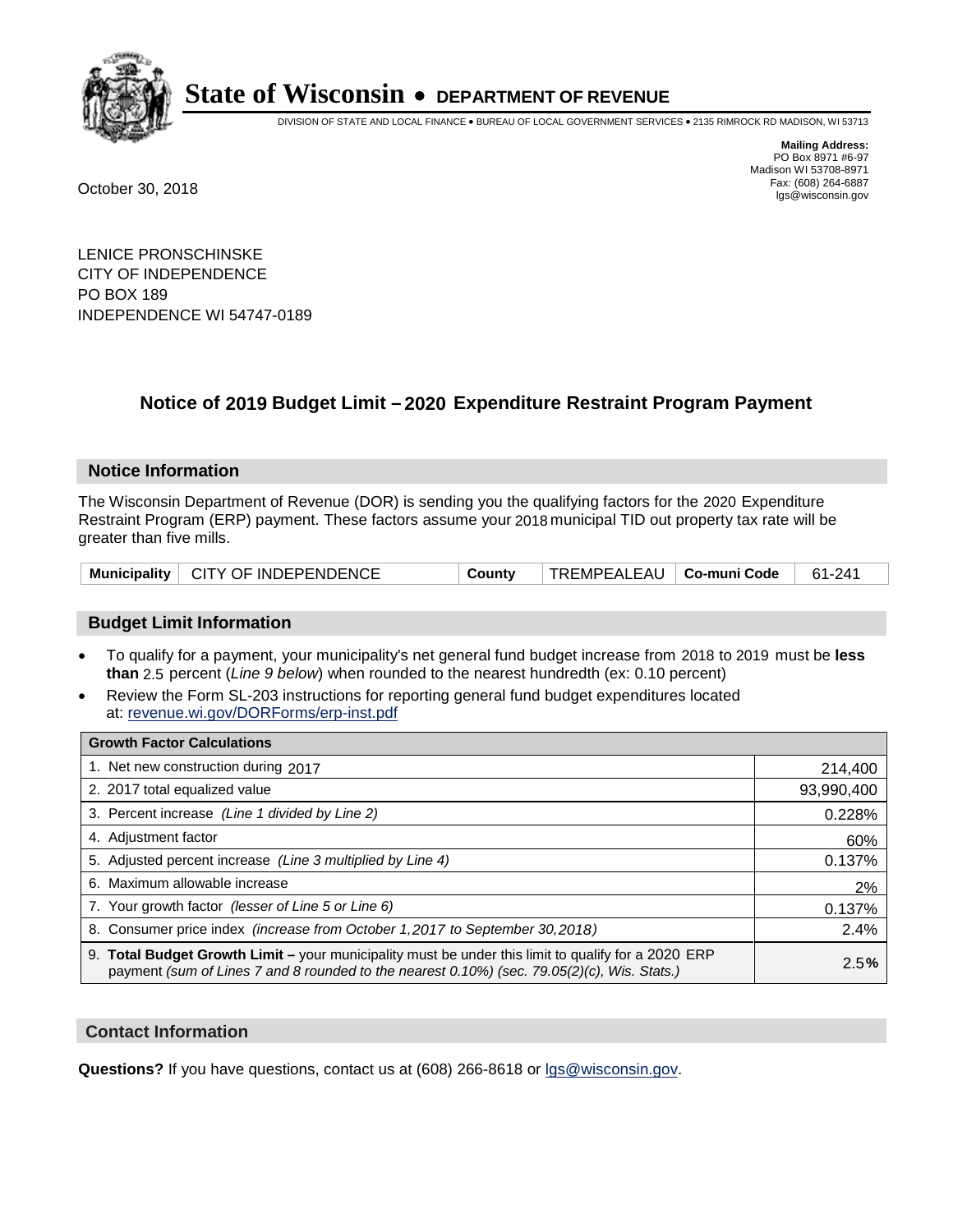# State of Wisconsin • DEPARTMENT OF REVENUE

DIVISION OF STATE AND LOCAL FINANCE • BUREAU OF LOCAL GOVERNMENT SERVICES • 2135 RIMROCK RD MADISON, WI 53713

**Mailing Address:**
PO Box 8971 #6-97
Madison WI 53708-8971
Fax: (608) 264-6887
lgs@wisconsin.gov

October 30, 2018

LENICE PRONSCHINSKE
CITY OF INDEPENDENCE
PO BOX 189
INDEPENDENCE WI 54747-0189

## Notice of 2019 Budget Limit – 2020 Expenditure Restraint Program Payment

### Notice Information

The Wisconsin Department of Revenue (DOR) is sending you the qualifying factors for the 2020 Expenditure Restraint Program (ERP) payment. These factors assume your 2018 municipal TID out property tax rate will be greater than five mills.

| Municipality | CITY OF INDEPENDENCE | County | TREMPEALEAU | Co-muni Code | 61-241 |
|---|---|---|---|---|---|

### Budget Limit Information

- To qualify for a payment, your municipality's net general fund budget increase from 2018 to 2019 must be **less than** 2.5 percent (*Line 9 below*) when rounded to the nearest hundredth (ex: 0.10 percent)
- Review the Form SL-203 instructions for reporting general fund budget expenditures located at: revenue.wi.gov/DORForms/erp-inst.pdf

| Growth Factor Calculations | |
|---|---|
| 1. Net new construction during 2017 | 214,400 |
| 2. 2017 total equalized value | 93,990,400 |
| 3. Percent increase *(Line 1 divided by Line 2)* | 0.228% |
| 4. Adjustment factor | 60% |
| 5. Adjusted percent increase *(Line 3 multiplied by Line 4)* | 0.137% |
| 6. Maximum allowable increase | 2% |
| 7. Your growth factor *(lesser of Line 5 or Line 6)* | 0.137% |
| 8. Consumer price index *(increase from October 1,2017 to September 30,2018)* | 2.4% |
| 9. **Total Budget Growth Limit –** your municipality must be under this limit to qualify for a 2020 ERP payment *(sum of Lines 7 and 8 rounded to the nearest 0.10%) (sec. 79.05(2)(c), Wis. Stats.)* | 2.5**%** |

### Contact Information

**Questions?** If you have questions, contact us at (608) 266-8618 or lgs@wisconsin.gov.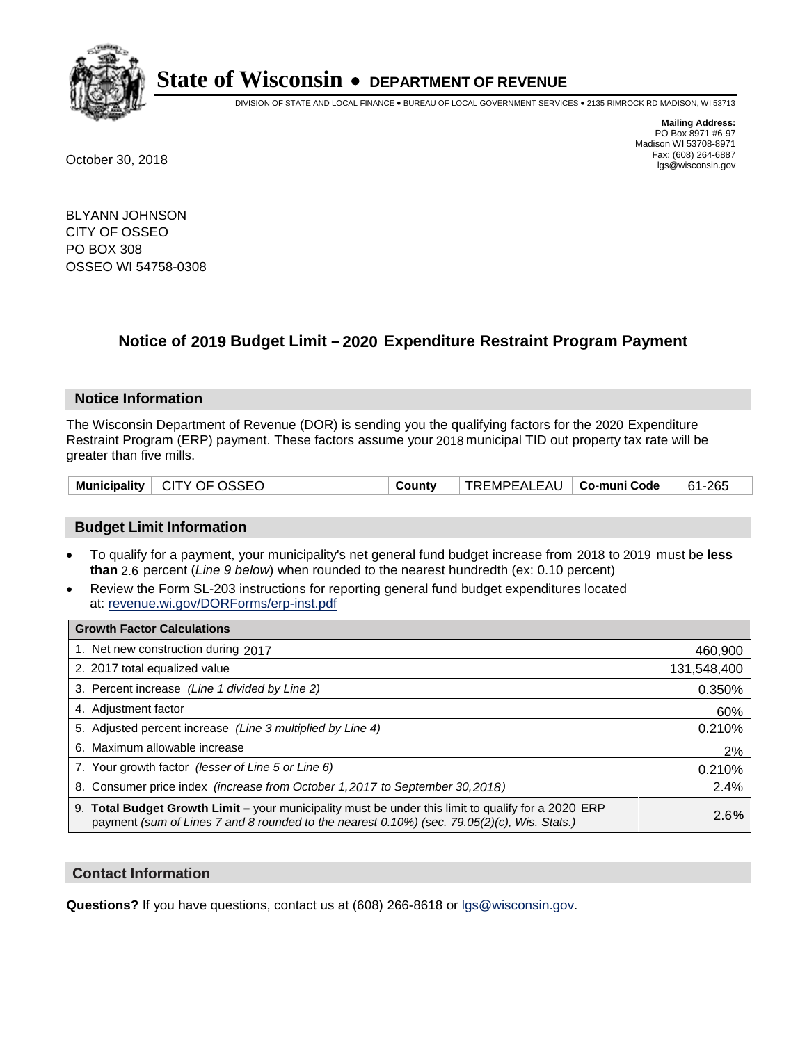# State of Wisconsin • DEPARTMENT OF REVENUE

DIVISION OF STATE AND LOCAL FINANCE • BUREAU OF LOCAL GOVERNMENT SERVICES • 2135 RIMROCK RD MADISON, WI 53713

**Mailing Address:**
PO Box 8971 #6-97
Madison WI 53708-8971
Fax: (608) 264-6887
lgs@wisconsin.gov

October 30, 2018

BLYANN JOHNSON
CITY OF OSSEO
PO BOX 308
OSSEO WI 54758-0308

## Notice of 2019 Budget Limit – 2020 Expenditure Restraint Program Payment

### Notice Information

The Wisconsin Department of Revenue (DOR) is sending you the qualifying factors for the 2020 Expenditure Restraint Program (ERP) payment. These factors assume your 2018 municipal TID out property tax rate will be greater than five mills.

| Municipality | CITY OF OSSEO | County | TREMPEALEAU | Co-muni Code | 61-265 |
|---|---|---|---|---|---|

### Budget Limit Information

- To qualify for a payment, your municipality's net general fund budget increase from 2018 to 2019 must be **less than** 2.6 percent (*Line 9 below*) when rounded to the nearest hundredth (ex: 0.10 percent)
- Review the Form SL-203 instructions for reporting general fund budget expenditures located at: revenue.wi.gov/DORForms/erp-inst.pdf

| Growth Factor Calculations | |
|---|---|
| 1. Net new construction during 2017 | 460,900 |
| 2. 2017 total equalized value | 131,548,400 |
| 3. Percent increase *(Line 1 divided by Line 2)* | 0.350% |
| 4. Adjustment factor | 60% |
| 5. Adjusted percent increase *(Line 3 multiplied by Line 4)* | 0.210% |
| 6. Maximum allowable increase | 2% |
| 7. Your growth factor *(lesser of Line 5 or Line 6)* | 0.210% |
| 8. Consumer price index *(increase from October 1,2017 to September 30,2018)* | 2.4% |
| 9. **Total Budget Growth Limit –** your municipality must be under this limit to qualify for a 2020 ERP payment *(sum of Lines 7 and 8 rounded to the nearest 0.10%) (sec. 79.05(2)(c), Wis. Stats.)* | 2.6**%** |

### Contact Information

**Questions?** If you have questions, contact us at (608) 266-8618 or lgs@wisconsin.gov.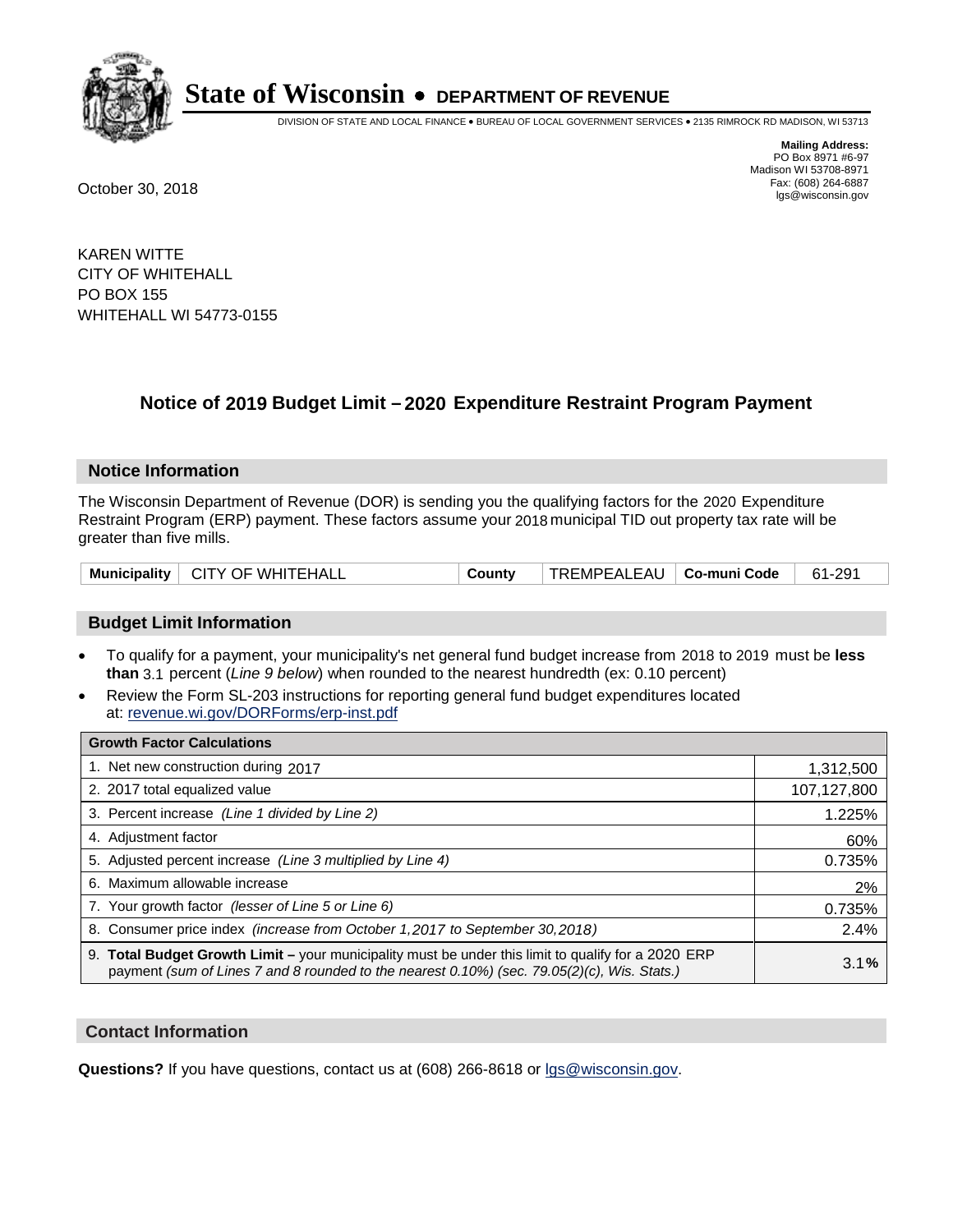# State of Wisconsin • DEPARTMENT OF REVENUE

DIVISION OF STATE AND LOCAL FINANCE • BUREAU OF LOCAL GOVERNMENT SERVICES • 2135 RIMROCK RD MADISON, WI 53713

**Mailing Address:**
PO Box 8971 #6-97
Madison WI 53708-8971
Fax: (608) 264-6887
lgs@wisconsin.gov

October 30, 2018

KAREN WITTE
CITY OF WHITEHALL
PO BOX 155
WHITEHALL WI 54773-0155

## Notice of 2019 Budget Limit – 2020 Expenditure Restraint Program Payment

### Notice Information

The Wisconsin Department of Revenue (DOR) is sending you the qualifying factors for the 2020 Expenditure Restraint Program (ERP) payment. These factors assume your 2018 municipal TID out property tax rate will be greater than five mills.

| Municipality | CITY OF WHITEHALL | County | TREMPEALEAU | Co-muni Code | 61-291 |
|---|---|---|---|---|---|

### Budget Limit Information

- To qualify for a payment, your municipality's net general fund budget increase from 2018 to 2019 must be **less than** 3.1 percent (*Line 9 below*) when rounded to the nearest hundredth (ex: 0.10 percent)
- Review the Form SL-203 instructions for reporting general fund budget expenditures located at: revenue.wi.gov/DORForms/erp-inst.pdf

| Growth Factor Calculations | |
|---|---|
| 1. Net new construction during 2017 | 1,312,500 |
| 2. 2017 total equalized value | 107,127,800 |
| 3. Percent increase *(Line 1 divided by Line 2)* | 1.225% |
| 4. Adjustment factor | 60% |
| 5. Adjusted percent increase *(Line 3 multiplied by Line 4)* | 0.735% |
| 6. Maximum allowable increase | 2% |
| 7. Your growth factor *(lesser of Line 5 or Line 6)* | 0.735% |
| 8. Consumer price index *(increase from October 1,2017 to September 30,2018)* | 2.4% |
| 9. **Total Budget Growth Limit –** your municipality must be under this limit to qualify for a 2020 ERP payment *(sum of Lines 7 and 8 rounded to the nearest 0.10%) (sec. 79.05(2)(c), Wis. Stats.)* | 3.1**%** |

### Contact Information

**Questions?** If you have questions, contact us at (608) 266-8618 or lgs@wisconsin.gov.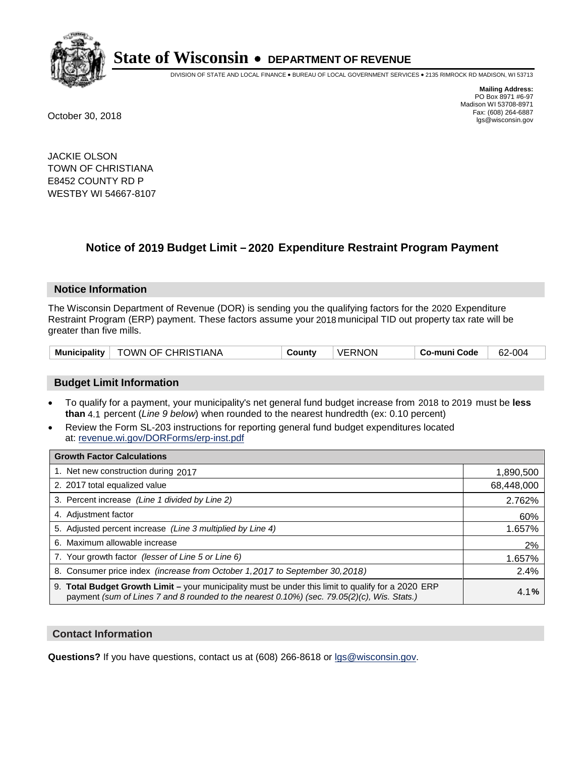# State of Wisconsin • DEPARTMENT OF REVENUE

DIVISION OF STATE AND LOCAL FINANCE • BUREAU OF LOCAL GOVERNMENT SERVICES • 2135 RIMROCK RD MADISON, WI 53713

**Mailing Address:**
PO Box 8971 #6-97
Madison WI 53708-8971
Fax: (608) 264-6887
lgs@wisconsin.gov

October 30, 2018

JACKIE OLSON
TOWN OF CHRISTIANA
E8452 COUNTY RD P
WESTBY WI 54667-8107

## Notice of 2019 Budget Limit – 2020 Expenditure Restraint Program Payment

### Notice Information

The Wisconsin Department of Revenue (DOR) is sending you the qualifying factors for the 2020 Expenditure Restraint Program (ERP) payment. These factors assume your 2018 municipal TID out property tax rate will be greater than five mills.

| Municipality | TOWN OF CHRISTIANA | County | VERNON | Co-muni Code | 62-004 |
|---|---|---|---|---|---|

### Budget Limit Information

- To qualify for a payment, your municipality's net general fund budget increase from 2018 to 2019 must be **less than** 4.1 percent (*Line 9 below*) when rounded to the nearest hundredth (ex: 0.10 percent)
- Review the Form SL-203 instructions for reporting general fund budget expenditures located at: revenue.wi.gov/DORForms/erp-inst.pdf

| Growth Factor Calculations | |
|---|---|
| 1. Net new construction during 2017 | 1,890,500 |
| 2. 2017 total equalized value | 68,448,000 |
| 3. Percent increase *(Line 1 divided by Line 2)* | 2.762% |
| 4. Adjustment factor | 60% |
| 5. Adjusted percent increase *(Line 3 multiplied by Line 4)* | 1.657% |
| 6. Maximum allowable increase | 2% |
| 7. Your growth factor *(lesser of Line 5 or Line 6)* | 1.657% |
| 8. Consumer price index *(increase from October 1,2017 to September 30,2018)* | 2.4% |
| 9. **Total Budget Growth Limit –** your municipality must be under this limit to qualify for a 2020 ERP payment *(sum of Lines 7 and 8 rounded to the nearest 0.10%) (sec. 79.05(2)(c), Wis. Stats.)* | 4.1**%** |

### Contact Information

**Questions?** If you have questions, contact us at (608) 266-8618 or lgs@wisconsin.gov.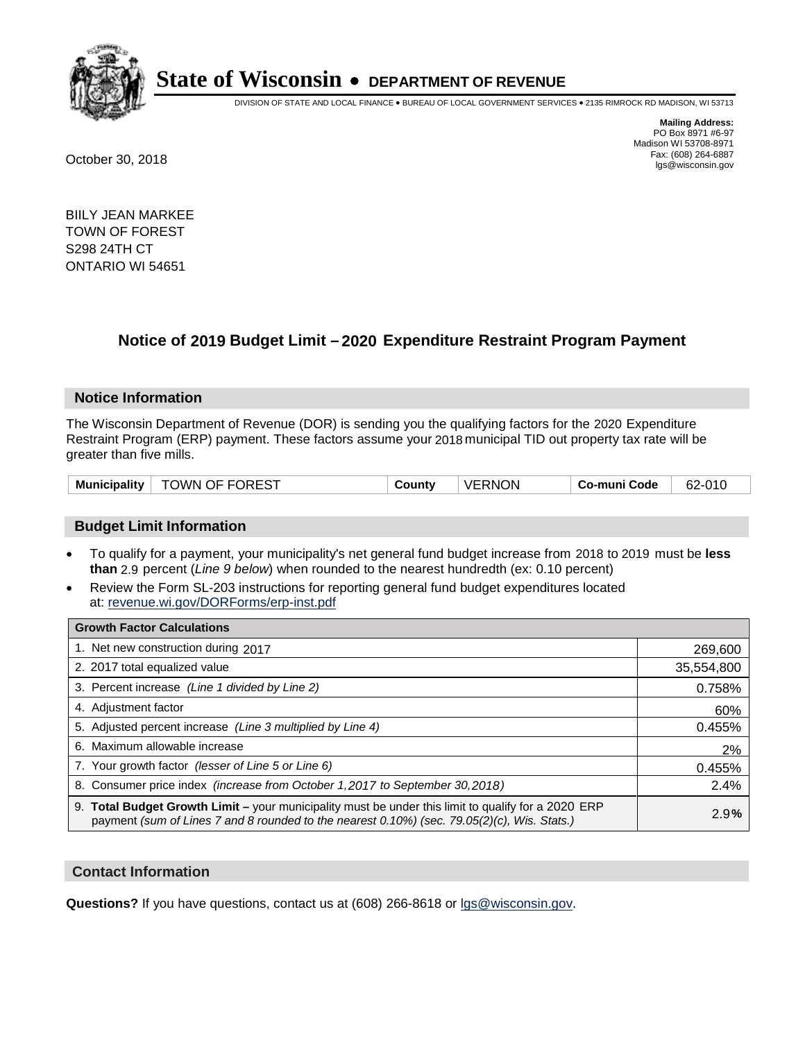# State of Wisconsin • DEPARTMENT OF REVENUE

DIVISION OF STATE AND LOCAL FINANCE • BUREAU OF LOCAL GOVERNMENT SERVICES • 2135 RIMROCK RD MADISON, WI 53713

**Mailing Address:**
PO Box 8971 #6-97
Madison WI 53708-8971
Fax: (608) 264-6887
lgs@wisconsin.gov

October 30, 2018

BIILY JEAN MARKEE
TOWN OF FOREST
S298 24TH CT
ONTARIO WI 54651

## Notice of 2019 Budget Limit – 2020 Expenditure Restraint Program Payment

### Notice Information

The Wisconsin Department of Revenue (DOR) is sending you the qualifying factors for the 2020 Expenditure Restraint Program (ERP) payment. These factors assume your 2018 municipal TID out property tax rate will be greater than five mills.

| Municipality | TOWN OF FOREST | County | VERNON | Co-muni Code | 62-010 |
|---|---|---|---|---|---|

### Budget Limit Information

- To qualify for a payment, your municipality's net general fund budget increase from 2018 to 2019 must be **less than** 2.9 percent (*Line 9 below*) when rounded to the nearest hundredth (ex: 0.10 percent)
- Review the Form SL-203 instructions for reporting general fund budget expenditures located at: revenue.wi.gov/DORForms/erp-inst.pdf

| Growth Factor Calculations | |
|---|---|
| 1. Net new construction during 2017 | 269,600 |
| 2. 2017 total equalized value | 35,554,800 |
| 3. Percent increase *(Line 1 divided by Line 2)* | 0.758% |
| 4. Adjustment factor | 60% |
| 5. Adjusted percent increase *(Line 3 multiplied by Line 4)* | 0.455% |
| 6. Maximum allowable increase | 2% |
| 7. Your growth factor *(lesser of Line 5 or Line 6)* | 0.455% |
| 8. Consumer price index *(increase from October 1,2017 to September 30,2018)* | 2.4% |
| 9. **Total Budget Growth Limit –** your municipality must be under this limit to qualify for a 2020 ERP payment *(sum of Lines 7 and 8 rounded to the nearest 0.10%) (sec. 79.05(2)(c), Wis. Stats.)* | 2.9**%** |

### Contact Information

**Questions?** If you have questions, contact us at (608) 266-8618 or lgs@wisconsin.gov.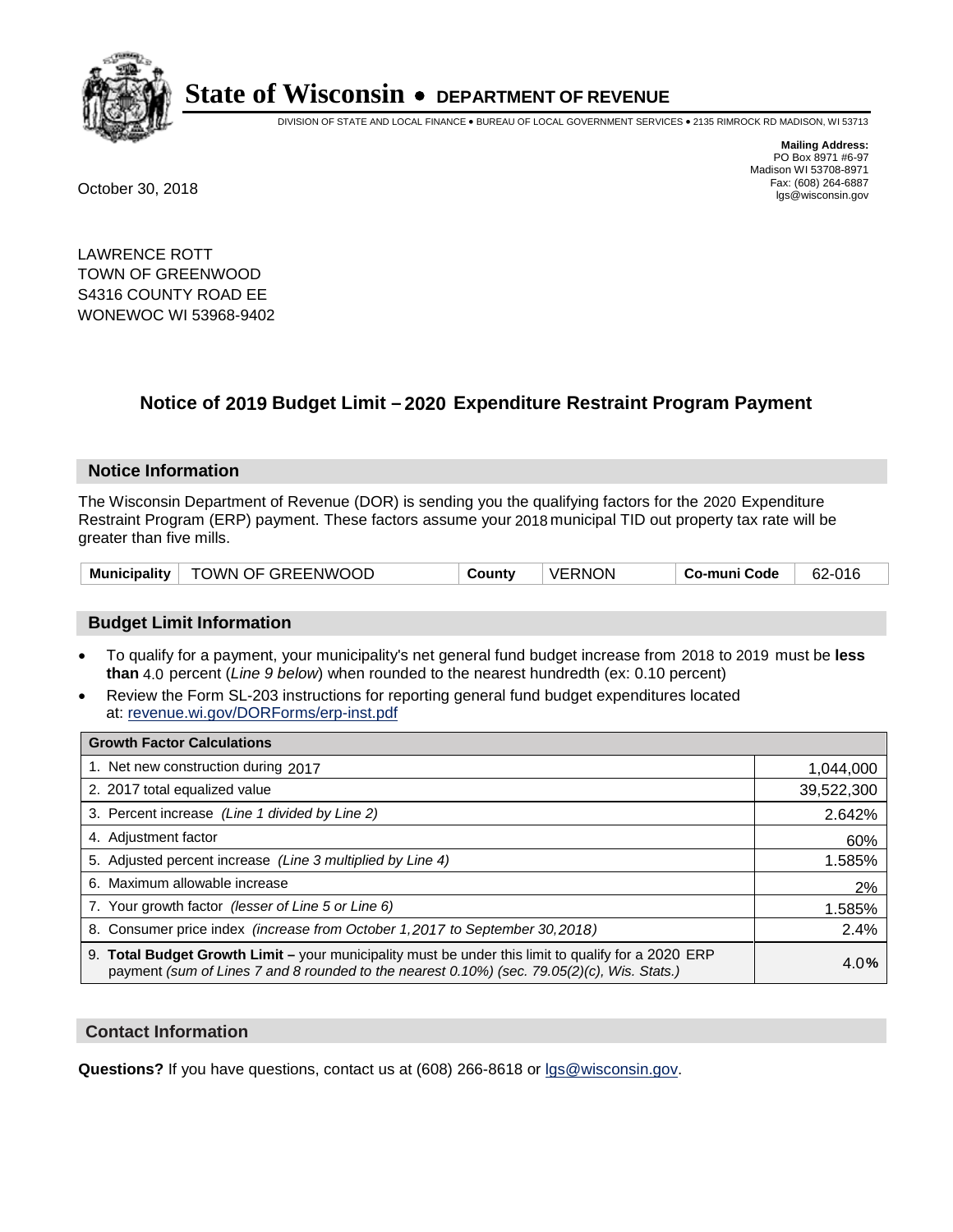# State of Wisconsin • DEPARTMENT OF REVENUE

DIVISION OF STATE AND LOCAL FINANCE • BUREAU OF LOCAL GOVERNMENT SERVICES • 2135 RIMROCK RD MADISON, WI 53713

**Mailing Address:**
PO Box 8971 #6-97
Madison WI 53708-8971
Fax: (608) 264-6887
lgs@wisconsin.gov

October 30, 2018

LAWRENCE ROTT
TOWN OF GREENWOOD
S4316 COUNTY ROAD EE
WONEWOC WI 53968-9402

## Notice of 2019 Budget Limit – 2020 Expenditure Restraint Program Payment

### Notice Information

The Wisconsin Department of Revenue (DOR) is sending you the qualifying factors for the 2020 Expenditure Restraint Program (ERP) payment. These factors assume your 2018 municipal TID out property tax rate will be greater than five mills.

| Municipality | TOWN OF GREENWOOD | County | VERNON | Co-muni Code | 62-016 |
|---|---|---|---|---|---|

### Budget Limit Information

- To qualify for a payment, your municipality's net general fund budget increase from 2018 to 2019 must be **less than** 4.0 percent (*Line 9 below*) when rounded to the nearest hundredth (ex: 0.10 percent)
- Review the Form SL-203 instructions for reporting general fund budget expenditures located at: revenue.wi.gov/DORForms/erp-inst.pdf

| Growth Factor Calculations | |
|---|---|
| 1. Net new construction during 2017 | 1,044,000 |
| 2. 2017 total equalized value | 39,522,300 |
| 3. Percent increase *(Line 1 divided by Line 2)* | 2.642% |
| 4. Adjustment factor | 60% |
| 5. Adjusted percent increase *(Line 3 multiplied by Line 4)* | 1.585% |
| 6. Maximum allowable increase | 2% |
| 7. Your growth factor *(lesser of Line 5 or Line 6)* | 1.585% |
| 8. Consumer price index *(increase from October 1,2017 to September 30,2018)* | 2.4% |
| 9. **Total Budget Growth Limit –** your municipality must be under this limit to qualify for a 2020 ERP payment *(sum of Lines 7 and 8 rounded to the nearest 0.10%) (sec. 79.05(2)(c), Wis. Stats.)* | 4.0% |

### Contact Information

**Questions?** If you have questions, contact us at (608) 266-8618 or lgs@wisconsin.gov.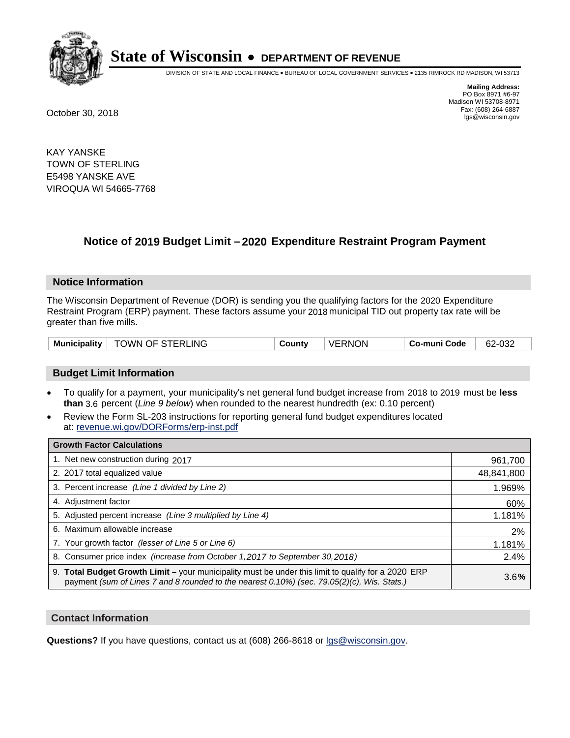# State of Wisconsin • DEPARTMENT OF REVENUE

DIVISION OF STATE AND LOCAL FINANCE • BUREAU OF LOCAL GOVERNMENT SERVICES • 2135 RIMROCK RD MADISON, WI 53713

**Mailing Address:**
PO Box 8971 #6-97
Madison WI 53708-8971
Fax: (608) 264-6887
lgs@wisconsin.gov

October 30, 2018

KAY YANSKE
TOWN OF STERLING
E5498 YANSKE AVE
VIROQUA WI 54665-7768

## Notice of 2019 Budget Limit – 2020 Expenditure Restraint Program Payment

### Notice Information

The Wisconsin Department of Revenue (DOR) is sending you the qualifying factors for the 2020 Expenditure Restraint Program (ERP) payment. These factors assume your 2018 municipal TID out property tax rate will be greater than five mills.

| Municipality | TOWN OF STERLING | County | VERNON | Co-muni Code | 62-032 |
|---|---|---|---|---|---|

### Budget Limit Information

- To qualify for a payment, your municipality's net general fund budget increase from 2018 to 2019 must be **less than** 3.6 percent (*Line 9 below*) when rounded to the nearest hundredth (ex: 0.10 percent)
- Review the Form SL-203 instructions for reporting general fund budget expenditures located at: revenue.wi.gov/DORForms/erp-inst.pdf

| Growth Factor Calculations | |
|---|---|
| 1. Net new construction during 2017 | 961,700 |
| 2. 2017 total equalized value | 48,841,800 |
| 3. Percent increase *(Line 1 divided by Line 2)* | 1.969% |
| 4. Adjustment factor | 60% |
| 5. Adjusted percent increase *(Line 3 multiplied by Line 4)* | 1.181% |
| 6. Maximum allowable increase | 2% |
| 7. Your growth factor *(lesser of Line 5 or Line 6)* | 1.181% |
| 8. Consumer price index *(increase from October 1,2017 to September 30,2018)* | 2.4% |
| 9. **Total Budget Growth Limit** – your municipality must be under this limit to qualify for a 2020 ERP payment *(sum of Lines 7 and 8 rounded to the nearest 0.10%) (sec. 79.05(2)(c), Wis. Stats.)* | 3.6**%** |

### Contact Information

**Questions?** If you have questions, contact us at (608) 266-8618 or lgs@wisconsin.gov.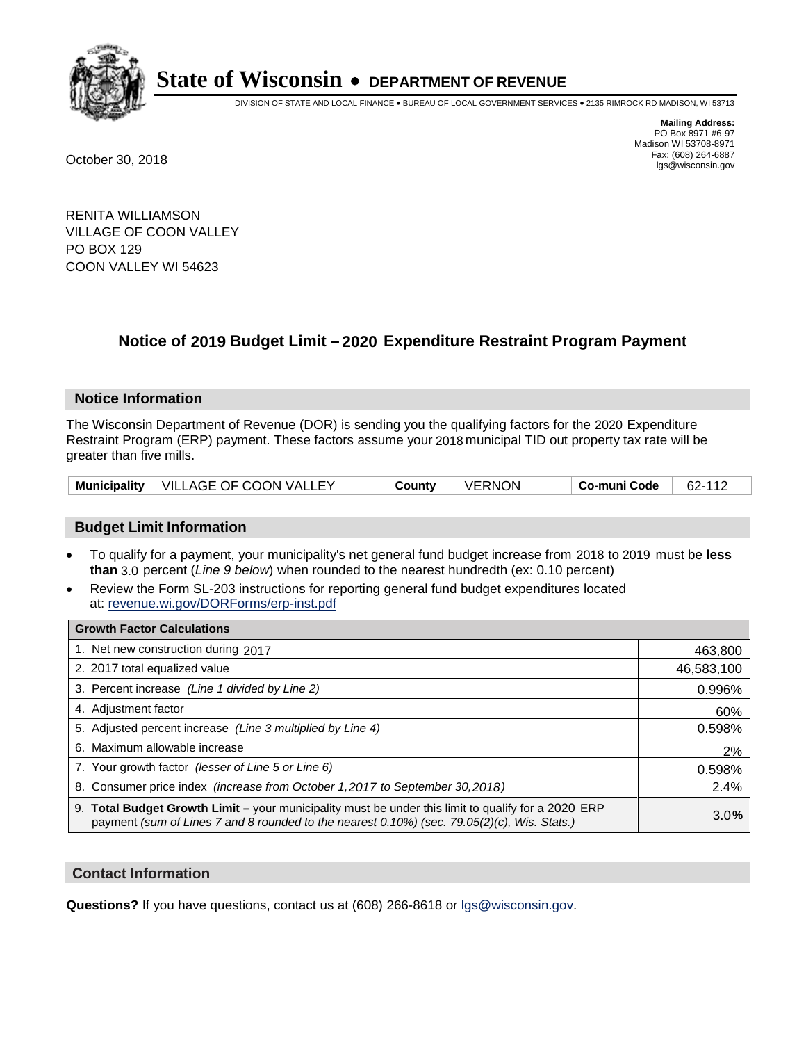# State of Wisconsin • DEPARTMENT OF REVENUE

DIVISION OF STATE AND LOCAL FINANCE • BUREAU OF LOCAL GOVERNMENT SERVICES • 2135 RIMROCK RD MADISON, WI 53713

**Mailing Address:**
PO Box 8971 #6-97
Madison WI 53708-8971
Fax: (608) 264-6887
lgs@wisconsin.gov

October 30, 2018

RENITA WILLIAMSON
VILLAGE OF COON VALLEY
PO BOX 129
COON VALLEY WI 54623

## Notice of 2019 Budget Limit – 2020 Expenditure Restraint Program Payment

### Notice Information

The Wisconsin Department of Revenue (DOR) is sending you the qualifying factors for the 2020 Expenditure Restraint Program (ERP) payment. These factors assume your 2018 municipal TID out property tax rate will be greater than five mills.

| Municipality | VILLAGE OF COON VALLEY | County | VERNON | Co-muni Code | 62-112 |
|---|---|---|---|---|---|

### Budget Limit Information

- To qualify for a payment, your municipality's net general fund budget increase from 2018 to 2019 must be **less than** 3.0 percent (*Line 9 below*) when rounded to the nearest hundredth (ex: 0.10 percent)
- Review the Form SL-203 instructions for reporting general fund budget expenditures located at: revenue.wi.gov/DORForms/erp-inst.pdf

| Growth Factor Calculations | |
|---|---|
| 1. Net new construction during 2017 | 463,800 |
| 2. 2017 total equalized value | 46,583,100 |
| 3. Percent increase *(Line 1 divided by Line 2)* | 0.996% |
| 4. Adjustment factor | 60% |
| 5. Adjusted percent increase *(Line 3 multiplied by Line 4)* | 0.598% |
| 6. Maximum allowable increase | 2% |
| 7. Your growth factor *(lesser of Line 5 or Line 6)* | 0.598% |
| 8. Consumer price index *(increase from October 1,2017 to September 30,2018)* | 2.4% |
| 9. **Total Budget Growth Limit –** your municipality must be under this limit to qualify for a 2020 ERP payment *(sum of Lines 7 and 8 rounded to the nearest 0.10%) (sec. 79.05(2)(c), Wis. Stats.)* | 3.0% |

### Contact Information

**Questions?** If you have questions, contact us at (608) 266-8618 or lgs@wisconsin.gov.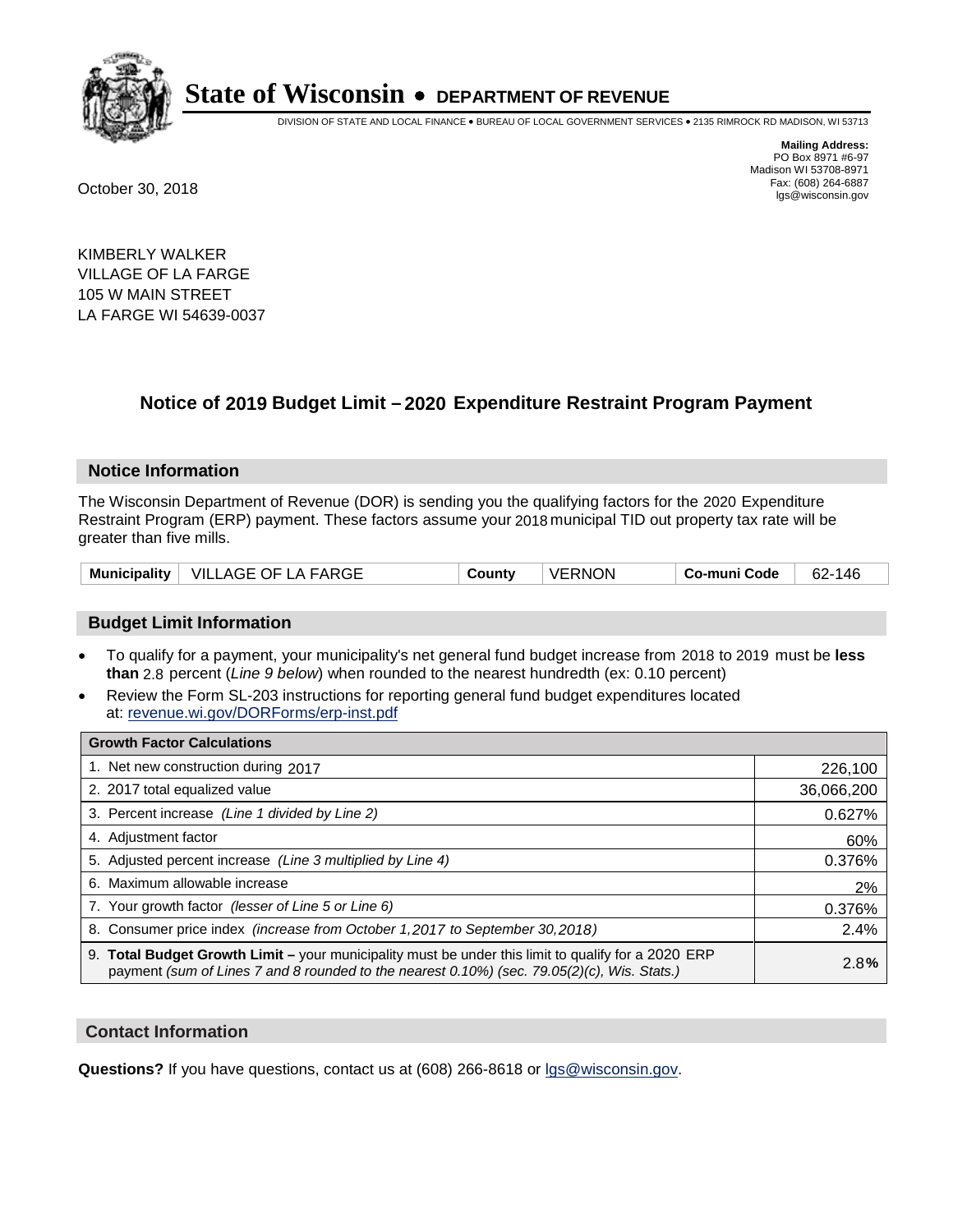# State of Wisconsin • DEPARTMENT OF REVENUE

DIVISION OF STATE AND LOCAL FINANCE • BUREAU OF LOCAL GOVERNMENT SERVICES • 2135 RIMROCK RD MADISON, WI 53713

**Mailing Address:**
PO Box 8971 #6-97
Madison WI 53708-8971
Fax: (608) 264-6887
lgs@wisconsin.gov

October 30, 2018

KIMBERLY WALKER
VILLAGE OF LA FARGE
105 W MAIN STREET
LA FARGE WI 54639-0037

## Notice of 2019 Budget Limit – 2020 Expenditure Restraint Program Payment

### Notice Information

The Wisconsin Department of Revenue (DOR) is sending you the qualifying factors for the 2020 Expenditure Restraint Program (ERP) payment. These factors assume your 2018 municipal TID out property tax rate will be greater than five mills.

| Municipality | VILLAGE OF LA FARGE | County | VERNON | Co-muni Code | 62-146 |
|---|---|---|---|---|---|

### Budget Limit Information

- To qualify for a payment, your municipality's net general fund budget increase from 2018 to 2019 must be **less than** 2.8 percent (*Line 9 below*) when rounded to the nearest hundredth (ex: 0.10 percent)
- Review the Form SL-203 instructions for reporting general fund budget expenditures located at: revenue.wi.gov/DORForms/erp-inst.pdf

| Growth Factor Calculations | |
|---|---|
| 1. Net new construction during 2017 | 226,100 |
| 2. 2017 total equalized value | 36,066,200 |
| 3. Percent increase *(Line 1 divided by Line 2)* | 0.627% |
| 4. Adjustment factor | 60% |
| 5. Adjusted percent increase *(Line 3 multiplied by Line 4)* | 0.376% |
| 6. Maximum allowable increase | 2% |
| 7. Your growth factor *(lesser of Line 5 or Line 6)* | 0.376% |
| 8. Consumer price index *(increase from October 1,2017 to September 30,2018)* | 2.4% |
| 9. **Total Budget Growth Limit –** your municipality must be under this limit to qualify for a 2020 ERP payment *(sum of Lines 7 and 8 rounded to the nearest 0.10%) (sec. 79.05(2)(c), Wis. Stats.)* | 2.8**%** |

### Contact Information

**Questions?** If you have questions, contact us at (608) 266-8618 or lgs@wisconsin.gov.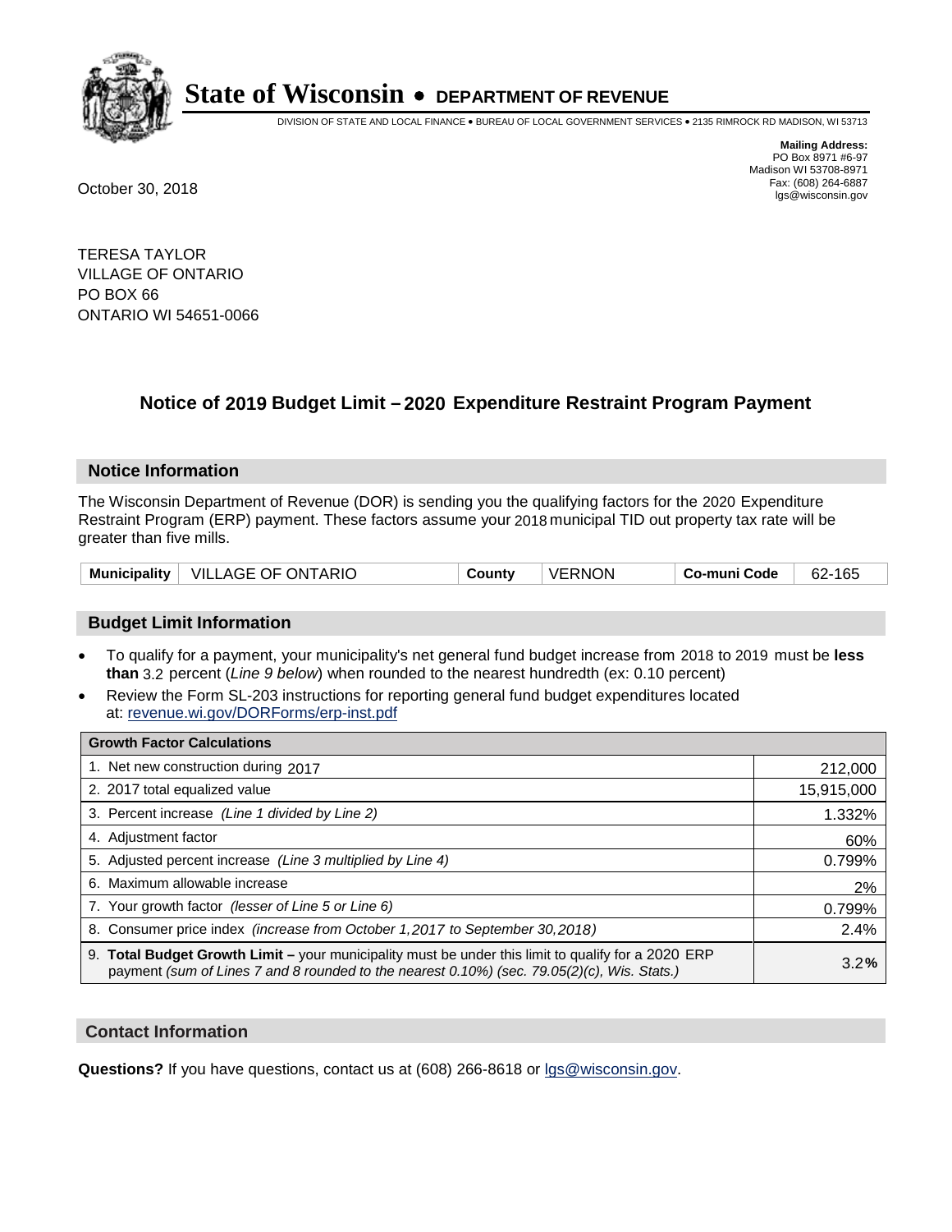# State of Wisconsin • DEPARTMENT OF REVENUE

DIVISION OF STATE AND LOCAL FINANCE • BUREAU OF LOCAL GOVERNMENT SERVICES • 2135 RIMROCK RD MADISON, WI 53713

**Mailing Address:**
PO Box 8971 #6-97
Madison WI 53708-8971
Fax: (608) 264-6887
lgs@wisconsin.gov

October 30, 2018

TERESA TAYLOR
VILLAGE OF ONTARIO
PO BOX 66
ONTARIO WI 54651-0066

## Notice of 2019 Budget Limit – 2020 Expenditure Restraint Program Payment

### Notice Information

The Wisconsin Department of Revenue (DOR) is sending you the qualifying factors for the 2020 Expenditure Restraint Program (ERP) payment. These factors assume your 2018 municipal TID out property tax rate will be greater than five mills.

| Municipality | VILLAGE OF ONTARIO | County | VERNON | Co-muni Code | 62-165 |
|---|---|---|---|---|---|

### Budget Limit Information

- To qualify for a payment, your municipality's net general fund budget increase from 2018 to 2019 must be **less than** 3.2 percent (*Line 9 below*) when rounded to the nearest hundredth (ex: 0.10 percent)
- Review the Form SL-203 instructions for reporting general fund budget expenditures located at: revenue.wi.gov/DORForms/erp-inst.pdf

| Growth Factor Calculations | |
|---|---|
| 1. Net new construction during 2017 | 212,000 |
| 2. 2017 total equalized value | 15,915,000 |
| 3. Percent increase *(Line 1 divided by Line 2)* | 1.332% |
| 4. Adjustment factor | 60% |
| 5. Adjusted percent increase *(Line 3 multiplied by Line 4)* | 0.799% |
| 6. Maximum allowable increase | 2% |
| 7. Your growth factor *(lesser of Line 5 or Line 6)* | 0.799% |
| 8. Consumer price index *(increase from October 1,2017 to September 30,2018)* | 2.4% |
| 9. **Total Budget Growth Limit –** your municipality must be under this limit to qualify for a 2020 ERP payment *(sum of Lines 7 and 8 rounded to the nearest 0.10%) (sec. 79.05(2)(c), Wis. Stats.)* | 3.2**%** |

### Contact Information

**Questions?** If you have questions, contact us at (608) 266-8618 or lgs@wisconsin.gov.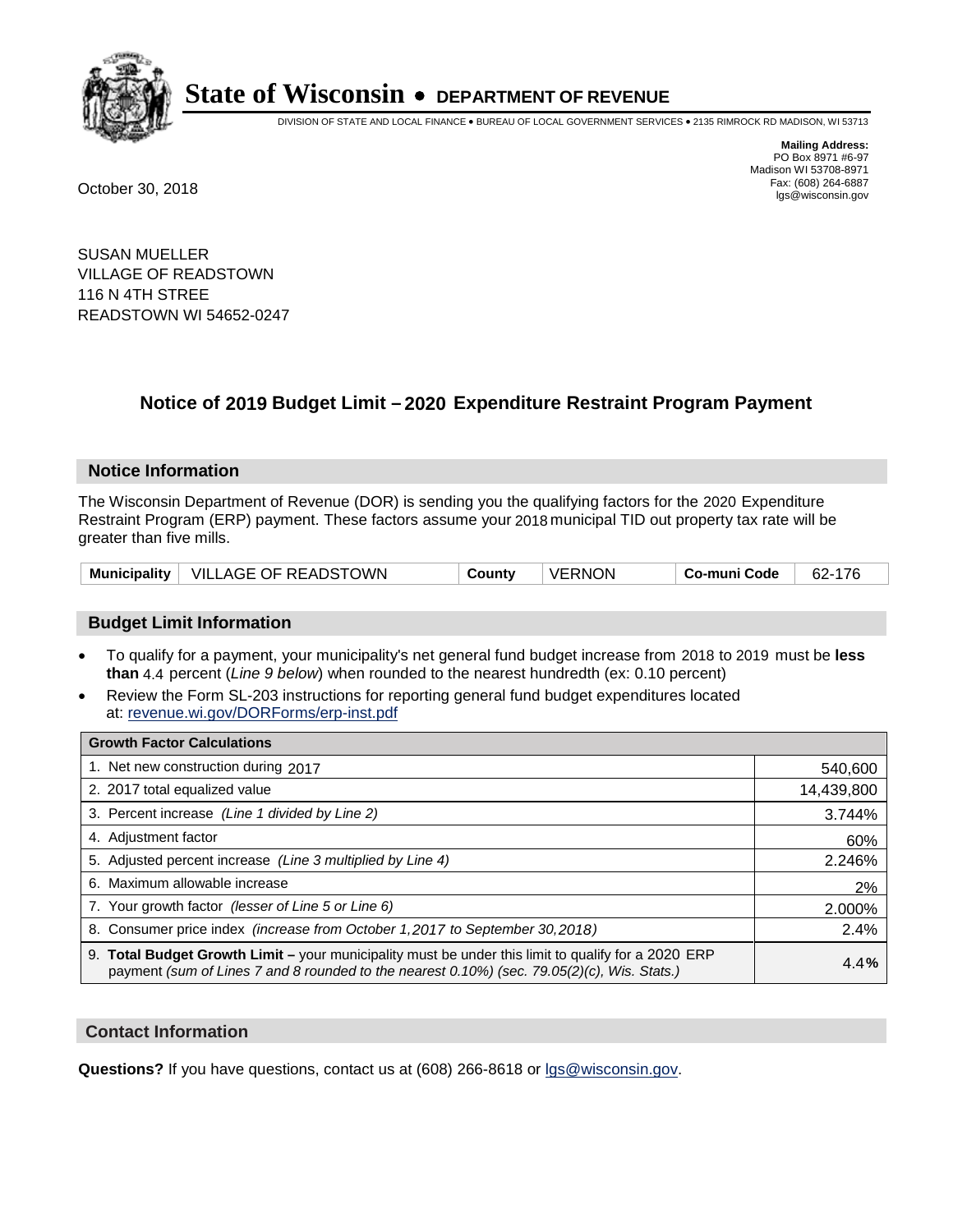# State of Wisconsin • DEPARTMENT OF REVENUE

DIVISION OF STATE AND LOCAL FINANCE • BUREAU OF LOCAL GOVERNMENT SERVICES • 2135 RIMROCK RD MADISON, WI 53713

**Mailing Address:**
PO Box 8971 #6-97
Madison WI 53708-8971
Fax: (608) 264-6887
lgs@wisconsin.gov

October 30, 2018

SUSAN MUELLER
VILLAGE OF READSTOWN
116 N 4TH STREE
READSTOWN WI 54652-0247

## Notice of 2019 Budget Limit – 2020 Expenditure Restraint Program Payment

### Notice Information

The Wisconsin Department of Revenue (DOR) is sending you the qualifying factors for the 2020 Expenditure Restraint Program (ERP) payment. These factors assume your 2018 municipal TID out property tax rate will be greater than five mills.

| Municipality | VILLAGE OF READSTOWN | County | VERNON | Co-muni Code | 62-176 |
|---|---|---|---|---|---|

### Budget Limit Information

- To qualify for a payment, your municipality's net general fund budget increase from 2018 to 2019 must be **less than** 4.4 percent (*Line 9 below*) when rounded to the nearest hundredth (ex: 0.10 percent)
- Review the Form SL-203 instructions for reporting general fund budget expenditures located at: revenue.wi.gov/DORForms/erp-inst.pdf

| Growth Factor Calculations | |
|---|---|
| 1. Net new construction during 2017 | 540,600 |
| 2. 2017 total equalized value | 14,439,800 |
| 3. Percent increase *(Line 1 divided by Line 2)* | 3.744% |
| 4. Adjustment factor | 60% |
| 5. Adjusted percent increase *(Line 3 multiplied by Line 4)* | 2.246% |
| 6. Maximum allowable increase | 2% |
| 7. Your growth factor *(lesser of Line 5 or Line 6)* | 2.000% |
| 8. Consumer price index *(increase from October 1,2017 to September 30,2018)* | 2.4% |
| 9. **Total Budget Growth Limit –** your municipality must be under this limit to qualify for a 2020 ERP payment *(sum of Lines 7 and 8 rounded to the nearest 0.10%) (sec. 79.05(2)(c), Wis. Stats.)* | **4.4%** |

### Contact Information

**Questions?** If you have questions, contact us at (608) 266-8618 or lgs@wisconsin.gov.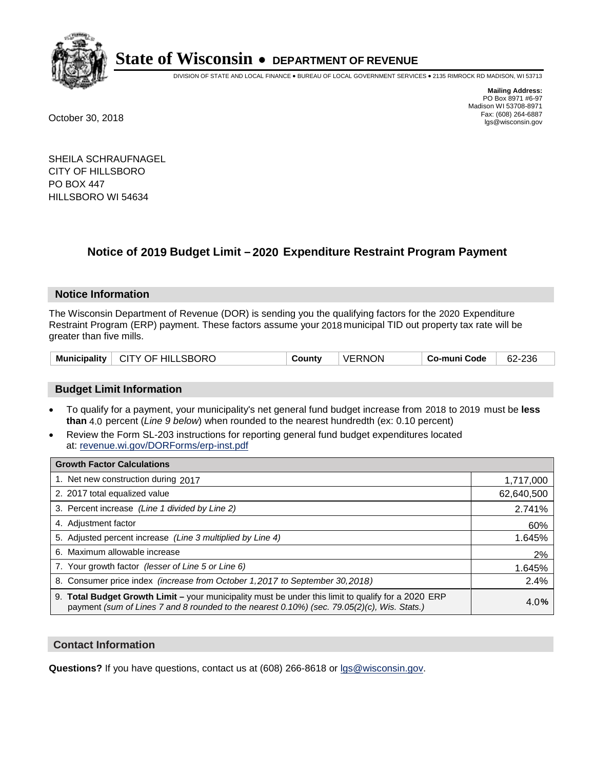# State of Wisconsin • DEPARTMENT OF REVENUE

DIVISION OF STATE AND LOCAL FINANCE • BUREAU OF LOCAL GOVERNMENT SERVICES • 2135 RIMROCK RD MADISON, WI 53713

**Mailing Address:**
PO Box 8971 #6-97
Madison WI 53708-8971
Fax: (608) 264-6887
lgs@wisconsin.gov

October 30, 2018

SHEILA SCHRAUFNAGEL
CITY OF HILLSBORO
PO BOX 447
HILLSBORO WI 54634

## Notice of 2019 Budget Limit – 2020 Expenditure Restraint Program Payment

### Notice Information

The Wisconsin Department of Revenue (DOR) is sending you the qualifying factors for the 2020 Expenditure Restraint Program (ERP) payment. These factors assume your 2018 municipal TID out property tax rate will be greater than five mills.

| Municipality | CITY OF HILLSBORO | County | VERNON | Co-muni Code | 62-236 |
|---|---|---|---|---|---|

### Budget Limit Information

- To qualify for a payment, your municipality's net general fund budget increase from 2018 to 2019 must be **less than** 4.0 percent (*Line 9 below*) when rounded to the nearest hundredth (ex: 0.10 percent)
- Review the Form SL-203 instructions for reporting general fund budget expenditures located at: revenue.wi.gov/DORForms/erp-inst.pdf

| Growth Factor Calculations | |
|---|---|
| 1. Net new construction during 2017 | 1,717,000 |
| 2. 2017 total equalized value | 62,640,500 |
| 3. Percent increase *(Line 1 divided by Line 2)* | 2.741% |
| 4. Adjustment factor | 60% |
| 5. Adjusted percent increase *(Line 3 multiplied by Line 4)* | 1.645% |
| 6. Maximum allowable increase | 2% |
| 7. Your growth factor *(lesser of Line 5 or Line 6)* | 1.645% |
| 8. Consumer price index *(increase from October 1,2017 to September 30,2018)* | 2.4% |
| 9. **Total Budget Growth Limit –** your municipality must be under this limit to qualify for a 2020 ERP payment *(sum of Lines 7 and 8 rounded to the nearest 0.10%) (sec. 79.05(2)(c), Wis. Stats.)* | 4.0% |

### Contact Information

**Questions?** If you have questions, contact us at (608) 266-8618 or lgs@wisconsin.gov.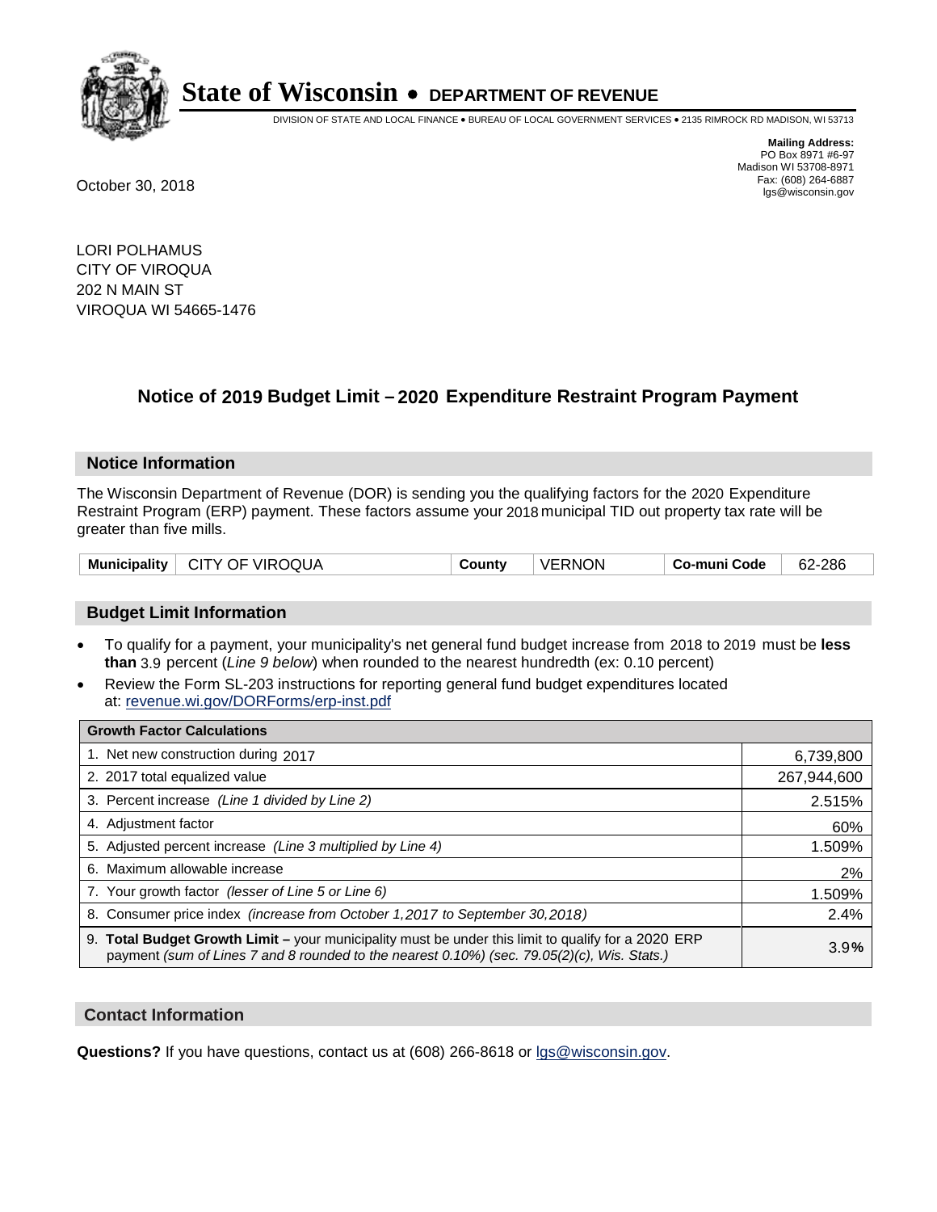# State of Wisconsin • DEPARTMENT OF REVENUE

DIVISION OF STATE AND LOCAL FINANCE • BUREAU OF LOCAL GOVERNMENT SERVICES • 2135 RIMROCK RD MADISON, WI 53713

**Mailing Address:**
PO Box 8971 #6-97
Madison WI 53708-8971
Fax: (608) 264-6887
lgs@wisconsin.gov

October 30, 2018

LORI POLHAMUS
CITY OF VIROQUA
202 N MAIN ST
VIROQUA WI 54665-1476

## Notice of 2019 Budget Limit – 2020 Expenditure Restraint Program Payment

### Notice Information

The Wisconsin Department of Revenue (DOR) is sending you the qualifying factors for the 2020 Expenditure Restraint Program (ERP) payment. These factors assume your 2018 municipal TID out property tax rate will be greater than five mills.

| Municipality | CITY OF VIROQUA | County | VERNON | Co-muni Code | 62-286 |
|---|---|---|---|---|---|

### Budget Limit Information

- To qualify for a payment, your municipality's net general fund budget increase from 2018 to 2019 must be **less than** 3.9 percent (*Line 9 below*) when rounded to the nearest hundredth (ex: 0.10 percent)
- Review the Form SL-203 instructions for reporting general fund budget expenditures located at: revenue.wi.gov/DORForms/erp-inst.pdf

| Growth Factor Calculations | |
|---|---|
| 1. Net new construction during 2017 | 6,739,800 |
| 2. 2017 total equalized value | 267,944,600 |
| 3. Percent increase *(Line 1 divided by Line 2)* | 2.515% |
| 4. Adjustment factor | 60% |
| 5. Adjusted percent increase *(Line 3 multiplied by Line 4)* | 1.509% |
| 6. Maximum allowable increase | 2% |
| 7. Your growth factor *(lesser of Line 5 or Line 6)* | 1.509% |
| 8. Consumer price index *(increase from October 1,2017 to September 30,2018)* | 2.4% |
| 9. **Total Budget Growth Limit –** your municipality must be under this limit to qualify for a 2020 ERP payment *(sum of Lines 7 and 8 rounded to the nearest 0.10%) (sec. 79.05(2)(c), Wis. Stats.)* | 3.9**%** |

### Contact Information

**Questions?** If you have questions, contact us at (608) 266-8618 or lgs@wisconsin.gov.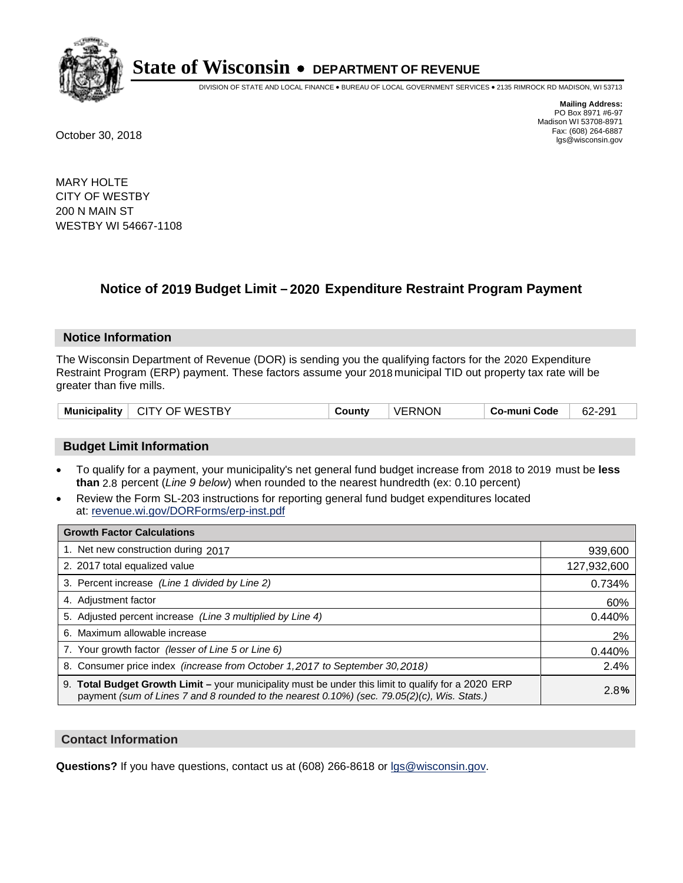# State of Wisconsin • DEPARTMENT OF REVENUE

DIVISION OF STATE AND LOCAL FINANCE • BUREAU OF LOCAL GOVERNMENT SERVICES • 2135 RIMROCK RD MADISON, WI 53713

**Mailing Address:**
PO Box 8971 #6-97
Madison WI 53708-8971
Fax: (608) 264-6887
lgs@wisconsin.gov

October 30, 2018

MARY HOLTE
CITY OF WESTBY
200 N MAIN ST
WESTBY WI 54667-1108

## Notice of 2019 Budget Limit – 2020 Expenditure Restraint Program Payment

### Notice Information

The Wisconsin Department of Revenue (DOR) is sending you the qualifying factors for the 2020 Expenditure Restraint Program (ERP) payment. These factors assume your 2018 municipal TID out property tax rate will be greater than five mills.

| Municipality | CITY OF WESTBY | County | VERNON | Co-muni Code | 62-291 |
|---|---|---|---|---|---|

### Budget Limit Information

- To qualify for a payment, your municipality's net general fund budget increase from 2018 to 2019 must be **less than** 2.8 percent (*Line 9 below*) when rounded to the nearest hundredth (ex: 0.10 percent)
- Review the Form SL-203 instructions for reporting general fund budget expenditures located at: revenue.wi.gov/DORForms/erp-inst.pdf

| Growth Factor Calculations | |
|---|---|
| 1. Net new construction during 2017 | 939,600 |
| 2. 2017 total equalized value | 127,932,600 |
| 3. Percent increase *(Line 1 divided by Line 2)* | 0.734% |
| 4. Adjustment factor | 60% |
| 5. Adjusted percent increase *(Line 3 multiplied by Line 4)* | 0.440% |
| 6. Maximum allowable increase | 2% |
| 7. Your growth factor *(lesser of Line 5 or Line 6)* | 0.440% |
| 8. Consumer price index *(increase from October 1,2017 to September 30,2018)* | 2.4% |
| 9. **Total Budget Growth Limit –** your municipality must be under this limit to qualify for a 2020 ERP payment *(sum of Lines 7 and 8 rounded to the nearest 0.10%) (sec. 79.05(2)(c), Wis. Stats.)* | 2.8**%** |

### Contact Information

**Questions?** If you have questions, contact us at (608) 266-8618 or lgs@wisconsin.gov.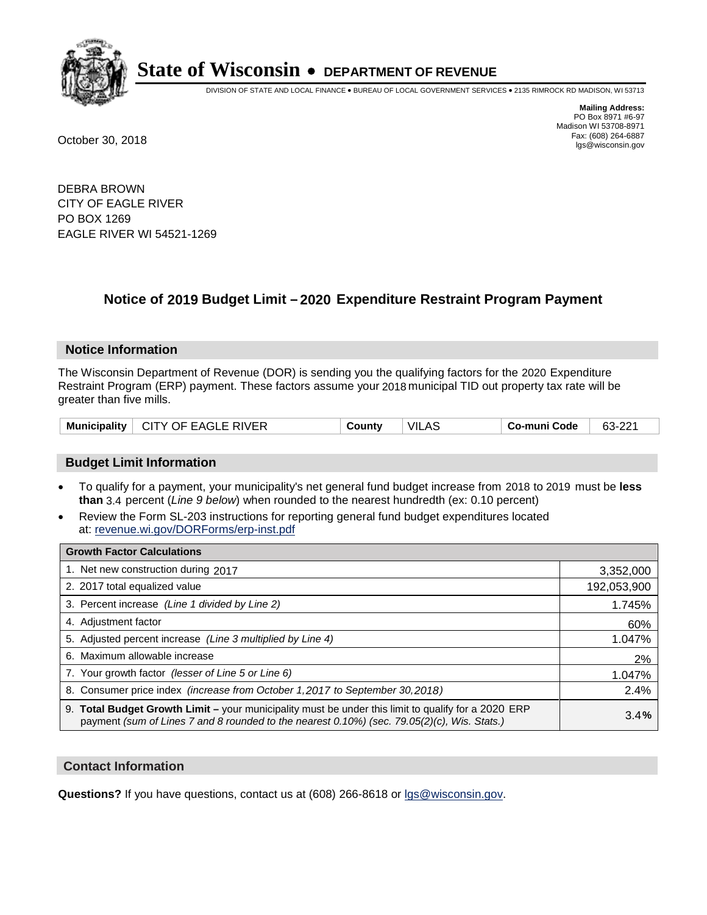**State of Wisconsin • DEPARTMENT OF REVENUE**

DIVISION OF STATE AND LOCAL FINANCE • BUREAU OF LOCAL GOVERNMENT SERVICES • 2135 RIMROCK RD MADISON, WI 53713

**Mailing Address:**
PO Box 8971 #6-97
Madison WI 53708-8971
Fax: (608) 264-6887
lgs@wisconsin.gov

October 30, 2018

DEBRA BROWN
CITY OF EAGLE RIVER
PO BOX 1269
EAGLE RIVER WI 54521-1269

## Notice of 2019 Budget Limit – 2020 Expenditure Restraint Program Payment

### Notice Information

The Wisconsin Department of Revenue (DOR) is sending you the qualifying factors for the 2020 Expenditure Restraint Program (ERP) payment. These factors assume your 2018 municipal TID out property tax rate will be greater than five mills.

| Municipality | CITY OF EAGLE RIVER | County | VILAS | Co-muni Code | 63-221 |
|---|---|---|---|---|---|

### Budget Limit Information

- To qualify for a payment, your municipality's net general fund budget increase from 2018 to 2019 must be **less than** 3.4 percent (*Line 9 below*) when rounded to the nearest hundredth (ex: 0.10 percent)
- Review the Form SL-203 instructions for reporting general fund budget expenditures located at: revenue.wi.gov/DORForms/erp-inst.pdf

| Growth Factor Calculations | |
|---|---|
| 1. Net new construction during 2017 | 3,352,000 |
| 2. 2017 total equalized value | 192,053,900 |
| 3. Percent increase *(Line 1 divided by Line 2)* | 1.745% |
| 4. Adjustment factor | 60% |
| 5. Adjusted percent increase *(Line 3 multiplied by Line 4)* | 1.047% |
| 6. Maximum allowable increase | 2% |
| 7. Your growth factor *(lesser of Line 5 or Line 6)* | 1.047% |
| 8. Consumer price index *(increase from October 1,2017 to September 30,2018)* | 2.4% |
| 9. **Total Budget Growth Limit –** your municipality must be under this limit to qualify for a 2020 ERP payment *(sum of Lines 7 and 8 rounded to the nearest 0.10%) (sec. 79.05(2)(c), Wis. Stats.)* | 3.4**%** |

### Contact Information

**Questions?** If you have questions, contact us at (608) 266-8618 or lgs@wisconsin.gov.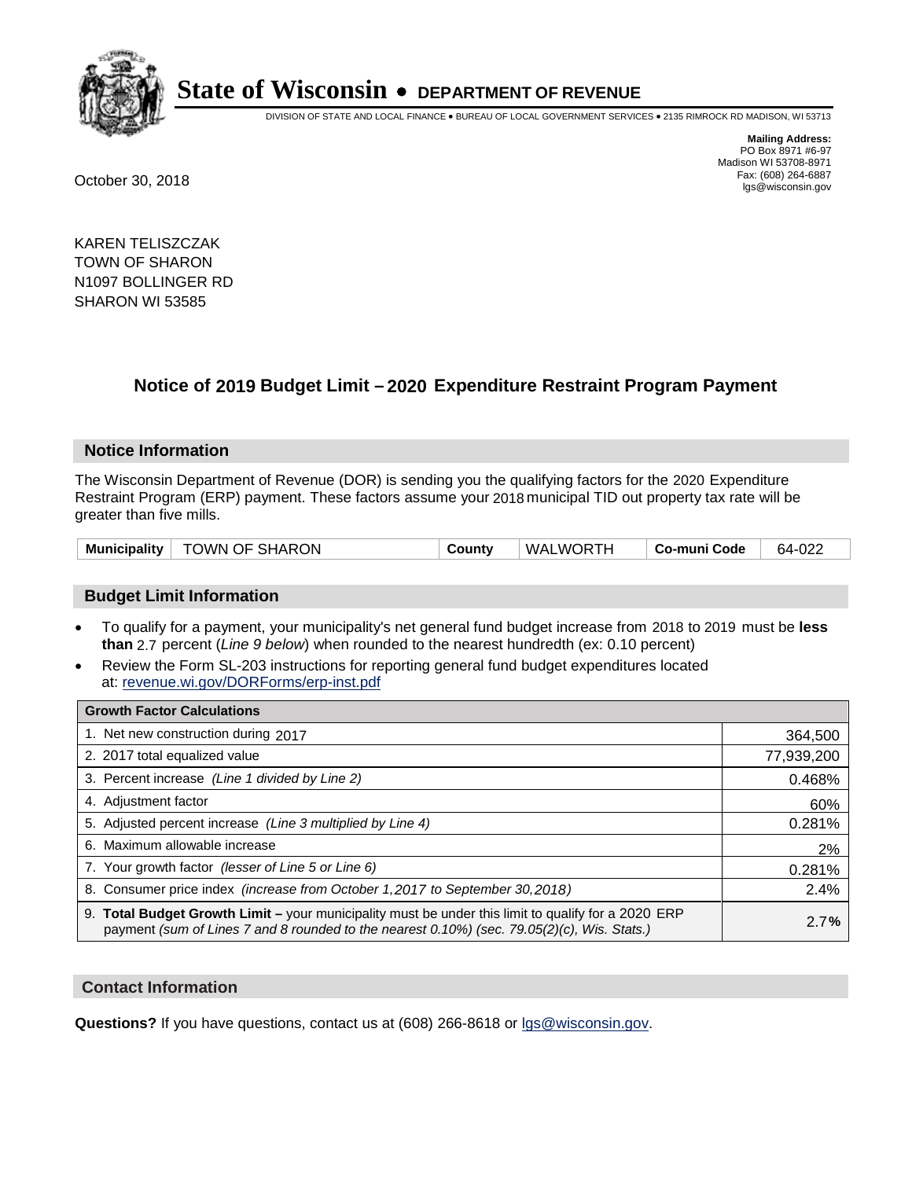# State of Wisconsin • DEPARTMENT OF REVENUE

DIVISION OF STATE AND LOCAL FINANCE • BUREAU OF LOCAL GOVERNMENT SERVICES • 2135 RIMROCK RD MADISON, WI 53713

**Mailing Address:**
PO Box 8971 #6-97
Madison WI 53708-8971
Fax: (608) 264-6887
lgs@wisconsin.gov

October 30, 2018

KAREN TELISZCZAK
TOWN OF SHARON
N1097 BOLLINGER RD
SHARON WI 53585

## Notice of 2019 Budget Limit – 2020 Expenditure Restraint Program Payment

### Notice Information

The Wisconsin Department of Revenue (DOR) is sending you the qualifying factors for the 2020 Expenditure Restraint Program (ERP) payment. These factors assume your 2018 municipal TID out property tax rate will be greater than five mills.

| Municipality | TOWN OF SHARON | County | WALWORTH | Co-muni Code | 64-022 |
|---|---|---|---|---|---|

### Budget Limit Information

- To qualify for a payment, your municipality's net general fund budget increase from 2018 to 2019 must be **less than** 2.7 percent (*Line 9 below*) when rounded to the nearest hundredth (ex: 0.10 percent)
- Review the Form SL-203 instructions for reporting general fund budget expenditures located at: revenue.wi.gov/DORForms/erp-inst.pdf

| Growth Factor Calculations | |
|---|---|
| 1. Net new construction during 2017 | 364,500 |
| 2. 2017 total equalized value | 77,939,200 |
| 3. Percent increase *(Line 1 divided by Line 2)* | 0.468% |
| 4. Adjustment factor | 60% |
| 5. Adjusted percent increase *(Line 3 multiplied by Line 4)* | 0.281% |
| 6. Maximum allowable increase | 2% |
| 7. Your growth factor *(lesser of Line 5 or Line 6)* | 0.281% |
| 8. Consumer price index *(increase from October 1,2017 to September 30,2018)* | 2.4% |
| 9. **Total Budget Growth Limit –** your municipality must be under this limit to qualify for a 2020 ERP payment *(sum of Lines 7 and 8 rounded to the nearest 0.10%) (sec. 79.05(2)(c), Wis. Stats.)* | 2.7**%** |

### Contact Information

**Questions?** If you have questions, contact us at (608) 266-8618 or lgs@wisconsin.gov.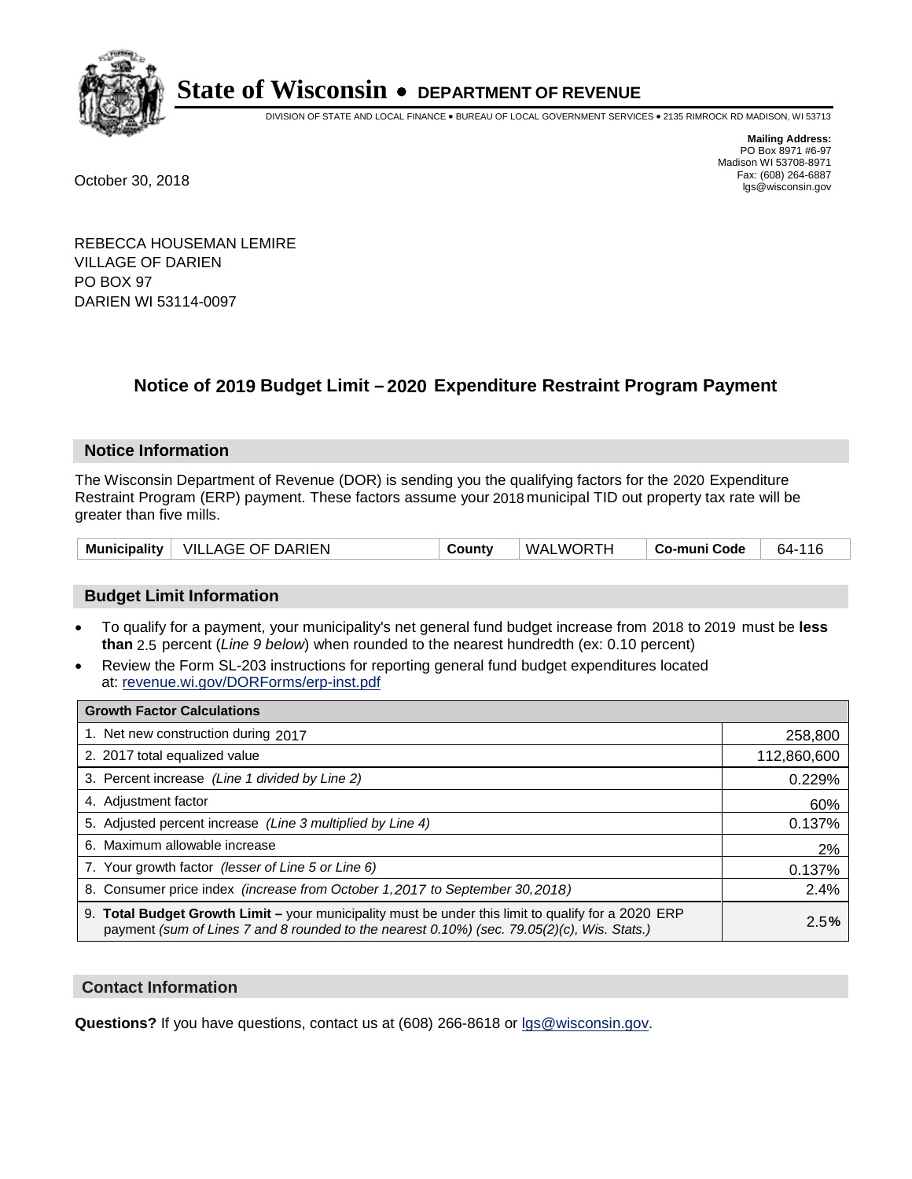# State of Wisconsin • DEPARTMENT OF REVENUE

DIVISION OF STATE AND LOCAL FINANCE • BUREAU OF LOCAL GOVERNMENT SERVICES • 2135 RIMROCK RD MADISON, WI 53713

**Mailing Address:**
PO Box 8971 #6-97
Madison WI 53708-8971
Fax: (608) 264-6887
lgs@wisconsin.gov

October 30, 2018

REBECCA HOUSEMAN LEMIRE
VILLAGE OF DARIEN
PO BOX 97
DARIEN WI 53114-0097

## Notice of 2019 Budget Limit – 2020 Expenditure Restraint Program Payment

### Notice Information

The Wisconsin Department of Revenue (DOR) is sending you the qualifying factors for the 2020 Expenditure Restraint Program (ERP) payment. These factors assume your 2018 municipal TID out property tax rate will be greater than five mills.

| Municipality | VILLAGE OF DARIEN | County | WALWORTH | Co-muni Code | 64-116 |
|---|---|---|---|---|---|

### Budget Limit Information

- To qualify for a payment, your municipality's net general fund budget increase from 2018 to 2019 must be **less than** 2.5 percent (*Line 9 below*) when rounded to the nearest hundredth (ex: 0.10 percent)
- Review the Form SL-203 instructions for reporting general fund budget expenditures located at: revenue.wi.gov/DORForms/erp-inst.pdf

| Growth Factor Calculations | |
|---|---|
| 1. Net new construction during 2017 | 258,800 |
| 2. 2017 total equalized value | 112,860,600 |
| 3. Percent increase *(Line 1 divided by Line 2)* | 0.229% |
| 4. Adjustment factor | 60% |
| 5. Adjusted percent increase *(Line 3 multiplied by Line 4)* | 0.137% |
| 6. Maximum allowable increase | 2% |
| 7. Your growth factor *(lesser of Line 5 or Line 6)* | 0.137% |
| 8. Consumer price index *(increase from October 1,2017 to September 30,2018)* | 2.4% |
| 9. **Total Budget Growth Limit –** your municipality must be under this limit to qualify for a 2020 ERP payment *(sum of Lines 7 and 8 rounded to the nearest 0.10%) (sec. 79.05(2)(c), Wis. Stats.)* | 2.5**%** |

### Contact Information

**Questions?** If you have questions, contact us at (608) 266-8618 or lgs@wisconsin.gov.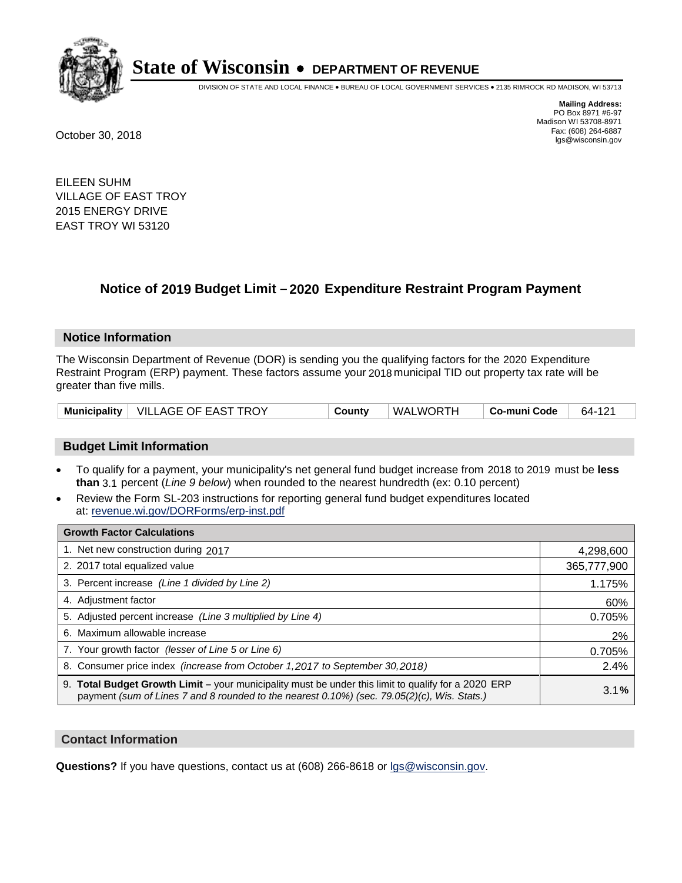# State of Wisconsin • DEPARTMENT OF REVENUE

DIVISION OF STATE AND LOCAL FINANCE • BUREAU OF LOCAL GOVERNMENT SERVICES • 2135 RIMROCK RD MADISON, WI 53713

**Mailing Address:**
PO Box 8971 #6-97
Madison WI 53708-8971
Fax: (608) 264-6887
lgs@wisconsin.gov

October 30, 2018

EILEEN SUHM
VILLAGE OF EAST TROY
2015 ENERGY DRIVE
EAST TROY WI 53120

## Notice of 2019 Budget Limit – 2020 Expenditure Restraint Program Payment

### Notice Information

The Wisconsin Department of Revenue (DOR) is sending you the qualifying factors for the 2020 Expenditure Restraint Program (ERP) payment. These factors assume your 2018 municipal TID out property tax rate will be greater than five mills.

| Municipality | VILLAGE OF EAST TROY | County | WALWORTH | Co-muni Code | 64-121 |
|---|---|---|---|---|---|

### Budget Limit Information

- To qualify for a payment, your municipality's net general fund budget increase from 2018 to 2019 must be **less than** 3.1 percent (*Line 9 below*) when rounded to the nearest hundredth (ex: 0.10 percent)
- Review the Form SL-203 instructions for reporting general fund budget expenditures located at: revenue.wi.gov/DORForms/erp-inst.pdf

| Growth Factor Calculations | |
|---|---|
| 1. Net new construction during 2017 | 4,298,600 |
| 2. 2017 total equalized value | 365,777,900 |
| 3. Percent increase *(Line 1 divided by Line 2)* | 1.175% |
| 4. Adjustment factor | 60% |
| 5. Adjusted percent increase *(Line 3 multiplied by Line 4)* | 0.705% |
| 6. Maximum allowable increase | 2% |
| 7. Your growth factor *(lesser of Line 5 or Line 6)* | 0.705% |
| 8. Consumer price index *(increase from October 1,2017 to September 30,2018)* | 2.4% |
| 9. **Total Budget Growth Limit –** your municipality must be under this limit to qualify for a 2020 ERP payment *(sum of Lines 7 and 8 rounded to the nearest 0.10%) (sec. 79.05(2)(c), Wis. Stats.)* | 3.1**%** |

### Contact Information

**Questions?** If you have questions, contact us at (608) 266-8618 or lgs@wisconsin.gov.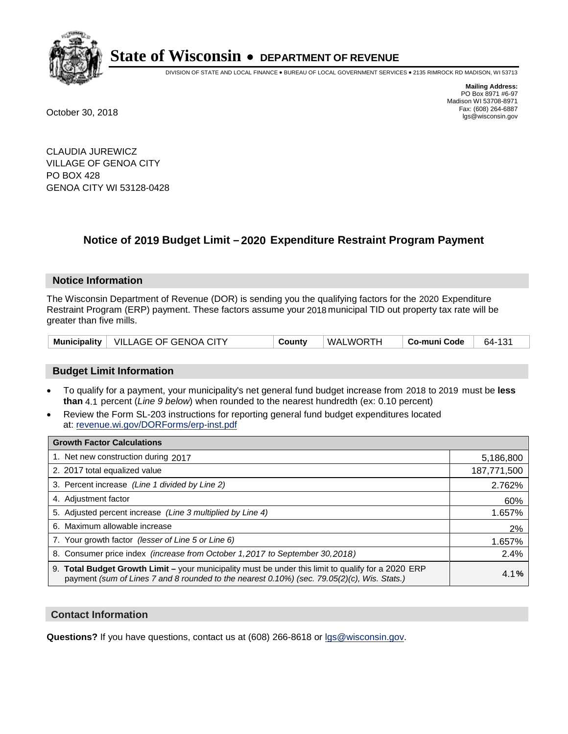# State of Wisconsin • DEPARTMENT OF REVENUE

DIVISION OF STATE AND LOCAL FINANCE • BUREAU OF LOCAL GOVERNMENT SERVICES • 2135 RIMROCK RD MADISON, WI 53713

**Mailing Address:**
PO Box 8971 #6-97
Madison WI 53708-8971
Fax: (608) 264-6887
lgs@wisconsin.gov

October 30, 2018

CLAUDIA JUREWICZ
VILLAGE OF GENOA CITY
PO BOX 428
GENOA CITY WI 53128-0428

## Notice of 2019 Budget Limit – 2020 Expenditure Restraint Program Payment

### Notice Information

The Wisconsin Department of Revenue (DOR) is sending you the qualifying factors for the 2020 Expenditure Restraint Program (ERP) payment. These factors assume your 2018 municipal TID out property tax rate will be greater than five mills.

| Municipality | VILLAGE OF GENOA CITY | County | WALWORTH | Co-muni Code | 64-131 |
|---|---|---|---|---|---|

### Budget Limit Information

- To qualify for a payment, your municipality's net general fund budget increase from 2018 to 2019 must be **less than** 4.1 percent (*Line 9 below*) when rounded to the nearest hundredth (ex: 0.10 percent)
- Review the Form SL-203 instructions for reporting general fund budget expenditures located at: revenue.wi.gov/DORForms/erp-inst.pdf

| Growth Factor Calculations | |
|---|---|
| 1. Net new construction during 2017 | 5,186,800 |
| 2. 2017 total equalized value | 187,771,500 |
| 3. Percent increase *(Line 1 divided by Line 2)* | 2.762% |
| 4. Adjustment factor | 60% |
| 5. Adjusted percent increase *(Line 3 multiplied by Line 4)* | 1.657% |
| 6. Maximum allowable increase | 2% |
| 7. Your growth factor *(lesser of Line 5 or Line 6)* | 1.657% |
| 8. Consumer price index *(increase from October 1,2017 to September 30,2018)* | 2.4% |
| 9. **Total Budget Growth Limit –** your municipality must be under this limit to qualify for a 2020 ERP payment *(sum of Lines 7 and 8 rounded to the nearest 0.10%) (sec. 79.05(2)(c), Wis. Stats.)* | 4.1**%** |

### Contact Information

**Questions?** If you have questions, contact us at (608) 266-8618 or lgs@wisconsin.gov.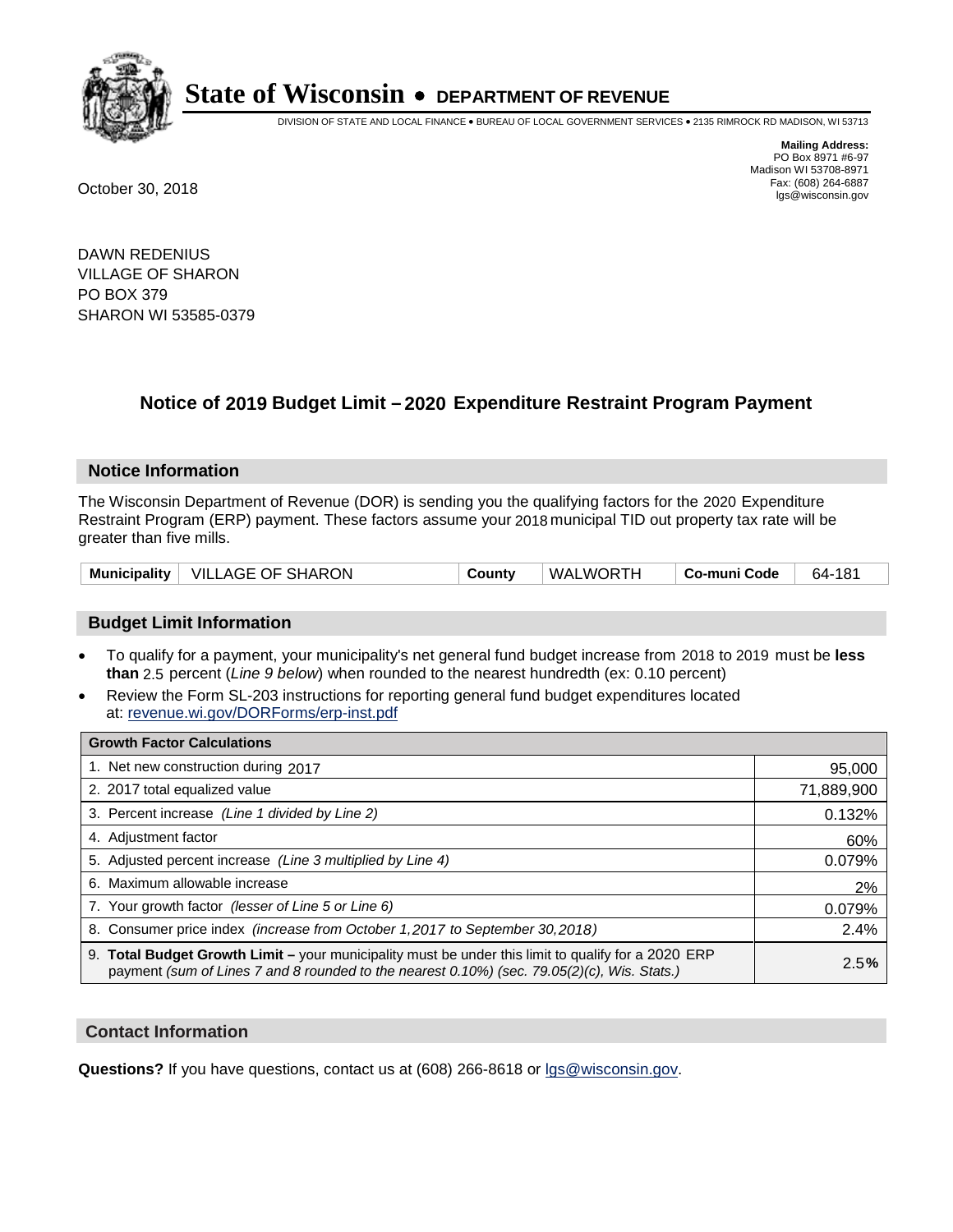# State of Wisconsin • DEPARTMENT OF REVENUE

DIVISION OF STATE AND LOCAL FINANCE • BUREAU OF LOCAL GOVERNMENT SERVICES • 2135 RIMROCK RD MADISON, WI 53713

**Mailing Address:**
PO Box 8971 #6-97
Madison WI 53708-8971
Fax: (608) 264-6887
lgs@wisconsin.gov

October 30, 2018

DAWN REDENIUS
VILLAGE OF SHARON
PO BOX 379
SHARON WI 53585-0379

## Notice of 2019 Budget Limit – 2020 Expenditure Restraint Program Payment

### Notice Information

The Wisconsin Department of Revenue (DOR) is sending you the qualifying factors for the 2020 Expenditure Restraint Program (ERP) payment. These factors assume your 2018 municipal TID out property tax rate will be greater than five mills.

| Municipality | VILLAGE OF SHARON | County | WALWORTH | Co-muni Code | 64-181 |
|---|---|---|---|---|---|

### Budget Limit Information

- To qualify for a payment, your municipality's net general fund budget increase from 2018 to 2019 must be **less than** 2.5 percent (*Line 9 below*) when rounded to the nearest hundredth (ex: 0.10 percent)
- Review the Form SL-203 instructions for reporting general fund budget expenditures located at: revenue.wi.gov/DORForms/erp-inst.pdf

| Growth Factor Calculations | |
|---|---|
| 1. Net new construction during 2017 | 95,000 |
| 2. 2017 total equalized value | 71,889,900 |
| 3. Percent increase *(Line 1 divided by Line 2)* | 0.132% |
| 4. Adjustment factor | 60% |
| 5. Adjusted percent increase *(Line 3 multiplied by Line 4)* | 0.079% |
| 6. Maximum allowable increase | 2% |
| 7. Your growth factor *(lesser of Line 5 or Line 6)* | 0.079% |
| 8. Consumer price index *(increase from October 1,2017 to September 30,2018)* | 2.4% |
| 9. **Total Budget Growth Limit** – your municipality must be under this limit to qualify for a 2020 ERP payment *(sum of Lines 7 and 8 rounded to the nearest 0.10%) (sec. 79.05(2)(c), Wis. Stats.)* | 2.5**%** |

### Contact Information

**Questions?** If you have questions, contact us at (608) 266-8618 or lgs@wisconsin.gov.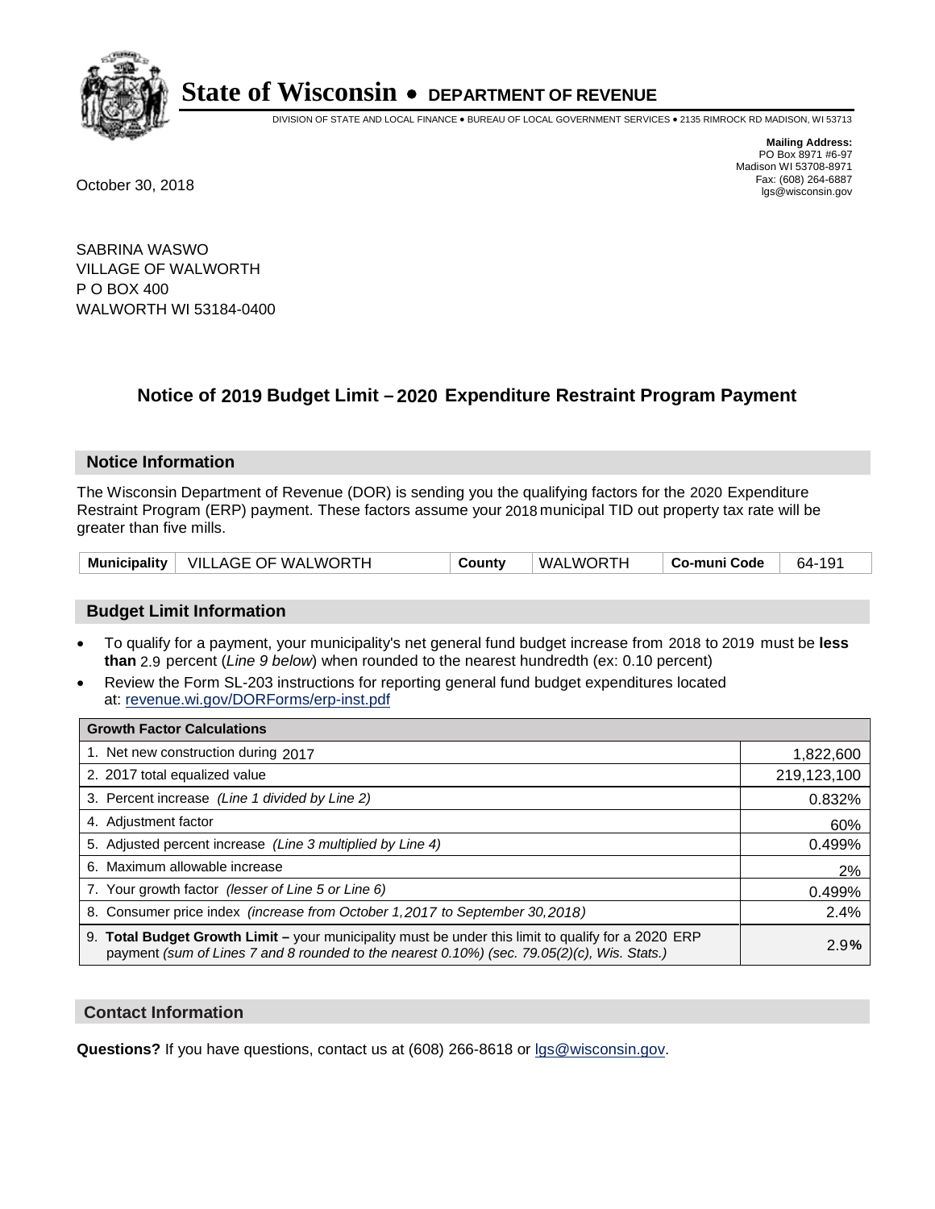**State of Wisconsin • DEPARTMENT OF REVENUE**

DIVISION OF STATE AND LOCAL FINANCE • BUREAU OF LOCAL GOVERNMENT SERVICES • 2135 RIMROCK RD MADISON, WI 53713

**Mailing Address:**
PO Box 8971 #6-97
Madison WI 53708-8971
Fax: (608) 264-6887
lgs@wisconsin.gov

October 30, 2018

SABRINA WASWO
VILLAGE OF WALWORTH
P O BOX 400
WALWORTH WI 53184-0400

## Notice of 2019 Budget Limit – 2020 Expenditure Restraint Program Payment

### Notice Information

The Wisconsin Department of Revenue (DOR) is sending you the qualifying factors for the 2020 Expenditure Restraint Program (ERP) payment. These factors assume your 2018 municipal TID out property tax rate will be greater than five mills.

| Municipality | VILLAGE OF WALWORTH | County | WALWORTH | Co-muni Code | 64-191 |
|---|---|---|---|---|---|

### Budget Limit Information

- To qualify for a payment, your municipality's net general fund budget increase from 2018 to 2019 must be **less than** 2.9 percent (*Line 9 below*) when rounded to the nearest hundredth (ex: 0.10 percent)
- Review the Form SL-203 instructions for reporting general fund budget expenditures located at: revenue.wi.gov/DORForms/erp-inst.pdf

| Growth Factor Calculations | |
|---|---|
| 1. Net new construction during 2017 | 1,822,600 |
| 2. 2017 total equalized value | 219,123,100 |
| 3. Percent increase *(Line 1 divided by Line 2)* | 0.832% |
| 4. Adjustment factor | 60% |
| 5. Adjusted percent increase *(Line 3 multiplied by Line 4)* | 0.499% |
| 6. Maximum allowable increase | 2% |
| 7. Your growth factor *(lesser of Line 5 or Line 6)* | 0.499% |
| 8. Consumer price index *(increase from October 1,2017 to September 30,2018)* | 2.4% |
| 9. **Total Budget Growth Limit –** your municipality must be under this limit to qualify for a 2020 ERP payment *(sum of Lines 7 and 8 rounded to the nearest 0.10%) (sec. 79.05(2)(c), Wis. Stats.)* | 2.9**%** |

### Contact Information

**Questions?** If you have questions, contact us at (608) 266-8618 or lgs@wisconsin.gov.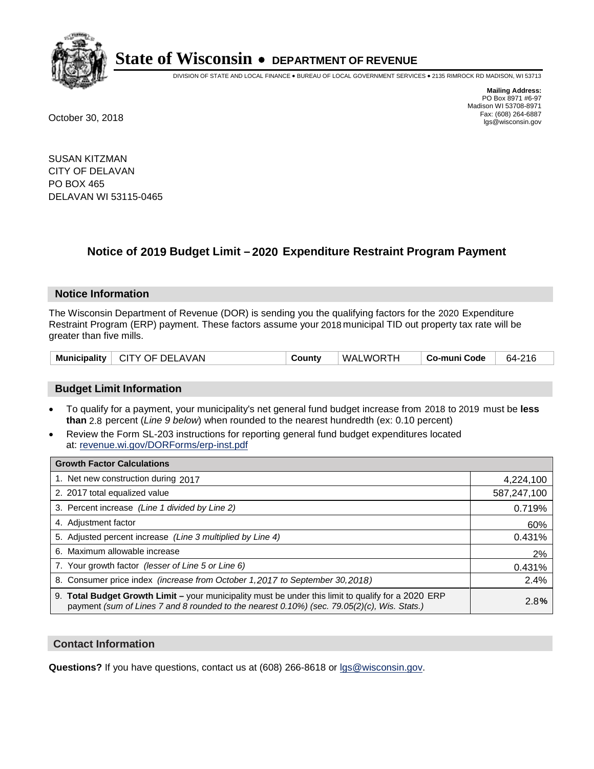# State of Wisconsin • DEPARTMENT OF REVENUE

DIVISION OF STATE AND LOCAL FINANCE • BUREAU OF LOCAL GOVERNMENT SERVICES • 2135 RIMROCK RD MADISON, WI 53713

**Mailing Address:**
PO Box 8971 #6-97
Madison WI 53708-8971
Fax: (608) 264-6887
lgs@wisconsin.gov

October 30, 2018

SUSAN KITZMAN
CITY OF DELAVAN
PO BOX 465
DELAVAN WI 53115-0465

## Notice of 2019 Budget Limit – 2020 Expenditure Restraint Program Payment

### Notice Information

The Wisconsin Department of Revenue (DOR) is sending you the qualifying factors for the 2020 Expenditure Restraint Program (ERP) payment. These factors assume your 2018 municipal TID out property tax rate will be greater than five mills.

| **Municipality** | CITY OF DELAVAN | **County** | WALWORTH | **Co-muni Code** | 64-216 |
|---|---|---|---|---|---|

### Budget Limit Information

- To qualify for a payment, your municipality's net general fund budget increase from 2018 to 2019 must be **less than** 2.8 percent (*Line 9 below*) when rounded to the nearest hundredth (ex: 0.10 percent)
- Review the Form SL-203 instructions for reporting general fund budget expenditures located at: revenue.wi.gov/DORForms/erp-inst.pdf

| **Growth Factor Calculations** | |
|---|---|
| 1. Net new construction during 2017 | 4,224,100 |
| 2. 2017 total equalized value | 587,247,100 |
| 3. Percent increase *(Line 1 divided by Line 2)* | 0.719% |
| 4. Adjustment factor | 60% |
| 5. Adjusted percent increase *(Line 3 multiplied by Line 4)* | 0.431% |
| 6. Maximum allowable increase | 2% |
| 7. Your growth factor *(lesser of Line 5 or Line 6)* | 0.431% |
| 8. Consumer price index *(increase from October 1,2017 to September 30,2018)* | 2.4% |
| 9. **Total Budget Growth Limit –** your municipality must be under this limit to qualify for a 2020 ERP payment *(sum of Lines 7 and 8 rounded to the nearest 0.10%) (sec. 79.05(2)(c), Wis. Stats.)* | 2.8**%** |

### Contact Information

**Questions?** If you have questions, contact us at (608) 266-8618 or lgs@wisconsin.gov.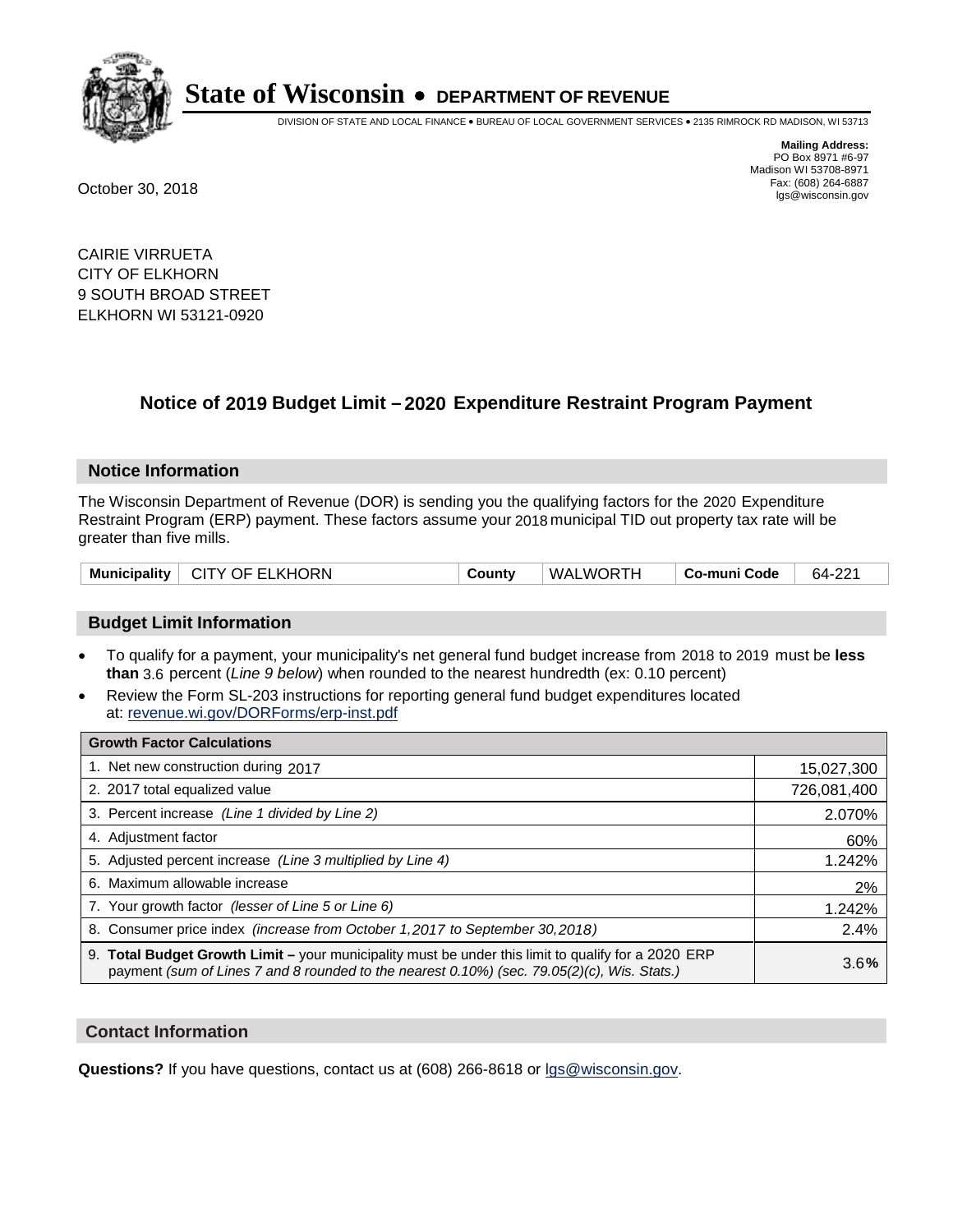# State of Wisconsin • DEPARTMENT OF REVENUE

DIVISION OF STATE AND LOCAL FINANCE • BUREAU OF LOCAL GOVERNMENT SERVICES • 2135 RIMROCK RD MADISON, WI 53713

**Mailing Address:**
PO Box 8971 #6-97
Madison WI 53708-8971
Fax: (608) 264-6887
lgs@wisconsin.gov

October 30, 2018

CAIRIE VIRRUETA
CITY OF ELKHORN
9 SOUTH BROAD STREET
ELKHORN WI 53121-0920

## Notice of 2019 Budget Limit – 2020 Expenditure Restraint Program Payment

### Notice Information

The Wisconsin Department of Revenue (DOR) is sending you the qualifying factors for the 2020 Expenditure Restraint Program (ERP) payment. These factors assume your 2018 municipal TID out property tax rate will be greater than five mills.

| Municipality | CITY OF ELKHORN | County | WALWORTH | Co-muni Code | 64-221 |
|---|---|---|---|---|---|

### Budget Limit Information

- To qualify for a payment, your municipality's net general fund budget increase from 2018 to 2019 must be **less than** 3.6 percent (*Line 9 below*) when rounded to the nearest hundredth (ex: 0.10 percent)
- Review the Form SL-203 instructions for reporting general fund budget expenditures located at: revenue.wi.gov/DORForms/erp-inst.pdf

| Growth Factor Calculations | |
|---|---|
| 1. Net new construction during 2017 | 15,027,300 |
| 2. 2017 total equalized value | 726,081,400 |
| 3. Percent increase *(Line 1 divided by Line 2)* | 2.070% |
| 4. Adjustment factor | 60% |
| 5. Adjusted percent increase *(Line 3 multiplied by Line 4)* | 1.242% |
| 6. Maximum allowable increase | 2% |
| 7. Your growth factor *(lesser of Line 5 or Line 6)* | 1.242% |
| 8. Consumer price index *(increase from October 1,2017 to September 30,2018)* | 2.4% |
| 9. **Total Budget Growth Limit –** your municipality must be under this limit to qualify for a 2020 ERP payment *(sum of Lines 7 and 8 rounded to the nearest 0.10%) (sec. 79.05(2)(c), Wis. Stats.)* | 3.6**%** |

### Contact Information

**Questions?** If you have questions, contact us at (608) 266-8618 or lgs@wisconsin.gov.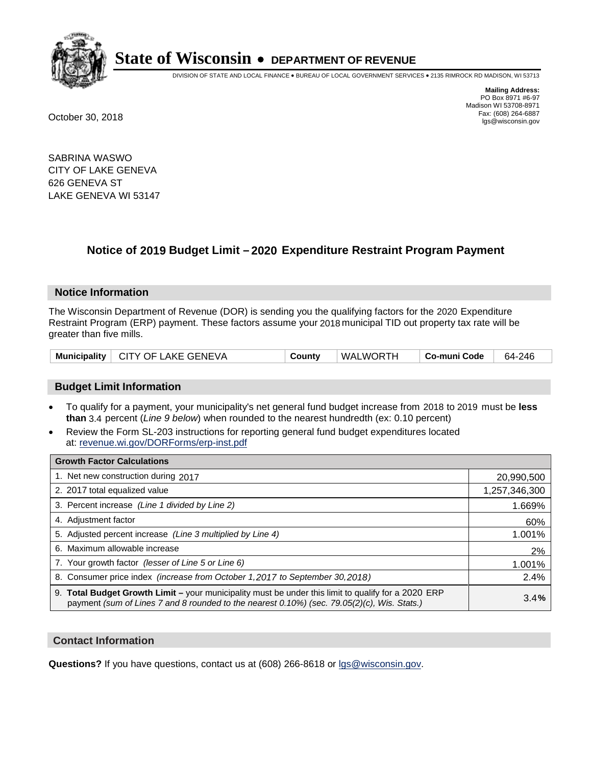# State of Wisconsin • DEPARTMENT OF REVENUE

DIVISION OF STATE AND LOCAL FINANCE • BUREAU OF LOCAL GOVERNMENT SERVICES • 2135 RIMROCK RD MADISON, WI 53713

**Mailing Address:**
PO Box 8971 #6-97
Madison WI 53708-8971
Fax: (608) 264-6887
lgs@wisconsin.gov

October 30, 2018

SABRINA WASWO
CITY OF LAKE GENEVA
626 GENEVA ST
LAKE GENEVA WI 53147

## Notice of 2019 Budget Limit – 2020 Expenditure Restraint Program Payment

### Notice Information

The Wisconsin Department of Revenue (DOR) is sending you the qualifying factors for the 2020 Expenditure Restraint Program (ERP) payment. These factors assume your 2018 municipal TID out property tax rate will be greater than five mills.

| Municipality | CITY OF LAKE GENEVA | County | WALWORTH | Co-muni Code | 64-246 |
|---|---|---|---|---|---|

### Budget Limit Information

- To qualify for a payment, your municipality's net general fund budget increase from 2018 to 2019 must be **less than** 3.4 percent (*Line 9 below*) when rounded to the nearest hundredth (ex: 0.10 percent)
- Review the Form SL-203 instructions for reporting general fund budget expenditures located at: revenue.wi.gov/DORForms/erp-inst.pdf

| Growth Factor Calculations | |
|---|---|
| 1. Net new construction during 2017 | 20,990,500 |
| 2. 2017 total equalized value | 1,257,346,300 |
| 3. Percent increase *(Line 1 divided by Line 2)* | 1.669% |
| 4. Adjustment factor | 60% |
| 5. Adjusted percent increase *(Line 3 multiplied by Line 4)* | 1.001% |
| 6. Maximum allowable increase | 2% |
| 7. Your growth factor *(lesser of Line 5 or Line 6)* | 1.001% |
| 8. Consumer price index *(increase from October 1,2017 to September 30,2018)* | 2.4% |
| 9. **Total Budget Growth Limit –** your municipality must be under this limit to qualify for a 2020 ERP payment *(sum of Lines 7 and 8 rounded to the nearest 0.10%) (sec. 79.05(2)(c), Wis. Stats.)* | 3.4**%** |

### Contact Information

**Questions?** If you have questions, contact us at (608) 266-8618 or lgs@wisconsin.gov.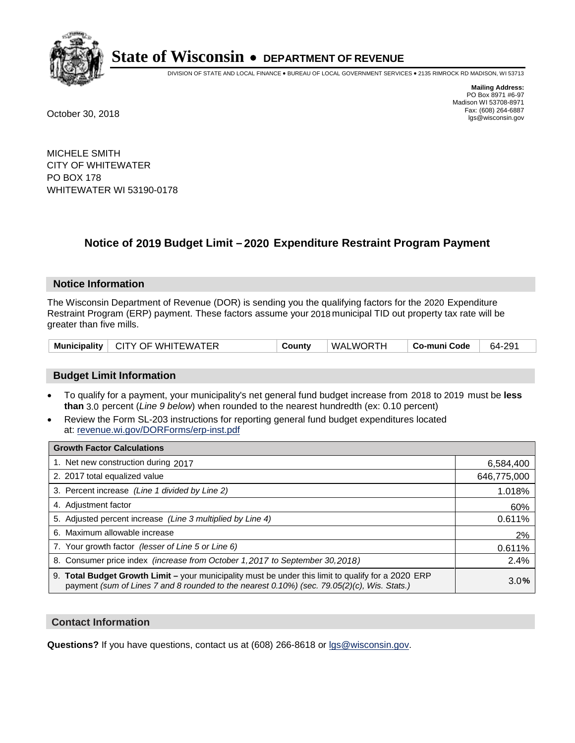# State of Wisconsin • DEPARTMENT OF REVENUE

DIVISION OF STATE AND LOCAL FINANCE • BUREAU OF LOCAL GOVERNMENT SERVICES • 2135 RIMROCK RD MADISON, WI 53713

**Mailing Address:**
PO Box 8971 #6-97
Madison WI 53708-8971
Fax: (608) 264-6887
lgs@wisconsin.gov

October 30, 2018

MICHELE SMITH
CITY OF WHITEWATER
PO BOX 178
WHITEWATER WI 53190-0178

## Notice of 2019 Budget Limit – 2020 Expenditure Restraint Program Payment

### Notice Information

The Wisconsin Department of Revenue (DOR) is sending you the qualifying factors for the 2020 Expenditure Restraint Program (ERP) payment. These factors assume your 2018 municipal TID out property tax rate will be greater than five mills.

| Municipality | CITY OF WHITEWATER | County | WALWORTH | Co-muni Code | 64-291 |
|---|---|---|---|---|---|

### Budget Limit Information

- To qualify for a payment, your municipality's net general fund budget increase from 2018 to 2019 must be **less than** 3.0 percent (*Line 9 below*) when rounded to the nearest hundredth (ex: 0.10 percent)
- Review the Form SL-203 instructions for reporting general fund budget expenditures located at: revenue.wi.gov/DORForms/erp-inst.pdf

| Growth Factor Calculations | |
|---|---|
| 1. Net new construction during 2017 | 6,584,400 |
| 2. 2017 total equalized value | 646,775,000 |
| 3. Percent increase *(Line 1 divided by Line 2)* | 1.018% |
| 4. Adjustment factor | 60% |
| 5. Adjusted percent increase *(Line 3 multiplied by Line 4)* | 0.611% |
| 6. Maximum allowable increase | 2% |
| 7. Your growth factor *(lesser of Line 5 or Line 6)* | 0.611% |
| 8. Consumer price index *(increase from October 1,2017 to September 30,2018)* | 2.4% |
| 9. **Total Budget Growth Limit –** your municipality must be under this limit to qualify for a 2020 ERP payment *(sum of Lines 7 and 8 rounded to the nearest 0.10%) (sec. 79.05(2)(c), Wis. Stats.)* | 3.0**%** |

### Contact Information

**Questions?** If you have questions, contact us at (608) 266-8618 or lgs@wisconsin.gov.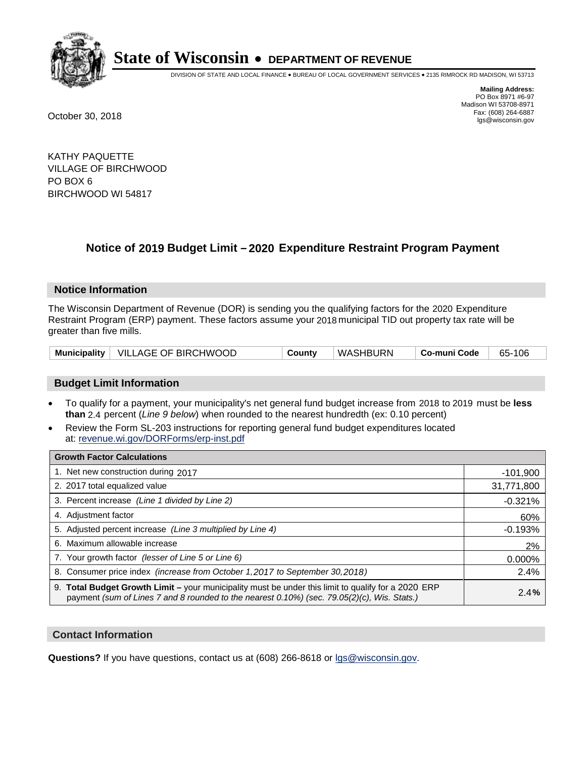# State of Wisconsin • DEPARTMENT OF REVENUE

DIVISION OF STATE AND LOCAL FINANCE • BUREAU OF LOCAL GOVERNMENT SERVICES • 2135 RIMROCK RD MADISON, WI 53713

**Mailing Address:**
PO Box 8971 #6-97
Madison WI 53708-8971
Fax: (608) 264-6887
lgs@wisconsin.gov

October 30, 2018

KATHY PAQUETTE
VILLAGE OF BIRCHWOOD
PO BOX 6
BIRCHWOOD WI 54817

## Notice of 2019 Budget Limit – 2020 Expenditure Restraint Program Payment

### Notice Information

The Wisconsin Department of Revenue (DOR) is sending you the qualifying factors for the 2020 Expenditure Restraint Program (ERP) payment. These factors assume your 2018 municipal TID out property tax rate will be greater than five mills.

| Municipality | VILLAGE OF BIRCHWOOD | County | WASHBURN | Co-muni Code | 65-106 |
|---|---|---|---|---|---|

### Budget Limit Information

- To qualify for a payment, your municipality's net general fund budget increase from 2018 to 2019 must be **less than** 2.4 percent (*Line 9 below*) when rounded to the nearest hundredth (ex: 0.10 percent)
- Review the Form SL-203 instructions for reporting general fund budget expenditures located at: revenue.wi.gov/DORForms/erp-inst.pdf

| Growth Factor Calculations | |
|---|---|
| 1. Net new construction during 2017 | -101,900 |
| 2. 2017 total equalized value | 31,771,800 |
| 3. Percent increase *(Line 1 divided by Line 2)* | -0.321% |
| 4. Adjustment factor | 60% |
| 5. Adjusted percent increase *(Line 3 multiplied by Line 4)* | -0.193% |
| 6. Maximum allowable increase | 2% |
| 7. Your growth factor *(lesser of Line 5 or Line 6)* | 0.000% |
| 8. Consumer price index *(increase from October 1,2017 to September 30,2018)* | 2.4% |
| 9. **Total Budget Growth Limit –** your municipality must be under this limit to qualify for a 2020 ERP payment *(sum of Lines 7 and 8 rounded to the nearest 0.10%) (sec. 79.05(2)(c), Wis. Stats.)* | 2.4**%** |

### Contact Information

**Questions?** If you have questions, contact us at (608) 266-8618 or lgs@wisconsin.gov.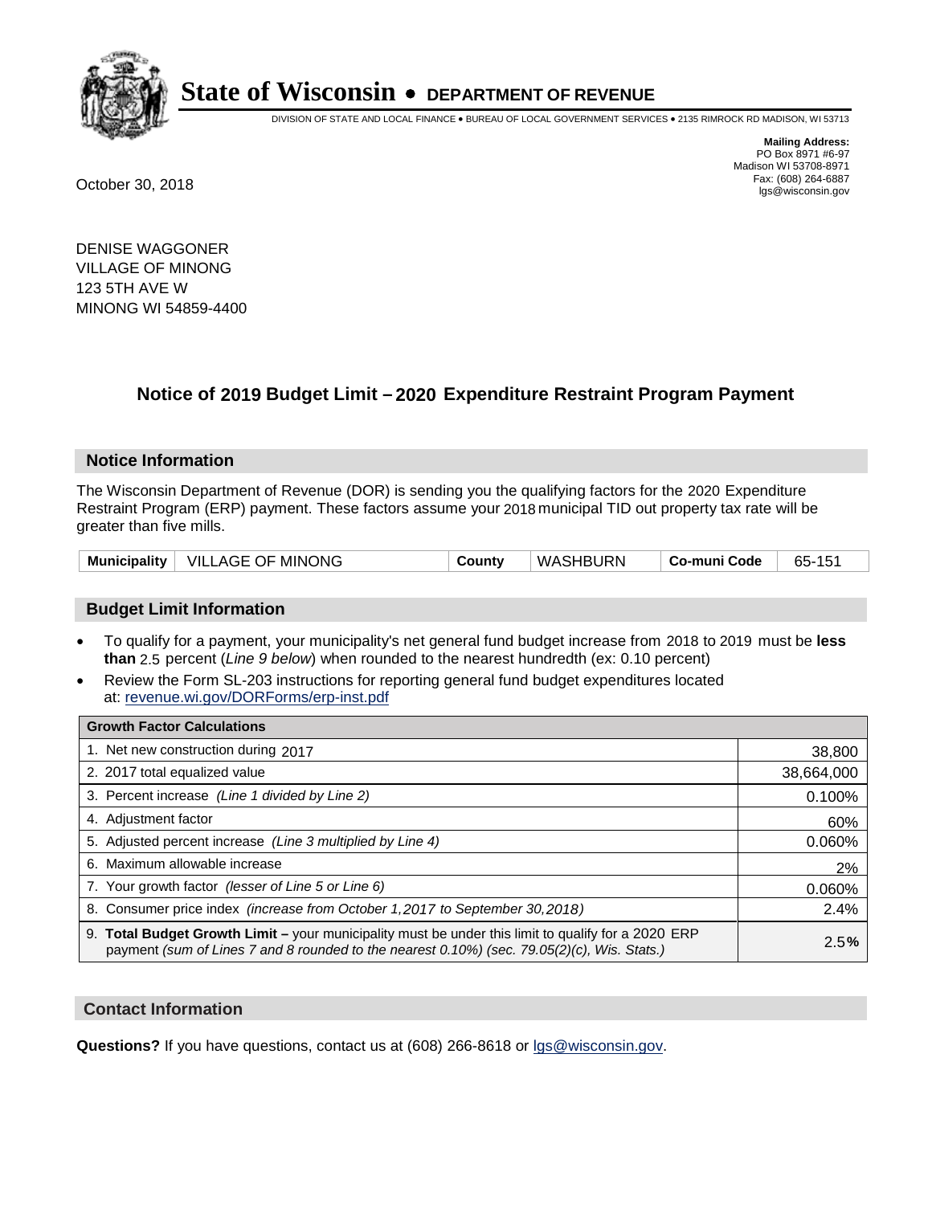# State of Wisconsin • DEPARTMENT OF REVENUE

DIVISION OF STATE AND LOCAL FINANCE • BUREAU OF LOCAL GOVERNMENT SERVICES • 2135 RIMROCK RD MADISON, WI 53713

**Mailing Address:**
PO Box 8971 #6-97
Madison WI 53708-8971
Fax: (608) 264-6887
lgs@wisconsin.gov

October 30, 2018

DENISE WAGGONER
VILLAGE OF MINONG
123 5TH AVE W
MINONG WI 54859-4400

## Notice of 2019 Budget Limit – 2020 Expenditure Restraint Program Payment

### Notice Information

The Wisconsin Department of Revenue (DOR) is sending you the qualifying factors for the 2020 Expenditure Restraint Program (ERP) payment. These factors assume your 2018 municipal TID out property tax rate will be greater than five mills.

| Municipality | VILLAGE OF MINONG | County | WASHBURN | Co-muni Code | 65-151 |
|---|---|---|---|---|---|

### Budget Limit Information

- To qualify for a payment, your municipality's net general fund budget increase from 2018 to 2019 must be **less than** 2.5 percent (*Line 9 below*) when rounded to the nearest hundredth (ex: 0.10 percent)
- Review the Form SL-203 instructions for reporting general fund budget expenditures located at: revenue.wi.gov/DORForms/erp-inst.pdf

| Growth Factor Calculations | |
|---|---|
| 1. Net new construction during 2017 | 38,800 |
| 2. 2017 total equalized value | 38,664,000 |
| 3. Percent increase *(Line 1 divided by Line 2)* | 0.100% |
| 4. Adjustment factor | 60% |
| 5. Adjusted percent increase *(Line 3 multiplied by Line 4)* | 0.060% |
| 6. Maximum allowable increase | 2% |
| 7. Your growth factor *(lesser of Line 5 or Line 6)* | 0.060% |
| 8. Consumer price index *(increase from October 1,2017 to September 30,2018)* | 2.4% |
| 9. **Total Budget Growth Limit –** your municipality must be under this limit to qualify for a 2020 ERP payment *(sum of Lines 7 and 8 rounded to the nearest 0.10%) (sec. 79.05(2)(c), Wis. Stats.)* | 2.5**%** |

### Contact Information

**Questions?** If you have questions, contact us at (608) 266-8618 or lgs@wisconsin.gov.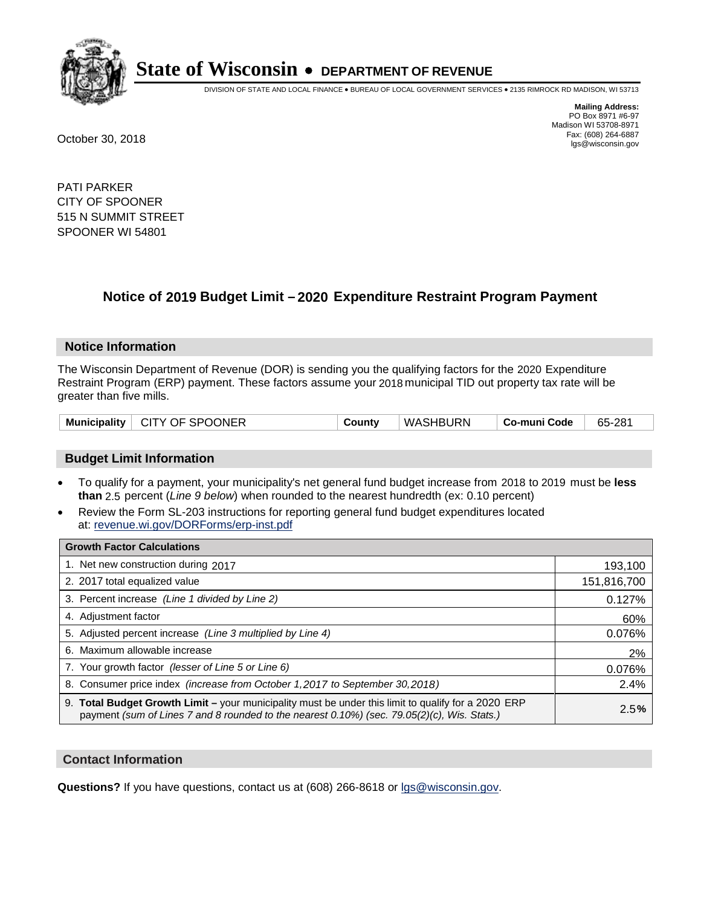# State of Wisconsin • DEPARTMENT OF REVENUE

DIVISION OF STATE AND LOCAL FINANCE • BUREAU OF LOCAL GOVERNMENT SERVICES • 2135 RIMROCK RD MADISON, WI 53713

**Mailing Address:**
PO Box 8971 #6-97
Madison WI 53708-8971
Fax: (608) 264-6887
lgs@wisconsin.gov

October 30, 2018

PATI PARKER
CITY OF SPOONER
515 N SUMMIT STREET
SPOONER WI 54801

## Notice of 2019 Budget Limit – 2020 Expenditure Restraint Program Payment

### Notice Information

The Wisconsin Department of Revenue (DOR) is sending you the qualifying factors for the 2020 Expenditure Restraint Program (ERP) payment. These factors assume your 2018 municipal TID out property tax rate will be greater than five mills.

| Municipality | CITY OF SPOONER | County | WASHBURN | Co-muni Code | 65-281 |
|---|---|---|---|---|---|

### Budget Limit Information

- To qualify for a payment, your municipality's net general fund budget increase from 2018 to 2019 must be **less than** 2.5 percent (*Line 9 below*) when rounded to the nearest hundredth (ex: 0.10 percent)
- Review the Form SL-203 instructions for reporting general fund budget expenditures located at: revenue.wi.gov/DORForms/erp-inst.pdf

| Growth Factor Calculations | |
|---|---|
| 1. Net new construction during 2017 | 193,100 |
| 2. 2017 total equalized value | 151,816,700 |
| 3. Percent increase *(Line 1 divided by Line 2)* | 0.127% |
| 4. Adjustment factor | 60% |
| 5. Adjusted percent increase *(Line 3 multiplied by Line 4)* | 0.076% |
| 6. Maximum allowable increase | 2% |
| 7. Your growth factor *(lesser of Line 5 or Line 6)* | 0.076% |
| 8. Consumer price index *(increase from October 1,2017 to September 30,2018)* | 2.4% |
| 9. **Total Budget Growth Limit –** your municipality must be under this limit to qualify for a 2020 ERP payment *(sum of Lines 7 and 8 rounded to the nearest 0.10%) (sec. 79.05(2)(c), Wis. Stats.)* | 2.5**%** |

### Contact Information

**Questions?** If you have questions, contact us at (608) 266-8618 or lgs@wisconsin.gov.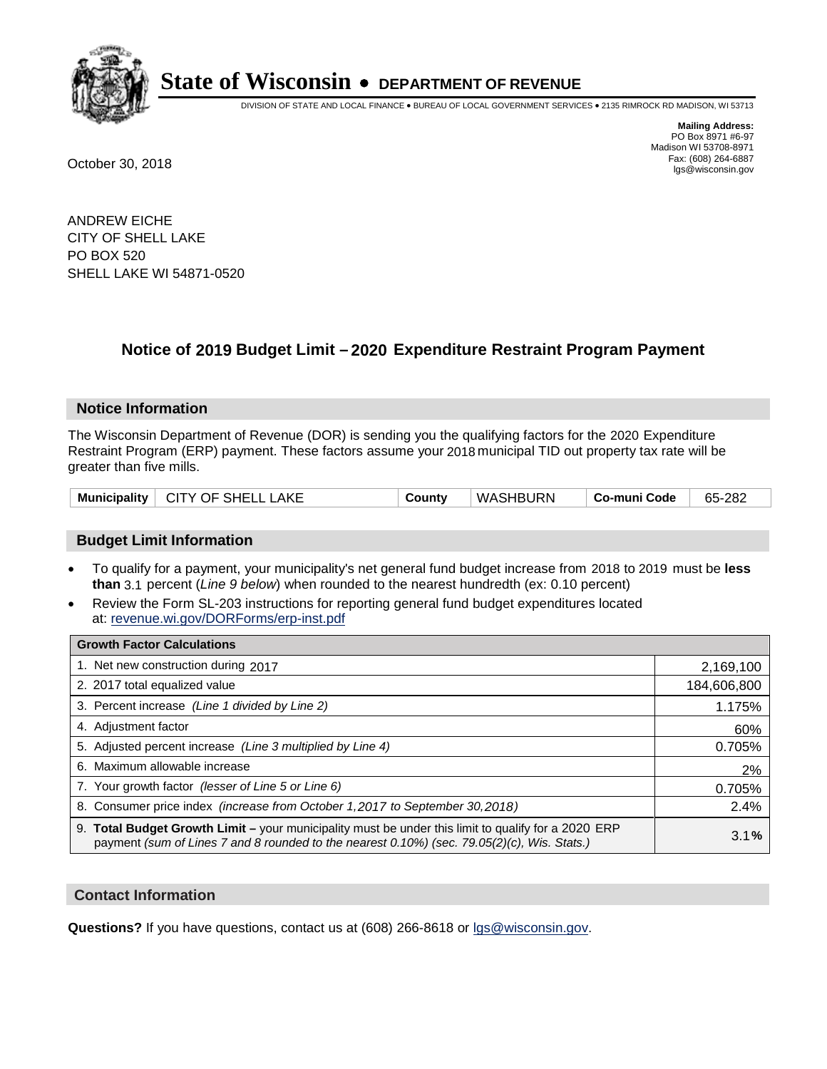# State of Wisconsin • DEPARTMENT OF REVENUE

DIVISION OF STATE AND LOCAL FINANCE • BUREAU OF LOCAL GOVERNMENT SERVICES • 2135 RIMROCK RD MADISON, WI 53713

**Mailing Address:**
PO Box 8971 #6-97
Madison WI 53708-8971
Fax: (608) 264-6887
lgs@wisconsin.gov

October 30, 2018

ANDREW EICHE
CITY OF SHELL LAKE
PO BOX 520
SHELL LAKE WI 54871-0520

## Notice of 2019 Budget Limit – 2020 Expenditure Restraint Program Payment

### Notice Information

The Wisconsin Department of Revenue (DOR) is sending you the qualifying factors for the 2020 Expenditure Restraint Program (ERP) payment. These factors assume your 2018 municipal TID out property tax rate will be greater than five mills.

| Municipality | CITY OF SHELL LAKE | County | WASHBURN | Co-muni Code | 65-282 |
|---|---|---|---|---|---|

### Budget Limit Information

- To qualify for a payment, your municipality's net general fund budget increase from 2018 to 2019 must be **less than** 3.1 percent (*Line 9 below*) when rounded to the nearest hundredth (ex: 0.10 percent)
- Review the Form SL-203 instructions for reporting general fund budget expenditures located at: revenue.wi.gov/DORForms/erp-inst.pdf

| Growth Factor Calculations | |
|---|---|
| 1. Net new construction during 2017 | 2,169,100 |
| 2. 2017 total equalized value | 184,606,800 |
| 3. Percent increase *(Line 1 divided by Line 2)* | 1.175% |
| 4. Adjustment factor | 60% |
| 5. Adjusted percent increase *(Line 3 multiplied by Line 4)* | 0.705% |
| 6. Maximum allowable increase | 2% |
| 7. Your growth factor *(lesser of Line 5 or Line 6)* | 0.705% |
| 8. Consumer price index *(increase from October 1,2017 to September 30,2018)* | 2.4% |
| 9. **Total Budget Growth Limit –** your municipality must be under this limit to qualify for a 2020 ERP payment *(sum of Lines 7 and 8 rounded to the nearest 0.10%) (sec. 79.05(2)(c), Wis. Stats.)* | 3.1**%** |

### Contact Information

**Questions?** If you have questions, contact us at (608) 266-8618 or lgs@wisconsin.gov.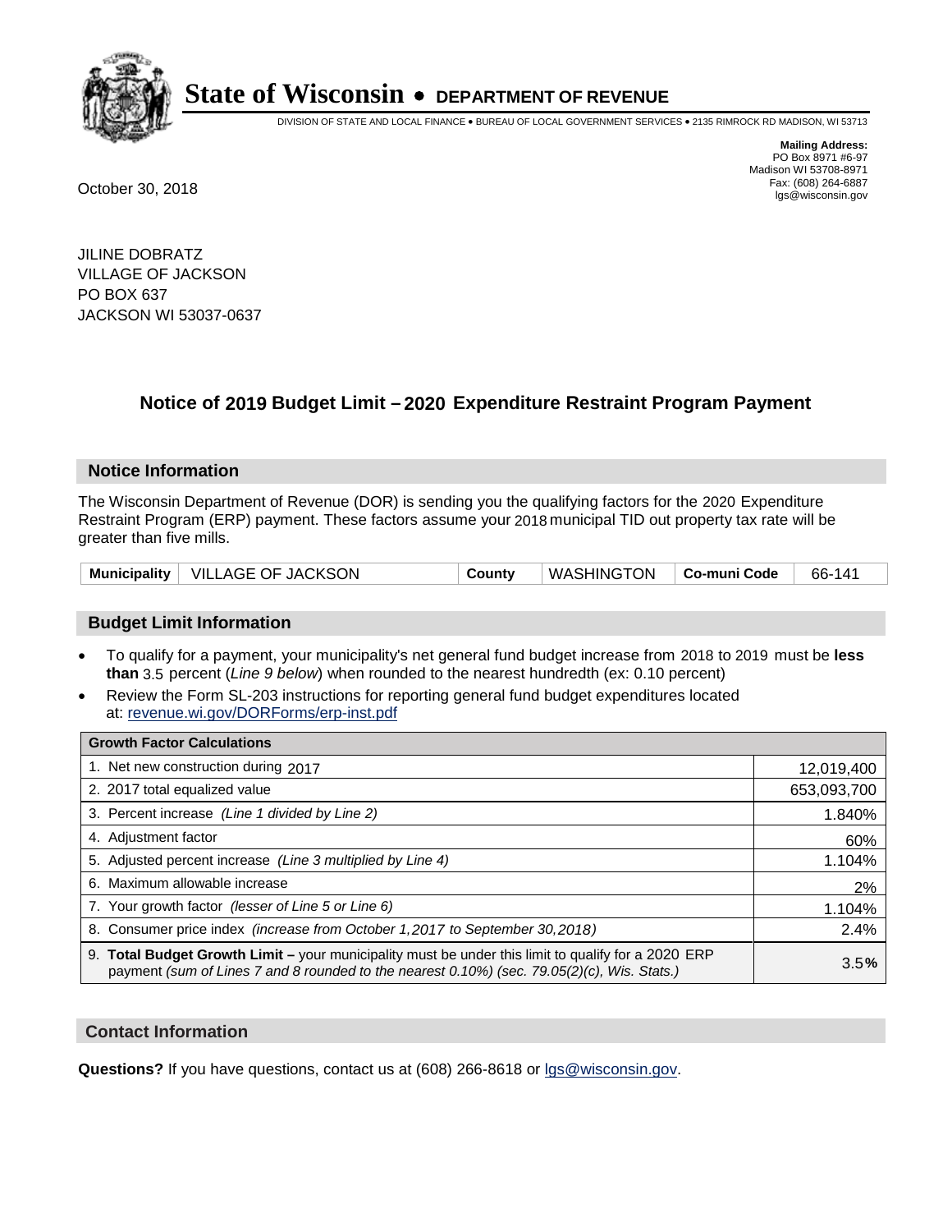# State of Wisconsin • DEPARTMENT OF REVENUE

DIVISION OF STATE AND LOCAL FINANCE • BUREAU OF LOCAL GOVERNMENT SERVICES • 2135 RIMROCK RD MADISON, WI 53713

**Mailing Address:**
PO Box 8971 #6-97
Madison WI 53708-8971
Fax: (608) 264-6887
lgs@wisconsin.gov

October 30, 2018

JILINE DOBRATZ
VILLAGE OF JACKSON
PO BOX 637
JACKSON WI 53037-0637

## Notice of 2019 Budget Limit – 2020 Expenditure Restraint Program Payment

### Notice Information

The Wisconsin Department of Revenue (DOR) is sending you the qualifying factors for the 2020 Expenditure Restraint Program (ERP) payment. These factors assume your 2018 municipal TID out property tax rate will be greater than five mills.

| Municipality | VILLAGE OF JACKSON | County | WASHINGTON | Co-muni Code | 66-141 |
|---|---|---|---|---|---|

### Budget Limit Information

- To qualify for a payment, your municipality's net general fund budget increase from 2018 to 2019 must be **less than** 3.5 percent (*Line 9 below*) when rounded to the nearest hundredth (ex: 0.10 percent)
- Review the Form SL-203 instructions for reporting general fund budget expenditures located at: revenue.wi.gov/DORForms/erp-inst.pdf

| Growth Factor Calculations | |
|---|---|
| 1. Net new construction during 2017 | 12,019,400 |
| 2. 2017 total equalized value | 653,093,700 |
| 3. Percent increase *(Line 1 divided by Line 2)* | 1.840% |
| 4. Adjustment factor | 60% |
| 5. Adjusted percent increase *(Line 3 multiplied by Line 4)* | 1.104% |
| 6. Maximum allowable increase | 2% |
| 7. Your growth factor *(lesser of Line 5 or Line 6)* | 1.104% |
| 8. Consumer price index *(increase from October 1,2017 to September 30,2018)* | 2.4% |
| 9. **Total Budget Growth Limit –** your municipality must be under this limit to qualify for a 2020 ERP payment *(sum of Lines 7 and 8 rounded to the nearest 0.10%) (sec. 79.05(2)(c), Wis. Stats.)* | 3.5**%** |

### Contact Information

**Questions?** If you have questions, contact us at (608) 266-8618 or lgs@wisconsin.gov.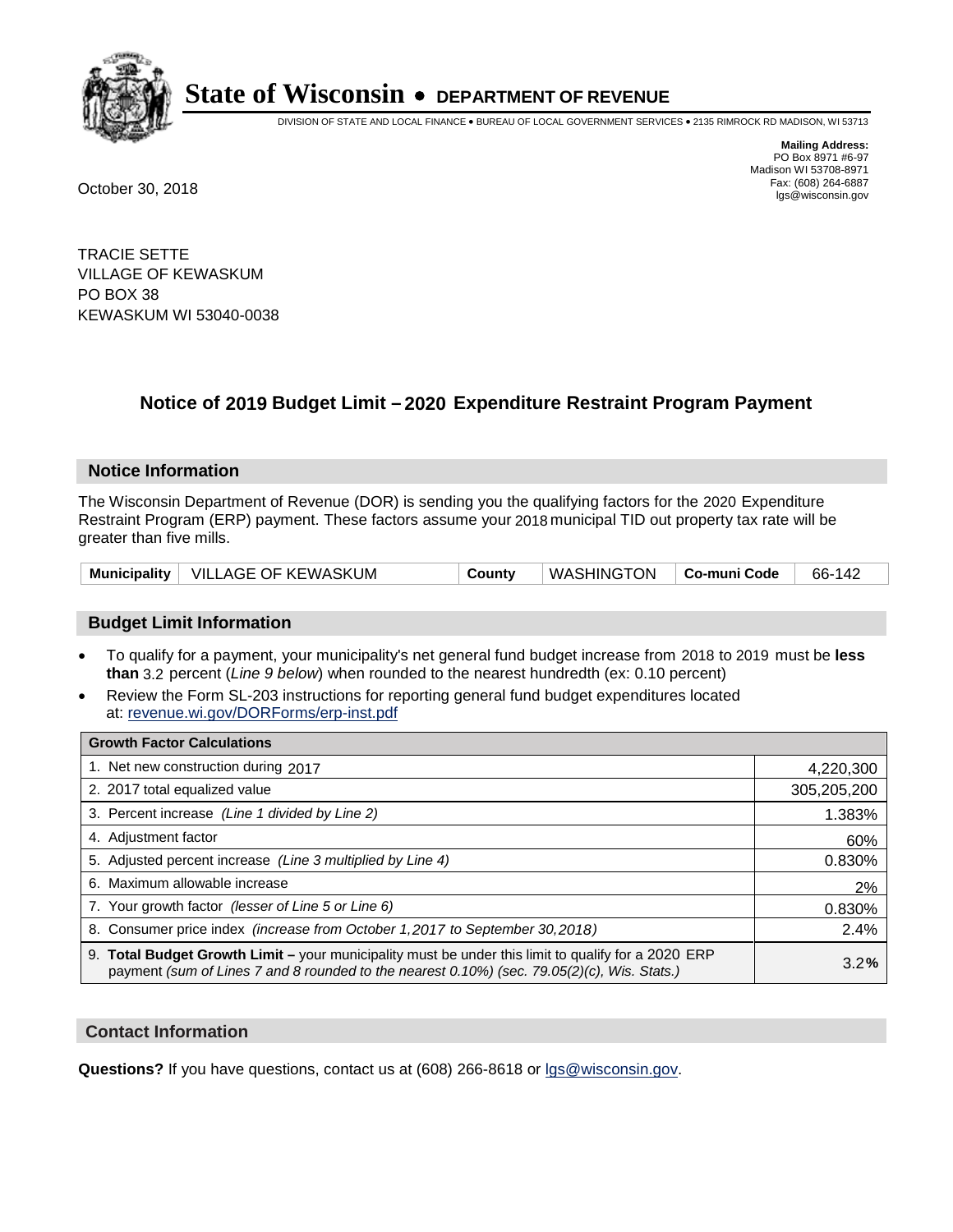# State of Wisconsin • DEPARTMENT OF REVENUE

DIVISION OF STATE AND LOCAL FINANCE • BUREAU OF LOCAL GOVERNMENT SERVICES • 2135 RIMROCK RD MADISON, WI 53713

**Mailing Address:**
PO Box 8971 #6-97
Madison WI 53708-8971
Fax: (608) 264-6887
lgs@wisconsin.gov

October 30, 2018

TRACIE SETTE
VILLAGE OF KEWASKUM
PO BOX 38
KEWASKUM WI 53040-0038

## Notice of 2019 Budget Limit – 2020 Expenditure Restraint Program Payment

### Notice Information

The Wisconsin Department of Revenue (DOR) is sending you the qualifying factors for the 2020 Expenditure Restraint Program (ERP) payment. These factors assume your 2018 municipal TID out property tax rate will be greater than five mills.

| Municipality | VILLAGE OF KEWASKUM | County | WASHINGTON | Co-muni Code | 66-142 |
|---|---|---|---|---|---|

### Budget Limit Information

- To qualify for a payment, your municipality's net general fund budget increase from 2018 to 2019 must be **less than** 3.2 percent (*Line 9 below*) when rounded to the nearest hundredth (ex: 0.10 percent)
- Review the Form SL-203 instructions for reporting general fund budget expenditures located at: revenue.wi.gov/DORForms/erp-inst.pdf

| Growth Factor Calculations | |
|---|---|
| 1. Net new construction during 2017 | 4,220,300 |
| 2. 2017 total equalized value | 305,205,200 |
| 3. Percent increase *(Line 1 divided by Line 2)* | 1.383% |
| 4. Adjustment factor | 60% |
| 5. Adjusted percent increase *(Line 3 multiplied by Line 4)* | 0.830% |
| 6. Maximum allowable increase | 2% |
| 7. Your growth factor *(lesser of Line 5 or Line 6)* | 0.830% |
| 8. Consumer price index *(increase from October 1,2017 to September 30,2018)* | 2.4% |
| 9. **Total Budget Growth Limit –** your municipality must be under this limit to qualify for a 2020 ERP payment *(sum of Lines 7 and 8 rounded to the nearest 0.10%) (sec. 79.05(2)(c), Wis. Stats.)* | 3.2**%** |

### Contact Information

**Questions?** If you have questions, contact us at (608) 266-8618 or lgs@wisconsin.gov.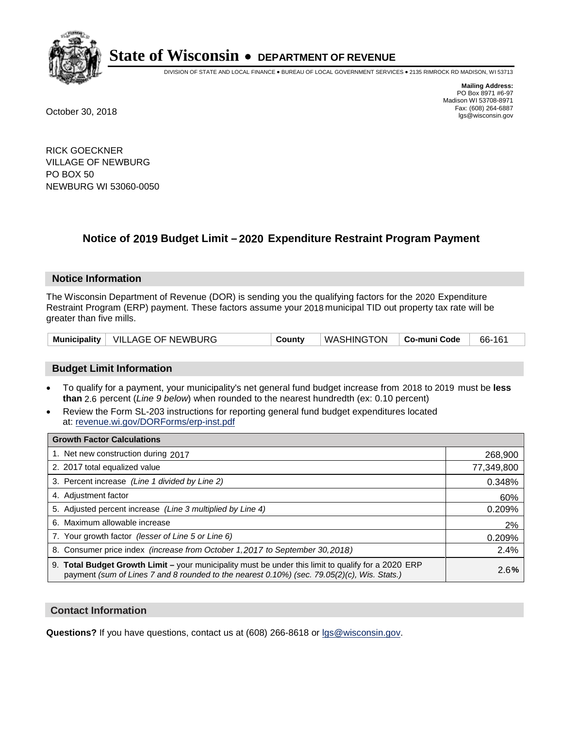# State of Wisconsin • DEPARTMENT OF REVENUE

DIVISION OF STATE AND LOCAL FINANCE • BUREAU OF LOCAL GOVERNMENT SERVICES • 2135 RIMROCK RD MADISON, WI 53713

**Mailing Address:**
PO Box 8971 #6-97
Madison WI 53708-8971
Fax: (608) 264-6887
lgs@wisconsin.gov

October 30, 2018

RICK GOECKNER
VILLAGE OF NEWBURG
PO BOX 50
NEWBURG WI 53060-0050

## Notice of 2019 Budget Limit – 2020 Expenditure Restraint Program Payment

### Notice Information

The Wisconsin Department of Revenue (DOR) is sending you the qualifying factors for the 2020 Expenditure Restraint Program (ERP) payment. These factors assume your 2018 municipal TID out property tax rate will be greater than five mills.

| Municipality | VILLAGE OF NEWBURG | County | WASHINGTON | Co-muni Code | 66-161 |
|---|---|---|---|---|---|

### Budget Limit Information

- To qualify for a payment, your municipality's net general fund budget increase from 2018 to 2019 must be **less than** 2.6 percent (*Line 9 below*) when rounded to the nearest hundredth (ex: 0.10 percent)
- Review the Form SL-203 instructions for reporting general fund budget expenditures located at: revenue.wi.gov/DORForms/erp-inst.pdf

| Growth Factor Calculations | |
|---|---|
| 1. Net new construction during 2017 | 268,900 |
| 2. 2017 total equalized value | 77,349,800 |
| 3. Percent increase *(Line 1 divided by Line 2)* | 0.348% |
| 4. Adjustment factor | 60% |
| 5. Adjusted percent increase *(Line 3 multiplied by Line 4)* | 0.209% |
| 6. Maximum allowable increase | 2% |
| 7. Your growth factor *(lesser of Line 5 or Line 6)* | 0.209% |
| 8. Consumer price index *(increase from October 1,2017 to September 30,2018)* | 2.4% |
| 9. **Total Budget Growth Limit** – your municipality must be under this limit to qualify for a 2020 ERP payment *(sum of Lines 7 and 8 rounded to the nearest 0.10%) (sec. 79.05(2)(c), Wis. Stats.)* | 2.6**%** |

### Contact Information

**Questions?** If you have questions, contact us at (608) 266-8618 or lgs@wisconsin.gov.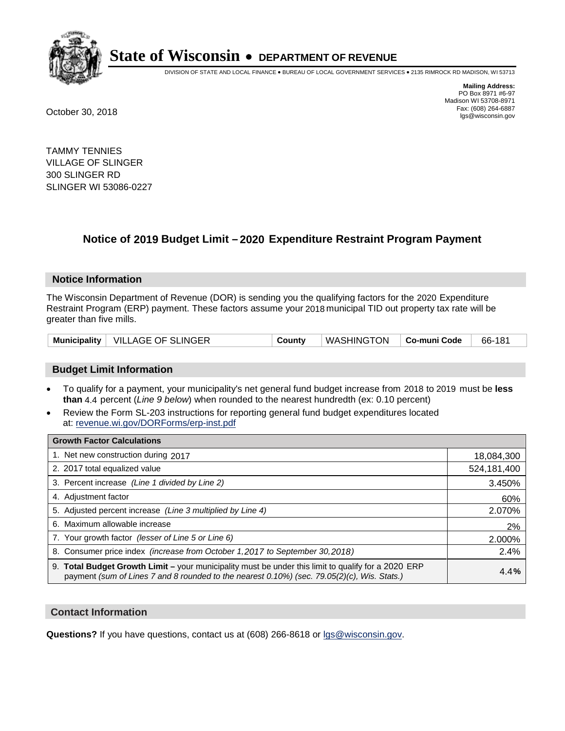# State of Wisconsin • DEPARTMENT OF REVENUE

DIVISION OF STATE AND LOCAL FINANCE • BUREAU OF LOCAL GOVERNMENT SERVICES • 2135 RIMROCK RD MADISON, WI 53713

**Mailing Address:**
PO Box 8971 #6-97
Madison WI 53708-8971
Fax: (608) 264-6887
lgs@wisconsin.gov

October 30, 2018

TAMMY TENNIES
VILLAGE OF SLINGER
300 SLINGER RD
SLINGER WI 53086-0227

## Notice of 2019 Budget Limit – 2020 Expenditure Restraint Program Payment

### Notice Information

The Wisconsin Department of Revenue (DOR) is sending you the qualifying factors for the 2020 Expenditure Restraint Program (ERP) payment. These factors assume your 2018 municipal TID out property tax rate will be greater than five mills.

| Municipality | VILLAGE OF SLINGER | County | WASHINGTON | Co-muni Code | 66-181 |
|---|---|---|---|---|---|

### Budget Limit Information

- To qualify for a payment, your municipality's net general fund budget increase from 2018 to 2019 must be **less than** 4.4 percent (*Line 9 below*) when rounded to the nearest hundredth (ex: 0.10 percent)
- Review the Form SL-203 instructions for reporting general fund budget expenditures located at: revenue.wi.gov/DORForms/erp-inst.pdf

| Growth Factor Calculations | |
|---|---|
| 1. Net new construction during 2017 | 18,084,300 |
| 2. 2017 total equalized value | 524,181,400 |
| 3. Percent increase *(Line 1 divided by Line 2)* | 3.450% |
| 4. Adjustment factor | 60% |
| 5. Adjusted percent increase *(Line 3 multiplied by Line 4)* | 2.070% |
| 6. Maximum allowable increase | 2% |
| 7. Your growth factor *(lesser of Line 5 or Line 6)* | 2.000% |
| 8. Consumer price index *(increase from October 1,2017 to September 30,2018)* | 2.4% |
| 9. **Total Budget Growth Limit –** your municipality must be under this limit to qualify for a 2020 ERP payment *(sum of Lines 7 and 8 rounded to the nearest 0.10%) (sec. 79.05(2)(c), Wis. Stats.)* | **4.4%** |

### Contact Information

**Questions?** If you have questions, contact us at (608) 266-8618 or lgs@wisconsin.gov.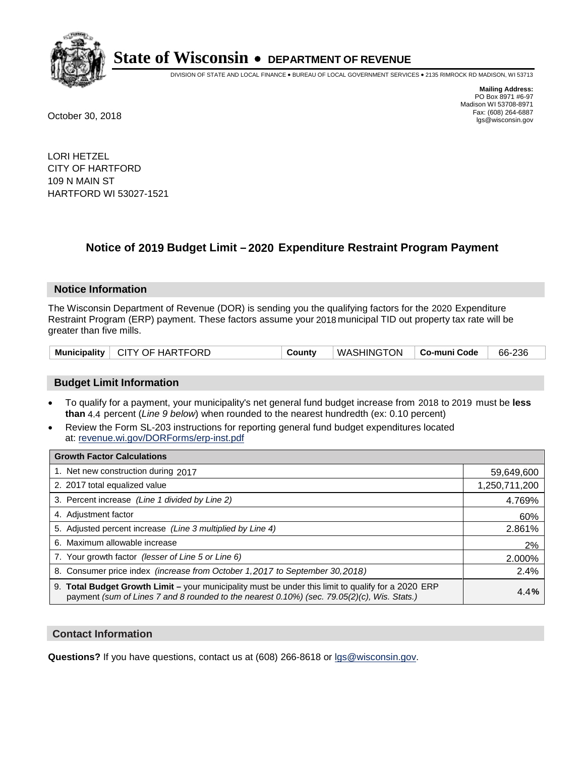# State of Wisconsin • DEPARTMENT OF REVENUE

DIVISION OF STATE AND LOCAL FINANCE • BUREAU OF LOCAL GOVERNMENT SERVICES • 2135 RIMROCK RD MADISON, WI 53713

**Mailing Address:**
PO Box 8971 #6-97
Madison WI 53708-8971
Fax: (608) 264-6887
lgs@wisconsin.gov

October 30, 2018

LORI HETZEL
CITY OF HARTFORD
109 N MAIN ST
HARTFORD WI 53027-1521

## Notice of 2019 Budget Limit – 2020 Expenditure Restraint Program Payment

### Notice Information

The Wisconsin Department of Revenue (DOR) is sending you the qualifying factors for the 2020 Expenditure Restraint Program (ERP) payment. These factors assume your 2018 municipal TID out property tax rate will be greater than five mills.

| Municipality | CITY OF HARTFORD | County | WASHINGTON | Co-muni Code | 66-236 |
|---|---|---|---|---|---|

### Budget Limit Information

- To qualify for a payment, your municipality's net general fund budget increase from 2018 to 2019 must be **less than** 4.4 percent (*Line 9 below*) when rounded to the nearest hundredth (ex: 0.10 percent)
- Review the Form SL-203 instructions for reporting general fund budget expenditures located at: revenue.wi.gov/DORForms/erp-inst.pdf

| Growth Factor Calculations | |
|---|---|
| 1. Net new construction during 2017 | 59,649,600 |
| 2. 2017 total equalized value | 1,250,711,200 |
| 3. Percent increase *(Line 1 divided by Line 2)* | 4.769% |
| 4. Adjustment factor | 60% |
| 5. Adjusted percent increase *(Line 3 multiplied by Line 4)* | 2.861% |
| 6. Maximum allowable increase | 2% |
| 7. Your growth factor *(lesser of Line 5 or Line 6)* | 2.000% |
| 8. Consumer price index *(increase from October 1,2017 to September 30,2018)* | 2.4% |
| 9. **Total Budget Growth Limit –** your municipality must be under this limit to qualify for a 2020 ERP payment *(sum of Lines 7 and 8 rounded to the nearest 0.10%) (sec. 79.05(2)(c), Wis. Stats.)* | 4.4**%** |

### Contact Information

**Questions?** If you have questions, contact us at (608) 266-8618 or lgs@wisconsin.gov.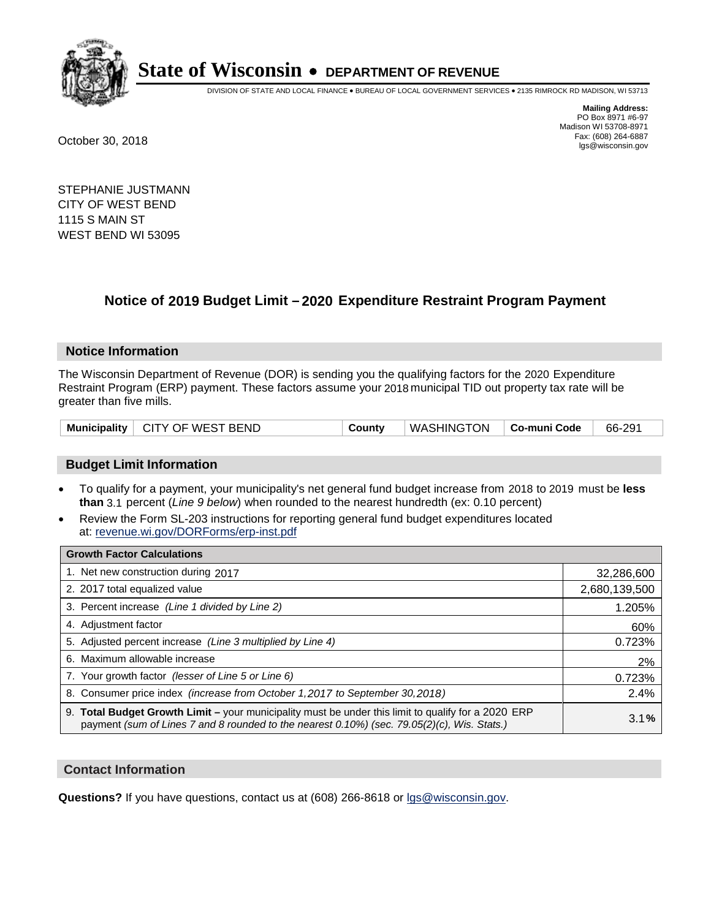# State of Wisconsin • DEPARTMENT OF REVENUE

DIVISION OF STATE AND LOCAL FINANCE • BUREAU OF LOCAL GOVERNMENT SERVICES • 2135 RIMROCK RD MADISON, WI 53713

**Mailing Address:**
PO Box 8971 #6-97
Madison WI 53708-8971
Fax: (608) 264-6887
lgs@wisconsin.gov

October 30, 2018

STEPHANIE JUSTMANN
CITY OF WEST BEND
1115 S MAIN ST
WEST BEND WI 53095

## Notice of 2019 Budget Limit – 2020 Expenditure Restraint Program Payment

### Notice Information

The Wisconsin Department of Revenue (DOR) is sending you the qualifying factors for the 2020 Expenditure Restraint Program (ERP) payment. These factors assume your 2018 municipal TID out property tax rate will be greater than five mills.

| Municipality | CITY OF WEST BEND | County | WASHINGTON | Co-muni Code | 66-291 |
|---|---|---|---|---|---|

### Budget Limit Information

- To qualify for a payment, your municipality's net general fund budget increase from 2018 to 2019 must be **less than** 3.1 percent (*Line 9 below*) when rounded to the nearest hundredth (ex: 0.10 percent)
- Review the Form SL-203 instructions for reporting general fund budget expenditures located at: revenue.wi.gov/DORForms/erp-inst.pdf

| Growth Factor Calculations | |
|---|---|
| 1. Net new construction during 2017 | 32,286,600 |
| 2. 2017 total equalized value | 2,680,139,500 |
| 3. Percent increase *(Line 1 divided by Line 2)* | 1.205% |
| 4. Adjustment factor | 60% |
| 5. Adjusted percent increase *(Line 3 multiplied by Line 4)* | 0.723% |
| 6. Maximum allowable increase | 2% |
| 7. Your growth factor *(lesser of Line 5 or Line 6)* | 0.723% |
| 8. Consumer price index *(increase from October 1,2017 to September 30,2018)* | 2.4% |
| 9. **Total Budget Growth Limit –** your municipality must be under this limit to qualify for a 2020 ERP payment *(sum of Lines 7 and 8 rounded to the nearest 0.10%) (sec. 79.05(2)(c), Wis. Stats.)* | 3.1**%** |

### Contact Information

**Questions?** If you have questions, contact us at (608) 266-8618 or lgs@wisconsin.gov.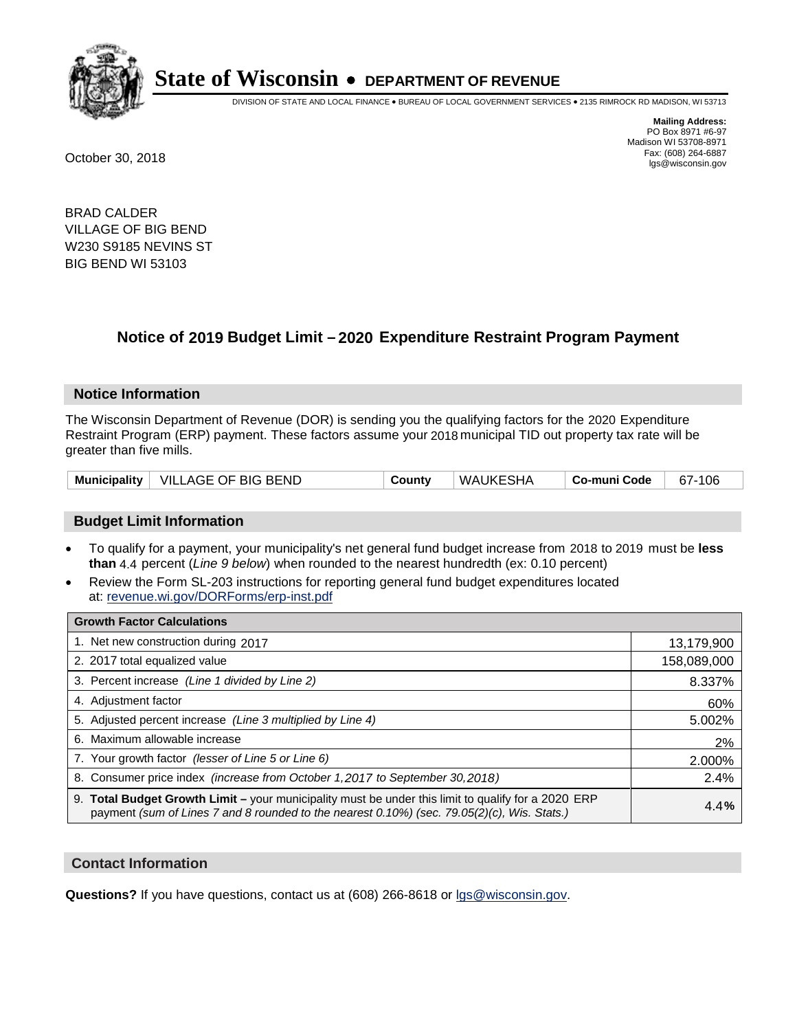# State of Wisconsin • DEPARTMENT OF REVENUE

DIVISION OF STATE AND LOCAL FINANCE • BUREAU OF LOCAL GOVERNMENT SERVICES • 2135 RIMROCK RD MADISON, WI 53713

**Mailing Address:**
PO Box 8971 #6-97
Madison WI 53708-8971
Fax: (608) 264-6887
lgs@wisconsin.gov

October 30, 2018

BRAD CALDER
VILLAGE OF BIG BEND
W230 S9185 NEVINS ST
BIG BEND WI 53103

## Notice of 2019 Budget Limit – 2020 Expenditure Restraint Program Payment

### Notice Information

The Wisconsin Department of Revenue (DOR) is sending you the qualifying factors for the 2020 Expenditure Restraint Program (ERP) payment. These factors assume your 2018 municipal TID out property tax rate will be greater than five mills.

| Municipality | VILLAGE OF BIG BEND | County | WAUKESHA | Co-muni Code | 67-106 |
|---|---|---|---|---|---|

### Budget Limit Information

- To qualify for a payment, your municipality's net general fund budget increase from 2018 to 2019 must be **less than** 4.4 percent (*Line 9 below*) when rounded to the nearest hundredth (ex: 0.10 percent)
- Review the Form SL-203 instructions for reporting general fund budget expenditures located at: revenue.wi.gov/DORForms/erp-inst.pdf

| Growth Factor Calculations | |
|---|---|
| 1. Net new construction during 2017 | 13,179,900 |
| 2. 2017 total equalized value | 158,089,000 |
| 3. Percent increase *(Line 1 divided by Line 2)* | 8.337% |
| 4. Adjustment factor | 60% |
| 5. Adjusted percent increase *(Line 3 multiplied by Line 4)* | 5.002% |
| 6. Maximum allowable increase | 2% |
| 7. Your growth factor *(lesser of Line 5 or Line 6)* | 2.000% |
| 8. Consumer price index *(increase from October 1,2017 to September 30,2018)* | 2.4% |
| 9. **Total Budget Growth Limit –** your municipality must be under this limit to qualify for a 2020 ERP payment *(sum of Lines 7 and 8 rounded to the nearest 0.10%) (sec. 79.05(2)(c), Wis. Stats.)* | 4.4**%** |

### Contact Information

**Questions?** If you have questions, contact us at (608) 266-8618 or lgs@wisconsin.gov.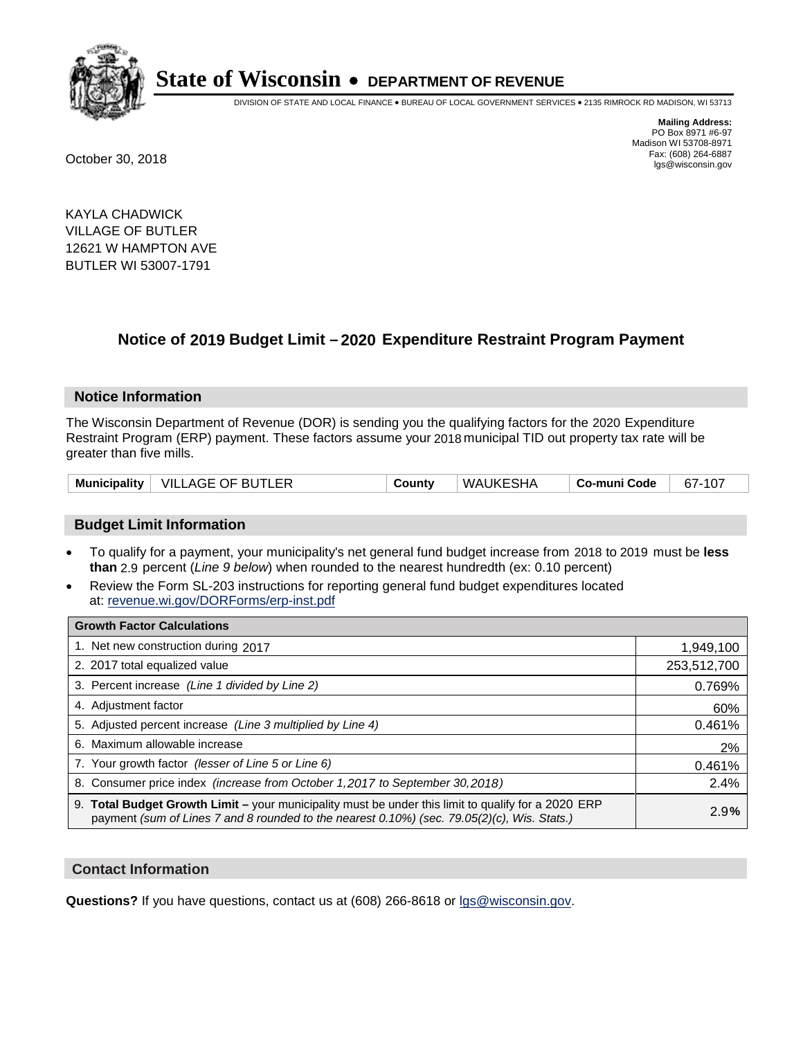# State of Wisconsin • DEPARTMENT OF REVENUE

DIVISION OF STATE AND LOCAL FINANCE • BUREAU OF LOCAL GOVERNMENT SERVICES • 2135 RIMROCK RD MADISON, WI 53713

**Mailing Address:**
PO Box 8971 #6-97
Madison WI 53708-8971
Fax: (608) 264-6887
lgs@wisconsin.gov

October 30, 2018

KAYLA CHADWICK
VILLAGE OF BUTLER
12621 W HAMPTON AVE
BUTLER WI 53007-1791

## Notice of 2019 Budget Limit – 2020 Expenditure Restraint Program Payment

### Notice Information

The Wisconsin Department of Revenue (DOR) is sending you the qualifying factors for the 2020 Expenditure Restraint Program (ERP) payment. These factors assume your 2018 municipal TID out property tax rate will be greater than five mills.

| Municipality | VILLAGE OF BUTLER | County | WAUKESHA | Co-muni Code | 67-107 |
|---|---|---|---|---|---|

### Budget Limit Information

- To qualify for a payment, your municipality's net general fund budget increase from 2018 to 2019 must be **less than** 2.9 percent (*Line 9 below*) when rounded to the nearest hundredth (ex: 0.10 percent)
- Review the Form SL-203 instructions for reporting general fund budget expenditures located at: revenue.wi.gov/DORForms/erp-inst.pdf

| Growth Factor Calculations | |
|---|---|
| 1. Net new construction during 2017 | 1,949,100 |
| 2. 2017 total equalized value | 253,512,700 |
| 3. Percent increase *(Line 1 divided by Line 2)* | 0.769% |
| 4. Adjustment factor | 60% |
| 5. Adjusted percent increase *(Line 3 multiplied by Line 4)* | 0.461% |
| 6. Maximum allowable increase | 2% |
| 7. Your growth factor *(lesser of Line 5 or Line 6)* | 0.461% |
| 8. Consumer price index *(increase from October 1,2017 to September 30,2018)* | 2.4% |
| 9. **Total Budget Growth Limit –** your municipality must be under this limit to qualify for a 2020 ERP payment *(sum of Lines 7 and 8 rounded to the nearest 0.10%) (sec. 79.05(2)(c), Wis. Stats.)* | 2.9**%** |

### Contact Information

**Questions?** If you have questions, contact us at (608) 266-8618 or lgs@wisconsin.gov.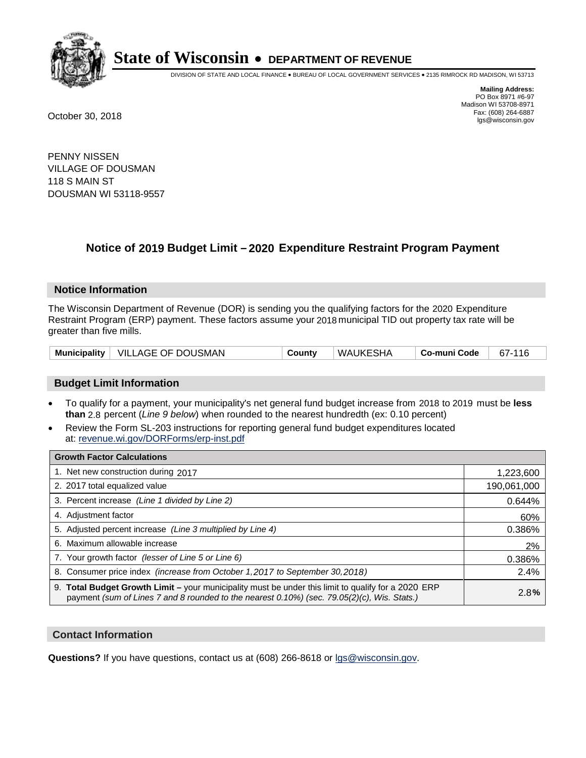# State of Wisconsin • DEPARTMENT OF REVENUE

DIVISION OF STATE AND LOCAL FINANCE • BUREAU OF LOCAL GOVERNMENT SERVICES • 2135 RIMROCK RD MADISON, WI 53713

**Mailing Address:**
PO Box 8971 #6-97
Madison WI 53708-8971
Fax: (608) 264-6887
lgs@wisconsin.gov

October 30, 2018

PENNY NISSEN
VILLAGE OF DOUSMAN
118 S MAIN ST
DOUSMAN WI 53118-9557

## Notice of 2019 Budget Limit – 2020 Expenditure Restraint Program Payment

### Notice Information

The Wisconsin Department of Revenue (DOR) is sending you the qualifying factors for the 2020 Expenditure Restraint Program (ERP) payment. These factors assume your 2018 municipal TID out property tax rate will be greater than five mills.

| Municipality | VILLAGE OF DOUSMAN | County | WAUKESHA | Co-muni Code | 67-116 |
|---|---|---|---|---|---|

### Budget Limit Information

- To qualify for a payment, your municipality's net general fund budget increase from 2018 to 2019 must be **less than** 2.8 percent (*Line 9 below*) when rounded to the nearest hundredth (ex: 0.10 percent)
- Review the Form SL-203 instructions for reporting general fund budget expenditures located at: revenue.wi.gov/DORForms/erp-inst.pdf

| Growth Factor Calculations | |
|---|---|
| 1. Net new construction during 2017 | 1,223,600 |
| 2. 2017 total equalized value | 190,061,000 |
| 3. Percent increase *(Line 1 divided by Line 2)* | 0.644% |
| 4. Adjustment factor | 60% |
| 5. Adjusted percent increase *(Line 3 multiplied by Line 4)* | 0.386% |
| 6. Maximum allowable increase | 2% |
| 7. Your growth factor *(lesser of Line 5 or Line 6)* | 0.386% |
| 8. Consumer price index *(increase from October 1,2017 to September 30,2018)* | 2.4% |
| 9. **Total Budget Growth Limit –** your municipality must be under this limit to qualify for a 2020 ERP payment *(sum of Lines 7 and 8 rounded to the nearest 0.10%) (sec. 79.05(2)(c), Wis. Stats.)* | 2.8**%** |

### Contact Information

**Questions?** If you have questions, contact us at (608) 266-8618 or lgs@wisconsin.gov.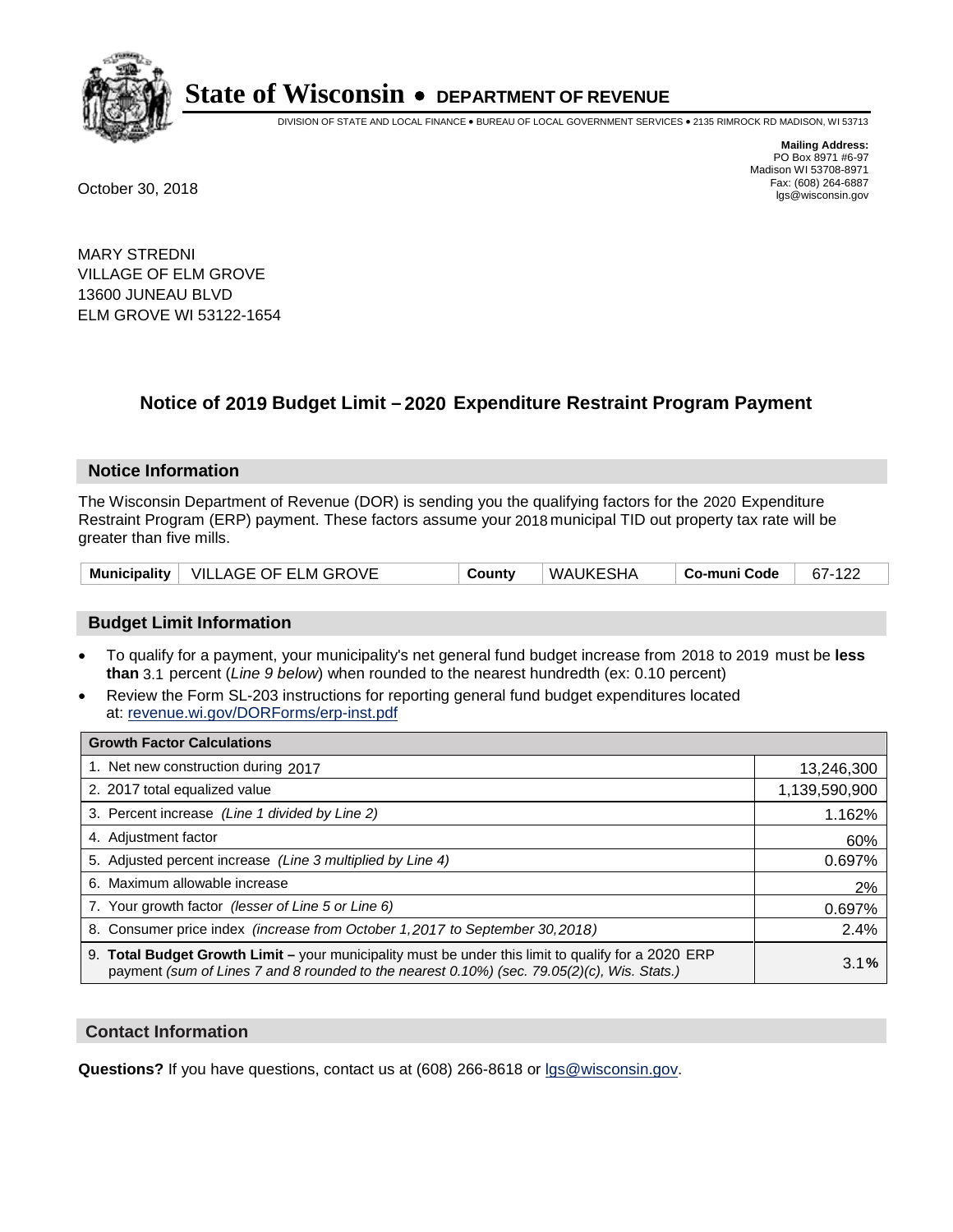# State of Wisconsin • DEPARTMENT OF REVENUE

DIVISION OF STATE AND LOCAL FINANCE • BUREAU OF LOCAL GOVERNMENT SERVICES • 2135 RIMROCK RD MADISON, WI 53713

**Mailing Address:**
PO Box 8971 #6-97
Madison WI 53708-8971
Fax: (608) 264-6887
lgs@wisconsin.gov

October 30, 2018

MARY STREDNI
VILLAGE OF ELM GROVE
13600 JUNEAU BLVD
ELM GROVE WI 53122-1654

## Notice of 2019 Budget Limit – 2020 Expenditure Restraint Program Payment

### Notice Information

The Wisconsin Department of Revenue (DOR) is sending you the qualifying factors for the 2020 Expenditure Restraint Program (ERP) payment. These factors assume your 2018 municipal TID out property tax rate will be greater than five mills.

| Municipality | VILLAGE OF ELM GROVE | County | WAUKESHA | Co-muni Code | 67-122 |
|---|---|---|---|---|---|

### Budget Limit Information

- To qualify for a payment, your municipality's net general fund budget increase from 2018 to 2019 must be **less than** 3.1 percent (*Line 9 below*) when rounded to the nearest hundredth (ex: 0.10 percent)
- Review the Form SL-203 instructions for reporting general fund budget expenditures located at: revenue.wi.gov/DORForms/erp-inst.pdf

| Growth Factor Calculations | |
|---|---|
| 1. Net new construction during 2017 | 13,246,300 |
| 2. 2017 total equalized value | 1,139,590,900 |
| 3. Percent increase *(Line 1 divided by Line 2)* | 1.162% |
| 4. Adjustment factor | 60% |
| 5. Adjusted percent increase *(Line 3 multiplied by Line 4)* | 0.697% |
| 6. Maximum allowable increase | 2% |
| 7. Your growth factor *(lesser of Line 5 or Line 6)* | 0.697% |
| 8. Consumer price index *(increase from October 1,2017 to September 30,2018)* | 2.4% |
| 9. **Total Budget Growth Limit –** your municipality must be under this limit to qualify for a 2020 ERP payment *(sum of Lines 7 and 8 rounded to the nearest 0.10%) (sec. 79.05(2)(c), Wis. Stats.)* | 3.1**%** |

### Contact Information

**Questions?** If you have questions, contact us at (608) 266-8618 or lgs@wisconsin.gov.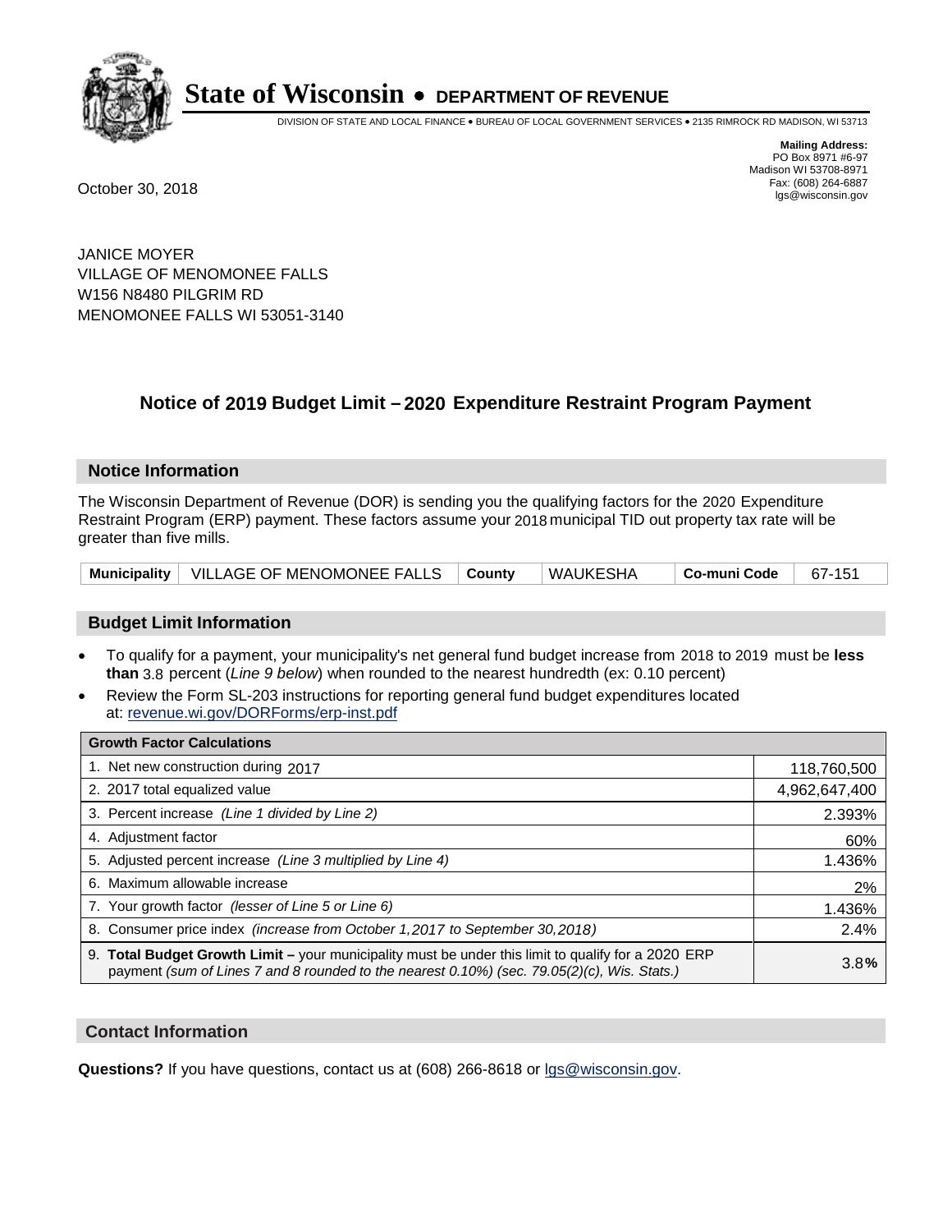# State of Wisconsin • DEPARTMENT OF REVENUE

DIVISION OF STATE AND LOCAL FINANCE • BUREAU OF LOCAL GOVERNMENT SERVICES • 2135 RIMROCK RD MADISON, WI 53713

**Mailing Address:**
PO Box 8971 #6-97
Madison WI 53708-8971
Fax: (608) 264-6887
lgs@wisconsin.gov

October 30, 2018

JANICE MOYER
VILLAGE OF MENOMONEE FALLS
W156 N8480 PILGRIM RD
MENOMONEE FALLS WI 53051-3140

## Notice of 2019 Budget Limit – 2020 Expenditure Restraint Program Payment

### Notice Information

The Wisconsin Department of Revenue (DOR) is sending you the qualifying factors for the 2020 Expenditure Restraint Program (ERP) payment. These factors assume your 2018 municipal TID out property tax rate will be greater than five mills.

| Municipality | VILLAGE OF MENOMONEE FALLS | County | WAUKESHA | Co-muni Code | 67-151 |
|---|---|---|---|---|---|

### Budget Limit Information

- To qualify for a payment, your municipality's net general fund budget increase from 2018 to 2019 must be **less than** 3.8 percent (*Line 9 below*) when rounded to the nearest hundredth (ex: 0.10 percent)
- Review the Form SL-203 instructions for reporting general fund budget expenditures located at: revenue.wi.gov/DORForms/erp-inst.pdf

| Growth Factor Calculations | |
|---|---|
| 1. Net new construction during 2017 | 118,760,500 |
| 2. 2017 total equalized value | 4,962,647,400 |
| 3. Percent increase *(Line 1 divided by Line 2)* | 2.393% |
| 4. Adjustment factor | 60% |
| 5. Adjusted percent increase *(Line 3 multiplied by Line 4)* | 1.436% |
| 6. Maximum allowable increase | 2% |
| 7. Your growth factor *(lesser of Line 5 or Line 6)* | 1.436% |
| 8. Consumer price index *(increase from October 1,2017 to September 30,2018)* | 2.4% |
| 9. **Total Budget Growth Limit –** your municipality must be under this limit to qualify for a 2020 ERP payment *(sum of Lines 7 and 8 rounded to the nearest 0.10%) (sec. 79.05(2)(c), Wis. Stats.)* | 3.8**%** |

### Contact Information

**Questions?** If you have questions, contact us at (608) 266-8618 or lgs@wisconsin.gov.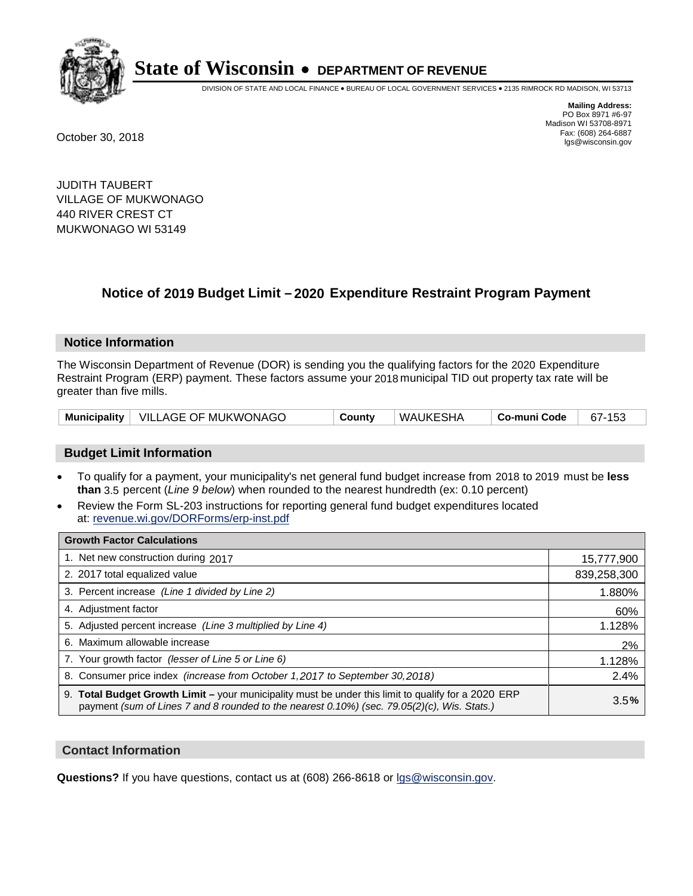# State of Wisconsin • DEPARTMENT OF REVENUE

DIVISION OF STATE AND LOCAL FINANCE • BUREAU OF LOCAL GOVERNMENT SERVICES • 2135 RIMROCK RD MADISON, WI 53713

**Mailing Address:**
PO Box 8971 #6-97
Madison WI 53708-8971
Fax: (608) 264-6887
lgs@wisconsin.gov

October 30, 2018

JUDITH TAUBERT
VILLAGE OF MUKWONAGO
440 RIVER CREST CT
MUKWONAGO WI 53149

## Notice of 2019 Budget Limit – 2020 Expenditure Restraint Program Payment

### Notice Information

The Wisconsin Department of Revenue (DOR) is sending you the qualifying factors for the 2020 Expenditure Restraint Program (ERP) payment. These factors assume your 2018 municipal TID out property tax rate will be greater than five mills.

| Municipality | VILLAGE OF MUKWONAGO | County | WAUKESHA | Co-muni Code | 67-153 |
|---|---|---|---|---|---|

### Budget Limit Information

- To qualify for a payment, your municipality's net general fund budget increase from 2018 to 2019 must be **less than** 3.5 percent (*Line 9 below*) when rounded to the nearest hundredth (ex: 0.10 percent)
- Review the Form SL-203 instructions for reporting general fund budget expenditures located at: revenue.wi.gov/DORForms/erp-inst.pdf

| Growth Factor Calculations | |
|---|---|
| 1. Net new construction during 2017 | 15,777,900 |
| 2. 2017 total equalized value | 839,258,300 |
| 3. Percent increase *(Line 1 divided by Line 2)* | 1.880% |
| 4. Adjustment factor | 60% |
| 5. Adjusted percent increase *(Line 3 multiplied by Line 4)* | 1.128% |
| 6. Maximum allowable increase | 2% |
| 7. Your growth factor *(lesser of Line 5 or Line 6)* | 1.128% |
| 8. Consumer price index *(increase from October 1,2017 to September 30,2018)* | 2.4% |
| 9. **Total Budget Growth Limit –** your municipality must be under this limit to qualify for a 2020 ERP payment *(sum of Lines 7 and 8 rounded to the nearest 0.10%) (sec. 79.05(2)(c), Wis. Stats.)* | 3.5**%** |

### Contact Information

**Questions?** If you have questions, contact us at (608) 266-8618 or lgs@wisconsin.gov.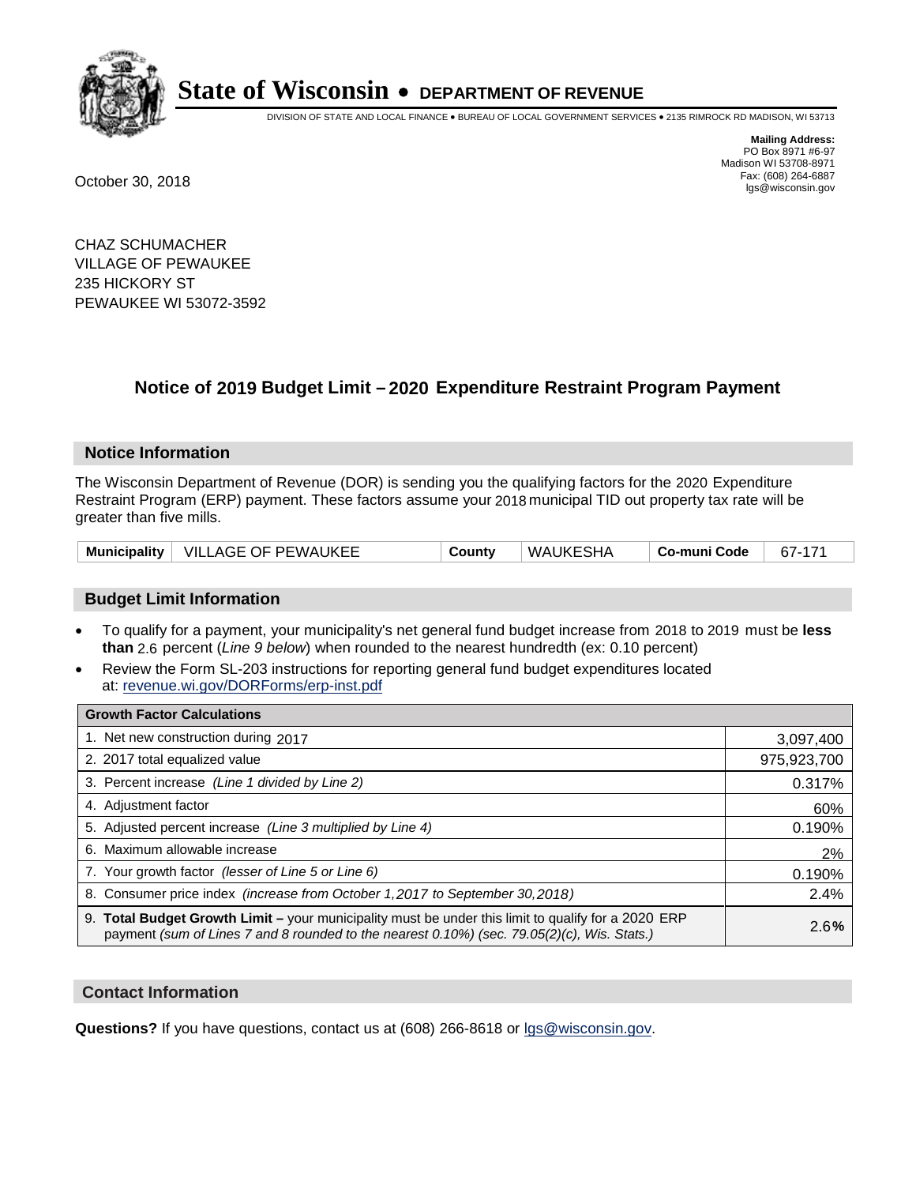# State of Wisconsin • DEPARTMENT OF REVENUE

DIVISION OF STATE AND LOCAL FINANCE • BUREAU OF LOCAL GOVERNMENT SERVICES • 2135 RIMROCK RD MADISON, WI 53713

**Mailing Address:**
PO Box 8971 #6-97
Madison WI 53708-8971
Fax: (608) 264-6887
lgs@wisconsin.gov

October 30, 2018

CHAZ SCHUMACHER
VILLAGE OF PEWAUKEE
235 HICKORY ST
PEWAUKEE WI 53072-3592

## Notice of 2019 Budget Limit – 2020 Expenditure Restraint Program Payment

### Notice Information

The Wisconsin Department of Revenue (DOR) is sending you the qualifying factors for the 2020 Expenditure Restraint Program (ERP) payment. These factors assume your 2018 municipal TID out property tax rate will be greater than five mills.

| Municipality | VILLAGE OF PEWAUKEE | County | WAUKESHA | Co-muni Code | 67-171 |
|---|---|---|---|---|---|

### Budget Limit Information

- To qualify for a payment, your municipality's net general fund budget increase from 2018 to 2019 must be **less than** 2.6 percent (*Line 9 below*) when rounded to the nearest hundredth (ex: 0.10 percent)
- Review the Form SL-203 instructions for reporting general fund budget expenditures located at: revenue.wi.gov/DORForms/erp-inst.pdf

| Growth Factor Calculations | |
|---|---|
| 1. Net new construction during 2017 | 3,097,400 |
| 2. 2017 total equalized value | 975,923,700 |
| 3. Percent increase *(Line 1 divided by Line 2)* | 0.317% |
| 4. Adjustment factor | 60% |
| 5. Adjusted percent increase *(Line 3 multiplied by Line 4)* | 0.190% |
| 6. Maximum allowable increase | 2% |
| 7. Your growth factor *(lesser of Line 5 or Line 6)* | 0.190% |
| 8. Consumer price index *(increase from October 1,2017 to September 30,2018)* | 2.4% |
| 9. **Total Budget Growth Limit –** your municipality must be under this limit to qualify for a 2020 ERP payment *(sum of Lines 7 and 8 rounded to the nearest 0.10%) (sec. 79.05(2)(c), Wis. Stats.)* | 2.6**%** |

### Contact Information

**Questions?** If you have questions, contact us at (608) 266-8618 or lgs@wisconsin.gov.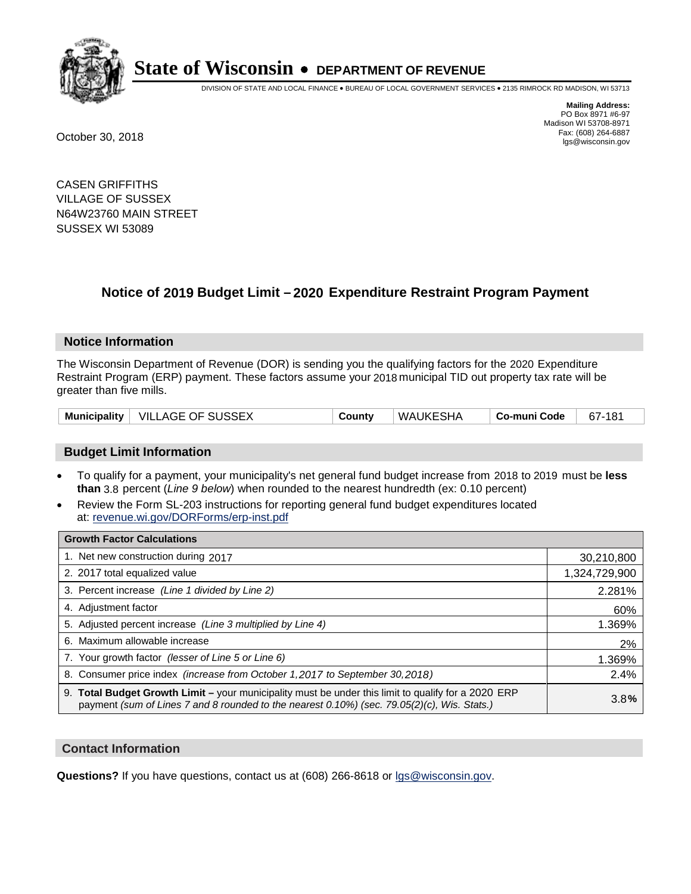# State of Wisconsin • DEPARTMENT OF REVENUE

DIVISION OF STATE AND LOCAL FINANCE • BUREAU OF LOCAL GOVERNMENT SERVICES • 2135 RIMROCK RD MADISON, WI 53713

**Mailing Address:**
PO Box 8971 #6-97
Madison WI 53708-8971
Fax: (608) 264-6887
lgs@wisconsin.gov

October 30, 2018

CASEN GRIFFITHS
VILLAGE OF SUSSEX
N64W23760 MAIN STREET
SUSSEX WI 53089

## Notice of 2019 Budget Limit – 2020 Expenditure Restraint Program Payment

### Notice Information

The Wisconsin Department of Revenue (DOR) is sending you the qualifying factors for the 2020 Expenditure Restraint Program (ERP) payment. These factors assume your 2018 municipal TID out property tax rate will be greater than five mills.

| Municipality | VILLAGE OF SUSSEX | County | WAUKESHA | Co-muni Code | 67-181 |
|---|---|---|---|---|---|

### Budget Limit Information

- To qualify for a payment, your municipality's net general fund budget increase from 2018 to 2019 must be **less than** 3.8 percent (*Line 9 below*) when rounded to the nearest hundredth (ex: 0.10 percent)
- Review the Form SL-203 instructions for reporting general fund budget expenditures located at: revenue.wi.gov/DORForms/erp-inst.pdf

| Growth Factor Calculations | |
|---|---|
| 1. Net new construction during 2017 | 30,210,800 |
| 2. 2017 total equalized value | 1,324,729,900 |
| 3. Percent increase *(Line 1 divided by Line 2)* | 2.281% |
| 4. Adjustment factor | 60% |
| 5. Adjusted percent increase *(Line 3 multiplied by Line 4)* | 1.369% |
| 6. Maximum allowable increase | 2% |
| 7. Your growth factor *(lesser of Line 5 or Line 6)* | 1.369% |
| 8. Consumer price index *(increase from October 1,2017 to September 30,2018)* | 2.4% |
| 9. **Total Budget Growth Limit –** your municipality must be under this limit to qualify for a 2020 ERP payment *(sum of Lines 7 and 8 rounded to the nearest 0.10%) (sec. 79.05(2)(c), Wis. Stats.)* | 3.8**%** |

### Contact Information

**Questions?** If you have questions, contact us at (608) 266-8618 or lgs@wisconsin.gov.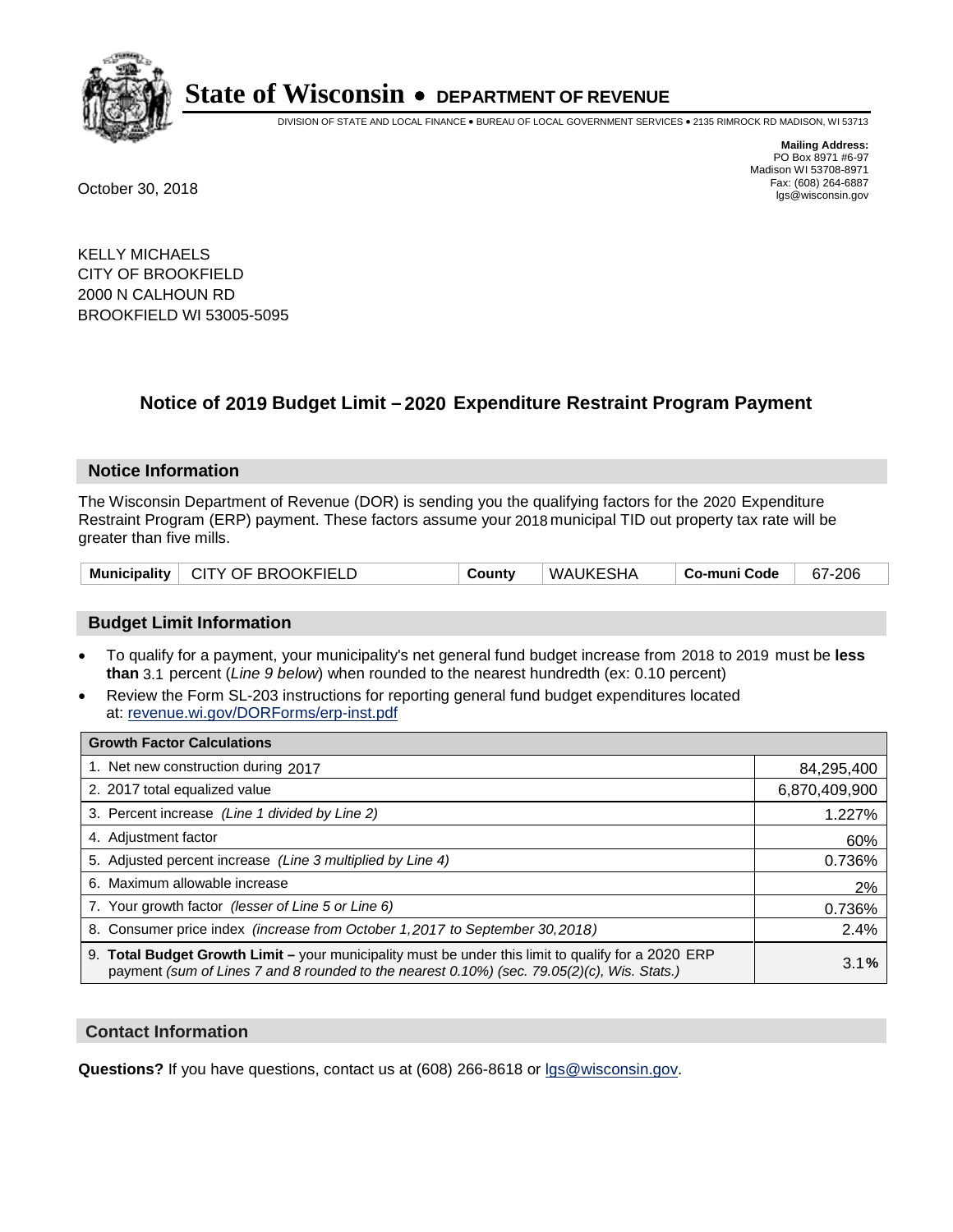# State of Wisconsin • DEPARTMENT OF REVENUE

DIVISION OF STATE AND LOCAL FINANCE • BUREAU OF LOCAL GOVERNMENT SERVICES • 2135 RIMROCK RD MADISON, WI 53713

**Mailing Address:**
PO Box 8971 #6-97
Madison WI 53708-8971
Fax: (608) 264-6887
lgs@wisconsin.gov

October 30, 2018

KELLY MICHAELS
CITY OF BROOKFIELD
2000 N CALHOUN RD
BROOKFIELD WI 53005-5095

## Notice of 2019 Budget Limit – 2020 Expenditure Restraint Program Payment

### Notice Information

The Wisconsin Department of Revenue (DOR) is sending you the qualifying factors for the 2020 Expenditure Restraint Program (ERP) payment. These factors assume your 2018 municipal TID out property tax rate will be greater than five mills.

| Municipality | CITY OF BROOKFIELD | County | WAUKESHA | Co-muni Code | 67-206 |
|---|---|---|---|---|---|

### Budget Limit Information

- To qualify for a payment, your municipality's net general fund budget increase from 2018 to 2019 must be **less than** 3.1 percent (*Line 9 below*) when rounded to the nearest hundredth (ex: 0.10 percent)
- Review the Form SL-203 instructions for reporting general fund budget expenditures located at: revenue.wi.gov/DORForms/erp-inst.pdf

| Growth Factor Calculations | |
|---|---|
| 1. Net new construction during 2017 | 84,295,400 |
| 2. 2017 total equalized value | 6,870,409,900 |
| 3. Percent increase *(Line 1 divided by Line 2)* | 1.227% |
| 4. Adjustment factor | 60% |
| 5. Adjusted percent increase *(Line 3 multiplied by Line 4)* | 0.736% |
| 6. Maximum allowable increase | 2% |
| 7. Your growth factor *(lesser of Line 5 or Line 6)* | 0.736% |
| 8. Consumer price index *(increase from October 1,2017 to September 30,2018)* | 2.4% |
| 9. **Total Budget Growth Limit** – your municipality must be under this limit to qualify for a 2020 ERP payment *(sum of Lines 7 and 8 rounded to the nearest 0.10%) (sec. 79.05(2)(c), Wis. Stats.)* | 3.1**%** |

### Contact Information

**Questions?** If you have questions, contact us at (608) 266-8618 or lgs@wisconsin.gov.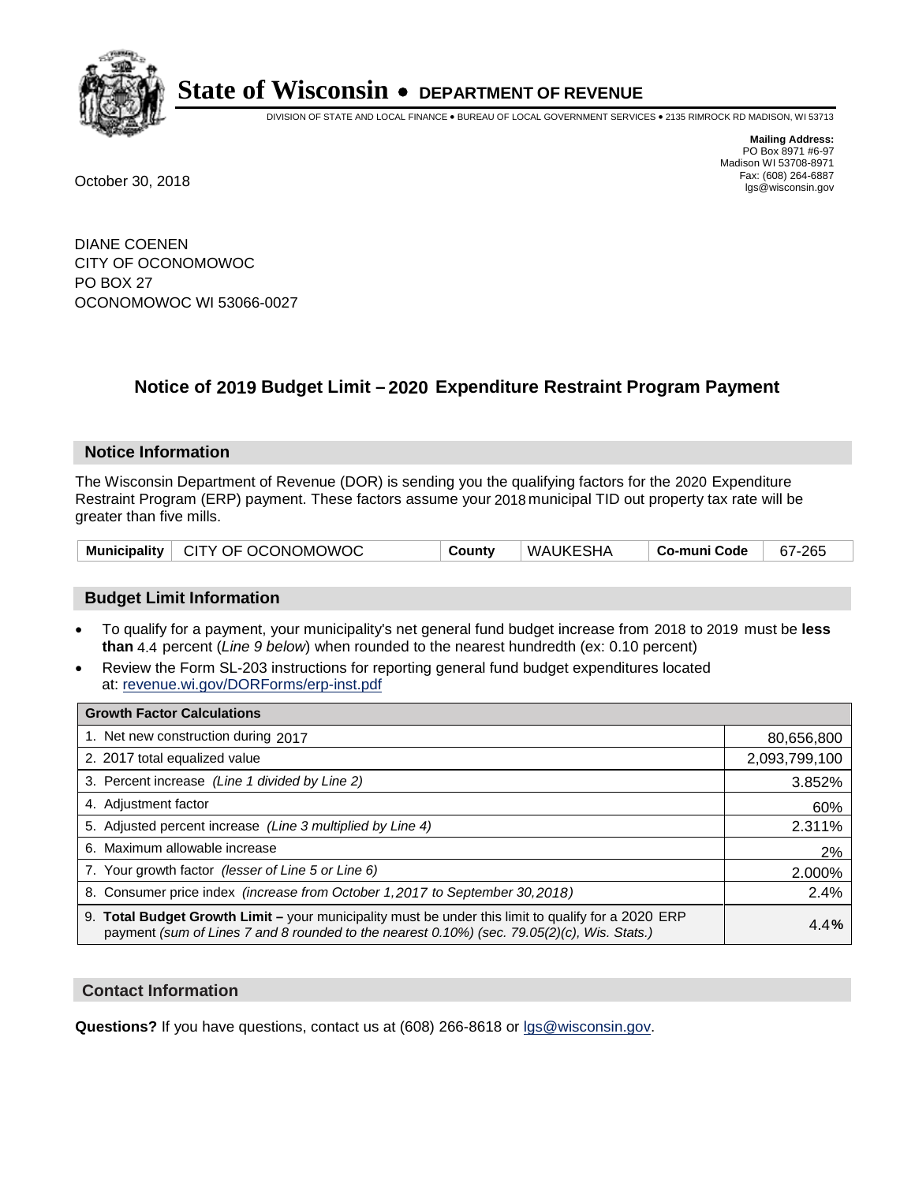# State of Wisconsin • DEPARTMENT OF REVENUE

DIVISION OF STATE AND LOCAL FINANCE • BUREAU OF LOCAL GOVERNMENT SERVICES • 2135 RIMROCK RD MADISON, WI 53713

**Mailing Address:**
PO Box 8971 #6-97
Madison WI 53708-8971
Fax: (608) 264-6887
lgs@wisconsin.gov

October 30, 2018

DIANE COENEN
CITY OF OCONOMOWOC
PO BOX 27
OCONOMOWOC WI 53066-0027

## Notice of 2019 Budget Limit – 2020 Expenditure Restraint Program Payment

### Notice Information

The Wisconsin Department of Revenue (DOR) is sending you the qualifying factors for the 2020 Expenditure Restraint Program (ERP) payment. These factors assume your 2018 municipal TID out property tax rate will be greater than five mills.

| Municipality | CITY OF OCONOMOWOC | County | WAUKESHA | Co-muni Code | 67-265 |
|---|---|---|---|---|---|

### Budget Limit Information

- To qualify for a payment, your municipality's net general fund budget increase from 2018 to 2019 must be **less than** 4.4 percent (*Line 9 below*) when rounded to the nearest hundredth (ex: 0.10 percent)
- Review the Form SL-203 instructions for reporting general fund budget expenditures located at: revenue.wi.gov/DORForms/erp-inst.pdf

| Growth Factor Calculations | |
|---|---|
| 1. Net new construction during 2017 | 80,656,800 |
| 2. 2017 total equalized value | 2,093,799,100 |
| 3. Percent increase *(Line 1 divided by Line 2)* | 3.852% |
| 4. Adjustment factor | 60% |
| 5. Adjusted percent increase *(Line 3 multiplied by Line 4)* | 2.311% |
| 6. Maximum allowable increase | 2% |
| 7. Your growth factor *(lesser of Line 5 or Line 6)* | 2.000% |
| 8. Consumer price index *(increase from October 1,2017 to September 30,2018)* | 2.4% |
| 9. **Total Budget Growth Limit –** your municipality must be under this limit to qualify for a 2020 ERP payment *(sum of Lines 7 and 8 rounded to the nearest 0.10%) (sec. 79.05(2)(c), Wis. Stats.)* | 4.4**%** |

### Contact Information

**Questions?** If you have questions, contact us at (608) 266-8618 or lgs@wisconsin.gov.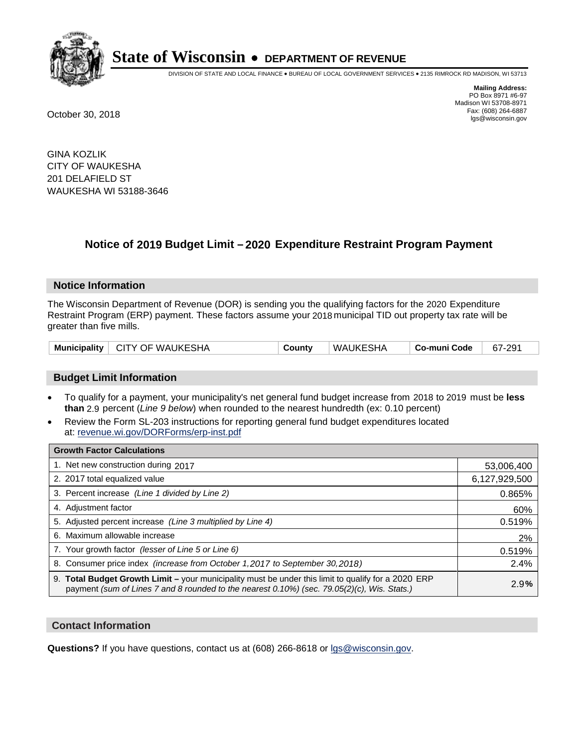# State of Wisconsin • DEPARTMENT OF REVENUE

DIVISION OF STATE AND LOCAL FINANCE • BUREAU OF LOCAL GOVERNMENT SERVICES • 2135 RIMROCK RD MADISON, WI 53713

**Mailing Address:**
PO Box 8971 #6-97
Madison WI 53708-8971
Fax: (608) 264-6887
lgs@wisconsin.gov

October 30, 2018

GINA KOZLIK
CITY OF WAUKESHA
201 DELAFIELD ST
WAUKESHA WI 53188-3646

## Notice of 2019 Budget Limit – 2020 Expenditure Restraint Program Payment

### Notice Information

The Wisconsin Department of Revenue (DOR) is sending you the qualifying factors for the 2020 Expenditure Restraint Program (ERP) payment. These factors assume your 2018 municipal TID out property tax rate will be greater than five mills.

| Municipality | CITY OF WAUKESHA | County | WAUKESHA | Co-muni Code | 67-291 |
|---|---|---|---|---|---|

### Budget Limit Information

- To qualify for a payment, your municipality's net general fund budget increase from 2018 to 2019 must be **less than** 2.9 percent (*Line 9 below*) when rounded to the nearest hundredth (ex: 0.10 percent)
- Review the Form SL-203 instructions for reporting general fund budget expenditures located at: revenue.wi.gov/DORForms/erp-inst.pdf

| Growth Factor Calculations | |
|---|---|
| 1. Net new construction during 2017 | 53,006,400 |
| 2. 2017 total equalized value | 6,127,929,500 |
| 3. Percent increase *(Line 1 divided by Line 2)* | 0.865% |
| 4. Adjustment factor | 60% |
| 5. Adjusted percent increase *(Line 3 multiplied by Line 4)* | 0.519% |
| 6. Maximum allowable increase | 2% |
| 7. Your growth factor *(lesser of Line 5 or Line 6)* | 0.519% |
| 8. Consumer price index *(increase from October 1,2017 to September 30,2018)* | 2.4% |
| 9. **Total Budget Growth Limit –** your municipality must be under this limit to qualify for a 2020 ERP payment *(sum of Lines 7 and 8 rounded to the nearest 0.10%) (sec. 79.05(2)(c), Wis. Stats.)* | 2.9% |

### Contact Information

**Questions?** If you have questions, contact us at (608) 266-8618 or lgs@wisconsin.gov.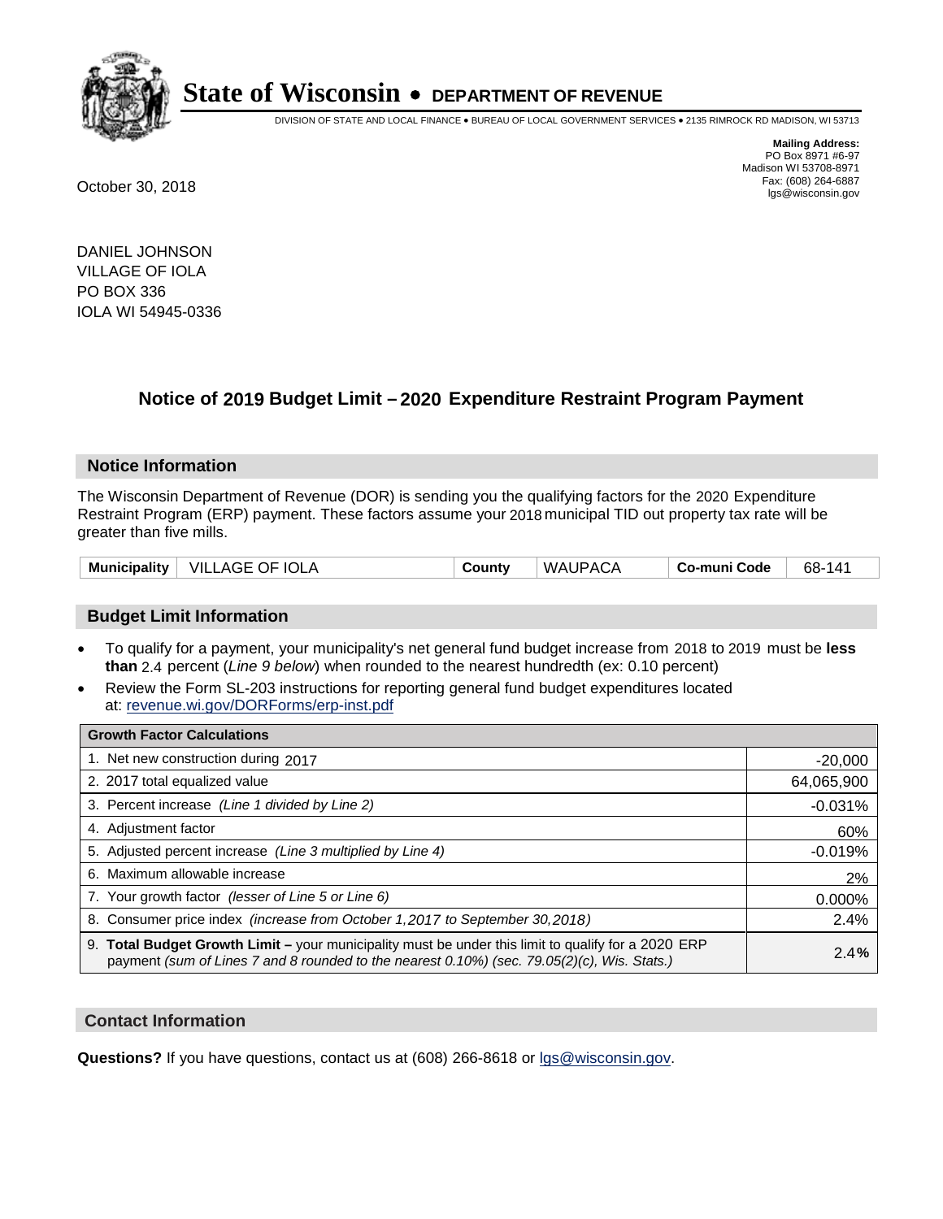# State of Wisconsin • DEPARTMENT OF REVENUE

DIVISION OF STATE AND LOCAL FINANCE • BUREAU OF LOCAL GOVERNMENT SERVICES • 2135 RIMROCK RD MADISON, WI 53713

**Mailing Address:**
PO Box 8971 #6-97
Madison WI 53708-8971
Fax: (608) 264-6887
lgs@wisconsin.gov

October 30, 2018

DANIEL JOHNSON
VILLAGE OF IOLA
PO BOX 336
IOLA WI 54945-0336

## Notice of 2019 Budget Limit – 2020 Expenditure Restraint Program Payment

### Notice Information

The Wisconsin Department of Revenue (DOR) is sending you the qualifying factors for the 2020 Expenditure Restraint Program (ERP) payment. These factors assume your 2018 municipal TID out property tax rate will be greater than five mills.

| Municipality | VILLAGE OF IOLA | County | WAUPACA | Co-muni Code | 68-141 |
|---|---|---|---|---|---|

### Budget Limit Information

- To qualify for a payment, your municipality's net general fund budget increase from 2018 to 2019 must be **less than** 2.4 percent (*Line 9 below*) when rounded to the nearest hundredth (ex: 0.10 percent)
- Review the Form SL-203 instructions for reporting general fund budget expenditures located at: revenue.wi.gov/DORForms/erp-inst.pdf

| Growth Factor Calculations | |
|---|---|
| 1. Net new construction during 2017 | -20,000 |
| 2. 2017 total equalized value | 64,065,900 |
| 3. Percent increase *(Line 1 divided by Line 2)* | -0.031% |
| 4. Adjustment factor | 60% |
| 5. Adjusted percent increase *(Line 3 multiplied by Line 4)* | -0.019% |
| 6. Maximum allowable increase | 2% |
| 7. Your growth factor *(lesser of Line 5 or Line 6)* | 0.000% |
| 8. Consumer price index *(increase from October 1,2017 to September 30,2018)* | 2.4% |
| 9. **Total Budget Growth Limit –** your municipality must be under this limit to qualify for a 2020 ERP payment *(sum of Lines 7 and 8 rounded to the nearest 0.10%) (sec. 79.05(2)(c), Wis. Stats.)* | **2.4%** |

### Contact Information

**Questions?** If you have questions, contact us at (608) 266-8618 or lgs@wisconsin.gov.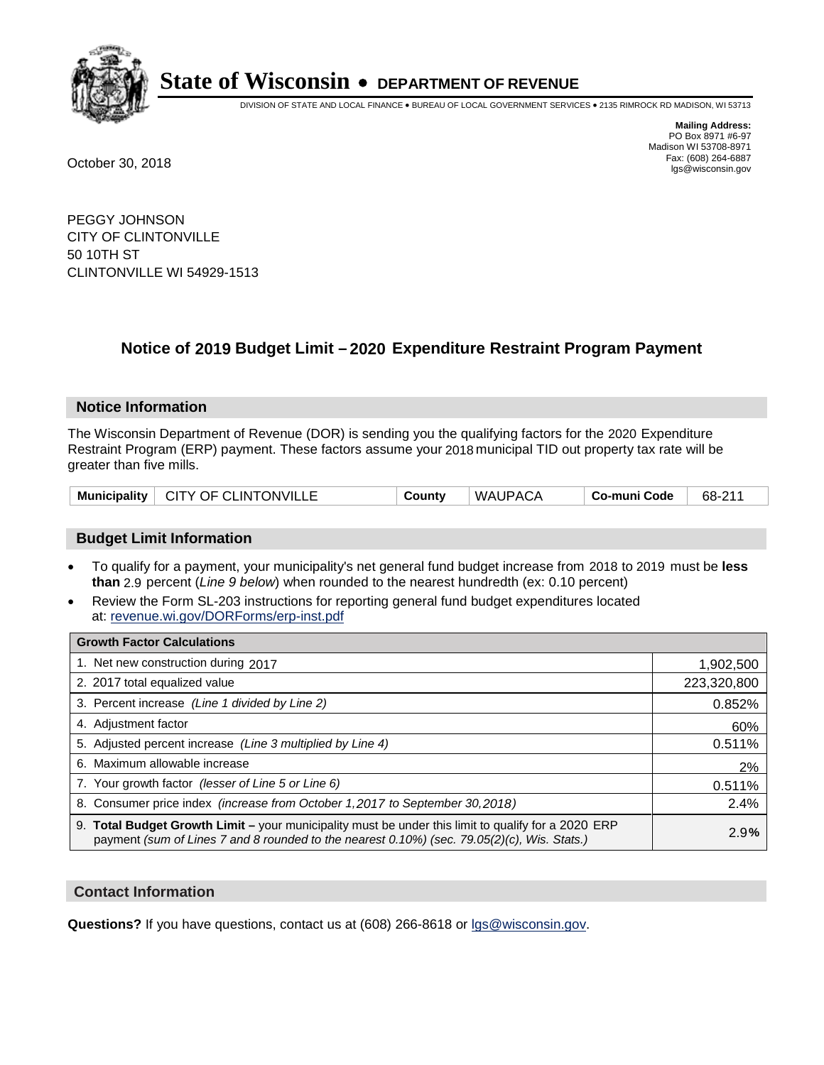# State of Wisconsin • DEPARTMENT OF REVENUE

DIVISION OF STATE AND LOCAL FINANCE • BUREAU OF LOCAL GOVERNMENT SERVICES • 2135 RIMROCK RD MADISON, WI 53713

**Mailing Address:**
PO Box 8971 #6-97
Madison WI 53708-8971
Fax: (608) 264-6887
lgs@wisconsin.gov

October 30, 2018

PEGGY JOHNSON
CITY OF CLINTONVILLE
50 10TH ST
CLINTONVILLE WI 54929-1513

## Notice of 2019 Budget Limit – 2020 Expenditure Restraint Program Payment

### Notice Information

The Wisconsin Department of Revenue (DOR) is sending you the qualifying factors for the 2020 Expenditure Restraint Program (ERP) payment. These factors assume your 2018 municipal TID out property tax rate will be greater than five mills.

| Municipality | CITY OF CLINTONVILLE | County | WAUPACA | Co-muni Code | 68-211 |
|---|---|---|---|---|---|

### Budget Limit Information

- To qualify for a payment, your municipality's net general fund budget increase from 2018 to 2019 must be **less than** 2.9 percent (*Line 9 below*) when rounded to the nearest hundredth (ex: 0.10 percent)
- Review the Form SL-203 instructions for reporting general fund budget expenditures located at: revenue.wi.gov/DORForms/erp-inst.pdf

| Growth Factor Calculations | |
|---|---|
| 1. Net new construction during 2017 | 1,902,500 |
| 2. 2017 total equalized value | 223,320,800 |
| 3. Percent increase *(Line 1 divided by Line 2)* | 0.852% |
| 4. Adjustment factor | 60% |
| 5. Adjusted percent increase *(Line 3 multiplied by Line 4)* | 0.511% |
| 6. Maximum allowable increase | 2% |
| 7. Your growth factor *(lesser of Line 5 or Line 6)* | 0.511% |
| 8. Consumer price index *(increase from October 1,2017 to September 30,2018)* | 2.4% |
| 9. **Total Budget Growth Limit –** your municipality must be under this limit to qualify for a 2020 ERP payment *(sum of Lines 7 and 8 rounded to the nearest 0.10%) (sec. 79.05(2)(c), Wis. Stats.)* | 2.9**%** |

### Contact Information

**Questions?** If you have questions, contact us at (608) 266-8618 or lgs@wisconsin.gov.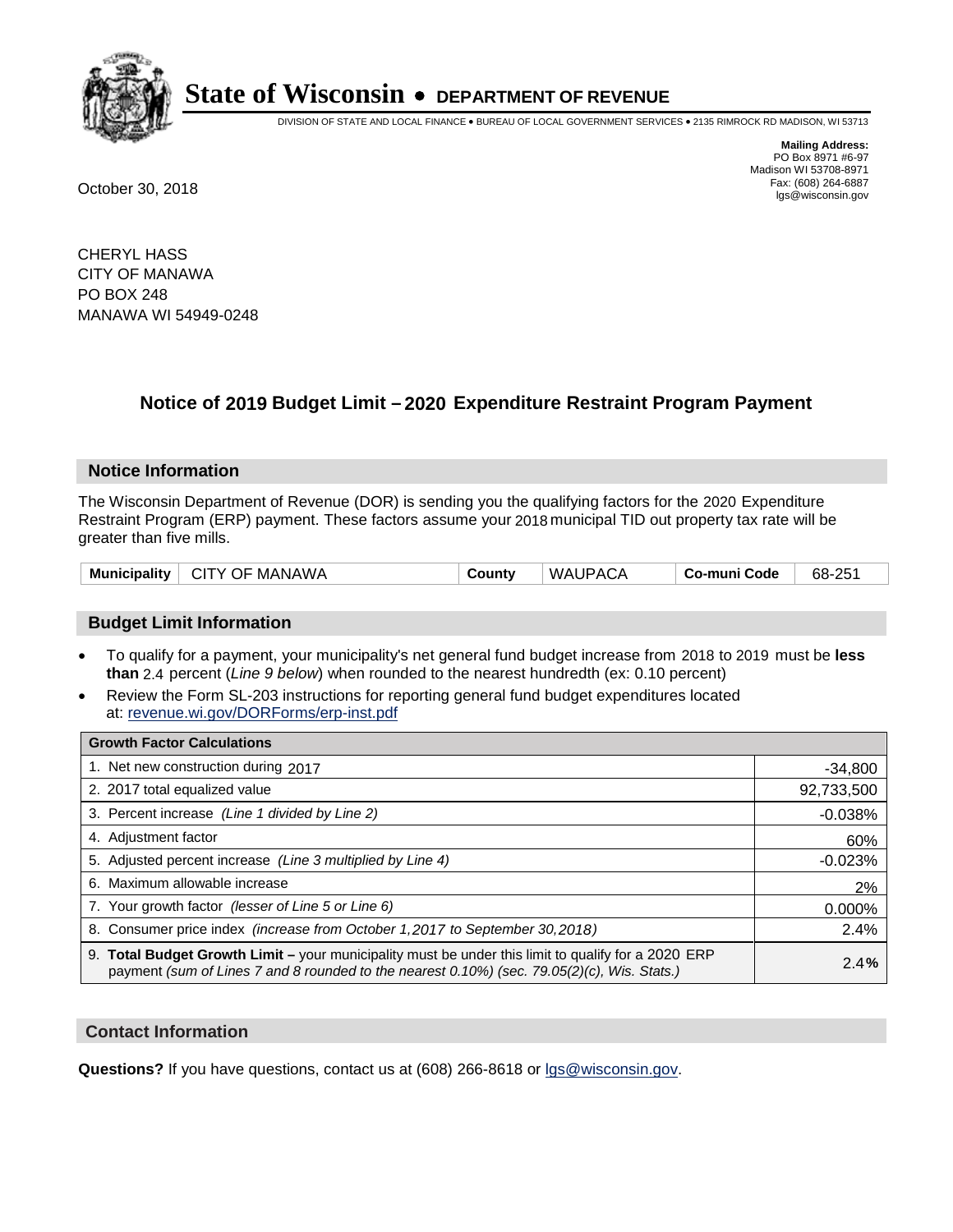# State of Wisconsin • DEPARTMENT OF REVENUE

DIVISION OF STATE AND LOCAL FINANCE • BUREAU OF LOCAL GOVERNMENT SERVICES • 2135 RIMROCK RD MADISON, WI 53713

**Mailing Address:**
PO Box 8971 #6-97
Madison WI 53708-8971
Fax: (608) 264-6887
lgs@wisconsin.gov

October 30, 2018

CHERYL HASS
CITY OF MANAWA
PO BOX 248
MANAWA WI 54949-0248

## Notice of 2019 Budget Limit – 2020 Expenditure Restraint Program Payment

### Notice Information

The Wisconsin Department of Revenue (DOR) is sending you the qualifying factors for the 2020 Expenditure Restraint Program (ERP) payment. These factors assume your 2018 municipal TID out property tax rate will be greater than five mills.

| Municipality | CITY OF MANAWA | County | WAUPACA | Co-muni Code | 68-251 |
|---|---|---|---|---|---|

### Budget Limit Information

- To qualify for a payment, your municipality's net general fund budget increase from 2018 to 2019 must be **less than** 2.4 percent (*Line 9 below*) when rounded to the nearest hundredth (ex: 0.10 percent)
- Review the Form SL-203 instructions for reporting general fund budget expenditures located at: revenue.wi.gov/DORForms/erp-inst.pdf

| Growth Factor Calculations | |
|---|---|
| 1. Net new construction during 2017 | -34,800 |
| 2. 2017 total equalized value | 92,733,500 |
| 3. Percent increase *(Line 1 divided by Line 2)* | -0.038% |
| 4. Adjustment factor | 60% |
| 5. Adjusted percent increase *(Line 3 multiplied by Line 4)* | -0.023% |
| 6. Maximum allowable increase | 2% |
| 7. Your growth factor *(lesser of Line 5 or Line 6)* | 0.000% |
| 8. Consumer price index *(increase from October 1,2017 to September 30,2018)* | 2.4% |
| 9. **Total Budget Growth Limit –** your municipality must be under this limit to qualify for a 2020 ERP payment *(sum of Lines 7 and 8 rounded to the nearest 0.10%) (sec. 79.05(2)(c), Wis. Stats.)* | 2.4**%** |

### Contact Information

**Questions?** If you have questions, contact us at (608) 266-8618 or lgs@wisconsin.gov.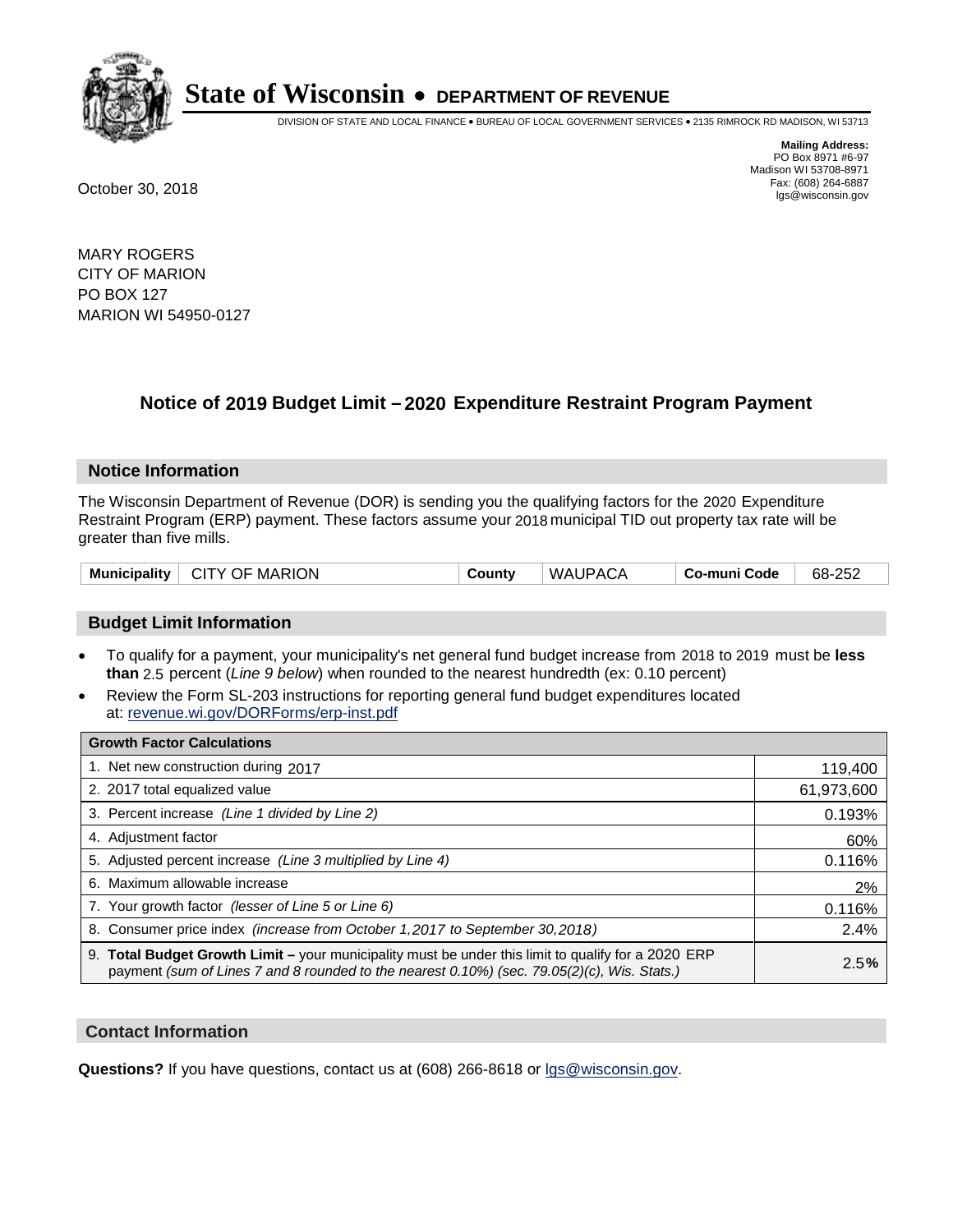# State of Wisconsin • DEPARTMENT OF REVENUE

DIVISION OF STATE AND LOCAL FINANCE • BUREAU OF LOCAL GOVERNMENT SERVICES • 2135 RIMROCK RD MADISON, WI 53713

**Mailing Address:**
PO Box 8971 #6-97
Madison WI 53708-8971
Fax: (608) 264-6887
lgs@wisconsin.gov

October 30, 2018

MARY ROGERS
CITY OF MARION
PO BOX 127
MARION WI 54950-0127

## Notice of 2019 Budget Limit – 2020 Expenditure Restraint Program Payment

### Notice Information

The Wisconsin Department of Revenue (DOR) is sending you the qualifying factors for the 2020 Expenditure Restraint Program (ERP) payment. These factors assume your 2018 municipal TID out property tax rate will be greater than five mills.

| Municipality | CITY OF MARION | County | WAUPACA | Co-muni Code | 68-252 |
|---|---|---|---|---|---|

### Budget Limit Information

- To qualify for a payment, your municipality's net general fund budget increase from 2018 to 2019 must be **less than** 2.5 percent (*Line 9 below*) when rounded to the nearest hundredth (ex: 0.10 percent)
- Review the Form SL-203 instructions for reporting general fund budget expenditures located at: revenue.wi.gov/DORForms/erp-inst.pdf

| Growth Factor Calculations | |
|---|---|
| 1. Net new construction during 2017 | 119,400 |
| 2. 2017 total equalized value | 61,973,600 |
| 3. Percent increase *(Line 1 divided by Line 2)* | 0.193% |
| 4. Adjustment factor | 60% |
| 5. Adjusted percent increase *(Line 3 multiplied by Line 4)* | 0.116% |
| 6. Maximum allowable increase | 2% |
| 7. Your growth factor *(lesser of Line 5 or Line 6)* | 0.116% |
| 8. Consumer price index *(increase from October 1,2017 to September 30,2018)* | 2.4% |
| 9. **Total Budget Growth Limit –** your municipality must be under this limit to qualify for a 2020 ERP payment *(sum of Lines 7 and 8 rounded to the nearest 0.10%) (sec. 79.05(2)(c), Wis. Stats.)* | 2.5**%** |

### Contact Information

**Questions?** If you have questions, contact us at (608) 266-8618 or lgs@wisconsin.gov.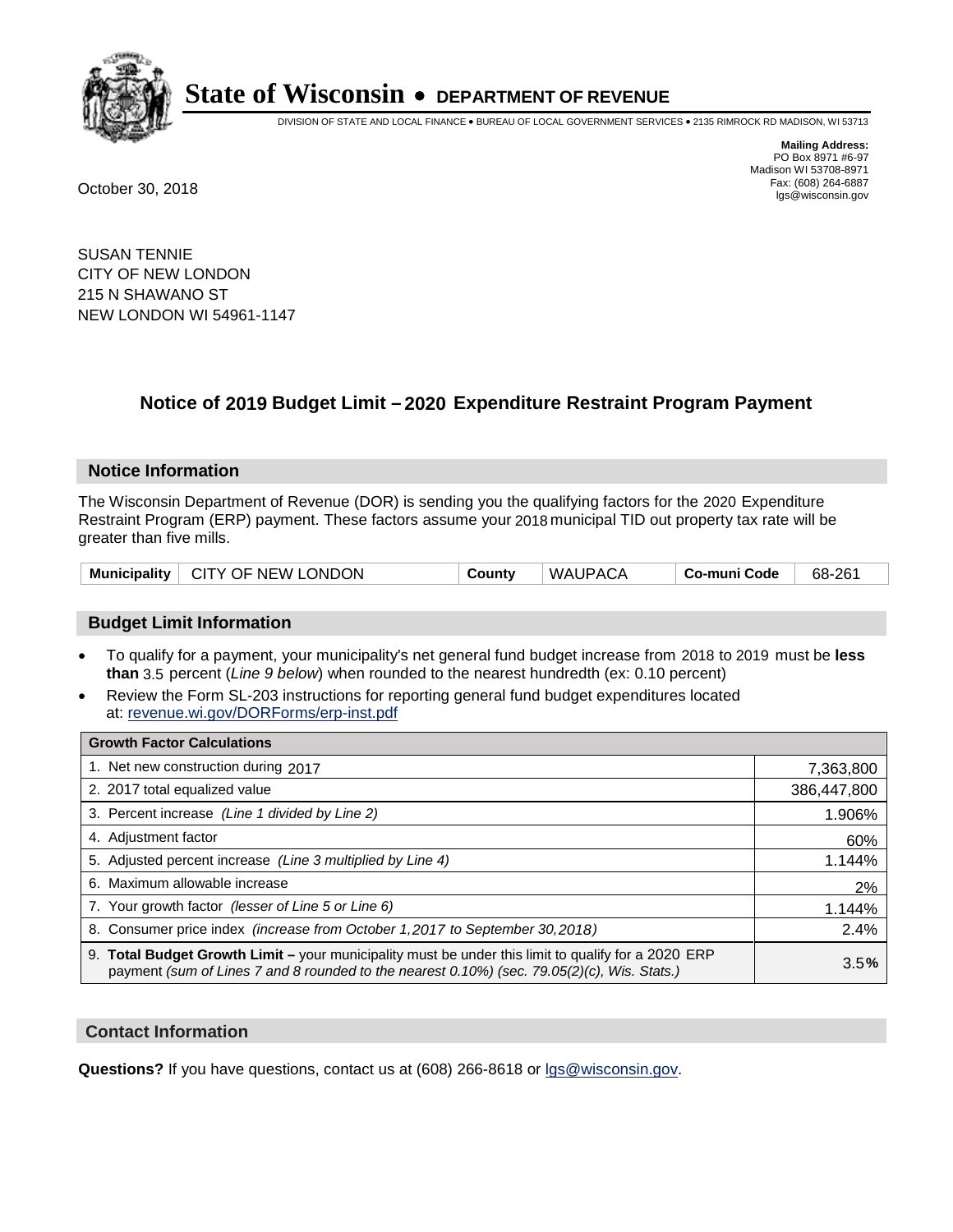# State of Wisconsin • DEPARTMENT OF REVENUE

DIVISION OF STATE AND LOCAL FINANCE • BUREAU OF LOCAL GOVERNMENT SERVICES • 2135 RIMROCK RD MADISON, WI 53713

**Mailing Address:**
PO Box 8971 #6-97
Madison WI 53708-8971
Fax: (608) 264-6887
lgs@wisconsin.gov

October 30, 2018

SUSAN TENNIE
CITY OF NEW LONDON
215 N SHAWANO ST
NEW LONDON WI 54961-1147

## Notice of 2019 Budget Limit – 2020 Expenditure Restraint Program Payment

### Notice Information

The Wisconsin Department of Revenue (DOR) is sending you the qualifying factors for the 2020 Expenditure Restraint Program (ERP) payment. These factors assume your 2018 municipal TID out property tax rate will be greater than five mills.

| **Municipality** | CITY OF NEW LONDON | **County** | WAUPACA | **Co-muni Code** | 68-261 |
|---|---|---|---|---|---|

### Budget Limit Information

- To qualify for a payment, your municipality's net general fund budget increase from 2018 to 2019 must be **less than** 3.5 percent (*Line 9 below*) when rounded to the nearest hundredth (ex: 0.10 percent)
- Review the Form SL-203 instructions for reporting general fund budget expenditures located at: revenue.wi.gov/DORForms/erp-inst.pdf

| **Growth Factor Calculations** | |
|---|---|
| 1. Net new construction during 2017 | 7,363,800 |
| 2. 2017 total equalized value | 386,447,800 |
| 3. Percent increase *(Line 1 divided by Line 2)* | 1.906% |
| 4. Adjustment factor | 60% |
| 5. Adjusted percent increase *(Line 3 multiplied by Line 4)* | 1.144% |
| 6. Maximum allowable increase | 2% |
| 7. Your growth factor *(lesser of Line 5 or Line 6)* | 1.144% |
| 8. Consumer price index *(increase from October 1,2017 to September 30,2018)* | 2.4% |
| 9. **Total Budget Growth Limit –** your municipality must be under this limit to qualify for a 2020 ERP payment *(sum of Lines 7 and 8 rounded to the nearest 0.10%) (sec. 79.05(2)(c), Wis. Stats.)* | 3.5**%** |

### Contact Information

**Questions?** If you have questions, contact us at (608) 266-8618 or lgs@wisconsin.gov.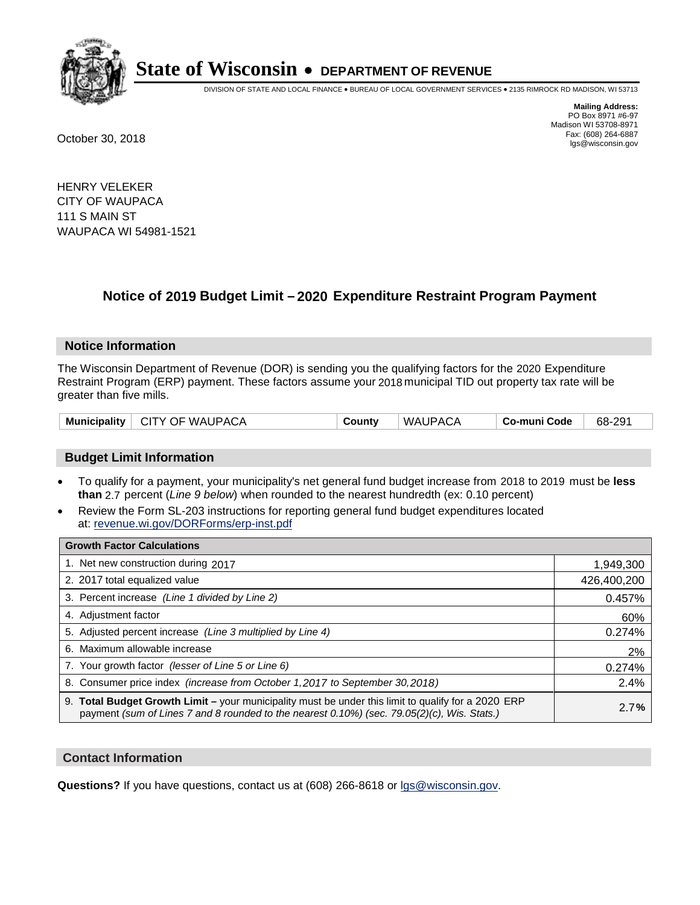# State of Wisconsin • DEPARTMENT OF REVENUE

DIVISION OF STATE AND LOCAL FINANCE • BUREAU OF LOCAL GOVERNMENT SERVICES • 2135 RIMROCK RD MADISON, WI 53713

**Mailing Address:**
PO Box 8971 #6-97
Madison WI 53708-8971
Fax: (608) 264-6887
lgs@wisconsin.gov

October 30, 2018

HENRY VELEKER
CITY OF WAUPACA
111 S MAIN ST
WAUPACA WI 54981-1521

## Notice of 2019 Budget Limit – 2020 Expenditure Restraint Program Payment

### Notice Information

The Wisconsin Department of Revenue (DOR) is sending you the qualifying factors for the 2020 Expenditure Restraint Program (ERP) payment. These factors assume your 2018 municipal TID out property tax rate will be greater than five mills.

| Municipality | CITY OF WAUPACA | County | WAUPACA | Co-muni Code | 68-291 |
|---|---|---|---|---|---|

### Budget Limit Information

- To qualify for a payment, your municipality's net general fund budget increase from 2018 to 2019 must be **less than** 2.7 percent (*Line 9 below*) when rounded to the nearest hundredth (ex: 0.10 percent)
- Review the Form SL-203 instructions for reporting general fund budget expenditures located at: revenue.wi.gov/DORForms/erp-inst.pdf

| Growth Factor Calculations | |
|---|---|
| 1. Net new construction during 2017 | 1,949,300 |
| 2. 2017 total equalized value | 426,400,200 |
| 3. Percent increase *(Line 1 divided by Line 2)* | 0.457% |
| 4. Adjustment factor | 60% |
| 5. Adjusted percent increase *(Line 3 multiplied by Line 4)* | 0.274% |
| 6. Maximum allowable increase | 2% |
| 7. Your growth factor *(lesser of Line 5 or Line 6)* | 0.274% |
| 8. Consumer price index *(increase from October 1,2017 to September 30,2018)* | 2.4% |
| 9. **Total Budget Growth Limit –** your municipality must be under this limit to qualify for a 2020 ERP payment *(sum of Lines 7 and 8 rounded to the nearest 0.10%) (sec. 79.05(2)(c), Wis. Stats.)* | 2.7**%** |

### Contact Information

**Questions?** If you have questions, contact us at (608) 266-8618 or lgs@wisconsin.gov.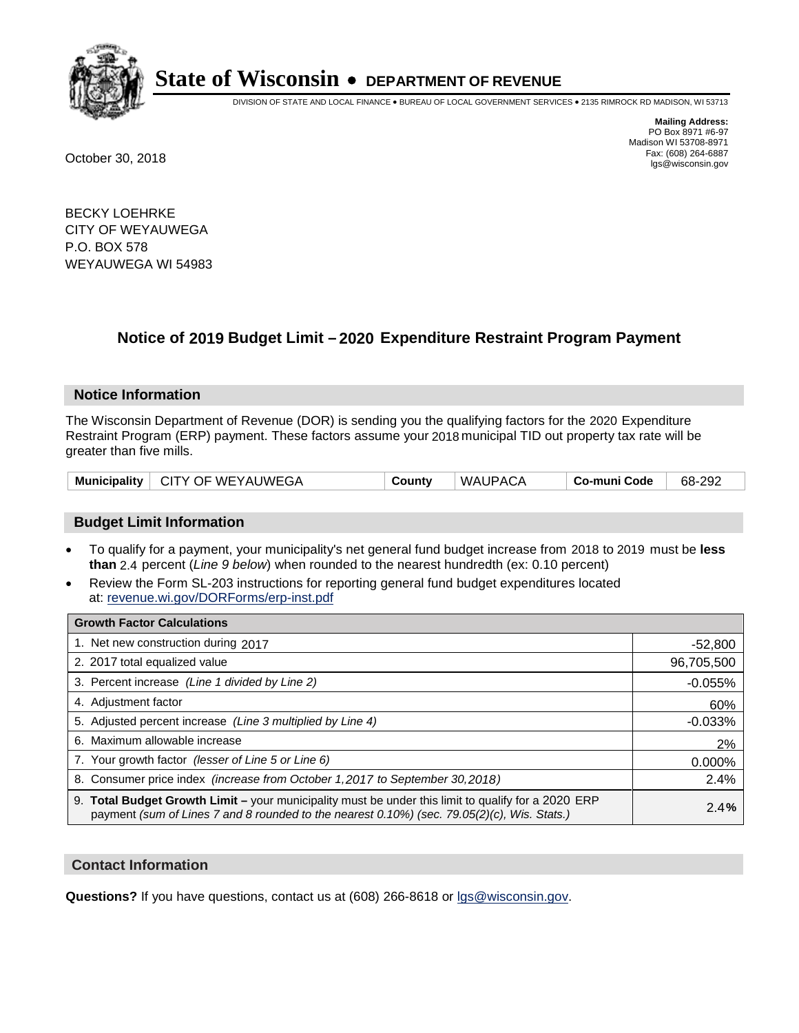# State of Wisconsin • DEPARTMENT OF REVENUE

DIVISION OF STATE AND LOCAL FINANCE • BUREAU OF LOCAL GOVERNMENT SERVICES • 2135 RIMROCK RD MADISON, WI 53713

**Mailing Address:**
PO Box 8971 #6-97
Madison WI 53708-8971
Fax: (608) 264-6887
lgs@wisconsin.gov

October 30, 2018

BECKY LOEHRKE
CITY OF WEYAUWEGA
P.O. BOX 578
WEYAUWEGA WI 54983

## Notice of 2019 Budget Limit – 2020 Expenditure Restraint Program Payment

### Notice Information

The Wisconsin Department of Revenue (DOR) is sending you the qualifying factors for the 2020 Expenditure Restraint Program (ERP) payment. These factors assume your 2018 municipal TID out property tax rate will be greater than five mills.

| Municipality | CITY OF WEYAUWEGA | County | WAUPACA | Co-muni Code | 68-292 |
|---|---|---|---|---|---|

### Budget Limit Information

- To qualify for a payment, your municipality's net general fund budget increase from 2018 to 2019 must be **less than** 2.4 percent (*Line 9 below*) when rounded to the nearest hundredth (ex: 0.10 percent)
- Review the Form SL-203 instructions for reporting general fund budget expenditures located at: revenue.wi.gov/DORForms/erp-inst.pdf

| Growth Factor Calculations | |
|---|---|
| 1. Net new construction during 2017 | -52,800 |
| 2. 2017 total equalized value | 96,705,500 |
| 3. Percent increase *(Line 1 divided by Line 2)* | -0.055% |
| 4. Adjustment factor | 60% |
| 5. Adjusted percent increase *(Line 3 multiplied by Line 4)* | -0.033% |
| 6. Maximum allowable increase | 2% |
| 7. Your growth factor *(lesser of Line 5 or Line 6)* | 0.000% |
| 8. Consumer price index *(increase from October 1,2017 to September 30,2018)* | 2.4% |
| 9. **Total Budget Growth Limit –** your municipality must be under this limit to qualify for a 2020 ERP payment *(sum of Lines 7 and 8 rounded to the nearest 0.10%) (sec. 79.05(2)(c), Wis. Stats.)* | **2.4%** |

### Contact Information

**Questions?** If you have questions, contact us at (608) 266-8618 or lgs@wisconsin.gov.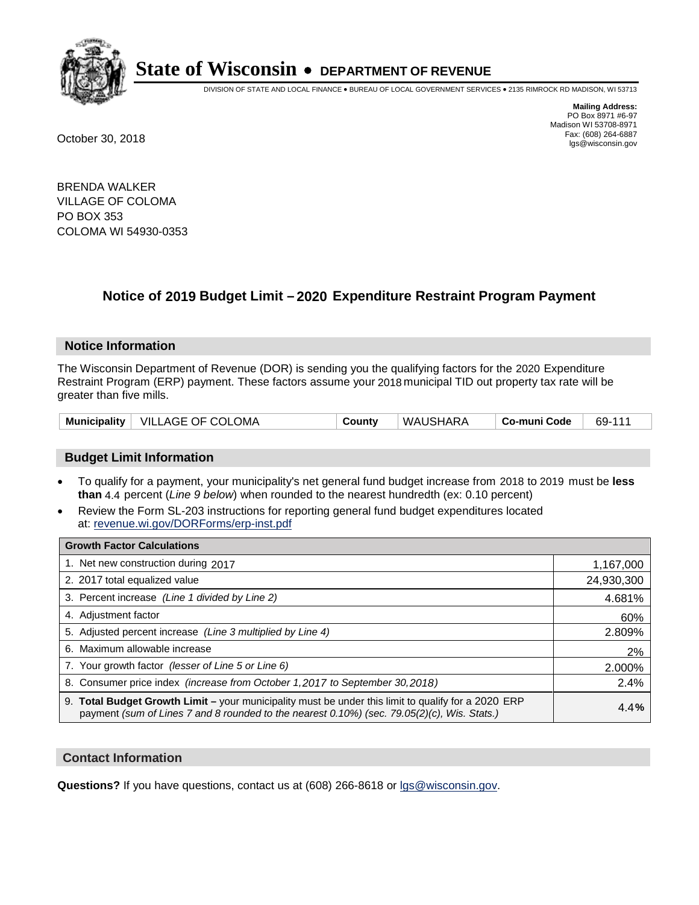# State of Wisconsin • DEPARTMENT OF REVENUE

DIVISION OF STATE AND LOCAL FINANCE • BUREAU OF LOCAL GOVERNMENT SERVICES • 2135 RIMROCK RD MADISON, WI 53713

**Mailing Address:**
PO Box 8971 #6-97
Madison WI 53708-8971
Fax: (608) 264-6887
lgs@wisconsin.gov

October 30, 2018

BRENDA WALKER
VILLAGE OF COLOMA
PO BOX 353
COLOMA WI 54930-0353

## Notice of 2019 Budget Limit – 2020 Expenditure Restraint Program Payment

### Notice Information

The Wisconsin Department of Revenue (DOR) is sending you the qualifying factors for the 2020 Expenditure Restraint Program (ERP) payment. These factors assume your 2018 municipal TID out property tax rate will be greater than five mills.

| Municipality | VILLAGE OF COLOMA | County | WAUSHARA | Co-muni Code | 69-111 |
|---|---|---|---|---|---|

### Budget Limit Information

- To qualify for a payment, your municipality's net general fund budget increase from 2018 to 2019 must be **less than** 4.4 percent (*Line 9 below*) when rounded to the nearest hundredth (ex: 0.10 percent)
- Review the Form SL-203 instructions for reporting general fund budget expenditures located at: revenue.wi.gov/DORForms/erp-inst.pdf

| Growth Factor Calculations | |
|---|---|
| 1. Net new construction during 2017 | 1,167,000 |
| 2. 2017 total equalized value | 24,930,300 |
| 3. Percent increase *(Line 1 divided by Line 2)* | 4.681% |
| 4. Adjustment factor | 60% |
| 5. Adjusted percent increase *(Line 3 multiplied by Line 4)* | 2.809% |
| 6. Maximum allowable increase | 2% |
| 7. Your growth factor *(lesser of Line 5 or Line 6)* | 2.000% |
| 8. Consumer price index *(increase from October 1,2017 to September 30,2018)* | 2.4% |
| 9. **Total Budget Growth Limit –** your municipality must be under this limit to qualify for a 2020 ERP payment *(sum of Lines 7 and 8 rounded to the nearest 0.10%) (sec. 79.05(2)(c), Wis. Stats.)* | 4.4**%** |

### Contact Information

**Questions?** If you have questions, contact us at (608) 266-8618 or lgs@wisconsin.gov.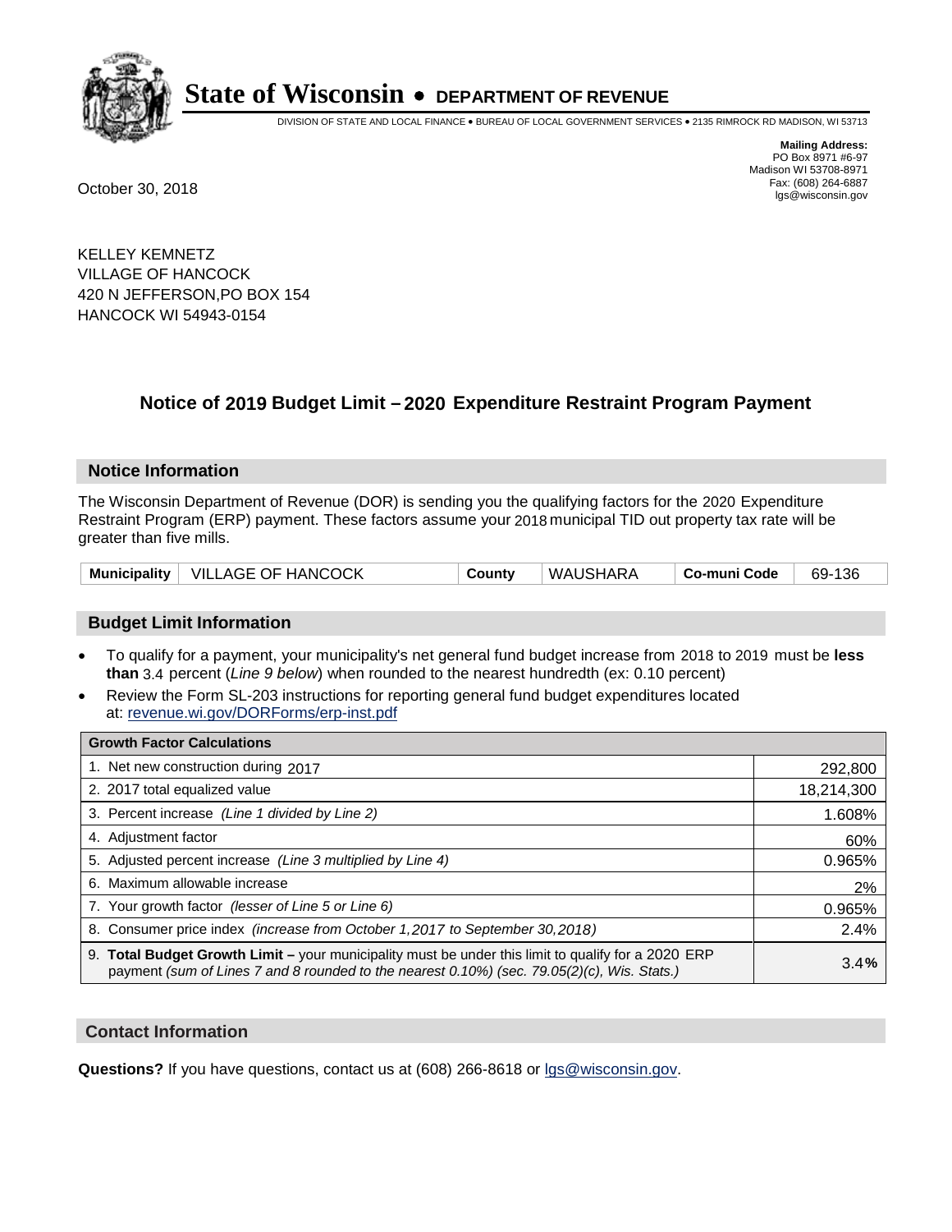# State of Wisconsin • DEPARTMENT OF REVENUE

DIVISION OF STATE AND LOCAL FINANCE • BUREAU OF LOCAL GOVERNMENT SERVICES • 2135 RIMROCK RD MADISON, WI 53713

**Mailing Address:**
PO Box 8971 #6-97
Madison WI 53708-8971
Fax: (608) 264-6887
lgs@wisconsin.gov

October 30, 2018

KELLEY KEMNETZ
VILLAGE OF HANCOCK
420 N JEFFERSON,PO BOX 154
HANCOCK WI 54943-0154

## Notice of 2019 Budget Limit – 2020 Expenditure Restraint Program Payment

### Notice Information

The Wisconsin Department of Revenue (DOR) is sending you the qualifying factors for the 2020 Expenditure Restraint Program (ERP) payment. These factors assume your 2018 municipal TID out property tax rate will be greater than five mills.

| Municipality | VILLAGE OF HANCOCK | County | WAUSHARA | Co-muni Code | 69-136 |
|---|---|---|---|---|---|

### Budget Limit Information

- To qualify for a payment, your municipality's net general fund budget increase from 2018 to 2019 must be **less than** 3.4 percent (*Line 9 below*) when rounded to the nearest hundredth (ex: 0.10 percent)
- Review the Form SL-203 instructions for reporting general fund budget expenditures located at: revenue.wi.gov/DORForms/erp-inst.pdf

| Growth Factor Calculations | |
|---|---|
| 1. Net new construction during 2017 | 292,800 |
| 2. 2017 total equalized value | 18,214,300 |
| 3. Percent increase *(Line 1 divided by Line 2)* | 1.608% |
| 4. Adjustment factor | 60% |
| 5. Adjusted percent increase *(Line 3 multiplied by Line 4)* | 0.965% |
| 6. Maximum allowable increase | 2% |
| 7. Your growth factor *(lesser of Line 5 or Line 6)* | 0.965% |
| 8. Consumer price index *(increase from October 1,2017 to September 30,2018)* | 2.4% |
| 9. **Total Budget Growth Limit –** your municipality must be under this limit to qualify for a 2020 ERP payment *(sum of Lines 7 and 8 rounded to the nearest 0.10%) (sec. 79.05(2)(c), Wis. Stats.)* | 3.4**%** |

### Contact Information

**Questions?** If you have questions, contact us at (608) 266-8618 or lgs@wisconsin.gov.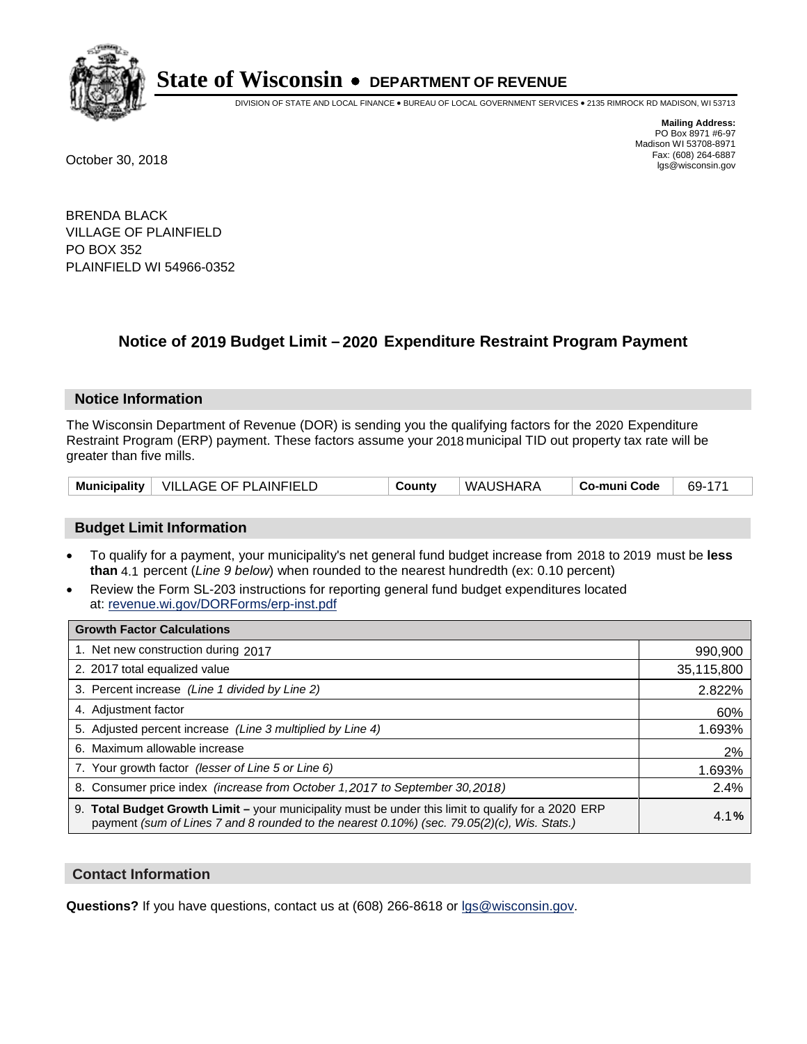# State of Wisconsin • DEPARTMENT OF REVENUE

DIVISION OF STATE AND LOCAL FINANCE • BUREAU OF LOCAL GOVERNMENT SERVICES • 2135 RIMROCK RD MADISON, WI 53713

**Mailing Address:**
PO Box 8971 #6-97
Madison WI 53708-8971
Fax: (608) 264-6887
lgs@wisconsin.gov

October 30, 2018

BRENDA BLACK
VILLAGE OF PLAINFIELD
PO BOX 352
PLAINFIELD WI 54966-0352

## Notice of 2019 Budget Limit – 2020 Expenditure Restraint Program Payment

### Notice Information

The Wisconsin Department of Revenue (DOR) is sending you the qualifying factors for the 2020 Expenditure Restraint Program (ERP) payment. These factors assume your 2018 municipal TID out property tax rate will be greater than five mills.

| Municipality | VILLAGE OF PLAINFIELD | County | WAUSHARA | Co-muni Code | 69-171 |
|---|---|---|---|---|---|

### Budget Limit Information

- To qualify for a payment, your municipality's net general fund budget increase from 2018 to 2019 must be **less than** 4.1 percent (*Line 9 below*) when rounded to the nearest hundredth (ex: 0.10 percent)
- Review the Form SL-203 instructions for reporting general fund budget expenditures located at: revenue.wi.gov/DORForms/erp-inst.pdf

| Growth Factor Calculations | |
|---|---|
| 1. Net new construction during 2017 | 990,900 |
| 2. 2017 total equalized value | 35,115,800 |
| 3. Percent increase *(Line 1 divided by Line 2)* | 2.822% |
| 4. Adjustment factor | 60% |
| 5. Adjusted percent increase *(Line 3 multiplied by Line 4)* | 1.693% |
| 6. Maximum allowable increase | 2% |
| 7. Your growth factor *(lesser of Line 5 or Line 6)* | 1.693% |
| 8. Consumer price index *(increase from October 1,2017 to September 30,2018)* | 2.4% |
| 9. **Total Budget Growth Limit –** your municipality must be under this limit to qualify for a 2020 ERP payment *(sum of Lines 7 and 8 rounded to the nearest 0.10%) (sec. 79.05(2)(c), Wis. Stats.)* | 4.1**%** |

### Contact Information

**Questions?** If you have questions, contact us at (608) 266-8618 or lgs@wisconsin.gov.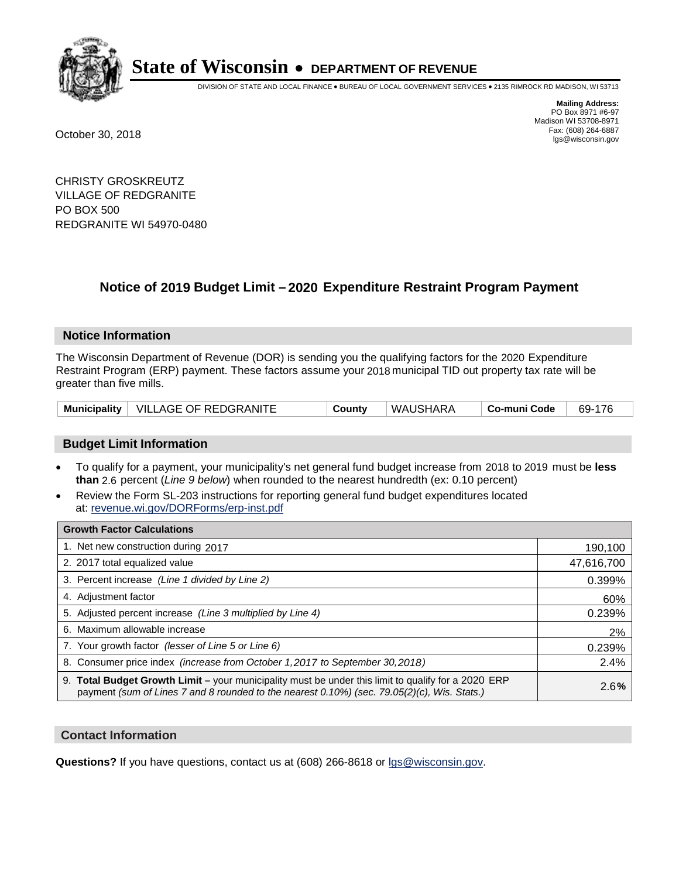# State of Wisconsin • DEPARTMENT OF REVENUE

DIVISION OF STATE AND LOCAL FINANCE • BUREAU OF LOCAL GOVERNMENT SERVICES • 2135 RIMROCK RD MADISON, WI 53713

**Mailing Address:**
PO Box 8971 #6-97
Madison WI 53708-8971
Fax: (608) 264-6887
lgs@wisconsin.gov

October 30, 2018

CHRISTY GROSKREUTZ
VILLAGE OF REDGRANITE
PO BOX 500
REDGRANITE WI 54970-0480

## Notice of 2019 Budget Limit – 2020 Expenditure Restraint Program Payment

### Notice Information

The Wisconsin Department of Revenue (DOR) is sending you the qualifying factors for the 2020 Expenditure Restraint Program (ERP) payment. These factors assume your 2018 municipal TID out property tax rate will be greater than five mills.

| Municipality | VILLAGE OF REDGRANITE | County | WAUSHARA | Co-muni Code | 69-176 |
|---|---|---|---|---|---|

### Budget Limit Information

- To qualify for a payment, your municipality's net general fund budget increase from 2018 to 2019 must be **less than** 2.6 percent (*Line 9 below*) when rounded to the nearest hundredth (ex: 0.10 percent)
- Review the Form SL-203 instructions for reporting general fund budget expenditures located at: revenue.wi.gov/DORForms/erp-inst.pdf

| Growth Factor Calculations | |
|---|---|
| 1. Net new construction during 2017 | 190,100 |
| 2. 2017 total equalized value | 47,616,700 |
| 3. Percent increase *(Line 1 divided by Line 2)* | 0.399% |
| 4. Adjustment factor | 60% |
| 5. Adjusted percent increase *(Line 3 multiplied by Line 4)* | 0.239% |
| 6. Maximum allowable increase | 2% |
| 7. Your growth factor *(lesser of Line 5 or Line 6)* | 0.239% |
| 8. Consumer price index *(increase from October 1,2017 to September 30,2018)* | 2.4% |
| 9. **Total Budget Growth Limit –** your municipality must be under this limit to qualify for a 2020 ERP payment *(sum of Lines 7 and 8 rounded to the nearest 0.10%) (sec. 79.05(2)(c), Wis. Stats.)* | 2.6**%** |

### Contact Information

**Questions?** If you have questions, contact us at (608) 266-8618 or lgs@wisconsin.gov.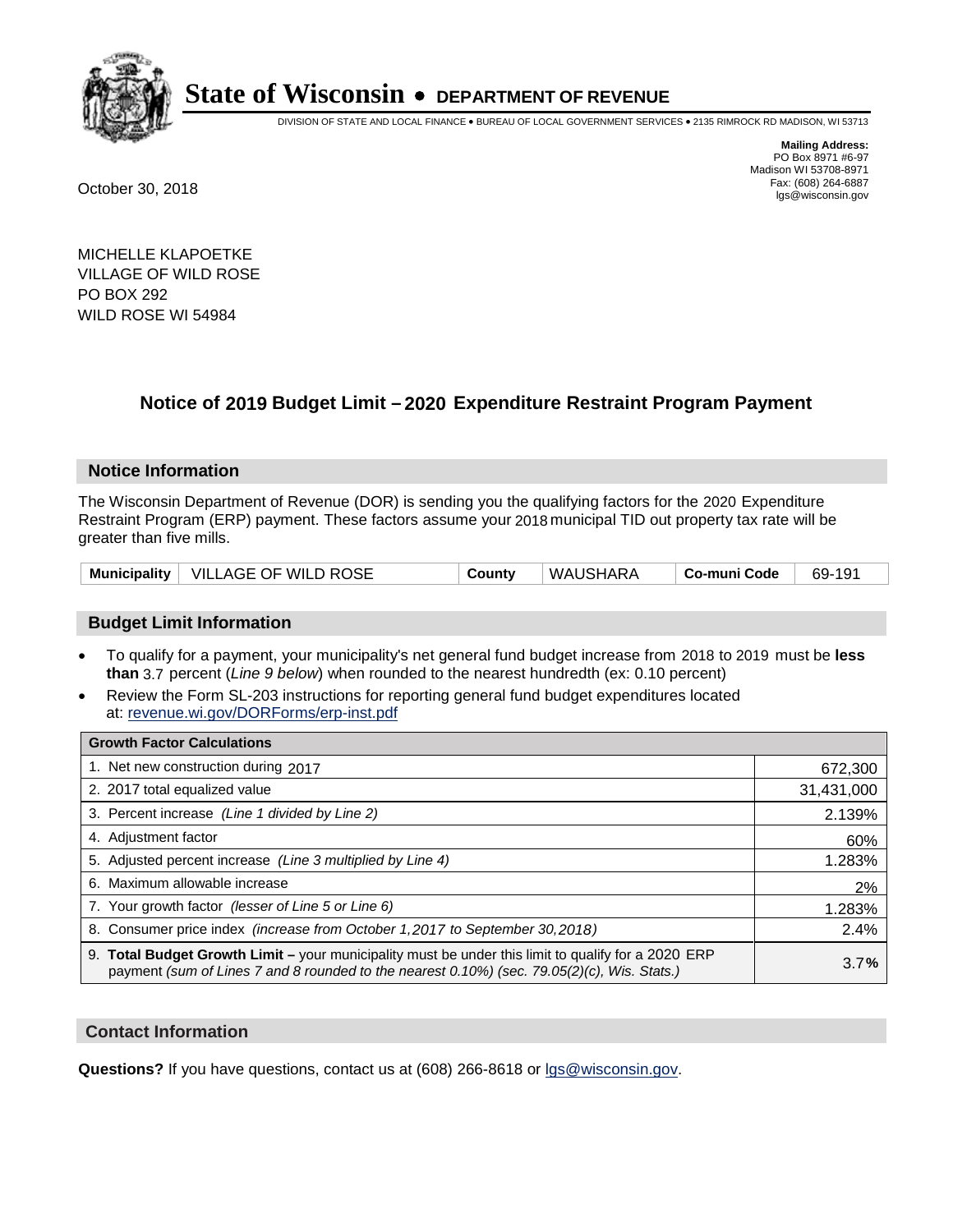# State of Wisconsin • DEPARTMENT OF REVENUE

DIVISION OF STATE AND LOCAL FINANCE • BUREAU OF LOCAL GOVERNMENT SERVICES • 2135 RIMROCK RD MADISON, WI 53713

**Mailing Address:**
PO Box 8971 #6-97
Madison WI 53708-8971
Fax: (608) 264-6887
lgs@wisconsin.gov

October 30, 2018

MICHELLE KLAPOETKE
VILLAGE OF WILD ROSE
PO BOX 292
WILD ROSE WI 54984

## Notice of 2019 Budget Limit – 2020 Expenditure Restraint Program Payment

### Notice Information

The Wisconsin Department of Revenue (DOR) is sending you the qualifying factors for the 2020 Expenditure Restraint Program (ERP) payment. These factors assume your 2018 municipal TID out property tax rate will be greater than five mills.

| Municipality | VILLAGE OF WILD ROSE | County | WAUSHARA | Co-muni Code | 69-191 |
|---|---|---|---|---|---|

### Budget Limit Information

- To qualify for a payment, your municipality's net general fund budget increase from 2018 to 2019 must be **less than** 3.7 percent (*Line 9 below*) when rounded to the nearest hundredth (ex: 0.10 percent)
- Review the Form SL-203 instructions for reporting general fund budget expenditures located at: revenue.wi.gov/DORForms/erp-inst.pdf

| Growth Factor Calculations | |
|---|---|
| 1. Net new construction during 2017 | 672,300 |
| 2. 2017 total equalized value | 31,431,000 |
| 3. Percent increase *(Line 1 divided by Line 2)* | 2.139% |
| 4. Adjustment factor | 60% |
| 5. Adjusted percent increase *(Line 3 multiplied by Line 4)* | 1.283% |
| 6. Maximum allowable increase | 2% |
| 7. Your growth factor *(lesser of Line 5 or Line 6)* | 1.283% |
| 8. Consumer price index *(increase from October 1,2017 to September 30,2018)* | 2.4% |
| 9. **Total Budget Growth Limit –** your municipality must be under this limit to qualify for a 2020 ERP payment *(sum of Lines 7 and 8 rounded to the nearest 0.10%) (sec. 79.05(2)(c), Wis. Stats.)* | 3.7**%** |

### Contact Information

**Questions?** If you have questions, contact us at (608) 266-8618 or lgs@wisconsin.gov.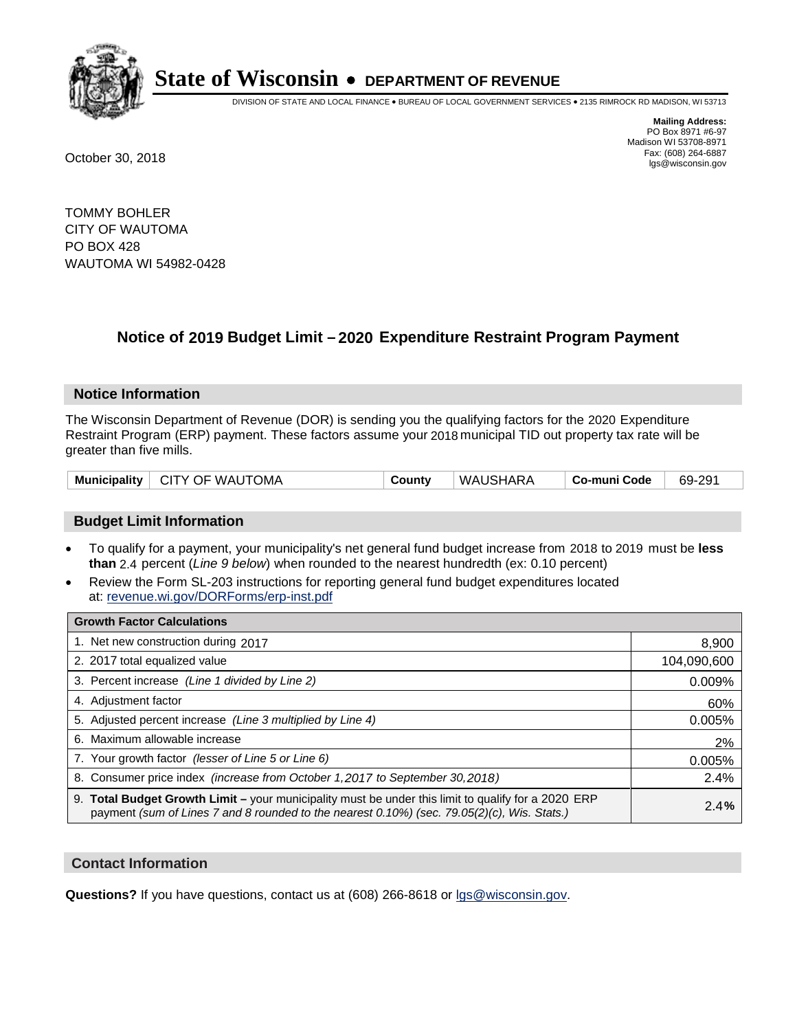# State of Wisconsin • DEPARTMENT OF REVENUE

DIVISION OF STATE AND LOCAL FINANCE • BUREAU OF LOCAL GOVERNMENT SERVICES • 2135 RIMROCK RD MADISON, WI 53713

**Mailing Address:**
PO Box 8971 #6-97
Madison WI 53708-8971
Fax: (608) 264-6887
lgs@wisconsin.gov

October 30, 2018

TOMMY BOHLER
CITY OF WAUTOMA
PO BOX 428
WAUTOMA WI 54982-0428

## Notice of 2019 Budget Limit – 2020 Expenditure Restraint Program Payment

### Notice Information

The Wisconsin Department of Revenue (DOR) is sending you the qualifying factors for the 2020 Expenditure Restraint Program (ERP) payment. These factors assume your 2018 municipal TID out property tax rate will be greater than five mills.

| Municipality | CITY OF WAUTOMA | County | WAUSHARA | Co-muni Code | 69-291 |
|---|---|---|---|---|---|

### Budget Limit Information

- To qualify for a payment, your municipality's net general fund budget increase from 2018 to 2019 must be **less than** 2.4 percent (*Line 9 below*) when rounded to the nearest hundredth (ex: 0.10 percent)
- Review the Form SL-203 instructions for reporting general fund budget expenditures located at: revenue.wi.gov/DORForms/erp-inst.pdf

| Growth Factor Calculations | |
|---|---|
| 1. Net new construction during 2017 | 8,900 |
| 2. 2017 total equalized value | 104,090,600 |
| 3. Percent increase *(Line 1 divided by Line 2)* | 0.009% |
| 4. Adjustment factor | 60% |
| 5. Adjusted percent increase *(Line 3 multiplied by Line 4)* | 0.005% |
| 6. Maximum allowable increase | 2% |
| 7. Your growth factor *(lesser of Line 5 or Line 6)* | 0.005% |
| 8. Consumer price index *(increase from October 1,2017 to September 30,2018)* | 2.4% |
| 9. **Total Budget Growth Limit –** your municipality must be under this limit to qualify for a 2020 ERP payment *(sum of Lines 7 and 8 rounded to the nearest 0.10%) (sec. 79.05(2)(c), Wis. Stats.)* | 2.4**%** |

### Contact Information

**Questions?** If you have questions, contact us at (608) 266-8618 or lgs@wisconsin.gov.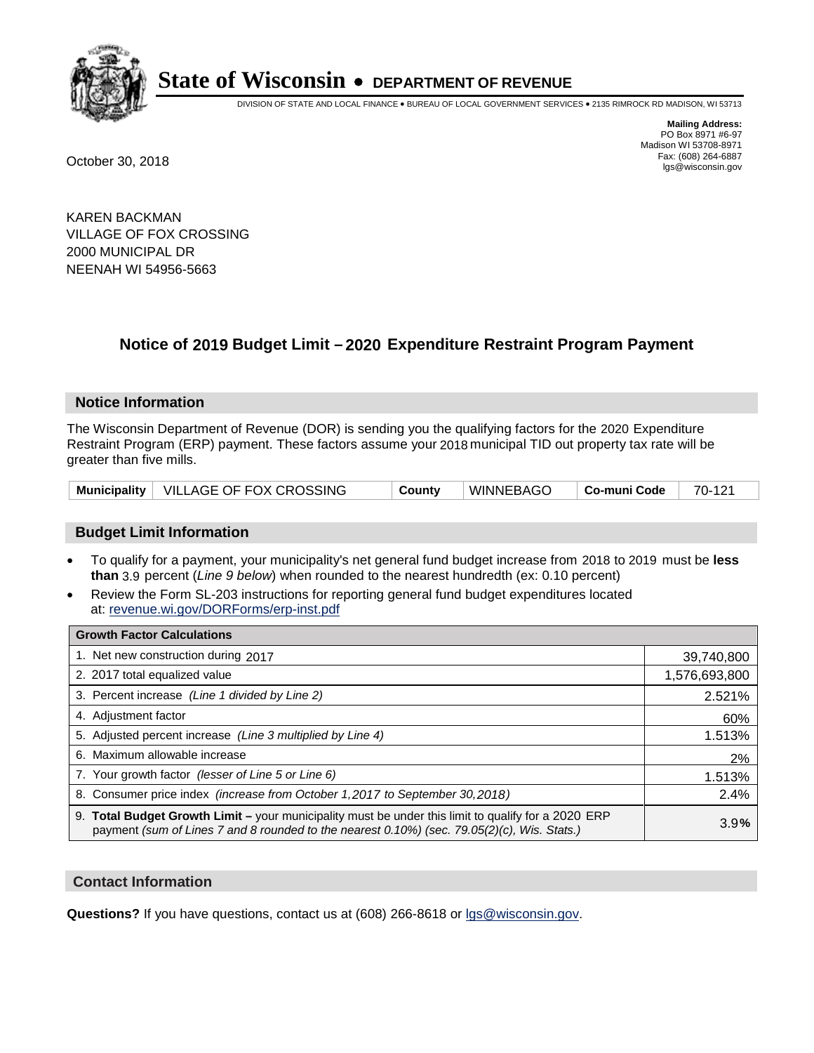# State of Wisconsin • DEPARTMENT OF REVENUE

DIVISION OF STATE AND LOCAL FINANCE • BUREAU OF LOCAL GOVERNMENT SERVICES • 2135 RIMROCK RD MADISON, WI 53713

**Mailing Address:**
PO Box 8971 #6-97
Madison WI 53708-8971
Fax: (608) 264-6887
lgs@wisconsin.gov

October 30, 2018

KAREN BACKMAN
VILLAGE OF FOX CROSSING
2000 MUNICIPAL DR
NEENAH WI 54956-5663

## Notice of 2019 Budget Limit – 2020 Expenditure Restraint Program Payment

### Notice Information

The Wisconsin Department of Revenue (DOR) is sending you the qualifying factors for the 2020 Expenditure Restraint Program (ERP) payment. These factors assume your 2018 municipal TID out property tax rate will be greater than five mills.

| Municipality | VILLAGE OF FOX CROSSING | County | WINNEBAGO | Co-muni Code | 70-121 |
|---|---|---|---|---|---|

### Budget Limit Information

- To qualify for a payment, your municipality's net general fund budget increase from 2018 to 2019 must be **less than** 3.9 percent (*Line 9 below*) when rounded to the nearest hundredth (ex: 0.10 percent)
- Review the Form SL-203 instructions for reporting general fund budget expenditures located at: revenue.wi.gov/DORForms/erp-inst.pdf

| Growth Factor Calculations | |
|---|---|
| 1. Net new construction during 2017 | 39,740,800 |
| 2. 2017 total equalized value | 1,576,693,800 |
| 3. Percent increase *(Line 1 divided by Line 2)* | 2.521% |
| 4. Adjustment factor | 60% |
| 5. Adjusted percent increase *(Line 3 multiplied by Line 4)* | 1.513% |
| 6. Maximum allowable increase | 2% |
| 7. Your growth factor *(lesser of Line 5 or Line 6)* | 1.513% |
| 8. Consumer price index *(increase from October 1,2017 to September 30,2018)* | 2.4% |
| 9. **Total Budget Growth Limit –** your municipality must be under this limit to qualify for a 2020 ERP payment *(sum of Lines 7 and 8 rounded to the nearest 0.10%) (sec. 79.05(2)(c), Wis. Stats.)* | 3.9% |

### Contact Information

**Questions?** If you have questions, contact us at (608) 266-8618 or lgs@wisconsin.gov.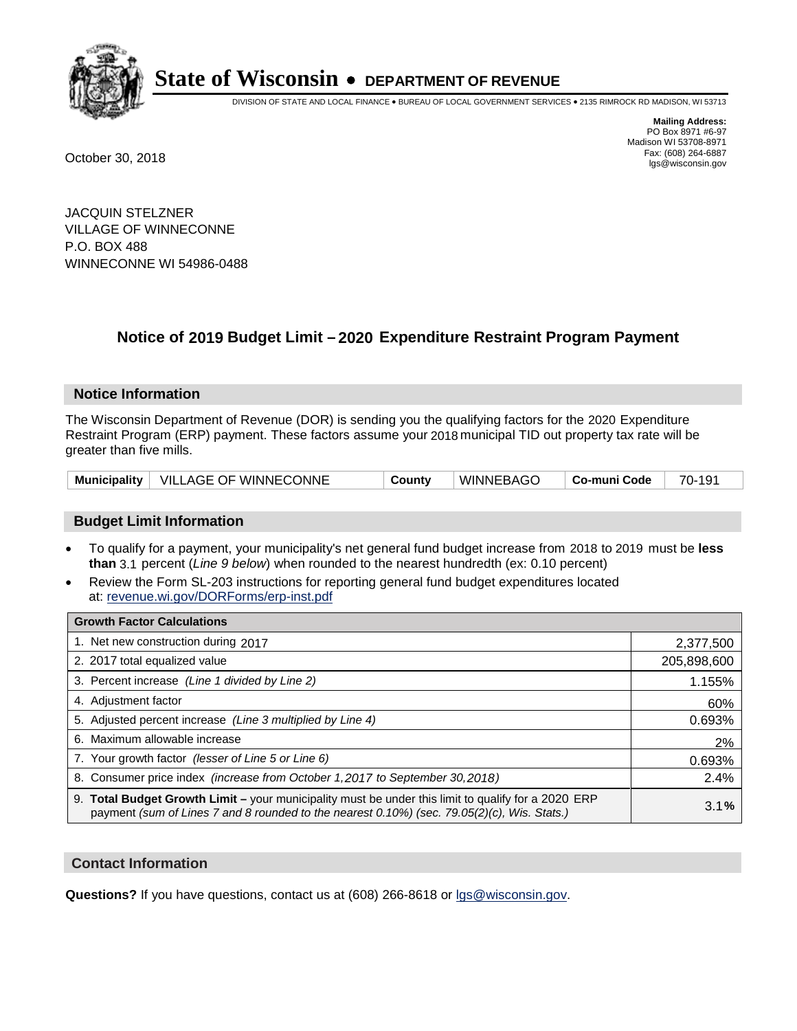# State of Wisconsin • DEPARTMENT OF REVENUE

DIVISION OF STATE AND LOCAL FINANCE • BUREAU OF LOCAL GOVERNMENT SERVICES • 2135 RIMROCK RD MADISON, WI 53713

**Mailing Address:**
PO Box 8971 #6-97
Madison WI 53708-8971
Fax: (608) 264-6887
lgs@wisconsin.gov

October 30, 2018

JACQUIN STELZNER
VILLAGE OF WINNECONNE
P.O. BOX 488
WINNECONNE WI 54986-0488

## Notice of 2019 Budget Limit – 2020 Expenditure Restraint Program Payment

### Notice Information

The Wisconsin Department of Revenue (DOR) is sending you the qualifying factors for the 2020 Expenditure Restraint Program (ERP) payment. These factors assume your 2018 municipal TID out property tax rate will be greater than five mills.

| Municipality | VILLAGE OF WINNECONNE | County | WINNEBAGO | Co-muni Code | 70-191 |
|---|---|---|---|---|---|

### Budget Limit Information

- To qualify for a payment, your municipality's net general fund budget increase from 2018 to 2019 must be **less than** 3.1 percent (*Line 9 below*) when rounded to the nearest hundredth (ex: 0.10 percent)
- Review the Form SL-203 instructions for reporting general fund budget expenditures located at: revenue.wi.gov/DORForms/erp-inst.pdf

| Growth Factor Calculations | |
|---|---|
| 1. Net new construction during 2017 | 2,377,500 |
| 2. 2017 total equalized value | 205,898,600 |
| 3. Percent increase *(Line 1 divided by Line 2)* | 1.155% |
| 4. Adjustment factor | 60% |
| 5. Adjusted percent increase *(Line 3 multiplied by Line 4)* | 0.693% |
| 6. Maximum allowable increase | 2% |
| 7. Your growth factor *(lesser of Line 5 or Line 6)* | 0.693% |
| 8. Consumer price index *(increase from October 1,2017 to September 30,2018)* | 2.4% |
| 9. **Total Budget Growth Limit –** your municipality must be under this limit to qualify for a 2020 ERP payment *(sum of Lines 7 and 8 rounded to the nearest 0.10%) (sec. 79.05(2)(c), Wis. Stats.)* | 3.1**%** |

### Contact Information

**Questions?** If you have questions, contact us at (608) 266-8618 or lgs@wisconsin.gov.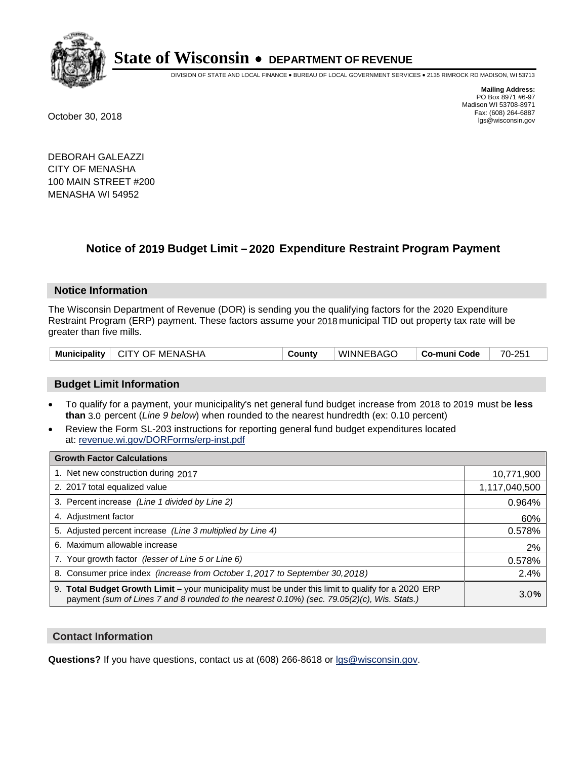# State of Wisconsin • DEPARTMENT OF REVENUE

DIVISION OF STATE AND LOCAL FINANCE • BUREAU OF LOCAL GOVERNMENT SERVICES • 2135 RIMROCK RD MADISON, WI 53713

**Mailing Address:**
PO Box 8971 #6-97
Madison WI 53708-8971
Fax: (608) 264-6887
lgs@wisconsin.gov

October 30, 2018

DEBORAH GALEAZZI
CITY OF MENASHA
100 MAIN STREET #200
MENASHA WI 54952

## Notice of 2019 Budget Limit – 2020 Expenditure Restraint Program Payment

### Notice Information

The Wisconsin Department of Revenue (DOR) is sending you the qualifying factors for the 2020 Expenditure Restraint Program (ERP) payment. These factors assume your 2018 municipal TID out property tax rate will be greater than five mills.

| Municipality | CITY OF MENASHA | County | WINNEBAGO | Co-muni Code | 70-251 |
|---|---|---|---|---|---|

### Budget Limit Information

- To qualify for a payment, your municipality's net general fund budget increase from 2018 to 2019 must be **less than** 3.0 percent (*Line 9 below*) when rounded to the nearest hundredth (ex: 0.10 percent)
- Review the Form SL-203 instructions for reporting general fund budget expenditures located at: revenue.wi.gov/DORForms/erp-inst.pdf

| Growth Factor Calculations | |
|---|---|
| 1. Net new construction during 2017 | 10,771,900 |
| 2. 2017 total equalized value | 1,117,040,500 |
| 3. Percent increase *(Line 1 divided by Line 2)* | 0.964% |
| 4. Adjustment factor | 60% |
| 5. Adjusted percent increase *(Line 3 multiplied by Line 4)* | 0.578% |
| 6. Maximum allowable increase | 2% |
| 7. Your growth factor *(lesser of Line 5 or Line 6)* | 0.578% |
| 8. Consumer price index *(increase from October 1,2017 to September 30,2018)* | 2.4% |
| 9. **Total Budget Growth Limit –** your municipality must be under this limit to qualify for a 2020 ERP payment *(sum of Lines 7 and 8 rounded to the nearest 0.10%) (sec. 79.05(2)(c), Wis. Stats.)* | 3.0% |

### Contact Information

**Questions?** If you have questions, contact us at (608) 266-8618 or lgs@wisconsin.gov.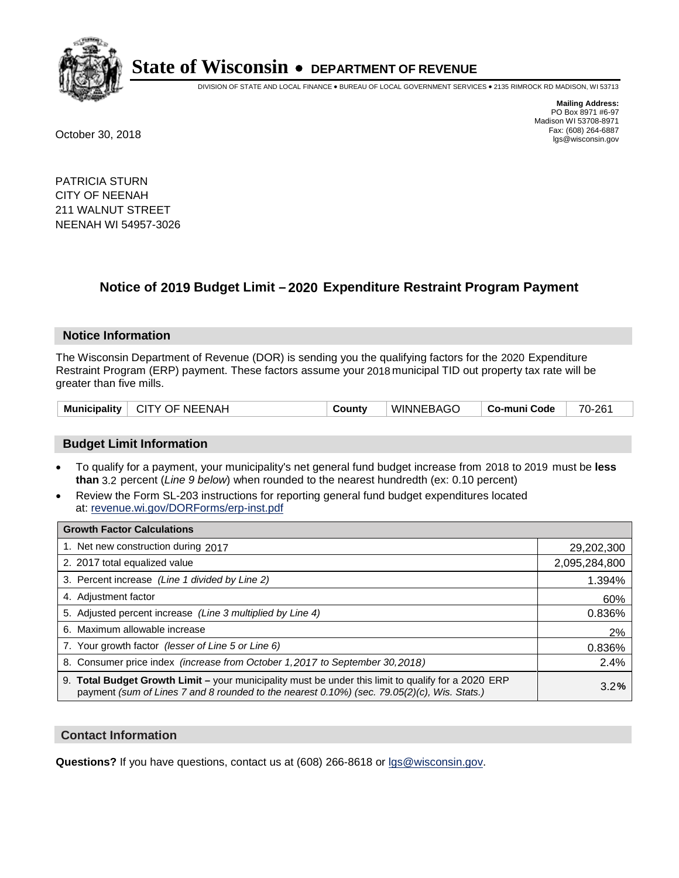# State of Wisconsin • DEPARTMENT OF REVENUE

DIVISION OF STATE AND LOCAL FINANCE • BUREAU OF LOCAL GOVERNMENT SERVICES • 2135 RIMROCK RD MADISON, WI 53713

**Mailing Address:**
PO Box 8971 #6-97
Madison WI 53708-8971
Fax: (608) 264-6887
lgs@wisconsin.gov

October 30, 2018

PATRICIA STURN
CITY OF NEENAH
211 WALNUT STREET
NEENAH WI 54957-3026

## Notice of 2019 Budget Limit – 2020 Expenditure Restraint Program Payment

### Notice Information

The Wisconsin Department of Revenue (DOR) is sending you the qualifying factors for the 2020 Expenditure Restraint Program (ERP) payment. These factors assume your 2018 municipal TID out property tax rate will be greater than five mills.

| Municipality | CITY OF NEENAH | County | WINNEBAGO | Co-muni Code | 70-261 |
|---|---|---|---|---|---|

### Budget Limit Information

- To qualify for a payment, your municipality's net general fund budget increase from 2018 to 2019 must be **less than** 3.2 percent (*Line 9 below*) when rounded to the nearest hundredth (ex: 0.10 percent)
- Review the Form SL-203 instructions for reporting general fund budget expenditures located at: revenue.wi.gov/DORForms/erp-inst.pdf

| Growth Factor Calculations | |
|---|---|
| 1. Net new construction during 2017 | 29,202,300 |
| 2. 2017 total equalized value | 2,095,284,800 |
| 3. Percent increase *(Line 1 divided by Line 2)* | 1.394% |
| 4. Adjustment factor | 60% |
| 5. Adjusted percent increase *(Line 3 multiplied by Line 4)* | 0.836% |
| 6. Maximum allowable increase | 2% |
| 7. Your growth factor *(lesser of Line 5 or Line 6)* | 0.836% |
| 8. Consumer price index *(increase from October 1,2017 to September 30,2018)* | 2.4% |
| 9. **Total Budget Growth Limit –** your municipality must be under this limit to qualify for a 2020 ERP payment *(sum of Lines 7 and 8 rounded to the nearest 0.10%) (sec. 79.05(2)(c), Wis. Stats.)* | 3.2% |

### Contact Information

**Questions?** If you have questions, contact us at (608) 266-8618 or lgs@wisconsin.gov.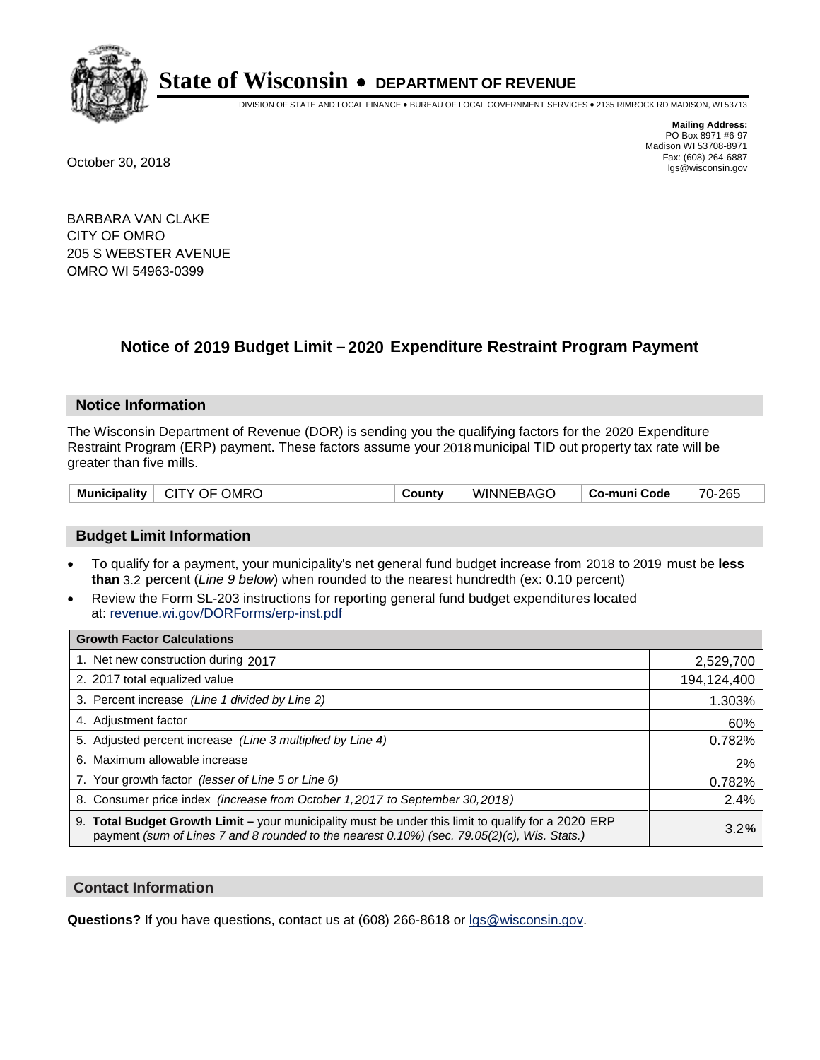# State of Wisconsin • DEPARTMENT OF REVENUE

DIVISION OF STATE AND LOCAL FINANCE • BUREAU OF LOCAL GOVERNMENT SERVICES • 2135 RIMROCK RD MADISON, WI 53713

**Mailing Address:**
PO Box 8971 #6-97
Madison WI 53708-8971
Fax: (608) 264-6887
lgs@wisconsin.gov

October 30, 2018

BARBARA VAN CLAKE
CITY OF OMRO
205 S WEBSTER AVENUE
OMRO WI 54963-0399

## Notice of 2019 Budget Limit – 2020 Expenditure Restraint Program Payment

### Notice Information

The Wisconsin Department of Revenue (DOR) is sending you the qualifying factors for the 2020 Expenditure Restraint Program (ERP) payment. These factors assume your 2018 municipal TID out property tax rate will be greater than five mills.

| Municipality | CITY OF OMRO | County | WINNEBAGO | Co-muni Code | 70-265 |
|---|---|---|---|---|---|

### Budget Limit Information

- To qualify for a payment, your municipality's net general fund budget increase from 2018 to 2019 must be **less than** 3.2 percent (*Line 9 below*) when rounded to the nearest hundredth (ex: 0.10 percent)
- Review the Form SL-203 instructions for reporting general fund budget expenditures located at: revenue.wi.gov/DORForms/erp-inst.pdf

| Growth Factor Calculations | |
|---|---|
| 1. Net new construction during 2017 | 2,529,700 |
| 2. 2017 total equalized value | 194,124,400 |
| 3. Percent increase *(Line 1 divided by Line 2)* | 1.303% |
| 4. Adjustment factor | 60% |
| 5. Adjusted percent increase *(Line 3 multiplied by Line 4)* | 0.782% |
| 6. Maximum allowable increase | 2% |
| 7. Your growth factor *(lesser of Line 5 or Line 6)* | 0.782% |
| 8. Consumer price index *(increase from October 1,2017 to September 30,2018)* | 2.4% |
| 9. **Total Budget Growth Limit –** your municipality must be under this limit to qualify for a 2020 ERP payment *(sum of Lines 7 and 8 rounded to the nearest 0.10%) (sec. 79.05(2)(c), Wis. Stats.)* | 3.2**%** |

### Contact Information

**Questions?** If you have questions, contact us at (608) 266-8618 or lgs@wisconsin.gov.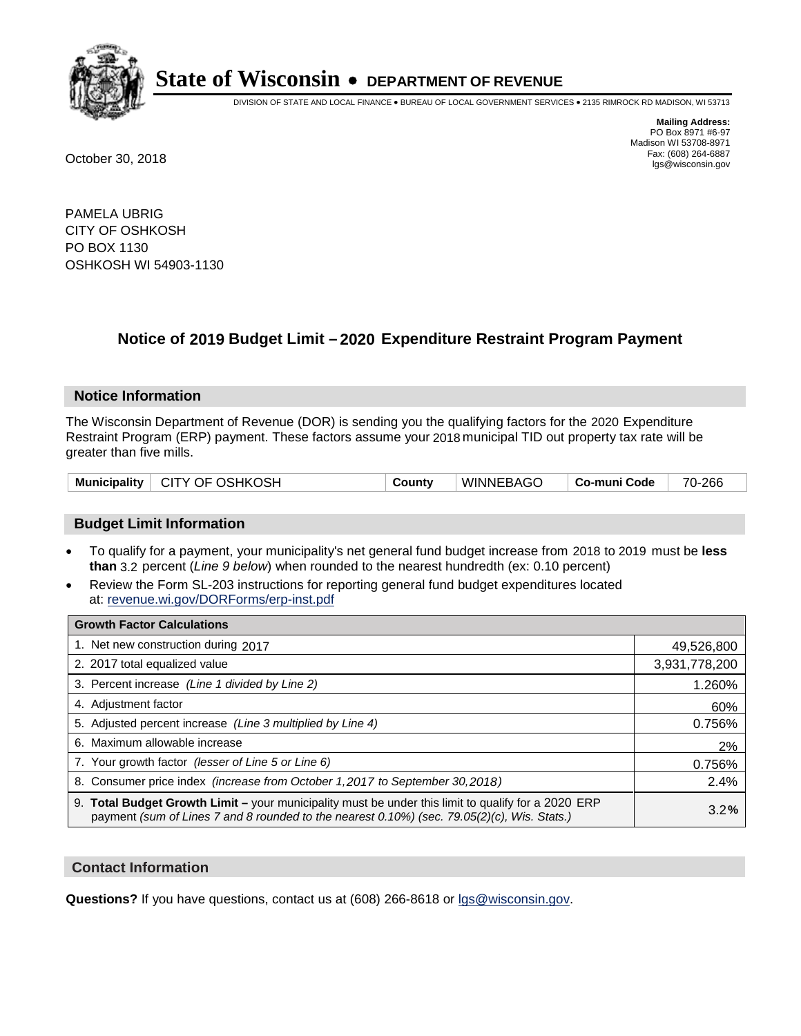# State of Wisconsin • DEPARTMENT OF REVENUE

DIVISION OF STATE AND LOCAL FINANCE • BUREAU OF LOCAL GOVERNMENT SERVICES • 2135 RIMROCK RD MADISON, WI 53713

**Mailing Address:**
PO Box 8971 #6-97
Madison WI 53708-8971
Fax: (608) 264-6887
lgs@wisconsin.gov

October 30, 2018

PAMELA UBRIG
CITY OF OSHKOSH
PO BOX 1130
OSHKOSH WI 54903-1130

## Notice of 2019 Budget Limit – 2020 Expenditure Restraint Program Payment

### Notice Information

The Wisconsin Department of Revenue (DOR) is sending you the qualifying factors for the 2020 Expenditure Restraint Program (ERP) payment. These factors assume your 2018 municipal TID out property tax rate will be greater than five mills.

| Municipality | CITY OF OSHKOSH | County | WINNEBAGO | Co-muni Code | 70-266 |
|---|---|---|---|---|---|

### Budget Limit Information

- To qualify for a payment, your municipality's net general fund budget increase from 2018 to 2019 must be **less than** 3.2 percent (*Line 9 below*) when rounded to the nearest hundredth (ex: 0.10 percent)
- Review the Form SL-203 instructions for reporting general fund budget expenditures located at: revenue.wi.gov/DORForms/erp-inst.pdf

| Growth Factor Calculations | |
|---|---|
| 1. Net new construction during 2017 | 49,526,800 |
| 2. 2017 total equalized value | 3,931,778,200 |
| 3. Percent increase *(Line 1 divided by Line 2)* | 1.260% |
| 4. Adjustment factor | 60% |
| 5. Adjusted percent increase *(Line 3 multiplied by Line 4)* | 0.756% |
| 6. Maximum allowable increase | 2% |
| 7. Your growth factor *(lesser of Line 5 or Line 6)* | 0.756% |
| 8. Consumer price index *(increase from October 1,2017 to September 30,2018)* | 2.4% |
| 9. **Total Budget Growth Limit –** your municipality must be under this limit to qualify for a 2020 ERP payment *(sum of Lines 7 and 8 rounded to the nearest 0.10%) (sec. 79.05(2)(c), Wis. Stats.)* | 3.2**%** |

### Contact Information

**Questions?** If you have questions, contact us at (608) 266-8618 or lgs@wisconsin.gov.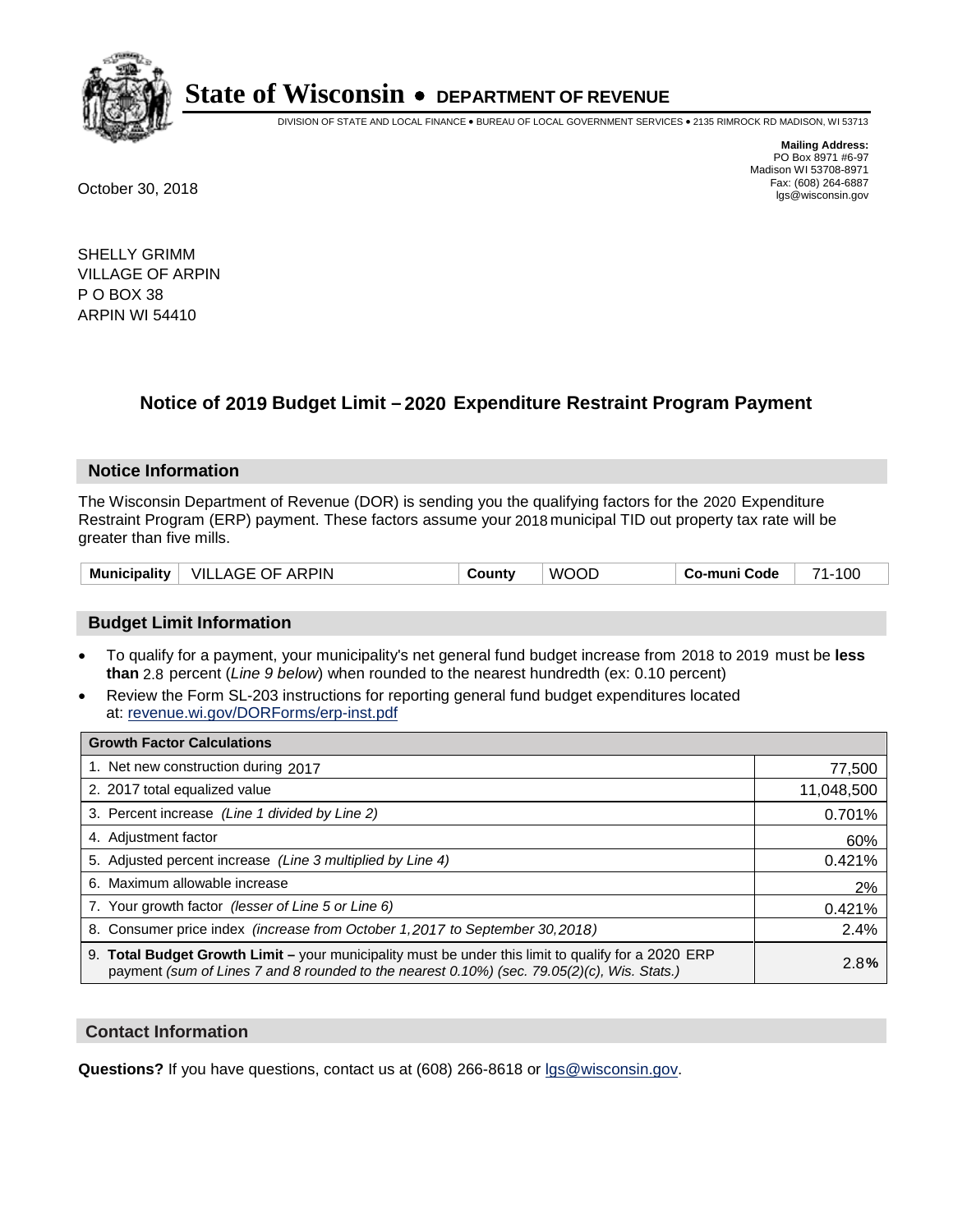# State of Wisconsin • DEPARTMENT OF REVENUE

DIVISION OF STATE AND LOCAL FINANCE • BUREAU OF LOCAL GOVERNMENT SERVICES • 2135 RIMROCK RD MADISON, WI 53713

**Mailing Address:**
PO Box 8971 #6-97
Madison WI 53708-8971
Fax: (608) 264-6887
lgs@wisconsin.gov

October 30, 2018

SHELLY GRIMM
VILLAGE OF ARPIN
P O BOX 38
ARPIN WI 54410

## Notice of 2019 Budget Limit – 2020 Expenditure Restraint Program Payment

### Notice Information

The Wisconsin Department of Revenue (DOR) is sending you the qualifying factors for the 2020 Expenditure Restraint Program (ERP) payment. These factors assume your 2018 municipal TID out property tax rate will be greater than five mills.

| Municipality | VILLAGE OF ARPIN | County | WOOD | Co-muni Code | 71-100 |
|---|---|---|---|---|---|

### Budget Limit Information

- To qualify for a payment, your municipality's net general fund budget increase from 2018 to 2019 must be **less than** 2.8 percent (*Line 9 below*) when rounded to the nearest hundredth (ex: 0.10 percent)
- Review the Form SL-203 instructions for reporting general fund budget expenditures located at: revenue.wi.gov/DORForms/erp-inst.pdf

| Growth Factor Calculations | |
|---|---|
| 1. Net new construction during 2017 | 77,500 |
| 2. 2017 total equalized value | 11,048,500 |
| 3. Percent increase *(Line 1 divided by Line 2)* | 0.701% |
| 4. Adjustment factor | 60% |
| 5. Adjusted percent increase *(Line 3 multiplied by Line 4)* | 0.421% |
| 6. Maximum allowable increase | 2% |
| 7. Your growth factor *(lesser of Line 5 or Line 6)* | 0.421% |
| 8. Consumer price index *(increase from October 1,2017 to September 30,2018)* | 2.4% |
| 9. **Total Budget Growth Limit –** your municipality must be under this limit to qualify for a 2020 ERP payment *(sum of Lines 7 and 8 rounded to the nearest 0.10%) (sec. 79.05(2)(c), Wis. Stats.)* | 2.8**%** |

### Contact Information

**Questions?** If you have questions, contact us at (608) 266-8618 or lgs@wisconsin.gov.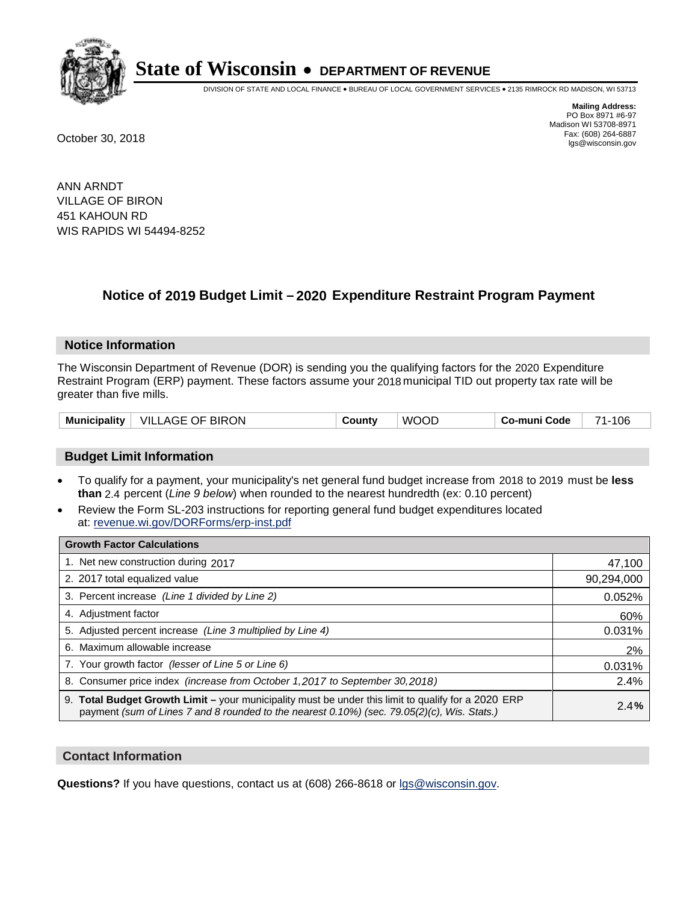# State of Wisconsin • DEPARTMENT OF REVENUE

DIVISION OF STATE AND LOCAL FINANCE • BUREAU OF LOCAL GOVERNMENT SERVICES • 2135 RIMROCK RD MADISON, WI 53713

**Mailing Address:**
PO Box 8971 #6-97
Madison WI 53708-8971
Fax: (608) 264-6887
lgs@wisconsin.gov

October 30, 2018

ANN ARNDT
VILLAGE OF BIRON
451 KAHOUN RD
WIS RAPIDS WI 54494-8252

## Notice of 2019 Budget Limit – 2020 Expenditure Restraint Program Payment

### Notice Information

The Wisconsin Department of Revenue (DOR) is sending you the qualifying factors for the 2020 Expenditure Restraint Program (ERP) payment. These factors assume your 2018 municipal TID out property tax rate will be greater than five mills.

| Municipality | VILLAGE OF BIRON | County | WOOD | Co-muni Code | 71-106 |
|---|---|---|---|---|---|

### Budget Limit Information

- To qualify for a payment, your municipality's net general fund budget increase from 2018 to 2019 must be **less than** 2.4 percent (*Line 9 below*) when rounded to the nearest hundredth (ex: 0.10 percent)
- Review the Form SL-203 instructions for reporting general fund budget expenditures located at: revenue.wi.gov/DORForms/erp-inst.pdf

| Growth Factor Calculations | |
|---|---|
| 1. Net new construction during 2017 | 47,100 |
| 2. 2017 total equalized value | 90,294,000 |
| 3. Percent increase *(Line 1 divided by Line 2)* | 0.052% |
| 4. Adjustment factor | 60% |
| 5. Adjusted percent increase *(Line 3 multiplied by Line 4)* | 0.031% |
| 6. Maximum allowable increase | 2% |
| 7. Your growth factor *(lesser of Line 5 or Line 6)* | 0.031% |
| 8. Consumer price index *(increase from October 1,2017 to September 30,2018)* | 2.4% |
| 9. **Total Budget Growth Limit –** your municipality must be under this limit to qualify for a 2020 ERP payment *(sum of Lines 7 and 8 rounded to the nearest 0.10%) (sec. 79.05(2)(c), Wis. Stats.)* | **2.4%** |

### Contact Information

**Questions?** If you have questions, contact us at (608) 266-8618 or lgs@wisconsin.gov.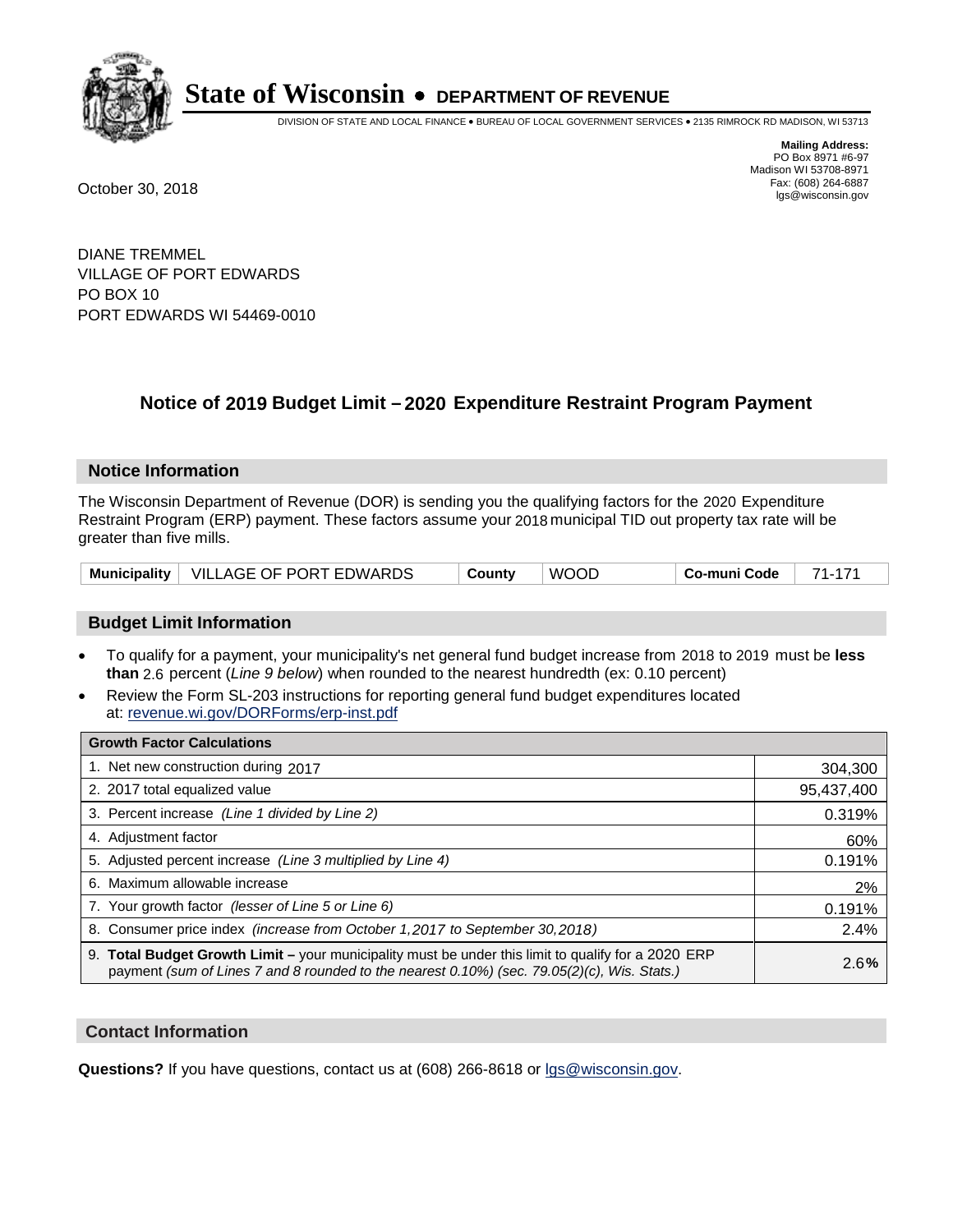# State of Wisconsin • DEPARTMENT OF REVENUE

DIVISION OF STATE AND LOCAL FINANCE • BUREAU OF LOCAL GOVERNMENT SERVICES • 2135 RIMROCK RD MADISON, WI 53713

**Mailing Address:**
PO Box 8971 #6-97
Madison WI 53708-8971
Fax: (608) 264-6887
lgs@wisconsin.gov

October 30, 2018

DIANE TREMMEL
VILLAGE OF PORT EDWARDS
PO BOX 10
PORT EDWARDS WI 54469-0010

## Notice of 2019 Budget Limit – 2020 Expenditure Restraint Program Payment

### Notice Information

The Wisconsin Department of Revenue (DOR) is sending you the qualifying factors for the 2020 Expenditure Restraint Program (ERP) payment. These factors assume your 2018 municipal TID out property tax rate will be greater than five mills.

| Municipality | VILLAGE OF PORT EDWARDS | County | WOOD | Co-muni Code | 71-171 |
|---|---|---|---|---|---|

### Budget Limit Information

- To qualify for a payment, your municipality's net general fund budget increase from 2018 to 2019 must be **less than** 2.6 percent (*Line 9 below*) when rounded to the nearest hundredth (ex: 0.10 percent)
- Review the Form SL-203 instructions for reporting general fund budget expenditures located at: revenue.wi.gov/DORForms/erp-inst.pdf

| Growth Factor Calculations | |
|---|---|
| 1. Net new construction during 2017 | 304,300 |
| 2. 2017 total equalized value | 95,437,400 |
| 3. Percent increase *(Line 1 divided by Line 2)* | 0.319% |
| 4. Adjustment factor | 60% |
| 5. Adjusted percent increase *(Line 3 multiplied by Line 4)* | 0.191% |
| 6. Maximum allowable increase | 2% |
| 7. Your growth factor *(lesser of Line 5 or Line 6)* | 0.191% |
| 8. Consumer price index *(increase from October 1,2017 to September 30,2018)* | 2.4% |
| 9. **Total Budget Growth Limit –** your municipality must be under this limit to qualify for a 2020 ERP payment *(sum of Lines 7 and 8 rounded to the nearest 0.10%) (sec. 79.05(2)(c), Wis. Stats.)* | 2.6**%** |

### Contact Information

**Questions?** If you have questions, contact us at (608) 266-8618 or lgs@wisconsin.gov.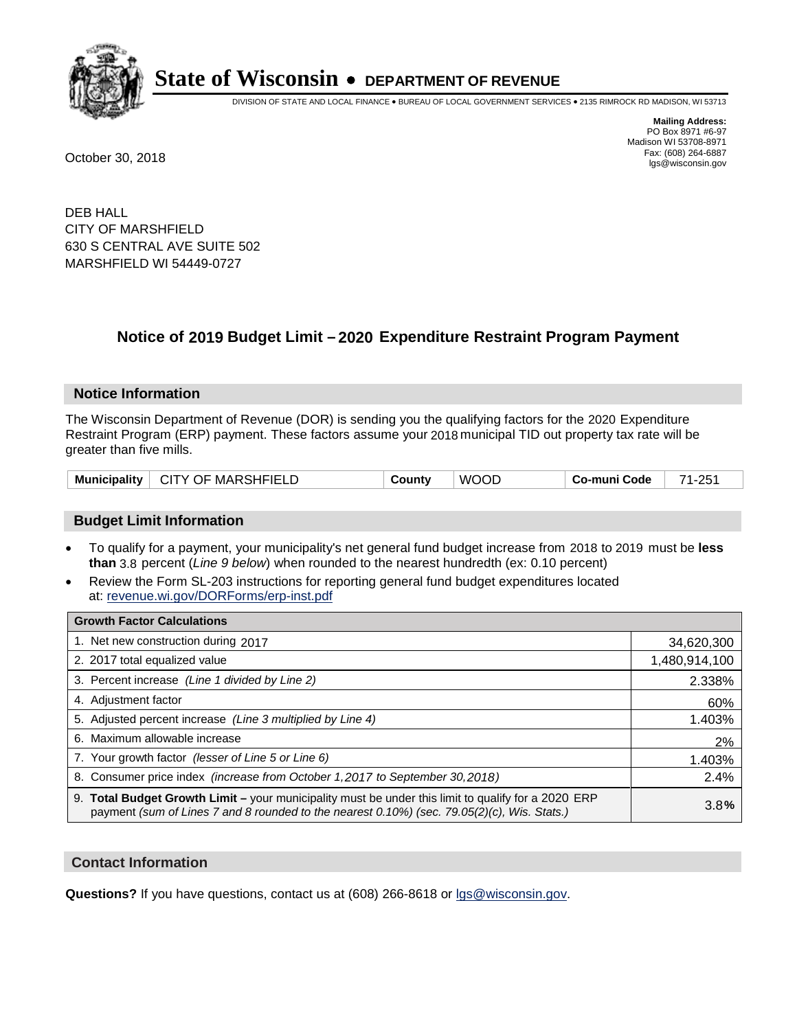# State of Wisconsin • DEPARTMENT OF REVENUE

DIVISION OF STATE AND LOCAL FINANCE • BUREAU OF LOCAL GOVERNMENT SERVICES • 2135 RIMROCK RD MADISON, WI 53713

**Mailing Address:**
PO Box 8971 #6-97
Madison WI 53708-8971
Fax: (608) 264-6887
lgs@wisconsin.gov

October 30, 2018

DEB HALL
CITY OF MARSHFIELD
630 S CENTRAL AVE SUITE 502
MARSHFIELD WI 54449-0727

## Notice of 2019 Budget Limit – 2020 Expenditure Restraint Program Payment

### Notice Information

The Wisconsin Department of Revenue (DOR) is sending you the qualifying factors for the 2020 Expenditure Restraint Program (ERP) payment. These factors assume your 2018 municipal TID out property tax rate will be greater than five mills.

| Municipality | CITY OF MARSHFIELD | County | WOOD | Co-muni Code | 71-251 |
|---|---|---|---|---|---|

### Budget Limit Information

- To qualify for a payment, your municipality's net general fund budget increase from 2018 to 2019 must be **less than** 3.8 percent (*Line 9 below*) when rounded to the nearest hundredth (ex: 0.10 percent)
- Review the Form SL-203 instructions for reporting general fund budget expenditures located at: revenue.wi.gov/DORForms/erp-inst.pdf

| Growth Factor Calculations | |
|---|---|
| 1. Net new construction during 2017 | 34,620,300 |
| 2. 2017 total equalized value | 1,480,914,100 |
| 3. Percent increase *(Line 1 divided by Line 2)* | 2.338% |
| 4. Adjustment factor | 60% |
| 5. Adjusted percent increase *(Line 3 multiplied by Line 4)* | 1.403% |
| 6. Maximum allowable increase | 2% |
| 7. Your growth factor *(lesser of Line 5 or Line 6)* | 1.403% |
| 8. Consumer price index *(increase from October 1,2017 to September 30,2018)* | 2.4% |
| 9. **Total Budget Growth Limit –** your municipality must be under this limit to qualify for a 2020 ERP payment *(sum of Lines 7 and 8 rounded to the nearest 0.10%) (sec. 79.05(2)(c), Wis. Stats.)* | 3.8**%** |

### Contact Information

**Questions?** If you have questions, contact us at (608) 266-8618 or lgs@wisconsin.gov.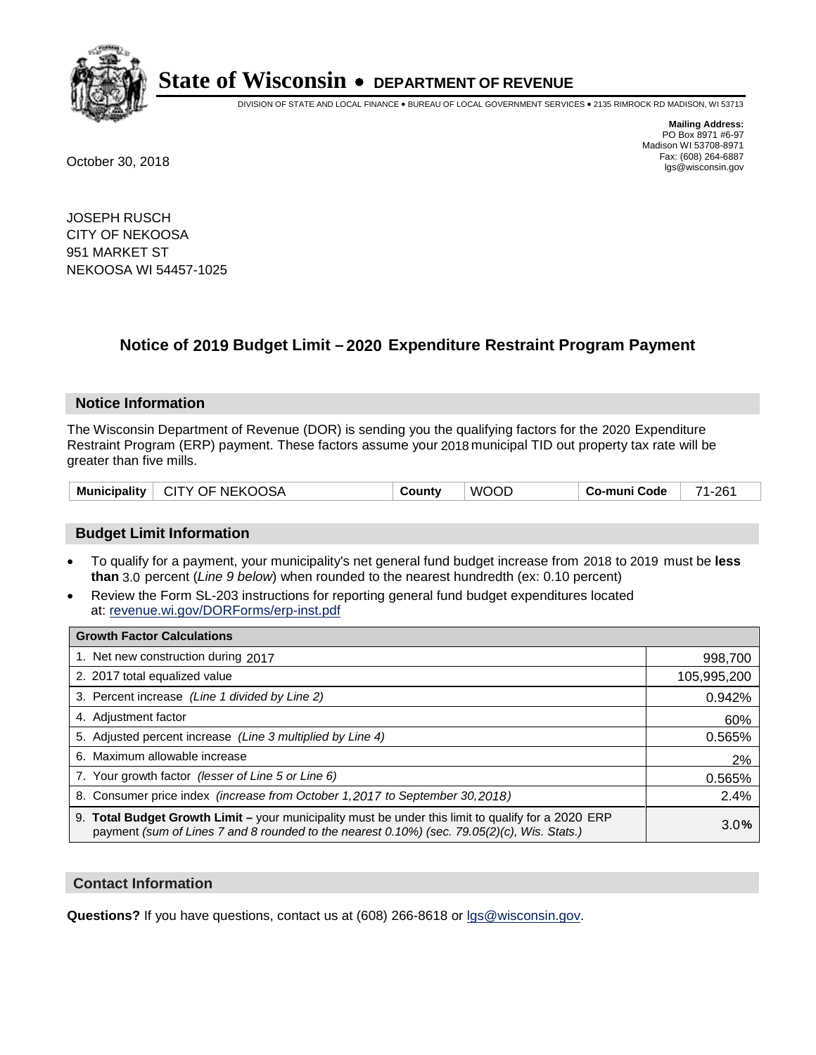# State of Wisconsin • DEPARTMENT OF REVENUE

DIVISION OF STATE AND LOCAL FINANCE • BUREAU OF LOCAL GOVERNMENT SERVICES • 2135 RIMROCK RD MADISON, WI 53713

**Mailing Address:**
PO Box 8971 #6-97
Madison WI 53708-8971
Fax: (608) 264-6887
lgs@wisconsin.gov

October 30, 2018

JOSEPH RUSCH
CITY OF NEKOOSA
951 MARKET ST
NEKOOSA WI 54457-1025

## Notice of 2019 Budget Limit – 2020 Expenditure Restraint Program Payment

### Notice Information

The Wisconsin Department of Revenue (DOR) is sending you the qualifying factors for the 2020 Expenditure Restraint Program (ERP) payment. These factors assume your 2018 municipal TID out property tax rate will be greater than five mills.

| Municipality | CITY OF NEKOOSA | County | WOOD | Co-muni Code | 71-261 |
|---|---|---|---|---|---|

### Budget Limit Information

- To qualify for a payment, your municipality's net general fund budget increase from 2018 to 2019 must be **less than** 3.0 percent (*Line 9 below*) when rounded to the nearest hundredth (ex: 0.10 percent)
- Review the Form SL-203 instructions for reporting general fund budget expenditures located at: revenue.wi.gov/DORForms/erp-inst.pdf

| Growth Factor Calculations | |
|---|---|
| 1. Net new construction during 2017 | 998,700 |
| 2. 2017 total equalized value | 105,995,200 |
| 3. Percent increase *(Line 1 divided by Line 2)* | 0.942% |
| 4. Adjustment factor | 60% |
| 5. Adjusted percent increase *(Line 3 multiplied by Line 4)* | 0.565% |
| 6. Maximum allowable increase | 2% |
| 7. Your growth factor *(lesser of Line 5 or Line 6)* | 0.565% |
| 8. Consumer price index *(increase from October 1,2017 to September 30,2018)* | 2.4% |
| 9. **Total Budget Growth Limit** – your municipality must be under this limit to qualify for a 2020 ERP payment *(sum of Lines 7 and 8 rounded to the nearest 0.10%) (sec. 79.05(2)(c), Wis. Stats.)* | 3.0% |

### Contact Information

**Questions?** If you have questions, contact us at (608) 266-8618 or lgs@wisconsin.gov.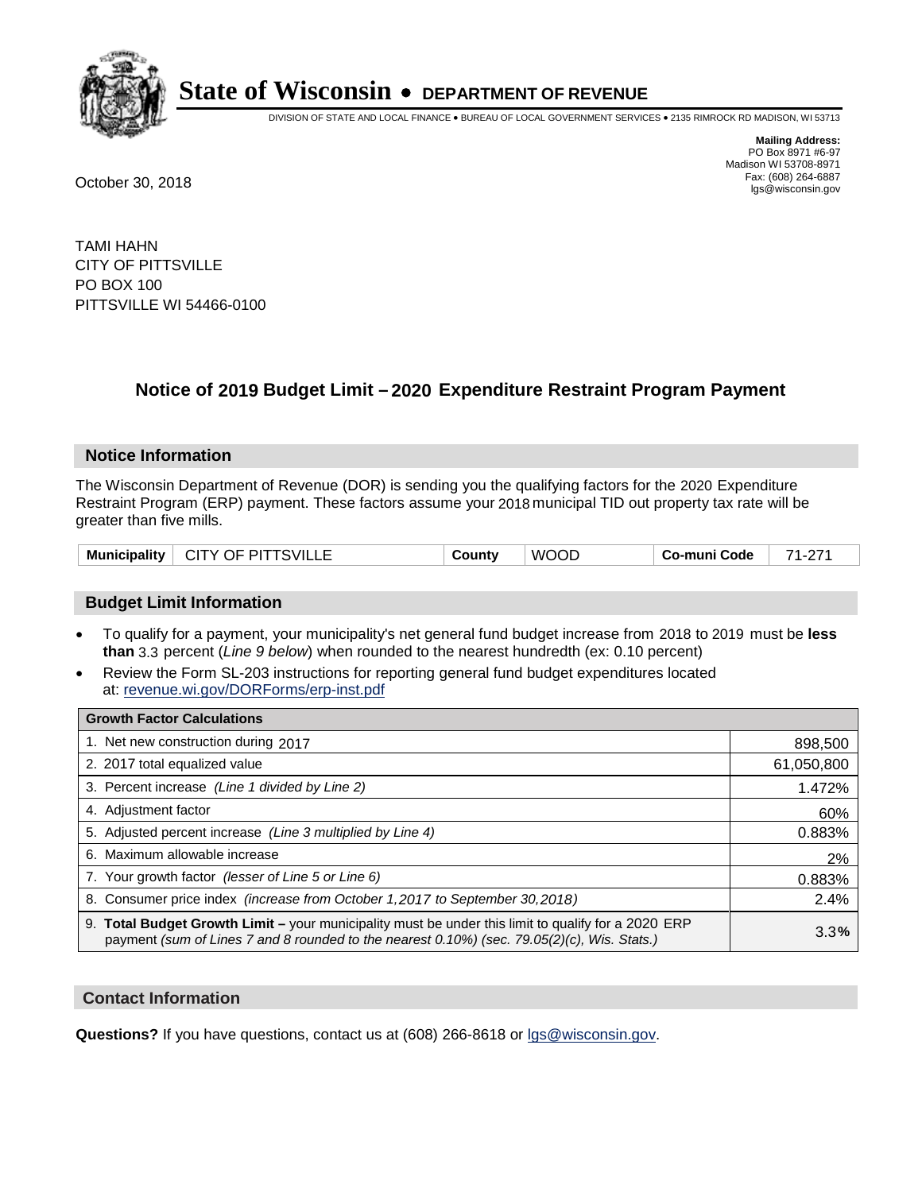# State of Wisconsin • DEPARTMENT OF REVENUE

DIVISION OF STATE AND LOCAL FINANCE • BUREAU OF LOCAL GOVERNMENT SERVICES • 2135 RIMROCK RD MADISON, WI 53713

**Mailing Address:**
PO Box 8971 #6-97
Madison WI 53708-8971
Fax: (608) 264-6887
lgs@wisconsin.gov

October 30, 2018

TAMI HAHN
CITY OF PITTSVILLE
PO BOX 100
PITTSVILLE WI 54466-0100

## Notice of 2019 Budget Limit – 2020 Expenditure Restraint Program Payment

### Notice Information

The Wisconsin Department of Revenue (DOR) is sending you the qualifying factors for the 2020 Expenditure Restraint Program (ERP) payment. These factors assume your 2018 municipal TID out property tax rate will be greater than five mills.

| Municipality | CITY OF PITTSVILLE | County | WOOD | Co-muni Code | 71-271 |
|---|---|---|---|---|---|

### Budget Limit Information

- To qualify for a payment, your municipality's net general fund budget increase from 2018 to 2019 must be **less than** 3.3 percent (*Line 9 below*) when rounded to the nearest hundredth (ex: 0.10 percent)
- Review the Form SL-203 instructions for reporting general fund budget expenditures located at: revenue.wi.gov/DORForms/erp-inst.pdf

| Growth Factor Calculations | |
|---|---|
| 1. Net new construction during 2017 | 898,500 |
| 2. 2017 total equalized value | 61,050,800 |
| 3. Percent increase *(Line 1 divided by Line 2)* | 1.472% |
| 4. Adjustment factor | 60% |
| 5. Adjusted percent increase *(Line 3 multiplied by Line 4)* | 0.883% |
| 6. Maximum allowable increase | 2% |
| 7. Your growth factor *(lesser of Line 5 or Line 6)* | 0.883% |
| 8. Consumer price index *(increase from October 1,2017 to September 30,2018)* | 2.4% |
| 9. **Total Budget Growth Limit** – your municipality must be under this limit to qualify for a 2020 ERP payment *(sum of Lines 7 and 8 rounded to the nearest 0.10%) (sec. 79.05(2)(c), Wis. Stats.)* | 3.3**%** |

### Contact Information

**Questions?** If you have questions, contact us at (608) 266-8618 or lgs@wisconsin.gov.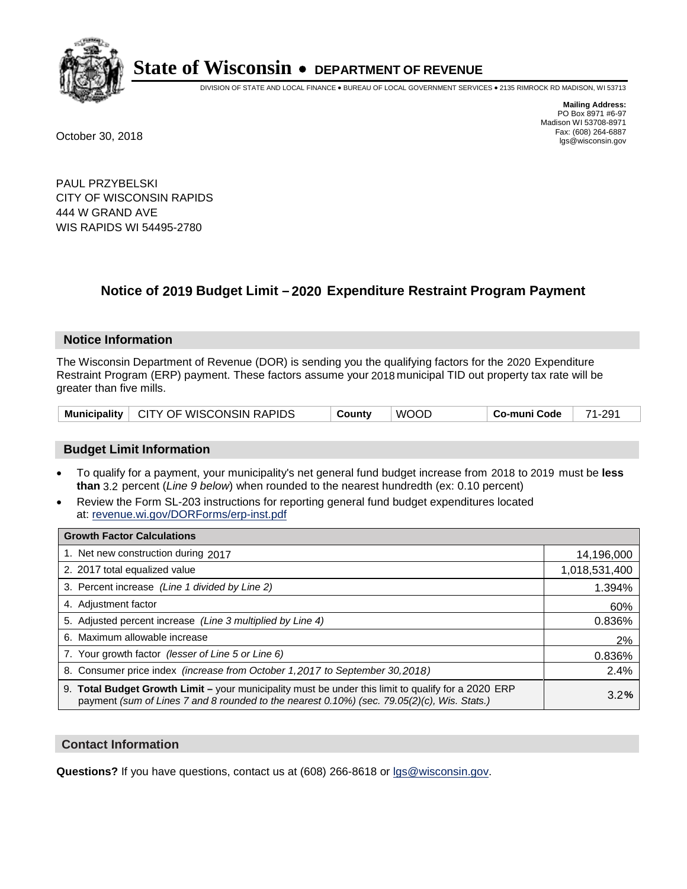# State of Wisconsin • DEPARTMENT OF REVENUE

DIVISION OF STATE AND LOCAL FINANCE • BUREAU OF LOCAL GOVERNMENT SERVICES • 2135 RIMROCK RD MADISON, WI 53713

**Mailing Address:**
PO Box 8971 #6-97
Madison WI 53708-8971
Fax: (608) 264-6887
lgs@wisconsin.gov

October 30, 2018

PAUL PRZYBELSKI
CITY OF WISCONSIN RAPIDS
444 W GRAND AVE
WIS RAPIDS WI 54495-2780

## Notice of 2019 Budget Limit – 2020 Expenditure Restraint Program Payment

### Notice Information

The Wisconsin Department of Revenue (DOR) is sending you the qualifying factors for the 2020 Expenditure Restraint Program (ERP) payment. These factors assume your 2018 municipal TID out property tax rate will be greater than five mills.

| Municipality | CITY OF WISCONSIN RAPIDS | County | WOOD | Co-muni Code | 71-291 |
|---|---|---|---|---|---|

### Budget Limit Information

- To qualify for a payment, your municipality's net general fund budget increase from 2018 to 2019 must be **less than** 3.2 percent (*Line 9 below*) when rounded to the nearest hundredth (ex: 0.10 percent)
- Review the Form SL-203 instructions for reporting general fund budget expenditures located at: revenue.wi.gov/DORForms/erp-inst.pdf

| Growth Factor Calculations | |
|---|---|
| 1. Net new construction during 2017 | 14,196,000 |
| 2. 2017 total equalized value | 1,018,531,400 |
| 3. Percent increase *(Line 1 divided by Line 2)* | 1.394% |
| 4. Adjustment factor | 60% |
| 5. Adjusted percent increase *(Line 3 multiplied by Line 4)* | 0.836% |
| 6. Maximum allowable increase | 2% |
| 7. Your growth factor *(lesser of Line 5 or Line 6)* | 0.836% |
| 8. Consumer price index *(increase from October 1,2017 to September 30,2018)* | 2.4% |
| 9. **Total Budget Growth Limit –** your municipality must be under this limit to qualify for a 2020 ERP payment *(sum of Lines 7 and 8 rounded to the nearest 0.10%) (sec. 79.05(2)(c), Wis. Stats.)* | 3.2**%** |

### Contact Information

**Questions?** If you have questions, contact us at (608) 266-8618 or lgs@wisconsin.gov.